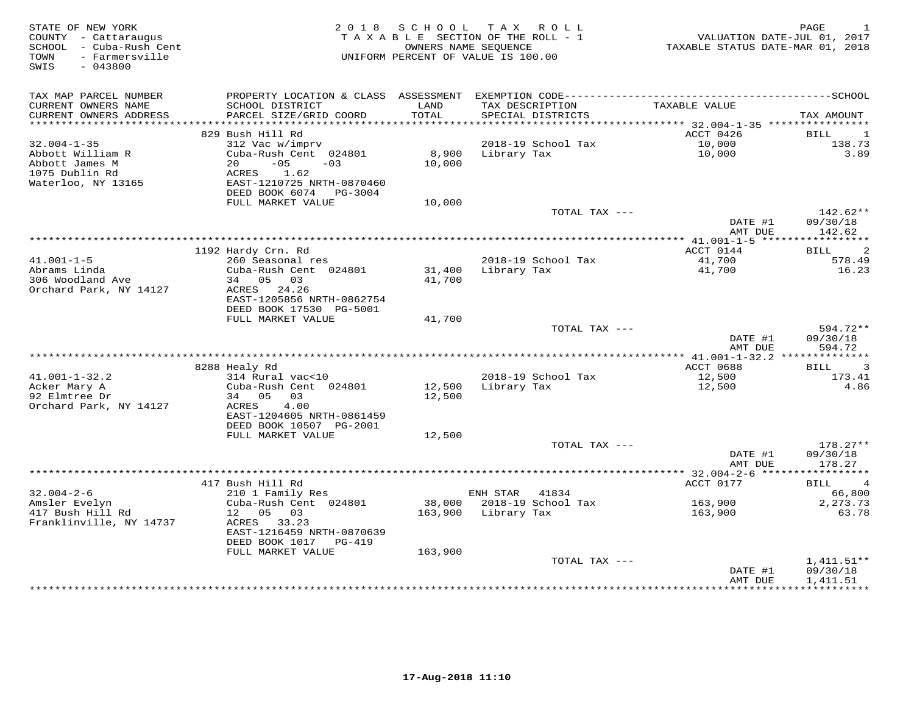STATE OF NEW YORK
COUNTY - Cattaraugus
SCHOOL - Cuba-Rush Cent
TOWN - Farmersville
SWIS - 043800

# 2018 SCHOOL TAX ROLL

TAXABLE SECTION OF THE ROLL - 1
OWNERS NAME SEQUENCE
UNIFORM PERCENT OF VALUE IS 100.00

VALUATION DATE-JUL 01, 2017
TAXABLE STATUS DATE-MAR 01, 2018

| TAX MAP PARCEL NUMBER / CURRENT OWNERS NAME / CURRENT OWNERS ADDRESS | PROPERTY LOCATION & CLASS / SCHOOL DISTRICT / PARCEL SIZE/GRID COORD | ASSESSMENT LAND / TOTAL | EXEMPTION CODE / TAX DESCRIPTION / SPECIAL DISTRICTS | TAXABLE VALUE | TAX AMOUNT |
|---|---|---|---|---|---|
| 32.004-1-35 | 829 Bush Hill Rd | | | ACCT 0426 | BILL 1 |
| Abbott William R | 312 Vac w/imprv | | | | |
| Abbott James M | Cuba-Rush Cent 024801 | 8,900 | 2018-19 School Tax | 10,000 | 138.73 |
| 1075 Dublin Rd | 20 -05 -03 | 10,000 | Library Tax | 10,000 | 3.89 |
| Waterloo, NY 13165 | ACRES 1.62 | | | | |
| | EAST-1210725 NRTH-0870460 | | | | |
| | DEED BOOK 6074 PG-3004 | | | | |
| | FULL MARKET VALUE | 10,000 | | | |
| | | | TOTAL TAX --- | | 142.62** |
| | | | | DATE #1 | 09/30/18 |
| | | | | AMT DUE | 142.62 |
| 41.001-1-5 | 1192 Hardy Crn. Rd | | | ACCT 0144 | BILL 2 |
| Abrams Linda | 260 Seasonal res | | | | |
| 306 Woodland Ave | Cuba-Rush Cent 024801 | 31,400 | 2018-19 School Tax | 41,700 | 578.49 |
| Orchard Park, NY 14127 | 34 05 03 | 41,700 | Library Tax | 41,700 | 16.23 |
| | ACRES 24.26 | | | | |
| | EAST-1205856 NRTH-0862754 | | | | |
| | DEED BOOK 17530 PG-5001 | | | | |
| | FULL MARKET VALUE | 41,700 | | | |
| | | | TOTAL TAX --- | | 594.72** |
| | | | | DATE #1 | 09/30/18 |
| | | | | AMT DUE | 594.72 |
| 41.001-1-32.2 | 8288 Healy Rd | | | ACCT 0688 | BILL 3 |
| Acker Mary A | 314 Rural vac<10 | | | | |
| 92 Elmtree Dr | Cuba-Rush Cent 024801 | 12,500 | 2018-19 School Tax | 12,500 | 173.41 |
| Orchard Park, NY 14127 | 34 05 03 | 12,500 | Library Tax | 12,500 | 4.86 |
| | ACRES 4.00 | | | | |
| | EAST-1204605 NRTH-0861459 | | | | |
| | DEED BOOK 10507 PG-2001 | | | | |
| | FULL MARKET VALUE | 12,500 | | | |
| | | | TOTAL TAX --- | | 178.27** |
| | | | | DATE #1 | 09/30/18 |
| | | | | AMT DUE | 178.27 |
| 32.004-2-6 | 417 Bush Hill Rd | | | ACCT 0177 | BILL 4 |
| Amsler Evelyn | 210 1 Family Res | | ENH STAR 41834 | | 66,800 |
| 417 Bush Hill Rd | Cuba-Rush Cent 024801 | 38,000 | 2018-19 School Tax | 163,900 | 2,273.73 |
| Franklinville, NY 14737 | 12 05 03 | 163,900 | Library Tax | 163,900 | 63.78 |
| | ACRES 33.23 | | | | |
| | EAST-1216459 NRTH-0870639 | | | | |
| | DEED BOOK 1017 PG-419 | | | | |
| | FULL MARKET VALUE | 163,900 | | | |
| | | | TOTAL TAX --- | | 1,411.51** |
| | | | | DATE #1 | 09/30/18 |
| | | | | AMT DUE | 1,411.51 |

17-Aug-2018 11:10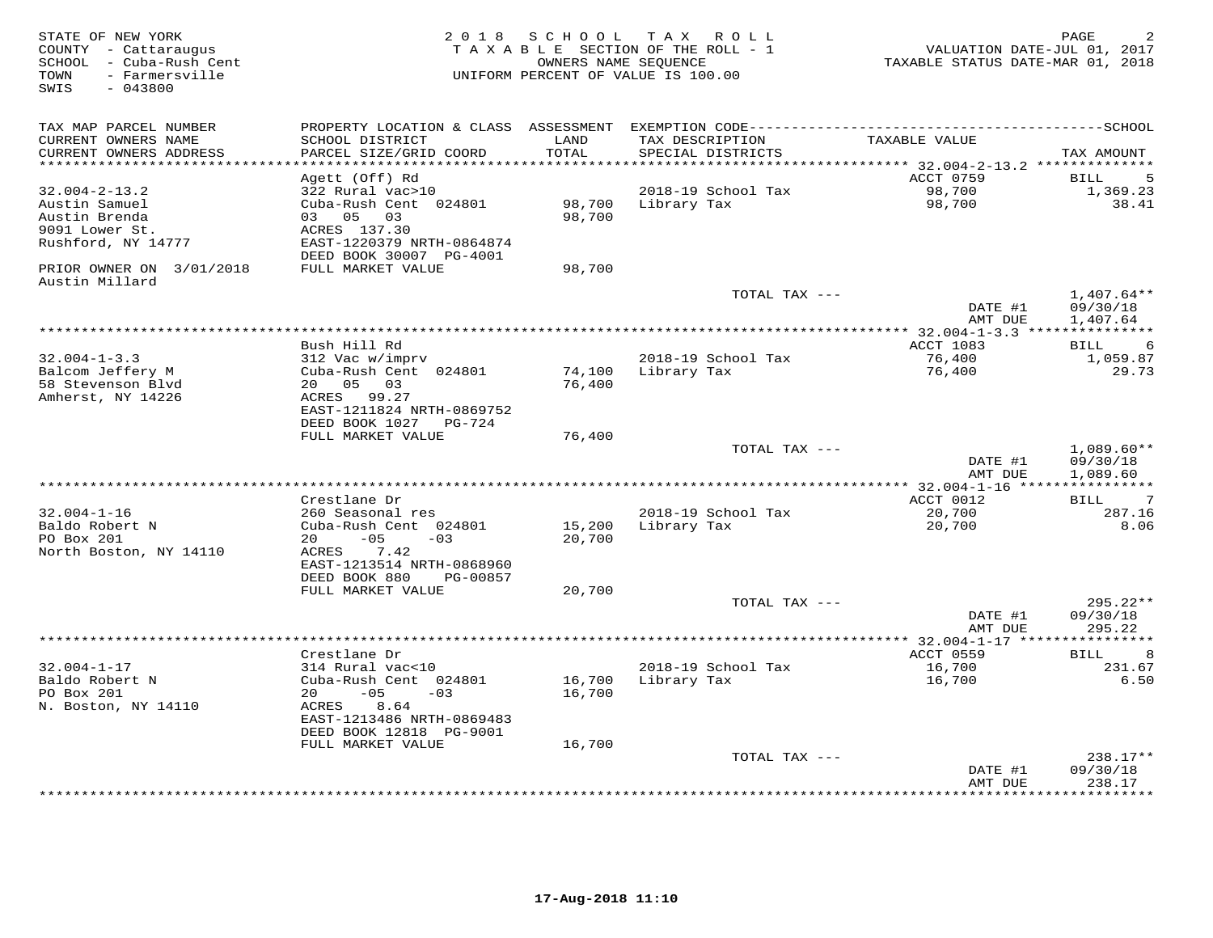STATE OF NEW YORK
COUNTY - Cattaraugus
SCHOOL - Cuba-Rush Cent
TOWN - Farmersville
SWIS - 043800

2018 SCHOOL TAX ROLL
TAXABLE SECTION OF THE ROLL - 1
OWNERS NAME SEQUENCE
UNIFORM PERCENT OF VALUE IS 100.00

VALUATION DATE-JUL 01, 2017
TAXABLE STATUS DATE-MAR 01, 2018

| TAX MAP PARCEL NUMBER / CURRENT OWNERS NAME / CURRENT OWNERS ADDRESS | PROPERTY LOCATION & CLASS / SCHOOL DISTRICT / PARCEL SIZE/GRID COORD | ASSESSMENT LAND / TOTAL | EXEMPTION CODE / TAX DESCRIPTION / SPECIAL DISTRICTS | TAXABLE VALUE | SCHOOL TAX AMOUNT |
|---|---|---|---|---|---|
| | Agett (Off) Rd | | | ACCT 0759 | BILL 5 |
| 32.004-2-13.2 | 322 Rural vac>10 | | 2018-19 School Tax | 98,700 | 1,369.23 |
| Austin Samuel | Cuba-Rush Cent 024801 | 98,700 | Library Tax | 98,700 | 38.41 |
| Austin Brenda | 03 05 03 | 98,700 | | | |
| 9091 Lower St. | ACRES 137.30 | | | | |
| Rushford, NY 14777 | EAST-1220379 NRTH-0864874 | | | | |
| | DEED BOOK 30007 PG-4001 | | | | |
| PRIOR OWNER ON 3/01/2018 | FULL MARKET VALUE | 98,700 | | | |
| Austin Millard | | | | | |
| | | | TOTAL TAX --- | | 1,407.64** |
| | | | | DATE #1 | 09/30/18 |
| | | | | AMT DUE | 1,407.64 |
| | Bush Hill Rd | | | ACCT 1083 | BILL 6 |
| 32.004-1-3.3 | 312 Vac w/imprv | | 2018-19 School Tax | 76,400 | 1,059.87 |
| Balcom Jeffery M | Cuba-Rush Cent 024801 | 74,100 | Library Tax | 76,400 | 29.73 |
| 58 Stevenson Blvd | 20 05 03 | 76,400 | | | |
| Amherst, NY 14226 | ACRES 99.27 | | | | |
| | EAST-1211824 NRTH-0869752 | | | | |
| | DEED BOOK 1027 PG-724 | | | | |
| | FULL MARKET VALUE | 76,400 | | | |
| | | | TOTAL TAX --- | | 1,089.60** |
| | | | | DATE #1 | 09/30/18 |
| | | | | AMT DUE | 1,089.60 |
| | Crestlane Dr | | | ACCT 0012 | BILL 7 |
| 32.004-1-16 | 260 Seasonal res | | 2018-19 School Tax | 20,700 | 287.16 |
| Baldo Robert N | Cuba-Rush Cent 024801 | 15,200 | Library Tax | 20,700 | 8.06 |
| PO Box 201 | 20 -05 -03 | 20,700 | | | |
| North Boston, NY 14110 | ACRES 7.42 | | | | |
| | EAST-1213514 NRTH-0868960 | | | | |
| | DEED BOOK 880 PG-00857 | | | | |
| | FULL MARKET VALUE | 20,700 | | | |
| | | | TOTAL TAX --- | | 295.22** |
| | | | | DATE #1 | 09/30/18 |
| | | | | AMT DUE | 295.22 |
| | Crestlane Dr | | | ACCT 0559 | BILL 8 |
| 32.004-1-17 | 314 Rural vac<10 | | 2018-19 School Tax | 16,700 | 231.67 |
| Baldo Robert N | Cuba-Rush Cent 024801 | 16,700 | Library Tax | 16,700 | 6.50 |
| PO Box 201 | 20 -05 -03 | 16,700 | | | |
| N. Boston, NY 14110 | ACRES 8.64 | | | | |
| | EAST-1213486 NRTH-0869483 | | | | |
| | DEED BOOK 12818 PG-9001 | | | | |
| | FULL MARKET VALUE | 16,700 | | | |
| | | | TOTAL TAX --- | | 238.17** |
| | | | | DATE #1 | 09/30/18 |
| | | | | AMT DUE | 238.17 |

17-Aug-2018 11:10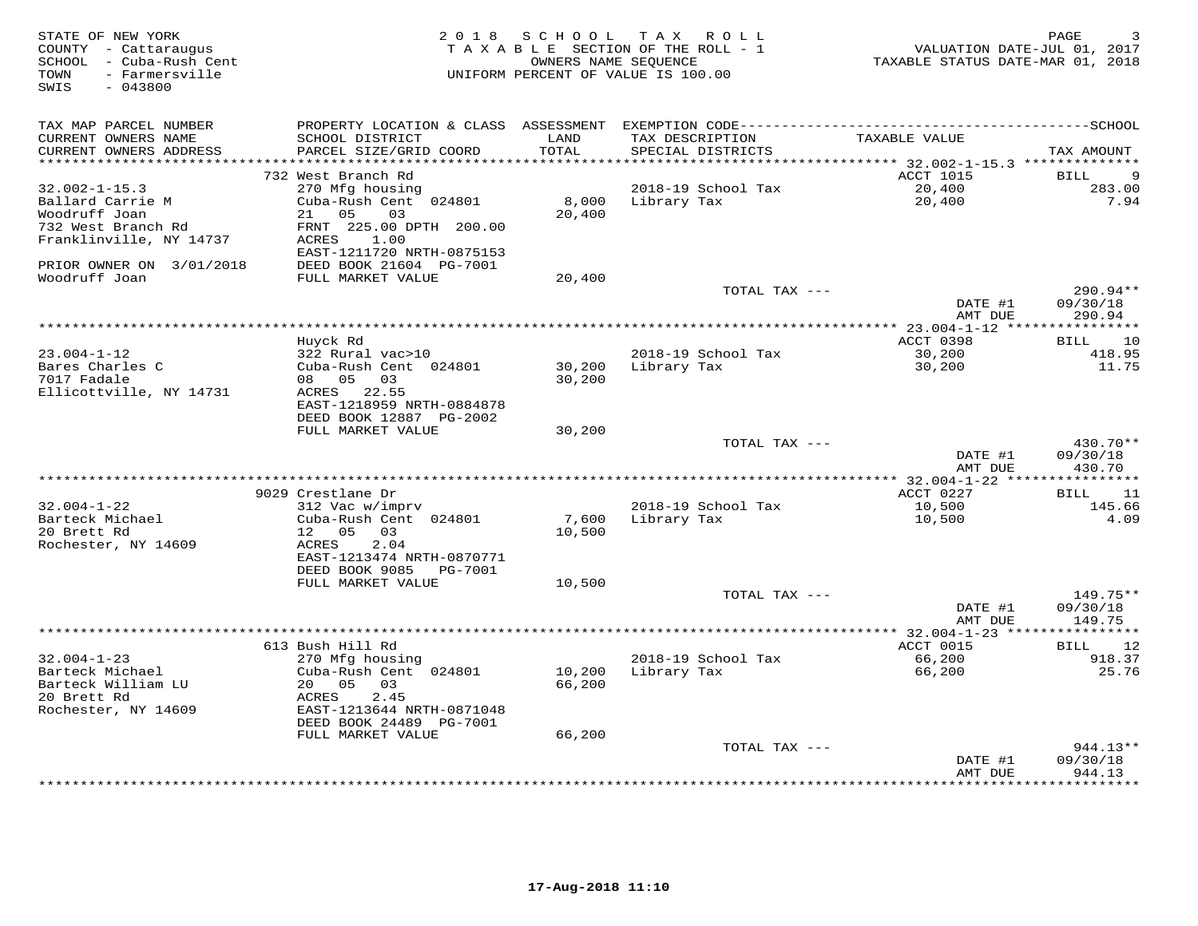STATE OF NEW YORK
COUNTY - Cattaraugus
SCHOOL - Cuba-Rush Cent
TOWN - Farmersville
SWIS - 043800

2018 SCHOOL TAX ROLL
TAXABLE SECTION OF THE ROLL - 1
OWNERS NAME SEQUENCE
UNIFORM PERCENT OF VALUE IS 100.00

VALUATION DATE-JUL 01, 2017
TAXABLE STATUS DATE-MAR 01, 2018

| TAX MAP PARCEL NUMBER / CURRENT OWNERS NAME / CURRENT OWNERS ADDRESS | PROPERTY LOCATION & CLASS / SCHOOL DISTRICT / PARCEL SIZE/GRID COORD | ASSESSMENT LAND / TOTAL | EXEMPTION CODE / TAX DESCRIPTION / SPECIAL DISTRICTS | TAXABLE VALUE | SCHOOL TAX AMOUNT |
|---|---|---|---|---|---|
| 32.002-1-15.3 | 732 West Branch Rd | | | ACCT 1015 | BILL 9 |
| Ballard Carrie M | 270 Mfg housing | | | | |
| Woodruff Joan | Cuba-Rush Cent 024801 | 8,000 | 2018-19 School Tax | 20,400 | 283.00 |
| 732 West Branch Rd | 21 05 03 | 20,400 | Library Tax | 20,400 | 7.94 |
| Franklinville, NY 14737 | FRNT 225.00 DPTH 200.00 | | | | |
| | ACRES 1.00 | | | | |
| | EAST-1211720 NRTH-0875153 | | | | |
| PRIOR OWNER ON 3/01/2018 | DEED BOOK 21604 PG-7001 | | | | |
| Woodruff Joan | FULL MARKET VALUE | 20,400 | | | |
| | | | TOTAL TAX --- | | 290.94** |
| | | | | DATE #1 | 09/30/18 |
| | | | | AMT DUE | 290.94 |
| 23.004-1-12 | Huyck Rd | | | ACCT 0398 | BILL 10 |
| Bares Charles C | 322 Rural vac>10 | | | | |
| 7017 Fadale | Cuba-Rush Cent 024801 | 30,200 | 2018-19 School Tax | 30,200 | 418.95 |
| Ellicottville, NY 14731 | 08 05 03 | 30,200 | Library Tax | 30,200 | 11.75 |
| | ACRES 22.55 | | | | |
| | EAST-1218959 NRTH-0884878 | | | | |
| | DEED BOOK 12887 PG-2002 | | | | |
| | FULL MARKET VALUE | 30,200 | | | |
| | | | TOTAL TAX --- | | 430.70** |
| | | | | DATE #1 | 09/30/18 |
| | | | | AMT DUE | 430.70 |
| 32.004-1-22 | 9029 Crestlane Dr | | | ACCT 0227 | BILL 11 |
| Barteck Michael | 312 Vac w/imprv | | | | |
| 20 Brett Rd | Cuba-Rush Cent 024801 | 7,600 | 2018-19 School Tax | 10,500 | 145.66 |
| Rochester, NY 14609 | 12 05 03 | 10,500 | Library Tax | 10,500 | 4.09 |
| | ACRES 2.04 | | | | |
| | EAST-1213474 NRTH-0870771 | | | | |
| | DEED BOOK 9085 PG-7001 | | | | |
| | FULL MARKET VALUE | 10,500 | | | |
| | | | TOTAL TAX --- | | 149.75** |
| | | | | DATE #1 | 09/30/18 |
| | | | | AMT DUE | 149.75 |
| 32.004-1-23 | 613 Bush Hill Rd | | | ACCT 0015 | BILL 12 |
| Barteck Michael | 270 Mfg housing | | | | |
| Barteck William LU | Cuba-Rush Cent 024801 | 10,200 | 2018-19 School Tax | 66,200 | 918.37 |
| 20 Brett Rd | 20 05 03 | 66,200 | Library Tax | 66,200 | 25.76 |
| Rochester, NY 14609 | ACRES 2.45 | | | | |
| | EAST-1213644 NRTH-0871048 | | | | |
| | DEED BOOK 24489 PG-7001 | | | | |
| | FULL MARKET VALUE | 66,200 | | | |
| | | | TOTAL TAX --- | | 944.13** |
| | | | | DATE #1 | 09/30/18 |
| | | | | AMT DUE | 944.13 |

17-Aug-2018 11:10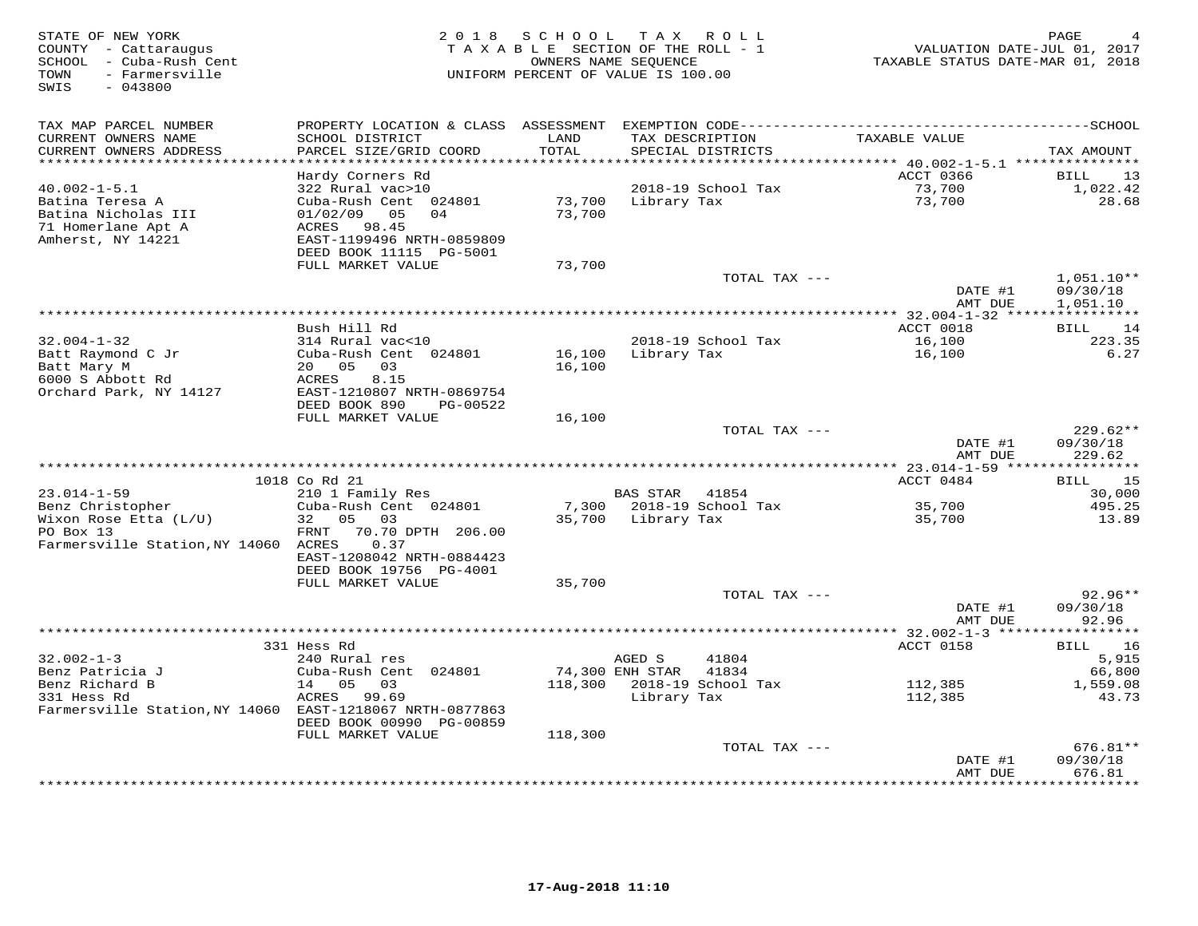STATE OF NEW YORK
COUNTY - Cattaraugus
SCHOOL - Cuba-Rush Cent
TOWN - Farmersville
SWIS - 043800

2018 SCHOOL TAX ROLL
TAXABLE SECTION OF THE ROLL - 1
OWNERS NAME SEQUENCE
UNIFORM PERCENT OF VALUE IS 100.00

VALUATION DATE-JUL 01, 2017
TAXABLE STATUS DATE-MAR 01, 2018

| TAX MAP PARCEL NUMBER / CURRENT OWNERS NAME / CURRENT OWNERS ADDRESS | PROPERTY LOCATION & CLASS / SCHOOL DISTRICT / PARCEL SIZE/GRID COORD | ASSESSMENT LAND / TOTAL | EXEMPTION CODE / TAX DESCRIPTION / SPECIAL DISTRICTS | TAXABLE VALUE | TAX AMOUNT |
|---|---|---|---|---|---|
| | Hardy Corners Rd | | | ACCT 0366 | BILL 13 |
| 40.002-1-5.1 | 322 Rural vac>10 | | 2018-19 School Tax | 73,700 | 1,022.42 |
| Batina Teresa A | Cuba-Rush Cent 024801 | 73,700 | Library Tax | 73,700 | 28.68 |
| Batina Nicholas III | 01/02/09 05 04 | 73,700 | | | |
| 71 Homerlane Apt A | ACRES 98.45 | | | | |
| Amherst, NY 14221 | EAST-1199496 NRTH-0859809 | | | | |
| | DEED BOOK 11115 PG-5001 | | | | |
| | FULL MARKET VALUE | 73,700 | | | |
| | | | TOTAL TAX --- | | 1,051.10** |
| | | | | DATE #1 | 09/30/18 |
| | | | | AMT DUE | 1,051.10 |
| | Bush Hill Rd | | | ACCT 0018 | BILL 14 |
| 32.004-1-32 | 314 Rural vac<10 | | 2018-19 School Tax | 16,100 | 223.35 |
| Batt Raymond C Jr | Cuba-Rush Cent 024801 | 16,100 | Library Tax | 16,100 | 6.27 |
| Batt Mary M | 20 05 03 | 16,100 | | | |
| 6000 S Abbott Rd | ACRES 8.15 | | | | |
| Orchard Park, NY 14127 | EAST-1210807 NRTH-0869754 | | | | |
| | DEED BOOK 890 PG-00522 | | | | |
| | FULL MARKET VALUE | 16,100 | | | |
| | | | TOTAL TAX --- | | 229.62** |
| | | | | DATE #1 | 09/30/18 |
| | | | | AMT DUE | 229.62 |
| | 1018 Co Rd 21 | | | ACCT 0484 | BILL 15 |
| 23.014-1-59 | 210 1 Family Res | | BAS STAR 41854 | | 30,000 |
| Benz Christopher | Cuba-Rush Cent 024801 | 7,300 | 2018-19 School Tax | 35,700 | 495.25 |
| Wixon Rose Etta (L/U) | 32 05 03 | 35,700 | Library Tax | 35,700 | 13.89 |
| PO Box 13 | FRNT 70.70 DPTH 206.00 | | | | |
| Farmersville Station, NY 14060 | ACRES 0.37 | | | | |
| | EAST-1208042 NRTH-0884423 | | | | |
| | DEED BOOK 19756 PG-4001 | | | | |
| | FULL MARKET VALUE | 35,700 | | | |
| | | | TOTAL TAX --- | | 92.96** |
| | | | | DATE #1 | 09/30/18 |
| | | | | AMT DUE | 92.96 |
| | 331 Hess Rd | | | ACCT 0158 | BILL 16 |
| 32.002-1-3 | 240 Rural res | | AGED S 41804 | | 5,915 |
| Benz Patricia J | Cuba-Rush Cent 024801 | 74,300 | ENH STAR 41834 | | 66,800 |
| Benz Richard B | 14 05 03 | 118,300 | 2018-19 School Tax | 112,385 | 1,559.08 |
| 331 Hess Rd | ACRES 99.69 | | Library Tax | 112,385 | 43.73 |
| Farmersville Station, NY 14060 | EAST-1218067 NRTH-0877863 | | | | |
| | DEED BOOK 00990 PG-00859 | | | | |
| | FULL MARKET VALUE | 118,300 | | | |
| | | | TOTAL TAX --- | | 676.81** |
| | | | | DATE #1 | 09/30/18 |
| | | | | AMT DUE | 676.81 |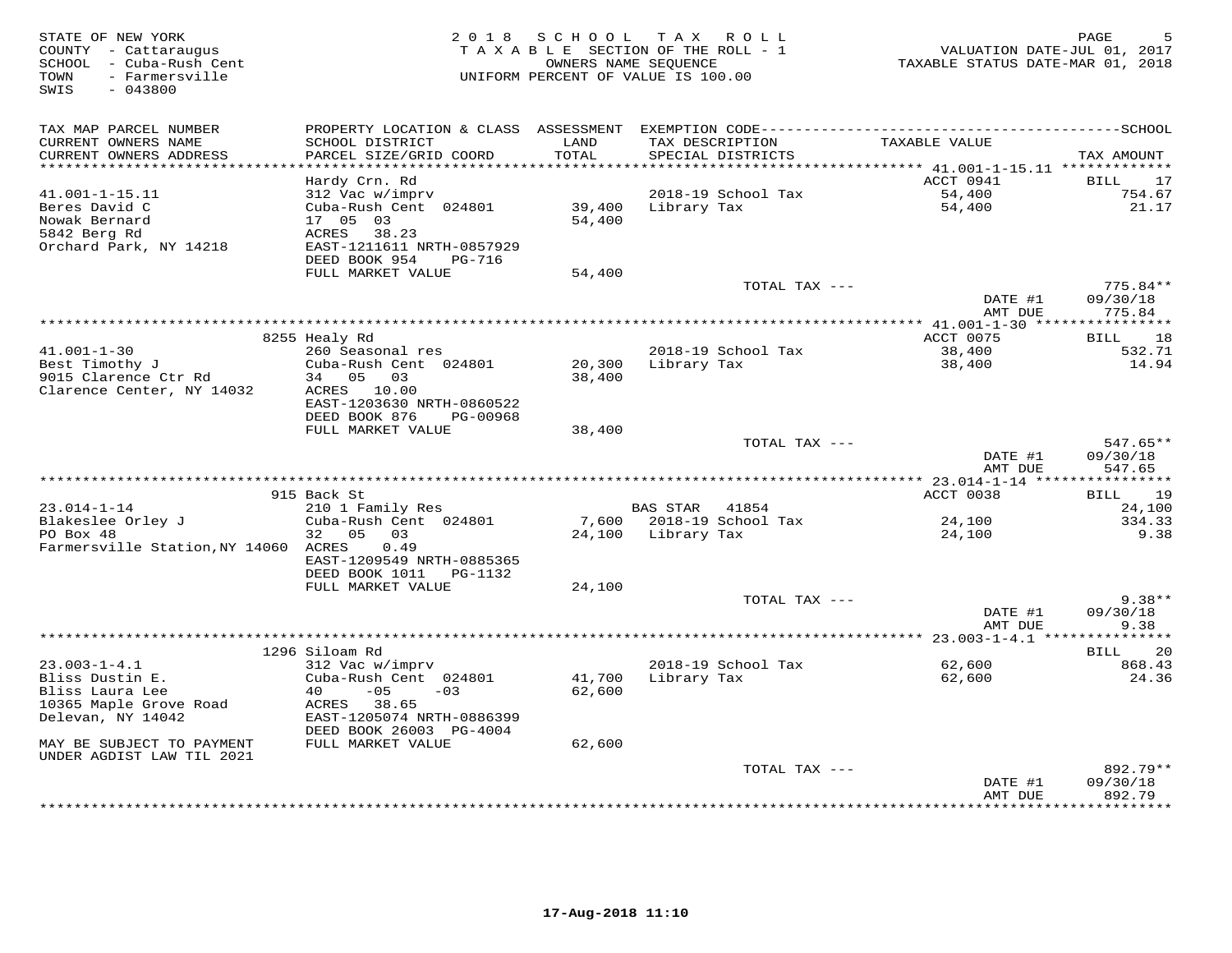STATE OF NEW YORK
COUNTY - Cattaraugus
SCHOOL - Cuba-Rush Cent
TOWN - Farmersville
SWIS - 043800

2018 SCHOOL TAX ROLL
TAXABLE SECTION OF THE ROLL - 1
OWNERS NAME SEQUENCE
UNIFORM PERCENT OF VALUE IS 100.00

VALUATION DATE-JUL 01, 2017
TAXABLE STATUS DATE-MAR 01, 2018

| TAX MAP PARCEL NUMBER / CURRENT OWNERS NAME / CURRENT OWNERS ADDRESS | PROPERTY LOCATION & CLASS / SCHOOL DISTRICT / PARCEL SIZE/GRID COORD | ASSESSMENT LAND / TOTAL | EXEMPTION CODE / TAX DESCRIPTION / SPECIAL DISTRICTS | TAXABLE VALUE | SCHOOL TAX AMOUNT |
|---|---|---|---|---|---|
| **41.001-1-15.11** | Hardy Crn. Rd | | | ACCT 0941 | BILL 17 |
| 41.001-1-15.11 | 312 Vac w/imprv | | 2018-19 School Tax | 54,400 | 754.67 |
| Beres David C | Cuba-Rush Cent 024801 | 39,400 | Library Tax | 54,400 | 21.17 |
| Nowak Bernard | 17 05 03 | 54,400 | | | |
| 5842 Berg Rd | ACRES 38.23 | | | | |
| Orchard Park, NY 14218 | EAST-1211611 NRTH-0857929 | | | | |
| | DEED BOOK 954 PG-716 | | | | |
| | FULL MARKET VALUE | 54,400 | | | |
| | | | TOTAL TAX --- | | 775.84** |
| | | | | DATE #1 | 09/30/18 |
| | | | | AMT DUE | 775.84 |
| **41.001-1-30** | 8255 Healy Rd | | | ACCT 0075 | BILL 18 |
| 41.001-1-30 | 260 Seasonal res | | 2018-19 School Tax | 38,400 | 532.71 |
| Best Timothy J | Cuba-Rush Cent 024801 | 20,300 | Library Tax | 38,400 | 14.94 |
| 9015 Clarence Ctr Rd | 34 05 03 | 38,400 | | | |
| Clarence Center, NY 14032 | ACRES 10.00 | | | | |
| | EAST-1203630 NRTH-0860522 | | | | |
| | DEED BOOK 876 PG-00968 | | | | |
| | FULL MARKET VALUE | 38,400 | | | |
| | | | TOTAL TAX --- | | 547.65** |
| | | | | DATE #1 | 09/30/18 |
| | | | | AMT DUE | 547.65 |
| **23.014-1-14** | 915 Back St | | | ACCT 0038 | BILL 19 |
| 23.014-1-14 | 210 1 Family Res | | BAS STAR 41854 | | 24,100 |
| Blakeslee Orley J | Cuba-Rush Cent 024801 | 7,600 | 2018-19 School Tax | 24,100 | 334.33 |
| PO Box 48 | 32 05 03 | 24,100 | Library Tax | 24,100 | 9.38 |
| Farmersville Station,NY 14060 | ACRES 0.49 | | | | |
| | EAST-1209549 NRTH-0885365 | | | | |
| | DEED BOOK 1011 PG-1132 | | | | |
| | FULL MARKET VALUE | 24,100 | | | |
| | | | TOTAL TAX --- | | 9.38** |
| | | | | DATE #1 | 09/30/18 |
| | | | | AMT DUE | 9.38 |
| **23.003-1-4.1** | 1296 Siloam Rd | | | | BILL 20 |
| 23.003-1-4.1 | 312 Vac w/imprv | | 2018-19 School Tax | 62,600 | 868.43 |
| Bliss Dustin E. | Cuba-Rush Cent 024801 | 41,700 | Library Tax | 62,600 | 24.36 |
| Bliss Laura Lee | 40 -05 -03 | 62,600 | | | |
| 10365 Maple Grove Road | ACRES 38.65 | | | | |
| Delevan, NY 14042 | EAST-1205074 NRTH-0886399 | | | | |
| | DEED BOOK 26003 PG-4004 | | | | |
| MAY BE SUBJECT TO PAYMENT | FULL MARKET VALUE | 62,600 | | | |
| UNDER AGDIST LAW TIL 2021 | | | | | |
| | | | TOTAL TAX --- | | 892.79** |
| | | | | DATE #1 | 09/30/18 |
| | | | | AMT DUE | 892.79 |

17-Aug-2018 11:10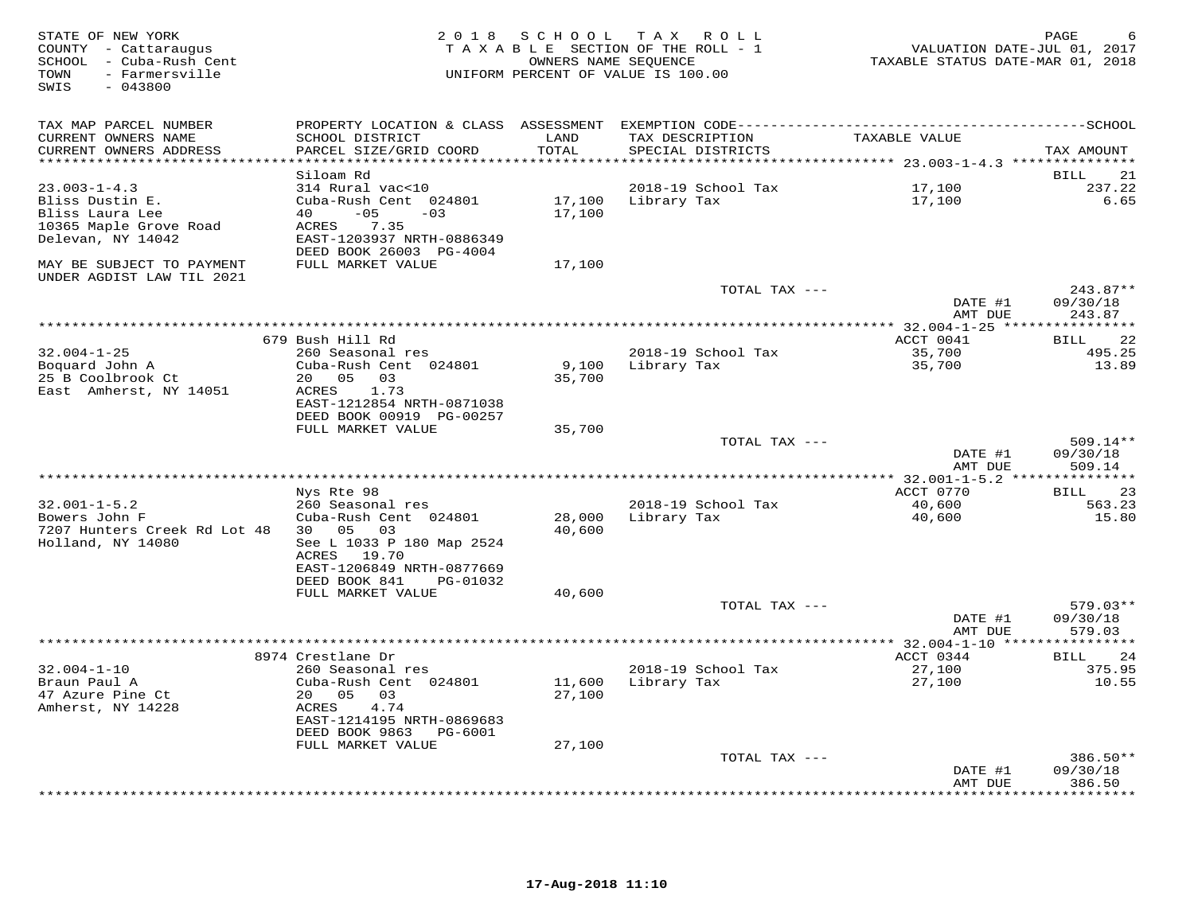STATE OF NEW YORK
COUNTY - Cattaraugus
SCHOOL - Cuba-Rush Cent
TOWN - Farmersville
SWIS - 043800

2018 SCHOOL TAX ROLL
TAXABLE SECTION OF THE ROLL - 1
OWNERS NAME SEQUENCE
UNIFORM PERCENT OF VALUE IS 100.00

VALUATION DATE-JUL 01, 2017
TAXABLE STATUS DATE-MAR 01, 2018

| TAX MAP PARCEL NUMBER / CURRENT OWNERS NAME / CURRENT OWNERS ADDRESS | PROPERTY LOCATION & CLASS / SCHOOL DISTRICT / PARCEL SIZE/GRID COORD | ASSESSMENT LAND / TOTAL | EXEMPTION CODE / TAX DESCRIPTION / SPECIAL DISTRICTS | TAXABLE VALUE | SCHOOL TAX AMOUNT |
|---|---|---|---|---|---|
| | Siloam Rd | | | 23.003-1-4.3 | BILL 21 |
| 23.003-1-4.3 | 314 Rural vac<10 | | 2018-19 School Tax | 17,100 | 237.22 |
| Bliss Dustin E. | Cuba-Rush Cent 024801 | 17,100 | Library Tax | 17,100 | 6.65 |
| Bliss Laura Lee | 40 -05 -03 | 17,100 | | | |
| 10365 Maple Grove Road | ACRES 7.35 | | | | |
| Delevan, NY 14042 | EAST-1203937 NRTH-0886349 | | | | |
| | DEED BOOK 26003 PG-4004 | | | | |
| MAY BE SUBJECT TO PAYMENT UNDER AGDIST LAW TIL 2021 | FULL MARKET VALUE | 17,100 | | | |
| | | | TOTAL TAX --- | | 243.87** |
| | | | | DATE #1 | 09/30/18 |
| | | | | AMT DUE | 243.87 |
| | 679 Bush Hill Rd | | | 32.004-1-25 ACCT 0041 | BILL 22 |
| 32.004-1-25 | 260 Seasonal res | | 2018-19 School Tax | 35,700 | 495.25 |
| Boquard John A | Cuba-Rush Cent 024801 | 9,100 | Library Tax | 35,700 | 13.89 |
| 25 B Coolbrook Ct | 20 05 03 | 35,700 | | | |
| East Amherst, NY 14051 | ACRES 1.73 | | | | |
| | EAST-1212854 NRTH-0871038 | | | | |
| | DEED BOOK 00919 PG-00257 | | | | |
| | FULL MARKET VALUE | 35,700 | | | |
| | | | TOTAL TAX --- | | 509.14** |
| | | | | DATE #1 | 09/30/18 |
| | | | | AMT DUE | 509.14 |
| | Nys Rte 98 | | | 32.001-1-5.2 ACCT 0770 | BILL 23 |
| 32.001-1-5.2 | 260 Seasonal res | | 2018-19 School Tax | 40,600 | 563.23 |
| Bowers John F | Cuba-Rush Cent 024801 | 28,000 | Library Tax | 40,600 | 15.80 |
| 7207 Hunters Creek Rd Lot 48 | 30 05 03 | 40,600 | | | |
| Holland, NY 14080 | See L 1033 P 180 Map 2524 | | | | |
| | ACRES 19.70 | | | | |
| | EAST-1206849 NRTH-0877669 | | | | |
| | DEED BOOK 841 PG-01032 | | | | |
| | FULL MARKET VALUE | 40,600 | | | |
| | | | TOTAL TAX --- | | 579.03** |
| | | | | DATE #1 | 09/30/18 |
| | | | | AMT DUE | 579.03 |
| | 8974 Crestlane Dr | | | 32.004-1-10 ACCT 0344 | BILL 24 |
| 32.004-1-10 | 260 Seasonal res | | 2018-19 School Tax | 27,100 | 375.95 |
| Braun Paul A | Cuba-Rush Cent 024801 | 11,600 | Library Tax | 27,100 | 10.55 |
| 47 Azure Pine Ct | 20 05 03 | 27,100 | | | |
| Amherst, NY 14228 | ACRES 4.74 | | | | |
| | EAST-1214195 NRTH-0869683 | | | | |
| | DEED BOOK 9863 PG-6001 | | | | |
| | FULL MARKET VALUE | 27,100 | | | |
| | | | TOTAL TAX --- | | 386.50** |
| | | | | DATE #1 | 09/30/18 |
| | | | | AMT DUE | 386.50 |

17-Aug-2018 11:10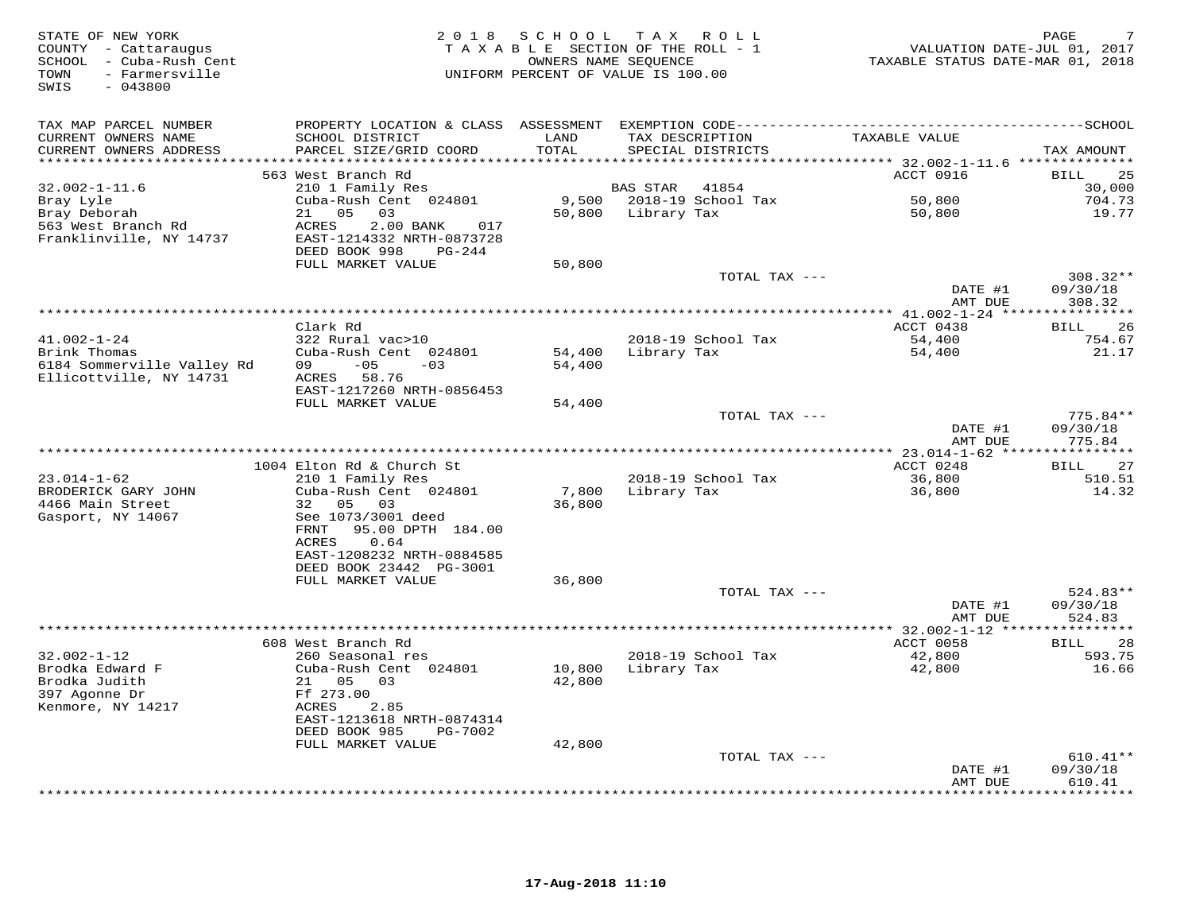STATE OF NEW YORK
COUNTY - Cattaraugus
SCHOOL - Cuba-Rush Cent
TOWN - Farmersville
SWIS - 043800

2 0 1 8 S C H O O L T A X R O L L
T A X A B L E SECTION OF THE ROLL - 1
OWNERS NAME SEQUENCE
UNIFORM PERCENT OF VALUE IS 100.00

VALUATION DATE-JUL 01, 2017
TAXABLE STATUS DATE-MAR 01, 2018

| TAX MAP PARCEL NUMBER / CURRENT OWNERS NAME / CURRENT OWNERS ADDRESS | PROPERTY LOCATION & CLASS / SCHOOL DISTRICT / PARCEL SIZE/GRID COORD | ASSESSMENT LAND / TOTAL | EXEMPTION CODE / TAX DESCRIPTION / SPECIAL DISTRICTS | TAXABLE VALUE | TAX AMOUNT |
|---|---|---|---|---|---|
| | 563 West Branch Rd | | | ACCT 0916 | BILL 25 |
| 32.002-1-11.6 | 210 1 Family Res | | BAS STAR 41854 | | 30,000 |
| Bray Lyle | Cuba-Rush Cent 024801 | 9,500 | 2018-19 School Tax | 50,800 | 704.73 |
| Bray Deborah | 21 05 03 | 50,800 | Library Tax | 50,800 | 19.77 |
| 563 West Branch Rd | ACRES 2.00 BANK 017 | | | | |
| Franklinville, NY 14737 | EAST-1214332 NRTH-0873728 | | | | |
| | DEED BOOK 998 PG-244 | | | | |
| | FULL MARKET VALUE | 50,800 | | | |
| | | | TOTAL TAX --- | | 308.32** |
| | | | | DATE #1 | 09/30/18 |
| | | | | AMT DUE | 308.32 |
| | Clark Rd | | | ACCT 0438 | BILL 26 |
| 41.002-1-24 | 322 Rural vac>10 | | 2018-19 School Tax | 54,400 | 754.67 |
| Brink Thomas | Cuba-Rush Cent 024801 | 54,400 | Library Tax | 54,400 | 21.17 |
| 6184 Sommerville Valley Rd | 09 -05 -03 | 54,400 | | | |
| Ellicottville, NY 14731 | ACRES 58.76 | | | | |
| | EAST-1217260 NRTH-0856453 | | | | |
| | FULL MARKET VALUE | 54,400 | | | |
| | | | TOTAL TAX --- | | 775.84** |
| | | | | DATE #1 | 09/30/18 |
| | | | | AMT DUE | 775.84 |
| | 1004 Elton Rd & Church St | | | ACCT 0248 | BILL 27 |
| 23.014-1-62 | 210 1 Family Res | | 2018-19 School Tax | 36,800 | 510.51 |
| BRODERICK GARY JOHN | Cuba-Rush Cent 024801 | 7,800 | Library Tax | 36,800 | 14.32 |
| 4466 Main Street | 32 05 03 | 36,800 | | | |
| Gasport, NY 14067 | See 1073/3001 deed | | | | |
| | FRNT 95.00 DPTH 184.00 | | | | |
| | ACRES 0.64 | | | | |
| | EAST-1208232 NRTH-0884585 | | | | |
| | DEED BOOK 23442 PG-3001 | | | | |
| | FULL MARKET VALUE | 36,800 | | | |
| | | | TOTAL TAX --- | | 524.83** |
| | | | | DATE #1 | 09/30/18 |
| | | | | AMT DUE | 524.83 |
| | 608 West Branch Rd | | | ACCT 0058 | BILL 28 |
| 32.002-1-12 | 260 Seasonal res | | 2018-19 School Tax | 42,800 | 593.75 |
| Brodka Edward F | Cuba-Rush Cent 024801 | 10,800 | Library Tax | 42,800 | 16.66 |
| Brodka Judith | 21 05 03 | 42,800 | | | |
| 397 Agonne Dr | Ff 273.00 | | | | |
| Kenmore, NY 14217 | ACRES 2.85 | | | | |
| | EAST-1213618 NRTH-0874314 | | | | |
| | DEED BOOK 985 PG-7002 | | | | |
| | FULL MARKET VALUE | 42,800 | | | |
| | | | TOTAL TAX --- | | 610.41** |
| | | | | DATE #1 | 09/30/18 |
| | | | | AMT DUE | 610.41 |

17-Aug-2018 11:10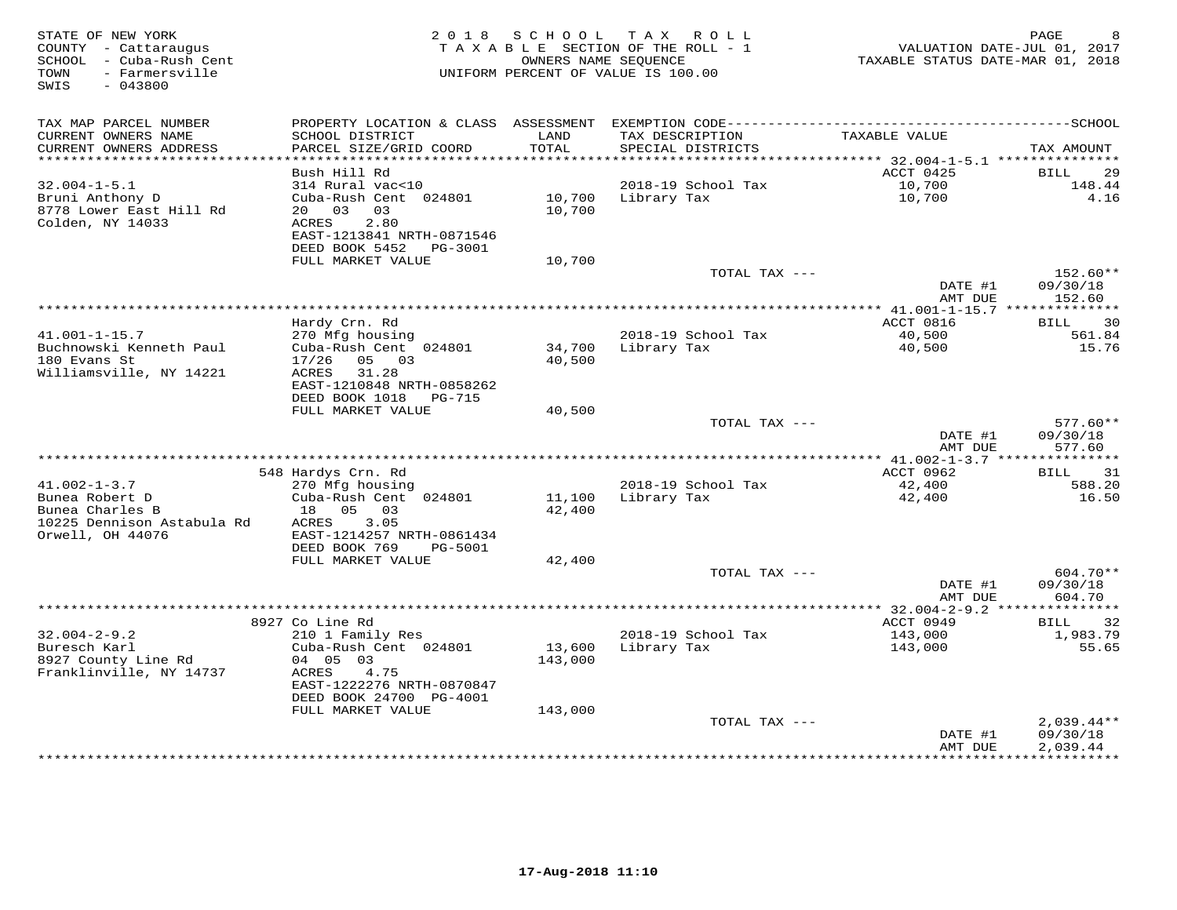STATE OF NEW YORK
COUNTY - Cattaraugus
SCHOOL - Cuba-Rush Cent
TOWN - Farmersville
SWIS - 043800

2 0 1 8 S C H O O L T A X R O L L
T A X A B L E SECTION OF THE ROLL - 1
OWNERS NAME SEQUENCE
UNIFORM PERCENT OF VALUE IS 100.00

VALUATION DATE-JUL 01, 2017
TAXABLE STATUS DATE-MAR 01, 2018

| TAX MAP PARCEL NUMBER<br>CURRENT OWNERS NAME<br>CURRENT OWNERS ADDRESS | PROPERTY LOCATION & CLASS<br>SCHOOL DISTRICT<br>PARCEL SIZE/GRID COORD | ASSESSMENT<br>LAND<br>TOTAL | EXEMPTION CODE<br>TAX DESCRIPTION<br>SPECIAL DISTRICTS | SCHOOL<br>TAXABLE VALUE | TAX AMOUNT |
|---|---|---|---|---|---|
| **32.004-1-5.1** | Bush Hill Rd | | | ACCT 0425 | BILL 29 |
| 32.004-1-5.1 | 314 Rural vac<10 | | 2018-19 School Tax | 10,700 | 148.44 |
| Bruni Anthony D | Cuba-Rush Cent 024801 | 10,700 | Library Tax | 10,700 | 4.16 |
| 8778 Lower East Hill Rd | 20 03 03 | 10,700 | | | |
| Colden, NY 14033 | ACRES 2.80 | | | | |
| | EAST-1213841 NRTH-0871546 | | | | |
| | DEED BOOK 5452 PG-3001 | | | | |
| | FULL MARKET VALUE | 10,700 | | | |
| | | | TOTAL TAX --- | | 152.60** |
| | | | | DATE #1 | 09/30/18 |
| | | | | AMT DUE | 152.60 |
| **41.001-1-15.7** | Hardy Crn. Rd | | | ACCT 0816 | BILL 30 |
| 41.001-1-15.7 | 270 Mfg housing | | 2018-19 School Tax | 40,500 | 561.84 |
| Buchnowski Kenneth Paul | Cuba-Rush Cent 024801 | 34,700 | Library Tax | 40,500 | 15.76 |
| 180 Evans St | 17/26 05 03 | 40,500 | | | |
| Williamsville, NY 14221 | ACRES 31.28 | | | | |
| | EAST-1210848 NRTH-0858262 | | | | |
| | DEED BOOK 1018 PG-715 | | | | |
| | FULL MARKET VALUE | 40,500 | | | |
| | | | TOTAL TAX --- | | 577.60** |
| | | | | DATE #1 | 09/30/18 |
| | | | | AMT DUE | 577.60 |
| **41.002-1-3.7** | 548 Hardys Crn. Rd | | | ACCT 0962 | BILL 31 |
| 41.002-1-3.7 | 270 Mfg housing | | 2018-19 School Tax | 42,400 | 588.20 |
| Bunea Robert D | Cuba-Rush Cent 024801 | 11,100 | Library Tax | 42,400 | 16.50 |
| Bunea Charles B | 18 05 03 | 42,400 | | | |
| 10225 Dennison Astabula Rd | ACRES 3.05 | | | | |
| Orwell, OH 44076 | EAST-1214257 NRTH-0861434 | | | | |
| | DEED BOOK 769 PG-5001 | | | | |
| | FULL MARKET VALUE | 42,400 | | | |
| | | | TOTAL TAX --- | | 604.70** |
| | | | | DATE #1 | 09/30/18 |
| | | | | AMT DUE | 604.70 |
| **32.004-2-9.2** | 8927 Co Line Rd | | | ACCT 0949 | BILL 32 |
| 32.004-2-9.2 | 210 1 Family Res | | 2018-19 School Tax | 143,000 | 1,983.79 |
| Buresch Karl | Cuba-Rush Cent 024801 | 13,600 | Library Tax | 143,000 | 55.65 |
| 8927 County Line Rd | 04 05 03 | 143,000 | | | |
| Franklinville, NY 14737 | ACRES 4.75 | | | | |
| | EAST-1222276 NRTH-0870847 | | | | |
| | DEED BOOK 24700 PG-4001 | | | | |
| | FULL MARKET VALUE | 143,000 | | | |
| | | | TOTAL TAX --- | | 2,039.44** |
| | | | | DATE #1 | 09/30/18 |
| | | | | AMT DUE | 2,039.44 |

17-Aug-2018 11:10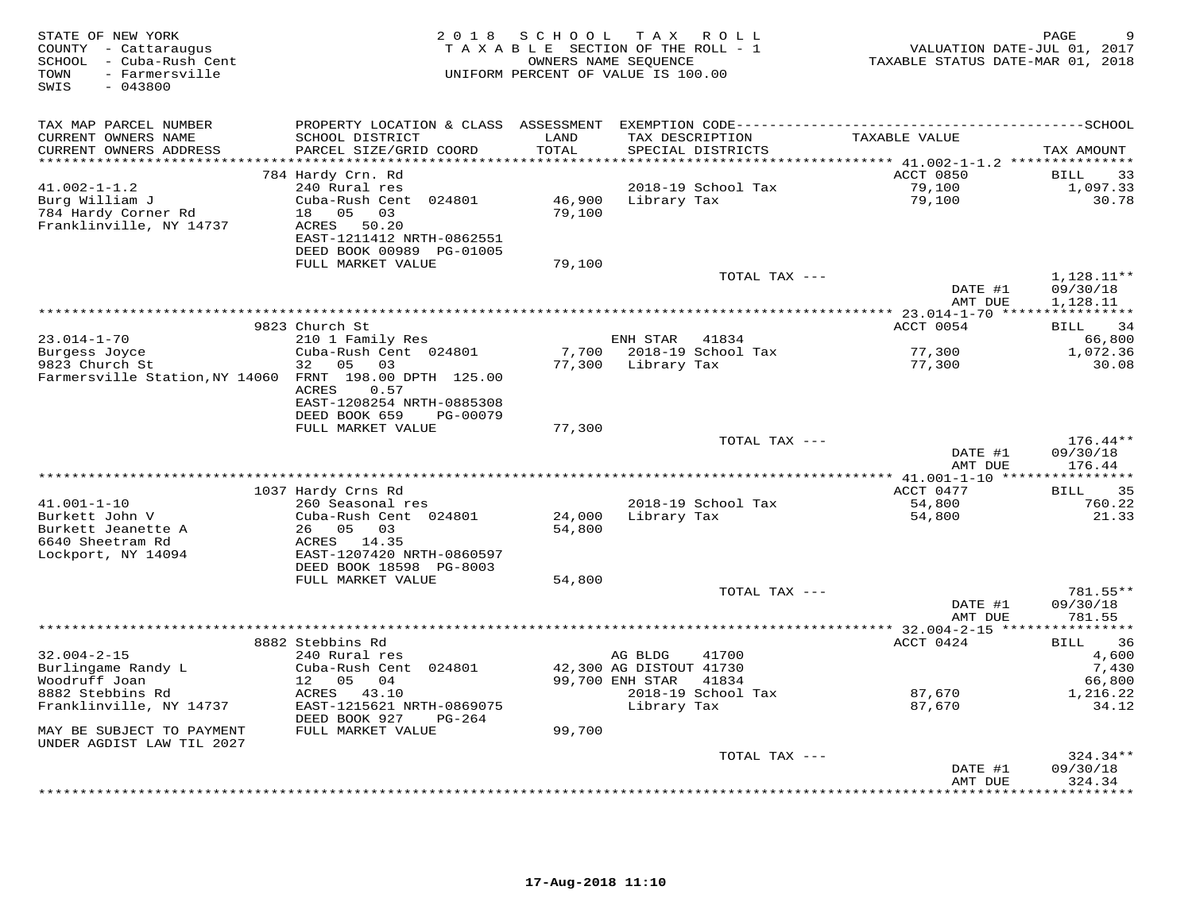STATE OF NEW YORK
COUNTY - Cattaraugus
SCHOOL - Cuba-Rush Cent
TOWN - Farmersville
SWIS - 043800

2 0 1 8 S C H O O L T A X R O L L
T A X A B L E SECTION OF THE ROLL - 1
OWNERS NAME SEQUENCE
UNIFORM PERCENT OF VALUE IS 100.00

VALUATION DATE-JUL 01, 2017
TAXABLE STATUS DATE-MAR 01, 2018

| TAX MAP PARCEL NUMBER / CURRENT OWNERS NAME / CURRENT OWNERS ADDRESS | PROPERTY LOCATION & CLASS / SCHOOL DISTRICT / PARCEL SIZE/GRID COORD | ASSESSMENT LAND / TOTAL | EXEMPTION CODE / TAX DESCRIPTION / SPECIAL DISTRICTS | TAXABLE VALUE | TAX AMOUNT |
|---|---|---|---|---|---|
| **41.002-1-1.2** | 784 Hardy Crn. Rd | | | ACCT 0850 | BILL 33 |
| Burg William J | 240 Rural res | | 2018-19 School Tax | 79,100 | 1,097.33 |
| 784 Hardy Corner Rd | Cuba-Rush Cent 024801 | 46,900 | Library Tax | 79,100 | 30.78 |
| Franklinville, NY 14737 | 18 05 03 | 79,100 | | | |
| | ACRES 50.20 | | | | |
| | EAST-1211412 NRTH-0862551 | | | | |
| | DEED BOOK 00989 PG-01005 | | | | |
| | FULL MARKET VALUE | 79,100 | | | |
| | | | TOTAL TAX --- | | 1,128.11** |
| | | | | DATE #1 | 09/30/18 |
| | | | | AMT DUE | 1,128.11 |
| **23.014-1-70** | 9823 Church St | | | ACCT 0054 | BILL 34 |
| Burgess Joyce | 210 1 Family Res | | ENH STAR 41834 | | 66,800 |
| 9823 Church St | Cuba-Rush Cent 024801 | 7,700 | 2018-19 School Tax | 77,300 | 1,072.36 |
| Farmersville Station,NY 14060 | 32 05 03 | 77,300 | Library Tax | 77,300 | 30.08 |
| | FRNT 198.00 DPTH 125.00 | | | | |
| | ACRES 0.57 | | | | |
| | EAST-1208254 NRTH-0885308 | | | | |
| | DEED BOOK 659 PG-00079 | | | | |
| | FULL MARKET VALUE | 77,300 | | | |
| | | | TOTAL TAX --- | | 176.44** |
| | | | | DATE #1 | 09/30/18 |
| | | | | AMT DUE | 176.44 |
| **41.001-1-10** | 1037 Hardy Crns Rd | | | ACCT 0477 | BILL 35 |
| Burkett John V | 260 Seasonal res | | 2018-19 School Tax | 54,800 | 760.22 |
| Burkett Jeanette A | Cuba-Rush Cent 024801 | 24,000 | Library Tax | 54,800 | 21.33 |
| 6640 Sheetram Rd | 26 05 03 | 54,800 | | | |
| Lockport, NY 14094 | ACRES 14.35 | | | | |
| | EAST-1207420 NRTH-0860597 | | | | |
| | DEED BOOK 18598 PG-8003 | | | | |
| | FULL MARKET VALUE | 54,800 | | | |
| | | | TOTAL TAX --- | | 781.55** |
| | | | | DATE #1 | 09/30/18 |
| | | | | AMT DUE | 781.55 |
| **32.004-2-15** | 8882 Stebbins Rd | | | ACCT 0424 | BILL 36 |
| Burlingame Randy L | 240 Rural res | | AG BLDG 41700 | | 4,600 |
| Woodruff Joan | Cuba-Rush Cent 024801 | 42,300 | AG DISTOUT 41730 | | 7,430 |
| 8882 Stebbins Rd | 12 05 04 | 99,700 | ENH STAR 41834 | | 66,800 |
| Franklinville, NY 14737 | ACRES 43.10 | | 2018-19 School Tax | 87,670 | 1,216.22 |
| | EAST-1215621 NRTH-0869075 | | Library Tax | 87,670 | 34.12 |
| | DEED BOOK 927 PG-264 | | | | |
| MAY BE SUBJECT TO PAYMENT UNDER AGDIST LAW TIL 2027 | FULL MARKET VALUE | 99,700 | | | |
| | | | TOTAL TAX --- | | 324.34** |
| | | | | DATE #1 | 09/30/18 |
| | | | | AMT DUE | 324.34 |

17-Aug-2018 11:10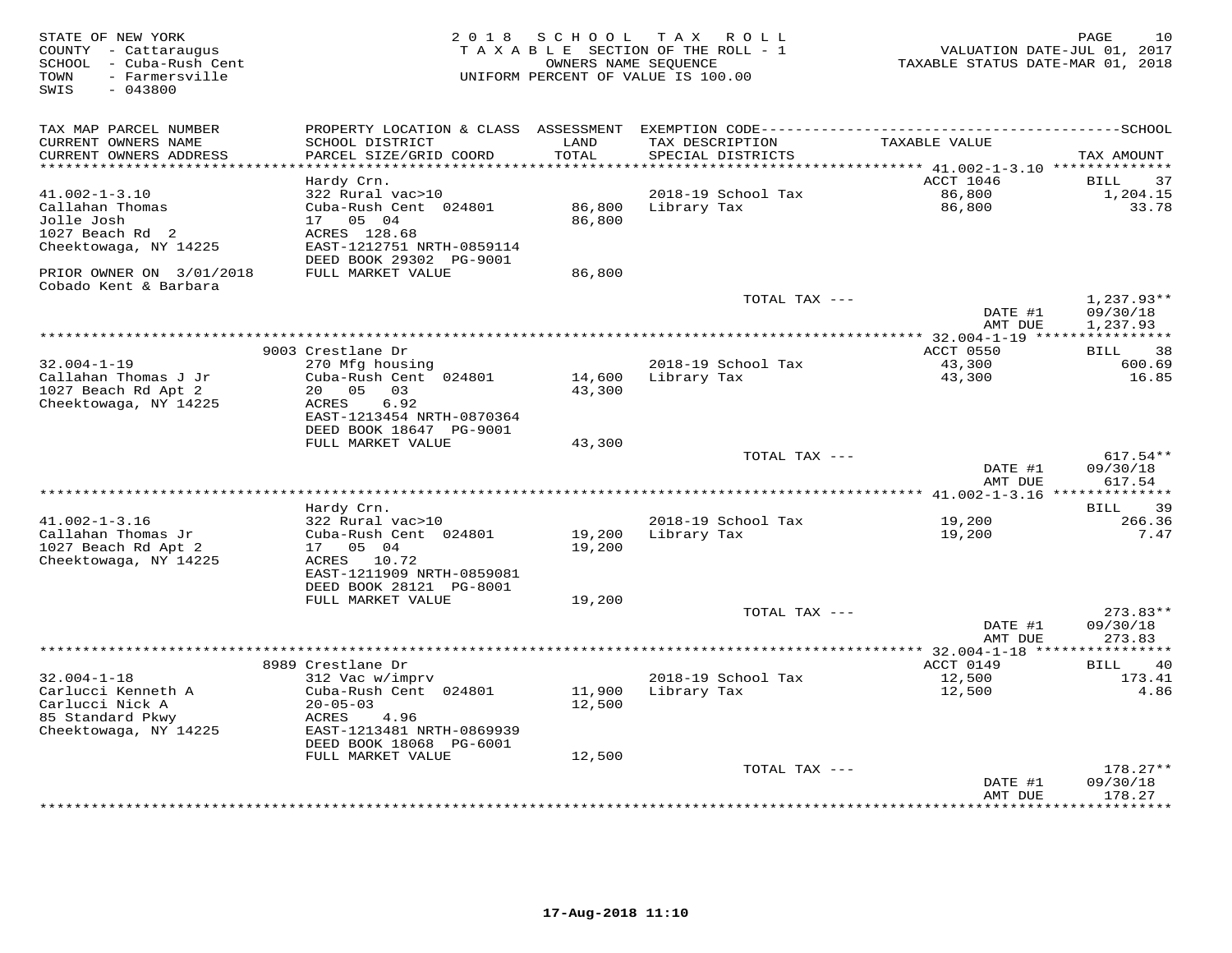STATE OF NEW YORK
COUNTY - Cattaraugus
SCHOOL - Cuba-Rush Cent
TOWN - Farmersville
SWIS - 043800

2 0 1 8 S C H O O L T A X R O L L
T A X A B L E SECTION OF THE ROLL - 1
OWNERS NAME SEQUENCE
UNIFORM PERCENT OF VALUE IS 100.00

VALUATION DATE-JUL 01, 2017
TAXABLE STATUS DATE-MAR 01, 2018

| TAX MAP PARCEL NUMBER / CURRENT OWNERS NAME / CURRENT OWNERS ADDRESS | PROPERTY LOCATION & CLASS / SCHOOL DISTRICT / PARCEL SIZE/GRID COORD | ASSESSMENT LAND / TOTAL | EXEMPTION CODE / TAX DESCRIPTION / SPECIAL DISTRICTS | TAXABLE VALUE | SCHOOL TAX AMOUNT |
|---|---|---|---|---|---|
| **41.002-1-3.10** | Hardy Crn. | | | ACCT 1046 | BILL 37 |
| 41.002-1-3.10 | 322 Rural vac>10 | | 2018-19 School Tax | 86,800 | 1,204.15 |
| Callahan Thomas | Cuba-Rush Cent 024801 | 86,800 | Library Tax | 86,800 | 33.78 |
| Jolle Josh | 17 05 04 | 86,800 | | | |
| 1027 Beach Rd 2 | ACRES 128.68 | | | | |
| Cheektowaga, NY 14225 | EAST-1212751 NRTH-0859114 | | | | |
| | DEED BOOK 29302 PG-9001 | | | | |
| PRIOR OWNER ON 3/01/2018 | FULL MARKET VALUE | 86,800 | | | |
| Cobado Kent & Barbara | | | | | |
| | | | TOTAL TAX --- | | 1,237.93** |
| | | | | DATE #1 | 09/30/18 |
| | | | | AMT DUE | 1,237.93 |
| **32.004-1-19** | 9003 Crestlane Dr | | | ACCT 0550 | BILL 38 |
| 32.004-1-19 | 270 Mfg housing | | 2018-19 School Tax | 43,300 | 600.69 |
| Callahan Thomas J Jr | Cuba-Rush Cent 024801 | 14,600 | Library Tax | 43,300 | 16.85 |
| 1027 Beach Rd Apt 2 | 20 05 03 | 43,300 | | | |
| Cheektowaga, NY 14225 | ACRES 6.92 | | | | |
| | EAST-1213454 NRTH-0870364 | | | | |
| | DEED BOOK 18647 PG-9001 | | | | |
| | FULL MARKET VALUE | 43,300 | | | |
| | | | TOTAL TAX --- | | 617.54** |
| | | | | DATE #1 | 09/30/18 |
| | | | | AMT DUE | 617.54 |
| **41.002-1-3.16** | Hardy Crn. | | | | BILL 39 |
| 41.002-1-3.16 | 322 Rural vac>10 | | 2018-19 School Tax | 19,200 | 266.36 |
| Callahan Thomas Jr | Cuba-Rush Cent 024801 | 19,200 | Library Tax | 19,200 | 7.47 |
| 1027 Beach Rd Apt 2 | 17 05 04 | 19,200 | | | |
| Cheektowaga, NY 14225 | ACRES 10.72 | | | | |
| | EAST-1211909 NRTH-0859081 | | | | |
| | DEED BOOK 28121 PG-8001 | | | | |
| | FULL MARKET VALUE | 19,200 | | | |
| | | | TOTAL TAX --- | | 273.83** |
| | | | | DATE #1 | 09/30/18 |
| | | | | AMT DUE | 273.83 |
| **32.004-1-18** | 8989 Crestlane Dr | | | ACCT 0149 | BILL 40 |
| 32.004-1-18 | 312 Vac w/imprv | | 2018-19 School Tax | 12,500 | 173.41 |
| Carlucci Kenneth A | Cuba-Rush Cent 024801 | 11,900 | Library Tax | 12,500 | 4.86 |
| Carlucci Nick A | 20-05-03 | 12,500 | | | |
| 85 Standard Pkwy | ACRES 4.96 | | | | |
| Cheektowaga, NY 14225 | EAST-1213481 NRTH-0869939 | | | | |
| | DEED BOOK 18068 PG-6001 | | | | |
| | FULL MARKET VALUE | 12,500 | | | |
| | | | TOTAL TAX --- | | 178.27** |
| | | | | DATE #1 | 09/30/18 |
| | | | | AMT DUE | 178.27 |

17-Aug-2018 11:10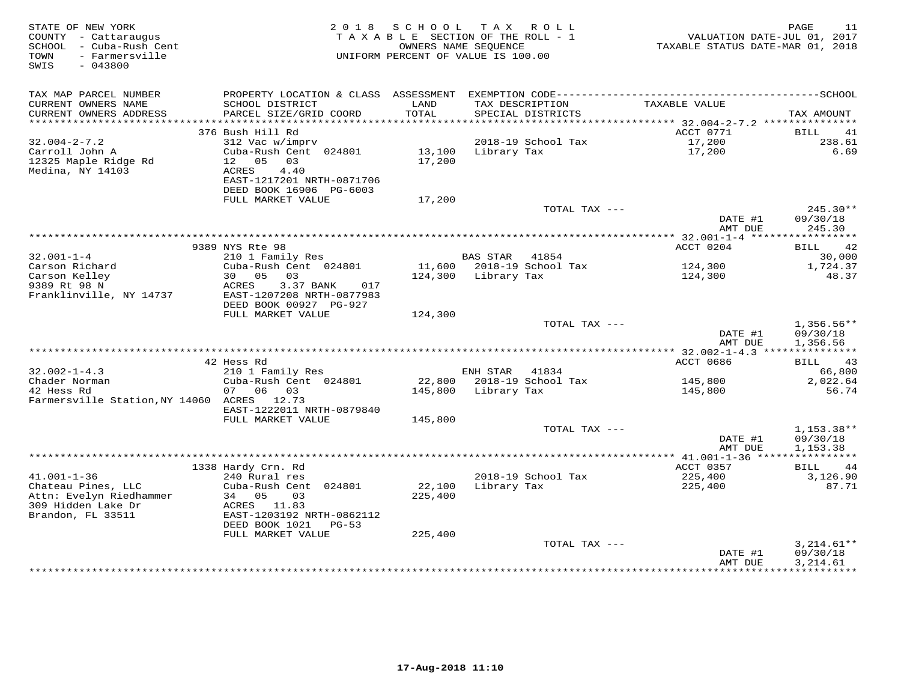STATE OF NEW YORK
COUNTY - Cattaraugus
SCHOOL - Cuba-Rush Cent
TOWN - Farmersville
SWIS - 043800

2018 SCHOOL TAX ROLL
TAXABLE SECTION OF THE ROLL - 1
OWNERS NAME SEQUENCE
UNIFORM PERCENT OF VALUE IS 100.00

VALUATION DATE-JUL 01, 2017
TAXABLE STATUS DATE-MAR 01, 2018

| TAX MAP PARCEL NUMBER / CURRENT OWNERS NAME / CURRENT OWNERS ADDRESS | PROPERTY LOCATION & CLASS / SCHOOL DISTRICT / PARCEL SIZE/GRID COORD | ASSESSMENT LAND / TOTAL | EXEMPTION CODE / TAX DESCRIPTION / SPECIAL DISTRICTS | TAXABLE VALUE | TAX AMOUNT |
|---|---|---|---|---|---|
| 32.004-2-7.2 | 376 Bush Hill Rd | | | ACCT 0771 | BILL 41 |
| | 312 Vac w/imprv | | 2018-19 School Tax | 17,200 | 238.61 |
| Carroll John A | Cuba-Rush Cent 024801 | 13,100 | Library Tax | 17,200 | 6.69 |
| 12325 Maple Ridge Rd | 12 05 03 | 17,200 | | | |
| Medina, NY 14103 | ACRES 4.40 | | | | |
| | EAST-1217201 NRTH-0871706 | | | | |
| | DEED BOOK 16906 PG-6003 | | | | |
| | FULL MARKET VALUE | 17,200 | | | |
| | | | TOTAL TAX --- | | 245.30** |
| | | | | DATE #1 | 09/30/18 |
| | | | | AMT DUE | 245.30 |
| 32.001-1-4 | 9389 NYS Rte 98 | | | ACCT 0204 | BILL 42 |
| | 210 1 Family Res | | BAS STAR 41854 | | 30,000 |
| Carson Richard | Cuba-Rush Cent 024801 | 11,600 | 2018-19 School Tax | 124,300 | 1,724.37 |
| Carson Kelley | 30 05 03 | 124,300 | Library Tax | 124,300 | 48.37 |
| 9389 Rt 98 N | ACRES 3.37 BANK 017 | | | | |
| Franklinville, NY 14737 | EAST-1207208 NRTH-0877983 | | | | |
| | DEED BOOK 00927 PG-927 | | | | |
| | FULL MARKET VALUE | 124,300 | | | |
| | | | TOTAL TAX --- | | 1,356.56** |
| | | | | DATE #1 | 09/30/18 |
| | | | | AMT DUE | 1,356.56 |
| 32.002-1-4.3 | 42 Hess Rd | | | ACCT 0686 | BILL 43 |
| | 210 1 Family Res | | ENH STAR 41834 | | 66,800 |
| Chader Norman | Cuba-Rush Cent 024801 | 22,800 | 2018-19 School Tax | 145,800 | 2,022.64 |
| 42 Hess Rd | 07 06 03 | 145,800 | Library Tax | 145,800 | 56.74 |
| Farmersville Station,NY 14060 | ACRES 12.73 | | | | |
| | EAST-1222011 NRTH-0879840 | | | | |
| | FULL MARKET VALUE | 145,800 | | | |
| | | | TOTAL TAX --- | | 1,153.38** |
| | | | | DATE #1 | 09/30/18 |
| | | | | AMT DUE | 1,153.38 |
| 41.001-1-36 | 1338 Hardy Crn. Rd | | | ACCT 0357 | BILL 44 |
| | 240 Rural res | | 2018-19 School Tax | 225,400 | 3,126.90 |
| Chateau Pines, LLC | Cuba-Rush Cent 024801 | 22,100 | Library Tax | 225,400 | 87.71 |
| Attn: Evelyn Riedhammer | 34 05 03 | 225,400 | | | |
| 309 Hidden Lake Dr | ACRES 11.83 | | | | |
| Brandon, FL 33511 | EAST-1203192 NRTH-0862112 | | | | |
| | DEED BOOK 1021 PG-53 | | | | |
| | FULL MARKET VALUE | 225,400 | | | |
| | | | TOTAL TAX --- | | 3,214.61** |
| | | | | DATE #1 | 09/30/18 |
| | | | | AMT DUE | 3,214.61 |

17-Aug-2018 11:10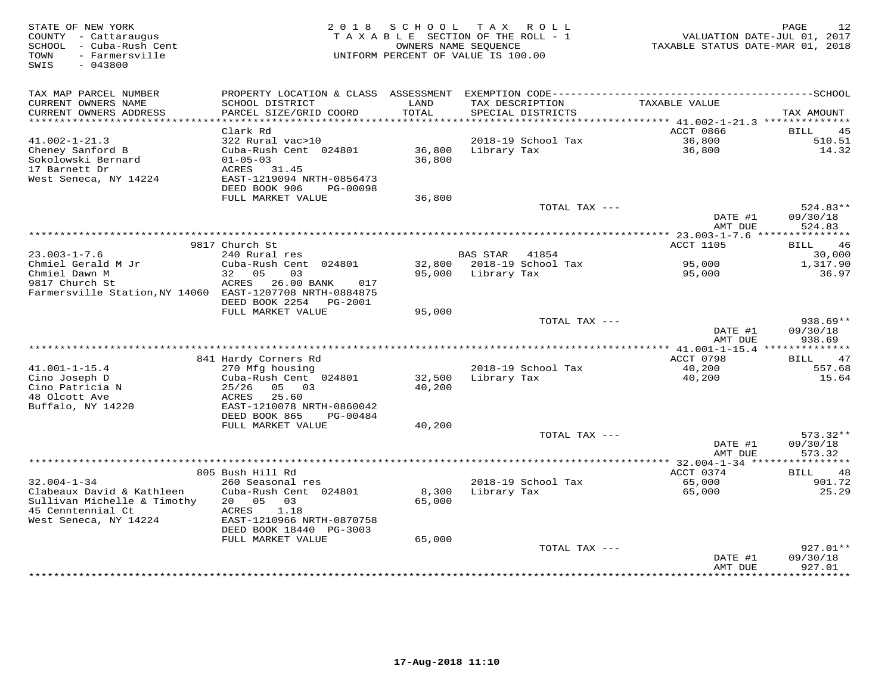STATE OF NEW YORK
COUNTY - Cattaraugus
SCHOOL - Cuba-Rush Cent
TOWN - Farmersville
SWIS - 043800

2 0 1 8 S C H O O L T A X R O L L
T A X A B L E SECTION OF THE ROLL - 1
OWNERS NAME SEQUENCE
UNIFORM PERCENT OF VALUE IS 100.00

VALUATION DATE-JUL 01, 2017
TAXABLE STATUS DATE-MAR 01, 2018

| TAX MAP PARCEL NUMBER / CURRENT OWNERS NAME / CURRENT OWNERS ADDRESS | PROPERTY LOCATION & CLASS / SCHOOL DISTRICT / PARCEL SIZE/GRID COORD | ASSESSMENT LAND / TOTAL | EXEMPTION CODE / TAX DESCRIPTION / SPECIAL DISTRICTS | TAXABLE VALUE | TAX AMOUNT |
|---|---|---|---|---|---|
| **41.002-1-21.3** | Clark Rd | | | ACCT 0866 | BILL 45 |
| 41.002-1-21.3 | 322 Rural vac>10 | | 2018-19 School Tax | 36,800 | 510.51 |
| Cheney Sanford B | Cuba-Rush Cent 024801 | 36,800 | Library Tax | 36,800 | 14.32 |
| Sokolowski Bernard | 01-05-03 | 36,800 | | | |
| 17 Barnett Dr | ACRES 31.45 | | | | |
| West Seneca, NY 14224 | EAST-1219094 NRTH-0856473 | | | | |
| | DEED BOOK 906 PG-00098 | | | | |
| | FULL MARKET VALUE | 36,800 | | | |
| | | | TOTAL TAX --- | | 524.83** |
| | | | | DATE #1 | 09/30/18 |
| | | | | AMT DUE | 524.83 |
| **23.003-1-7.6** | 9817 Church St | | | ACCT 1105 | BILL 46 |
| 23.003-1-7.6 | 240 Rural res | | BAS STAR 41854 | | 30,000 |
| Chmiel Gerald M Jr | Cuba-Rush Cent 024801 | 32,800 | 2018-19 School Tax | 95,000 | 1,317.90 |
| Chmiel Dawn M | 32 05 03 | 95,000 | Library Tax | 95,000 | 36.97 |
| 9817 Church St | ACRES 26.00 BANK 017 | | | | |
| Farmersville Station,NY 14060 | EAST-1207708 NRTH-0884875 | | | | |
| | DEED BOOK 2254 PG-2001 | | | | |
| | FULL MARKET VALUE | 95,000 | | | |
| | | | TOTAL TAX --- | | 938.69** |
| | | | | DATE #1 | 09/30/18 |
| | | | | AMT DUE | 938.69 |
| **41.001-1-15.4** | 841 Hardy Corners Rd | | | ACCT 0798 | BILL 47 |
| 41.001-1-15.4 | 270 Mfg housing | | 2018-19 School Tax | 40,200 | 557.68 |
| Cino Joseph D | Cuba-Rush Cent 024801 | 32,500 | Library Tax | 40,200 | 15.64 |
| Cino Patricia N | 25/26 05 03 | 40,200 | | | |
| 48 Olcott Ave | ACRES 25.60 | | | | |
| Buffalo, NY 14220 | EAST-1210078 NRTH-0860042 | | | | |
| | DEED BOOK 865 PG-00484 | | | | |
| | FULL MARKET VALUE | 40,200 | | | |
| | | | TOTAL TAX --- | | 573.32** |
| | | | | DATE #1 | 09/30/18 |
| | | | | AMT DUE | 573.32 |
| **32.004-1-34** | 805 Bush Hill Rd | | | ACCT 0374 | BILL 48 |
| 32.004-1-34 | 260 Seasonal res | | 2018-19 School Tax | 65,000 | 901.72 |
| Clabeaux David & Kathleen | Cuba-Rush Cent 024801 | 8,300 | Library Tax | 65,000 | 25.29 |
| Sullivan Michelle & Timothy | 20 05 03 | 65,000 | | | |
| 45 Cenntennial Ct | ACRES 1.18 | | | | |
| West Seneca, NY 14224 | EAST-1210966 NRTH-0870758 | | | | |
| | DEED BOOK 18440 PG-3003 | | | | |
| | FULL MARKET VALUE | 65,000 | | | |
| | | | TOTAL TAX --- | | 927.01** |
| | | | | DATE #1 | 09/30/18 |
| | | | | AMT DUE | 927.01 |

17-Aug-2018 11:10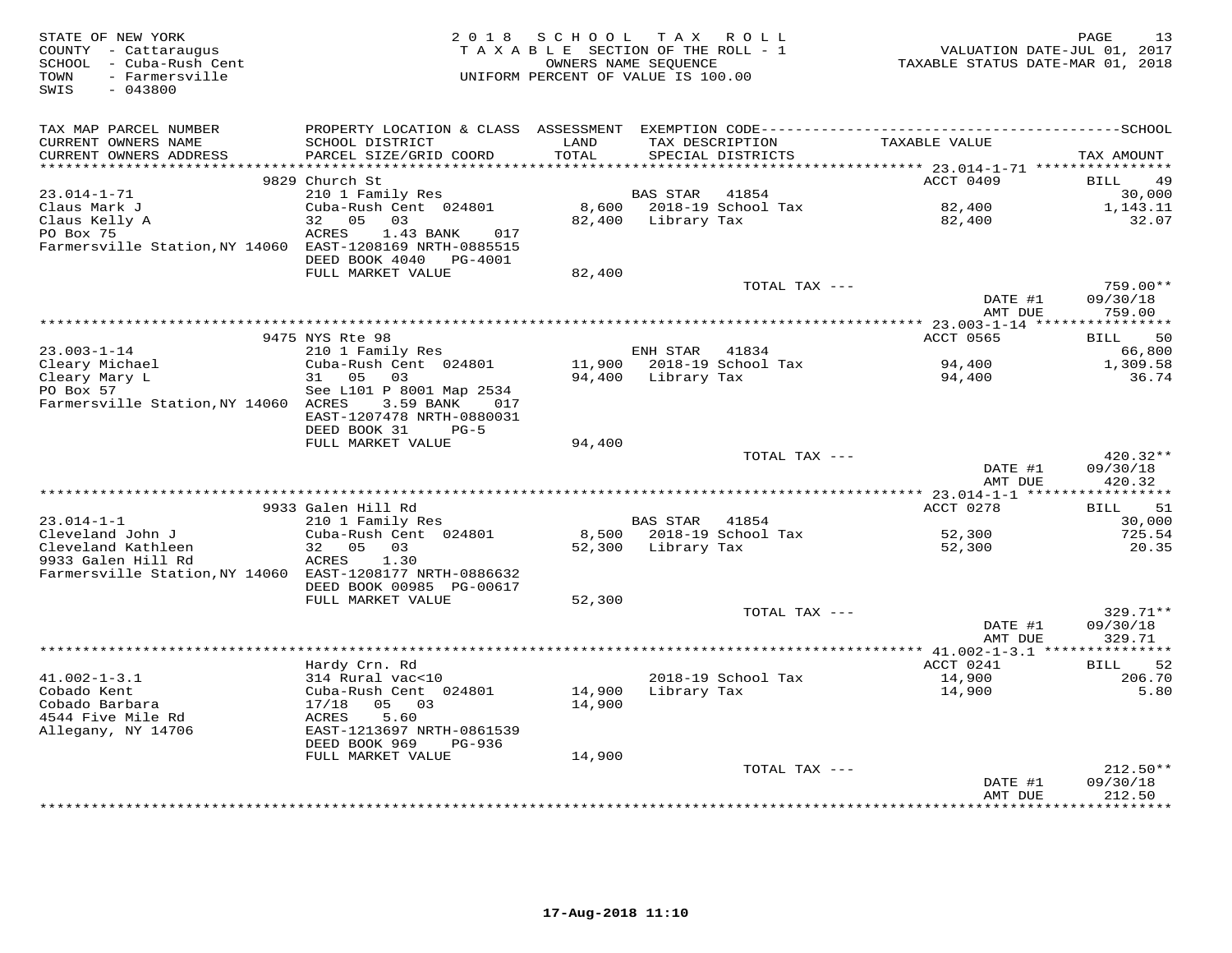STATE OF NEW YORK
COUNTY - Cattaraugus
SCHOOL - Cuba-Rush Cent
TOWN - Farmersville
SWIS - 043800

2018 SCHOOL TAX ROLL
TAXABLE SECTION OF THE ROLL - 1
OWNERS NAME SEQUENCE
UNIFORM PERCENT OF VALUE IS 100.00

VALUATION DATE-JUL 01, 2017
TAXABLE STATUS DATE-MAR 01, 2018

| TAX MAP PARCEL NUMBER<br>CURRENT OWNERS NAME<br>CURRENT OWNERS ADDRESS | PROPERTY LOCATION & CLASS<br>SCHOOL DISTRICT<br>PARCEL SIZE/GRID COORD | ASSESSMENT<br>LAND<br>TOTAL | EXEMPTION CODE<br>TAX DESCRIPTION<br>SPECIAL DISTRICTS | TAXABLE VALUE | SCHOOL<br>TAX AMOUNT |
|---|---|---|---|---|---|
| | 9829 Church St | | | ACCT 0409 | BILL 49 |
| 23.014-1-71 | 210 1 Family Res | | BAS STAR 41854 | | 30,000 |
| Claus Mark J | Cuba-Rush Cent 024801 | 8,600 | 2018-19 School Tax | 82,400 | 1,143.11 |
| Claus Kelly A | 32 05 03 | 82,400 | Library Tax | 82,400 | 32.07 |
| PO Box 75 | ACRES 1.43 BANK 017 | | | | |
| Farmersville Station,NY 14060 | EAST-1208169 NRTH-0885515 | | | | |
| | DEED BOOK 4040 PG-4001 | | | | |
| | FULL MARKET VALUE | 82,400 | | | |
| | | | TOTAL TAX --- | | 759.00** |
| | | | | DATE #1 | 09/30/18 |
| | | | | AMT DUE | 759.00 |
| | 9475 NYS Rte 98 | | | ACCT 0565 | BILL 50 |
| 23.003-1-14 | 210 1 Family Res | | ENH STAR 41834 | | 66,800 |
| Cleary Michael | Cuba-Rush Cent 024801 | 11,900 | 2018-19 School Tax | 94,400 | 1,309.58 |
| Cleary Mary L | 31 05 03 | 94,400 | Library Tax | 94,400 | 36.74 |
| PO Box 57 | See L101 P 8001 Map 2534 | | | | |
| Farmersville Station,NY 14060 | ACRES 3.59 BANK 017 | | | | |
| | EAST-1207478 NRTH-0880031 | | | | |
| | DEED BOOK 31 PG-5 | | | | |
| | FULL MARKET VALUE | 94,400 | | | |
| | | | TOTAL TAX --- | | 420.32** |
| | | | | DATE #1 | 09/30/18 |
| | | | | AMT DUE | 420.32 |
| | 9933 Galen Hill Rd | | | ACCT 0278 | BILL 51 |
| 23.014-1-1 | 210 1 Family Res | | BAS STAR 41854 | | 30,000 |
| Cleveland John J | Cuba-Rush Cent 024801 | 8,500 | 2018-19 School Tax | 52,300 | 725.54 |
| Cleveland Kathleen | 32 05 03 | 52,300 | Library Tax | 52,300 | 20.35 |
| 9933 Galen Hill Rd | ACRES 1.30 | | | | |
| Farmersville Station,NY 14060 | EAST-1208177 NRTH-0886632 | | | | |
| | DEED BOOK 00985 PG-00617 | | | | |
| | FULL MARKET VALUE | 52,300 | | | |
| | | | TOTAL TAX --- | | 329.71** |
| | | | | DATE #1 | 09/30/18 |
| | | | | AMT DUE | 329.71 |
| | Hardy Crn. Rd | | | ACCT 0241 | BILL 52 |
| 41.002-1-3.1 | 314 Rural vac<10 | | 2018-19 School Tax | 14,900 | 206.70 |
| Cobado Kent | Cuba-Rush Cent 024801 | 14,900 | Library Tax | 14,900 | 5.80 |
| Cobado Barbara | 17/18 05 03 | 14,900 | | | |
| 4544 Five Mile Rd | ACRES 5.60 | | | | |
| Allegany, NY 14706 | EAST-1213697 NRTH-0861539 | | | | |
| | DEED BOOK 969 PG-936 | | | | |
| | FULL MARKET VALUE | 14,900 | | | |
| | | | TOTAL TAX --- | | 212.50** |
| | | | | DATE #1 | 09/30/18 |
| | | | | AMT DUE | 212.50 |

17-Aug-2018 11:10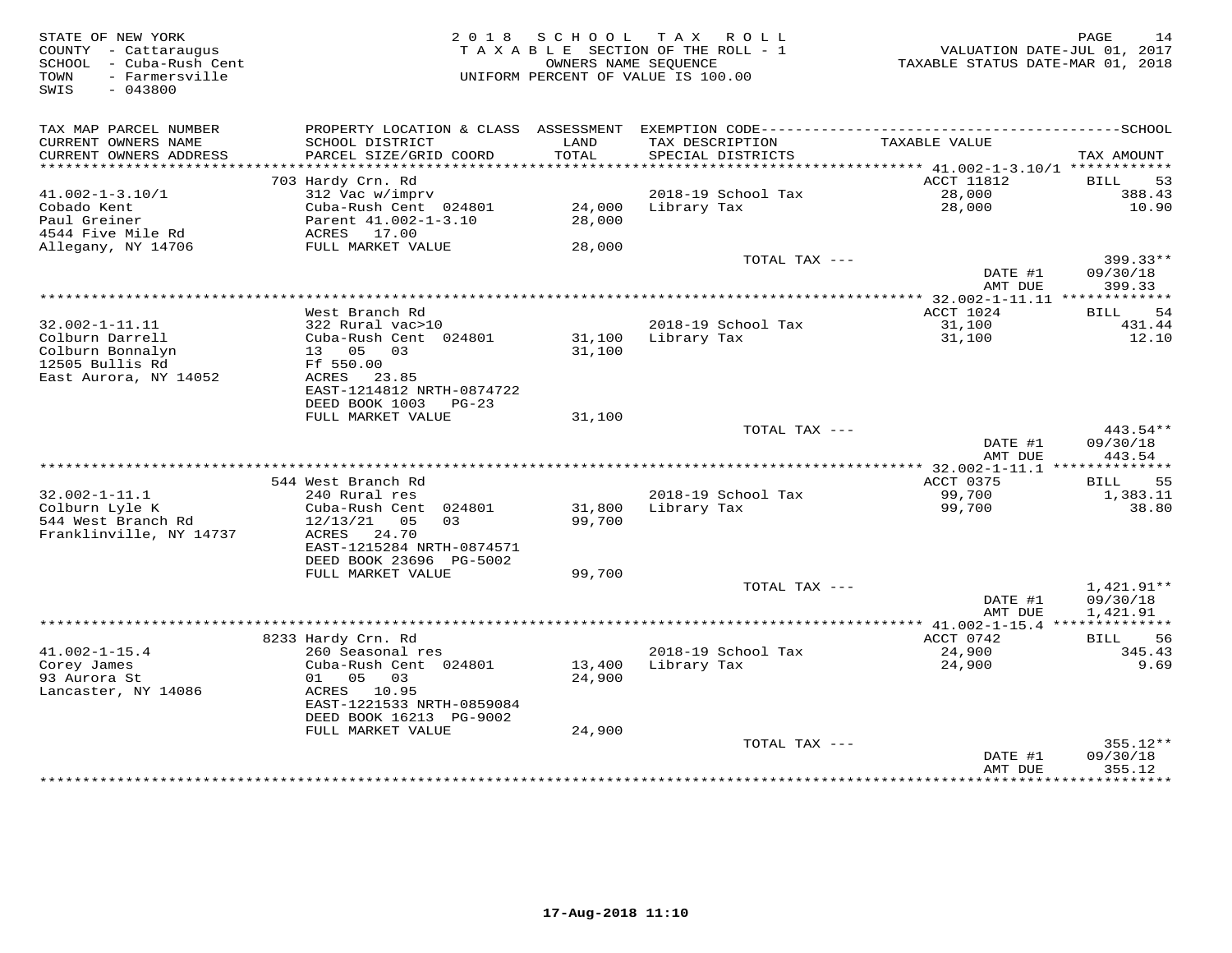STATE OF NEW YORK
COUNTY - Cattaraugus
SCHOOL - Cuba-Rush Cent
TOWN - Farmersville
SWIS - 043800

2018 SCHOOL TAX ROLL
TAXABLE SECTION OF THE ROLL - 1
OWNERS NAME SEQUENCE
UNIFORM PERCENT OF VALUE IS 100.00

VALUATION DATE-JUL 01, 2017
TAXABLE STATUS DATE-MAR 01, 2018

| TAX MAP PARCEL NUMBER / CURRENT OWNERS NAME / CURRENT OWNERS ADDRESS | PROPERTY LOCATION & CLASS / SCHOOL DISTRICT / PARCEL SIZE/GRID COORD | ASSESSMENT LAND / TOTAL | EXEMPTION CODE / TAX DESCRIPTION / SPECIAL DISTRICTS | TAXABLE VALUE | TAX AMOUNT |
|---|---|---|---|---|---|
| | 703 Hardy Crn. Rd | | | ACCT 11812 | BILL 53 |
| 41.002-1-3.10/1 | 312 Vac w/imprv | | 2018-19 School Tax | 28,000 | 388.43 |
| Cobado Kent | Cuba-Rush Cent 024801 | 24,000 | Library Tax | 28,000 | 10.90 |
| Paul Greiner | Parent 41.002-1-3.10 | 28,000 | | | |
| 4544 Five Mile Rd | ACRES 17.00 | | | | |
| Allegany, NY 14706 | FULL MARKET VALUE | 28,000 | | | |
| | | | TOTAL TAX --- | | 399.33** |
| | | | | DATE #1 | 09/30/18 |
| | | | | AMT DUE | 399.33 |
| | West Branch Rd | | | ACCT 1024 | BILL 54 |
| 32.002-1-11.11 | 322 Rural vac>10 | | 2018-19 School Tax | 31,100 | 431.44 |
| Colburn Darrell | Cuba-Rush Cent 024801 | 31,100 | Library Tax | 31,100 | 12.10 |
| Colburn Bonnalyn | 13 05 03 | 31,100 | | | |
| 12505 Bullis Rd | Ff 550.00 | | | | |
| East Aurora, NY 14052 | ACRES 23.85 | | | | |
| | EAST-1214812 NRTH-0874722 | | | | |
| | DEED BOOK 1003 PG-23 | | | | |
| | FULL MARKET VALUE | 31,100 | | | |
| | | | TOTAL TAX --- | | 443.54** |
| | | | | DATE #1 | 09/30/18 |
| | | | | AMT DUE | 443.54 |
| | 544 West Branch Rd | | | ACCT 0375 | BILL 55 |
| 32.002-1-11.1 | 240 Rural res | | 2018-19 School Tax | 99,700 | 1,383.11 |
| Colburn Lyle K | Cuba-Rush Cent 024801 | 31,800 | Library Tax | 99,700 | 38.80 |
| 544 West Branch Rd | 12/13/21 05 03 | 99,700 | | | |
| Franklinville, NY 14737 | ACRES 24.70 | | | | |
| | EAST-1215284 NRTH-0874571 | | | | |
| | DEED BOOK 23696 PG-5002 | | | | |
| | FULL MARKET VALUE | 99,700 | | | |
| | | | TOTAL TAX --- | | 1,421.91** |
| | | | | DATE #1 | 09/30/18 |
| | | | | AMT DUE | 1,421.91 |
| | 8233 Hardy Crn. Rd | | | ACCT 0742 | BILL 56 |
| 41.002-1-15.4 | 260 Seasonal res | | 2018-19 School Tax | 24,900 | 345.43 |
| Corey James | Cuba-Rush Cent 024801 | 13,400 | Library Tax | 24,900 | 9.69 |
| 93 Aurora St | 01 05 03 | 24,900 | | | |
| Lancaster, NY 14086 | ACRES 10.95 | | | | |
| | EAST-1221533 NRTH-0859084 | | | | |
| | DEED BOOK 16213 PG-9002 | | | | |
| | FULL MARKET VALUE | 24,900 | | | |
| | | | TOTAL TAX --- | | 355.12** |
| | | | | DATE #1 | 09/30/18 |
| | | | | AMT DUE | 355.12 |

17-Aug-2018 11:10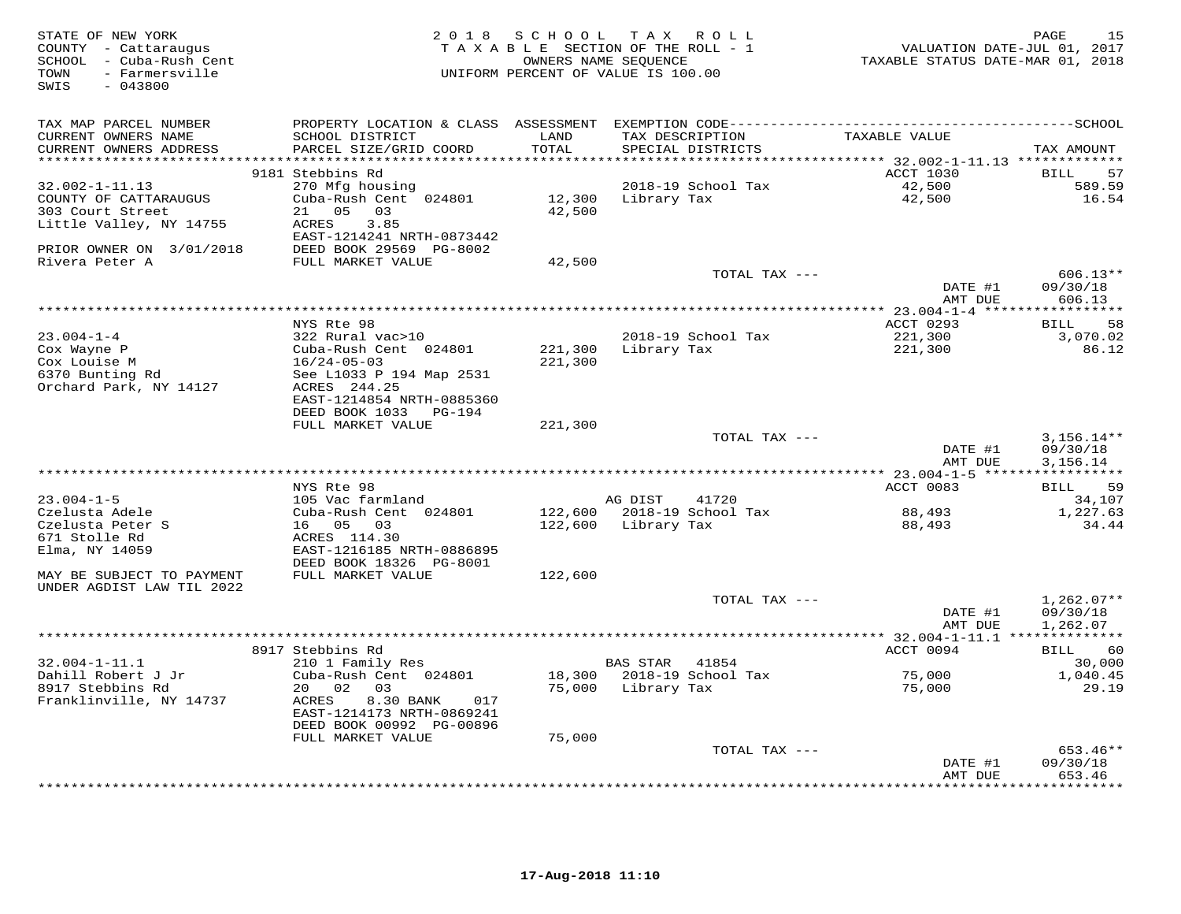STATE OF NEW YORK
COUNTY - Cattaraugus
SCHOOL - Cuba-Rush Cent
TOWN - Farmersville
SWIS - 043800

2018 SCHOOL TAX ROLL
TAXABLE SECTION OF THE ROLL - 1
OWNERS NAME SEQUENCE
UNIFORM PERCENT OF VALUE IS 100.00

VALUATION DATE-JUL 01, 2017
TAXABLE STATUS DATE-MAR 01, 2018

| TAX MAP PARCEL NUMBER / CURRENT OWNERS NAME / CURRENT OWNERS ADDRESS | PROPERTY LOCATION & CLASS / SCHOOL DISTRICT / PARCEL SIZE/GRID COORD | ASSESSMENT LAND / TOTAL | EXEMPTION CODE / TAX DESCRIPTION / SPECIAL DISTRICTS | TAXABLE VALUE | TAX AMOUNT |
|---|---|---|---|---|---|
| | 9181 Stebbins Rd | | | ACCT 1030 | BILL 57 |
| 32.002-1-11.13 | 270 Mfg housing | | 2018-19 School Tax | 42,500 | 589.59 |
| COUNTY OF CATTARAUGUS | Cuba-Rush Cent 024801 | 12,300 | Library Tax | 42,500 | 16.54 |
| 303 Court Street | 21 05 03 | 42,500 | | | |
| Little Valley, NY 14755 | ACRES 3.85 | | | | |
| | EAST-1214241 NRTH-0873442 | | | | |
| PRIOR OWNER ON 3/01/2018 | DEED BOOK 29569 PG-8002 | | | | |
| Rivera Peter A | FULL MARKET VALUE | 42,500 | | | |
| | | | TOTAL TAX --- | | 606.13** |
| | | | | DATE #1 | 09/30/18 |
| | | | | AMT DUE | 606.13 |
| | NYS Rte 98 | | | ACCT 0293 | BILL 58 |
| 23.004-1-4 | 322 Rural vac>10 | | 2018-19 School Tax | 221,300 | 3,070.02 |
| Cox Wayne P | Cuba-Rush Cent 024801 | 221,300 | Library Tax | 221,300 | 86.12 |
| Cox Louise M | 16/24-05-03 | 221,300 | | | |
| 6370 Bunting Rd | See L1033 P 194 Map 2531 | | | | |
| Orchard Park, NY 14127 | ACRES 244.25 | | | | |
| | EAST-1214854 NRTH-0885360 | | | | |
| | DEED BOOK 1033 PG-194 | | | | |
| | FULL MARKET VALUE | 221,300 | | | |
| | | | TOTAL TAX --- | | 3,156.14** |
| | | | | DATE #1 | 09/30/18 |
| | | | | AMT DUE | 3,156.14 |
| | NYS Rte 98 | | | ACCT 0083 | BILL 59 |
| 23.004-1-5 | 105 Vac farmland | | AG DIST 41720 | | 34,107 |
| Czelusta Adele | Cuba-Rush Cent 024801 | 122,600 | 2018-19 School Tax | 88,493 | 1,227.63 |
| Czelusta Peter S | 16 05 03 | 122,600 | Library Tax | 88,493 | 34.44 |
| 671 Stolle Rd | ACRES 114.30 | | | | |
| Elma, NY 14059 | EAST-1216185 NRTH-0886895 | | | | |
| | DEED BOOK 18326 PG-8001 | | | | |
| MAY BE SUBJECT TO PAYMENT | FULL MARKET VALUE | 122,600 | | | |
| UNDER AGDIST LAW TIL 2022 | | | | | |
| | | | TOTAL TAX --- | | 1,262.07** |
| | | | | DATE #1 | 09/30/18 |
| | | | | AMT DUE | 1,262.07 |
| | 8917 Stebbins Rd | | | ACCT 0094 | BILL 60 |
| 32.004-1-11.1 | 210 1 Family Res | | BAS STAR 41854 | | 30,000 |
| Dahill Robert J Jr | Cuba-Rush Cent 024801 | 18,300 | 2018-19 School Tax | 75,000 | 1,040.45 |
| 8917 Stebbins Rd | 20 02 03 | 75,000 | Library Tax | 75,000 | 29.19 |
| Franklinville, NY 14737 | ACRES 8.30 BANK 017 | | | | |
| | EAST-1214173 NRTH-0869241 | | | | |
| | DEED BOOK 00992 PG-00896 | | | | |
| | FULL MARKET VALUE | 75,000 | | | |
| | | | TOTAL TAX --- | | 653.46** |
| | | | | DATE #1 | 09/30/18 |
| | | | | AMT DUE | 653.46 |

17-Aug-2018 11:10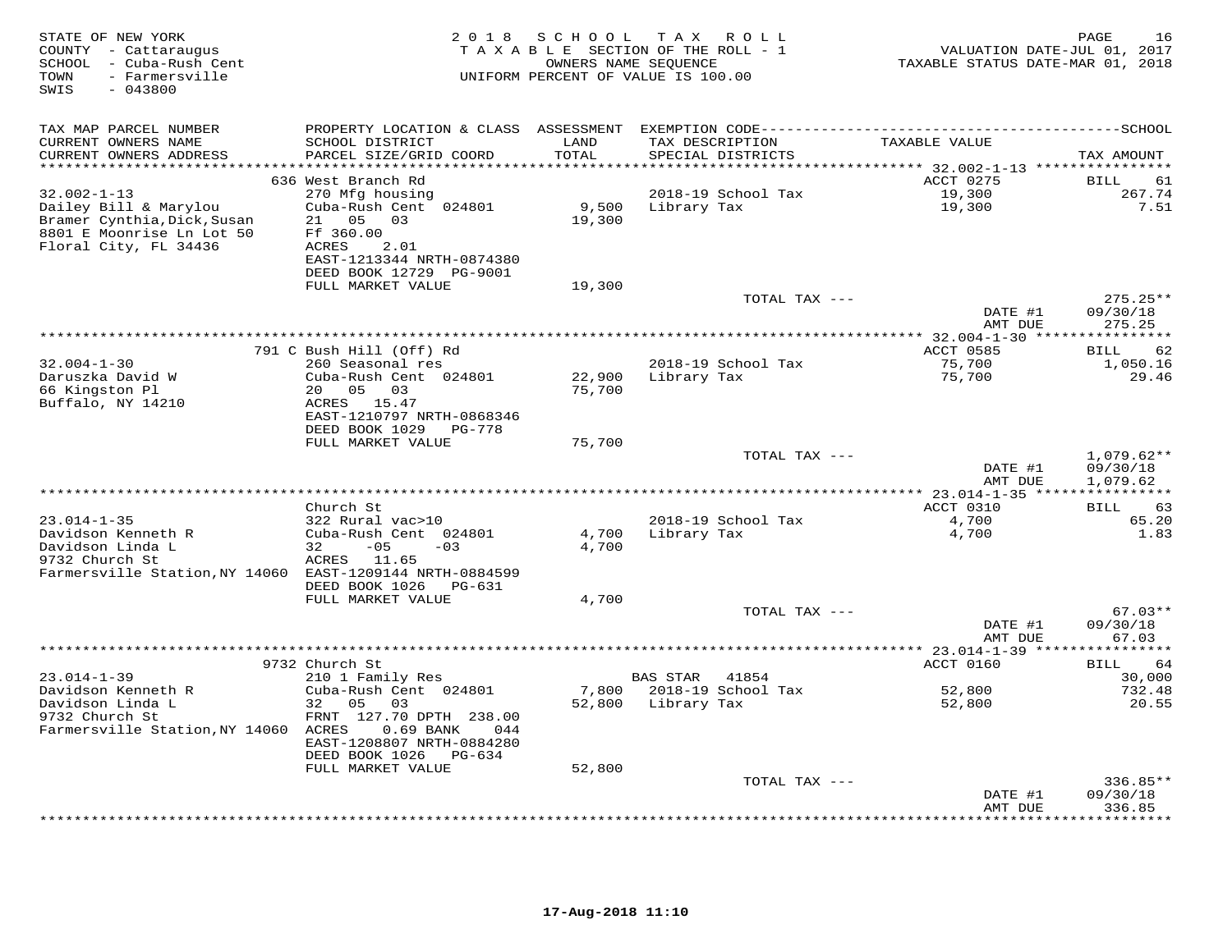STATE OF NEW YORK
COUNTY - Cattaraugus
SCHOOL - Cuba-Rush Cent
TOWN - Farmersville
SWIS - 043800

2018 SCHOOL TAX ROLL
TAXABLE SECTION OF THE ROLL - 1
OWNERS NAME SEQUENCE
UNIFORM PERCENT OF VALUE IS 100.00

VALUATION DATE-JUL 01, 2017
TAXABLE STATUS DATE-MAR 01, 2018

| TAX MAP PARCEL NUMBER / CURRENT OWNERS NAME / CURRENT OWNERS ADDRESS | PROPERTY LOCATION & CLASS / SCHOOL DISTRICT / PARCEL SIZE/GRID COORD | ASSESSMENT LAND / TOTAL | EXEMPTION CODE / TAX DESCRIPTION / SPECIAL DISTRICTS | TAXABLE VALUE | SCHOOL TAX AMOUNT |
|---|---|---|---|---|---|
| **32.002-1-13** | 636 West Branch Rd | | | ACCT 0275 | BILL 61 |
| 32.002-1-13 | 270 Mfg housing | | 2018-19 School Tax | 19,300 | 267.74 |
| Dailey Bill & Marylou | Cuba-Rush Cent 024801 | 9,500 | Library Tax | 19,300 | 7.51 |
| Bramer Cynthia,Dick,Susan | 21 05 03 | 19,300 | | | |
| 8801 E Moonrise Ln Lot 50 | Ff 360.00 | | | | |
| Floral City, FL 34436 | ACRES 2.01 | | | | |
| | EAST-1213344 NRTH-0874380 | | | | |
| | DEED BOOK 12729 PG-9001 | | | | |
| | FULL MARKET VALUE | 19,300 | | | |
| | | | TOTAL TAX --- | | 275.25** |
| | | | | DATE #1 | 09/30/18 |
| | | | | AMT DUE | 275.25 |
| **32.004-1-30** | 791 C Bush Hill (Off) Rd | | | ACCT 0585 | BILL 62 |
| 32.004-1-30 | 260 Seasonal res | | 2018-19 School Tax | 75,700 | 1,050.16 |
| Daruszka David W | Cuba-Rush Cent 024801 | 22,900 | Library Tax | 75,700 | 29.46 |
| 66 Kingston Pl | 20 05 03 | 75,700 | | | |
| Buffalo, NY 14210 | ACRES 15.47 | | | | |
| | EAST-1210797 NRTH-0868346 | | | | |
| | DEED BOOK 1029 PG-778 | | | | |
| | FULL MARKET VALUE | 75,700 | | | |
| | | | TOTAL TAX --- | | 1,079.62** |
| | | | | DATE #1 | 09/30/18 |
| | | | | AMT DUE | 1,079.62 |
| **23.014-1-35** | Church St | | | ACCT 0310 | BILL 63 |
| 23.014-1-35 | 322 Rural vac>10 | | 2018-19 School Tax | 4,700 | 65.20 |
| Davidson Kenneth R | Cuba-Rush Cent 024801 | 4,700 | Library Tax | 4,700 | 1.83 |
| Davidson Linda L | 32 -05 -03 | 4,700 | | | |
| 9732 Church St | ACRES 11.65 | | | | |
| Farmersville Station,NY 14060 | EAST-1209144 NRTH-0884599 | | | | |
| | DEED BOOK 1026 PG-631 | | | | |
| | FULL MARKET VALUE | 4,700 | | | |
| | | | TOTAL TAX --- | | 67.03** |
| | | | | DATE #1 | 09/30/18 |
| | | | | AMT DUE | 67.03 |
| **23.014-1-39** | 9732 Church St | | | ACCT 0160 | BILL 64 |
| 23.014-1-39 | 210 1 Family Res | | BAS STAR 41854 | | 30,000 |
| Davidson Kenneth R | Cuba-Rush Cent 024801 | 7,800 | 2018-19 School Tax | 52,800 | 732.48 |
| Davidson Linda L | 32 05 03 | 52,800 | Library Tax | 52,800 | 20.55 |
| 9732 Church St | FRNT 127.70 DPTH 238.00 | | | | |
| Farmersville Station,NY 14060 | ACRES 0.69 BANK 044 | | | | |
| | EAST-1208807 NRTH-0884280 | | | | |
| | DEED BOOK 1026 PG-634 | | | | |
| | FULL MARKET VALUE | 52,800 | | | |
| | | | TOTAL TAX --- | | 336.85** |
| | | | | DATE #1 | 09/30/18 |
| | | | | AMT DUE | 336.85 |

17-Aug-2018 11:10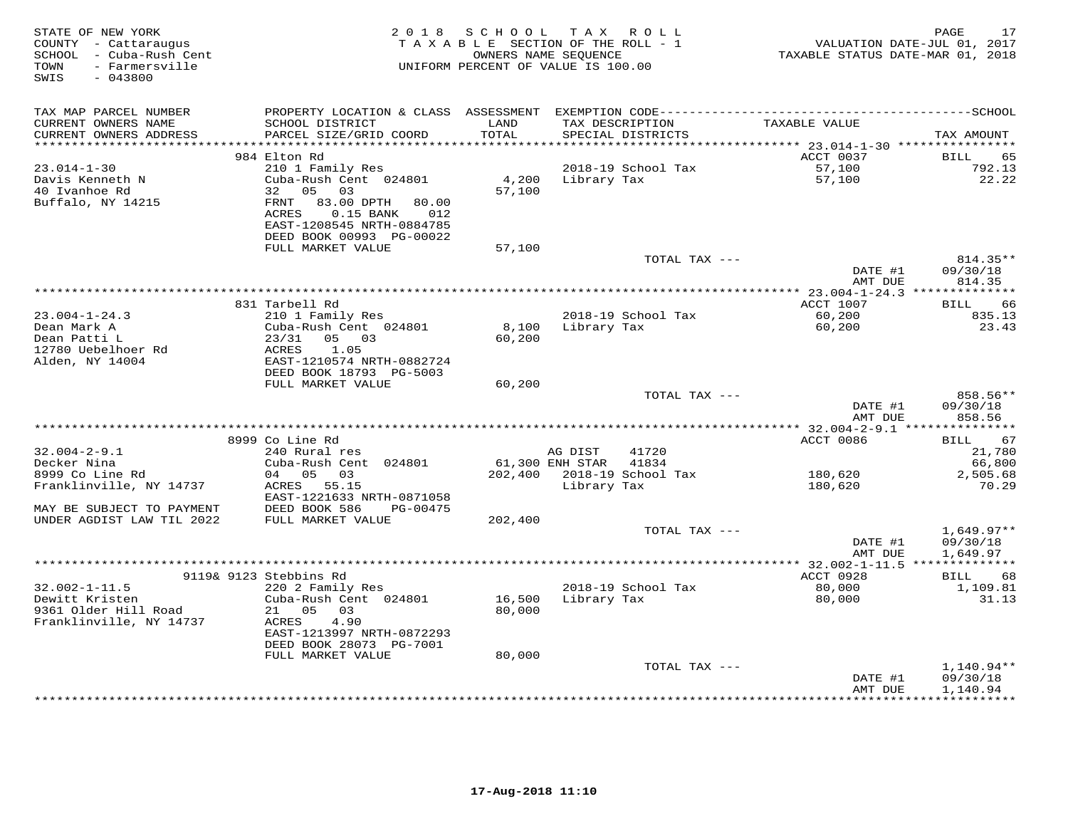STATE OF NEW YORK
COUNTY - Cattaraugus
SCHOOL - Cuba-Rush Cent
TOWN - Farmersville
SWIS - 043800

2018 SCHOOL TAX ROLL
TAXABLE SECTION OF THE ROLL - 1
OWNERS NAME SEQUENCE
UNIFORM PERCENT OF VALUE IS 100.00

VALUATION DATE-JUL 01, 2017
TAXABLE STATUS DATE-MAR 01, 2018

| TAX MAP PARCEL NUMBER / CURRENT OWNERS NAME / CURRENT OWNERS ADDRESS | PROPERTY LOCATION & CLASS / SCHOOL DISTRICT / PARCEL SIZE/GRID COORD | ASSESSMENT LAND / TOTAL | EXEMPTION CODE / TAX DESCRIPTION / SPECIAL DISTRICTS | TAXABLE VALUE | TAX AMOUNT |
|---|---|---|---|---|---|
| **23.014-1-30** | 984 Elton Rd | | | ACCT 0037 | BILL 65 |
| Davis Kenneth N | 210 1 Family Res | | 2018-19 School Tax | 57,100 | 792.13 |
| 40 Ivanhoe Rd | Cuba-Rush Cent 024801 | 4,200 | Library Tax | 57,100 | 22.22 |
| Buffalo, NY 14215 | 32 05 03 | 57,100 | | | |
| | FRNT 83.00 DPTH 80.00 | | | | |
| | ACRES 0.15 BANK 012 | | | | |
| | EAST-1208545 NRTH-0884785 | | | | |
| | DEED BOOK 00993 PG-00022 | | | | |
| | FULL MARKET VALUE | 57,100 | | | |
| | | | TOTAL TAX --- | | 814.35** |
| | | | | DATE #1 | 09/30/18 |
| | | | | AMT DUE | 814.35 |
| **23.004-1-24.3** | 831 Tarbell Rd | | | ACCT 1007 | BILL 66 |
| Dean Mark A | 210 1 Family Res | | 2018-19 School Tax | 60,200 | 835.13 |
| Dean Patti L | Cuba-Rush Cent 024801 | 8,100 | Library Tax | 60,200 | 23.43 |
| 12780 Uebelhoer Rd | 23/31 05 03 | 60,200 | | | |
| Alden, NY 14004 | ACRES 1.05 | | | | |
| | EAST-1210574 NRTH-0882724 | | | | |
| | DEED BOOK 18793 PG-5003 | | | | |
| | FULL MARKET VALUE | 60,200 | | | |
| | | | TOTAL TAX --- | | 858.56** |
| | | | | DATE #1 | 09/30/18 |
| | | | | AMT DUE | 858.56 |
| **32.004-2-9.1** | 8999 Co Line Rd | | | ACCT 0086 | BILL 67 |
| Decker Nina | 240 Rural res | | AG DIST 41720 | | 21,780 |
| 8999 Co Line Rd | Cuba-Rush Cent 024801 | 61,300 | ENH STAR 41834 | | 66,800 |
| Franklinville, NY 14737 | 04 05 03 | 202,400 | 2018-19 School Tax | 180,620 | 2,505.68 |
| | ACRES 55.15 | | Library Tax | 180,620 | 70.29 |
| | EAST-1221633 NRTH-0871058 | | | | |
| MAY BE SUBJECT TO PAYMENT | DEED BOOK 586 PG-00475 | | | | |
| UNDER AGDIST LAW TIL 2022 | FULL MARKET VALUE | 202,400 | | | |
| | | | TOTAL TAX --- | | 1,649.97** |
| | | | | DATE #1 | 09/30/18 |
| | | | | AMT DUE | 1,649.97 |
| **32.002-1-11.5** | 9119& 9123 Stebbins Rd | | | ACCT 0928 | BILL 68 |
| Dewitt Kristen | 220 2 Family Res | | 2018-19 School Tax | 80,000 | 1,109.81 |
| 9361 Older Hill Road | Cuba-Rush Cent 024801 | 16,500 | Library Tax | 80,000 | 31.13 |
| Franklinville, NY 14737 | 21 05 03 | 80,000 | | | |
| | ACRES 4.90 | | | | |
| | EAST-1213997 NRTH-0872293 | | | | |
| | DEED BOOK 28073 PG-7001 | | | | |
| | FULL MARKET VALUE | 80,000 | | | |
| | | | TOTAL TAX --- | | 1,140.94** |
| | | | | DATE #1 | 09/30/18 |
| | | | | AMT DUE | 1,140.94 |

17-Aug-2018 11:10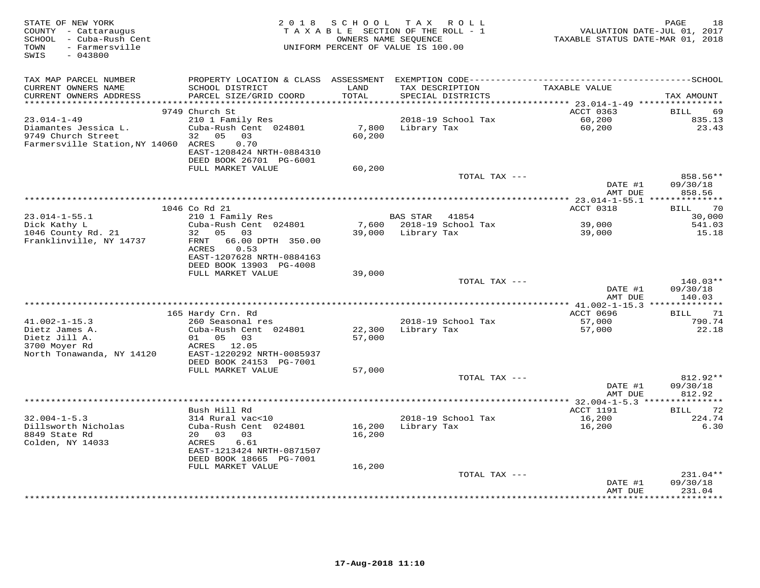STATE OF NEW YORK
COUNTY - Cattaraugus
SCHOOL - Cuba-Rush Cent
TOWN - Farmersville
SWIS - 043800

2018 SCHOOL TAX ROLL
TAXABLE SECTION OF THE ROLL - 1
OWNERS NAME SEQUENCE
UNIFORM PERCENT OF VALUE IS 100.00

VALUATION DATE-JUL 01, 2017
TAXABLE STATUS DATE-MAR 01, 2018

| TAX MAP PARCEL NUMBER / CURRENT OWNERS NAME / CURRENT OWNERS ADDRESS | PROPERTY LOCATION & CLASS / SCHOOL DISTRICT / PARCEL SIZE/GRID COORD | ASSESSMENT LAND / TOTAL | EXEMPTION CODE / TAX DESCRIPTION / SPECIAL DISTRICTS | TAXABLE VALUE | TAX AMOUNT |
|---|---|---|---|---|---|
| | 9749 Church St | | | ACCT 0363 | BILL 69 |
| 23.014-1-49 | 210 1 Family Res | | 2018-19 School Tax | 60,200 | 835.13 |
| Diamantes Jessica L. | Cuba-Rush Cent 024801 | 7,800 | Library Tax | 60,200 | 23.43 |
| 9749 Church Street | 32 05 03 | 60,200 | | | |
| Farmersville Station,NY 14060 | ACRES 0.70 | | | | |
| | EAST-1208424 NRTH-0884310 | | | | |
| | DEED BOOK 26701 PG-6001 | | | | |
| | FULL MARKET VALUE | 60,200 | | | |
| | | | TOTAL TAX --- | | 858.56** |
| | | | | DATE #1 | 09/30/18 |
| | | | | AMT DUE | 858.56 |
| | 1046 Co Rd 21 | | | ACCT 0318 | BILL 70 |
| 23.014-1-55.1 | 210 1 Family Res | | BAS STAR 41854 | | 30,000 |
| Dick Kathy L | Cuba-Rush Cent 024801 | 7,600 | 2018-19 School Tax | 39,000 | 541.03 |
| 1046 County Rd. 21 | 32 05 03 | 39,000 | Library Tax | 39,000 | 15.18 |
| Franklinville, NY 14737 | FRNT 66.00 DPTH 350.00 | | | | |
| | ACRES 0.53 | | | | |
| | EAST-1207628 NRTH-0884163 | | | | |
| | DEED BOOK 13903 PG-4008 | | | | |
| | FULL MARKET VALUE | 39,000 | | | |
| | | | TOTAL TAX --- | | 140.03** |
| | | | | DATE #1 | 09/30/18 |
| | | | | AMT DUE | 140.03 |
| | 165 Hardy Crn. Rd | | | ACCT 0696 | BILL 71 |
| 41.002-1-15.3 | 260 Seasonal res | | 2018-19 School Tax | 57,000 | 790.74 |
| Dietz James A. | Cuba-Rush Cent 024801 | 22,300 | Library Tax | 57,000 | 22.18 |
| Dietz Jill A. | 01 05 03 | 57,000 | | | |
| 3700 Moyer Rd | ACRES 12.05 | | | | |
| North Tonawanda, NY 14120 | EAST-1220292 NRTH-0085937 | | | | |
| | DEED BOOK 24153 PG-7001 | | | | |
| | FULL MARKET VALUE | 57,000 | | | |
| | | | TOTAL TAX --- | | 812.92** |
| | | | | DATE #1 | 09/30/18 |
| | | | | AMT DUE | 812.92 |
| | Bush Hill Rd | | | ACCT 1191 | BILL 72 |
| 32.004-1-5.3 | 314 Rural vac<10 | | 2018-19 School Tax | 16,200 | 224.74 |
| Dillsworth Nicholas | Cuba-Rush Cent 024801 | 16,200 | Library Tax | 16,200 | 6.30 |
| 8849 State Rd | 20 03 03 | 16,200 | | | |
| Colden, NY 14033 | ACRES 6.61 | | | | |
| | EAST-1213424 NRTH-0871507 | | | | |
| | DEED BOOK 18665 PG-7001 | | | | |
| | FULL MARKET VALUE | 16,200 | | | |
| | | | TOTAL TAX --- | | 231.04** |
| | | | | DATE #1 | 09/30/18 |
| | | | | AMT DUE | 231.04 |

17-Aug-2018 11:10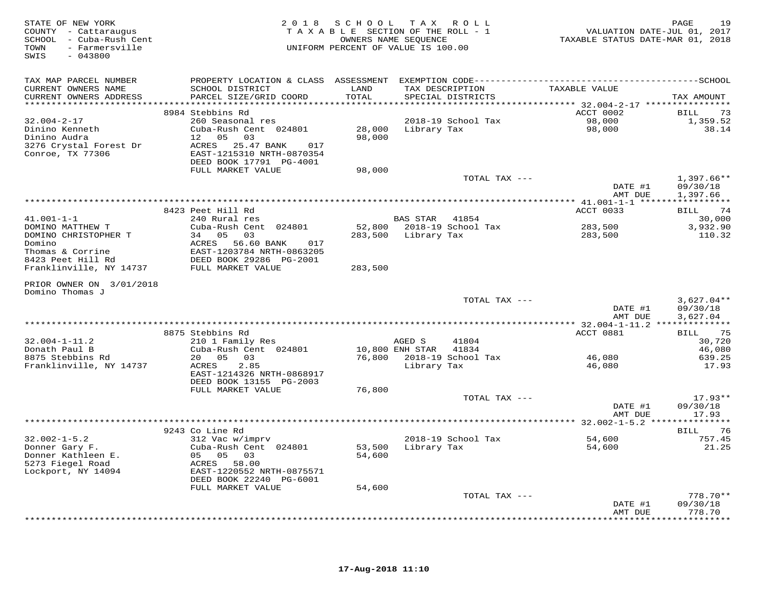STATE OF NEW YORK
COUNTY - Cattaraugus
SCHOOL - Cuba-Rush Cent
TOWN - Farmersville
SWIS - 043800

2018 SCHOOL TAX ROLL
TAXABLE SECTION OF THE ROLL - 1
OWNERS NAME SEQUENCE
UNIFORM PERCENT OF VALUE IS 100.00

VALUATION DATE-JUL 01, 2017
TAXABLE STATUS DATE-MAR 01, 2018

| TAX MAP PARCEL NUMBER / CURRENT OWNERS NAME / CURRENT OWNERS ADDRESS | PROPERTY LOCATION & CLASS / SCHOOL DISTRICT / PARCEL SIZE/GRID COORD | ASSESSMENT LAND / TOTAL | EXEMPTION CODE / TAX DESCRIPTION / SPECIAL DISTRICTS | TAXABLE VALUE | SCHOOL TAX AMOUNT |
|---|---|---|---|---|---|
| 32.004-2-17 | 8984 Stebbins Rd | | | ACCT 0002 | BILL 73 |
| 32.004-2-17 | 260 Seasonal res | | 2018-19 School Tax | 98,000 | 1,359.52 |
| Dinino Kenneth | Cuba-Rush Cent 024801 | 28,000 | Library Tax | 98,000 | 38.14 |
| Dinino Audra | 12 05 03 | 98,000 | | | |
| 3276 Crystal Forest Dr | ACRES 25.47 BANK 017 | | | | |
| Conroe, TX 77306 | EAST-1215310 NRTH-0870354 | | | | |
| | DEED BOOK 17791 PG-4001 | | | | |
| | FULL MARKET VALUE | 98,000 | | | |
| | | | TOTAL TAX --- | | 1,397.66** |
| | | | | DATE #1 | 09/30/18 |
| | | | | AMT DUE | 1,397.66 |
| 41.001-1-1 | 8423 Peet Hill Rd | | | ACCT 0033 | BILL 74 |
| 41.001-1-1 | 240 Rural res | | BAS STAR 41854 | | 30,000 |
| DOMINO MATTHEW T | Cuba-Rush Cent 024801 | 52,800 | 2018-19 School Tax | 283,500 | 3,932.90 |
| DOMINO CHRISTOPHER T | 34 05 03 | 283,500 | Library Tax | 283,500 | 110.32 |
| Domino | ACRES 56.60 BANK 017 | | | | |
| Thomas & Corrine | EAST-1203784 NRTH-0863205 | | | | |
| 8423 Peet Hill Rd | DEED BOOK 29286 PG-2001 | | | | |
| Franklinville, NY 14737 | FULL MARKET VALUE | 283,500 | | | |
| PRIOR OWNER ON 3/01/2018 | | | | | |
| Domino Thomas J | | | | | |
| | | | TOTAL TAX --- | | 3,627.04** |
| | | | | DATE #1 | 09/30/18 |
| | | | | AMT DUE | 3,627.04 |
| 32.004-1-11.2 | 8875 Stebbins Rd | | | ACCT 0881 | BILL 75 |
| 32.004-1-11.2 | 210 1 Family Res | | AGED S 41804 | | 30,720 |
| Donath Paul B | Cuba-Rush Cent 024801 | 10,800 | ENH STAR 41834 | | 46,080 |
| 8875 Stebbins Rd | 20 05 03 | 76,800 | 2018-19 School Tax | 46,080 | 639.25 |
| Franklinville, NY 14737 | ACRES 2.85 | | Library Tax | 46,080 | 17.93 |
| | EAST-1214326 NRTH-0868917 | | | | |
| | DEED BOOK 13155 PG-2003 | | | | |
| | FULL MARKET VALUE | 76,800 | | | |
| | | | TOTAL TAX --- | | 17.93** |
| | | | | DATE #1 | 09/30/18 |
| | | | | AMT DUE | 17.93 |
| 32.002-1-5.2 | 9243 Co Line Rd | | | | BILL 76 |
| 32.002-1-5.2 | 312 Vac w/imprv | | 2018-19 School Tax | 54,600 | 757.45 |
| Donner Gary F. | Cuba-Rush Cent 024801 | 53,500 | Library Tax | 54,600 | 21.25 |
| Donner Kathleen E. | 05 05 03 | 54,600 | | | |
| 5273 Fiegel Road | ACRES 58.00 | | | | |
| Lockport, NY 14094 | EAST-1220552 NRTH-0875571 | | | | |
| | DEED BOOK 22240 PG-6001 | | | | |
| | FULL MARKET VALUE | 54,600 | | | |
| | | | TOTAL TAX --- | | 778.70** |
| | | | | DATE #1 | 09/30/18 |
| | | | | AMT DUE | 778.70 |

17-Aug-2018 11:10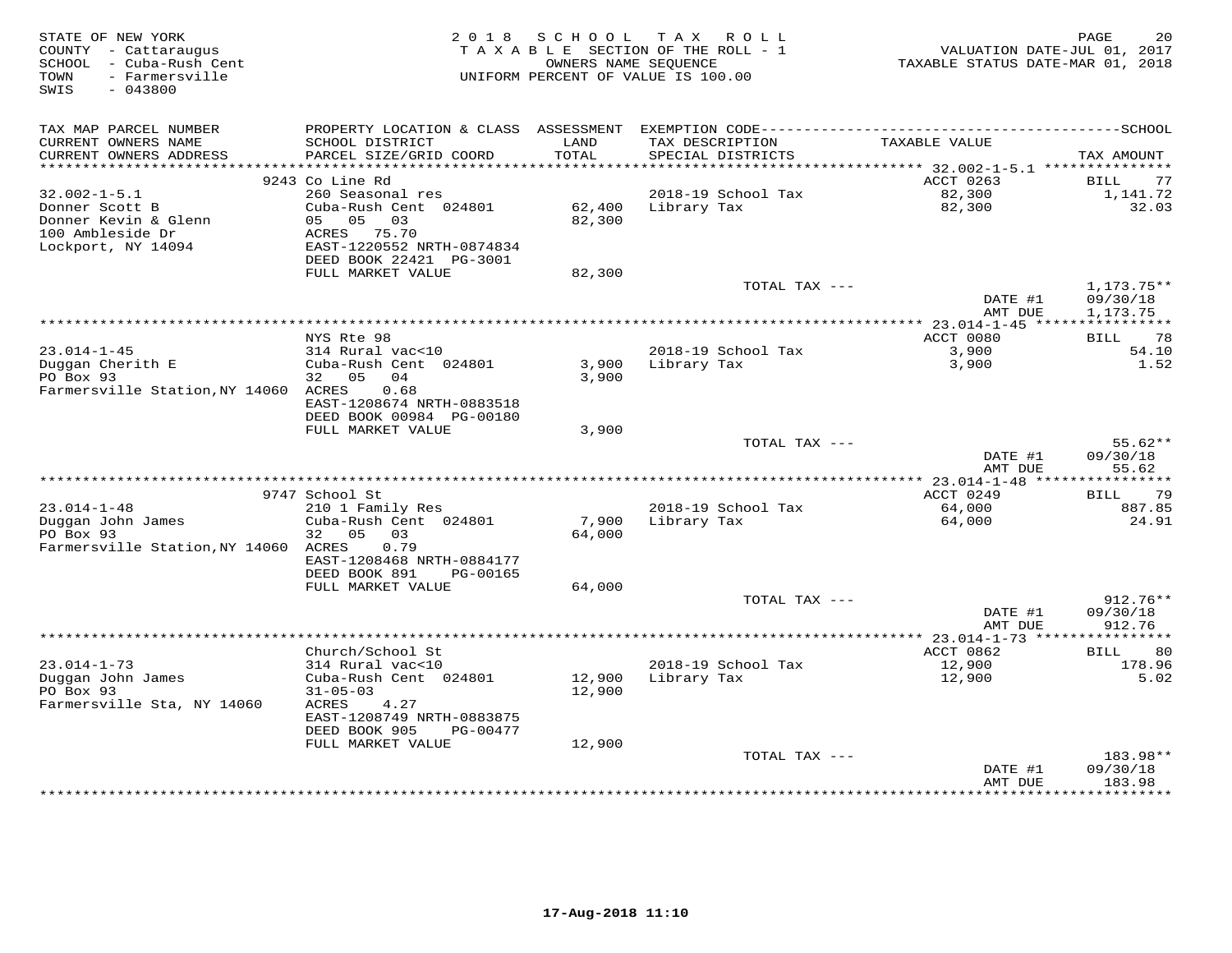STATE OF NEW YORK
COUNTY - Cattaraugus
SCHOOL - Cuba-Rush Cent
TOWN - Farmersville
SWIS - 043800

2018 SCHOOL TAX ROLL
TAXABLE SECTION OF THE ROLL - 1
OWNERS NAME SEQUENCE
UNIFORM PERCENT OF VALUE IS 100.00

VALUATION DATE-JUL 01, 2017
TAXABLE STATUS DATE-MAR 01, 2018

| TAX MAP PARCEL NUMBER / CURRENT OWNERS NAME / CURRENT OWNERS ADDRESS | PROPERTY LOCATION & CLASS / SCHOOL DISTRICT / PARCEL SIZE/GRID COORD | ASSESSMENT LAND / TOTAL | EXEMPTION CODE / TAX DESCRIPTION / SPECIAL DISTRICTS | TAXABLE VALUE | SCHOOL TAX AMOUNT |
|---|---|---|---|---|---|
| 32.002-1-5.1 | 9243 Co Line Rd | | | ACCT 0263 | BILL 77 |
| 32.002-1-5.1 | 260 Seasonal res | | 2018-19 School Tax | 82,300 | 1,141.72 |
| Donner Scott B | Cuba-Rush Cent 024801 | 62,400 | Library Tax | 82,300 | 32.03 |
| Donner Kevin & Glenn | 05 05 03 | 82,300 | | | |
| 100 Ambleside Dr | ACRES 75.70 | | | | |
| Lockport, NY 14094 | EAST-1220552 NRTH-0874834 | | | | |
| | DEED BOOK 22421 PG-3001 | | | | |
| | FULL MARKET VALUE | 82,300 | | | |
| | | | TOTAL TAX --- | | 1,173.75** |
| | | | | DATE #1 | 09/30/18 |
| | | | | AMT DUE | 1,173.75 |
| 23.014-1-45 | NYS Rte 98 | | | ACCT 0080 | BILL 78 |
| 23.014-1-45 | 314 Rural vac<10 | | 2018-19 School Tax | 3,900 | 54.10 |
| Duggan Cherith E | Cuba-Rush Cent 024801 | 3,900 | Library Tax | 3,900 | 1.52 |
| PO Box 93 | 32 05 04 | 3,900 | | | |
| Farmersville Station,NY 14060 | ACRES 0.68 | | | | |
| | EAST-1208674 NRTH-0883518 | | | | |
| | DEED BOOK 00984 PG-00180 | | | | |
| | FULL MARKET VALUE | 3,900 | | | |
| | | | TOTAL TAX --- | | 55.62** |
| | | | | DATE #1 | 09/30/18 |
| | | | | AMT DUE | 55.62 |
| 23.014-1-48 | 9747 School St | | | ACCT 0249 | BILL 79 |
| 23.014-1-48 | 210 1 Family Res | | 2018-19 School Tax | 64,000 | 887.85 |
| Duggan John James | Cuba-Rush Cent 024801 | 7,900 | Library Tax | 64,000 | 24.91 |
| PO Box 93 | 32 05 03 | 64,000 | | | |
| Farmersville Station,NY 14060 | ACRES 0.79 | | | | |
| | EAST-1208468 NRTH-0884177 | | | | |
| | DEED BOOK 891 PG-00165 | | | | |
| | FULL MARKET VALUE | 64,000 | | | |
| | | | TOTAL TAX --- | | 912.76** |
| | | | | DATE #1 | 09/30/18 |
| | | | | AMT DUE | 912.76 |
| 23.014-1-73 | Church/School St | | | ACCT 0862 | BILL 80 |
| 23.014-1-73 | 314 Rural vac<10 | | 2018-19 School Tax | 12,900 | 178.96 |
| Duggan John James | Cuba-Rush Cent 024801 | 12,900 | Library Tax | 12,900 | 5.02 |
| PO Box 93 | 31-05-03 | 12,900 | | | |
| Farmersville Sta, NY 14060 | ACRES 4.27 | | | | |
| | EAST-1208749 NRTH-0883875 | | | | |
| | DEED BOOK 905 PG-00477 | | | | |
| | FULL MARKET VALUE | 12,900 | | | |
| | | | TOTAL TAX --- | | 183.98** |
| | | | | DATE #1 | 09/30/18 |
| | | | | AMT DUE | 183.98 |

17-Aug-2018 11:10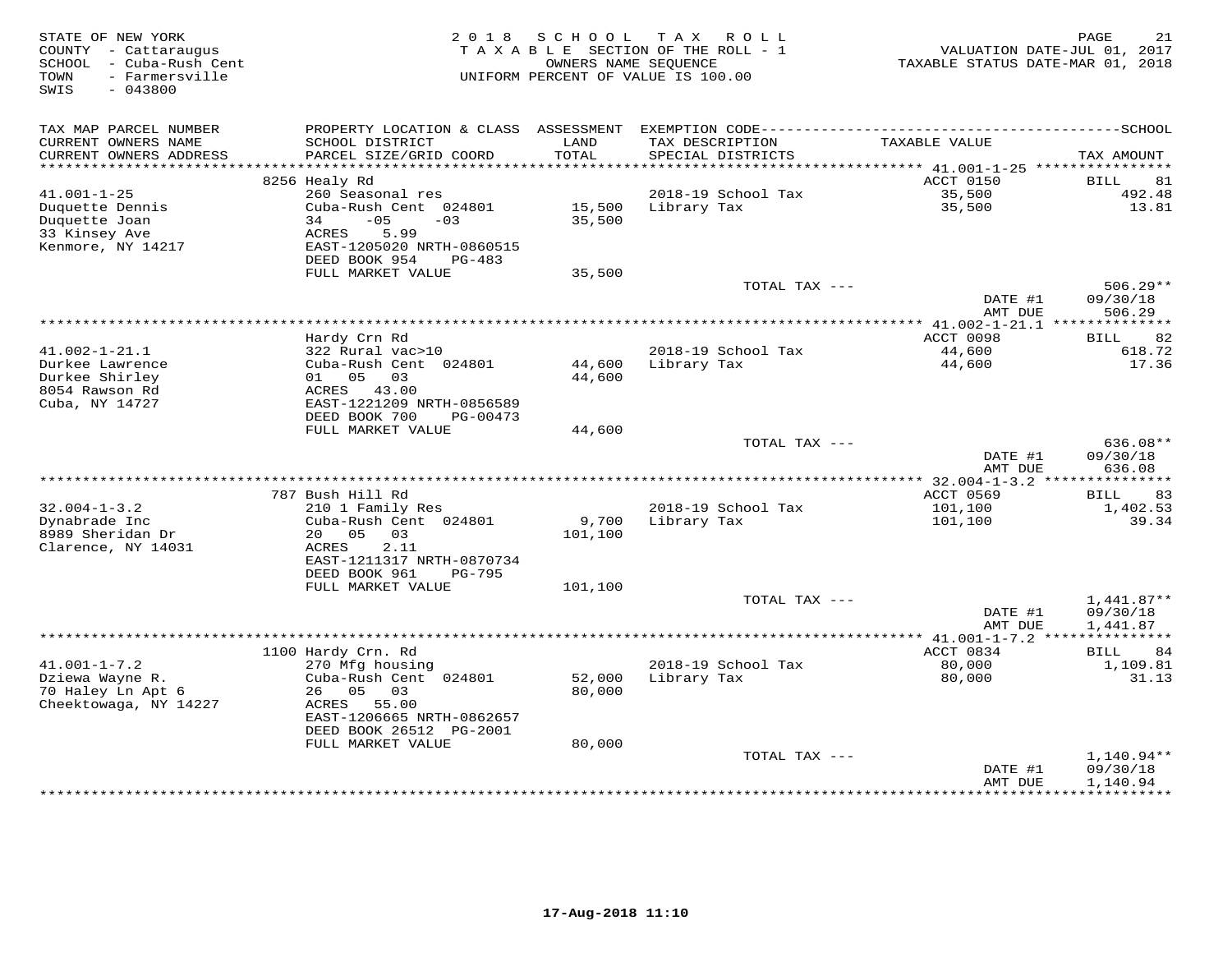STATE OF NEW YORK
COUNTY - Cattaraugus
SCHOOL - Cuba-Rush Cent
TOWN - Farmersville
SWIS - 043800

2018 SCHOOL TAX ROLL
TAXABLE SECTION OF THE ROLL - 1
OWNERS NAME SEQUENCE
UNIFORM PERCENT OF VALUE IS 100.00

VALUATION DATE-JUL 01, 2017
TAXABLE STATUS DATE-MAR 01, 2018

| TAX MAP PARCEL NUMBER / CURRENT OWNERS NAME / CURRENT OWNERS ADDRESS | PROPERTY LOCATION & CLASS / SCHOOL DISTRICT / PARCEL SIZE/GRID COORD | ASSESSMENT LAND / TOTAL | EXEMPTION CODE / TAX DESCRIPTION / SPECIAL DISTRICTS | TAXABLE VALUE | SCHOOL TAX AMOUNT |
|---|---|---|---|---|---|
| 41.001-1-25 | 8256 Healy Rd | | | ACCT 0150 | BILL 81 |
| Duquette Dennis | 260 Seasonal res | | 2018-19 School Tax | 35,500 | 492.48 |
| Duquette Joan | Cuba-Rush Cent 024801 | 15,500 | Library Tax | 35,500 | 13.81 |
| 33 Kinsey Ave | 34 -05 -03 | 35,500 | | | |
| Kenmore, NY 14217 | ACRES 5.99 | | | | |
| | EAST-1205020 NRTH-0860515 | | | | |
| | DEED BOOK 954 PG-483 | | | | |
| | FULL MARKET VALUE | 35,500 | | | |
| | | | TOTAL TAX --- | | 506.29** |
| | | | | DATE #1 | 09/30/18 |
| | | | | AMT DUE | 506.29 |
| 41.002-1-21.1 | Hardy Crn Rd | | | ACCT 0098 | BILL 82 |
| Durkee Lawrence | 322 Rural vac>10 | | 2018-19 School Tax | 44,600 | 618.72 |
| Durkee Shirley | Cuba-Rush Cent 024801 | 44,600 | Library Tax | 44,600 | 17.36 |
| 8054 Rawson Rd | 01 05 03 | 44,600 | | | |
| Cuba, NY 14727 | ACRES 43.00 | | | | |
| | EAST-1221209 NRTH-0856589 | | | | |
| | DEED BOOK 700 PG-00473 | | | | |
| | FULL MARKET VALUE | 44,600 | | | |
| | | | TOTAL TAX --- | | 636.08** |
| | | | | DATE #1 | 09/30/18 |
| | | | | AMT DUE | 636.08 |
| 32.004-1-3.2 | 787 Bush Hill Rd | | | ACCT 0569 | BILL 83 |
| Dynabrade Inc | 210 1 Family Res | | 2018-19 School Tax | 101,100 | 1,402.53 |
| 8989 Sheridan Dr | Cuba-Rush Cent 024801 | 9,700 | Library Tax | 101,100 | 39.34 |
| Clarence, NY 14031 | 20 05 03 | 101,100 | | | |
| | ACRES 2.11 | | | | |
| | EAST-1211317 NRTH-0870734 | | | | |
| | DEED BOOK 961 PG-795 | | | | |
| | FULL MARKET VALUE | 101,100 | | | |
| | | | TOTAL TAX --- | | 1,441.87** |
| | | | | DATE #1 | 09/30/18 |
| | | | | AMT DUE | 1,441.87 |
| 41.001-1-7.2 | 1100 Hardy Crn. Rd | | | ACCT 0834 | BILL 84 |
| Dziewa Wayne R. | 270 Mfg housing | | 2018-19 School Tax | 80,000 | 1,109.81 |
| 70 Haley Ln Apt 6 | Cuba-Rush Cent 024801 | 52,000 | Library Tax | 80,000 | 31.13 |
| Cheektowaga, NY 14227 | 26 05 03 | 80,000 | | | |
| | ACRES 55.00 | | | | |
| | EAST-1206665 NRTH-0862657 | | | | |
| | DEED BOOK 26512 PG-2001 | | | | |
| | FULL MARKET VALUE | 80,000 | | | |
| | | | TOTAL TAX --- | | 1,140.94** |
| | | | | DATE #1 | 09/30/18 |
| | | | | AMT DUE | 1,140.94 |

17-Aug-2018 11:10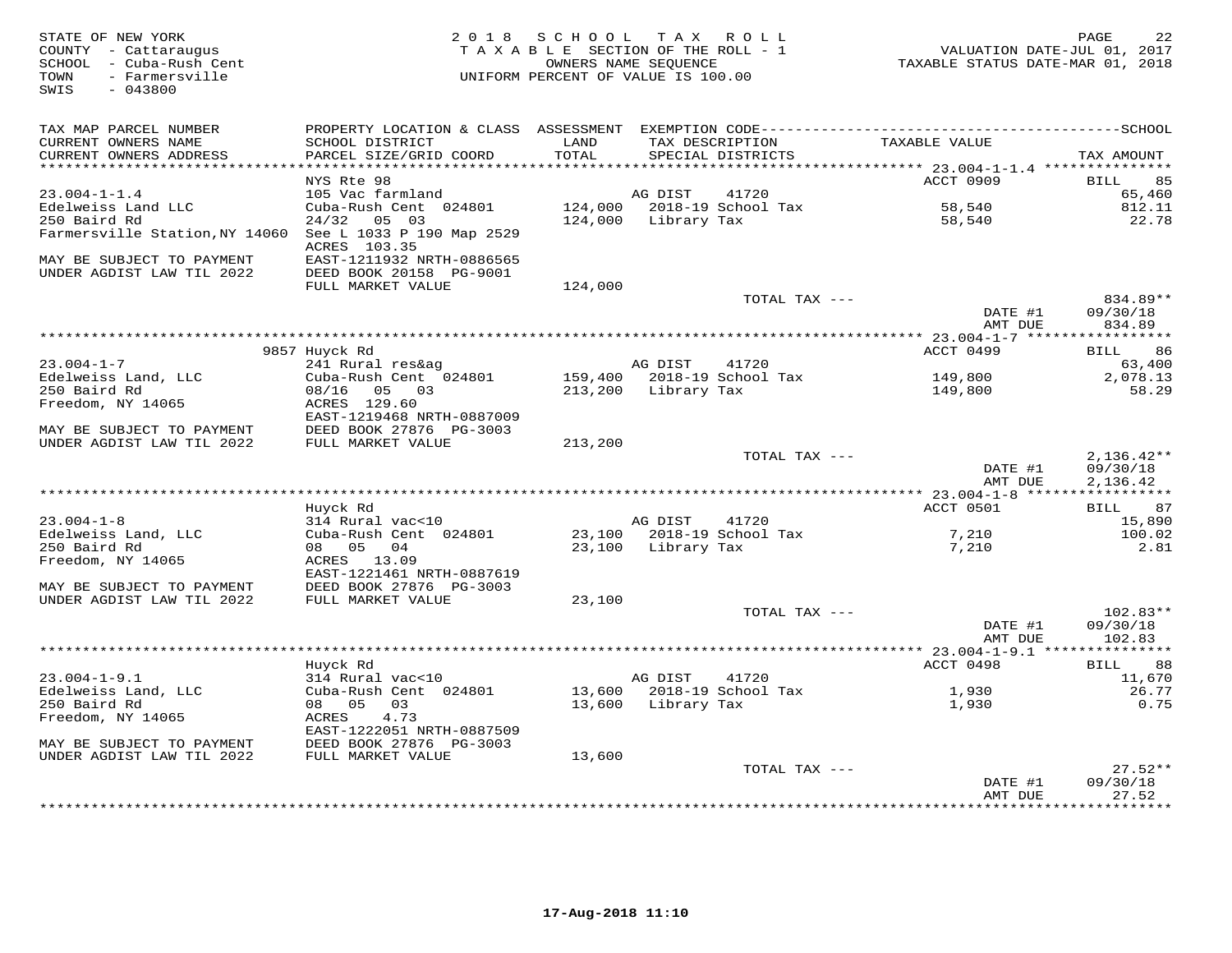STATE OF NEW YORK
COUNTY - Cattaraugus
SCHOOL - Cuba-Rush Cent
TOWN - Farmersville
SWIS - 043800

2018 SCHOOL TAX ROLL
TAXABLE SECTION OF THE ROLL - 1
OWNERS NAME SEQUENCE
UNIFORM PERCENT OF VALUE IS 100.00

VALUATION DATE-JUL 01, 2017
TAXABLE STATUS DATE-MAR 01, 2018

| TAX MAP PARCEL NUMBER / CURRENT OWNERS NAME / CURRENT OWNERS ADDRESS | PROPERTY LOCATION & CLASS / SCHOOL DISTRICT / PARCEL SIZE/GRID COORD | ASSESSMENT LAND / TOTAL | EXEMPTION CODE / TAX DESCRIPTION / SPECIAL DISTRICTS | TAXABLE VALUE | TAX AMOUNT |
|---|---|---|---|---|---|
| | NYS Rte 98 | | | ACCT 0909 | BILL 85 |
| 23.004-1-1.4 | 105 Vac farmland | | AG DIST 41720 | | 65,460 |
| Edelweiss Land LLC | Cuba-Rush Cent 024801 | 124,000 | 2018-19 School Tax | 58,540 | 812.11 |
| 250 Baird Rd | 24/32 05 03 | 124,000 | Library Tax | 58,540 | 22.78 |
| Farmersville Station, NY 14060 | See L 1033 P 190 Map 2529 | | | | |
| | ACRES 103.35 | | | | |
| MAY BE SUBJECT TO PAYMENT | EAST-1211932 NRTH-0886565 | | | | |
| UNDER AGDIST LAW TIL 2022 | DEED BOOK 20158 PG-9001 | | | | |
| | FULL MARKET VALUE | 124,000 | | | |
| | | | TOTAL TAX --- | | 834.89** |
| | | | | DATE #1 | 09/30/18 |
| | | | | AMT DUE | 834.89 |
| | 9857 Huyck Rd | | | ACCT 0499 | BILL 86 |
| 23.004-1-7 | 241 Rural res&ag | | AG DIST 41720 | | 63,400 |
| Edelweiss Land, LLC | Cuba-Rush Cent 024801 | 159,400 | 2018-19 School Tax | 149,800 | 2,078.13 |
| 250 Baird Rd | 08/16 05 03 | 213,200 | Library Tax | 149,800 | 58.29 |
| Freedom, NY 14065 | ACRES 129.60 | | | | |
| | EAST-1219468 NRTH-0887009 | | | | |
| MAY BE SUBJECT TO PAYMENT | DEED BOOK 27876 PG-3003 | | | | |
| UNDER AGDIST LAW TIL 2022 | FULL MARKET VALUE | 213,200 | | | |
| | | | TOTAL TAX --- | | 2,136.42** |
| | | | | DATE #1 | 09/30/18 |
| | | | | AMT DUE | 2,136.42 |
| | Huyck Rd | | | ACCT 0501 | BILL 87 |
| 23.004-1-8 | 314 Rural vac<10 | | AG DIST 41720 | | 15,890 |
| Edelweiss Land, LLC | Cuba-Rush Cent 024801 | 23,100 | 2018-19 School Tax | 7,210 | 100.02 |
| 250 Baird Rd | 08 05 04 | 23,100 | Library Tax | 7,210 | 2.81 |
| Freedom, NY 14065 | ACRES 13.09 | | | | |
| | EAST-1221461 NRTH-0887619 | | | | |
| MAY BE SUBJECT TO PAYMENT | DEED BOOK 27876 PG-3003 | | | | |
| UNDER AGDIST LAW TIL 2022 | FULL MARKET VALUE | 23,100 | | | |
| | | | TOTAL TAX --- | | 102.83** |
| | | | | DATE #1 | 09/30/18 |
| | | | | AMT DUE | 102.83 |
| | Huyck Rd | | | ACCT 0498 | BILL 88 |
| 23.004-1-9.1 | 314 Rural vac<10 | | AG DIST 41720 | | 11,670 |
| Edelweiss Land, LLC | Cuba-Rush Cent 024801 | 13,600 | 2018-19 School Tax | 1,930 | 26.77 |
| 250 Baird Rd | 08 05 03 | 13,600 | Library Tax | 1,930 | 0.75 |
| Freedom, NY 14065 | ACRES 4.73 | | | | |
| | EAST-1222051 NRTH-0887509 | | | | |
| MAY BE SUBJECT TO PAYMENT | DEED BOOK 27876 PG-3003 | | | | |
| UNDER AGDIST LAW TIL 2022 | FULL MARKET VALUE | 13,600 | | | |
| | | | TOTAL TAX --- | | 27.52** |
| | | | | DATE #1 | 09/30/18 |
| | | | | AMT DUE | 27.52 |

17-Aug-2018 11:10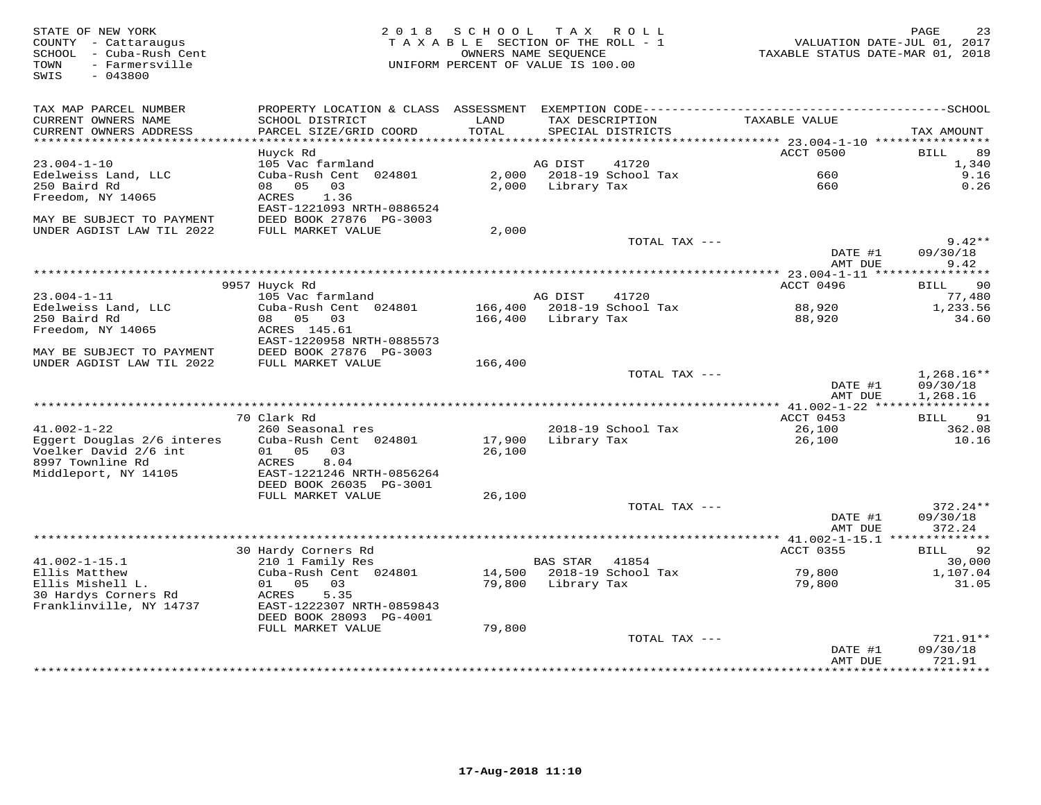STATE OF NEW YORK
COUNTY - Cattaraugus
SCHOOL - Cuba-Rush Cent
TOWN - Farmersville
SWIS - 043800

2018 SCHOOL TAX ROLL
TAXABLE SECTION OF THE ROLL - 1
OWNERS NAME SEQUENCE
UNIFORM PERCENT OF VALUE IS 100.00

VALUATION DATE-JUL 01, 2017
TAXABLE STATUS DATE-MAR 01, 2018

| TAX MAP PARCEL NUMBER / CURRENT OWNERS NAME / CURRENT OWNERS ADDRESS | PROPERTY LOCATION & CLASS / SCHOOL DISTRICT / PARCEL SIZE/GRID COORD | ASSESSMENT LAND / TOTAL | EXEMPTION CODE / TAX DESCRIPTION / SPECIAL DISTRICTS | TAXABLE VALUE | TAX AMOUNT |
|---|---|---|---|---|---|
| | Huyck Rd | | | ACCT 0500 | BILL 89 |
| 23.004-1-10 | 105 Vac farmland | | AG DIST 41720 | | 1,340 |
| Edelweiss Land, LLC | Cuba-Rush Cent 024801 | 2,000 | 2018-19 School Tax | 660 | 9.16 |
| 250 Baird Rd | 08 05 03 | 2,000 | Library Tax | 660 | 0.26 |
| Freedom, NY 14065 | ACRES 1.36 | | | | |
| | EAST-1221093 NRTH-0886524 | | | | |
| MAY BE SUBJECT TO PAYMENT | DEED BOOK 27876 PG-3003 | | | | |
| UNDER AGDIST LAW TIL 2022 | FULL MARKET VALUE | 2,000 | | | |
| | | | TOTAL TAX --- | | 9.42** |
| | | | | DATE #1 | 09/30/18 |
| | | | | AMT DUE | 9.42 |
| | 9957 Huyck Rd | | | ACCT 0496 | BILL 90 |
| 23.004-1-11 | 105 Vac farmland | | AG DIST 41720 | | 77,480 |
| Edelweiss Land, LLC | Cuba-Rush Cent 024801 | 166,400 | 2018-19 School Tax | 88,920 | 1,233.56 |
| 250 Baird Rd | 08 05 03 | 166,400 | Library Tax | 88,920 | 34.60 |
| Freedom, NY 14065 | ACRES 145.61 | | | | |
| | EAST-1220958 NRTH-0885573 | | | | |
| MAY BE SUBJECT TO PAYMENT | DEED BOOK 27876 PG-3003 | | | | |
| UNDER AGDIST LAW TIL 2022 | FULL MARKET VALUE | 166,400 | | | |
| | | | TOTAL TAX --- | | 1,268.16** |
| | | | | DATE #1 | 09/30/18 |
| | | | | AMT DUE | 1,268.16 |
| | 70 Clark Rd | | | ACCT 0453 | BILL 91 |
| 41.002-1-22 | 260 Seasonal res | | 2018-19 School Tax | 26,100 | 362.08 |
| Eggert Douglas 2/6 interes | Cuba-Rush Cent 024801 | 17,900 | Library Tax | 26,100 | 10.16 |
| Voelker David 2/6 int | 01 05 03 | 26,100 | | | |
| 8997 Townline Rd | ACRES 8.04 | | | | |
| Middleport, NY 14105 | EAST-1221246 NRTH-0856264 | | | | |
| | DEED BOOK 26035 PG-3001 | | | | |
| | FULL MARKET VALUE | 26,100 | | | |
| | | | TOTAL TAX --- | | 372.24** |
| | | | | DATE #1 | 09/30/18 |
| | | | | AMT DUE | 372.24 |
| | 30 Hardy Corners Rd | | | ACCT 0355 | BILL 92 |
| 41.002-1-15.1 | 210 1 Family Res | | BAS STAR 41854 | | 30,000 |
| Ellis Matthew | Cuba-Rush Cent 024801 | 14,500 | 2018-19 School Tax | 79,800 | 1,107.04 |
| Ellis Mishell L. | 01 05 03 | 79,800 | Library Tax | 79,800 | 31.05 |
| 30 Hardys Corners Rd | ACRES 5.35 | | | | |
| Franklinville, NY 14737 | EAST-1222307 NRTH-0859843 | | | | |
| | DEED BOOK 28093 PG-4001 | | | | |
| | FULL MARKET VALUE | 79,800 | | | |
| | | | TOTAL TAX --- | | 721.91** |
| | | | | DATE #1 | 09/30/18 |
| | | | | AMT DUE | 721.91 |

17-Aug-2018 11:10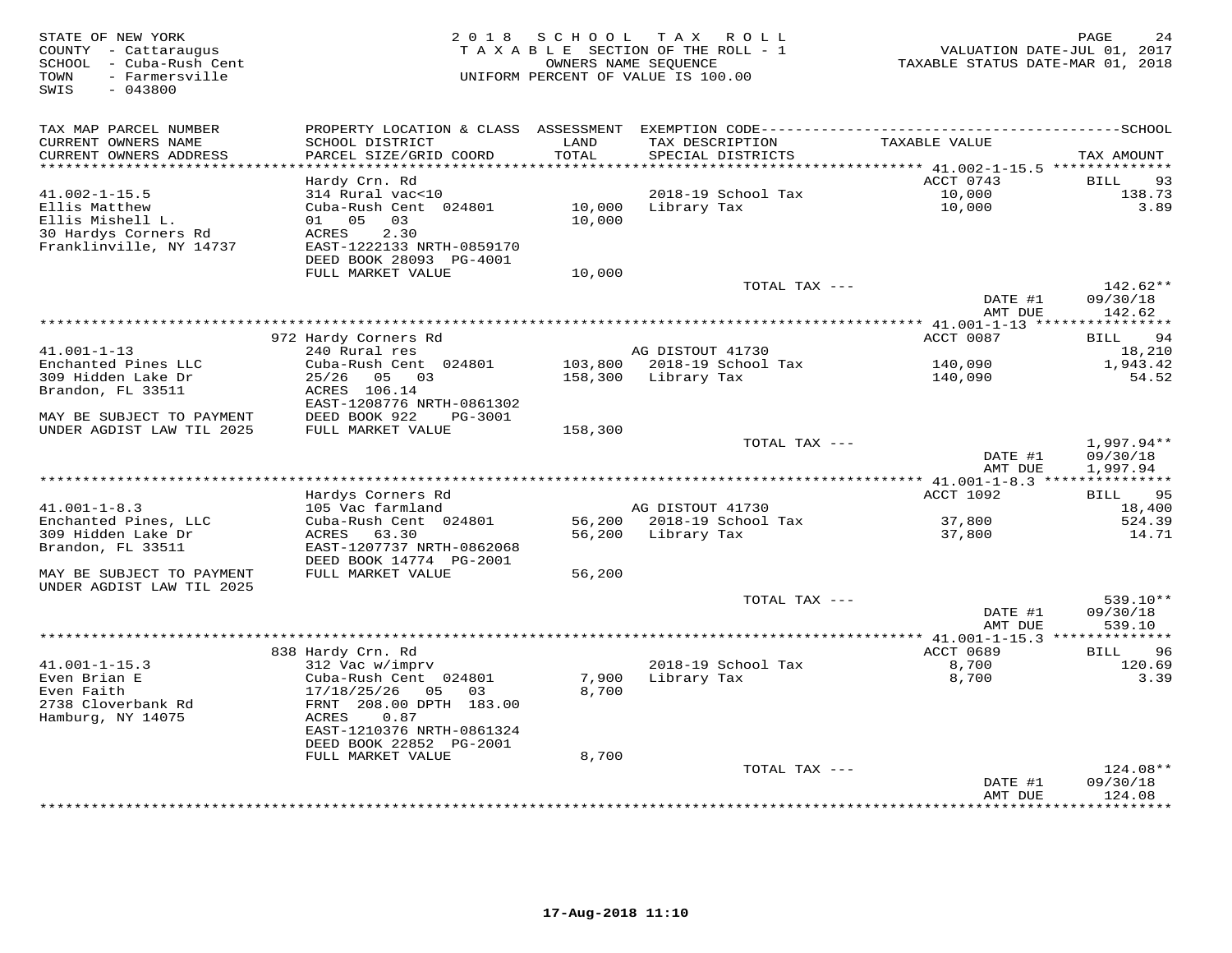STATE OF NEW YORK
COUNTY - Cattaraugus
SCHOOL - Cuba-Rush Cent
TOWN - Farmersville
SWIS - 043800

2 0 1 8 S C H O O L T A X R O L L
T A X A B L E SECTION OF THE ROLL - 1
OWNERS NAME SEQUENCE
UNIFORM PERCENT OF VALUE IS 100.00

VALUATION DATE-JUL 01, 2017
TAXABLE STATUS DATE-MAR 01, 2018

| TAX MAP PARCEL NUMBER / CURRENT OWNERS NAME / CURRENT OWNERS ADDRESS | PROPERTY LOCATION & CLASS / SCHOOL DISTRICT / PARCEL SIZE/GRID COORD | ASSESSMENT LAND / TOTAL | EXEMPTION CODE / TAX DESCRIPTION / SPECIAL DISTRICTS | TAXABLE VALUE | TAX AMOUNT |
|---|---|---|---|---|---|
| 41.002-1-15.5 | Hardy Crn. Rd | | | ACCT 0743 | BILL 93 |
| 41.002-1-15.5 | 314 Rural vac<10 | | 2018-19 School Tax | 10,000 | 138.73 |
| Ellis Matthew | Cuba-Rush Cent 024801 | 10,000 | Library Tax | 10,000 | 3.89 |
| Ellis Mishell L. | 01 05 03 | 10,000 | | | |
| 30 Hardys Corners Rd | ACRES 2.30 | | | | |
| Franklinville, NY 14737 | EAST-1222133 NRTH-0859170 | | | | |
| | DEED BOOK 28093 PG-4001 | | | | |
| | FULL MARKET VALUE | 10,000 | | | |
| | | | TOTAL TAX --- | | 142.62** |
| | | | | DATE #1 | 09/30/18 |
| | | | | AMT DUE | 142.62 |
| 41.001-1-13 | 972 Hardy Corners Rd | | | ACCT 0087 | BILL 94 |
| 41.001-1-13 | 240 Rural res | | AG DISTOUT 41730 | | 18,210 |
| Enchanted Pines LLC | Cuba-Rush Cent 024801 | 103,800 | 2018-19 School Tax | 140,090 | 1,943.42 |
| 309 Hidden Lake Dr | 25/26 05 03 | 158,300 | Library Tax | 140,090 | 54.52 |
| Brandon, FL 33511 | ACRES 106.14 | | | | |
| | EAST-1208776 NRTH-0861302 | | | | |
| MAY BE SUBJECT TO PAYMENT | DEED BOOK 922 PG-3001 | | | | |
| UNDER AGDIST LAW TIL 2025 | FULL MARKET VALUE | 158,300 | | | |
| | | | TOTAL TAX --- | | 1,997.94** |
| | | | | DATE #1 | 09/30/18 |
| | | | | AMT DUE | 1,997.94 |
| 41.001-1-8.3 | Hardys Corners Rd | | | ACCT 1092 | BILL 95 |
| 41.001-1-8.3 | 105 Vac farmland | | AG DISTOUT 41730 | | 18,400 |
| Enchanted Pines, LLC | Cuba-Rush Cent 024801 | 56,200 | 2018-19 School Tax | 37,800 | 524.39 |
| 309 Hidden Lake Dr | ACRES 63.30 | 56,200 | Library Tax | 37,800 | 14.71 |
| Brandon, FL 33511 | EAST-1207737 NRTH-0862068 | | | | |
| | DEED BOOK 14774 PG-2001 | | | | |
| MAY BE SUBJECT TO PAYMENT | FULL MARKET VALUE | 56,200 | | | |
| UNDER AGDIST LAW TIL 2025 | | | | | |
| | | | TOTAL TAX --- | | 539.10** |
| | | | | DATE #1 | 09/30/18 |
| | | | | AMT DUE | 539.10 |
| 41.001-1-15.3 | 838 Hardy Crn. Rd | | | ACCT 0689 | BILL 96 |
| 41.001-1-15.3 | 312 Vac w/imprv | | 2018-19 School Tax | 8,700 | 120.69 |
| Even Brian E | Cuba-Rush Cent 024801 | 7,900 | Library Tax | 8,700 | 3.39 |
| Even Faith | 17/18/25/26 05 03 | 8,700 | | | |
| 2738 Cloverbank Rd | FRNT 208.00 DPTH 183.00 | | | | |
| Hamburg, NY 14075 | ACRES 0.87 | | | | |
| | EAST-1210376 NRTH-0861324 | | | | |
| | DEED BOOK 22852 PG-2001 | | | | |
| | FULL MARKET VALUE | 8,700 | | | |
| | | | TOTAL TAX --- | | 124.08** |
| | | | | DATE #1 | 09/30/18 |
| | | | | AMT DUE | 124.08 |

17-Aug-2018 11:10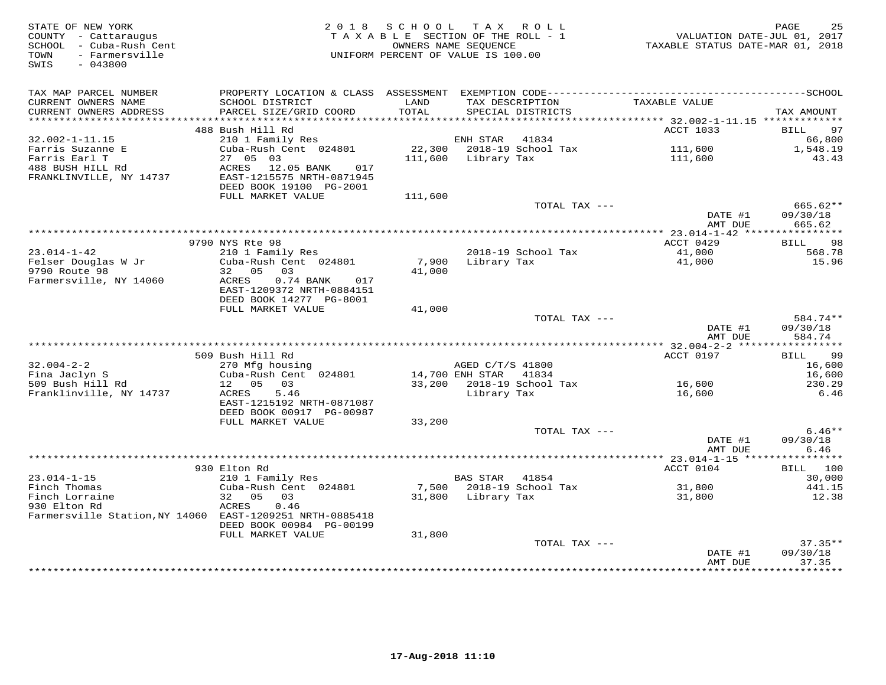STATE OF NEW YORK
COUNTY - Cattaraugus
SCHOOL - Cuba-Rush Cent
TOWN - Farmersville
SWIS - 043800

2018 SCHOOL TAX ROLL
TAXABLE SECTION OF THE ROLL - 1
OWNERS NAME SEQUENCE
UNIFORM PERCENT OF VALUE IS 100.00

VALUATION DATE-JUL 01, 2017
TAXABLE STATUS DATE-MAR 01, 2018

| TAX MAP PARCEL NUMBER / CURRENT OWNERS NAME / CURRENT OWNERS ADDRESS | PROPERTY LOCATION & CLASS / SCHOOL DISTRICT / PARCEL SIZE/GRID COORD | ASSESSMENT LAND / TOTAL | EXEMPTION CODE / TAX DESCRIPTION / SPECIAL DISTRICTS | TAXABLE VALUE | TAX AMOUNT |
|---|---|---|---|---|---|
| 32.002-1-11.15 | 488 Bush Hill Rd | | | ACCT 1033 | BILL 97 |
| 32.002-1-11.15 | 210 1 Family Res | | ENH STAR 41834 | | 66,800 |
| Farris Suzanne E | Cuba-Rush Cent 024801 | 22,300 | 2018-19 School Tax | 111,600 | 1,548.19 |
| Farris Earl T | 27 05 03 | 111,600 | Library Tax | 111,600 | 43.43 |
| 488 BUSH HILL Rd | ACRES 12.05 BANK 017 | | | | |
| FRANKLINVILLE, NY 14737 | EAST-1215575 NRTH-0871945 | | | | |
| | DEED BOOK 19100 PG-2001 | | | | |
| | FULL MARKET VALUE | 111,600 | | | |
| | | | TOTAL TAX --- | | 665.62** |
| | | | | DATE #1 | 09/30/18 |
| | | | | AMT DUE | 665.62 |
| 23.014-1-42 | 9790 NYS Rte 98 | | | ACCT 0429 | BILL 98 |
| 23.014-1-42 | 210 1 Family Res | | 2018-19 School Tax | 41,000 | 568.78 |
| Felser Douglas W Jr | Cuba-Rush Cent 024801 | 7,900 | Library Tax | 41,000 | 15.96 |
| 9790 Route 98 | 32 05 03 | 41,000 | | | |
| Farmersville, NY 14060 | ACRES 0.74 BANK 017 | | | | |
| | EAST-1209372 NRTH-0884151 | | | | |
| | DEED BOOK 14277 PG-8001 | | | | |
| | FULL MARKET VALUE | 41,000 | | | |
| | | | TOTAL TAX --- | | 584.74** |
| | | | | DATE #1 | 09/30/18 |
| | | | | AMT DUE | 584.74 |
| 32.004-2-2 | 509 Bush Hill Rd | | | ACCT 0197 | BILL 99 |
| 32.004-2-2 | 270 Mfg housing | | AGED C/T/S 41800 | | 16,600 |
| Fina Jaclyn S | Cuba-Rush Cent 024801 | 14,700 | ENH STAR 41834 | | 16,600 |
| 509 Bush Hill Rd | 12 05 03 | 33,200 | 2018-19 School Tax | 16,600 | 230.29 |
| Franklinville, NY 14737 | ACRES 5.46 | | Library Tax | 16,600 | 6.46 |
| | EAST-1215192 NRTH-0871087 | | | | |
| | DEED BOOK 00917 PG-00987 | | | | |
| | FULL MARKET VALUE | 33,200 | | | |
| | | | TOTAL TAX --- | | 6.46** |
| | | | | DATE #1 | 09/30/18 |
| | | | | AMT DUE | 6.46 |
| 23.014-1-15 | 930 Elton Rd | | | ACCT 0104 | BILL 100 |
| 23.014-1-15 | 210 1 Family Res | | BAS STAR 41854 | | 30,000 |
| Finch Thomas | Cuba-Rush Cent 024801 | 7,500 | 2018-19 School Tax | 31,800 | 441.15 |
| Finch Lorraine | 32 05 03 | 31,800 | Library Tax | 31,800 | 12.38 |
| 930 Elton Rd | ACRES 0.46 | | | | |
| Farmersville Station,NY 14060 | EAST-1209251 NRTH-0885418 | | | | |
| | DEED BOOK 00984 PG-00199 | | | | |
| | FULL MARKET VALUE | 31,800 | | | |
| | | | TOTAL TAX --- | | 37.35** |
| | | | | DATE #1 | 09/30/18 |
| | | | | AMT DUE | 37.35 |

17-Aug-2018 11:10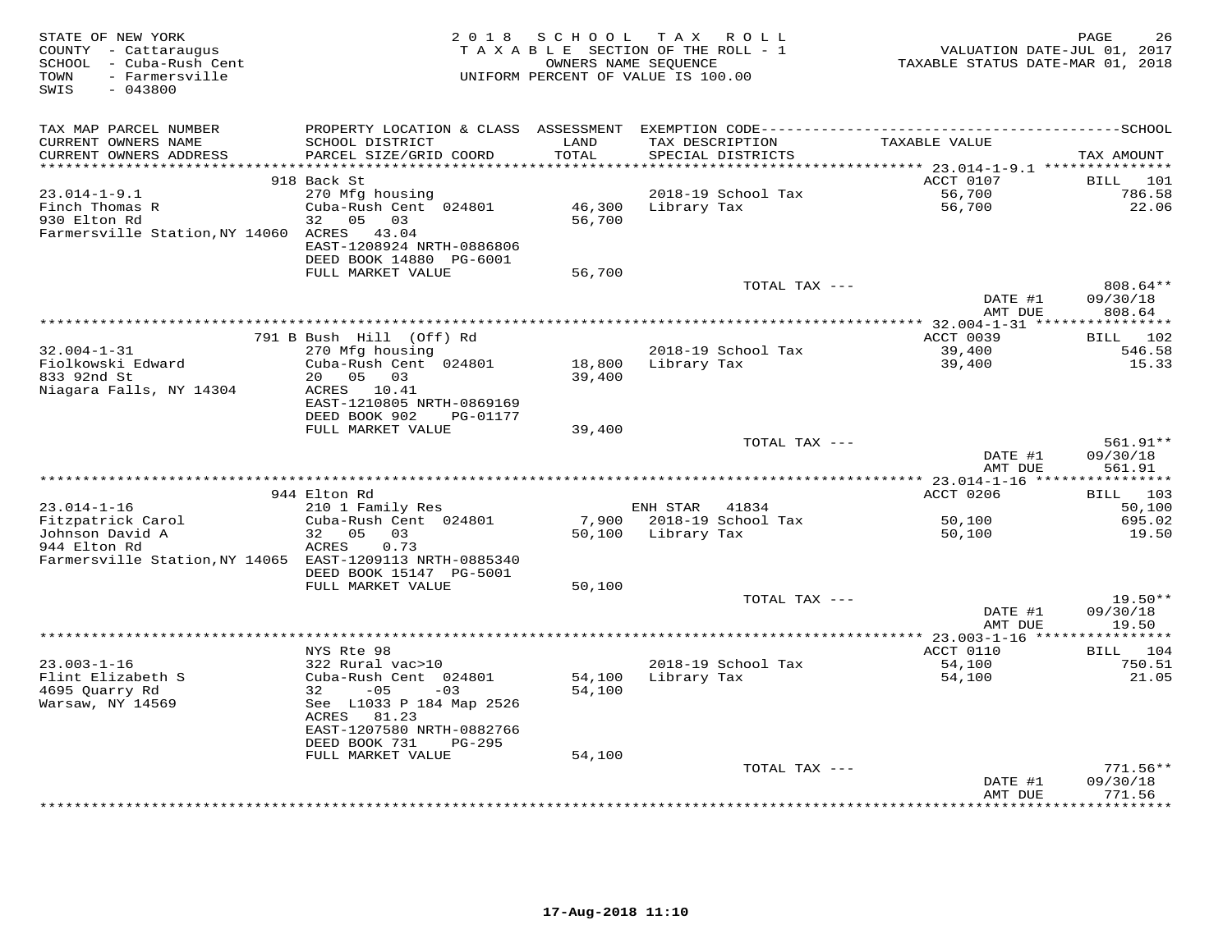STATE OF NEW YORK
COUNTY - Cattaraugus
SCHOOL - Cuba-Rush Cent
TOWN - Farmersville
SWIS - 043800

2018 SCHOOL TAX ROLL
TAXABLE SECTION OF THE ROLL - 1
OWNERS NAME SEQUENCE
UNIFORM PERCENT OF VALUE IS 100.00

VALUATION DATE-JUL 01, 2017
TAXABLE STATUS DATE-MAR 01, 2018

| TAX MAP PARCEL NUMBER / CURRENT OWNERS NAME / CURRENT OWNERS ADDRESS | PROPERTY LOCATION & CLASS / SCHOOL DISTRICT / PARCEL SIZE/GRID COORD | ASSESSMENT LAND / TOTAL | EXEMPTION CODE / TAX DESCRIPTION / SPECIAL DISTRICTS | TAXABLE VALUE | TAX AMOUNT |
|---|---|---|---|---|---|
| **23.014-1-9.1** | 918 Back St | | | ACCT 0107 | BILL 101 |
| 23.014-1-9.1 | 270 Mfg housing | | 2018-19 School Tax | 56,700 | 786.58 |
| Finch Thomas R | Cuba-Rush Cent 024801 | 46,300 | Library Tax | 56,700 | 22.06 |
| 930 Elton Rd | 32 05 03 | 56,700 | | | |
| Farmersville Station,NY 14060 | ACRES 43.04 | | | | |
| | EAST-1208924 NRTH-0886806 | | | | |
| | DEED BOOK 14880 PG-6001 | | | | |
| | FULL MARKET VALUE | 56,700 | | | |
| | | | TOTAL TAX --- | | 808.64** |
| | | | | DATE #1 | 09/30/18 |
| | | | | AMT DUE | 808.64 |
| **32.004-1-31** | 791 B Bush Hill (Off) Rd | | | ACCT 0039 | BILL 102 |
| 32.004-1-31 | 270 Mfg housing | | 2018-19 School Tax | 39,400 | 546.58 |
| Fiolkowski Edward | Cuba-Rush Cent 024801 | 18,800 | Library Tax | 39,400 | 15.33 |
| 833 92nd St | 20 05 03 | 39,400 | | | |
| Niagara Falls, NY 14304 | ACRES 10.41 | | | | |
| | EAST-1210805 NRTH-0869169 | | | | |
| | DEED BOOK 902 PG-01177 | | | | |
| | FULL MARKET VALUE | 39,400 | | | |
| | | | TOTAL TAX --- | | 561.91** |
| | | | | DATE #1 | 09/30/18 |
| | | | | AMT DUE | 561.91 |
| **23.014-1-16** | 944 Elton Rd | | | ACCT 0206 | BILL 103 |
| 23.014-1-16 | 210 1 Family Res | | ENH STAR 41834 | | 50,100 |
| Fitzpatrick Carol | Cuba-Rush Cent 024801 | 7,900 | 2018-19 School Tax | 50,100 | 695.02 |
| Johnson David A | 32 05 03 | 50,100 | Library Tax | 50,100 | 19.50 |
| 944 Elton Rd | ACRES 0.73 | | | | |
| Farmersville Station,NY 14065 | EAST-1209113 NRTH-0885340 | | | | |
| | DEED BOOK 15147 PG-5001 | | | | |
| | FULL MARKET VALUE | 50,100 | | | |
| | | | TOTAL TAX --- | | 19.50** |
| | | | | DATE #1 | 09/30/18 |
| | | | | AMT DUE | 19.50 |
| **23.003-1-16** | NYS Rte 98 | | | ACCT 0110 | BILL 104 |
| 23.003-1-16 | 322 Rural vac>10 | | 2018-19 School Tax | 54,100 | 750.51 |
| Flint Elizabeth S | Cuba-Rush Cent 024801 | 54,100 | Library Tax | 54,100 | 21.05 |
| 4695 Quarry Rd | 32 -05 -03 | 54,100 | | | |
| Warsaw, NY 14569 | See L1033 P 184 Map 2526 | | | | |
| | ACRES 81.23 | | | | |
| | EAST-1207580 NRTH-0882766 | | | | |
| | DEED BOOK 731 PG-295 | | | | |
| | FULL MARKET VALUE | 54,100 | | | |
| | | | TOTAL TAX --- | | 771.56** |
| | | | | DATE #1 | 09/30/18 |
| | | | | AMT DUE | 771.56 |

17-Aug-2018 11:10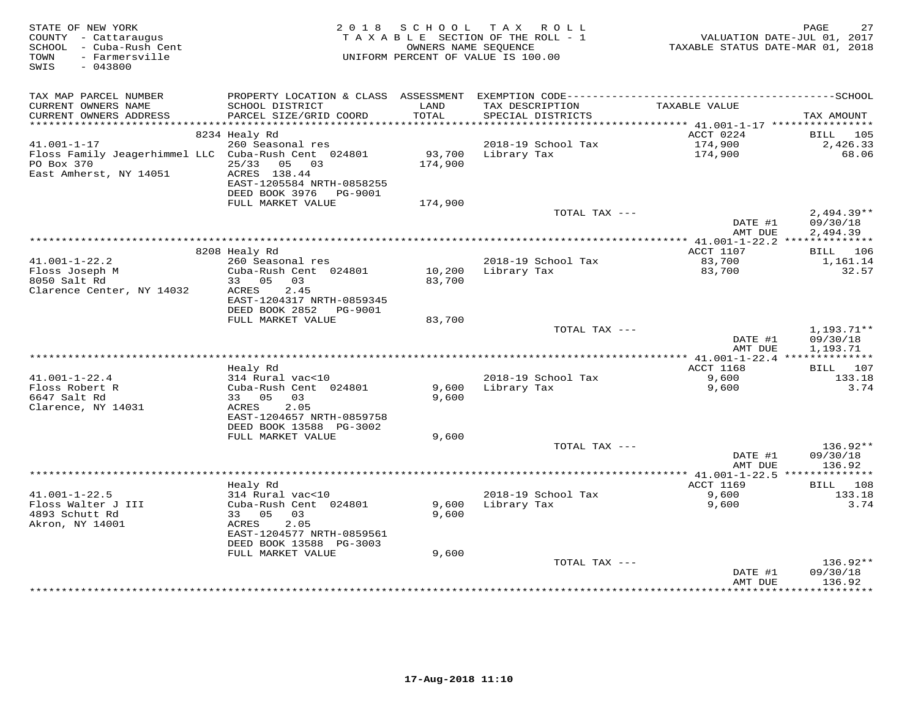STATE OF NEW YORK
COUNTY - Cattaraugus
SCHOOL - Cuba-Rush Cent
TOWN - Farmersville
SWIS - 043800

2018 SCHOOL TAX ROLL
TAXABLE SECTION OF THE ROLL - 1
OWNERS NAME SEQUENCE
UNIFORM PERCENT OF VALUE IS 100.00

VALUATION DATE-JUL 01, 2017
TAXABLE STATUS DATE-MAR 01, 2018

| TAX MAP PARCEL NUMBER / CURRENT OWNERS NAME / CURRENT OWNERS ADDRESS | PROPERTY LOCATION & CLASS / SCHOOL DISTRICT / PARCEL SIZE/GRID COORD | ASSESSMENT LAND / TOTAL | EXEMPTION CODE / TAX DESCRIPTION / SPECIAL DISTRICTS | TAXABLE VALUE | TAX AMOUNT |
|---|---|---|---|---|---|
| **41.001-1-17** | 8234 Healy Rd | | | ACCT 0224 | BILL 105 |
| 41.001-1-17 | 260 Seasonal res | | 2018-19 School Tax | 174,900 | 2,426.33 |
| Floss Family Jeagerhimmel LLC | Cuba-Rush Cent 024801 | 93,700 | Library Tax | 174,900 | 68.06 |
| PO Box 370 | 25/33 05 03 | 174,900 | | | |
| East Amherst, NY 14051 | ACRES 138.44 | | | | |
| | EAST-1205584 NRTH-0858255 | | | | |
| | DEED BOOK 3976 PG-9001 | | | | |
| | FULL MARKET VALUE | 174,900 | | | |
| | | | TOTAL TAX --- | | 2,494.39** |
| | | | | DATE #1 | 09/30/18 |
| | | | | AMT DUE | 2,494.39 |
| **41.001-1-22.2** | 8208 Healy Rd | | | ACCT 1107 | BILL 106 |
| 41.001-1-22.2 | 260 Seasonal res | | 2018-19 School Tax | 83,700 | 1,161.14 |
| Floss Joseph M | Cuba-Rush Cent 024801 | 10,200 | Library Tax | 83,700 | 32.57 |
| 8050 Salt Rd | 33 05 03 | 83,700 | | | |
| Clarence Center, NY 14032 | ACRES 2.45 | | | | |
| | EAST-1204317 NRTH-0859345 | | | | |
| | DEED BOOK 2852 PG-9001 | | | | |
| | FULL MARKET VALUE | 83,700 | | | |
| | | | TOTAL TAX --- | | 1,193.71** |
| | | | | DATE #1 | 09/30/18 |
| | | | | AMT DUE | 1,193.71 |
| **41.001-1-22.4** | Healy Rd | | | ACCT 1168 | BILL 107 |
| 41.001-1-22.4 | 314 Rural vac<10 | | 2018-19 School Tax | 9,600 | 133.18 |
| Floss Robert R | Cuba-Rush Cent 024801 | 9,600 | Library Tax | 9,600 | 3.74 |
| 6647 Salt Rd | 33 05 03 | 9,600 | | | |
| Clarence, NY 14031 | ACRES 2.05 | | | | |
| | EAST-1204657 NRTH-0859758 | | | | |
| | DEED BOOK 13588 PG-3002 | | | | |
| | FULL MARKET VALUE | 9,600 | | | |
| | | | TOTAL TAX --- | | 136.92** |
| | | | | DATE #1 | 09/30/18 |
| | | | | AMT DUE | 136.92 |
| **41.001-1-22.5** | Healy Rd | | | ACCT 1169 | BILL 108 |
| 41.001-1-22.5 | 314 Rural vac<10 | | 2018-19 School Tax | 9,600 | 133.18 |
| Floss Walter J III | Cuba-Rush Cent 024801 | 9,600 | Library Tax | 9,600 | 3.74 |
| 4893 Schutt Rd | 33 05 03 | 9,600 | | | |
| Akron, NY 14001 | ACRES 2.05 | | | | |
| | EAST-1204577 NRTH-0859561 | | | | |
| | DEED BOOK 13588 PG-3003 | | | | |
| | FULL MARKET VALUE | 9,600 | | | |
| | | | TOTAL TAX --- | | 136.92** |
| | | | | DATE #1 | 09/30/18 |
| | | | | AMT DUE | 136.92 |

17-Aug-2018 11:10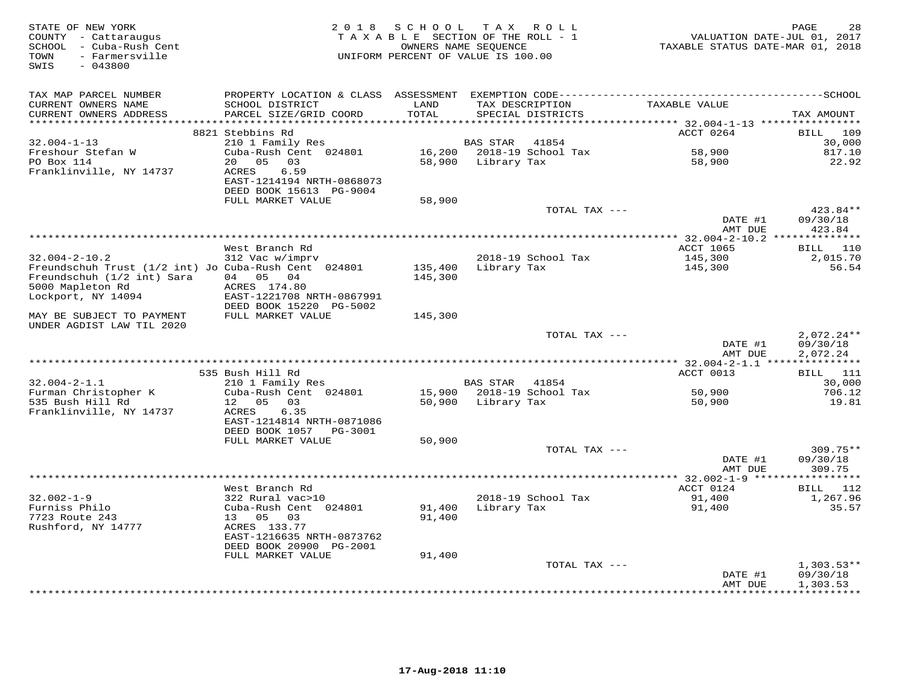STATE OF NEW YORK
COUNTY - Cattaraugus
SCHOOL - Cuba-Rush Cent
TOWN - Farmersville
SWIS - 043800

2018 SCHOOL TAX ROLL
TAXABLE SECTION OF THE ROLL - 1
OWNERS NAME SEQUENCE
UNIFORM PERCENT OF VALUE IS 100.00

VALUATION DATE-JUL 01, 2017
TAXABLE STATUS DATE-MAR 01, 2018

| TAX MAP PARCEL NUMBER / CURRENT OWNERS NAME / CURRENT OWNERS ADDRESS | PROPERTY LOCATION & CLASS / SCHOOL DISTRICT / PARCEL SIZE/GRID COORD | ASSESSMENT LAND / TOTAL | EXEMPTION CODE / TAX DESCRIPTION / SPECIAL DISTRICTS | TAXABLE VALUE | SCHOOL TAX AMOUNT |
|---|---|---|---|---|---|
| **32.004-1-13** | 8821 Stebbins Rd | | | ACCT 0264 | BILL 109 |
| 32.004-1-13 | 210 1 Family Res | | BAS STAR 41854 | | 30,000 |
| Freshour Stefan W | Cuba-Rush Cent 024801 | 16,200 | 2018-19 School Tax | 58,900 | 817.10 |
| PO Box 114 | 20 05 03 | 58,900 | Library Tax | 58,900 | 22.92 |
| Franklinville, NY 14737 | ACRES 6.59 | | | | |
| | EAST-1214194 NRTH-0868073 | | | | |
| | DEED BOOK 15613 PG-9004 | | | | |
| | FULL MARKET VALUE | 58,900 | | | |
| | | | TOTAL TAX --- | | 423.84** |
| | | | | DATE #1 | 09/30/18 |
| | | | | AMT DUE | 423.84 |
| **32.004-2-10.2** | West Branch Rd | | | ACCT 1065 | BILL 110 |
| 32.004-2-10.2 | 312 Vac w/imprv | | 2018-19 School Tax | 145,300 | 2,015.70 |
| Freundschuh Trust (1/2 int) Jo | Cuba-Rush Cent 024801 | 135,400 | Library Tax | 145,300 | 56.54 |
| Freundschuh (1/2 int) Sara | 04 05 04 | 145,300 | | | |
| 5000 Mapleton Rd | ACRES 174.80 | | | | |
| Lockport, NY 14094 | EAST-1221708 NRTH-0867991 | | | | |
| | DEED BOOK 15220 PG-5002 | | | | |
| MAY BE SUBJECT TO PAYMENT UNDER AGDIST LAW TIL 2020 | FULL MARKET VALUE | 145,300 | | | |
| | | | TOTAL TAX --- | | 2,072.24** |
| | | | | DATE #1 | 09/30/18 |
| | | | | AMT DUE | 2,072.24 |
| **32.004-2-1.1** | 535 Bush Hill Rd | | | ACCT 0013 | BILL 111 |
| 32.004-2-1.1 | 210 1 Family Res | | BAS STAR 41854 | | 30,000 |
| Furman Christopher K | Cuba-Rush Cent 024801 | 15,900 | 2018-19 School Tax | 50,900 | 706.12 |
| 535 Bush Hill Rd | 12 05 03 | 50,900 | Library Tax | 50,900 | 19.81 |
| Franklinville, NY 14737 | ACRES 6.35 | | | | |
| | EAST-1214814 NRTH-0871086 | | | | |
| | DEED BOOK 1057 PG-3001 | | | | |
| | FULL MARKET VALUE | 50,900 | | | |
| | | | TOTAL TAX --- | | 309.75** |
| | | | | DATE #1 | 09/30/18 |
| | | | | AMT DUE | 309.75 |
| **32.002-1-9** | West Branch Rd | | | ACCT 0124 | BILL 112 |
| 32.002-1-9 | 322 Rural vac>10 | | 2018-19 School Tax | 91,400 | 1,267.96 |
| Furniss Philo | Cuba-Rush Cent 024801 | 91,400 | Library Tax | 91,400 | 35.57 |
| 7723 Route 243 | 13 05 03 | 91,400 | | | |
| Rushford, NY 14777 | ACRES 133.77 | | | | |
| | EAST-1216635 NRTH-0873762 | | | | |
| | DEED BOOK 20900 PG-2001 | | | | |
| | FULL MARKET VALUE | 91,400 | | | |
| | | | TOTAL TAX --- | | 1,303.53** |
| | | | | DATE #1 | 09/30/18 |
| | | | | AMT DUE | 1,303.53 |

17-Aug-2018 11:10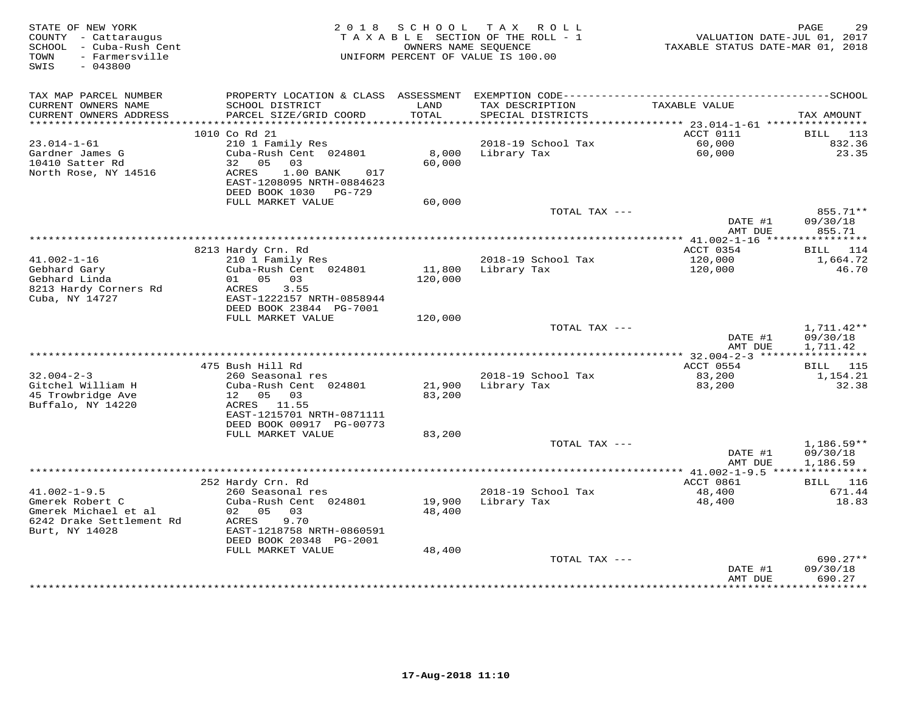STATE OF NEW YORK
COUNTY - Cattaraugus
SCHOOL - Cuba-Rush Cent
TOWN - Farmersville
SWIS - 043800

2018 SCHOOL TAX ROLL
TAXABLE SECTION OF THE ROLL - 1
OWNERS NAME SEQUENCE
UNIFORM PERCENT OF VALUE IS 100.00

VALUATION DATE-JUL 01, 2017
TAXABLE STATUS DATE-MAR 01, 2018

| TAX MAP PARCEL NUMBER / CURRENT OWNERS NAME / CURRENT OWNERS ADDRESS | PROPERTY LOCATION & CLASS / SCHOOL DISTRICT / PARCEL SIZE/GRID COORD | ASSESSMENT LAND / TOTAL | EXEMPTION CODE / TAX DESCRIPTION / SPECIAL DISTRICTS | TAXABLE VALUE | SCHOOL TAX AMOUNT |
|---|---|---|---|---|---|
| **23.014-1-61** | 1010 Co Rd 21 | | | ACCT 0111 | BILL 113 |
| 23.014-1-61 | 210 1 Family Res | | 2018-19 School Tax | 60,000 | 832.36 |
| Gardner James G | Cuba-Rush Cent 024801 | 8,000 | Library Tax | 60,000 | 23.35 |
| 10410 Satter Rd | 32 05 03 | 60,000 | | | |
| North Rose, NY 14516 | ACRES 1.00 BANK 017 | | | | |
| | EAST-1208095 NRTH-0884623 | | | | |
| | DEED BOOK 1030 PG-729 | | | | |
| | FULL MARKET VALUE | 60,000 | | | |
| | | | TOTAL TAX --- | | 855.71** |
| | | | | DATE #1 | 09/30/18 |
| | | | | AMT DUE | 855.71 |
| **41.002-1-16** | 8213 Hardy Crn. Rd | | | ACCT 0354 | BILL 114 |
| 41.002-1-16 | 210 1 Family Res | | 2018-19 School Tax | 120,000 | 1,664.72 |
| Gebhard Gary | Cuba-Rush Cent 024801 | 11,800 | Library Tax | 120,000 | 46.70 |
| Gebhard Linda | 01 05 03 | 120,000 | | | |
| 8213 Hardy Corners Rd | ACRES 3.55 | | | | |
| Cuba, NY 14727 | EAST-1222157 NRTH-0858944 | | | | |
| | DEED BOOK 23844 PG-7001 | | | | |
| | FULL MARKET VALUE | 120,000 | | | |
| | | | TOTAL TAX --- | | 1,711.42** |
| | | | | DATE #1 | 09/30/18 |
| | | | | AMT DUE | 1,711.42 |
| **32.004-2-3** | 475 Bush Hill Rd | | | ACCT 0554 | BILL 115 |
| 32.004-2-3 | 260 Seasonal res | | 2018-19 School Tax | 83,200 | 1,154.21 |
| Gitchel William H | Cuba-Rush Cent 024801 | 21,900 | Library Tax | 83,200 | 32.38 |
| 45 Trowbridge Ave | 12 05 03 | 83,200 | | | |
| Buffalo, NY 14220 | ACRES 11.55 | | | | |
| | EAST-1215701 NRTH-0871111 | | | | |
| | DEED BOOK 00917 PG-00773 | | | | |
| | FULL MARKET VALUE | 83,200 | | | |
| | | | TOTAL TAX --- | | 1,186.59** |
| | | | | DATE #1 | 09/30/18 |
| | | | | AMT DUE | 1,186.59 |
| **41.002-1-9.5** | 252 Hardy Crn. Rd | | | ACCT 0861 | BILL 116 |
| 41.002-1-9.5 | 260 Seasonal res | | 2018-19 School Tax | 48,400 | 671.44 |
| Gmerek Robert C | Cuba-Rush Cent 024801 | 19,900 | Library Tax | 48,400 | 18.83 |
| Gmerek Michael et al | 02 05 03 | 48,400 | | | |
| 6242 Drake Settlement Rd | ACRES 9.70 | | | | |
| Burt, NY 14028 | EAST-1218758 NRTH-0860591 | | | | |
| | DEED BOOK 20348 PG-2001 | | | | |
| | FULL MARKET VALUE | 48,400 | | | |
| | | | TOTAL TAX --- | | 690.27** |
| | | | | DATE #1 | 09/30/18 |
| | | | | AMT DUE | 690.27 |

17-Aug-2018 11:10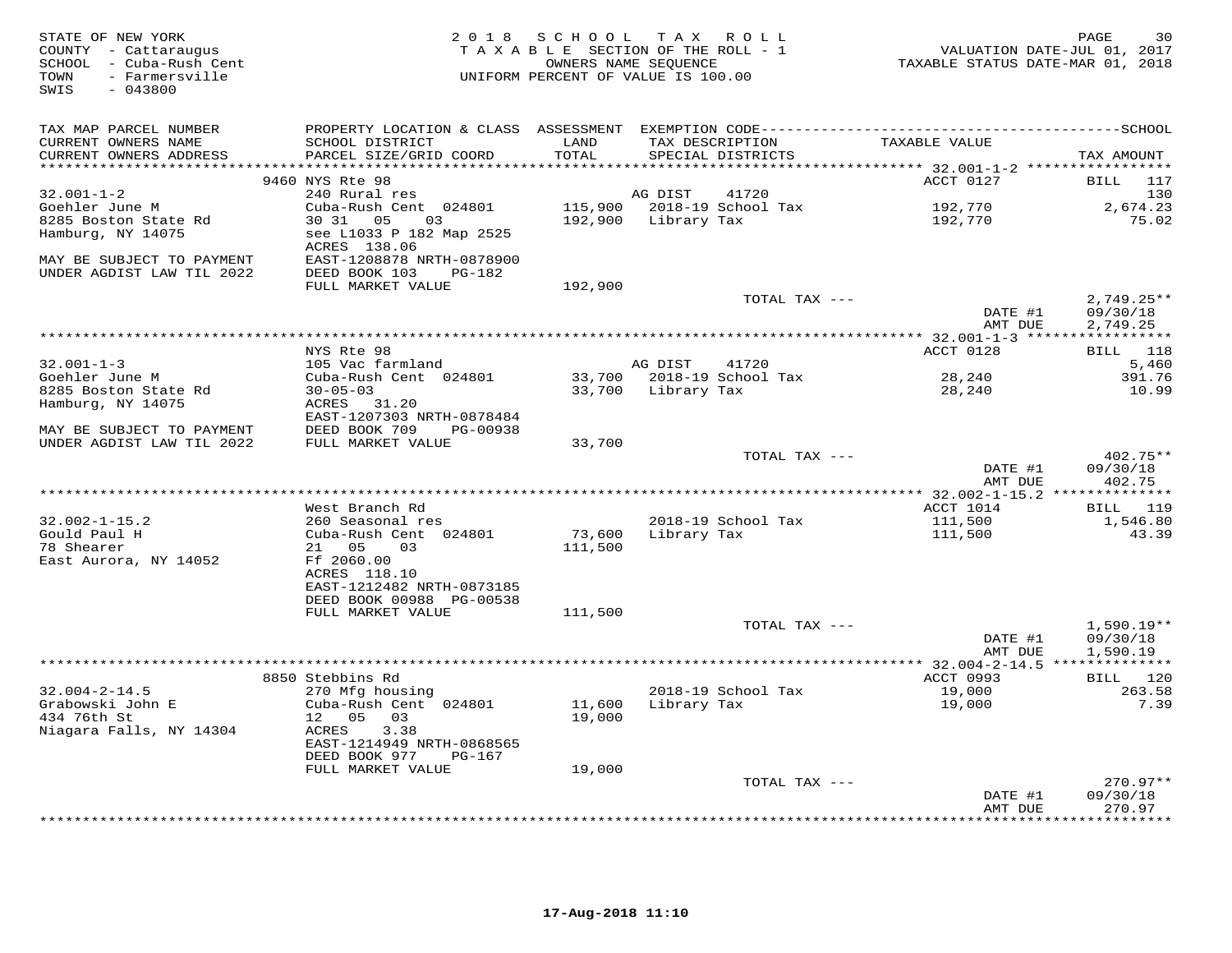STATE OF NEW YORK
COUNTY - Cattaraugus
SCHOOL - Cuba-Rush Cent
TOWN - Farmersville
SWIS - 043800

2018 SCHOOL TAX ROLL
TAXABLE SECTION OF THE ROLL - 1
OWNERS NAME SEQUENCE
UNIFORM PERCENT OF VALUE IS 100.00

VALUATION DATE-JUL 01, 2017
TAXABLE STATUS DATE-MAR 01, 2018

| TAX MAP PARCEL NUMBER / CURRENT OWNERS NAME / CURRENT OWNERS ADDRESS | PROPERTY LOCATION & CLASS / SCHOOL DISTRICT / PARCEL SIZE/GRID COORD | ASSESSMENT LAND / TOTAL | EXEMPTION CODE / TAX DESCRIPTION / SPECIAL DISTRICTS | TAXABLE VALUE | TAX AMOUNT |
|---|---|---|---|---|---|
| | 9460 NYS Rte 98 | | | ACCT 0127 | BILL 117 |
| 32.001-1-2 | 240 Rural res | | AG DIST 41720 | | 130 |
| Goehler June M | Cuba-Rush Cent 024801 | 115,900 | 2018-19 School Tax | 192,770 | 2,674.23 |
| 8285 Boston State Rd | 30 31 05 03 | 192,900 | Library Tax | 192,770 | 75.02 |
| Hamburg, NY 14075 | see L1033 P 182 Map 2525 | | | | |
| | ACRES 138.06 | | | | |
| MAY BE SUBJECT TO PAYMENT | EAST-1208878 NRTH-0878900 | | | | |
| UNDER AGDIST LAW TIL 2022 | DEED BOOK 103 PG-182 | | | | |
| | FULL MARKET VALUE | 192,900 | | | |
| | | | TOTAL TAX --- | | 2,749.25** |
| | | | | DATE #1 | 09/30/18 |
| | | | | AMT DUE | 2,749.25 |
| | NYS Rte 98 | | | ACCT 0128 | BILL 118 |
| 32.001-1-3 | 105 Vac farmland | | AG DIST 41720 | | 5,460 |
| Goehler June M | Cuba-Rush Cent 024801 | 33,700 | 2018-19 School Tax | 28,240 | 391.76 |
| 8285 Boston State Rd | 30-05-03 | 33,700 | Library Tax | 28,240 | 10.99 |
| Hamburg, NY 14075 | ACRES 31.20 | | | | |
| | EAST-1207303 NRTH-0878484 | | | | |
| MAY BE SUBJECT TO PAYMENT | DEED BOOK 709 PG-00938 | | | | |
| UNDER AGDIST LAW TIL 2022 | FULL MARKET VALUE | 33,700 | | | |
| | | | TOTAL TAX --- | | 402.75** |
| | | | | DATE #1 | 09/30/18 |
| | | | | AMT DUE | 402.75 |
| | West Branch Rd | | | ACCT 1014 | BILL 119 |
| 32.002-1-15.2 | 260 Seasonal res | | 2018-19 School Tax | 111,500 | 1,546.80 |
| Gould Paul H | Cuba-Rush Cent 024801 | 73,600 | Library Tax | 111,500 | 43.39 |
| 78 Shearer | 21 05 03 | 111,500 | | | |
| East Aurora, NY 14052 | Ff 2060.00 | | | | |
| | ACRES 118.10 | | | | |
| | EAST-1212482 NRTH-0873185 | | | | |
| | DEED BOOK 00988 PG-00538 | | | | |
| | FULL MARKET VALUE | 111,500 | | | |
| | | | TOTAL TAX --- | | 1,590.19** |
| | | | | DATE #1 | 09/30/18 |
| | | | | AMT DUE | 1,590.19 |
| | 8850 Stebbins Rd | | | ACCT 0993 | BILL 120 |
| 32.004-2-14.5 | 270 Mfg housing | | 2018-19 School Tax | 19,000 | 263.58 |
| Grabowski John E | Cuba-Rush Cent 024801 | 11,600 | Library Tax | 19,000 | 7.39 |
| 434 76th St | 12 05 03 | 19,000 | | | |
| Niagara Falls, NY 14304 | ACRES 3.38 | | | | |
| | EAST-1214949 NRTH-0868565 | | | | |
| | DEED BOOK 977 PG-167 | | | | |
| | FULL MARKET VALUE | 19,000 | | | |
| | | | TOTAL TAX --- | | 270.97** |
| | | | | DATE #1 | 09/30/18 |
| | | | | AMT DUE | 270.97 |

17-Aug-2018 11:10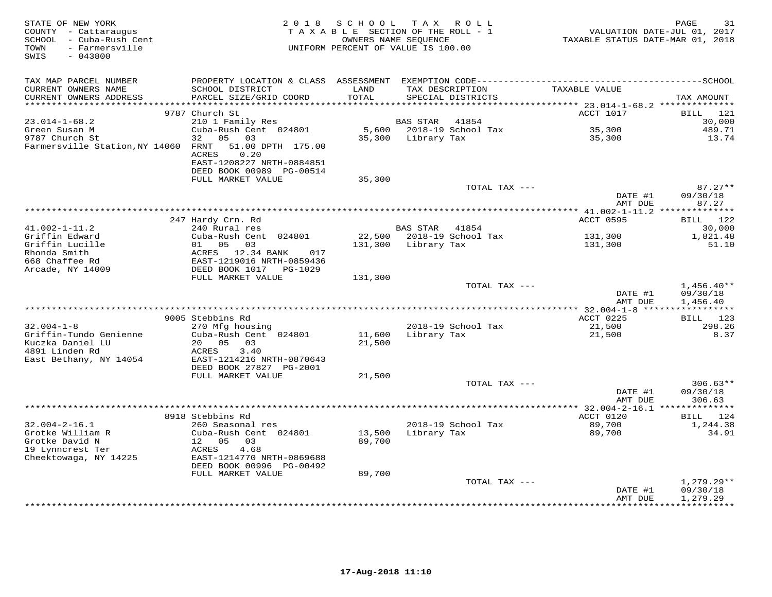STATE OF NEW YORK
COUNTY - Cattaraugus
SCHOOL - Cuba-Rush Cent
TOWN - Farmersville
SWIS - 043800

2018 SCHOOL TAX ROLL
TAXABLE SECTION OF THE ROLL - 1
OWNERS NAME SEQUENCE
UNIFORM PERCENT OF VALUE IS 100.00

VALUATION DATE-JUL 01, 2017
TAXABLE STATUS DATE-MAR 01, 2018

| TAX MAP PARCEL NUMBER / CURRENT OWNERS NAME / CURRENT OWNERS ADDRESS | PROPERTY LOCATION & CLASS / SCHOOL DISTRICT / PARCEL SIZE/GRID COORD | ASSESSMENT LAND / TOTAL | EXEMPTION CODE / TAX DESCRIPTION / SPECIAL DISTRICTS | TAXABLE VALUE | SCHOOL TAX AMOUNT |
|---|---|---|---|---|---|
| | 9787 Church St | | | ACCT 1017 | BILL 121 |
| 23.014-1-68.2 | 210 1 Family Res | | BAS STAR 41854 | | 30,000 |
| Green Susan M | Cuba-Rush Cent 024801 | 5,600 | 2018-19 School Tax | 35,300 | 489.71 |
| 9787 Church St | 32 05 03 | 35,300 | Library Tax | 35,300 | 13.74 |
| Farmersville Station,NY 14060 | FRNT 51.00 DPTH 175.00 | | | | |
| | ACRES 0.20 | | | | |
| | EAST-1208227 NRTH-0884851 | | | | |
| | DEED BOOK 00989 PG-00514 | | | | |
| | FULL MARKET VALUE | 35,300 | | | |
| | | | TOTAL TAX --- | | 87.27** |
| | | | | DATE #1 | 09/30/18 |
| | | | | AMT DUE | 87.27 |
| | 247 Hardy Crn. Rd | | | ACCT 0595 | BILL 122 |
| 41.002-1-11.2 | 240 Rural res | | BAS STAR 41854 | | 30,000 |
| Griffin Edward | Cuba-Rush Cent 024801 | 22,500 | 2018-19 School Tax | 131,300 | 1,821.48 |
| Griffin Lucille | 01 05 03 | 131,300 | Library Tax | 131,300 | 51.10 |
| Rhonda Smith | ACRES 12.34 BANK 017 | | | | |
| 668 Chaffee Rd | EAST-1219016 NRTH-0859436 | | | | |
| Arcade, NY 14009 | DEED BOOK 1017 PG-1029 | | | | |
| | FULL MARKET VALUE | 131,300 | | | |
| | | | TOTAL TAX --- | | 1,456.40** |
| | | | | DATE #1 | 09/30/18 |
| | | | | AMT DUE | 1,456.40 |
| | 9005 Stebbins Rd | | | ACCT 0225 | BILL 123 |
| 32.004-1-8 | 270 Mfg housing | | 2018-19 School Tax | 21,500 | 298.26 |
| Griffin-Tundo Genienne | Cuba-Rush Cent 024801 | 11,600 | Library Tax | 21,500 | 8.37 |
| Kuczka Daniel LU | 20 05 03 | 21,500 | | | |
| 4891 Linden Rd | ACRES 3.40 | | | | |
| East Bethany, NY 14054 | EAST-1214216 NRTH-0870643 | | | | |
| | DEED BOOK 27827 PG-2001 | | | | |
| | FULL MARKET VALUE | 21,500 | | | |
| | | | TOTAL TAX --- | | 306.63** |
| | | | | DATE #1 | 09/30/18 |
| | | | | AMT DUE | 306.63 |
| | 8918 Stebbins Rd | | | ACCT 0120 | BILL 124 |
| 32.004-2-16.1 | 260 Seasonal res | | 2018-19 School Tax | 89,700 | 1,244.38 |
| Grotke William R | Cuba-Rush Cent 024801 | 13,500 | Library Tax | 89,700 | 34.91 |
| Grotke David N | 12 05 03 | 89,700 | | | |
| 19 Lynncrest Ter | ACRES 4.68 | | | | |
| Cheektowaga, NY 14225 | EAST-1214770 NRTH-0869688 | | | | |
| | DEED BOOK 00996 PG-00492 | | | | |
| | FULL MARKET VALUE | 89,700 | | | |
| | | | TOTAL TAX --- | | 1,279.29** |
| | | | | DATE #1 | 09/30/18 |
| | | | | AMT DUE | 1,279.29 |

17-Aug-2018 11:10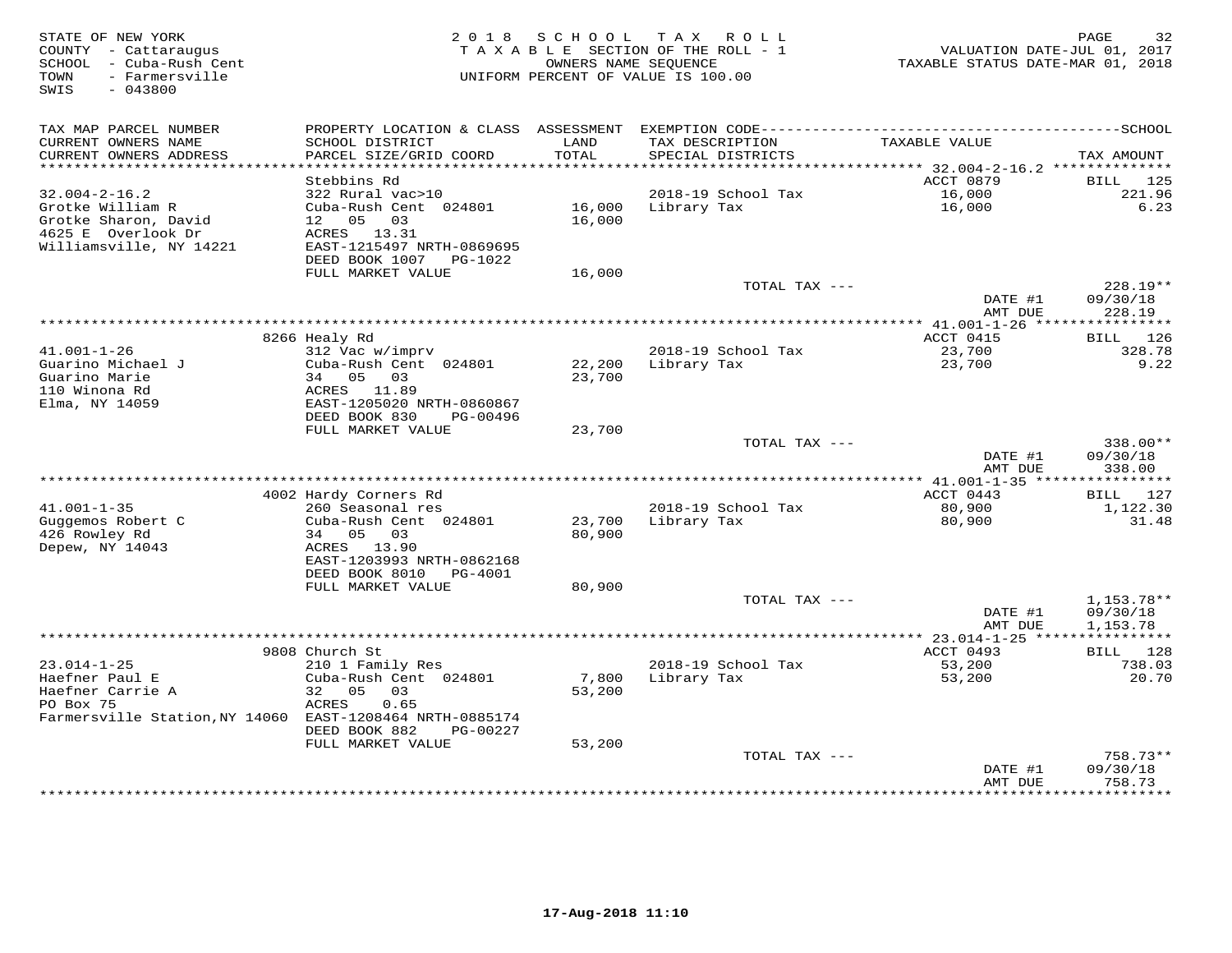STATE OF NEW YORK
COUNTY - Cattaraugus
SCHOOL - Cuba-Rush Cent
TOWN - Farmersville
SWIS - 043800

2018 SCHOOL TAX ROLL
TAXABLE SECTION OF THE ROLL - 1
OWNERS NAME SEQUENCE
UNIFORM PERCENT OF VALUE IS 100.00

VALUATION DATE-JUL 01, 2017
TAXABLE STATUS DATE-MAR 01, 2018

| TAX MAP PARCEL NUMBER / CURRENT OWNERS NAME / CURRENT OWNERS ADDRESS | PROPERTY LOCATION & CLASS / SCHOOL DISTRICT / PARCEL SIZE/GRID COORD | ASSESSMENT LAND / TOTAL | EXEMPTION CODE / TAX DESCRIPTION / SPECIAL DISTRICTS | TAXABLE VALUE | TAX AMOUNT |
|---|---|---|---|---|---|
| **32.004-2-16.2** | Stebbins Rd | | | ACCT 0879 | BILL 125 |
| 32.004-2-16.2 | 322 Rural vac>10 | | 2018-19 School Tax | 16,000 | 221.96 |
| Grotke William R | Cuba-Rush Cent 024801 | 16,000 | Library Tax | 16,000 | 6.23 |
| Grotke Sharon, David | 12 05 03 | 16,000 | | | |
| 4625 E Overlook Dr | ACRES 13.31 | | | | |
| Williamsville, NY 14221 | EAST-1215497 NRTH-0869695 | | | | |
| | DEED BOOK 1007 PG-1022 | | | | |
| | FULL MARKET VALUE | 16,000 | | | |
| | | | TOTAL TAX --- | | 228.19** |
| | | | | DATE #1 | 09/30/18 |
| | | | | AMT DUE | 228.19 |
| **41.001-1-26** | 8266 Healy Rd | | | ACCT 0415 | BILL 126 |
| 41.001-1-26 | 312 Vac w/imprv | | 2018-19 School Tax | 23,700 | 328.78 |
| Guarino Michael J | Cuba-Rush Cent 024801 | 22,200 | Library Tax | 23,700 | 9.22 |
| Guarino Marie | 34 05 03 | 23,700 | | | |
| 110 Winona Rd | ACRES 11.89 | | | | |
| Elma, NY 14059 | EAST-1205020 NRTH-0860867 | | | | |
| | DEED BOOK 830 PG-00496 | | | | |
| | FULL MARKET VALUE | 23,700 | | | |
| | | | TOTAL TAX --- | | 338.00** |
| | | | | DATE #1 | 09/30/18 |
| | | | | AMT DUE | 338.00 |
| **41.001-1-35** | 4002 Hardy Corners Rd | | | ACCT 0443 | BILL 127 |
| 41.001-1-35 | 260 Seasonal res | | 2018-19 School Tax | 80,900 | 1,122.30 |
| Guggemos Robert C | Cuba-Rush Cent 024801 | 23,700 | Library Tax | 80,900 | 31.48 |
| 426 Rowley Rd | 34 05 03 | 80,900 | | | |
| Depew, NY 14043 | ACRES 13.90 | | | | |
| | EAST-1203993 NRTH-0862168 | | | | |
| | DEED BOOK 8010 PG-4001 | | | | |
| | FULL MARKET VALUE | 80,900 | | | |
| | | | TOTAL TAX --- | | 1,153.78** |
| | | | | DATE #1 | 09/30/18 |
| | | | | AMT DUE | 1,153.78 |
| **23.014-1-25** | 9808 Church St | | | ACCT 0493 | BILL 128 |
| 23.014-1-25 | 210 1 Family Res | | 2018-19 School Tax | 53,200 | 738.03 |
| Haefner Paul E | Cuba-Rush Cent 024801 | 7,800 | Library Tax | 53,200 | 20.70 |
| Haefner Carrie A | 32 05 03 | 53,200 | | | |
| PO Box 75 | ACRES 0.65 | | | | |
| Farmersville Station,NY 14060 | EAST-1208464 NRTH-0885174 | | | | |
| | DEED BOOK 882 PG-00227 | | | | |
| | FULL MARKET VALUE | 53,200 | | | |
| | | | TOTAL TAX --- | | 758.73** |
| | | | | DATE #1 | 09/30/18 |
| | | | | AMT DUE | 758.73 |

17-Aug-2018 11:10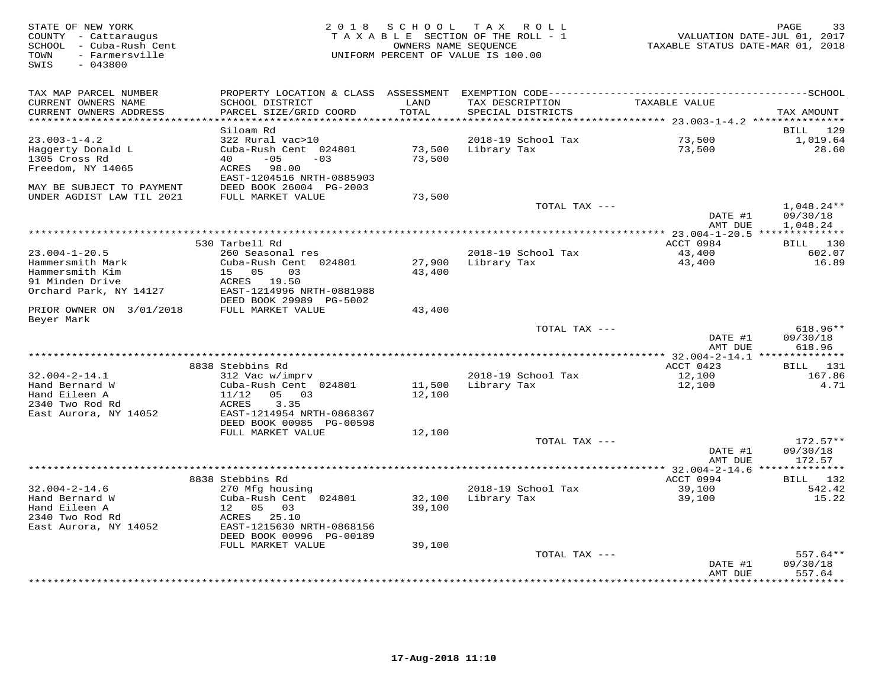STATE OF NEW YORK
COUNTY - Cattaraugus
SCHOOL - Cuba-Rush Cent
TOWN - Farmersville
SWIS - 043800

2018 SCHOOL TAX ROLL
TAXABLE SECTION OF THE ROLL - 1
OWNERS NAME SEQUENCE
UNIFORM PERCENT OF VALUE IS 100.00

VALUATION DATE-JUL 01, 2017
TAXABLE STATUS DATE-MAR 01, 2018

| TAX MAP PARCEL NUMBER / CURRENT OWNERS NAME / CURRENT OWNERS ADDRESS | PROPERTY LOCATION & CLASS / SCHOOL DISTRICT / PARCEL SIZE/GRID COORD | ASSESSMENT LAND / TOTAL | EXEMPTION CODE / TAX DESCRIPTION / SPECIAL DISTRICTS | TAXABLE VALUE | SCHOOL TAX AMOUNT |
|---|---|---|---|---|---|
| **23.003-1-4.2** | Siloam Rd | | | | BILL 129 |
| 23.003-1-4.2 | 322 Rural vac>10 | | 2018-19 School Tax | 73,500 | 1,019.64 |
| Haggerty Donald L | Cuba-Rush Cent 024801 | 73,500 | Library Tax | 73,500 | 28.60 |
| 1305 Cross Rd | 40 -05 -03 | 73,500 | | | |
| Freedom, NY 14065 | ACRES 98.00 | | | | |
| | EAST-1204516 NRTH-0885903 | | | | |
| MAY BE SUBJECT TO PAYMENT | DEED BOOK 26004 PG-2003 | | | | |
| UNDER AGDIST LAW TIL 2021 | FULL MARKET VALUE | 73,500 | | | |
| | | | TOTAL TAX --- | | 1,048.24** |
| | | | | DATE #1 | 09/30/18 |
| | | | | AMT DUE | 1,048.24 |
| **23.004-1-20.5** | 530 Tarbell Rd | | | ACCT 0984 | BILL 130 |
| 23.004-1-20.5 | 260 Seasonal res | | 2018-19 School Tax | 43,400 | 602.07 |
| Hammersmith Mark | Cuba-Rush Cent 024801 | 27,900 | Library Tax | 43,400 | 16.89 |
| Hammersmith Kim | 15 05 03 | 43,400 | | | |
| 91 Minden Drive | ACRES 19.50 | | | | |
| Orchard Park, NY 14127 | EAST-1214996 NRTH-0881988 | | | | |
| | DEED BOOK 29989 PG-5002 | | | | |
| PRIOR OWNER ON 3/01/2018 | FULL MARKET VALUE | 43,400 | | | |
| Beyer Mark | | | | | |
| | | | TOTAL TAX --- | | 618.96** |
| | | | | DATE #1 | 09/30/18 |
| | | | | AMT DUE | 618.96 |
| **32.004-2-14.1** | 8838 Stebbins Rd | | | ACCT 0423 | BILL 131 |
| 32.004-2-14.1 | 312 Vac w/imprv | | 2018-19 School Tax | 12,100 | 167.86 |
| Hand Bernard W | Cuba-Rush Cent 024801 | 11,500 | Library Tax | 12,100 | 4.71 |
| Hand Eileen A | 11/12 05 03 | 12,100 | | | |
| 2340 Two Rod Rd | ACRES 3.35 | | | | |
| East Aurora, NY 14052 | EAST-1214954 NRTH-0868367 | | | | |
| | DEED BOOK 00985 PG-00598 | | | | |
| | FULL MARKET VALUE | 12,100 | | | |
| | | | TOTAL TAX --- | | 172.57** |
| | | | | DATE #1 | 09/30/18 |
| | | | | AMT DUE | 172.57 |
| **32.004-2-14.6** | 8838 Stebbins Rd | | | ACCT 0994 | BILL 132 |
| 32.004-2-14.6 | 270 Mfg housing | | 2018-19 School Tax | 39,100 | 542.42 |
| Hand Bernard W | Cuba-Rush Cent 024801 | 32,100 | Library Tax | 39,100 | 15.22 |
| Hand Eileen A | 12 05 03 | 39,100 | | | |
| 2340 Two Rod Rd | ACRES 25.10 | | | | |
| East Aurora, NY 14052 | EAST-1215630 NRTH-0868156 | | | | |
| | DEED BOOK 00996 PG-00189 | | | | |
| | FULL MARKET VALUE | 39,100 | | | |
| | | | TOTAL TAX --- | | 557.64** |
| | | | | DATE #1 | 09/30/18 |
| | | | | AMT DUE | 557.64 |

17-Aug-2018 11:10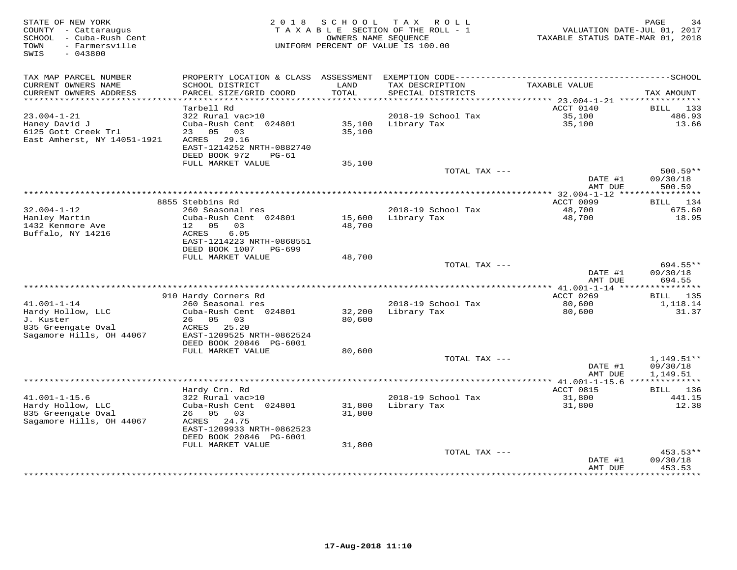STATE OF NEW YORK
COUNTY - Cattaraugus
SCHOOL - Cuba-Rush Cent
TOWN - Farmersville
SWIS - 043800

2 0 1 8 S C H O O L T A X R O L L
T A X A B L E SECTION OF THE ROLL - 1
OWNERS NAME SEQUENCE
UNIFORM PERCENT OF VALUE IS 100.00

VALUATION DATE-JUL 01, 2017
TAXABLE STATUS DATE-MAR 01, 2018

| TAX MAP PARCEL NUMBER / CURRENT OWNERS NAME / CURRENT OWNERS ADDRESS | PROPERTY LOCATION & CLASS / SCHOOL DISTRICT / PARCEL SIZE/GRID COORD | ASSESSMENT LAND / TOTAL | EXEMPTION CODE / TAX DESCRIPTION / SPECIAL DISTRICTS | TAXABLE VALUE | SCHOOL TAX AMOUNT |
|---|---|---|---|---|---|
| | Tarbell Rd | | | ACCT 0140 | BILL 133 |
| 23.004-1-21 | 322 Rural vac>10 | | 2018-19 School Tax | 35,100 | 486.93 |
| Haney David J | Cuba-Rush Cent 024801 | 35,100 | Library Tax | 35,100 | 13.66 |
| 6125 Gott Creek Trl | 23 05 03 | 35,100 | | | |
| East Amherst, NY 14051-1921 | ACRES 29.16 | | | | |
| | EAST-1214252 NRTH-0882740 | | | | |
| | DEED BOOK 972 PG-61 | | | | |
| | FULL MARKET VALUE | 35,100 | | | |
| | | | TOTAL TAX --- | | 500.59** |
| | | | | DATE #1 | 09/30/18 |
| | | | | AMT DUE | 500.59 |
| | 8855 Stebbins Rd | | | ACCT 0099 | BILL 134 |
| 32.004-1-12 | 260 Seasonal res | | 2018-19 School Tax | 48,700 | 675.60 |
| Hanley Martin | Cuba-Rush Cent 024801 | 15,600 | Library Tax | 48,700 | 18.95 |
| 1432 Kenmore Ave | 12 05 03 | 48,700 | | | |
| Buffalo, NY 14216 | ACRES 6.05 | | | | |
| | EAST-1214223 NRTH-0868551 | | | | |
| | DEED BOOK 1007 PG-699 | | | | |
| | FULL MARKET VALUE | 48,700 | | | |
| | | | TOTAL TAX --- | | 694.55** |
| | | | | DATE #1 | 09/30/18 |
| | | | | AMT DUE | 694.55 |
| | 910 Hardy Corners Rd | | | ACCT 0269 | BILL 135 |
| 41.001-1-14 | 260 Seasonal res | | 2018-19 School Tax | 80,600 | 1,118.14 |
| Hardy Hollow, LLC | Cuba-Rush Cent 024801 | 32,200 | Library Tax | 80,600 | 31.37 |
| J. Kuster | 26 05 03 | 80,600 | | | |
| 835 Greengate Oval | ACRES 25.20 | | | | |
| Sagamore Hills, OH 44067 | EAST-1209525 NRTH-0862524 | | | | |
| | DEED BOOK 20846 PG-6001 | | | | |
| | FULL MARKET VALUE | 80,600 | | | |
| | | | TOTAL TAX --- | | 1,149.51** |
| | | | | DATE #1 | 09/30/18 |
| | | | | AMT DUE | 1,149.51 |
| | Hardy Crn. Rd | | | ACCT 0815 | BILL 136 |
| 41.001-1-15.6 | 322 Rural vac>10 | | 2018-19 School Tax | 31,800 | 441.15 |
| Hardy Hollow, LLC | Cuba-Rush Cent 024801 | 31,800 | Library Tax | 31,800 | 12.38 |
| 835 Greengate Oval | 26 05 03 | 31,800 | | | |
| Sagamore Hills, OH 44067 | ACRES 24.75 | | | | |
| | EAST-1209933 NRTH-0862523 | | | | |
| | DEED BOOK 20846 PG-6001 | | | | |
| | FULL MARKET VALUE | 31,800 | | | |
| | | | TOTAL TAX --- | | 453.53** |
| | | | | DATE #1 | 09/30/18 |
| | | | | AMT DUE | 453.53 |

17-Aug-2018 11:10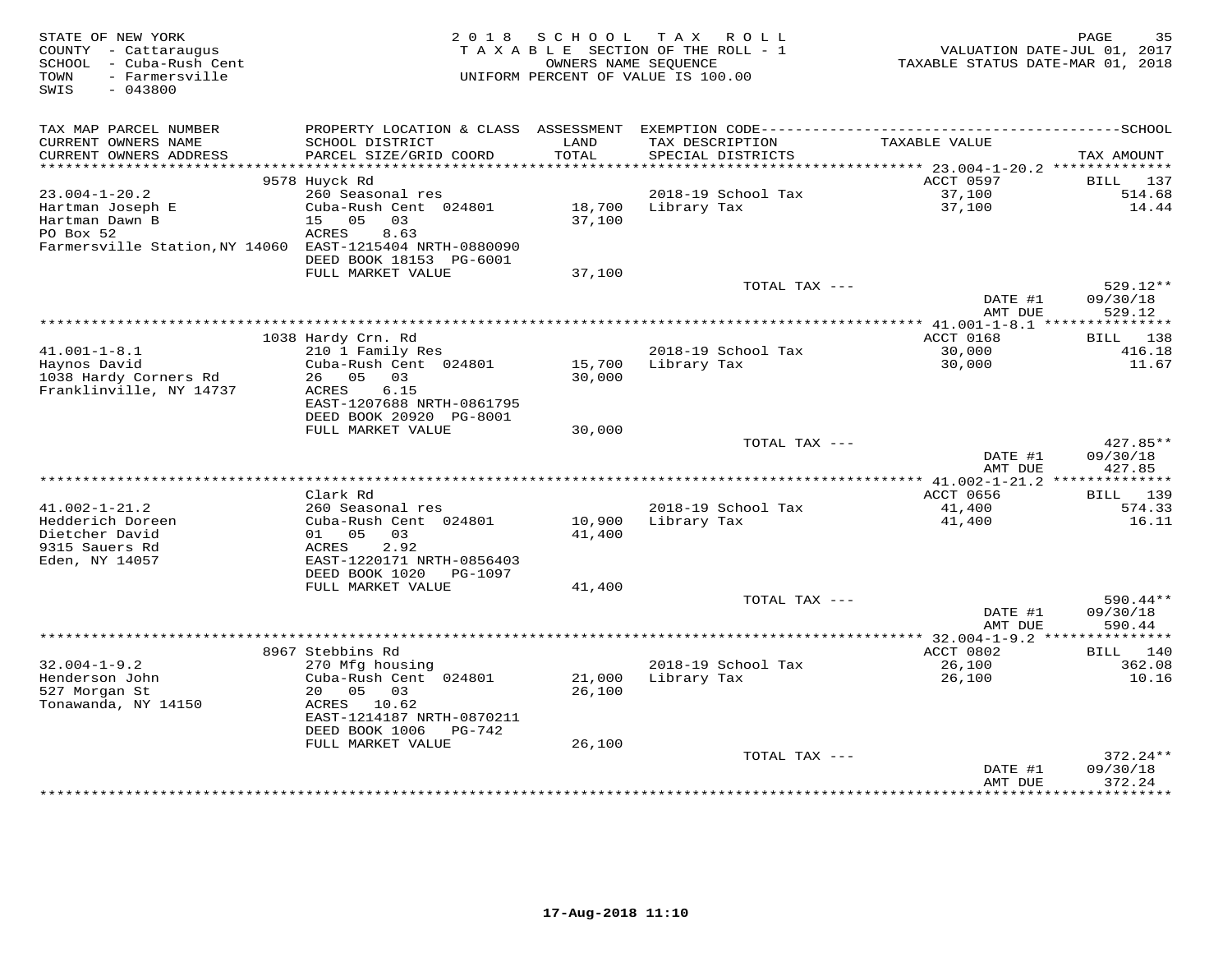STATE OF NEW YORK
COUNTY - Cattaraugus
SCHOOL - Cuba-Rush Cent
TOWN - Farmersville
SWIS - 043800

2 0 1 8 S C H O O L T A X R O L L
T A X A B L E SECTION OF THE ROLL - 1
OWNERS NAME SEQUENCE
UNIFORM PERCENT OF VALUE IS 100.00

VALUATION DATE-JUL 01, 2017
TAXABLE STATUS DATE-MAR 01, 2018

| TAX MAP PARCEL NUMBER / CURRENT OWNERS NAME / CURRENT OWNERS ADDRESS | PROPERTY LOCATION & CLASS / SCHOOL DISTRICT / PARCEL SIZE/GRID COORD | ASSESSMENT LAND / TOTAL | EXEMPTION CODE / TAX DESCRIPTION / SPECIAL DISTRICTS | TAXABLE VALUE | SCHOOL TAX AMOUNT |
|---|---|---|---|---|---|
| 23.004-1-20.2 | 9578 Huyck Rd | | | ACCT 0597 | BILL 137 |
| 23.004-1-20.2 | 260 Seasonal res | | 2018-19 School Tax | 37,100 | 514.68 |
| Hartman Joseph E | Cuba-Rush Cent 024801 | 18,700 | Library Tax | 37,100 | 14.44 |
| Hartman Dawn B | 15 05 03 | 37,100 | | | |
| PO Box 52 | ACRES 8.63 | | | | |
| Farmersville Station,NY 14060 | EAST-1215404 NRTH-0880090 | | | | |
| | DEED BOOK 18153 PG-6001 | | | | |
| | FULL MARKET VALUE | 37,100 | | | |
| | | | TOTAL TAX --- | | 529.12** |
| | | | | DATE #1 | 09/30/18 |
| | | | | AMT DUE | 529.12 |
| 41.001-1-8.1 | 1038 Hardy Crn. Rd | | | ACCT 0168 | BILL 138 |
| 41.001-1-8.1 | 210 1 Family Res | | 2018-19 School Tax | 30,000 | 416.18 |
| Haynos David | Cuba-Rush Cent 024801 | 15,700 | Library Tax | 30,000 | 11.67 |
| 1038 Hardy Corners Rd | 26 05 03 | 30,000 | | | |
| Franklinville, NY 14737 | ACRES 6.15 | | | | |
| | EAST-1207688 NRTH-0861795 | | | | |
| | DEED BOOK 20920 PG-8001 | | | | |
| | FULL MARKET VALUE | 30,000 | | | |
| | | | TOTAL TAX --- | | 427.85** |
| | | | | DATE #1 | 09/30/18 |
| | | | | AMT DUE | 427.85 |
| 41.002-1-21.2 | Clark Rd | | | ACCT 0656 | BILL 139 |
| 41.002-1-21.2 | 260 Seasonal res | | 2018-19 School Tax | 41,400 | 574.33 |
| Hedderich Doreen | Cuba-Rush Cent 024801 | 10,900 | Library Tax | 41,400 | 16.11 |
| Dietcher David | 01 05 03 | 41,400 | | | |
| 9315 Sauers Rd | ACRES 2.92 | | | | |
| Eden, NY 14057 | EAST-1220171 NRTH-0856403 | | | | |
| | DEED BOOK 1020 PG-1097 | | | | |
| | FULL MARKET VALUE | 41,400 | | | |
| | | | TOTAL TAX --- | | 590.44** |
| | | | | DATE #1 | 09/30/18 |
| | | | | AMT DUE | 590.44 |
| 32.004-1-9.2 | 8967 Stebbins Rd | | | ACCT 0802 | BILL 140 |
| 32.004-1-9.2 | 270 Mfg housing | | 2018-19 School Tax | 26,100 | 362.08 |
| Henderson John | Cuba-Rush Cent 024801 | 21,000 | Library Tax | 26,100 | 10.16 |
| 527 Morgan St | 20 05 03 | 26,100 | | | |
| Tonawanda, NY 14150 | ACRES 10.62 | | | | |
| | EAST-1214187 NRTH-0870211 | | | | |
| | DEED BOOK 1006 PG-742 | | | | |
| | FULL MARKET VALUE | 26,100 | | | |
| | | | TOTAL TAX --- | | 372.24** |
| | | | | DATE #1 | 09/30/18 |
| | | | | AMT DUE | 372.24 |

17-Aug-2018 11:10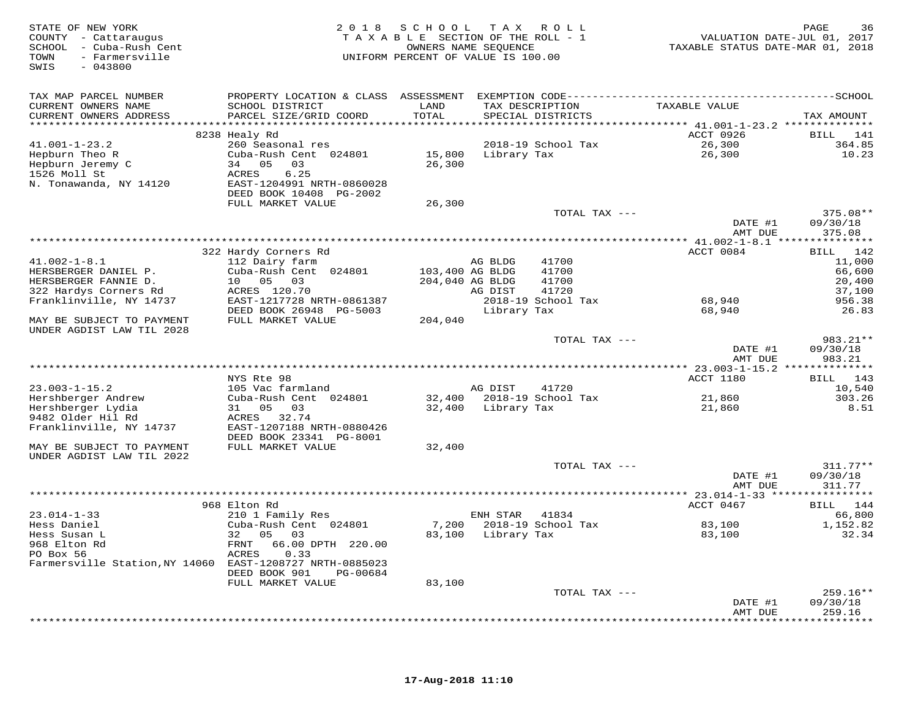STATE OF NEW YORK
COUNTY - Cattaraugus
SCHOOL - Cuba-Rush Cent
TOWN - Farmersville
SWIS - 043800

2018 SCHOOL TAX ROLL
TAXABLE SECTION OF THE ROLL - 1
OWNERS NAME SEQUENCE
UNIFORM PERCENT OF VALUE IS 100.00

VALUATION DATE-JUL 01, 2017
TAXABLE STATUS DATE-MAR 01, 2018

| TAX MAP PARCEL NUMBER / CURRENT OWNERS NAME / CURRENT OWNERS ADDRESS | PROPERTY LOCATION & CLASS / SCHOOL DISTRICT / PARCEL SIZE/GRID COORD | ASSESSMENT LAND / TOTAL | EXEMPTION CODE / TAX DESCRIPTION / SPECIAL DISTRICTS | TAXABLE VALUE | TAX AMOUNT |
|---|---|---|---|---|---|
| | 8238 Healy Rd | | | ACCT 0926 | BILL 141 |
| 41.001-1-23.2 | 260 Seasonal res | | 2018-19 School Tax | 26,300 | 364.85 |
| Hepburn Theo R | Cuba-Rush Cent 024801 | 15,800 | Library Tax | 26,300 | 10.23 |
| Hepburn Jeremy C | 34 05 03 | 26,300 | | | |
| 1526 Moll St | ACRES 6.25 | | | | |
| N. Tonawanda, NY 14120 | EAST-1204991 NRTH-0860028 | | | | |
| | DEED BOOK 10408 PG-2002 | | | | |
| | FULL MARKET VALUE | 26,300 | | | |
| | | | TOTAL TAX --- | | 375.08** |
| | | | | DATE #1 | 09/30/18 |
| | | | | AMT DUE | 375.08 |
| | 322 Hardy Corners Rd | | | ACCT 0084 | BILL 142 |
| 41.002-1-8.1 | 112 Dairy farm | | AG BLDG 41700 | | 11,000 |
| HERSBERGER DANIEL P. | Cuba-Rush Cent 024801 | 103,400 | AG BLDG 41700 | | 66,600 |
| HERSBERGER FANNIE D. | 10 05 03 | 204,040 | AG BLDG 41700 | | 20,400 |
| 322 Hardys Corners Rd | ACRES 120.70 | | AG DIST 41720 | | 37,100 |
| Franklinville, NY 14737 | EAST-1217728 NRTH-0861387 | | 2018-19 School Tax | 68,940 | 956.38 |
| | DEED BOOK 26948 PG-5003 | | Library Tax | 68,940 | 26.83 |
| MAY BE SUBJECT TO PAYMENT UNDER AGDIST LAW TIL 2028 | FULL MARKET VALUE | 204,040 | | | |
| | | | TOTAL TAX --- | | 983.21** |
| | | | | DATE #1 | 09/30/18 |
| | | | | AMT DUE | 983.21 |
| | NYS Rte 98 | | | ACCT 1180 | BILL 143 |
| 23.003-1-15.2 | 105 Vac farmland | | AG DIST 41720 | | 10,540 |
| Hershberger Andrew | Cuba-Rush Cent 024801 | 32,400 | 2018-19 School Tax | 21,860 | 303.26 |
| Hershberger Lydia | 31 05 03 | 32,400 | Library Tax | 21,860 | 8.51 |
| 9482 Older Hil Rd | ACRES 32.74 | | | | |
| Franklinville, NY 14737 | EAST-1207188 NRTH-0880426 | | | | |
| | DEED BOOK 23341 PG-8001 | | | | |
| MAY BE SUBJECT TO PAYMENT UNDER AGDIST LAW TIL 2022 | FULL MARKET VALUE | 32,400 | | | |
| | | | TOTAL TAX --- | | 311.77** |
| | | | | DATE #1 | 09/30/18 |
| | | | | AMT DUE | 311.77 |
| | 968 Elton Rd | | | ACCT 0467 | BILL 144 |
| 23.014-1-33 | 210 1 Family Res | | ENH STAR 41834 | | 66,800 |
| Hess Daniel | Cuba-Rush Cent 024801 | 7,200 | 2018-19 School Tax | 83,100 | 1,152.82 |
| Hess Susan L | 32 05 03 | 83,100 | Library Tax | 83,100 | 32.34 |
| 968 Elton Rd | FRNT 66.00 DPTH 220.00 | | | | |
| PO Box 56 | ACRES 0.33 | | | | |
| Farmersville Station,NY 14060 | EAST-1208727 NRTH-0885023 | | | | |
| | DEED BOOK 901 PG-00684 | | | | |
| | FULL MARKET VALUE | 83,100 | | | |
| | | | TOTAL TAX --- | | 259.16** |
| | | | | DATE #1 | 09/30/18 |
| | | | | AMT DUE | 259.16 |

17-Aug-2018 11:10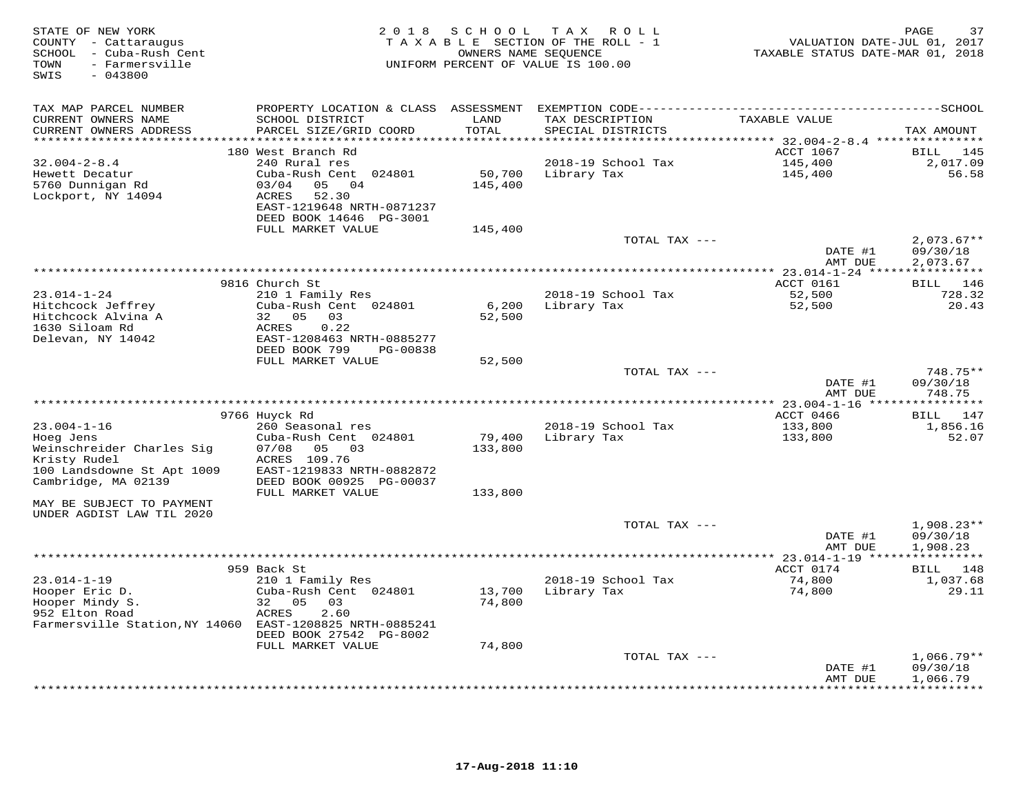STATE OF NEW YORK
COUNTY - Cattaraugus
SCHOOL - Cuba-Rush Cent
TOWN - Farmersville
SWIS - 043800

2018 SCHOOL TAX ROLL
TAXABLE SECTION OF THE ROLL - 1
OWNERS NAME SEQUENCE
UNIFORM PERCENT OF VALUE IS 100.00

VALUATION DATE-JUL 01, 2017
TAXABLE STATUS DATE-MAR 01, 2018

| TAX MAP PARCEL NUMBER<br>CURRENT OWNERS NAME<br>CURRENT OWNERS ADDRESS | PROPERTY LOCATION & CLASS<br>SCHOOL DISTRICT<br>PARCEL SIZE/GRID COORD | ASSESSMENT<br>LAND<br>TOTAL | EXEMPTION CODE<br>TAX DESCRIPTION<br>SPECIAL DISTRICTS | SCHOOL<br>TAXABLE VALUE | TAX AMOUNT |
|---|---|---|---|---|---|
| | 180 West Branch Rd | | | ACCT 1067 | BILL 145 |
| 32.004-2-8.4 | 240 Rural res | | 2018-19 School Tax | 145,400 | 2,017.09 |
| Hewett Decatur | Cuba-Rush Cent 024801 | 50,700 | Library Tax | 145,400 | 56.58 |
| 5760 Dunnigan Rd | 03/04 05 04 | 145,400 | | | |
| Lockport, NY 14094 | ACRES 52.30 | | | | |
| | EAST-1219648 NRTH-0871237 | | | | |
| | DEED BOOK 14646 PG-3001 | | | | |
| | FULL MARKET VALUE | 145,400 | | | |
| | | | TOTAL TAX --- | | 2,073.67** |
| | | | | DATE #1 | 09/30/18 |
| | | | | AMT DUE | 2,073.67 |
| | 9816 Church St | | | ACCT 0161 | BILL 146 |
| 23.014-1-24 | 210 1 Family Res | | 2018-19 School Tax | 52,500 | 728.32 |
| Hitchcock Jeffrey | Cuba-Rush Cent 024801 | 6,200 | Library Tax | 52,500 | 20.43 |
| Hitchcock Alvina A | 32 05 03 | 52,500 | | | |
| 1630 Siloam Rd | ACRES 0.22 | | | | |
| Delevan, NY 14042 | EAST-1208463 NRTH-0885277 | | | | |
| | DEED BOOK 799 PG-00838 | | | | |
| | FULL MARKET VALUE | 52,500 | | | |
| | | | TOTAL TAX --- | | 748.75** |
| | | | | DATE #1 | 09/30/18 |
| | | | | AMT DUE | 748.75 |
| | 9766 Huyck Rd | | | ACCT 0466 | BILL 147 |
| 23.004-1-16 | 260 Seasonal res | | 2018-19 School Tax | 133,800 | 1,856.16 |
| Hoeg Jens | Cuba-Rush Cent 024801 | 79,400 | Library Tax | 133,800 | 52.07 |
| Weinschreider Charles Sig | 07/08 05 03 | 133,800 | | | |
| Kristy Rudel | ACRES 109.76 | | | | |
| 100 Landsdowne St Apt 1009 | EAST-1219833 NRTH-0882872 | | | | |
| Cambridge, MA 02139 | DEED BOOK 00925 PG-00037 | | | | |
| | FULL MARKET VALUE | 133,800 | | | |
| MAY BE SUBJECT TO PAYMENT<br>UNDER AGDIST LAW TIL 2020 | | | | | |
| | | | TOTAL TAX --- | | 1,908.23** |
| | | | | DATE #1 | 09/30/18 |
| | | | | AMT DUE | 1,908.23 |
| | 959 Back St | | | ACCT 0174 | BILL 148 |
| 23.014-1-19 | 210 1 Family Res | | 2018-19 School Tax | 74,800 | 1,037.68 |
| Hooper Eric D. | Cuba-Rush Cent 024801 | 13,700 | Library Tax | 74,800 | 29.11 |
| Hooper Mindy S. | 32 05 03 | 74,800 | | | |
| 952 Elton Road | ACRES 2.60 | | | | |
| Farmersville Station,NY 14060 | EAST-1208825 NRTH-0885241 | | | | |
| | DEED BOOK 27542 PG-8002 | | | | |
| | FULL MARKET VALUE | 74,800 | | | |
| | | | TOTAL TAX --- | | 1,066.79** |
| | | | | DATE #1 | 09/30/18 |
| | | | | AMT DUE | 1,066.79 |

17-Aug-2018 11:10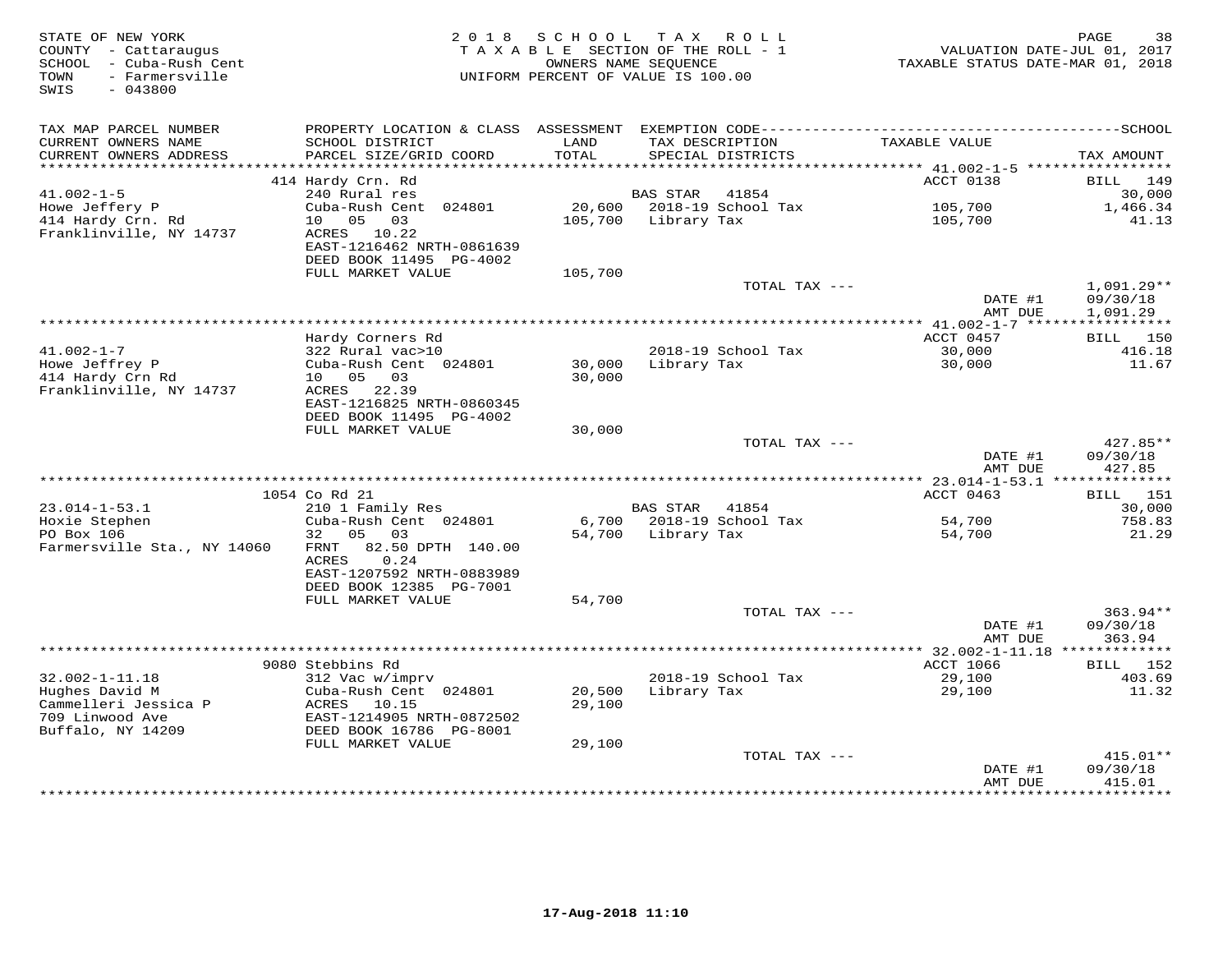STATE OF NEW YORK
COUNTY - Cattaraugus
SCHOOL - Cuba-Rush Cent
TOWN - Farmersville
SWIS - 043800

# 2018 SCHOOL TAX ROLL

TAXABLE SECTION OF THE ROLL - 1
OWNERS NAME SEQUENCE
UNIFORM PERCENT OF VALUE IS 100.00

VALUATION DATE-JUL 01, 2017
TAXABLE STATUS DATE-MAR 01, 2018

| TAX MAP PARCEL NUMBER / CURRENT OWNERS NAME / CURRENT OWNERS ADDRESS | PROPERTY LOCATION & CLASS / SCHOOL DISTRICT / PARCEL SIZE/GRID COORD | ASSESSMENT LAND | TOTAL | EXEMPTION CODE / TAX DESCRIPTION / SPECIAL DISTRICTS | TAXABLE VALUE | TAX AMOUNT |
|---|---|---|---|---|---|---|
| **41.002-1-5** | 414 Hardy Crn. Rd | | | | ACCT 0138 | BILL 149 |
| Howe Jeffery P | 240 Rural res | | | BAS STAR 41854 | | 30,000 |
| 414 Hardy Crn. Rd | Cuba-Rush Cent 024801 | 20,600 | | 2018-19 School Tax | 105,700 | 1,466.34 |
| Franklinville, NY 14737 | 10 05 03 | | 105,700 | Library Tax | 105,700 | 41.13 |
| | ACRES 10.22 | | | | | |
| | EAST-1216462 NRTH-0861639 | | | | | |
| | DEED BOOK 11495 PG-4002 | | | | | |
| | FULL MARKET VALUE | | 105,700 | | | |
| | | | | TOTAL TAX --- | | 1,091.29** |
| | | | | | DATE #1 | 09/30/18 |
| | | | | | AMT DUE | 1,091.29 |
| **41.002-1-7** | Hardy Corners Rd | | | | ACCT 0457 | BILL 150 |
| Howe Jeffrey P | 322 Rural vac>10 | | | 2018-19 School Tax | 30,000 | 416.18 |
| 414 Hardy Crn Rd | Cuba-Rush Cent 024801 | 30,000 | | Library Tax | 30,000 | 11.67 |
| Franklinville, NY 14737 | 10 05 03 | | 30,000 | | | |
| | ACRES 22.39 | | | | | |
| | EAST-1216825 NRTH-0860345 | | | | | |
| | DEED BOOK 11495 PG-4002 | | | | | |
| | FULL MARKET VALUE | | 30,000 | | | |
| | | | | TOTAL TAX --- | | 427.85** |
| | | | | | DATE #1 | 09/30/18 |
| | | | | | AMT DUE | 427.85 |
| **23.014-1-53.1** | 1054 Co Rd 21 | | | | ACCT 0463 | BILL 151 |
| Hoxie Stephen | 210 1 Family Res | | | BAS STAR 41854 | | 30,000 |
| PO Box 106 | Cuba-Rush Cent 024801 | 6,700 | | 2018-19 School Tax | 54,700 | 758.83 |
| Farmersville Sta., NY 14060 | 32 05 03 | | 54,700 | Library Tax | 54,700 | 21.29 |
| | FRNT 82.50 DPTH 140.00 | | | | | |
| | ACRES 0.24 | | | | | |
| | EAST-1207592 NRTH-0883989 | | | | | |
| | DEED BOOK 12385 PG-7001 | | | | | |
| | FULL MARKET VALUE | | 54,700 | | | |
| | | | | TOTAL TAX --- | | 363.94** |
| | | | | | DATE #1 | 09/30/18 |
| | | | | | AMT DUE | 363.94 |
| **32.002-1-11.18** | 9080 Stebbins Rd | | | | ACCT 1066 | BILL 152 |
| Hughes David M | 312 Vac w/imprv | | | 2018-19 School Tax | 29,100 | 403.69 |
| Cammelleri Jessica P | Cuba-Rush Cent 024801 | 20,500 | | Library Tax | 29,100 | 11.32 |
| 709 Linwood Ave | ACRES 10.15 | | 29,100 | | | |
| Buffalo, NY 14209 | EAST-1214905 NRTH-0872502 | | | | | |
| | DEED BOOK 16786 PG-8001 | | | | | |
| | FULL MARKET VALUE | | 29,100 | | | |
| | | | | TOTAL TAX --- | | 415.01** |
| | | | | | DATE #1 | 09/30/18 |
| | | | | | AMT DUE | 415.01 |

17-Aug-2018 11:10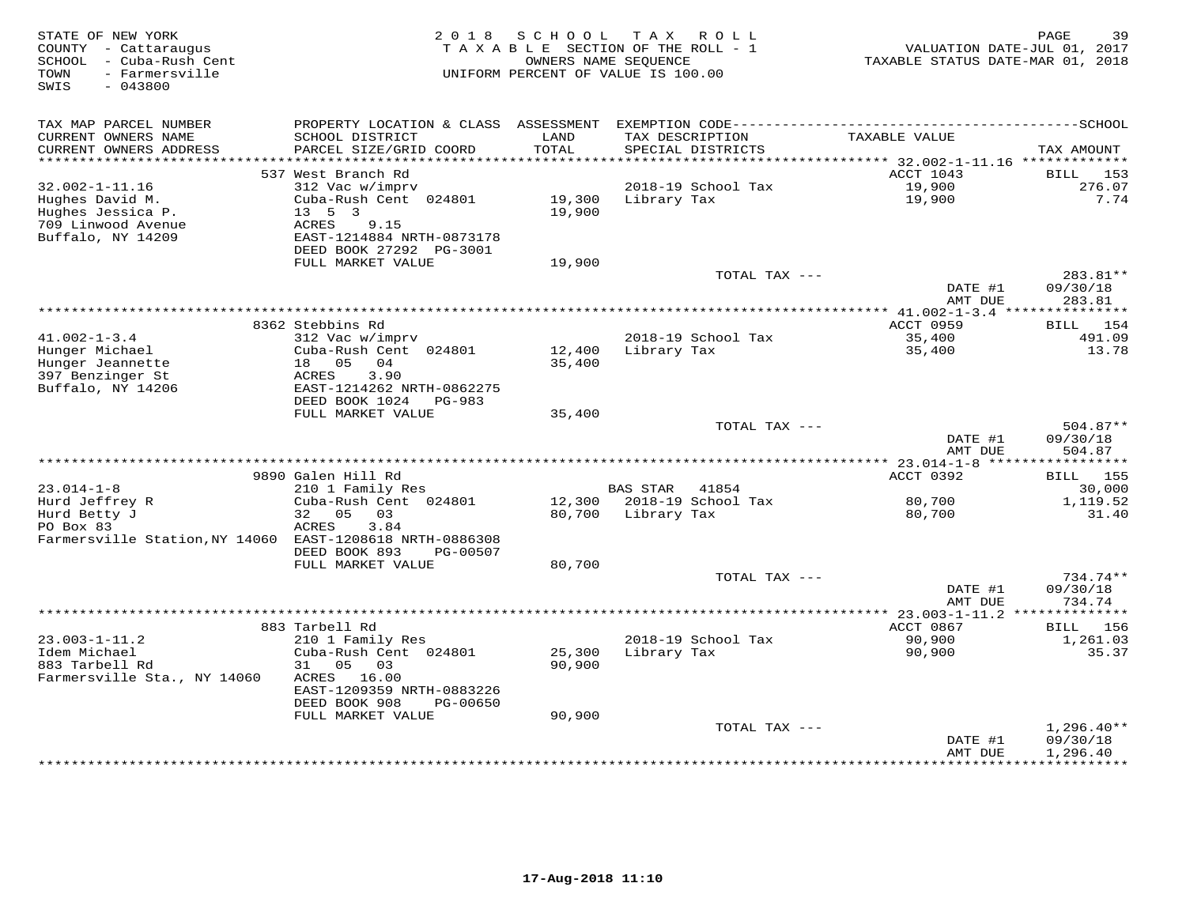STATE OF NEW YORK
COUNTY - Cattaraugus
SCHOOL - Cuba-Rush Cent
TOWN - Farmersville
SWIS - 043800

2 0 1 8 S C H O O L T A X R O L L
T A X A B L E SECTION OF THE ROLL - 1
OWNERS NAME SEQUENCE
UNIFORM PERCENT OF VALUE IS 100.00

VALUATION DATE-JUL 01, 2017
TAXABLE STATUS DATE-MAR 01, 2018

| TAX MAP PARCEL NUMBER<br>CURRENT OWNERS NAME<br>CURRENT OWNERS ADDRESS | PROPERTY LOCATION & CLASS<br>SCHOOL DISTRICT<br>PARCEL SIZE/GRID COORD | ASSESSMENT<br>LAND<br>TOTAL | EXEMPTION CODE<br>TAX DESCRIPTION<br>SPECIAL DISTRICTS | TAXABLE VALUE | SCHOOL<br>TAX AMOUNT |
|---|---|---|---|---|---|
| | 537 West Branch Rd | | | ACCT 1043 | BILL 153 |
| 32.002-1-11.16 | 312 Vac w/imprv | | 2018-19 School Tax | 19,900 | 276.07 |
| Hughes David M. | Cuba-Rush Cent 024801 | 19,300 | Library Tax | 19,900 | 7.74 |
| Hughes Jessica P. | 13 5 3 | 19,900 | | | |
| 709 Linwood Avenue | ACRES 9.15 | | | | |
| Buffalo, NY 14209 | EAST-1214884 NRTH-0873178 | | | | |
| | DEED BOOK 27292 PG-3001 | | | | |
| | FULL MARKET VALUE | 19,900 | | | |
| | | | TOTAL TAX --- | | 283.81** |
| | | | | DATE #1 | 09/30/18 |
| | | | | AMT DUE | 283.81 |
| | 8362 Stebbins Rd | | | ACCT 0959 | BILL 154 |
| 41.002-1-3.4 | 312 Vac w/imprv | | 2018-19 School Tax | 35,400 | 491.09 |
| Hunger Michael | Cuba-Rush Cent 024801 | 12,400 | Library Tax | 35,400 | 13.78 |
| Hunger Jeannette | 18 05 04 | 35,400 | | | |
| 397 Benzinger St | ACRES 3.90 | | | | |
| Buffalo, NY 14206 | EAST-1214262 NRTH-0862275 | | | | |
| | DEED BOOK 1024 PG-983 | | | | |
| | FULL MARKET VALUE | 35,400 | | | |
| | | | TOTAL TAX --- | | 504.87** |
| | | | | DATE #1 | 09/30/18 |
| | | | | AMT DUE | 504.87 |
| | 9890 Galen Hill Rd | | | ACCT 0392 | BILL 155 |
| 23.014-1-8 | 210 1 Family Res | | BAS STAR 41854 | | 30,000 |
| Hurd Jeffrey R | Cuba-Rush Cent 024801 | 12,300 | 2018-19 School Tax | 80,700 | 1,119.52 |
| Hurd Betty J | 32 05 03 | 80,700 | Library Tax | 80,700 | 31.40 |
| PO Box 83 | ACRES 3.84 | | | | |
| Farmersville Station,NY 14060 | EAST-1208618 NRTH-0886308 | | | | |
| | DEED BOOK 893 PG-00507 | | | | |
| | FULL MARKET VALUE | 80,700 | | | |
| | | | TOTAL TAX --- | | 734.74** |
| | | | | DATE #1 | 09/30/18 |
| | | | | AMT DUE | 734.74 |
| | 883 Tarbell Rd | | | ACCT 0867 | BILL 156 |
| 23.003-1-11.2 | 210 1 Family Res | | 2018-19 School Tax | 90,900 | 1,261.03 |
| Idem Michael | Cuba-Rush Cent 024801 | 25,300 | Library Tax | 90,900 | 35.37 |
| 883 Tarbell Rd | 31 05 03 | 90,900 | | | |
| Farmersville Sta., NY 14060 | ACRES 16.00 | | | | |
| | EAST-1209359 NRTH-0883226 | | | | |
| | DEED BOOK 908 PG-00650 | | | | |
| | FULL MARKET VALUE | 90,900 | | | |
| | | | TOTAL TAX --- | | 1,296.40** |
| | | | | DATE #1 | 09/30/18 |
| | | | | AMT DUE | 1,296.40 |

17-Aug-2018 11:10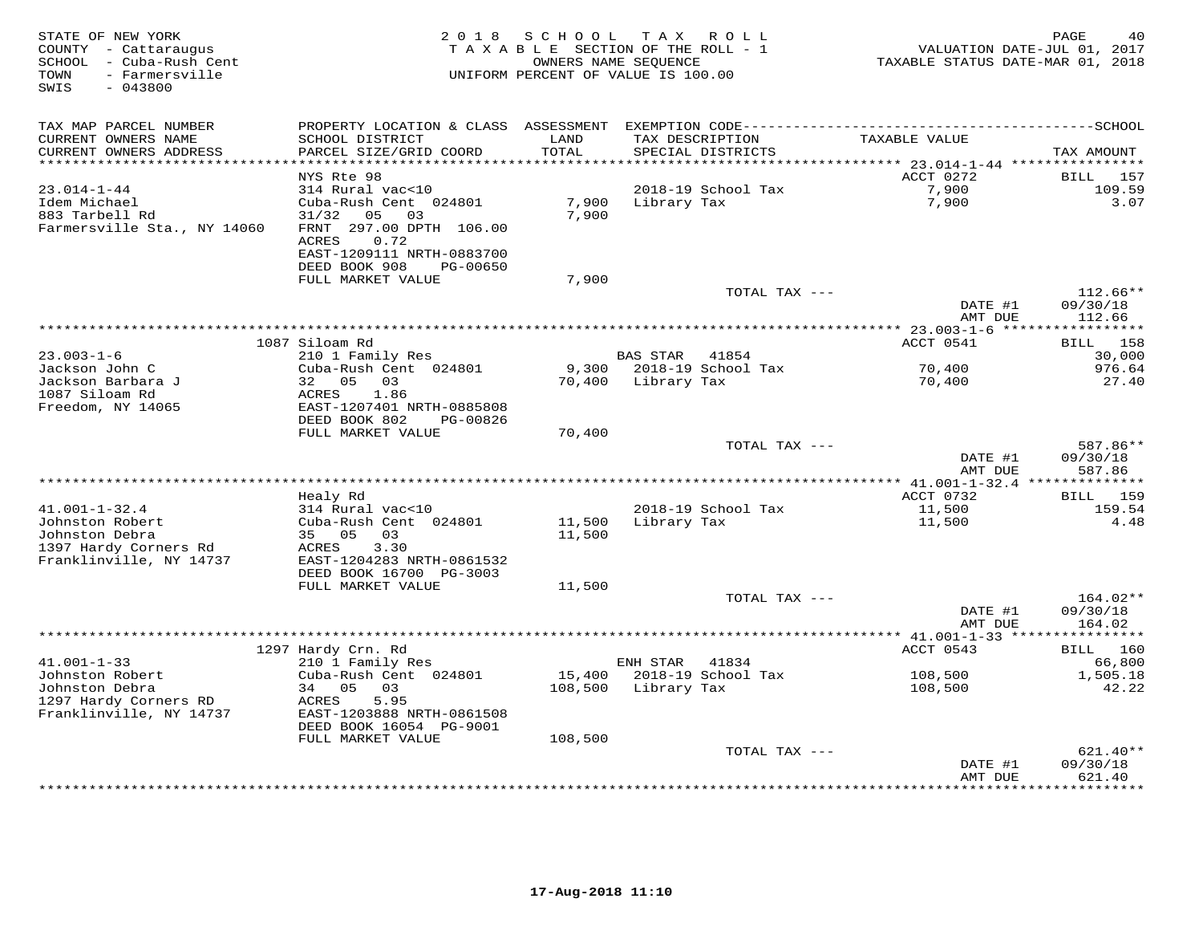STATE OF NEW YORK
COUNTY - Cattaraugus
SCHOOL - Cuba-Rush Cent
TOWN - Farmersville
SWIS - 043800

2 0 1 8 S C H O O L T A X R O L L
T A X A B L E SECTION OF THE ROLL - 1
OWNERS NAME SEQUENCE
UNIFORM PERCENT OF VALUE IS 100.00

VALUATION DATE-JUL 01, 2017
TAXABLE STATUS DATE-MAR 01, 2018

| TAX MAP PARCEL NUMBER / CURRENT OWNERS NAME / CURRENT OWNERS ADDRESS | PROPERTY LOCATION & CLASS / SCHOOL DISTRICT / PARCEL SIZE/GRID COORD | ASSESSMENT LAND / TOTAL | EXEMPTION CODE / TAX DESCRIPTION / SPECIAL DISTRICTS | TAXABLE VALUE | SCHOOL TAX AMOUNT |
|---|---|---|---|---|---|
| **23.014-1-44** | NYS Rte 98 | | | ACCT 0272 | BILL 157 |
| 23.014-1-44 | 314 Rural vac<10 | | 2018-19 School Tax | 7,900 | 109.59 |
| Idem Michael | Cuba-Rush Cent 024801 | 7,900 | Library Tax | 7,900 | 3.07 |
| 883 Tarbell Rd | 31/32 05 03 | 7,900 | | | |
| Farmersville Sta., NY 14060 | FRNT 297.00 DPTH 106.00 | | | | |
| | ACRES 0.72 | | | | |
| | EAST-1209111 NRTH-0883700 | | | | |
| | DEED BOOK 908 PG-00650 | | | | |
| | FULL MARKET VALUE | 7,900 | | | |
| | | | TOTAL TAX --- | | 112.66** |
| | | | | DATE #1 | 09/30/18 |
| | | | | AMT DUE | 112.66 |
| **23.003-1-6** | 1087 Siloam Rd | | | ACCT 0541 | BILL 158 |
| 23.003-1-6 | 210 1 Family Res | | BAS STAR 41854 | | 30,000 |
| Jackson John C | Cuba-Rush Cent 024801 | 9,300 | 2018-19 School Tax | 70,400 | 976.64 |
| Jackson Barbara J | 32 05 03 | 70,400 | Library Tax | 70,400 | 27.40 |
| 1087 Siloam Rd | ACRES 1.86 | | | | |
| Freedom, NY 14065 | EAST-1207401 NRTH-0885808 | | | | |
| | DEED BOOK 802 PG-00826 | | | | |
| | FULL MARKET VALUE | 70,400 | | | |
| | | | TOTAL TAX --- | | 587.86** |
| | | | | DATE #1 | 09/30/18 |
| | | | | AMT DUE | 587.86 |
| **41.001-1-32.4** | Healy Rd | | | ACCT 0732 | BILL 159 |
| 41.001-1-32.4 | 314 Rural vac<10 | | 2018-19 School Tax | 11,500 | 159.54 |
| Johnston Robert | Cuba-Rush Cent 024801 | 11,500 | Library Tax | 11,500 | 4.48 |
| Johnston Debra | 35 05 03 | 11,500 | | | |
| 1397 Hardy Corners Rd | ACRES 3.30 | | | | |
| Franklinville, NY 14737 | EAST-1204283 NRTH-0861532 | | | | |
| | DEED BOOK 16700 PG-3003 | | | | |
| | FULL MARKET VALUE | 11,500 | | | |
| | | | TOTAL TAX --- | | 164.02** |
| | | | | DATE #1 | 09/30/18 |
| | | | | AMT DUE | 164.02 |
| **41.001-1-33** | 1297 Hardy Crn. Rd | | | ACCT 0543 | BILL 160 |
| 41.001-1-33 | 210 1 Family Res | | ENH STAR 41834 | | 66,800 |
| Johnston Robert | Cuba-Rush Cent 024801 | 15,400 | 2018-19 School Tax | 108,500 | 1,505.18 |
| Johnston Debra | 34 05 03 | 108,500 | Library Tax | 108,500 | 42.22 |
| 1297 Hardy Corners RD | ACRES 5.95 | | | | |
| Franklinville, NY 14737 | EAST-1203888 NRTH-0861508 | | | | |
| | DEED BOOK 16054 PG-9001 | | | | |
| | FULL MARKET VALUE | 108,500 | | | |
| | | | TOTAL TAX --- | | 621.40** |
| | | | | DATE #1 | 09/30/18 |
| | | | | AMT DUE | 621.40 |

17-Aug-2018 11:10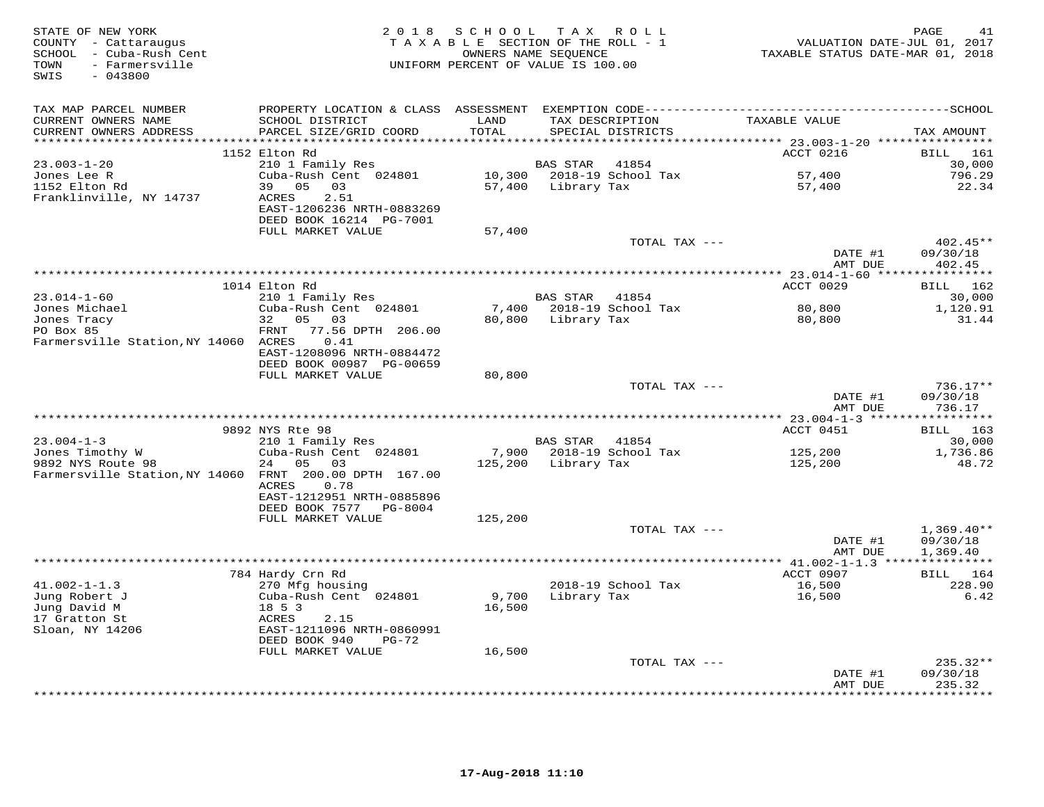STATE OF NEW YORK
COUNTY - Cattaraugus
SCHOOL - Cuba-Rush Cent
TOWN - Farmersville
SWIS - 043800

2018 SCHOOL TAX ROLL
TAXABLE SECTION OF THE ROLL - 1
OWNERS NAME SEQUENCE
UNIFORM PERCENT OF VALUE IS 100.00

VALUATION DATE-JUL 01, 2017
TAXABLE STATUS DATE-MAR 01, 2018

| TAX MAP PARCEL NUMBER / CURRENT OWNERS NAME / CURRENT OWNERS ADDRESS | PROPERTY LOCATION & CLASS / SCHOOL DISTRICT / PARCEL SIZE/GRID COORD | ASSESSMENT LAND / TOTAL | EXEMPTION CODE / TAX DESCRIPTION / SPECIAL DISTRICTS | TAXABLE VALUE | SCHOOL TAX AMOUNT |
|---|---|---|---|---|---|
| **23.003-1-20** | 1152 Elton Rd | | | ACCT 0216 | BILL 161 |
| 23.003-1-20 | 210 1 Family Res | | BAS STAR 41854 | | 30,000 |
| Jones Lee R | Cuba-Rush Cent 024801 | 10,300 | 2018-19 School Tax | 57,400 | 796.29 |
| 1152 Elton Rd | 39 05 03 | 57,400 | Library Tax | 57,400 | 22.34 |
| Franklinville, NY 14737 | ACRES 2.51 | | | | |
| | EAST-1206236 NRTH-0883269 | | | | |
| | DEED BOOK 16214 PG-7001 | | | | |
| | FULL MARKET VALUE | 57,400 | | | |
| | | | TOTAL TAX --- | | 402.45** |
| | | | | DATE #1 | 09/30/18 |
| | | | | AMT DUE | 402.45 |
| **23.014-1-60** | 1014 Elton Rd | | | ACCT 0029 | BILL 162 |
| 23.014-1-60 | 210 1 Family Res | | BAS STAR 41854 | | 30,000 |
| Jones Michael | Cuba-Rush Cent 024801 | 7,400 | 2018-19 School Tax | 80,800 | 1,120.91 |
| Jones Tracy | 32 05 03 | 80,800 | Library Tax | 80,800 | 31.44 |
| PO Box 85 | FRNT 77.56 DPTH 206.00 | | | | |
| Farmersville Station,NY 14060 | ACRES 0.41 | | | | |
| | EAST-1208096 NRTH-0884472 | | | | |
| | DEED BOOK 00987 PG-00659 | | | | |
| | FULL MARKET VALUE | 80,800 | | | |
| | | | TOTAL TAX --- | | 736.17** |
| | | | | DATE #1 | 09/30/18 |
| | | | | AMT DUE | 736.17 |
| **23.004-1-3** | 9892 NYS Rte 98 | | | ACCT 0451 | BILL 163 |
| 23.004-1-3 | 210 1 Family Res | | BAS STAR 41854 | | 30,000 |
| Jones Timothy W | Cuba-Rush Cent 024801 | 7,900 | 2018-19 School Tax | 125,200 | 1,736.86 |
| 9892 NYS Route 98 | 24 05 03 | 125,200 | Library Tax | 125,200 | 48.72 |
| Farmersville Station,NY 14060 | FRNT 200.00 DPTH 167.00 | | | | |
| | ACRES 0.78 | | | | |
| | EAST-1212951 NRTH-0885896 | | | | |
| | DEED BOOK 7577 PG-8004 | | | | |
| | FULL MARKET VALUE | 125,200 | | | |
| | | | TOTAL TAX --- | | 1,369.40** |
| | | | | DATE #1 | 09/30/18 |
| | | | | AMT DUE | 1,369.40 |
| **41.002-1-1.3** | 784 Hardy Crn Rd | | | ACCT 0907 | BILL 164 |
| 41.002-1-1.3 | 270 Mfg housing | | 2018-19 School Tax | 16,500 | 228.90 |
| Jung Robert J | Cuba-Rush Cent 024801 | 9,700 | Library Tax | 16,500 | 6.42 |
| Jung David M | 18 5 3 | 16,500 | | | |
| 17 Gratton St | ACRES 2.15 | | | | |
| Sloan, NY 14206 | EAST-1211096 NRTH-0860991 | | | | |
| | DEED BOOK 940 PG-72 | | | | |
| | FULL MARKET VALUE | 16,500 | | | |
| | | | TOTAL TAX --- | | 235.32** |
| | | | | DATE #1 | 09/30/18 |
| | | | | AMT DUE | 235.32 |

17-Aug-2018 11:10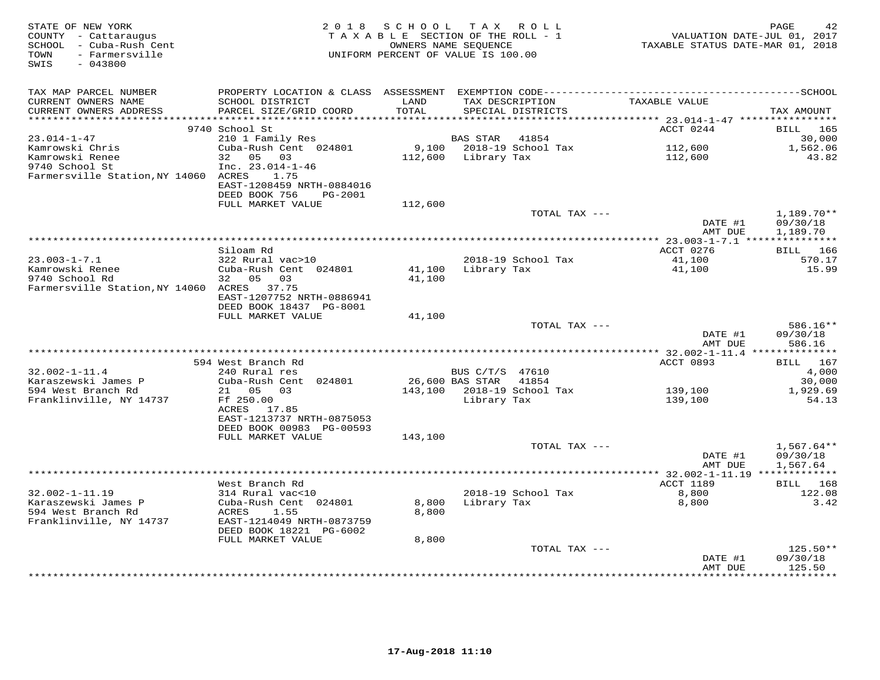STATE OF NEW YORK
COUNTY - Cattaraugus
SCHOOL - Cuba-Rush Cent
TOWN - Farmersville
SWIS - 043800

2018 SCHOOL TAX ROLL
TAXABLE SECTION OF THE ROLL - 1
OWNERS NAME SEQUENCE
UNIFORM PERCENT OF VALUE IS 100.00

VALUATION DATE-JUL 01, 2017
TAXABLE STATUS DATE-MAR 01, 2018

| TAX MAP PARCEL NUMBER / CURRENT OWNERS NAME / CURRENT OWNERS ADDRESS | PROPERTY LOCATION & CLASS / SCHOOL DISTRICT / PARCEL SIZE/GRID COORD | ASSESSMENT LAND / TOTAL | EXEMPTION CODE / TAX DESCRIPTION / SPECIAL DISTRICTS | TAXABLE VALUE | SCHOOL TAX AMOUNT |
|---|---|---|---|---|---|
| **23.014-1-47** | 9740 School St | | | ACCT 0244 | BILL 165 |
| 23.014-1-47 | 210 1 Family Res | | BAS STAR 41854 | | 30,000 |
| Kamrowski Chris | Cuba-Rush Cent 024801 | 9,100 | 2018-19 School Tax | 112,600 | 1,562.06 |
| Kamrowski Renee | 32 05 03 | 112,600 | Library Tax | 112,600 | 43.82 |
| 9740 School St | Inc. 23.014-1-46 | | | | |
| Farmersville Station,NY 14060 | ACRES 1.75 | | | | |
| | EAST-1208459 NRTH-0884016 | | | | |
| | DEED BOOK 756 PG-2001 | | | | |
| | FULL MARKET VALUE | 112,600 | | | |
| | | | TOTAL TAX --- | | 1,189.70** |
| | | | | DATE #1 | 09/30/18 |
| | | | | AMT DUE | 1,189.70 |
| **23.003-1-7.1** | Siloam Rd | | | ACCT 0276 | BILL 166 |
| 23.003-1-7.1 | 322 Rural vac>10 | | 2018-19 School Tax | 41,100 | 570.17 |
| Kamrowski Renee | Cuba-Rush Cent 024801 | 41,100 | Library Tax | 41,100 | 15.99 |
| 9740 School Rd | 32 05 03 | 41,100 | | | |
| Farmersville Station,NY 14060 | ACRES 37.75 | | | | |
| | EAST-1207752 NRTH-0886941 | | | | |
| | DEED BOOK 18437 PG-8001 | | | | |
| | FULL MARKET VALUE | 41,100 | | | |
| | | | TOTAL TAX --- | | 586.16** |
| | | | | DATE #1 | 09/30/18 |
| | | | | AMT DUE | 586.16 |
| **32.002-1-11.4** | 594 West Branch Rd | | | ACCT 0893 | BILL 167 |
| 32.002-1-11.4 | 240 Rural res | | BUS C/T/S 47610 | | 4,000 |
| Karaszewski James P | Cuba-Rush Cent 024801 | 26,600 | BAS STAR 41854 | | 30,000 |
| 594 West Branch Rd | 21 05 03 | 143,100 | 2018-19 School Tax | 139,100 | 1,929.69 |
| Franklinville, NY 14737 | Ff 250.00 | | Library Tax | 139,100 | 54.13 |
| | ACRES 17.85 | | | | |
| | EAST-1213737 NRTH-0875053 | | | | |
| | DEED BOOK 00983 PG-00593 | | | | |
| | FULL MARKET VALUE | 143,100 | | | |
| | | | TOTAL TAX --- | | 1,567.64** |
| | | | | DATE #1 | 09/30/18 |
| | | | | AMT DUE | 1,567.64 |
| **32.002-1-11.19** | West Branch Rd | | | ACCT 1189 | BILL 168 |
| 32.002-1-11.19 | 314 Rural vac<10 | | 2018-19 School Tax | 8,800 | 122.08 |
| Karaszewski James P | Cuba-Rush Cent 024801 | 8,800 | Library Tax | 8,800 | 3.42 |
| 594 West Branch Rd | ACRES 1.55 | 8,800 | | | |
| Franklinville, NY 14737 | EAST-1214049 NRTH-0873759 | | | | |
| | DEED BOOK 18221 PG-6002 | | | | |
| | FULL MARKET VALUE | 8,800 | | | |
| | | | TOTAL TAX --- | | 125.50** |
| | | | | DATE #1 | 09/30/18 |
| | | | | AMT DUE | 125.50 |

17-Aug-2018 11:10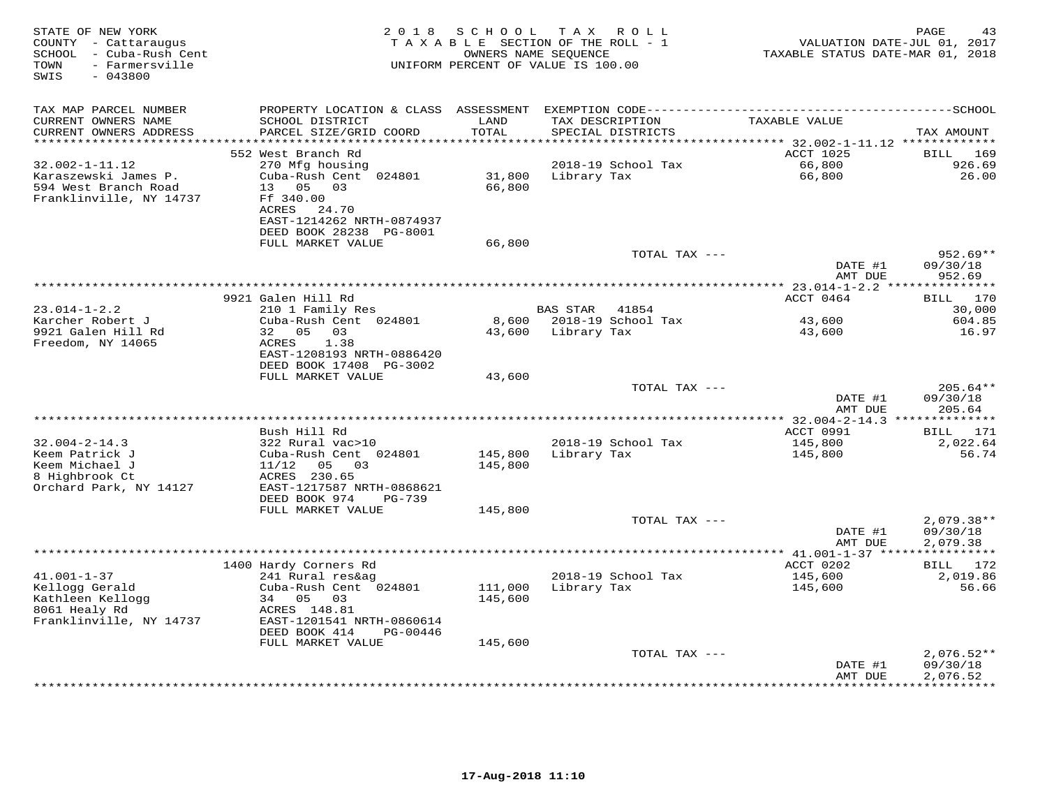STATE OF NEW YORK
COUNTY - Cattaraugus
SCHOOL - Cuba-Rush Cent
TOWN - Farmersville
SWIS - 043800

2018 SCHOOL TAX ROLL
TAXABLE SECTION OF THE ROLL - 1
OWNERS NAME SEQUENCE
UNIFORM PERCENT OF VALUE IS 100.00

VALUATION DATE-JUL 01, 2017
TAXABLE STATUS DATE-MAR 01, 2018

| TAX MAP PARCEL NUMBER / CURRENT OWNERS NAME / CURRENT OWNERS ADDRESS | PROPERTY LOCATION & CLASS / SCHOOL DISTRICT / PARCEL SIZE/GRID COORD | ASSESSMENT LAND / TOTAL | EXEMPTION CODE / TAX DESCRIPTION / SPECIAL DISTRICTS | TAXABLE VALUE | SCHOOL TAX AMOUNT |
|---|---|---|---|---|---|
| 32.002-1-11.12 | 552 West Branch Rd | | | ACCT 1025 | BILL 169 |
| Karaszewski James P. | 270 Mfg housing | | 2018-19 School Tax | 66,800 | 926.69 |
| 594 West Branch Road | Cuba-Rush Cent 024801 | 31,800 | Library Tax | 66,800 | 26.00 |
| Franklinville, NY 14737 | 13 05 03 | 66,800 | | | |
| | Ff 340.00 | | | | |
| | ACRES 24.70 | | | | |
| | EAST-1214262 NRTH-0874937 | | | | |
| | DEED BOOK 28238 PG-8001 | | | | |
| | FULL MARKET VALUE | 66,800 | | | |
| | | | TOTAL TAX --- | | 952.69** |
| | | | | DATE #1 | 09/30/18 |
| | | | | AMT DUE | 952.69 |
| 23.014-1-2.2 | 9921 Galen Hill Rd | | | ACCT 0464 | BILL 170 |
| Karcher Robert J | 210 1 Family Res | | BAS STAR 41854 | | 30,000 |
| 9921 Galen Hill Rd | Cuba-Rush Cent 024801 | 8,600 | 2018-19 School Tax | 43,600 | 604.85 |
| Freedom, NY 14065 | 32 05 03 | 43,600 | Library Tax | 43,600 | 16.97 |
| | ACRES 1.38 | | | | |
| | EAST-1208193 NRTH-0886420 | | | | |
| | DEED BOOK 17408 PG-3002 | | | | |
| | FULL MARKET VALUE | 43,600 | | | |
| | | | TOTAL TAX --- | | 205.64** |
| | | | | DATE #1 | 09/30/18 |
| | | | | AMT DUE | 205.64 |
| 32.004-2-14.3 | Bush Hill Rd | | | ACCT 0991 | BILL 171 |
| Keem Patrick J | 322 Rural vac>10 | | 2018-19 School Tax | 145,800 | 2,022.64 |
| Keem Michael J | Cuba-Rush Cent 024801 | 145,800 | Library Tax | 145,800 | 56.74 |
| 8 Highbrook Ct | 11/12 05 03 | 145,800 | | | |
| Orchard Park, NY 14127 | ACRES 230.65 | | | | |
| | EAST-1217587 NRTH-0868621 | | | | |
| | DEED BOOK 974 PG-739 | | | | |
| | FULL MARKET VALUE | 145,800 | | | |
| | | | TOTAL TAX --- | | 2,079.38** |
| | | | | DATE #1 | 09/30/18 |
| | | | | AMT DUE | 2,079.38 |
| 41.001-1-37 | 1400 Hardy Corners Rd | | | ACCT 0202 | BILL 172 |
| Kellogg Gerald | 241 Rural res&ag | | 2018-19 School Tax | 145,600 | 2,019.86 |
| Kathleen Kellogg | Cuba-Rush Cent 024801 | 111,000 | Library Tax | 145,600 | 56.66 |
| 8061 Healy Rd | 34 05 03 | 145,600 | | | |
| Franklinville, NY 14737 | ACRES 148.81 | | | | |
| | EAST-1201541 NRTH-0860614 | | | | |
| | DEED BOOK 414 PG-00446 | | | | |
| | FULL MARKET VALUE | 145,600 | | | |
| | | | TOTAL TAX --- | | 2,076.52** |
| | | | | DATE #1 | 09/30/18 |
| | | | | AMT DUE | 2,076.52 |

17-Aug-2018 11:10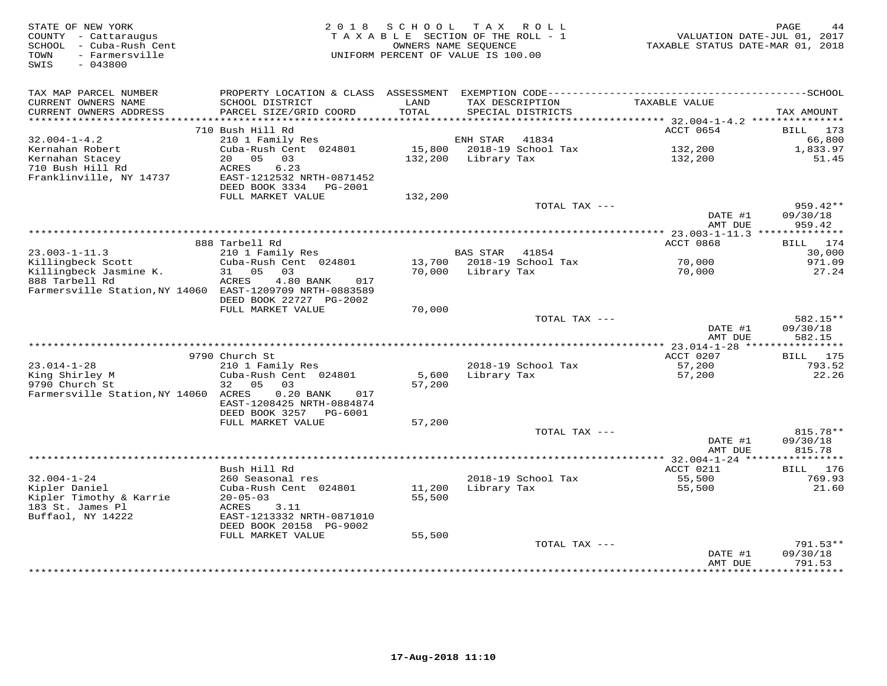STATE OF NEW YORK
COUNTY - Cattaraugus
SCHOOL - Cuba-Rush Cent
TOWN - Farmersville
SWIS - 043800

2018 SCHOOL TAX ROLL
TAXABLE SECTION OF THE ROLL - 1
OWNERS NAME SEQUENCE
UNIFORM PERCENT OF VALUE IS 100.00

VALUATION DATE-JUL 01, 2017
TAXABLE STATUS DATE-MAR 01, 2018

| TAX MAP PARCEL NUMBER / CURRENT OWNERS NAME / CURRENT OWNERS ADDRESS | PROPERTY LOCATION & CLASS / SCHOOL DISTRICT / PARCEL SIZE/GRID COORD | ASSESSMENT LAND / TOTAL | EXEMPTION CODE / TAX DESCRIPTION / SPECIAL DISTRICTS | TAXABLE VALUE | SCHOOL TAX AMOUNT |
|---|---|---|---|---|---|
| | 710 Bush Hill Rd | | | ACCT 0654 | BILL 173 |
| 32.004-1-4.2 | 210 1 Family Res | | ENH STAR 41834 | | 66,800 |
| Kernahan Robert | Cuba-Rush Cent 024801 | 15,800 | 2018-19 School Tax | 132,200 | 1,833.97 |
| Kernahan Stacey | 20 05 03 | 132,200 | Library Tax | 132,200 | 51.45 |
| 710 Bush Hill Rd | ACRES 6.23 | | | | |
| Franklinville, NY 14737 | EAST-1212532 NRTH-0871452 | | | | |
| | DEED BOOK 3334 PG-2001 | | | | |
| | FULL MARKET VALUE | 132,200 | | | |
| | | | TOTAL TAX --- | | 959.42** |
| | | | | DATE #1 | 09/30/18 |
| | | | | AMT DUE | 959.42 |
| | 888 Tarbell Rd | | | ACCT 0868 | BILL 174 |
| 23.003-1-11.3 | 210 1 Family Res | | BAS STAR 41854 | | 30,000 |
| Killingbeck Scott | Cuba-Rush Cent 024801 | 13,700 | 2018-19 School Tax | 70,000 | 971.09 |
| Killingbeck Jasmine K. | 31 05 03 | 70,000 | Library Tax | 70,000 | 27.24 |
| 888 Tarbell Rd | ACRES 4.80 BANK 017 | | | | |
| Farmersville Station,NY 14060 | EAST-1209709 NRTH-0883589 | | | | |
| | DEED BOOK 22727 PG-2002 | | | | |
| | FULL MARKET VALUE | 70,000 | | | |
| | | | TOTAL TAX --- | | 582.15** |
| | | | | DATE #1 | 09/30/18 |
| | | | | AMT DUE | 582.15 |
| | 9790 Church St | | | ACCT 0207 | BILL 175 |
| 23.014-1-28 | 210 1 Family Res | | 2018-19 School Tax | 57,200 | 793.52 |
| King Shirley M | Cuba-Rush Cent 024801 | 5,600 | Library Tax | 57,200 | 22.26 |
| 9790 Church St | 32 05 03 | 57,200 | | | |
| Farmersville Station,NY 14060 | ACRES 0.20 BANK 017 | | | | |
| | EAST-1208425 NRTH-0884874 | | | | |
| | DEED BOOK 3257 PG-6001 | | | | |
| | FULL MARKET VALUE | 57,200 | | | |
| | | | TOTAL TAX --- | | 815.78** |
| | | | | DATE #1 | 09/30/18 |
| | | | | AMT DUE | 815.78 |
| | Bush Hill Rd | | | ACCT 0211 | BILL 176 |
| 32.004-1-24 | 260 Seasonal res | | 2018-19 School Tax | 55,500 | 769.93 |
| Kipler Daniel | Cuba-Rush Cent 024801 | 11,200 | Library Tax | 55,500 | 21.60 |
| Kipler Timothy & Karrie | 20-05-03 | 55,500 | | | |
| 183 St. James Pl | ACRES 3.11 | | | | |
| Buffaol, NY 14222 | EAST-1213332 NRTH-0871010 | | | | |
| | DEED BOOK 20158 PG-9002 | | | | |
| | FULL MARKET VALUE | 55,500 | | | |
| | | | TOTAL TAX --- | | 791.53** |
| | | | | DATE #1 | 09/30/18 |
| | | | | AMT DUE | 791.53 |

17-Aug-2018 11:10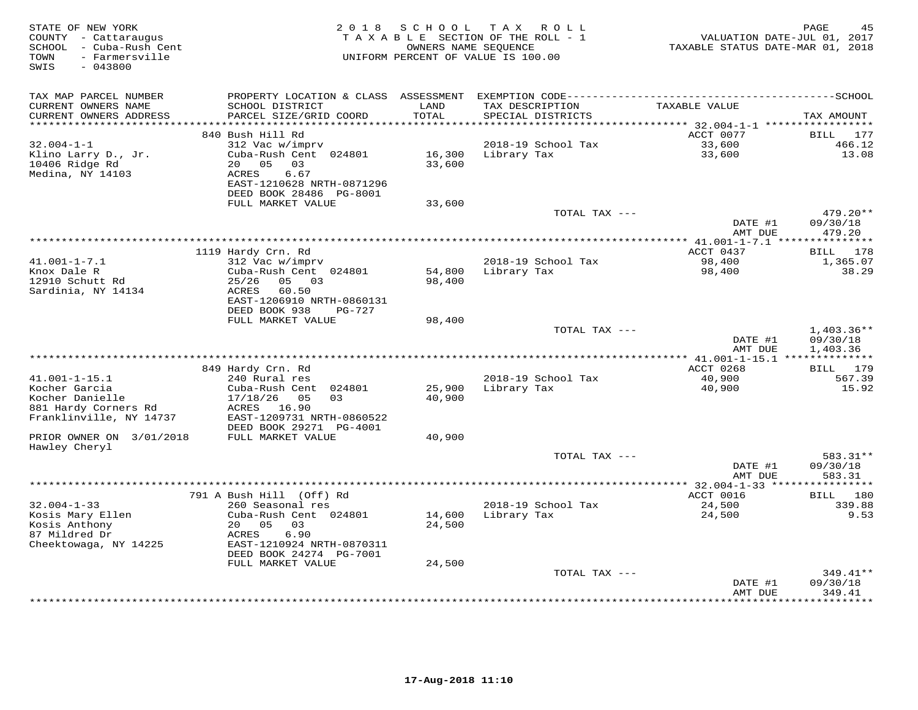STATE OF NEW YORK
COUNTY - Cattaraugus
SCHOOL - Cuba-Rush Cent
TOWN - Farmersville
SWIS - 043800

2018 SCHOOL TAX ROLL
TAXABLE SECTION OF THE ROLL - 1
OWNERS NAME SEQUENCE
UNIFORM PERCENT OF VALUE IS 100.00

VALUATION DATE-JUL 01, 2017
TAXABLE STATUS DATE-MAR 01, 2018

| TAX MAP PARCEL NUMBER / CURRENT OWNERS NAME / CURRENT OWNERS ADDRESS | PROPERTY LOCATION & CLASS / SCHOOL DISTRICT / PARCEL SIZE/GRID COORD | ASSESSMENT LAND / TOTAL | EXEMPTION CODE / TAX DESCRIPTION / SPECIAL DISTRICTS | TAXABLE VALUE | SCHOOL TAX AMOUNT |
|---|---|---|---|---|---|
| | 840 Bush Hill Rd | | | ACCT 0077 | BILL 177 |
| 32.004-1-1 | 312 Vac w/imprv | | 2018-19 School Tax | 33,600 | 466.12 |
| Klino Larry D., Jr. | Cuba-Rush Cent 024801 | 16,300 | Library Tax | 33,600 | 13.08 |
| 10406 Ridge Rd | 20 05 03 | 33,600 | | | |
| Medina, NY 14103 | ACRES 6.67 | | | | |
| | EAST-1210628 NRTH-0871296 | | | | |
| | DEED BOOK 28486 PG-8001 | | | | |
| | FULL MARKET VALUE | 33,600 | | | |
| | | | TOTAL TAX --- | | 479.20** |
| | | | | DATE #1 | 09/30/18 |
| | | | | AMT DUE | 479.20 |
| | 1119 Hardy Crn. Rd | | | ACCT 0437 | BILL 178 |
| 41.001-1-7.1 | 312 Vac w/imprv | | 2018-19 School Tax | 98,400 | 1,365.07 |
| Knox Dale R | Cuba-Rush Cent 024801 | 54,800 | Library Tax | 98,400 | 38.29 |
| 12910 Schutt Rd | 25/26 05 03 | 98,400 | | | |
| Sardinia, NY 14134 | ACRES 60.50 | | | | |
| | EAST-1206910 NRTH-0860131 | | | | |
| | DEED BOOK 938 PG-727 | | | | |
| | FULL MARKET VALUE | 98,400 | | | |
| | | | TOTAL TAX --- | | 1,403.36** |
| | | | | DATE #1 | 09/30/18 |
| | | | | AMT DUE | 1,403.36 |
| | 849 Hardy Crn. Rd | | | ACCT 0268 | BILL 179 |
| 41.001-1-15.1 | 240 Rural res | | 2018-19 School Tax | 40,900 | 567.39 |
| Kocher Garcia | Cuba-Rush Cent 024801 | 25,900 | Library Tax | 40,900 | 15.92 |
| Kocher Danielle | 17/18/26 05 03 | 40,900 | | | |
| 881 Hardy Corners Rd | ACRES 16.90 | | | | |
| Franklinville, NY 14737 | EAST-1209731 NRTH-0860522 | | | | |
| | DEED BOOK 29271 PG-4001 | | | | |
| PRIOR OWNER ON 3/01/2018 | FULL MARKET VALUE | 40,900 | | | |
| Hawley Cheryl | | | | | |
| | | | TOTAL TAX --- | | 583.31** |
| | | | | DATE #1 | 09/30/18 |
| | | | | AMT DUE | 583.31 |
| | 791 A Bush Hill (Off) Rd | | | ACCT 0016 | BILL 180 |
| 32.004-1-33 | 260 Seasonal res | | 2018-19 School Tax | 24,500 | 339.88 |
| Kosis Mary Ellen | Cuba-Rush Cent 024801 | 14,600 | Library Tax | 24,500 | 9.53 |
| Kosis Anthony | 20 05 03 | 24,500 | | | |
| 87 Mildred Dr | ACRES 6.90 | | | | |
| Cheektowaga, NY 14225 | EAST-1210924 NRTH-0870311 | | | | |
| | DEED BOOK 24274 PG-7001 | | | | |
| | FULL MARKET VALUE | 24,500 | | | |
| | | | TOTAL TAX --- | | 349.41** |
| | | | | DATE #1 | 09/30/18 |
| | | | | AMT DUE | 349.41 |

17-Aug-2018 11:10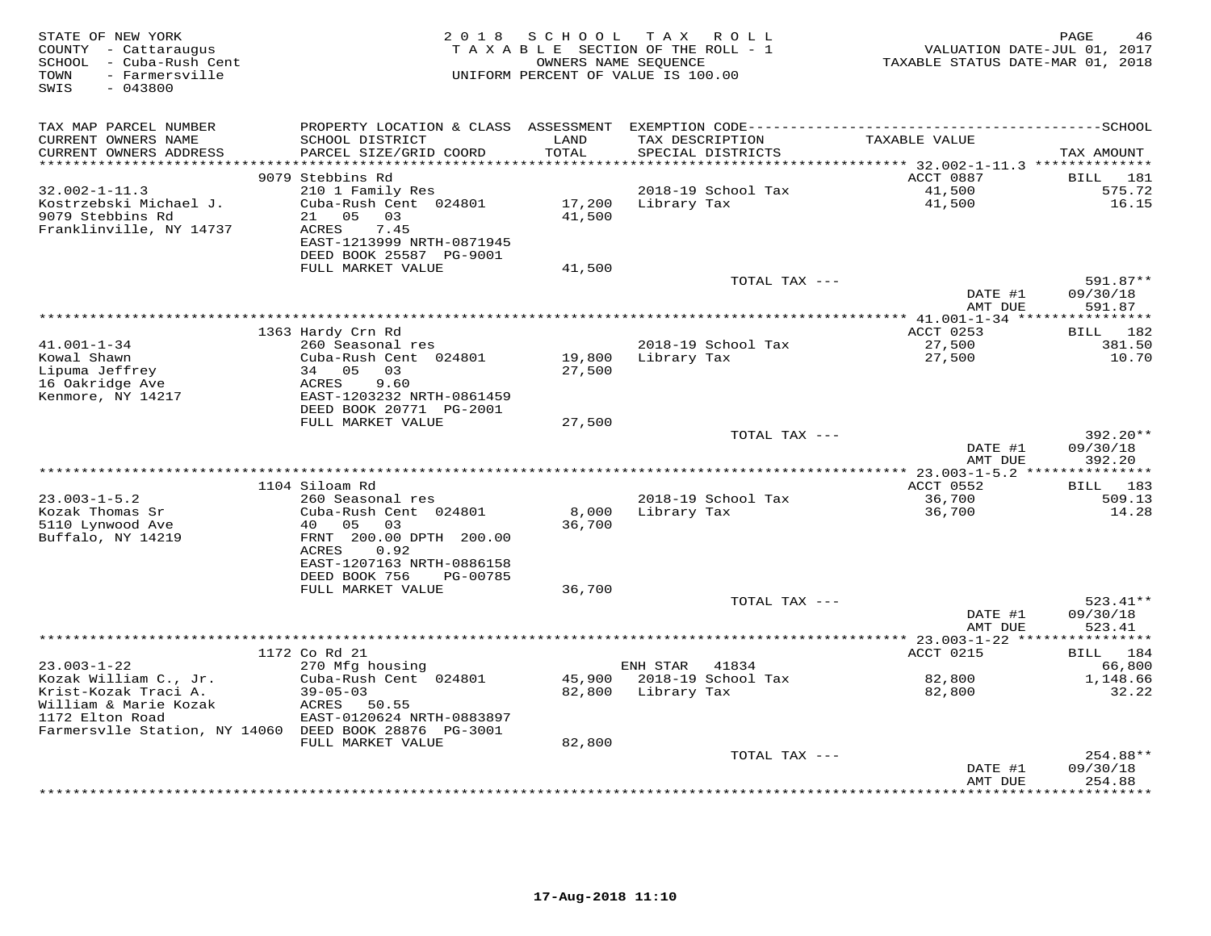STATE OF NEW YORK
COUNTY - Cattaraugus
SCHOOL - Cuba-Rush Cent
TOWN - Farmersville
SWIS - 043800

2018 SCHOOL TAX ROLL
TAXABLE SECTION OF THE ROLL - 1
OWNERS NAME SEQUENCE
UNIFORM PERCENT OF VALUE IS 100.00

VALUATION DATE-JUL 01, 2017
TAXABLE STATUS DATE-MAR 01, 2018

| TAX MAP PARCEL NUMBER / CURRENT OWNERS NAME / CURRENT OWNERS ADDRESS | PROPERTY LOCATION & CLASS / SCHOOL DISTRICT / PARCEL SIZE/GRID COORD | ASSESSMENT LAND / TOTAL | EXEMPTION CODE / TAX DESCRIPTION / SPECIAL DISTRICTS | TAXABLE VALUE | TAX AMOUNT |
|---|---|---|---|---|---|
| | 9079 Stebbins Rd | | | ACCT 0887 | BILL 181 |
| 32.002-1-11.3 | 210 1 Family Res | | 2018-19 School Tax | 41,500 | 575.72 |
| Kostrzebski Michael J. | Cuba-Rush Cent 024801 | 17,200 | Library Tax | 41,500 | 16.15 |
| 9079 Stebbins Rd | 21 05 03 | 41,500 | | | |
| Franklinville, NY 14737 | ACRES 7.45 | | | | |
| | EAST-1213999 NRTH-0871945 | | | | |
| | DEED BOOK 25587 PG-9001 | | | | |
| | FULL MARKET VALUE | 41,500 | | | |
| | | | TOTAL TAX --- | | 591.87** |
| | | | | DATE #1 | 09/30/18 |
| | | | | AMT DUE | 591.87 |
| | 1363 Hardy Crn Rd | | | ACCT 0253 | BILL 182 |
| 41.001-1-34 | 260 Seasonal res | | 2018-19 School Tax | 27,500 | 381.50 |
| Kowal Shawn | Cuba-Rush Cent 024801 | 19,800 | Library Tax | 27,500 | 10.70 |
| Lipuma Jeffrey | 34 05 03 | 27,500 | | | |
| 16 Oakridge Ave | ACRES 9.60 | | | | |
| Kenmore, NY 14217 | EAST-1203232 NRTH-0861459 | | | | |
| | DEED BOOK 20771 PG-2001 | | | | |
| | FULL MARKET VALUE | 27,500 | | | |
| | | | TOTAL TAX --- | | 392.20** |
| | | | | DATE #1 | 09/30/18 |
| | | | | AMT DUE | 392.20 |
| | 1104 Siloam Rd | | | ACCT 0552 | BILL 183 |
| 23.003-1-5.2 | 260 Seasonal res | | 2018-19 School Tax | 36,700 | 509.13 |
| Kozak Thomas Sr | Cuba-Rush Cent 024801 | 8,000 | Library Tax | 36,700 | 14.28 |
| 5110 Lynwood Ave | 40 05 03 | 36,700 | | | |
| Buffalo, NY 14219 | FRNT 200.00 DPTH 200.00 | | | | |
| | ACRES 0.92 | | | | |
| | EAST-1207163 NRTH-0886158 | | | | |
| | DEED BOOK 756 PG-00785 | | | | |
| | FULL MARKET VALUE | 36,700 | | | |
| | | | TOTAL TAX --- | | 523.41** |
| | | | | DATE #1 | 09/30/18 |
| | | | | AMT DUE | 523.41 |
| | 1172 Co Rd 21 | | | ACCT 0215 | BILL 184 |
| 23.003-1-22 | 270 Mfg housing | | ENH STAR 41834 | | 66,800 |
| Kozak William C., Jr. | Cuba-Rush Cent 024801 | 45,900 | 2018-19 School Tax | 82,800 | 1,148.66 |
| Krist-Kozak Traci A. | 39-05-03 | 82,800 | Library Tax | 82,800 | 32.22 |
| William & Marie Kozak | ACRES 50.55 | | | | |
| 1172 Elton Road | EAST-0120624 NRTH-0883897 | | | | |
| Farmersvlle Station, NY 14060 | DEED BOOK 28876 PG-3001 | | | | |
| | FULL MARKET VALUE | 82,800 | | | |
| | | | TOTAL TAX --- | | 254.88** |
| | | | | DATE #1 | 09/30/18 |
| | | | | AMT DUE | 254.88 |

17-Aug-2018 11:10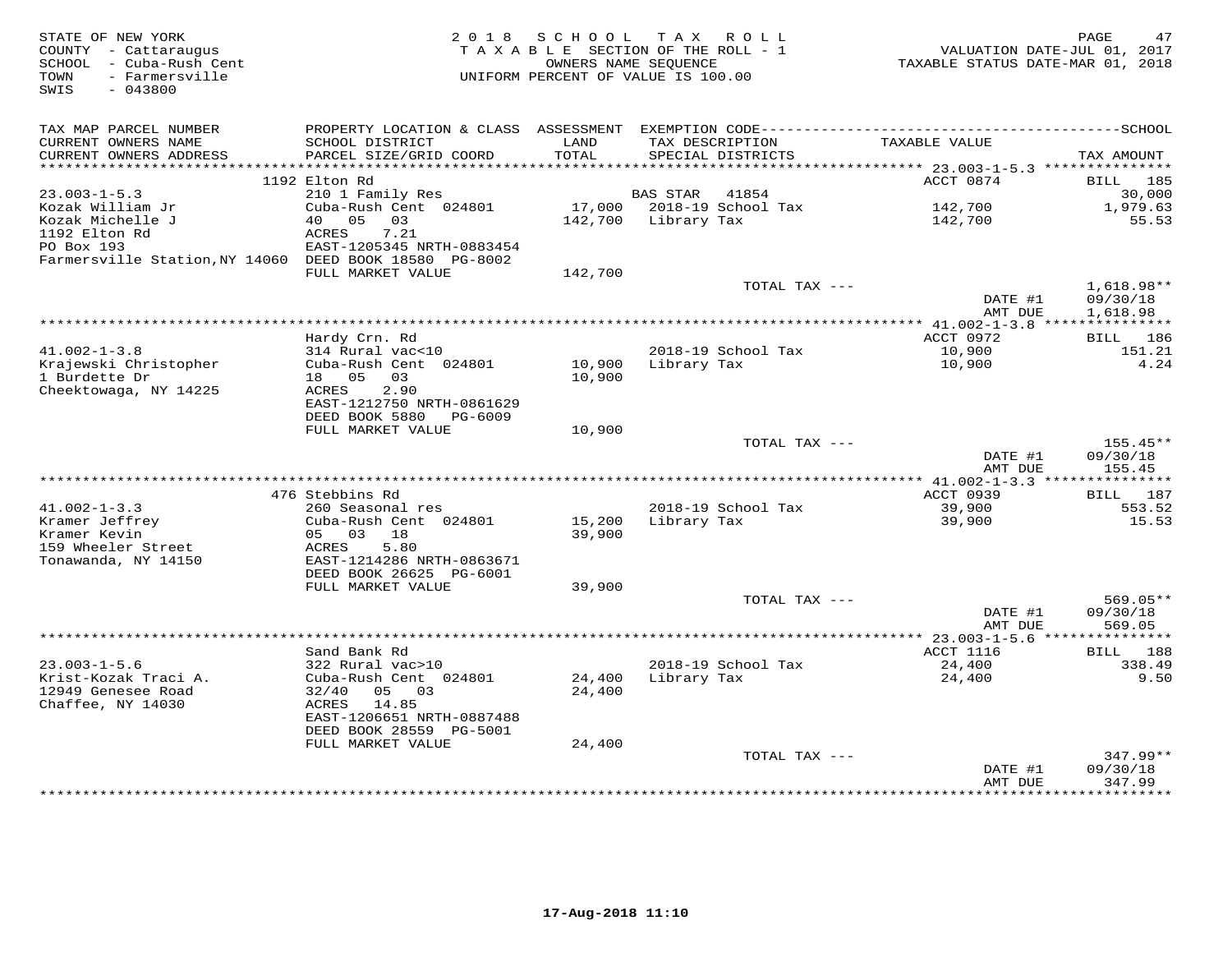STATE OF NEW YORK
COUNTY - Cattaraugus
SCHOOL - Cuba-Rush Cent
TOWN - Farmersville
SWIS - 043800

2018 SCHOOL TAX ROLL
TAXABLE SECTION OF THE ROLL - 1
OWNERS NAME SEQUENCE
UNIFORM PERCENT OF VALUE IS 100.00

VALUATION DATE-JUL 01, 2017
TAXABLE STATUS DATE-MAR 01, 2018

| TAX MAP PARCEL NUMBER / CURRENT OWNERS NAME / CURRENT OWNERS ADDRESS | PROPERTY LOCATION & CLASS / SCHOOL DISTRICT / PARCEL SIZE/GRID COORD | ASSESSMENT LAND / TOTAL | EXEMPTION CODE / TAX DESCRIPTION / SPECIAL DISTRICTS | TAXABLE VALUE | TAX AMOUNT |
|---|---|---|---|---|---|
| | 1192 Elton Rd | | | ACCT 0874 | BILL 185 |
| 23.003-1-5.3 | 210 1 Family Res | | BAS STAR 41854 | | 30,000 |
| Kozak William Jr | Cuba-Rush Cent 024801 | 17,000 | 2018-19 School Tax | 142,700 | 1,979.63 |
| Kozak Michelle J | 40 05 03 | 142,700 | Library Tax | 142,700 | 55.53 |
| 1192 Elton Rd | ACRES 7.21 | | | | |
| PO Box 193 | EAST-1205345 NRTH-0883454 | | | | |
| Farmersville Station,NY 14060 | DEED BOOK 18580 PG-8002 | | | | |
| | FULL MARKET VALUE | 142,700 | | | |
| | | | TOTAL TAX --- | | 1,618.98** |
| | | | | DATE #1 | 09/30/18 |
| | | | | AMT DUE | 1,618.98 |
| | Hardy Crn. Rd | | | ACCT 0972 | BILL 186 |
| 41.002-1-3.8 | 314 Rural vac<10 | | 2018-19 School Tax | 10,900 | 151.21 |
| Krajewski Christopher | Cuba-Rush Cent 024801 | 10,900 | Library Tax | 10,900 | 4.24 |
| 1 Burdette Dr | 18 05 03 | 10,900 | | | |
| Cheektowaga, NY 14225 | ACRES 2.90 | | | | |
| | EAST-1212750 NRTH-0861629 | | | | |
| | DEED BOOK 5880 PG-6009 | | | | |
| | FULL MARKET VALUE | 10,900 | | | |
| | | | TOTAL TAX --- | | 155.45** |
| | | | | DATE #1 | 09/30/18 |
| | | | | AMT DUE | 155.45 |
| | 476 Stebbins Rd | | | ACCT 0939 | BILL 187 |
| 41.002-1-3.3 | 260 Seasonal res | | 2018-19 School Tax | 39,900 | 553.52 |
| Kramer Jeffrey | Cuba-Rush Cent 024801 | 15,200 | Library Tax | 39,900 | 15.53 |
| Kramer Kevin | 05 03 18 | 39,900 | | | |
| 159 Wheeler Street | ACRES 5.80 | | | | |
| Tonawanda, NY 14150 | EAST-1214286 NRTH-0863671 | | | | |
| | DEED BOOK 26625 PG-6001 | | | | |
| | FULL MARKET VALUE | 39,900 | | | |
| | | | TOTAL TAX --- | | 569.05** |
| | | | | DATE #1 | 09/30/18 |
| | | | | AMT DUE | 569.05 |
| | Sand Bank Rd | | | ACCT 1116 | BILL 188 |
| 23.003-1-5.6 | 322 Rural vac>10 | | 2018-19 School Tax | 24,400 | 338.49 |
| Krist-Kozak Traci A. | Cuba-Rush Cent 024801 | 24,400 | Library Tax | 24,400 | 9.50 |
| 12949 Genesee Road | 32/40 05 03 | 24,400 | | | |
| Chaffee, NY 14030 | ACRES 14.85 | | | | |
| | EAST-1206651 NRTH-0887488 | | | | |
| | DEED BOOK 28559 PG-5001 | | | | |
| | FULL MARKET VALUE | 24,400 | | | |
| | | | TOTAL TAX --- | | 347.99** |
| | | | | DATE #1 | 09/30/18 |
| | | | | AMT DUE | 347.99 |

17-Aug-2018 11:10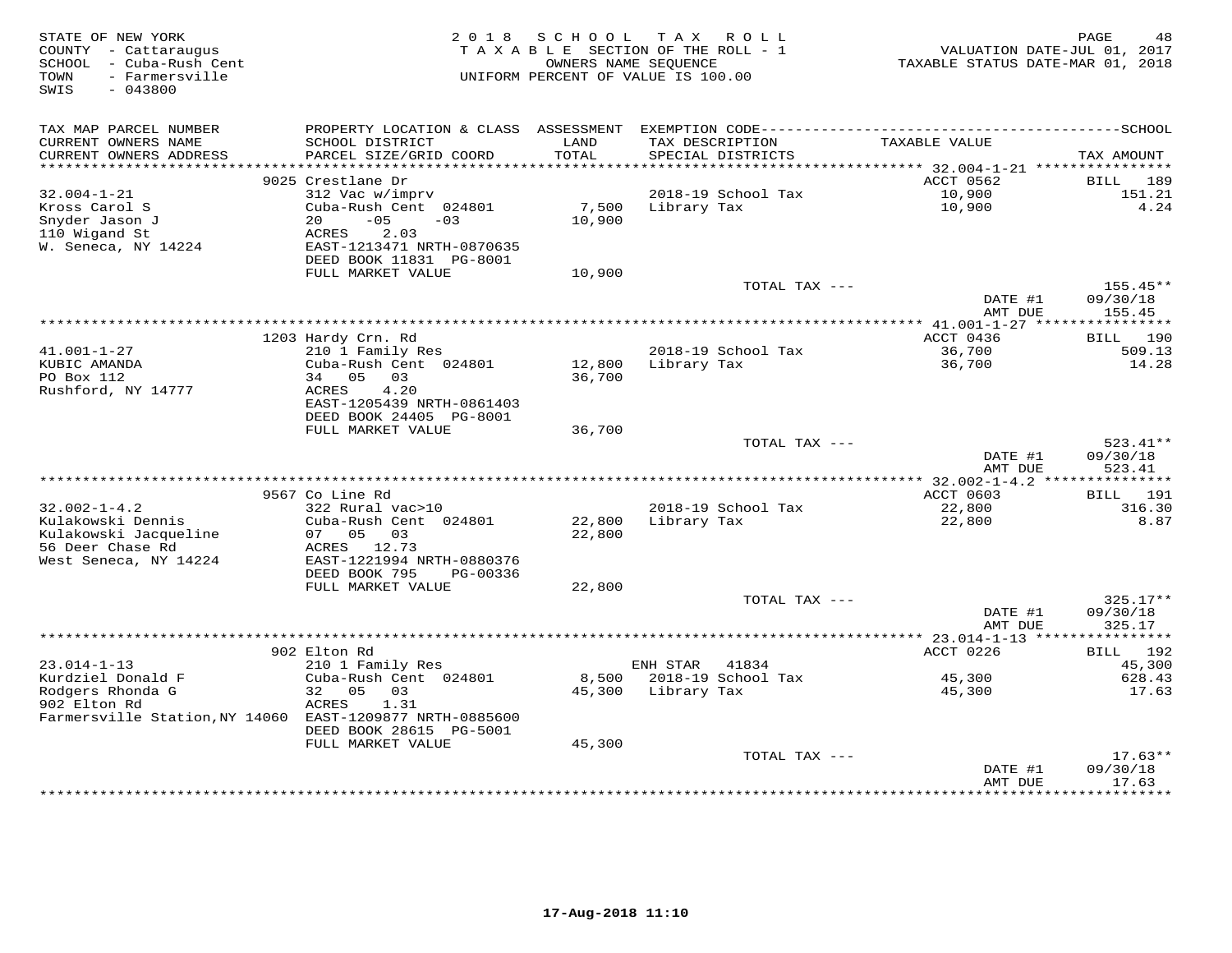STATE OF NEW YORK
COUNTY - Cattaraugus
SCHOOL - Cuba-Rush Cent
TOWN - Farmersville
SWIS - 043800

2018 SCHOOL TAX ROLL
TAXABLE SECTION OF THE ROLL - 1
OWNERS NAME SEQUENCE
UNIFORM PERCENT OF VALUE IS 100.00

VALUATION DATE-JUL 01, 2017
TAXABLE STATUS DATE-MAR 01, 2018

| TAX MAP PARCEL NUMBER / CURRENT OWNERS NAME / CURRENT OWNERS ADDRESS | PROPERTY LOCATION & CLASS / SCHOOL DISTRICT / PARCEL SIZE/GRID COORD | ASSESSMENT LAND / TOTAL | EXEMPTION CODE / TAX DESCRIPTION / SPECIAL DISTRICTS | TAXABLE VALUE | TAX AMOUNT |
|---|---|---|---|---|---|
| 32.004-1-21 | 9025 Crestlane Dr | | | ACCT 0562 | BILL 189 |
| Kross Carol S | 312 Vac w/imprv | | 2018-19 School Tax | 10,900 | 151.21 |
| Snyder Jason J | Cuba-Rush Cent 024801 | 7,500 | Library Tax | 10,900 | 4.24 |
| 110 Wigand St | 20 -05 -03 | 10,900 | | | |
| W. Seneca, NY 14224 | ACRES 2.03 | | | | |
| | EAST-1213471 NRTH-0870635 | | | | |
| | DEED BOOK 11831 PG-8001 | | | | |
| | FULL MARKET VALUE | 10,900 | | | |
| | | | TOTAL TAX --- | | 155.45** |
| | | | | DATE #1 | 09/30/18 |
| | | | | AMT DUE | 155.45 |
| 41.001-1-27 | 1203 Hardy Crn. Rd | | | ACCT 0436 | BILL 190 |
| KUBIC AMANDA | 210 1 Family Res | | 2018-19 School Tax | 36,700 | 509.13 |
| PO Box 112 | Cuba-Rush Cent 024801 | 12,800 | Library Tax | 36,700 | 14.28 |
| Rushford, NY 14777 | 34 05 03 | 36,700 | | | |
| | ACRES 4.20 | | | | |
| | EAST-1205439 NRTH-0861403 | | | | |
| | DEED BOOK 24405 PG-8001 | | | | |
| | FULL MARKET VALUE | 36,700 | | | |
| | | | TOTAL TAX --- | | 523.41** |
| | | | | DATE #1 | 09/30/18 |
| | | | | AMT DUE | 523.41 |
| 32.002-1-4.2 | 9567 Co Line Rd | | | ACCT 0603 | BILL 191 |
| Kulakowski Dennis | 322 Rural vac>10 | | 2018-19 School Tax | 22,800 | 316.30 |
| Kulakowski Jacqueline | Cuba-Rush Cent 024801 | 22,800 | Library Tax | 22,800 | 8.87 |
| 56 Deer Chase Rd | 07 05 03 | 22,800 | | | |
| West Seneca, NY 14224 | ACRES 12.73 | | | | |
| | EAST-1221994 NRTH-0880376 | | | | |
| | DEED BOOK 795 PG-00336 | | | | |
| | FULL MARKET VALUE | 22,800 | | | |
| | | | TOTAL TAX --- | | 325.17** |
| | | | | DATE #1 | 09/30/18 |
| | | | | AMT DUE | 325.17 |
| 23.014-1-13 | 902 Elton Rd | | | ACCT 0226 | BILL 192 |
| Kurdziel Donald F | 210 1 Family Res | | ENH STAR 41834 | | 45,300 |
| Rodgers Rhonda G | Cuba-Rush Cent 024801 | 8,500 | 2018-19 School Tax | 45,300 | 628.43 |
| 902 Elton Rd | 32 05 03 | 45,300 | Library Tax | 45,300 | 17.63 |
| Farmersville Station,NY 14060 | ACRES 1.31 | | | | |
| | EAST-1209877 NRTH-0885600 | | | | |
| | DEED BOOK 28615 PG-5001 | | | | |
| | FULL MARKET VALUE | 45,300 | | | |
| | | | TOTAL TAX --- | | 17.63** |
| | | | | DATE #1 | 09/30/18 |
| | | | | AMT DUE | 17.63 |

17-Aug-2018 11:10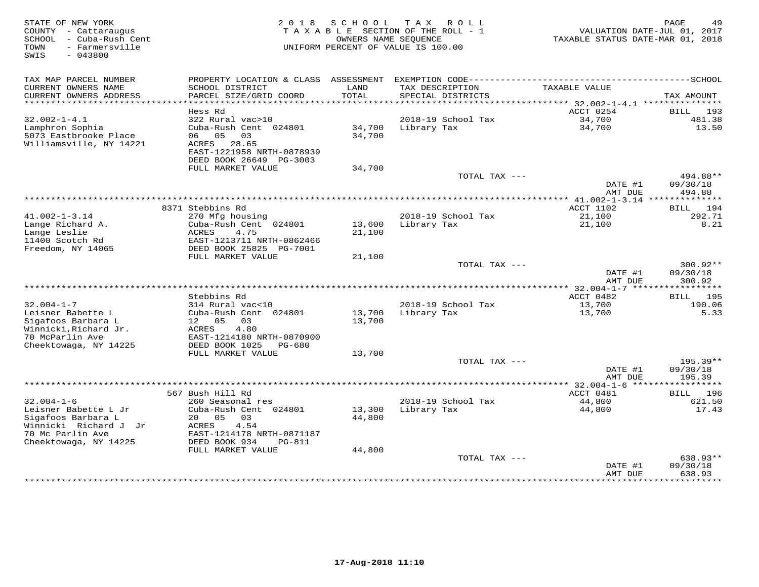STATE OF NEW YORK
COUNTY - Cattaraugus
SCHOOL - Cuba-Rush Cent
TOWN - Farmersville
SWIS - 043800

2018 SCHOOL TAX ROLL
TAXABLE SECTION OF THE ROLL - 1
OWNERS NAME SEQUENCE
UNIFORM PERCENT OF VALUE IS 100.00

VALUATION DATE-JUL 01, 2017
TAXABLE STATUS DATE-MAR 01, 2018

| TAX MAP PARCEL NUMBER / CURRENT OWNERS NAME / CURRENT OWNERS ADDRESS | PROPERTY LOCATION & CLASS / SCHOOL DISTRICT / PARCEL SIZE/GRID COORD | ASSESSMENT LAND / TOTAL | EXEMPTION CODE / TAX DESCRIPTION / SPECIAL DISTRICTS | TAXABLE VALUE | TAX AMOUNT |
|---|---|---|---|---|---|
| 32.002-1-4.1 | Hess Rd | | | ACCT 0254 | BILL 193 |
| Lamphron Sophia | 322 Rural vac>10 | | 2018-19 School Tax | 34,700 | 481.38 |
| 5073 Eastbrooke Place | Cuba-Rush Cent 024801 | 34,700 | Library Tax | 34,700 | 13.50 |
| Williamsville, NY 14221 | 06 05 03 | 34,700 | | | |
| | ACRES 28.65 | | | | |
| | EAST-1221958 NRTH-0878939 | | | | |
| | DEED BOOK 26649 PG-3003 | | | | |
| | FULL MARKET VALUE | 34,700 | | | |
| | | | TOTAL TAX --- | | 494.88** |
| | | | | DATE #1 | 09/30/18 |
| | | | | AMT DUE | 494.88 |
| 41.002-1-3.14 | 8371 Stebbins Rd | | | ACCT 1102 | BILL 194 |
| Lange Richard A. | 270 Mfg housing | | 2018-19 School Tax | 21,100 | 292.71 |
| Lange Leslie | Cuba-Rush Cent 024801 | 13,600 | Library Tax | 21,100 | 8.21 |
| 11400 Scotch Rd | ACRES 4.75 | 21,100 | | | |
| Freedom, NY 14065 | EAST-1213711 NRTH-0862466 | | | | |
| | DEED BOOK 25825 PG-7001 | | | | |
| | FULL MARKET VALUE | 21,100 | | | |
| | | | TOTAL TAX --- | | 300.92** |
| | | | | DATE #1 | 09/30/18 |
| | | | | AMT DUE | 300.92 |
| 32.004-1-7 | Stebbins Rd | | | ACCT 0482 | BILL 195 |
| Leisner Babette L | 314 Rural vac<10 | | 2018-19 School Tax | 13,700 | 190.06 |
| Sigafoos Barbara L | Cuba-Rush Cent 024801 | 13,700 | Library Tax | 13,700 | 5.33 |
| Winnicki,Richard Jr. | 12 05 03 | 13,700 | | | |
| 70 McParlin Ave | ACRES 4.80 | | | | |
| Cheektowaga, NY 14225 | EAST-1214180 NRTH-0870900 | | | | |
| | DEED BOOK 1025 PG-680 | | | | |
| | FULL MARKET VALUE | 13,700 | | | |
| | | | TOTAL TAX --- | | 195.39** |
| | | | | DATE #1 | 09/30/18 |
| | | | | AMT DUE | 195.39 |
| 32.004-1-6 | 567 Bush Hill Rd | | | ACCT 0481 | BILL 196 |
| Leisner Babette L Jr | 260 Seasonal res | | 2018-19 School Tax | 44,800 | 621.50 |
| Sigafoos Barbara L | Cuba-Rush Cent 024801 | 13,300 | Library Tax | 44,800 | 17.43 |
| Winnicki Richard J Jr | 20 05 03 | 44,800 | | | |
| 70 Mc Parlin Ave | ACRES 4.54 | | | | |
| Cheektowaga, NY 14225 | EAST-1214178 NRTH-0871187 | | | | |
| | DEED BOOK 934 PG-811 | | | | |
| | FULL MARKET VALUE | 44,800 | | | |
| | | | TOTAL TAX --- | | 638.93** |
| | | | | DATE #1 | 09/30/18 |
| | | | | AMT DUE | 638.93 |

17-Aug-2018 11:10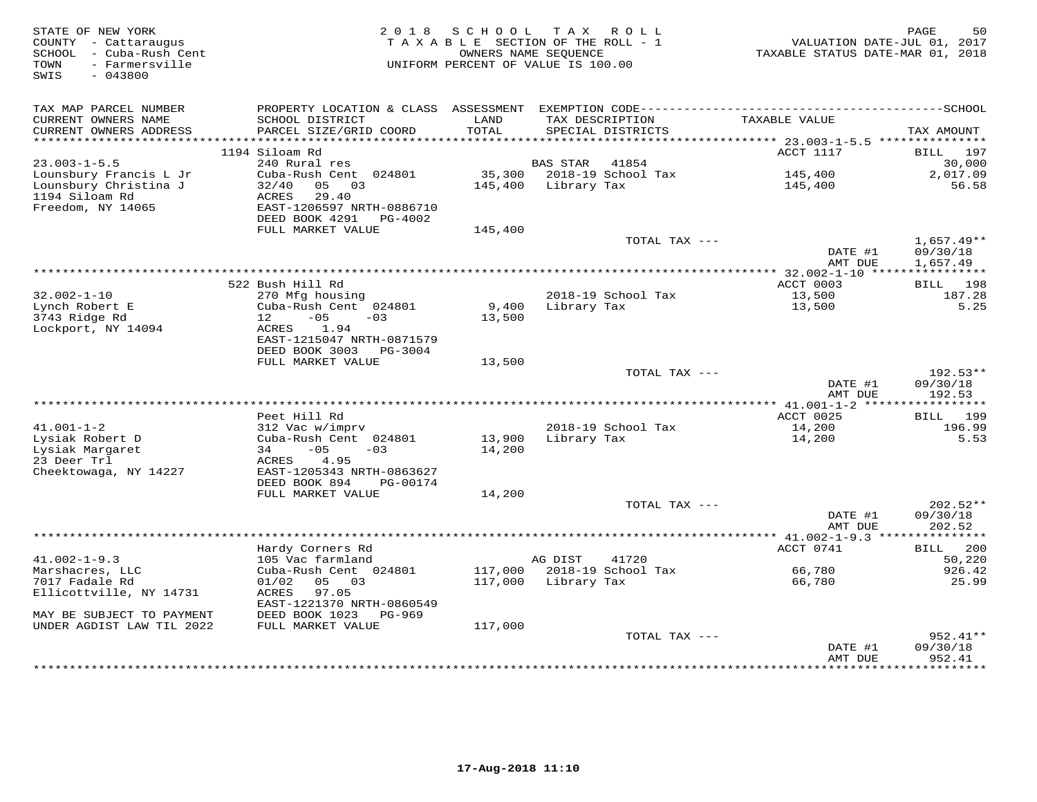STATE OF NEW YORK
COUNTY - Cattaraugus
SCHOOL - Cuba-Rush Cent
TOWN - Farmersville
SWIS - 043800

2 0 1 8 S C H O O L T A X R O L L
T A X A B L E SECTION OF THE ROLL - 1
OWNERS NAME SEQUENCE
UNIFORM PERCENT OF VALUE IS 100.00

VALUATION DATE-JUL 01, 2017
TAXABLE STATUS DATE-MAR 01, 2018

| TAX MAP PARCEL NUMBER / CURRENT OWNERS NAME / CURRENT OWNERS ADDRESS | PROPERTY LOCATION & CLASS / SCHOOL DISTRICT / PARCEL SIZE/GRID COORD | ASSESSMENT LAND / TOTAL | EXEMPTION CODE / TAX DESCRIPTION / SPECIAL DISTRICTS | TAXABLE VALUE | TAX AMOUNT |
|---|---|---|---|---|---|
| | 1194 Siloam Rd | | | ACCT 1117 | BILL 197 |
| 23.003-1-5.5 | 240 Rural res | | BAS STAR 41854 | | 30,000 |
| Lounsbury Francis L Jr | Cuba-Rush Cent 024801 | 35,300 | 2018-19 School Tax | 145,400 | 2,017.09 |
| Lounsbury Christina J | 32/40 05 03 | 145,400 | Library Tax | 145,400 | 56.58 |
| 1194 Siloam Rd | ACRES 29.40 | | | | |
| Freedom, NY 14065 | EAST-1206597 NRTH-0886710 | | | | |
| | DEED BOOK 4291 PG-4002 | | | | |
| | FULL MARKET VALUE | 145,400 | | | |
| | | | TOTAL TAX --- | | 1,657.49** |
| | | | | DATE #1 | 09/30/18 |
| | | | | AMT DUE | 1,657.49 |
| | 522 Bush Hill Rd | | | ACCT 0003 | BILL 198 |
| 32.002-1-10 | 270 Mfg housing | | 2018-19 School Tax | 13,500 | 187.28 |
| Lynch Robert E | Cuba-Rush Cent 024801 | 9,400 | Library Tax | 13,500 | 5.25 |
| 3743 Ridge Rd | 12 -05 -03 | 13,500 | | | |
| Lockport, NY 14094 | ACRES 1.94 | | | | |
| | EAST-1215047 NRTH-0871579 | | | | |
| | DEED BOOK 3003 PG-3004 | | | | |
| | FULL MARKET VALUE | 13,500 | | | |
| | | | TOTAL TAX --- | | 192.53** |
| | | | | DATE #1 | 09/30/18 |
| | | | | AMT DUE | 192.53 |
| | Peet Hill Rd | | | ACCT 0025 | BILL 199 |
| 41.001-1-2 | 312 Vac w/imprv | | 2018-19 School Tax | 14,200 | 196.99 |
| Lysiak Robert D | Cuba-Rush Cent 024801 | 13,900 | Library Tax | 14,200 | 5.53 |
| Lysiak Margaret | 34 -05 -03 | 14,200 | | | |
| 23 Deer Trl | ACRES 4.95 | | | | |
| Cheektowaga, NY 14227 | EAST-1205343 NRTH-0863627 | | | | |
| | DEED BOOK 894 PG-00174 | | | | |
| | FULL MARKET VALUE | 14,200 | | | |
| | | | TOTAL TAX --- | | 202.52** |
| | | | | DATE #1 | 09/30/18 |
| | | | | AMT DUE | 202.52 |
| | Hardy Corners Rd | | | ACCT 0741 | BILL 200 |
| 41.002-1-9.3 | 105 Vac farmland | | AG DIST 41720 | | 50,220 |
| Marshacres, LLC | Cuba-Rush Cent 024801 | 117,000 | 2018-19 School Tax | 66,780 | 926.42 |
| 7017 Fadale Rd | 01/02 05 03 | 117,000 | Library Tax | 66,780 | 25.99 |
| Ellicottville, NY 14731 | ACRES 97.05 | | | | |
| | EAST-1221370 NRTH-0860549 | | | | |
| MAY BE SUBJECT TO PAYMENT | DEED BOOK 1023 PG-969 | | | | |
| UNDER AGDIST LAW TIL 2022 | FULL MARKET VALUE | 117,000 | | | |
| | | | TOTAL TAX --- | | 952.41** |
| | | | | DATE #1 | 09/30/18 |
| | | | | AMT DUE | 952.41 |

17-Aug-2018 11:10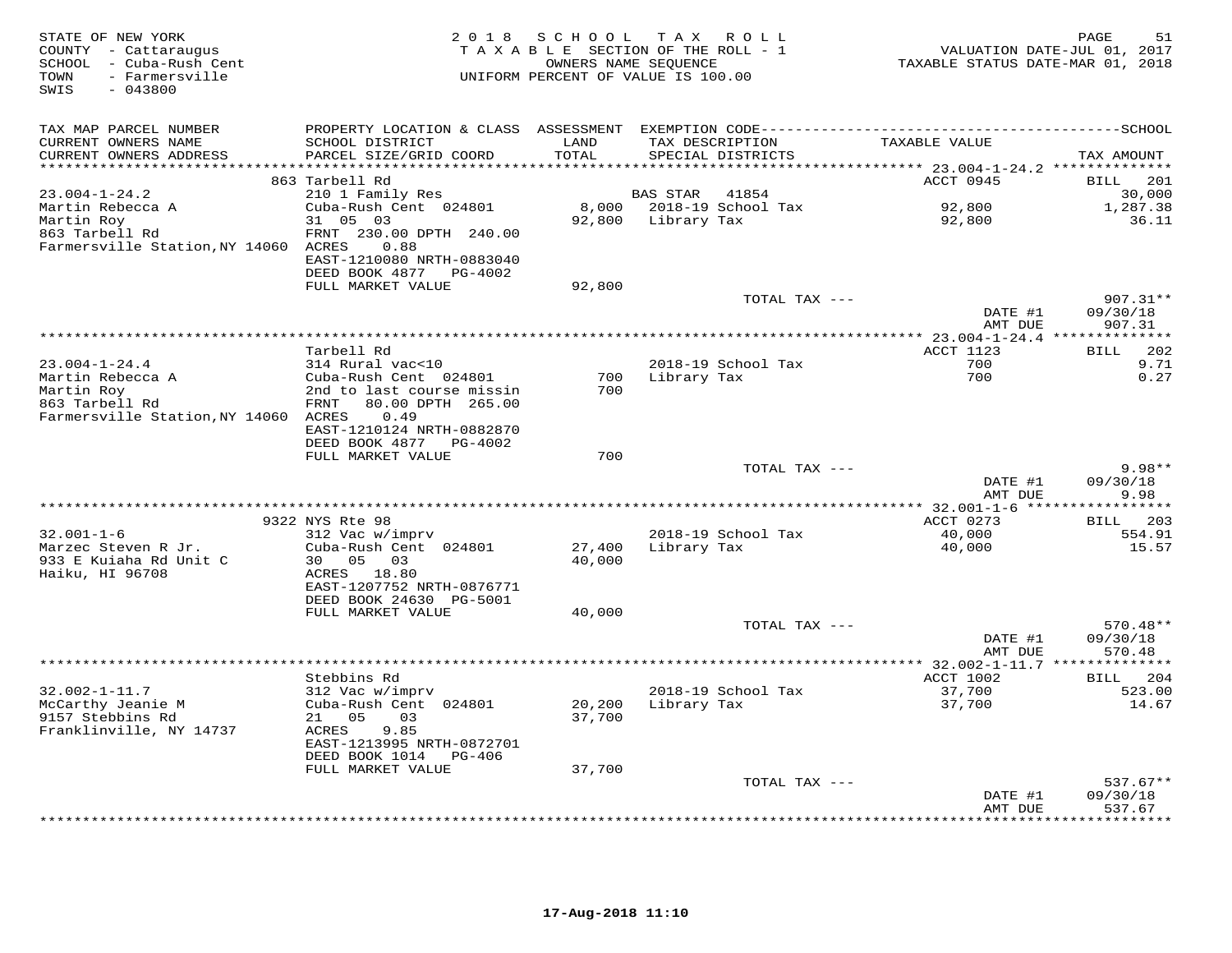STATE OF NEW YORK
COUNTY - Cattaraugus
SCHOOL - Cuba-Rush Cent
TOWN - Farmersville
SWIS - 043800

2018 SCHOOL TAX ROLL
TAXABLE SECTION OF THE ROLL - 1
OWNERS NAME SEQUENCE
UNIFORM PERCENT OF VALUE IS 100.00

VALUATION DATE-JUL 01, 2017
TAXABLE STATUS DATE-MAR 01, 2018

| TAX MAP PARCEL NUMBER / CURRENT OWNERS NAME / CURRENT OWNERS ADDRESS | PROPERTY LOCATION & CLASS / SCHOOL DISTRICT / PARCEL SIZE/GRID COORD | ASSESSMENT LAND / TOTAL | EXEMPTION CODE / TAX DESCRIPTION / SPECIAL DISTRICTS | TAXABLE VALUE | SCHOOL TAX AMOUNT |
|---|---|---|---|---|---|
| 23.004-1-24.2 | 863 Tarbell Rd | | | ACCT 0945 | BILL 201 |
| Martin Rebecca A | 210 1 Family Res | | BAS STAR 41854 | | 30,000 |
| Martin Roy | Cuba-Rush Cent 024801 | 8,000 | 2018-19 School Tax | 92,800 | 1,287.38 |
| 863 Tarbell Rd | 31 05 03 | 92,800 | Library Tax | 92,800 | 36.11 |
| Farmersville Station, NY 14060 | FRNT 230.00 DPTH 240.00 | | | | |
| | ACRES 0.88 | | | | |
| | EAST-1210080 NRTH-0883040 | | | | |
| | DEED BOOK 4877 PG-4002 | | | | |
| | FULL MARKET VALUE | 92,800 | | | |
| | | | TOTAL TAX --- | | 907.31** |
| | | | | DATE #1 | 09/30/18 |
| | | | | AMT DUE | 907.31 |
| 23.004-1-24.4 | Tarbell Rd | | | ACCT 1123 | BILL 202 |
| Martin Rebecca A | 314 Rural vac<10 | | 2018-19 School Tax | 700 | 9.71 |
| Martin Roy | Cuba-Rush Cent 024801 | 700 | Library Tax | 700 | 0.27 |
| 863 Tarbell Rd | 2nd to last course missin | 700 | | | |
| Farmersville Station, NY 14060 | FRNT 80.00 DPTH 265.00 | | | | |
| | ACRES 0.49 | | | | |
| | EAST-1210124 NRTH-0882870 | | | | |
| | DEED BOOK 4877 PG-4002 | | | | |
| | FULL MARKET VALUE | 700 | | | |
| | | | TOTAL TAX --- | | 9.98** |
| | | | | DATE #1 | 09/30/18 |
| | | | | AMT DUE | 9.98 |
| 32.001-1-6 | 9322 NYS Rte 98 | | | ACCT 0273 | BILL 203 |
| Marzec Steven R Jr. | 312 Vac w/imprv | | 2018-19 School Tax | 40,000 | 554.91 |
| 933 E Kuiaha Rd Unit C | Cuba-Rush Cent 024801 | 27,400 | Library Tax | 40,000 | 15.57 |
| Haiku, HI 96708 | 30 05 03 | 40,000 | | | |
| | ACRES 18.80 | | | | |
| | EAST-1207752 NRTH-0876771 | | | | |
| | DEED BOOK 24630 PG-5001 | | | | |
| | FULL MARKET VALUE | 40,000 | | | |
| | | | TOTAL TAX --- | | 570.48** |
| | | | | DATE #1 | 09/30/18 |
| | | | | AMT DUE | 570.48 |
| 32.002-1-11.7 | Stebbins Rd | | | ACCT 1002 | BILL 204 |
| McCarthy Jeanie M | 312 Vac w/imprv | | 2018-19 School Tax | 37,700 | 523.00 |
| 9157 Stebbins Rd | Cuba-Rush Cent 024801 | 20,200 | Library Tax | 37,700 | 14.67 |
| Franklinville, NY 14737 | 21 05 03 | 37,700 | | | |
| | ACRES 9.85 | | | | |
| | EAST-1213995 NRTH-0872701 | | | | |
| | DEED BOOK 1014 PG-406 | | | | |
| | FULL MARKET VALUE | 37,700 | | | |
| | | | TOTAL TAX --- | | 537.67** |
| | | | | DATE #1 | 09/30/18 |
| | | | | AMT DUE | 537.67 |

17-Aug-2018 11:10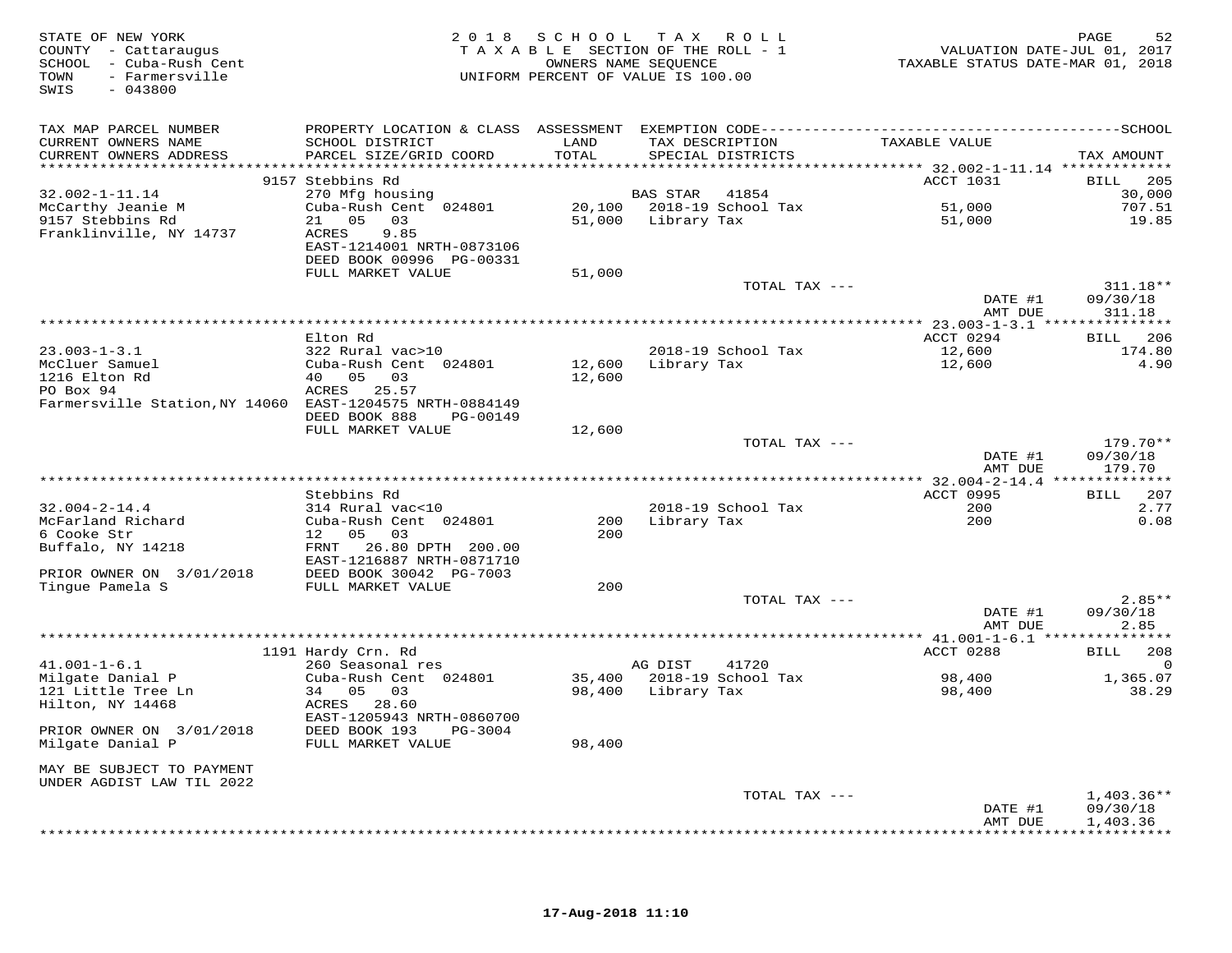STATE OF NEW YORK
COUNTY - Cattaraugus
SCHOOL - Cuba-Rush Cent
TOWN - Farmersville
SWIS - 043800

2 0 1 8 S C H O O L T A X R O L L
T A X A B L E SECTION OF THE ROLL - 1
OWNERS NAME SEQUENCE
UNIFORM PERCENT OF VALUE IS 100.00

VALUATION DATE-JUL 01, 2017
TAXABLE STATUS DATE-MAR 01, 2018

| TAX MAP PARCEL NUMBER / CURRENT OWNERS NAME / CURRENT OWNERS ADDRESS | PROPERTY LOCATION & CLASS / SCHOOL DISTRICT / PARCEL SIZE/GRID COORD | ASSESSMENT LAND / TOTAL | EXEMPTION CODE / TAX DESCRIPTION / SPECIAL DISTRICTS | TAXABLE VALUE | TAX AMOUNT |
|---|---|---|---|---|---|
| | 9157 Stebbins Rd | | | ACCT 1031 | BILL 205 |
| 32.002-1-11.14 | 270 Mfg housing | | BAS STAR 41854 | | 30,000 |
| McCarthy Jeanie M | Cuba-Rush Cent 024801 | 20,100 | 2018-19 School Tax | 51,000 | 707.51 |
| 9157 Stebbins Rd | 21 05 03 | 51,000 | Library Tax | 51,000 | 19.85 |
| Franklinville, NY 14737 | ACRES 9.85 | | | | |
| | EAST-1214001 NRTH-0873106 | | | | |
| | DEED BOOK 00996 PG-00331 | | | | |
| | FULL MARKET VALUE | 51,000 | | | |
| | | | TOTAL TAX --- | | 311.18** |
| | | | | DATE #1 | 09/30/18 |
| | | | | AMT DUE | 311.18 |
| | Elton Rd | | | ACCT 0294 | BILL 206 |
| 23.003-1-3.1 | 322 Rural vac>10 | | 2018-19 School Tax | 12,600 | 174.80 |
| McCluer Samuel | Cuba-Rush Cent 024801 | 12,600 | Library Tax | 12,600 | 4.90 |
| 1216 Elton Rd | 40 05 03 | 12,600 | | | |
| PO Box 94 | ACRES 25.57 | | | | |
| Farmersville Station,NY 14060 | EAST-1204575 NRTH-0884149 | | | | |
| | DEED BOOK 888 PG-00149 | | | | |
| | FULL MARKET VALUE | 12,600 | | | |
| | | | TOTAL TAX --- | | 179.70** |
| | | | | DATE #1 | 09/30/18 |
| | | | | AMT DUE | 179.70 |
| | Stebbins Rd | | | ACCT 0995 | BILL 207 |
| 32.004-2-14.4 | 314 Rural vac<10 | | 2018-19 School Tax | 200 | 2.77 |
| McFarland Richard | Cuba-Rush Cent 024801 | 200 | Library Tax | 200 | 0.08 |
| 6 Cooke Str | 12 05 03 | 200 | | | |
| Buffalo, NY 14218 | FRNT 26.80 DPTH 200.00 | | | | |
| | EAST-1216887 NRTH-0871710 | | | | |
| PRIOR OWNER ON 3/01/2018 | DEED BOOK 30042 PG-7003 | | | | |
| Tingue Pamela S | FULL MARKET VALUE | 200 | | | |
| | | | TOTAL TAX --- | | 2.85** |
| | | | | DATE #1 | 09/30/18 |
| | | | | AMT DUE | 2.85 |
| | 1191 Hardy Crn. Rd | | | ACCT 0288 | BILL 208 |
| 41.001-1-6.1 | 260 Seasonal res | | AG DIST 41720 | | 0 |
| Milgate Danial P | Cuba-Rush Cent 024801 | 35,400 | 2018-19 School Tax | 98,400 | 1,365.07 |
| 121 Little Tree Ln | 34 05 03 | 98,400 | Library Tax | 98,400 | 38.29 |
| Hilton, NY 14468 | ACRES 28.60 | | | | |
| | EAST-1205943 NRTH-0860700 | | | | |
| PRIOR OWNER ON 3/01/2018 | DEED BOOK 193 PG-3004 | | | | |
| Milgate Danial P | FULL MARKET VALUE | 98,400 | | | |
| MAY BE SUBJECT TO PAYMENT | | | | | |
| UNDER AGDIST LAW TIL 2022 | | | | | |
| | | | TOTAL TAX --- | | 1,403.36** |
| | | | | DATE #1 | 09/30/18 |
| | | | | AMT DUE | 1,403.36 |

17-Aug-2018 11:10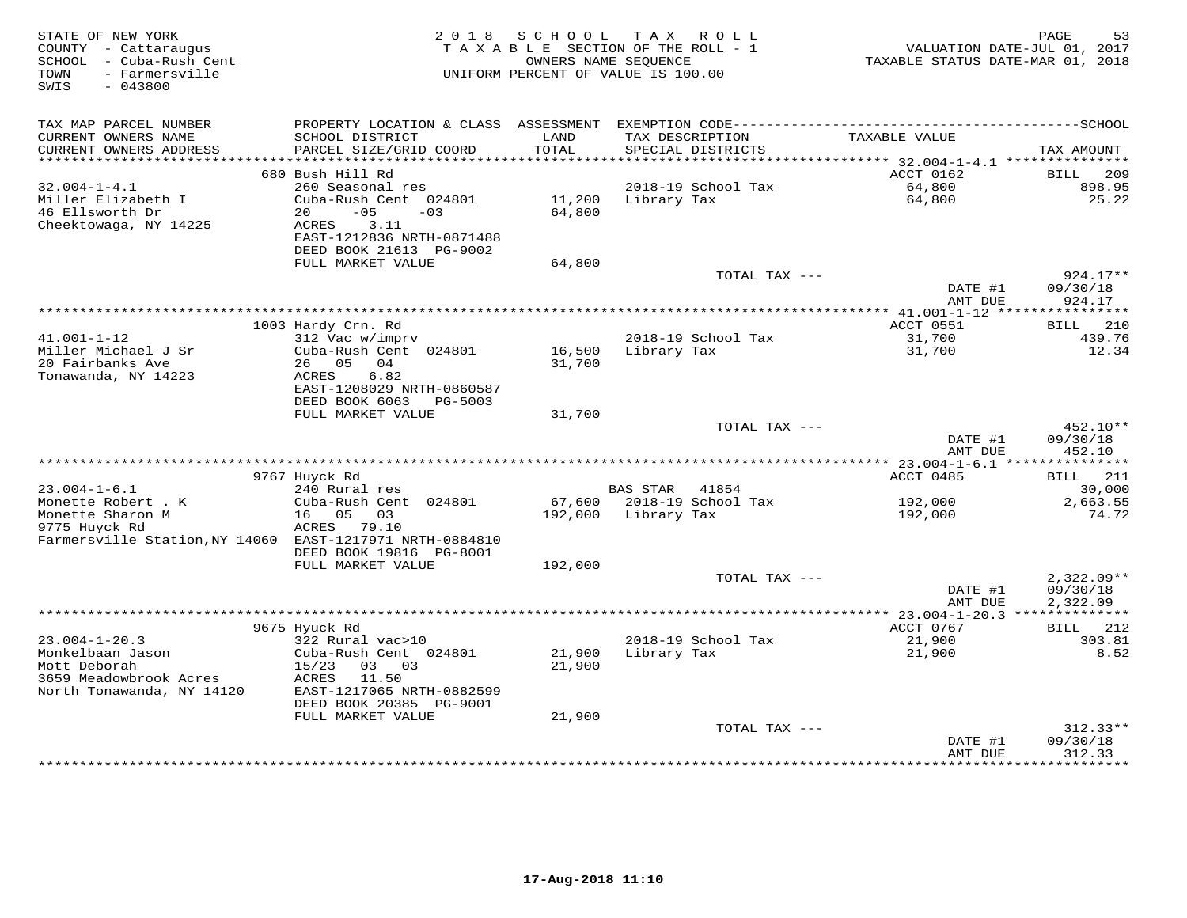STATE OF NEW YORK
COUNTY - Cattaraugus
SCHOOL - Cuba-Rush Cent
TOWN - Farmersville
SWIS - 043800

2018 SCHOOL TAX ROLL
TAXABLE SECTION OF THE ROLL - 1
OWNERS NAME SEQUENCE
UNIFORM PERCENT OF VALUE IS 100.00

VALUATION DATE-JUL 01, 2017
TAXABLE STATUS DATE-MAR 01, 2018

| TAX MAP PARCEL NUMBER / CURRENT OWNERS NAME / CURRENT OWNERS ADDRESS | PROPERTY LOCATION & CLASS / SCHOOL DISTRICT / PARCEL SIZE/GRID COORD | ASSESSMENT LAND / TOTAL | EXEMPTION CODE / TAX DESCRIPTION / SPECIAL DISTRICTS | TAXABLE VALUE | TAX AMOUNT |
|---|---|---|---|---|---|
| **32.004-1-4.1** | 680 Bush Hill Rd | | | ACCT 0162 | BILL 209 |
| 32.004-1-4.1 | 260 Seasonal res | | 2018-19 School Tax | 64,800 | 898.95 |
| Miller Elizabeth I | Cuba-Rush Cent 024801 | 11,200 | Library Tax | 64,800 | 25.22 |
| 46 Ellsworth Dr | 20 -05 -03 | 64,800 | | | |
| Cheektowaga, NY 14225 | ACRES 3.11 | | | | |
| | EAST-1212836 NRTH-0871488 | | | | |
| | DEED BOOK 21613 PG-9002 | | | | |
| | FULL MARKET VALUE | 64,800 | | | |
| | | | TOTAL TAX --- | | 924.17** |
| | | | | DATE #1 | 09/30/18 |
| | | | | AMT DUE | 924.17 |
| **41.001-1-12** | 1003 Hardy Crn. Rd | | | ACCT 0551 | BILL 210 |
| 41.001-1-12 | 312 Vac w/imprv | | 2018-19 School Tax | 31,700 | 439.76 |
| Miller Michael J Sr | Cuba-Rush Cent 024801 | 16,500 | Library Tax | 31,700 | 12.34 |
| 20 Fairbanks Ave | 26 05 04 | 31,700 | | | |
| Tonawanda, NY 14223 | ACRES 6.82 | | | | |
| | EAST-1208029 NRTH-0860587 | | | | |
| | DEED BOOK 6063 PG-5003 | | | | |
| | FULL MARKET VALUE | 31,700 | | | |
| | | | TOTAL TAX --- | | 452.10** |
| | | | | DATE #1 | 09/30/18 |
| | | | | AMT DUE | 452.10 |
| **23.004-1-6.1** | 9767 Huyck Rd | | | ACCT 0485 | BILL 211 |
| 23.004-1-6.1 | 240 Rural res | | BAS STAR 41854 | | 30,000 |
| Monette Robert . K | Cuba-Rush Cent 024801 | 67,600 | 2018-19 School Tax | 192,000 | 2,663.55 |
| Monette Sharon M | 16 05 03 | 192,000 | Library Tax | 192,000 | 74.72 |
| 9775 Huyck Rd | ACRES 79.10 | | | | |
| Farmersville Station,NY 14060 | EAST-1217971 NRTH-0884810 | | | | |
| | DEED BOOK 19816 PG-8001 | | | | |
| | FULL MARKET VALUE | 192,000 | | | |
| | | | TOTAL TAX --- | | 2,322.09** |
| | | | | DATE #1 | 09/30/18 |
| | | | | AMT DUE | 2,322.09 |
| **23.004-1-20.3** | 9675 Huyck Rd | | | ACCT 0767 | BILL 212 |
| 23.004-1-20.3 | 322 Rural vac>10 | | 2018-19 School Tax | 21,900 | 303.81 |
| Monkelbaan Jason | Cuba-Rush Cent 024801 | 21,900 | Library Tax | 21,900 | 8.52 |
| Mott Deborah | 15/23 03 03 | 21,900 | | | |
| 3659 Meadowbrook Acres | ACRES 11.50 | | | | |
| North Tonawanda, NY 14120 | EAST-1217065 NRTH-0882599 | | | | |
| | DEED BOOK 20385 PG-9001 | | | | |
| | FULL MARKET VALUE | 21,900 | | | |
| | | | TOTAL TAX --- | | 312.33** |
| | | | | DATE #1 | 09/30/18 |
| | | | | AMT DUE | 312.33 |

17-Aug-2018 11:10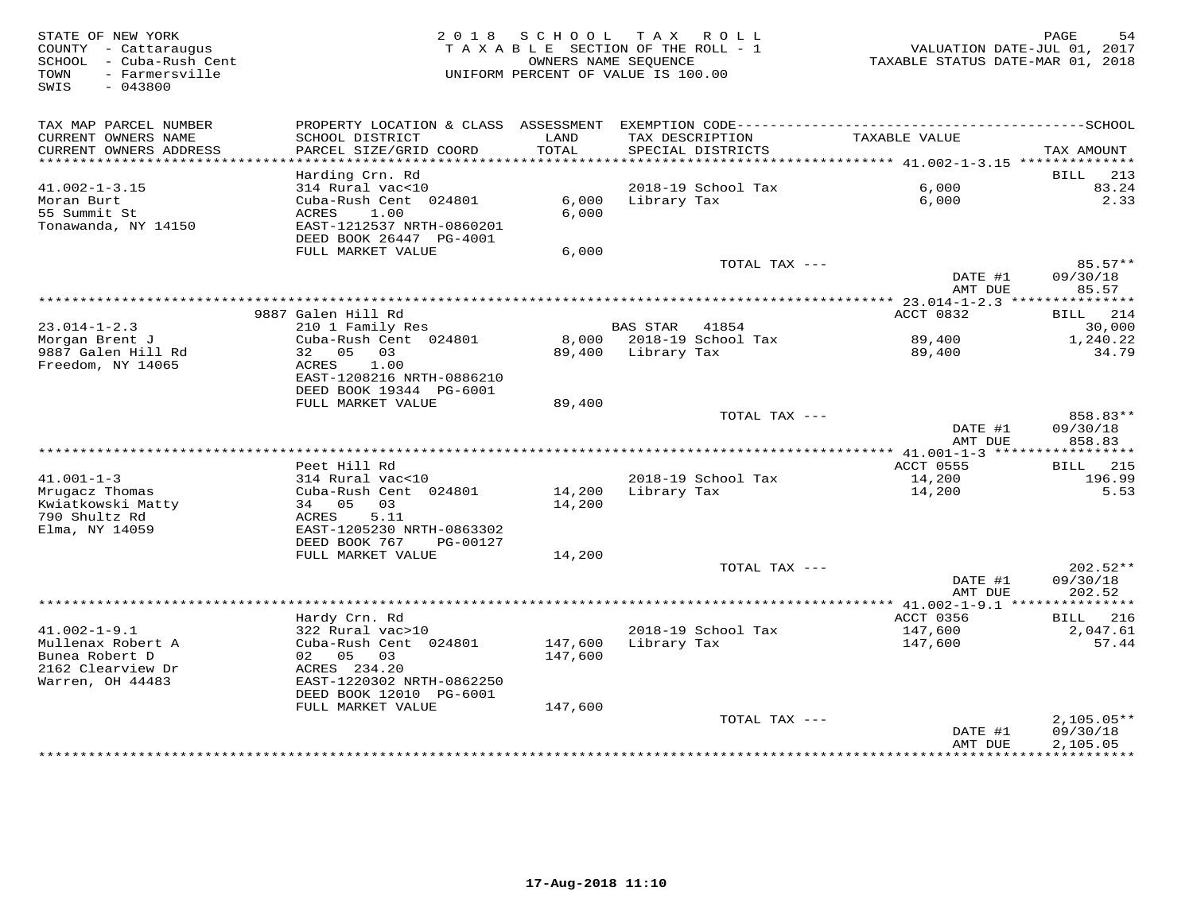STATE OF NEW YORK
COUNTY - Cattaraugus
SCHOOL - Cuba-Rush Cent
TOWN - Farmersville
SWIS - 043800

2 0 1 8 S C H O O L T A X R O L L
T A X A B L E SECTION OF THE ROLL - 1
OWNERS NAME SEQUENCE
UNIFORM PERCENT OF VALUE IS 100.00

VALUATION DATE-JUL 01, 2017
TAXABLE STATUS DATE-MAR 01, 2018

| TAX MAP PARCEL NUMBER / CURRENT OWNERS NAME / CURRENT OWNERS ADDRESS | PROPERTY LOCATION & CLASS / SCHOOL DISTRICT / PARCEL SIZE/GRID COORD | ASSESSMENT LAND | TOTAL | EXEMPTION CODE / TAX DESCRIPTION / SPECIAL DISTRICTS | TAXABLE VALUE | TAX AMOUNT |
|---|---|---|---|---|---|---|
| **41.002-1-3.15** | Harding Crn. Rd | | | | | BILL 213 |
| 41.002-1-3.15 | 314 Rural vac<10 | | | 2018-19 School Tax | 6,000 | 83.24 |
| Moran Burt | Cuba-Rush Cent 024801 | 6,000 | | Library Tax | 6,000 | 2.33 |
| 55 Summit St | ACRES 1.00 | | 6,000 | | | |
| Tonawanda, NY 14150 | EAST-1212537 NRTH-0860201 | | | | | |
| | DEED BOOK 26447 PG-4001 | | | | | |
| | FULL MARKET VALUE | | 6,000 | | | |
| | | | | TOTAL TAX --- | | 85.57** |
| | | | | | DATE #1 | 09/30/18 |
| | | | | | AMT DUE | 85.57 |
| **23.014-1-2.3** | 9887 Galen Hill Rd | | | | ACCT 0832 | BILL 214 |
| 23.014-1-2.3 | 210 1 Family Res | | | BAS STAR 41854 | | 30,000 |
| Morgan Brent J | Cuba-Rush Cent 024801 | 8,000 | | 2018-19 School Tax | 89,400 | 1,240.22 |
| 9887 Galen Hill Rd | 32 05 03 | | 89,400 | Library Tax | 89,400 | 34.79 |
| Freedom, NY 14065 | ACRES 1.00 | | | | | |
| | EAST-1208216 NRTH-0886210 | | | | | |
| | DEED BOOK 19344 PG-6001 | | | | | |
| | FULL MARKET VALUE | | 89,400 | | | |
| | | | | TOTAL TAX --- | | 858.83** |
| | | | | | DATE #1 | 09/30/18 |
| | | | | | AMT DUE | 858.83 |
| **41.001-1-3** | Peet Hill Rd | | | | ACCT 0555 | BILL 215 |
| 41.001-1-3 | 314 Rural vac<10 | | | 2018-19 School Tax | 14,200 | 196.99 |
| Mrugacz Thomas | Cuba-Rush Cent 024801 | 14,200 | | Library Tax | 14,200 | 5.53 |
| Kwiatkowski Matty | 34 05 03 | | 14,200 | | | |
| 790 Shultz Rd | ACRES 5.11 | | | | | |
| Elma, NY 14059 | EAST-1205230 NRTH-0863302 | | | | | |
| | DEED BOOK 767 PG-00127 | | | | | |
| | FULL MARKET VALUE | | 14,200 | | | |
| | | | | TOTAL TAX --- | | 202.52** |
| | | | | | DATE #1 | 09/30/18 |
| | | | | | AMT DUE | 202.52 |
| **41.002-1-9.1** | Hardy Crn. Rd | | | | ACCT 0356 | BILL 216 |
| 41.002-1-9.1 | 322 Rural vac>10 | | | 2018-19 School Tax | 147,600 | 2,047.61 |
| Mullenax Robert A | Cuba-Rush Cent 024801 | 147,600 | | Library Tax | 147,600 | 57.44 |
| Bunea Robert D | 02 05 03 | | 147,600 | | | |
| 2162 Clearview Dr | ACRES 234.20 | | | | | |
| Warren, OH 44483 | EAST-1220302 NRTH-0862250 | | | | | |
| | DEED BOOK 12010 PG-6001 | | | | | |
| | FULL MARKET VALUE | | 147,600 | | | |
| | | | | TOTAL TAX --- | | 2,105.05** |
| | | | | | DATE #1 | 09/30/18 |
| | | | | | AMT DUE | 2,105.05 |

17-Aug-2018 11:10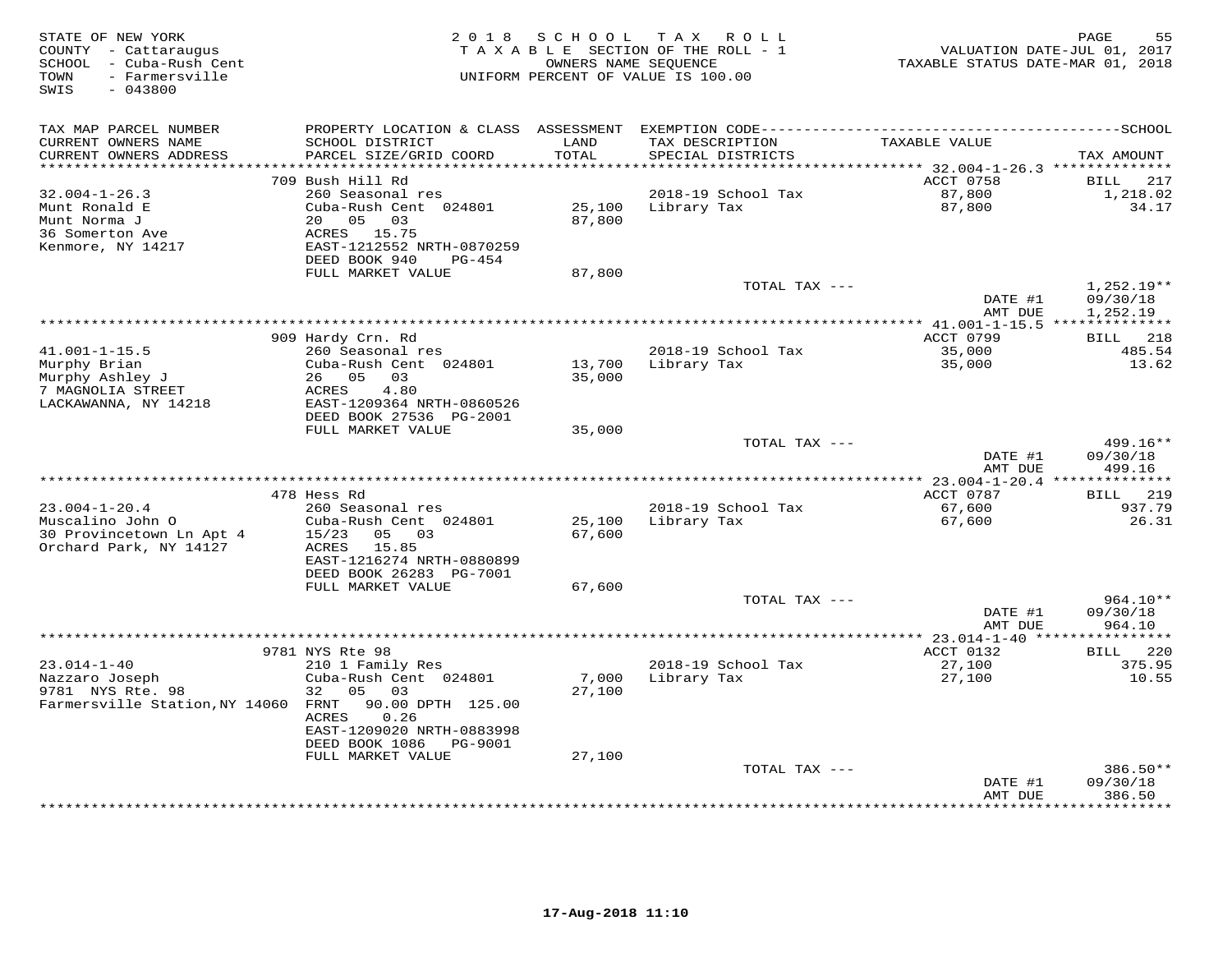STATE OF NEW YORK
COUNTY - Cattaraugus
SCHOOL - Cuba-Rush Cent
TOWN - Farmersville
SWIS - 043800

2 0 1 8 S C H O O L T A X R O L L
T A X A B L E SECTION OF THE ROLL - 1
OWNERS NAME SEQUENCE
UNIFORM PERCENT OF VALUE IS 100.00

VALUATION DATE-JUL 01, 2017
TAXABLE STATUS DATE-MAR 01, 2018

| TAX MAP PARCEL NUMBER / CURRENT OWNERS NAME / CURRENT OWNERS ADDRESS | PROPERTY LOCATION & CLASS / SCHOOL DISTRICT / PARCEL SIZE/GRID COORD | ASSESSMENT LAND | ASSESSMENT TOTAL | EXEMPTION CODE / TAX DESCRIPTION / SPECIAL DISTRICTS | TAXABLE VALUE | TAX AMOUNT |
|---|---|---|---|---|---|---|
| 32.004-1-26.3 | 709 Bush Hill Rd | | | | ACCT 0758 | BILL 217 |
| Munt Ronald E | 260 Seasonal res | | | 2018-19 School Tax | 87,800 | 1,218.02 |
| Munt Norma J | Cuba-Rush Cent 024801 | 25,100 | | Library Tax | 87,800 | 34.17 |
| 36 Somerton Ave | 20 05 03 | | 87,800 | | | |
| Kenmore, NY 14217 | ACRES 15.75 | | | | | |
| | EAST-1212552 NRTH-0870259 | | | | | |
| | DEED BOOK 940 PG-454 | | | | | |
| | FULL MARKET VALUE | | 87,800 | | | |
| | | | | TOTAL TAX --- | | 1,252.19** |
| | | | | | DATE #1 | 09/30/18 |
| | | | | | AMT DUE | 1,252.19 |
| 41.001-1-15.5 | 909 Hardy Crn. Rd | | | | ACCT 0799 | BILL 218 |
| Murphy Brian | 260 Seasonal res | | | 2018-19 School Tax | 35,000 | 485.54 |
| Murphy Ashley J | Cuba-Rush Cent 024801 | 13,700 | | Library Tax | 35,000 | 13.62 |
| 7 MAGNOLIA STREET | 26 05 03 | | 35,000 | | | |
| LACKAWANNA, NY 14218 | ACRES 4.80 | | | | | |
| | EAST-1209364 NRTH-0860526 | | | | | |
| | DEED BOOK 27536 PG-2001 | | | | | |
| | FULL MARKET VALUE | | 35,000 | | | |
| | | | | TOTAL TAX --- | | 499.16** |
| | | | | | DATE #1 | 09/30/18 |
| | | | | | AMT DUE | 499.16 |
| 23.004-1-20.4 | 478 Hess Rd | | | | ACCT 0787 | BILL 219 |
| Muscalino John O | 260 Seasonal res | | | 2018-19 School Tax | 67,600 | 937.79 |
| 30 Provincetown Ln Apt 4 | Cuba-Rush Cent 024801 | 25,100 | | Library Tax | 67,600 | 26.31 |
| Orchard Park, NY 14127 | 15/23 05 03 | | 67,600 | | | |
| | ACRES 15.85 | | | | | |
| | EAST-1216274 NRTH-0880899 | | | | | |
| | DEED BOOK 26283 PG-7001 | | | | | |
| | FULL MARKET VALUE | | 67,600 | | | |
| | | | | TOTAL TAX --- | | 964.10** |
| | | | | | DATE #1 | 09/30/18 |
| | | | | | AMT DUE | 964.10 |
| 23.014-1-40 | 9781 NYS Rte 98 | | | | ACCT 0132 | BILL 220 |
| Nazzaro Joseph | 210 1 Family Res | | | 2018-19 School Tax | 27,100 | 375.95 |
| 9781 NYS Rte. 98 | Cuba-Rush Cent 024801 | 7,000 | | Library Tax | 27,100 | 10.55 |
| Farmersville Station,NY 14060 | 32 05 03 | | 27,100 | | | |
| | FRNT 90.00 DPTH 125.00 | | | | | |
| | ACRES 0.26 | | | | | |
| | EAST-1209020 NRTH-0883998 | | | | | |
| | DEED BOOK 1086 PG-9001 | | | | | |
| | FULL MARKET VALUE | | 27,100 | | | |
| | | | | TOTAL TAX --- | | 386.50** |
| | | | | | DATE #1 | 09/30/18 |
| | | | | | AMT DUE | 386.50 |

17-Aug-2018 11:10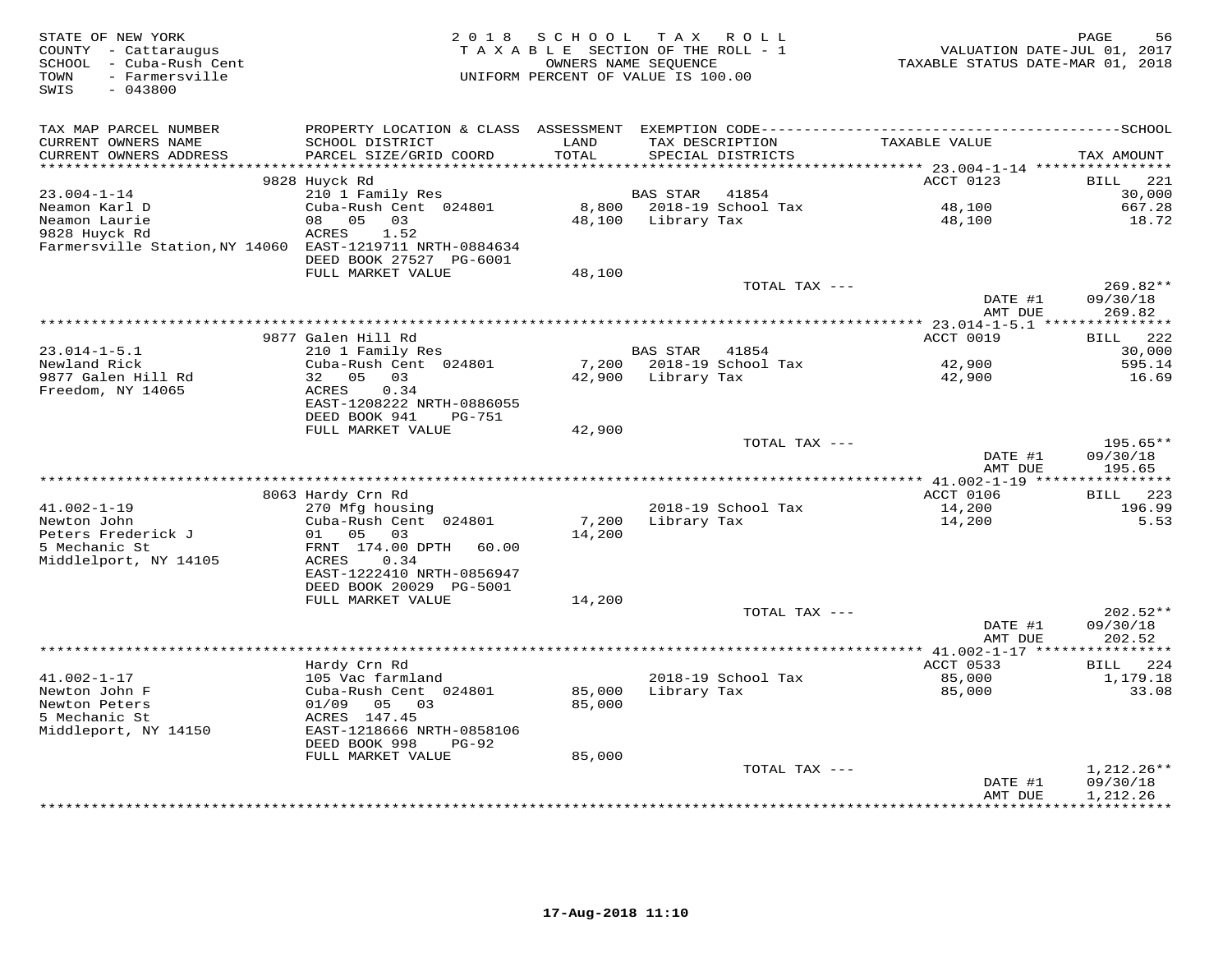STATE OF NEW YORK
COUNTY - Cattaraugus
SCHOOL - Cuba-Rush Cent
TOWN - Farmersville
SWIS - 043800

2018 SCHOOL TAX ROLL
TAXABLE SECTION OF THE ROLL - 1
OWNERS NAME SEQUENCE
UNIFORM PERCENT OF VALUE IS 100.00

VALUATION DATE-JUL 01, 2017
TAXABLE STATUS DATE-MAR 01, 2018

| TAX MAP PARCEL NUMBER / CURRENT OWNERS NAME / CURRENT OWNERS ADDRESS | PROPERTY LOCATION & CLASS / SCHOOL DISTRICT / PARCEL SIZE/GRID COORD | ASSESSMENT LAND / TOTAL | EXEMPTION CODE / TAX DESCRIPTION / SPECIAL DISTRICTS | TAXABLE VALUE | SCHOOL TAX AMOUNT |
|---|---|---|---|---|---|
| | 9828 Huyck Rd | | | ACCT 0123 | BILL 221 |
| 23.004-1-14 | 210 1 Family Res | | BAS STAR 41854 | | 30,000 |
| Neamon Karl D | Cuba-Rush Cent 024801 | 8,800 | 2018-19 School Tax | 48,100 | 667.28 |
| Neamon Laurie | 08 05 03 | 48,100 | Library Tax | 48,100 | 18.72 |
| 9828 Huyck Rd | ACRES 1.52 | | | | |
| Farmersville Station,NY 14060 | EAST-1219711 NRTH-0884634 | | | | |
| | DEED BOOK 27527 PG-6001 | | | | |
| | FULL MARKET VALUE | 48,100 | | | |
| | | | TOTAL TAX --- | | 269.82** |
| | | | | DATE #1 | 09/30/18 |
| | | | | AMT DUE | 269.82 |
| | 9877 Galen Hill Rd | | | ACCT 0019 | BILL 222 |
| 23.014-1-5.1 | 210 1 Family Res | | BAS STAR 41854 | | 30,000 |
| Newland Rick | Cuba-Rush Cent 024801 | 7,200 | 2018-19 School Tax | 42,900 | 595.14 |
| 9877 Galen Hill Rd | 32 05 03 | 42,900 | Library Tax | 42,900 | 16.69 |
| Freedom, NY 14065 | ACRES 0.34 | | | | |
| | EAST-1208222 NRTH-0886055 | | | | |
| | DEED BOOK 941 PG-751 | | | | |
| | FULL MARKET VALUE | 42,900 | | | |
| | | | TOTAL TAX --- | | 195.65** |
| | | | | DATE #1 | 09/30/18 |
| | | | | AMT DUE | 195.65 |
| | 8063 Hardy Crn Rd | | | ACCT 0106 | BILL 223 |
| 41.002-1-19 | 270 Mfg housing | | 2018-19 School Tax | 14,200 | 196.99 |
| Newton John | Cuba-Rush Cent 024801 | 7,200 | Library Tax | 14,200 | 5.53 |
| Peters Frederick J | 01 05 03 | 14,200 | | | |
| 5 Mechanic St | FRNT 174.00 DPTH 60.00 | | | | |
| Middlelport, NY 14105 | ACRES 0.34 | | | | |
| | EAST-1222410 NRTH-0856947 | | | | |
| | DEED BOOK 20029 PG-5001 | | | | |
| | FULL MARKET VALUE | 14,200 | | | |
| | | | TOTAL TAX --- | | 202.52** |
| | | | | DATE #1 | 09/30/18 |
| | | | | AMT DUE | 202.52 |
| | Hardy Crn Rd | | | ACCT 0533 | BILL 224 |
| 41.002-1-17 | 105 Vac farmland | | 2018-19 School Tax | 85,000 | 1,179.18 |
| Newton John F | Cuba-Rush Cent 024801 | 85,000 | Library Tax | 85,000 | 33.08 |
| Newton Peters | 01/09 05 03 | 85,000 | | | |
| 5 Mechanic St | ACRES 147.45 | | | | |
| Middleport, NY 14150 | EAST-1218666 NRTH-0858106 | | | | |
| | DEED BOOK 998 PG-92 | | | | |
| | FULL MARKET VALUE | 85,000 | | | |
| | | | TOTAL TAX --- | | 1,212.26** |
| | | | | DATE #1 | 09/30/18 |
| | | | | AMT DUE | 1,212.26 |

17-Aug-2018 11:10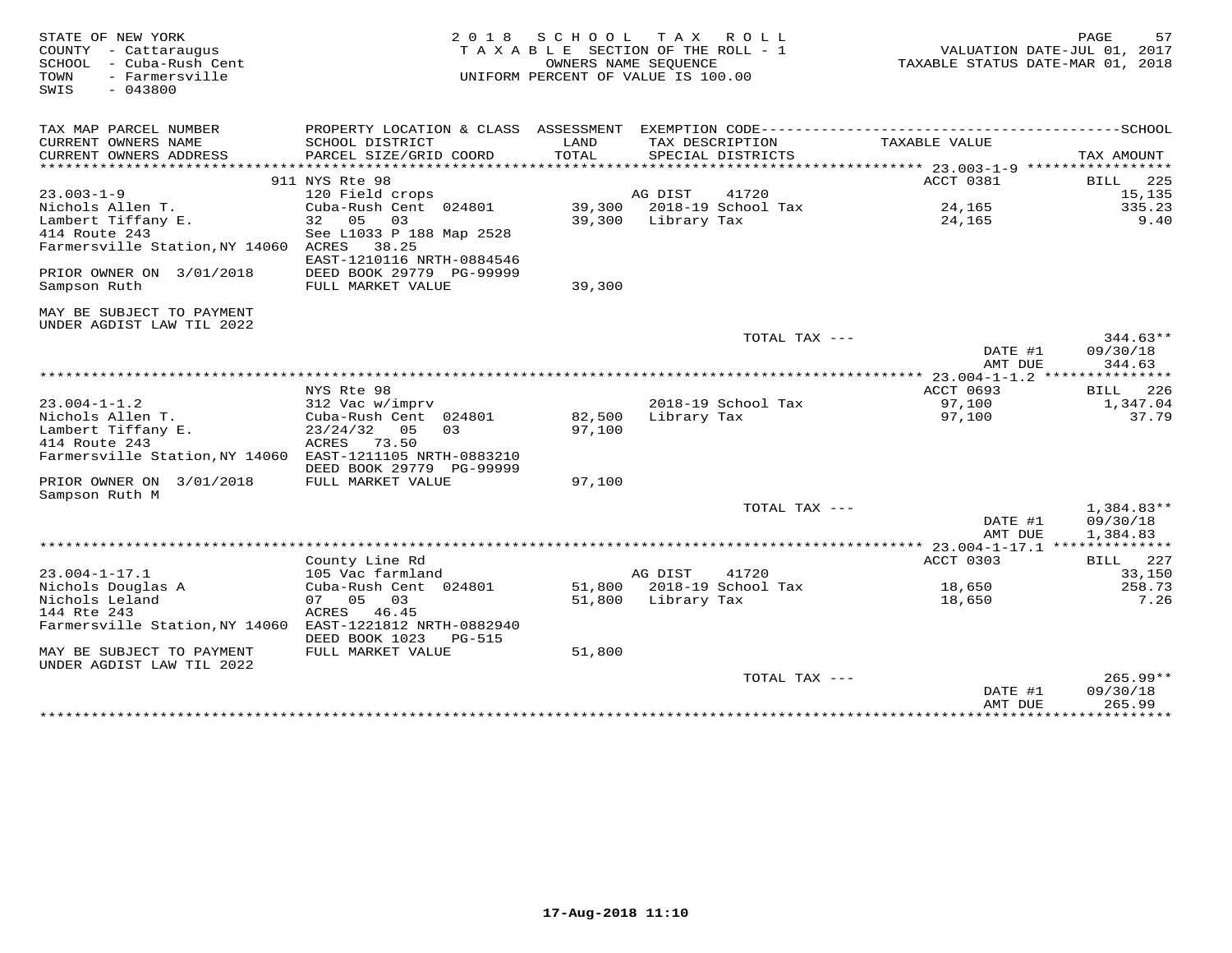STATE OF NEW YORK
COUNTY - Cattaraugus
SCHOOL - Cuba-Rush Cent
TOWN - Farmersville
SWIS - 043800

2018 SCHOOL TAX ROLL
TAXABLE SECTION OF THE ROLL - 1
OWNERS NAME SEQUENCE
UNIFORM PERCENT OF VALUE IS 100.00

VALUATION DATE-JUL 01, 2017
TAXABLE STATUS DATE-MAR 01, 2018

| TAX MAP PARCEL NUMBER / CURRENT OWNERS NAME / CURRENT OWNERS ADDRESS | PROPERTY LOCATION & CLASS / SCHOOL DISTRICT / PARCEL SIZE/GRID COORD | ASSESSMENT LAND / TOTAL | EXEMPTION CODE / TAX DESCRIPTION / SPECIAL DISTRICTS | TAXABLE VALUE | SCHOOL TAX AMOUNT |
|---|---|---|---|---|---|
| **23.003-1-9** | 911 NYS Rte 98 | | | ACCT 0381 | BILL 225 |
| 23.003-1-9 | 120 Field crops | | AG DIST 41720 | | 15,135 |
| Nichols Allen T. | Cuba-Rush Cent 024801 | 39,300 | 2018-19 School Tax | 24,165 | 335.23 |
| Lambert Tiffany E. | 32 05 03 | 39,300 | Library Tax | 24,165 | 9.40 |
| 414 Route 243 | See L1033 P 188 Map 2528 | | | | |
| Farmersville Station,NY 14060 | ACRES 38.25 | | | | |
| | EAST-1210116 NRTH-0884546 | | | | |
| PRIOR OWNER ON 3/01/2018 | DEED BOOK 29779 PG-99999 | | | | |
| Sampson Ruth | FULL MARKET VALUE | 39,300 | | | |
| MAY BE SUBJECT TO PAYMENT UNDER AGDIST LAW TIL 2022 | | | | | |
| | | | TOTAL TAX --- | | 344.63** |
| | | | | DATE #1 | 09/30/18 |
| | | | | AMT DUE | 344.63 |
| **23.004-1-1.2** | NYS Rte 98 | | | ACCT 0693 | BILL 226 |
| 23.004-1-1.2 | 312 Vac w/imprv | | 2018-19 School Tax | 97,100 | 1,347.04 |
| Nichols Allen T. | Cuba-Rush Cent 024801 | 82,500 | Library Tax | 97,100 | 37.79 |
| Lambert Tiffany E. | 23/24/32 05 03 | 97,100 | | | |
| 414 Route 243 | ACRES 73.50 | | | | |
| Farmersville Station,NY 14060 | EAST-1211105 NRTH-0883210 | | | | |
| | DEED BOOK 29779 PG-99999 | | | | |
| PRIOR OWNER ON 3/01/2018 | FULL MARKET VALUE | 97,100 | | | |
| Sampson Ruth M | | | | | |
| | | | TOTAL TAX --- | | 1,384.83** |
| | | | | DATE #1 | 09/30/18 |
| | | | | AMT DUE | 1,384.83 |
| **23.004-1-17.1** | County Line Rd | | | ACCT 0303 | BILL 227 |
| 23.004-1-17.1 | 105 Vac farmland | | AG DIST 41720 | | 33,150 |
| Nichols Douglas A | Cuba-Rush Cent 024801 | 51,800 | 2018-19 School Tax | 18,650 | 258.73 |
| Nichols Leland | 07 05 03 | 51,800 | Library Tax | 18,650 | 7.26 |
| 144 Rte 243 | ACRES 46.45 | | | | |
| Farmersville Station,NY 14060 | EAST-1221812 NRTH-0882940 | | | | |
| | DEED BOOK 1023 PG-515 | | | | |
| MAY BE SUBJECT TO PAYMENT UNDER AGDIST LAW TIL 2022 | FULL MARKET VALUE | 51,800 | | | |
| | | | TOTAL TAX --- | | 265.99** |
| | | | | DATE #1 | 09/30/18 |
| | | | | AMT DUE | 265.99 |

17-Aug-2018 11:10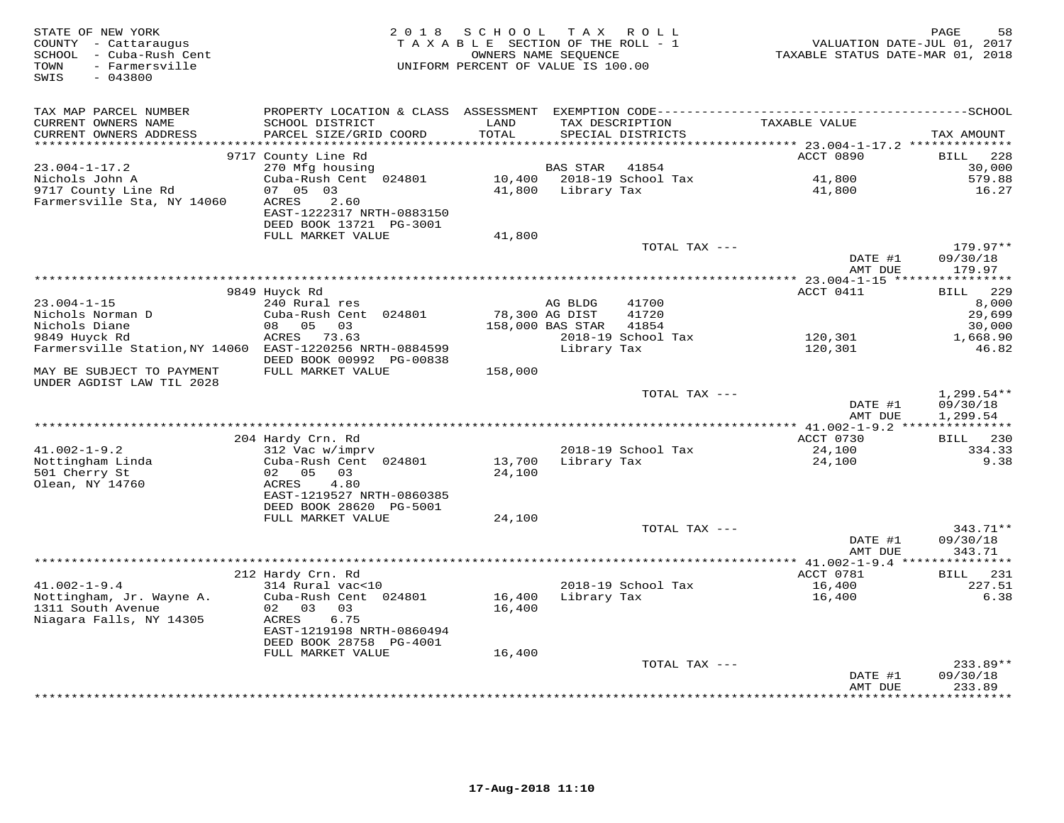STATE OF NEW YORK
COUNTY - Cattaraugus
SCHOOL - Cuba-Rush Cent
TOWN - Farmersville
SWIS - 043800

2018 SCHOOL TAX ROLL
TAXABLE SECTION OF THE ROLL - 1
OWNERS NAME SEQUENCE
UNIFORM PERCENT OF VALUE IS 100.00

VALUATION DATE-JUL 01, 2017
TAXABLE STATUS DATE-MAR 01, 2018

| TAX MAP PARCEL NUMBER / CURRENT OWNERS NAME / CURRENT OWNERS ADDRESS | PROPERTY LOCATION & CLASS / SCHOOL DISTRICT / PARCEL SIZE/GRID COORD | ASSESSMENT LAND | TOTAL | EXEMPTION CODE / TAX DESCRIPTION / SPECIAL DISTRICTS | TAXABLE VALUE | TAX AMOUNT |
|---|---|---|---|---|---|---|
| **23.004-1-17.2** | 9717 County Line Rd | | | | ACCT 0890 | BILL 228 |
| Nichols John A | 270 Mfg housing | | | BAS STAR 41854 | | 30,000 |
| 9717 County Line Rd | Cuba-Rush Cent 024801 | 10,400 | | 2018-19 School Tax | 41,800 | 579.88 |
| Farmersville Sta, NY 14060 | 07 05 03 | | 41,800 | Library Tax | 41,800 | 16.27 |
| | ACRES 2.60 | | | | | |
| | EAST-1222317 NRTH-0883150 | | | | | |
| | DEED BOOK 13721 PG-3001 | | | | | |
| | FULL MARKET VALUE | | 41,800 | | | |
| | | | | TOTAL TAX --- | | 179.97** |
| | | | | | DATE #1 | 09/30/18 |
| | | | | | AMT DUE | 179.97 |
| **23.004-1-15** | 9849 Huyck Rd | | | | ACCT 0411 | BILL 229 |
| Nichols Norman D | 240 Rural res | | | AG BLDG 41700 | | 8,000 |
| Nichols Diane | Cuba-Rush Cent 024801 | 78,300 | | AG DIST 41720 | | 29,699 |
| 9849 Huyck Rd | 08 05 03 | | 158,000 | BAS STAR 41854 | | 30,000 |
| Farmersville Station,NY 14060 | ACRES 73.63 | | | 2018-19 School Tax | 120,301 | 1,668.90 |
| | EAST-1220256 NRTH-0884599 | | | Library Tax | 120,301 | 46.82 |
| | DEED BOOK 00992 PG-00838 | | | | | |
| MAY BE SUBJECT TO PAYMENT UNDER AGDIST LAW TIL 2028 | FULL MARKET VALUE | | 158,000 | | | |
| | | | | TOTAL TAX --- | | 1,299.54** |
| | | | | | DATE #1 | 09/30/18 |
| | | | | | AMT DUE | 1,299.54 |
| **41.002-1-9.2** | 204 Hardy Crn. Rd | | | | ACCT 0730 | BILL 230 |
| Nottingham Linda | 312 Vac w/imprv | | | 2018-19 School Tax | 24,100 | 334.33 |
| 501 Cherry St | Cuba-Rush Cent 024801 | 13,700 | | Library Tax | 24,100 | 9.38 |
| Olean, NY 14760 | 02 05 03 | | 24,100 | | | |
| | ACRES 4.80 | | | | | |
| | EAST-1219527 NRTH-0860385 | | | | | |
| | DEED BOOK 28620 PG-5001 | | | | | |
| | FULL MARKET VALUE | | 24,100 | | | |
| | | | | TOTAL TAX --- | | 343.71** |
| | | | | | DATE #1 | 09/30/18 |
| | | | | | AMT DUE | 343.71 |
| **41.002-1-9.4** | 212 Hardy Crn. Rd | | | | ACCT 0781 | BILL 231 |
| Nottingham, Jr. Wayne A. | 314 Rural vac<10 | | | 2018-19 School Tax | 16,400 | 227.51 |
| 1311 South Avenue | Cuba-Rush Cent 024801 | 16,400 | | Library Tax | 16,400 | 6.38 |
| Niagara Falls, NY 14305 | 02 03 03 | | 16,400 | | | |
| | ACRES 6.75 | | | | | |
| | EAST-1219198 NRTH-0860494 | | | | | |
| | DEED BOOK 28758 PG-4001 | | | | | |
| | FULL MARKET VALUE | | 16,400 | | | |
| | | | | TOTAL TAX --- | | 233.89** |
| | | | | | DATE #1 | 09/30/18 |
| | | | | | AMT DUE | 233.89 |

17-Aug-2018 11:10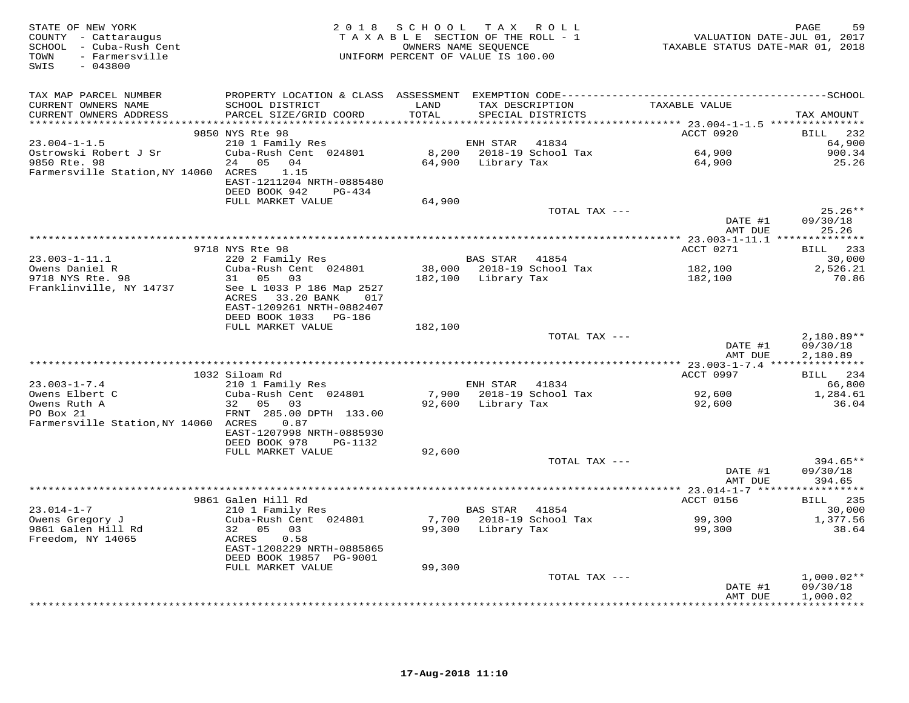STATE OF NEW YORK
COUNTY - Cattaraugus
SCHOOL - Cuba-Rush Cent
TOWN - Farmersville
SWIS - 043800

2018 SCHOOL TAX ROLL
TAXABLE SECTION OF THE ROLL - 1
OWNERS NAME SEQUENCE
UNIFORM PERCENT OF VALUE IS 100.00

VALUATION DATE-JUL 01, 2017
TAXABLE STATUS DATE-MAR 01, 2018

| TAX MAP PARCEL NUMBER / CURRENT OWNERS NAME / CURRENT OWNERS ADDRESS | PROPERTY LOCATION & CLASS / SCHOOL DISTRICT / PARCEL SIZE/GRID COORD | ASSESSMENT LAND / TOTAL | EXEMPTION CODE / TAX DESCRIPTION / SPECIAL DISTRICTS | TAXABLE VALUE | SCHOOL / TAX AMOUNT |
|---|---|---|---|---|---|
| **23.004-1-1.5** | 9850 NYS Rte 98 | | | ACCT 0920 | BILL 232 |
| 23.004-1-1.5 | 210 1 Family Res | | ENH STAR 41834 | | 64,900 |
| Ostrowski Robert J Sr | Cuba-Rush Cent 024801 | 8,200 | 2018-19 School Tax | 64,900 | 900.34 |
| 9850 Rte. 98 | 24 05 04 | 64,900 | Library Tax | 64,900 | 25.26 |
| Farmersville Station,NY 14060 | ACRES 1.15 | | | | |
| | EAST-1211204 NRTH-0885480 | | | | |
| | DEED BOOK 942 PG-434 | | | | |
| | FULL MARKET VALUE | 64,900 | | | |
| | | | TOTAL TAX --- | | 25.26** |
| | | | | DATE #1 | 09/30/18 |
| | | | | AMT DUE | 25.26 |
| **23.003-1-11.1** | 9718 NYS Rte 98 | | | ACCT 0271 | BILL 233 |
| 23.003-1-11.1 | 220 2 Family Res | | BAS STAR 41854 | | 30,000 |
| Owens Daniel R | Cuba-Rush Cent 024801 | 38,000 | 2018-19 School Tax | 182,100 | 2,526.21 |
| 9718 NYS Rte. 98 | 31 05 03 | 182,100 | Library Tax | 182,100 | 70.86 |
| Franklinville, NY 14737 | See L 1033 P 186 Map 2527 | | | | |
| | ACRES 33.20 BANK 017 | | | | |
| | EAST-1209261 NRTH-0882407 | | | | |
| | DEED BOOK 1033 PG-186 | | | | |
| | FULL MARKET VALUE | 182,100 | | | |
| | | | TOTAL TAX --- | | 2,180.89** |
| | | | | DATE #1 | 09/30/18 |
| | | | | AMT DUE | 2,180.89 |
| **23.003-1-7.4** | 1032 Siloam Rd | | | ACCT 0997 | BILL 234 |
| 23.003-1-7.4 | 210 1 Family Res | | ENH STAR 41834 | | 66,800 |
| Owens Elbert C | Cuba-Rush Cent 024801 | 7,900 | 2018-19 School Tax | 92,600 | 1,284.61 |
| Owens Ruth A | 32 05 03 | 92,600 | Library Tax | 92,600 | 36.04 |
| PO Box 21 | FRNT 285.00 DPTH 133.00 | | | | |
| Farmersville Station,NY 14060 | ACRES 0.87 | | | | |
| | EAST-1207998 NRTH-0885930 | | | | |
| | DEED BOOK 978 PG-1132 | | | | |
| | FULL MARKET VALUE | 92,600 | | | |
| | | | TOTAL TAX --- | | 394.65** |
| | | | | DATE #1 | 09/30/18 |
| | | | | AMT DUE | 394.65 |
| **23.014-1-7** | 9861 Galen Hill Rd | | | ACCT 0156 | BILL 235 |
| 23.014-1-7 | 210 1 Family Res | | BAS STAR 41854 | | 30,000 |
| Owens Gregory J | Cuba-Rush Cent 024801 | 7,700 | 2018-19 School Tax | 99,300 | 1,377.56 |
| 9861 Galen Hill Rd | 32 05 03 | 99,300 | Library Tax | 99,300 | 38.64 |
| Freedom, NY 14065 | ACRES 0.58 | | | | |
| | EAST-1208229 NRTH-0885865 | | | | |
| | DEED BOOK 19857 PG-9001 | | | | |
| | FULL MARKET VALUE | 99,300 | | | |
| | | | TOTAL TAX --- | | 1,000.02** |
| | | | | DATE #1 | 09/30/18 |
| | | | | AMT DUE | 1,000.02 |

17-Aug-2018 11:10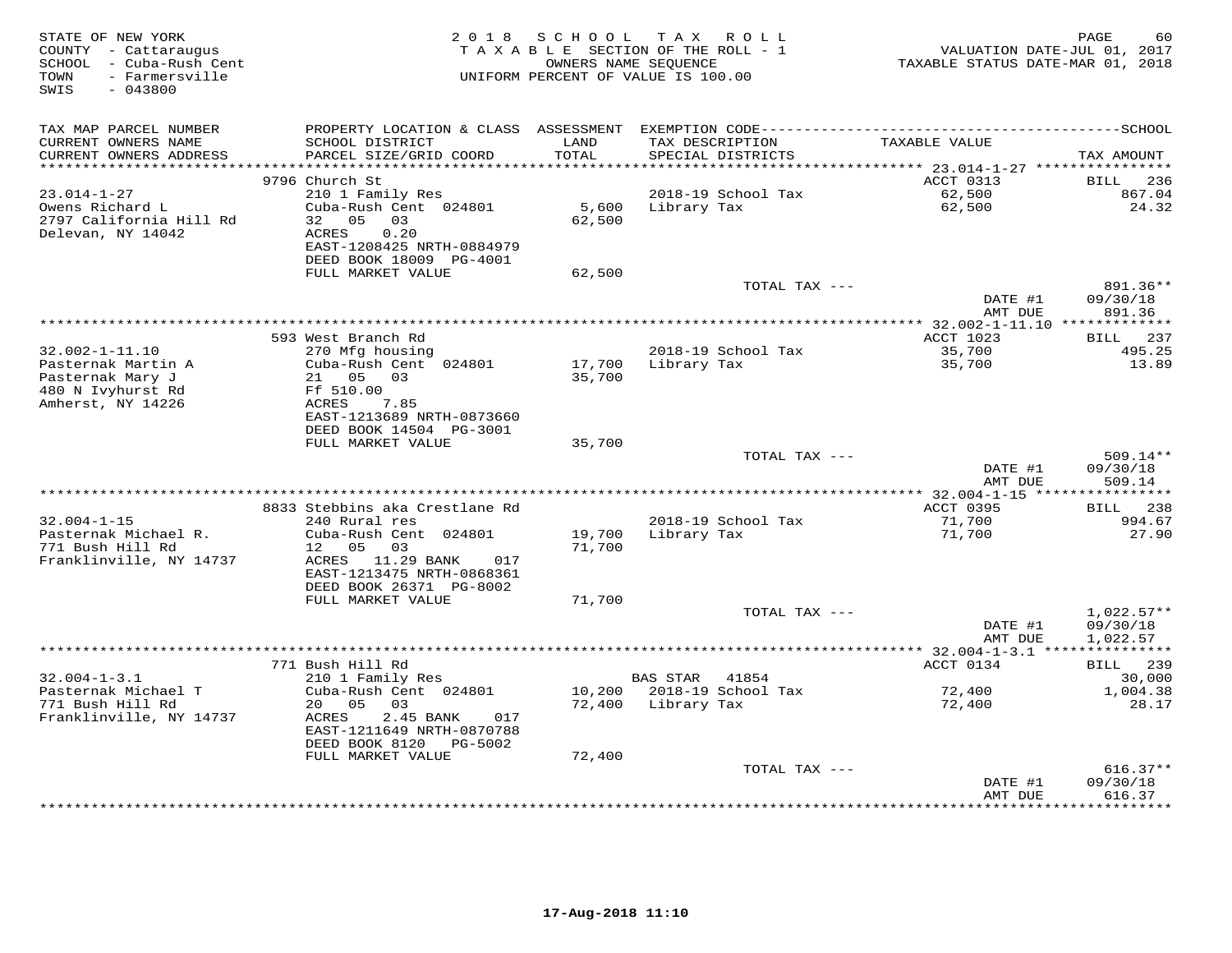STATE OF NEW YORK
COUNTY - Cattaraugus
SCHOOL - Cuba-Rush Cent
TOWN - Farmersville
SWIS - 043800

2018 SCHOOL TAX ROLL
TAXABLE SECTION OF THE ROLL - 1
OWNERS NAME SEQUENCE
UNIFORM PERCENT OF VALUE IS 100.00

VALUATION DATE-JUL 01, 2017
TAXABLE STATUS DATE-MAR 01, 2018

| TAX MAP PARCEL NUMBER / CURRENT OWNERS NAME / CURRENT OWNERS ADDRESS | PROPERTY LOCATION & CLASS / SCHOOL DISTRICT / PARCEL SIZE/GRID COORD | ASSESSMENT LAND / TOTAL | EXEMPTION CODE / TAX DESCRIPTION / SPECIAL DISTRICTS | TAXABLE VALUE | TAX AMOUNT |
|---|---|---|---|---|---|
| | 9796 Church St | | | ACCT 0313 | BILL 236 |
| 23.014-1-27 | 210 1 Family Res | | 2018-19 School Tax | 62,500 | 867.04 |
| Owens Richard L | Cuba-Rush Cent 024801 | 5,600 | Library Tax | 62,500 | 24.32 |
| 2797 California Hill Rd | 32 05 03 | 62,500 | | | |
| Delevan, NY 14042 | ACRES 0.20 | | | | |
| | EAST-1208425 NRTH-0884979 | | | | |
| | DEED BOOK 18009 PG-4001 | | | | |
| | FULL MARKET VALUE | 62,500 | | | |
| | | | TOTAL TAX --- | | 891.36** |
| | | | | DATE #1 | 09/30/18 |
| | | | | AMT DUE | 891.36 |
| | 593 West Branch Rd | | | ACCT 1023 | BILL 237 |
| 32.002-1-11.10 | 270 Mfg housing | | 2018-19 School Tax | 35,700 | 495.25 |
| Pasternak Martin A | Cuba-Rush Cent 024801 | 17,700 | Library Tax | 35,700 | 13.89 |
| Pasternak Mary J | 21 05 03 | 35,700 | | | |
| 480 N Ivyhurst Rd | Ff 510.00 | | | | |
| Amherst, NY 14226 | ACRES 7.85 | | | | |
| | EAST-1213689 NRTH-0873660 | | | | |
| | DEED BOOK 14504 PG-3001 | | | | |
| | FULL MARKET VALUE | 35,700 | | | |
| | | | TOTAL TAX --- | | 509.14** |
| | | | | DATE #1 | 09/30/18 |
| | | | | AMT DUE | 509.14 |
| | 8833 Stebbins aka Crestlane Rd | | | ACCT 0395 | BILL 238 |
| 32.004-1-15 | 240 Rural res | | 2018-19 School Tax | 71,700 | 994.67 |
| Pasternak Michael R. | Cuba-Rush Cent 024801 | 19,700 | Library Tax | 71,700 | 27.90 |
| 771 Bush Hill Rd | 12 05 03 | 71,700 | | | |
| Franklinville, NY 14737 | ACRES 11.29 BANK 017 | | | | |
| | EAST-1213475 NRTH-0868361 | | | | |
| | DEED BOOK 26371 PG-8002 | | | | |
| | FULL MARKET VALUE | 71,700 | | | |
| | | | TOTAL TAX --- | | 1,022.57** |
| | | | | DATE #1 | 09/30/18 |
| | | | | AMT DUE | 1,022.57 |
| | 771 Bush Hill Rd | | | ACCT 0134 | BILL 239 |
| 32.004-1-3.1 | 210 1 Family Res | | BAS STAR 41854 | | 30,000 |
| Pasternak Michael T | Cuba-Rush Cent 024801 | 10,200 | 2018-19 School Tax | 72,400 | 1,004.38 |
| 771 Bush Hill Rd | 20 05 03 | 72,400 | Library Tax | 72,400 | 28.17 |
| Franklinville, NY 14737 | ACRES 2.45 BANK 017 | | | | |
| | EAST-1211649 NRTH-0870788 | | | | |
| | DEED BOOK 8120 PG-5002 | | | | |
| | FULL MARKET VALUE | 72,400 | | | |
| | | | TOTAL TAX --- | | 616.37** |
| | | | | DATE #1 | 09/30/18 |
| | | | | AMT DUE | 616.37 |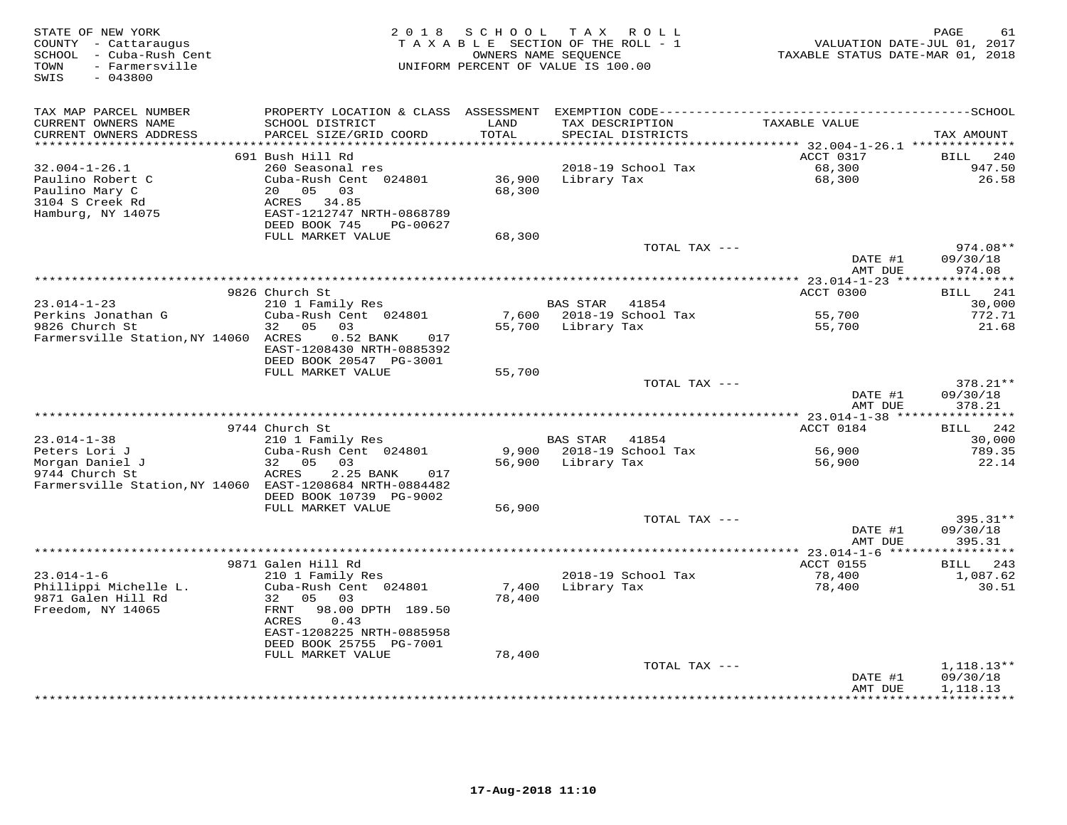STATE OF NEW YORK
COUNTY - Cattaraugus
SCHOOL - Cuba-Rush Cent
TOWN - Farmersville
SWIS - 043800

2018 SCHOOL TAX ROLL
TAXABLE SECTION OF THE ROLL - 1
OWNERS NAME SEQUENCE
UNIFORM PERCENT OF VALUE IS 100.00

VALUATION DATE-JUL 01, 2017
TAXABLE STATUS DATE-MAR 01, 2018

| TAX MAP PARCEL NUMBER / CURRENT OWNERS NAME / CURRENT OWNERS ADDRESS | PROPERTY LOCATION & CLASS / SCHOOL DISTRICT / PARCEL SIZE/GRID COORD | ASSESSMENT LAND / TOTAL | EXEMPTION CODE / TAX DESCRIPTION / SPECIAL DISTRICTS | TAXABLE VALUE | TAX AMOUNT |
|---|---|---|---|---|---|
| | 691 Bush Hill Rd | | | ACCT 0317 | BILL 240 |
| 32.004-1-26.1 | 260 Seasonal res | | 2018-19 School Tax | 68,300 | 947.50 |
| Paulino Robert C | Cuba-Rush Cent 024801 | 36,900 | Library Tax | 68,300 | 26.58 |
| Paulino Mary C | 20 05 03 | 68,300 | | | |
| 3104 S Creek Rd | ACRES 34.85 | | | | |
| Hamburg, NY 14075 | EAST-1212747 NRTH-0868789 | | | | |
| | DEED BOOK 745 PG-00627 | | | | |
| | FULL MARKET VALUE | 68,300 | | | |
| | | | TOTAL TAX --- | | 974.08** |
| | | | | DATE #1 | 09/30/18 |
| | | | | AMT DUE | 974.08 |
| | 9826 Church St | | | ACCT 0300 | BILL 241 |
| 23.014-1-23 | 210 1 Family Res | | BAS STAR 41854 | | 30,000 |
| Perkins Jonathan G | Cuba-Rush Cent 024801 | 7,600 | 2018-19 School Tax | 55,700 | 772.71 |
| 9826 Church St | 32 05 03 | 55,700 | Library Tax | 55,700 | 21.68 |
| Farmersville Station,NY 14060 | ACRES 0.52 BANK 017 | | | | |
| | EAST-1208430 NRTH-0885392 | | | | |
| | DEED BOOK 20547 PG-3001 | | | | |
| | FULL MARKET VALUE | 55,700 | | | |
| | | | TOTAL TAX --- | | 378.21** |
| | | | | DATE #1 | 09/30/18 |
| | | | | AMT DUE | 378.21 |
| | 9744 Church St | | | ACCT 0184 | BILL 242 |
| 23.014-1-38 | 210 1 Family Res | | BAS STAR 41854 | | 30,000 |
| Peters Lori J | Cuba-Rush Cent 024801 | 9,900 | 2018-19 School Tax | 56,900 | 789.35 |
| Morgan Daniel J | 32 05 03 | 56,900 | Library Tax | 56,900 | 22.14 |
| 9744 Church St | ACRES 2.25 BANK 017 | | | | |
| Farmersville Station,NY 14060 | EAST-1208684 NRTH-0884482 | | | | |
| | DEED BOOK 10739 PG-9002 | | | | |
| | FULL MARKET VALUE | 56,900 | | | |
| | | | TOTAL TAX --- | | 395.31** |
| | | | | DATE #1 | 09/30/18 |
| | | | | AMT DUE | 395.31 |
| | 9871 Galen Hill Rd | | | ACCT 0155 | BILL 243 |
| 23.014-1-6 | 210 1 Family Res | | 2018-19 School Tax | 78,400 | 1,087.62 |
| Phillippi Michelle L. | Cuba-Rush Cent 024801 | 7,400 | Library Tax | 78,400 | 30.51 |
| 9871 Galen Hill Rd | 32 05 03 | 78,400 | | | |
| Freedom, NY 14065 | FRNT 98.00 DPTH 189.50 | | | | |
| | ACRES 0.43 | | | | |
| | EAST-1208225 NRTH-0885958 | | | | |
| | DEED BOOK 25755 PG-7001 | | | | |
| | FULL MARKET VALUE | 78,400 | | | |
| | | | TOTAL TAX --- | | 1,118.13** |
| | | | | DATE #1 | 09/30/18 |
| | | | | AMT DUE | 1,118.13 |

17-Aug-2018 11:10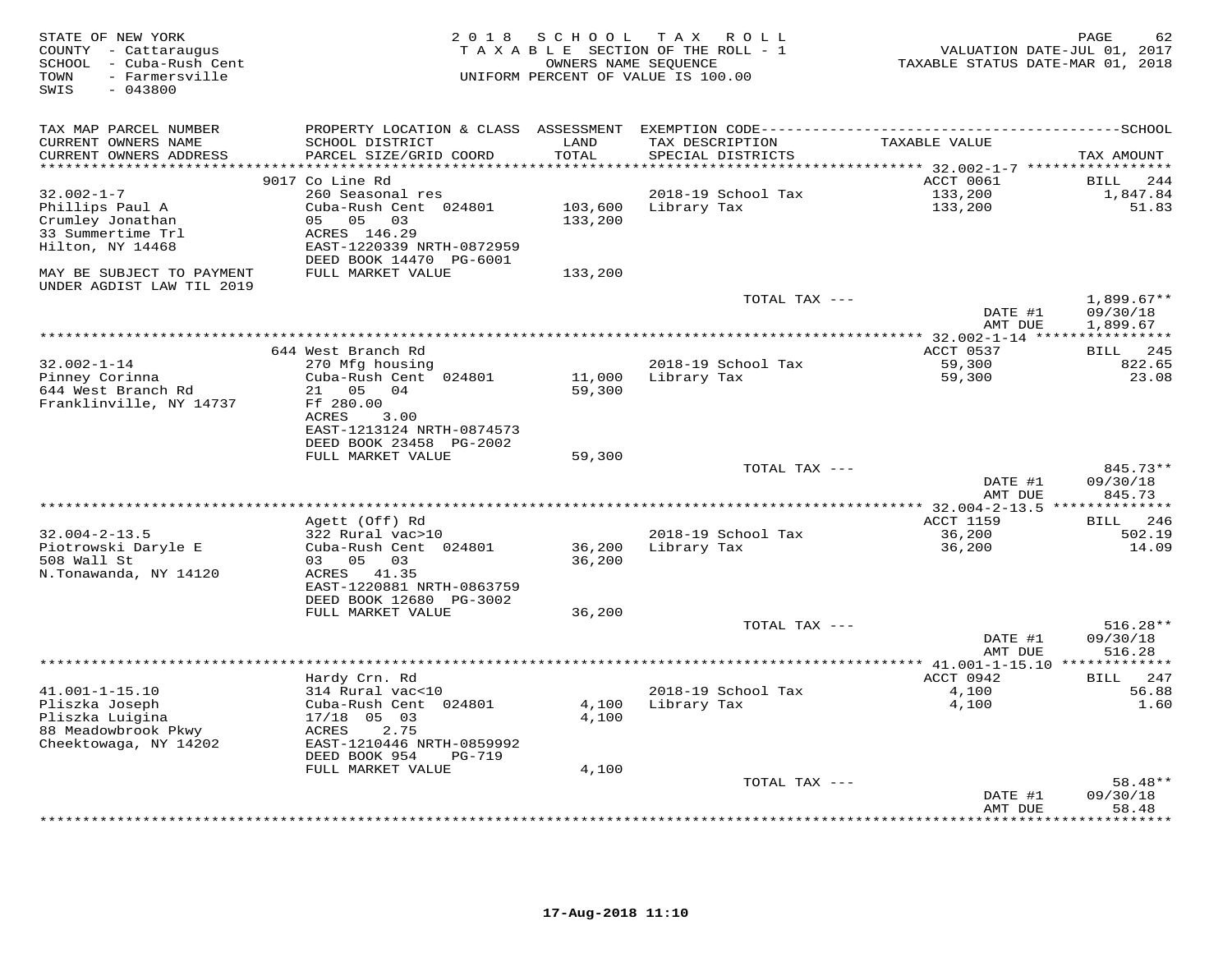STATE OF NEW YORK
COUNTY - Cattaraugus
SCHOOL - Cuba-Rush Cent
TOWN - Farmersville
SWIS - 043800

2 0 1 8 S C H O O L T A X R O L L
T A X A B L E SECTION OF THE ROLL - 1
OWNERS NAME SEQUENCE
UNIFORM PERCENT OF VALUE IS 100.00

VALUATION DATE-JUL 01, 2017
TAXABLE STATUS DATE-MAR 01, 2018

| TAX MAP PARCEL NUMBER<br>CURRENT OWNERS NAME<br>CURRENT OWNERS ADDRESS | PROPERTY LOCATION & CLASS<br>SCHOOL DISTRICT<br>PARCEL SIZE/GRID COORD | ASSESSMENT<br>LAND<br>TOTAL | EXEMPTION CODE<br>TAX DESCRIPTION<br>SPECIAL DISTRICTS | TAXABLE VALUE | SCHOOL<br>TAX AMOUNT |
|---|---|---|---|---|---|
| | 9017 Co Line Rd | | | ACCT 0061 | BILL 244 |
| 32.002-1-7 | 260 Seasonal res | | 2018-19 School Tax | 133,200 | 1,847.84 |
| Phillips Paul A | Cuba-Rush Cent 024801 | 103,600 | Library Tax | 133,200 | 51.83 |
| Crumley Jonathan | 05 05 03 | 133,200 | | | |
| 33 Summertime Trl | ACRES 146.29 | | | | |
| Hilton, NY 14468 | EAST-1220339 NRTH-0872959 | | | | |
| | DEED BOOK 14470 PG-6001 | | | | |
| MAY BE SUBJECT TO PAYMENT UNDER AGDIST LAW TIL 2019 | FULL MARKET VALUE | 133,200 | | | |
| | | | TOTAL TAX --- | | 1,899.67** |
| | | | | DATE #1 | 09/30/18 |
| | | | | AMT DUE | 1,899.67 |
| | 644 West Branch Rd | | | ACCT 0537 | BILL 245 |
| 32.002-1-14 | 270 Mfg housing | | 2018-19 School Tax | 59,300 | 822.65 |
| Pinney Corinna | Cuba-Rush Cent 024801 | 11,000 | Library Tax | 59,300 | 23.08 |
| 644 West Branch Rd | 21 05 04 | 59,300 | | | |
| Franklinville, NY 14737 | Ff 280.00 | | | | |
| | ACRES 3.00 | | | | |
| | EAST-1213124 NRTH-0874573 | | | | |
| | DEED BOOK 23458 PG-2002 | | | | |
| | FULL MARKET VALUE | 59,300 | | | |
| | | | TOTAL TAX --- | | 845.73** |
| | | | | DATE #1 | 09/30/18 |
| | | | | AMT DUE | 845.73 |
| | Agett (Off) Rd | | | ACCT 1159 | BILL 246 |
| 32.004-2-13.5 | 322 Rural vac>10 | | 2018-19 School Tax | 36,200 | 502.19 |
| Piotrowski Daryle E | Cuba-Rush Cent 024801 | 36,200 | Library Tax | 36,200 | 14.09 |
| 508 Wall St | 03 05 03 | 36,200 | | | |
| N.Tonawanda, NY 14120 | ACRES 41.35 | | | | |
| | EAST-1220881 NRTH-0863759 | | | | |
| | DEED BOOK 12680 PG-3002 | | | | |
| | FULL MARKET VALUE | 36,200 | | | |
| | | | TOTAL TAX --- | | 516.28** |
| | | | | DATE #1 | 09/30/18 |
| | | | | AMT DUE | 516.28 |
| | Hardy Crn. Rd | | | ACCT 0942 | BILL 247 |
| 41.001-1-15.10 | 314 Rural vac<10 | | 2018-19 School Tax | 4,100 | 56.88 |
| Pliszka Joseph | Cuba-Rush Cent 024801 | 4,100 | Library Tax | 4,100 | 1.60 |
| Pliszka Luigina | 17/18 05 03 | 4,100 | | | |
| 88 Meadowbrook Pkwy | ACRES 2.75 | | | | |
| Cheektowaga, NY 14202 | EAST-1210446 NRTH-0859992 | | | | |
| | DEED BOOK 954 PG-719 | | | | |
| | FULL MARKET VALUE | 4,100 | | | |
| | | | TOTAL TAX --- | | 58.48** |
| | | | | DATE #1 | 09/30/18 |
| | | | | AMT DUE | 58.48 |

17-Aug-2018 11:10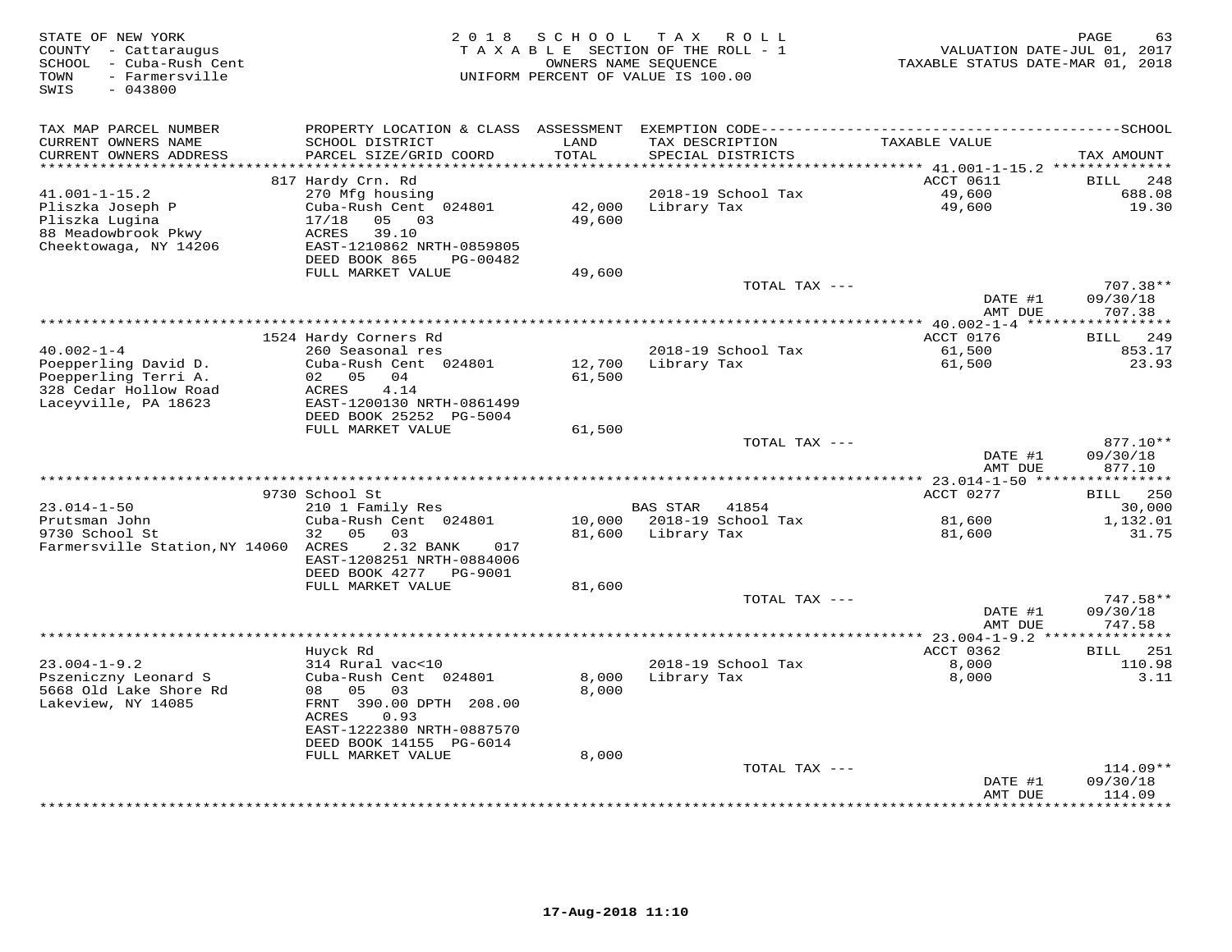STATE OF NEW YORK
COUNTY - Cattaraugus
SCHOOL - Cuba-Rush Cent
TOWN - Farmersville
SWIS - 043800

2018 SCHOOL TAX ROLL
TAXABLE SECTION OF THE ROLL - 1
OWNERS NAME SEQUENCE
UNIFORM PERCENT OF VALUE IS 100.00

VALUATION DATE-JUL 01, 2017
TAXABLE STATUS DATE-MAR 01, 2018

| TAX MAP PARCEL NUMBER / CURRENT OWNERS NAME / CURRENT OWNERS ADDRESS | PROPERTY LOCATION & CLASS / SCHOOL DISTRICT / PARCEL SIZE/GRID COORD | ASSESSMENT LAND / TOTAL | EXEMPTION CODE / TAX DESCRIPTION / SPECIAL DISTRICTS | TAXABLE VALUE | TAX AMOUNT |
|---|---|---|---|---|---|
| **41.001-1-15.2** | 817 Hardy Crn. Rd | | | ACCT 0611 | BILL 248 |
| Pliszka Joseph P | 270 Mfg housing | | 2018-19 School Tax | 49,600 | 688.08 |
| Pliszka Lugina | Cuba-Rush Cent 024801 | 42,000 | Library Tax | 49,600 | 19.30 |
| 88 Meadowbrook Pkwy | 17/18 05 03 | 49,600 | | | |
| Cheektowaga, NY 14206 | ACRES 39.10 | | | | |
| | EAST-1210862 NRTH-0859805 | | | | |
| | DEED BOOK 865 PG-00482 | | | | |
| | FULL MARKET VALUE | 49,600 | | | |
| | | | TOTAL TAX --- | | 707.38** |
| | | | | DATE #1 | 09/30/18 |
| | | | | AMT DUE | 707.38 |
| **40.002-1-4** | 1524 Hardy Corners Rd | | | ACCT 0176 | BILL 249 |
| Poepperling David D. | 260 Seasonal res | | 2018-19 School Tax | 61,500 | 853.17 |
| Poepperling Terri A. | Cuba-Rush Cent 024801 | 12,700 | Library Tax | 61,500 | 23.93 |
| 328 Cedar Hollow Road | 02 05 04 | 61,500 | | | |
| Laceyville, PA 18623 | ACRES 4.14 | | | | |
| | EAST-1200130 NRTH-0861499 | | | | |
| | DEED BOOK 25252 PG-5004 | | | | |
| | FULL MARKET VALUE | 61,500 | | | |
| | | | TOTAL TAX --- | | 877.10** |
| | | | | DATE #1 | 09/30/18 |
| | | | | AMT DUE | 877.10 |
| **23.014-1-50** | 9730 School St | | | ACCT 0277 | BILL 250 |
| Prutsman John | 210 1 Family Res | | BAS STAR 41854 | | 30,000 |
| 9730 School St | Cuba-Rush Cent 024801 | 10,000 | 2018-19 School Tax | 81,600 | 1,132.01 |
| Farmersville Station,NY 14060 | 32 05 03 | 81,600 | Library Tax | 81,600 | 31.75 |
| | ACRES 2.32 BANK 017 | | | | |
| | EAST-1208251 NRTH-0884006 | | | | |
| | DEED BOOK 4277 PG-9001 | | | | |
| | FULL MARKET VALUE | 81,600 | | | |
| | | | TOTAL TAX --- | | 747.58** |
| | | | | DATE #1 | 09/30/18 |
| | | | | AMT DUE | 747.58 |
| **23.004-1-9.2** | Huyck Rd | | | ACCT 0362 | BILL 251 |
| Pszeniczny Leonard S | 314 Rural vac<10 | | 2018-19 School Tax | 8,000 | 110.98 |
| 5668 Old Lake Shore Rd | Cuba-Rush Cent 024801 | 8,000 | Library Tax | 8,000 | 3.11 |
| Lakeview, NY 14085 | 08 05 03 | 8,000 | | | |
| | FRNT 390.00 DPTH 208.00 | | | | |
| | ACRES 0.93 | | | | |
| | EAST-1222380 NRTH-0887570 | | | | |
| | DEED BOOK 14155 PG-6014 | | | | |
| | FULL MARKET VALUE | 8,000 | | | |
| | | | TOTAL TAX --- | | 114.09** |
| | | | | DATE #1 | 09/30/18 |
| | | | | AMT DUE | 114.09 |

17-Aug-2018 11:10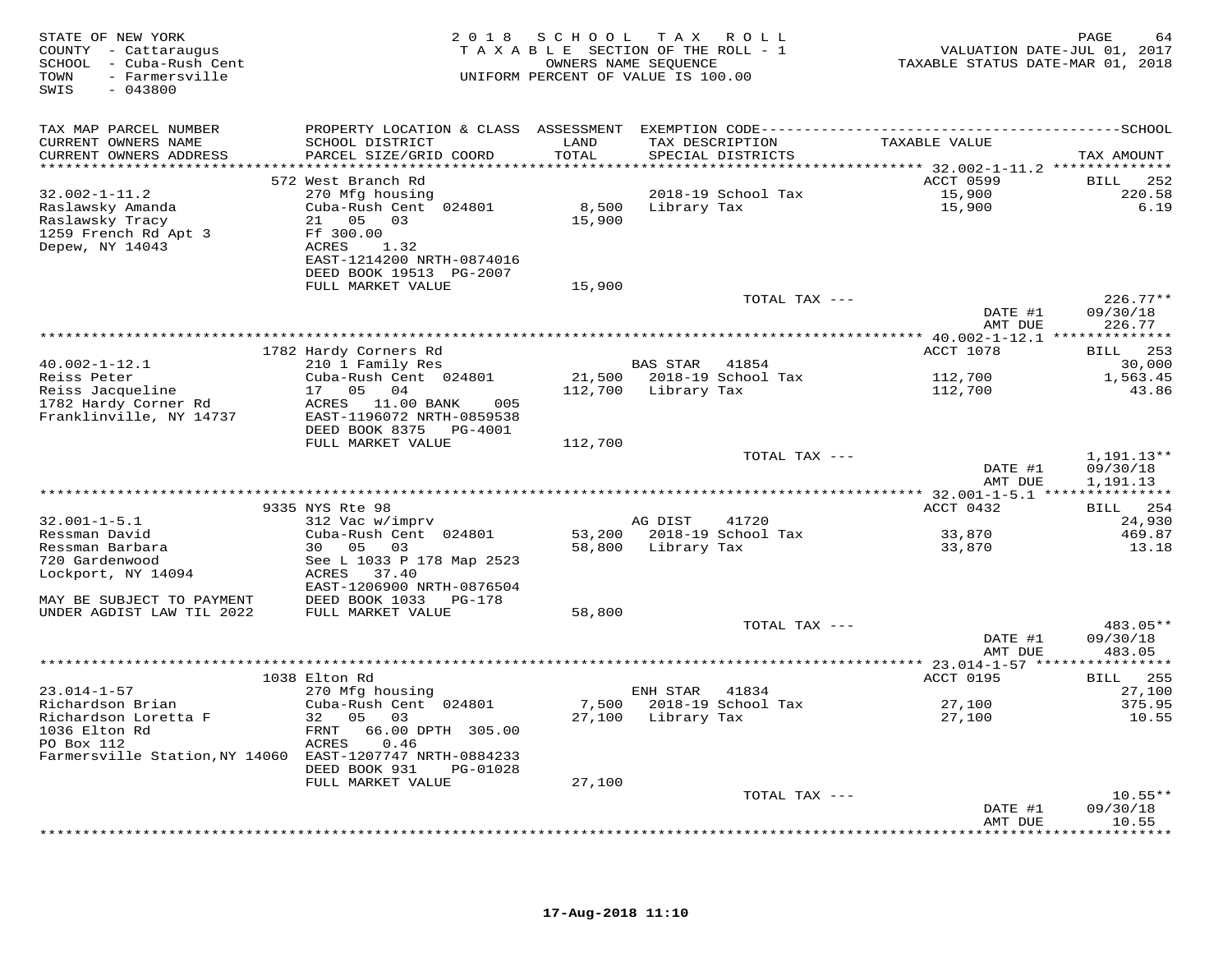STATE OF NEW YORK
COUNTY - Cattaraugus
SCHOOL - Cuba-Rush Cent
TOWN - Farmersville
SWIS - 043800

2018 SCHOOL TAX ROLL
TAXABLE SECTION OF THE ROLL - 1
OWNERS NAME SEQUENCE
UNIFORM PERCENT OF VALUE IS 100.00

VALUATION DATE-JUL 01, 2017
TAXABLE STATUS DATE-MAR 01, 2018

| TAX MAP PARCEL NUMBER / CURRENT OWNERS NAME / CURRENT OWNERS ADDRESS | PROPERTY LOCATION & CLASS / SCHOOL DISTRICT / PARCEL SIZE/GRID COORD | ASSESSMENT LAND / TOTAL | EXEMPTION CODE / TAX DESCRIPTION / SPECIAL DISTRICTS | TAXABLE VALUE | TAX AMOUNT |
|---|---|---|---|---|---|
| | 572 West Branch Rd | | | ACCT 0599 | BILL 252 |
| 32.002-1-11.2 | 270 Mfg housing | | 2018-19 School Tax | 15,900 | 220.58 |
| Raslawsky Amanda | Cuba-Rush Cent 024801 | 8,500 | Library Tax | 15,900 | 6.19 |
| Raslawsky Tracy | 21 05 03 | 15,900 | | | |
| 1259 French Rd Apt 3 | Ff 300.00 | | | | |
| Depew, NY 14043 | ACRES 1.32 | | | | |
| | EAST-1214200 NRTH-0874016 | | | | |
| | DEED BOOK 19513 PG-2007 | | | | |
| | FULL MARKET VALUE | 15,900 | | | |
| | | | TOTAL TAX --- | | 226.77** |
| | | | | DATE #1 | 09/30/18 |
| | | | | AMT DUE | 226.77 |
| | 1782 Hardy Corners Rd | | | ACCT 1078 | BILL 253 |
| 40.002-1-12.1 | 210 1 Family Res | | BAS STAR 41854 | | 30,000 |
| Reiss Peter | Cuba-Rush Cent 024801 | 21,500 | 2018-19 School Tax | 112,700 | 1,563.45 |
| Reiss Jacqueline | 17 05 04 | 112,700 | Library Tax | 112,700 | 43.86 |
| 1782 Hardy Corner Rd | ACRES 11.00 BANK 005 | | | | |
| Franklinville, NY 14737 | EAST-1196072 NRTH-0859538 | | | | |
| | DEED BOOK 8375 PG-4001 | | | | |
| | FULL MARKET VALUE | 112,700 | | | |
| | | | TOTAL TAX --- | | 1,191.13** |
| | | | | DATE #1 | 09/30/18 |
| | | | | AMT DUE | 1,191.13 |
| | 9335 NYS Rte 98 | | | ACCT 0432 | BILL 254 |
| 32.001-1-5.1 | 312 Vac w/imprv | | AG DIST 41720 | | 24,930 |
| Ressman David | Cuba-Rush Cent 024801 | 53,200 | 2018-19 School Tax | 33,870 | 469.87 |
| Ressman Barbara | 30 05 03 | 58,800 | Library Tax | 33,870 | 13.18 |
| 720 Gardenwood | See L 1033 P 178 Map 2523 | | | | |
| Lockport, NY 14094 | ACRES 37.40 | | | | |
| | EAST-1206900 NRTH-0876504 | | | | |
| MAY BE SUBJECT TO PAYMENT | DEED BOOK 1033 PG-178 | | | | |
| UNDER AGDIST LAW TIL 2022 | FULL MARKET VALUE | 58,800 | | | |
| | | | TOTAL TAX --- | | 483.05** |
| | | | | DATE #1 | 09/30/18 |
| | | | | AMT DUE | 483.05 |
| | 1038 Elton Rd | | | ACCT 0195 | BILL 255 |
| 23.014-1-57 | 270 Mfg housing | | ENH STAR 41834 | | 27,100 |
| Richardson Brian | Cuba-Rush Cent 024801 | 7,500 | 2018-19 School Tax | 27,100 | 375.95 |
| Richardson Loretta F | 32 05 03 | 27,100 | Library Tax | 27,100 | 10.55 |
| 1036 Elton Rd | FRNT 66.00 DPTH 305.00 | | | | |
| PO Box 112 | ACRES 0.46 | | | | |
| Farmersville Station,NY 14060 | EAST-1207747 NRTH-0884233 | | | | |
| | DEED BOOK 931 PG-01028 | | | | |
| | FULL MARKET VALUE | 27,100 | | | |
| | | | TOTAL TAX --- | | 10.55** |
| | | | | DATE #1 | 09/30/18 |
| | | | | AMT DUE | 10.55 |

17-Aug-2018 11:10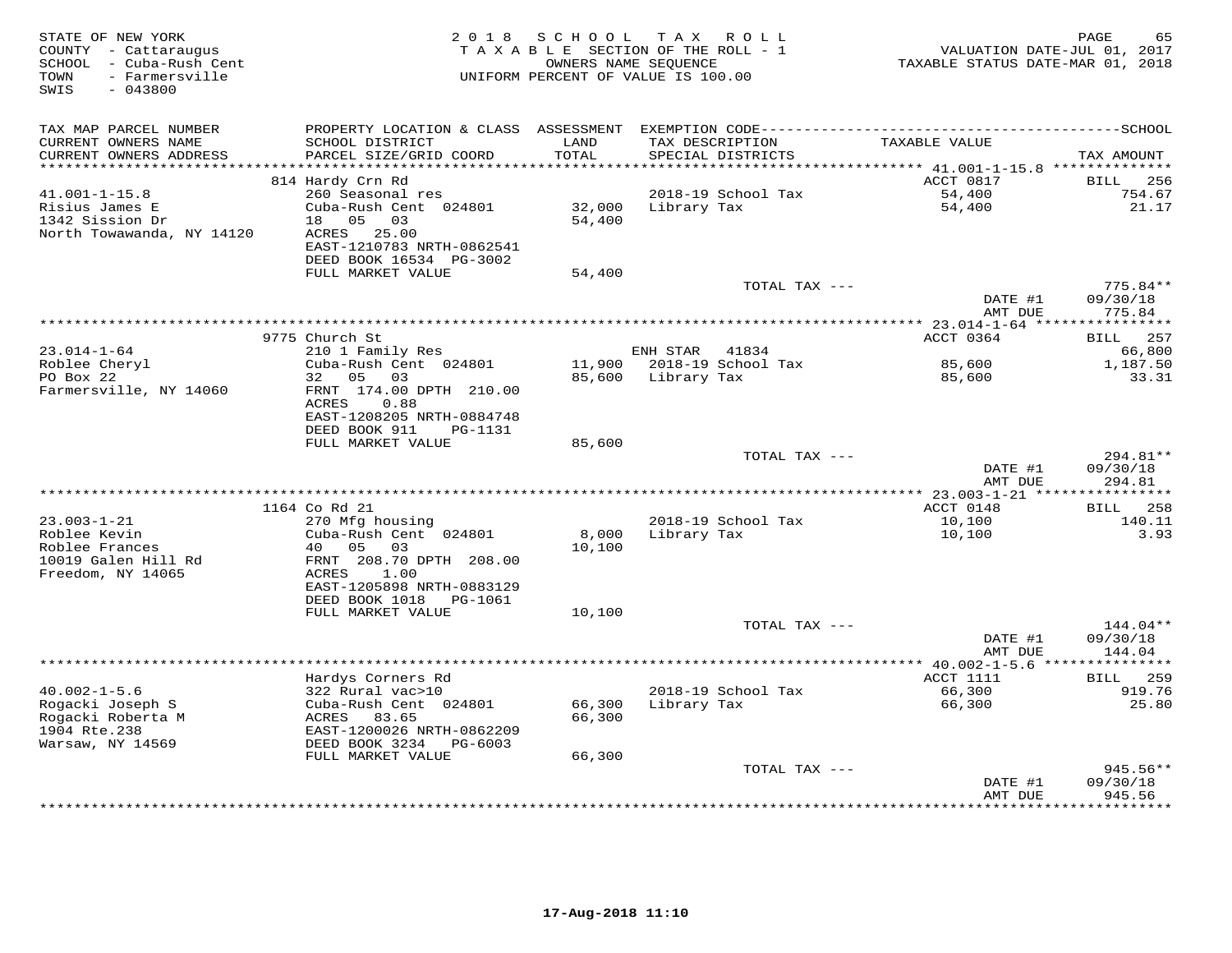STATE OF NEW YORK
COUNTY - Cattaraugus
SCHOOL - Cuba-Rush Cent
TOWN - Farmersville
SWIS - 043800

2018 SCHOOL TAX ROLL
TAXABLE SECTION OF THE ROLL - 1
OWNERS NAME SEQUENCE
UNIFORM PERCENT OF VALUE IS 100.00

VALUATION DATE-JUL 01, 2017
TAXABLE STATUS DATE-MAR 01, 2018

| TAX MAP PARCEL NUMBER / CURRENT OWNERS NAME / CURRENT OWNERS ADDRESS | PROPERTY LOCATION & CLASS / SCHOOL DISTRICT / PARCEL SIZE/GRID COORD | ASSESSMENT LAND / TOTAL | EXEMPTION CODE / TAX DESCRIPTION / SPECIAL DISTRICTS | TAXABLE VALUE | TAX AMOUNT |
|---|---|---|---|---|---|
| | 814 Hardy Crn Rd | | | ACCT 0817 | BILL 256 |
| 41.001-1-15.8 | 260 Seasonal res | | 2018-19 School Tax | 54,400 | 754.67 |
| Risius James E | Cuba-Rush Cent 024801 | 32,000 | Library Tax | 54,400 | 21.17 |
| 1342 Sission Dr | 18 05 03 | 54,400 | | | |
| North Towawanda, NY 14120 | ACRES 25.00 | | | | |
| | EAST-1210783 NRTH-0862541 | | | | |
| | DEED BOOK 16534 PG-3002 | | | | |
| | FULL MARKET VALUE | 54,400 | | | |
| | | | TOTAL TAX --- | | 775.84** |
| | | | | DATE #1 | 09/30/18 |
| | | | | AMT DUE | 775.84 |
| | 9775 Church St | | | ACCT 0364 | BILL 257 |
| 23.014-1-64 | 210 1 Family Res | | ENH STAR 41834 | | 66,800 |
| Roblee Cheryl | Cuba-Rush Cent 024801 | 11,900 | 2018-19 School Tax | 85,600 | 1,187.50 |
| PO Box 22 | 32 05 03 | 85,600 | Library Tax | 85,600 | 33.31 |
| Farmersville, NY 14060 | FRNT 174.00 DPTH 210.00 | | | | |
| | ACRES 0.88 | | | | |
| | EAST-1208205 NRTH-0884748 | | | | |
| | DEED BOOK 911 PG-1131 | | | | |
| | FULL MARKET VALUE | 85,600 | | | |
| | | | TOTAL TAX --- | | 294.81** |
| | | | | DATE #1 | 09/30/18 |
| | | | | AMT DUE | 294.81 |
| | 1164 Co Rd 21 | | | ACCT 0148 | BILL 258 |
| 23.003-1-21 | 270 Mfg housing | | 2018-19 School Tax | 10,100 | 140.11 |
| Roblee Kevin | Cuba-Rush Cent 024801 | 8,000 | Library Tax | 10,100 | 3.93 |
| Roblee Frances | 40 05 03 | 10,100 | | | |
| 10019 Galen Hill Rd | FRNT 208.70 DPTH 208.00 | | | | |
| Freedom, NY 14065 | ACRES 1.00 | | | | |
| | EAST-1205898 NRTH-0883129 | | | | |
| | DEED BOOK 1018 PG-1061 | | | | |
| | FULL MARKET VALUE | 10,100 | | | |
| | | | TOTAL TAX --- | | 144.04** |
| | | | | DATE #1 | 09/30/18 |
| | | | | AMT DUE | 144.04 |
| | Hardys Corners Rd | | | ACCT 1111 | BILL 259 |
| 40.002-1-5.6 | 322 Rural vac>10 | | 2018-19 School Tax | 66,300 | 919.76 |
| Rogacki Joseph S | Cuba-Rush Cent 024801 | 66,300 | Library Tax | 66,300 | 25.80 |
| Rogacki Roberta M | ACRES 83.65 | 66,300 | | | |
| 1904 Rte.238 | EAST-1200026 NRTH-0862209 | | | | |
| Warsaw, NY 14569 | DEED BOOK 3234 PG-6003 | | | | |
| | FULL MARKET VALUE | 66,300 | | | |
| | | | TOTAL TAX --- | | 945.56** |
| | | | | DATE #1 | 09/30/18 |
| | | | | AMT DUE | 945.56 |

17-Aug-2018 11:10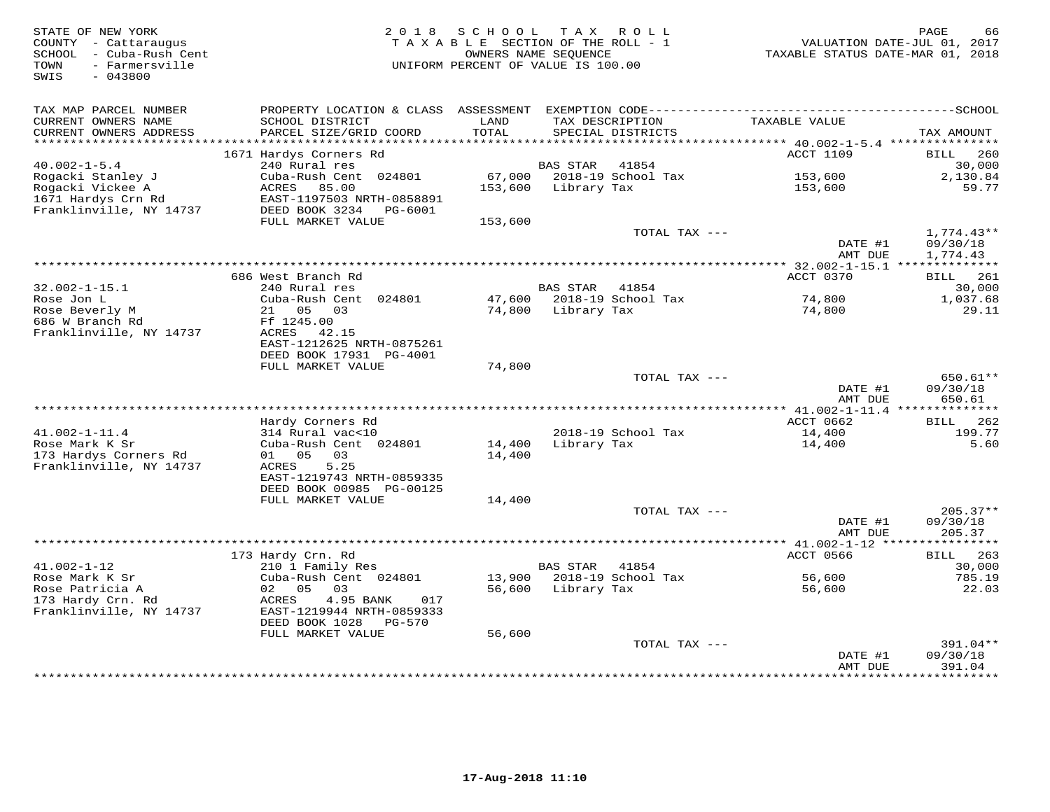STATE OF NEW YORK
COUNTY - Cattaraugus
SCHOOL - Cuba-Rush Cent
TOWN - Farmersville
SWIS - 043800

2018 SCHOOL TAX ROLL
TAXABLE SECTION OF THE ROLL - 1
OWNERS NAME SEQUENCE
UNIFORM PERCENT OF VALUE IS 100.00

VALUATION DATE-JUL 01, 2017
TAXABLE STATUS DATE-MAR 01, 2018

| TAX MAP PARCEL NUMBER / CURRENT OWNERS NAME / CURRENT OWNERS ADDRESS | PROPERTY LOCATION & CLASS / SCHOOL DISTRICT / PARCEL SIZE/GRID COORD | ASSESSMENT LAND / TOTAL | EXEMPTION CODE / TAX DESCRIPTION / SPECIAL DISTRICTS | TAXABLE VALUE | TAX AMOUNT |
|---|---|---|---|---|---|
| **40.002-1-5.4** | 1671 Hardys Corners Rd | | | ACCT 1109 | BILL 260 |
| 40.002-1-5.4 | 240 Rural res | | BAS STAR 41854 | | 30,000 |
| Rogacki Stanley J | Cuba-Rush Cent 024801 | 67,000 | 2018-19 School Tax | 153,600 | 2,130.84 |
| Rogacki Vickee A | ACRES 85.00 | 153,600 | Library Tax | 153,600 | 59.77 |
| 1671 Hardys Crn Rd | EAST-1197503 NRTH-0858891 | | | | |
| Franklinville, NY 14737 | DEED BOOK 3234 PG-6001 | | | | |
| | FULL MARKET VALUE | 153,600 | | | |
| | | | TOTAL TAX --- | | 1,774.43** |
| | | | | DATE #1 | 09/30/18 |
| | | | | AMT DUE | 1,774.43 |
| **32.002-1-15.1** | 686 West Branch Rd | | | ACCT 0370 | BILL 261 |
| 32.002-1-15.1 | 240 Rural res | | BAS STAR 41854 | | 30,000 |
| Rose Jon L | Cuba-Rush Cent 024801 | 47,600 | 2018-19 School Tax | 74,800 | 1,037.68 |
| Rose Beverly M | 21 05 03 | 74,800 | Library Tax | 74,800 | 29.11 |
| 686 W Branch Rd | Ff 1245.00 | | | | |
| Franklinville, NY 14737 | ACRES 42.15 | | | | |
| | EAST-1212625 NRTH-0875261 | | | | |
| | DEED BOOK 17931 PG-4001 | | | | |
| | FULL MARKET VALUE | 74,800 | | | |
| | | | TOTAL TAX --- | | 650.61** |
| | | | | DATE #1 | 09/30/18 |
| | | | | AMT DUE | 650.61 |
| **41.002-1-11.4** | Hardy Corners Rd | | | ACCT 0662 | BILL 262 |
| 41.002-1-11.4 | 314 Rural vac<10 | | 2018-19 School Tax | 14,400 | 199.77 |
| Rose Mark K Sr | Cuba-Rush Cent 024801 | 14,400 | Library Tax | 14,400 | 5.60 |
| 173 Hardys Corners Rd | 01 05 03 | 14,400 | | | |
| Franklinville, NY 14737 | ACRES 5.25 | | | | |
| | EAST-1219743 NRTH-0859335 | | | | |
| | DEED BOOK 00985 PG-00125 | | | | |
| | FULL MARKET VALUE | 14,400 | | | |
| | | | TOTAL TAX --- | | 205.37** |
| | | | | DATE #1 | 09/30/18 |
| | | | | AMT DUE | 205.37 |
| **41.002-1-12** | 173 Hardy Crn. Rd | | | ACCT 0566 | BILL 263 |
| 41.002-1-12 | 210 1 Family Res | | BAS STAR 41854 | | 30,000 |
| Rose Mark K Sr | Cuba-Rush Cent 024801 | 13,900 | 2018-19 School Tax | 56,600 | 785.19 |
| Rose Patricia A | 02 05 03 | 56,600 | Library Tax | 56,600 | 22.03 |
| 173 Hardy Crn. Rd | ACRES 4.95 BANK 017 | | | | |
| Franklinville, NY 14737 | EAST-1219944 NRTH-0859333 | | | | |
| | DEED BOOK 1028 PG-570 | | | | |
| | FULL MARKET VALUE | 56,600 | | | |
| | | | TOTAL TAX --- | | 391.04** |
| | | | | DATE #1 | 09/30/18 |
| | | | | AMT DUE | 391.04 |

17-Aug-2018 11:10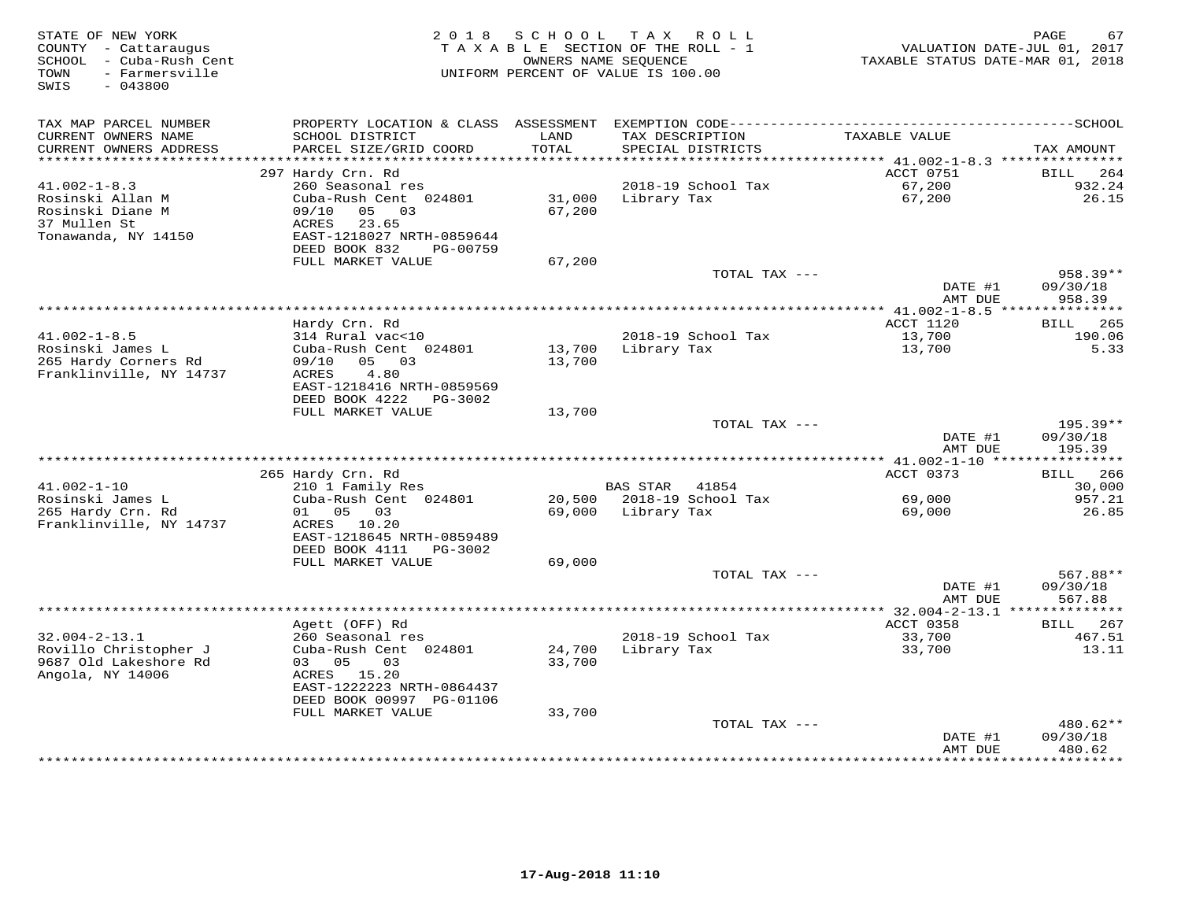STATE OF NEW YORK
COUNTY - Cattaraugus
SCHOOL - Cuba-Rush Cent
TOWN - Farmersville
SWIS - 043800

2018 SCHOOL TAX ROLL
TAXABLE SECTION OF THE ROLL - 1
OWNERS NAME SEQUENCE
UNIFORM PERCENT OF VALUE IS 100.00

VALUATION DATE-JUL 01, 2017
TAXABLE STATUS DATE-MAR 01, 2018

| TAX MAP PARCEL NUMBER / CURRENT OWNERS NAME / CURRENT OWNERS ADDRESS | PROPERTY LOCATION & CLASS / SCHOOL DISTRICT / PARCEL SIZE/GRID COORD | ASSESSMENT LAND / TOTAL | EXEMPTION CODE / TAX DESCRIPTION / SPECIAL DISTRICTS | TAXABLE VALUE | TAX AMOUNT |
|---|---|---|---|---|---|
| | 297 Hardy Crn. Rd | | | ACCT 0751 | BILL 264 |
| 41.002-1-8.3 | 260 Seasonal res | | 2018-19 School Tax | 67,200 | 932.24 |
| Rosinski Allan M | Cuba-Rush Cent 024801 | 31,000 | Library Tax | 67,200 | 26.15 |
| Rosinski Diane M | 09/10 05 03 | 67,200 | | | |
| 37 Mullen St | ACRES 23.65 | | | | |
| Tonawanda, NY 14150 | EAST-1218027 NRTH-0859644 | | | | |
| | DEED BOOK 832 PG-00759 | | | | |
| | FULL MARKET VALUE | 67,200 | | | |
| | | | TOTAL TAX --- | | 958.39** |
| | | | | DATE #1 | 09/30/18 |
| | | | | AMT DUE | 958.39 |
| | Hardy Crn. Rd | | | ACCT 1120 | BILL 265 |
| 41.002-1-8.5 | 314 Rural vac<10 | | 2018-19 School Tax | 13,700 | 190.06 |
| Rosinski James L | Cuba-Rush Cent 024801 | 13,700 | Library Tax | 13,700 | 5.33 |
| 265 Hardy Corners Rd | 09/10 05 03 | 13,700 | | | |
| Franklinville, NY 14737 | ACRES 4.80 | | | | |
| | EAST-1218416 NRTH-0859569 | | | | |
| | DEED BOOK 4222 PG-3002 | | | | |
| | FULL MARKET VALUE | 13,700 | | | |
| | | | TOTAL TAX --- | | 195.39** |
| | | | | DATE #1 | 09/30/18 |
| | | | | AMT DUE | 195.39 |
| | 265 Hardy Crn. Rd | | | ACCT 0373 | BILL 266 |
| 41.002-1-10 | 210 1 Family Res | | BAS STAR 41854 | | 30,000 |
| Rosinski James L | Cuba-Rush Cent 024801 | 20,500 | 2018-19 School Tax | 69,000 | 957.21 |
| 265 Hardy Crn. Rd | 01 05 03 | 69,000 | Library Tax | 69,000 | 26.85 |
| Franklinville, NY 14737 | ACRES 10.20 | | | | |
| | EAST-1218645 NRTH-0859489 | | | | |
| | DEED BOOK 4111 PG-3002 | | | | |
| | FULL MARKET VALUE | 69,000 | | | |
| | | | TOTAL TAX --- | | 567.88** |
| | | | | DATE #1 | 09/30/18 |
| | | | | AMT DUE | 567.88 |
| | Agett (OFF) Rd | | | ACCT 0358 | BILL 267 |
| 32.004-2-13.1 | 260 Seasonal res | | 2018-19 School Tax | 33,700 | 467.51 |
| Rovillo Christopher J | Cuba-Rush Cent 024801 | 24,700 | Library Tax | 33,700 | 13.11 |
| 9687 Old Lakeshore Rd | 03 05 03 | 33,700 | | | |
| Angola, NY 14006 | ACRES 15.20 | | | | |
| | EAST-1222223 NRTH-0864437 | | | | |
| | DEED BOOK 00997 PG-01106 | | | | |
| | FULL MARKET VALUE | 33,700 | | | |
| | | | TOTAL TAX --- | | 480.62** |
| | | | | DATE #1 | 09/30/18 |
| | | | | AMT DUE | 480.62 |

17-Aug-2018 11:10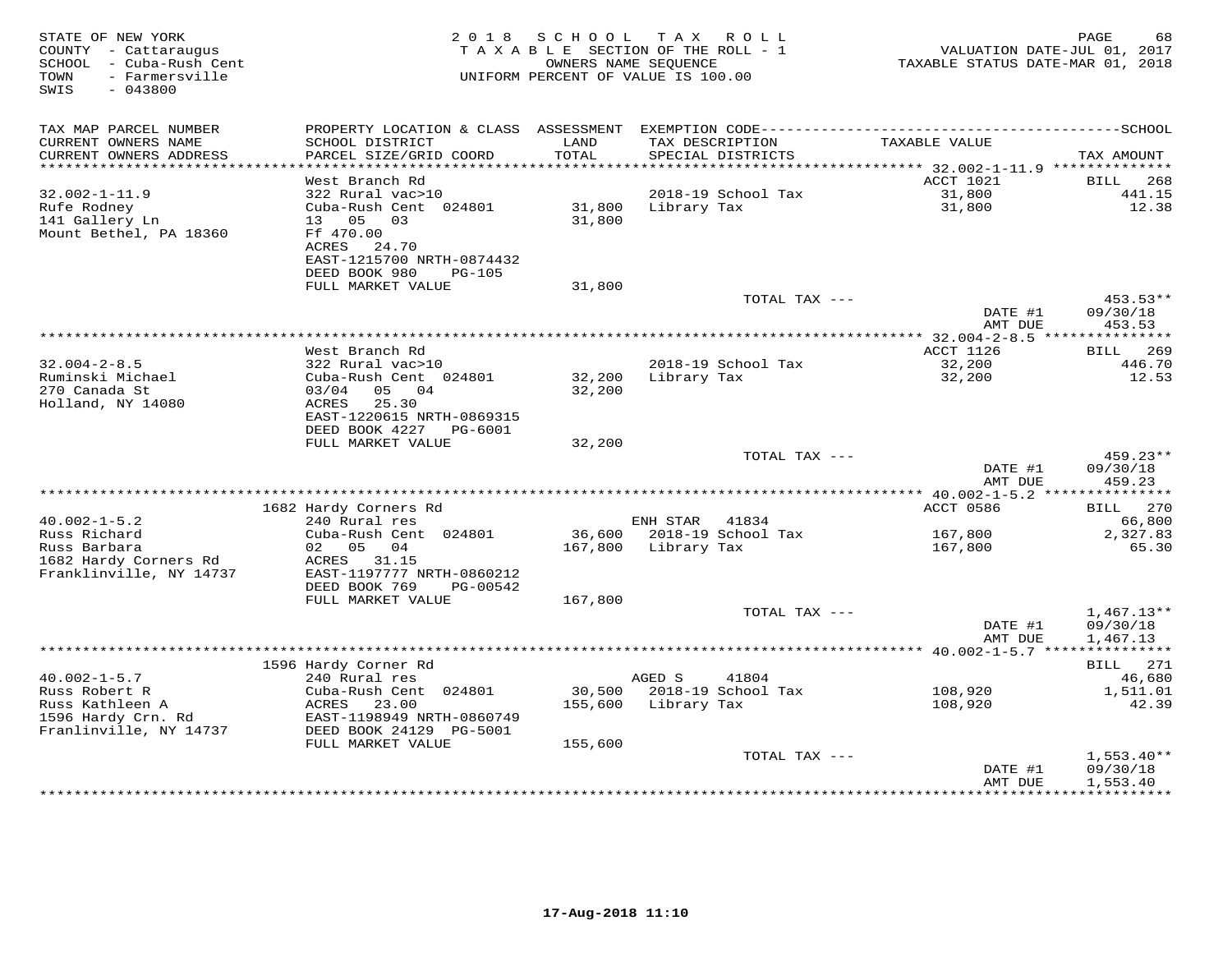STATE OF NEW YORK
COUNTY - Cattaraugus
SCHOOL - Cuba-Rush Cent
TOWN - Farmersville
SWIS - 043800

2018 SCHOOL TAX ROLL
TAXABLE SECTION OF THE ROLL - 1
OWNERS NAME SEQUENCE
UNIFORM PERCENT OF VALUE IS 100.00

VALUATION DATE-JUL 01, 2017
TAXABLE STATUS DATE-MAR 01, 2018

| TAX MAP PARCEL NUMBER / CURRENT OWNERS NAME / CURRENT OWNERS ADDRESS | PROPERTY LOCATION & CLASS / SCHOOL DISTRICT / PARCEL SIZE/GRID COORD | ASSESSMENT LAND / TOTAL | EXEMPTION CODE / TAX DESCRIPTION / SPECIAL DISTRICTS | TAXABLE VALUE | TAX AMOUNT |
|---|---|---|---|---|---|
| 32.002-1-11.9 | West Branch Rd | | | ACCT 1021 | BILL 268 |
| Rufe Rodney | 322 Rural vac>10 | | 2018-19 School Tax | 31,800 | 441.15 |
| 141 Gallery Ln | Cuba-Rush Cent 024801 | 31,800 | Library Tax | 31,800 | 12.38 |
| Mount Bethel, PA 18360 | 13 05 03 | 31,800 | | | |
| | Ff 470.00 | | | | |
| | ACRES 24.70 | | | | |
| | EAST-1215700 NRTH-0874432 | | | | |
| | DEED BOOK 980 PG-105 | | | | |
| | FULL MARKET VALUE | 31,800 | | | |
| | | | TOTAL TAX --- | | 453.53** |
| | | | | DATE #1 | 09/30/18 |
| | | | | AMT DUE | 453.53 |
| 32.004-2-8.5 | West Branch Rd | | | ACCT 1126 | BILL 269 |
| Ruminski Michael | 322 Rural vac>10 | | 2018-19 School Tax | 32,200 | 446.70 |
| 270 Canada St | Cuba-Rush Cent 024801 | 32,200 | Library Tax | 32,200 | 12.53 |
| Holland, NY 14080 | 03/04 05 04 | 32,200 | | | |
| | ACRES 25.30 | | | | |
| | EAST-1220615 NRTH-0869315 | | | | |
| | DEED BOOK 4227 PG-6001 | | | | |
| | FULL MARKET VALUE | 32,200 | | | |
| | | | TOTAL TAX --- | | 459.23** |
| | | | | DATE #1 | 09/30/18 |
| | | | | AMT DUE | 459.23 |
| 40.002-1-5.2 | 1682 Hardy Corners Rd | | | ACCT 0586 | BILL 270 |
| Russ Richard | 240 Rural res | | ENH STAR 41834 | | 66,800 |
| Russ Barbara | Cuba-Rush Cent 024801 | 36,600 | 2018-19 School Tax | 167,800 | 2,327.83 |
| 1682 Hardy Corners Rd | 02 05 04 | 167,800 | Library Tax | 167,800 | 65.30 |
| Franklinville, NY 14737 | ACRES 31.15 | | | | |
| | EAST-1197777 NRTH-0860212 | | | | |
| | DEED BOOK 769 PG-00542 | | | | |
| | FULL MARKET VALUE | 167,800 | | | |
| | | | TOTAL TAX --- | | 1,467.13** |
| | | | | DATE #1 | 09/30/18 |
| | | | | AMT DUE | 1,467.13 |
| 40.002-1-5.7 | 1596 Hardy Corner Rd | | | | BILL 271 |
| Russ Robert R | 240 Rural res | | AGED S 41804 | | 46,680 |
| Russ Kathleen A | Cuba-Rush Cent 024801 | 30,500 | 2018-19 School Tax | 108,920 | 1,511.01 |
| 1596 Hardy Crn. Rd | ACRES 23.00 | 155,600 | Library Tax | 108,920 | 42.39 |
| Franlinville, NY 14737 | EAST-1198949 NRTH-0860749 | | | | |
| | DEED BOOK 24129 PG-5001 | | | | |
| | FULL MARKET VALUE | 155,600 | | | |
| | | | TOTAL TAX --- | | 1,553.40** |
| | | | | DATE #1 | 09/30/18 |
| | | | | AMT DUE | 1,553.40 |

17-Aug-2018 11:10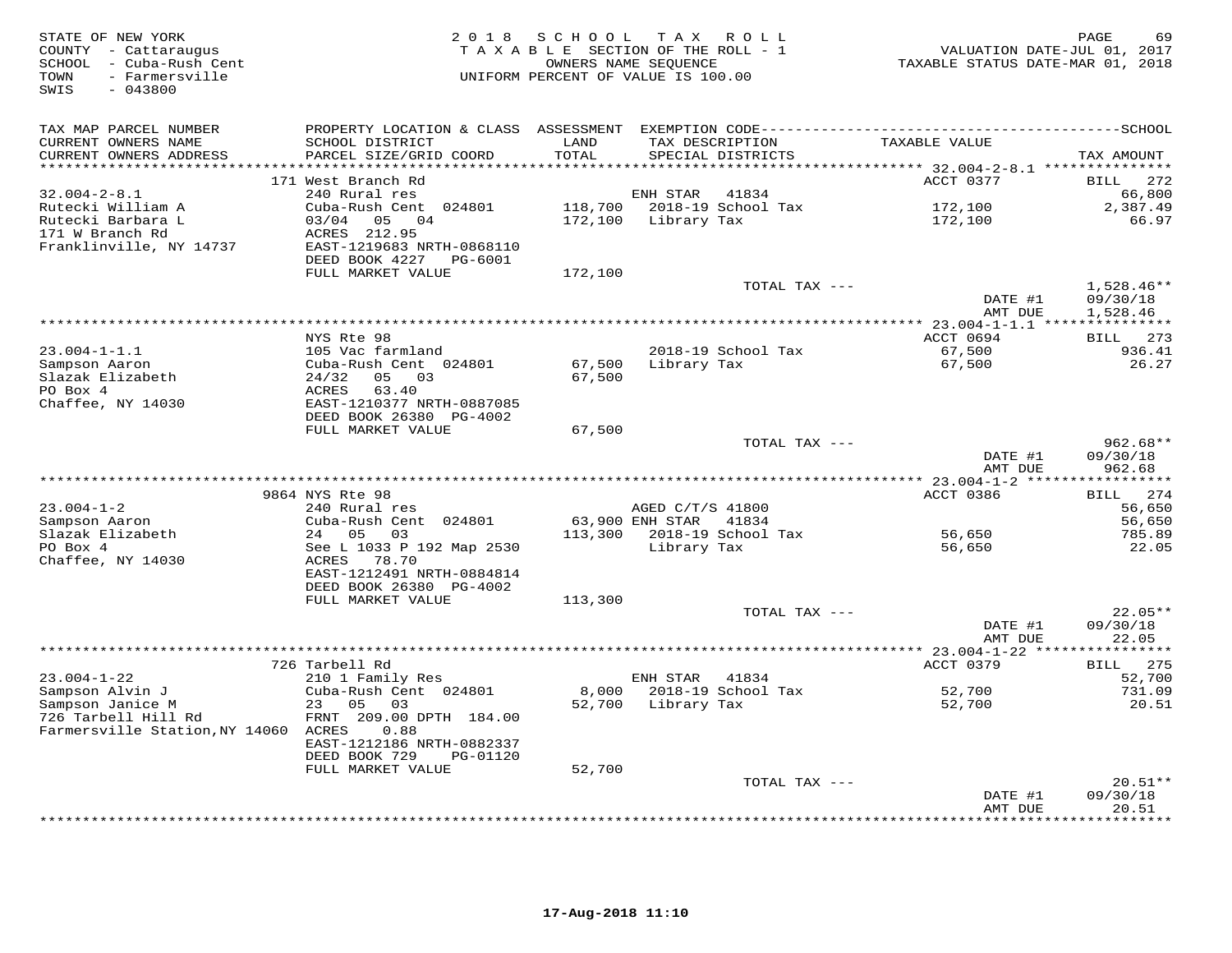STATE OF NEW YORK
COUNTY - Cattaraugus
SCHOOL - Cuba-Rush Cent
TOWN - Farmersville
SWIS - 043800

2018 SCHOOL TAX ROLL
TAXABLE SECTION OF THE ROLL - 1
OWNERS NAME SEQUENCE
UNIFORM PERCENT OF VALUE IS 100.00

VALUATION DATE-JUL 01, 2017
TAXABLE STATUS DATE-MAR 01, 2018

| TAX MAP PARCEL NUMBER<br>CURRENT OWNERS NAME<br>CURRENT OWNERS ADDRESS | PROPERTY LOCATION & CLASS<br>SCHOOL DISTRICT<br>PARCEL SIZE/GRID COORD | ASSESSMENT<br>LAND<br>TOTAL | EXEMPTION CODE<br>TAX DESCRIPTION<br>SPECIAL DISTRICTS | TAXABLE VALUE | SCHOOL<br>TAX AMOUNT |
|---|---|---|---|---|---|
| **32.004-2-8.1** | 171 West Branch Rd | | | ACCT 0377 | BILL 272 |
| 32.004-2-8.1 | 240 Rural res | | ENH STAR 41834 | | 66,800 |
| Rutecki William A | Cuba-Rush Cent 024801 | 118,700 | 2018-19 School Tax | 172,100 | 2,387.49 |
| Rutecki Barbara L | 03/04 05 04 | 172,100 | Library Tax | 172,100 | 66.97 |
| 171 W Branch Rd | ACRES 212.95 | | | | |
| Franklinville, NY 14737 | EAST-1219683 NRTH-0868110 | | | | |
| | DEED BOOK 4227 PG-6001 | | | | |
| | FULL MARKET VALUE | 172,100 | | | |
| | | | TOTAL TAX --- | | 1,528.46** |
| | | | | DATE #1 | 09/30/18 |
| | | | | AMT DUE | 1,528.46 |
| **23.004-1-1.1** | NYS Rte 98 | | | ACCT 0694 | BILL 273 |
| 23.004-1-1.1 | 105 Vac farmland | | 2018-19 School Tax | 67,500 | 936.41 |
| Sampson Aaron | Cuba-Rush Cent 024801 | 67,500 | Library Tax | 67,500 | 26.27 |
| Slazak Elizabeth | 24/32 05 03 | 67,500 | | | |
| PO Box 4 | ACRES 63.40 | | | | |
| Chaffee, NY 14030 | EAST-1210377 NRTH-0887085 | | | | |
| | DEED BOOK 26380 PG-4002 | | | | |
| | FULL MARKET VALUE | 67,500 | | | |
| | | | TOTAL TAX --- | | 962.68** |
| | | | | DATE #1 | 09/30/18 |
| | | | | AMT DUE | 962.68 |
| **23.004-1-2** | 9864 NYS Rte 98 | | | ACCT 0386 | BILL 274 |
| 23.004-1-2 | 240 Rural res | | AGED C/T/S 41800 | | 56,650 |
| Sampson Aaron | Cuba-Rush Cent 024801 | 63,900 | ENH STAR 41834 | | 56,650 |
| Slazak Elizabeth | 24 05 03 | 113,300 | 2018-19 School Tax | 56,650 | 785.89 |
| PO Box 4 | See L 1033 P 192 Map 2530 | | Library Tax | 56,650 | 22.05 |
| Chaffee, NY 14030 | ACRES 78.70 | | | | |
| | EAST-1212491 NRTH-0884814 | | | | |
| | DEED BOOK 26380 PG-4002 | | | | |
| | FULL MARKET VALUE | 113,300 | | | |
| | | | TOTAL TAX --- | | 22.05** |
| | | | | DATE #1 | 09/30/18 |
| | | | | AMT DUE | 22.05 |
| **23.004-1-22** | 726 Tarbell Rd | | | ACCT 0379 | BILL 275 |
| 23.004-1-22 | 210 1 Family Res | | ENH STAR 41834 | | 52,700 |
| Sampson Alvin J | Cuba-Rush Cent 024801 | 8,000 | 2018-19 School Tax | 52,700 | 731.09 |
| Sampson Janice M | 23 05 03 | 52,700 | Library Tax | 52,700 | 20.51 |
| 726 Tarbell Hill Rd | FRNT 209.00 DPTH 184.00 | | | | |
| Farmersville Station,NY 14060 | ACRES 0.88 | | | | |
| | EAST-1212186 NRTH-0882337 | | | | |
| | DEED BOOK 729 PG-01120 | | | | |
| | FULL MARKET VALUE | 52,700 | | | |
| | | | TOTAL TAX --- | | 20.51** |
| | | | | DATE #1 | 09/30/18 |
| | | | | AMT DUE | 20.51 |

17-Aug-2018 11:10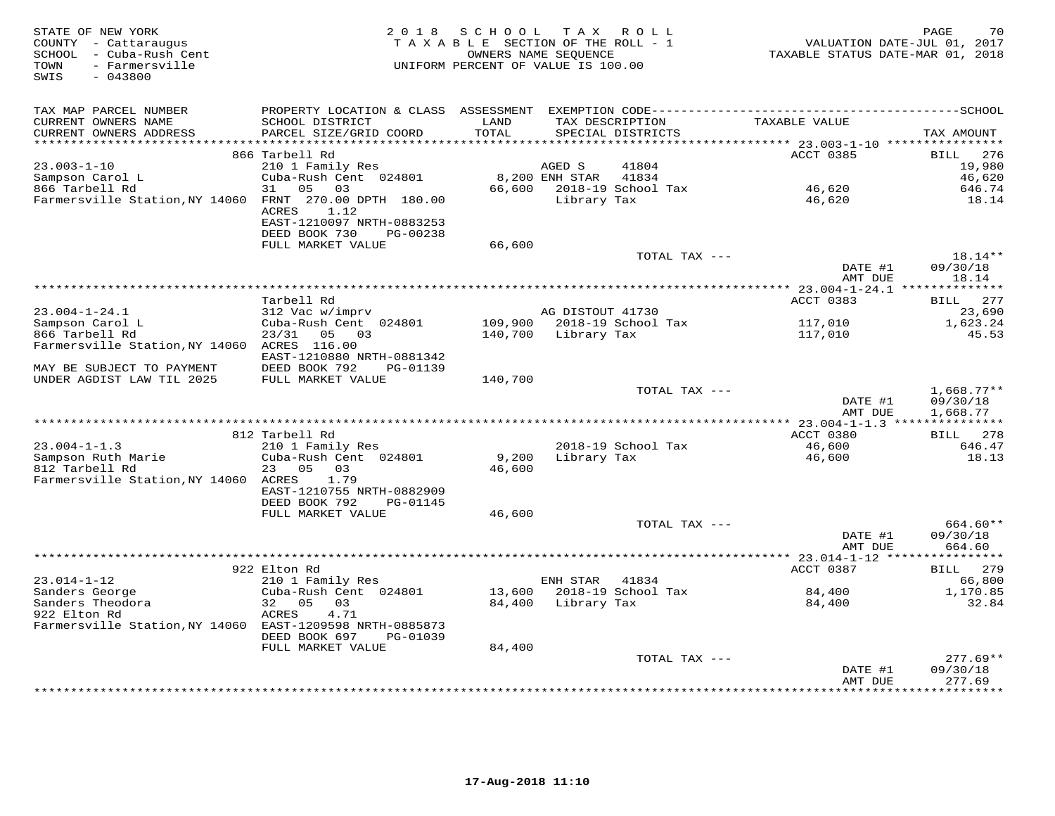STATE OF NEW YORK
COUNTY - Cattaraugus
SCHOOL - Cuba-Rush Cent
TOWN - Farmersville
SWIS - 043800

2018 SCHOOL TAX ROLL
TAXABLE SECTION OF THE ROLL - 1
OWNERS NAME SEQUENCE
UNIFORM PERCENT OF VALUE IS 100.00

VALUATION DATE-JUL 01, 2017
TAXABLE STATUS DATE-MAR 01, 2018

| TAX MAP PARCEL NUMBER / CURRENT OWNERS NAME / CURRENT OWNERS ADDRESS | PROPERTY LOCATION & CLASS / SCHOOL DISTRICT / PARCEL SIZE/GRID COORD | ASSESSMENT LAND / TOTAL | EXEMPTION CODE / TAX DESCRIPTION / SPECIAL DISTRICTS | TAXABLE VALUE | TAX AMOUNT |
|---|---|---|---|---|---|
| **23.003-1-10** | 866 Tarbell Rd | | | ACCT 0385 | BILL 276 |
| Sampson Carol L | 210 1 Family Res | | AGED S 41804 | | 19,980 |
| 866 Tarbell Rd | Cuba-Rush Cent 024801 | 8,200 | ENH STAR 41834 | | 46,620 |
| Farmersville Station,NY 14060 | 31 05 03 | 66,600 | 2018-19 School Tax | 46,620 | 646.74 |
| | FRNT 270.00 DPTH 180.00 | | Library Tax | 46,620 | 18.14 |
| | ACRES 1.12 | | | | |
| | EAST-1210097 NRTH-0883253 | | | | |
| | DEED BOOK 730 PG-00238 | | | | |
| | FULL MARKET VALUE | 66,600 | | | |
| | | | TOTAL TAX --- | | 18.14** |
| | | | | DATE #1 | 09/30/18 |
| | | | | AMT DUE | 18.14 |
| **23.004-1-24.1** | Tarbell Rd | | | ACCT 0383 | BILL 277 |
| Sampson Carol L | 312 Vac w/imprv | | AG DISTOUT 41730 | | 23,690 |
| 866 Tarbell Rd | Cuba-Rush Cent 024801 | 109,900 | 2018-19 School Tax | 117,010 | 1,623.24 |
| Farmersville Station,NY 14060 | 23/31 05 03 | 140,700 | Library Tax | 117,010 | 45.53 |
| | ACRES 116.00 | | | | |
| | EAST-1210880 NRTH-0881342 | | | | |
| MAY BE SUBJECT TO PAYMENT | DEED BOOK 792 PG-01139 | | | | |
| UNDER AGDIST LAW TIL 2025 | FULL MARKET VALUE | 140,700 | | | |
| | | | TOTAL TAX --- | | 1,668.77** |
| | | | | DATE #1 | 09/30/18 |
| | | | | AMT DUE | 1,668.77 |
| **23.004-1-1.3** | 812 Tarbell Rd | | | ACCT 0380 | BILL 278 |
| Sampson Ruth Marie | 210 1 Family Res | | 2018-19 School Tax | 46,600 | 646.47 |
| 812 Tarbell Rd | Cuba-Rush Cent 024801 | 9,200 | Library Tax | 46,600 | 18.13 |
| Farmersville Station,NY 14060 | 23 05 03 | 46,600 | | | |
| | ACRES 1.79 | | | | |
| | EAST-1210755 NRTH-0882909 | | | | |
| | DEED BOOK 792 PG-01145 | | | | |
| | FULL MARKET VALUE | 46,600 | | | |
| | | | TOTAL TAX --- | | 664.60** |
| | | | | DATE #1 | 09/30/18 |
| | | | | AMT DUE | 664.60 |
| **23.014-1-12** | 922 Elton Rd | | | ACCT 0387 | BILL 279 |
| Sanders George | 210 1 Family Res | | ENH STAR 41834 | | 66,800 |
| Sanders Theodora | Cuba-Rush Cent 024801 | 13,600 | 2018-19 School Tax | 84,400 | 1,170.85 |
| 922 Elton Rd | 32 05 03 | 84,400 | Library Tax | 84,400 | 32.84 |
| Farmersville Station,NY 14060 | ACRES 4.71 | | | | |
| | EAST-1209598 NRTH-0885873 | | | | |
| | DEED BOOK 697 PG-01039 | | | | |
| | FULL MARKET VALUE | 84,400 | | | |
| | | | TOTAL TAX --- | | 277.69** |
| | | | | DATE #1 | 09/30/18 |
| | | | | AMT DUE | 277.69 |

17-Aug-2018 11:10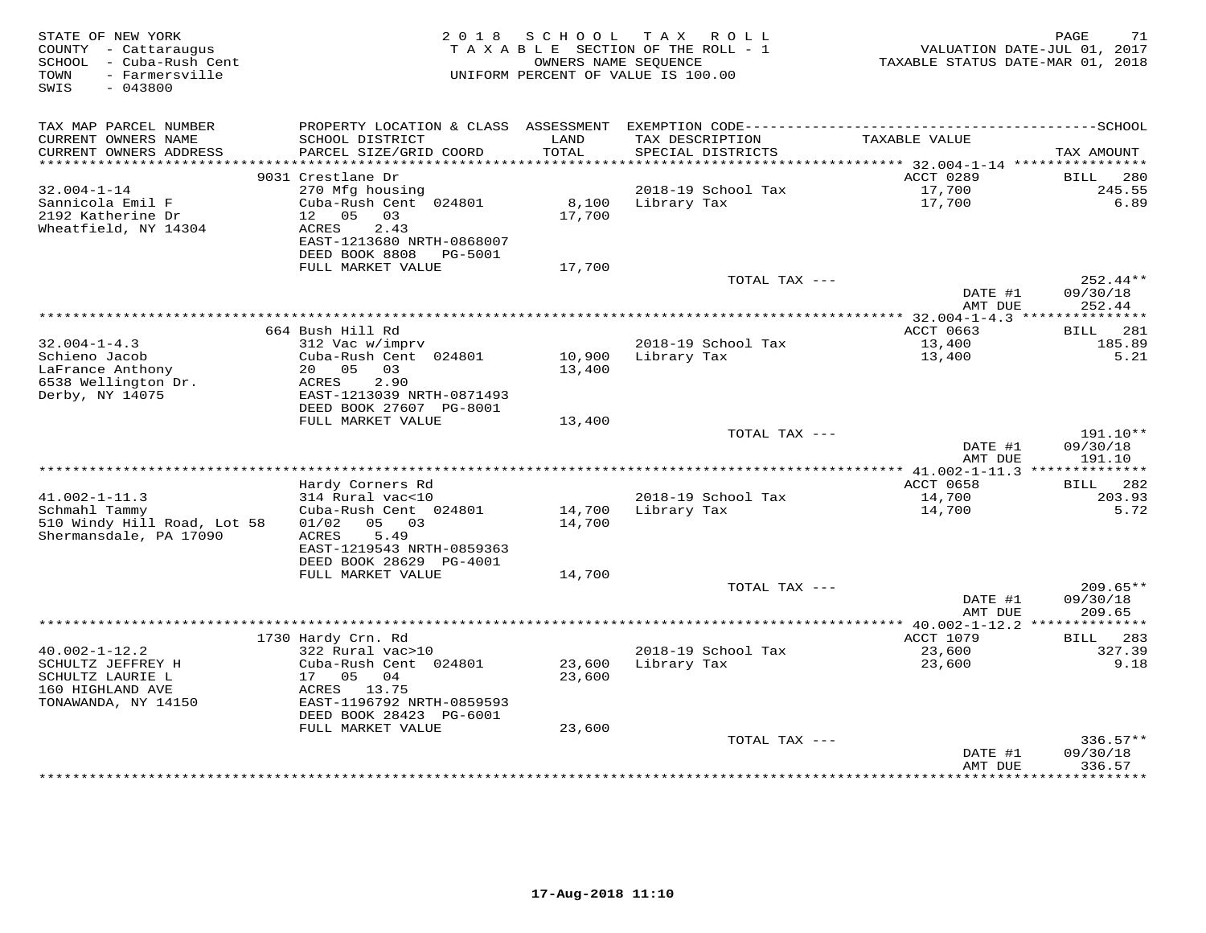STATE OF NEW YORK
COUNTY - Cattaraugus
SCHOOL - Cuba-Rush Cent
TOWN - Farmersville
SWIS - 043800

2018 SCHOOL TAX ROLL
TAXABLE SECTION OF THE ROLL - 1
OWNERS NAME SEQUENCE
UNIFORM PERCENT OF VALUE IS 100.00

VALUATION DATE-JUL 01, 2017
TAXABLE STATUS DATE-MAR 01, 2018

| TAX MAP PARCEL NUMBER / CURRENT OWNERS NAME / CURRENT OWNERS ADDRESS | PROPERTY LOCATION & CLASS / SCHOOL DISTRICT / PARCEL SIZE/GRID COORD | ASSESSMENT LAND / TOTAL | EXEMPTION CODE / TAX DESCRIPTION / SPECIAL DISTRICTS | TAXABLE VALUE | SCHOOL TAX AMOUNT |
|---|---|---|---|---|---|
| | 9031 Crestlane Dr | | | ACCT 0289 | BILL 280 |
| 32.004-1-14 | 270 Mfg housing | | 2018-19 School Tax | 17,700 | 245.55 |
| Sannicola Emil F | Cuba-Rush Cent 024801 | 8,100 | Library Tax | 17,700 | 6.89 |
| 2192 Katherine Dr | 12 05 03 | 17,700 | | | |
| Wheatfield, NY 14304 | ACRES 2.43 | | | | |
| | EAST-1213680 NRTH-0868007 | | | | |
| | DEED BOOK 8808 PG-5001 | | | | |
| | FULL MARKET VALUE | 17,700 | | | |
| | | | TOTAL TAX --- | | 252.44** |
| | | | | DATE #1 | 09/30/18 |
| | | | | AMT DUE | 252.44 |
| | 664 Bush Hill Rd | | | ACCT 0663 | BILL 281 |
| 32.004-1-4.3 | 312 Vac w/imprv | | 2018-19 School Tax | 13,400 | 185.89 |
| Schieno Jacob | Cuba-Rush Cent 024801 | 10,900 | Library Tax | 13,400 | 5.21 |
| LaFrance Anthony | 20 05 03 | 13,400 | | | |
| 6538 Wellington Dr. | ACRES 2.90 | | | | |
| Derby, NY 14075 | EAST-1213039 NRTH-0871493 | | | | |
| | DEED BOOK 27607 PG-8001 | | | | |
| | FULL MARKET VALUE | 13,400 | | | |
| | | | TOTAL TAX --- | | 191.10** |
| | | | | DATE #1 | 09/30/18 |
| | | | | AMT DUE | 191.10 |
| | Hardy Corners Rd | | | ACCT 0658 | BILL 282 |
| 41.002-1-11.3 | 314 Rural vac<10 | | 2018-19 School Tax | 14,700 | 203.93 |
| Schmahl Tammy | Cuba-Rush Cent 024801 | 14,700 | Library Tax | 14,700 | 5.72 |
| 510 Windy Hill Road, Lot 58 | 01/02 05 03 | 14,700 | | | |
| Shermansdale, PA 17090 | ACRES 5.49 | | | | |
| | EAST-1219543 NRTH-0859363 | | | | |
| | DEED BOOK 28629 PG-4001 | | | | |
| | FULL MARKET VALUE | 14,700 | | | |
| | | | TOTAL TAX --- | | 209.65** |
| | | | | DATE #1 | 09/30/18 |
| | | | | AMT DUE | 209.65 |
| | 1730 Hardy Crn. Rd | | | ACCT 1079 | BILL 283 |
| 40.002-1-12.2 | 322 Rural vac>10 | | 2018-19 School Tax | 23,600 | 327.39 |
| SCHULTZ JEFFREY H | Cuba-Rush Cent 024801 | 23,600 | Library Tax | 23,600 | 9.18 |
| SCHULTZ LAURIE L | 17 05 04 | 23,600 | | | |
| 160 HIGHLAND AVE | ACRES 13.75 | | | | |
| TONAWANDA, NY 14150 | EAST-1196792 NRTH-0859593 | | | | |
| | DEED BOOK 28423 PG-6001 | | | | |
| | FULL MARKET VALUE | 23,600 | | | |
| | | | TOTAL TAX --- | | 336.57** |
| | | | | DATE #1 | 09/30/18 |
| | | | | AMT DUE | 336.57 |

17-Aug-2018 11:10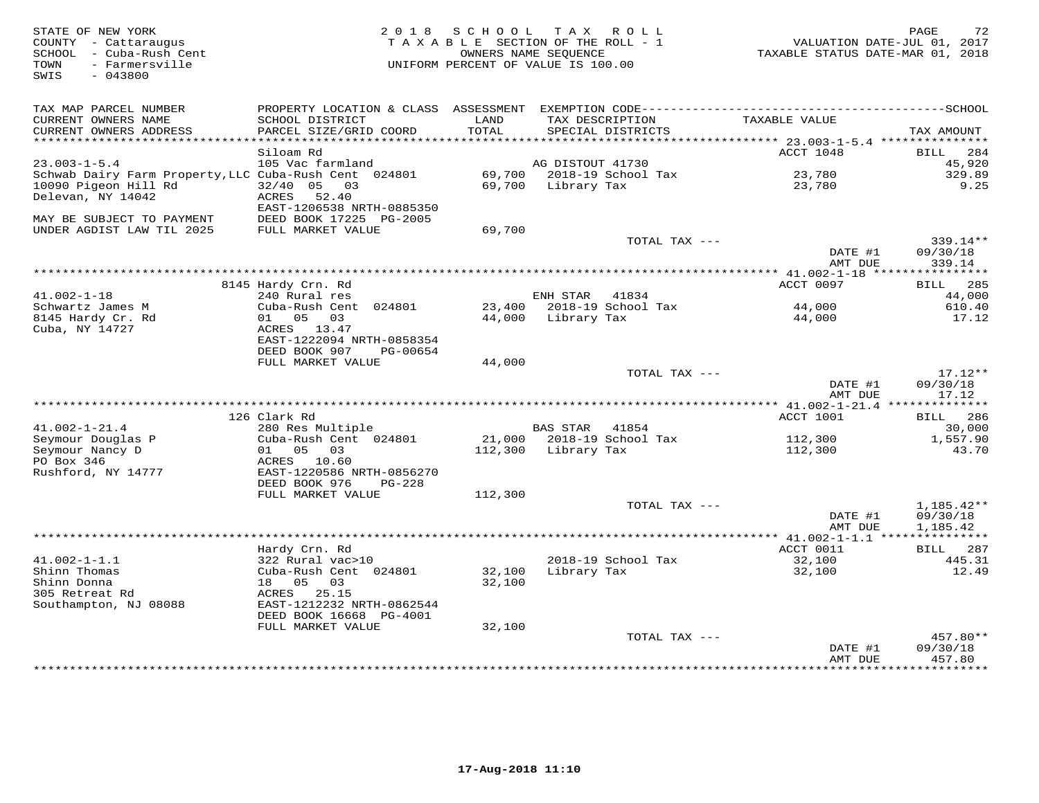STATE OF NEW YORK
COUNTY - Cattaraugus
SCHOOL - Cuba-Rush Cent
TOWN - Farmersville
SWIS - 043800

2018 SCHOOL TAX ROLL
TAXABLE SECTION OF THE ROLL - 1
OWNERS NAME SEQUENCE
UNIFORM PERCENT OF VALUE IS 100.00

VALUATION DATE-JUL 01, 2017
TAXABLE STATUS DATE-MAR 01, 2018

| TAX MAP PARCEL NUMBER / CURRENT OWNERS NAME / CURRENT OWNERS ADDRESS | PROPERTY LOCATION & CLASS / SCHOOL DISTRICT / PARCEL SIZE/GRID COORD | ASSESSMENT LAND / TOTAL | EXEMPTION CODE / TAX DESCRIPTION / SPECIAL DISTRICTS | TAXABLE VALUE | SCHOOL / TAX AMOUNT |
|---|---|---|---|---|---|
| **23.003-1-5.4** | Siloam Rd | | | ACCT 1048 | BILL 284 |
| 23.003-1-5.4 | 105 Vac farmland | | AG DISTOUT 41730 | | 45,920 |
| Schwab Dairy Farm Property,LLC | Cuba-Rush Cent 024801 | 69,700 | 2018-19 School Tax | 23,780 | 329.89 |
| 10090 Pigeon Hill Rd | 32/40 05 03 | 69,700 | Library Tax | 23,780 | 9.25 |
| Delevan, NY 14042 | ACRES 52.40 | | | | |
| | EAST-1206538 NRTH-0885350 | | | | |
| MAY BE SUBJECT TO PAYMENT | DEED BOOK 17225 PG-2005 | | | | |
| UNDER AGDIST LAW TIL 2025 | FULL MARKET VALUE | 69,700 | | | |
| | | | TOTAL TAX --- | | 339.14** |
| | | | | DATE #1 | 09/30/18 |
| | | | | AMT DUE | 339.14 |
| **41.002-1-18** | 8145 Hardy Crn. Rd | | | ACCT 0097 | BILL 285 |
| 41.002-1-18 | 240 Rural res | | ENH STAR 41834 | | 44,000 |
| Schwartz James M | Cuba-Rush Cent 024801 | 23,400 | 2018-19 School Tax | 44,000 | 610.40 |
| 8145 Hardy Cr. Rd | 01 05 03 | 44,000 | Library Tax | 44,000 | 17.12 |
| Cuba, NY 14727 | ACRES 13.47 | | | | |
| | EAST-1222094 NRTH-0858354 | | | | |
| | DEED BOOK 907 PG-00654 | | | | |
| | FULL MARKET VALUE | 44,000 | | | |
| | | | TOTAL TAX --- | | 17.12** |
| | | | | DATE #1 | 09/30/18 |
| | | | | AMT DUE | 17.12 |
| **41.002-1-21.4** | 126 Clark Rd | | | ACCT 1001 | BILL 286 |
| 41.002-1-21.4 | 280 Res Multiple | | BAS STAR 41854 | | 30,000 |
| Seymour Douglas P | Cuba-Rush Cent 024801 | 21,000 | 2018-19 School Tax | 112,300 | 1,557.90 |
| Seymour Nancy D | 01 05 03 | 112,300 | Library Tax | 112,300 | 43.70 |
| PO Box 346 | ACRES 10.60 | | | | |
| Rushford, NY 14777 | EAST-1220586 NRTH-0856270 | | | | |
| | DEED BOOK 976 PG-228 | | | | |
| | FULL MARKET VALUE | 112,300 | | | |
| | | | TOTAL TAX --- | | 1,185.42** |
| | | | | DATE #1 | 09/30/18 |
| | | | | AMT DUE | 1,185.42 |
| **41.002-1-1.1** | Hardy Crn. Rd | | | ACCT 0011 | BILL 287 |
| 41.002-1-1.1 | 322 Rural vac>10 | | 2018-19 School Tax | 32,100 | 445.31 |
| Shinn Thomas | Cuba-Rush Cent 024801 | 32,100 | Library Tax | 32,100 | 12.49 |
| Shinn Donna | 18 05 03 | 32,100 | | | |
| 305 Retreat Rd | ACRES 25.15 | | | | |
| Southampton, NJ 08088 | EAST-1212232 NRTH-0862544 | | | | |
| | DEED BOOK 16668 PG-4001 | | | | |
| | FULL MARKET VALUE | 32,100 | | | |
| | | | TOTAL TAX --- | | 457.80** |
| | | | | DATE #1 | 09/30/18 |
| | | | | AMT DUE | 457.80 |

17-Aug-2018 11:10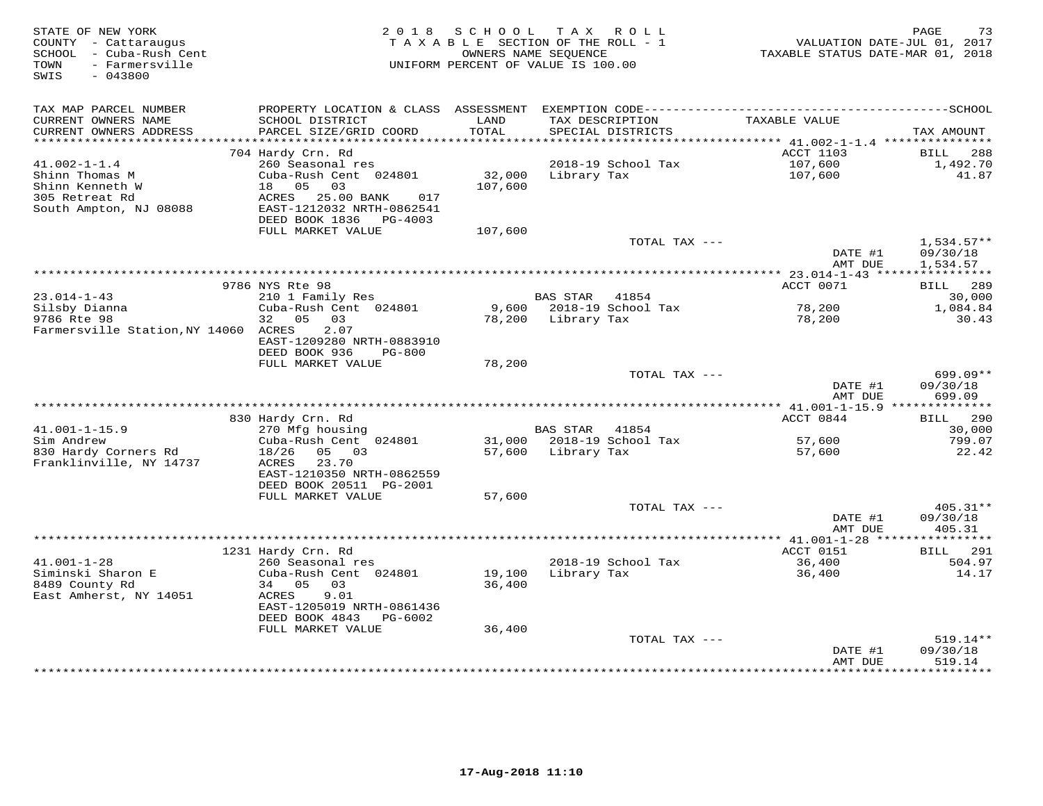STATE OF NEW YORK
COUNTY - Cattaraugus
SCHOOL - Cuba-Rush Cent
TOWN - Farmersville
SWIS - 043800

2018 SCHOOL TAX ROLL
TAXABLE SECTION OF THE ROLL - 1
OWNERS NAME SEQUENCE
UNIFORM PERCENT OF VALUE IS 100.00

VALUATION DATE-JUL 01, 2017
TAXABLE STATUS DATE-MAR 01, 2018

| TAX MAP PARCEL NUMBER / CURRENT OWNERS NAME / CURRENT OWNERS ADDRESS | PROPERTY LOCATION & CLASS / SCHOOL DISTRICT / PARCEL SIZE/GRID COORD | ASSESSMENT LAND | TOTAL | EXEMPTION CODE / TAX DESCRIPTION / SPECIAL DISTRICTS | TAXABLE VALUE | TAX AMOUNT |
|---|---|---|---|---|---|---|
| 41.002-1-1.4 | 704 Hardy Crn. Rd | | | | ACCT 1103 | BILL 288 |
| Shinn Thomas M | 260 Seasonal res | | | 2018-19 School Tax | 107,600 | 1,492.70 |
| Shinn Kenneth W | Cuba-Rush Cent 024801 | 32,000 | | Library Tax | 107,600 | 41.87 |
| 305 Retreat Rd | 18 05 03 | | 107,600 | | | |
| South Ampton, NJ 08088 | ACRES 25.00 BANK 017 | | | | | |
| | EAST-1212032 NRTH-0862541 | | | | | |
| | DEED BOOK 1836 PG-4003 | | | | | |
| | FULL MARKET VALUE | | 107,600 | | | |
| | | | | TOTAL TAX --- | | 1,534.57** |
| | | | | | DATE #1 | 09/30/18 |
| | | | | | AMT DUE | 1,534.57 |
| 23.014-1-43 | 9786 NYS Rte 98 | | | | ACCT 0071 | BILL 289 |
| Silsby Dianna | 210 1 Family Res | | | BAS STAR 41854 | | 30,000 |
| 9786 Rte 98 | Cuba-Rush Cent 024801 | 9,600 | | 2018-19 School Tax | 78,200 | 1,084.84 |
| Farmersville Station,NY 14060 | 32 05 03 | | 78,200 | Library Tax | 78,200 | 30.43 |
| | ACRES 2.07 | | | | | |
| | EAST-1209280 NRTH-0883910 | | | | | |
| | DEED BOOK 936 PG-800 | | | | | |
| | FULL MARKET VALUE | | 78,200 | | | |
| | | | | TOTAL TAX --- | | 699.09** |
| | | | | | DATE #1 | 09/30/18 |
| | | | | | AMT DUE | 699.09 |
| 41.001-1-15.9 | 830 Hardy Crn. Rd | | | | ACCT 0844 | BILL 290 |
| Sim Andrew | 270 Mfg housing | | | BAS STAR 41854 | | 30,000 |
| 830 Hardy Corners Rd | Cuba-Rush Cent 024801 | 31,000 | | 2018-19 School Tax | 57,600 | 799.07 |
| Franklinville, NY 14737 | 18/26 05 03 | | 57,600 | Library Tax | 57,600 | 22.42 |
| | ACRES 23.70 | | | | | |
| | EAST-1210350 NRTH-0862559 | | | | | |
| | DEED BOOK 20511 PG-2001 | | | | | |
| | FULL MARKET VALUE | | 57,600 | | | |
| | | | | TOTAL TAX --- | | 405.31** |
| | | | | | DATE #1 | 09/30/18 |
| | | | | | AMT DUE | 405.31 |
| 41.001-1-28 | 1231 Hardy Crn. Rd | | | | ACCT 0151 | BILL 291 |
| Siminski Sharon E | 260 Seasonal res | | | 2018-19 School Tax | 36,400 | 504.97 |
| 8489 County Rd | Cuba-Rush Cent 024801 | 19,100 | | Library Tax | 36,400 | 14.17 |
| East Amherst, NY 14051 | 34 05 03 | | 36,400 | | | |
| | ACRES 9.01 | | | | | |
| | EAST-1205019 NRTH-0861436 | | | | | |
| | DEED BOOK 4843 PG-6002 | | | | | |
| | FULL MARKET VALUE | | 36,400 | | | |
| | | | | TOTAL TAX --- | | 519.14** |
| | | | | | DATE #1 | 09/30/18 |
| | | | | | AMT DUE | 519.14 |

17-Aug-2018 11:10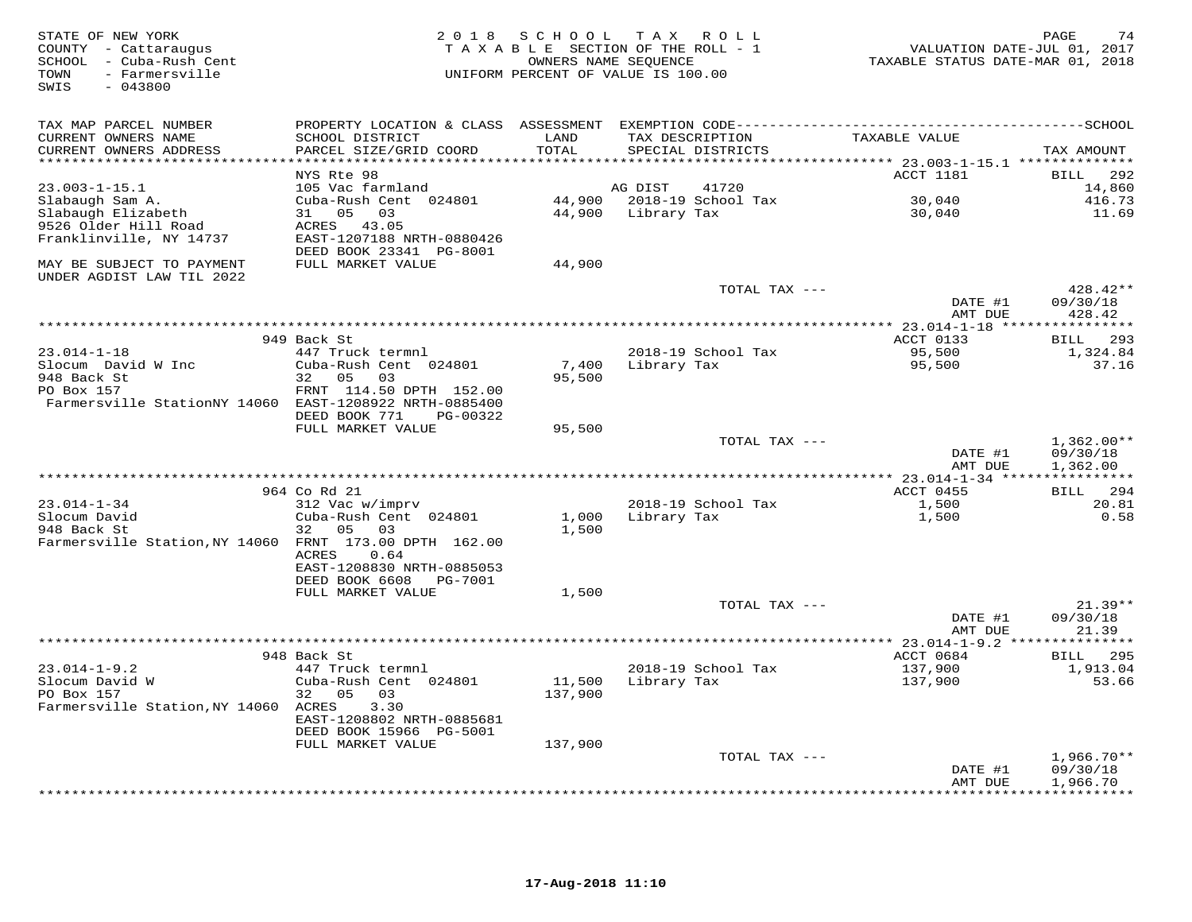STATE OF NEW YORK
COUNTY - Cattaraugus
SCHOOL - Cuba-Rush Cent
TOWN - Farmersville
SWIS - 043800

2018 SCHOOL TAX ROLL
TAXABLE SECTION OF THE ROLL - 1
OWNERS NAME SEQUENCE
UNIFORM PERCENT OF VALUE IS 100.00

VALUATION DATE-JUL 01, 2017
TAXABLE STATUS DATE-MAR 01, 2018

| TAX MAP PARCEL NUMBER / CURRENT OWNERS NAME / CURRENT OWNERS ADDRESS | PROPERTY LOCATION & CLASS / SCHOOL DISTRICT / PARCEL SIZE/GRID COORD | ASSESSMENT LAND / TOTAL | EXEMPTION CODE / TAX DESCRIPTION / SPECIAL DISTRICTS | TAXABLE VALUE | TAX AMOUNT |
|---|---|---|---|---|---|
| | NYS Rte 98 | | | ACCT 1181 | BILL 292 |
| 23.003-1-15.1 | 105 Vac farmland | | AG DIST 41720 | | 14,860 |
| Slabaugh Sam A. | Cuba-Rush Cent 024801 | 44,900 | 2018-19 School Tax | 30,040 | 416.73 |
| Slabaugh Elizabeth | 31 05 03 | 44,900 | Library Tax | 30,040 | 11.69 |
| 9526 Older Hill Road | ACRES 43.05 | | | | |
| Franklinville, NY 14737 | EAST-1207188 NRTH-0880426 | | | | |
| | DEED BOOK 23341 PG-8001 | | | | |
| MAY BE SUBJECT TO PAYMENT UNDER AGDIST LAW TIL 2022 | FULL MARKET VALUE | 44,900 | | | |
| | | | TOTAL TAX --- | | 428.42** |
| | | | | DATE #1 | 09/30/18 |
| | | | | AMT DUE | 428.42 |
| | 949 Back St | | | ACCT 0133 | BILL 293 |
| 23.014-1-18 | 447 Truck termnl | | 2018-19 School Tax | 95,500 | 1,324.84 |
| Slocum David W Inc | Cuba-Rush Cent 024801 | 7,400 | Library Tax | 95,500 | 37.16 |
| 948 Back St | 32 05 03 | 95,500 | | | |
| PO Box 157 | FRNT 114.50 DPTH 152.00 | | | | |
| Farmersville StationNY 14060 | EAST-1208922 NRTH-0885400 | | | | |
| | DEED BOOK 771 PG-00322 | | | | |
| | FULL MARKET VALUE | 95,500 | | | |
| | | | TOTAL TAX --- | | 1,362.00** |
| | | | | DATE #1 | 09/30/18 |
| | | | | AMT DUE | 1,362.00 |
| | 964 Co Rd 21 | | | ACCT 0455 | BILL 294 |
| 23.014-1-34 | 312 Vac w/imprv | | 2018-19 School Tax | 1,500 | 20.81 |
| Slocum David | Cuba-Rush Cent 024801 | 1,000 | Library Tax | 1,500 | 0.58 |
| 948 Back St | 32 05 03 | 1,500 | | | |
| Farmersville Station,NY 14060 | FRNT 173.00 DPTH 162.00 | | | | |
| | ACRES 0.64 | | | | |
| | EAST-1208830 NRTH-0885053 | | | | |
| | DEED BOOK 6608 PG-7001 | | | | |
| | FULL MARKET VALUE | 1,500 | | | |
| | | | TOTAL TAX --- | | 21.39** |
| | | | | DATE #1 | 09/30/18 |
| | | | | AMT DUE | 21.39 |
| | 948 Back St | | | ACCT 0684 | BILL 295 |
| 23.014-1-9.2 | 447 Truck termnl | | 2018-19 School Tax | 137,900 | 1,913.04 |
| Slocum David W | Cuba-Rush Cent 024801 | 11,500 | Library Tax | 137,900 | 53.66 |
| PO Box 157 | 32 05 03 | 137,900 | | | |
| Farmersville Station,NY 14060 | ACRES 3.30 | | | | |
| | EAST-1208802 NRTH-0885681 | | | | |
| | DEED BOOK 15966 PG-5001 | | | | |
| | FULL MARKET VALUE | 137,900 | | | |
| | | | TOTAL TAX --- | | 1,966.70** |
| | | | | DATE #1 | 09/30/18 |
| | | | | AMT DUE | 1,966.70 |

17-Aug-2018 11:10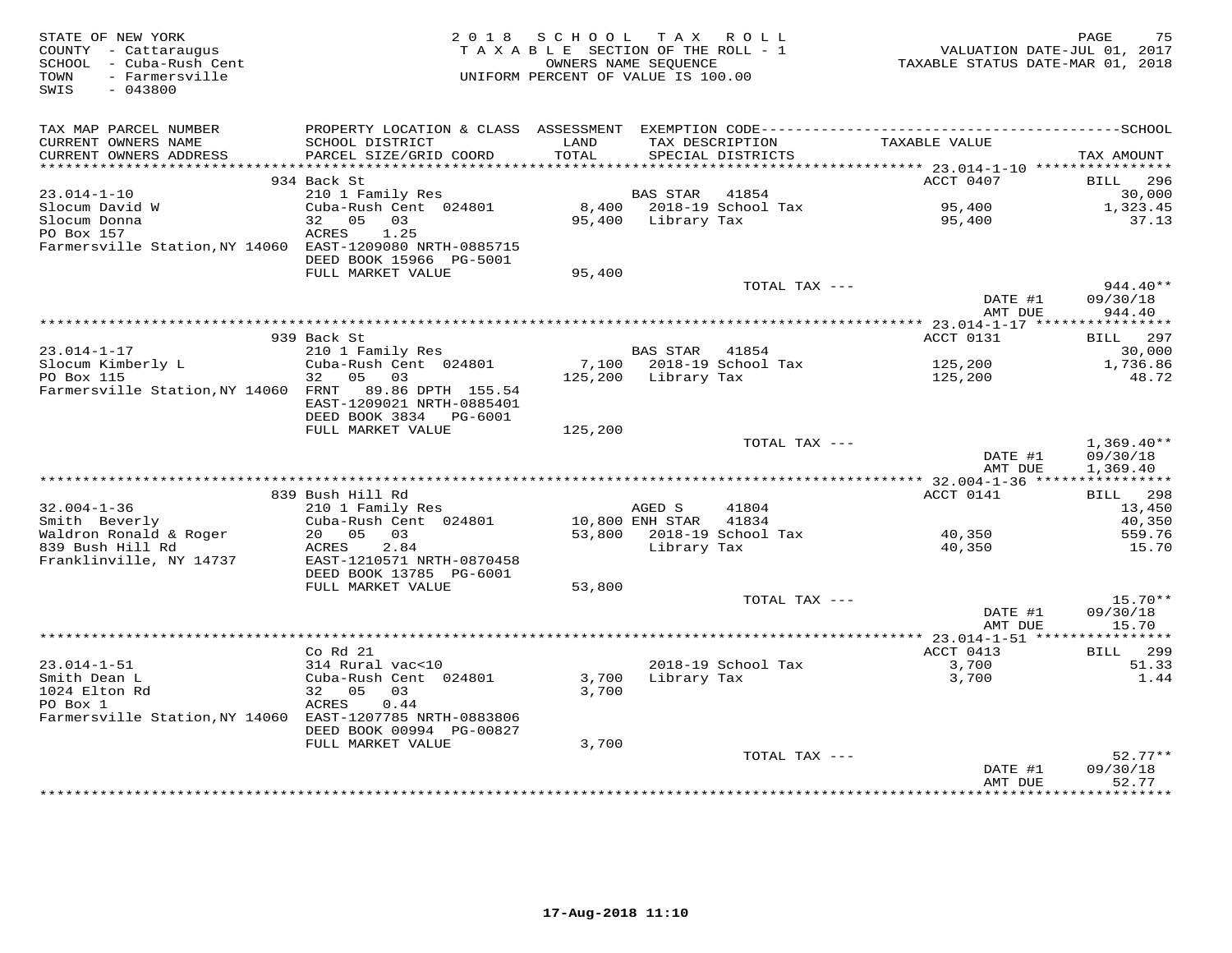STATE OF NEW YORK
COUNTY - Cattaraugus
SCHOOL - Cuba-Rush Cent
TOWN - Farmersville
SWIS - 043800

2 0 1 8 S C H O O L T A X R O L L
T A X A B L E SECTION OF THE ROLL - 1
OWNERS NAME SEQUENCE
UNIFORM PERCENT OF VALUE IS 100.00

VALUATION DATE-JUL 01, 2017
TAXABLE STATUS DATE-MAR 01, 2018

| TAX MAP PARCEL NUMBER / CURRENT OWNERS NAME / CURRENT OWNERS ADDRESS | PROPERTY LOCATION & CLASS / SCHOOL DISTRICT / PARCEL SIZE/GRID COORD | ASSESSMENT LAND / TOTAL | EXEMPTION CODE / TAX DESCRIPTION / SPECIAL DISTRICTS | TAXABLE VALUE | SCHOOL TAX AMOUNT |
|---|---|---|---|---|---|
| | 934 Back St | | | ACCT 0407 | BILL 296 |
| 23.014-1-10 | 210 1 Family Res | | BAS STAR 41854 | | 30,000 |
| Slocum David W | Cuba-Rush Cent 024801 | 8,400 | 2018-19 School Tax | 95,400 | 1,323.45 |
| Slocum Donna | 32 05 03 | 95,400 | Library Tax | 95,400 | 37.13 |
| PO Box 157 | ACRES 1.25 | | | | |
| Farmersville Station,NY 14060 | EAST-1209080 NRTH-0885715 | | | | |
| | DEED BOOK 15966 PG-5001 | | | | |
| | FULL MARKET VALUE | 95,400 | | | |
| | | | TOTAL TAX --- | | 944.40** |
| | | | | DATE #1 | 09/30/18 |
| | | | | AMT DUE | 944.40 |
| | 939 Back St | | | ACCT 0131 | BILL 297 |
| 23.014-1-17 | 210 1 Family Res | | BAS STAR 41854 | | 30,000 |
| Slocum Kimberly L | Cuba-Rush Cent 024801 | 7,100 | 2018-19 School Tax | 125,200 | 1,736.86 |
| PO Box 115 | 32 05 03 | 125,200 | Library Tax | 125,200 | 48.72 |
| Farmersville Station,NY 14060 | FRNT 89.86 DPTH 155.54 | | | | |
| | EAST-1209021 NRTH-0885401 | | | | |
| | DEED BOOK 3834 PG-6001 | | | | |
| | FULL MARKET VALUE | 125,200 | | | |
| | | | TOTAL TAX --- | | 1,369.40** |
| | | | | DATE #1 | 09/30/18 |
| | | | | AMT DUE | 1,369.40 |
| | 839 Bush Hill Rd | | | ACCT 0141 | BILL 298 |
| 32.004-1-36 | 210 1 Family Res | | AGED S 41804 | | 13,450 |
| Smith Beverly | Cuba-Rush Cent 024801 | 10,800 | ENH STAR 41834 | | 40,350 |
| Waldron Ronald & Roger | 20 05 03 | 53,800 | 2018-19 School Tax | 40,350 | 559.76 |
| 839 Bush Hill Rd | ACRES 2.84 | | Library Tax | 40,350 | 15.70 |
| Franklinville, NY 14737 | EAST-1210571 NRTH-0870458 | | | | |
| | DEED BOOK 13785 PG-6001 | | | | |
| | FULL MARKET VALUE | 53,800 | | | |
| | | | TOTAL TAX --- | | 15.70** |
| | | | | DATE #1 | 09/30/18 |
| | | | | AMT DUE | 15.70 |
| | Co Rd 21 | | | ACCT 0413 | BILL 299 |
| 23.014-1-51 | 314 Rural vac<10 | | 2018-19 School Tax | 3,700 | 51.33 |
| Smith Dean L | Cuba-Rush Cent 024801 | 3,700 | Library Tax | 3,700 | 1.44 |
| 1024 Elton Rd | 32 05 03 | 3,700 | | | |
| PO Box 1 | ACRES 0.44 | | | | |
| Farmersville Station,NY 14060 | EAST-1207785 NRTH-0883806 | | | | |
| | DEED BOOK 00994 PG-00827 | | | | |
| | FULL MARKET VALUE | 3,700 | | | |
| | | | TOTAL TAX --- | | 52.77** |
| | | | | DATE #1 | 09/30/18 |
| | | | | AMT DUE | 52.77 |

17-Aug-2018 11:10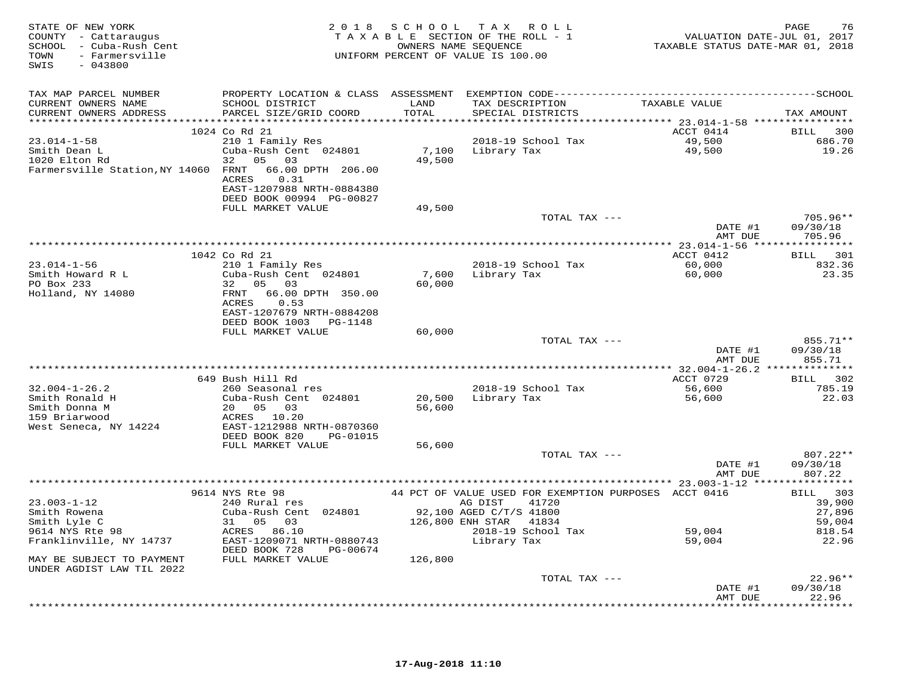STATE OF NEW YORK
COUNTY - Cattaraugus
SCHOOL - Cuba-Rush Cent
TOWN - Farmersville
SWIS - 043800

2018 SCHOOL TAX ROLL
TAXABLE SECTION OF THE ROLL - 1
OWNERS NAME SEQUENCE
UNIFORM PERCENT OF VALUE IS 100.00

VALUATION DATE-JUL 01, 2017
TAXABLE STATUS DATE-MAR 01, 2018

| TAX MAP PARCEL NUMBER / CURRENT OWNERS NAME / CURRENT OWNERS ADDRESS | PROPERTY LOCATION & CLASS / SCHOOL DISTRICT / PARCEL SIZE/GRID COORD | ASSESSMENT LAND / TOTAL | EXEMPTION CODE / TAX DESCRIPTION / SPECIAL DISTRICTS | TAXABLE VALUE | SCHOOL TAX AMOUNT |
|---|---|---|---|---|---|
| **23.014-1-58** | 1024 Co Rd 21 | | | ACCT 0414 | BILL 300 |
| 23.014-1-58 | 210 1 Family Res | | 2018-19 School Tax | 49,500 | 686.70 |
| Smith Dean L | Cuba-Rush Cent 024801 | 7,100 | Library Tax | 49,500 | 19.26 |
| 1020 Elton Rd | 32 05 03 | 49,500 | | | |
| Farmersville Station,NY 14060 | FRNT 66.00 DPTH 206.00 | | | | |
| | ACRES 0.31 | | | | |
| | EAST-1207988 NRTH-0884380 | | | | |
| | DEED BOOK 00994 PG-00827 | | | | |
| | FULL MARKET VALUE | 49,500 | | | |
| | | | TOTAL TAX --- | | 705.96** |
| | | | | DATE #1 | 09/30/18 |
| | | | | AMT DUE | 705.96 |
| **23.014-1-56** | 1042 Co Rd 21 | | | ACCT 0412 | BILL 301 |
| 23.014-1-56 | 210 1 Family Res | | 2018-19 School Tax | 60,000 | 832.36 |
| Smith Howard R L | Cuba-Rush Cent 024801 | 7,600 | Library Tax | 60,000 | 23.35 |
| PO Box 233 | 32 05 03 | 60,000 | | | |
| Holland, NY 14080 | FRNT 66.00 DPTH 350.00 | | | | |
| | ACRES 0.53 | | | | |
| | EAST-1207679 NRTH-0884208 | | | | |
| | DEED BOOK 1003 PG-1148 | | | | |
| | FULL MARKET VALUE | 60,000 | | | |
| | | | TOTAL TAX --- | | 855.71** |
| | | | | DATE #1 | 09/30/18 |
| | | | | AMT DUE | 855.71 |
| **32.004-1-26.2** | 649 Bush Hill Rd | | | ACCT 0729 | BILL 302 |
| 32.004-1-26.2 | 260 Seasonal res | | 2018-19 School Tax | 56,600 | 785.19 |
| Smith Ronald H | Cuba-Rush Cent 024801 | 20,500 | Library Tax | 56,600 | 22.03 |
| Smith Donna M | 20 05 03 | 56,600 | | | |
| 159 Briarwood | ACRES 10.20 | | | | |
| West Seneca, NY 14224 | EAST-1212988 NRTH-0870360 | | | | |
| | DEED BOOK 820 PG-01015 | | | | |
| | FULL MARKET VALUE | 56,600 | | | |
| | | | TOTAL TAX --- | | 807.22** |
| | | | | DATE #1 | 09/30/18 |
| | | | | AMT DUE | 807.22 |
| **23.003-1-12** | 9614 NYS Rte 98 | | 44 PCT OF VALUE USED FOR EXEMPTION PURPOSES | ACCT 0416 | BILL 303 |
| 23.003-1-12 | 240 Rural res | | AG DIST 41720 | | 39,900 |
| Smith Rowena | Cuba-Rush Cent 024801 | 92,100 | AGED C/T/S 41800 | | 27,896 |
| Smith Lyle C | 31 05 03 | 126,800 | ENH STAR 41834 | | 59,004 |
| 9614 NYS Rte 98 | ACRES 86.10 | | 2018-19 School Tax | 59,004 | 818.54 |
| Franklinville, NY 14737 | EAST-1209071 NRTH-0880743 | | Library Tax | 59,004 | 22.96 |
| | DEED BOOK 728 PG-00674 | | | | |
| MAY BE SUBJECT TO PAYMENT UNDER AGDIST LAW TIL 2022 | FULL MARKET VALUE | 126,800 | | | |
| | | | TOTAL TAX --- | | 22.96** |
| | | | | DATE #1 | 09/30/18 |
| | | | | AMT DUE | 22.96 |

17-Aug-2018 11:10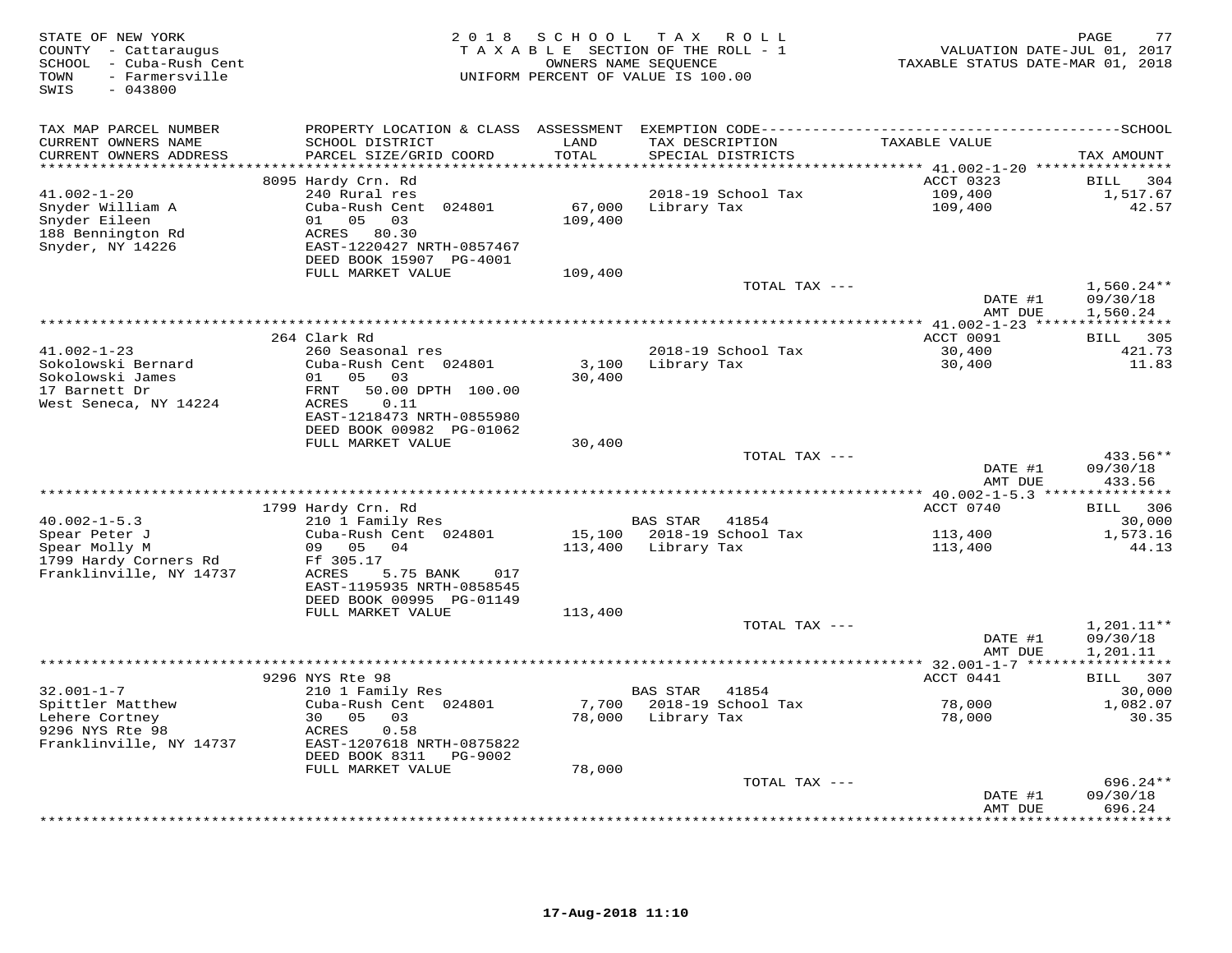STATE OF NEW YORK
COUNTY - Cattaraugus
SCHOOL - Cuba-Rush Cent
TOWN - Farmersville
SWIS - 043800

2018 SCHOOL TAX ROLL
TAXABLE SECTION OF THE ROLL - 1
OWNERS NAME SEQUENCE
UNIFORM PERCENT OF VALUE IS 100.00

VALUATION DATE-JUL 01, 2017
TAXABLE STATUS DATE-MAR 01, 2018

| TAX MAP PARCEL NUMBER / CURRENT OWNERS NAME / CURRENT OWNERS ADDRESS | PROPERTY LOCATION & CLASS / SCHOOL DISTRICT / PARCEL SIZE/GRID COORD | ASSESSMENT LAND / TOTAL | EXEMPTION CODE / TAX DESCRIPTION / SPECIAL DISTRICTS | TAXABLE VALUE | SCHOOL TAX AMOUNT |
|---|---|---|---|---|---|
| **41.002-1-20** | 8095 Hardy Crn. Rd | | | ACCT 0323 | BILL 304 |
| 41.002-1-20 | 240 Rural res | | 2018-19 School Tax | 109,400 | 1,517.67 |
| Snyder William A | Cuba-Rush Cent 024801 | 67,000 | Library Tax | 109,400 | 42.57 |
| Snyder Eileen | 01 05 03 | 109,400 | | | |
| 188 Bennington Rd | ACRES 80.30 | | | | |
| Snyder, NY 14226 | EAST-1220427 NRTH-0857467 | | | | |
| | DEED BOOK 15907 PG-4001 | | | | |
| | FULL MARKET VALUE | 109,400 | | | |
| | | | TOTAL TAX --- | | 1,560.24** |
| | | | | DATE #1 | 09/30/18 |
| | | | | AMT DUE | 1,560.24 |
| **41.002-1-23** | 264 Clark Rd | | | ACCT 0091 | BILL 305 |
| 41.002-1-23 | 260 Seasonal res | | 2018-19 School Tax | 30,400 | 421.73 |
| Sokolowski Bernard | Cuba-Rush Cent 024801 | 3,100 | Library Tax | 30,400 | 11.83 |
| Sokolowski James | 01 05 03 | 30,400 | | | |
| 17 Barnett Dr | FRNT 50.00 DPTH 100.00 | | | | |
| West Seneca, NY 14224 | ACRES 0.11 | | | | |
| | EAST-1218473 NRTH-0855980 | | | | |
| | DEED BOOK 00982 PG-01062 | | | | |
| | FULL MARKET VALUE | 30,400 | | | |
| | | | TOTAL TAX --- | | 433.56** |
| | | | | DATE #1 | 09/30/18 |
| | | | | AMT DUE | 433.56 |
| **40.002-1-5.3** | 1799 Hardy Crn. Rd | | | ACCT 0740 | BILL 306 |
| 40.002-1-5.3 | 210 1 Family Res | | BAS STAR 41854 | | 30,000 |
| Spear Peter J | Cuba-Rush Cent 024801 | 15,100 | 2018-19 School Tax | 113,400 | 1,573.16 |
| Spear Molly M | 09 05 04 | 113,400 | Library Tax | 113,400 | 44.13 |
| 1799 Hardy Corners Rd | Ff 305.17 | | | | |
| Franklinville, NY 14737 | ACRES 5.75 BANK 017 | | | | |
| | EAST-1195935 NRTH-0858545 | | | | |
| | DEED BOOK 00995 PG-01149 | | | | |
| | FULL MARKET VALUE | 113,400 | | | |
| | | | TOTAL TAX --- | | 1,201.11** |
| | | | | DATE #1 | 09/30/18 |
| | | | | AMT DUE | 1,201.11 |
| **32.001-1-7** | 9296 NYS Rte 98 | | | ACCT 0441 | BILL 307 |
| 32.001-1-7 | 210 1 Family Res | | BAS STAR 41854 | | 30,000 |
| Spittler Matthew | Cuba-Rush Cent 024801 | 7,700 | 2018-19 School Tax | 78,000 | 1,082.07 |
| Lehere Cortney | 30 05 03 | 78,000 | Library Tax | 78,000 | 30.35 |
| 9296 NYS Rte 98 | ACRES 0.58 | | | | |
| Franklinville, NY 14737 | EAST-1207618 NRTH-0875822 | | | | |
| | DEED BOOK 8311 PG-9002 | | | | |
| | FULL MARKET VALUE | 78,000 | | | |
| | | | TOTAL TAX --- | | 696.24** |
| | | | | DATE #1 | 09/30/18 |
| | | | | AMT DUE | 696.24 |

17-Aug-2018 11:10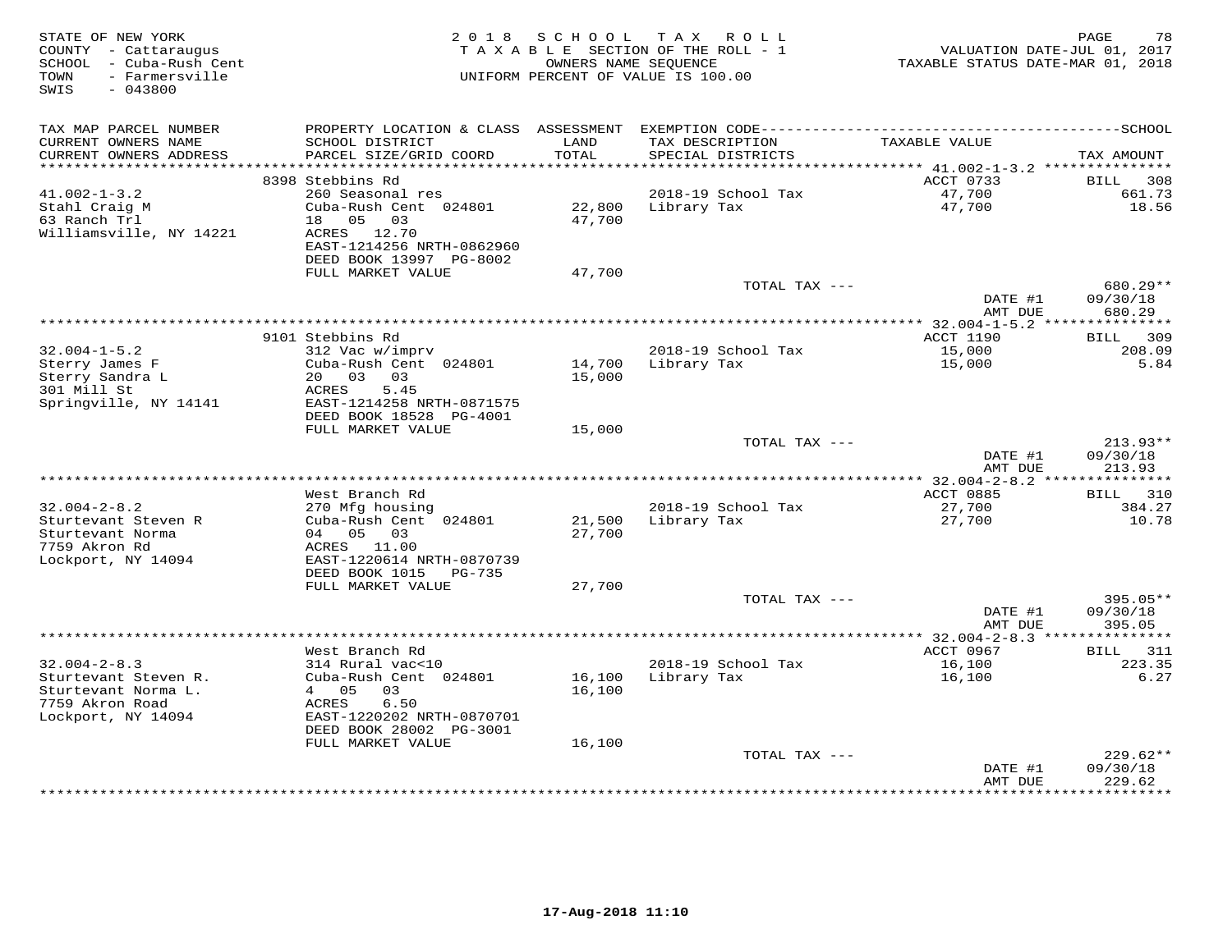STATE OF NEW YORK
COUNTY - Cattaraugus
SCHOOL - Cuba-Rush Cent
TOWN - Farmersville
SWIS - 043800

2 0 1 8 S C H O O L T A X R O L L
T A X A B L E SECTION OF THE ROLL - 1
OWNERS NAME SEQUENCE
UNIFORM PERCENT OF VALUE IS 100.00

VALUATION DATE-JUL 01, 2017
TAXABLE STATUS DATE-MAR 01, 2018

| TAX MAP PARCEL NUMBER / CURRENT OWNERS NAME / CURRENT OWNERS ADDRESS | PROPERTY LOCATION & CLASS / SCHOOL DISTRICT / PARCEL SIZE/GRID COORD | ASSESSMENT LAND / TOTAL | EXEMPTION CODE / TAX DESCRIPTION / SPECIAL DISTRICTS | TAXABLE VALUE | SCHOOL TAX AMOUNT |
|---|---|---|---|---|---|
| 41.002-1-3.2 | 8398 Stebbins Rd | | | ACCT 0733 | BILL 308 |
| 41.002-1-3.2 | 260 Seasonal res | | 2018-19 School Tax | 47,700 | 661.73 |
| Stahl Craig M | Cuba-Rush Cent 024801 | 22,800 | Library Tax | 47,700 | 18.56 |
| 63 Ranch Trl | 18 05 03 | 47,700 | | | |
| Williamsville, NY 14221 | ACRES 12.70 | | | | |
| | EAST-1214256 NRTH-0862960 | | | | |
| | DEED BOOK 13997 PG-8002 | | | | |
| | FULL MARKET VALUE | 47,700 | | | |
| | | | TOTAL TAX --- | | 680.29** |
| | | | | DATE #1 | 09/30/18 |
| | | | | AMT DUE | 680.29 |
| 32.004-1-5.2 | 9101 Stebbins Rd | | | ACCT 1190 | BILL 309 |
| 32.004-1-5.2 | 312 Vac w/imprv | | 2018-19 School Tax | 15,000 | 208.09 |
| Sterry James F | Cuba-Rush Cent 024801 | 14,700 | Library Tax | 15,000 | 5.84 |
| Sterry Sandra L | 20 03 03 | 15,000 | | | |
| 301 Mill St | ACRES 5.45 | | | | |
| Springville, NY 14141 | EAST-1214258 NRTH-0871575 | | | | |
| | DEED BOOK 18528 PG-4001 | | | | |
| | FULL MARKET VALUE | 15,000 | | | |
| | | | TOTAL TAX --- | | 213.93** |
| | | | | DATE #1 | 09/30/18 |
| | | | | AMT DUE | 213.93 |
| 32.004-2-8.2 | West Branch Rd | | | ACCT 0885 | BILL 310 |
| 32.004-2-8.2 | 270 Mfg housing | | 2018-19 School Tax | 27,700 | 384.27 |
| Sturtevant Steven R | Cuba-Rush Cent 024801 | 21,500 | Library Tax | 27,700 | 10.78 |
| Sturtevant Norma | 04 05 03 | 27,700 | | | |
| 7759 Akron Rd | ACRES 11.00 | | | | |
| Lockport, NY 14094 | EAST-1220614 NRTH-0870739 | | | | |
| | DEED BOOK 1015 PG-735 | | | | |
| | FULL MARKET VALUE | 27,700 | | | |
| | | | TOTAL TAX --- | | 395.05** |
| | | | | DATE #1 | 09/30/18 |
| | | | | AMT DUE | 395.05 |
| 32.004-2-8.3 | West Branch Rd | | | ACCT 0967 | BILL 311 |
| 32.004-2-8.3 | 314 Rural vac<10 | | 2018-19 School Tax | 16,100 | 223.35 |
| Sturtevant Steven R. | Cuba-Rush Cent 024801 | 16,100 | Library Tax | 16,100 | 6.27 |
| Sturtevant Norma L. | 4 05 03 | 16,100 | | | |
| 7759 Akron Road | ACRES 6.50 | | | | |
| Lockport, NY 14094 | EAST-1220202 NRTH-0870701 | | | | |
| | DEED BOOK 28002 PG-3001 | | | | |
| | FULL MARKET VALUE | 16,100 | | | |
| | | | TOTAL TAX --- | | 229.62** |
| | | | | DATE #1 | 09/30/18 |
| | | | | AMT DUE | 229.62 |

17-Aug-2018 11:10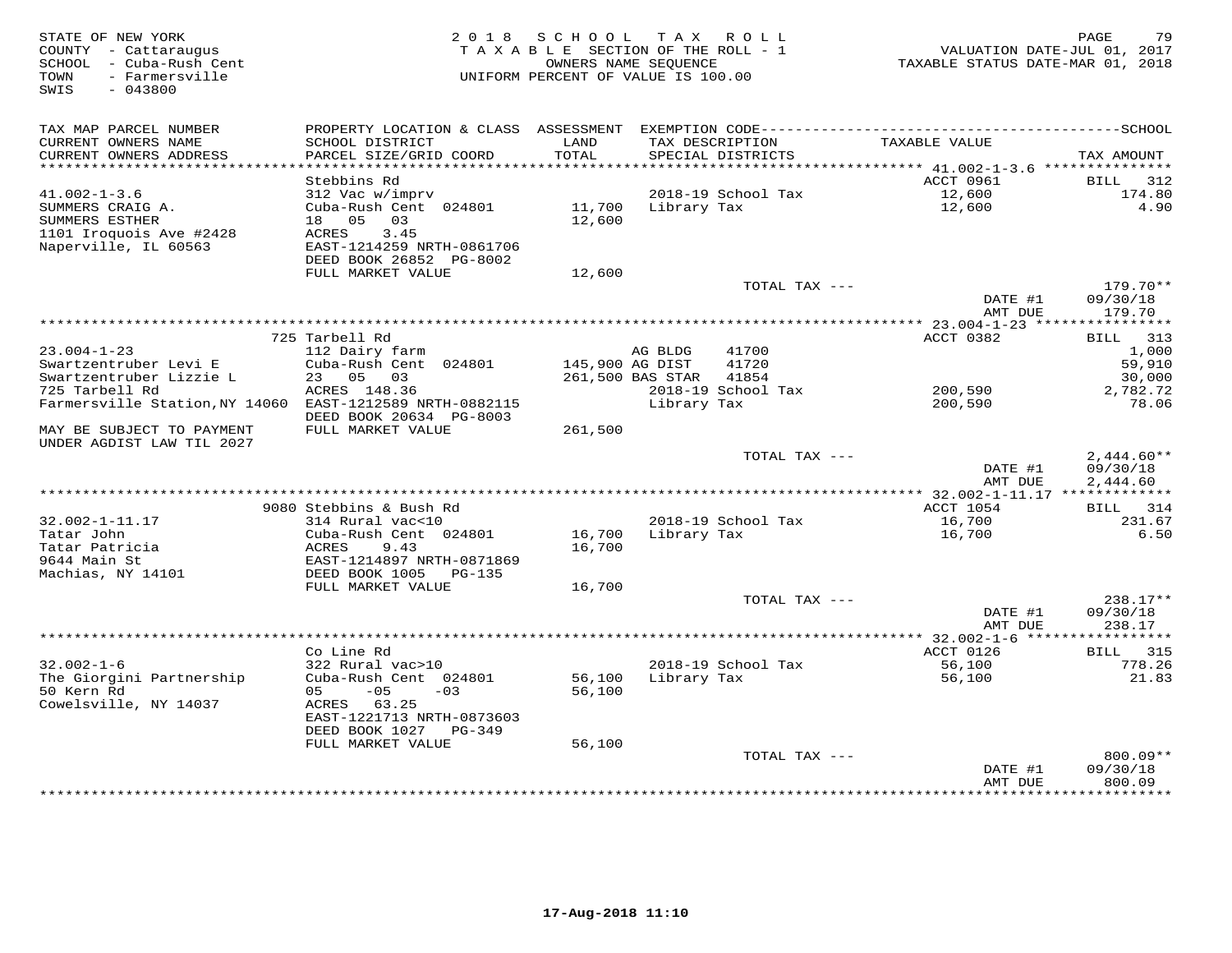STATE OF NEW YORK
COUNTY - Cattaraugus
SCHOOL - Cuba-Rush Cent
TOWN - Farmersville
SWIS - 043800

# 2018 SCHOOL TAX ROLL

TAXABLE SECTION OF THE ROLL - 1
OWNERS NAME SEQUENCE
UNIFORM PERCENT OF VALUE IS 100.00

VALUATION DATE-JUL 01, 2017
TAXABLE STATUS DATE-MAR 01, 2018

| TAX MAP PARCEL NUMBER / CURRENT OWNERS NAME / CURRENT OWNERS ADDRESS | PROPERTY LOCATION & CLASS / SCHOOL DISTRICT / PARCEL SIZE/GRID COORD | ASSESSMENT LAND / TOTAL | EXEMPTION CODE / TAX DESCRIPTION / SPECIAL DISTRICTS | TAXABLE VALUE | TAX AMOUNT |
|---|---|---|---|---|---|
| **41.002-1-3.6** | Stebbins Rd | | | ACCT 0961 | BILL 312 |
| 41.002-1-3.6 | 312 Vac w/imprv | | 2018-19 School Tax | 12,600 | 174.80 |
| SUMMERS CRAIG A. | Cuba-Rush Cent 024801 | 11,700 | Library Tax | 12,600 | 4.90 |
| SUMMERS ESTHER | 18 05 03 | 12,600 | | | |
| 1101 Iroquois Ave #2428 | ACRES 3.45 | | | | |
| Naperville, IL 60563 | EAST-1214259 NRTH-0861706 | | | | |
| | DEED BOOK 26852 PG-8002 | | | | |
| | FULL MARKET VALUE | 12,600 | | | |
| | | | TOTAL TAX --- | | 179.70** |
| | | | | DATE #1 | 09/30/18 |
| | | | | AMT DUE | 179.70 |
| **23.004-1-23** | 725 Tarbell Rd | | | ACCT 0382 | BILL 313 |
| 23.004-1-23 | 112 Dairy farm | | AG BLDG 41700 | | 1,000 |
| Swartzentruber Levi E | Cuba-Rush Cent 024801 | 145,900 | AG DIST 41720 | | 59,910 |
| Swartzentruber Lizzie L | 23 05 03 | 261,500 | BAS STAR 41854 | | 30,000 |
| 725 Tarbell Rd | ACRES 148.36 | | 2018-19 School Tax | 200,590 | 2,782.72 |
| Farmersville Station,NY 14060 | EAST-1212589 NRTH-0882115 | | Library Tax | 200,590 | 78.06 |
| | DEED BOOK 20634 PG-8003 | | | | |
| MAY BE SUBJECT TO PAYMENT | FULL MARKET VALUE | 261,500 | | | |
| UNDER AGDIST LAW TIL 2027 | | | | | |
| | | | TOTAL TAX --- | | 2,444.60** |
| | | | | DATE #1 | 09/30/18 |
| | | | | AMT DUE | 2,444.60 |
| **32.002-1-11.17** | 9080 Stebbins & Bush Rd | | | ACCT 1054 | BILL 314 |
| 32.002-1-11.17 | 314 Rural vac<10 | | 2018-19 School Tax | 16,700 | 231.67 |
| Tatar John | Cuba-Rush Cent 024801 | 16,700 | Library Tax | 16,700 | 6.50 |
| Tatar Patricia | ACRES 9.43 | 16,700 | | | |
| 9644 Main St | EAST-1214897 NRTH-0871869 | | | | |
| Machias, NY 14101 | DEED BOOK 1005 PG-135 | | | | |
| | FULL MARKET VALUE | 16,700 | | | |
| | | | TOTAL TAX --- | | 238.17** |
| | | | | DATE #1 | 09/30/18 |
| | | | | AMT DUE | 238.17 |
| **32.002-1-6** | Co Line Rd | | | ACCT 0126 | BILL 315 |
| 32.002-1-6 | 322 Rural vac>10 | | 2018-19 School Tax | 56,100 | 778.26 |
| The Giorgini Partnership | Cuba-Rush Cent 024801 | 56,100 | Library Tax | 56,100 | 21.83 |
| 50 Kern Rd | 05 -05 -03 | 56,100 | | | |
| Cowelsville, NY 14037 | ACRES 63.25 | | | | |
| | EAST-1221713 NRTH-0873603 | | | | |
| | DEED BOOK 1027 PG-349 | | | | |
| | FULL MARKET VALUE | 56,100 | | | |
| | | | TOTAL TAX --- | | 800.09** |
| | | | | DATE #1 | 09/30/18 |
| | | | | AMT DUE | 800.09 |

17-Aug-2018 11:10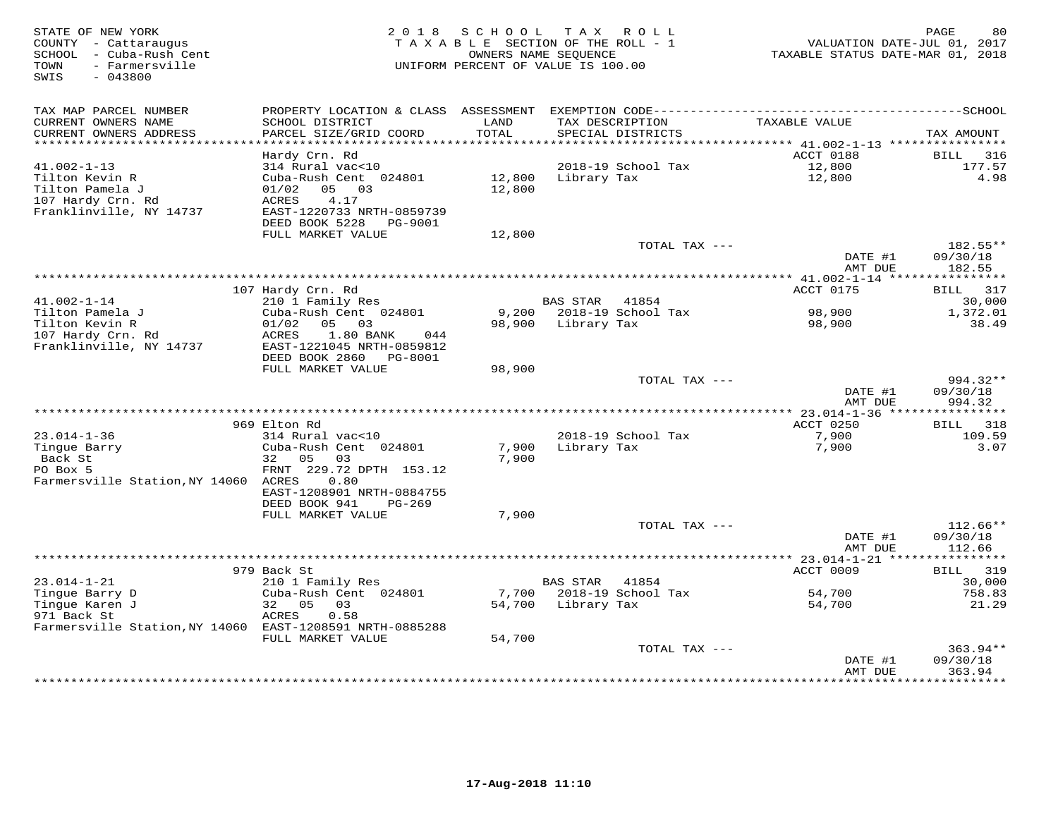STATE OF NEW YORK
COUNTY - Cattaraugus
SCHOOL - Cuba-Rush Cent
TOWN - Farmersville
SWIS - 043800

2 0 1 8 S C H O O L T A X R O L L
T A X A B L E SECTION OF THE ROLL - 1
OWNERS NAME SEQUENCE
UNIFORM PERCENT OF VALUE IS 100.00

VALUATION DATE-JUL 01, 2017
TAXABLE STATUS DATE-MAR 01, 2018

| TAX MAP PARCEL NUMBER / CURRENT OWNERS NAME / CURRENT OWNERS ADDRESS | PROPERTY LOCATION & CLASS / SCHOOL DISTRICT / PARCEL SIZE/GRID COORD | ASSESSMENT LAND / TOTAL | EXEMPTION CODE / TAX DESCRIPTION / SPECIAL DISTRICTS | TAXABLE VALUE | TAX AMOUNT |
|---|---|---|---|---|---|
| 41.002-1-13 | Hardy Crn. Rd | | | ACCT 0188 | BILL 316 |
| Tilton Kevin R | 314 Rural vac<10 | | 2018-19 School Tax | 12,800 | 177.57 |
| Tilton Pamela J | Cuba-Rush Cent 024801 | 12,800 | Library Tax | 12,800 | 4.98 |
| 107 Hardy Crn. Rd | 01/02 05 03 | 12,800 | | | |
| Franklinville, NY 14737 | ACRES 4.17 | | | | |
| | EAST-1220733 NRTH-0859739 | | | | |
| | DEED BOOK 5228 PG-9001 | | | | |
| | FULL MARKET VALUE | 12,800 | | | |
| | | | TOTAL TAX --- | | 182.55** |
| | | | | DATE #1 | 09/30/18 |
| | | | | AMT DUE | 182.55 |
| 41.002-1-14 | 107 Hardy Crn. Rd | | | ACCT 0175 | BILL 317 |
| Tilton Pamela J | 210 1 Family Res | | BAS STAR 41854 | | 30,000 |
| Tilton Kevin R | Cuba-Rush Cent 024801 | 9,200 | 2018-19 School Tax | 98,900 | 1,372.01 |
| 107 Hardy Crn. Rd | 01/02 05 03 | 98,900 | Library Tax | 98,900 | 38.49 |
| Franklinville, NY 14737 | ACRES 1.80 BANK 044 | | | | |
| | EAST-1221045 NRTH-0859812 | | | | |
| | DEED BOOK 2860 PG-8001 | | | | |
| | FULL MARKET VALUE | 98,900 | | | |
| | | | TOTAL TAX --- | | 994.32** |
| | | | | DATE #1 | 09/30/18 |
| | | | | AMT DUE | 994.32 |
| 23.014-1-36 | 969 Elton Rd | | | ACCT 0250 | BILL 318 |
| Tingue Barry | 314 Rural vac<10 | | 2018-19 School Tax | 7,900 | 109.59 |
| Back St | Cuba-Rush Cent 024801 | 7,900 | Library Tax | 7,900 | 3.07 |
| PO Box 5 | 32 05 03 | 7,900 | | | |
| Farmersville Station,NY 14060 | FRNT 229.72 DPTH 153.12 | | | | |
| | ACRES 0.80 | | | | |
| | EAST-1208901 NRTH-0884755 | | | | |
| | DEED BOOK 941 PG-269 | | | | |
| | FULL MARKET VALUE | 7,900 | | | |
| | | | TOTAL TAX --- | | 112.66** |
| | | | | DATE #1 | 09/30/18 |
| | | | | AMT DUE | 112.66 |
| 23.014-1-21 | 979 Back St | | | ACCT 0009 | BILL 319 |
| Tingue Barry D | 210 1 Family Res | | BAS STAR 41854 | | 30,000 |
| Tingue Karen J | Cuba-Rush Cent 024801 | 7,700 | 2018-19 School Tax | 54,700 | 758.83 |
| 971 Back St | 32 05 03 | 54,700 | Library Tax | 54,700 | 21.29 |
| Farmersville Station,NY 14060 | ACRES 0.58 | | | | |
| | EAST-1208591 NRTH-0885288 | | | | |
| | FULL MARKET VALUE | 54,700 | | | |
| | | | TOTAL TAX --- | | 363.94** |
| | | | | DATE #1 | 09/30/18 |
| | | | | AMT DUE | 363.94 |

17-Aug-2018 11:10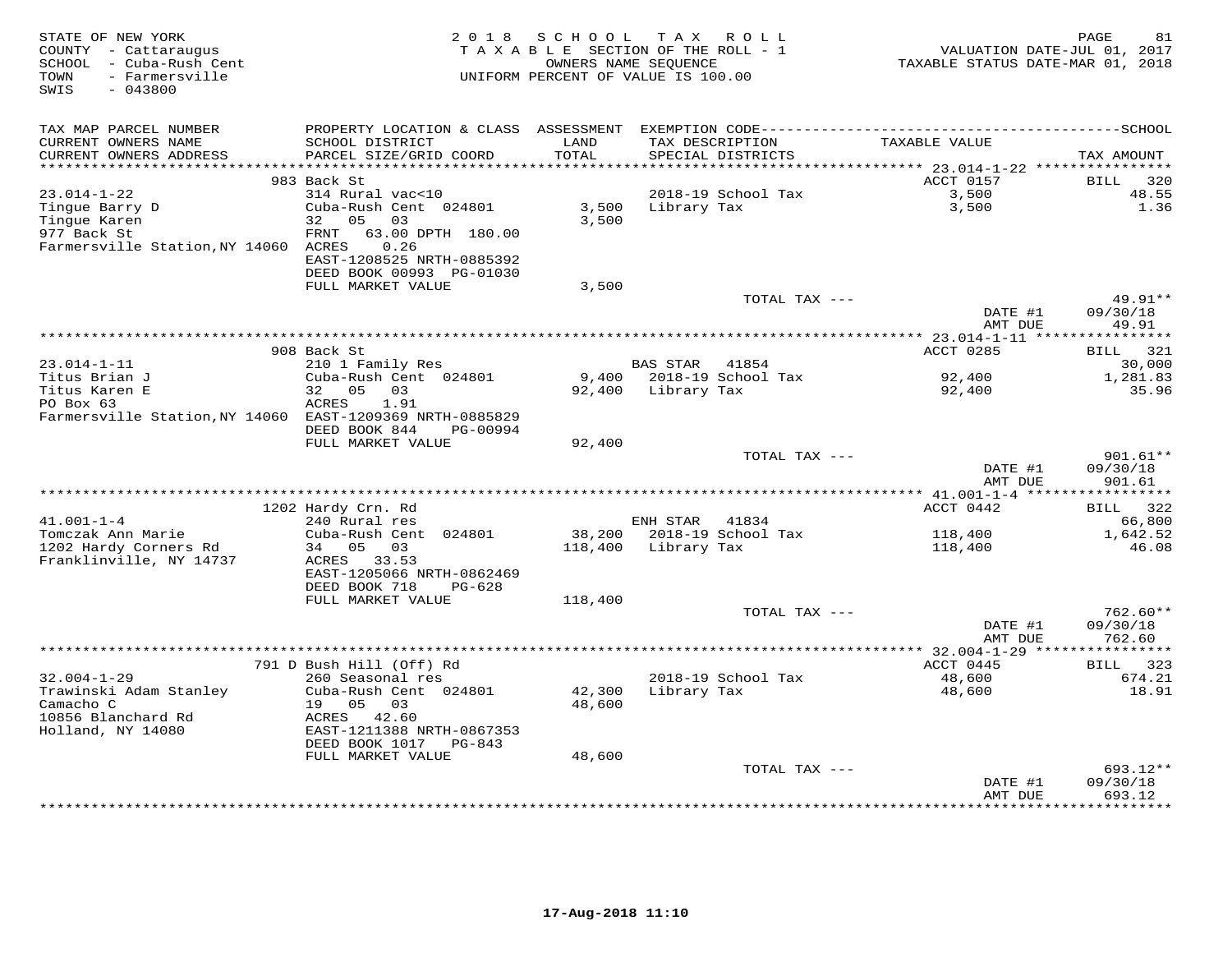STATE OF NEW YORK
COUNTY - Cattaraugus
SCHOOL - Cuba-Rush Cent
TOWN - Farmersville
SWIS - 043800

2 0 1 8 S C H O O L T A X R O L L
T A X A B L E SECTION OF THE ROLL - 1
OWNERS NAME SEQUENCE
UNIFORM PERCENT OF VALUE IS 100.00

VALUATION DATE-JUL 01, 2017
TAXABLE STATUS DATE-MAR 01, 2018

| TAX MAP PARCEL NUMBER / CURRENT OWNERS NAME / CURRENT OWNERS ADDRESS | PROPERTY LOCATION & CLASS / SCHOOL DISTRICT / PARCEL SIZE/GRID COORD | ASSESSMENT LAND | TOTAL | EXEMPTION CODE / TAX DESCRIPTION / SPECIAL DISTRICTS | TAXABLE VALUE | TAX AMOUNT |
|---|---|---|---|---|---|---|
| **23.014-1-22** | 983 Back St | | | | ACCT 0157 | BILL 320 |
| 23.014-1-22 | 314 Rural vac<10 | | | 2018-19 School Tax | 3,500 | 48.55 |
| Tingue Barry D | Cuba-Rush Cent 024801 | 3,500 | | Library Tax | 3,500 | 1.36 |
| Tingue Karen | 32 05 03 | | 3,500 | | | |
| 977 Back St | FRNT 63.00 DPTH 180.00 | | | | | |
| Farmersville Station,NY 14060 | ACRES 0.26 | | | | | |
| | EAST-1208525 NRTH-0885392 | | | | | |
| | DEED BOOK 00993 PG-01030 | | | | | |
| | FULL MARKET VALUE | | 3,500 | | | |
| | | | | TOTAL TAX --- | | 49.91** |
| | | | | | DATE #1 | 09/30/18 |
| | | | | | AMT DUE | 49.91 |
| **23.014-1-11** | 908 Back St | | | | ACCT 0285 | BILL 321 |
| 23.014-1-11 | 210 1 Family Res | | | BAS STAR 41854 | | 30,000 |
| Titus Brian J | Cuba-Rush Cent 024801 | 9,400 | | 2018-19 School Tax | 92,400 | 1,281.83 |
| Titus Karen E | 32 05 03 | | 92,400 | Library Tax | 92,400 | 35.96 |
| PO Box 63 | ACRES 1.91 | | | | | |
| Farmersville Station,NY 14060 | EAST-1209369 NRTH-0885829 | | | | | |
| | DEED BOOK 844 PG-00994 | | | | | |
| | FULL MARKET VALUE | | 92,400 | | | |
| | | | | TOTAL TAX --- | | 901.61** |
| | | | | | DATE #1 | 09/30/18 |
| | | | | | AMT DUE | 901.61 |
| **41.001-1-4** | 1202 Hardy Crn. Rd | | | | ACCT 0442 | BILL 322 |
| 41.001-1-4 | 240 Rural res | | | ENH STAR 41834 | | 66,800 |
| Tomczak Ann Marie | Cuba-Rush Cent 024801 | 38,200 | | 2018-19 School Tax | 118,400 | 1,642.52 |
| 1202 Hardy Corners Rd | 34 05 03 | | 118,400 | Library Tax | 118,400 | 46.08 |
| Franklinville, NY 14737 | ACRES 33.53 | | | | | |
| | EAST-1205066 NRTH-0862469 | | | | | |
| | DEED BOOK 718 PG-628 | | | | | |
| | FULL MARKET VALUE | | 118,400 | | | |
| | | | | TOTAL TAX --- | | 762.60** |
| | | | | | DATE #1 | 09/30/18 |
| | | | | | AMT DUE | 762.60 |
| **32.004-1-29** | 791 D Bush Hill (Off) Rd | | | | ACCT 0445 | BILL 323 |
| 32.004-1-29 | 260 Seasonal res | | | 2018-19 School Tax | 48,600 | 674.21 |
| Trawinski Adam Stanley | Cuba-Rush Cent 024801 | 42,300 | | Library Tax | 48,600 | 18.91 |
| Camacho C | 19 05 03 | | 48,600 | | | |
| 10856 Blanchard Rd | ACRES 42.60 | | | | | |
| Holland, NY 14080 | EAST-1211388 NRTH-0867353 | | | | | |
| | DEED BOOK 1017 PG-843 | | | | | |
| | FULL MARKET VALUE | | 48,600 | | | |
| | | | | TOTAL TAX --- | | 693.12** |
| | | | | | DATE #1 | 09/30/18 |
| | | | | | AMT DUE | 693.12 |

17-Aug-2018 11:10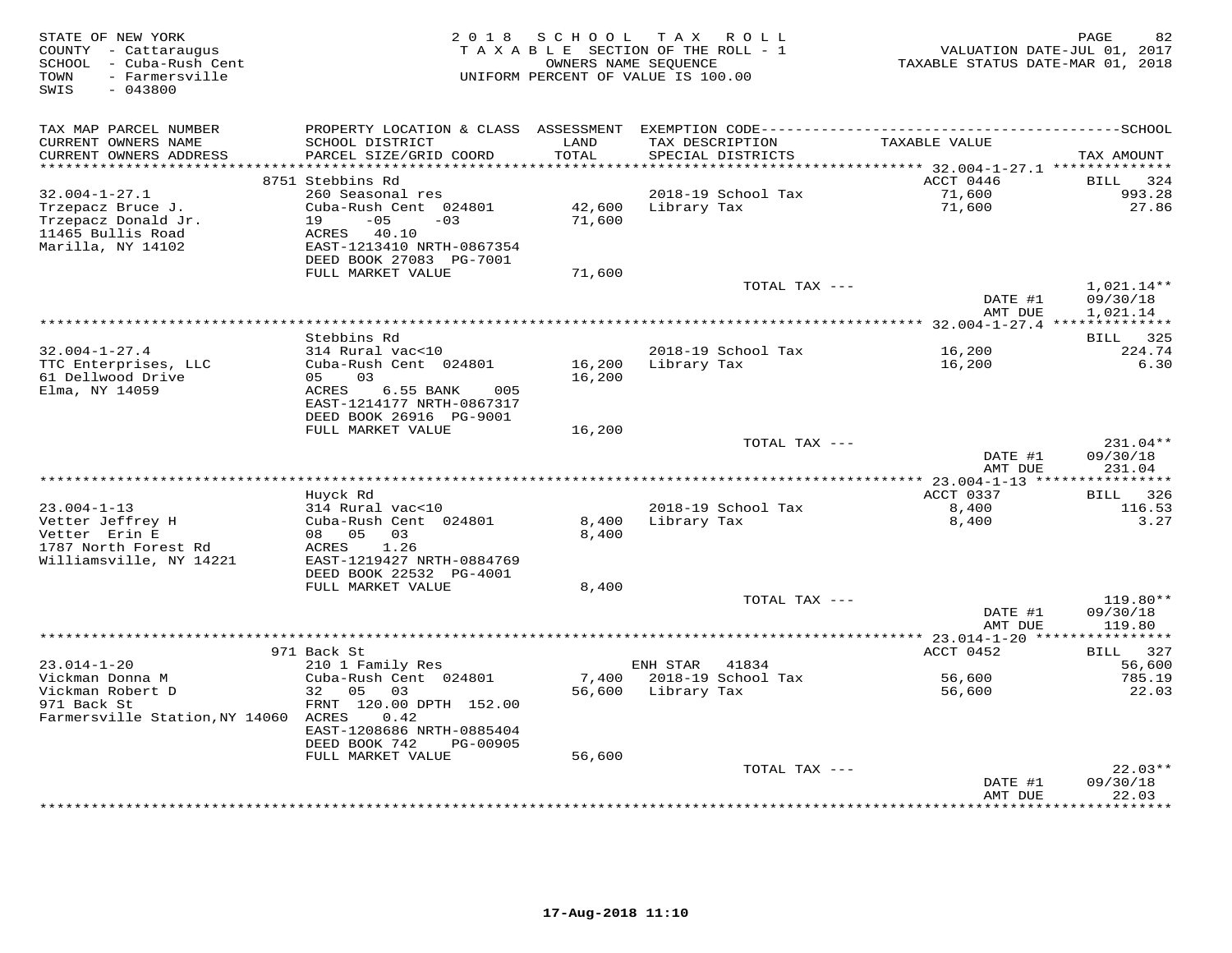STATE OF NEW YORK
COUNTY - Cattaraugus
SCHOOL - Cuba-Rush Cent
TOWN - Farmersville
SWIS - 043800

2 0 1 8 S C H O O L T A X R O L L
T A X A B L E SECTION OF THE ROLL - 1
OWNERS NAME SEQUENCE
UNIFORM PERCENT OF VALUE IS 100.00

VALUATION DATE-JUL 01, 2017
TAXABLE STATUS DATE-MAR 01, 2018

| TAX MAP PARCEL NUMBER / CURRENT OWNERS NAME / CURRENT OWNERS ADDRESS | PROPERTY LOCATION & CLASS / SCHOOL DISTRICT / PARCEL SIZE/GRID COORD | ASSESSMENT LAND / TOTAL | EXEMPTION CODE / TAX DESCRIPTION / SPECIAL DISTRICTS | TAXABLE VALUE | TAX AMOUNT |
|---|---|---|---|---|---|
| 32.004-1-27.1 | 8751 Stebbins Rd | | | ACCT 0446 | BILL 324 |
| | 260 Seasonal res | | 2018-19 School Tax | 71,600 | 993.28 |
| Trzepacz Bruce J. | Cuba-Rush Cent 024801 | 42,600 | Library Tax | 71,600 | 27.86 |
| Trzepacz Donald Jr. | 19 -05 -03 | 71,600 | | | |
| 11465 Bullis Road | ACRES 40.10 | | | | |
| Marilla, NY 14102 | EAST-1213410 NRTH-0867354 | | | | |
| | DEED BOOK 27083 PG-7001 | | | | |
| | FULL MARKET VALUE | 71,600 | | | |
| | | | TOTAL TAX --- | | 1,021.14** |
| | | | | DATE #1 | 09/30/18 |
| | | | | AMT DUE | 1,021.14 |
| 32.004-1-27.4 | Stebbins Rd | | | | BILL 325 |
| | 314 Rural vac<10 | | 2018-19 School Tax | 16,200 | 224.74 |
| TTC Enterprises, LLC | Cuba-Rush Cent 024801 | 16,200 | Library Tax | 16,200 | 6.30 |
| 61 Dellwood Drive | 05 03 | 16,200 | | | |
| Elma, NY 14059 | ACRES 6.55 BANK 005 | | | | |
| | EAST-1214177 NRTH-0867317 | | | | |
| | DEED BOOK 26916 PG-9001 | | | | |
| | FULL MARKET VALUE | 16,200 | | | |
| | | | TOTAL TAX --- | | 231.04** |
| | | | | DATE #1 | 09/30/18 |
| | | | | AMT DUE | 231.04 |
| 23.004-1-13 | Huyck Rd | | | ACCT 0337 | BILL 326 |
| | 314 Rural vac<10 | | 2018-19 School Tax | 8,400 | 116.53 |
| Vetter Jeffrey H | Cuba-Rush Cent 024801 | 8,400 | Library Tax | 8,400 | 3.27 |
| Vetter Erin E | 08 05 03 | 8,400 | | | |
| 1787 North Forest Rd | ACRES 1.26 | | | | |
| Williamsville, NY 14221 | EAST-1219427 NRTH-0884769 | | | | |
| | DEED BOOK 22532 PG-4001 | | | | |
| | FULL MARKET VALUE | 8,400 | | | |
| | | | TOTAL TAX --- | | 119.80** |
| | | | | DATE #1 | 09/30/18 |
| | | | | AMT DUE | 119.80 |
| 23.014-1-20 | 971 Back St | | | ACCT 0452 | BILL 327 |
| | 210 1 Family Res | | ENH STAR 41834 | | 56,600 |
| Vickman Donna M | Cuba-Rush Cent 024801 | 7,400 | 2018-19 School Tax | 56,600 | 785.19 |
| Vickman Robert D | 32 05 03 | 56,600 | Library Tax | 56,600 | 22.03 |
| 971 Back St | FRNT 120.00 DPTH 152.00 | | | | |
| Farmersville Station,NY 14060 | ACRES 0.42 | | | | |
| | EAST-1208686 NRTH-0885404 | | | | |
| | DEED BOOK 742 PG-00905 | | | | |
| | FULL MARKET VALUE | 56,600 | | | |
| | | | TOTAL TAX --- | | 22.03** |
| | | | | DATE #1 | 09/30/18 |
| | | | | AMT DUE | 22.03 |

17-Aug-2018 11:10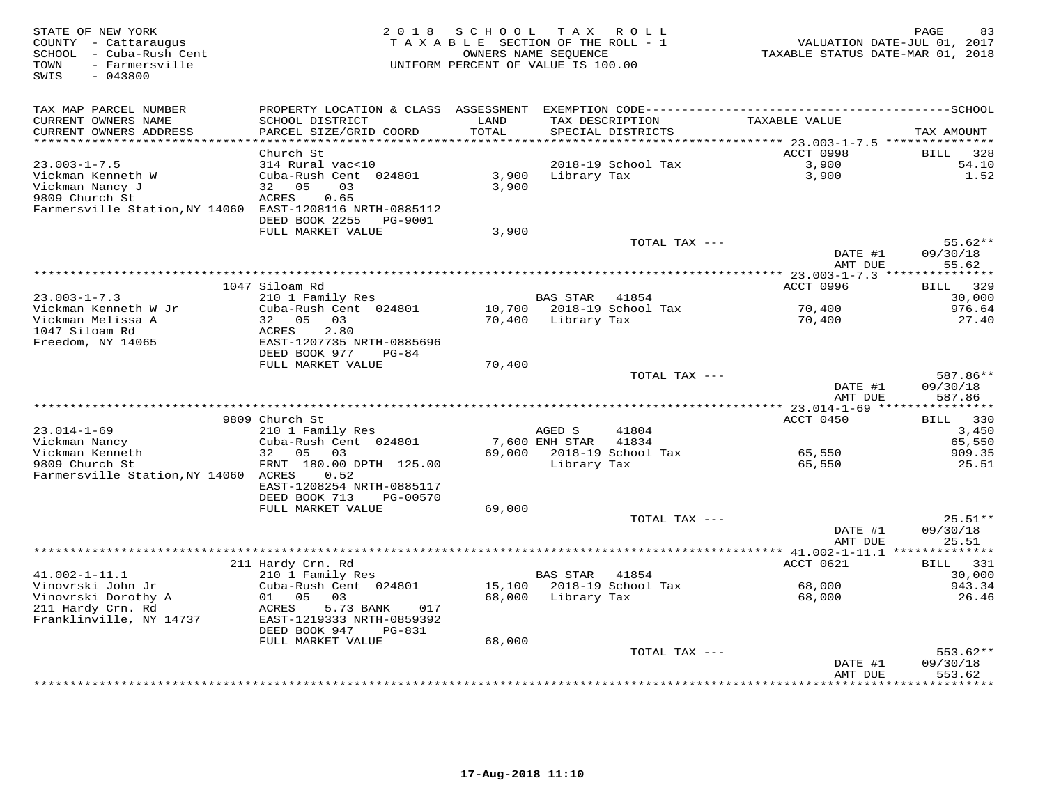STATE OF NEW YORK
COUNTY - Cattaraugus
SCHOOL - Cuba-Rush Cent
TOWN - Farmersville
SWIS - 043800

2018 SCHOOL TAX ROLL
TAXABLE SECTION OF THE ROLL - 1
OWNERS NAME SEQUENCE
UNIFORM PERCENT OF VALUE IS 100.00

VALUATION DATE-JUL 01, 2017
TAXABLE STATUS DATE-MAR 01, 2018

| TAX MAP PARCEL NUMBER / CURRENT OWNERS NAME / CURRENT OWNERS ADDRESS | PROPERTY LOCATION & CLASS / SCHOOL DISTRICT / PARCEL SIZE/GRID COORD | ASSESSMENT LAND / TOTAL | EXEMPTION CODE / TAX DESCRIPTION / SPECIAL DISTRICTS | TAXABLE VALUE | TAX AMOUNT |
|---|---|---|---|---|---|
| **23.003-1-7.5** | Church St | | | ACCT 0998 | BILL 328 |
| Vickman Kenneth W | 314 Rural vac<10 | | 2018-19 School Tax | 3,900 | 54.10 |
| Vickman Nancy J | Cuba-Rush Cent 024801 | 3,900 | Library Tax | 3,900 | 1.52 |
| 9809 Church St | 32 05 03 | 3,900 | | | |
| Farmersville Station,NY 14060 | ACRES 0.65 | | | | |
| | EAST-1208116 NRTH-0885112 | | | | |
| | DEED BOOK 2255 PG-9001 | | | | |
| | FULL MARKET VALUE | 3,900 | | | |
| | | | TOTAL TAX --- | | 55.62** |
| | | | | DATE #1 | 09/30/18 |
| | | | | AMT DUE | 55.62 |
| **23.003-1-7.3** | 1047 Siloam Rd | | | ACCT 0996 | BILL 329 |
| Vickman Kenneth W Jr | 210 1 Family Res | | BAS STAR 41854 | | 30,000 |
| Vickman Melissa A | Cuba-Rush Cent 024801 | 10,700 | 2018-19 School Tax | 70,400 | 976.64 |
| 1047 Siloam Rd | 32 05 03 | 70,400 | Library Tax | 70,400 | 27.40 |
| Freedom, NY 14065 | ACRES 2.80 | | | | |
| | EAST-1207735 NRTH-0885696 | | | | |
| | DEED BOOK 977 PG-84 | | | | |
| | FULL MARKET VALUE | 70,400 | | | |
| | | | TOTAL TAX --- | | 587.86** |
| | | | | DATE #1 | 09/30/18 |
| | | | | AMT DUE | 587.86 |
| **23.014-1-69** | 9809 Church St | | | ACCT 0450 | BILL 330 |
| Vickman Nancy | 210 1 Family Res | | AGED S 41804 | | 3,450 |
| Vickman Kenneth | Cuba-Rush Cent 024801 | 7,600 | ENH STAR 41834 | | 65,550 |
| 9809 Church St | 32 05 03 | 69,000 | 2018-19 School Tax | 65,550 | 909.35 |
| Farmersville Station,NY 14060 | FRNT 180.00 DPTH 125.00 | | Library Tax | 65,550 | 25.51 |
| | ACRES 0.52 | | | | |
| | EAST-1208254 NRTH-0885117 | | | | |
| | DEED BOOK 713 PG-00570 | | | | |
| | FULL MARKET VALUE | 69,000 | | | |
| | | | TOTAL TAX --- | | 25.51** |
| | | | | DATE #1 | 09/30/18 |
| | | | | AMT DUE | 25.51 |
| **41.002-1-11.1** | 211 Hardy Crn. Rd | | | ACCT 0621 | BILL 331 |
| Vinovrski John Jr | 210 1 Family Res | | BAS STAR 41854 | | 30,000 |
| Vinovrski Dorothy A | Cuba-Rush Cent 024801 | 15,100 | 2018-19 School Tax | 68,000 | 943.34 |
| 211 Hardy Crn. Rd | 01 05 03 | 68,000 | Library Tax | 68,000 | 26.46 |
| Franklinville, NY 14737 | ACRES 5.73 BANK 017 | | | | |
| | EAST-1219333 NRTH-0859392 | | | | |
| | DEED BOOK 947 PG-831 | | | | |
| | FULL MARKET VALUE | 68,000 | | | |
| | | | TOTAL TAX --- | | 553.62** |
| | | | | DATE #1 | 09/30/18 |
| | | | | AMT DUE | 553.62 |

17-Aug-2018 11:10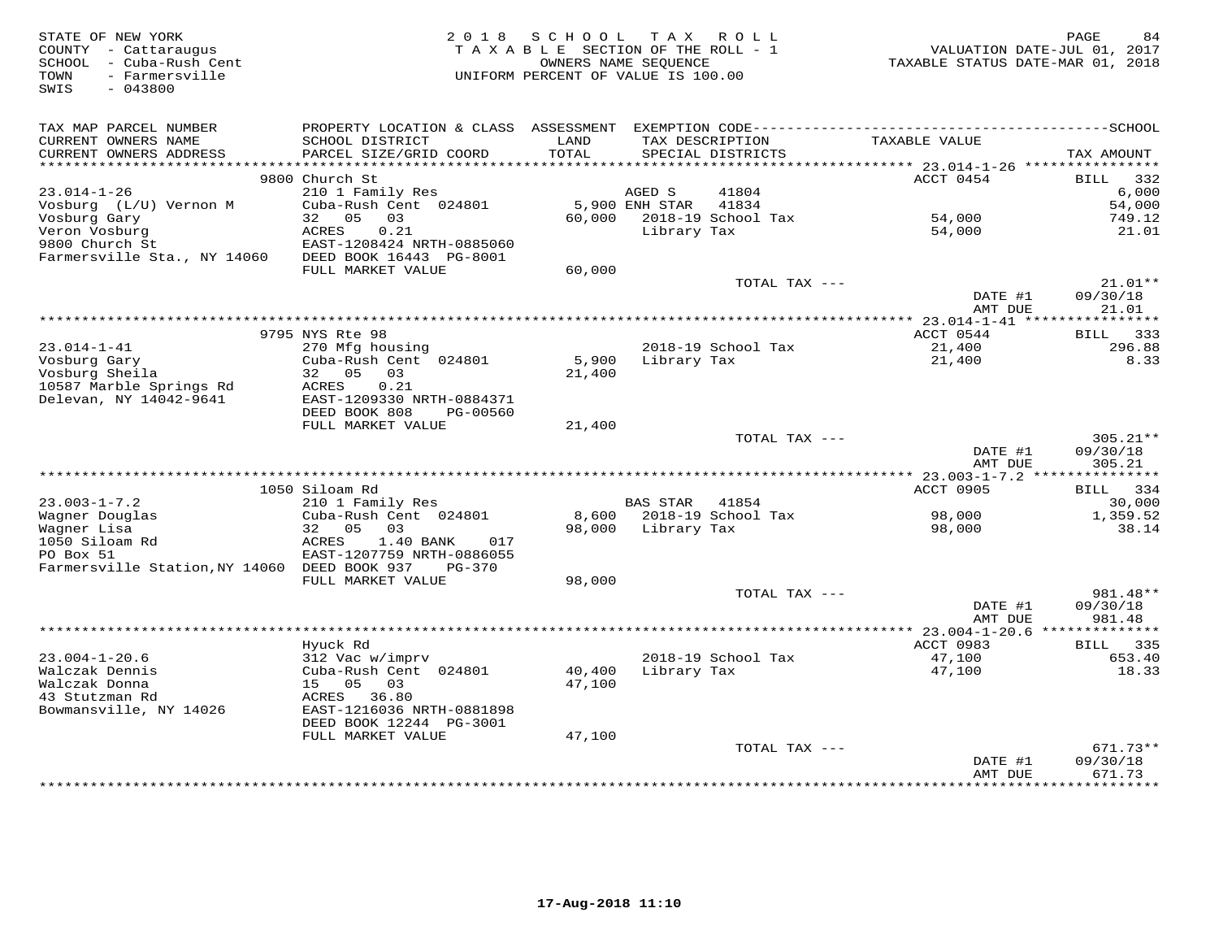STATE OF NEW YORK
COUNTY - Cattaraugus
SCHOOL - Cuba-Rush Cent
TOWN - Farmersville
SWIS - 043800

2 0 1 8 S C H O O L T A X R O L L
T A X A B L E SECTION OF THE ROLL - 1
OWNERS NAME SEQUENCE
UNIFORM PERCENT OF VALUE IS 100.00

VALUATION DATE-JUL 01, 2017
TAXABLE STATUS DATE-MAR 01, 2018

| TAX MAP PARCEL NUMBER / CURRENT OWNERS NAME / CURRENT OWNERS ADDRESS | PROPERTY LOCATION & CLASS / SCHOOL DISTRICT / PARCEL SIZE/GRID COORD | ASSESSMENT LAND / TOTAL | EXEMPTION CODE / TAX DESCRIPTION / SPECIAL DISTRICTS | TAXABLE VALUE | TAX AMOUNT |
|---|---|---|---|---|---|
| | 9800 Church St | | | ACCT 0454 | BILL 332 |
| 23.014-1-26 | 210 1 Family Res | | AGED S 41804 | | 6,000 |
| Vosburg (L/U) Vernon M | Cuba-Rush Cent 024801 | 5,900 | ENH STAR 41834 | | 54,000 |
| Vosburg Gary | 32 05 03 | 60,000 | 2018-19 School Tax | 54,000 | 749.12 |
| Veron Vosburg | ACRES 0.21 | | Library Tax | 54,000 | 21.01 |
| 9800 Church St | EAST-1208424 NRTH-0885060 | | | | |
| Farmersville Sta., NY 14060 | DEED BOOK 16443 PG-8001 | | | | |
| | FULL MARKET VALUE | 60,000 | | | |
| | | | TOTAL TAX --- | | 21.01** |
| | | | | DATE #1 | 09/30/18 |
| | | | | AMT DUE | 21.01 |
| | 9795 NYS Rte 98 | | | ACCT 0544 | BILL 333 |
| 23.014-1-41 | 270 Mfg housing | | 2018-19 School Tax | 21,400 | 296.88 |
| Vosburg Gary | Cuba-Rush Cent 024801 | 5,900 | Library Tax | 21,400 | 8.33 |
| Vosburg Sheila | 32 05 03 | 21,400 | | | |
| 10587 Marble Springs Rd | ACRES 0.21 | | | | |
| Delevan, NY 14042-9641 | EAST-1209330 NRTH-0884371 | | | | |
| | DEED BOOK 808 PG-00560 | | | | |
| | FULL MARKET VALUE | 21,400 | | | |
| | | | TOTAL TAX --- | | 305.21** |
| | | | | DATE #1 | 09/30/18 |
| | | | | AMT DUE | 305.21 |
| | 1050 Siloam Rd | | | ACCT 0905 | BILL 334 |
| 23.003-1-7.2 | 210 1 Family Res | | BAS STAR 41854 | | 30,000 |
| Wagner Douglas | Cuba-Rush Cent 024801 | 8,600 | 2018-19 School Tax | 98,000 | 1,359.52 |
| Wagner Lisa | 32 05 03 | 98,000 | Library Tax | 98,000 | 38.14 |
| 1050 Siloam Rd | ACRES 1.40 BANK 017 | | | | |
| PO Box 51 | EAST-1207759 NRTH-0886055 | | | | |
| Farmersville Station,NY 14060 | DEED BOOK 937 PG-370 | | | | |
| | FULL MARKET VALUE | 98,000 | | | |
| | | | TOTAL TAX --- | | 981.48** |
| | | | | DATE #1 | 09/30/18 |
| | | | | AMT DUE | 981.48 |
| | Hyuck Rd | | | ACCT 0983 | BILL 335 |
| 23.004-1-20.6 | 312 Vac w/imprv | | 2018-19 School Tax | 47,100 | 653.40 |
| Walczak Dennis | Cuba-Rush Cent 024801 | 40,400 | Library Tax | 47,100 | 18.33 |
| Walczak Donna | 15 05 03 | 47,100 | | | |
| 43 Stutzman Rd | ACRES 36.80 | | | | |
| Bowmansville, NY 14026 | EAST-1216036 NRTH-0881898 | | | | |
| | DEED BOOK 12244 PG-3001 | | | | |
| | FULL MARKET VALUE | 47,100 | | | |
| | | | TOTAL TAX --- | | 671.73** |
| | | | | DATE #1 | 09/30/18 |
| | | | | AMT DUE | 671.73 |

17-Aug-2018 11:10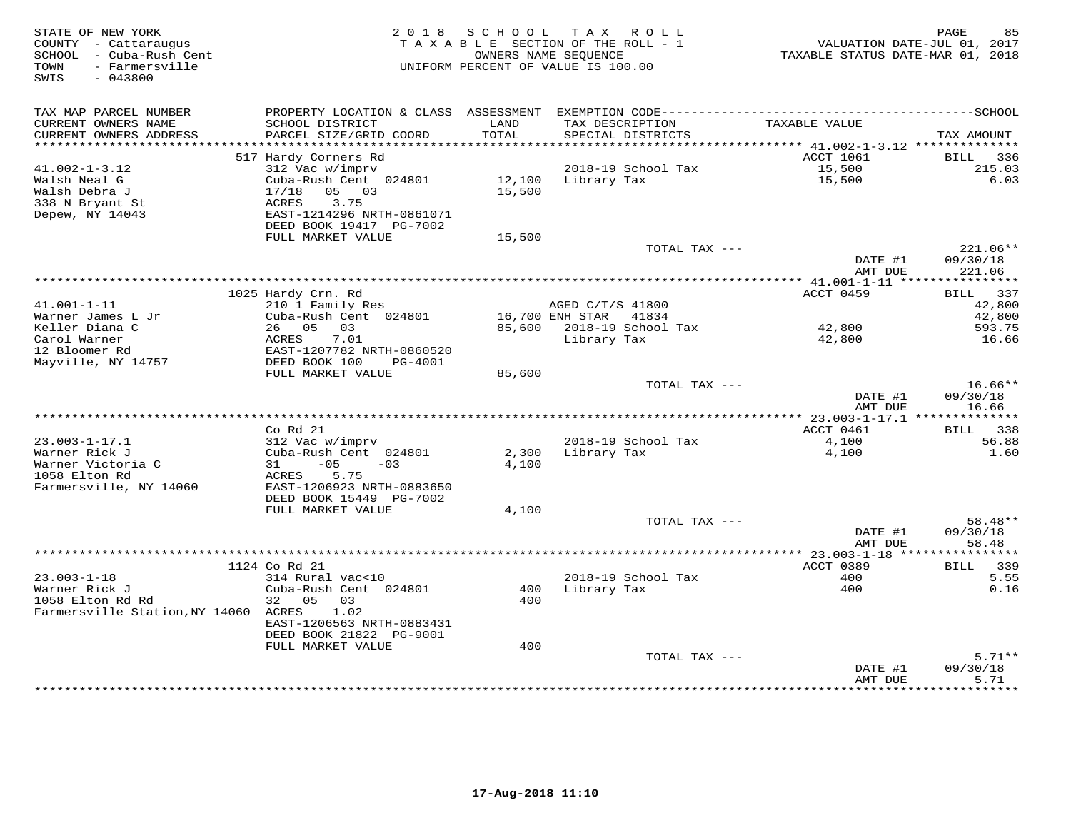STATE OF NEW YORK
COUNTY - Cattaraugus
SCHOOL - Cuba-Rush Cent
TOWN - Farmersville
SWIS - 043800

2018 SCHOOL TAX ROLL
TAXABLE SECTION OF THE ROLL - 1
OWNERS NAME SEQUENCE
UNIFORM PERCENT OF VALUE IS 100.00

VALUATION DATE-JUL 01, 2017
TAXABLE STATUS DATE-MAR 01, 2018

| TAX MAP PARCEL NUMBER / CURRENT OWNERS NAME / CURRENT OWNERS ADDRESS | PROPERTY LOCATION & CLASS / SCHOOL DISTRICT / PARCEL SIZE/GRID COORD | ASSESSMENT LAND / TOTAL | EXEMPTION CODE / TAX DESCRIPTION / SPECIAL DISTRICTS | TAXABLE VALUE | TAX AMOUNT |
|---|---|---|---|---|---|
| **41.002-1-3.12** | 517 Hardy Corners Rd | | | ACCT 1061 | BILL 336 |
| Walsh Neal G | 312 Vac w/imprv | | 2018-19 School Tax | 15,500 | 215.03 |
| Walsh Debra J | Cuba-Rush Cent 024801 | 12,100 | Library Tax | 15,500 | 6.03 |
| 338 N Bryant St | 17/18 05 03 | 15,500 | | | |
| Depew, NY 14043 | ACRES 3.75 | | | | |
| | EAST-1214296 NRTH-0861071 | | | | |
| | DEED BOOK 19417 PG-7002 | | | | |
| | FULL MARKET VALUE | 15,500 | | | |
| | | | TOTAL TAX --- | | 221.06** |
| | | | | DATE #1 | 09/30/18 |
| | | | | AMT DUE | 221.06 |
| **41.001-1-11** | 1025 Hardy Crn. Rd | | | ACCT 0459 | BILL 337 |
| Warner James L Jr | 210 1 Family Res | | AGED C/T/S 41800 | | 42,800 |
| Keller Diana C | Cuba-Rush Cent 024801 | 16,700 | ENH STAR 41834 | | 42,800 |
| Carol Warner | 26 05 03 | 85,600 | 2018-19 School Tax | 42,800 | 593.75 |
| 12 Bloomer Rd | ACRES 7.01 | | Library Tax | 42,800 | 16.66 |
| Mayville, NY 14757 | EAST-1207782 NRTH-0860520 | | | | |
| | DEED BOOK 100 PG-4001 | | | | |
| | FULL MARKET VALUE | 85,600 | | | |
| | | | TOTAL TAX --- | | 16.66** |
| | | | | DATE #1 | 09/30/18 |
| | | | | AMT DUE | 16.66 |
| **23.003-1-17.1** | Co Rd 21 | | | ACCT 0461 | BILL 338 |
| Warner Rick J | 312 Vac w/imprv | | 2018-19 School Tax | 4,100 | 56.88 |
| Warner Victoria C | Cuba-Rush Cent 024801 | 2,300 | Library Tax | 4,100 | 1.60 |
| 1058 Elton Rd | 31 -05 -03 | 4,100 | | | |
| Farmersville, NY 14060 | ACRES 5.75 | | | | |
| | EAST-1206923 NRTH-0883650 | | | | |
| | DEED BOOK 15449 PG-7002 | | | | |
| | FULL MARKET VALUE | 4,100 | | | |
| | | | TOTAL TAX --- | | 58.48** |
| | | | | DATE #1 | 09/30/18 |
| | | | | AMT DUE | 58.48 |
| **23.003-1-18** | 1124 Co Rd 21 | | | ACCT 0389 | BILL 339 |
| Warner Rick J | 314 Rural vac<10 | | 2018-19 School Tax | 400 | 5.55 |
| 1058 Elton Rd Rd | Cuba-Rush Cent 024801 | 400 | Library Tax | 400 | 0.16 |
| Farmersville Station,NY 14060 | 32 05 03 | 400 | | | |
| | ACRES 1.02 | | | | |
| | EAST-1206563 NRTH-0883431 | | | | |
| | DEED BOOK 21822 PG-9001 | | | | |
| | FULL MARKET VALUE | 400 | | | |
| | | | TOTAL TAX --- | | 5.71** |
| | | | | DATE #1 | 09/30/18 |
| | | | | AMT DUE | 5.71 |

17-Aug-2018 11:10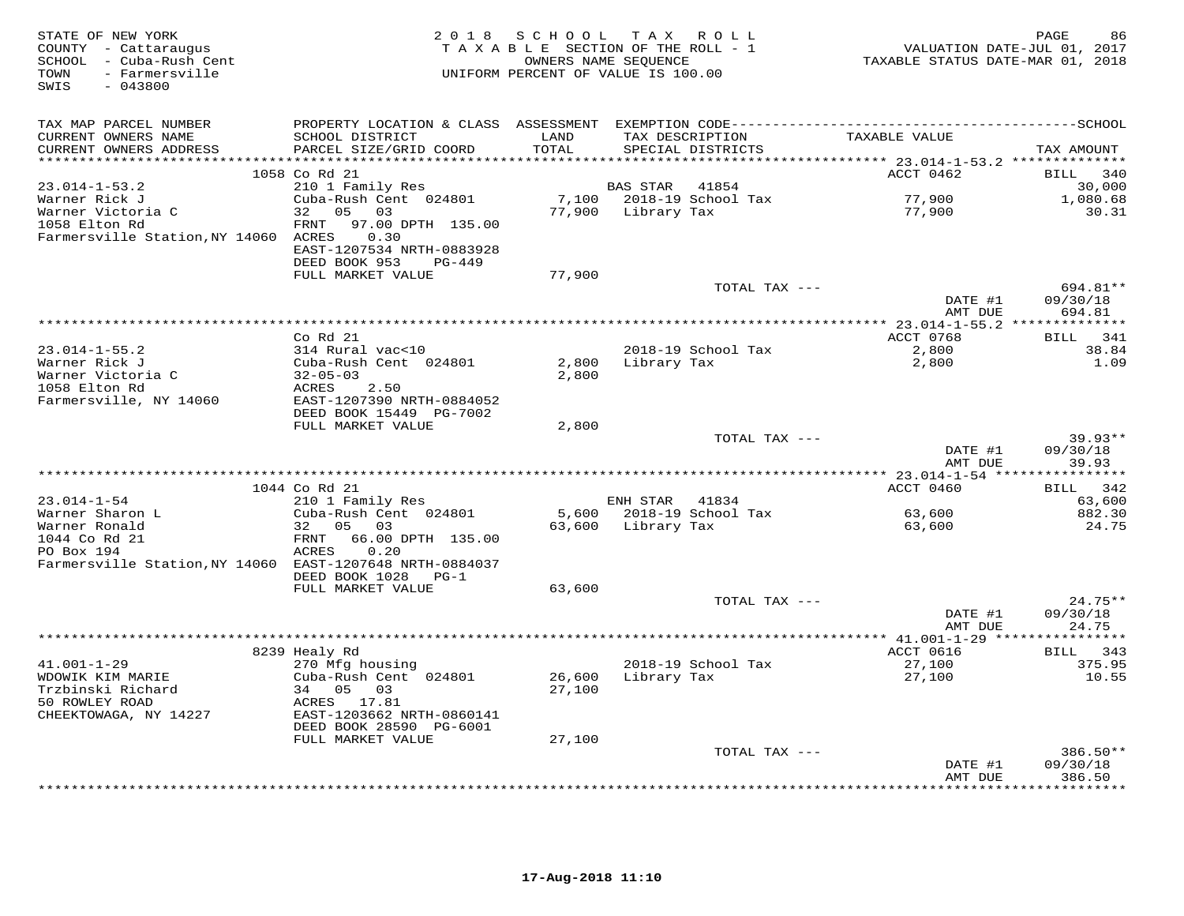STATE OF NEW YORK
COUNTY - Cattaraugus
SCHOOL - Cuba-Rush Cent
TOWN - Farmersville
SWIS - 043800

2018 SCHOOL TAX ROLL
TAXABLE SECTION OF THE ROLL - 1
OWNERS NAME SEQUENCE
UNIFORM PERCENT OF VALUE IS 100.00

VALUATION DATE-JUL 01, 2017
TAXABLE STATUS DATE-MAR 01, 2018

| TAX MAP PARCEL NUMBER / CURRENT OWNERS NAME / CURRENT OWNERS ADDRESS | PROPERTY LOCATION & CLASS / SCHOOL DISTRICT / PARCEL SIZE/GRID COORD | ASSESSMENT LAND / TOTAL | EXEMPTION CODE / TAX DESCRIPTION / SPECIAL DISTRICTS | TAXABLE VALUE | SCHOOL TAX AMOUNT |
|---|---|---|---|---|---|
| **23.014-1-53.2** | 1058 Co Rd 21 | | | ACCT 0462 | BILL 340 |
| 23.014-1-53.2 | 210 1 Family Res | | BAS STAR 41854 | | 30,000 |
| Warner Rick J | Cuba-Rush Cent 024801 | 7,100 | 2018-19 School Tax | 77,900 | 1,080.68 |
| Warner Victoria C | 32 05 03 | 77,900 | Library Tax | 77,900 | 30.31 |
| 1058 Elton Rd | FRNT 97.00 DPTH 135.00 | | | | |
| Farmersville Station,NY 14060 | ACRES 0.30 | | | | |
| | EAST-1207534 NRTH-0883928 | | | | |
| | DEED BOOK 953 PG-449 | | | | |
| | FULL MARKET VALUE | 77,900 | | | |
| | | | TOTAL TAX --- | | 694.81** |
| | | | | DATE #1 | 09/30/18 |
| | | | | AMT DUE | 694.81 |
| **23.014-1-55.2** | Co Rd 21 | | | ACCT 0768 | BILL 341 |
| 23.014-1-55.2 | 314 Rural vac<10 | | 2018-19 School Tax | 2,800 | 38.84 |
| Warner Rick J | Cuba-Rush Cent 024801 | 2,800 | Library Tax | 2,800 | 1.09 |
| Warner Victoria C | 32-05-03 | 2,800 | | | |
| 1058 Elton Rd | ACRES 2.50 | | | | |
| Farmersville, NY 14060 | EAST-1207390 NRTH-0884052 | | | | |
| | DEED BOOK 15449 PG-7002 | | | | |
| | FULL MARKET VALUE | 2,800 | | | |
| | | | TOTAL TAX --- | | 39.93** |
| | | | | DATE #1 | 09/30/18 |
| | | | | AMT DUE | 39.93 |
| **23.014-1-54** | 1044 Co Rd 21 | | | ACCT 0460 | BILL 342 |
| 23.014-1-54 | 210 1 Family Res | | ENH STAR 41834 | | 63,600 |
| Warner Sharon L | Cuba-Rush Cent 024801 | 5,600 | 2018-19 School Tax | 63,600 | 882.30 |
| Warner Ronald | 32 05 03 | 63,600 | Library Tax | 63,600 | 24.75 |
| 1044 Co Rd 21 | FRNT 66.00 DPTH 135.00 | | | | |
| PO Box 194 | ACRES 0.20 | | | | |
| Farmersville Station,NY 14060 | EAST-1207648 NRTH-0884037 | | | | |
| | DEED BOOK 1028 PG-1 | | | | |
| | FULL MARKET VALUE | 63,600 | | | |
| | | | TOTAL TAX --- | | 24.75** |
| | | | | DATE #1 | 09/30/18 |
| | | | | AMT DUE | 24.75 |
| **41.001-1-29** | 8239 Healy Rd | | | ACCT 0616 | BILL 343 |
| 41.001-1-29 | 270 Mfg housing | | 2018-19 School Tax | 27,100 | 375.95 |
| WDOWIK KIM MARIE | Cuba-Rush Cent 024801 | 26,600 | Library Tax | 27,100 | 10.55 |
| Trzbinski Richard | 34 05 03 | 27,100 | | | |
| 50 ROWLEY ROAD | ACRES 17.81 | | | | |
| CHEEKTOWAGA, NY 14227 | EAST-1203662 NRTH-0860141 | | | | |
| | DEED BOOK 28590 PG-6001 | | | | |
| | FULL MARKET VALUE | 27,100 | | | |
| | | | TOTAL TAX --- | | 386.50** |
| | | | | DATE #1 | 09/30/18 |
| | | | | AMT DUE | 386.50 |

17-Aug-2018 11:10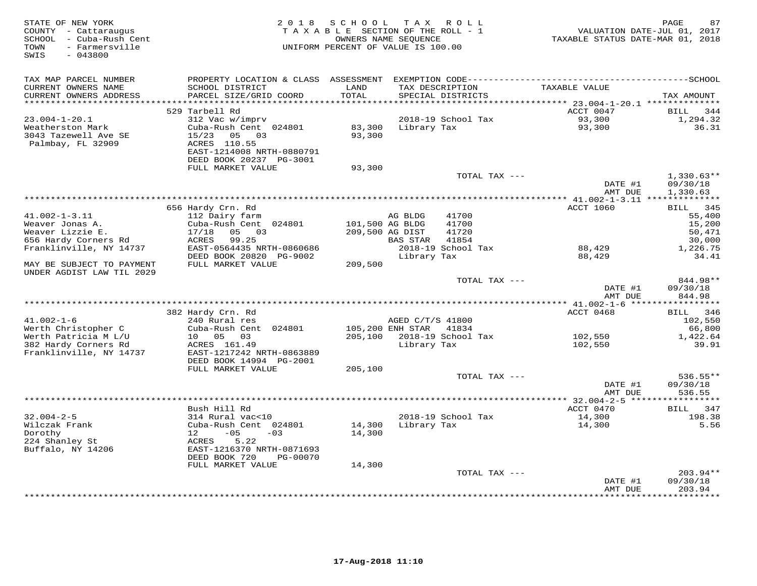STATE OF NEW YORK
COUNTY - Cattaraugus
SCHOOL - Cuba-Rush Cent
TOWN - Farmersville
SWIS - 043800

2 0 1 8 S C H O O L T A X R O L L
T A X A B L E SECTION OF THE ROLL - 1
OWNERS NAME SEQUENCE
UNIFORM PERCENT OF VALUE IS 100.00

VALUATION DATE-JUL 01, 2017
TAXABLE STATUS DATE-MAR 01, 2018

| TAX MAP PARCEL NUMBER / CURRENT OWNERS NAME / CURRENT OWNERS ADDRESS | PROPERTY LOCATION & CLASS / SCHOOL DISTRICT / PARCEL SIZE/GRID COORD | ASSESSMENT LAND / TOTAL | EXEMPTION CODE / TAX DESCRIPTION / SPECIAL DISTRICTS | TAXABLE VALUE | SCHOOL / TAX AMOUNT |
|---|---|---|---|---|---|
| | 529 Tarbell Rd | | | ACCT 0047 | BILL 344 |
| 23.004-1-20.1 | 312 Vac w/imprv | | | | |
| Weatherston Mark | Cuba-Rush Cent 024801 | 83,300 | 2018-19 School Tax | 93,300 | 1,294.32 |
| 3043 Tazewell Ave SE | 15/23 05 03 | 93,300 | Library Tax | 93,300 | 36.31 |
| Palmbay, FL 32909 | ACRES 110.55 | | | | |
| | EAST-1214008 NRTH-0880791 | | | | |
| | DEED BOOK 20237 PG-3001 | | | | |
| | FULL MARKET VALUE | 93,300 | | | |
| | | | TOTAL TAX --- | | 1,330.63** |
| | | | | DATE #1 | 09/30/18 |
| | | | | AMT DUE | 1,330.63 |
| | 656 Hardy Crn. Rd | | | ACCT 1060 | BILL 345 |
| 41.002-1-3.11 | 112 Dairy farm | | AG BLDG 41700 | | 55,400 |
| Weaver Jonas A. | Cuba-Rush Cent 024801 | 101,500 | AG BLDG 41700 | | 15,200 |
| Weaver Lizzie E. | 17/18 05 03 | 209,500 | AG DIST 41720 | | 50,471 |
| 656 Hardy Corners Rd | ACRES 99.25 | | BAS STAR 41854 | | 30,000 |
| Franklinville, NY 14737 | EAST-0564435 NRTH-0860686 | | 2018-19 School Tax | 88,429 | 1,226.75 |
| | DEED BOOK 20820 PG-9002 | | Library Tax | 88,429 | 34.41 |
| MAY BE SUBJECT TO PAYMENT | FULL MARKET VALUE | 209,500 | | | |
| UNDER AGDIST LAW TIL 2029 | | | | | |
| | | | TOTAL TAX --- | | 844.98** |
| | | | | DATE #1 | 09/30/18 |
| | | | | AMT DUE | 844.98 |
| | 382 Hardy Crn. Rd | | | ACCT 0468 | BILL 346 |
| 41.002-1-6 | 240 Rural res | | AGED C/T/S 41800 | | 102,550 |
| Werth Christopher C | Cuba-Rush Cent 024801 | 105,200 | ENH STAR 41834 | | 66,800 |
| Werth Patricia M L/U | 10 05 03 | 205,100 | 2018-19 School Tax | 102,550 | 1,422.64 |
| 382 Hardy Corners Rd | ACRES 161.49 | | Library Tax | 102,550 | 39.91 |
| Franklinville, NY 14737 | EAST-1217242 NRTH-0863889 | | | | |
| | DEED BOOK 14994 PG-2001 | | | | |
| | FULL MARKET VALUE | 205,100 | | | |
| | | | TOTAL TAX --- | | 536.55** |
| | | | | DATE #1 | 09/30/18 |
| | | | | AMT DUE | 536.55 |
| | Bush Hill Rd | | | ACCT 0470 | BILL 347 |
| 32.004-2-5 | 314 Rural vac<10 | | | | |
| Wilczak Frank | Cuba-Rush Cent 024801 | 14,300 | 2018-19 School Tax | 14,300 | 198.38 |
| Dorothy | 12 -05 -03 | 14,300 | Library Tax | 14,300 | 5.56 |
| 224 Shanley St | ACRES 5.22 | | | | |
| Buffalo, NY 14206 | EAST-1216370 NRTH-0871693 | | | | |
| | DEED BOOK 720 PG-00070 | | | | |
| | FULL MARKET VALUE | 14,300 | | | |
| | | | TOTAL TAX --- | | 203.94** |
| | | | | DATE #1 | 09/30/18 |
| | | | | AMT DUE | 203.94 |

17-Aug-2018 11:10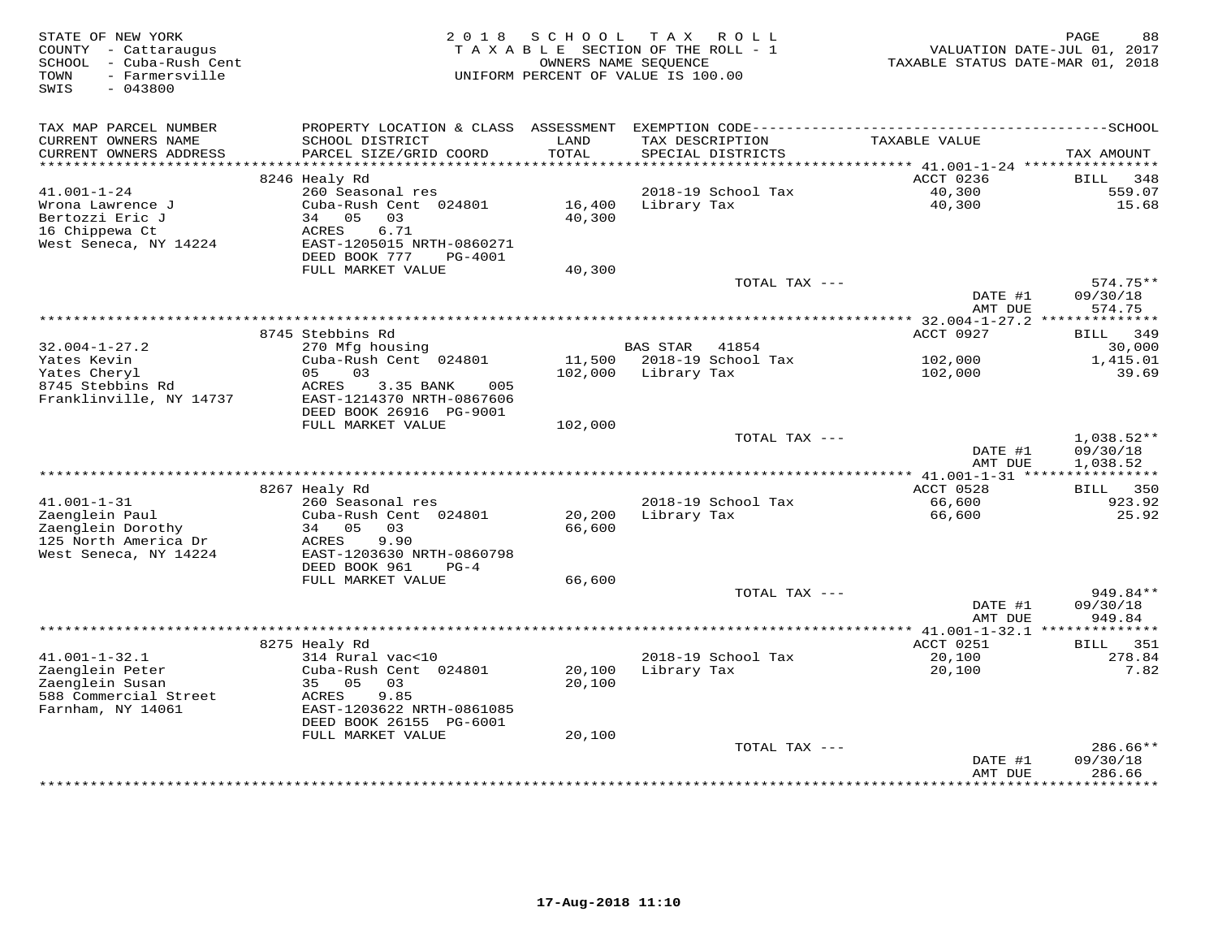STATE OF NEW YORK
COUNTY - Cattaraugus
SCHOOL - Cuba-Rush Cent
TOWN - Farmersville
SWIS - 043800

2018 SCHOOL TAX ROLL
TAXABLE SECTION OF THE ROLL - 1
OWNERS NAME SEQUENCE
UNIFORM PERCENT OF VALUE IS 100.00

VALUATION DATE-JUL 01, 2017
TAXABLE STATUS DATE-MAR 01, 2018

| TAX MAP PARCEL NUMBER / CURRENT OWNERS NAME / CURRENT OWNERS ADDRESS | PROPERTY LOCATION & CLASS / SCHOOL DISTRICT / PARCEL SIZE/GRID COORD | ASSESSMENT LAND / TOTAL | EXEMPTION CODE / TAX DESCRIPTION / SPECIAL DISTRICTS | TAXABLE VALUE | TAX AMOUNT |
|---|---|---|---|---|---|
| 41.001-1-24 | 8246 Healy Rd | | | ACCT 0236 | BILL 348 |
| Wrona Lawrence J | 260 Seasonal res | | 2018-19 School Tax | 40,300 | 559.07 |
| Bertozzi Eric J | Cuba-Rush Cent 024801 | 16,400 | Library Tax | 40,300 | 15.68 |
| 16 Chippewa Ct | 34 05 03 | 40,300 | | | |
| West Seneca, NY 14224 | ACRES 6.71 | | | | |
| | EAST-1205015 NRTH-0860271 | | | | |
| | DEED BOOK 777 PG-4001 | | | | |
| | FULL MARKET VALUE | 40,300 | | | |
| | | | TOTAL TAX --- | | 574.75** |
| | | | | DATE #1 | 09/30/18 |
| | | | | AMT DUE | 574.75 |
| 32.004-1-27.2 | 8745 Stebbins Rd | | | ACCT 0927 | BILL 349 |
| Yates Kevin | 270 Mfg housing | | BAS STAR 41854 | | 30,000 |
| Yates Cheryl | Cuba-Rush Cent 024801 | 11,500 | 2018-19 School Tax | 102,000 | 1,415.01 |
| 8745 Stebbins Rd | 05 03 | 102,000 | Library Tax | 102,000 | 39.69 |
| Franklinville, NY 14737 | ACRES 3.35 BANK 005 | | | | |
| | EAST-1214370 NRTH-0867606 | | | | |
| | DEED BOOK 26916 PG-9001 | | | | |
| | FULL MARKET VALUE | 102,000 | | | |
| | | | TOTAL TAX --- | | 1,038.52** |
| | | | | DATE #1 | 09/30/18 |
| | | | | AMT DUE | 1,038.52 |
| 41.001-1-31 | 8267 Healy Rd | | | ACCT 0528 | BILL 350 |
| Zaenglein Paul | 260 Seasonal res | | 2018-19 School Tax | 66,600 | 923.92 |
| Zaenglein Dorothy | Cuba-Rush Cent 024801 | 20,200 | Library Tax | 66,600 | 25.92 |
| 125 North America Dr | 34 05 03 | 66,600 | | | |
| West Seneca, NY 14224 | ACRES 9.90 | | | | |
| | EAST-1203630 NRTH-0860798 | | | | |
| | DEED BOOK 961 PG-4 | | | | |
| | FULL MARKET VALUE | 66,600 | | | |
| | | | TOTAL TAX --- | | 949.84** |
| | | | | DATE #1 | 09/30/18 |
| | | | | AMT DUE | 949.84 |
| 41.001-1-32.1 | 8275 Healy Rd | | | ACCT 0251 | BILL 351 |
| Zaenglein Peter | 314 Rural vac<10 | | 2018-19 School Tax | 20,100 | 278.84 |
| Zaenglein Susan | Cuba-Rush Cent 024801 | 20,100 | Library Tax | 20,100 | 7.82 |
| 588 Commercial Street | 35 05 03 | 20,100 | | | |
| Farnham, NY 14061 | ACRES 9.85 | | | | |
| | EAST-1203622 NRTH-0861085 | | | | |
| | DEED BOOK 26155 PG-6001 | | | | |
| | FULL MARKET VALUE | 20,100 | | | |
| | | | TOTAL TAX --- | | 286.66** |
| | | | | DATE #1 | 09/30/18 |
| | | | | AMT DUE | 286.66 |

17-Aug-2018 11:10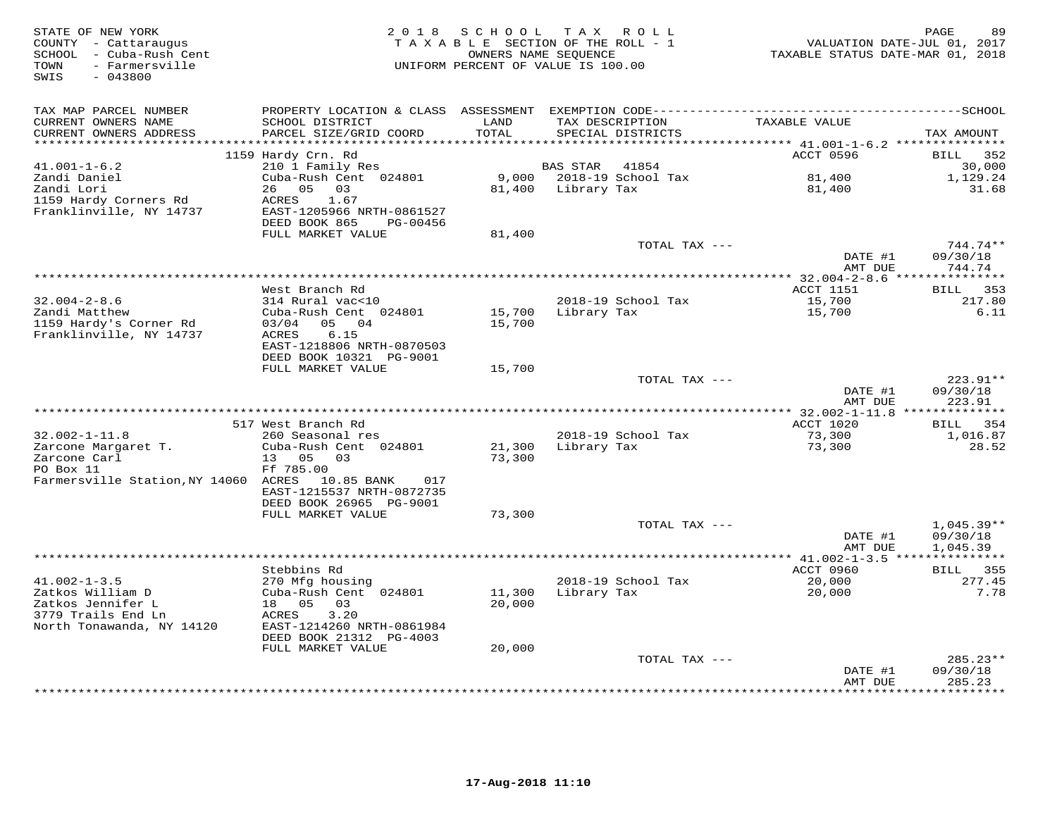STATE OF NEW YORK
COUNTY - Cattaraugus
SCHOOL - Cuba-Rush Cent
TOWN - Farmersville
SWIS - 043800

2018 SCHOOL TAX ROLL
TAXABLE SECTION OF THE ROLL - 1
OWNERS NAME SEQUENCE
UNIFORM PERCENT OF VALUE IS 100.00

VALUATION DATE-JUL 01, 2017
TAXABLE STATUS DATE-MAR 01, 2018

| TAX MAP PARCEL NUMBER / CURRENT OWNERS NAME / CURRENT OWNERS ADDRESS | PROPERTY LOCATION & CLASS / SCHOOL DISTRICT / PARCEL SIZE/GRID COORD | ASSESSMENT LAND / TOTAL | EXEMPTION CODE / TAX DESCRIPTION / SPECIAL DISTRICTS | TAXABLE VALUE | TAX AMOUNT |
|---|---|---|---|---|---|
| 41.001-1-6.2 | 1159 Hardy Crn. Rd | | | ACCT 0596 | BILL 352 |
| Zandi Daniel | 210 1 Family Res | | BAS STAR 41854 | | 30,000 |
| Zandi Lori | Cuba-Rush Cent 024801 | 9,000 | 2018-19 School Tax | 81,400 | 1,129.24 |
| 1159 Hardy Corners Rd | 26 05 03 | 81,400 | Library Tax | 81,400 | 31.68 |
| Franklinville, NY 14737 | ACRES 1.67 | | | | |
| | EAST-1205966 NRTH-0861527 | | | | |
| | DEED BOOK 865 PG-00456 | | | | |
| | FULL MARKET VALUE | 81,400 | | | |
| | | | TOTAL TAX --- | | 744.74** |
| | | | | DATE #1 | 09/30/18 |
| | | | | AMT DUE | 744.74 |
| 32.004-2-8.6 | West Branch Rd | | | ACCT 1151 | BILL 353 |
| Zandi Matthew | 314 Rural vac<10 | | 2018-19 School Tax | 15,700 | 217.80 |
| 1159 Hardy's Corner Rd | Cuba-Rush Cent 024801 | 15,700 | Library Tax | 15,700 | 6.11 |
| Franklinville, NY 14737 | 03/04 05 04 | 15,700 | | | |
| | ACRES 6.15 | | | | |
| | EAST-1218806 NRTH-0870503 | | | | |
| | DEED BOOK 10321 PG-9001 | | | | |
| | FULL MARKET VALUE | 15,700 | | | |
| | | | TOTAL TAX --- | | 223.91** |
| | | | | DATE #1 | 09/30/18 |
| | | | | AMT DUE | 223.91 |
| 32.002-1-11.8 | 517 West Branch Rd | | | ACCT 1020 | BILL 354 |
| Zarcone Margaret T. | 260 Seasonal res | | 2018-19 School Tax | 73,300 | 1,016.87 |
| Zarcone Carl | Cuba-Rush Cent 024801 | 21,300 | Library Tax | 73,300 | 28.52 |
| PO Box 11 | 13 05 03 | 73,300 | | | |
| Farmersville Station,NY 14060 | Ff 785.00 | | | | |
| | ACRES 10.85 BANK 017 | | | | |
| | EAST-1215537 NRTH-0872735 | | | | |
| | DEED BOOK 26965 PG-9001 | | | | |
| | FULL MARKET VALUE | 73,300 | | | |
| | | | TOTAL TAX --- | | 1,045.39** |
| | | | | DATE #1 | 09/30/18 |
| | | | | AMT DUE | 1,045.39 |
| 41.002-1-3.5 | Stebbins Rd | | | ACCT 0960 | BILL 355 |
| Zatkos William D | 270 Mfg housing | | 2018-19 School Tax | 20,000 | 277.45 |
| Zatkos Jennifer L | Cuba-Rush Cent 024801 | 11,300 | Library Tax | 20,000 | 7.78 |
| 3779 Trails End Ln | 18 05 03 | 20,000 | | | |
| North Tonawanda, NY 14120 | ACRES 3.20 | | | | |
| | EAST-1214260 NRTH-0861984 | | | | |
| | DEED BOOK 21312 PG-4003 | | | | |
| | FULL MARKET VALUE | 20,000 | | | |
| | | | TOTAL TAX --- | | 285.23** |
| | | | | DATE #1 | 09/30/18 |
| | | | | AMT DUE | 285.23 |

17-Aug-2018 11:10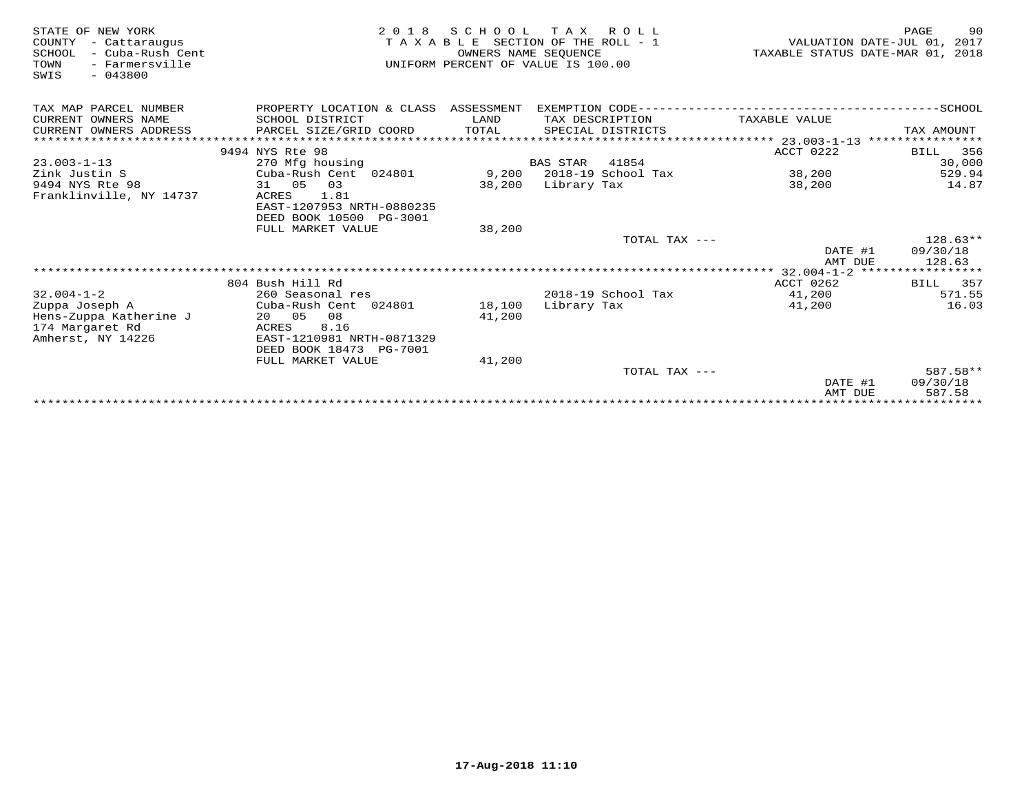STATE OF NEW YORK
COUNTY - Cattaraugus
SCHOOL - Cuba-Rush Cent
TOWN - Farmersville
SWIS - 043800

2018 SCHOOL TAX ROLL
TAXABLE SECTION OF THE ROLL - 1
OWNERS NAME SEQUENCE
UNIFORM PERCENT OF VALUE IS 100.00

VALUATION DATE-JUL 01, 2017
TAXABLE STATUS DATE-MAR 01, 2018

| TAX MAP PARCEL NUMBER / CURRENT OWNERS NAME / CURRENT OWNERS ADDRESS | PROPERTY LOCATION & CLASS / SCHOOL DISTRICT / PARCEL SIZE/GRID COORD | ASSESSMENT LAND / TOTAL | EXEMPTION CODE / TAX DESCRIPTION / SPECIAL DISTRICTS | TAXABLE VALUE | TAX AMOUNT |
|---|---|---|---|---|---|
| | 9494 NYS Rte 98 | | | ACCT 0222 | BILL 356 |
| 23.003-1-13 | 270 Mfg housing | | BAS STAR 41854 | | 30,000 |
| Zink Justin S | Cuba-Rush Cent 024801 | 9,200 | 2018-19 School Tax | 38,200 | 529.94 |
| 9494 NYS Rte 98 | 31 05 03 | 38,200 | Library Tax | 38,200 | 14.87 |
| Franklinville, NY 14737 | ACRES 1.81 | | | | |
| | EAST-1207953 NRTH-0880235 | | | | |
| | DEED BOOK 10500 PG-3001 | | | | |
| | FULL MARKET VALUE | 38,200 | | | |
| | | | TOTAL TAX --- | | 128.63** |
| | | | | DATE #1 | 09/30/18 |
| | | | | AMT DUE | 128.63 |
| | 804 Bush Hill Rd | | | ACCT 0262 | BILL 357 |
| 32.004-1-2 | 260 Seasonal res | | 2018-19 School Tax | 41,200 | 571.55 |
| Zuppa Joseph A | Cuba-Rush Cent 024801 | 18,100 | Library Tax | 41,200 | 16.03 |
| Hens-Zuppa Katherine J | 20 05 08 | 41,200 | | | |
| 174 Margaret Rd | ACRES 8.16 | | | | |
| Amherst, NY 14226 | EAST-1210981 NRTH-0871329 | | | | |
| | DEED BOOK 18473 PG-7001 | | | | |
| | FULL MARKET VALUE | 41,200 | | | |
| | | | TOTAL TAX --- | | 587.58** |
| | | | | DATE #1 | 09/30/18 |
| | | | | AMT DUE | 587.58 |

17-Aug-2018 11:10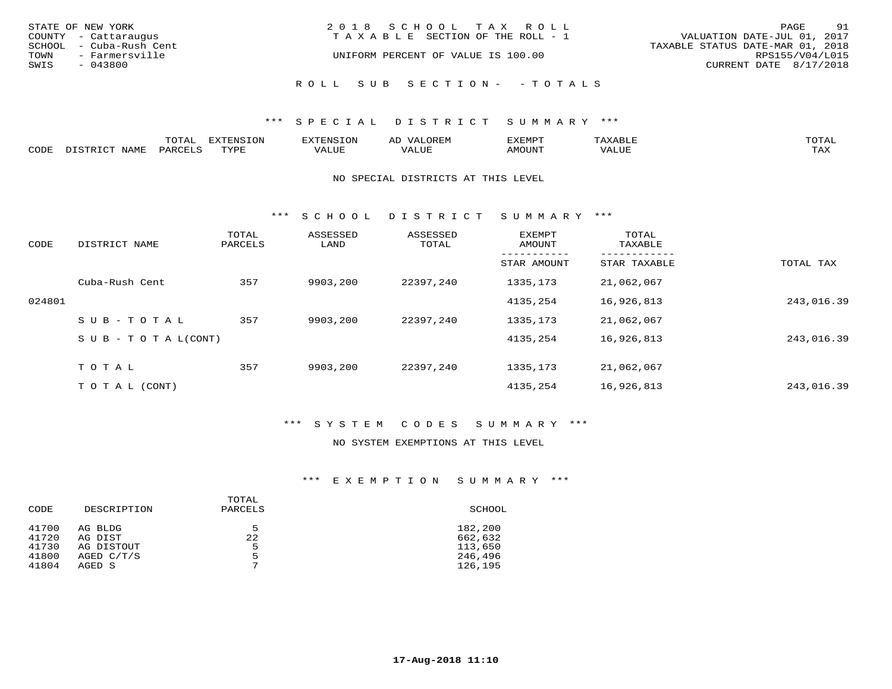STATE OF NEW YORK
COUNTY - Cattaraugus
SCHOOL - Cuba-Rush Cent
TOWN - Farmersville
SWIS - 043800

2 0 1 8 S C H O O L T A X R O L L
T A X A B L E SECTION OF THE ROLL - 1
UNIFORM PERCENT OF VALUE IS 100.00

VALUATION DATE-JUL 01, 2017
TAXABLE STATUS DATE-MAR 01, 2018
RPS155/V04/L015
CURRENT DATE 8/17/2018

R O L L S U B S E C T I O N - - T O T A L S

\*\*\* S P E C I A L D I S T R I C T S U M M A R Y \*\*\*

| CODE | DISTRICT NAME | TOTAL PARCELS | EXTENSION TYPE | EXTENSION VALUE | AD VALOREM VALUE | EXEMPT AMOUNT | TAXABLE VALUE | TOTAL TAX |
|---|---|---|---|---|---|---|---|---|

NO SPECIAL DISTRICTS AT THIS LEVEL

\*\*\* S C H O O L D I S T R I C T S U M M A R Y \*\*\*

| CODE | DISTRICT NAME | TOTAL PARCELS | ASSESSED LAND | ASSESSED TOTAL | EXEMPT AMOUNT / STAR AMOUNT | TOTAL TAXABLE / STAR TAXABLE | TOTAL TAX |
|---|---|---|---|---|---|---|---|
| | Cuba-Rush Cent | 357 | 9903,200 | 22397,240 | 1335,173 | 21,062,067 | |
| 024801 | | | | | 4135,254 | 16,926,813 | 243,016.39 |
| | S U B - T O T A L | 357 | 9903,200 | 22397,240 | 1335,173 | 21,062,067 | |
| | S U B - T O T A L(CONT) | | | | 4135,254 | 16,926,813 | 243,016.39 |
| | T O T A L | 357 | 9903,200 | 22397,240 | 1335,173 | 21,062,067 | |
| | T O T A L (CONT) | | | | 4135,254 | 16,926,813 | 243,016.39 |

\*\*\* S Y S T E M C O D E S S U M M A R Y \*\*\*

NO SYSTEM EXEMPTIONS AT THIS LEVEL

\*\*\* E X E M P T I O N S U M M A R Y \*\*\*

| CODE | DESCRIPTION | TOTAL PARCELS | SCHOOL |
|---|---|---|---|
| 41700 | AG BLDG | 5 | 182,200 |
| 41720 | AG DIST | 22 | 662,632 |
| 41730 | AG DISTOUT | 5 | 113,650 |
| 41800 | AGED C/T/S | 5 | 246,496 |
| 41804 | AGED S | 7 | 126,195 |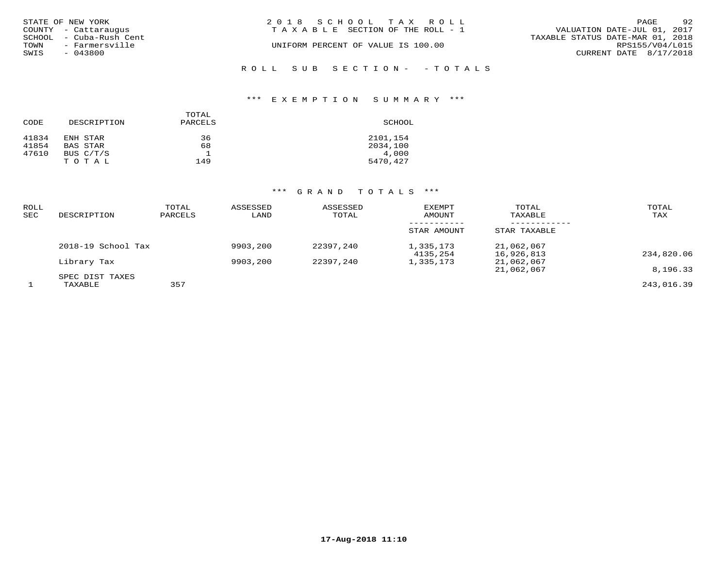STATE OF NEW YORK
COUNTY - Cattaraugus
SCHOOL - Cuba-Rush Cent
TOWN - Farmersville
SWIS - 043800

2 0 1 8 S C H O O L T A X R O L L
T A X A B L E SECTION OF THE ROLL - 1

UNIFORM PERCENT OF VALUE IS 100.00

VALUATION DATE-JUL 01, 2017
TAXABLE STATUS DATE-MAR 01, 2018
RPS155/V04/L015
CURRENT DATE 8/17/2018

R O L L S U B S E C T I O N - - T O T A L S

### *** E X E M P T I O N S U M M A R Y ***

| CODE | DESCRIPTION | TOTAL PARCELS | SCHOOL |
|---|---|---|---|
| 41834 | ENH STAR | 36 | 2101,154 |
| 41854 | BAS STAR | 68 | 2034,100 |
| 47610 | BUS C/T/S | 1 | 4,000 |
| | T O T A L | 149 | 5470,427 |

### *** G R A N D T O T A L S ***

| ROLL SEC | DESCRIPTION | TOTAL PARCELS | ASSESSED LAND | ASSESSED TOTAL | EXEMPT AMOUNT / STAR AMOUNT | TOTAL TAXABLE / STAR TAXABLE | TOTAL TAX |
|---|---|---|---|---|---|---|---|
| | 2018-19 School Tax | | 9903,200 | 22397,240 | 1,335,173 | 21,062,067 | |
| | | | | | 4135,254 | 16,926,813 | 234,820.06 |
| | Library Tax | | 9903,200 | 22397,240 | 1,335,173 | 21,062,067 | |
| | | | | | | 21,062,067 | 8,196.33 |
| | SPEC DIST TAXES | | | | | | |
| 1 | TAXABLE | 357 | | | | | 243,016.39 |

17-Aug-2018 11:10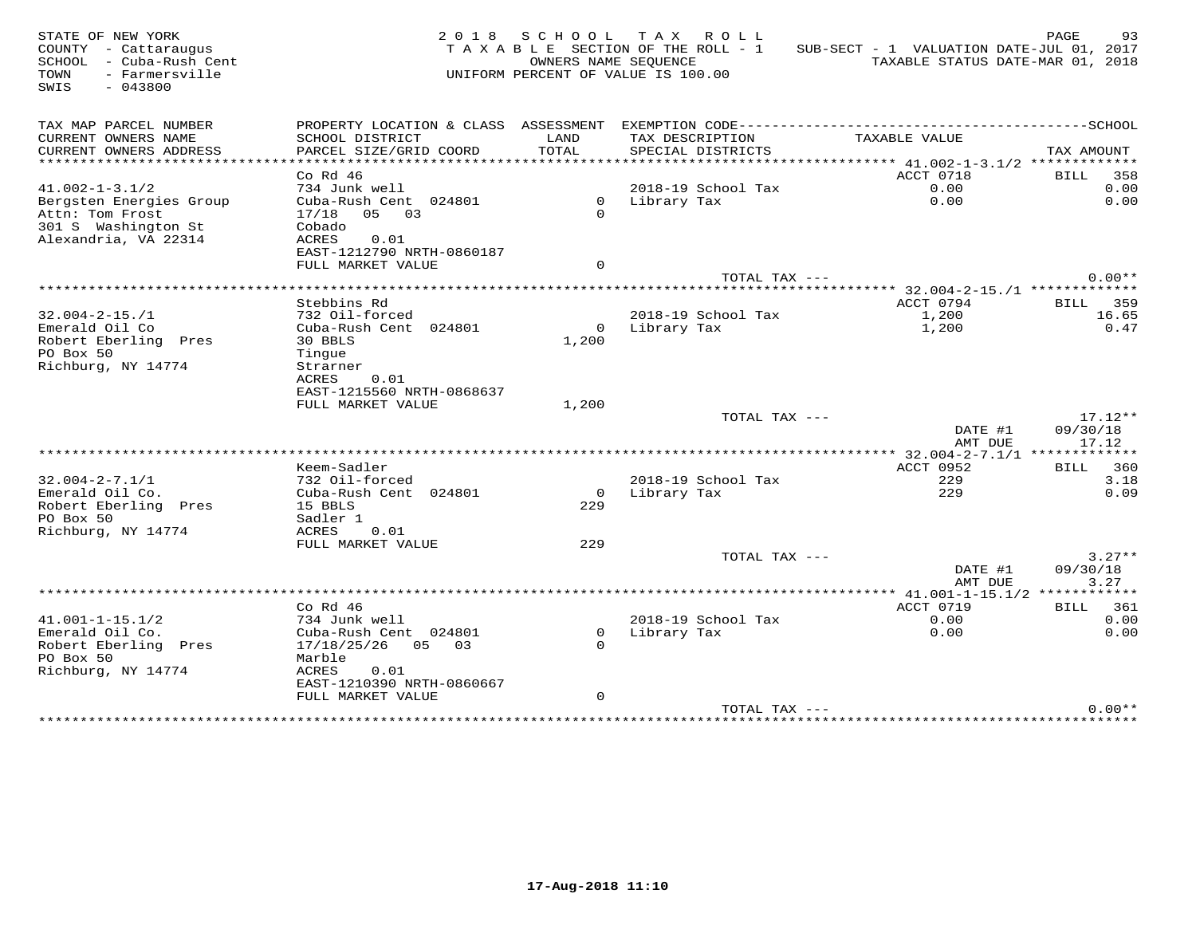STATE OF NEW YORK
COUNTY - Cattaraugus
SCHOOL - Cuba-Rush Cent
TOWN - Farmersville
SWIS - 043800

2018 SCHOOL TAX ROLL
TAXABLE SECTION OF THE ROLL - 1
OWNERS NAME SEQUENCE
UNIFORM PERCENT OF VALUE IS 100.00

SUB-SECT - 1 VALUATION DATE-JUL 01, 2017
TAXABLE STATUS DATE-MAR 01, 2018

| TAX MAP PARCEL NUMBER / CURRENT OWNERS NAME / CURRENT OWNERS ADDRESS | PROPERTY LOCATION & CLASS / SCHOOL DISTRICT / PARCEL SIZE/GRID COORD | ASSESSMENT LAND | ASSESSMENT TOTAL | EXEMPTION CODE / TAX DESCRIPTION / SPECIAL DISTRICTS | TAXABLE VALUE | TAX AMOUNT |
|---|---|---|---|---|---|---|
| 41.002-1-3.1/2 | Co Rd 46 | | | | ACCT 0718 | BILL 358 |
| Bergsten Energies Group | 734 Junk well | | | 2018-19 School Tax | 0.00 | 0.00 |
| Attn: Tom Frost | Cuba-Rush Cent 024801 | 0 | | Library Tax | 0.00 | 0.00 |
| 301 S Washington St | 17/18 05 03 | | 0 | | | |
| Alexandria, VA 22314 | Cobado | | | | | |
| | ACRES 0.01 | | | | | |
| | EAST-1212790 NRTH-0860187 | | | | | |
| | FULL MARKET VALUE | | 0 | | | |
| | | | | TOTAL TAX --- | | 0.00** |
| 32.004-2-15./1 | Stebbins Rd | | | | ACCT 0794 | BILL 359 |
| Emerald Oil Co | 732 Oil-forced | | | 2018-19 School Tax | 1,200 | 16.65 |
| Robert Eberling Pres | Cuba-Rush Cent 024801 | 0 | | Library Tax | 1,200 | 0.47 |
| PO Box 50 | 30 BBLS | | 1,200 | | | |
| Richburg, NY 14774 | Tingue | | | | | |
| | Strarner | | | | | |
| | ACRES 0.01 | | | | | |
| | EAST-1215560 NRTH-0868637 | | | | | |
| | FULL MARKET VALUE | | 1,200 | | | |
| | | | | TOTAL TAX --- | | 17.12** |
| | | | | | DATE #1 | 09/30/18 |
| | | | | | AMT DUE | 17.12 |
| 32.004-2-7.1/1 | Keem-Sadler | | | | ACCT 0952 | BILL 360 |
| Emerald Oil Co. | 732 Oil-forced | | | 2018-19 School Tax | 229 | 3.18 |
| Robert Eberling Pres | Cuba-Rush Cent 024801 | 0 | | Library Tax | 229 | 0.09 |
| PO Box 50 | 15 BBLS | | 229 | | | |
| Richburg, NY 14774 | Sadler 1 | | | | | |
| | ACRES 0.01 | | | | | |
| | FULL MARKET VALUE | | 229 | | | |
| | | | | TOTAL TAX --- | | 3.27** |
| | | | | | DATE #1 | 09/30/18 |
| | | | | | AMT DUE | 3.27 |
| 41.001-1-15.1/2 | Co Rd 46 | | | | ACCT 0719 | BILL 361 |
| Emerald Oil Co. | 734 Junk well | | | 2018-19 School Tax | 0.00 | 0.00 |
| Robert Eberling Pres | Cuba-Rush Cent 024801 | 0 | | Library Tax | 0.00 | 0.00 |
| PO Box 50 | 17/18/25/26 05 03 | | 0 | | | |
| Richburg, NY 14774 | Marble | | | | | |
| | ACRES 0.01 | | | | | |
| | EAST-1210390 NRTH-0860667 | | | | | |
| | FULL MARKET VALUE | | 0 | | | |
| | | | | TOTAL TAX --- | | 0.00** |

17-Aug-2018 11:10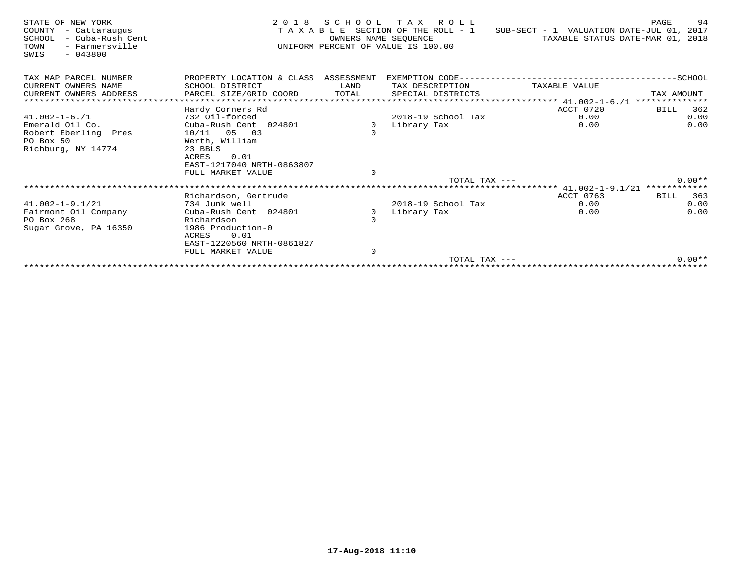STATE OF NEW YORK
COUNTY - Cattaraugus
SCHOOL - Cuba-Rush Cent
TOWN - Farmersville
SWIS - 043800

# 2018 SCHOOL TAX ROLL

TAXABLE SECTION OF THE ROLL - 1
OWNERS NAME SEQUENCE
UNIFORM PERCENT OF VALUE IS 100.00

SUB-SECT - 1 VALUATION DATE-JUL 01, 2017
TAXABLE STATUS DATE-MAR 01, 2018

| TAX MAP PARCEL NUMBER / CURRENT OWNERS NAME / CURRENT OWNERS ADDRESS | PROPERTY LOCATION & CLASS / SCHOOL DISTRICT / PARCEL SIZE/GRID COORD | ASSESSMENT LAND / TOTAL | EXEMPTION CODE / TAX DESCRIPTION / SPECIAL DISTRICTS | TAXABLE VALUE | SCHOOL TAX AMOUNT |
|---|---|---|---|---|---|
| 41.002-1-6./1 | Hardy Corners Rd | | | ACCT 0720 | BILL 362 |
| 41.002-1-6./1 | 732 Oil-forced | | 2018-19 School Tax | 0.00 | 0.00 |
| Emerald Oil Co. | Cuba-Rush Cent 024801 | 0 | Library Tax | 0.00 | 0.00 |
| Robert Eberling Pres | 10/11 05 03 | 0 | | | |
| PO Box 50 | Werth, William | | | | |
| Richburg, NY 14774 | 23 BBLS | | | | |
| | ACRES 0.01 | | | | |
| | EAST-1217040 NRTH-0863807 | | | | |
| | FULL MARKET VALUE | 0 | | | |
| | | | TOTAL TAX --- | | 0.00** |
| 41.002-1-9.1/21 | Richardson, Gertrude | | | ACCT 0763 | BILL 363 |
| 41.002-1-9.1/21 | 734 Junk well | | 2018-19 School Tax | 0.00 | 0.00 |
| Fairmont Oil Company | Cuba-Rush Cent 024801 | 0 | Library Tax | 0.00 | 0.00 |
| PO Box 268 | Richardson | 0 | | | |
| Sugar Grove, PA 16350 | 1986 Production-0 | | | | |
| | ACRES 0.01 | | | | |
| | EAST-1220560 NRTH-0861827 | | | | |
| | FULL MARKET VALUE | 0 | | | |
| | | | TOTAL TAX --- | | 0.00** |

17-Aug-2018 11:10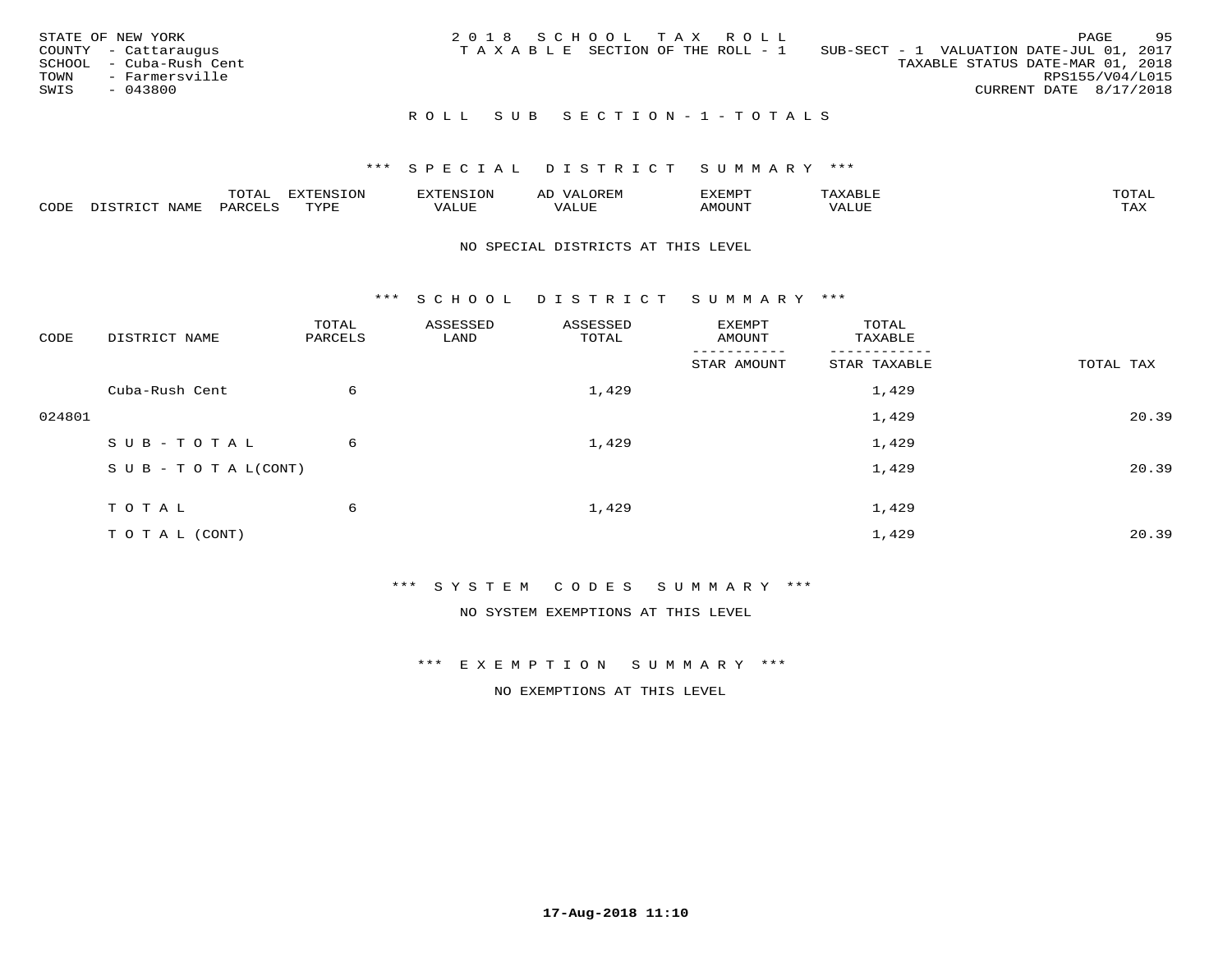STATE OF NEW YORK
COUNTY - Cattaraugus
SCHOOL - Cuba-Rush Cent
TOWN - Farmersville
SWIS - 043800

2018 SCHOOL TAX ROLL
TAXABLE SECTION OF THE ROLL - 1

SUB-SECT - 1 VALUATION DATE-JUL 01, 2017
TAXABLE STATUS DATE-MAR 01, 2018
RPS155/V04/L015
CURRENT DATE 8/17/2018

ROLL SUB SECTION-1-TOTALS

*** SPECIAL DISTRICT SUMMARY ***

| CODE | DISTRICT NAME | TOTAL PARCELS | EXTENSION TYPE | EXTENSION VALUE | AD VALOREM VALUE | EXEMPT AMOUNT | TAXABLE VALUE | TOTAL TAX |
|---|---|---|---|---|---|---|---|---|

NO SPECIAL DISTRICTS AT THIS LEVEL

*** SCHOOL DISTRICT SUMMARY ***

| CODE | DISTRICT NAME | TOTAL PARCELS | ASSESSED LAND | ASSESSED TOTAL | EXEMPT AMOUNT / STAR AMOUNT | TOTAL TAXABLE / STAR TAXABLE | TOTAL TAX |
|---|---|---|---|---|---|---|---|
| | Cuba-Rush Cent | 6 | | 1,429 | | 1,429 | |
| 024801 | | | | | | 1,429 | 20.39 |
| | SUB-TOTAL | 6 | | 1,429 | | 1,429 | |
| | SUB-TOTAL(CONT) | | | | | 1,429 | 20.39 |
| | TOTAL | 6 | | 1,429 | | 1,429 | |
| | TOTAL (CONT) | | | | | 1,429 | 20.39 |

*** SYSTEM CODES SUMMARY ***

NO SYSTEM EXEMPTIONS AT THIS LEVEL

*** EXEMPTION SUMMARY ***

NO EXEMPTIONS AT THIS LEVEL

17-Aug-2018 11:10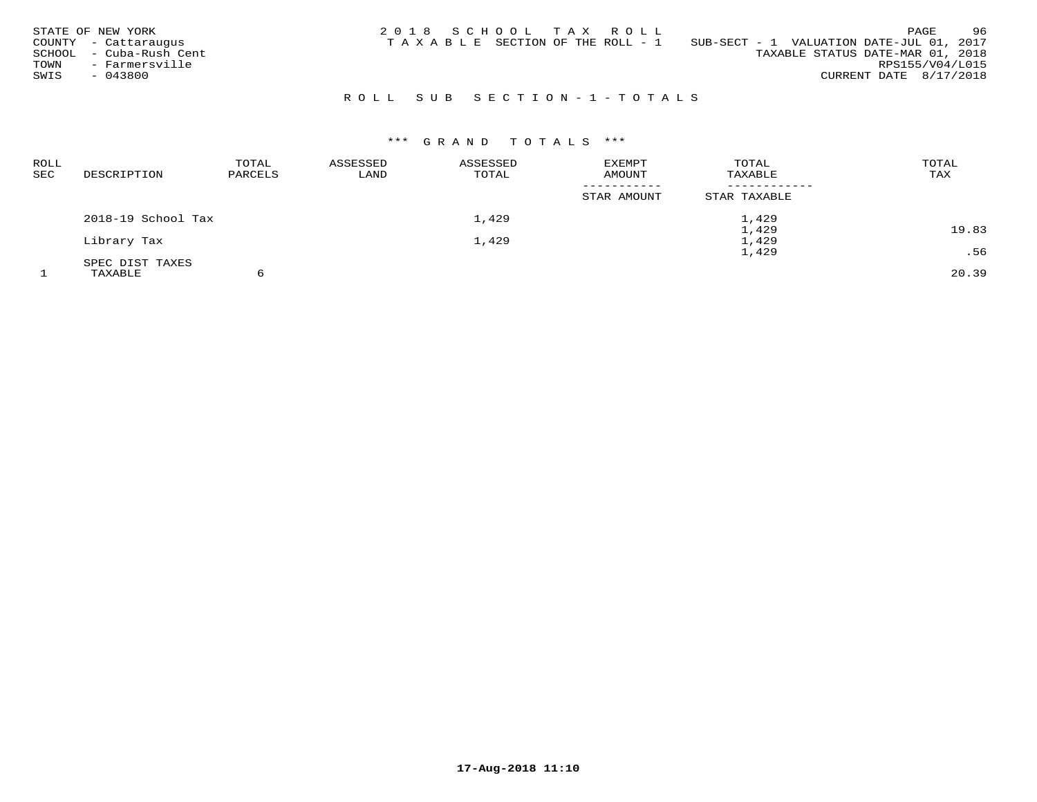STATE OF NEW YORK
COUNTY - Cattaraugus
SCHOOL - Cuba-Rush Cent
TOWN - Farmersville
SWIS - 043800

2018 SCHOOL TAX ROLL
TAXABLE SECTION OF THE ROLL - 1

SUB-SECT - 1 VALUATION DATE-JUL 01, 2017
TAXABLE STATUS DATE-MAR 01, 2018
RPS155/V04/L015
CURRENT DATE 8/17/2018

## ROLL SUB SECTION-1-TOTALS

### *** GRAND TOTALS ***

| ROLL SEC | DESCRIPTION | TOTAL PARCELS | ASSESSED LAND | ASSESSED TOTAL | EXEMPT AMOUNT / STAR AMOUNT | TOTAL TAXABLE / STAR TAXABLE | TOTAL TAX |
|---|---|---|---|---|---|---|---|
| | 2018-19 School Tax | | | 1,429 | | 1,429 | |
| | | | | | | 1,429 | 19.83 |
| | Library Tax | | | 1,429 | | 1,429 | |
| | | | | | | 1,429 | .56 |
| | SPEC DIST TAXES | | | | | | |
| 1 | TAXABLE | 6 | | | | | 20.39 |

17-Aug-2018 11:10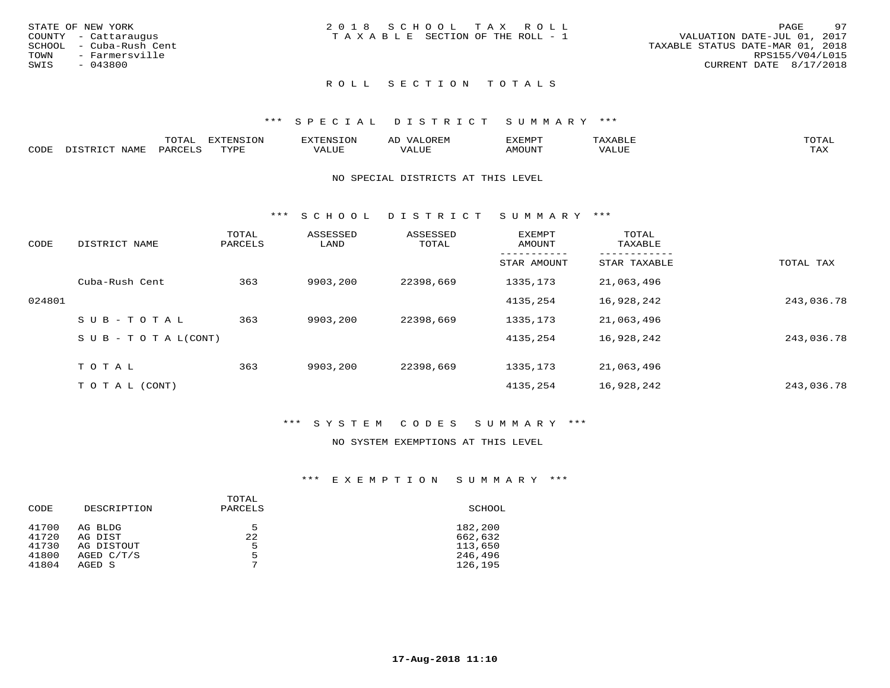STATE OF NEW YORK
COUNTY - Cattaraugus
SCHOOL - Cuba-Rush Cent
TOWN - Farmersville
SWIS - 043800

2018 SCHOOL TAX ROLL
TAXABLE SECTION OF THE ROLL - 1

VALUATION DATE-JUL 01, 2017
TAXABLE STATUS DATE-MAR 01, 2018
RPS155/V04/L015
CURRENT DATE 8/17/2018

## ROLL SECTION TOTALS

### *** SPECIAL DISTRICT SUMMARY ***

| CODE | DISTRICT NAME | TOTAL PARCELS | EXTENSION TYPE | EXTENSION VALUE | AD VALOREM VALUE | EXEMPT AMOUNT | TAXABLE VALUE | TOTAL TAX |
|---|---|---|---|---|---|---|---|---|

NO SPECIAL DISTRICTS AT THIS LEVEL

### *** SCHOOL DISTRICT SUMMARY ***

| CODE | DISTRICT NAME | TOTAL PARCELS | ASSESSED LAND | ASSESSED TOTAL | EXEMPT AMOUNT / STAR AMOUNT | TOTAL TAXABLE / STAR TAXABLE | TOTAL TAX |
|---|---|---|---|---|---|---|---|
| | Cuba-Rush Cent | 363 | 9903,200 | 22398,669 | 1335,173 | 21,063,496 | |
| 024801 | | | | | 4135,254 | 16,928,242 | 243,036.78 |
| | SUB-TOTAL | 363 | 9903,200 | 22398,669 | 1335,173 | 21,063,496 | |
| | SUB-TOTAL(CONT) | | | | 4135,254 | 16,928,242 | 243,036.78 |
| | TOTAL | 363 | 9903,200 | 22398,669 | 1335,173 | 21,063,496 | |
| | TOTAL (CONT) | | | | 4135,254 | 16,928,242 | 243,036.78 |

### *** SYSTEM CODES SUMMARY ***

NO SYSTEM EXEMPTIONS AT THIS LEVEL

### *** EXEMPTION SUMMARY ***

| CODE | DESCRIPTION | TOTAL PARCELS | SCHOOL |
|---|---|---|---|
| 41700 | AG BLDG | 5 | 182,200 |
| 41720 | AG DIST | 22 | 662,632 |
| 41730 | AG DISTOUT | 5 | 113,650 |
| 41800 | AGED C/T/S | 5 | 246,496 |
| 41804 | AGED S | 7 | 126,195 |

17-Aug-2018 11:10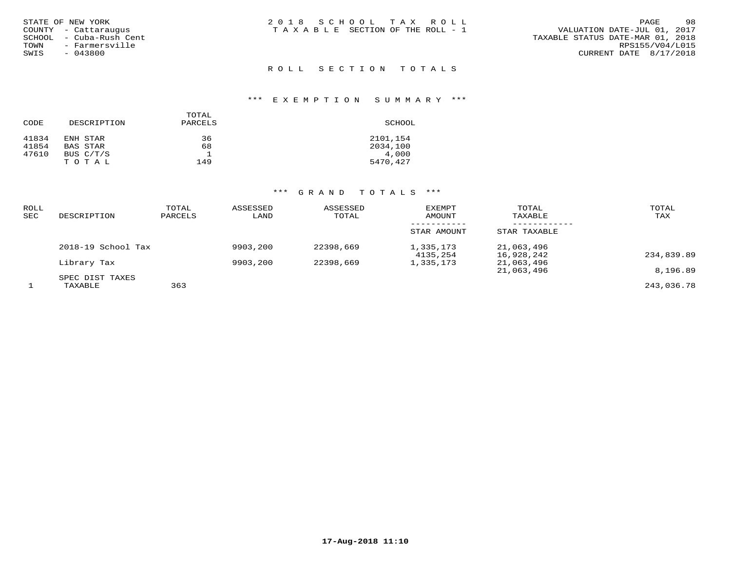STATE OF NEW YORK
COUNTY - Cattaraugus
SCHOOL - Cuba-Rush Cent
TOWN - Farmersville
SWIS - 043800

2 0 1 8 S C H O O L T A X R O L L
T A X A B L E SECTION OF THE ROLL - 1

VALUATION DATE-JUL 01, 2017
TAXABLE STATUS DATE-MAR 01, 2018
RPS155/V04/L015
CURRENT DATE 8/17/2018

## R O L L S E C T I O N T O T A L S

### *** E X E M P T I O N S U M M A R Y ***

| CODE | DESCRIPTION | TOTAL PARCELS | SCHOOL |
|---|---|---|---|
| 41834 | ENH STAR | 36 | 2101,154 |
| 41854 | BAS STAR | 68 | 2034,100 |
| 47610 | BUS C/T/S | 1 | 4,000 |
| | T O T A L | 149 | 5470,427 |

### *** G R A N D T O T A L S ***

| ROLL SEC | DESCRIPTION | TOTAL PARCELS | ASSESSED LAND | ASSESSED TOTAL | EXEMPT AMOUNT / STAR AMOUNT | TOTAL TAXABLE / STAR TAXABLE | TOTAL TAX |
|---|---|---|---|---|---|---|---|
| | 2018-19 School Tax | | 9903,200 | 22398,669 | 1,335,173 | 21,063,496 | |
| | | | | | 4135,254 | 16,928,242 | 234,839.89 |
| | Library Tax | | 9903,200 | 22398,669 | 1,335,173 | 21,063,496 | |
| | | | | | | 21,063,496 | 8,196.89 |
| | SPEC DIST TAXES | | | | | | |
| 1 | TAXABLE | 363 | | | | | 243,036.78 |

17-Aug-2018 11:10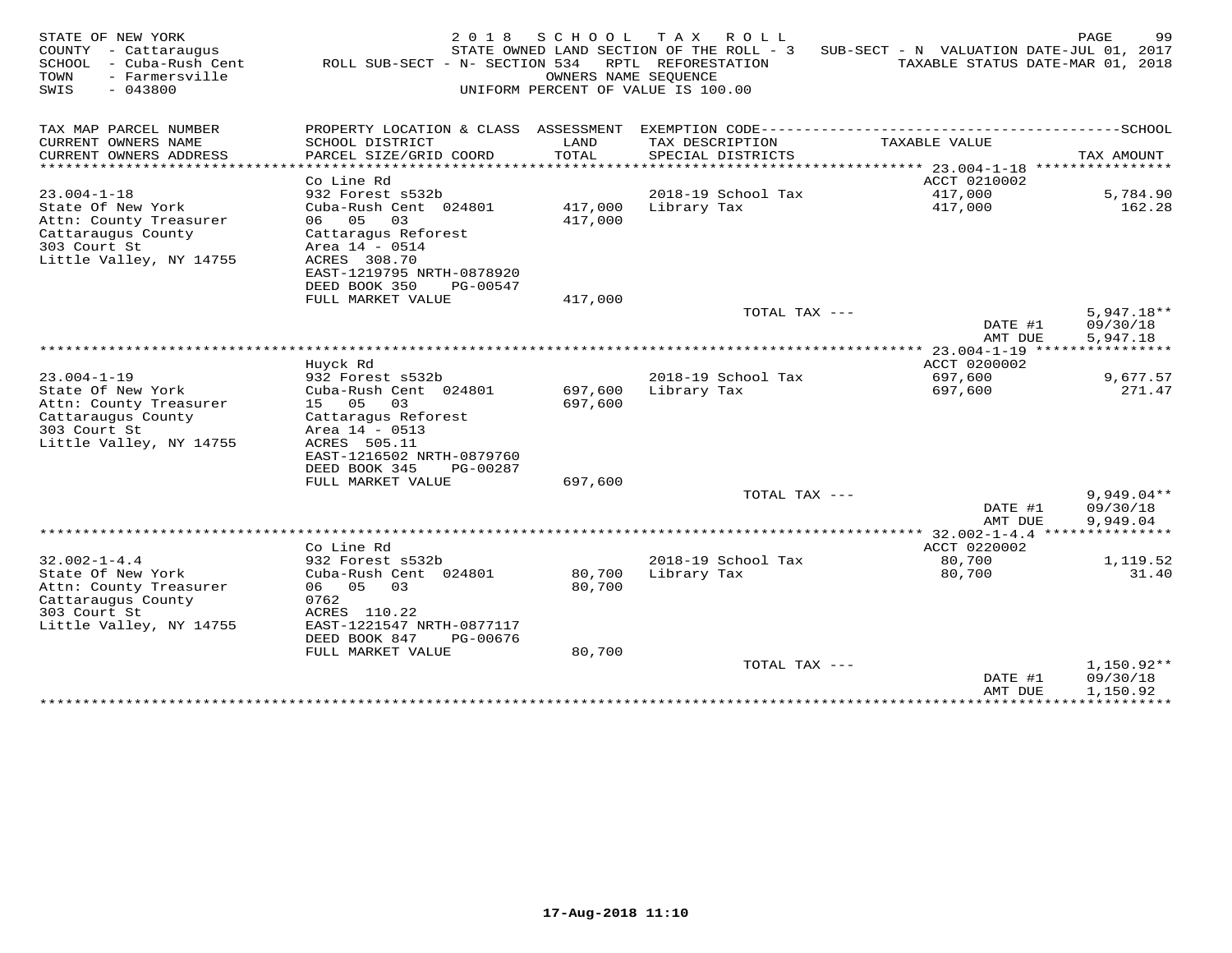STATE OF NEW YORK
COUNTY - Cattaraugus
SCHOOL - Cuba-Rush Cent
TOWN - Farmersville
SWIS - 043800

2 0 1 8 S C H O O L T A X R O L L
STATE OWNED LAND SECTION OF THE ROLL - 3 SUB-SECT - N VALUATION DATE-JUL 01, 2017
ROLL SUB-SECT - N- SECTION 534 RPTL REFORESTATION TAXABLE STATUS DATE-MAR 01, 2018
OWNERS NAME SEQUENCE
UNIFORM PERCENT OF VALUE IS 100.00

| TAX MAP PARCEL NUMBER / CURRENT OWNERS NAME / CURRENT OWNERS ADDRESS | PROPERTY LOCATION & CLASS / SCHOOL DISTRICT / PARCEL SIZE/GRID COORD | ASSESSMENT LAND / TOTAL | EXEMPTION CODE / TAX DESCRIPTION / SPECIAL DISTRICTS | TAXABLE VALUE | TAX AMOUNT |
|---|---|---|---|---|---|
| | Co Line Rd | | | ACCT 0210002 | |
| 23.004-1-18 | 932 Forest s532b | | 2018-19 School Tax | 417,000 | 5,784.90 |
| State Of New York | Cuba-Rush Cent 024801 | 417,000 | Library Tax | 417,000 | 162.28 |
| Attn: County Treasurer | 06 05 03 | 417,000 | | | |
| Cattaraugus County | Cattaragus Reforest | | | | |
| 303 Court St | Area 14 - 0514 | | | | |
| Little Valley, NY 14755 | ACRES 308.70 | | | | |
| | EAST-1219795 NRTH-0878920 | | | | |
| | DEED BOOK 350 PG-00547 | | | | |
| | FULL MARKET VALUE | 417,000 | | | |
| | | | TOTAL TAX --- | | 5,947.18** |
| | | | | DATE #1 | 09/30/18 |
| | | | | AMT DUE | 5,947.18 |
| | Huyck Rd | | | ACCT 0200002 | |
| 23.004-1-19 | 932 Forest s532b | | 2018-19 School Tax | 697,600 | 9,677.57 |
| State Of New York | Cuba-Rush Cent 024801 | 697,600 | Library Tax | 697,600 | 271.47 |
| Attn: County Treasurer | 15 05 03 | 697,600 | | | |
| Cattaraugus County | Cattaragus Reforest | | | | |
| 303 Court St | Area 14 - 0513 | | | | |
| Little Valley, NY 14755 | ACRES 505.11 | | | | |
| | EAST-1216502 NRTH-0879760 | | | | |
| | DEED BOOK 345 PG-00287 | | | | |
| | FULL MARKET VALUE | 697,600 | | | |
| | | | TOTAL TAX --- | | 9,949.04** |
| | | | | DATE #1 | 09/30/18 |
| | | | | AMT DUE | 9,949.04 |
| | Co Line Rd | | | ACCT 0220002 | |
| 32.002-1-4.4 | 932 Forest s532b | | 2018-19 School Tax | 80,700 | 1,119.52 |
| State Of New York | Cuba-Rush Cent 024801 | 80,700 | Library Tax | 80,700 | 31.40 |
| Attn: County Treasurer | 06 05 03 | 80,700 | | | |
| Cattaraugus County | 0762 | | | | |
| 303 Court St | ACRES 110.22 | | | | |
| Little Valley, NY 14755 | EAST-1221547 NRTH-0877117 | | | | |
| | DEED BOOK 847 PG-00676 | | | | |
| | FULL MARKET VALUE | 80,700 | | | |
| | | | TOTAL TAX --- | | 1,150.92** |
| | | | | DATE #1 | 09/30/18 |
| | | | | AMT DUE | 1,150.92 |

17-Aug-2018 11:10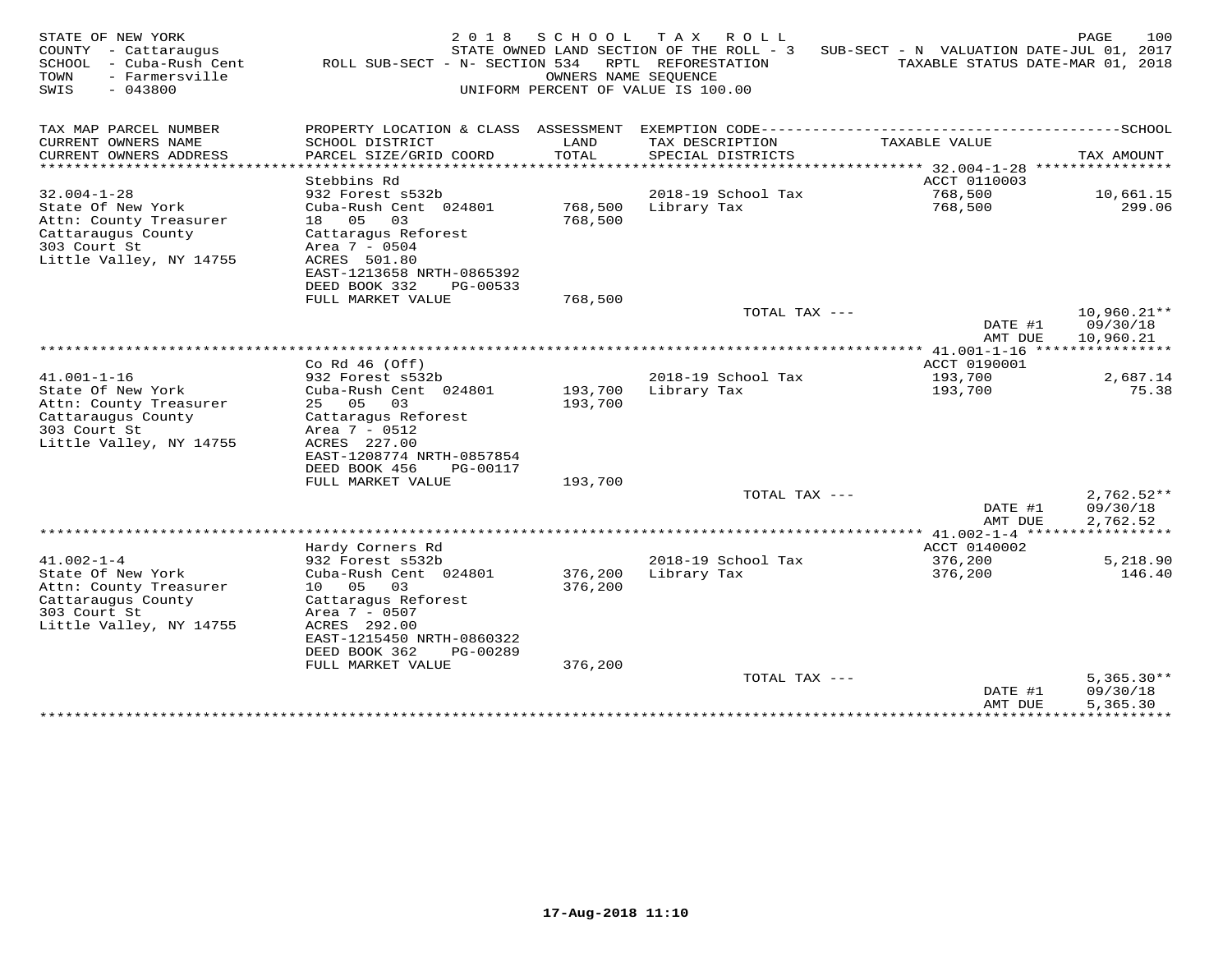STATE OF NEW YORK
COUNTY - Cattaraugus
SCHOOL - Cuba-Rush Cent
TOWN - Farmersville
SWIS - 043800

# 2018 SCHOOL TAX ROLL

STATE OWNED LAND SECTION OF THE ROLL - 3 SUB-SECT - N VALUATION DATE-JUL 01, 2017
ROLL SUB-SECT - N- SECTION 534 RPTL REFORESTATION TAXABLE STATUS DATE-MAR 01, 2018
OWNERS NAME SEQUENCE
UNIFORM PERCENT OF VALUE IS 100.00

| TAX MAP PARCEL NUMBER / CURRENT OWNERS NAME / CURRENT OWNERS ADDRESS | PROPERTY LOCATION & CLASS / SCHOOL DISTRICT / PARCEL SIZE/GRID COORD | ASSESSMENT LAND / TOTAL | EXEMPTION CODE / TAX DESCRIPTION / SPECIAL DISTRICTS | TAXABLE VALUE | TAX AMOUNT |
|---|---|---|---|---|---|
| **32.004-1-28** | Stebbins Rd | | | ACCT 0110003 | |
| | 932 Forest s532b | | 2018-19 School Tax | 768,500 | 10,661.15 |
| State Of New York | Cuba-Rush Cent 024801 | 768,500 | Library Tax | 768,500 | 299.06 |
| Attn: County Treasurer | 18 05 03 | 768,500 | | | |
| Cattaraugus County | Cattaragus Reforest | | | | |
| 303 Court St | Area 7 - 0504 | | | | |
| Little Valley, NY 14755 | ACRES 501.80 | | | | |
| | EAST-1213658 NRTH-0865392 | | | | |
| | DEED BOOK 332 PG-00533 | | | | |
| | FULL MARKET VALUE | 768,500 | | | |
| | | | TOTAL TAX --- | | 10,960.21** |
| | | | | DATE #1 | 09/30/18 |
| | | | | AMT DUE | 10,960.21 |
| **41.001-1-16** | Co Rd 46 (Off) | | | ACCT 0190001 | |
| | 932 Forest s532b | | 2018-19 School Tax | 193,700 | 2,687.14 |
| State Of New York | Cuba-Rush Cent 024801 | 193,700 | Library Tax | 193,700 | 75.38 |
| Attn: County Treasurer | 25 05 03 | 193,700 | | | |
| Cattaraugus County | Cattaragus Reforest | | | | |
| 303 Court St | Area 7 - 0512 | | | | |
| Little Valley, NY 14755 | ACRES 227.00 | | | | |
| | EAST-1208774 NRTH-0857854 | | | | |
| | DEED BOOK 456 PG-00117 | | | | |
| | FULL MARKET VALUE | 193,700 | | | |
| | | | TOTAL TAX --- | | 2,762.52** |
| | | | | DATE #1 | 09/30/18 |
| | | | | AMT DUE | 2,762.52 |
| **41.002-1-4** | Hardy Corners Rd | | | ACCT 0140002 | |
| | 932 Forest s532b | | 2018-19 School Tax | 376,200 | 5,218.90 |
| State Of New York | Cuba-Rush Cent 024801 | 376,200 | Library Tax | 376,200 | 146.40 |
| Attn: County Treasurer | 10 05 03 | 376,200 | | | |
| Cattaraugus County | Cattaragus Reforest | | | | |
| 303 Court St | Area 7 - 0507 | | | | |
| Little Valley, NY 14755 | ACRES 292.00 | | | | |
| | EAST-1215450 NRTH-0860322 | | | | |
| | DEED BOOK 362 PG-00289 | | | | |
| | FULL MARKET VALUE | 376,200 | | | |
| | | | TOTAL TAX --- | | 5,365.30** |
| | | | | DATE #1 | 09/30/18 |
| | | | | AMT DUE | 5,365.30 |

17-Aug-2018 11:10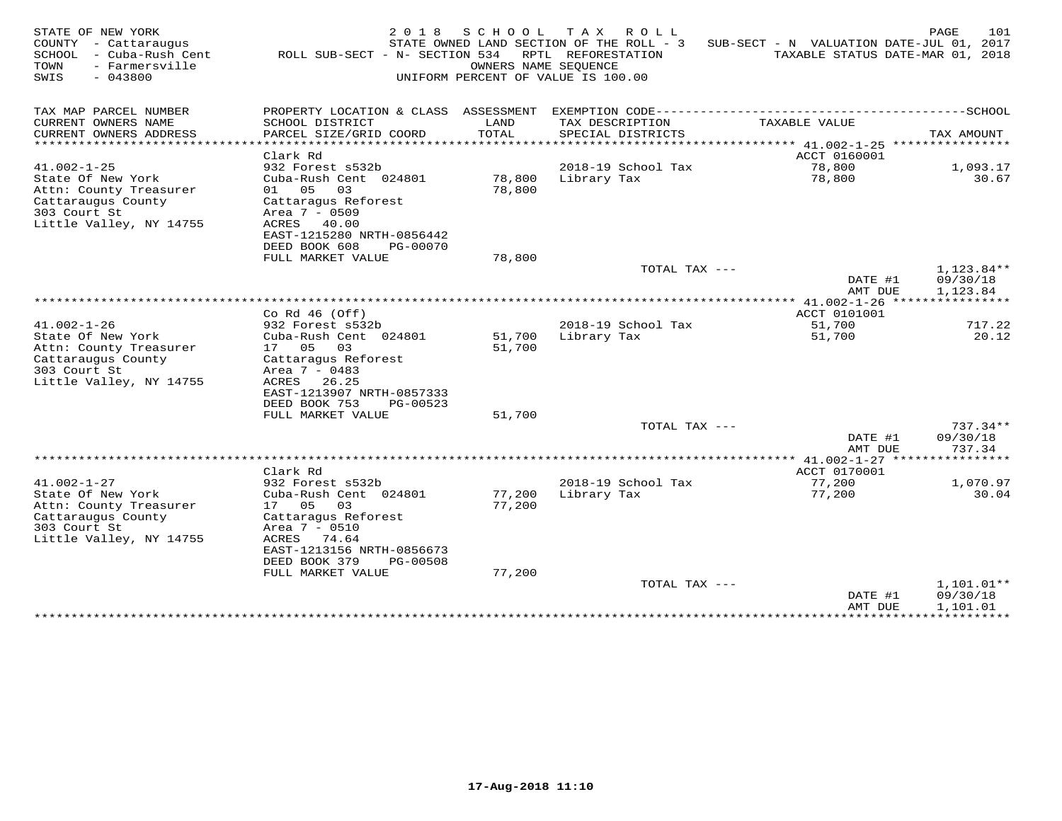STATE OF NEW YORK
COUNTY - Cattaraugus
SCHOOL - Cuba-Rush Cent
TOWN - Farmersville
SWIS - 043800

2 0 1 8 S C H O O L T A X R O L L
STATE OWNED LAND SECTION OF THE ROLL - 3 SUB-SECT - N VALUATION DATE-JUL 01, 2017
ROLL SUB-SECT - N- SECTION 534 RPTL REFORESTATION TAXABLE STATUS DATE-MAR 01, 2018
OWNERS NAME SEQUENCE
UNIFORM PERCENT OF VALUE IS 100.00

| TAX MAP PARCEL NUMBER / CURRENT OWNERS NAME / CURRENT OWNERS ADDRESS | PROPERTY LOCATION & CLASS / SCHOOL DISTRICT / PARCEL SIZE/GRID COORD | ASSESSMENT LAND / TOTAL | EXEMPTION CODE / TAX DESCRIPTION / SPECIAL DISTRICTS | TAXABLE VALUE | TAX AMOUNT |
|---|---|---|---|---|---|
| 41.002-1-25 | Clark Rd | | | ACCT 0160001 | |
| State Of New York | 932 Forest s532b | | 2018-19 School Tax | 78,800 | 1,093.17 |
| Attn: County Treasurer | Cuba-Rush Cent 024801 | 78,800 | Library Tax | 78,800 | 30.67 |
| Cattaraugus County | 01 05 03 | 78,800 | | | |
| 303 Court St | Cattaragus Reforest | | | | |
| Little Valley, NY 14755 | Area 7 - 0509 | | | | |
| | ACRES 40.00 | | | | |
| | EAST-1215280 NRTH-0856442 | | | | |
| | DEED BOOK 608 PG-00070 | | | | |
| | FULL MARKET VALUE | 78,800 | | | |
| | | | TOTAL TAX --- | | 1,123.84** |
| | | | | DATE #1 | 09/30/18 |
| | | | | AMT DUE | 1,123.84 |
| 41.002-1-26 | Co Rd 46 (Off) | | | ACCT 0101001 | |
| State Of New York | 932 Forest s532b | | 2018-19 School Tax | 51,700 | 717.22 |
| Attn: County Treasurer | Cuba-Rush Cent 024801 | 51,700 | Library Tax | 51,700 | 20.12 |
| Cattaraugus County | 17 05 03 | 51,700 | | | |
| 303 Court St | Cattaragus Reforest | | | | |
| Little Valley, NY 14755 | Area 7 - 0483 | | | | |
| | ACRES 26.25 | | | | |
| | EAST-1213907 NRTH-0857333 | | | | |
| | DEED BOOK 753 PG-00523 | | | | |
| | FULL MARKET VALUE | 51,700 | | | |
| | | | TOTAL TAX --- | | 737.34** |
| | | | | DATE #1 | 09/30/18 |
| | | | | AMT DUE | 737.34 |
| 41.002-1-27 | Clark Rd | | | ACCT 0170001 | |
| State Of New York | 932 Forest s532b | | 2018-19 School Tax | 77,200 | 1,070.97 |
| Attn: County Treasurer | Cuba-Rush Cent 024801 | 77,200 | Library Tax | 77,200 | 30.04 |
| Cattaraugus County | 17 05 03 | 77,200 | | | |
| 303 Court St | Cattaragus Reforest | | | | |
| Little Valley, NY 14755 | Area 7 - 0510 | | | | |
| | ACRES 74.64 | | | | |
| | EAST-1213156 NRTH-0856673 | | | | |
| | DEED BOOK 379 PG-00508 | | | | |
| | FULL MARKET VALUE | 77,200 | | | |
| | | | TOTAL TAX --- | | 1,101.01** |
| | | | | DATE #1 | 09/30/18 |
| | | | | AMT DUE | 1,101.01 |

17-Aug-2018 11:10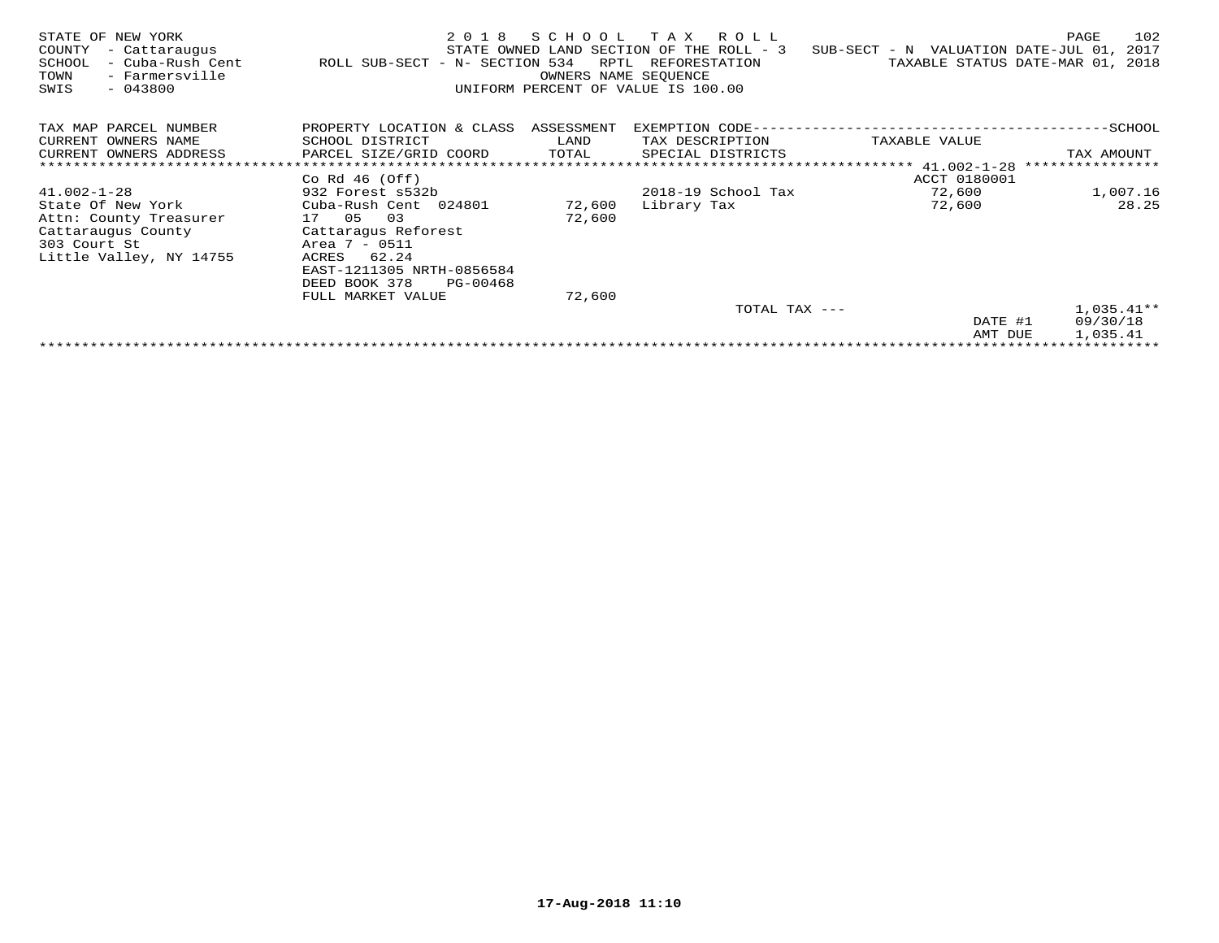STATE OF NEW YORK
COUNTY - Cattaraugus
SCHOOL - Cuba-Rush Cent
TOWN - Farmersville
SWIS - 043800

2 0 1 8 S C H O O L T A X R O L L
STATE OWNED LAND SECTION OF THE ROLL - 3 SUB-SECT - N VALUATION DATE-JUL 01, 2017
ROLL SUB-SECT - N- SECTION 534 RPTL REFORESTATION TAXABLE STATUS DATE-MAR 01, 2018
OWNERS NAME SEQUENCE
UNIFORM PERCENT OF VALUE IS 100.00

| TAX MAP PARCEL NUMBER<br>CURRENT OWNERS NAME<br>CURRENT OWNERS ADDRESS | PROPERTY LOCATION & CLASS<br>SCHOOL DISTRICT<br>PARCEL SIZE/GRID COORD | ASSESSMENT<br>LAND<br>TOTAL | EXEMPTION CODE<br>TAX DESCRIPTION<br>SPECIAL DISTRICTS | TAXABLE VALUE | SCHOOL<br>TAX AMOUNT |
|---|---|---|---|---|---|
| | Co Rd 46 (Off) | | | ACCT 0180001 | |
| 41.002-1-28 | 932 Forest s532b | | 2018-19 School Tax | 72,600 | 1,007.16 |
| State Of New York | Cuba-Rush Cent 024801 | 72,600 | Library Tax | 72,600 | 28.25 |
| Attn: County Treasurer | 17 05 03 | 72,600 | | | |
| Cattaraugus County | Cattaragus Reforest | | | | |
| 303 Court St | Area 7 - 0511 | | | | |
| Little Valley, NY 14755 | ACRES 62.24 | | | | |
| | EAST-1211305 NRTH-0856584 | | | | |
| | DEED BOOK 378 PG-00468 | | | | |
| | FULL MARKET VALUE | 72,600 | | | |
| | | | TOTAL TAX --- | | 1,035.41** |
| | | | | DATE #1 | 09/30/18 |
| | | | | AMT DUE | 1,035.41 |

17-Aug-2018 11:10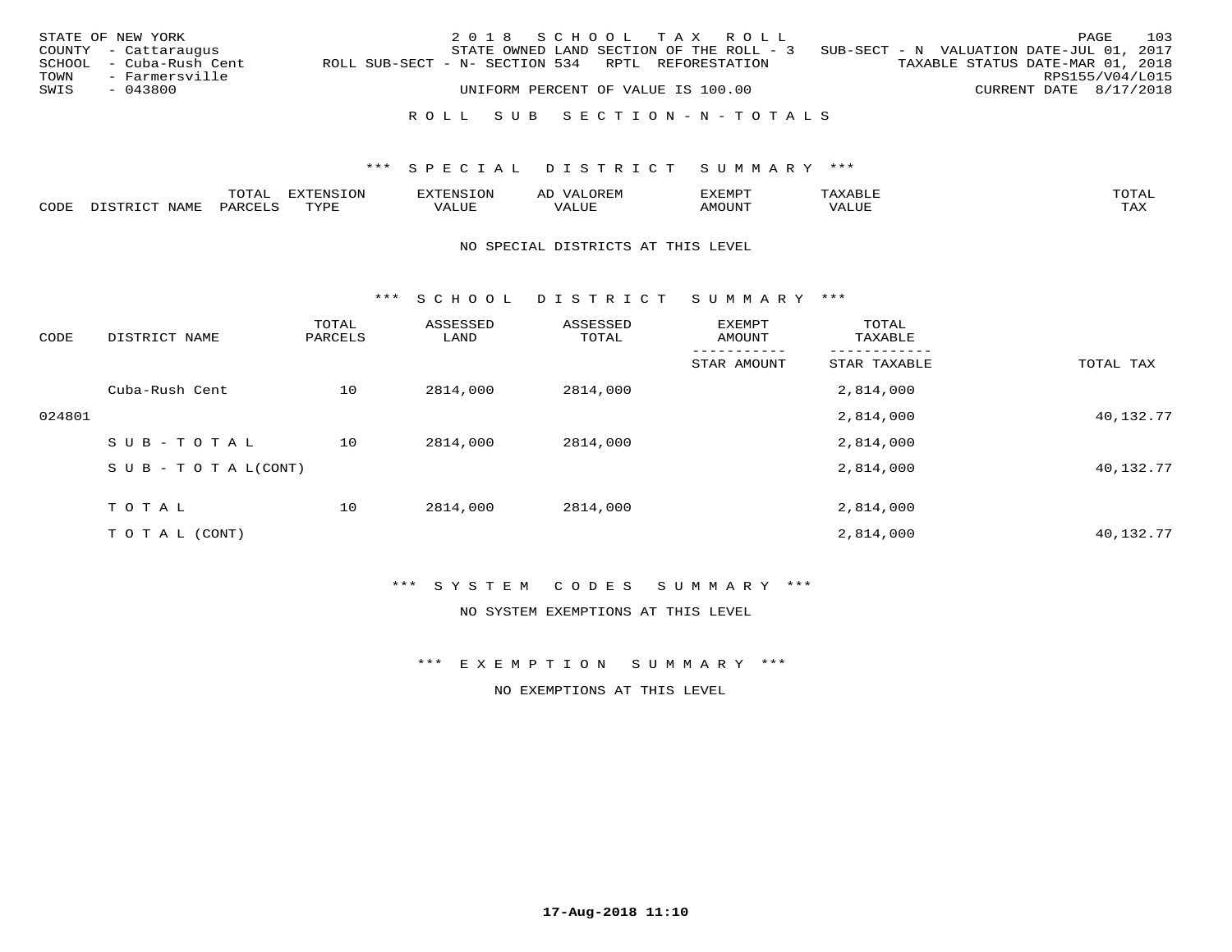STATE OF NEW YORK — 2018 SCHOOL TAX ROLL
COUNTY - Cattaraugus — STATE OWNED LAND SECTION OF THE ROLL - 3 — SUB-SECT - N VALUATION DATE-JUL 01, 2017
SCHOOL - Cuba-Rush Cent — ROLL SUB-SECT - N- SECTION 534 RPTL REFORESTATION — TAXABLE STATUS DATE-MAR 01, 2018
TOWN - Farmersville — RPS155/V04/L015
SWIS - 043800 — UNIFORM PERCENT OF VALUE IS 100.00 — CURRENT DATE 8/17/2018

## ROLL SUB SECTION - N - TOTALS

### *** SPECIAL DISTRICT SUMMARY ***

| CODE | DISTRICT NAME | TOTAL PARCELS | EXTENSION TYPE | EXTENSION VALUE | AD VALOREM VALUE | EXEMPT AMOUNT | TAXABLE VALUE | TOTAL TAX |
|---|---|---|---|---|---|---|---|---|

NO SPECIAL DISTRICTS AT THIS LEVEL

### *** SCHOOL DISTRICT SUMMARY ***

| CODE | DISTRICT NAME | TOTAL PARCELS | ASSESSED LAND | ASSESSED TOTAL | EXEMPT AMOUNT / STAR AMOUNT | TOTAL TAXABLE / STAR TAXABLE | TOTAL TAX |
|---|---|---|---|---|---|---|---|
| | Cuba-Rush Cent | 10 | 2814,000 | 2814,000 | | 2,814,000 | |
| 024801 | | | | | | 2,814,000 | 40,132.77 |
| | SUB-TOTAL | 10 | 2814,000 | 2814,000 | | 2,814,000 | |
| | SUB-TOTAL(CONT) | | | | | 2,814,000 | 40,132.77 |
| | TOTAL | 10 | 2814,000 | 2814,000 | | 2,814,000 | |
| | TOTAL (CONT) | | | | | 2,814,000 | 40,132.77 |

### *** SYSTEM CODES SUMMARY ***

NO SYSTEM EXEMPTIONS AT THIS LEVEL

### *** EXEMPTION SUMMARY ***

NO EXEMPTIONS AT THIS LEVEL

17-Aug-2018 11:10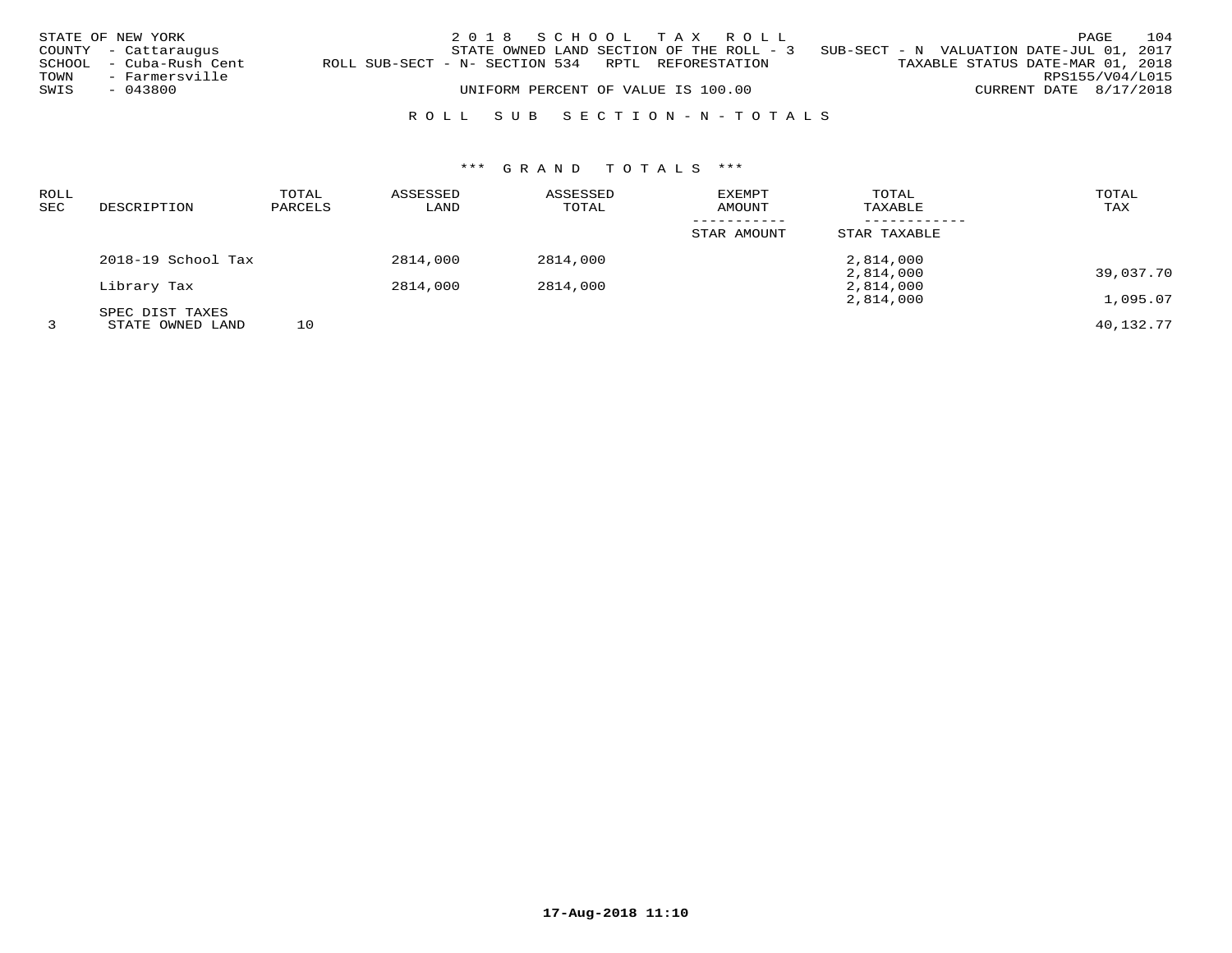STATE OF NEW YORK
COUNTY - Cattaraugus
SCHOOL - Cuba-Rush Cent
TOWN - Farmersville
SWIS - 043800

2 0 1 8 S C H O O L T A X R O L L
STATE OWNED LAND SECTION OF THE ROLL - 3 SUB-SECT - N VALUATION DATE-JUL 01, 2017
ROLL SUB-SECT - N- SECTION 534 RPTL REFORESTATION TAXABLE STATUS DATE-MAR 01, 2018
RPS155/V04/L015
UNIFORM PERCENT OF VALUE IS 100.00 CURRENT DATE 8/17/2018

## R O L L S U B S E C T I O N - N - T O T A L S

### \*\*\* G R A N D T O T A L S \*\*\*

| ROLL SEC | DESCRIPTION | TOTAL PARCELS | ASSESSED LAND | ASSESSED TOTAL | EXEMPT AMOUNT / STAR AMOUNT | TOTAL TAXABLE / STAR TAXABLE | TOTAL TAX |
|---|---|---|---|---|---|---|---|
| | 2018-19 School Tax | | 2814,000 | 2814,000 | | 2,814,000 | |
| | | | | | | 2,814,000 | 39,037.70 |
| | Library Tax | | 2814,000 | 2814,000 | | 2,814,000 | |
| | | | | | | 2,814,000 | 1,095.07 |
| | SPEC DIST TAXES | | | | | | |
| 3 | STATE OWNED LAND | 10 | | | | | 40,132.77 |

17-Aug-2018 11:10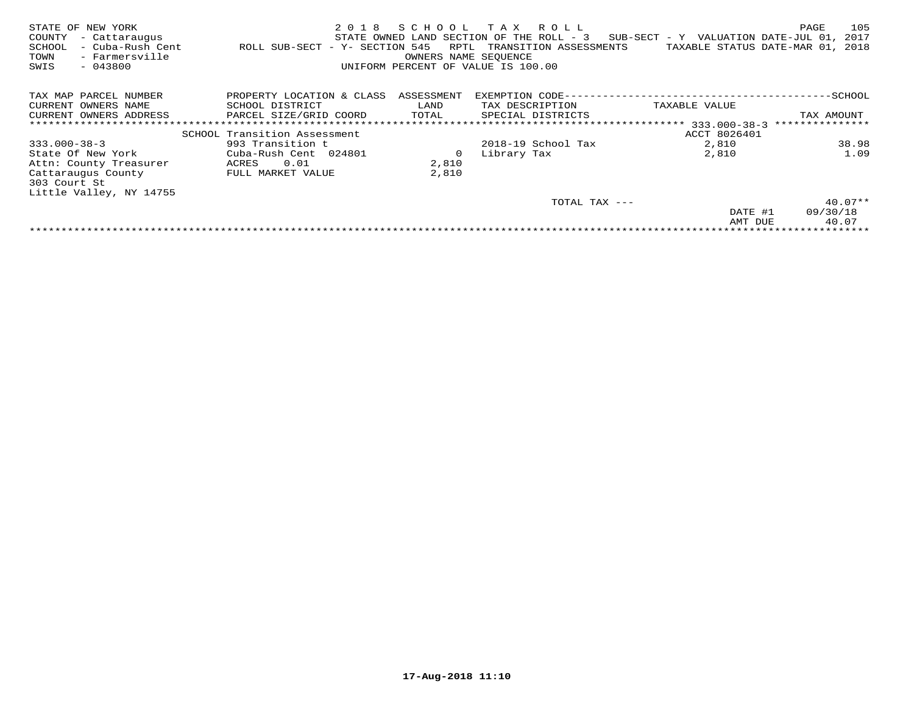STATE OF NEW YORK | 2018 SCHOOL TAX ROLL
COUNTY - Cattaraugus | STATE OWNED LAND SECTION OF THE ROLL - 3 SUB-SECT - Y VALUATION DATE-JUL 01, 2017
SCHOOL - Cuba-Rush Cent | ROLL SUB-SECT - Y- SECTION 545 RPTL TRANSITION ASSESSMENTS | TAXABLE STATUS DATE-MAR 01, 2018
TOWN - Farmersville | OWNERS NAME SEQUENCE
SWIS - 043800 | UNIFORM PERCENT OF VALUE IS 100.00

| TAX MAP PARCEL NUMBER / CURRENT OWNERS NAME / CURRENT OWNERS ADDRESS | PROPERTY LOCATION & CLASS / SCHOOL DISTRICT / PARCEL SIZE/GRID COORD | ASSESSMENT LAND / TOTAL | EXEMPTION CODE / TAX DESCRIPTION / SPECIAL DISTRICTS | TAXABLE VALUE | TAX AMOUNT |
|---|---|---|---|---|---|
| | SCHOOL Transition Assessment | | | ACCT 8026401 | |
| 333.000-38-3 | 993 Transition t | | 2018-19 School Tax | 2,810 | 38.98 |
| State Of New York | Cuba-Rush Cent 024801 | 0 | Library Tax | 2,810 | 1.09 |
| Attn: County Treasurer | ACRES 0.01 | 2,810 | | | |
| Cattaraugus County | FULL MARKET VALUE | 2,810 | | | |
| 303 Court St | | | | | |
| Little Valley, NY 14755 | | | | | |
| | | | TOTAL TAX --- | | 40.07** |
| | | | | DATE #1 | 09/30/18 |
| | | | | AMT DUE | 40.07 |

17-Aug-2018 11:10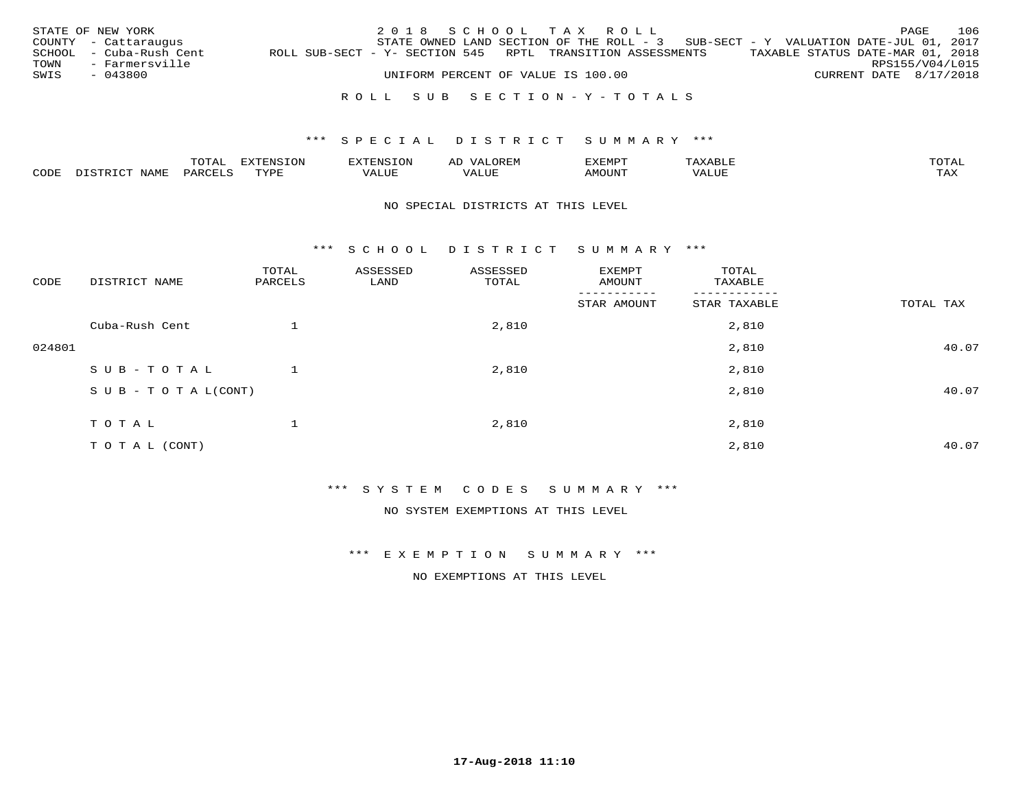STATE OF NEW YORK
COUNTY - Cattaraugus
SCHOOL - Cuba-Rush Cent
TOWN - Farmersville
SWIS - 043800

2018 SCHOOL TAX ROLL
STATE OWNED LAND SECTION OF THE ROLL - 3 SUB-SECT - Y VALUATION DATE-JUL 01, 2017
ROLL SUB-SECT - Y- SECTION 545 RPTL TRANSITION ASSESSMENTS TAXABLE STATUS DATE-MAR 01, 2018
RPS155/V04/L015
UNIFORM PERCENT OF VALUE IS 100.00 CURRENT DATE 8/17/2018

ROLL SUB SECTION - Y - TOTALS

*** SPECIAL DISTRICT SUMMARY ***

| CODE | DISTRICT NAME | TOTAL PARCELS | EXTENSION TYPE | EXTENSION VALUE | AD VALOREM VALUE | EXEMPT AMOUNT | TAXABLE VALUE | TOTAL TAX |
|---|---|---|---|---|---|---|---|---|

NO SPECIAL DISTRICTS AT THIS LEVEL

*** SCHOOL DISTRICT SUMMARY ***

| CODE | DISTRICT NAME | TOTAL PARCELS | ASSESSED LAND | ASSESSED TOTAL | EXEMPT AMOUNT / STAR AMOUNT | TOTAL TAXABLE / STAR TAXABLE | TOTAL TAX |
|---|---|---|---|---|---|---|---|
| | Cuba-Rush Cent | 1 | | 2,810 | | 2,810 | |
| 024801 | | | | | | 2,810 | 40.07 |
| | SUB-TOTAL | 1 | | 2,810 | | 2,810 | |
| | SUB-TOTAL(CONT) | | | | | 2,810 | 40.07 |
| | TOTAL | 1 | | 2,810 | | 2,810 | |
| | TOTAL (CONT) | | | | | 2,810 | 40.07 |

*** SYSTEM CODES SUMMARY ***

NO SYSTEM EXEMPTIONS AT THIS LEVEL

*** EXEMPTION SUMMARY ***

NO EXEMPTIONS AT THIS LEVEL

17-Aug-2018 11:10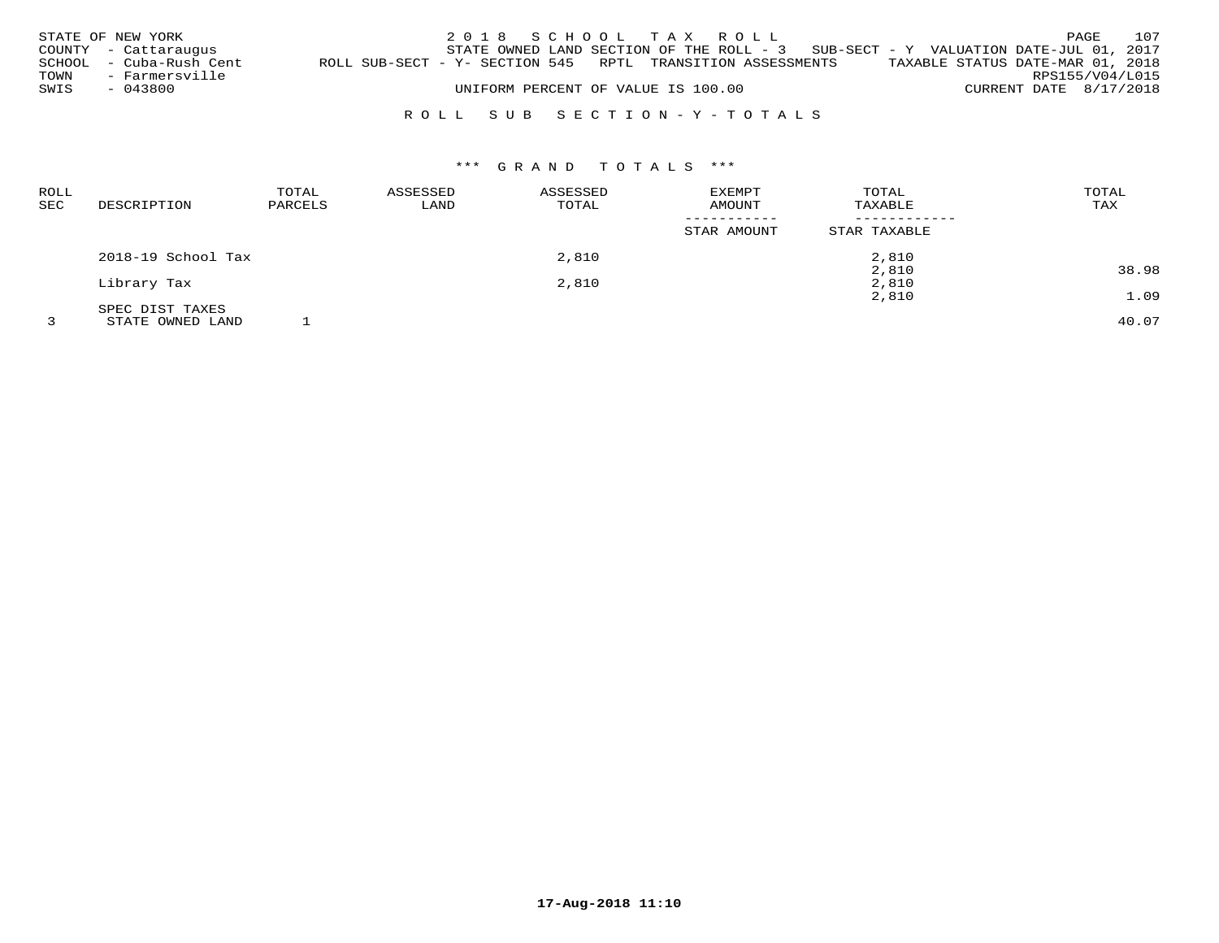STATE OF NEW YORK
COUNTY - Cattaraugus
SCHOOL - Cuba-Rush Cent
TOWN - Farmersville
SWIS - 043800

2 0 1 8 S C H O O L T A X R O L L
STATE OWNED LAND SECTION OF THE ROLL - 3 SUB-SECT - Y VALUATION DATE-JUL 01, 2017
ROLL SUB-SECT - Y- SECTION 545 RPTL TRANSITION ASSESSMENTS TAXABLE STATUS DATE-MAR 01, 2018
RPS155/V04/L015
UNIFORM PERCENT OF VALUE IS 100.00 CURRENT DATE 8/17/2018

R O L L S U B S E C T I O N - Y - T O T A L S

*** G R A N D T O T A L S ***

| ROLL SEC | DESCRIPTION | TOTAL PARCELS | ASSESSED LAND | ASSESSED TOTAL | EXEMPT AMOUNT / STAR AMOUNT | TOTAL TAXABLE / STAR TAXABLE | TOTAL TAX |
|---|---|---|---|---|---|---|---|
| | 2018-19 School Tax | | | 2,810 | | 2,810 | |
| | | | | | | 2,810 | 38.98 |
| | Library Tax | | | 2,810 | | 2,810 | |
| | | | | | | 2,810 | 1.09 |
| | SPEC DIST TAXES | | | | | | |
| 3 | STATE OWNED LAND | 1 | | | | | 40.07 |

17-Aug-2018 11:10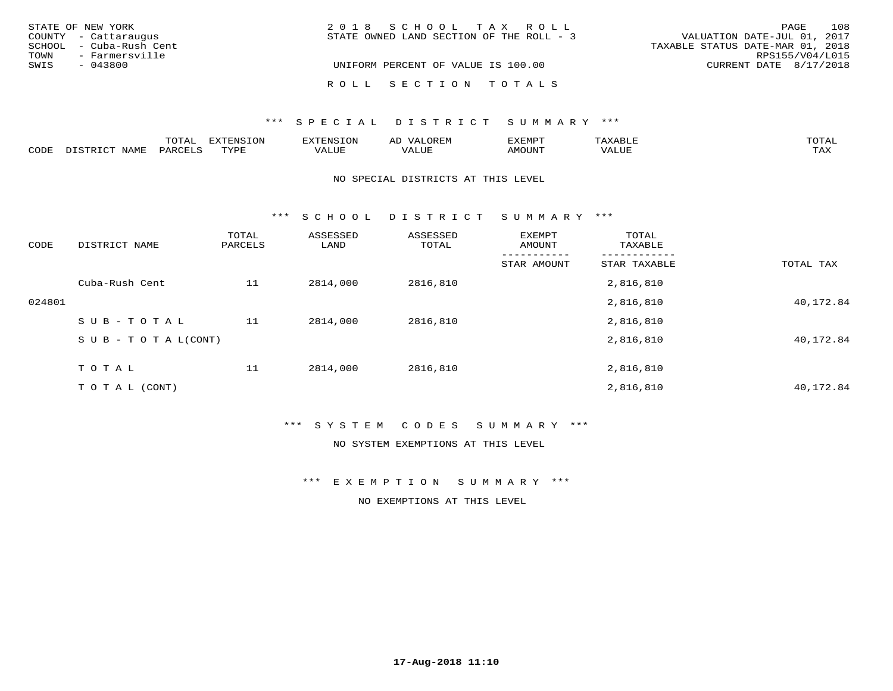STATE OF NEW YORK
COUNTY - Cattaraugus
SCHOOL - Cuba-Rush Cent
TOWN - Farmersville
SWIS - 043800

2 0 1 8 S C H O O L T A X R O L L
STATE OWNED LAND SECTION OF THE ROLL - 3

UNIFORM PERCENT OF VALUE IS 100.00

VALUATION DATE-JUL 01, 2017
TAXABLE STATUS DATE-MAR 01, 2018
RPS155/V04/L015
CURRENT DATE 8/17/2018

R O L L S E C T I O N T O T A L S

*** S P E C I A L D I S T R I C T S U M M A R Y ***

| CODE | DISTRICT NAME | TOTAL PARCELS | EXTENSION TYPE | EXTENSION VALUE | AD VALOREM VALUE | EXEMPT AMOUNT | TAXABLE VALUE | TOTAL TAX |
|---|---|---|---|---|---|---|---|---|

NO SPECIAL DISTRICTS AT THIS LEVEL

*** S C H O O L D I S T R I C T S U M M A R Y ***

| CODE | DISTRICT NAME | TOTAL PARCELS | ASSESSED LAND | ASSESSED TOTAL | EXEMPT AMOUNT / STAR AMOUNT | TOTAL TAXABLE / STAR TAXABLE | TOTAL TAX |
|---|---|---|---|---|---|---|---|
| | Cuba-Rush Cent | 11 | 2814,000 | 2816,810 | | 2,816,810 | |
| 024801 | | | | | | 2,816,810 | 40,172.84 |
| | S U B - T O T A L | 11 | 2814,000 | 2816,810 | | 2,816,810 | |
| | S U B - T O T A L(CONT) | | | | | 2,816,810 | 40,172.84 |
| | T O T A L | 11 | 2814,000 | 2816,810 | | 2,816,810 | |
| | T O T A L (CONT) | | | | | 2,816,810 | 40,172.84 |

*** S Y S T E M C O D E S S U M M A R Y ***

NO SYSTEM EXEMPTIONS AT THIS LEVEL

*** E X E M P T I O N S U M M A R Y ***

NO EXEMPTIONS AT THIS LEVEL

17-Aug-2018 11:10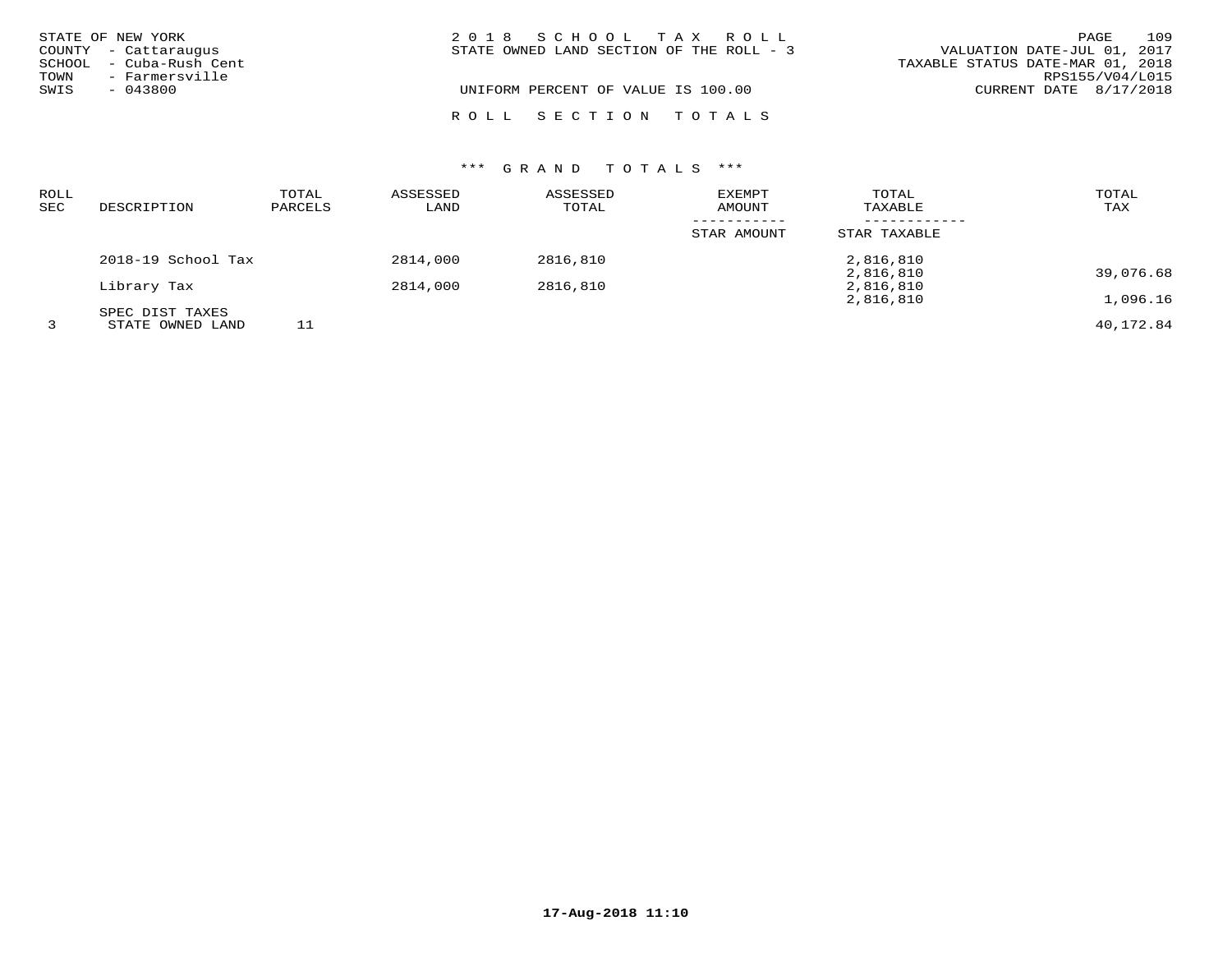STATE OF NEW YORK
COUNTY - Cattaraugus
SCHOOL - Cuba-Rush Cent
TOWN - Farmersville
SWIS - 043800

2 0 1 8 S C H O O L T A X R O L L
STATE OWNED LAND SECTION OF THE ROLL - 3
UNIFORM PERCENT OF VALUE IS 100.00

VALUATION DATE-JUL 01, 2017
TAXABLE STATUS DATE-MAR 01, 2018
RPS155/V04/L015
CURRENT DATE 8/17/2018

R O L L S E C T I O N T O T A L S

*** G R A N D T O T A L S ***

| ROLL SEC | DESCRIPTION | TOTAL PARCELS | ASSESSED LAND | ASSESSED TOTAL | EXEMPT AMOUNT / STAR AMOUNT | TOTAL TAXABLE / STAR TAXABLE | TOTAL TAX |
|---|---|---|---|---|---|---|---|
| | 2018-19 School Tax | | 2814,000 | 2816,810 | | 2,816,810 | |
| | | | | | | 2,816,810 | 39,076.68 |
| | Library Tax | | 2814,000 | 2816,810 | | 2,816,810 | |
| | | | | | | 2,816,810 | 1,096.16 |
| | SPEC DIST TAXES | | | | | | |
| 3 | STATE OWNED LAND | 11 | | | | | 40,172.84 |

17-Aug-2018 11:10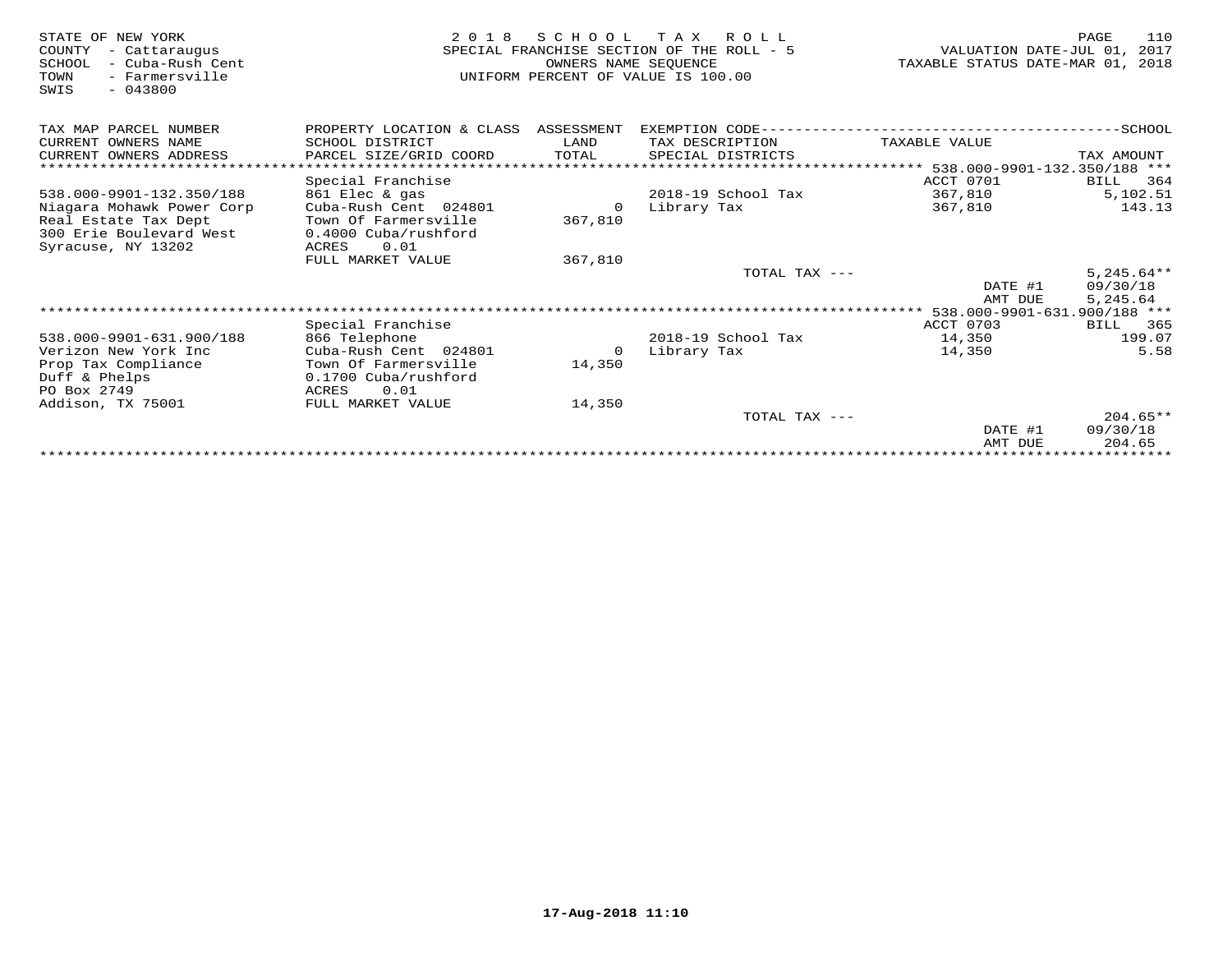STATE OF NEW YORK
COUNTY - Cattaraugus
SCHOOL - Cuba-Rush Cent
TOWN - Farmersville
SWIS - 043800

**2018 SCHOOL TAX ROLL**
SPECIAL FRANCHISE SECTION OF THE ROLL - 5
OWNERS NAME SEQUENCE
UNIFORM PERCENT OF VALUE IS 100.00

VALUATION DATE-JUL 01, 2017
TAXABLE STATUS DATE-MAR 01, 2018

| TAX MAP PARCEL NUMBER / CURRENT OWNERS NAME / CURRENT OWNERS ADDRESS | PROPERTY LOCATION & CLASS / SCHOOL DISTRICT / PARCEL SIZE/GRID COORD | ASSESSMENT LAND / TOTAL | EXEMPTION CODE / TAX DESCRIPTION / SPECIAL DISTRICTS | TAXABLE VALUE | TAX AMOUNT |
|---|---|---|---|---|---|
| ***538.000-9901-132.350/188*** | Special Franchise | | | ACCT 0701 | BILL 364 |
| 538.000-9901-132.350/188 | 861 Elec & gas | | 2018-19 School Tax | 367,810 | 5,102.51 |
| Niagara Mohawk Power Corp | Cuba-Rush Cent 024801 | 0 | Library Tax | 367,810 | 143.13 |
| Real Estate Tax Dept | Town Of Farmersville | 367,810 | | | |
| 300 Erie Boulevard West | 0.4000 Cuba/rushford | | | | |
| Syracuse, NY 13202 | ACRES 0.01 | | | | |
| | FULL MARKET VALUE | 367,810 | | | |
| | | | TOTAL TAX --- | | 5,245.64** |
| | | | | DATE #1 | 09/30/18 |
| | | | | AMT DUE | 5,245.64 |
| ***538.000-9901-631.900/188*** | Special Franchise | | | ACCT 0703 | BILL 365 |
| 538.000-9901-631.900/188 | 866 Telephone | | 2018-19 School Tax | 14,350 | 199.07 |
| Verizon New York Inc | Cuba-Rush Cent 024801 | 0 | Library Tax | 14,350 | 5.58 |
| Prop Tax Compliance | Town Of Farmersville | 14,350 | | | |
| Duff & Phelps | 0.1700 Cuba/rushford | | | | |
| PO Box 2749 | ACRES 0.01 | | | | |
| Addison, TX 75001 | FULL MARKET VALUE | 14,350 | | | |
| | | | TOTAL TAX --- | | 204.65** |
| | | | | DATE #1 | 09/30/18 |
| | | | | AMT DUE | 204.65 |

17-Aug-2018 11:10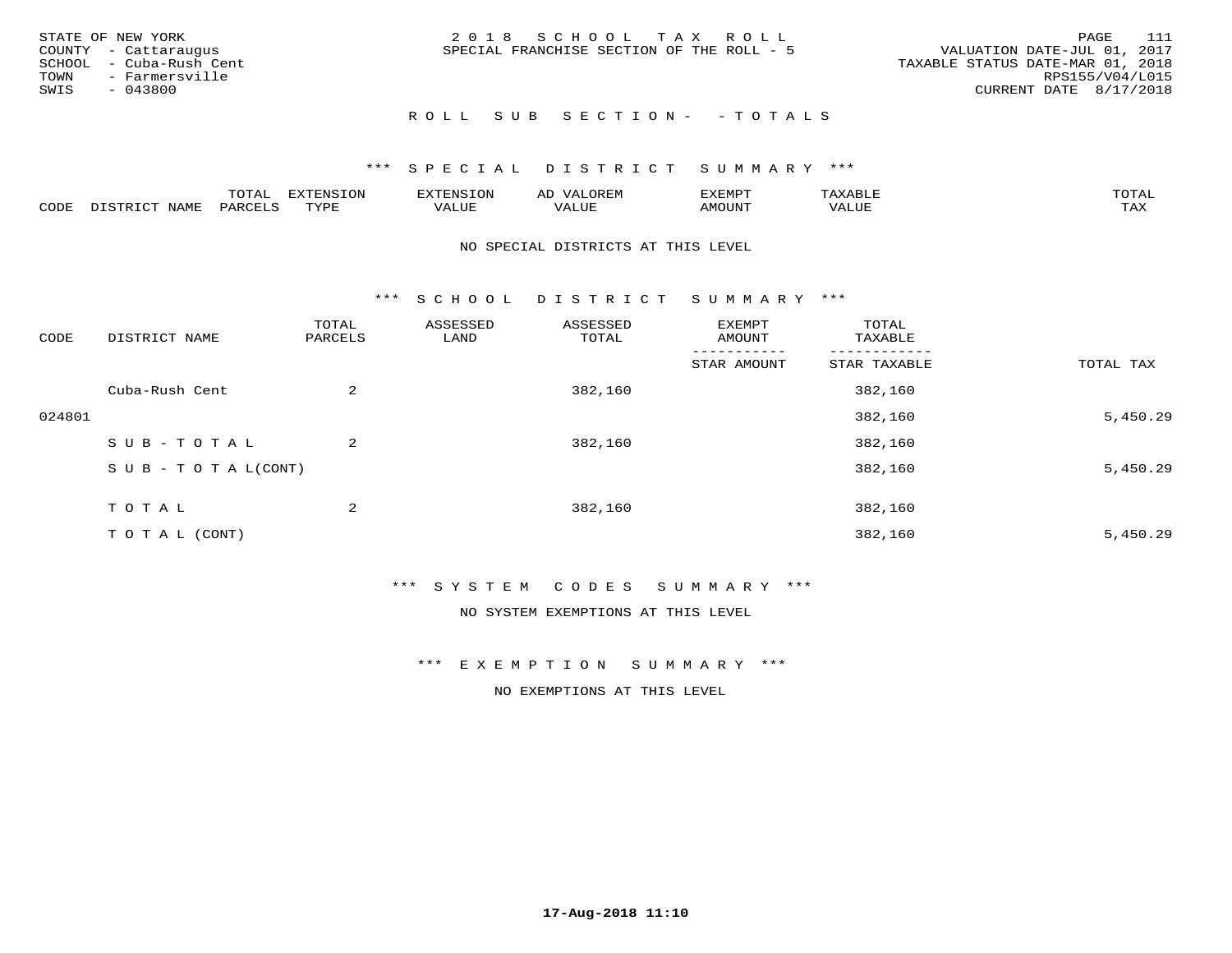STATE OF NEW YORK
COUNTY - Cattaraugus
SCHOOL - Cuba-Rush Cent
TOWN - Farmersville
SWIS - 043800

2018 SCHOOL TAX ROLL
SPECIAL FRANCHISE SECTION OF THE ROLL - 5

VALUATION DATE-JUL 01, 2017
TAXABLE STATUS DATE-MAR 01, 2018
RPS155/V04/L015
CURRENT DATE 8/17/2018

ROLL SUB SECTION- - TOTALS

*** SPECIAL DISTRICT SUMMARY ***

| CODE | DISTRICT NAME | TOTAL PARCELS | EXTENSION TYPE | EXTENSION VALUE | AD VALOREM VALUE | EXEMPT AMOUNT | TAXABLE VALUE | TOTAL TAX |
|---|---|---|---|---|---|---|---|---|

NO SPECIAL DISTRICTS AT THIS LEVEL

*** SCHOOL DISTRICT SUMMARY ***

| CODE | DISTRICT NAME | TOTAL PARCELS | ASSESSED LAND | ASSESSED TOTAL | EXEMPT AMOUNT / STAR AMOUNT | TOTAL TAXABLE / STAR TAXABLE | TOTAL TAX |
|---|---|---|---|---|---|---|---|
| | Cuba-Rush Cent | 2 | | 382,160 | | 382,160 | |
| 024801 | | | | | | 382,160 | 5,450.29 |
| | SUB-TOTAL | 2 | | 382,160 | | 382,160 | |
| | SUB-TOTAL(CONT) | | | | | 382,160 | 5,450.29 |
| | TOTAL | 2 | | 382,160 | | 382,160 | |
| | TOTAL (CONT) | | | | | 382,160 | 5,450.29 |

*** SYSTEM CODES SUMMARY ***

NO SYSTEM EXEMPTIONS AT THIS LEVEL

*** EXEMPTION SUMMARY ***

NO EXEMPTIONS AT THIS LEVEL

17-Aug-2018 11:10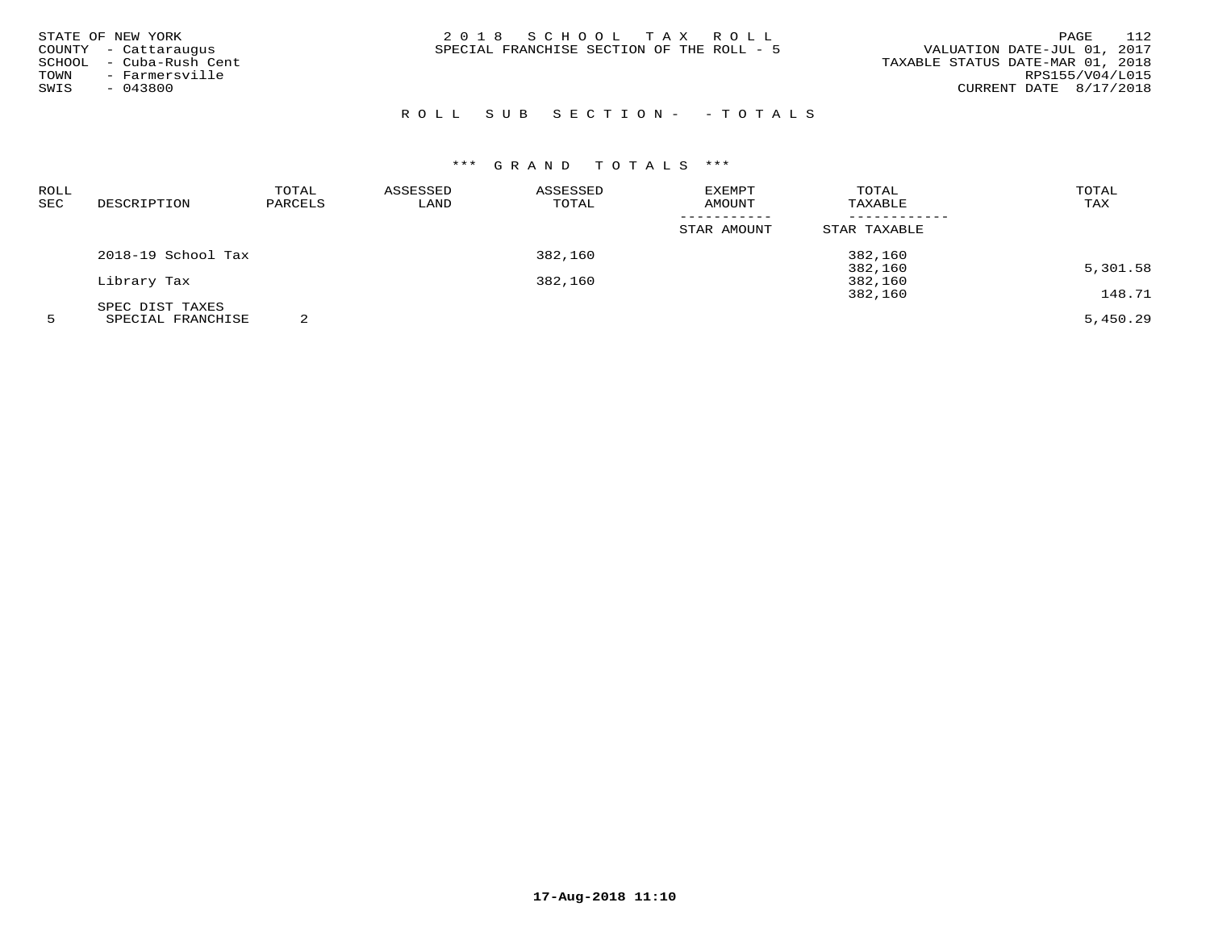STATE OF NEW YORK
COUNTY - Cattaraugus
SCHOOL - Cuba-Rush Cent
TOWN - Farmersville
SWIS - 043800

2018 SCHOOL TAX ROLL
SPECIAL FRANCHISE SECTION OF THE ROLL - 5

VALUATION DATE-JUL 01, 2017
TAXABLE STATUS DATE-MAR 01, 2018
RPS155/V04/L015
CURRENT DATE 8/17/2018

ROLL SUB SECTION- - TOTALS

*** GRAND TOTALS ***

| ROLL SEC | DESCRIPTION | TOTAL PARCELS | ASSESSED LAND | ASSESSED TOTAL | EXEMPT AMOUNT / STAR AMOUNT | TOTAL TAXABLE / STAR TAXABLE | TOTAL TAX |
|---|---|---|---|---|---|---|---|
| | 2018-19 School Tax | | | 382,160 | | 382,160 | |
| | | | | | | 382,160 | 5,301.58 |
| | Library Tax | | | 382,160 | | 382,160 | |
| | | | | | | 382,160 | 148.71 |
| | SPEC DIST TAXES | | | | | | |
| 5 | SPECIAL FRANCHISE | 2 | | | | | 5,450.29 |

17-Aug-2018 11:10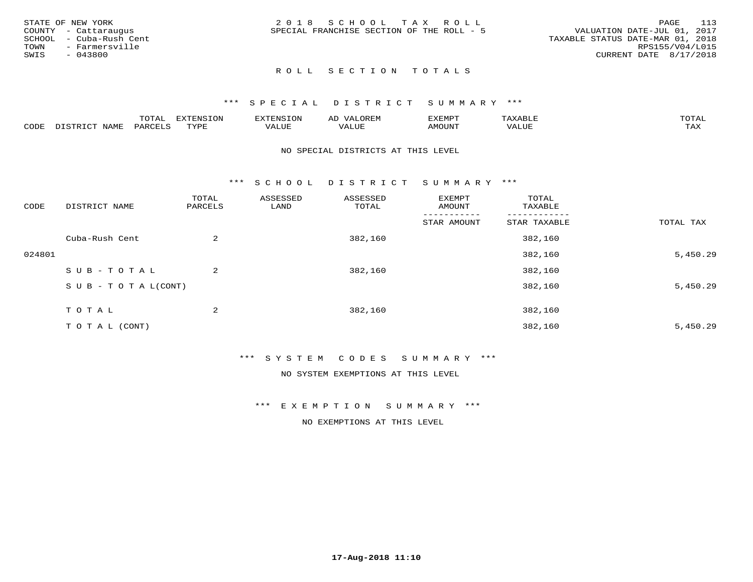STATE OF NEW YORK
COUNTY - Cattaraugus
SCHOOL - Cuba-Rush Cent
TOWN - Farmersville
SWIS - 043800

2 0 1 8 S C H O O L T A X R O L L
SPECIAL FRANCHISE SECTION OF THE ROLL - 5

VALUATION DATE-JUL 01, 2017
TAXABLE STATUS DATE-MAR 01, 2018
RPS155/V04/L015
CURRENT DATE 8/17/2018

## R O L L S E C T I O N T O T A L S

### *** S P E C I A L D I S T R I C T S U M M A R Y ***

| CODE | DISTRICT NAME | TOTAL PARCELS | EXTENSION TYPE | EXTENSION VALUE | AD VALOREM VALUE | EXEMPT AMOUNT | TAXABLE VALUE | TOTAL TAX |
|---|---|---|---|---|---|---|---|---|

NO SPECIAL DISTRICTS AT THIS LEVEL

### *** S C H O O L D I S T R I C T S U M M A R Y ***

| CODE | DISTRICT NAME | TOTAL PARCELS | ASSESSED LAND | ASSESSED TOTAL | EXEMPT AMOUNT / STAR AMOUNT | TOTAL TAXABLE / STAR TAXABLE | TOTAL TAX |
|---|---|---|---|---|---|---|---|
| | Cuba-Rush Cent | 2 | | 382,160 | | 382,160 | |
| 024801 | | | | | | 382,160 | 5,450.29 |
| | S U B - T O T A L | 2 | | 382,160 | | 382,160 | |
| | S U B - T O T A L(CONT) | | | | | 382,160 | 5,450.29 |
| | T O T A L | 2 | | 382,160 | | 382,160 | |
| | T O T A L (CONT) | | | | | 382,160 | 5,450.29 |

### *** S Y S T E M C O D E S S U M M A R Y ***

NO SYSTEM EXEMPTIONS AT THIS LEVEL

### *** E X E M P T I O N S U M M A R Y ***

NO EXEMPTIONS AT THIS LEVEL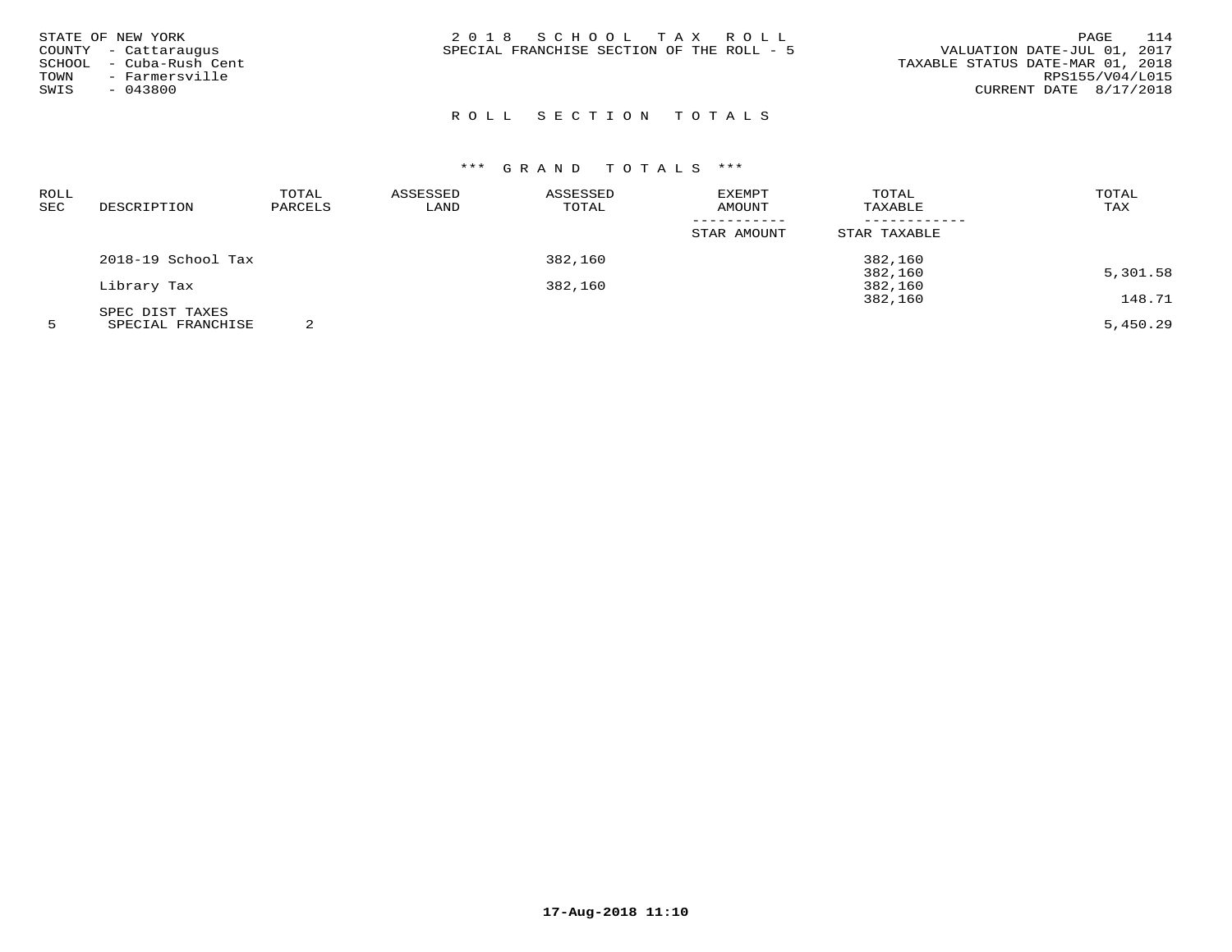STATE OF NEW YORK
COUNTY - Cattaraugus
SCHOOL - Cuba-Rush Cent
TOWN - Farmersville
SWIS - 043800

2 0 1 8 S C H O O L T A X R O L L
SPECIAL FRANCHISE SECTION OF THE ROLL - 5

VALUATION DATE-JUL 01, 2017
TAXABLE STATUS DATE-MAR 01, 2018
RPS155/V04/L015
CURRENT DATE 8/17/2018

## R O L L S E C T I O N T O T A L S

### \*\*\* G R A N D T O T A L S \*\*\*

| ROLL SEC | DESCRIPTION | TOTAL PARCELS | ASSESSED LAND | ASSESSED TOTAL | EXEMPT AMOUNT / STAR AMOUNT | TOTAL TAXABLE / STAR TAXABLE | TOTAL TAX |
|---|---|---|---|---|---|---|---|
| | 2018-19 School Tax | | | 382,160 | | 382,160 | |
| | | | | | | 382,160 | 5,301.58 |
| | Library Tax | | | 382,160 | | 382,160 | |
| | | | | | | 382,160 | 148.71 |
| | SPEC DIST TAXES | | | | | | |
| 5 | SPECIAL FRANCHISE | 2 | | | | | 5,450.29 |

17-Aug-2018 11:10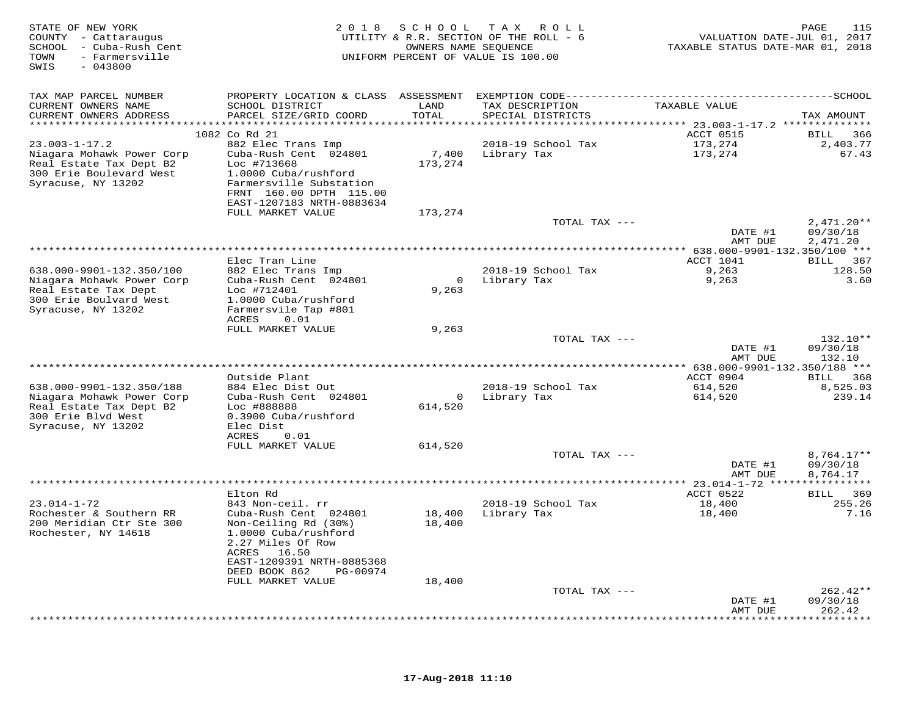STATE OF NEW YORK
COUNTY - Cattaraugus
SCHOOL - Cuba-Rush Cent
TOWN - Farmersville
SWIS - 043800

2018 SCHOOL TAX ROLL
UTILITY & R.R. SECTION OF THE ROLL - 6
OWNERS NAME SEQUENCE
UNIFORM PERCENT OF VALUE IS 100.00

VALUATION DATE-JUL 01, 2017
TAXABLE STATUS DATE-MAR 01, 2018

| TAX MAP PARCEL NUMBER / CURRENT OWNERS NAME / CURRENT OWNERS ADDRESS | PROPERTY LOCATION & CLASS / SCHOOL DISTRICT / PARCEL SIZE/GRID COORD | ASSESSMENT LAND | ASSESSMENT TOTAL | EXEMPTION CODE / TAX DESCRIPTION / SPECIAL DISTRICTS | TAXABLE VALUE | TAX AMOUNT |
|---|---|---|---|---|---|---|
| 23.003-1-17.2 | 1082 Co Rd 21 | | | | ACCT 0515 | BILL 366 |
| Niagara Mohawk Power Corp | 882 Elec Trans Imp | | | 2018-19 School Tax | 173,274 | 2,403.77 |
| Real Estate Tax Dept B2 | Cuba-Rush Cent 024801 | 7,400 | 173,274 | Library Tax | 173,274 | 67.43 |
| 300 Erie Boulevard West | Loc #713668 | | | | | |
| Syracuse, NY 13202 | 1.0000 Cuba/rushford | | | | | |
| | Farmersville Substation | | | | | |
| | FRNT 160.00 DPTH 115.00 | | | | | |
| | EAST-1207183 NRTH-0883634 | | | | | |
| | FULL MARKET VALUE | | 173,274 | | | |
| | | | | TOTAL TAX --- | | 2,471.20** |
| | | | | | DATE #1 | 09/30/18 |
| | | | | | AMT DUE | 2,471.20 |
| 638.000-9901-132.350/100 | Elec Tran Line | | | | ACCT 1041 | BILL 367 |
| Niagara Mohawk Power Corp | 882 Elec Trans Imp | | | 2018-19 School Tax | 9,263 | 128.50 |
| Real Estate Tax Dept | Cuba-Rush Cent 024801 | 0 | 9,263 | Library Tax | 9,263 | 3.60 |
| 300 Erie Boulvard West | Loc #712401 | | | | | |
| Syracuse, NY 13202 | 1.0000 Cuba/rushford | | | | | |
| | Farmersvile Tap #801 | | | | | |
| | ACRES 0.01 | | | | | |
| | FULL MARKET VALUE | | 9,263 | | | |
| | | | | TOTAL TAX --- | | 132.10** |
| | | | | | DATE #1 | 09/30/18 |
| | | | | | AMT DUE | 132.10 |
| 638.000-9901-132.350/188 | Outside Plant | | | | ACCT 0904 | BILL 368 |
| Niagara Mohawk Power Corp | 884 Elec Dist Out | | | 2018-19 School Tax | 614,520 | 8,525.03 |
| Real Estate Tax Dept B2 | Cuba-Rush Cent 024801 | 0 | 614,520 | Library Tax | 614,520 | 239.14 |
| 300 Erie Blvd West | Loc #888888 | | | | | |
| Syracuse, NY 13202 | 0.3900 Cuba/rushford | | | | | |
| | Elec Dist | | | | | |
| | ACRES 0.01 | | | | | |
| | FULL MARKET VALUE | | 614,520 | | | |
| | | | | TOTAL TAX --- | | 8,764.17** |
| | | | | | DATE #1 | 09/30/18 |
| | | | | | AMT DUE | 8,764.17 |
| 23.014-1-72 | Elton Rd | | | | ACCT 0522 | BILL 369 |
| Rochester & Southern RR | 843 Non-ceil. rr | | | 2018-19 School Tax | 18,400 | 255.26 |
| 200 Meridian Ctr Ste 300 | Cuba-Rush Cent 024801 | 18,400 | 18,400 | Library Tax | 18,400 | 7.16 |
| Rochester, NY 14618 | Non-Ceiling Rd (30%) | | | | | |
| | 1.0000 Cuba/rushford | | | | | |
| | 2.27 Miles Of Row | | | | | |
| | ACRES 16.50 | | | | | |
| | EAST-1209391 NRTH-0885368 | | | | | |
| | DEED BOOK 862 PG-00974 | | | | | |
| | FULL MARKET VALUE | | 18,400 | | | |
| | | | | TOTAL TAX --- | | 262.42** |
| | | | | | DATE #1 | 09/30/18 |
| | | | | | AMT DUE | 262.42 |

17-Aug-2018 11:10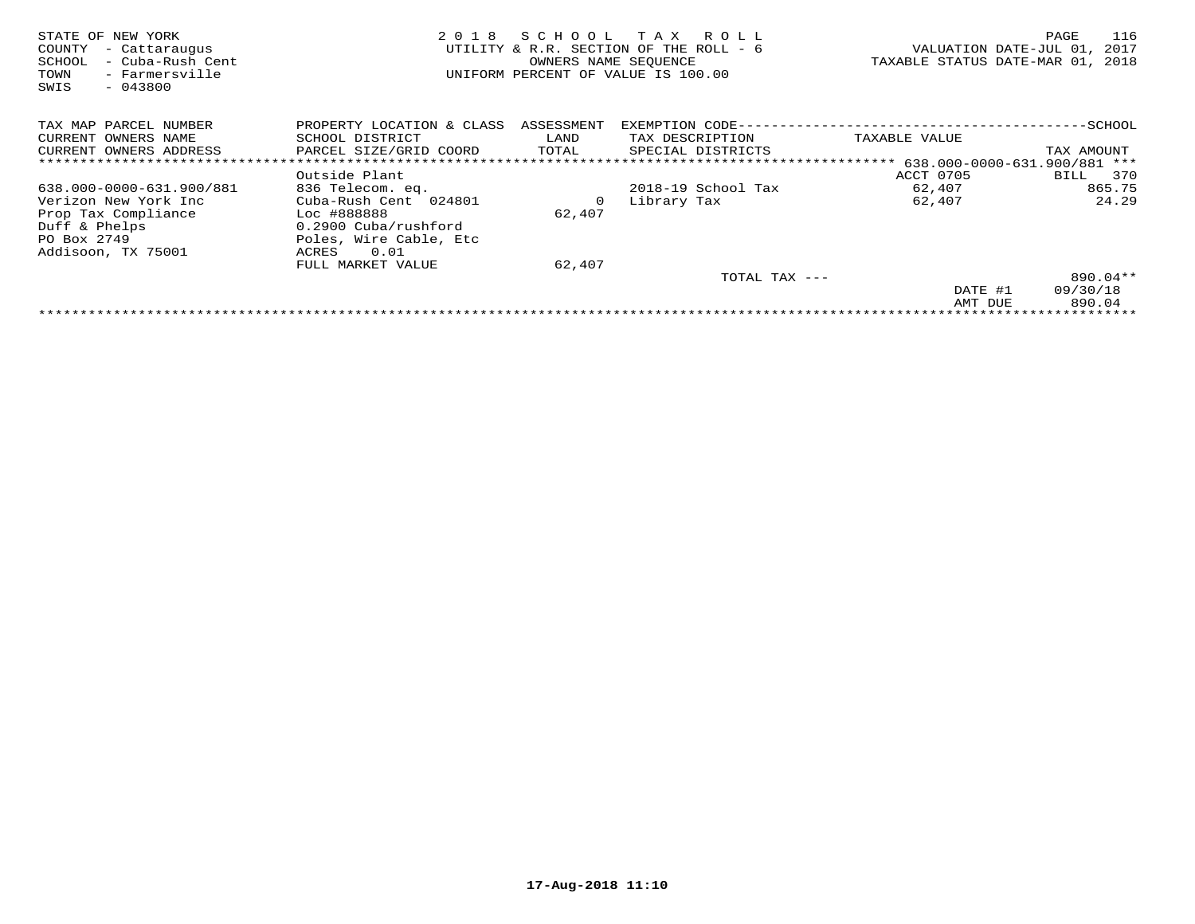STATE OF NEW YORK
COUNTY - Cattaraugus
SCHOOL - Cuba-Rush Cent
TOWN - Farmersville
SWIS - 043800

2 0 1 8 S C H O O L T A X R O L L
UTILITY & R.R. SECTION OF THE ROLL - 6
OWNERS NAME SEQUENCE
UNIFORM PERCENT OF VALUE IS 100.00

VALUATION DATE-JUL 01, 2017
TAXABLE STATUS DATE-MAR 01, 2018

| TAX MAP PARCEL NUMBER / CURRENT OWNERS NAME / CURRENT OWNERS ADDRESS | PROPERTY LOCATION & CLASS / SCHOOL DISTRICT / PARCEL SIZE/GRID COORD | ASSESSMENT LAND / TOTAL | EXEMPTION CODE / TAX DESCRIPTION / SPECIAL DISTRICTS | TAXABLE VALUE | TAX AMOUNT |
|---|---|---|---|---|---|
| ***** 638.000-0000-631.900/881 *** | | | | | |
| | Outside Plant | | | ACCT 0705 | BILL 370 |
| 638.000-0000-631.900/881 | 836 Telecom. eq. | | 2018-19 School Tax | 62,407 | 865.75 |
| Verizon New York Inc | Cuba-Rush Cent 024801 | 0 | Library Tax | 62,407 | 24.29 |
| Prop Tax Compliance | Loc #888888 | 62,407 | | | |
| Duff & Phelps | 0.2900 Cuba/rushford | | | | |
| PO Box 2749 | Poles, Wire Cable, Etc | | | | |
| Addisoon, TX 75001 | ACRES 0.01 | | | | |
| | FULL MARKET VALUE | 62,407 | | | |
| | | | TOTAL TAX --- | | 890.04** |
| | | | | DATE #1 | 09/30/18 |
| | | | | AMT DUE | 890.04 |

17-Aug-2018 11:10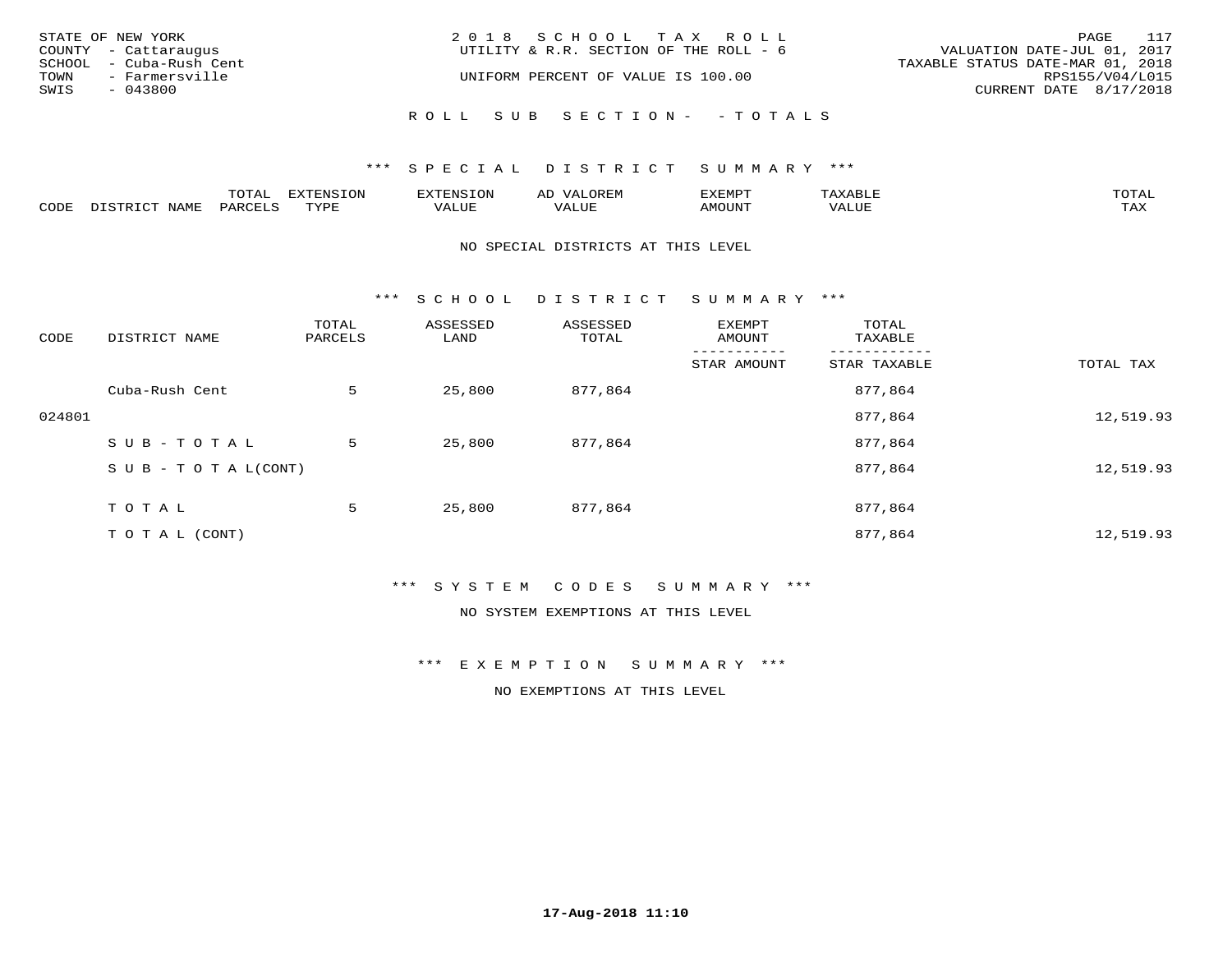STATE OF NEW YORK
COUNTY - Cattaraugus
SCHOOL - Cuba-Rush Cent
TOWN - Farmersville
SWIS - 043800

2018 SCHOOL TAX ROLL
UTILITY & R.R. SECTION OF THE ROLL - 6
UNIFORM PERCENT OF VALUE IS 100.00

VALUATION DATE-JUL 01, 2017
TAXABLE STATUS DATE-MAR 01, 2018
RPS155/V04/L015
CURRENT DATE 8/17/2018

ROLL SUB SECTION- - TOTALS

*** SPECIAL DISTRICT SUMMARY ***

| CODE | DISTRICT NAME | TOTAL PARCELS | EXTENSION TYPE | EXTENSION VALUE | AD VALOREM VALUE | EXEMPT AMOUNT | TAXABLE VALUE | TOTAL TAX |
|---|---|---|---|---|---|---|---|---|

NO SPECIAL DISTRICTS AT THIS LEVEL

*** SCHOOL DISTRICT SUMMARY ***

| CODE | DISTRICT NAME | TOTAL PARCELS | ASSESSED LAND | ASSESSED TOTAL | EXEMPT AMOUNT / STAR AMOUNT | TOTAL TAXABLE / STAR TAXABLE | TOTAL TAX |
|---|---|---|---|---|---|---|---|
| | Cuba-Rush Cent | 5 | 25,800 | 877,864 | | 877,864 | |
| 024801 | | | | | | 877,864 | 12,519.93 |
| | SUB-TOTAL | 5 | 25,800 | 877,864 | | 877,864 | |
| | SUB-TOTAL(CONT) | | | | | 877,864 | 12,519.93 |
| | TOTAL | 5 | 25,800 | 877,864 | | 877,864 | |
| | TOTAL (CONT) | | | | | 877,864 | 12,519.93 |

*** SYSTEM CODES SUMMARY ***

NO SYSTEM EXEMPTIONS AT THIS LEVEL

*** EXEMPTION SUMMARY ***

NO EXEMPTIONS AT THIS LEVEL

17-Aug-2018 11:10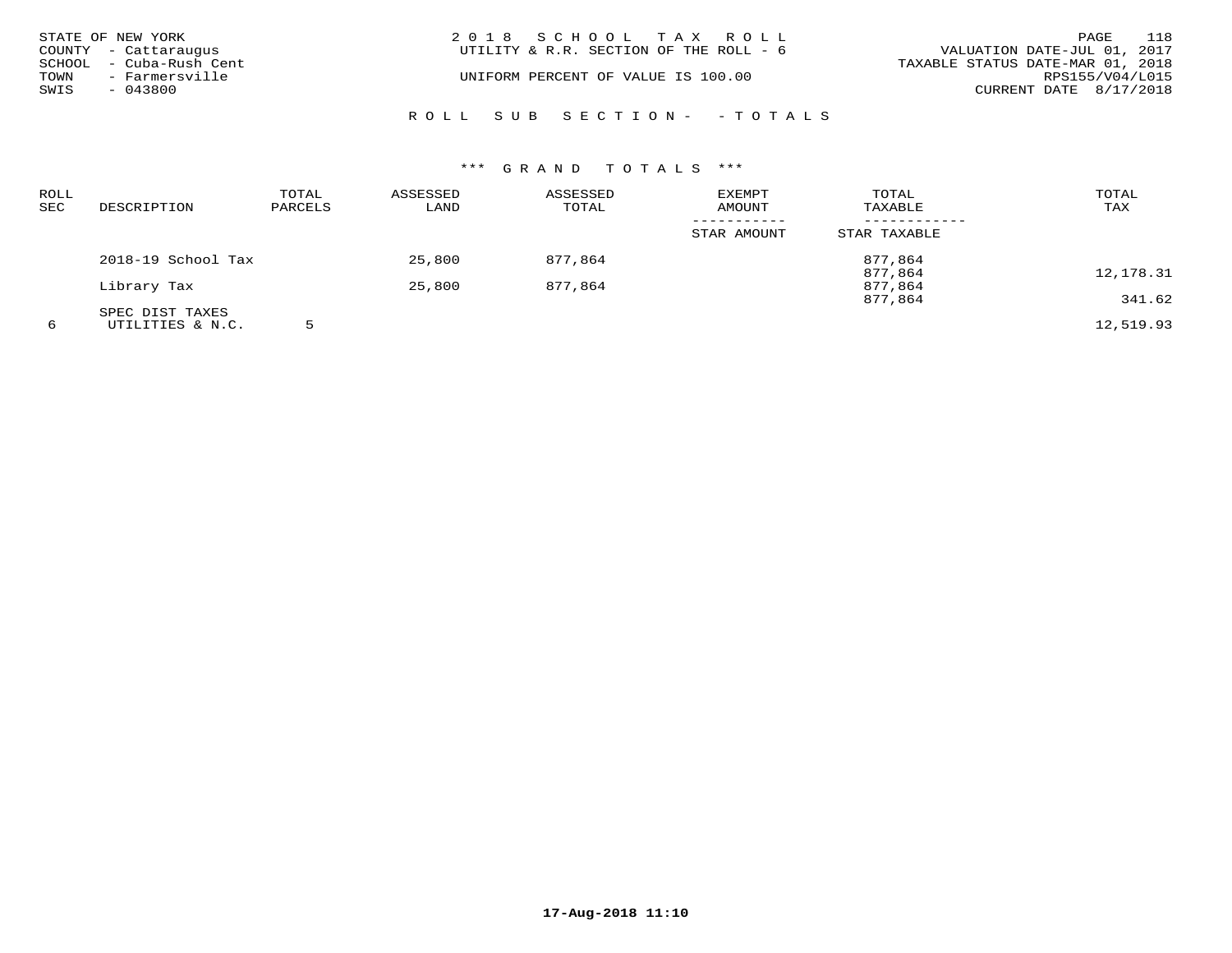STATE OF NEW YORK
COUNTY - Cattaraugus
SCHOOL - Cuba-Rush Cent
TOWN - Farmersville
SWIS - 043800

2 0 1 8 S C H O O L T A X R O L L
UTILITY & R.R. SECTION OF THE ROLL - 6

UNIFORM PERCENT OF VALUE IS 100.00

VALUATION DATE-JUL 01, 2017
TAXABLE STATUS DATE-MAR 01, 2018
RPS155/V04/L015
CURRENT DATE 8/17/2018

R O L L S U B S E C T I O N - - T O T A L S

\*\*\* G R A N D T O T A L S \*\*\*

| ROLL SEC | DESCRIPTION | TOTAL PARCELS | ASSESSED LAND | ASSESSED TOTAL | EXEMPT AMOUNT / STAR AMOUNT | TOTAL TAXABLE / STAR TAXABLE | TOTAL TAX |
|---|---|---|---|---|---|---|---|
| | 2018-19 School Tax | | 25,800 | 877,864 | | 877,864 | |
| | | | | | | 877,864 | 12,178.31 |
| | Library Tax | | 25,800 | 877,864 | | 877,864 | |
| | | | | | | 877,864 | 341.62 |
| | SPEC DIST TAXES | | | | | | |
| 6 | UTILITIES & N.C. | 5 | | | | | 12,519.93 |

17-Aug-2018 11:10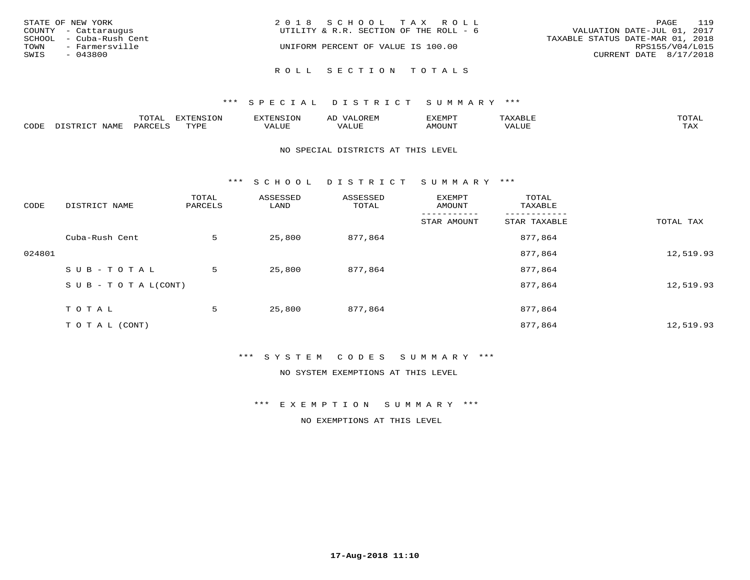STATE OF NEW YORK
COUNTY - Cattaraugus
SCHOOL - Cuba-Rush Cent
TOWN - Farmersville
SWIS - 043800

2 0 1 8 S C H O O L T A X R O L L
UTILITY & R.R. SECTION OF THE ROLL - 6

UNIFORM PERCENT OF VALUE IS 100.00

VALUATION DATE-JUL 01, 2017
TAXABLE STATUS DATE-MAR 01, 2018
RPS155/V04/L015
CURRENT DATE 8/17/2018

R O L L S E C T I O N T O T A L S

*** S P E C I A L D I S T R I C T S U M M A R Y ***

| CODE | DISTRICT NAME | TOTAL PARCELS | EXTENSION TYPE | EXTENSION VALUE | AD VALOREM VALUE | EXEMPT AMOUNT | TAXABLE VALUE | TOTAL TAX |
|---|---|---|---|---|---|---|---|---|

NO SPECIAL DISTRICTS AT THIS LEVEL

*** S C H O O L D I S T R I C T S U M M A R Y ***

| CODE | DISTRICT NAME | TOTAL PARCELS | ASSESSED LAND | ASSESSED TOTAL | EXEMPT AMOUNT / STAR AMOUNT | TOTAL TAXABLE / STAR TAXABLE | TOTAL TAX |
|---|---|---|---|---|---|---|---|
| | Cuba-Rush Cent | 5 | 25,800 | 877,864 | | 877,864 | |
| 024801 | | | | | | 877,864 | 12,519.93 |
| | S U B - T O T A L | 5 | 25,800 | 877,864 | | 877,864 | |
| | S U B - T O T A L(CONT) | | | | | 877,864 | 12,519.93 |
| | T O T A L | 5 | 25,800 | 877,864 | | 877,864 | |
| | T O T A L (CONT) | | | | | 877,864 | 12,519.93 |

*** S Y S T E M C O D E S S U M M A R Y ***

NO SYSTEM EXEMPTIONS AT THIS LEVEL

*** E X E M P T I O N S U M M A R Y ***

NO EXEMPTIONS AT THIS LEVEL

17-Aug-2018 11:10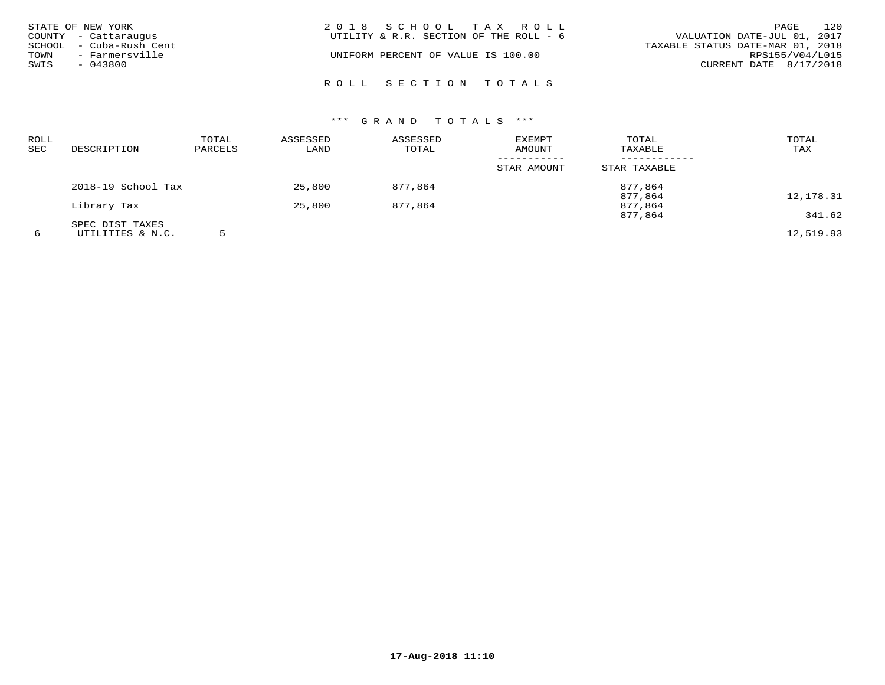STATE OF NEW YORK
COUNTY - Cattaraugus
SCHOOL - Cuba-Rush Cent
TOWN - Farmersville
SWIS - 043800

2018 SCHOOL TAX ROLL
UTILITY & R.R. SECTION OF THE ROLL - 6

UNIFORM PERCENT OF VALUE IS 100.00

VALUATION DATE-JUL 01, 2017
TAXABLE STATUS DATE-MAR 01, 2018
RPS155/V04/L015
CURRENT DATE 8/17/2018

## ROLL SECTION TOTALS

### *** GRAND TOTALS ***

| ROLL SEC | DESCRIPTION | TOTAL PARCELS | ASSESSED LAND | ASSESSED TOTAL | EXEMPT AMOUNT / STAR AMOUNT | TOTAL TAXABLE / STAR TAXABLE | TOTAL TAX |
|---|---|---|---|---|---|---|---|
| | 2018-19 School Tax | | 25,800 | 877,864 | | 877,864 | |
| | | | | | | 877,864 | 12,178.31 |
| | Library Tax | | 25,800 | 877,864 | | 877,864 | |
| | | | | | | 877,864 | 341.62 |
| | SPEC DIST TAXES | | | | | | |
| 6 | UTILITIES & N.C. | 5 | | | | | 12,519.93 |

17-Aug-2018 11:10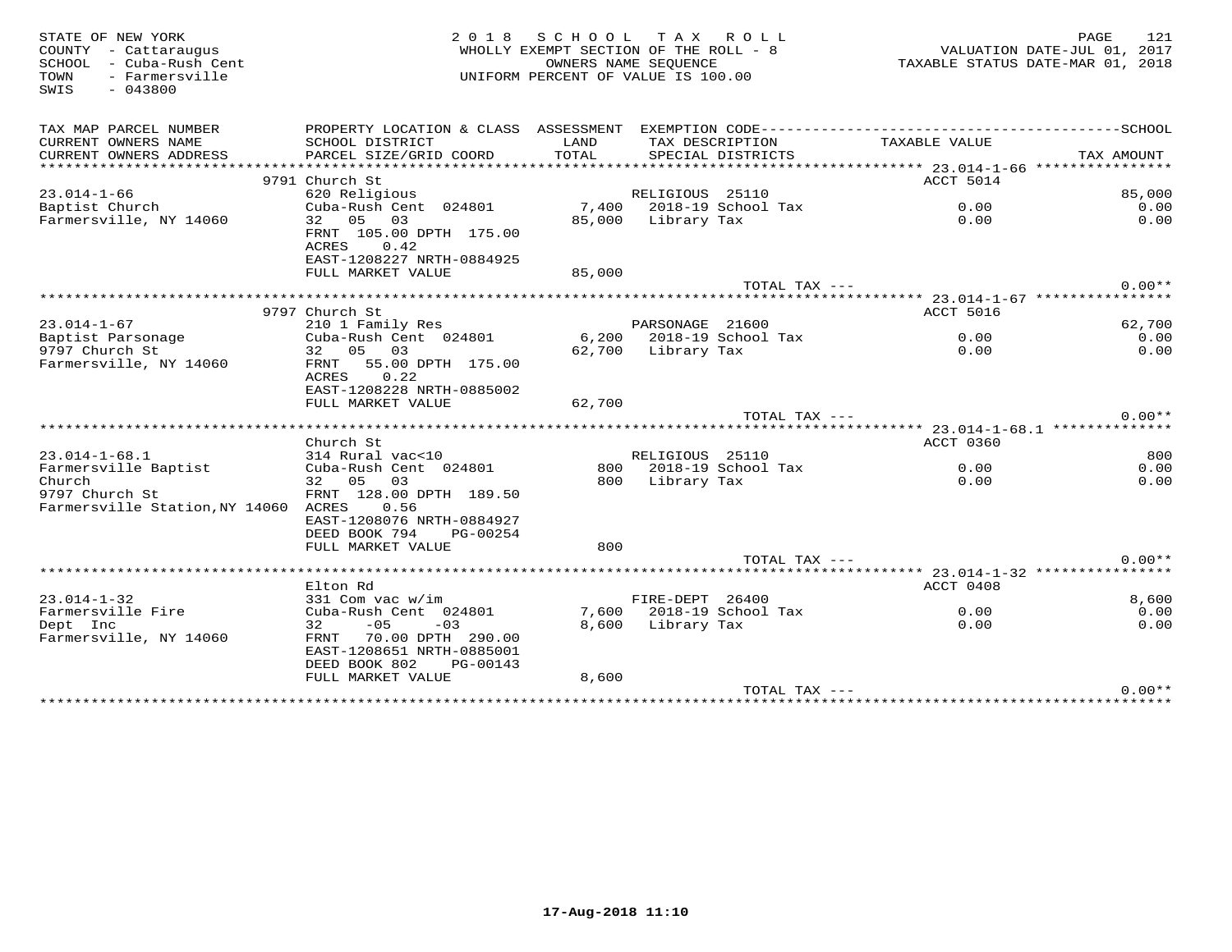STATE OF NEW YORK
COUNTY - Cattaraugus
SCHOOL - Cuba-Rush Cent
TOWN - Farmersville
SWIS - 043800

2018 SCHOOL TAX ROLL
WHOLLY EXEMPT SECTION OF THE ROLL - 8
OWNERS NAME SEQUENCE
UNIFORM PERCENT OF VALUE IS 100.00

VALUATION DATE-JUL 01, 2017
TAXABLE STATUS DATE-MAR 01, 2018

| TAX MAP PARCEL NUMBER / CURRENT OWNERS NAME / CURRENT OWNERS ADDRESS | PROPERTY LOCATION & CLASS / SCHOOL DISTRICT / PARCEL SIZE/GRID COORD | ASSESSMENT LAND / TOTAL | EXEMPTION CODE / TAX DESCRIPTION / SPECIAL DISTRICTS | TAXABLE VALUE | TAX AMOUNT |
|---|---|---|---|---|---|
| **23.014-1-66** | 9791 Church St | | | ACCT 5014 | |
| 23.014-1-66 | 620 Religious | | RELIGIOUS 25110 | | 85,000 |
| Baptist Church | Cuba-Rush Cent 024801 | 7,400 | 2018-19 School Tax | 0.00 | 0.00 |
| Farmersville, NY 14060 | 32 05 03 | 85,000 | Library Tax | 0.00 | 0.00 |
| | FRNT 105.00 DPTH 175.00 | | | | |
| | ACRES 0.42 | | | | |
| | EAST-1208227 NRTH-0884925 | | | | |
| | FULL MARKET VALUE | 85,000 | | | |
| | | | TOTAL TAX --- | | 0.00** |
| **23.014-1-67** | 9797 Church St | | | ACCT 5016 | |
| 23.014-1-67 | 210 1 Family Res | | PARSONAGE 21600 | | 62,700 |
| Baptist Parsonage | Cuba-Rush Cent 024801 | 6,200 | 2018-19 School Tax | 0.00 | 0.00 |
| 9797 Church St | 32 05 03 | 62,700 | Library Tax | 0.00 | 0.00 |
| Farmersville, NY 14060 | FRNT 55.00 DPTH 175.00 | | | | |
| | ACRES 0.22 | | | | |
| | EAST-1208228 NRTH-0885002 | | | | |
| | FULL MARKET VALUE | 62,700 | | | |
| | | | TOTAL TAX --- | | 0.00** |
| **23.014-1-68.1** | Church St | | | ACCT 0360 | |
| 23.014-1-68.1 | 314 Rural vac<10 | | RELIGIOUS 25110 | | 800 |
| Farmersville Baptist | Cuba-Rush Cent 024801 | 800 | 2018-19 School Tax | 0.00 | 0.00 |
| Church | 32 05 03 | 800 | Library Tax | 0.00 | 0.00 |
| 9797 Church St | FRNT 128.00 DPTH 189.50 | | | | |
| Farmersville Station,NY 14060 | ACRES 0.56 | | | | |
| | EAST-1208076 NRTH-0884927 | | | | |
| | DEED BOOK 794 PG-00254 | | | | |
| | FULL MARKET VALUE | 800 | | | |
| | | | TOTAL TAX --- | | 0.00** |
| **23.014-1-32** | Elton Rd | | | ACCT 0408 | |
| 23.014-1-32 | 331 Com vac w/im | | FIRE-DEPT 26400 | | 8,600 |
| Farmersville Fire | Cuba-Rush Cent 024801 | 7,600 | 2018-19 School Tax | 0.00 | 0.00 |
| Dept Inc | 32 -05 -03 | 8,600 | Library Tax | 0.00 | 0.00 |
| Farmersville, NY 14060 | FRNT 70.00 DPTH 290.00 | | | | |
| | EAST-1208651 NRTH-0885001 | | | | |
| | DEED BOOK 802 PG-00143 | | | | |
| | FULL MARKET VALUE | 8,600 | | | |
| | | | TOTAL TAX --- | | 0.00** |

17-Aug-2018 11:10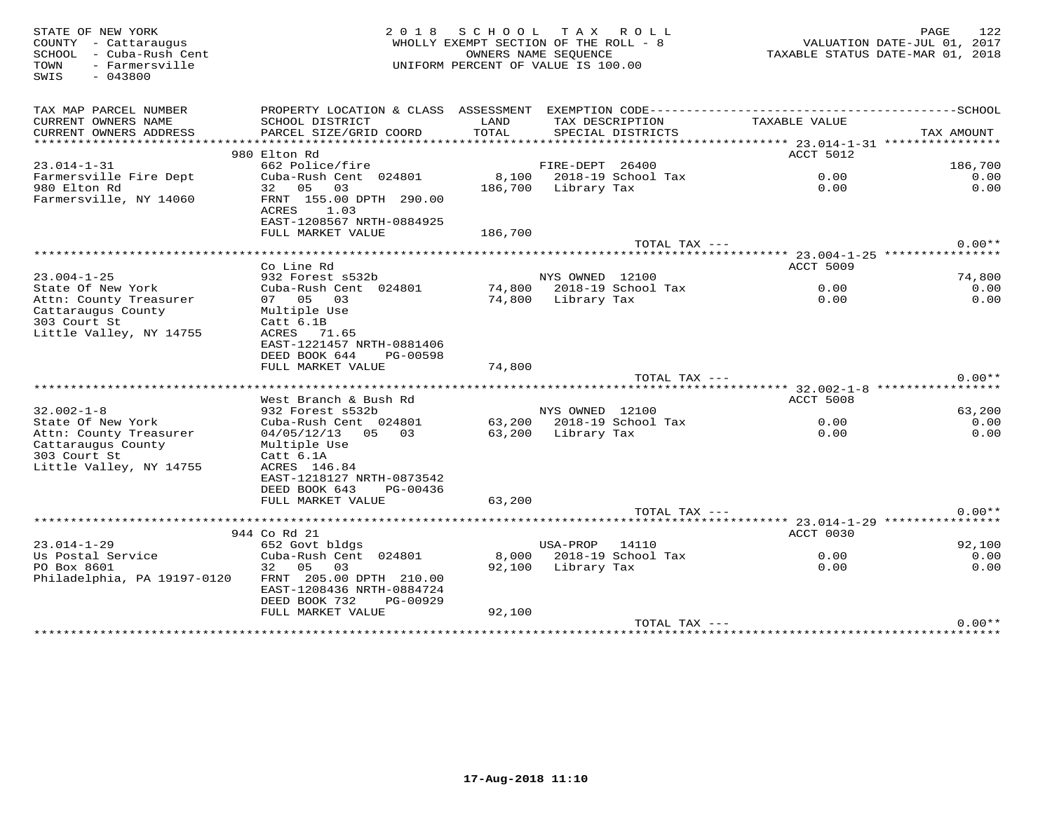STATE OF NEW YORK
COUNTY - Cattaraugus
SCHOOL - Cuba-Rush Cent
TOWN - Farmersville
SWIS - 043800

**2018 SCHOOL TAX ROLL**
WHOLLY EXEMPT SECTION OF THE ROLL - 8
OWNERS NAME SEQUENCE
UNIFORM PERCENT OF VALUE IS 100.00

VALUATION DATE-JUL 01, 2017
TAXABLE STATUS DATE-MAR 01, 2018

| TAX MAP PARCEL NUMBER / CURRENT OWNERS NAME / CURRENT OWNERS ADDRESS | PROPERTY LOCATION & CLASS / SCHOOL DISTRICT / PARCEL SIZE/GRID COORD | ASSESSMENT LAND / TOTAL | EXEMPTION CODE / TAX DESCRIPTION / SPECIAL DISTRICTS | TAXABLE VALUE | SCHOOL / TAX AMOUNT |
|---|---|---|---|---|---|
| | 980 Elton Rd | | | ACCT 5012 | |
| 23.014-1-31 | 662 Police/fire | | FIRE-DEPT 26400 | | 186,700 |
| Farmersville Fire Dept | Cuba-Rush Cent 024801 | 8,100 | 2018-19 School Tax | 0.00 | 0.00 |
| 980 Elton Rd | 32 05 03 | 186,700 | Library Tax | 0.00 | 0.00 |
| Farmersville, NY 14060 | FRNT 155.00 DPTH 290.00 | | | | |
| | ACRES 1.03 | | | | |
| | EAST-1208567 NRTH-0884925 | | | | |
| | FULL MARKET VALUE | 186,700 | | | |
| | | | TOTAL TAX --- | | 0.00** |
| | Co Line Rd | | | ACCT 5009 | |
| 23.004-1-25 | 932 Forest s532b | | NYS OWNED 12100 | | 74,800 |
| State Of New York | Cuba-Rush Cent 024801 | 74,800 | 2018-19 School Tax | 0.00 | 0.00 |
| Attn: County Treasurer | 07 05 03 | 74,800 | Library Tax | 0.00 | 0.00 |
| Cattaraugus County | Multiple Use | | | | |
| 303 Court St | Catt 6.1B | | | | |
| Little Valley, NY 14755 | ACRES 71.65 | | | | |
| | EAST-1221457 NRTH-0881406 | | | | |
| | DEED BOOK 644 PG-00598 | | | | |
| | FULL MARKET VALUE | 74,800 | | | |
| | | | TOTAL TAX --- | | 0.00** |
| | West Branch & Bush Rd | | | ACCT 5008 | |
| 32.002-1-8 | 932 Forest s532b | | NYS OWNED 12100 | | 63,200 |
| State Of New York | Cuba-Rush Cent 024801 | 63,200 | 2018-19 School Tax | 0.00 | 0.00 |
| Attn: County Treasurer | 04/05/12/13 05 03 | 63,200 | Library Tax | 0.00 | 0.00 |
| Cattaraugus County | Multiple Use | | | | |
| 303 Court St | Catt 6.1A | | | | |
| Little Valley, NY 14755 | ACRES 146.84 | | | | |
| | EAST-1218127 NRTH-0873542 | | | | |
| | DEED BOOK 643 PG-00436 | | | | |
| | FULL MARKET VALUE | 63,200 | | | |
| | | | TOTAL TAX --- | | 0.00** |
| | 944 Co Rd 21 | | | ACCT 0030 | |
| 23.014-1-29 | 652 Govt bldgs | | USA-PROP 14110 | | 92,100 |
| Us Postal Service | Cuba-Rush Cent 024801 | 8,000 | 2018-19 School Tax | 0.00 | 0.00 |
| PO Box 8601 | 32 05 03 | 92,100 | Library Tax | 0.00 | 0.00 |
| Philadelphia, PA 19197-0120 | FRNT 205.00 DPTH 210.00 | | | | |
| | EAST-1208436 NRTH-0884724 | | | | |
| | DEED BOOK 732 PG-00929 | | | | |
| | FULL MARKET VALUE | 92,100 | | | |
| | | | TOTAL TAX --- | | 0.00** |

17-Aug-2018 11:10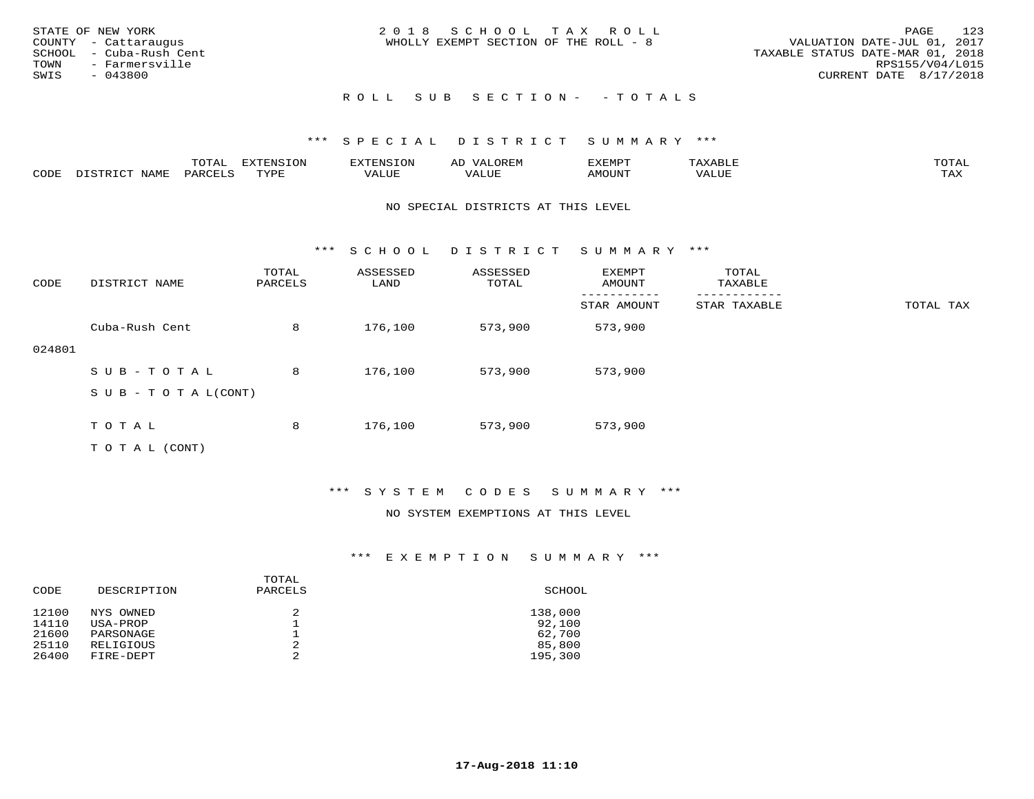STATE OF NEW YORK
COUNTY - Cattaraugus
SCHOOL - Cuba-Rush Cent
TOWN - Farmersville
SWIS - 043800

2 0 1 8 S C H O O L T A X R O L L
WHOLLY EXEMPT SECTION OF THE ROLL - 8

VALUATION DATE-JUL 01, 2017
TAXABLE STATUS DATE-MAR 01, 2018
RPS155/V04/L015
CURRENT DATE 8/17/2018

R O L L S U B S E C T I O N - - T O T A L S

*** S P E C I A L D I S T R I C T S U M M A R Y ***

| CODE | DISTRICT NAME | TOTAL PARCELS | EXTENSION TYPE | EXTENSION VALUE | AD VALOREM VALUE | EXEMPT AMOUNT | TAXABLE VALUE | TOTAL TAX |
|---|---|---|---|---|---|---|---|---|

NO SPECIAL DISTRICTS AT THIS LEVEL

*** S C H O O L D I S T R I C T S U M M A R Y ***

| CODE | DISTRICT NAME | TOTAL PARCELS | ASSESSED LAND | ASSESSED TOTAL | EXEMPT AMOUNT / STAR AMOUNT | TOTAL TAXABLE / STAR TAXABLE | TOTAL TAX |
|---|---|---|---|---|---|---|---|
| 024801 | Cuba-Rush Cent | 8 | 176,100 | 573,900 | 573,900 | | |
| | S U B - T O T A L | 8 | 176,100 | 573,900 | 573,900 | | |
| | S U B - T O T A L(CONT) | | | | | | |
| | T O T A L | 8 | 176,100 | 573,900 | 573,900 | | |
| | T O T A L (CONT) | | | | | | |

*** S Y S T E M C O D E S S U M M A R Y ***

NO SYSTEM EXEMPTIONS AT THIS LEVEL

*** E X E M P T I O N S U M M A R Y ***

| CODE | DESCRIPTION | TOTAL PARCELS | SCHOOL |
|---|---|---|---|
| 12100 | NYS OWNED | 2 | 138,000 |
| 14110 | USA-PROP | 1 | 92,100 |
| 21600 | PARSONAGE | 1 | 62,700 |
| 25110 | RELIGIOUS | 2 | 85,800 |
| 26400 | FIRE-DEPT | 2 | 195,300 |

17-Aug-2018 11:10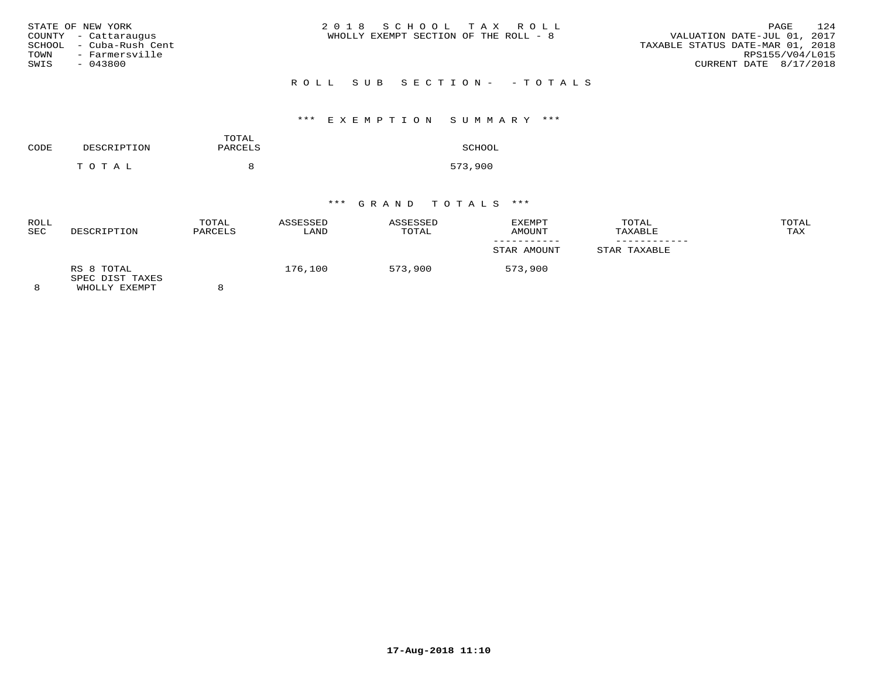STATE OF NEW YORK
COUNTY - Cattaraugus
SCHOOL - Cuba-Rush Cent
TOWN - Farmersville
SWIS - 043800

2 0 1 8   S C H O O L   T A X   R O L L
WHOLLY EXEMPT SECTION OF THE ROLL - 8

VALUATION DATE-JUL 01, 2017
TAXABLE STATUS DATE-MAR 01, 2018
RPS155/V04/L015
CURRENT DATE 8/17/2018

R O L L   S U B   S E C T I O N -   - T O T A L S

*** E X E M P T I O N   S U M M A R Y ***

| CODE | DESCRIPTION | TOTAL PARCELS | SCHOOL |
|---|---|---|---|
| | T O T A L | 8 | 573,900 |

*** G R A N D   T O T A L S ***

| ROLL SEC | DESCRIPTION | TOTAL PARCELS | ASSESSED LAND | ASSESSED TOTAL | EXEMPT AMOUNT / STAR AMOUNT | TOTAL TAXABLE / STAR TAXABLE | TOTAL TAX |
|---|---|---|---|---|---|---|---|
| 8 | RS 8 TOTAL SPEC DIST TAXES WHOLLY EXEMPT | 8 | 176,100 | 573,900 | 573,900 | | |

17-Aug-2018 11:10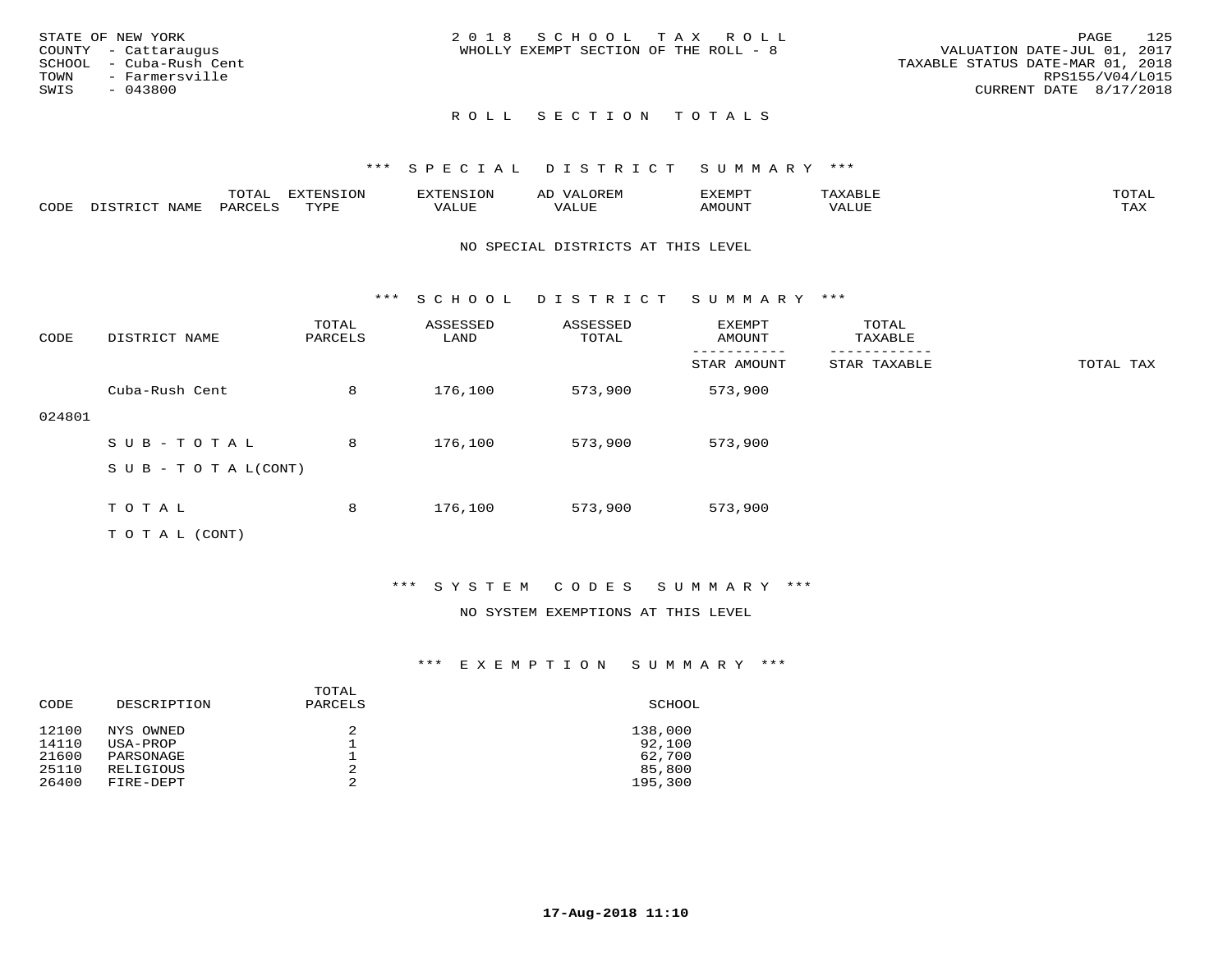STATE OF NEW YORK
COUNTY - Cattaraugus
SCHOOL - Cuba-Rush Cent
TOWN - Farmersville
SWIS - 043800

2018 SCHOOL TAX ROLL
WHOLLY EXEMPT SECTION OF THE ROLL - 8

VALUATION DATE-JUL 01, 2017
TAXABLE STATUS DATE-MAR 01, 2018
RPS155/V04/L015
CURRENT DATE 8/17/2018

## ROLL SECTION TOTALS

### *** SPECIAL DISTRICT SUMMARY ***

| CODE | DISTRICT NAME | TOTAL PARCELS | EXTENSION TYPE | EXTENSION VALUE | AD VALOREM VALUE | EXEMPT AMOUNT | TAXABLE VALUE | TOTAL TAX |
|---|---|---|---|---|---|---|---|---|

NO SPECIAL DISTRICTS AT THIS LEVEL

### *** SCHOOL DISTRICT SUMMARY ***

| CODE | DISTRICT NAME | TOTAL PARCELS | ASSESSED LAND | ASSESSED TOTAL | EXEMPT AMOUNT / STAR AMOUNT | TOTAL TAXABLE / STAR TAXABLE | TOTAL TAX |
|---|---|---|---|---|---|---|---|
| 024801 | Cuba-Rush Cent | 8 | 176,100 | 573,900 | 573,900 | | |
| | SUB-TOTAL | 8 | 176,100 | 573,900 | 573,900 | | |
| | SUB-TOTAL(CONT) | | | | | | |
| | TOTAL | 8 | 176,100 | 573,900 | 573,900 | | |
| | TOTAL (CONT) | | | | | | |

### *** SYSTEM CODES SUMMARY ***

NO SYSTEM EXEMPTIONS AT THIS LEVEL

### *** EXEMPTION SUMMARY ***

| CODE | DESCRIPTION | TOTAL PARCELS | SCHOOL |
|---|---|---|---|
| 12100 | NYS OWNED | 2 | 138,000 |
| 14110 | USA-PROP | 1 | 92,100 |
| 21600 | PARSONAGE | 1 | 62,700 |
| 25110 | RELIGIOUS | 2 | 85,800 |
| 26400 | FIRE-DEPT | 2 | 195,300 |

17-Aug-2018 11:10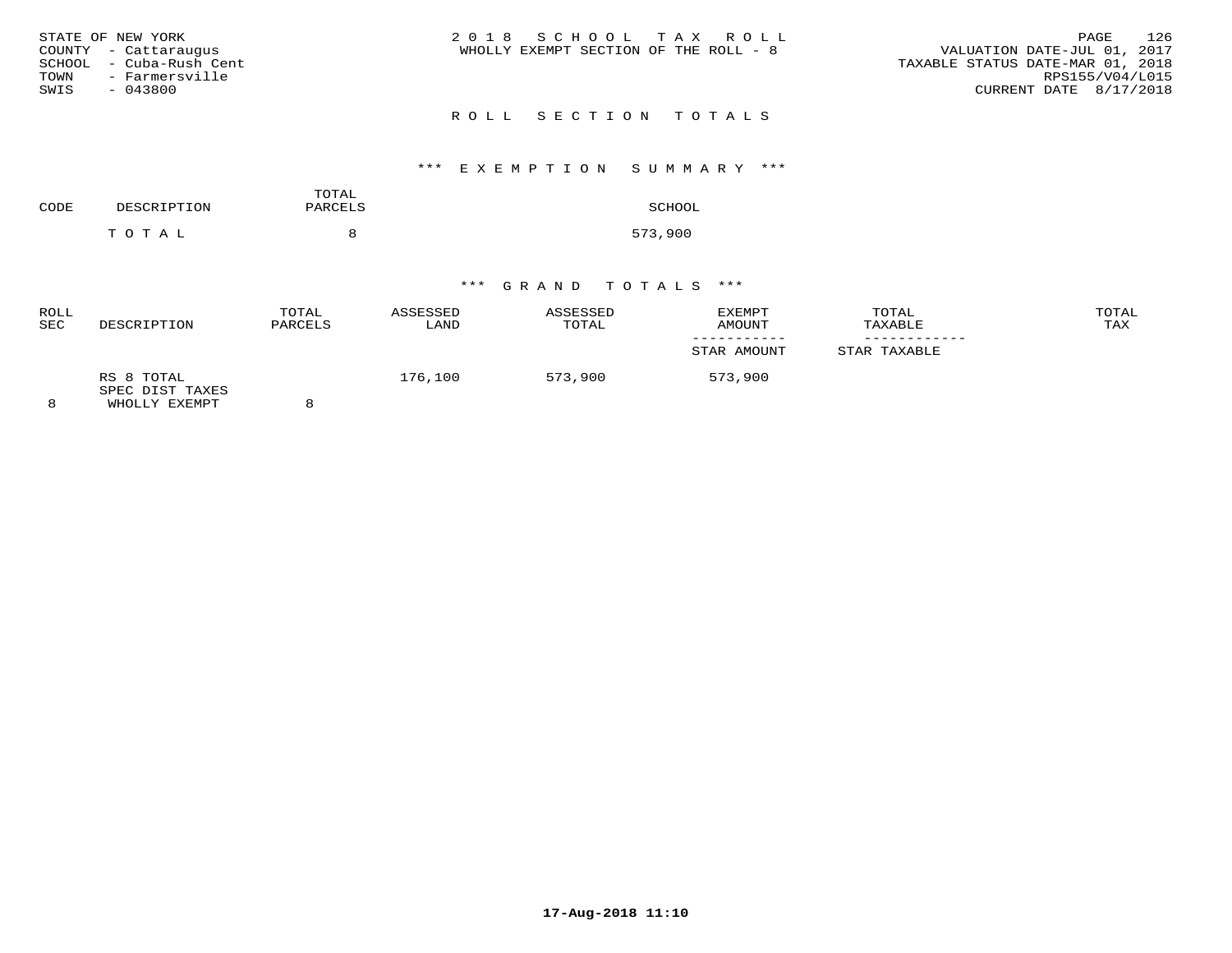STATE OF NEW YORK
COUNTY - Cattaraugus
SCHOOL - Cuba-Rush Cent
TOWN - Farmersville
SWIS - 043800

2 0 1 8 S C H O O L T A X R O L L
WHOLLY EXEMPT SECTION OF THE ROLL - 8

VALUATION DATE-JUL 01, 2017
TAXABLE STATUS DATE-MAR 01, 2018
RPS155/V04/L015
CURRENT DATE 8/17/2018

## R O L L S E C T I O N T O T A L S

### *** E X E M P T I O N S U M M A R Y ***

| CODE | DESCRIPTION | TOTAL PARCELS | SCHOOL |
|---|---|---|---|
| | T O T A L | 8 | 573,900 |

### *** G R A N D T O T A L S ***

| ROLL SEC | DESCRIPTION | TOTAL PARCELS | ASSESSED LAND | ASSESSED TOTAL | EXEMPT AMOUNT / STAR AMOUNT | TOTAL TAXABLE / STAR TAXABLE | TOTAL TAX |
|---|---|---|---|---|---|---|---|
| 8 | RS 8 TOTAL SPEC DIST TAXES WHOLLY EXEMPT | 8 | 176,100 | 573,900 | 573,900 | | |

17-Aug-2018 11:10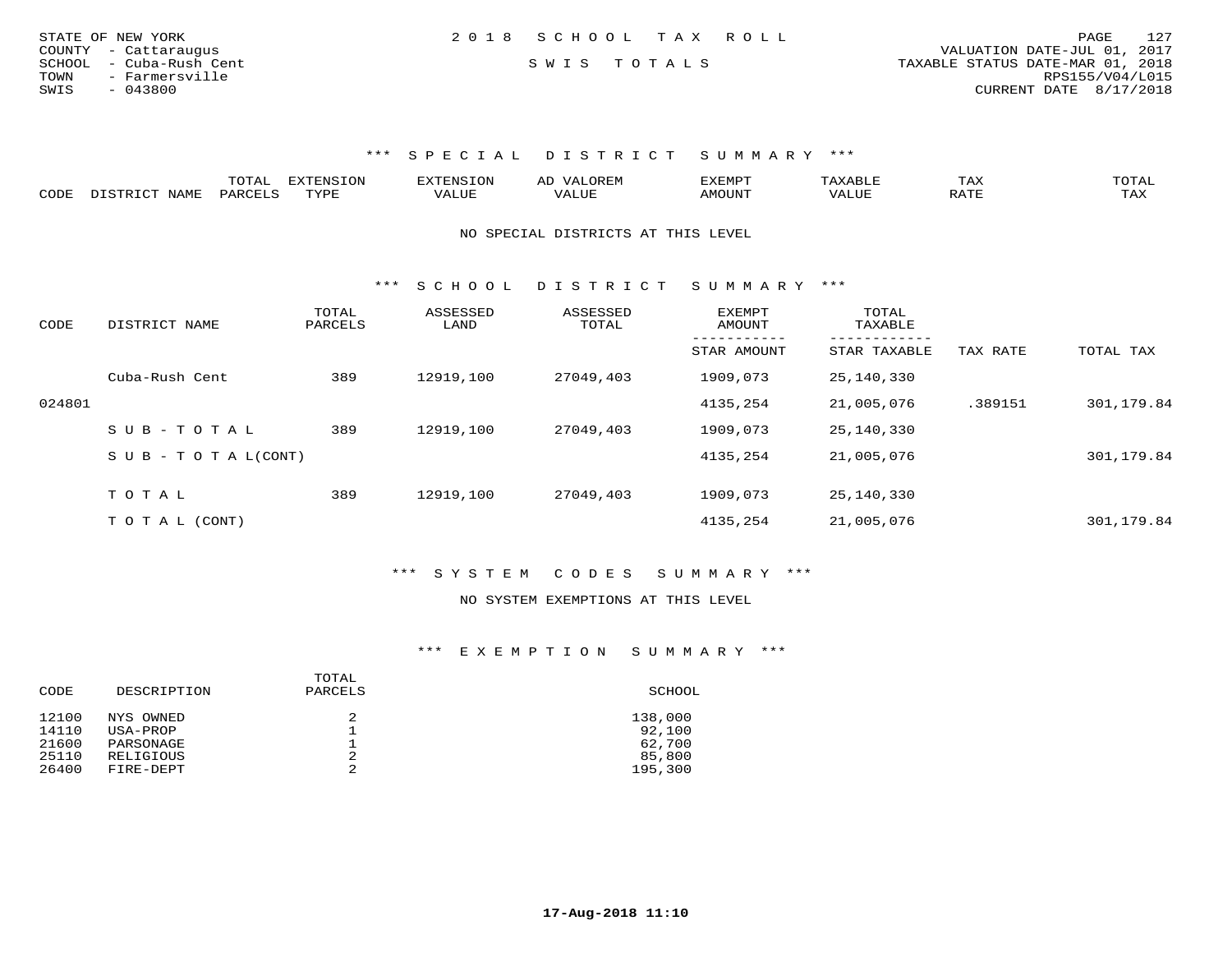STATE OF NEW YORK
COUNTY - Cattaraugus
SCHOOL - Cuba-Rush Cent
TOWN - Farmersville
SWIS - 043800

2 0 1 8 S C H O O L T A X R O L L

S W I S T O T A L S

VALUATION DATE-JUL 01, 2017
TAXABLE STATUS DATE-MAR 01, 2018
RPS155/V04/L015
CURRENT DATE 8/17/2018

### \*\*\* S P E C I A L D I S T R I C T S U M M A R Y \*\*\*

| CODE | DISTRICT NAME | TOTAL PARCELS | EXTENSION TYPE | EXTENSION VALUE | AD VALOREM VALUE | EXEMPT AMOUNT | TAXABLE VALUE | TAX RATE | TOTAL TAX |
|---|---|---|---|---|---|---|---|---|---|

NO SPECIAL DISTRICTS AT THIS LEVEL

### \*\*\* S C H O O L D I S T R I C T S U M M A R Y \*\*\*

| CODE | DISTRICT NAME | TOTAL PARCELS | ASSESSED LAND | ASSESSED TOTAL | EXEMPT AMOUNT / STAR AMOUNT | TOTAL TAXABLE / STAR TAXABLE | TAX RATE | TOTAL TAX |
|---|---|---|---|---|---|---|---|---|
| | Cuba-Rush Cent | 389 | 12919,100 | 27049,403 | 1909,073 | 25,140,330 | | |
| 024801 | | | | | 4135,254 | 21,005,076 | .389151 | 301,179.84 |
| | S U B - T O T A L | 389 | 12919,100 | 27049,403 | 1909,073 | 25,140,330 | | |
| | S U B - T O T A L(CONT) | | | | 4135,254 | 21,005,076 | | 301,179.84 |
| | T O T A L | 389 | 12919,100 | 27049,403 | 1909,073 | 25,140,330 | | |
| | T O T A L (CONT) | | | | 4135,254 | 21,005,076 | | 301,179.84 |

### \*\*\* S Y S T E M C O D E S S U M M A R Y \*\*\*

NO SYSTEM EXEMPTIONS AT THIS LEVEL

### \*\*\* E X E M P T I O N S U M M A R Y \*\*\*

| CODE | DESCRIPTION | TOTAL PARCELS | SCHOOL |
|---|---|---|---|
| 12100 | NYS OWNED | 2 | 138,000 |
| 14110 | USA-PROP | 1 | 92,100 |
| 21600 | PARSONAGE | 1 | 62,700 |
| 25110 | RELIGIOUS | 2 | 85,800 |
| 26400 | FIRE-DEPT | 2 | 195,300 |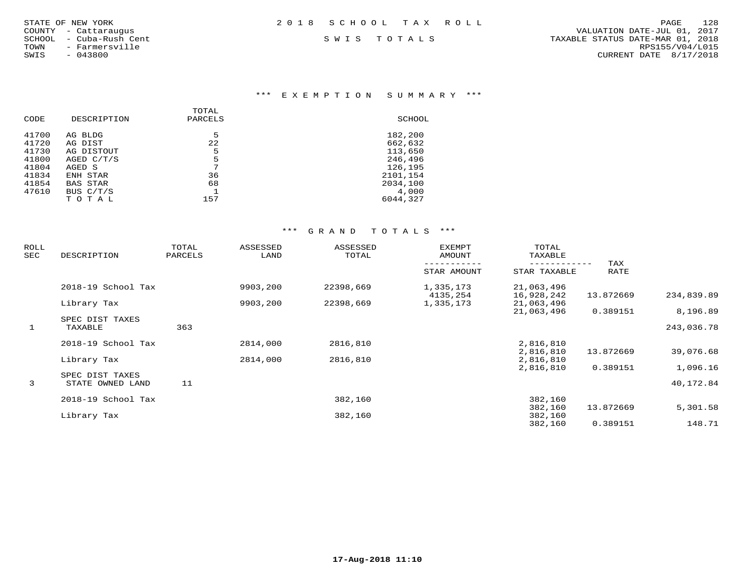STATE OF NEW YORK
COUNTY - Cattaraugus
SCHOOL - Cuba-Rush Cent
TOWN - Farmersville
SWIS - 043800

2018 SCHOOL TAX ROLL

SWIS TOTALS

VALUATION DATE-JUL 01, 2017
TAXABLE STATUS DATE-MAR 01, 2018
RPS155/V04/L015
CURRENT DATE 8/17/2018

### *** EXEMPTION SUMMARY ***

| CODE | DESCRIPTION | TOTAL PARCELS | SCHOOL |
|---|---|---|---|
| 41700 | AG BLDG | 5 | 182,200 |
| 41720 | AG DIST | 22 | 662,632 |
| 41730 | AG DISTOUT | 5 | 113,650 |
| 41800 | AGED C/T/S | 5 | 246,496 |
| 41804 | AGED S | 7 | 126,195 |
| 41834 | ENH STAR | 36 | 2101,154 |
| 41854 | BAS STAR | 68 | 2034,100 |
| 47610 | BUS C/T/S | 1 | 4,000 |
| | T O T A L | 157 | 6044,327 |

### *** GRAND TOTALS ***

| ROLL SEC | DESCRIPTION | TOTAL PARCELS | ASSESSED LAND | ASSESSED TOTAL | EXEMPT AMOUNT / STAR AMOUNT | TOTAL TAXABLE / STAR TAXABLE | TAX RATE | |
|---|---|---|---|---|---|---|---|---|
| | 2018-19 School Tax | | 9903,200 | 22398,669 | 1,335,173 | 21,063,496 | | |
| | | | | | 4135,254 | 16,928,242 | 13.872669 | 234,839.89 |
| | Library Tax | | 9903,200 | 22398,669 | 1,335,173 | 21,063,496 | | |
| | | | | | | 21,063,496 | 0.389151 | 8,196.89 |
| | SPEC DIST TAXES | | | | | | | |
| 1 | TAXABLE | 363 | | | | | | 243,036.78 |
| | 2018-19 School Tax | | 2814,000 | 2816,810 | | 2,816,810 | | |
| | | | | | | 2,816,810 | 13.872669 | 39,076.68 |
| | Library Tax | | 2814,000 | 2816,810 | | 2,816,810 | | |
| | | | | | | 2,816,810 | 0.389151 | 1,096.16 |
| | SPEC DIST TAXES | | | | | | | |
| 3 | STATE OWNED LAND | 11 | | | | | | 40,172.84 |
| | 2018-19 School Tax | | | 382,160 | | 382,160 | | |
| | | | | | | 382,160 | 13.872669 | 5,301.58 |
| | Library Tax | | | 382,160 | | 382,160 | | |
| | | | | | | 382,160 | 0.389151 | 148.71 |

17-Aug-2018 11:10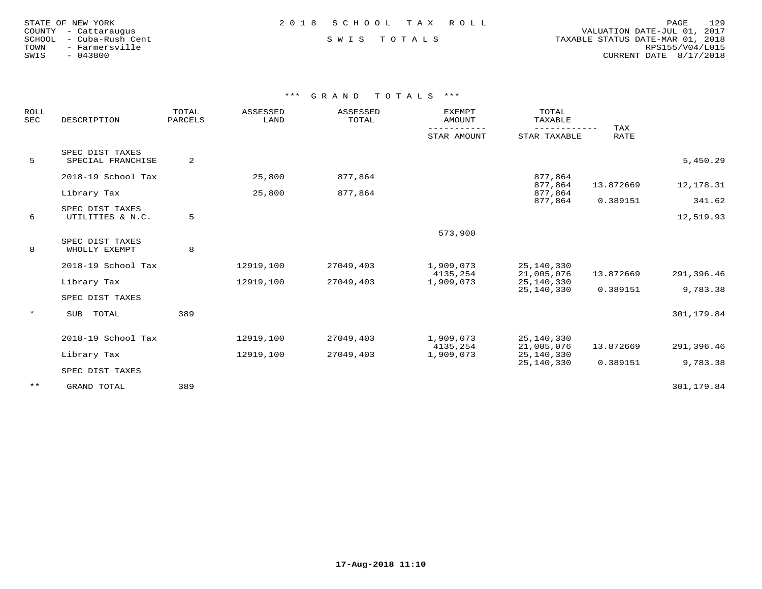STATE OF NEW YORK
COUNTY - Cattaraugus
SCHOOL - Cuba-Rush Cent
TOWN - Farmersville
SWIS - 043800

2018 SCHOOL TAX ROLL

SWIS TOTALS

VALUATION DATE-JUL 01, 2017
TAXABLE STATUS DATE-MAR 01, 2018
RPS155/V04/L015
CURRENT DATE 8/17/2018

### *** GRAND TOTALS ***

| ROLL SEC | DESCRIPTION | TOTAL PARCELS | ASSESSED LAND | ASSESSED TOTAL | EXEMPT AMOUNT / STAR AMOUNT | TOTAL TAXABLE / STAR TAXABLE | TAX RATE | |
|---|---|---|---|---|---|---|---|---|
| 5 | SPEC DIST TAXES SPECIAL FRANCHISE | 2 | | | | | | 5,450.29 |
| | 2018-19 School Tax | | 25,800 | 877,864 | | 877,864 | | |
| | | | | | | 877,864 | 13.872669 | 12,178.31 |
| | Library Tax | | 25,800 | 877,864 | | 877,864 | | |
| | | | | | | 877,864 | 0.389151 | 341.62 |
| 6 | SPEC DIST TAXES UTILITIES & N.C. | 5 | | | | | | 12,519.93 |
| | | | | | 573,900 | | | |
| 8 | SPEC DIST TAXES WHOLLY EXEMPT | 8 | | | | | | |
| | 2018-19 School Tax | | 12919,100 | 27049,403 | 1,909,073 | 25,140,330 | | |
| | | | | | 4135,254 | 21,005,076 | 13.872669 | 291,396.46 |
| | Library Tax | | 12919,100 | 27049,403 | 1,909,073 | 25,140,330 | | |
| | | | | | | 25,140,330 | 0.389151 | 9,783.38 |
| | SPEC DIST TAXES | | | | | | | |
| * | SUB TOTAL | 389 | | | | | | 301,179.84 |
| | 2018-19 School Tax | | 12919,100 | 27049,403 | 1,909,073 | 25,140,330 | | |
| | | | | | 4135,254 | 21,005,076 | 13.872669 | 291,396.46 |
| | Library Tax | | 12919,100 | 27049,403 | 1,909,073 | 25,140,330 | | |
| | | | | | | 25,140,330 | 0.389151 | 9,783.38 |
| | SPEC DIST TAXES | | | | | | | |
| ** | GRAND TOTAL | 389 | | | | | | 301,179.84 |

17-Aug-2018 11:10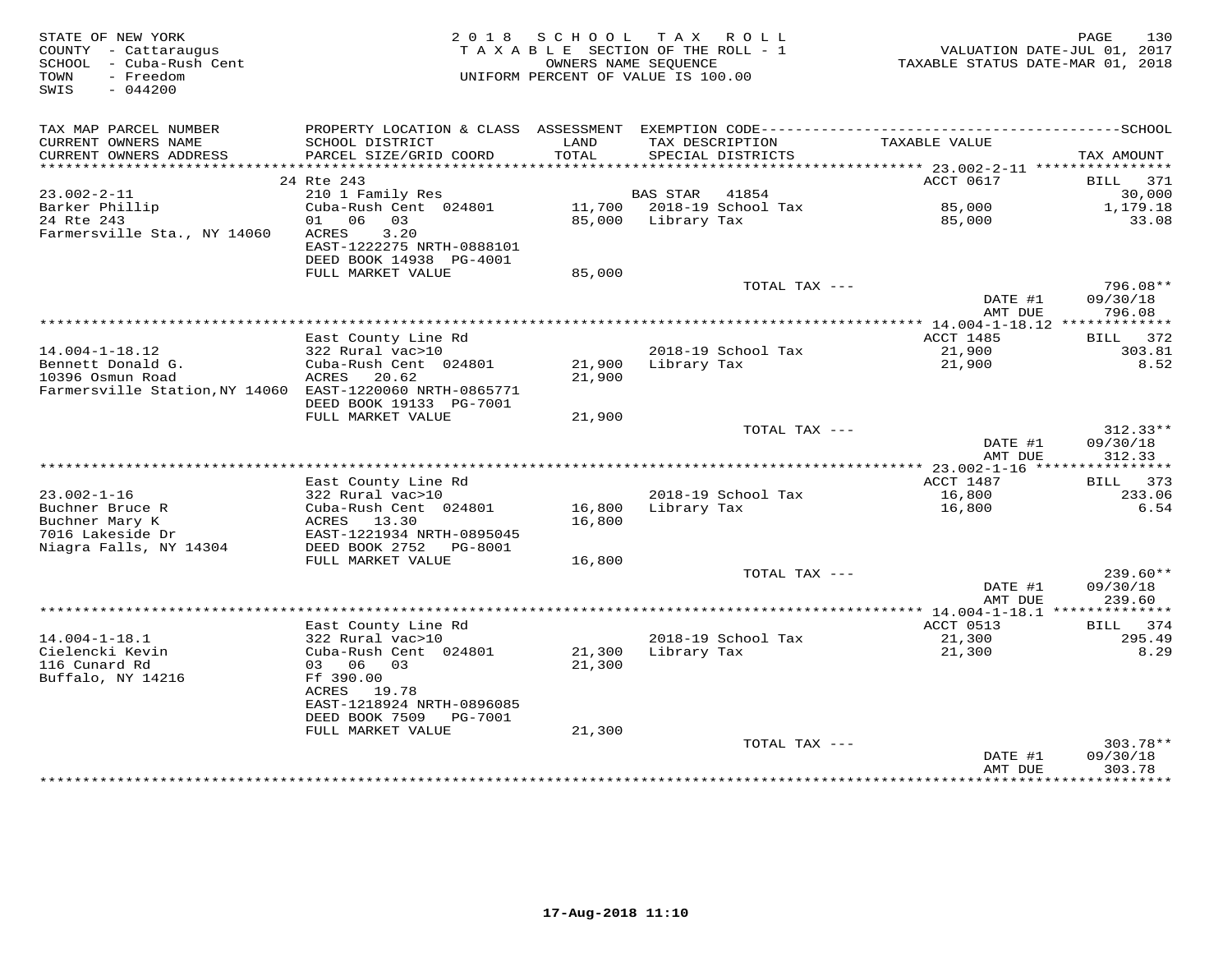STATE OF NEW YORK
COUNTY - Cattaraugus
SCHOOL - Cuba-Rush Cent
TOWN - Freedom
SWIS - 044200

2 0 1 8 S C H O O L T A X R O L L
T A X A B L E SECTION OF THE ROLL - 1
OWNERS NAME SEQUENCE
UNIFORM PERCENT OF VALUE IS 100.00

VALUATION DATE-JUL 01, 2017
TAXABLE STATUS DATE-MAR 01, 2018

| TAX MAP PARCEL NUMBER / CURRENT OWNERS NAME / CURRENT OWNERS ADDRESS | PROPERTY LOCATION & CLASS / SCHOOL DISTRICT / PARCEL SIZE/GRID COORD | ASSESSMENT LAND / TOTAL | EXEMPTION CODE / TAX DESCRIPTION / SPECIAL DISTRICTS | TAXABLE VALUE | TAX AMOUNT (SCHOOL) |
|---|---|---|---|---|---|
| 23.002-2-11 | 24 Rte 243 | | | ACCT 0617 | BILL 371 |
| Barker Phillip | 210 1 Family Res | | BAS STAR 41854 | | 30,000 |
| 24 Rte 243 | Cuba-Rush Cent 024801 | 11,700 | 2018-19 School Tax | 85,000 | 1,179.18 |
| Farmersville Sta., NY 14060 | 01 06 03 | 85,000 | Library Tax | 85,000 | 33.08 |
| | ACRES 3.20 | | | | |
| | EAST-1222275 NRTH-0888101 | | | | |
| | DEED BOOK 14938 PG-4001 | | | | |
| | FULL MARKET VALUE | 85,000 | | | |
| | | | TOTAL TAX --- | | 796.08** |
| | | | | DATE #1 | 09/30/18 |
| | | | | AMT DUE | 796.08 |
| 14.004-1-18.12 | East County Line Rd | | | ACCT 1485 | BILL 372 |
| Bennett Donald G. | 322 Rural vac>10 | | 2018-19 School Tax | 21,900 | 303.81 |
| 10396 Osmun Road | Cuba-Rush Cent 024801 | 21,900 | Library Tax | 21,900 | 8.52 |
| Farmersville Station,NY 14060 | ACRES 20.62 | 21,900 | | | |
| | EAST-1220060 NRTH-0865771 | | | | |
| | DEED BOOK 19133 PG-7001 | | | | |
| | FULL MARKET VALUE | 21,900 | | | |
| | | | TOTAL TAX --- | | 312.33** |
| | | | | DATE #1 | 09/30/18 |
| | | | | AMT DUE | 312.33 |
| 23.002-1-16 | East County Line Rd | | | ACCT 1487 | BILL 373 |
| Buchner Bruce R | 322 Rural vac>10 | | 2018-19 School Tax | 16,800 | 233.06 |
| Buchner Mary K | Cuba-Rush Cent 024801 | 16,800 | Library Tax | 16,800 | 6.54 |
| 7016 Lakeside Dr | ACRES 13.30 | 16,800 | | | |
| Niagra Falls, NY 14304 | EAST-1221934 NRTH-0895045 | | | | |
| | DEED BOOK 2752 PG-8001 | | | | |
| | FULL MARKET VALUE | 16,800 | | | |
| | | | TOTAL TAX --- | | 239.60** |
| | | | | DATE #1 | 09/30/18 |
| | | | | AMT DUE | 239.60 |
| 14.004-1-18.1 | East County Line Rd | | | ACCT 0513 | BILL 374 |
| Cielencki Kevin | 322 Rural vac>10 | | 2018-19 School Tax | 21,300 | 295.49 |
| 116 Cunard Rd | Cuba-Rush Cent 024801 | 21,300 | Library Tax | 21,300 | 8.29 |
| Buffalo, NY 14216 | 03 06 03 | 21,300 | | | |
| | Ff 390.00 | | | | |
| | ACRES 19.78 | | | | |
| | EAST-1218924 NRTH-0896085 | | | | |
| | DEED BOOK 7509 PG-7001 | | | | |
| | FULL MARKET VALUE | 21,300 | | | |
| | | | TOTAL TAX --- | | 303.78** |
| | | | | DATE #1 | 09/30/18 |
| | | | | AMT DUE | 303.78 |

17-Aug-2018 11:10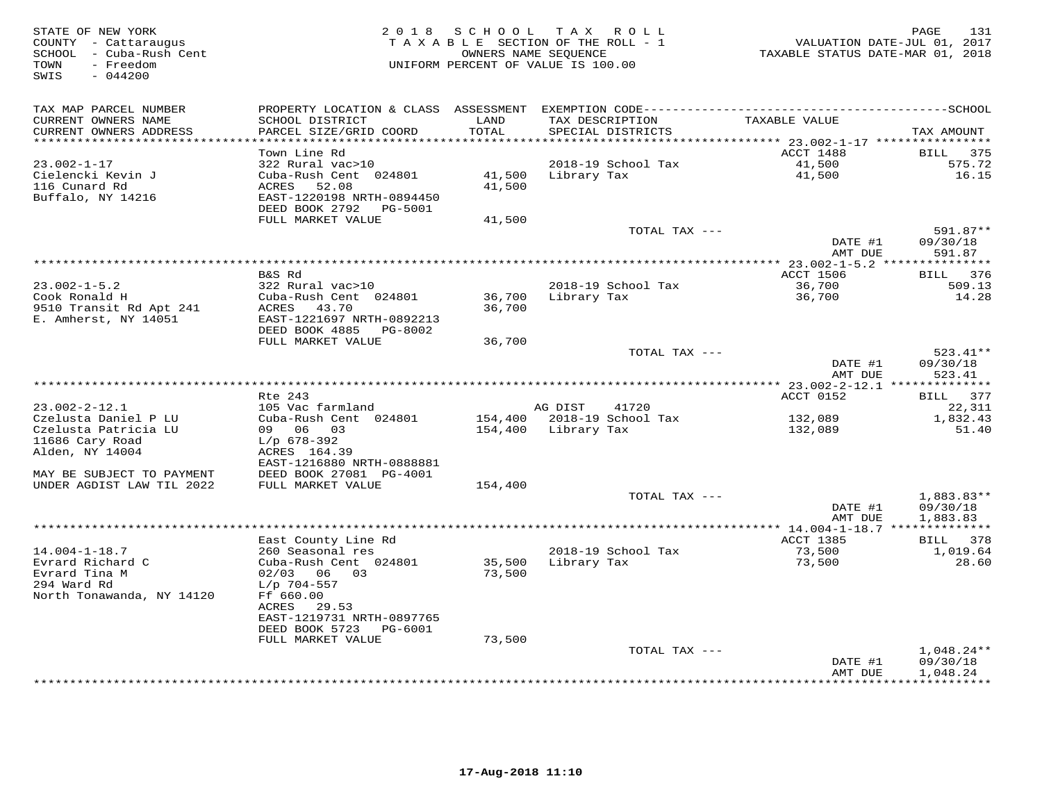STATE OF NEW YORK
COUNTY - Cattaraugus
SCHOOL - Cuba-Rush Cent
TOWN - Freedom
SWIS - 044200

2 0 1 8 S C H O O L T A X R O L L
T A X A B L E SECTION OF THE ROLL - 1
OWNERS NAME SEQUENCE
UNIFORM PERCENT OF VALUE IS 100.00

VALUATION DATE-JUL 01, 2017
TAXABLE STATUS DATE-MAR 01, 2018

| TAX MAP PARCEL NUMBER / CURRENT OWNERS NAME / CURRENT OWNERS ADDRESS | PROPERTY LOCATION & CLASS / SCHOOL DISTRICT / PARCEL SIZE/GRID COORD | ASSESSMENT LAND / TOTAL | EXEMPTION CODE / TAX DESCRIPTION / SPECIAL DISTRICTS | TAXABLE VALUE | TAX AMOUNT |
|---|---|---|---|---|---|
| 23.002-1-17 | Town Line Rd | | | ACCT 1488 | BILL 375 |
| 23.002-1-17 | 322 Rural vac>10 | | 2018-19 School Tax | 41,500 | 575.72 |
| Cielencki Kevin J | Cuba-Rush Cent 024801 | 41,500 | Library Tax | 41,500 | 16.15 |
| 116 Cunard Rd | ACRES 52.08 | 41,500 | | | |
| Buffalo, NY 14216 | EAST-1220198 NRTH-0894450 | | | | |
| | DEED BOOK 2792 PG-5001 | | | | |
| | FULL MARKET VALUE | 41,500 | | | |
| | | | TOTAL TAX --- | | 591.87** |
| | | | | DATE #1 | 09/30/18 |
| | | | | AMT DUE | 591.87 |
| 23.002-1-5.2 | B&S Rd | | | ACCT 1506 | BILL 376 |
| 23.002-1-5.2 | 322 Rural vac>10 | | 2018-19 School Tax | 36,700 | 509.13 |
| Cook Ronald H | Cuba-Rush Cent 024801 | 36,700 | Library Tax | 36,700 | 14.28 |
| 9510 Transit Rd Apt 241 | ACRES 43.70 | 36,700 | | | |
| E. Amherst, NY 14051 | EAST-1221697 NRTH-0892213 | | | | |
| | DEED BOOK 4885 PG-8002 | | | | |
| | FULL MARKET VALUE | 36,700 | | | |
| | | | TOTAL TAX --- | | 523.41** |
| | | | | DATE #1 | 09/30/18 |
| | | | | AMT DUE | 523.41 |
| 23.002-2-12.1 | Rte 243 | | | ACCT 0152 | BILL 377 |
| 23.002-2-12.1 | 105 Vac farmland | | AG DIST 41720 | | 22,311 |
| Czelusta Daniel P LU | Cuba-Rush Cent 024801 | 154,400 | 2018-19 School Tax | 132,089 | 1,832.43 |
| Czelusta Patricia LU | 09 06 03 | 154,400 | Library Tax | 132,089 | 51.40 |
| 11686 Cary Road | L/p 678-392 | | | | |
| Alden, NY 14004 | ACRES 164.39 | | | | |
| | EAST-1216880 NRTH-0888881 | | | | |
| MAY BE SUBJECT TO PAYMENT | DEED BOOK 27081 PG-4001 | | | | |
| UNDER AGDIST LAW TIL 2022 | FULL MARKET VALUE | 154,400 | | | |
| | | | TOTAL TAX --- | | 1,883.83** |
| | | | | DATE #1 | 09/30/18 |
| | | | | AMT DUE | 1,883.83 |
| 14.004-1-18.7 | East County Line Rd | | | ACCT 1385 | BILL 378 |
| 14.004-1-18.7 | 260 Seasonal res | | 2018-19 School Tax | 73,500 | 1,019.64 |
| Evrard Richard C | Cuba-Rush Cent 024801 | 35,500 | Library Tax | 73,500 | 28.60 |
| Evrard Tina M | 02/03 06 03 | 73,500 | | | |
| 294 Ward Rd | L/p 704-557 | | | | |
| North Tonawanda, NY 14120 | Ff 660.00 | | | | |
| | ACRES 29.53 | | | | |
| | EAST-1219731 NRTH-0897765 | | | | |
| | DEED BOOK 5723 PG-6001 | | | | |
| | FULL MARKET VALUE | 73,500 | | | |
| | | | TOTAL TAX --- | | 1,048.24** |
| | | | | DATE #1 | 09/30/18 |
| | | | | AMT DUE | 1,048.24 |

17-Aug-2018 11:10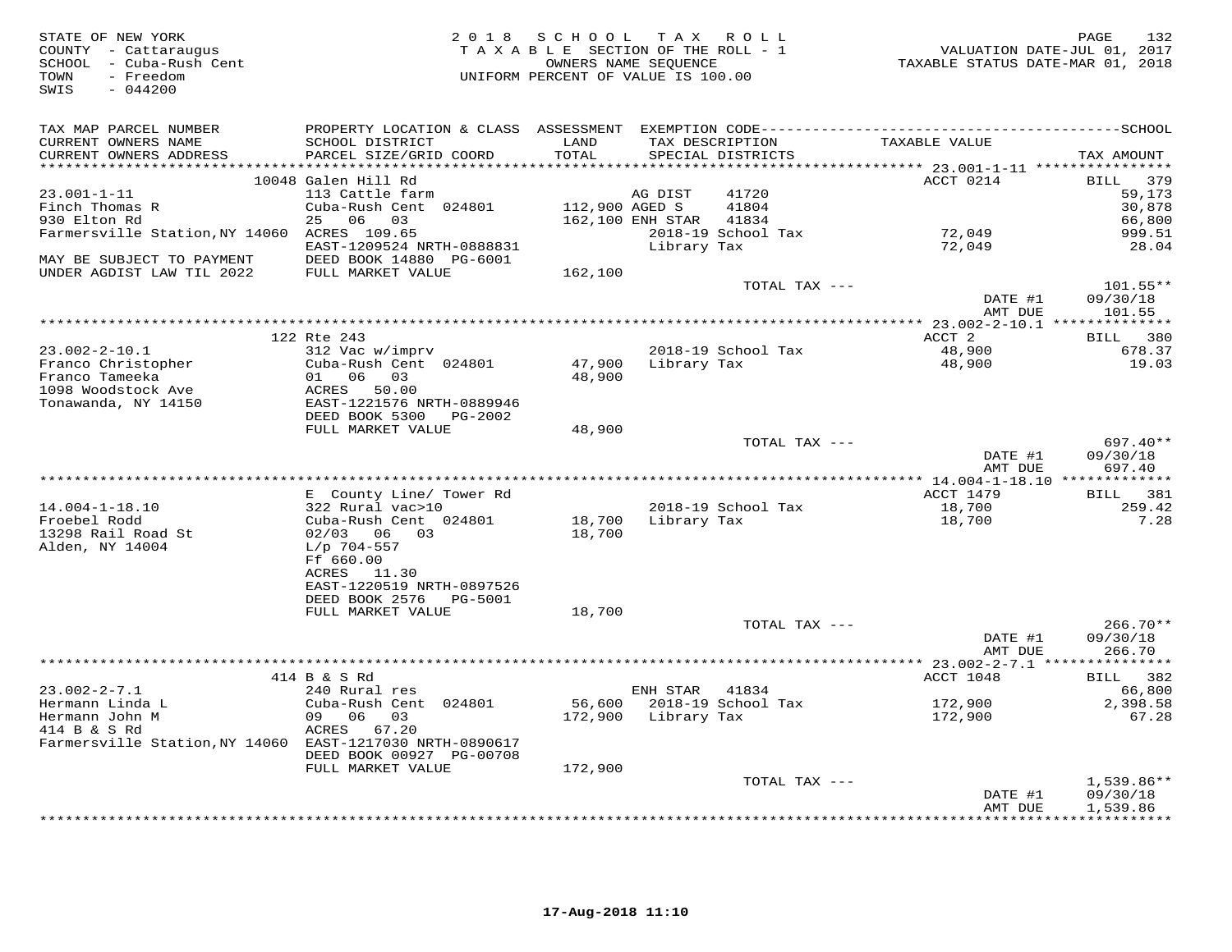STATE OF NEW YORK
COUNTY - Cattaraugus
SCHOOL - Cuba-Rush Cent
TOWN - Freedom
SWIS - 044200

2018 SCHOOL TAX ROLL
TAXABLE SECTION OF THE ROLL - 1
OWNERS NAME SEQUENCE
UNIFORM PERCENT OF VALUE IS 100.00

VALUATION DATE-JUL 01, 2017
TAXABLE STATUS DATE-MAR 01, 2018

| TAX MAP PARCEL NUMBER / CURRENT OWNERS NAME / CURRENT OWNERS ADDRESS | PROPERTY LOCATION & CLASS / SCHOOL DISTRICT / PARCEL SIZE/GRID COORD | ASSESSMENT LAND / TOTAL | EXEMPTION CODE / TAX DESCRIPTION / SPECIAL DISTRICTS | TAXABLE VALUE | TAX AMOUNT |
|---|---|---|---|---|---|
| | 10048 Galen Hill Rd | | | ACCT 0214 | BILL 379 |
| 23.001-1-11 | 113 Cattle farm | | AG DIST 41720 | | 59,173 |
| Finch Thomas R | Cuba-Rush Cent 024801 | 112,900 | AGED S 41804 | | 30,878 |
| 930 Elton Rd | 25 06 03 | 162,100 | ENH STAR 41834 | | 66,800 |
| Farmersville Station,NY 14060 | ACRES 109.65 | | 2018-19 School Tax | 72,049 | 999.51 |
| | EAST-1209524 NRTH-0888831 | | Library Tax | 72,049 | 28.04 |
| MAY BE SUBJECT TO PAYMENT | DEED BOOK 14880 PG-6001 | | | | |
| UNDER AGDIST LAW TIL 2022 | FULL MARKET VALUE | 162,100 | | | |
| | | | TOTAL TAX --- | | 101.55** |
| | | | | DATE #1 | 09/30/18 |
| | | | | AMT DUE | 101.55 |
| | 122 Rte 243 | | | ACCT 2 | BILL 380 |
| 23.002-2-10.1 | 312 Vac w/imprv | | 2018-19 School Tax | 48,900 | 678.37 |
| Franco Christopher | Cuba-Rush Cent 024801 | 47,900 | Library Tax | 48,900 | 19.03 |
| Franco Tameeka | 01 06 03 | 48,900 | | | |
| 1098 Woodstock Ave | ACRES 50.00 | | | | |
| Tonawanda, NY 14150 | EAST-1221576 NRTH-0889946 | | | | |
| | DEED BOOK 5300 PG-2002 | | | | |
| | FULL MARKET VALUE | 48,900 | | | |
| | | | TOTAL TAX --- | | 697.40** |
| | | | | DATE #1 | 09/30/18 |
| | | | | AMT DUE | 697.40 |
| | E County Line/ Tower Rd | | | ACCT 1479 | BILL 381 |
| 14.004-1-18.10 | 322 Rural vac>10 | | 2018-19 School Tax | 18,700 | 259.42 |
| Froebel Rodd | Cuba-Rush Cent 024801 | 18,700 | Library Tax | 18,700 | 7.28 |
| 13298 Rail Road St | 02/03 06 03 | 18,700 | | | |
| Alden, NY 14004 | L/p 704-557 | | | | |
| | Ff 660.00 | | | | |
| | ACRES 11.30 | | | | |
| | EAST-1220519 NRTH-0897526 | | | | |
| | DEED BOOK 2576 PG-5001 | | | | |
| | FULL MARKET VALUE | 18,700 | | | |
| | | | TOTAL TAX --- | | 266.70** |
| | | | | DATE #1 | 09/30/18 |
| | | | | AMT DUE | 266.70 |
| | 414 B & S Rd | | | ACCT 1048 | BILL 382 |
| 23.002-2-7.1 | 240 Rural res | | ENH STAR 41834 | | 66,800 |
| Hermann Linda L | Cuba-Rush Cent 024801 | 56,600 | 2018-19 School Tax | 172,900 | 2,398.58 |
| Hermann John M | 09 06 03 | 172,900 | Library Tax | 172,900 | 67.28 |
| 414 B & S Rd | ACRES 67.20 | | | | |
| Farmersville Station,NY 14060 | EAST-1217030 NRTH-0890617 | | | | |
| | DEED BOOK 00927 PG-00708 | | | | |
| | FULL MARKET VALUE | 172,900 | | | |
| | | | TOTAL TAX --- | | 1,539.86** |
| | | | | DATE #1 | 09/30/18 |
| | | | | AMT DUE | 1,539.86 |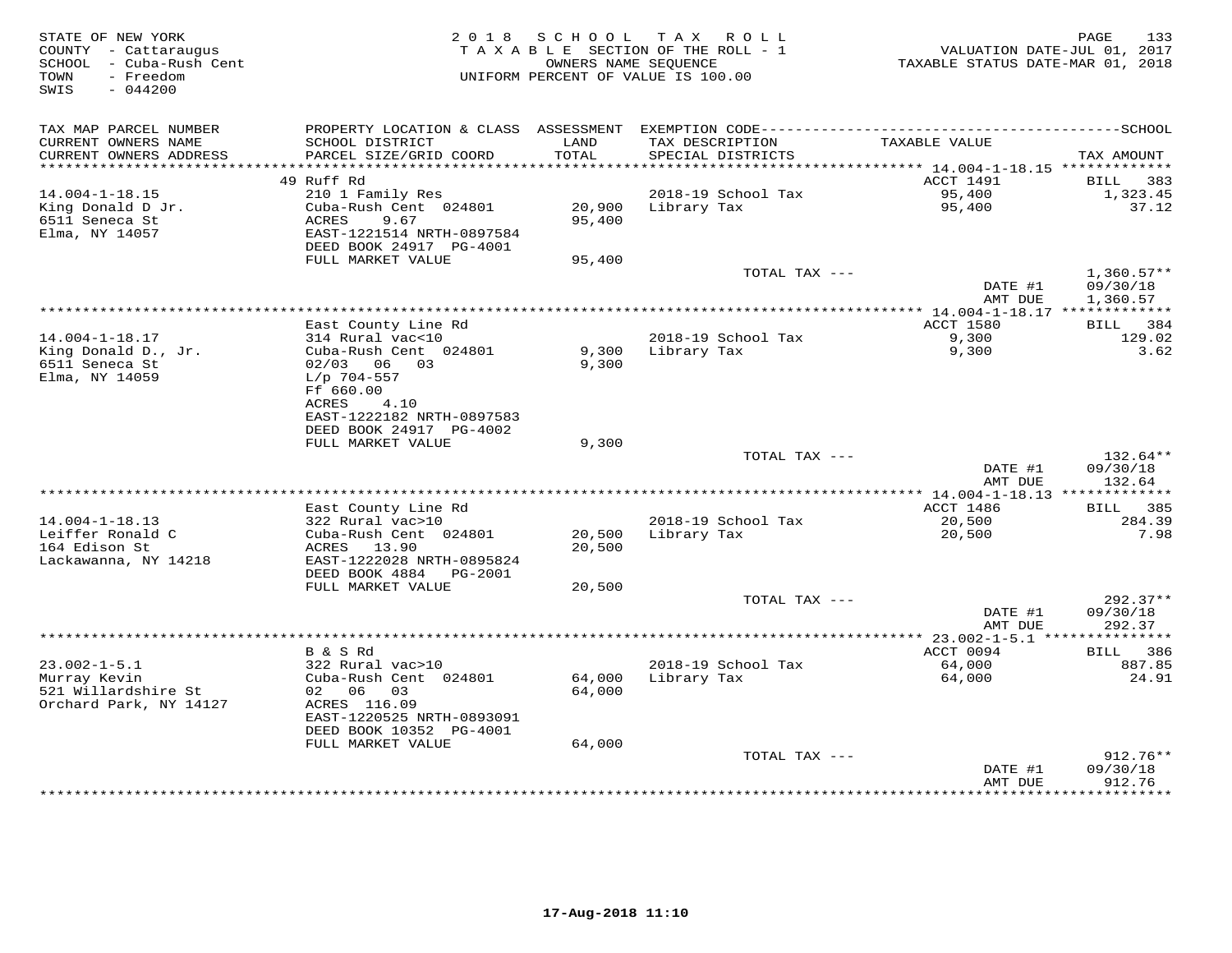STATE OF NEW YORK
COUNTY - Cattaraugus
SCHOOL - Cuba-Rush Cent
TOWN - Freedom
SWIS - 044200

2018 SCHOOL TAX ROLL
TAXABLE SECTION OF THE ROLL - 1
OWNERS NAME SEQUENCE
UNIFORM PERCENT OF VALUE IS 100.00

VALUATION DATE-JUL 01, 2017
TAXABLE STATUS DATE-MAR 01, 2018

| TAX MAP PARCEL NUMBER / CURRENT OWNERS NAME / CURRENT OWNERS ADDRESS | PROPERTY LOCATION & CLASS / SCHOOL DISTRICT / PARCEL SIZE/GRID COORD | ASSESSMENT LAND / TOTAL | EXEMPTION CODE / TAX DESCRIPTION / SPECIAL DISTRICTS | TAXABLE VALUE | SCHOOL TAX AMOUNT |
|---|---|---|---|---|---|
| | 49 Ruff Rd | | | ACCT 1491 | BILL 383 |
| 14.004-1-18.15 | 210 1 Family Res | | 2018-19 School Tax | 95,400 | 1,323.45 |
| King Donald D Jr. | Cuba-Rush Cent 024801 | 20,900 | Library Tax | 95,400 | 37.12 |
| 6511 Seneca St | ACRES 9.67 | 95,400 | | | |
| Elma, NY 14057 | EAST-1221514 NRTH-0897584 | | | | |
| | DEED BOOK 24917 PG-4001 | | | | |
| | FULL MARKET VALUE | 95,400 | | | |
| | | | TOTAL TAX --- | | 1,360.57** |
| | | | | DATE #1 | 09/30/18 |
| | | | | AMT DUE | 1,360.57 |
| | East County Line Rd | | | ACCT 1580 | BILL 384 |
| 14.004-1-18.17 | 314 Rural vac<10 | | 2018-19 School Tax | 9,300 | 129.02 |
| King Donald D., Jr. | Cuba-Rush Cent 024801 | 9,300 | Library Tax | 9,300 | 3.62 |
| 6511 Seneca St | 02/03 06 03 | 9,300 | | | |
| Elma, NY 14059 | L/p 704-557 | | | | |
| | Ff 660.00 | | | | |
| | ACRES 4.10 | | | | |
| | EAST-1222182 NRTH-0897583 | | | | |
| | DEED BOOK 24917 PG-4002 | | | | |
| | FULL MARKET VALUE | 9,300 | | | |
| | | | TOTAL TAX --- | | 132.64** |
| | | | | DATE #1 | 09/30/18 |
| | | | | AMT DUE | 132.64 |
| | East County Line Rd | | | ACCT 1486 | BILL 385 |
| 14.004-1-18.13 | 322 Rural vac>10 | | 2018-19 School Tax | 20,500 | 284.39 |
| Leiffer Ronald C | Cuba-Rush Cent 024801 | 20,500 | Library Tax | 20,500 | 7.98 |
| 164 Edison St | ACRES 13.90 | 20,500 | | | |
| Lackawanna, NY 14218 | EAST-1222028 NRTH-0895824 | | | | |
| | DEED BOOK 4884 PG-2001 | | | | |
| | FULL MARKET VALUE | 20,500 | | | |
| | | | TOTAL TAX --- | | 292.37** |
| | | | | DATE #1 | 09/30/18 |
| | | | | AMT DUE | 292.37 |
| | B & S Rd | | | ACCT 0094 | BILL 386 |
| 23.002-1-5.1 | 322 Rural vac>10 | | 2018-19 School Tax | 64,000 | 887.85 |
| Murray Kevin | Cuba-Rush Cent 024801 | 64,000 | Library Tax | 64,000 | 24.91 |
| 521 Willardshire St | 02 06 03 | 64,000 | | | |
| Orchard Park, NY 14127 | ACRES 116.09 | | | | |
| | EAST-1220525 NRTH-0893091 | | | | |
| | DEED BOOK 10352 PG-4001 | | | | |
| | FULL MARKET VALUE | 64,000 | | | |
| | | | TOTAL TAX --- | | 912.76** |
| | | | | DATE #1 | 09/30/18 |
| | | | | AMT DUE | 912.76 |

17-Aug-2018 11:10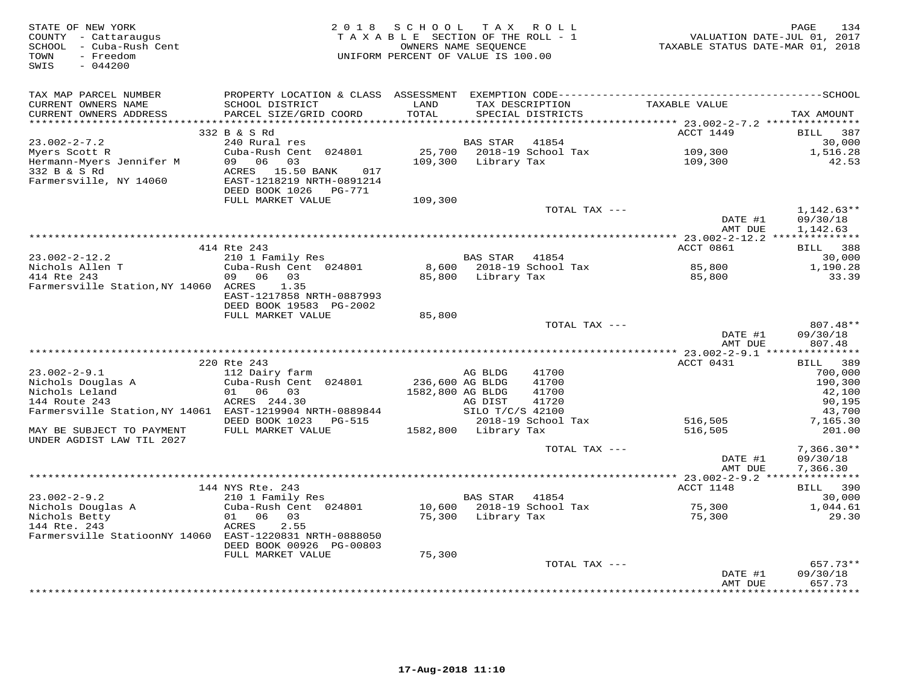STATE OF NEW YORK
COUNTY - Cattaraugus
SCHOOL - Cuba-Rush Cent
TOWN - Freedom
SWIS - 044200

2 0 1 8 S C H O O L T A X R O L L
T A X A B L E SECTION OF THE ROLL - 1
OWNERS NAME SEQUENCE
UNIFORM PERCENT OF VALUE IS 100.00

VALUATION DATE-JUL 01, 2017
TAXABLE STATUS DATE-MAR 01, 2018

| TAX MAP PARCEL NUMBER / CURRENT OWNERS NAME / CURRENT OWNERS ADDRESS | PROPERTY LOCATION & CLASS / SCHOOL DISTRICT / PARCEL SIZE/GRID COORD | ASSESSMENT LAND / TOTAL | EXEMPTION CODE / TAX DESCRIPTION / SPECIAL DISTRICTS | TAXABLE VALUE | SCHOOL TAX AMOUNT |
|---|---|---|---|---|---|
| | 332 B & S Rd | | | ACCT 1449 | BILL 387 |
| 23.002-2-7.2 | 240 Rural res | | BAS STAR 41854 | | 30,000 |
| Myers Scott R | Cuba-Rush Cent 024801 | 25,700 | 2018-19 School Tax | 109,300 | 1,516.28 |
| Hermann-Myers Jennifer M | 09 06 03 | 109,300 | Library Tax | 109,300 | 42.53 |
| 332 B & S Rd | ACRES 15.50 BANK 017 | | | | |
| Farmersville, NY 14060 | EAST-1218219 NRTH-0891214 | | | | |
| | DEED BOOK 1026 PG-771 | | | | |
| | FULL MARKET VALUE | 109,300 | | | |
| | | | TOTAL TAX --- | | 1,142.63** |
| | | | | DATE #1 | 09/30/18 |
| | | | | AMT DUE | 1,142.63 |
| | 414 Rte 243 | | | ACCT 0861 | BILL 388 |
| 23.002-2-12.2 | 210 1 Family Res | | BAS STAR 41854 | | 30,000 |
| Nichols Allen T | Cuba-Rush Cent 024801 | 8,600 | 2018-19 School Tax | 85,800 | 1,190.28 |
| 414 Rte 243 | 09 06 03 | 85,800 | Library Tax | 85,800 | 33.39 |
| Farmersville Station,NY 14060 | ACRES 1.35 | | | | |
| | EAST-1217858 NRTH-0887993 | | | | |
| | DEED BOOK 19583 PG-2002 | | | | |
| | FULL MARKET VALUE | 85,800 | | | |
| | | | TOTAL TAX --- | | 807.48** |
| | | | | DATE #1 | 09/30/18 |
| | | | | AMT DUE | 807.48 |
| | 220 Rte 243 | | | ACCT 0431 | BILL 389 |
| 23.002-2-9.1 | 112 Dairy farm | | AG BLDG 41700 | | 700,000 |
| Nichols Douglas A | Cuba-Rush Cent 024801 | 236,600 | AG BLDG 41700 | | 190,300 |
| Nichols Leland | 01 06 03 | 1582,800 | AG BLDG 41700 | | 42,100 |
| 144 Route 243 | ACRES 244.30 | | AG DIST 41720 | | 90,195 |
| Farmersville Station,NY 14061 | EAST-1219904 NRTH-0889844 | | SILO T/C/S 42100 | | 43,700 |
| | DEED BOOK 1023 PG-515 | | 2018-19 School Tax | 516,505 | 7,165.30 |
| MAY BE SUBJECT TO PAYMENT | FULL MARKET VALUE | 1582,800 | Library Tax | 516,505 | 201.00 |
| UNDER AGDIST LAW TIL 2027 | | | | | |
| | | | TOTAL TAX --- | | 7,366.30** |
| | | | | DATE #1 | 09/30/18 |
| | | | | AMT DUE | 7,366.30 |
| | 144 NYS Rte. 243 | | | ACCT 1148 | BILL 390 |
| 23.002-2-9.2 | 210 1 Family Res | | BAS STAR 41854 | | 30,000 |
| Nichols Douglas A | Cuba-Rush Cent 024801 | 10,600 | 2018-19 School Tax | 75,300 | 1,044.61 |
| Nichols Betty | 01 06 03 | 75,300 | Library Tax | 75,300 | 29.30 |
| 144 Rte. 243 | ACRES 2.55 | | | | |
| Farmersville StatioonNY 14060 | EAST-1220831 NRTH-0888050 | | | | |
| | DEED BOOK 00926 PG-00803 | | | | |
| | FULL MARKET VALUE | 75,300 | | | |
| | | | TOTAL TAX --- | | 657.73** |
| | | | | DATE #1 | 09/30/18 |
| | | | | AMT DUE | 657.73 |

17-Aug-2018 11:10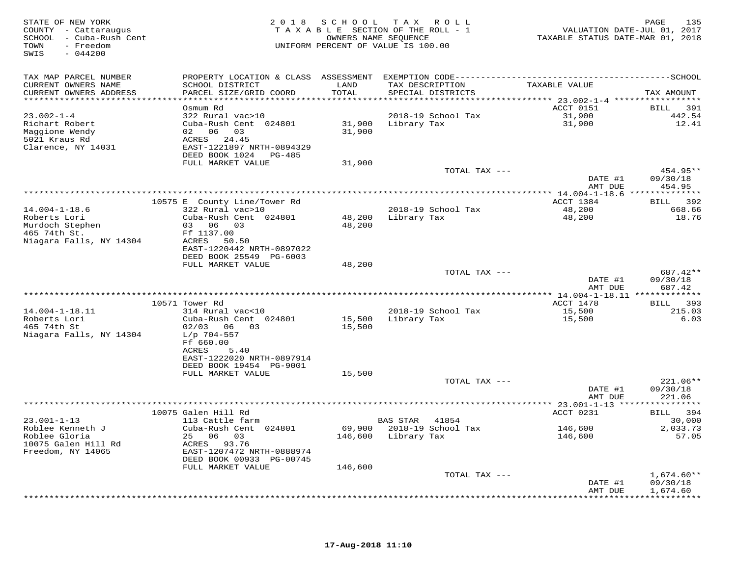STATE OF NEW YORK
COUNTY - Cattaraugus
SCHOOL - Cuba-Rush Cent
TOWN - Freedom
SWIS - 044200

2018 SCHOOL TAX ROLL
TAXABLE SECTION OF THE ROLL - 1
OWNERS NAME SEQUENCE
UNIFORM PERCENT OF VALUE IS 100.00

VALUATION DATE-JUL 01, 2017
TAXABLE STATUS DATE-MAR 01, 2018

| TAX MAP PARCEL NUMBER / CURRENT OWNERS NAME / CURRENT OWNERS ADDRESS | PROPERTY LOCATION & CLASS / SCHOOL DISTRICT / PARCEL SIZE/GRID COORD | ASSESSMENT LAND / TOTAL | EXEMPTION CODE / TAX DESCRIPTION / SPECIAL DISTRICTS | TAXABLE VALUE | SCHOOL TAX AMOUNT |
|---|---|---|---|---|---|
| **23.002-1-4** | Osmum Rd | | | ACCT 0151 | BILL 391 |
| 23.002-1-4 | 322 Rural vac>10 | | 2018-19 School Tax | 31,900 | 442.54 |
| Richart Robert | Cuba-Rush Cent 024801 | 31,900 | Library Tax | 31,900 | 12.41 |
| Maggione Wendy | 02 06 03 | 31,900 | | | |
| 5021 Kraus Rd | ACRES 24.45 | | | | |
| Clarence, NY 14031 | EAST-1221897 NRTH-0894329 | | | | |
| | DEED BOOK 1024 PG-485 | | | | |
| | FULL MARKET VALUE | 31,900 | | | |
| | | | TOTAL TAX --- | | 454.95** |
| | | | | DATE #1 | 09/30/18 |
| | | | | AMT DUE | 454.95 |
| **14.004-1-18.6** | 10575 E County Line/Tower Rd | | | ACCT 1384 | BILL 392 |
| 14.004-1-18.6 | 322 Rural vac>10 | | 2018-19 School Tax | 48,200 | 668.66 |
| Roberts Lori | Cuba-Rush Cent 024801 | 48,200 | Library Tax | 48,200 | 18.76 |
| Murdoch Stephen | 03 06 03 | 48,200 | | | |
| 465 74th St. | Ff 1137.00 | | | | |
| Niagara Falls, NY 14304 | ACRES 50.50 | | | | |
| | EAST-1220442 NRTH-0897022 | | | | |
| | DEED BOOK 25549 PG-6003 | | | | |
| | FULL MARKET VALUE | 48,200 | | | |
| | | | TOTAL TAX --- | | 687.42** |
| | | | | DATE #1 | 09/30/18 |
| | | | | AMT DUE | 687.42 |
| **14.004-1-18.11** | 10571 Tower Rd | | | ACCT 1478 | BILL 393 |
| 14.004-1-18.11 | 314 Rural vac<10 | | 2018-19 School Tax | 15,500 | 215.03 |
| Roberts Lori | Cuba-Rush Cent 024801 | 15,500 | Library Tax | 15,500 | 6.03 |
| 465 74th St | 02/03 06 03 | 15,500 | | | |
| Niagara Falls, NY 14304 | L/p 704-557 | | | | |
| | Ff 660.00 | | | | |
| | ACRES 5.40 | | | | |
| | EAST-1222020 NRTH-0897914 | | | | |
| | DEED BOOK 19454 PG-9001 | | | | |
| | FULL MARKET VALUE | 15,500 | | | |
| | | | TOTAL TAX --- | | 221.06** |
| | | | | DATE #1 | 09/30/18 |
| | | | | AMT DUE | 221.06 |
| **23.001-1-13** | 10075 Galen Hill Rd | | | ACCT 0231 | BILL 394 |
| 23.001-1-13 | 113 Cattle farm | | BAS STAR 41854 | | 30,000 |
| Roblee Kenneth J | Cuba-Rush Cent 024801 | 69,900 | 2018-19 School Tax | 146,600 | 2,033.73 |
| Roblee Gloria | 25 06 03 | 146,600 | Library Tax | 146,600 | 57.05 |
| 10075 Galen Hill Rd | ACRES 93.76 | | | | |
| Freedom, NY 14065 | EAST-1207472 NRTH-0888974 | | | | |
| | DEED BOOK 00933 PG-00745 | | | | |
| | FULL MARKET VALUE | 146,600 | | | |
| | | | TOTAL TAX --- | | 1,674.60** |
| | | | | DATE #1 | 09/30/18 |
| | | | | AMT DUE | 1,674.60 |

17-Aug-2018 11:10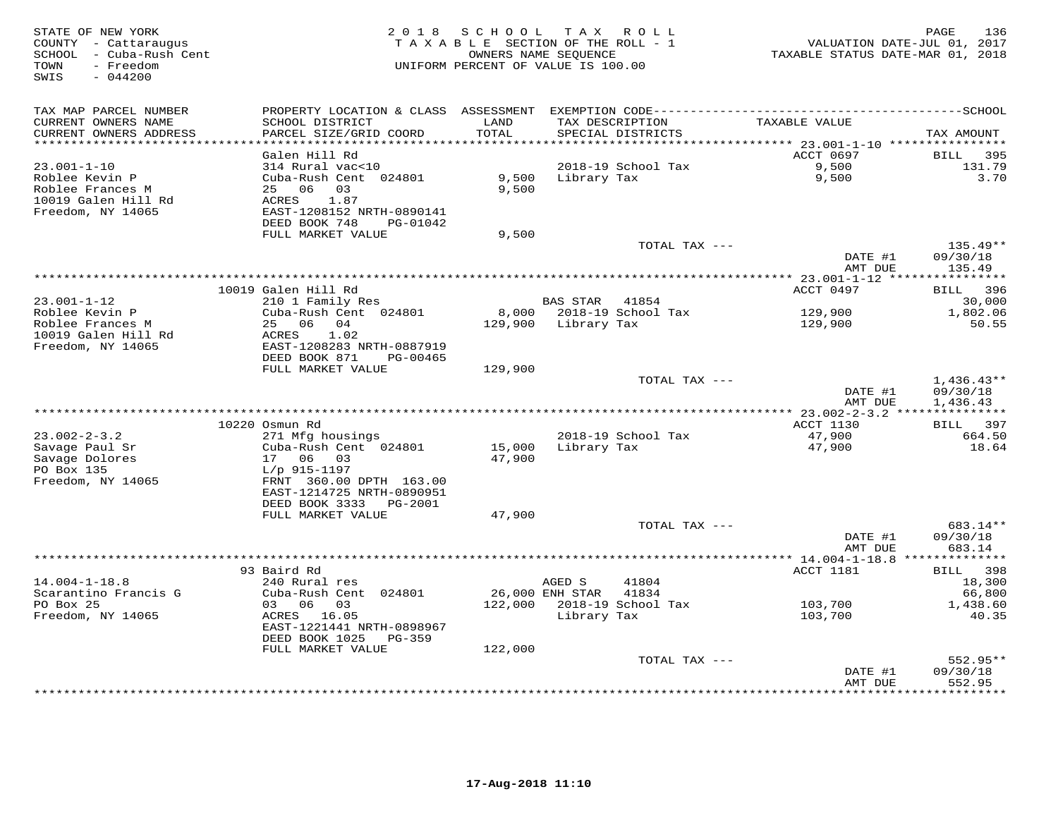STATE OF NEW YORK
COUNTY - Cattaraugus
SCHOOL - Cuba-Rush Cent
TOWN - Freedom
SWIS - 044200

2018 SCHOOL TAX ROLL
TAXABLE SECTION OF THE ROLL - 1
OWNERS NAME SEQUENCE
UNIFORM PERCENT OF VALUE IS 100.00

VALUATION DATE-JUL 01, 2017
TAXABLE STATUS DATE-MAR 01, 2018

| TAX MAP PARCEL NUMBER / CURRENT OWNERS NAME / CURRENT OWNERS ADDRESS | PROPERTY LOCATION & CLASS / SCHOOL DISTRICT / PARCEL SIZE/GRID COORD | ASSESSMENT LAND / TOTAL | EXEMPTION CODE / TAX DESCRIPTION / SPECIAL DISTRICTS | TAXABLE VALUE | SCHOOL TAX AMOUNT |
|---|---|---|---|---|---|
| **23.001-1-10** | Galen Hill Rd | | | ACCT 0697 | BILL 395 |
| Roblee Kevin P | 314 Rural vac<10 | | 2018-19 School Tax | 9,500 | 131.79 |
| Roblee Frances M | Cuba-Rush Cent 024801 | 9,500 | Library Tax | 9,500 | 3.70 |
| 10019 Galen Hill Rd | 25 06 03 | 9,500 | | | |
| Freedom, NY 14065 | ACRES 1.87 | | | | |
| | EAST-1208152 NRTH-0890141 | | | | |
| | DEED BOOK 748 PG-01042 | | | | |
| | FULL MARKET VALUE | 9,500 | | | |
| | | | TOTAL TAX --- | | 135.49** |
| | | | | DATE #1 | 09/30/18 |
| | | | | AMT DUE | 135.49 |
| **23.001-1-12** | 10019 Galen Hill Rd | | | ACCT 0497 | BILL 396 |
| Roblee Kevin P | 210 1 Family Res | | BAS STAR 41854 | | 30,000 |
| Roblee Frances M | Cuba-Rush Cent 024801 | 8,000 | 2018-19 School Tax | 129,900 | 1,802.06 |
| 10019 Galen Hill Rd | 25 06 04 | 129,900 | Library Tax | 129,900 | 50.55 |
| Freedom, NY 14065 | ACRES 1.02 | | | | |
| | EAST-1208283 NRTH-0887919 | | | | |
| | DEED BOOK 871 PG-00465 | | | | |
| | FULL MARKET VALUE | 129,900 | | | |
| | | | TOTAL TAX --- | | 1,436.43** |
| | | | | DATE #1 | 09/30/18 |
| | | | | AMT DUE | 1,436.43 |
| **23.002-2-3.2** | 10220 Osmun Rd | | | ACCT 1130 | BILL 397 |
| Savage Paul Sr | 271 Mfg housings | | 2018-19 School Tax | 47,900 | 664.50 |
| Savage Dolores | Cuba-Rush Cent 024801 | 15,000 | Library Tax | 47,900 | 18.64 |
| PO Box 135 | 17 06 03 | 47,900 | | | |
| Freedom, NY 14065 | L/p 915-1197 | | | | |
| | FRNT 360.00 DPTH 163.00 | | | | |
| | EAST-1214725 NRTH-0890951 | | | | |
| | DEED BOOK 3333 PG-2001 | | | | |
| | FULL MARKET VALUE | 47,900 | | | |
| | | | TOTAL TAX --- | | 683.14** |
| | | | | DATE #1 | 09/30/18 |
| | | | | AMT DUE | 683.14 |
| **14.004-1-18.8** | 93 Baird Rd | | | ACCT 1181 | BILL 398 |
| Scarantino Francis G | 240 Rural res | | AGED S 41804 | | 18,300 |
| PO Box 25 | Cuba-Rush Cent 024801 | 26,000 | ENH STAR 41834 | | 66,800 |
| Freedom, NY 14065 | 03 06 03 | 122,000 | 2018-19 School Tax | 103,700 | 1,438.60 |
| | ACRES 16.05 | | Library Tax | 103,700 | 40.35 |
| | EAST-1221441 NRTH-0898967 | | | | |
| | DEED BOOK 1025 PG-359 | | | | |
| | FULL MARKET VALUE | 122,000 | | | |
| | | | TOTAL TAX --- | | 552.95** |
| | | | | DATE #1 | 09/30/18 |
| | | | | AMT DUE | 552.95 |

17-Aug-2018 11:10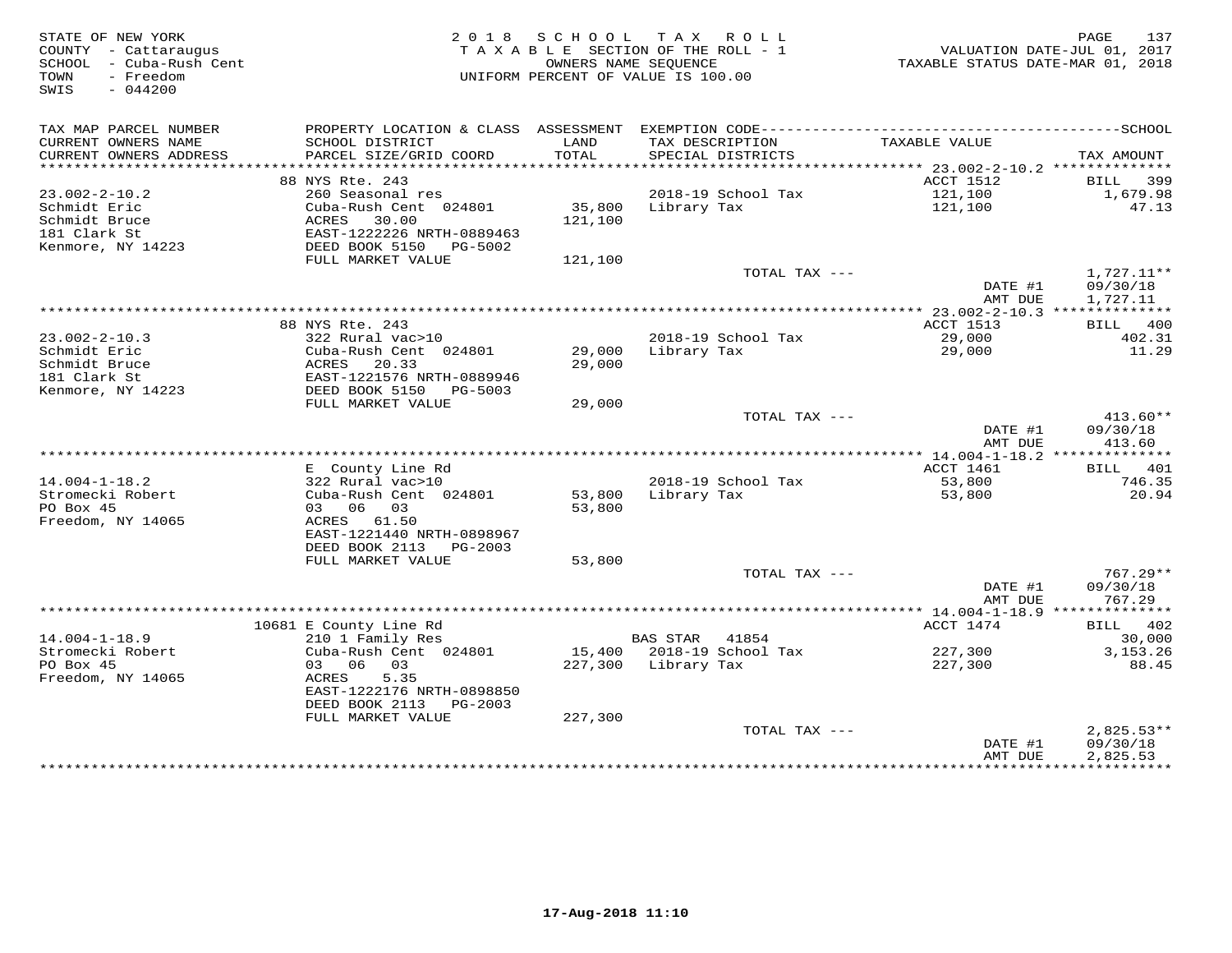STATE OF NEW YORK
COUNTY - Cattaraugus
SCHOOL - Cuba-Rush Cent
TOWN - Freedom
SWIS - 044200

2 0 1 8 S C H O O L T A X R O L L
T A X A B L E SECTION OF THE ROLL - 1
OWNERS NAME SEQUENCE
UNIFORM PERCENT OF VALUE IS 100.00

VALUATION DATE-JUL 01, 2017
TAXABLE STATUS DATE-MAR 01, 2018

| TAX MAP PARCEL NUMBER / CURRENT OWNERS NAME / CURRENT OWNERS ADDRESS | PROPERTY LOCATION & CLASS / SCHOOL DISTRICT / PARCEL SIZE/GRID COORD | ASSESSMENT LAND / TOTAL | EXEMPTION CODE / TAX DESCRIPTION / SPECIAL DISTRICTS | TAXABLE VALUE | TAX AMOUNT |
|---|---|---|---|---|---|
| **23.002-2-10.2** | 88 NYS Rte. 243 | | | ACCT 1512 | BILL 399 |
| 23.002-2-10.2 | 260 Seasonal res | | 2018-19 School Tax | 121,100 | 1,679.98 |
| Schmidt Eric | Cuba-Rush Cent 024801 | 35,800 | Library Tax | 121,100 | 47.13 |
| Schmidt Bruce | ACRES 30.00 | 121,100 | | | |
| 181 Clark St | EAST-1222226 NRTH-0889463 | | | | |
| Kenmore, NY 14223 | DEED BOOK 5150 PG-5002 | | | | |
| | FULL MARKET VALUE | 121,100 | | | |
| | | | TOTAL TAX --- | | 1,727.11** |
| | | | | DATE #1 | 09/30/18 |
| | | | | AMT DUE | 1,727.11 |
| **23.002-2-10.3** | 88 NYS Rte. 243 | | | ACCT 1513 | BILL 400 |
| 23.002-2-10.3 | 322 Rural vac>10 | | 2018-19 School Tax | 29,000 | 402.31 |
| Schmidt Eric | Cuba-Rush Cent 024801 | 29,000 | Library Tax | 29,000 | 11.29 |
| Schmidt Bruce | ACRES 20.33 | 29,000 | | | |
| 181 Clark St | EAST-1221576 NRTH-0889946 | | | | |
| Kenmore, NY 14223 | DEED BOOK 5150 PG-5003 | | | | |
| | FULL MARKET VALUE | 29,000 | | | |
| | | | TOTAL TAX --- | | 413.60** |
| | | | | DATE #1 | 09/30/18 |
| | | | | AMT DUE | 413.60 |
| **14.004-1-18.2** | E County Line Rd | | | ACCT 1461 | BILL 401 |
| 14.004-1-18.2 | 322 Rural vac>10 | | 2018-19 School Tax | 53,800 | 746.35 |
| Stromecki Robert | Cuba-Rush Cent 024801 | 53,800 | Library Tax | 53,800 | 20.94 |
| PO Box 45 | 03 06 03 | 53,800 | | | |
| Freedom, NY 14065 | ACRES 61.50 | | | | |
| | EAST-1221440 NRTH-0898967 | | | | |
| | DEED BOOK 2113 PG-2003 | | | | |
| | FULL MARKET VALUE | 53,800 | | | |
| | | | TOTAL TAX --- | | 767.29** |
| | | | | DATE #1 | 09/30/18 |
| | | | | AMT DUE | 767.29 |
| **14.004-1-18.9** | 10681 E County Line Rd | | | ACCT 1474 | BILL 402 |
| 14.004-1-18.9 | 210 1 Family Res | | BAS STAR 41854 | | 30,000 |
| Stromecki Robert | Cuba-Rush Cent 024801 | 15,400 | 2018-19 School Tax | 227,300 | 3,153.26 |
| PO Box 45 | 03 06 03 | 227,300 | Library Tax | 227,300 | 88.45 |
| Freedom, NY 14065 | ACRES 5.35 | | | | |
| | EAST-1222176 NRTH-0898850 | | | | |
| | DEED BOOK 2113 PG-2003 | | | | |
| | FULL MARKET VALUE | 227,300 | | | |
| | | | TOTAL TAX --- | | 2,825.53** |
| | | | | DATE #1 | 09/30/18 |
| | | | | AMT DUE | 2,825.53 |

17-Aug-2018 11:10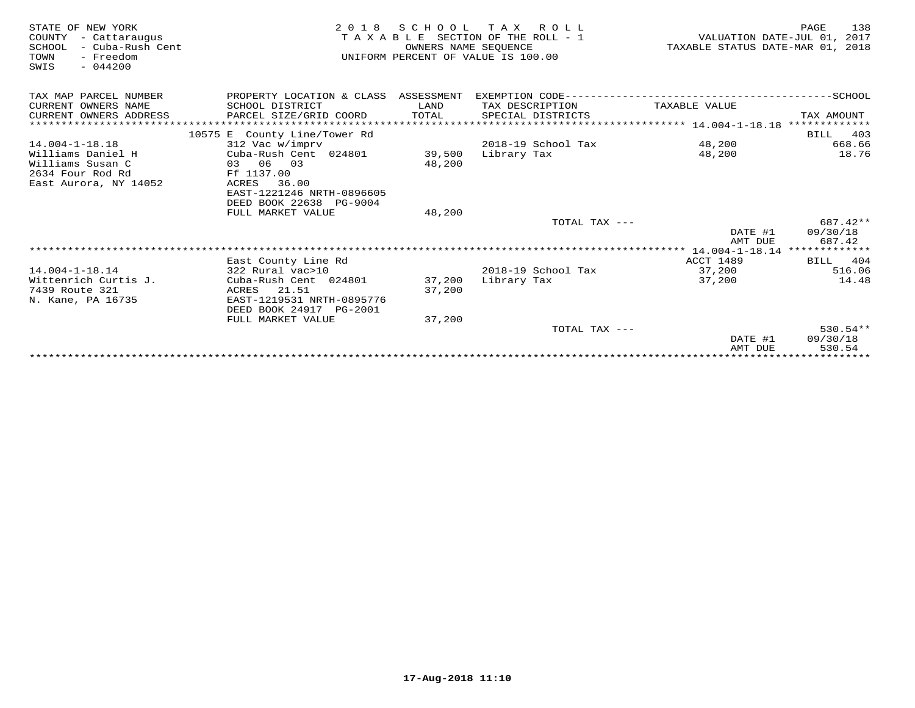STATE OF NEW YORK
COUNTY - Cattaraugus
SCHOOL - Cuba-Rush Cent
TOWN - Freedom
SWIS - 044200

2018 SCHOOL TAX ROLL
TAXABLE SECTION OF THE ROLL - 1
OWNERS NAME SEQUENCE
UNIFORM PERCENT OF VALUE IS 100.00

VALUATION DATE-JUL 01, 2017
TAXABLE STATUS DATE-MAR 01, 2018

| TAX MAP PARCEL NUMBER / CURRENT OWNERS NAME / CURRENT OWNERS ADDRESS | PROPERTY LOCATION & CLASS / SCHOOL DISTRICT / PARCEL SIZE/GRID COORD | ASSESSMENT LAND / TOTAL | EXEMPTION CODE / TAX DESCRIPTION / SPECIAL DISTRICTS | TAXABLE VALUE | TAX AMOUNT |
|---|---|---|---|---|---|
| **14.004-1-18.18** | 10575 E County Line/Tower Rd | | | | BILL 403 |
| 14.004-1-18.18 | 312 Vac w/imprv | | 2018-19 School Tax | 48,200 | 668.66 |
| Williams Daniel H | Cuba-Rush Cent 024801 | 39,500 | Library Tax | 48,200 | 18.76 |
| Williams Susan C | 03 06 03 | 48,200 | | | |
| 2634 Four Rod Rd | Ff 1137.00 | | | | |
| East Aurora, NY 14052 | ACRES 36.00 | | | | |
| | EAST-1221246 NRTH-0896605 | | | | |
| | DEED BOOK 22638 PG-9004 | | | | |
| | FULL MARKET VALUE | 48,200 | | | |
| | | | TOTAL TAX --- | | 687.42** |
| | | | | DATE #1 | 09/30/18 |
| | | | | AMT DUE | 687.42 |
| **14.004-1-18.14** | East County Line Rd | | | ACCT 1489 | BILL 404 |
| 14.004-1-18.14 | 322 Rural vac>10 | | 2018-19 School Tax | 37,200 | 516.06 |
| Wittenrich Curtis J. | Cuba-Rush Cent 024801 | 37,200 | Library Tax | 37,200 | 14.48 |
| 7439 Route 321 | ACRES 21.51 | 37,200 | | | |
| N. Kane, PA 16735 | EAST-1219531 NRTH-0895776 | | | | |
| | DEED BOOK 24917 PG-2001 | | | | |
| | FULL MARKET VALUE | 37,200 | | | |
| | | | TOTAL TAX --- | | 530.54** |
| | | | | DATE #1 | 09/30/18 |
| | | | | AMT DUE | 530.54 |

17-Aug-2018 11:10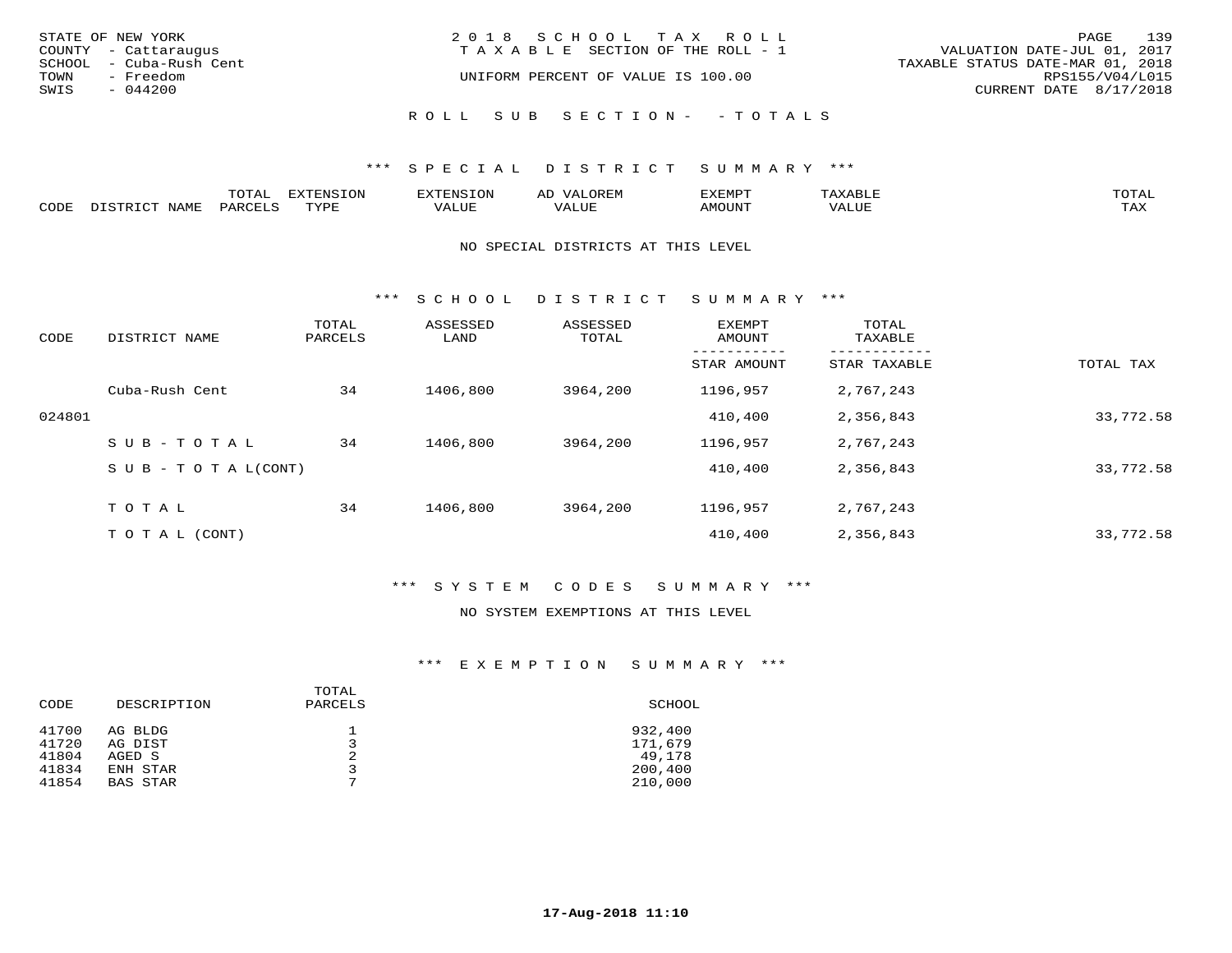STATE OF NEW YORK
COUNTY - Cattaraugus
SCHOOL - Cuba-Rush Cent
TOWN - Freedom
SWIS - 044200

2018 SCHOOL TAX ROLL
TAXABLE SECTION OF THE ROLL - 1
UNIFORM PERCENT OF VALUE IS 100.00

VALUATION DATE-JUL 01, 2017
TAXABLE STATUS DATE-MAR 01, 2018
RPS155/V04/L015
CURRENT DATE 8/17/2018

ROLL SUB SECTION- - TOTALS

### *** SPECIAL DISTRICT SUMMARY ***

| CODE | DISTRICT NAME | TOTAL PARCELS | EXTENSION TYPE | EXTENSION VALUE | AD VALOREM VALUE | EXEMPT AMOUNT | TAXABLE VALUE | TOTAL TAX |
|---|---|---|---|---|---|---|---|---|

NO SPECIAL DISTRICTS AT THIS LEVEL

### *** SCHOOL DISTRICT SUMMARY ***

| CODE | DISTRICT NAME | TOTAL PARCELS | ASSESSED LAND | ASSESSED TOTAL | EXEMPT AMOUNT / STAR AMOUNT | TOTAL TAXABLE / STAR TAXABLE | TOTAL TAX |
|---|---|---|---|---|---|---|---|
| | Cuba-Rush Cent | 34 | 1406,800 | 3964,200 | 1196,957 | 2,767,243 | |
| 024801 | | | | | 410,400 | 2,356,843 | 33,772.58 |
| | SUB-TOTAL | 34 | 1406,800 | 3964,200 | 1196,957 | 2,767,243 | |
| | SUB-TOTAL(CONT) | | | | 410,400 | 2,356,843 | 33,772.58 |
| | TOTAL | 34 | 1406,800 | 3964,200 | 1196,957 | 2,767,243 | |
| | TOTAL (CONT) | | | | 410,400 | 2,356,843 | 33,772.58 |

### *** SYSTEM CODES SUMMARY ***

NO SYSTEM EXEMPTIONS AT THIS LEVEL

### *** EXEMPTION SUMMARY ***

| CODE | DESCRIPTION | TOTAL PARCELS | SCHOOL |
|---|---|---|---|
| 41700 | AG BLDG | 1 | 932,400 |
| 41720 | AG DIST | 3 | 171,679 |
| 41804 | AGED S | 2 | 49,178 |
| 41834 | ENH STAR | 3 | 200,400 |
| 41854 | BAS STAR | 7 | 210,000 |

17-Aug-2018 11:10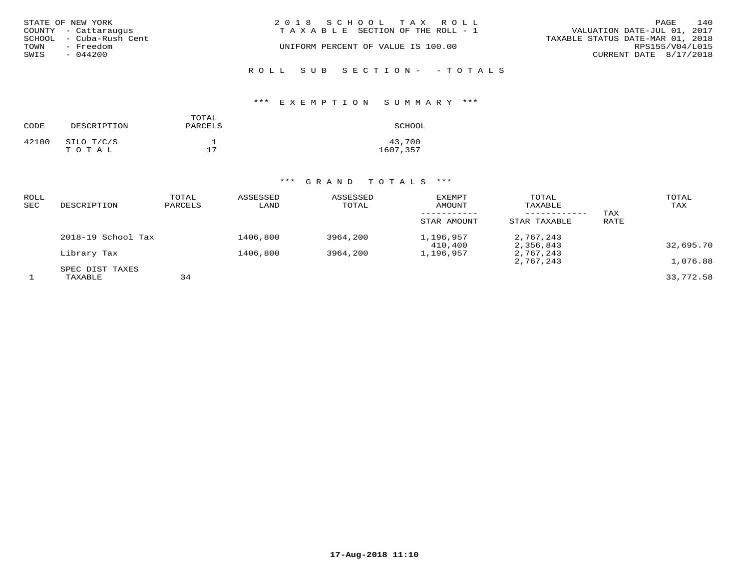STATE OF NEW YORK
COUNTY - Cattaraugus
SCHOOL - Cuba-Rush Cent
TOWN - Freedom
SWIS - 044200

2018 SCHOOL TAX ROLL
TAXABLE SECTION OF THE ROLL - 1

UNIFORM PERCENT OF VALUE IS 100.00

VALUATION DATE-JUL 01, 2017
TAXABLE STATUS DATE-MAR 01, 2018
RPS155/V04/L015
CURRENT DATE 8/17/2018

ROLL SUB SECTION- - TOTALS

### *** EXEMPTION SUMMARY ***

| CODE | DESCRIPTION | TOTAL PARCELS | SCHOOL |
|---|---|---|---|
| 42100 | SILO T/C/S | 1 | 43,700 |
| | TOTAL | 17 | 1607,357 |

### *** GRAND TOTALS ***

| ROLL SEC | DESCRIPTION | TOTAL PARCELS | ASSESSED LAND | ASSESSED TOTAL | EXEMPT AMOUNT / STAR AMOUNT | TOTAL TAXABLE / STAR TAXABLE | TAX RATE | TOTAL TAX |
|---|---|---|---|---|---|---|---|---|
| | 2018-19 School Tax | | 1406,800 | 3964,200 | 1,196,957 | 2,767,243 | | |
| | | | | | 410,400 | 2,356,843 | | 32,695.70 |
| | Library Tax | | 1406,800 | 3964,200 | 1,196,957 | 2,767,243 | | |
| | | | | | | 2,767,243 | | 1,076.88 |
| | SPEC DIST TAXES | | | | | | | |
| 1 | TAXABLE | 34 | | | | | | 33,772.58 |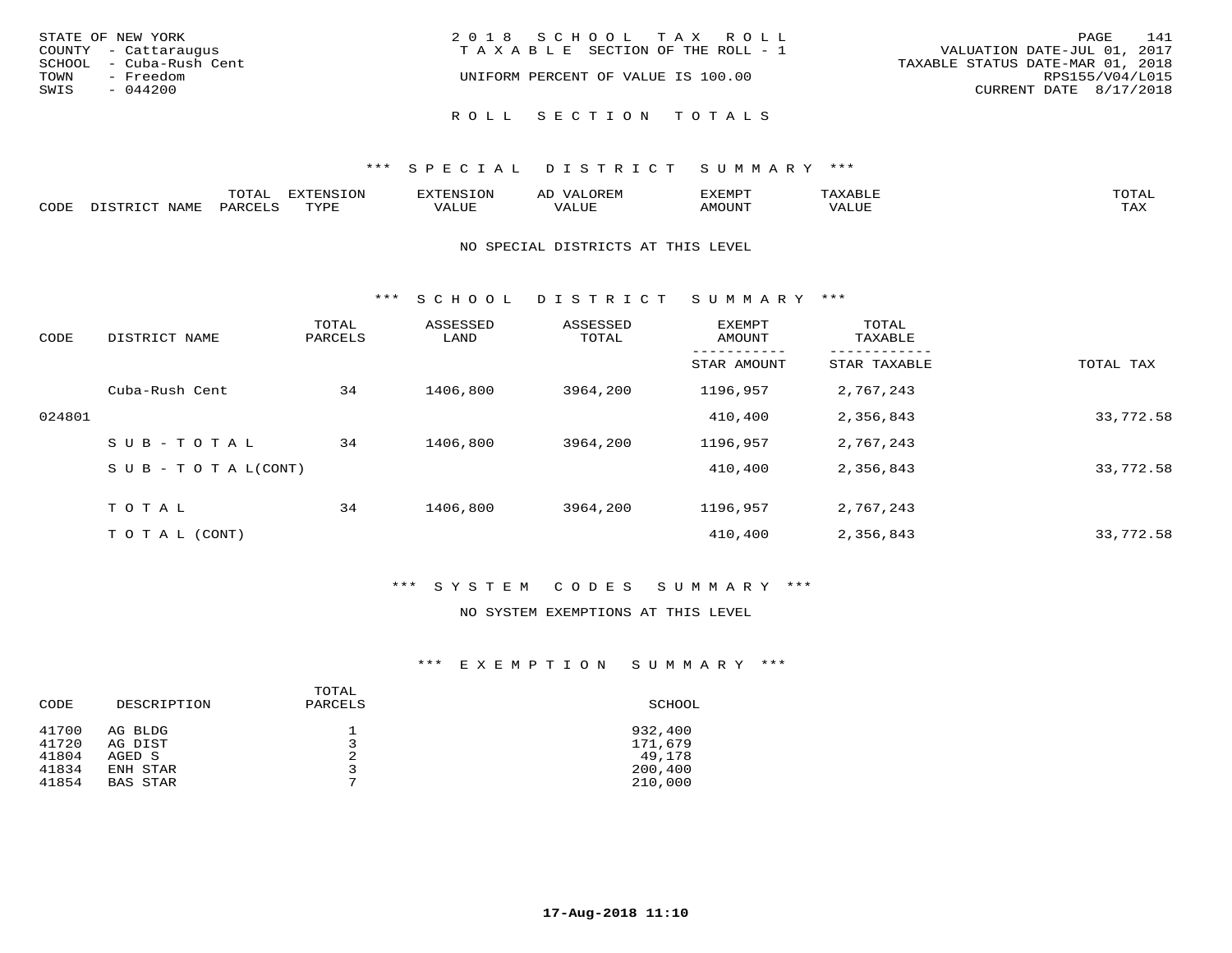STATE OF NEW YORK
COUNTY - Cattaraugus
SCHOOL - Cuba-Rush Cent
TOWN - Freedom
SWIS - 044200

2 0 1 8 S C H O O L T A X R O L L
T A X A B L E SECTION OF THE ROLL - 1
UNIFORM PERCENT OF VALUE IS 100.00

VALUATION DATE-JUL 01, 2017
TAXABLE STATUS DATE-MAR 01, 2018
RPS155/V04/L015
CURRENT DATE 8/17/2018

R O L L S E C T I O N T O T A L S

## *** S P E C I A L D I S T R I C T S U M M A R Y ***

| CODE | DISTRICT NAME | TOTAL PARCELS | EXTENSION TYPE | EXTENSION VALUE | AD VALOREM VALUE | EXEMPT AMOUNT | TAXABLE VALUE | TOTAL TAX |
|---|---|---|---|---|---|---|---|---|

NO SPECIAL DISTRICTS AT THIS LEVEL

## *** S C H O O L D I S T R I C T S U M M A R Y ***

| CODE | DISTRICT NAME | TOTAL PARCELS | ASSESSED LAND | ASSESSED TOTAL | EXEMPT AMOUNT / STAR AMOUNT | TOTAL TAXABLE / STAR TAXABLE | TOTAL TAX |
|---|---|---|---|---|---|---|---|
| | Cuba-Rush Cent | 34 | 1406,800 | 3964,200 | 1196,957 | 2,767,243 | |
| 024801 | | | | | 410,400 | 2,356,843 | 33,772.58 |
| | S U B - T O T A L | 34 | 1406,800 | 3964,200 | 1196,957 | 2,767,243 | |
| | S U B - T O T A L(CONT) | | | | 410,400 | 2,356,843 | 33,772.58 |
| | T O T A L | 34 | 1406,800 | 3964,200 | 1196,957 | 2,767,243 | |
| | T O T A L (CONT) | | | | 410,400 | 2,356,843 | 33,772.58 |

## *** S Y S T E M C O D E S S U M M A R Y ***

NO SYSTEM EXEMPTIONS AT THIS LEVEL

## *** E X E M P T I O N S U M M A R Y ***

| CODE | DESCRIPTION | TOTAL PARCELS | SCHOOL |
|---|---|---|---|
| 41700 | AG BLDG | 1 | 932,400 |
| 41720 | AG DIST | 3 | 171,679 |
| 41804 | AGED S | 2 | 49,178 |
| 41834 | ENH STAR | 3 | 200,400 |
| 41854 | BAS STAR | 7 | 210,000 |

17-Aug-2018 11:10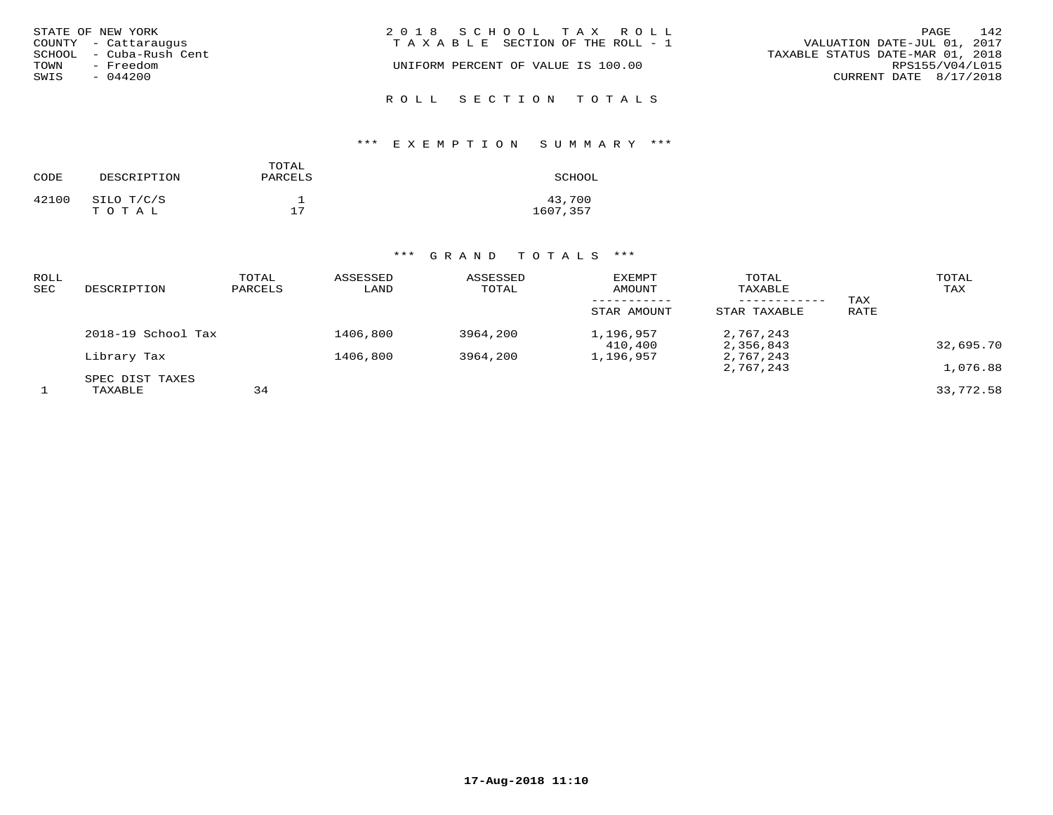STATE OF NEW YORK
COUNTY - Cattaraugus
SCHOOL - Cuba-Rush Cent
TOWN - Freedom
SWIS - 044200

2018 SCHOOL TAX ROLL
TAXABLE SECTION OF THE ROLL - 1
UNIFORM PERCENT OF VALUE IS 100.00

VALUATION DATE-JUL 01, 2017
TAXABLE STATUS DATE-MAR 01, 2018
RPS155/V04/L015
CURRENT DATE 8/17/2018

## ROLL SECTION TOTALS

### *** EXEMPTION SUMMARY ***

| CODE | DESCRIPTION | TOTAL PARCELS | SCHOOL |
|---|---|---|---|
| 42100 | SILO T/C/S | 1 | 43,700 |
| | TOTAL | 17 | 1607,357 |

### *** GRAND TOTALS ***

| ROLL SEC | DESCRIPTION | TOTAL PARCELS | ASSESSED LAND | ASSESSED TOTAL | EXEMPT AMOUNT / STAR AMOUNT | TOTAL TAXABLE / STAR TAXABLE | TAX RATE | TOTAL TAX |
|---|---|---|---|---|---|---|---|---|
| | 2018-19 School Tax | | 1406,800 | 3964,200 | 1,196,957 | 2,767,243 | | |
| | | | | | 410,400 | 2,356,843 | | 32,695.70 |
| | Library Tax | | 1406,800 | 3964,200 | 1,196,957 | 2,767,243 | | |
| | | | | | | 2,767,243 | | 1,076.88 |
| | SPEC DIST TAXES | | | | | | | |
| 1 | TAXABLE | 34 | | | | | | 33,772.58 |

17-Aug-2018 11:10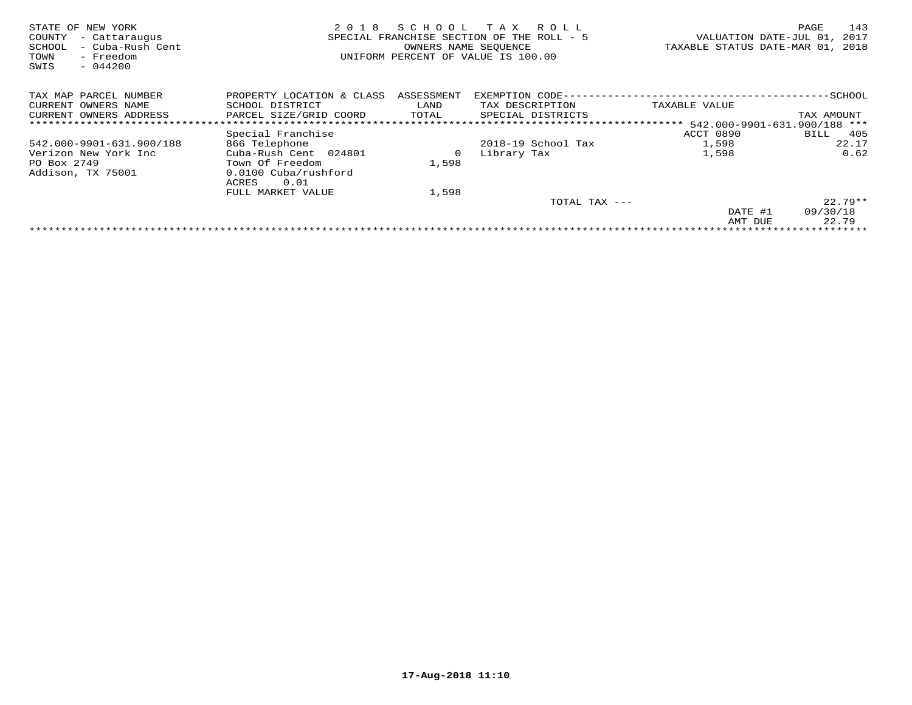STATE OF NEW YORK
COUNTY - Cattaraugus
SCHOOL - Cuba-Rush Cent
TOWN - Freedom
SWIS - 044200

2 0 1 8 S C H O O L T A X R O L L
SPECIAL FRANCHISE SECTION OF THE ROLL - 5
OWNERS NAME SEQUENCE
UNIFORM PERCENT OF VALUE IS 100.00

VALUATION DATE-JUL 01, 2017
TAXABLE STATUS DATE-MAR 01, 2018

| TAX MAP PARCEL NUMBER<br>CURRENT OWNERS NAME<br>CURRENT OWNERS ADDRESS | PROPERTY LOCATION & CLASS<br>SCHOOL DISTRICT<br>PARCEL SIZE/GRID COORD | ASSESSMENT<br>LAND<br>TOTAL | EXEMPTION CODE<br>TAX DESCRIPTION<br>SPECIAL DISTRICTS | TAXABLE VALUE | SCHOOL<br>TAX AMOUNT |
|---|---|---|---|---|---|
| | | | | | 542.000-9901-631.900/188 *** |
| | Special Franchise | | | ACCT 0890 | BILL 405 |
| 542.000-9901-631.900/188 | 866 Telephone | | 2018-19 School Tax | 1,598 | 22.17 |
| Verizon New York Inc | Cuba-Rush Cent 024801 | 0 | Library Tax | 1,598 | 0.62 |
| PO Box 2749 | Town Of Freedom | 1,598 | | | |
| Addison, TX 75001 | 0.0100 Cuba/rushford | | | | |
| | ACRES 0.01 | | | | |
| | FULL MARKET VALUE | 1,598 | | | |
| | | | TOTAL TAX --- | | 22.79** |
| | | | | DATE #1 | 09/30/18 |
| | | | | AMT DUE | 22.79 |

17-Aug-2018 11:10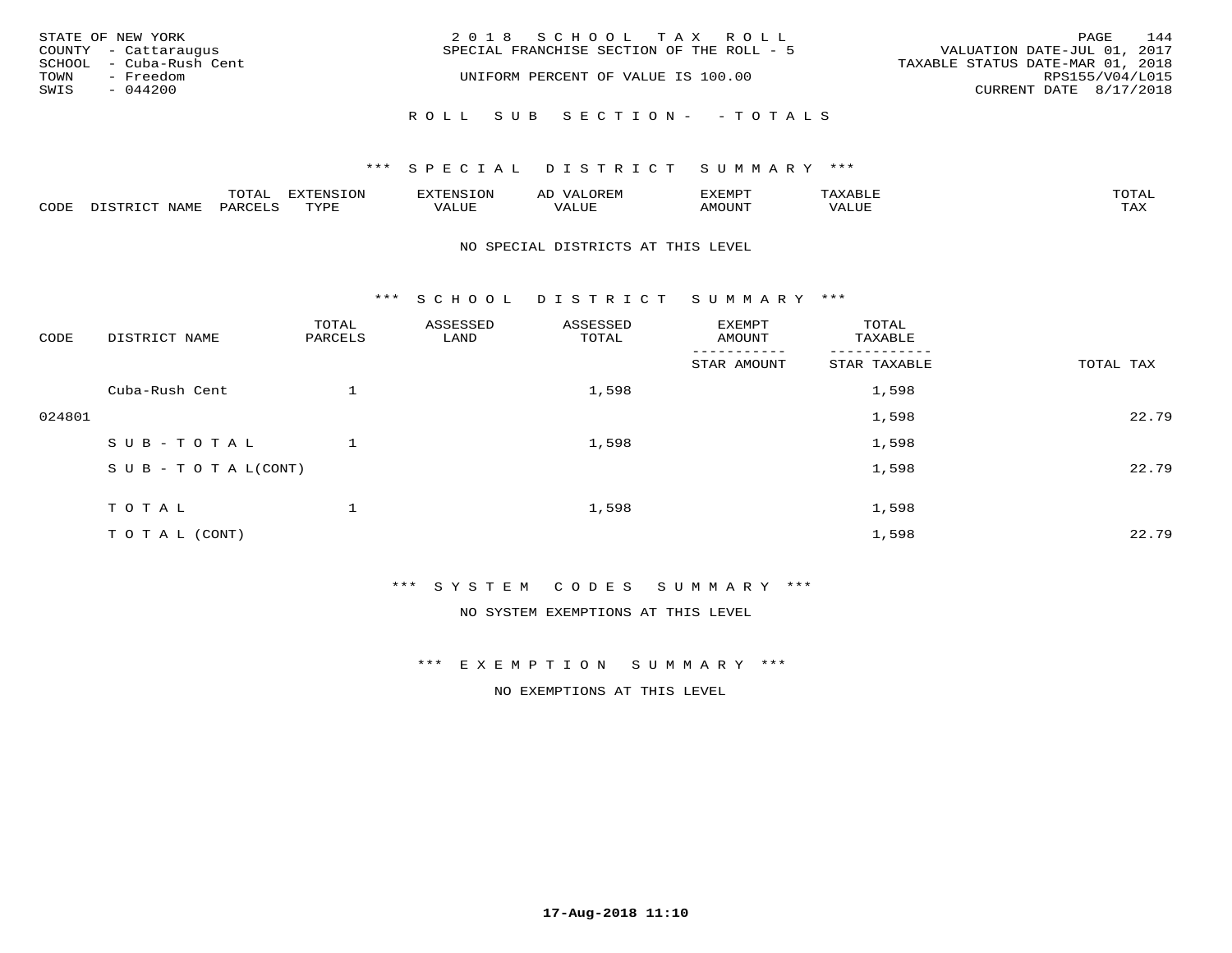STATE OF NEW YORK
COUNTY - Cattaraugus
SCHOOL - Cuba-Rush Cent
TOWN - Freedom
SWIS - 044200

2 0 1 8 S C H O O L T A X R O L L
SPECIAL FRANCHISE SECTION OF THE ROLL - 5
UNIFORM PERCENT OF VALUE IS 100.00

VALUATION DATE-JUL 01, 2017
TAXABLE STATUS DATE-MAR 01, 2018
RPS155/V04/L015
CURRENT DATE 8/17/2018

R O L L S U B S E C T I O N - - T O T A L S

*** S P E C I A L D I S T R I C T S U M M A R Y ***

| CODE | DISTRICT NAME | TOTAL PARCELS | EXTENSION TYPE | EXTENSION VALUE | AD VALOREM VALUE | EXEMPT AMOUNT | TAXABLE VALUE | TOTAL TAX |
|---|---|---|---|---|---|---|---|---|

NO SPECIAL DISTRICTS AT THIS LEVEL

*** S C H O O L D I S T R I C T S U M M A R Y ***

| CODE | DISTRICT NAME | TOTAL PARCELS | ASSESSED LAND | ASSESSED TOTAL | EXEMPT AMOUNT / STAR AMOUNT | TOTAL TAXABLE / STAR TAXABLE | TOTAL TAX |
|---|---|---|---|---|---|---|---|
| | Cuba-Rush Cent | 1 | | 1,598 | | 1,598 | |
| 024801 | | | | | | 1,598 | 22.79 |
| | S U B - T O T A L | 1 | | 1,598 | | 1,598 | |
| | S U B - T O T A L(CONT) | | | | | 1,598 | 22.79 |
| | T O T A L | 1 | | 1,598 | | 1,598 | |
| | T O T A L (CONT) | | | | | 1,598 | 22.79 |

*** S Y S T E M C O D E S S U M M A R Y ***

NO SYSTEM EXEMPTIONS AT THIS LEVEL

*** E X E M P T I O N S U M M A R Y ***

NO EXEMPTIONS AT THIS LEVEL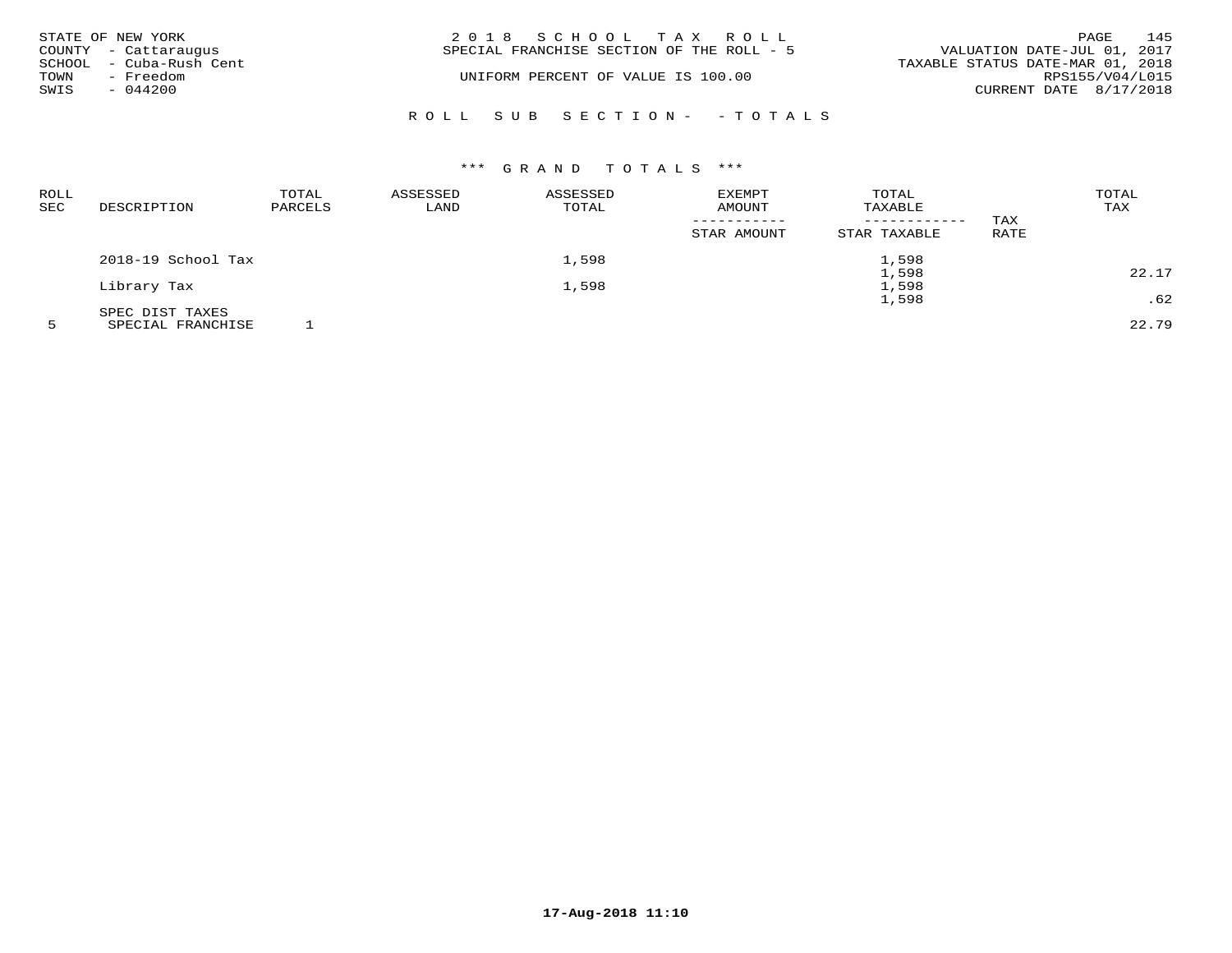STATE OF NEW YORK
COUNTY - Cattaraugus
SCHOOL - Cuba-Rush Cent
TOWN - Freedom
SWIS - 044200

2018 SCHOOL TAX ROLL
SPECIAL FRANCHISE SECTION OF THE ROLL - 5

UNIFORM PERCENT OF VALUE IS 100.00

VALUATION DATE-JUL 01, 2017
TAXABLE STATUS DATE-MAR 01, 2018
RPS155/V04/L015
CURRENT DATE 8/17/2018

ROLL SUB SECTION- - TOTALS

*** GRAND TOTALS ***

| ROLL SEC | DESCRIPTION | TOTAL PARCELS | ASSESSED LAND | ASSESSED TOTAL | EXEMPT AMOUNT / STAR AMOUNT | TOTAL TAXABLE / STAR TAXABLE | TAX RATE | TOTAL TAX |
|---|---|---|---|---|---|---|---|---|
| | 2018-19 School Tax | | | 1,598 | | 1,598 | | |
| | | | | | | 1,598 | | 22.17 |
| | Library Tax | | | 1,598 | | 1,598 | | |
| | | | | | | 1,598 | | .62 |
| | SPEC DIST TAXES | | | | | | | |
| 5 | SPECIAL FRANCHISE | 1 | | | | | | 22.79 |

17-Aug-2018 11:10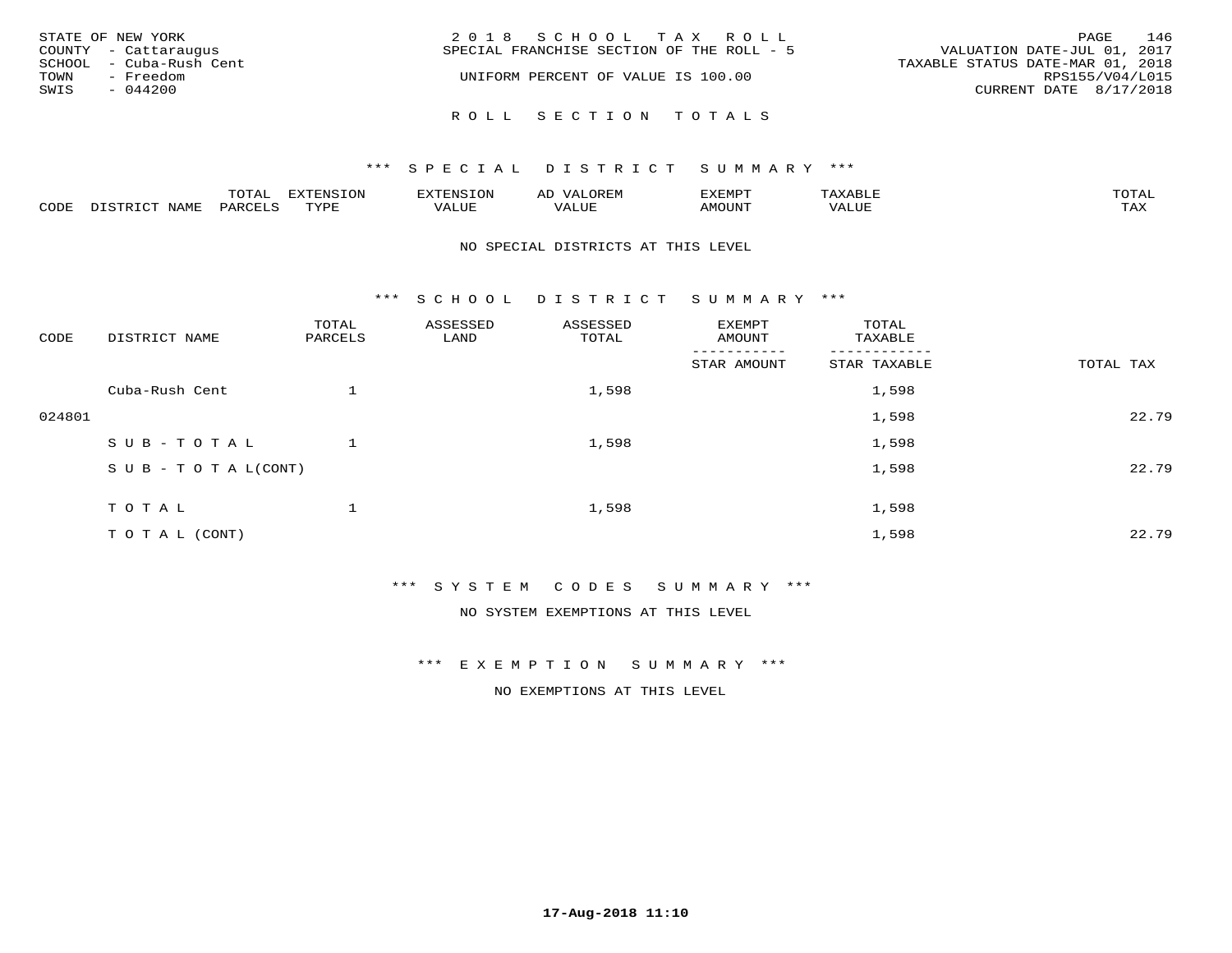STATE OF NEW YORK
COUNTY - Cattaraugus
SCHOOL - Cuba-Rush Cent
TOWN - Freedom
SWIS - 044200

2 0 1 8 S C H O O L T A X R O L L
SPECIAL FRANCHISE SECTION OF THE ROLL - 5
UNIFORM PERCENT OF VALUE IS 100.00

VALUATION DATE-JUL 01, 2017
TAXABLE STATUS DATE-MAR 01, 2018
RPS155/V04/L015
CURRENT DATE 8/17/2018

## R O L L S E C T I O N T O T A L S

### *** S P E C I A L D I S T R I C T S U M M A R Y ***

| CODE | DISTRICT NAME | TOTAL PARCELS | EXTENSION TYPE | EXTENSION VALUE | AD VALOREM VALUE | EXEMPT AMOUNT | TAXABLE VALUE | TOTAL TAX |
|---|---|---|---|---|---|---|---|---|

NO SPECIAL DISTRICTS AT THIS LEVEL

### *** S C H O O L D I S T R I C T S U M M A R Y ***

| CODE | DISTRICT NAME | TOTAL PARCELS | ASSESSED LAND | ASSESSED TOTAL | EXEMPT AMOUNT / STAR AMOUNT | TOTAL TAXABLE / STAR TAXABLE | TOTAL TAX |
|---|---|---|---|---|---|---|---|
| | Cuba-Rush Cent | 1 | | 1,598 | | 1,598 | |
| 024801 | | | | | | 1,598 | 22.79 |
| | S U B - T O T A L | 1 | | 1,598 | | 1,598 | |
| | S U B - T O T A L(CONT) | | | | | 1,598 | 22.79 |
| | T O T A L | 1 | | 1,598 | | 1,598 | |
| | T O T A L (CONT) | | | | | 1,598 | 22.79 |

### *** S Y S T E M C O D E S S U M M A R Y ***

NO SYSTEM EXEMPTIONS AT THIS LEVEL

### *** E X E M P T I O N S U M M A R Y ***

NO EXEMPTIONS AT THIS LEVEL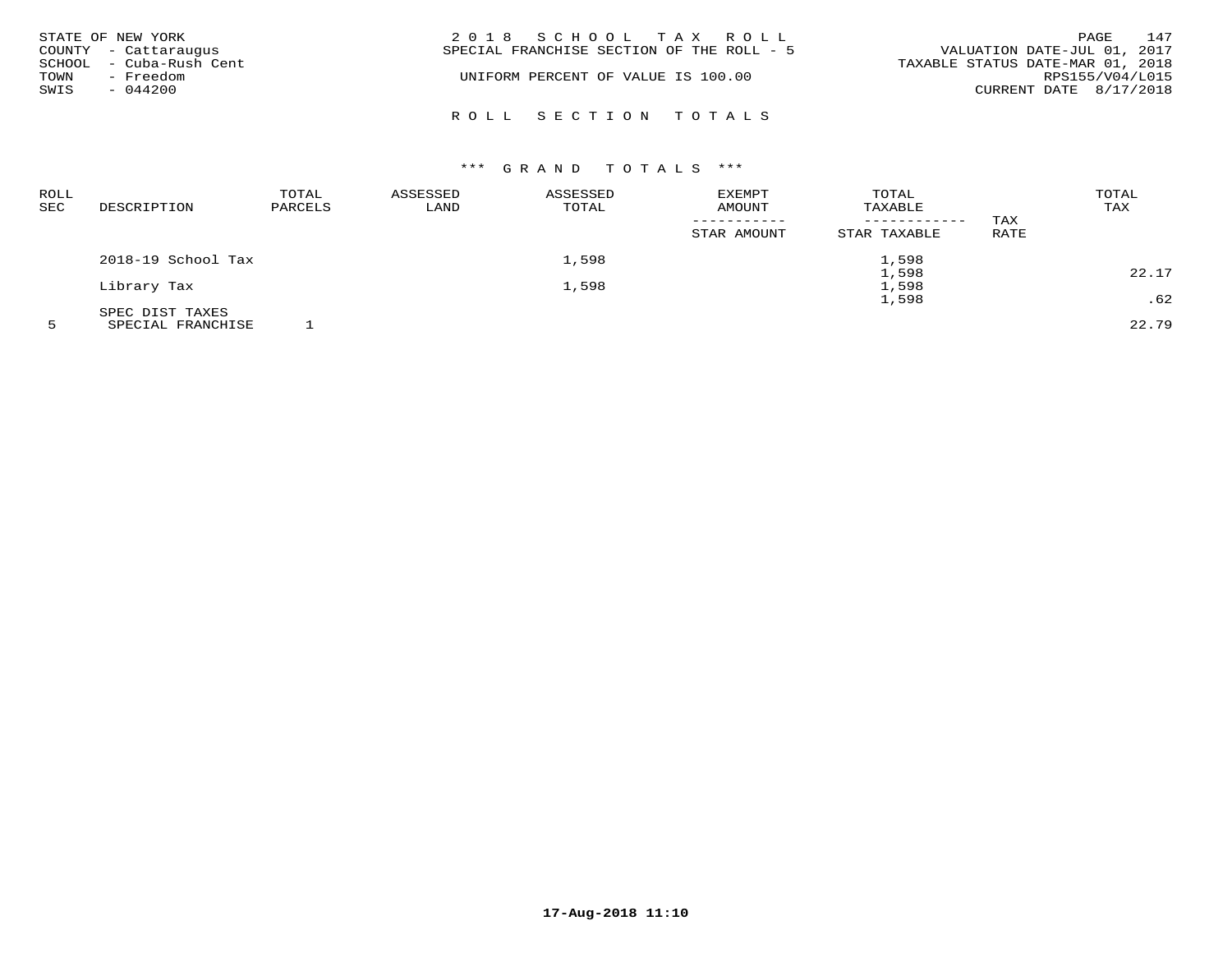STATE OF NEW YORK
COUNTY - Cattaraugus
SCHOOL - Cuba-Rush Cent
TOWN - Freedom
SWIS - 044200

2 0 1 8 S C H O O L T A X R O L L
SPECIAL FRANCHISE SECTION OF THE ROLL - 5
UNIFORM PERCENT OF VALUE IS 100.00

VALUATION DATE-JUL 01, 2017
TAXABLE STATUS DATE-MAR 01, 2018
RPS155/V04/L015
CURRENT DATE 8/17/2018

R O L L S E C T I O N T O T A L S

\*\*\* G R A N D T O T A L S \*\*\*

| ROLL SEC | DESCRIPTION | TOTAL PARCELS | ASSESSED LAND | ASSESSED TOTAL | EXEMPT AMOUNT / STAR AMOUNT | TOTAL TAXABLE / STAR TAXABLE | TAX RATE | TOTAL TAX |
|---|---|---|---|---|---|---|---|---|
| | 2018-19 School Tax | | | 1,598 | | 1,598 | | |
| | | | | | | 1,598 | | 22.17 |
| | Library Tax | | | 1,598 | | 1,598 | | |
| | | | | | | 1,598 | | .62 |
| | SPEC DIST TAXES | | | | | | | |
| 5 | SPECIAL FRANCHISE | 1 | | | | | | 22.79 |

17-Aug-2018 11:10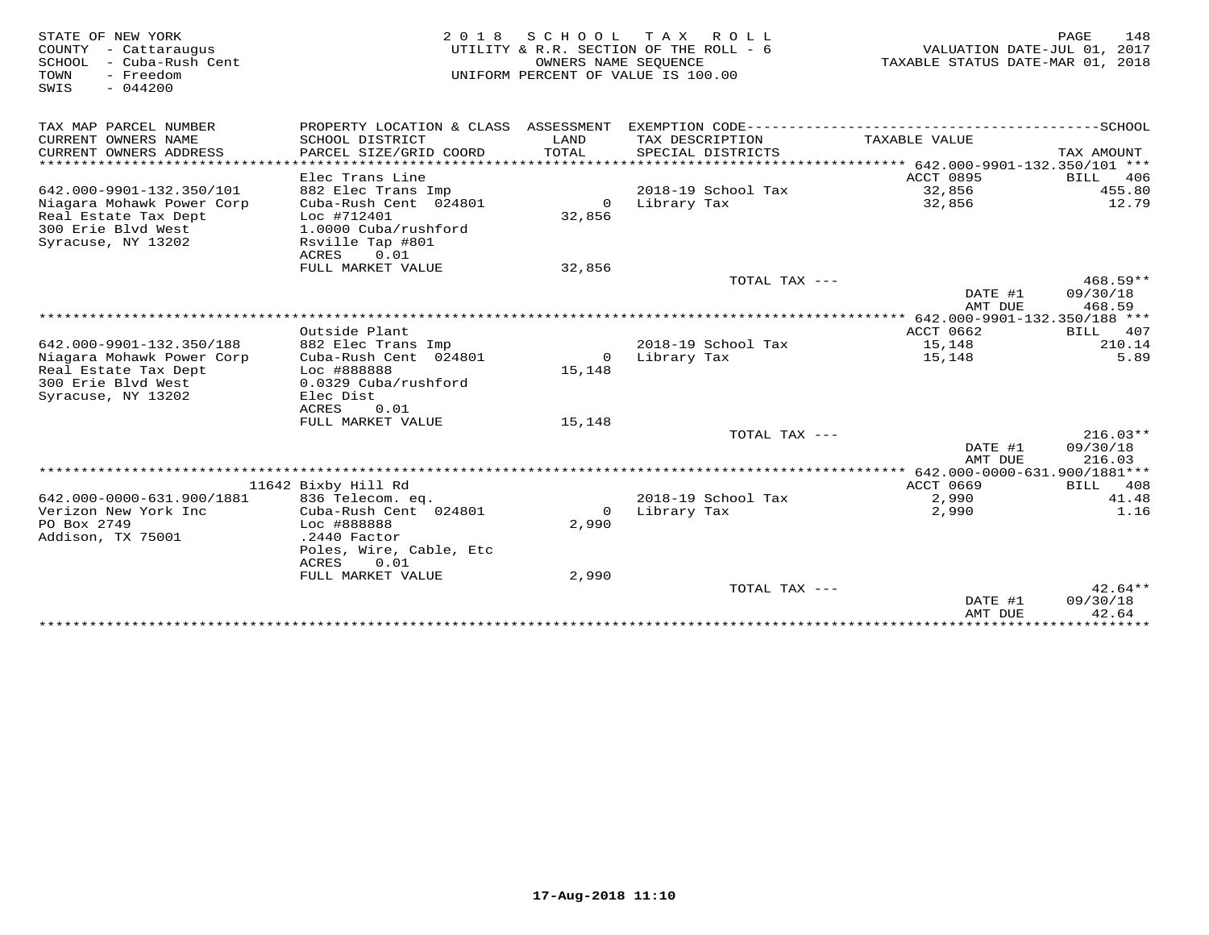STATE OF NEW YORK
COUNTY - Cattaraugus
SCHOOL - Cuba-Rush Cent
TOWN - Freedom
SWIS - 044200

2 0 1 8 S C H O O L T A X R O L L
UTILITY & R.R. SECTION OF THE ROLL - 6
OWNERS NAME SEQUENCE
UNIFORM PERCENT OF VALUE IS 100.00

VALUATION DATE-JUL 01, 2017
TAXABLE STATUS DATE-MAR 01, 2018

| TAX MAP PARCEL NUMBER / CURRENT OWNERS NAME / CURRENT OWNERS ADDRESS | PROPERTY LOCATION & CLASS / SCHOOL DISTRICT / PARCEL SIZE/GRID COORD | ASSESSMENT LAND / TOTAL | EXEMPTION CODE / TAX DESCRIPTION / SPECIAL DISTRICTS | TAXABLE VALUE | SCHOOL TAX AMOUNT |
|---|---|---|---|---|---|
| **642.000-9901-132.350/101** | Elec Trans Line | | | ACCT 0895 | BILL 406 |
| 642.000-9901-132.350/101 | 882 Elec Trans Imp | | 2018-19 School Tax | 32,856 | 455.80 |
| Niagara Mohawk Power Corp | Cuba-Rush Cent 024801 | 0 | Library Tax | 32,856 | 12.79 |
| Real Estate Tax Dept | Loc #712401 | 32,856 | | | |
| 300 Erie Blvd West | 1.0000 Cuba/rushford | | | | |
| Syracuse, NY 13202 | Rsville Tap #801 | | | | |
| | ACRES 0.01 | | | | |
| | FULL MARKET VALUE | 32,856 | | | |
| | | | TOTAL TAX --- | | 468.59** |
| | | | | DATE #1 | 09/30/18 |
| | | | | AMT DUE | 468.59 |
| **642.000-9901-132.350/188** | Outside Plant | | | ACCT 0662 | BILL 407 |
| 642.000-9901-132.350/188 | 882 Elec Trans Imp | | 2018-19 School Tax | 15,148 | 210.14 |
| Niagara Mohawk Power Corp | Cuba-Rush Cent 024801 | 0 | Library Tax | 15,148 | 5.89 |
| Real Estate Tax Dept | Loc #888888 | 15,148 | | | |
| 300 Erie Blvd West | 0.0329 Cuba/rushford | | | | |
| Syracuse, NY 13202 | Elec Dist | | | | |
| | ACRES 0.01 | | | | |
| | FULL MARKET VALUE | 15,148 | | | |
| | | | TOTAL TAX --- | | 216.03** |
| | | | | DATE #1 | 09/30/18 |
| | | | | AMT DUE | 216.03 |
| **642.000-0000-631.900/1881** | 11642 Bixby Hill Rd | | | ACCT 0669 | BILL 408 |
| 642.000-0000-631.900/1881 | 836 Telecom. eq. | | 2018-19 School Tax | 2,990 | 41.48 |
| Verizon New York Inc | Cuba-Rush Cent 024801 | 0 | Library Tax | 2,990 | 1.16 |
| PO Box 2749 | Loc #888888 | 2,990 | | | |
| Addison, TX 75001 | .2440 Factor | | | | |
| | Poles, Wire, Cable, Etc | | | | |
| | ACRES 0.01 | | | | |
| | FULL MARKET VALUE | 2,990 | | | |
| | | | TOTAL TAX --- | | 42.64** |
| | | | | DATE #1 | 09/30/18 |
| | | | | AMT DUE | 42.64 |

17-Aug-2018 11:10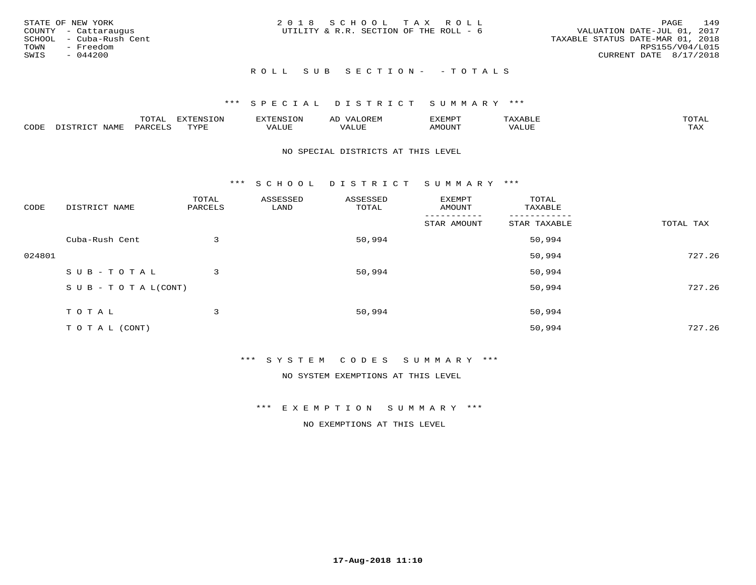STATE OF NEW YORK
COUNTY - Cattaraugus
SCHOOL - Cuba-Rush Cent
TOWN - Freedom
SWIS - 044200

2 0 1 8 S C H O O L T A X R O L L
UTILITY & R.R. SECTION OF THE ROLL - 6

VALUATION DATE-JUL 01, 2017
TAXABLE STATUS DATE-MAR 01, 2018
RPS155/V04/L015
CURRENT DATE 8/17/2018

R O L L S U B S E C T I O N - - T O T A L S

*** S P E C I A L D I S T R I C T S U M M A R Y ***

| CODE | DISTRICT NAME | TOTAL PARCELS | EXTENSION TYPE | EXTENSION VALUE | AD VALOREM VALUE | EXEMPT AMOUNT | TAXABLE VALUE | TOTAL TAX |
|---|---|---|---|---|---|---|---|---|

NO SPECIAL DISTRICTS AT THIS LEVEL

*** S C H O O L D I S T R I C T S U M M A R Y ***

| CODE | DISTRICT NAME | TOTAL PARCELS | ASSESSED LAND | ASSESSED TOTAL | EXEMPT AMOUNT / STAR AMOUNT | TOTAL TAXABLE / STAR TAXABLE | TOTAL TAX |
|---|---|---|---|---|---|---|---|
| | Cuba-Rush Cent | 3 | | 50,994 | | 50,994 | |
| 024801 | | | | | | 50,994 | 727.26 |
| | S U B - T O T A L | 3 | | 50,994 | | 50,994 | |
| | S U B - T O T A L(CONT) | | | | | 50,994 | 727.26 |
| | T O T A L | 3 | | 50,994 | | 50,994 | |
| | T O T A L (CONT) | | | | | 50,994 | 727.26 |

*** S Y S T E M C O D E S S U M M A R Y ***

NO SYSTEM EXEMPTIONS AT THIS LEVEL

*** E X E M P T I O N S U M M A R Y ***

NO EXEMPTIONS AT THIS LEVEL

17-Aug-2018 11:10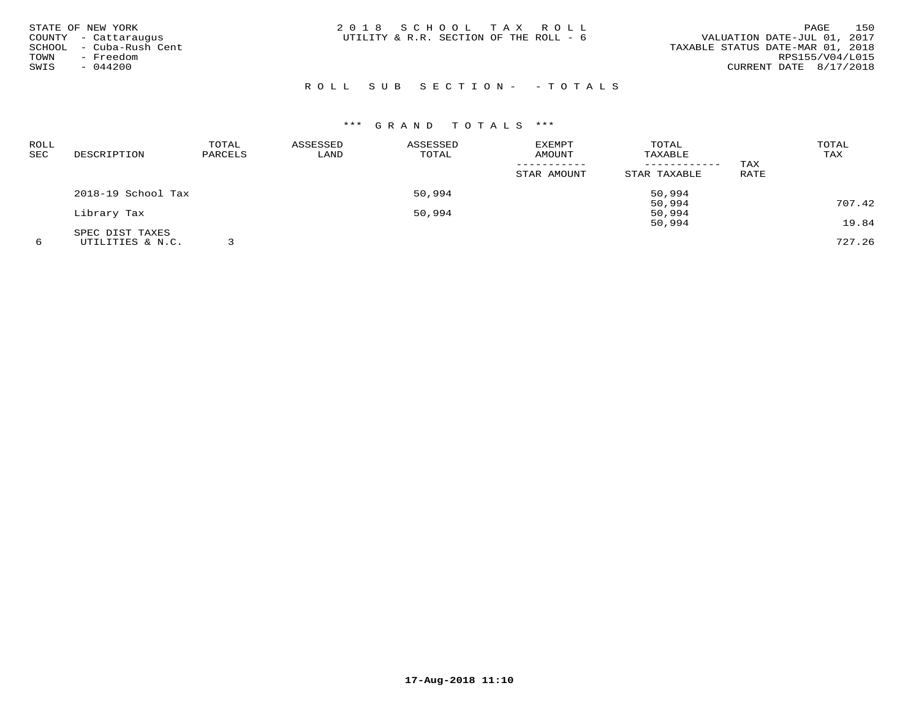STATE OF NEW YORK
COUNTY - Cattaraugus
SCHOOL - Cuba-Rush Cent
TOWN - Freedom
SWIS - 044200

2 0 1 8 S C H O O L T A X R O L L
UTILITY & R.R. SECTION OF THE ROLL - 6

VALUATION DATE-JUL 01, 2017
TAXABLE STATUS DATE-MAR 01, 2018
RPS155/V04/L015
CURRENT DATE 8/17/2018

R O L L S U B S E C T I O N - - T O T A L S

*** G R A N D T O T A L S ***

| ROLL SEC | DESCRIPTION | TOTAL PARCELS | ASSESSED LAND | ASSESSED TOTAL | EXEMPT AMOUNT / STAR AMOUNT | TOTAL TAXABLE / STAR TAXABLE | TAX RATE | TOTAL TAX |
|---|---|---|---|---|---|---|---|---|
| | 2018-19 School Tax | | | 50,994 | | 50,994 | | |
| | | | | | | 50,994 | | 707.42 |
| | Library Tax | | | 50,994 | | 50,994 | | |
| | | | | | | 50,994 | | 19.84 |
| | SPEC DIST TAXES | | | | | | | |
| 6 | UTILITIES & N.C. | 3 | | | | | | 727.26 |

17-Aug-2018 11:10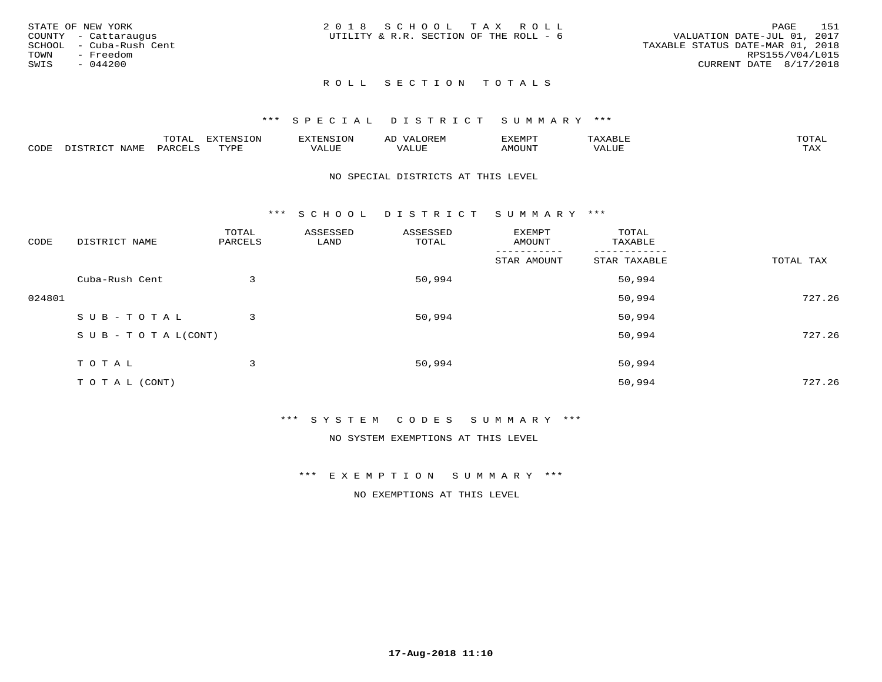STATE OF NEW YORK
COUNTY - Cattaraugus
SCHOOL - Cuba-Rush Cent
TOWN - Freedom
SWIS - 044200

2 0 1 8 S C H O O L T A X R O L L
UTILITY & R.R. SECTION OF THE ROLL - 6

VALUATION DATE-JUL 01, 2017
TAXABLE STATUS DATE-MAR 01, 2018
RPS155/V04/L015
CURRENT DATE 8/17/2018

## R O L L S E C T I O N T O T A L S

### *** S P E C I A L D I S T R I C T S U M M A R Y ***

| CODE | DISTRICT NAME | TOTAL PARCELS | EXTENSION TYPE | EXTENSION VALUE | AD VALOREM VALUE | EXEMPT AMOUNT | TAXABLE VALUE | TOTAL TAX |
|---|---|---|---|---|---|---|---|---|

NO SPECIAL DISTRICTS AT THIS LEVEL

### *** S C H O O L D I S T R I C T S U M M A R Y ***

| CODE | DISTRICT NAME | TOTAL PARCELS | ASSESSED LAND | ASSESSED TOTAL | EXEMPT AMOUNT / STAR AMOUNT | TOTAL TAXABLE / STAR TAXABLE | TOTAL TAX |
|---|---|---|---|---|---|---|---|
| | Cuba-Rush Cent | 3 | | 50,994 | | 50,994 | |
| 024801 | | | | | | 50,994 | 727.26 |
| | S U B - T O T A L | 3 | | 50,994 | | 50,994 | |
| | S U B - T O T A L(CONT) | | | | | 50,994 | 727.26 |
| | T O T A L | 3 | | 50,994 | | 50,994 | |
| | T O T A L (CONT) | | | | | 50,994 | 727.26 |

### *** S Y S T E M C O D E S S U M M A R Y ***

NO SYSTEM EXEMPTIONS AT THIS LEVEL

### *** E X E M P T I O N S U M M A R Y ***

NO EXEMPTIONS AT THIS LEVEL

17-Aug-2018 11:10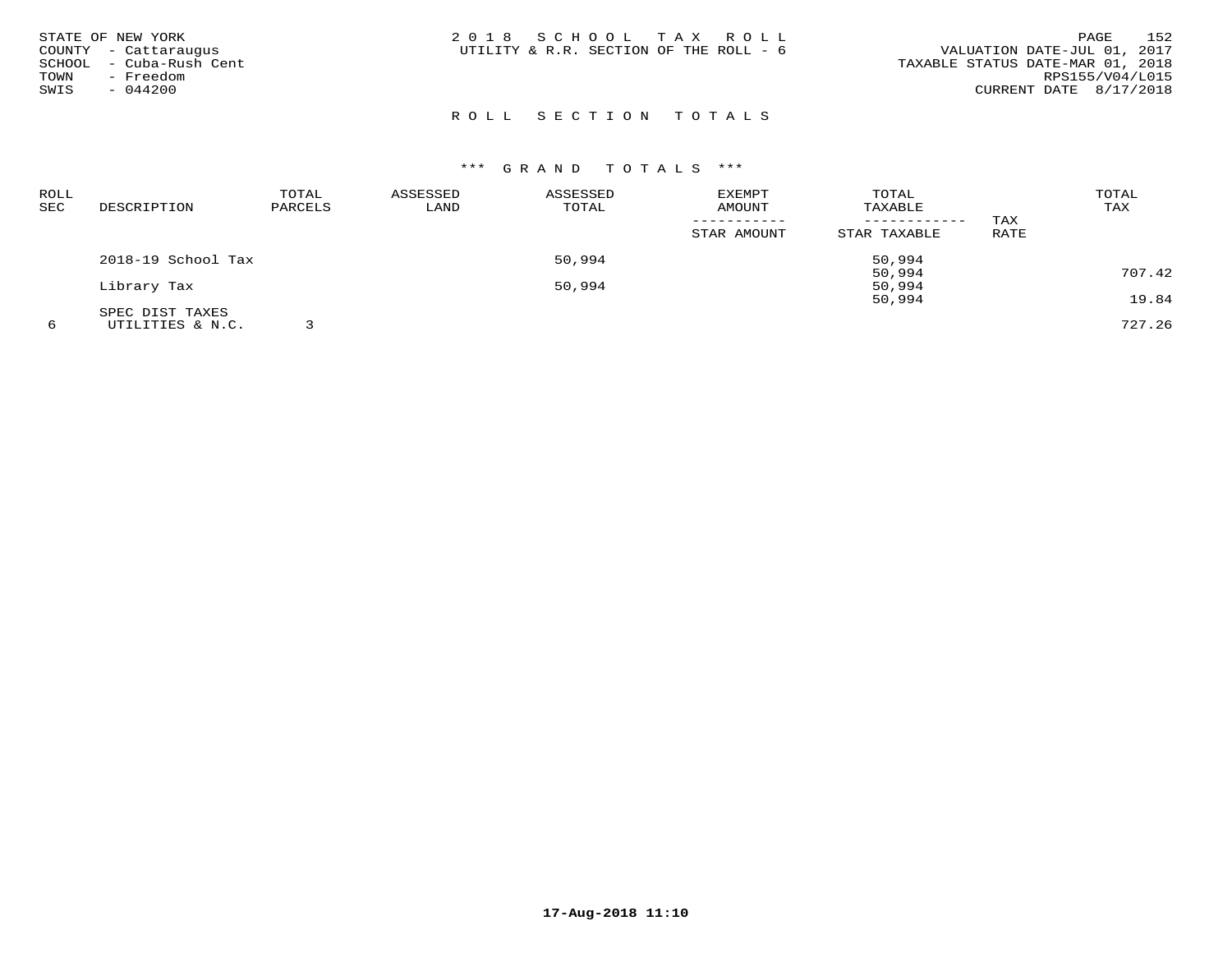STATE OF NEW YORK
COUNTY - Cattaraugus
SCHOOL - Cuba-Rush Cent
TOWN - Freedom
SWIS - 044200

2 0 1 8 S C H O O L T A X R O L L
UTILITY & R.R. SECTION OF THE ROLL - 6

VALUATION DATE-JUL 01, 2017
TAXABLE STATUS DATE-MAR 01, 2018
RPS155/V04/L015
CURRENT DATE 8/17/2018

## R O L L S E C T I O N T O T A L S

### \*\*\* G R A N D T O T A L S \*\*\*

| ROLL SEC | DESCRIPTION | TOTAL PARCELS | ASSESSED LAND | ASSESSED TOTAL | EXEMPT AMOUNT ----------- STAR AMOUNT | TOTAL TAXABLE ------------ STAR TAXABLE | TAX RATE | TOTAL TAX |
|---|---|---|---|---|---|---|---|---|
| | 2018-19 School Tax | | | 50,994 | | 50,994 | | |
| | | | | | | 50,994 | | 707.42 |
| | Library Tax | | | 50,994 | | 50,994 | | |
| | | | | | | 50,994 | | 19.84 |
| | SPEC DIST TAXES | | | | | | | |
| 6 | UTILITIES & N.C. | 3 | | | | | | 727.26 |

17-Aug-2018 11:10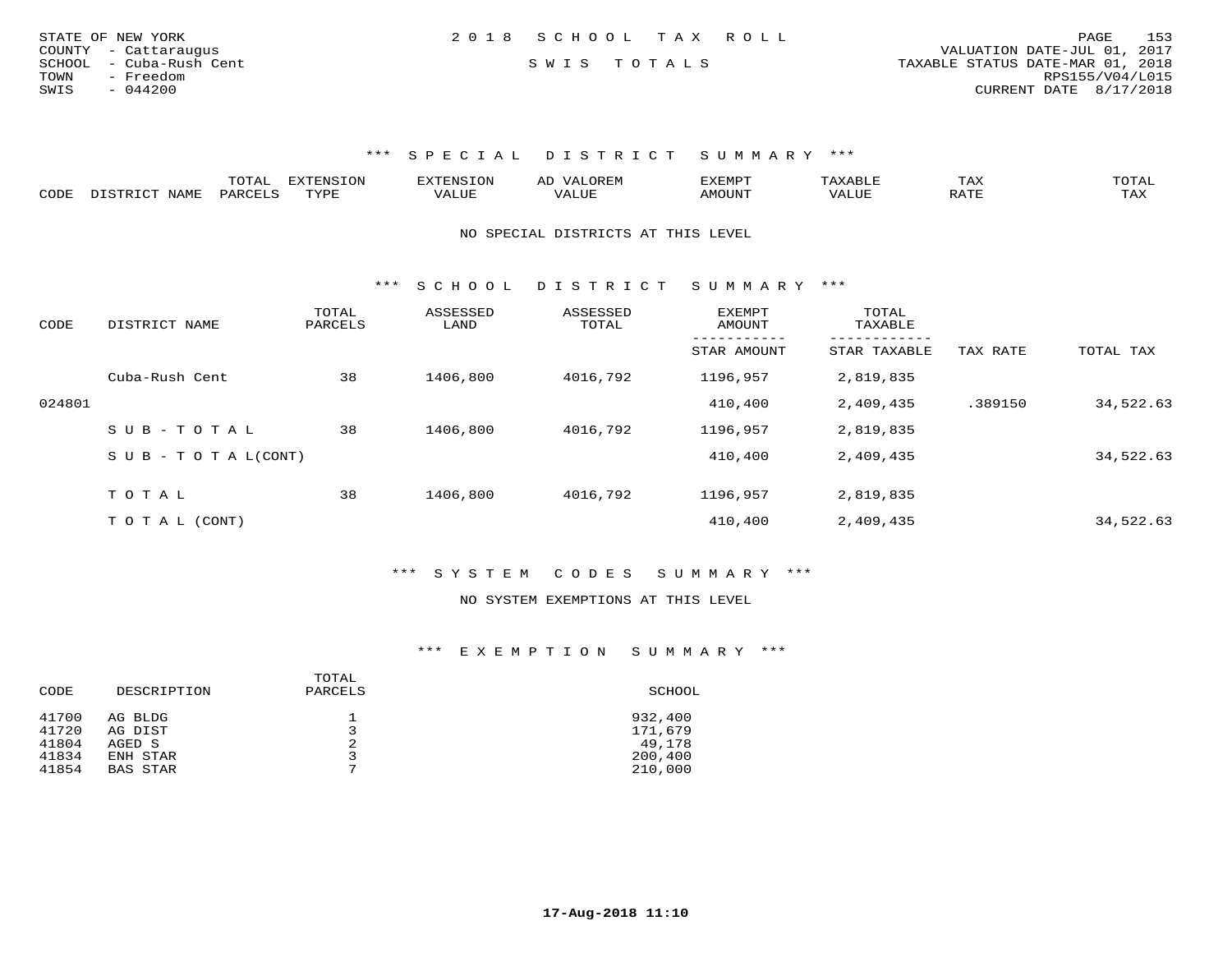STATE OF NEW YORK
COUNTY - Cattaraugus
SCHOOL - Cuba-Rush Cent
TOWN - Freedom
SWIS - 044200

2018 SCHOOL TAX ROLL

SWIS TOTALS

VALUATION DATE-JUL 01, 2017
TAXABLE STATUS DATE-MAR 01, 2018
RPS155/V04/L015
CURRENT DATE 8/17/2018

## *** SPECIAL DISTRICT SUMMARY ***

| CODE | DISTRICT NAME | TOTAL PARCELS | EXTENSION TYPE | EXTENSION VALUE | AD VALOREM VALUE | EXEMPT AMOUNT | TAXABLE VALUE | TAX RATE | TOTAL TAX |
|---|---|---|---|---|---|---|---|---|---|

NO SPECIAL DISTRICTS AT THIS LEVEL

## *** SCHOOL DISTRICT SUMMARY ***

| CODE | DISTRICT NAME | TOTAL PARCELS | ASSESSED LAND | ASSESSED TOTAL | EXEMPT AMOUNT / STAR AMOUNT | TOTAL TAXABLE / STAR TAXABLE | TAX RATE | TOTAL TAX |
|---|---|---|---|---|---|---|---|---|
| | Cuba-Rush Cent | 38 | 1406,800 | 4016,792 | 1196,957 | 2,819,835 | | |
| 024801 | | | | | 410,400 | 2,409,435 | .389150 | 34,522.63 |
| | SUB-TOTAL | 38 | 1406,800 | 4016,792 | 1196,957 | 2,819,835 | | |
| | SUB-TOTAL(CONT) | | | | 410,400 | 2,409,435 | | 34,522.63 |
| | TOTAL | 38 | 1406,800 | 4016,792 | 1196,957 | 2,819,835 | | |
| | TOTAL (CONT) | | | | 410,400 | 2,409,435 | | 34,522.63 |

## *** SYSTEM CODES SUMMARY ***

NO SYSTEM EXEMPTIONS AT THIS LEVEL

## *** EXEMPTION SUMMARY ***

| CODE | DESCRIPTION | TOTAL PARCELS | SCHOOL |
|---|---|---|---|
| 41700 | AG BLDG | 1 | 932,400 |
| 41720 | AG DIST | 3 | 171,679 |
| 41804 | AGED S | 2 | 49,178 |
| 41834 | ENH STAR | 3 | 200,400 |
| 41854 | BAS STAR | 7 | 210,000 |

17-Aug-2018 11:10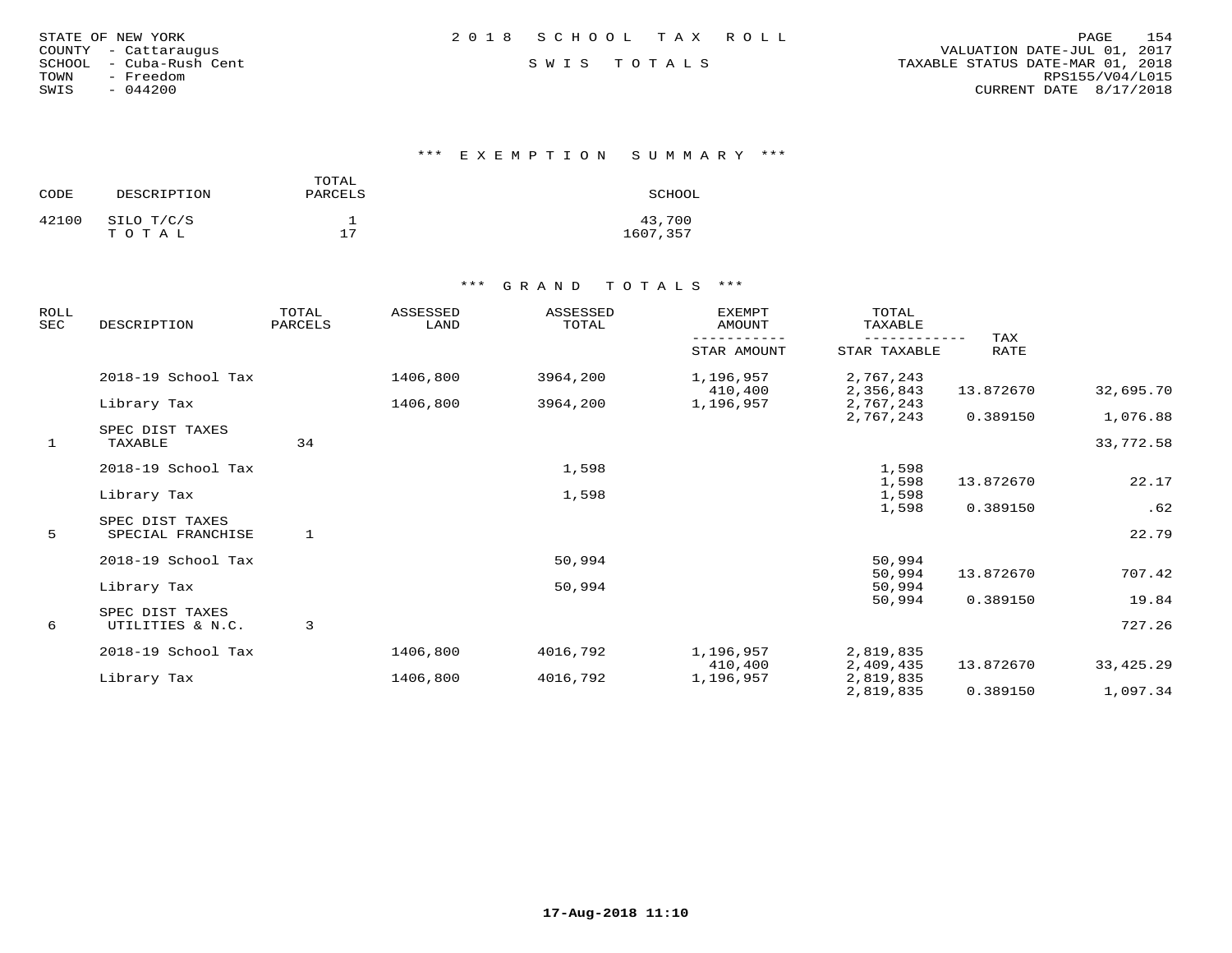STATE OF NEW YORK
COUNTY - Cattaraugus
SCHOOL - Cuba-Rush Cent
TOWN - Freedom
SWIS - 044200

2018 SCHOOL TAX ROLL

SWIS TOTALS

VALUATION DATE-JUL 01, 2017
TAXABLE STATUS DATE-MAR 01, 2018
RPS155/V04/L015
CURRENT DATE 8/17/2018

## *** EXEMPTION SUMMARY ***

| CODE | DESCRIPTION | TOTAL PARCELS | SCHOOL |
|---|---|---|---|
| 42100 | SILO T/C/S | 1 | 43,700 |
| | T O T A L | 17 | 1607,357 |

## *** GRAND TOTALS ***

| ROLL SEC | DESCRIPTION | TOTAL PARCELS | ASSESSED LAND | ASSESSED TOTAL | EXEMPT AMOUNT / STAR AMOUNT | TOTAL TAXABLE / STAR TAXABLE | TAX RATE | |
|---|---|---|---|---|---|---|---|---|
| | 2018-19 School Tax | | 1406,800 | 3964,200 | 1,196,957 | 2,767,243 | | |
| | | | | | 410,400 | 2,356,843 | 13.872670 | 32,695.70 |
| | Library Tax | | 1406,800 | 3964,200 | 1,196,957 | 2,767,243 | | |
| | | | | | | 2,767,243 | 0.389150 | 1,076.88 |
| | SPEC DIST TAXES | | | | | | | |
| 1 | TAXABLE | 34 | | | | | | 33,772.58 |
| | 2018-19 School Tax | | | 1,598 | | 1,598 | | |
| | | | | | | 1,598 | 13.872670 | 22.17 |
| | Library Tax | | | 1,598 | | 1,598 | | |
| | | | | | | 1,598 | 0.389150 | .62 |
| | SPEC DIST TAXES | | | | | | | |
| 5 | SPECIAL FRANCHISE | 1 | | | | | | 22.79 |
| | 2018-19 School Tax | | | 50,994 | | 50,994 | | |
| | | | | | | 50,994 | 13.872670 | 707.42 |
| | Library Tax | | | 50,994 | | 50,994 | | |
| | | | | | | 50,994 | 0.389150 | 19.84 |
| | SPEC DIST TAXES | | | | | | | |
| 6 | UTILITIES & N.C. | 3 | | | | | | 727.26 |
| | 2018-19 School Tax | | 1406,800 | 4016,792 | 1,196,957 | 2,819,835 | | |
| | | | | | 410,400 | 2,409,435 | 13.872670 | 33,425.29 |
| | Library Tax | | 1406,800 | 4016,792 | 1,196,957 | 2,819,835 | | |
| | | | | | | 2,819,835 | 0.389150 | 1,097.34 |

17-Aug-2018 11:10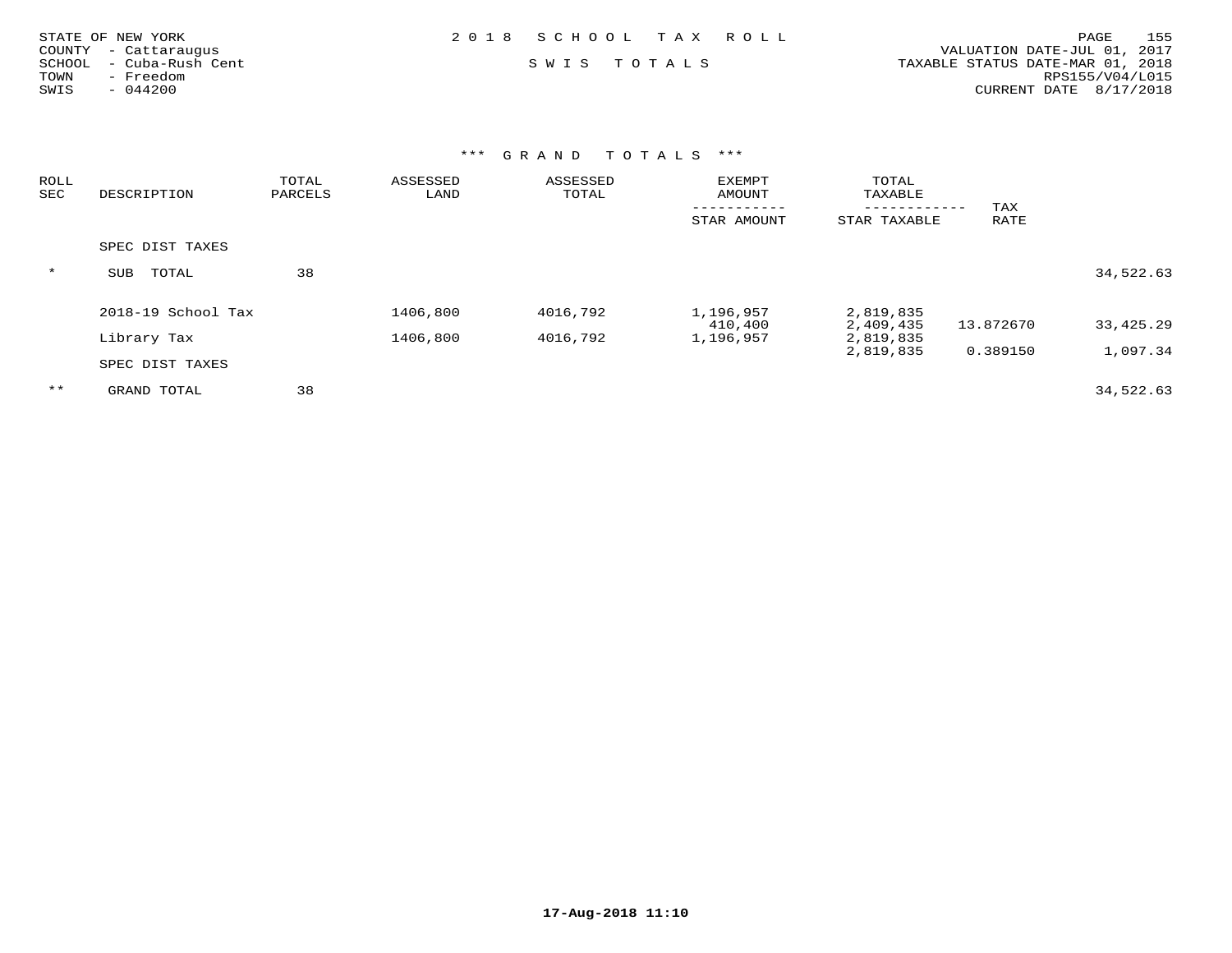STATE OF NEW YORK
COUNTY - Cattaraugus
SCHOOL - Cuba-Rush Cent
TOWN - Freedom
SWIS - 044200

2 0 1 8 S C H O O L T A X R O L L

S W I S T O T A L S

VALUATION DATE-JUL 01, 2017
TAXABLE STATUS DATE-MAR 01, 2018
RPS155/V04/L015
CURRENT DATE 8/17/2018

### *** G R A N D T O T A L S ***

| ROLL SEC | DESCRIPTION | TOTAL PARCELS | ASSESSED LAND | ASSESSED TOTAL | EXEMPT AMOUNT / STAR AMOUNT | TOTAL TAXABLE / STAR TAXABLE | TAX RATE | |
|---|---|---|---|---|---|---|---|---|
| | SPEC DIST TAXES | | | | | | | |
| * | SUB TOTAL | 38 | | | | | | 34,522.63 |
| | 2018-19 School Tax | | 1406,800 | 4016,792 | 1,196,957<br>410,400 | 2,819,835<br>2,409,435 | 13.872670 | 33,425.29 |
| | Library Tax | | 1406,800 | 4016,792 | 1,196,957 | 2,819,835<br>2,819,835 | 0.389150 | 1,097.34 |
| | SPEC DIST TAXES | | | | | | | |
| ** | GRAND TOTAL | 38 | | | | | | 34,522.63 |

17-Aug-2018 11:10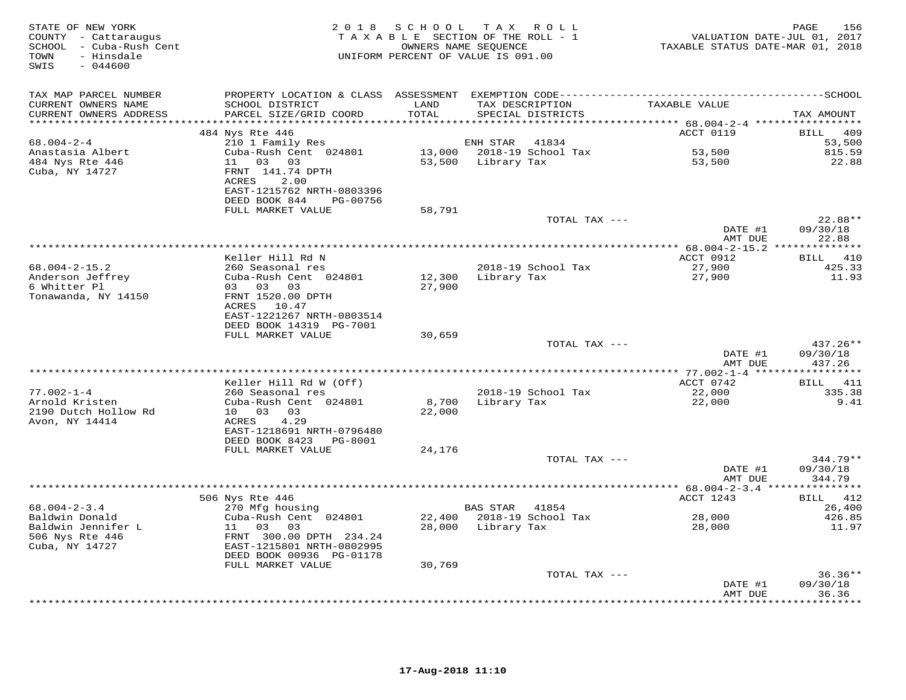STATE OF NEW YORK
COUNTY - Cattaraugus
SCHOOL - Cuba-Rush Cent
TOWN - Hinsdale
SWIS - 044600

2018 SCHOOL TAX ROLL
TAXABLE SECTION OF THE ROLL - 1
OWNERS NAME SEQUENCE
UNIFORM PERCENT OF VALUE IS 091.00

VALUATION DATE-JUL 01, 2017
TAXABLE STATUS DATE-MAR 01, 2018

| TAX MAP PARCEL NUMBER / CURRENT OWNERS NAME / CURRENT OWNERS ADDRESS | PROPERTY LOCATION & CLASS / SCHOOL DISTRICT / PARCEL SIZE/GRID COORD | ASSESSMENT LAND / TOTAL | EXEMPTION CODE / TAX DESCRIPTION / SPECIAL DISTRICTS | TAXABLE VALUE | TAX AMOUNT |
|---|---|---|---|---|---|
| 68.004-2-4 | 484 Nys Rte 446 | | | ACCT 0119 | BILL 409 |
| Anastasia Albert | 210 1 Family Res | | ENH STAR 41834 | | 53,500 |
| 484 Nys Rte 446 | Cuba-Rush Cent 024801 | 13,000 | 2018-19 School Tax | 53,500 | 815.59 |
| Cuba, NY 14727 | 11 03 03 | 53,500 | Library Tax | 53,500 | 22.88 |
| | FRNT 141.74 DPTH | | | | |
| | ACRES 2.00 | | | | |
| | EAST-1215762 NRTH-0803396 | | | | |
| | DEED BOOK 844 PG-00756 | | | | |
| | FULL MARKET VALUE | 58,791 | | | |
| | | | TOTAL TAX --- | | 22.88** |
| | | | | DATE #1 | 09/30/18 |
| | | | | AMT DUE | 22.88 |
| 68.004-2-15.2 | Keller Hill Rd N | | | ACCT 0912 | BILL 410 |
| Anderson Jeffrey | 260 Seasonal res | | 2018-19 School Tax | 27,900 | 425.33 |
| 6 Whitter Pl | Cuba-Rush Cent 024801 | 12,300 | Library Tax | 27,900 | 11.93 |
| Tonawanda, NY 14150 | 03 03 03 | 27,900 | | | |
| | FRNT 1520.00 DPTH | | | | |
| | ACRES 10.47 | | | | |
| | EAST-1221267 NRTH-0803514 | | | | |
| | DEED BOOK 14319 PG-7001 | | | | |
| | FULL MARKET VALUE | 30,659 | | | |
| | | | TOTAL TAX --- | | 437.26** |
| | | | | DATE #1 | 09/30/18 |
| | | | | AMT DUE | 437.26 |
| 77.002-1-4 | Keller Hill Rd W (Off) | | | ACCT 0742 | BILL 411 |
| Arnold Kristen | 260 Seasonal res | | 2018-19 School Tax | 22,000 | 335.38 |
| 2190 Dutch Hollow Rd | Cuba-Rush Cent 024801 | 8,700 | Library Tax | 22,000 | 9.41 |
| Avon, NY 14414 | 10 03 03 | 22,000 | | | |
| | ACRES 4.29 | | | | |
| | EAST-1218691 NRTH-0796480 | | | | |
| | DEED BOOK 8423 PG-8001 | | | | |
| | FULL MARKET VALUE | 24,176 | | | |
| | | | TOTAL TAX --- | | 344.79** |
| | | | | DATE #1 | 09/30/18 |
| | | | | AMT DUE | 344.79 |
| 68.004-2-3.4 | 506 Nys Rte 446 | | | ACCT 1243 | BILL 412 |
| Baldwin Donald | 270 Mfg housing | | BAS STAR 41854 | | 26,400 |
| Baldwin Jennifer L | Cuba-Rush Cent 024801 | 22,400 | 2018-19 School Tax | 28,000 | 426.85 |
| 506 Nys Rte 446 | 11 03 03 | 28,000 | Library Tax | 28,000 | 11.97 |
| Cuba, NY 14727 | FRNT 300.00 DPTH 234.24 | | | | |
| | EAST-1215801 NRTH-0802995 | | | | |
| | DEED BOOK 00936 PG-01178 | | | | |
| | FULL MARKET VALUE | 30,769 | | | |
| | | | TOTAL TAX --- | | 36.36** |
| | | | | DATE #1 | 09/30/18 |
| | | | | AMT DUE | 36.36 |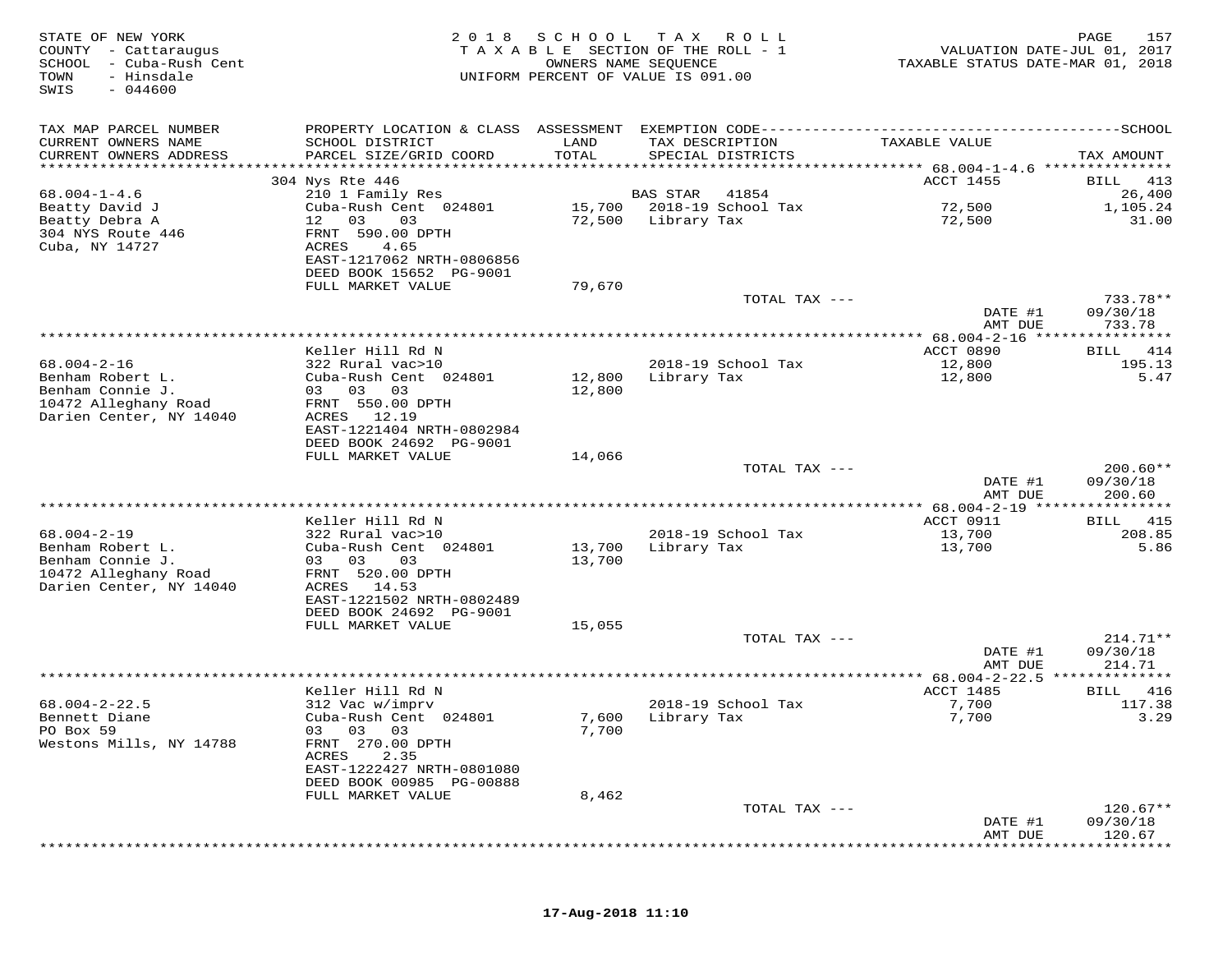STATE OF NEW YORK
COUNTY - Cattaraugus
SCHOOL - Cuba-Rush Cent
TOWN - Hinsdale
SWIS - 044600

2018 SCHOOL TAX ROLL
TAXABLE SECTION OF THE ROLL - 1
OWNERS NAME SEQUENCE
UNIFORM PERCENT OF VALUE IS 091.00

VALUATION DATE-JUL 01, 2017
TAXABLE STATUS DATE-MAR 01, 2018

| TAX MAP PARCEL NUMBER / CURRENT OWNERS NAME / CURRENT OWNERS ADDRESS | PROPERTY LOCATION & CLASS / SCHOOL DISTRICT / PARCEL SIZE/GRID COORD | ASSESSMENT LAND / TOTAL | EXEMPTION CODE / TAX DESCRIPTION / SPECIAL DISTRICTS | TAXABLE VALUE | TAX AMOUNT |
|---|---|---|---|---|---|
| 68.004-1-4.6 | 304 Nys Rte 446 | | | ACCT 1455 | BILL 413 |
| 68.004-1-4.6 | 210 1 Family Res | | BAS STAR 41854 | | 26,400 |
| Beatty David J | Cuba-Rush Cent 024801 | 15,700 | 2018-19 School Tax | 72,500 | 1,105.24 |
| Beatty Debra A | 12 03 03 | 72,500 | Library Tax | 72,500 | 31.00 |
| 304 NYS Route 446 | FRNT 590.00 DPTH | | | | |
| Cuba, NY 14727 | ACRES 4.65 | | | | |
| | EAST-1217062 NRTH-0806856 | | | | |
| | DEED BOOK 15652 PG-9001 | | | | |
| | FULL MARKET VALUE | 79,670 | | | |
| | | | TOTAL TAX --- | | 733.78** |
| | | | | DATE #1 | 09/30/18 |
| | | | | AMT DUE | 733.78 |
| 68.004-2-16 | Keller Hill Rd N | | | ACCT 0890 | BILL 414 |
| 68.004-2-16 | 322 Rural vac>10 | | 2018-19 School Tax | 12,800 | 195.13 |
| Benham Robert L. | Cuba-Rush Cent 024801 | 12,800 | Library Tax | 12,800 | 5.47 |
| Benham Connie J. | 03 03 03 | 12,800 | | | |
| 10472 Alleghany Road | FRNT 550.00 DPTH | | | | |
| Darien Center, NY 14040 | ACRES 12.19 | | | | |
| | EAST-1221404 NRTH-0802984 | | | | |
| | DEED BOOK 24692 PG-9001 | | | | |
| | FULL MARKET VALUE | 14,066 | | | |
| | | | TOTAL TAX --- | | 200.60** |
| | | | | DATE #1 | 09/30/18 |
| | | | | AMT DUE | 200.60 |
| 68.004-2-19 | Keller Hill Rd N | | | ACCT 0911 | BILL 415 |
| 68.004-2-19 | 322 Rural vac>10 | | 2018-19 School Tax | 13,700 | 208.85 |
| Benham Robert L. | Cuba-Rush Cent 024801 | 13,700 | Library Tax | 13,700 | 5.86 |
| Benham Connie J. | 03 03 03 | 13,700 | | | |
| 10472 Alleghany Road | FRNT 520.00 DPTH | | | | |
| Darien Center, NY 14040 | ACRES 14.53 | | | | |
| | EAST-1221502 NRTH-0802489 | | | | |
| | DEED BOOK 24692 PG-9001 | | | | |
| | FULL MARKET VALUE | 15,055 | | | |
| | | | TOTAL TAX --- | | 214.71** |
| | | | | DATE #1 | 09/30/18 |
| | | | | AMT DUE | 214.71 |
| 68.004-2-22.5 | Keller Hill Rd N | | | ACCT 1485 | BILL 416 |
| 68.004-2-22.5 | 312 Vac w/imprv | | 2018-19 School Tax | 7,700 | 117.38 |
| Bennett Diane | Cuba-Rush Cent 024801 | 7,600 | Library Tax | 7,700 | 3.29 |
| PO Box 59 | 03 03 03 | 7,700 | | | |
| Westons Mills, NY 14788 | FRNT 270.00 DPTH | | | | |
| | ACRES 2.35 | | | | |
| | EAST-1222427 NRTH-0801080 | | | | |
| | DEED BOOK 00985 PG-00888 | | | | |
| | FULL MARKET VALUE | 8,462 | | | |
| | | | TOTAL TAX --- | | 120.67** |
| | | | | DATE #1 | 09/30/18 |
| | | | | AMT DUE | 120.67 |

17-Aug-2018 11:10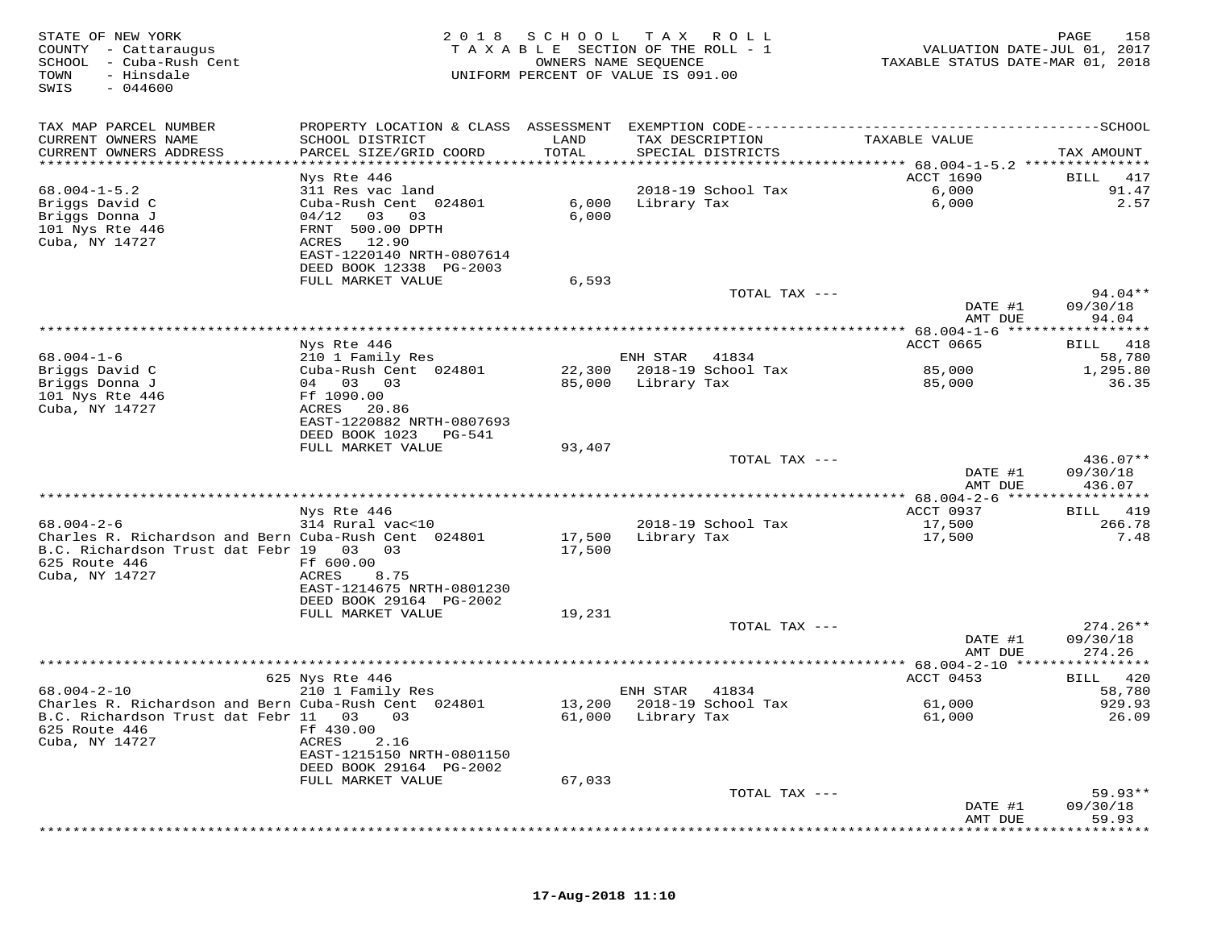STATE OF NEW YORK
COUNTY - Cattaraugus
SCHOOL - Cuba-Rush Cent
TOWN - Hinsdale
SWIS - 044600

2018 SCHOOL TAX ROLL
TAXABLE SECTION OF THE ROLL - 1
OWNERS NAME SEQUENCE
UNIFORM PERCENT OF VALUE IS 091.00

VALUATION DATE-JUL 01, 2017
TAXABLE STATUS DATE-MAR 01, 2018

| TAX MAP PARCEL NUMBER / CURRENT OWNERS NAME / CURRENT OWNERS ADDRESS | PROPERTY LOCATION & CLASS / SCHOOL DISTRICT / PARCEL SIZE/GRID COORD | ASSESSMENT LAND | TOTAL | EXEMPTION CODE / TAX DESCRIPTION / SPECIAL DISTRICTS | TAXABLE VALUE | TAX AMOUNT |
|---|---|---|---|---|---|---|
| **68.004-1-5.2** | Nys Rte 446 | | | | ACCT 1690 | BILL 417 |
| 68.004-1-5.2 | 311 Res vac land | | | 2018-19 School Tax | 6,000 | 91.47 |
| Briggs David C | Cuba-Rush Cent 024801 | 6,000 | | Library Tax | 6,000 | 2.57 |
| Briggs Donna J | 04/12 03 03 | | 6,000 | | | |
| 101 Nys Rte 446 | FRNT 500.00 DPTH | | | | | |
| Cuba, NY 14727 | ACRES 12.90 | | | | | |
| | EAST-1220140 NRTH-0807614 | | | | | |
| | DEED BOOK 12338 PG-2003 | | | | | |
| | FULL MARKET VALUE | | 6,593 | | | |
| | | | | TOTAL TAX --- | | 94.04** |
| | | | | | DATE #1 | 09/30/18 |
| | | | | | AMT DUE | 94.04 |
| **68.004-1-6** | Nys Rte 446 | | | | ACCT 0665 | BILL 418 |
| 68.004-1-6 | 210 1 Family Res | | | ENH STAR 41834 | | 58,780 |
| Briggs David C | Cuba-Rush Cent 024801 | 22,300 | | 2018-19 School Tax | 85,000 | 1,295.80 |
| Briggs Donna J | 04 03 03 | | 85,000 | Library Tax | 85,000 | 36.35 |
| 101 Nys Rte 446 | Ff 1090.00 | | | | | |
| Cuba, NY 14727 | ACRES 20.86 | | | | | |
| | EAST-1220882 NRTH-0807693 | | | | | |
| | DEED BOOK 1023 PG-541 | | | | | |
| | FULL MARKET VALUE | | 93,407 | | | |
| | | | | TOTAL TAX --- | | 436.07** |
| | | | | | DATE #1 | 09/30/18 |
| | | | | | AMT DUE | 436.07 |
| **68.004-2-6** | Nys Rte 446 | | | | ACCT 0937 | BILL 419 |
| 68.004-2-6 | 314 Rural vac<10 | | | 2018-19 School Tax | 17,500 | 266.78 |
| Charles R. Richardson and Bern | Cuba-Rush Cent 024801 | 17,500 | | Library Tax | 17,500 | 7.48 |
| B.C. Richardson Trust dat Febr | 19 03 03 | | 17,500 | | | |
| 625 Route 446 | Ff 600.00 | | | | | |
| Cuba, NY 14727 | ACRES 8.75 | | | | | |
| | EAST-1214675 NRTH-0801230 | | | | | |
| | DEED BOOK 29164 PG-2002 | | | | | |
| | FULL MARKET VALUE | | 19,231 | | | |
| | | | | TOTAL TAX --- | | 274.26** |
| | | | | | DATE #1 | 09/30/18 |
| | | | | | AMT DUE | 274.26 |
| **68.004-2-10** | 625 Nys Rte 446 | | | | ACCT 0453 | BILL 420 |
| 68.004-2-10 | 210 1 Family Res | | | ENH STAR 41834 | | 58,780 |
| Charles R. Richardson and Bern | Cuba-Rush Cent 024801 | 13,200 | | 2018-19 School Tax | 61,000 | 929.93 |
| B.C. Richardson Trust dat Febr | 11 03 03 | | 61,000 | Library Tax | 61,000 | 26.09 |
| 625 Route 446 | Ff 430.00 | | | | | |
| Cuba, NY 14727 | ACRES 2.16 | | | | | |
| | EAST-1215150 NRTH-0801150 | | | | | |
| | DEED BOOK 29164 PG-2002 | | | | | |
| | FULL MARKET VALUE | | 67,033 | | | |
| | | | | TOTAL TAX --- | | 59.93** |
| | | | | | DATE #1 | 09/30/18 |
| | | | | | AMT DUE | 59.93 |

17-Aug-2018 11:10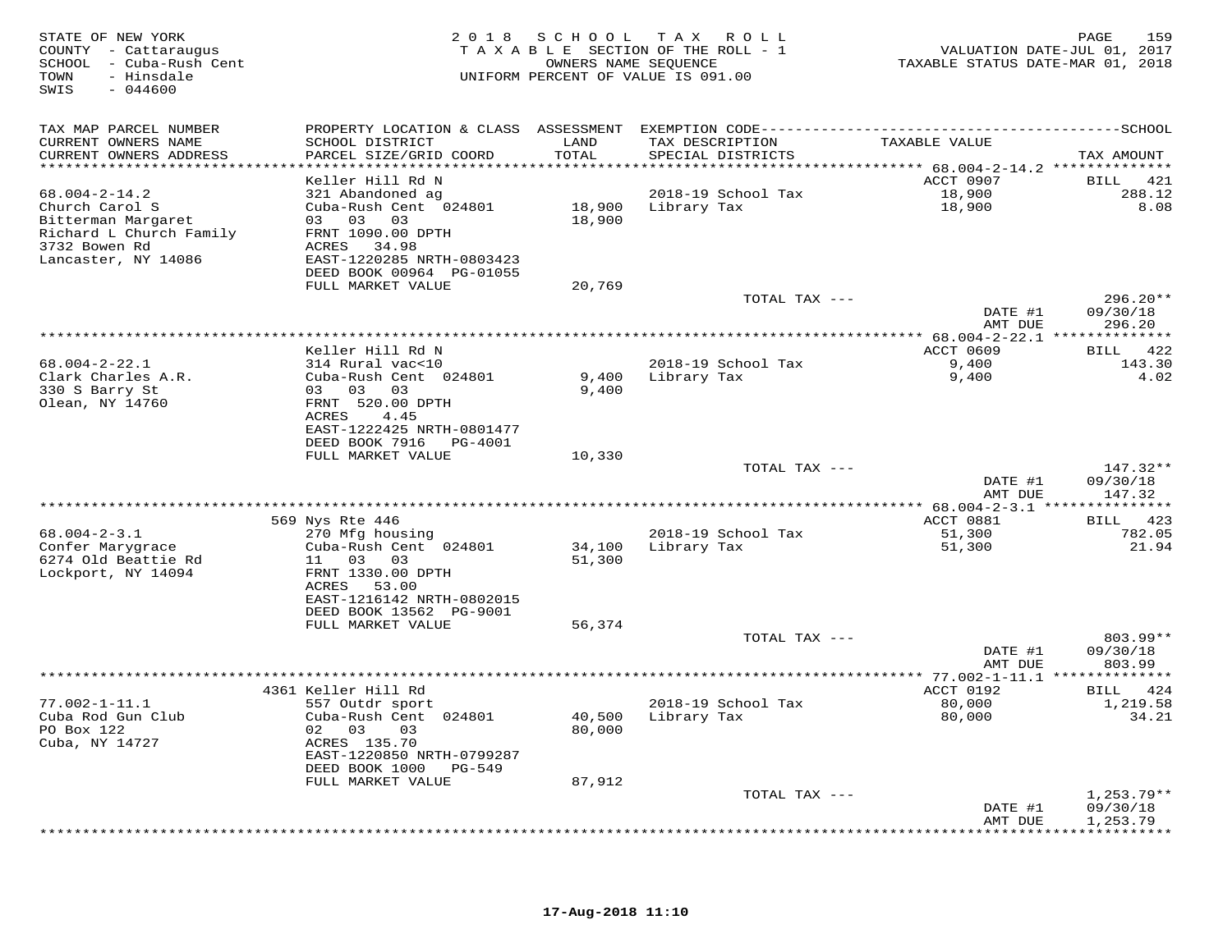STATE OF NEW YORK
COUNTY - Cattaraugus
SCHOOL - Cuba-Rush Cent
TOWN - Hinsdale
SWIS - 044600

2 0 1 8 S C H O O L T A X R O L L
T A X A B L E SECTION OF THE ROLL - 1
OWNERS NAME SEQUENCE
UNIFORM PERCENT OF VALUE IS 091.00

VALUATION DATE-JUL 01, 2017
TAXABLE STATUS DATE-MAR 01, 2018

| TAX MAP PARCEL NUMBER / CURRENT OWNERS NAME / CURRENT OWNERS ADDRESS | PROPERTY LOCATION & CLASS / SCHOOL DISTRICT / PARCEL SIZE/GRID COORD | ASSESSMENT LAND / TOTAL | EXEMPTION CODE / TAX DESCRIPTION / SPECIAL DISTRICTS | TAXABLE VALUE | SCHOOL TAX AMOUNT |
|---|---|---|---|---|---|
| **68.004-2-14.2** | Keller Hill Rd N | | | ACCT 0907 | BILL 421 |
| 68.004-2-14.2 | 321 Abandoned ag | | 2018-19 School Tax | 18,900 | 288.12 |
| Church Carol S | Cuba-Rush Cent 024801 | 18,900 | Library Tax | 18,900 | 8.08 |
| Bitterman Margaret | 03 03 03 | 18,900 | | | |
| Richard L Church Family | FRNT 1090.00 DPTH | | | | |
| 3732 Bowen Rd | ACRES 34.98 | | | | |
| Lancaster, NY 14086 | EAST-1220285 NRTH-0803423 | | | | |
| | DEED BOOK 00964 PG-01055 | | | | |
| | FULL MARKET VALUE | 20,769 | | | |
| | | | TOTAL TAX --- | | 296.20** |
| | | | | DATE #1 | 09/30/18 |
| | | | | AMT DUE | 296.20 |
| **68.004-2-22.1** | Keller Hill Rd N | | | ACCT 0609 | BILL 422 |
| 68.004-2-22.1 | 314 Rural vac<10 | | 2018-19 School Tax | 9,400 | 143.30 |
| Clark Charles A.R. | Cuba-Rush Cent 024801 | 9,400 | Library Tax | 9,400 | 4.02 |
| 330 S Barry St | 03 03 03 | 9,400 | | | |
| Olean, NY 14760 | FRNT 520.00 DPTH | | | | |
| | ACRES 4.45 | | | | |
| | EAST-1222425 NRTH-0801477 | | | | |
| | DEED BOOK 7916 PG-4001 | | | | |
| | FULL MARKET VALUE | 10,330 | | | |
| | | | TOTAL TAX --- | | 147.32** |
| | | | | DATE #1 | 09/30/18 |
| | | | | AMT DUE | 147.32 |
| **68.004-2-3.1** | 569 Nys Rte 446 | | | ACCT 0881 | BILL 423 |
| 68.004-2-3.1 | 270 Mfg housing | | 2018-19 School Tax | 51,300 | 782.05 |
| Confer Marygrace | Cuba-Rush Cent 024801 | 34,100 | Library Tax | 51,300 | 21.94 |
| 6274 Old Beattie Rd | 11 03 03 | 51,300 | | | |
| Lockport, NY 14094 | FRNT 1330.00 DPTH | | | | |
| | ACRES 53.00 | | | | |
| | EAST-1216142 NRTH-0802015 | | | | |
| | DEED BOOK 13562 PG-9001 | | | | |
| | FULL MARKET VALUE | 56,374 | | | |
| | | | TOTAL TAX --- | | 803.99** |
| | | | | DATE #1 | 09/30/18 |
| | | | | AMT DUE | 803.99 |
| **77.002-1-11.1** | 4361 Keller Hill Rd | | | ACCT 0192 | BILL 424 |
| 77.002-1-11.1 | 557 Outdr sport | | 2018-19 School Tax | 80,000 | 1,219.58 |
| Cuba Rod Gun Club | Cuba-Rush Cent 024801 | 40,500 | Library Tax | 80,000 | 34.21 |
| PO Box 122 | 02 03 03 | 80,000 | | | |
| Cuba, NY 14727 | ACRES 135.70 | | | | |
| | EAST-1220850 NRTH-0799287 | | | | |
| | DEED BOOK 1000 PG-549 | | | | |
| | FULL MARKET VALUE | 87,912 | | | |
| | | | TOTAL TAX --- | | 1,253.79** |
| | | | | DATE #1 | 09/30/18 |
| | | | | AMT DUE | 1,253.79 |

17-Aug-2018 11:10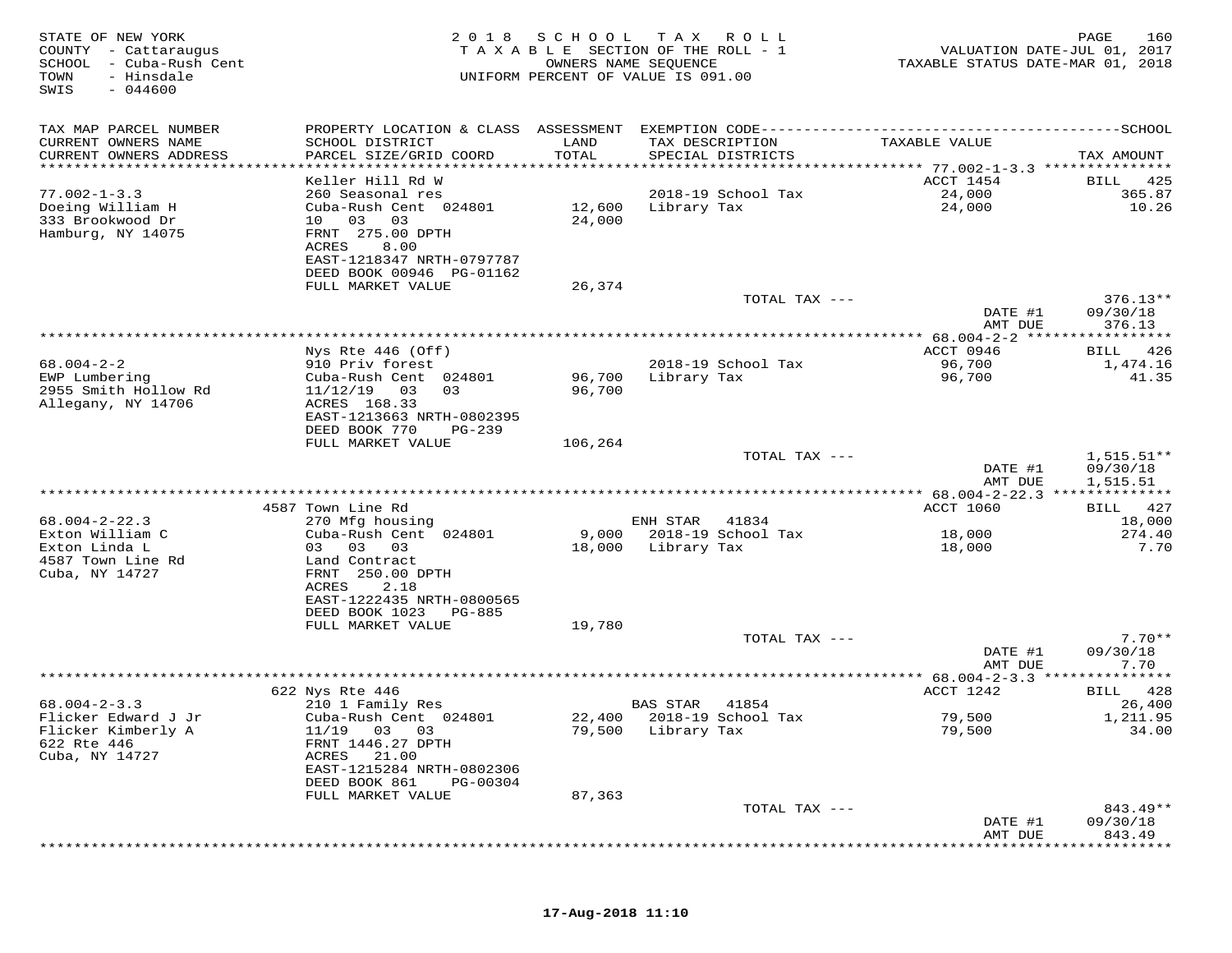STATE OF NEW YORK
COUNTY - Cattaraugus
SCHOOL - Cuba-Rush Cent
TOWN - Hinsdale
SWIS - 044600

2018 SCHOOL TAX ROLL
TAXABLE SECTION OF THE ROLL - 1
OWNERS NAME SEQUENCE
UNIFORM PERCENT OF VALUE IS 091.00

VALUATION DATE-JUL 01, 2017
TAXABLE STATUS DATE-MAR 01, 2018

| TAX MAP PARCEL NUMBER / CURRENT OWNERS NAME / CURRENT OWNERS ADDRESS | PROPERTY LOCATION & CLASS / SCHOOL DISTRICT / PARCEL SIZE/GRID COORD | ASSESSMENT LAND | TOTAL | EXEMPTION CODE / TAX DESCRIPTION / SPECIAL DISTRICTS | TAXABLE VALUE | TAX AMOUNT |
|---|---|---|---|---|---|---|
| **77.002-1-3.3** | Keller Hill Rd W | | | | ACCT 1454 | BILL 425 |
| Doeing William H | 260 Seasonal res | | | 2018-19 School Tax | 24,000 | 365.87 |
| 333 Brookwood Dr | Cuba-Rush Cent 024801 | 12,600 | | Library Tax | 24,000 | 10.26 |
| Hamburg, NY 14075 | 10 03 03 | | 24,000 | | | |
| | FRNT 275.00 DPTH | | | | | |
| | ACRES 8.00 | | | | | |
| | EAST-1218347 NRTH-0797787 | | | | | |
| | DEED BOOK 00946 PG-01162 | | | | | |
| | FULL MARKET VALUE | 26,374 | | | | |
| | | | | TOTAL TAX --- | | 376.13** |
| | | | | | DATE #1 | 09/30/18 |
| | | | | | AMT DUE | 376.13 |
| **68.004-2-2** | Nys Rte 446 (Off) | | | | ACCT 0946 | BILL 426 |
| EWP Lumbering | 910 Priv forest | | | 2018-19 School Tax | 96,700 | 1,474.16 |
| 2955 Smith Hollow Rd | Cuba-Rush Cent 024801 | 96,700 | | Library Tax | 96,700 | 41.35 |
| Allegany, NY 14706 | 11/12/19 03 03 | | 96,700 | | | |
| | ACRES 168.33 | | | | | |
| | EAST-1213663 NRTH-0802395 | | | | | |
| | DEED BOOK 770 PG-239 | | | | | |
| | FULL MARKET VALUE | 106,264 | | | | |
| | | | | TOTAL TAX --- | | 1,515.51** |
| | | | | | DATE #1 | 09/30/18 |
| | | | | | AMT DUE | 1,515.51 |
| **68.004-2-22.3** | 4587 Town Line Rd | | | | ACCT 1060 | BILL 427 |
| Exton William C | 270 Mfg housing | | | ENH STAR 41834 | | 18,000 |
| Exton Linda L | Cuba-Rush Cent 024801 | 9,000 | | 2018-19 School Tax | 18,000 | 274.40 |
| 4587 Town Line Rd | 03 03 03 | | 18,000 | Library Tax | 18,000 | 7.70 |
| Cuba, NY 14727 | Land Contract | | | | | |
| | FRNT 250.00 DPTH | | | | | |
| | ACRES 2.18 | | | | | |
| | EAST-1222435 NRTH-0800565 | | | | | |
| | DEED BOOK 1023 PG-885 | | | | | |
| | FULL MARKET VALUE | 19,780 | | | | |
| | | | | TOTAL TAX --- | | 7.70** |
| | | | | | DATE #1 | 09/30/18 |
| | | | | | AMT DUE | 7.70 |
| **68.004-2-3.3** | 622 Nys Rte 446 | | | | ACCT 1242 | BILL 428 |
| Flicker Edward J Jr | 210 1 Family Res | | | BAS STAR 41854 | | 26,400 |
| Flicker Kimberly A | Cuba-Rush Cent 024801 | 22,400 | | 2018-19 School Tax | 79,500 | 1,211.95 |
| 622 Rte 446 | 11/19 03 03 | | 79,500 | Library Tax | 79,500 | 34.00 |
| Cuba, NY 14727 | FRNT 1446.27 DPTH | | | | | |
| | ACRES 21.00 | | | | | |
| | EAST-1215284 NRTH-0802306 | | | | | |
| | DEED BOOK 861 PG-00304 | | | | | |
| | FULL MARKET VALUE | 87,363 | | | | |
| | | | | TOTAL TAX --- | | 843.49** |
| | | | | | DATE #1 | 09/30/18 |
| | | | | | AMT DUE | 843.49 |

17-Aug-2018 11:10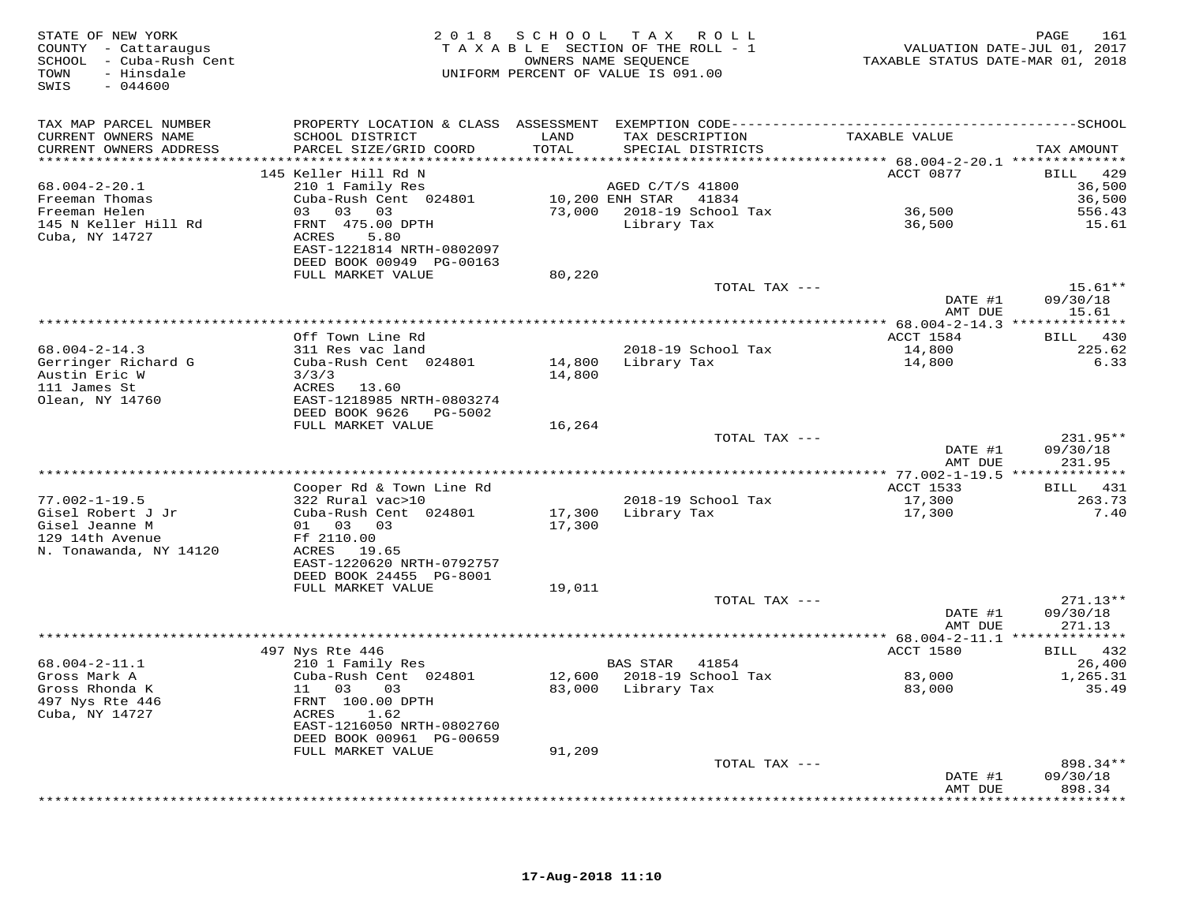STATE OF NEW YORK
COUNTY - Cattaraugus
SCHOOL - Cuba-Rush Cent
TOWN - Hinsdale
SWIS - 044600

2018 SCHOOL TAX ROLL
TAXABLE SECTION OF THE ROLL - 1
OWNERS NAME SEQUENCE
UNIFORM PERCENT OF VALUE IS 091.00

VALUATION DATE-JUL 01, 2017
TAXABLE STATUS DATE-MAR 01, 2018

| TAX MAP PARCEL NUMBER / CURRENT OWNERS NAME / CURRENT OWNERS ADDRESS | PROPERTY LOCATION & CLASS / SCHOOL DISTRICT / PARCEL SIZE/GRID COORD | ASSESSMENT LAND / TOTAL | EXEMPTION CODE / TAX DESCRIPTION / SPECIAL DISTRICTS | TAXABLE VALUE | TAX AMOUNT |
|---|---|---|---|---|---|
| 68.004-2-20.1 | 145 Keller Hill Rd N | | | ACCT 0877 | BILL 429 |
| Freeman Thomas | 210 1 Family Res | | AGED C/T/S 41800 | | 36,500 |
| Freeman Helen | Cuba-Rush Cent 024801 | 10,200 | ENH STAR 41834 | | 36,500 |
| 145 N Keller Hill Rd | 03 03 03 | 73,000 | 2018-19 School Tax | 36,500 | 556.43 |
| Cuba, NY 14727 | FRNT 475.00 DPTH | | Library Tax | 36,500 | 15.61 |
| | ACRES 5.80 | | | | |
| | EAST-1221814 NRTH-0802097 | | | | |
| | DEED BOOK 00949 PG-00163 | | | | |
| | FULL MARKET VALUE | 80,220 | | | |
| | | | TOTAL TAX --- | | 15.61** |
| | | | | DATE #1 | 09/30/18 |
| | | | | AMT DUE | 15.61 |
| 68.004-2-14.3 | Off Town Line Rd | | | ACCT 1584 | BILL 430 |
| Gerringer Richard G | 311 Res vac land | | 2018-19 School Tax | 14,800 | 225.62 |
| Austin Eric W | Cuba-Rush Cent 024801 | 14,800 | Library Tax | 14,800 | 6.33 |
| 111 James St | 3/3/3 | 14,800 | | | |
| Olean, NY 14760 | ACRES 13.60 | | | | |
| | EAST-1218985 NRTH-0803274 | | | | |
| | DEED BOOK 9626 PG-5002 | | | | |
| | FULL MARKET VALUE | 16,264 | | | |
| | | | TOTAL TAX --- | | 231.95** |
| | | | | DATE #1 | 09/30/18 |
| | | | | AMT DUE | 231.95 |
| 77.002-1-19.5 | Cooper Rd & Town Line Rd | | | ACCT 1533 | BILL 431 |
| Gisel Robert J Jr | 322 Rural vac>10 | | 2018-19 School Tax | 17,300 | 263.73 |
| Gisel Jeanne M | Cuba-Rush Cent 024801 | 17,300 | Library Tax | 17,300 | 7.40 |
| 129 14th Avenue | 01 03 03 | 17,300 | | | |
| N. Tonawanda, NY 14120 | Ff 2110.00 | | | | |
| | ACRES 19.65 | | | | |
| | EAST-1220620 NRTH-0792757 | | | | |
| | DEED BOOK 24455 PG-8001 | | | | |
| | FULL MARKET VALUE | 19,011 | | | |
| | | | TOTAL TAX --- | | 271.13** |
| | | | | DATE #1 | 09/30/18 |
| | | | | AMT DUE | 271.13 |
| 68.004-2-11.1 | 497 Nys Rte 446 | | | ACCT 1580 | BILL 432 |
| Gross Mark A | 210 1 Family Res | | BAS STAR 41854 | | 26,400 |
| Gross Rhonda K | Cuba-Rush Cent 024801 | 12,600 | 2018-19 School Tax | 83,000 | 1,265.31 |
| 497 Nys Rte 446 | 11 03 03 | 83,000 | Library Tax | 83,000 | 35.49 |
| Cuba, NY 14727 | FRNT 100.00 DPTH | | | | |
| | ACRES 1.62 | | | | |
| | EAST-1216050 NRTH-0802760 | | | | |
| | DEED BOOK 00961 PG-00659 | | | | |
| | FULL MARKET VALUE | 91,209 | | | |
| | | | TOTAL TAX --- | | 898.34** |
| | | | | DATE #1 | 09/30/18 |
| | | | | AMT DUE | 898.34 |

17-Aug-2018 11:10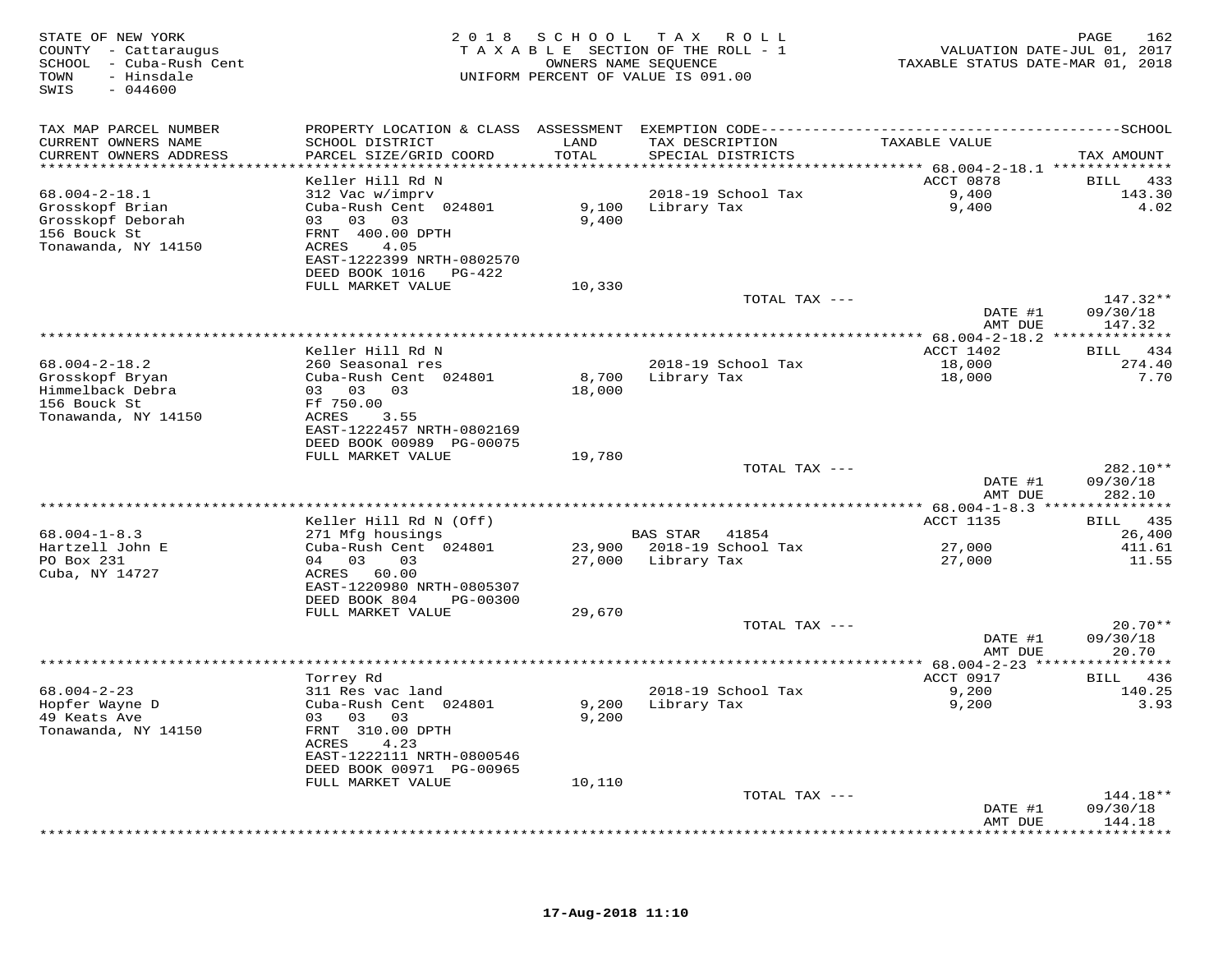STATE OF NEW YORK
COUNTY - Cattaraugus
SCHOOL - Cuba-Rush Cent
TOWN - Hinsdale
SWIS - 044600

2018 SCHOOL TAX ROLL
TAXABLE SECTION OF THE ROLL - 1
OWNERS NAME SEQUENCE
UNIFORM PERCENT OF VALUE IS 091.00

VALUATION DATE-JUL 01, 2017
TAXABLE STATUS DATE-MAR 01, 2018

| TAX MAP PARCEL NUMBER / CURRENT OWNERS NAME / CURRENT OWNERS ADDRESS | PROPERTY LOCATION & CLASS / SCHOOL DISTRICT / PARCEL SIZE/GRID COORD | ASSESSMENT LAND / TOTAL | EXEMPTION CODE / TAX DESCRIPTION / SPECIAL DISTRICTS | TAXABLE VALUE | TAX AMOUNT |
|---|---|---|---|---|---|
| **68.004-2-18.1** | Keller Hill Rd N | | | ACCT 0878 | BILL 433 |
| Grosskopf Brian | 312 Vac w/imprv | | 2018-19 School Tax | 9,400 | 143.30 |
| Grosskopf Deborah | Cuba-Rush Cent 024801 | 9,100 | Library Tax | 9,400 | 4.02 |
| 156 Bouck St | 03 03 03 | 9,400 | | | |
| Tonawanda, NY 14150 | FRNT 400.00 DPTH | | | | |
| | ACRES 4.05 | | | | |
| | EAST-1222399 NRTH-0802570 | | | | |
| | DEED BOOK 1016 PG-422 | | | | |
| | FULL MARKET VALUE | 10,330 | | | |
| | | | TOTAL TAX --- | | 147.32** |
| | | | | DATE #1 | 09/30/18 |
| | | | | AMT DUE | 147.32 |
| **68.004-2-18.2** | Keller Hill Rd N | | | ACCT 1402 | BILL 434 |
| Grosskopf Bryan | 260 Seasonal res | | 2018-19 School Tax | 18,000 | 274.40 |
| Himmelback Debra | Cuba-Rush Cent 024801 | 8,700 | Library Tax | 18,000 | 7.70 |
| 156 Bouck St | 03 03 03 | 18,000 | | | |
| Tonawanda, NY 14150 | Ff 750.00 | | | | |
| | ACRES 3.55 | | | | |
| | EAST-1222457 NRTH-0802169 | | | | |
| | DEED BOOK 00989 PG-00075 | | | | |
| | FULL MARKET VALUE | 19,780 | | | |
| | | | TOTAL TAX --- | | 282.10** |
| | | | | DATE #1 | 09/30/18 |
| | | | | AMT DUE | 282.10 |
| **68.004-1-8.3** | Keller Hill Rd N (Off) | | | ACCT 1135 | BILL 435 |
| Hartzell John E | 271 Mfg housings | | BAS STAR 41854 | | 26,400 |
| PO Box 231 | Cuba-Rush Cent 024801 | 23,900 | 2018-19 School Tax | 27,000 | 411.61 |
| Cuba, NY 14727 | 04 03 03 | 27,000 | Library Tax | 27,000 | 11.55 |
| | ACRES 60.00 | | | | |
| | EAST-1220980 NRTH-0805307 | | | | |
| | DEED BOOK 804 PG-00300 | | | | |
| | FULL MARKET VALUE | 29,670 | | | |
| | | | TOTAL TAX --- | | 20.70** |
| | | | | DATE #1 | 09/30/18 |
| | | | | AMT DUE | 20.70 |
| **68.004-2-23** | Torrey Rd | | | ACCT 0917 | BILL 436 |
| Hopfer Wayne D | 311 Res vac land | | 2018-19 School Tax | 9,200 | 140.25 |
| 49 Keats Ave | Cuba-Rush Cent 024801 | 9,200 | Library Tax | 9,200 | 3.93 |
| Tonawanda, NY 14150 | 03 03 03 | 9,200 | | | |
| | FRNT 310.00 DPTH | | | | |
| | ACRES 4.23 | | | | |
| | EAST-1222111 NRTH-0800546 | | | | |
| | DEED BOOK 00971 PG-00965 | | | | |
| | FULL MARKET VALUE | 10,110 | | | |
| | | | TOTAL TAX --- | | 144.18** |
| | | | | DATE #1 | 09/30/18 |
| | | | | AMT DUE | 144.18 |

17-Aug-2018 11:10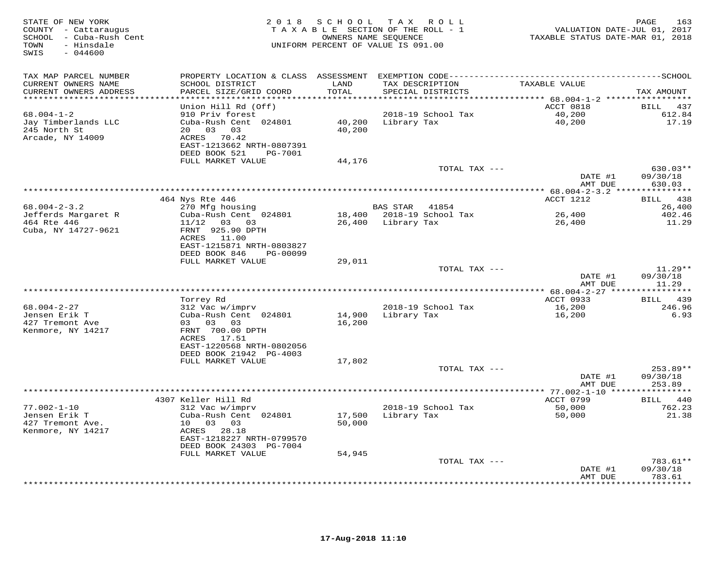STATE OF NEW YORK
COUNTY - Cattaraugus
SCHOOL - Cuba-Rush Cent
TOWN - Hinsdale
SWIS - 044600

2018 SCHOOL TAX ROLL
TAXABLE SECTION OF THE ROLL - 1
OWNERS NAME SEQUENCE
UNIFORM PERCENT OF VALUE IS 091.00

VALUATION DATE-JUL 01, 2017
TAXABLE STATUS DATE-MAR 01, 2018

| TAX MAP PARCEL NUMBER / CURRENT OWNERS NAME / CURRENT OWNERS ADDRESS | PROPERTY LOCATION & CLASS / SCHOOL DISTRICT / PARCEL SIZE/GRID COORD | ASSESSMENT LAND / TOTAL | EXEMPTION CODE / TAX DESCRIPTION / SPECIAL DISTRICTS | TAXABLE VALUE | TAX AMOUNT |
|---|---|---|---|---|---|
| **68.004-1-2** | Union Hill Rd (Off) | | | ACCT 0818 | BILL 437 |
| 68.004-1-2 | 910 Priv forest | | 2018-19 School Tax | 40,200 | 612.84 |
| Jay Timberlands LLC | Cuba-Rush Cent 024801 | 40,200 | Library Tax | 40,200 | 17.19 |
| 245 North St | 20 03 03 | 40,200 | | | |
| Arcade, NY 14009 | ACRES 70.42 | | | | |
| | EAST-1213662 NRTH-0807391 | | | | |
| | DEED BOOK 521 PG-7001 | | | | |
| | FULL MARKET VALUE | 44,176 | | | |
| | | | TOTAL TAX --- | | 630.03** |
| | | | | DATE #1 | 09/30/18 |
| | | | | AMT DUE | 630.03 |
| **68.004-2-3.2** | 464 Nys Rte 446 | | | ACCT 1212 | BILL 438 |
| 68.004-2-3.2 | 270 Mfg housing | | BAS STAR 41854 | | 26,400 |
| Jefferds Margaret R | Cuba-Rush Cent 024801 | 18,400 | 2018-19 School Tax | 26,400 | 402.46 |
| 464 Rte 446 | 11/12 03 03 | 26,400 | Library Tax | 26,400 | 11.29 |
| Cuba, NY 14727-9621 | FRNT 925.90 DPTH | | | | |
| | ACRES 11.00 | | | | |
| | EAST-1215871 NRTH-0803827 | | | | |
| | DEED BOOK 846 PG-00099 | | | | |
| | FULL MARKET VALUE | 29,011 | | | |
| | | | TOTAL TAX --- | | 11.29** |
| | | | | DATE #1 | 09/30/18 |
| | | | | AMT DUE | 11.29 |
| **68.004-2-27** | Torrey Rd | | | ACCT 0933 | BILL 439 |
| 68.004-2-27 | 312 Vac w/imprv | | 2018-19 School Tax | 16,200 | 246.96 |
| Jensen Erik T | Cuba-Rush Cent 024801 | 14,900 | Library Tax | 16,200 | 6.93 |
| 427 Tremont Ave | 03 03 03 | 16,200 | | | |
| Kenmore, NY 14217 | FRNT 700.00 DPTH | | | | |
| | ACRES 17.51 | | | | |
| | EAST-1220568 NRTH-0802056 | | | | |
| | DEED BOOK 21942 PG-4003 | | | | |
| | FULL MARKET VALUE | 17,802 | | | |
| | | | TOTAL TAX --- | | 253.89** |
| | | | | DATE #1 | 09/30/18 |
| | | | | AMT DUE | 253.89 |
| **77.002-1-10** | 4307 Keller Hill Rd | | | ACCT 0799 | BILL 440 |
| 77.002-1-10 | 312 Vac w/imprv | | 2018-19 School Tax | 50,000 | 762.23 |
| Jensen Erik T | Cuba-Rush Cent 024801 | 17,500 | Library Tax | 50,000 | 21.38 |
| 427 Tremont Ave. | 10 03 03 | 50,000 | | | |
| Kenmore, NY 14217 | ACRES 28.18 | | | | |
| | EAST-1218227 NRTH-0799570 | | | | |
| | DEED BOOK 24303 PG-7004 | | | | |
| | FULL MARKET VALUE | 54,945 | | | |
| | | | TOTAL TAX --- | | 783.61** |
| | | | | DATE #1 | 09/30/18 |
| | | | | AMT DUE | 783.61 |

17-Aug-2018 11:10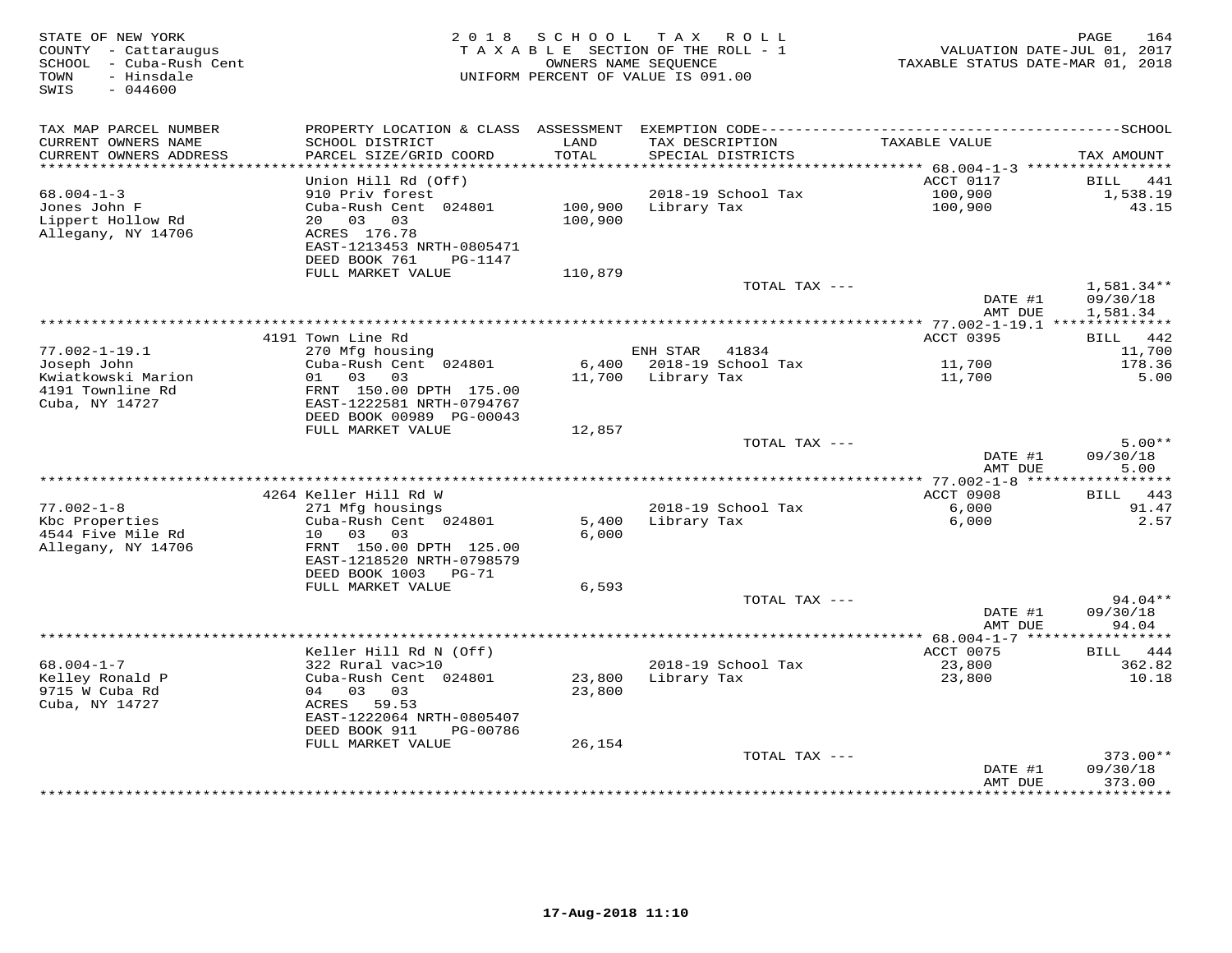STATE OF NEW YORK
COUNTY - Cattaraugus
SCHOOL - Cuba-Rush Cent
TOWN - Hinsdale
SWIS - 044600

2018 SCHOOL TAX ROLL
TAXABLE SECTION OF THE ROLL - 1
OWNERS NAME SEQUENCE
UNIFORM PERCENT OF VALUE IS 091.00

VALUATION DATE-JUL 01, 2017
TAXABLE STATUS DATE-MAR 01, 2018

| TAX MAP PARCEL NUMBER / CURRENT OWNERS NAME / CURRENT OWNERS ADDRESS | PROPERTY LOCATION & CLASS / SCHOOL DISTRICT / PARCEL SIZE/GRID COORD | ASSESSMENT LAND / TOTAL | EXEMPTION CODE / TAX DESCRIPTION / SPECIAL DISTRICTS | TAXABLE VALUE | TAX AMOUNT |
|---|---|---|---|---|---|
| 68.004-1-3 | Union Hill Rd (Off) | | | ACCT 0117 | BILL 441 |
| Jones John F | 910 Priv forest | | 2018-19 School Tax | 100,900 | 1,538.19 |
| Lippert Hollow Rd | Cuba-Rush Cent 024801 | 100,900 | Library Tax | 100,900 | 43.15 |
| Allegany, NY 14706 | 20 03 03 | 100,900 | | | |
| | ACRES 176.78 | | | | |
| | EAST-1213453 NRTH-0805471 | | | | |
| | DEED BOOK 761 PG-1147 | | | | |
| | FULL MARKET VALUE | 110,879 | | | |
| | | | TOTAL TAX --- | | 1,581.34** |
| | | | | DATE #1 | 09/30/18 |
| | | | | AMT DUE | 1,581.34 |
| 77.002-1-19.1 | 4191 Town Line Rd | | | ACCT 0395 | BILL 442 |
| Joseph John | 270 Mfg housing | | ENH STAR 41834 | | 11,700 |
| Kwiatkowski Marion | Cuba-Rush Cent 024801 | 6,400 | 2018-19 School Tax | 11,700 | 178.36 |
| 4191 Townline Rd | 01 03 03 | 11,700 | Library Tax | 11,700 | 5.00 |
| Cuba, NY 14727 | FRNT 150.00 DPTH 175.00 | | | | |
| | EAST-1222581 NRTH-0794767 | | | | |
| | DEED BOOK 00989 PG-00043 | | | | |
| | FULL MARKET VALUE | 12,857 | | | |
| | | | TOTAL TAX --- | | 5.00** |
| | | | | DATE #1 | 09/30/18 |
| | | | | AMT DUE | 5.00 |
| 77.002-1-8 | 4264 Keller Hill Rd W | | | ACCT 0908 | BILL 443 |
| Kbc Properties | 271 Mfg housings | | 2018-19 School Tax | 6,000 | 91.47 |
| 4544 Five Mile Rd | Cuba-Rush Cent 024801 | 5,400 | Library Tax | 6,000 | 2.57 |
| Allegany, NY 14706 | 10 03 03 | 6,000 | | | |
| | FRNT 150.00 DPTH 125.00 | | | | |
| | EAST-1218520 NRTH-0798579 | | | | |
| | DEED BOOK 1003 PG-71 | | | | |
| | FULL MARKET VALUE | 6,593 | | | |
| | | | TOTAL TAX --- | | 94.04** |
| | | | | DATE #1 | 09/30/18 |
| | | | | AMT DUE | 94.04 |
| 68.004-1-7 | Keller Hill Rd N (Off) | | | ACCT 0075 | BILL 444 |
| Kelley Ronald P | 322 Rural vac>10 | | 2018-19 School Tax | 23,800 | 362.82 |
| 9715 W Cuba Rd | Cuba-Rush Cent 024801 | 23,800 | Library Tax | 23,800 | 10.18 |
| Cuba, NY 14727 | 04 03 03 | 23,800 | | | |
| | ACRES 59.53 | | | | |
| | EAST-1222064 NRTH-0805407 | | | | |
| | DEED BOOK 911 PG-00786 | | | | |
| | FULL MARKET VALUE | 26,154 | | | |
| | | | TOTAL TAX --- | | 373.00** |
| | | | | DATE #1 | 09/30/18 |
| | | | | AMT DUE | 373.00 |

17-Aug-2018 11:10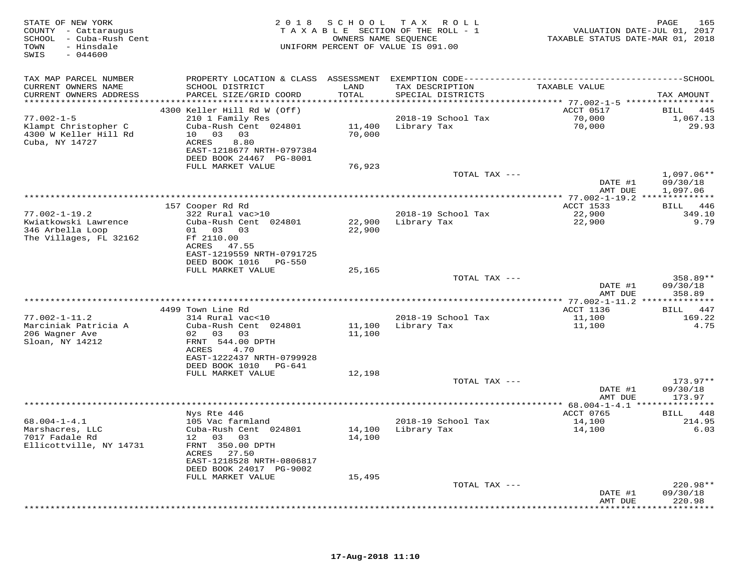STATE OF NEW YORK
COUNTY - Cattaraugus
SCHOOL - Cuba-Rush Cent
TOWN - Hinsdale
SWIS - 044600

2 0 1 8 S C H O O L T A X R O L L
T A X A B L E SECTION OF THE ROLL - 1
OWNERS NAME SEQUENCE
UNIFORM PERCENT OF VALUE IS 091.00

VALUATION DATE-JUL 01, 2017
TAXABLE STATUS DATE-MAR 01, 2018

| TAX MAP PARCEL NUMBER / CURRENT OWNERS NAME / CURRENT OWNERS ADDRESS | PROPERTY LOCATION & CLASS / SCHOOL DISTRICT / PARCEL SIZE/GRID COORD | ASSESSMENT LAND | ASSESSMENT TOTAL | EXEMPTION CODE / TAX DESCRIPTION / SPECIAL DISTRICTS | TAXABLE VALUE | TAX AMOUNT |
|---|---|---|---|---|---|---|
| 77.002-1-5 | 4300 Keller Hill Rd W (Off) | | | | ACCT 0517 | BILL 445 |
| Klampt Christopher C | 210 1 Family Res | | | 2018-19 School Tax | 70,000 | 1,067.13 |
| 4300 W Keller Hill Rd | Cuba-Rush Cent 024801 | 11,400 | | Library Tax | 70,000 | 29.93 |
| Cuba, NY 14727 | 10 03 03 | | 70,000 | | | |
| | ACRES 8.80 | | | | | |
| | EAST-1218677 NRTH-0797384 | | | | | |
| | DEED BOOK 24467 PG-8001 | | | | | |
| | FULL MARKET VALUE | | 76,923 | | | |
| | | | | TOTAL TAX --- | | 1,097.06** |
| | | | | | DATE #1 | 09/30/18 |
| | | | | | AMT DUE | 1,097.06 |
| 77.002-1-19.2 | 157 Cooper Rd Rd | | | | ACCT 1533 | BILL 446 |
| Kwiatkowski Lawrence | 322 Rural vac>10 | | | 2018-19 School Tax | 22,900 | 349.10 |
| 346 Arbella Loop | Cuba-Rush Cent 024801 | 22,900 | | Library Tax | 22,900 | 9.79 |
| The Villages, FL 32162 | 01 03 03 | | 22,900 | | | |
| | Ff 2110.00 | | | | | |
| | ACRES 47.55 | | | | | |
| | EAST-1219559 NRTH-0791725 | | | | | |
| | DEED BOOK 1016 PG-550 | | | | | |
| | FULL MARKET VALUE | | 25,165 | | | |
| | | | | TOTAL TAX --- | | 358.89** |
| | | | | | DATE #1 | 09/30/18 |
| | | | | | AMT DUE | 358.89 |
| 77.002-1-11.2 | 4499 Town Line Rd | | | | ACCT 1136 | BILL 447 |
| Marciniak Patricia A | 314 Rural vac<10 | | | 2018-19 School Tax | 11,100 | 169.22 |
| 206 Wagner Ave | Cuba-Rush Cent 024801 | 11,100 | | Library Tax | 11,100 | 4.75 |
| Sloan, NY 14212 | 02 03 03 | | 11,100 | | | |
| | FRNT 544.00 DPTH | | | | | |
| | ACRES 4.70 | | | | | |
| | EAST-1222437 NRTH-0799928 | | | | | |
| | DEED BOOK 1010 PG-641 | | | | | |
| | FULL MARKET VALUE | | 12,198 | | | |
| | | | | TOTAL TAX --- | | 173.97** |
| | | | | | DATE #1 | 09/30/18 |
| | | | | | AMT DUE | 173.97 |
| 68.004-1-4.1 | Nys Rte 446 | | | | ACCT 0765 | BILL 448 |
| Marshacres, LLC | 105 Vac farmland | | | 2018-19 School Tax | 14,100 | 214.95 |
| 7017 Fadale Rd | Cuba-Rush Cent 024801 | 14,100 | | Library Tax | 14,100 | 6.03 |
| Ellicottville, NY 14731 | 12 03 03 | | 14,100 | | | |
| | FRNT 350.00 DPTH | | | | | |
| | ACRES 27.50 | | | | | |
| | EAST-1218528 NRTH-0806817 | | | | | |
| | DEED BOOK 24017 PG-9002 | | | | | |
| | FULL MARKET VALUE | | 15,495 | | | |
| | | | | TOTAL TAX --- | | 220.98** |
| | | | | | DATE #1 | 09/30/18 |
| | | | | | AMT DUE | 220.98 |

17-Aug-2018 11:10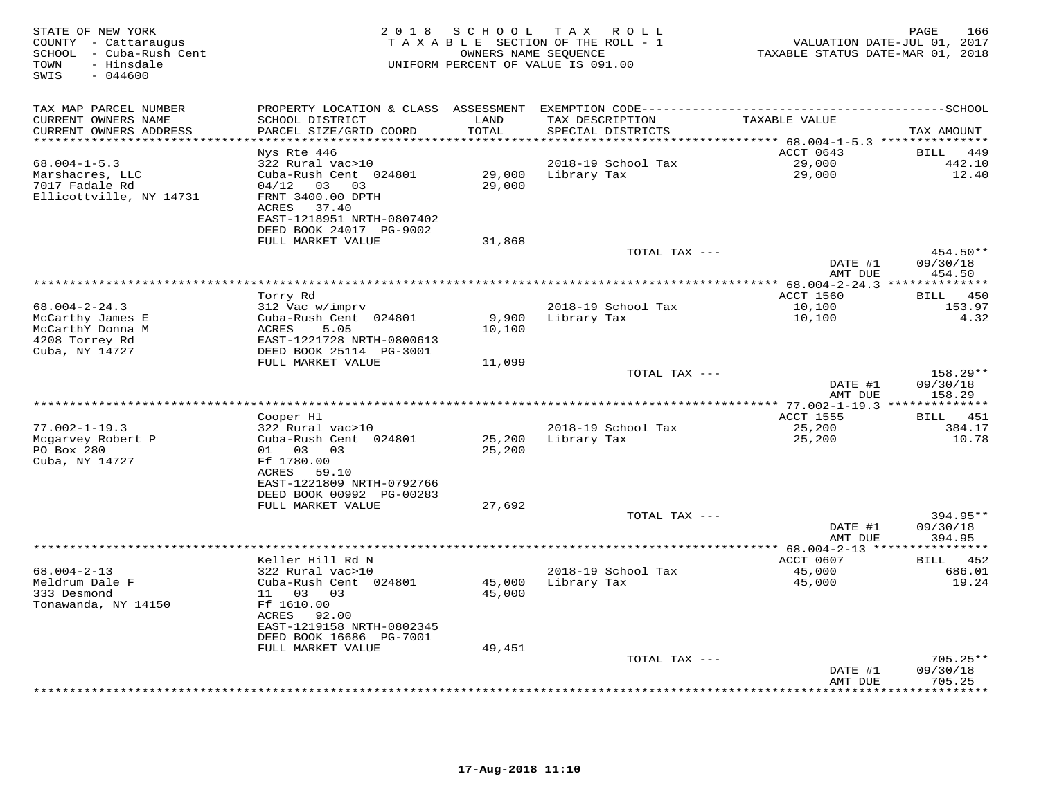STATE OF NEW YORK
COUNTY - Cattaraugus
SCHOOL - Cuba-Rush Cent
TOWN - Hinsdale
SWIS - 044600

2018 SCHOOL TAX ROLL
TAXABLE SECTION OF THE ROLL - 1
OWNERS NAME SEQUENCE
UNIFORM PERCENT OF VALUE IS 091.00

VALUATION DATE-JUL 01, 2017
TAXABLE STATUS DATE-MAR 01, 2018

| TAX MAP PARCEL NUMBER / CURRENT OWNERS NAME / CURRENT OWNERS ADDRESS | PROPERTY LOCATION & CLASS / SCHOOL DISTRICT / PARCEL SIZE/GRID COORD | ASSESSMENT LAND / TOTAL | EXEMPTION CODE / TAX DESCRIPTION / SPECIAL DISTRICTS | TAXABLE VALUE | TAX AMOUNT |
|---|---|---|---|---|---|
| 68.004-1-5.3 | Nys Rte 446 | | | ACCT 0643 | BILL 449 |
| Marshacres, LLC | 322 Rural vac>10 | | 2018-19 School Tax | 29,000 | 442.10 |
| 7017 Fadale Rd | Cuba-Rush Cent 024801 | 29,000 | Library Tax | 29,000 | 12.40 |
| Ellicottville, NY 14731 | 04/12 03 03 | 29,000 | | | |
| | FRNT 3400.00 DPTH | | | | |
| | ACRES 37.40 | | | | |
| | EAST-1218951 NRTH-0807402 | | | | |
| | DEED BOOK 24017 PG-9002 | | | | |
| | FULL MARKET VALUE | 31,868 | | | |
| | | | TOTAL TAX --- | | 454.50** |
| | | | | DATE #1 | 09/30/18 |
| | | | | AMT DUE | 454.50 |
| 68.004-2-24.3 | Torry Rd | | | ACCT 1560 | BILL 450 |
| McCarthy James E | 312 Vac w/imprv | | 2018-19 School Tax | 10,100 | 153.97 |
| McCarthY Donna M | Cuba-Rush Cent 024801 | 9,900 | Library Tax | 10,100 | 4.32 |
| 4208 Torrey Rd | ACRES 5.05 | 10,100 | | | |
| Cuba, NY 14727 | EAST-1221728 NRTH-0800613 | | | | |
| | DEED BOOK 25114 PG-3001 | | | | |
| | FULL MARKET VALUE | 11,099 | | | |
| | | | TOTAL TAX --- | | 158.29** |
| | | | | DATE #1 | 09/30/18 |
| | | | | AMT DUE | 158.29 |
| 77.002-1-19.3 | Cooper Hl | | | ACCT 1555 | BILL 451 |
| Mcgarvey Robert P | 322 Rural vac>10 | | 2018-19 School Tax | 25,200 | 384.17 |
| PO Box 280 | Cuba-Rush Cent 024801 | 25,200 | Library Tax | 25,200 | 10.78 |
| Cuba, NY 14727 | 01 03 03 | 25,200 | | | |
| | Ff 1780.00 | | | | |
| | ACRES 59.10 | | | | |
| | EAST-1221809 NRTH-0792766 | | | | |
| | DEED BOOK 00992 PG-00283 | | | | |
| | FULL MARKET VALUE | 27,692 | | | |
| | | | TOTAL TAX --- | | 394.95** |
| | | | | DATE #1 | 09/30/18 |
| | | | | AMT DUE | 394.95 |
| 68.004-2-13 | Keller Hill Rd N | | | ACCT 0607 | BILL 452 |
| Meldrum Dale F | 322 Rural vac>10 | | 2018-19 School Tax | 45,000 | 686.01 |
| 333 Desmond | Cuba-Rush Cent 024801 | 45,000 | Library Tax | 45,000 | 19.24 |
| Tonawanda, NY 14150 | 11 03 03 | 45,000 | | | |
| | Ff 1610.00 | | | | |
| | ACRES 92.00 | | | | |
| | EAST-1219158 NRTH-0802345 | | | | |
| | DEED BOOK 16686 PG-7001 | | | | |
| | FULL MARKET VALUE | 49,451 | | | |
| | | | TOTAL TAX --- | | 705.25** |
| | | | | DATE #1 | 09/30/18 |
| | | | | AMT DUE | 705.25 |

17-Aug-2018 11:10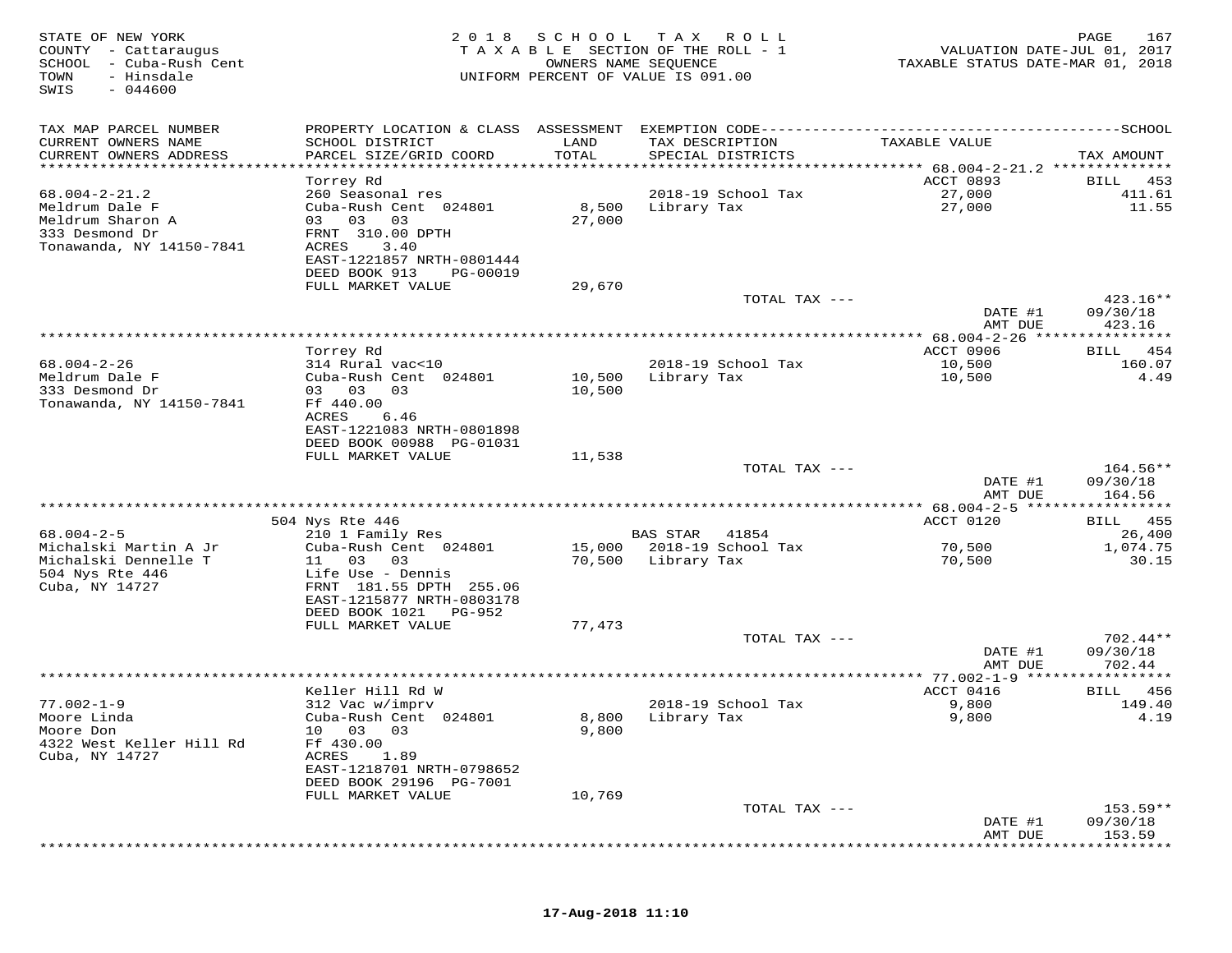STATE OF NEW YORK
COUNTY - Cattaraugus
SCHOOL - Cuba-Rush Cent
TOWN - Hinsdale
SWIS - 044600

2018 SCHOOL TAX ROLL
TAXABLE SECTION OF THE ROLL - 1
OWNERS NAME SEQUENCE
UNIFORM PERCENT OF VALUE IS 091.00

VALUATION DATE-JUL 01, 2017
TAXABLE STATUS DATE-MAR 01, 2018

| TAX MAP PARCEL NUMBER / CURRENT OWNERS NAME / CURRENT OWNERS ADDRESS | PROPERTY LOCATION & CLASS / SCHOOL DISTRICT / PARCEL SIZE/GRID COORD | ASSESSMENT LAND / TOTAL | EXEMPTION CODE / TAX DESCRIPTION / SPECIAL DISTRICTS | TAXABLE VALUE | SCHOOL TAX AMOUNT |
|---|---|---|---|---|---|
| 68.004-2-21.2 | Torrey Rd | | | ACCT 0893 | BILL 453 |
| 68.004-2-21.2 | 260 Seasonal res | | 2018-19 School Tax | 27,000 | 411.61 |
| Meldrum Dale F | Cuba-Rush Cent 024801 | 8,500 | Library Tax | 27,000 | 11.55 |
| Meldrum Sharon A | 03 03 03 | 27,000 | | | |
| 333 Desmond Dr | FRNT 310.00 DPTH | | | | |
| Tonawanda, NY 14150-7841 | ACRES 3.40 | | | | |
| | EAST-1221857 NRTH-0801444 | | | | |
| | DEED BOOK 913 PG-00019 | | | | |
| | FULL MARKET VALUE | 29,670 | | | |
| | | | TOTAL TAX --- | | 423.16** |
| | | | | DATE #1 | 09/30/18 |
| | | | | AMT DUE | 423.16 |
| 68.004-2-26 | Torrey Rd | | | ACCT 0906 | BILL 454 |
| 68.004-2-26 | 314 Rural vac<10 | | 2018-19 School Tax | 10,500 | 160.07 |
| Meldrum Dale F | Cuba-Rush Cent 024801 | 10,500 | Library Tax | 10,500 | 4.49 |
| 333 Desmond Dr | 03 03 03 | 10,500 | | | |
| Tonawanda, NY 14150-7841 | Ff 440.00 | | | | |
| | ACRES 6.46 | | | | |
| | EAST-1221083 NRTH-0801898 | | | | |
| | DEED BOOK 00988 PG-01031 | | | | |
| | FULL MARKET VALUE | 11,538 | | | |
| | | | TOTAL TAX --- | | 164.56** |
| | | | | DATE #1 | 09/30/18 |
| | | | | AMT DUE | 164.56 |
| 68.004-2-5 | 504 Nys Rte 446 | | | ACCT 0120 | BILL 455 |
| 68.004-2-5 | 210 1 Family Res | | BAS STAR 41854 | | 26,400 |
| Michalski Martin A Jr | Cuba-Rush Cent 024801 | 15,000 | 2018-19 School Tax | 70,500 | 1,074.75 |
| Michalski Dennelle T | 11 03 03 | 70,500 | Library Tax | 70,500 | 30.15 |
| 504 Nys Rte 446 | Life Use - Dennis | | | | |
| Cuba, NY 14727 | FRNT 181.55 DPTH 255.06 | | | | |
| | EAST-1215877 NRTH-0803178 | | | | |
| | DEED BOOK 1021 PG-952 | | | | |
| | FULL MARKET VALUE | 77,473 | | | |
| | | | TOTAL TAX --- | | 702.44** |
| | | | | DATE #1 | 09/30/18 |
| | | | | AMT DUE | 702.44 |
| 77.002-1-9 | Keller Hill Rd W | | | ACCT 0416 | BILL 456 |
| 77.002-1-9 | 312 Vac w/imprv | | 2018-19 School Tax | 9,800 | 149.40 |
| Moore Linda | Cuba-Rush Cent 024801 | 8,800 | Library Tax | 9,800 | 4.19 |
| Moore Don | 10 03 03 | 9,800 | | | |
| 4322 West Keller Hill Rd | Ff 430.00 | | | | |
| Cuba, NY 14727 | ACRES 1.89 | | | | |
| | EAST-1218701 NRTH-0798652 | | | | |
| | DEED BOOK 29196 PG-7001 | | | | |
| | FULL MARKET VALUE | 10,769 | | | |
| | | | TOTAL TAX --- | | 153.59** |
| | | | | DATE #1 | 09/30/18 |
| | | | | AMT DUE | 153.59 |

17-Aug-2018 11:10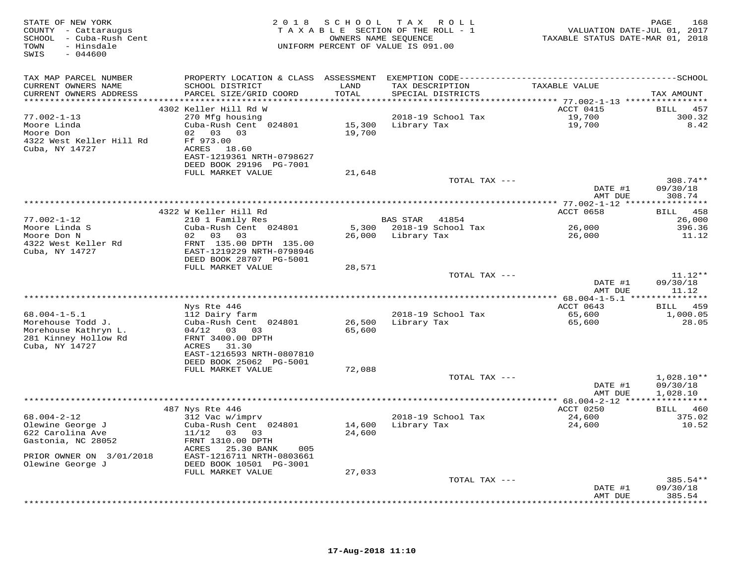STATE OF NEW YORK
COUNTY - Cattaraugus
SCHOOL - Cuba-Rush Cent
TOWN - Hinsdale
SWIS - 044600

2 0 1 8 S C H O O L T A X R O L L
T A X A B L E SECTION OF THE ROLL - 1
OWNERS NAME SEQUENCE
UNIFORM PERCENT OF VALUE IS 091.00

VALUATION DATE-JUL 01, 2017
TAXABLE STATUS DATE-MAR 01, 2018

| TAX MAP PARCEL NUMBER / CURRENT OWNERS NAME / CURRENT OWNERS ADDRESS | PROPERTY LOCATION & CLASS / SCHOOL DISTRICT / PARCEL SIZE/GRID COORD | ASSESSMENT LAND / TOTAL | EXEMPTION CODE / TAX DESCRIPTION / SPECIAL DISTRICTS | TAXABLE VALUE | TAX AMOUNT |
|---|---|---|---|---|---|
| **77.002-1-13** | 4302 Keller Hill Rd W | | | ACCT 0415 | BILL 457 |
| 77.002-1-13 | 270 Mfg housing | | 2018-19 School Tax | 19,700 | 300.32 |
| Moore Linda | Cuba-Rush Cent 024801 | 15,300 | Library Tax | 19,700 | 8.42 |
| Moore Don | 02 03 03 | 19,700 | | | |
| 4322 West Keller Hill Rd | Ff 973.00 | | | | |
| Cuba, NY 14727 | ACRES 18.60 | | | | |
| | EAST-1219361 NRTH-0798627 | | | | |
| | DEED BOOK 29196 PG-7001 | | | | |
| | FULL MARKET VALUE | 21,648 | | | |
| | | | TOTAL TAX --- | | 308.74** |
| | | | | DATE #1 | 09/30/18 |
| | | | | AMT DUE | 308.74 |
| **77.002-1-12** | 4322 W Keller Hill Rd | | | ACCT 0658 | BILL 458 |
| 77.002-1-12 | 210 1 Family Res | | BAS STAR 41854 | | 26,000 |
| Moore Linda S | Cuba-Rush Cent 024801 | 5,300 | 2018-19 School Tax | 26,000 | 396.36 |
| Moore Don N | 02 03 03 | 26,000 | Library Tax | 26,000 | 11.12 |
| 4322 West Keller Rd | FRNT 135.00 DPTH 135.00 | | | | |
| Cuba, NY 14727 | EAST-1219229 NRTH-0798946 | | | | |
| | DEED BOOK 28707 PG-5001 | | | | |
| | FULL MARKET VALUE | 28,571 | | | |
| | | | TOTAL TAX --- | | 11.12** |
| | | | | DATE #1 | 09/30/18 |
| | | | | AMT DUE | 11.12 |
| **68.004-1-5.1** | Nys Rte 446 | | | ACCT 0643 | BILL 459 |
| 68.004-1-5.1 | 112 Dairy farm | | 2018-19 School Tax | 65,600 | 1,000.05 |
| Morehouse Todd J. | Cuba-Rush Cent 024801 | 26,500 | Library Tax | 65,600 | 28.05 |
| Morehouse Kathryn L. | 04/12 03 03 | 65,600 | | | |
| 281 Kinney Hollow Rd | FRNT 3400.00 DPTH | | | | |
| Cuba, NY 14727 | ACRES 31.30 | | | | |
| | EAST-1216593 NRTH-0807810 | | | | |
| | DEED BOOK 25062 PG-5001 | | | | |
| | FULL MARKET VALUE | 72,088 | | | |
| | | | TOTAL TAX --- | | 1,028.10** |
| | | | | DATE #1 | 09/30/18 |
| | | | | AMT DUE | 1,028.10 |
| **68.004-2-12** | 487 Nys Rte 446 | | | ACCT 0250 | BILL 460 |
| 68.004-2-12 | 312 Vac w/imprv | | 2018-19 School Tax | 24,600 | 375.02 |
| Olewine George J | Cuba-Rush Cent 024801 | 14,600 | Library Tax | 24,600 | 10.52 |
| 622 Carolina Ave | 11/12 03 03 | 24,600 | | | |
| Gastonia, NC 28052 | FRNT 1310.00 DPTH | | | | |
| | ACRES 25.30 BANK 005 | | | | |
| PRIOR OWNER ON 3/01/2018 | EAST-1216711 NRTH-0803661 | | | | |
| Olewine George J | DEED BOOK 10501 PG-3001 | | | | |
| | FULL MARKET VALUE | 27,033 | | | |
| | | | TOTAL TAX --- | | 385.54** |
| | | | | DATE #1 | 09/30/18 |
| | | | | AMT DUE | 385.54 |

17-Aug-2018 11:10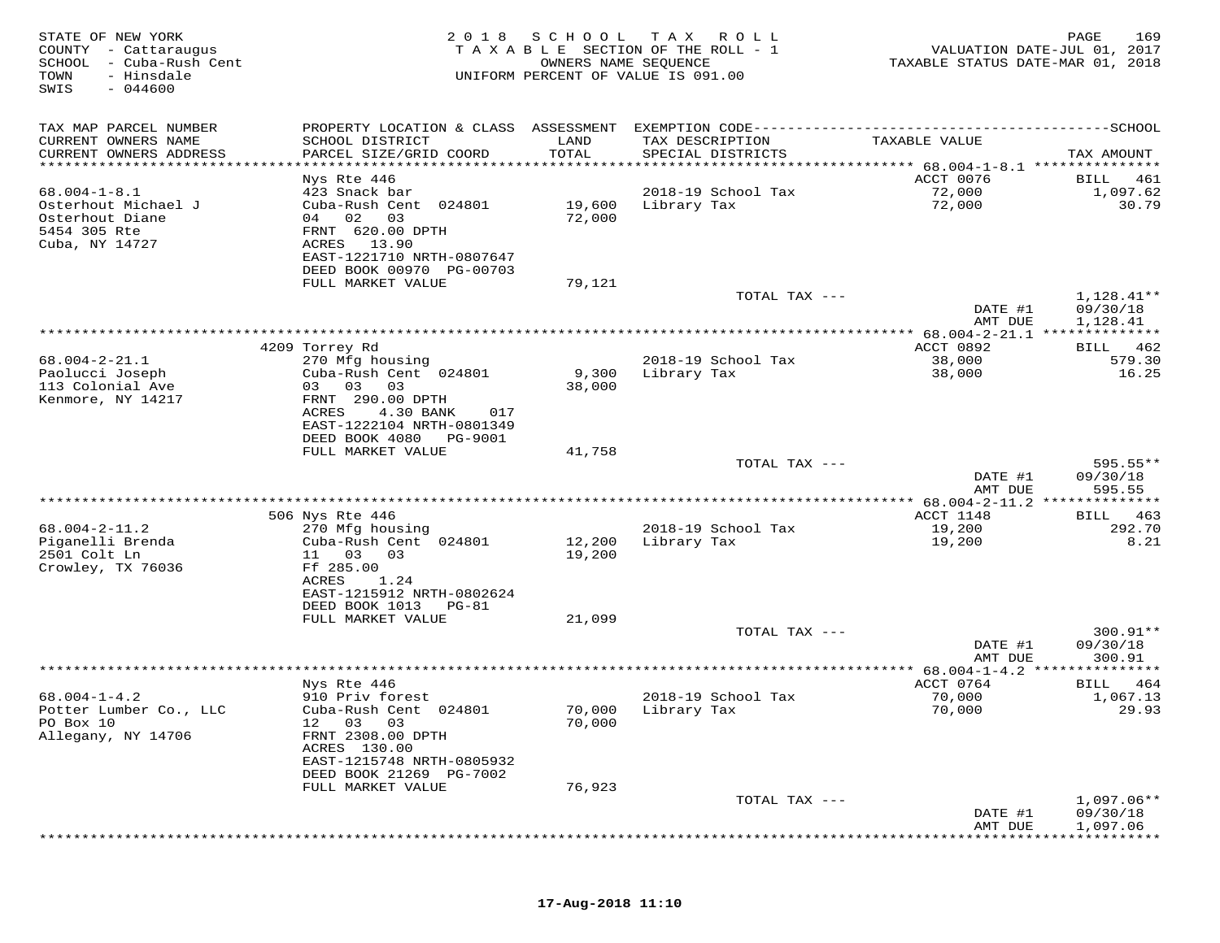STATE OF NEW YORK
COUNTY - Cattaraugus
SCHOOL - Cuba-Rush Cent
TOWN - Hinsdale
SWIS - 044600

2018 SCHOOL TAX ROLL
TAXABLE SECTION OF THE ROLL - 1
OWNERS NAME SEQUENCE
UNIFORM PERCENT OF VALUE IS 091.00

VALUATION DATE-JUL 01, 2017
TAXABLE STATUS DATE-MAR 01, 2018

| TAX MAP PARCEL NUMBER / CURRENT OWNERS NAME / CURRENT OWNERS ADDRESS | PROPERTY LOCATION & CLASS / SCHOOL DISTRICT / PARCEL SIZE/GRID COORD | ASSESSMENT LAND / TOTAL | EXEMPTION CODE / TAX DESCRIPTION / SPECIAL DISTRICTS | TAXABLE VALUE | TAX AMOUNT |
|---|---|---|---|---|---|
| 68.004-1-8.1 | Nys Rte 446 | | | ACCT 0076 | BILL 461 |
| 68.004-1-8.1 | 423 Snack bar | | 2018-19 School Tax | 72,000 | 1,097.62 |
| Osterhout Michael J | Cuba-Rush Cent 024801 | 19,600 | Library Tax | 72,000 | 30.79 |
| Osterhout Diane | 04 02 03 | 72,000 | | | |
| 5454 305 Rte | FRNT 620.00 DPTH | | | | |
| Cuba, NY 14727 | ACRES 13.90 | | | | |
| | EAST-1221710 NRTH-0807647 | | | | |
| | DEED BOOK 00970 PG-00703 | | | | |
| | FULL MARKET VALUE | 79,121 | | | |
| | | | TOTAL TAX --- | | 1,128.41** |
| | | | | DATE #1 | 09/30/18 |
| | | | | AMT DUE | 1,128.41 |
| 68.004-2-21.1 | 4209 Torrey Rd | | | ACCT 0892 | BILL 462 |
| 68.004-2-21.1 | 270 Mfg housing | | 2018-19 School Tax | 38,000 | 579.30 |
| Paolucci Joseph | Cuba-Rush Cent 024801 | 9,300 | Library Tax | 38,000 | 16.25 |
| 113 Colonial Ave | 03 03 03 | 38,000 | | | |
| Kenmore, NY 14217 | FRNT 290.00 DPTH | | | | |
| | ACRES 4.30 BANK 017 | | | | |
| | EAST-1222104 NRTH-0801349 | | | | |
| | DEED BOOK 4080 PG-9001 | | | | |
| | FULL MARKET VALUE | 41,758 | | | |
| | | | TOTAL TAX --- | | 595.55** |
| | | | | DATE #1 | 09/30/18 |
| | | | | AMT DUE | 595.55 |
| 68.004-2-11.2 | 506 Nys Rte 446 | | | ACCT 1148 | BILL 463 |
| 68.004-2-11.2 | 270 Mfg housing | | 2018-19 School Tax | 19,200 | 292.70 |
| Piganelli Brenda | Cuba-Rush Cent 024801 | 12,200 | Library Tax | 19,200 | 8.21 |
| 2501 Colt Ln | 11 03 03 | 19,200 | | | |
| Crowley, TX 76036 | Ff 285.00 | | | | |
| | ACRES 1.24 | | | | |
| | EAST-1215912 NRTH-0802624 | | | | |
| | DEED BOOK 1013 PG-81 | | | | |
| | FULL MARKET VALUE | 21,099 | | | |
| | | | TOTAL TAX --- | | 300.91** |
| | | | | DATE #1 | 09/30/18 |
| | | | | AMT DUE | 300.91 |
| 68.004-1-4.2 | Nys Rte 446 | | | ACCT 0764 | BILL 464 |
| 68.004-1-4.2 | 910 Priv forest | | 2018-19 School Tax | 70,000 | 1,067.13 |
| Potter Lumber Co., LLC | Cuba-Rush Cent 024801 | 70,000 | Library Tax | 70,000 | 29.93 |
| PO Box 10 | 12 03 03 | 70,000 | | | |
| Allegany, NY 14706 | FRNT 2308.00 DPTH | | | | |
| | ACRES 130.00 | | | | |
| | EAST-1215748 NRTH-0805932 | | | | |
| | DEED BOOK 21269 PG-7002 | | | | |
| | FULL MARKET VALUE | 76,923 | | | |
| | | | TOTAL TAX --- | | 1,097.06** |
| | | | | DATE #1 | 09/30/18 |
| | | | | AMT DUE | 1,097.06 |

17-Aug-2018 11:10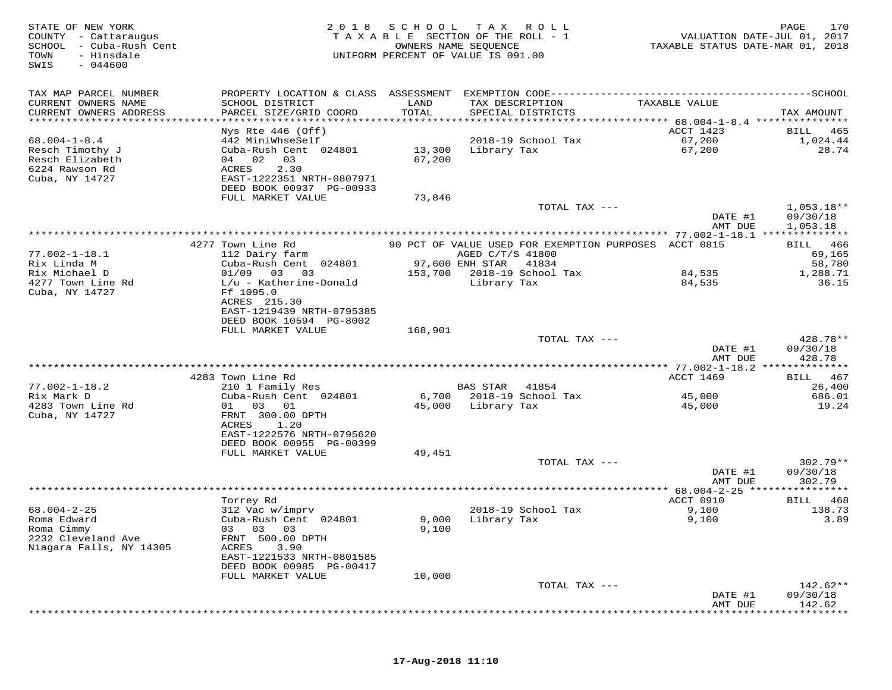STATE OF NEW YORK
COUNTY - Cattaraugus
SCHOOL - Cuba-Rush Cent
TOWN - Hinsdale
SWIS - 044600

2 0 1 8 S C H O O L T A X R O L L
T A X A B L E SECTION OF THE ROLL - 1
OWNERS NAME SEQUENCE
UNIFORM PERCENT OF VALUE IS 091.00

VALUATION DATE-JUL 01, 2017
TAXABLE STATUS DATE-MAR 01, 2018

| TAX MAP PARCEL NUMBER / CURRENT OWNERS NAME / CURRENT OWNERS ADDRESS | PROPERTY LOCATION & CLASS / SCHOOL DISTRICT / PARCEL SIZE/GRID COORD | ASSESSMENT LAND / TOTAL | EXEMPTION CODE / TAX DESCRIPTION / SPECIAL DISTRICTS | TAXABLE VALUE | TAX AMOUNT |
|---|---|---|---|---|---|
| | Nys Rte 446 (Off) | | | ACCT 1423 | BILL 465 |
| 68.004-1-8.4 | 442 MiniWhseSelf | | 2018-19 School Tax | 67,200 | 1,024.44 |
| Resch Timothy J | Cuba-Rush Cent 024801 | 13,300 | Library Tax | 67,200 | 28.74 |
| Resch Elizabeth | 04 02 03 | 67,200 | | | |
| 6224 Rawson Rd | ACRES 2.30 | | | | |
| Cuba, NY 14727 | EAST-1222351 NRTH-0807971 | | | | |
| | DEED BOOK 00937 PG-00933 | | | | |
| | FULL MARKET VALUE | 73,846 | | | |
| | | | TOTAL TAX --- | | 1,053.18** |
| | | | | DATE #1 | 09/30/18 |
| | | | | AMT DUE | 1,053.18 |
| | 4277 Town Line Rd | | 90 PCT OF VALUE USED FOR EXEMPTION PURPOSES | ACCT 0815 | BILL 466 |
| 77.002-1-18.1 | 112 Dairy farm | | AGED C/T/S 41800 | | 69,165 |
| Rix Linda M | Cuba-Rush Cent 024801 | 97,600 | ENH STAR 41834 | | 58,780 |
| Rix Michael D | 01/09 03 03 | 153,700 | 2018-19 School Tax | 84,535 | 1,288.71 |
| 4277 Town Line Rd | L/u - Katherine-Donald | | Library Tax | 84,535 | 36.15 |
| Cuba, NY 14727 | Ff 1095.0 | | | | |
| | ACRES 215.30 | | | | |
| | EAST-1219439 NRTH-0795385 | | | | |
| | DEED BOOK 10594 PG-8002 | | | | |
| | FULL MARKET VALUE | 168,901 | | | |
| | | | TOTAL TAX --- | | 428.78** |
| | | | | DATE #1 | 09/30/18 |
| | | | | AMT DUE | 428.78 |
| | 4283 Town Line Rd | | | ACCT 1469 | BILL 467 |
| 77.002-1-18.2 | 210 1 Family Res | | BAS STAR 41854 | | 26,400 |
| Rix Mark D | Cuba-Rush Cent 024801 | 6,700 | 2018-19 School Tax | 45,000 | 686.01 |
| 4283 Town Line Rd | 01 03 01 | 45,000 | Library Tax | 45,000 | 19.24 |
| Cuba, NY 14727 | FRNT 300.00 DPTH | | | | |
| | ACRES 1.20 | | | | |
| | EAST-1222576 NRTH-0795620 | | | | |
| | DEED BOOK 00955 PG-00399 | | | | |
| | FULL MARKET VALUE | 49,451 | | | |
| | | | TOTAL TAX --- | | 302.79** |
| | | | | DATE #1 | 09/30/18 |
| | | | | AMT DUE | 302.79 |
| | Torrey Rd | | | ACCT 0910 | BILL 468 |
| 68.004-2-25 | 312 Vac w/imprv | | 2018-19 School Tax | 9,100 | 138.73 |
| Roma Edward | Cuba-Rush Cent 024801 | 9,000 | Library Tax | 9,100 | 3.89 |
| Roma Cimmy | 03 03 03 | 9,100 | | | |
| 2232 Cleveland Ave | FRNT 500.00 DPTH | | | | |
| Niagara Falls, NY 14305 | ACRES 3.90 | | | | |
| | EAST-1221533 NRTH-0801585 | | | | |
| | DEED BOOK 00985 PG-00417 | | | | |
| | FULL MARKET VALUE | 10,000 | | | |
| | | | TOTAL TAX --- | | 142.62** |
| | | | | DATE #1 | 09/30/18 |
| | | | | AMT DUE | 142.62 |

17-Aug-2018 11:10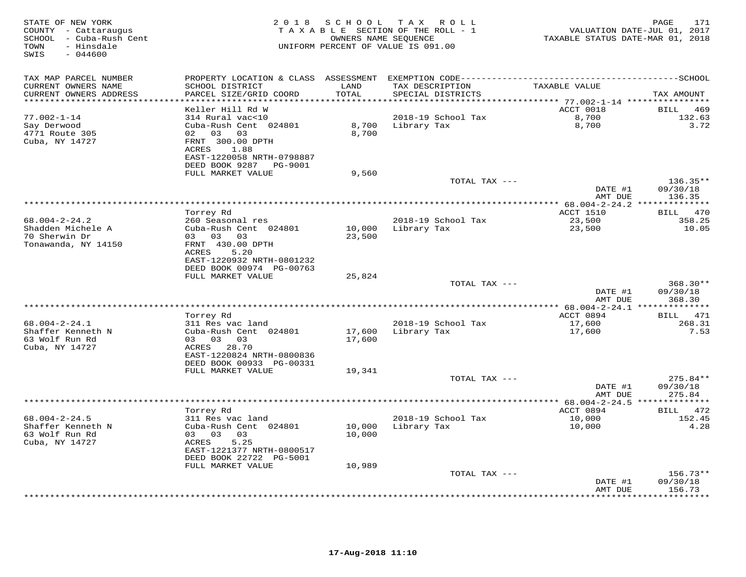STATE OF NEW YORK
COUNTY - Cattaraugus
SCHOOL - Cuba-Rush Cent
TOWN - Hinsdale
SWIS - 044600

2018 SCHOOL TAX ROLL
TAXABLE SECTION OF THE ROLL - 1
OWNERS NAME SEQUENCE
UNIFORM PERCENT OF VALUE IS 091.00

VALUATION DATE-JUL 01, 2017
TAXABLE STATUS DATE-MAR 01, 2018

| TAX MAP PARCEL NUMBER / CURRENT OWNERS NAME / CURRENT OWNERS ADDRESS | PROPERTY LOCATION & CLASS / SCHOOL DISTRICT / PARCEL SIZE/GRID COORD | ASSESSMENT LAND / TOTAL | EXEMPTION CODE / TAX DESCRIPTION / SPECIAL DISTRICTS | TAXABLE VALUE | TAX AMOUNT |
|---|---|---|---|---|---|
| **77.002-1-14** | Keller Hill Rd W | | | ACCT 0018 | BILL 469 |
| 77.002-1-14 | 314 Rural vac<10 | | 2018-19 School Tax | 8,700 | 132.63 |
| Say Derwood | Cuba-Rush Cent 024801 | 8,700 | Library Tax | 8,700 | 3.72 |
| 4771 Route 305 | 02 03 03 | 8,700 | | | |
| Cuba, NY 14727 | FRNT 300.00 DPTH | | | | |
| | ACRES 1.88 | | | | |
| | EAST-1220058 NRTH-0798887 | | | | |
| | DEED BOOK 9287 PG-9001 | | | | |
| | FULL MARKET VALUE | 9,560 | | | |
| | | | TOTAL TAX --- | | 136.35** |
| | | | | DATE #1 | 09/30/18 |
| | | | | AMT DUE | 136.35 |
| **68.004-2-24.2** | Torrey Rd | | | ACCT 1510 | BILL 470 |
| 68.004-2-24.2 | 260 Seasonal res | | 2018-19 School Tax | 23,500 | 358.25 |
| Shadden Michele A | Cuba-Rush Cent 024801 | 10,000 | Library Tax | 23,500 | 10.05 |
| 70 Sherwin Dr | 03 03 03 | 23,500 | | | |
| Tonawanda, NY 14150 | FRNT 430.00 DPTH | | | | |
| | ACRES 5.20 | | | | |
| | EAST-1220932 NRTH-0801232 | | | | |
| | DEED BOOK 00974 PG-00763 | | | | |
| | FULL MARKET VALUE | 25,824 | | | |
| | | | TOTAL TAX --- | | 368.30** |
| | | | | DATE #1 | 09/30/18 |
| | | | | AMT DUE | 368.30 |
| **68.004-2-24.1** | Torrey Rd | | | ACCT 0894 | BILL 471 |
| 68.004-2-24.1 | 311 Res vac land | | 2018-19 School Tax | 17,600 | 268.31 |
| Shaffer Kenneth N | Cuba-Rush Cent 024801 | 17,600 | Library Tax | 17,600 | 7.53 |
| 63 Wolf Run Rd | 03 03 03 | 17,600 | | | |
| Cuba, NY 14727 | ACRES 28.70 | | | | |
| | EAST-1220824 NRTH-0800836 | | | | |
| | DEED BOOK 00933 PG-00331 | | | | |
| | FULL MARKET VALUE | 19,341 | | | |
| | | | TOTAL TAX --- | | 275.84** |
| | | | | DATE #1 | 09/30/18 |
| | | | | AMT DUE | 275.84 |
| **68.004-2-24.5** | Torrey Rd | | | ACCT 0894 | BILL 472 |
| 68.004-2-24.5 | 311 Res vac land | | 2018-19 School Tax | 10,000 | 152.45 |
| Shaffer Kenneth N | Cuba-Rush Cent 024801 | 10,000 | Library Tax | 10,000 | 4.28 |
| 63 Wolf Run Rd | 03 03 03 | 10,000 | | | |
| Cuba, NY 14727 | ACRES 5.25 | | | | |
| | EAST-1221377 NRTH-0800517 | | | | |
| | DEED BOOK 22722 PG-5001 | | | | |
| | FULL MARKET VALUE | 10,989 | | | |
| | | | TOTAL TAX --- | | 156.73** |
| | | | | DATE #1 | 09/30/18 |
| | | | | AMT DUE | 156.73 |

17-Aug-2018 11:10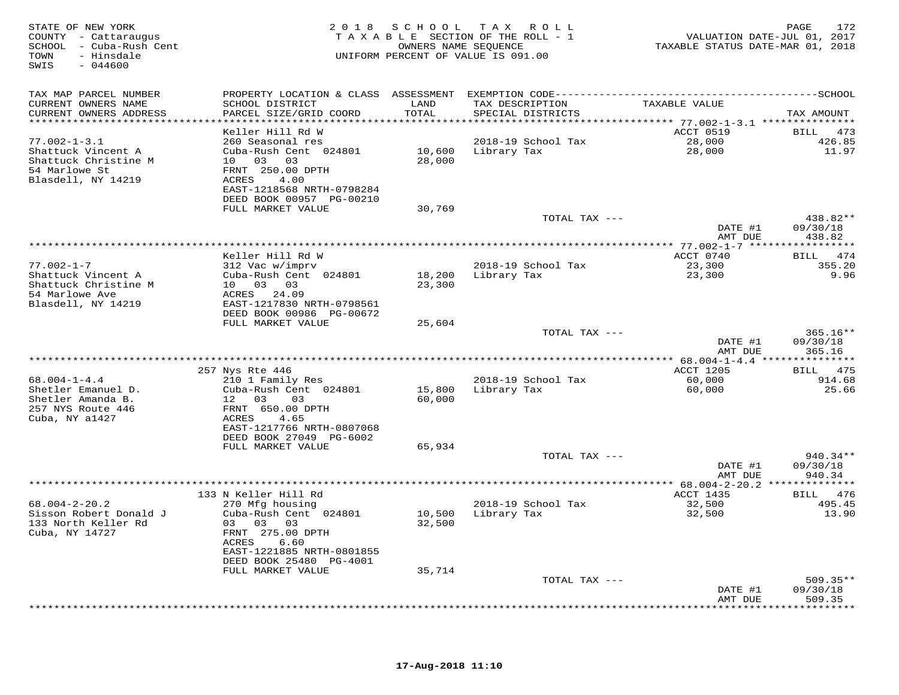STATE OF NEW YORK
COUNTY - Cattaraugus
SCHOOL - Cuba-Rush Cent
TOWN - Hinsdale
SWIS - 044600

2018 SCHOOL TAX ROLL
TAXABLE SECTION OF THE ROLL - 1
OWNERS NAME SEQUENCE
UNIFORM PERCENT OF VALUE IS 091.00

VALUATION DATE-JUL 01, 2017
TAXABLE STATUS DATE-MAR 01, 2018

| TAX MAP PARCEL NUMBER / CURRENT OWNERS NAME / CURRENT OWNERS ADDRESS | PROPERTY LOCATION & CLASS / SCHOOL DISTRICT / PARCEL SIZE/GRID COORD | ASSESSMENT LAND / TOTAL | EXEMPTION CODE / TAX DESCRIPTION / SPECIAL DISTRICTS | TAXABLE VALUE | TAX AMOUNT |
|---|---|---|---|---|---|
| 77.002-1-3.1 | Keller Hill Rd W | | | ACCT 0519 | BILL 473 |
| Shattuck Vincent A | 260 Seasonal res | | 2018-19 School Tax | 28,000 | 426.85 |
| Shattuck Christine M | Cuba-Rush Cent 024801 | 10,600 | Library Tax | 28,000 | 11.97 |
| 54 Marlowe St | 10 03 03 | 28,000 | | | |
| Blasdell, NY 14219 | FRNT 250.00 DPTH | | | | |
| | ACRES 4.00 | | | | |
| | EAST-1218568 NRTH-0798284 | | | | |
| | DEED BOOK 00957 PG-00210 | | | | |
| | FULL MARKET VALUE | 30,769 | | | |
| | | | TOTAL TAX --- | | 438.82** |
| | | | | DATE #1 | 09/30/18 |
| | | | | AMT DUE | 438.82 |
| 77.002-1-7 | Keller Hill Rd W | | | ACCT 0740 | BILL 474 |
| Shattuck Vincent A | 312 Vac w/imprv | | 2018-19 School Tax | 23,300 | 355.20 |
| Shattuck Christine M | Cuba-Rush Cent 024801 | 18,200 | Library Tax | 23,300 | 9.96 |
| 54 Marlowe Ave | 10 03 03 | 23,300 | | | |
| Blasdell, NY 14219 | ACRES 24.09 | | | | |
| | EAST-1217830 NRTH-0798561 | | | | |
| | DEED BOOK 00986 PG-00672 | | | | |
| | FULL MARKET VALUE | 25,604 | | | |
| | | | TOTAL TAX --- | | 365.16** |
| | | | | DATE #1 | 09/30/18 |
| | | | | AMT DUE | 365.16 |
| 68.004-1-4.4 | 257 Nys Rte 446 | | | ACCT 1205 | BILL 475 |
| Shetler Emanuel D. | 210 1 Family Res | | 2018-19 School Tax | 60,000 | 914.68 |
| Shetler Amanda B. | Cuba-Rush Cent 024801 | 15,800 | Library Tax | 60,000 | 25.66 |
| 257 NYS Route 446 | 12 03 03 | 60,000 | | | |
| Cuba, NY a1427 | FRNT 650.00 DPTH | | | | |
| | ACRES 4.65 | | | | |
| | EAST-1217766 NRTH-0807068 | | | | |
| | DEED BOOK 27049 PG-6002 | | | | |
| | FULL MARKET VALUE | 65,934 | | | |
| | | | TOTAL TAX --- | | 940.34** |
| | | | | DATE #1 | 09/30/18 |
| | | | | AMT DUE | 940.34 |
| 68.004-2-20.2 | 133 N Keller Hill Rd | | | ACCT 1435 | BILL 476 |
| Sisson Robert Donald J | 270 Mfg housing | | 2018-19 School Tax | 32,500 | 495.45 |
| 133 North Keller Rd | Cuba-Rush Cent 024801 | 10,500 | Library Tax | 32,500 | 13.90 |
| Cuba, NY 14727 | 03 03 03 | 32,500 | | | |
| | FRNT 275.00 DPTH | | | | |
| | ACRES 6.60 | | | | |
| | EAST-1221885 NRTH-0801855 | | | | |
| | DEED BOOK 25480 PG-4001 | | | | |
| | FULL MARKET VALUE | 35,714 | | | |
| | | | TOTAL TAX --- | | 509.35** |
| | | | | DATE #1 | 09/30/18 |
| | | | | AMT DUE | 509.35 |

17-Aug-2018 11:10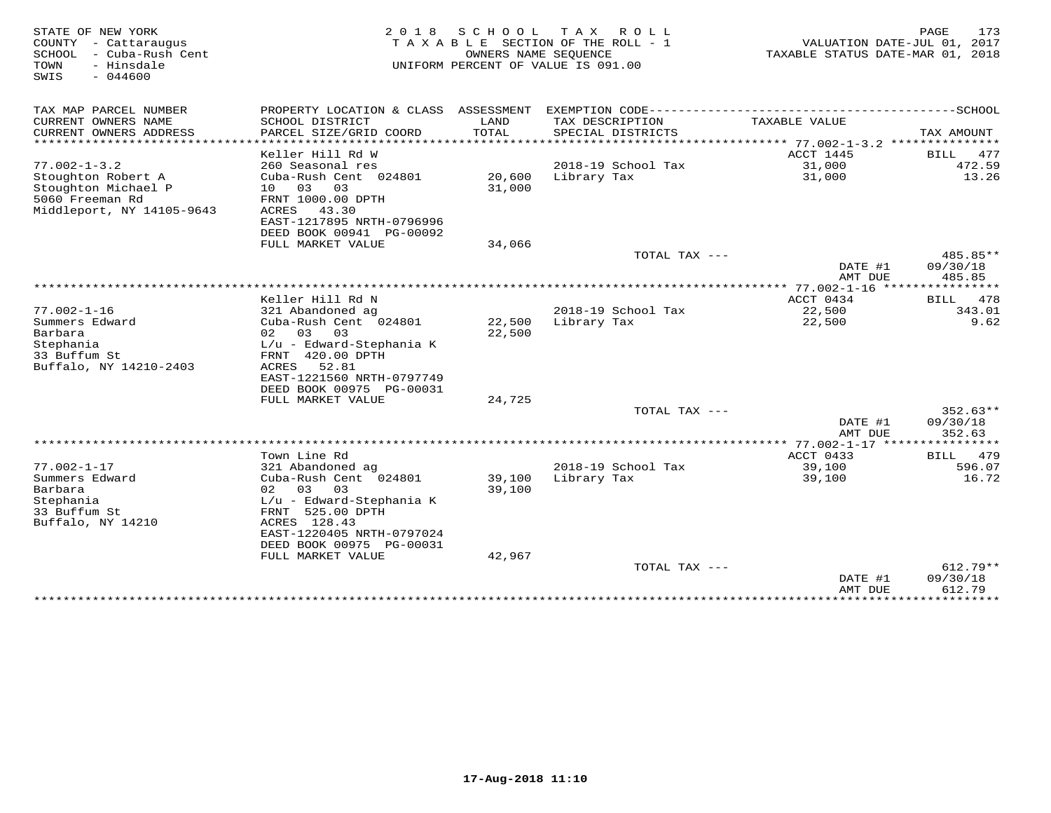STATE OF NEW YORK
COUNTY - Cattaraugus
SCHOOL - Cuba-Rush Cent
TOWN - Hinsdale
SWIS - 044600

2018 SCHOOL TAX ROLL
TAXABLE SECTION OF THE ROLL - 1
OWNERS NAME SEQUENCE
UNIFORM PERCENT OF VALUE IS 091.00

VALUATION DATE-JUL 01, 2017
TAXABLE STATUS DATE-MAR 01, 2018

| TAX MAP PARCEL NUMBER / CURRENT OWNERS NAME / CURRENT OWNERS ADDRESS | PROPERTY LOCATION & CLASS / SCHOOL DISTRICT / PARCEL SIZE/GRID COORD | ASSESSMENT LAND / TOTAL | EXEMPTION CODE / TAX DESCRIPTION / SPECIAL DISTRICTS | TAXABLE VALUE | SCHOOL TAX AMOUNT |
|---|---|---|---|---|---|
| 77.002-1-3.2 | Keller Hill Rd W | | | ACCT 1445 | BILL 477 |
| 77.002-1-3.2 | 260 Seasonal res | | 2018-19 School Tax | 31,000 | 472.59 |
| Stoughton Robert A | Cuba-Rush Cent 024801 | 20,600 | Library Tax | 31,000 | 13.26 |
| Stoughton Michael P | 10 03 03 | 31,000 | | | |
| 5060 Freeman Rd | FRNT 1000.00 DPTH | | | | |
| Middleport, NY 14105-9643 | ACRES 43.30 | | | | |
| | EAST-1217895 NRTH-0796996 | | | | |
| | DEED BOOK 00941 PG-00092 | | | | |
| | FULL MARKET VALUE | 34,066 | | | |
| | | | TOTAL TAX --- | | 485.85** |
| | | | | DATE #1 | 09/30/18 |
| | | | | AMT DUE | 485.85 |
| 77.002-1-16 | Keller Hill Rd N | | | ACCT 0434 | BILL 478 |
| 77.002-1-16 | 321 Abandoned ag | | 2018-19 School Tax | 22,500 | 343.01 |
| Summers Edward | Cuba-Rush Cent 024801 | 22,500 | Library Tax | 22,500 | 9.62 |
| Barbara | 02 03 03 | 22,500 | | | |
| Stephania | L/u - Edward-Stephania K | | | | |
| 33 Buffum St | FRNT 420.00 DPTH | | | | |
| Buffalo, NY 14210-2403 | ACRES 52.81 | | | | |
| | EAST-1221560 NRTH-0797749 | | | | |
| | DEED BOOK 00975 PG-00031 | | | | |
| | FULL MARKET VALUE | 24,725 | | | |
| | | | TOTAL TAX --- | | 352.63** |
| | | | | DATE #1 | 09/30/18 |
| | | | | AMT DUE | 352.63 |
| 77.002-1-17 | Town Line Rd | | | ACCT 0433 | BILL 479 |
| 77.002-1-17 | 321 Abandoned ag | | 2018-19 School Tax | 39,100 | 596.07 |
| Summers Edward | Cuba-Rush Cent 024801 | 39,100 | Library Tax | 39,100 | 16.72 |
| Barbara | 02 03 03 | 39,100 | | | |
| Stephania | L/u - Edward-Stephania K | | | | |
| 33 Buffum St | FRNT 525.00 DPTH | | | | |
| Buffalo, NY 14210 | ACRES 128.43 | | | | |
| | EAST-1220405 NRTH-0797024 | | | | |
| | DEED BOOK 00975 PG-00031 | | | | |
| | FULL MARKET VALUE | 42,967 | | | |
| | | | TOTAL TAX --- | | 612.79** |
| | | | | DATE #1 | 09/30/18 |
| | | | | AMT DUE | 612.79 |

17-Aug-2018 11:10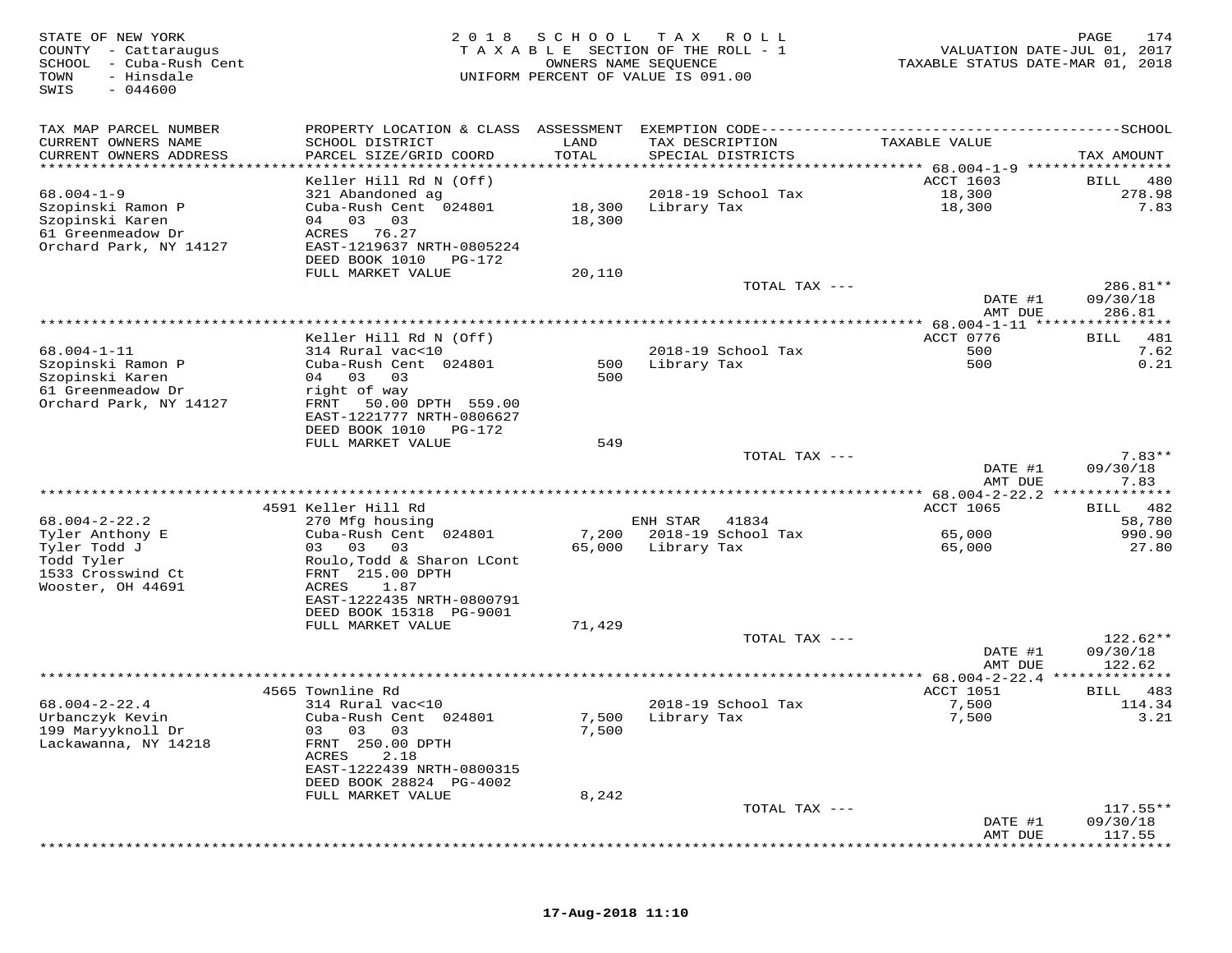STATE OF NEW YORK
COUNTY - Cattaraugus
SCHOOL - Cuba-Rush Cent
TOWN - Hinsdale
SWIS - 044600

2018 SCHOOL TAX ROLL
TAXABLE SECTION OF THE ROLL - 1
OWNERS NAME SEQUENCE
UNIFORM PERCENT OF VALUE IS 091.00

VALUATION DATE-JUL 01, 2017
TAXABLE STATUS DATE-MAR 01, 2018

| TAX MAP PARCEL NUMBER / CURRENT OWNERS NAME / CURRENT OWNERS ADDRESS | PROPERTY LOCATION & CLASS / SCHOOL DISTRICT / PARCEL SIZE/GRID COORD | ASSESSMENT LAND / TOTAL | EXEMPTION CODE / TAX DESCRIPTION / SPECIAL DISTRICTS | TAXABLE VALUE | TAX AMOUNT |
|---|---|---|---|---|---|
| **68.004-1-9** | Keller Hill Rd N (Off) | | | ACCT 1603 | BILL 480 |
| Szopinski Ramon P | 321 Abandoned ag | | 2018-19 School Tax | 18,300 | 278.98 |
| Szopinski Karen | Cuba-Rush Cent 024801 | 18,300 | Library Tax | 18,300 | 7.83 |
| 61 Greenmeadow Dr | 04 03 03 | 18,300 | | | |
| Orchard Park, NY 14127 | ACRES 76.27 | | | | |
| | EAST-1219637 NRTH-0805224 | | | | |
| | DEED BOOK 1010 PG-172 | | | | |
| | FULL MARKET VALUE | 20,110 | | | |
| | | | TOTAL TAX --- | | 286.81** |
| | | | | DATE #1 | 09/30/18 |
| | | | | AMT DUE | 286.81 |
| **68.004-1-11** | Keller Hill Rd N (Off) | | | ACCT 0776 | BILL 481 |
| Szopinski Ramon P | 314 Rural vac<10 | | 2018-19 School Tax | 500 | 7.62 |
| Szopinski Karen | Cuba-Rush Cent 024801 | 500 | Library Tax | 500 | 0.21 |
| 61 Greenmeadow Dr | 04 03 03 | 500 | | | |
| Orchard Park, NY 14127 | right of way | | | | |
| | FRNT 50.00 DPTH 559.00 | | | | |
| | EAST-1221777 NRTH-0806627 | | | | |
| | DEED BOOK 1010 PG-172 | | | | |
| | FULL MARKET VALUE | 549 | | | |
| | | | TOTAL TAX --- | | 7.83** |
| | | | | DATE #1 | 09/30/18 |
| | | | | AMT DUE | 7.83 |
| **68.004-2-22.2** | 4591 Keller Hill Rd | | | ACCT 1065 | BILL 482 |
| Tyler Anthony E | 270 Mfg housing | | ENH STAR 41834 | | 58,780 |
| Tyler Todd J | Cuba-Rush Cent 024801 | 7,200 | 2018-19 School Tax | 65,000 | 990.90 |
| Todd Tyler | 03 03 03 | 65,000 | Library Tax | 65,000 | 27.80 |
| 1533 Crosswind Ct | Roulo,Todd & Sharon LCont | | | | |
| Wooster, OH 44691 | FRNT 215.00 DPTH | | | | |
| | ACRES 1.87 | | | | |
| | EAST-1222435 NRTH-0800791 | | | | |
| | DEED BOOK 15318 PG-9001 | | | | |
| | FULL MARKET VALUE | 71,429 | | | |
| | | | TOTAL TAX --- | | 122.62** |
| | | | | DATE #1 | 09/30/18 |
| | | | | AMT DUE | 122.62 |
| **68.004-2-22.4** | 4565 Townline Rd | | | ACCT 1051 | BILL 483 |
| Urbanczyk Kevin | 314 Rural vac<10 | | 2018-19 School Tax | 7,500 | 114.34 |
| 199 Maryyknoll Dr | Cuba-Rush Cent 024801 | 7,500 | Library Tax | 7,500 | 3.21 |
| Lackawanna, NY 14218 | 03 03 03 | 7,500 | | | |
| | FRNT 250.00 DPTH | | | | |
| | ACRES 2.18 | | | | |
| | EAST-1222439 NRTH-0800315 | | | | |
| | DEED BOOK 28824 PG-4002 | | | | |
| | FULL MARKET VALUE | 8,242 | | | |
| | | | TOTAL TAX --- | | 117.55** |
| | | | | DATE #1 | 09/30/18 |
| | | | | AMT DUE | 117.55 |

17-Aug-2018 11:10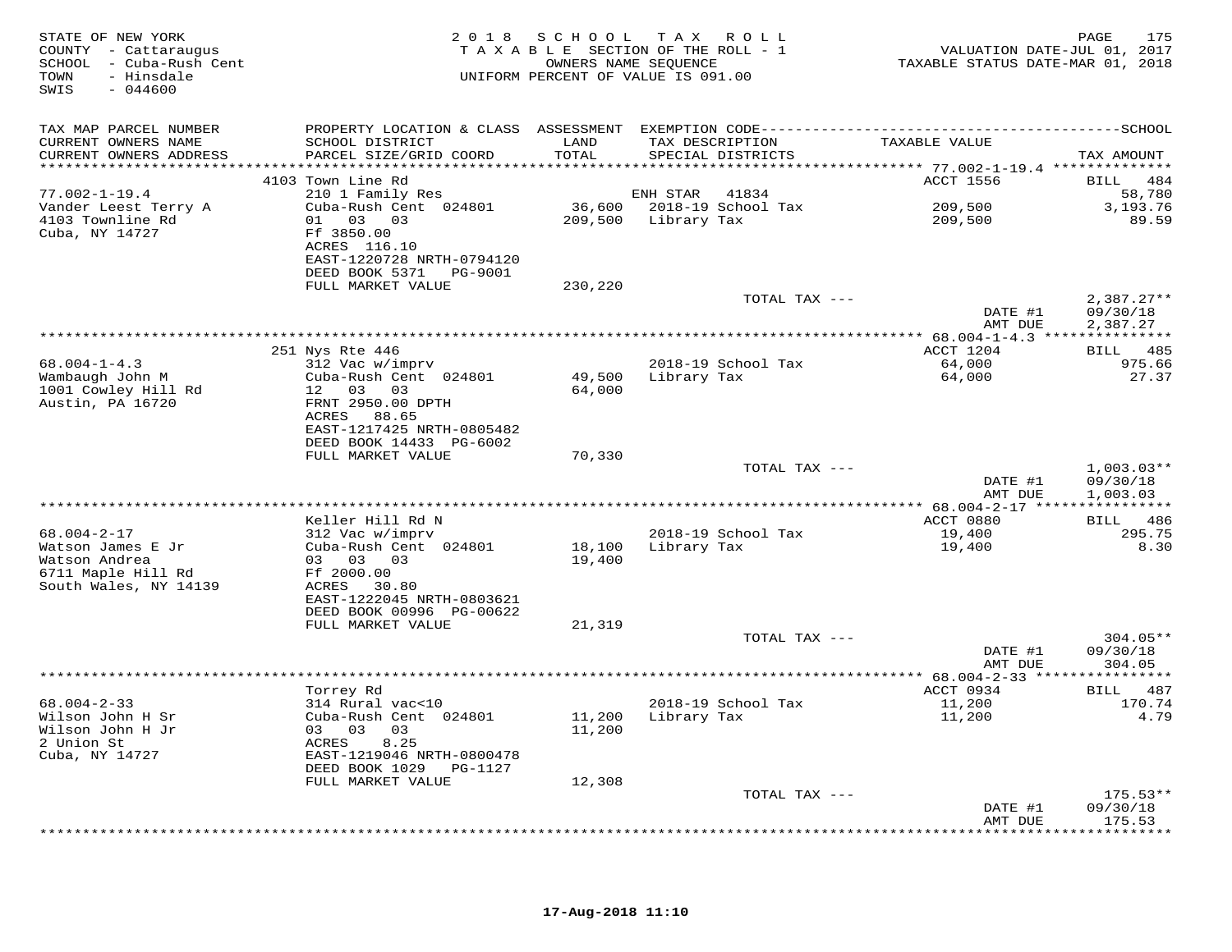STATE OF NEW YORK
COUNTY - Cattaraugus
SCHOOL - Cuba-Rush Cent
TOWN - Hinsdale
SWIS - 044600

2018 SCHOOL TAX ROLL
TAXABLE SECTION OF THE ROLL - 1
OWNERS NAME SEQUENCE
UNIFORM PERCENT OF VALUE IS 091.00

VALUATION DATE-JUL 01, 2017
TAXABLE STATUS DATE-MAR 01, 2018

| TAX MAP PARCEL NUMBER / CURRENT OWNERS NAME / CURRENT OWNERS ADDRESS | PROPERTY LOCATION & CLASS / SCHOOL DISTRICT / PARCEL SIZE/GRID COORD | ASSESSMENT LAND / TOTAL | EXEMPTION CODE / TAX DESCRIPTION / SPECIAL DISTRICTS | TAXABLE VALUE | TAX AMOUNT |
|---|---|---|---|---|---|
| 77.002-1-19.4 | 4103 Town Line Rd | | | ACCT 1556 | BILL 484 |
| 77.002-1-19.4 | 210 1 Family Res | | ENH STAR 41834 | | 58,780 |
| Vander Leest Terry A | Cuba-Rush Cent 024801 | 36,600 | 2018-19 School Tax | 209,500 | 3,193.76 |
| 4103 Townline Rd | 01 03 03 | 209,500 | Library Tax | 209,500 | 89.59 |
| Cuba, NY 14727 | Ff 3850.00 | | | | |
| | ACRES 116.10 | | | | |
| | EAST-1220728 NRTH-0794120 | | | | |
| | DEED BOOK 5371 PG-9001 | | | | |
| | FULL MARKET VALUE | 230,220 | | | |
| | | | TOTAL TAX --- | | 2,387.27** |
| | | | | DATE #1 | 09/30/18 |
| | | | | AMT DUE | 2,387.27 |
| 68.004-1-4.3 | 251 Nys Rte 446 | | | ACCT 1204 | BILL 485 |
| 68.004-1-4.3 | 312 Vac w/imprv | | 2018-19 School Tax | 64,000 | 975.66 |
| Wambaugh John M | Cuba-Rush Cent 024801 | 49,500 | Library Tax | 64,000 | 27.37 |
| 1001 Cowley Hill Rd | 12 03 03 | 64,000 | | | |
| Austin, PA 16720 | FRNT 2950.00 DPTH | | | | |
| | ACRES 88.65 | | | | |
| | EAST-1217425 NRTH-0805482 | | | | |
| | DEED BOOK 14433 PG-6002 | | | | |
| | FULL MARKET VALUE | 70,330 | | | |
| | | | TOTAL TAX --- | | 1,003.03** |
| | | | | DATE #1 | 09/30/18 |
| | | | | AMT DUE | 1,003.03 |
| 68.004-2-17 | Keller Hill Rd N | | | ACCT 0880 | BILL 486 |
| 68.004-2-17 | 312 Vac w/imprv | | 2018-19 School Tax | 19,400 | 295.75 |
| Watson James E Jr | Cuba-Rush Cent 024801 | 18,100 | Library Tax | 19,400 | 8.30 |
| Watson Andrea | 03 03 03 | 19,400 | | | |
| 6711 Maple Hill Rd | Ff 2000.00 | | | | |
| South Wales, NY 14139 | ACRES 30.80 | | | | |
| | EAST-1222045 NRTH-0803621 | | | | |
| | DEED BOOK 00996 PG-00622 | | | | |
| | FULL MARKET VALUE | 21,319 | | | |
| | | | TOTAL TAX --- | | 304.05** |
| | | | | DATE #1 | 09/30/18 |
| | | | | AMT DUE | 304.05 |
| 68.004-2-33 | Torrey Rd | | | ACCT 0934 | BILL 487 |
| 68.004-2-33 | 314 Rural vac<10 | | 2018-19 School Tax | 11,200 | 170.74 |
| Wilson John H Sr | Cuba-Rush Cent 024801 | 11,200 | Library Tax | 11,200 | 4.79 |
| Wilson John H Jr | 03 03 03 | 11,200 | | | |
| 2 Union St | ACRES 8.25 | | | | |
| Cuba, NY 14727 | EAST-1219046 NRTH-0800478 | | | | |
| | DEED BOOK 1029 PG-1127 | | | | |
| | FULL MARKET VALUE | 12,308 | | | |
| | | | TOTAL TAX --- | | 175.53** |
| | | | | DATE #1 | 09/30/18 |
| | | | | AMT DUE | 175.53 |

17-Aug-2018 11:10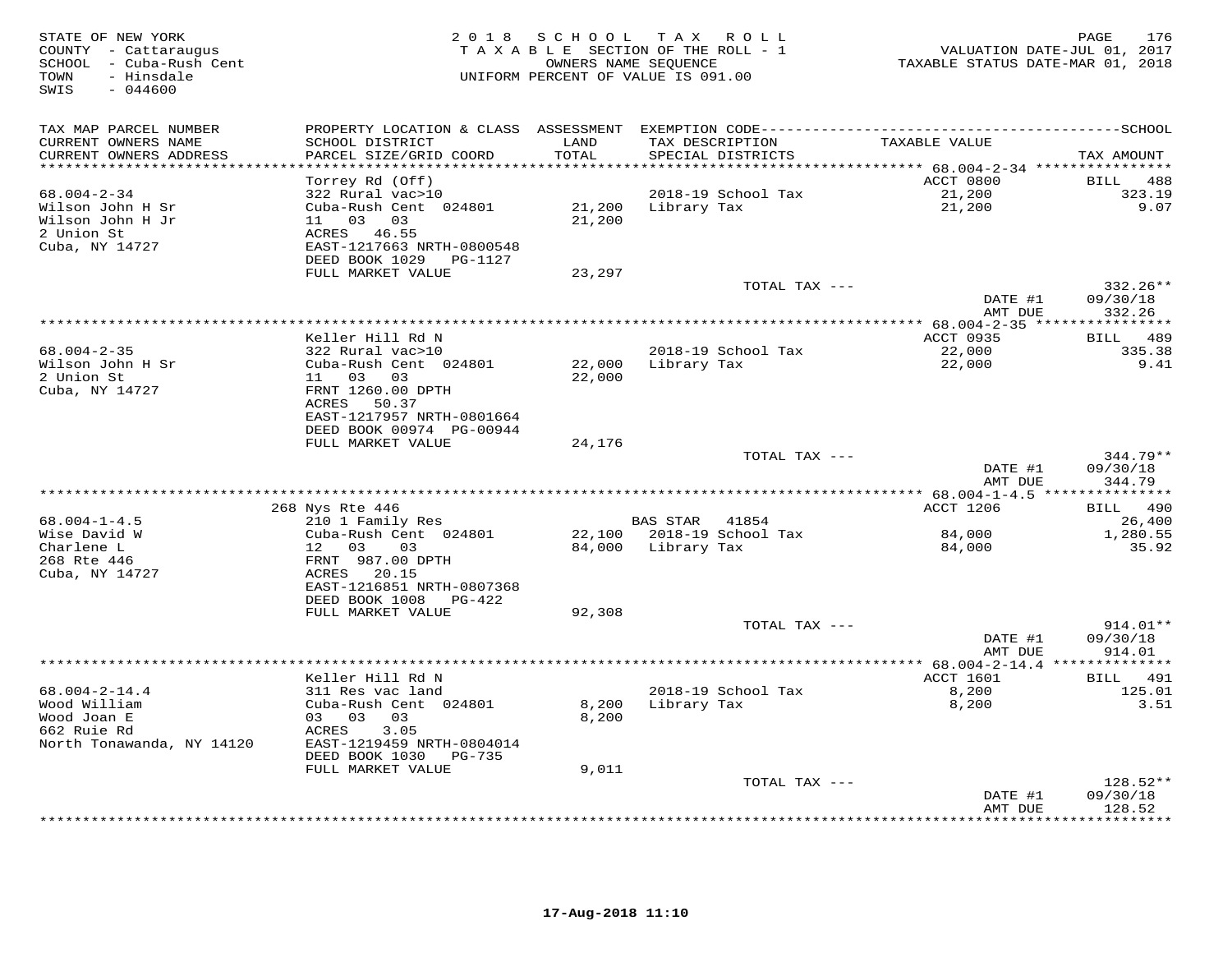STATE OF NEW YORK
COUNTY - Cattaraugus
SCHOOL - Cuba-Rush Cent
TOWN - Hinsdale
SWIS - 044600

2018 SCHOOL TAX ROLL
TAXABLE SECTION OF THE ROLL - 1
OWNERS NAME SEQUENCE
UNIFORM PERCENT OF VALUE IS 091.00

VALUATION DATE-JUL 01, 2017
TAXABLE STATUS DATE-MAR 01, 2018

| TAX MAP PARCEL NUMBER / CURRENT OWNERS NAME / CURRENT OWNERS ADDRESS | PROPERTY LOCATION & CLASS / SCHOOL DISTRICT / PARCEL SIZE/GRID COORD | ASSESSMENT LAND / TOTAL | EXEMPTION CODE / TAX DESCRIPTION / SPECIAL DISTRICTS | TAXABLE VALUE | TAX AMOUNT |
|---|---|---|---|---|---|
| **68.004-2-34** | Torrey Rd (Off) | | | ACCT 0800 | BILL 488 |
| 68.004-2-34 | 322 Rural vac>10 | | 2018-19 School Tax | 21,200 | 323.19 |
| Wilson John H Sr | Cuba-Rush Cent 024801 | 21,200 | Library Tax | 21,200 | 9.07 |
| Wilson John H Jr | 11 03 03 | 21,200 | | | |
| 2 Union St | ACRES 46.55 | | | | |
| Cuba, NY 14727 | EAST-1217663 NRTH-0800548 | | | | |
| | DEED BOOK 1029 PG-1127 | | | | |
| | FULL MARKET VALUE | 23,297 | | | |
| | | | TOTAL TAX --- | | 332.26** |
| | | | | DATE #1 | 09/30/18 |
| | | | | AMT DUE | 332.26 |
| **68.004-2-35** | Keller Hill Rd N | | | ACCT 0935 | BILL 489 |
| 68.004-2-35 | 322 Rural vac>10 | | 2018-19 School Tax | 22,000 | 335.38 |
| Wilson John H Sr | Cuba-Rush Cent 024801 | 22,000 | Library Tax | 22,000 | 9.41 |
| 2 Union St | 11 03 03 | 22,000 | | | |
| Cuba, NY 14727 | FRNT 1260.00 DPTH | | | | |
| | ACRES 50.37 | | | | |
| | EAST-1217957 NRTH-0801664 | | | | |
| | DEED BOOK 00974 PG-00944 | | | | |
| | FULL MARKET VALUE | 24,176 | | | |
| | | | TOTAL TAX --- | | 344.79** |
| | | | | DATE #1 | 09/30/18 |
| | | | | AMT DUE | 344.79 |
| **68.004-1-4.5** | 268 Nys Rte 446 | | | ACCT 1206 | BILL 490 |
| 68.004-1-4.5 | 210 1 Family Res | | BAS STAR 41854 | | 26,400 |
| Wise David W | Cuba-Rush Cent 024801 | 22,100 | 2018-19 School Tax | 84,000 | 1,280.55 |
| Charlene L | 12 03 03 | 84,000 | Library Tax | 84,000 | 35.92 |
| 268 Rte 446 | FRNT 987.00 DPTH | | | | |
| Cuba, NY 14727 | ACRES 20.15 | | | | |
| | EAST-1216851 NRTH-0807368 | | | | |
| | DEED BOOK 1008 PG-422 | | | | |
| | FULL MARKET VALUE | 92,308 | | | |
| | | | TOTAL TAX --- | | 914.01** |
| | | | | DATE #1 | 09/30/18 |
| | | | | AMT DUE | 914.01 |
| **68.004-2-14.4** | Keller Hill Rd N | | | ACCT 1601 | BILL 491 |
| 68.004-2-14.4 | 311 Res vac land | | 2018-19 School Tax | 8,200 | 125.01 |
| Wood William | Cuba-Rush Cent 024801 | 8,200 | Library Tax | 8,200 | 3.51 |
| Wood Joan E | 03 03 03 | 8,200 | | | |
| 662 Ruie Rd | ACRES 3.05 | | | | |
| North Tonawanda, NY 14120 | EAST-1219459 NRTH-0804014 | | | | |
| | DEED BOOK 1030 PG-735 | | | | |
| | FULL MARKET VALUE | 9,011 | | | |
| | | | TOTAL TAX --- | | 128.52** |
| | | | | DATE #1 | 09/30/18 |
| | | | | AMT DUE | 128.52 |

17-Aug-2018 11:10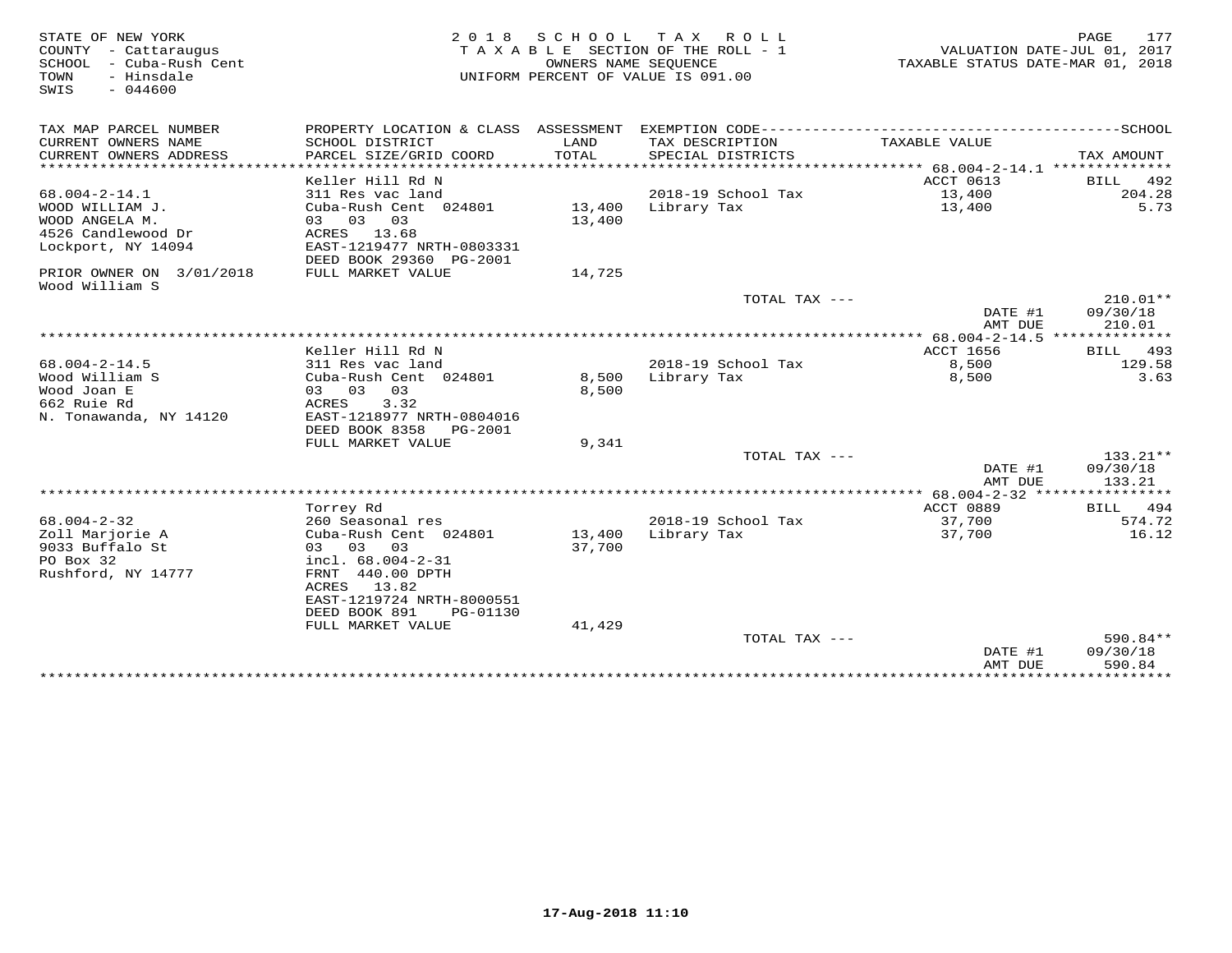STATE OF NEW YORK
COUNTY - Cattaraugus
SCHOOL - Cuba-Rush Cent
TOWN - Hinsdale
SWIS - 044600

2018 SCHOOL TAX ROLL
TAXABLE SECTION OF THE ROLL - 1
OWNERS NAME SEQUENCE
UNIFORM PERCENT OF VALUE IS 091.00

VALUATION DATE-JUL 01, 2017
TAXABLE STATUS DATE-MAR 01, 2018

| TAX MAP PARCEL NUMBER / CURRENT OWNERS NAME / CURRENT OWNERS ADDRESS | PROPERTY LOCATION & CLASS / SCHOOL DISTRICT / PARCEL SIZE/GRID COORD | ASSESSMENT LAND / TOTAL | EXEMPTION CODE / TAX DESCRIPTION / SPECIAL DISTRICTS | TAXABLE VALUE | SCHOOL TAX AMOUNT |
|---|---|---|---|---|---|
| 68.004-2-14.1 | Keller Hill Rd N | | | ACCT 0613 | BILL 492 |
| WOOD WILLIAM J. | 311 Res vac land | | 2018-19 School Tax | 13,400 | 204.28 |
| WOOD ANGELA M. | Cuba-Rush Cent 024801 | 13,400 | Library Tax | 13,400 | 5.73 |
| 4526 Candlewood Dr | 03 03 03 | 13,400 | | | |
| Lockport, NY 14094 | ACRES 13.68 | | | | |
| | EAST-1219477 NRTH-0803331 | | | | |
| | DEED BOOK 29360 PG-2001 | | | | |
| PRIOR OWNER ON 3/01/2018 | FULL MARKET VALUE | 14,725 | | | |
| Wood William S | | | | | |
| | | | TOTAL TAX --- | | 210.01** |
| | | | | DATE #1 | 09/30/18 |
| | | | | AMT DUE | 210.01 |
| 68.004-2-14.5 | Keller Hill Rd N | | | ACCT 1656 | BILL 493 |
| Wood William S | 311 Res vac land | | 2018-19 School Tax | 8,500 | 129.58 |
| Wood Joan E | Cuba-Rush Cent 024801 | 8,500 | Library Tax | 8,500 | 3.63 |
| 662 Ruie Rd | 03 03 03 | 8,500 | | | |
| N. Tonawanda, NY 14120 | ACRES 3.32 | | | | |
| | EAST-1218977 NRTH-0804016 | | | | |
| | DEED BOOK 8358 PG-2001 | | | | |
| | FULL MARKET VALUE | 9,341 | | | |
| | | | TOTAL TAX --- | | 133.21** |
| | | | | DATE #1 | 09/30/18 |
| | | | | AMT DUE | 133.21 |
| 68.004-2-32 | Torrey Rd | | | ACCT 0889 | BILL 494 |
| Zoll Marjorie A | 260 Seasonal res | | 2018-19 School Tax | 37,700 | 574.72 |
| 9033 Buffalo St | Cuba-Rush Cent 024801 | 13,400 | Library Tax | 37,700 | 16.12 |
| PO Box 32 | 03 03 03 | 37,700 | | | |
| Rushford, NY 14777 | incl. 68.004-2-31 | | | | |
| | FRNT 440.00 DPTH | | | | |
| | ACRES 13.82 | | | | |
| | EAST-1219724 NRTH-8000551 | | | | |
| | DEED BOOK 891 PG-01130 | | | | |
| | FULL MARKET VALUE | 41,429 | | | |
| | | | TOTAL TAX --- | | 590.84** |
| | | | | DATE #1 | 09/30/18 |
| | | | | AMT DUE | 590.84 |

17-Aug-2018 11:10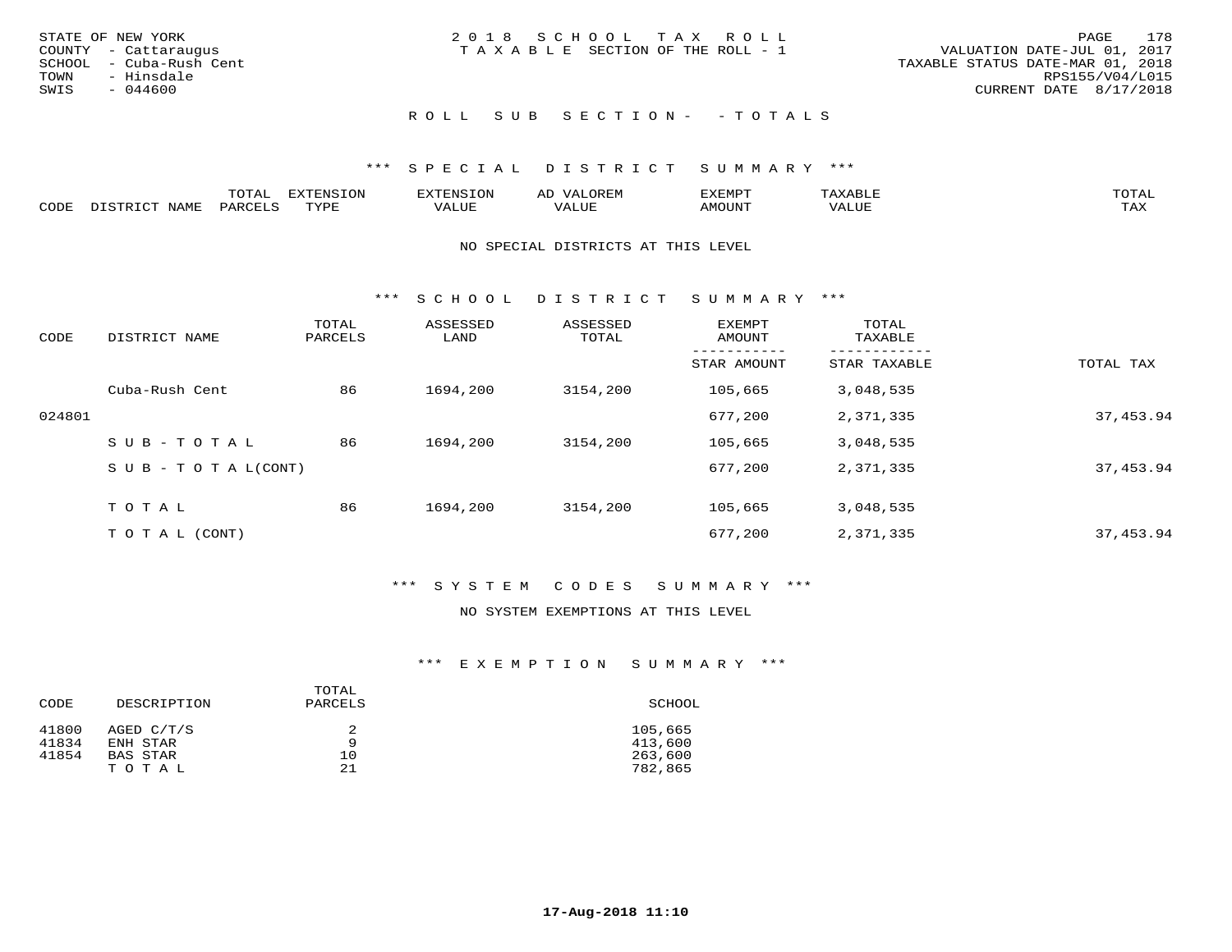STATE OF NEW YORK
COUNTY - Cattaraugus
SCHOOL - Cuba-Rush Cent
TOWN - Hinsdale
SWIS - 044600

2 0 1 8 S C H O O L T A X R O L L
T A X A B L E SECTION OF THE ROLL - 1

VALUATION DATE-JUL 01, 2017
TAXABLE STATUS DATE-MAR 01, 2018
RPS155/V04/L015
CURRENT DATE 8/17/2018

R O L L S U B S E C T I O N - - T O T A L S

\*\*\* S P E C I A L D I S T R I C T S U M M A R Y \*\*\*

| CODE | DISTRICT NAME | TOTAL PARCELS | EXTENSION TYPE | EXTENSION VALUE | AD VALOREM VALUE | EXEMPT AMOUNT | TAXABLE VALUE | TOTAL TAX |
|---|---|---|---|---|---|---|---|---|

NO SPECIAL DISTRICTS AT THIS LEVEL

\*\*\* S C H O O L D I S T R I C T S U M M A R Y \*\*\*

| CODE | DISTRICT NAME | TOTAL PARCELS | ASSESSED LAND | ASSESSED TOTAL | EXEMPT AMOUNT / STAR AMOUNT | TOTAL TAXABLE / STAR TAXABLE | TOTAL TAX |
|---|---|---|---|---|---|---|---|
| | Cuba-Rush Cent | 86 | 1694,200 | 3154,200 | 105,665 | 3,048,535 | |
| 024801 | | | | | 677,200 | 2,371,335 | 37,453.94 |
| | S U B - T O T A L | 86 | 1694,200 | 3154,200 | 105,665 | 3,048,535 | |
| | S U B - T O T A L(CONT) | | | | 677,200 | 2,371,335 | 37,453.94 |
| | T O T A L | 86 | 1694,200 | 3154,200 | 105,665 | 3,048,535 | |
| | T O T A L (CONT) | | | | 677,200 | 2,371,335 | 37,453.94 |

\*\*\* S Y S T E M C O D E S S U M M A R Y \*\*\*

NO SYSTEM EXEMPTIONS AT THIS LEVEL

\*\*\* E X E M P T I O N S U M M A R Y \*\*\*

| CODE | DESCRIPTION | TOTAL PARCELS | SCHOOL |
|---|---|---|---|
| 41800 | AGED C/T/S | 2 | 105,665 |
| 41834 | ENH STAR | 9 | 413,600 |
| 41854 | BAS STAR | 10 | 263,600 |
| | T O T A L | 21 | 782,865 |

17-Aug-2018 11:10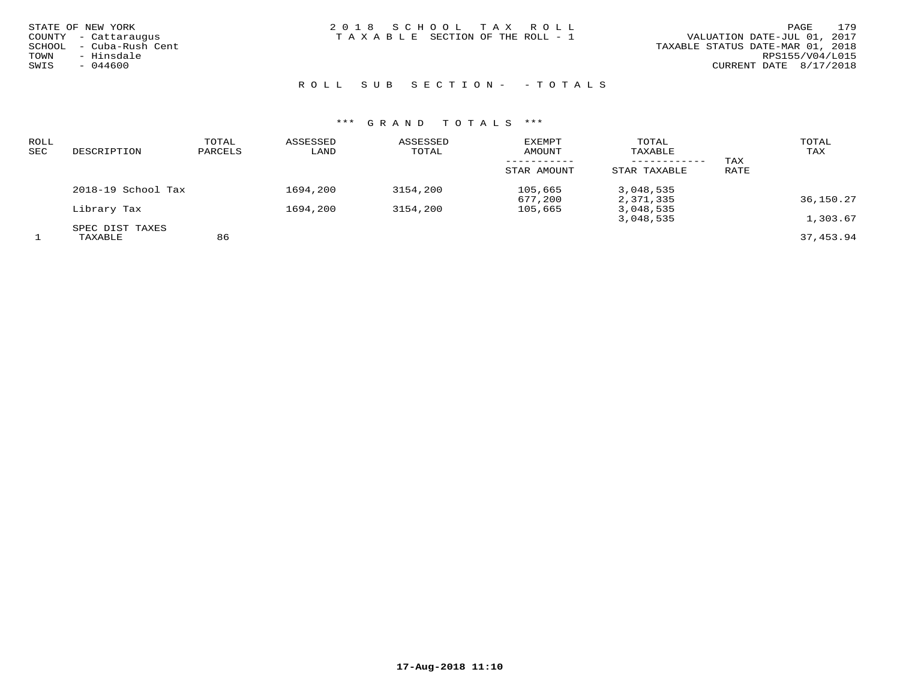STATE OF NEW YORK
COUNTY - Cattaraugus
SCHOOL - Cuba-Rush Cent
TOWN - Hinsdale
SWIS - 044600

2 0 1 8 S C H O O L T A X R O L L
T A X A B L E SECTION OF THE ROLL - 1

VALUATION DATE-JUL 01, 2017
TAXABLE STATUS DATE-MAR 01, 2018
RPS155/V04/L015
CURRENT DATE 8/17/2018

R O L L S U B S E C T I O N - - T O T A L S

*** G R A N D T O T A L S ***

| ROLL SEC | DESCRIPTION | TOTAL PARCELS | ASSESSED LAND | ASSESSED TOTAL | EXEMPT AMOUNT / STAR AMOUNT | TOTAL TAXABLE / STAR TAXABLE | TAX RATE | TOTAL TAX |
|---|---|---|---|---|---|---|---|---|
| | 2018-19 School Tax | | 1694,200 | 3154,200 | 105,665 | 3,048,535 | | |
| | | | | | 677,200 | 2,371,335 | | 36,150.27 |
| | Library Tax | | 1694,200 | 3154,200 | 105,665 | 3,048,535 | | |
| | | | | | | 3,048,535 | | 1,303.67 |
| | SPEC DIST TAXES | | | | | | | |
| 1 | TAXABLE | 86 | | | | | | 37,453.94 |

17-Aug-2018 11:10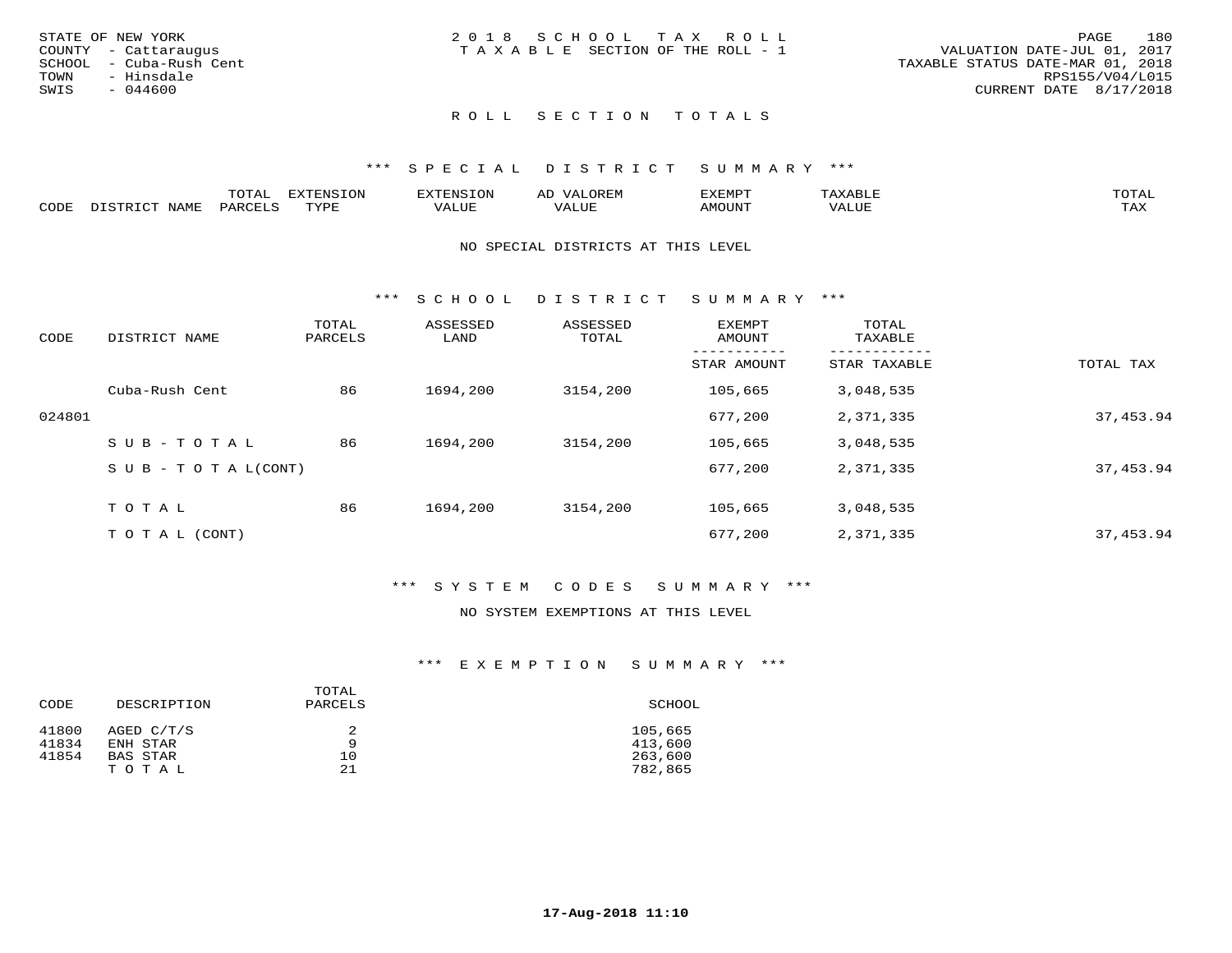STATE OF NEW YORK
COUNTY - Cattaraugus
SCHOOL - Cuba-Rush Cent
TOWN - Hinsdale
SWIS - 044600

2 0 1 8 S C H O O L T A X R O L L
T A X A B L E SECTION OF THE ROLL - 1

VALUATION DATE-JUL 01, 2017
TAXABLE STATUS DATE-MAR 01, 2018
RPS155/V04/L015
CURRENT DATE 8/17/2018

## R O L L S E C T I O N T O T A L S

### *** S P E C I A L D I S T R I C T S U M M A R Y ***

| CODE | DISTRICT NAME | TOTAL PARCELS | EXTENSION TYPE | EXTENSION VALUE | AD VALOREM VALUE | EXEMPT AMOUNT | TAXABLE VALUE | TOTAL TAX |
|---|---|---|---|---|---|---|---|---|

NO SPECIAL DISTRICTS AT THIS LEVEL

### *** S C H O O L D I S T R I C T S U M M A R Y ***

| CODE | DISTRICT NAME | TOTAL PARCELS | ASSESSED LAND | ASSESSED TOTAL | EXEMPT AMOUNT / STAR AMOUNT | TOTAL TAXABLE / STAR TAXABLE | TOTAL TAX |
|---|---|---|---|---|---|---|---|
| | Cuba-Rush Cent | 86 | 1694,200 | 3154,200 | 105,665 | 3,048,535 | |
| 024801 | | | | | 677,200 | 2,371,335 | 37,453.94 |
| | S U B - T O T A L | 86 | 1694,200 | 3154,200 | 105,665 | 3,048,535 | |
| | S U B - T O T A L(CONT) | | | | 677,200 | 2,371,335 | 37,453.94 |
| | T O T A L | 86 | 1694,200 | 3154,200 | 105,665 | 3,048,535 | |
| | T O T A L (CONT) | | | | 677,200 | 2,371,335 | 37,453.94 |

### *** S Y S T E M C O D E S S U M M A R Y ***

NO SYSTEM EXEMPTIONS AT THIS LEVEL

### *** E X E M P T I O N S U M M A R Y ***

| CODE | DESCRIPTION | TOTAL PARCELS | SCHOOL |
|---|---|---|---|
| 41800 | AGED C/T/S | 2 | 105,665 |
| 41834 | ENH STAR | 9 | 413,600 |
| 41854 | BAS STAR | 10 | 263,600 |
| | T O T A L | 21 | 782,865 |

17-Aug-2018 11:10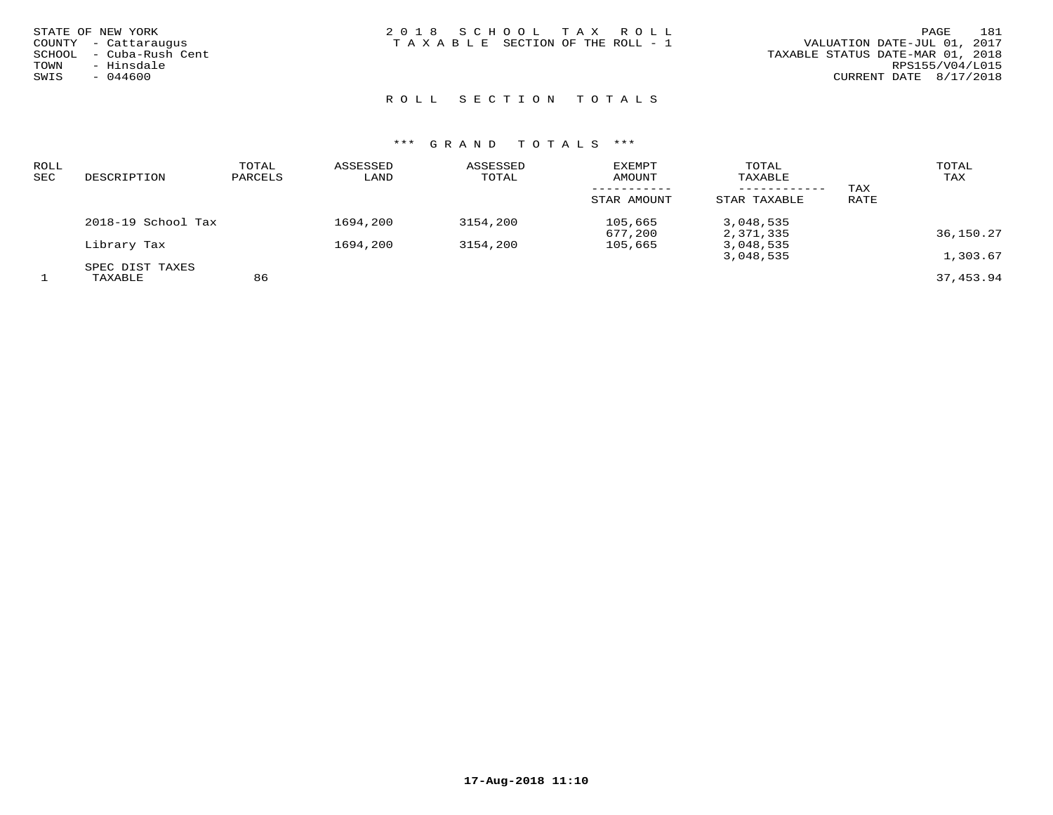STATE OF NEW YORK
COUNTY - Cattaraugus
SCHOOL - Cuba-Rush Cent
TOWN - Hinsdale
SWIS - 044600

2018 SCHOOL TAX ROLL
TAXABLE SECTION OF THE ROLL - 1

VALUATION DATE-JUL 01, 2017
TAXABLE STATUS DATE-MAR 01, 2018
RPS155/V04/L015
CURRENT DATE 8/17/2018

## ROLL SECTION TOTALS

### *** GRAND TOTALS ***

| ROLL SEC | DESCRIPTION | TOTAL PARCELS | ASSESSED LAND | ASSESSED TOTAL | EXEMPT AMOUNT / STAR AMOUNT | TOTAL TAXABLE / STAR TAXABLE | TAX RATE | TOTAL TAX |
|---|---|---|---|---|---|---|---|---|
| | 2018-19 School Tax | | 1694,200 | 3154,200 | 105,665 | 3,048,535 | | |
| | | | | | 677,200 | 2,371,335 | | 36,150.27 |
| | Library Tax | | 1694,200 | 3154,200 | 105,665 | 3,048,535 | | |
| | | | | | | 3,048,535 | | 1,303.67 |
| | SPEC DIST TAXES | | | | | | | |
| 1 | TAXABLE | 86 | | | | | | 37,453.94 |

17-Aug-2018 11:10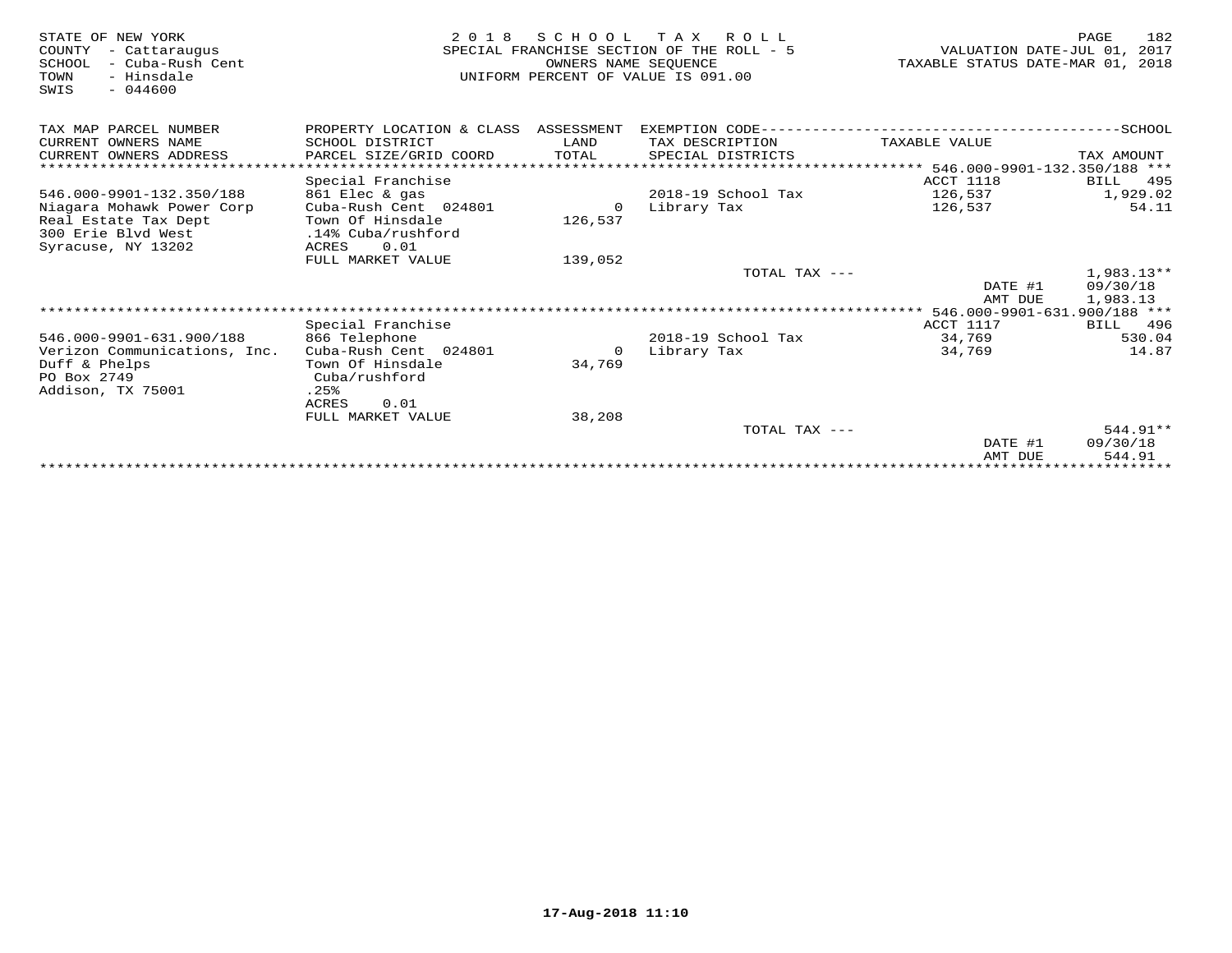STATE OF NEW YORK
COUNTY - Cattaraugus
SCHOOL - Cuba-Rush Cent
TOWN - Hinsdale
SWIS - 044600

2 0 1 8 S C H O O L T A X R O L L
SPECIAL FRANCHISE SECTION OF THE ROLL - 5
OWNERS NAME SEQUENCE
UNIFORM PERCENT OF VALUE IS 091.00

VALUATION DATE-JUL 01, 2017
TAXABLE STATUS DATE-MAR 01, 2018

| TAX MAP PARCEL NUMBER / CURRENT OWNERS NAME / CURRENT OWNERS ADDRESS | PROPERTY LOCATION & CLASS / SCHOOL DISTRICT / PARCEL SIZE/GRID COORD | ASSESSMENT LAND / TOTAL | EXEMPTION CODE / TAX DESCRIPTION / SPECIAL DISTRICTS | TAXABLE VALUE | SCHOOL TAX AMOUNT |
|---|---|---|---|---|---|
| | | | | 546.000-9901-132.350/188 *** | |
| | Special Franchise | | | ACCT 1118 | BILL 495 |
| 546.000-9901-132.350/188 | 861 Elec & gas | | 2018-19 School Tax | 126,537 | 1,929.02 |
| Niagara Mohawk Power Corp | Cuba-Rush Cent 024801 | 0 | Library Tax | 126,537 | 54.11 |
| Real Estate Tax Dept | Town Of Hinsdale | 126,537 | | | |
| 300 Erie Blvd West | .14% Cuba/rushford | | | | |
| Syracuse, NY 13202 | ACRES 0.01 | | | | |
| | FULL MARKET VALUE | 139,052 | | | |
| | | | TOTAL TAX --- | | 1,983.13** |
| | | | | DATE #1 | 09/30/18 |
| | | | | AMT DUE | 1,983.13 |
| | | | | 546.000-9901-631.900/188 *** | |
| | Special Franchise | | | ACCT 1117 | BILL 496 |
| 546.000-9901-631.900/188 | 866 Telephone | | 2018-19 School Tax | 34,769 | 530.04 |
| Verizon Communications, Inc. | Cuba-Rush Cent 024801 | 0 | Library Tax | 34,769 | 14.87 |
| Duff & Phelps | Town Of Hinsdale | 34,769 | | | |
| PO Box 2749 | Cuba/rushford | | | | |
| Addison, TX 75001 | .25% | | | | |
| | ACRES 0.01 | | | | |
| | FULL MARKET VALUE | 38,208 | | | |
| | | | TOTAL TAX --- | | 544.91** |
| | | | | DATE #1 | 09/30/18 |
| | | | | AMT DUE | 544.91 |

17-Aug-2018 11:10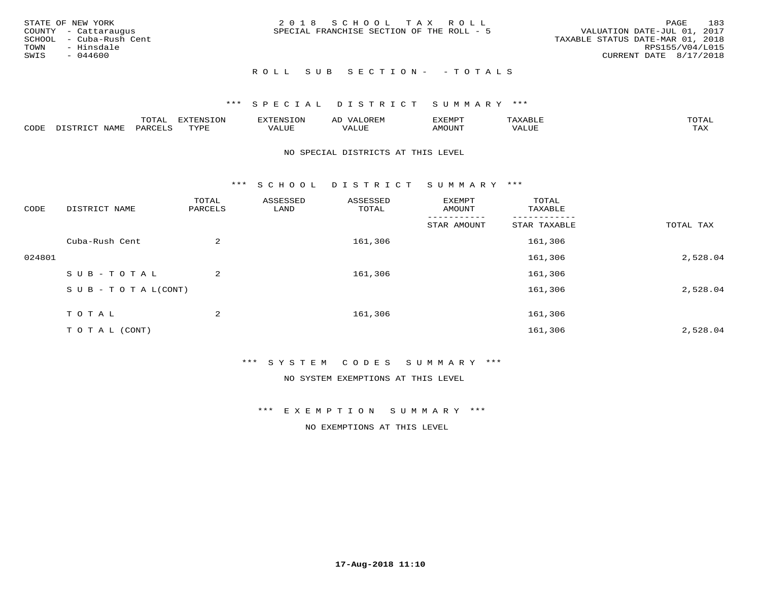STATE OF NEW YORK
COUNTY - Cattaraugus
SCHOOL - Cuba-Rush Cent
TOWN - Hinsdale
SWIS - 044600

2018 SCHOOL TAX ROLL
SPECIAL FRANCHISE SECTION OF THE ROLL - 5

VALUATION DATE-JUL 01, 2017
TAXABLE STATUS DATE-MAR 01, 2018
RPS155/V04/L015
CURRENT DATE 8/17/2018

ROLL SUB SECTION- - TOTALS

*** SPECIAL DISTRICT SUMMARY ***

| CODE | DISTRICT NAME | TOTAL PARCELS | EXTENSION TYPE | EXTENSION VALUE | AD VALOREM VALUE | EXEMPT AMOUNT | TAXABLE VALUE | TOTAL TAX |
|---|---|---|---|---|---|---|---|---|

NO SPECIAL DISTRICTS AT THIS LEVEL

*** SCHOOL DISTRICT SUMMARY ***

| CODE | DISTRICT NAME | TOTAL PARCELS | ASSESSED LAND | ASSESSED TOTAL | EXEMPT AMOUNT / STAR AMOUNT | TOTAL TAXABLE / STAR TAXABLE | TOTAL TAX |
|---|---|---|---|---|---|---|---|
| | Cuba-Rush Cent | 2 | | 161,306 | | 161,306 | |
| 024801 | | | | | | 161,306 | 2,528.04 |
| | SUB-TOTAL | 2 | | 161,306 | | 161,306 | |
| | SUB-TOTAL(CONT) | | | | | 161,306 | 2,528.04 |
| | TOTAL | 2 | | 161,306 | | 161,306 | |
| | TOTAL (CONT) | | | | | 161,306 | 2,528.04 |

*** SYSTEM CODES SUMMARY ***

NO SYSTEM EXEMPTIONS AT THIS LEVEL

*** EXEMPTION SUMMARY ***

NO EXEMPTIONS AT THIS LEVEL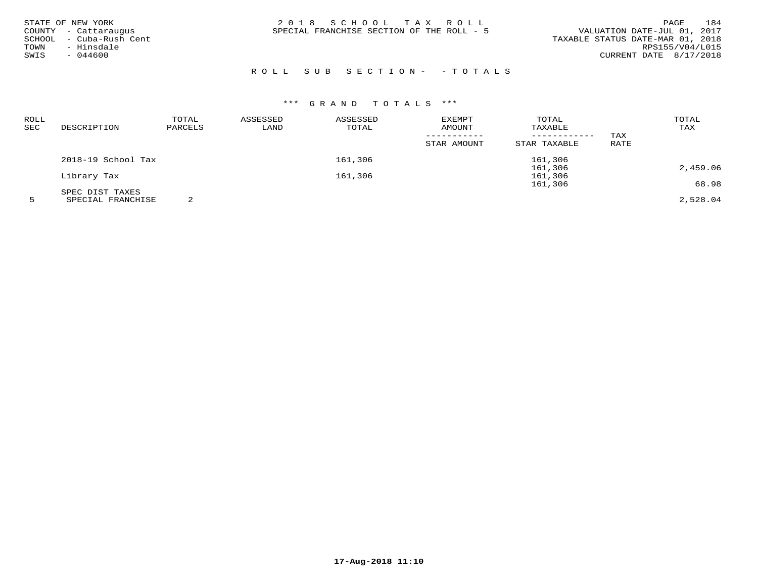STATE OF NEW YORK
COUNTY - Cattaraugus
SCHOOL - Cuba-Rush Cent
TOWN - Hinsdale
SWIS - 044600

2 0 1 8 S C H O O L T A X R O L L
SPECIAL FRANCHISE SECTION OF THE ROLL - 5

VALUATION DATE-JUL 01, 2017
TAXABLE STATUS DATE-MAR 01, 2018
RPS155/V04/L015
CURRENT DATE 8/17/2018

R O L L S U B S E C T I O N - - T O T A L S

*** G R A N D T O T A L S ***

| ROLL SEC | DESCRIPTION | TOTAL PARCELS | ASSESSED LAND | ASSESSED TOTAL | EXEMPT AMOUNT / STAR AMOUNT | TOTAL TAXABLE / STAR TAXABLE | TAX RATE | TOTAL TAX |
|---|---|---|---|---|---|---|---|---|
| | 2018-19 School Tax | | | 161,306 | | 161,306 | | |
| | | | | | | 161,306 | | 2,459.06 |
| | Library Tax | | | 161,306 | | 161,306 | | |
| | | | | | | 161,306 | | 68.98 |
| | SPEC DIST TAXES | | | | | | | |
| 5 | SPECIAL FRANCHISE | 2 | | | | | | 2,528.04 |

17-Aug-2018 11:10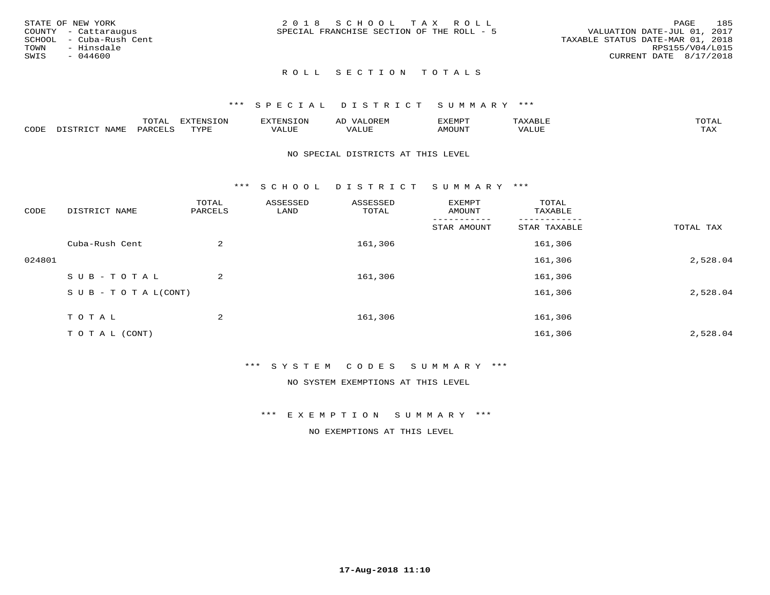STATE OF NEW YORK
COUNTY - Cattaraugus
SCHOOL - Cuba-Rush Cent
TOWN - Hinsdale
SWIS - 044600

2 0 1 8 S C H O O L T A X R O L L
SPECIAL FRANCHISE SECTION OF THE ROLL - 5

VALUATION DATE-JUL 01, 2017
TAXABLE STATUS DATE-MAR 01, 2018
RPS155/V04/L015
CURRENT DATE 8/17/2018

## R O L L S E C T I O N T O T A L S

### \*\*\* S P E C I A L D I S T R I C T S U M M A R Y \*\*\*

| CODE | DISTRICT NAME | TOTAL PARCELS | EXTENSION TYPE | EXTENSION VALUE | AD VALOREM VALUE | EXEMPT AMOUNT | TAXABLE VALUE | TOTAL TAX |
|---|---|---|---|---|---|---|---|---|

NO SPECIAL DISTRICTS AT THIS LEVEL

### \*\*\* S C H O O L D I S T R I C T S U M M A R Y \*\*\*

| CODE | DISTRICT NAME | TOTAL PARCELS | ASSESSED LAND | ASSESSED TOTAL | EXEMPT AMOUNT / STAR AMOUNT | TOTAL TAXABLE / STAR TAXABLE | TOTAL TAX |
|---|---|---|---|---|---|---|---|
| | Cuba-Rush Cent | 2 | | 161,306 | | 161,306 | |
| 024801 | | | | | | 161,306 | 2,528.04 |
| | S U B - T O T A L | 2 | | 161,306 | | 161,306 | |
| | S U B - T O T A L(CONT) | | | | | 161,306 | 2,528.04 |
| | T O T A L | 2 | | 161,306 | | 161,306 | |
| | T O T A L (CONT) | | | | | 161,306 | 2,528.04 |

### \*\*\* S Y S T E M C O D E S S U M M A R Y \*\*\*

NO SYSTEM EXEMPTIONS AT THIS LEVEL

### \*\*\* E X E M P T I O N S U M M A R Y \*\*\*

NO EXEMPTIONS AT THIS LEVEL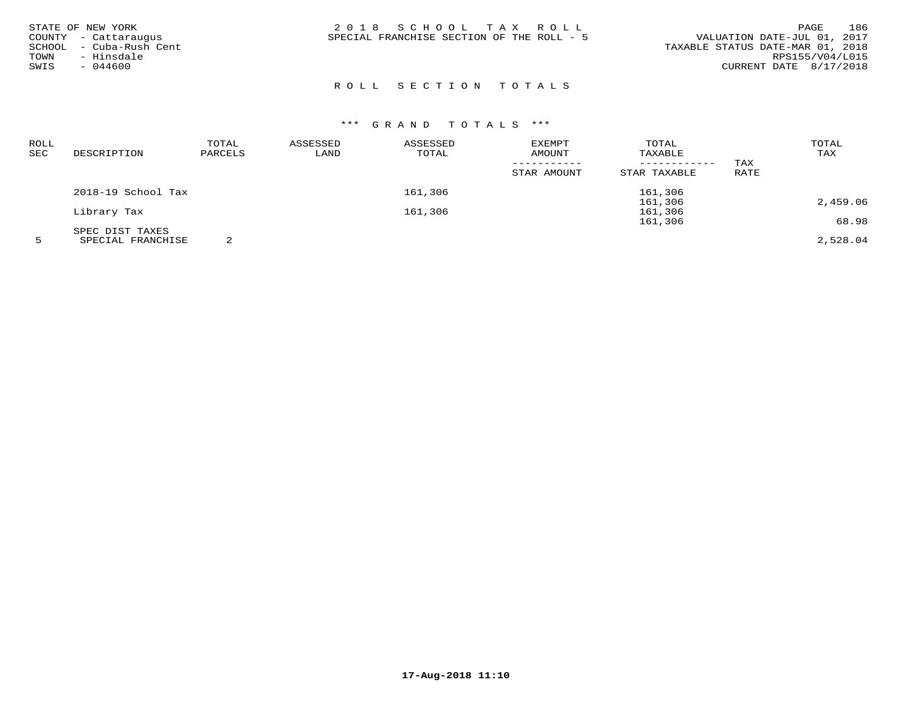STATE OF NEW YORK
COUNTY - Cattaraugus
SCHOOL - Cuba-Rush Cent
TOWN - Hinsdale
SWIS - 044600

2 0 1 8 S C H O O L T A X R O L L
SPECIAL FRANCHISE SECTION OF THE ROLL - 5

VALUATION DATE-JUL 01, 2017
TAXABLE STATUS DATE-MAR 01, 2018
RPS155/V04/L015
CURRENT DATE 8/17/2018

## R O L L S E C T I O N T O T A L S

### *** G R A N D T O T A L S ***

| ROLL SEC | DESCRIPTION | TOTAL PARCELS | ASSESSED LAND | ASSESSED TOTAL | EXEMPT AMOUNT / STAR AMOUNT | TOTAL TAXABLE / STAR TAXABLE | TAX RATE | TOTAL TAX |
|---|---|---|---|---|---|---|---|---|
| | 2018-19 School Tax | | | 161,306 | | 161,306 | | |
| | | | | | | 161,306 | | 2,459.06 |
| | Library Tax | | | 161,306 | | 161,306 | | |
| | | | | | | 161,306 | | 68.98 |
| | SPEC DIST TAXES | | | | | | | |
| 5 | SPECIAL FRANCHISE | 2 | | | | | | 2,528.04 |

**17-Aug-2018 11:10**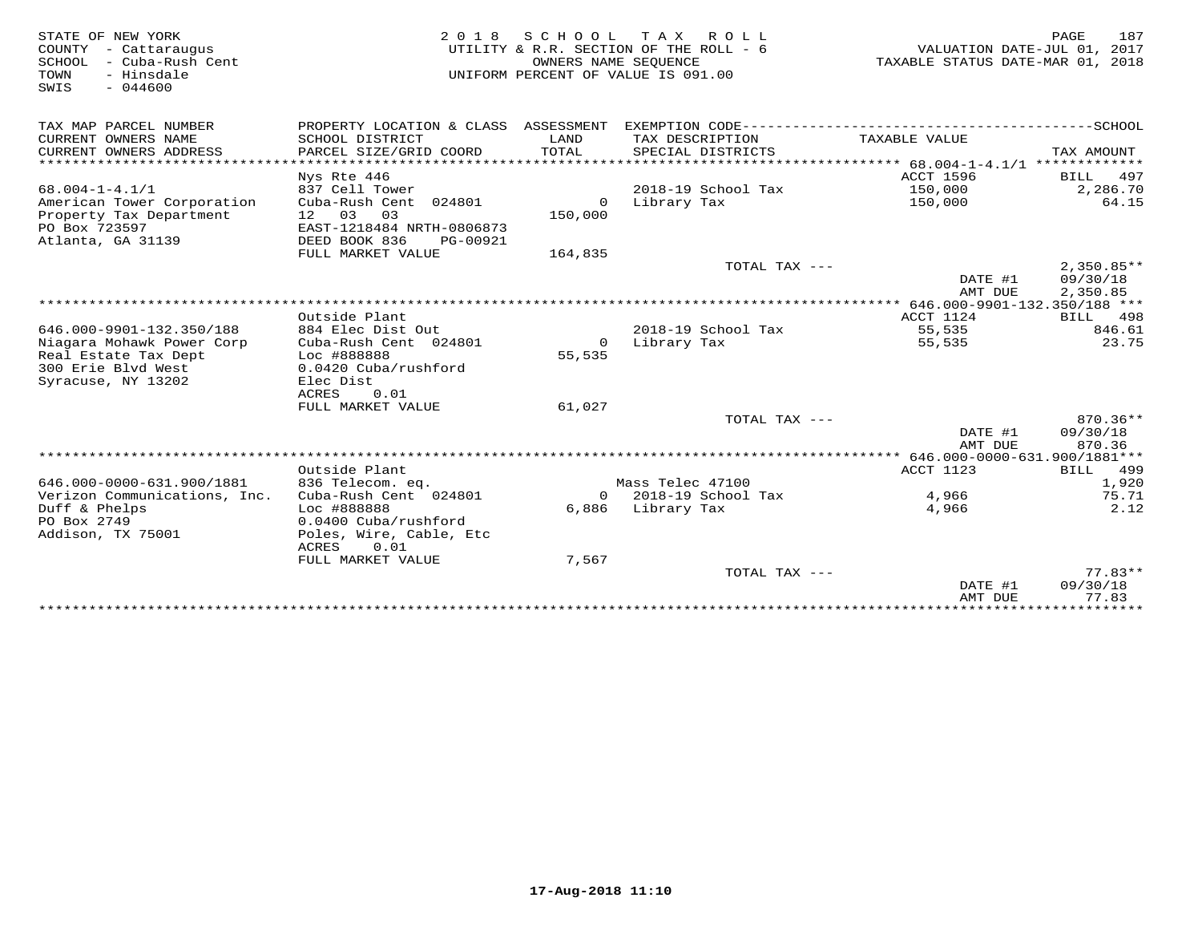STATE OF NEW YORK
COUNTY - Cattaraugus
SCHOOL - Cuba-Rush Cent
TOWN - Hinsdale
SWIS - 044600

2018 SCHOOL TAX ROLL
UTILITY & R.R. SECTION OF THE ROLL - 6
OWNERS NAME SEQUENCE
UNIFORM PERCENT OF VALUE IS 091.00

VALUATION DATE-JUL 01, 2017
TAXABLE STATUS DATE-MAR 01, 2018

| TAX MAP PARCEL NUMBER / CURRENT OWNERS NAME / CURRENT OWNERS ADDRESS | PROPERTY LOCATION & CLASS / SCHOOL DISTRICT / PARCEL SIZE/GRID COORD | ASSESSMENT LAND / TOTAL | EXEMPTION CODE / TAX DESCRIPTION / SPECIAL DISTRICTS | TAXABLE VALUE | TAX AMOUNT |
|---|---|---|---|---|---|
| | Nys Rte 446 | | | ACCT 1596 | BILL 497 |
| 68.004-1-4.1/1 | 837 Cell Tower | | 2018-19 School Tax | 150,000 | 2,286.70 |
| American Tower Corporation | Cuba-Rush Cent 024801 | 0 | Library Tax | 150,000 | 64.15 |
| Property Tax Department | 12 03 03 | 150,000 | | | |
| PO Box 723597 | EAST-1218484 NRTH-0806873 | | | | |
| Atlanta, GA 31139 | DEED BOOK 836 PG-00921 | | | | |
| | FULL MARKET VALUE | 164,835 | | | |
| | | | TOTAL TAX --- | | 2,350.85** |
| | | | | DATE #1 | 09/30/18 |
| | | | | AMT DUE | 2,350.85 |
| | Outside Plant | | | ACCT 1124 | BILL 498 |
| 646.000-9901-132.350/188 | 884 Elec Dist Out | | 2018-19 School Tax | 55,535 | 846.61 |
| Niagara Mohawk Power Corp | Cuba-Rush Cent 024801 | 0 | Library Tax | 55,535 | 23.75 |
| Real Estate Tax Dept | Loc #888888 | 55,535 | | | |
| 300 Erie Blvd West | 0.0420 Cuba/rushford | | | | |
| Syracuse, NY 13202 | Elec Dist | | | | |
| | ACRES 0.01 | | | | |
| | FULL MARKET VALUE | 61,027 | | | |
| | | | TOTAL TAX --- | | 870.36** |
| | | | | DATE #1 | 09/30/18 |
| | | | | AMT DUE | 870.36 |
| | Outside Plant | | | ACCT 1123 | BILL 499 |
| 646.000-0000-631.900/1881 | 836 Telecom. eq. | | Mass Telec 47100 | | 1,920 |
| Verizon Communications, Inc. | Cuba-Rush Cent 024801 | 0 | 2018-19 School Tax | 4,966 | 75.71 |
| Duff & Phelps | Loc #888888 | 6,886 | Library Tax | 4,966 | 2.12 |
| PO Box 2749 | 0.0400 Cuba/rushford | | | | |
| Addison, TX 75001 | Poles, Wire, Cable, Etc | | | | |
| | ACRES 0.01 | | | | |
| | FULL MARKET VALUE | 7,567 | | | |
| | | | TOTAL TAX --- | | 77.83** |
| | | | | DATE #1 | 09/30/18 |
| | | | | AMT DUE | 77.83 |

17-Aug-2018 11:10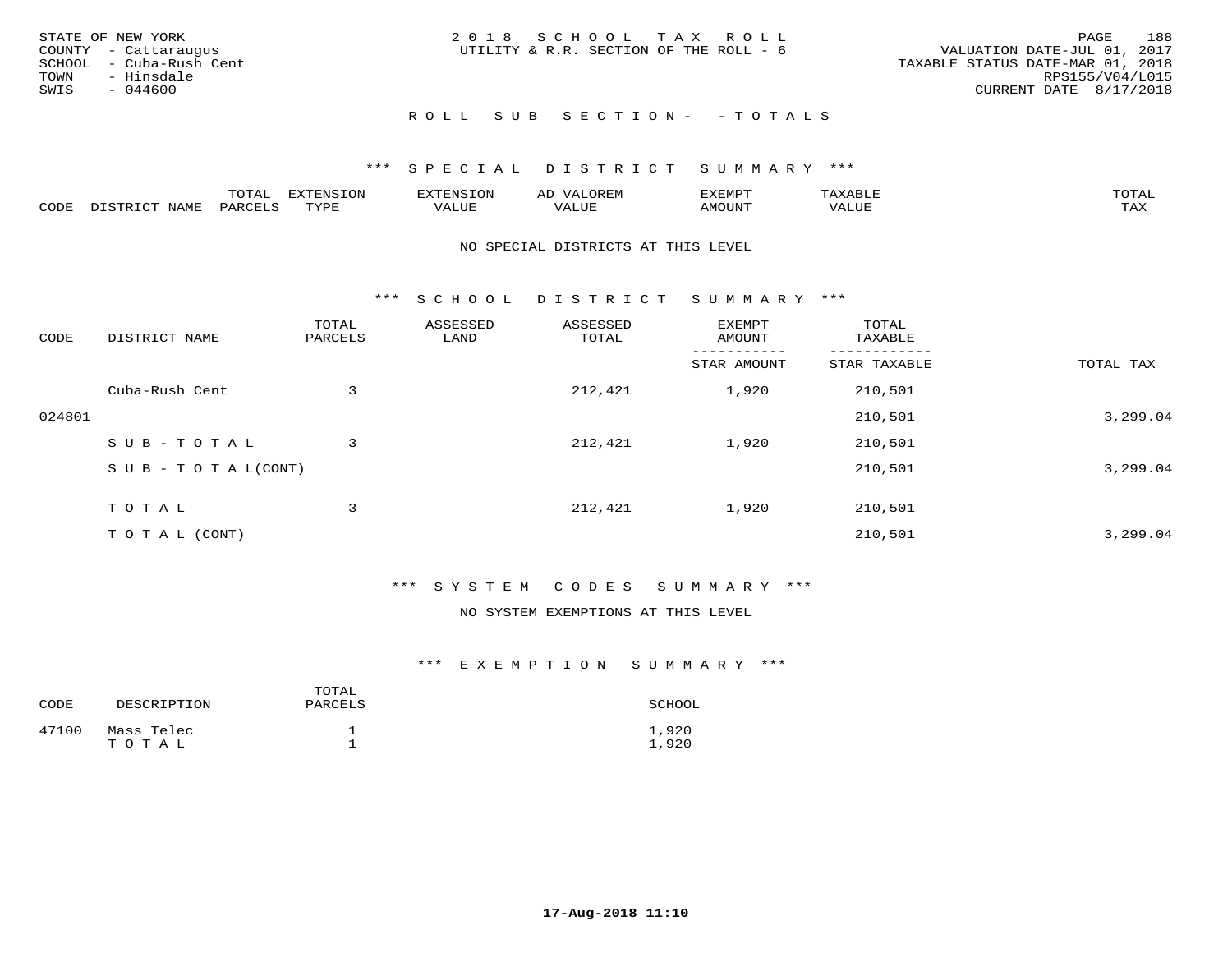STATE OF NEW YORK
COUNTY - Cattaraugus
SCHOOL - Cuba-Rush Cent
TOWN - Hinsdale
SWIS - 044600

2018 SCHOOL TAX ROLL
UTILITY & R.R. SECTION OF THE ROLL - 6

VALUATION DATE-JUL 01, 2017
TAXABLE STATUS DATE-MAR 01, 2018
RPS155/V04/L015
CURRENT DATE 8/17/2018

ROLL SUB SECTION - - TOTALS

*** SPECIAL DISTRICT SUMMARY ***

| CODE | DISTRICT NAME | TOTAL PARCELS | EXTENSION TYPE | EXTENSION VALUE | AD VALOREM VALUE | EXEMPT AMOUNT | TAXABLE VALUE | TOTAL TAX |
|---|---|---|---|---|---|---|---|---|

NO SPECIAL DISTRICTS AT THIS LEVEL

*** SCHOOL DISTRICT SUMMARY ***

| CODE | DISTRICT NAME | TOTAL PARCELS | ASSESSED LAND | ASSESSED TOTAL | EXEMPT AMOUNT / STAR AMOUNT | TOTAL TAXABLE / STAR TAXABLE | TOTAL TAX |
|---|---|---|---|---|---|---|---|
| | Cuba-Rush Cent | 3 | | 212,421 | 1,920 | 210,501 | |
| 024801 | | | | | | 210,501 | 3,299.04 |
| | SUB-TOTAL | 3 | | 212,421 | 1,920 | 210,501 | |
| | SUB-TOTAL(CONT) | | | | | 210,501 | 3,299.04 |
| | TOTAL | 3 | | 212,421 | 1,920 | 210,501 | |
| | TOTAL (CONT) | | | | | 210,501 | 3,299.04 |

*** SYSTEM CODES SUMMARY ***

NO SYSTEM EXEMPTIONS AT THIS LEVEL

*** EXEMPTION SUMMARY ***

| CODE | DESCRIPTION | TOTAL PARCELS | SCHOOL |
|---|---|---|---|
| 47100 | Mass Telec | 1 | 1,920 |
| | TOTAL | 1 | 1,920 |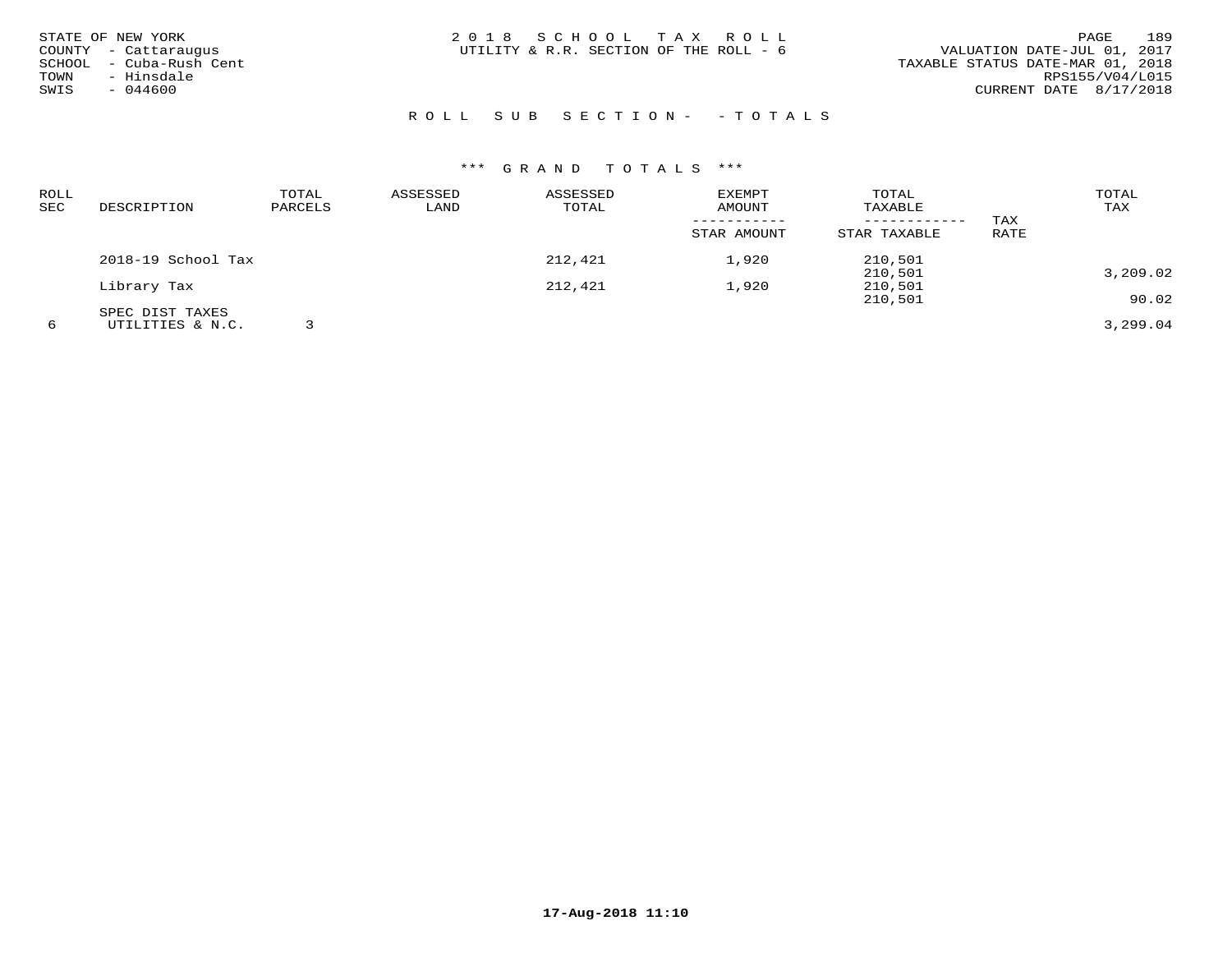STATE OF NEW YORK
COUNTY - Cattaraugus
SCHOOL - Cuba-Rush Cent
TOWN - Hinsdale
SWIS - 044600

2018 SCHOOL TAX ROLL
UTILITY & R.R. SECTION OF THE ROLL - 6

VALUATION DATE-JUL 01, 2017
TAXABLE STATUS DATE-MAR 01, 2018
RPS155/V04/L015
CURRENT DATE 8/17/2018

## ROLL SUB SECTION- - TOTALS

### *** GRAND TOTALS ***

| ROLL SEC | DESCRIPTION | TOTAL PARCELS | ASSESSED LAND | ASSESSED TOTAL | EXEMPT AMOUNT / STAR AMOUNT | TOTAL TAXABLE / STAR TAXABLE | TAX RATE | TOTAL TAX |
|---|---|---|---|---|---|---|---|---|
| | 2018-19 School Tax | | | 212,421 | 1,920 | 210,501 | | |
| | | | | | | 210,501 | | 3,209.02 |
| | Library Tax | | | 212,421 | 1,920 | 210,501 | | |
| | | | | | | 210,501 | | 90.02 |
| | SPEC DIST TAXES | | | | | | | |
| 6 | UTILITIES & N.C. | 3 | | | | | | 3,299.04 |

17-Aug-2018 11:10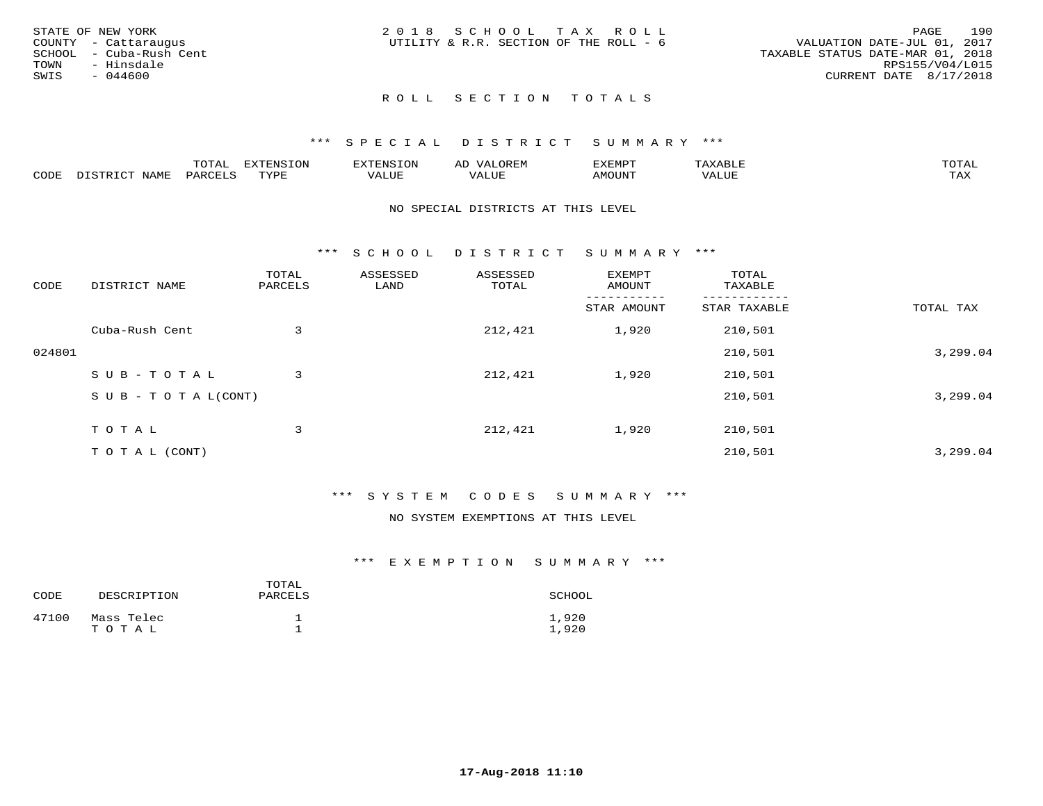STATE OF NEW YORK
COUNTY - Cattaraugus
SCHOOL - Cuba-Rush Cent
TOWN - Hinsdale
SWIS - 044600

2018 SCHOOL TAX ROLL
UTILITY & R.R. SECTION OF THE ROLL - 6

VALUATION DATE-JUL 01, 2017
TAXABLE STATUS DATE-MAR 01, 2018
RPS155/V04/L015
CURRENT DATE 8/17/2018

## ROLL SECTION TOTALS

### *** SPECIAL DISTRICT SUMMARY ***

| CODE | DISTRICT NAME | TOTAL PARCELS | EXTENSION TYPE | EXTENSION VALUE | AD VALOREM VALUE | EXEMPT AMOUNT | TAXABLE VALUE | TOTAL TAX |
|---|---|---|---|---|---|---|---|---|

NO SPECIAL DISTRICTS AT THIS LEVEL

### *** SCHOOL DISTRICT SUMMARY ***

| CODE | DISTRICT NAME | TOTAL PARCELS | ASSESSED LAND | ASSESSED TOTAL | EXEMPT AMOUNT / STAR AMOUNT | TOTAL TAXABLE / STAR TAXABLE | TOTAL TAX |
|---|---|---|---|---|---|---|---|
| | Cuba-Rush Cent | 3 | | 212,421 | 1,920 | 210,501 | |
| 024801 | | | | | | 210,501 | 3,299.04 |
| | SUB-TOTAL | 3 | | 212,421 | 1,920 | 210,501 | |
| | SUB-TOTAL(CONT) | | | | | 210,501 | 3,299.04 |
| | TOTAL | 3 | | 212,421 | 1,920 | 210,501 | |
| | TOTAL (CONT) | | | | | 210,501 | 3,299.04 |

### *** SYSTEM CODES SUMMARY ***

NO SYSTEM EXEMPTIONS AT THIS LEVEL

### *** EXEMPTION SUMMARY ***

| CODE | DESCRIPTION | TOTAL PARCELS | SCHOOL |
|---|---|---|---|
| 47100 | Mass Telec | 1 | 1,920 |
| | TOTAL | 1 | 1,920 |

17-Aug-2018 11:10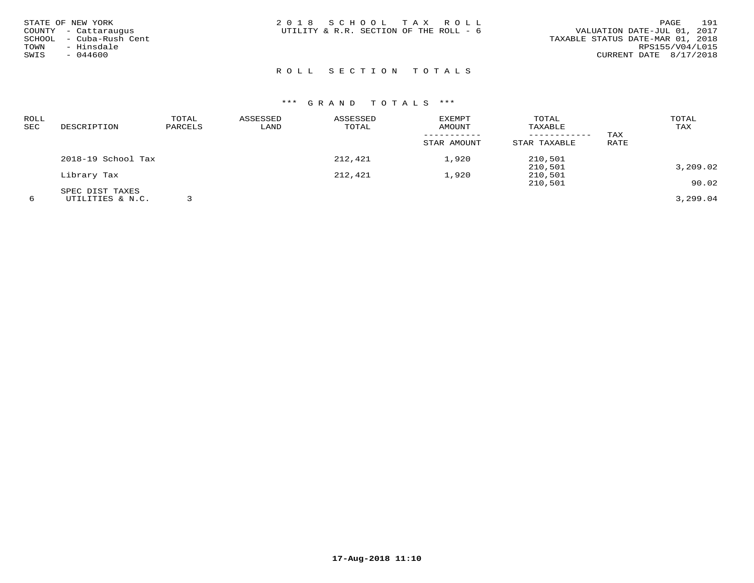STATE OF NEW YORK
COUNTY - Cattaraugus
SCHOOL - Cuba-Rush Cent
TOWN - Hinsdale
SWIS - 044600

2 0 1 8 S C H O O L T A X R O L L
UTILITY & R.R. SECTION OF THE ROLL - 6

VALUATION DATE-JUL 01, 2017
TAXABLE STATUS DATE-MAR 01, 2018
RPS155/V04/L015
CURRENT DATE 8/17/2018

## R O L L S E C T I O N T O T A L S

### *** G R A N D T O T A L S ***

| ROLL SEC | DESCRIPTION | TOTAL PARCELS | ASSESSED LAND | ASSESSED TOTAL | EXEMPT AMOUNT / STAR AMOUNT | TOTAL TAXABLE / STAR TAXABLE | TAX RATE | TOTAL TAX |
|---|---|---|---|---|---|---|---|---|
| | 2018-19 School Tax | | | 212,421 | 1,920 | 210,501 | | |
| | | | | | | 210,501 | | 3,209.02 |
| | Library Tax | | | 212,421 | 1,920 | 210,501 | | |
| | | | | | | 210,501 | | 90.02 |
| | SPEC DIST TAXES | | | | | | | |
| 6 | UTILITIES & N.C. | 3 | | | | | | 3,299.04 |

**17-Aug-2018 11:10**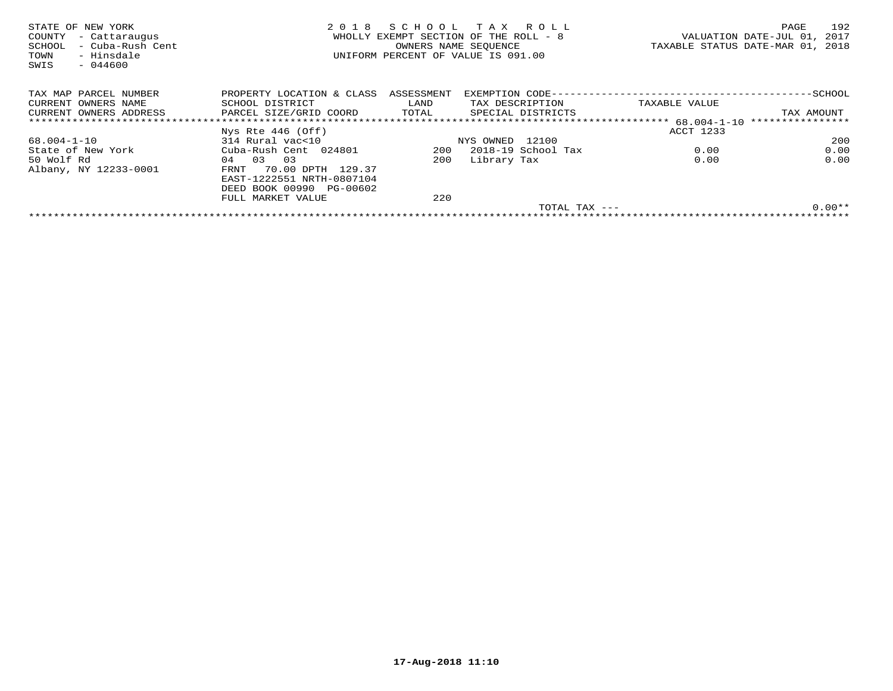STATE OF NEW YORK
COUNTY - Cattaraugus
SCHOOL - Cuba-Rush Cent
TOWN - Hinsdale
SWIS - 044600

2018 SCHOOL TAX ROLL
WHOLLY EXEMPT SECTION OF THE ROLL - 8
OWNERS NAME SEQUENCE
UNIFORM PERCENT OF VALUE IS 091.00

VALUATION DATE-JUL 01, 2017
TAXABLE STATUS DATE-MAR 01, 2018

| TAX MAP PARCEL NUMBER<br>CURRENT OWNERS NAME<br>CURRENT OWNERS ADDRESS | PROPERTY LOCATION & CLASS<br>SCHOOL DISTRICT<br>PARCEL SIZE/GRID COORD | ASSESSMENT<br>LAND<br>TOTAL | EXEMPTION CODE<br>TAX DESCRIPTION<br>SPECIAL DISTRICTS | TAXABLE VALUE | SCHOOL<br>TAX AMOUNT |
|---|---|---|---|---|---|
| | Nys Rte 446 (Off) | | | ACCT 1233 | |
| 68.004-1-10 | 314 Rural vac<10 | | NYS OWNED 12100 | | 200 |
| State of New York | Cuba-Rush Cent 024801 | 200 | 2018-19 School Tax | 0.00 | 0.00 |
| 50 Wolf Rd | 04 03 03 | 200 | Library Tax | 0.00 | 0.00 |
| Albany, NY 12233-0001 | FRNT 70.00 DPTH 129.37 | | | | |
| | EAST-1222551 NRTH-0807104 | | | | |
| | DEED BOOK 00990 PG-00602 | | | | |
| | FULL MARKET VALUE | 220 | | | |
| | | | TOTAL TAX --- | | 0.00** |

17-Aug-2018 11:10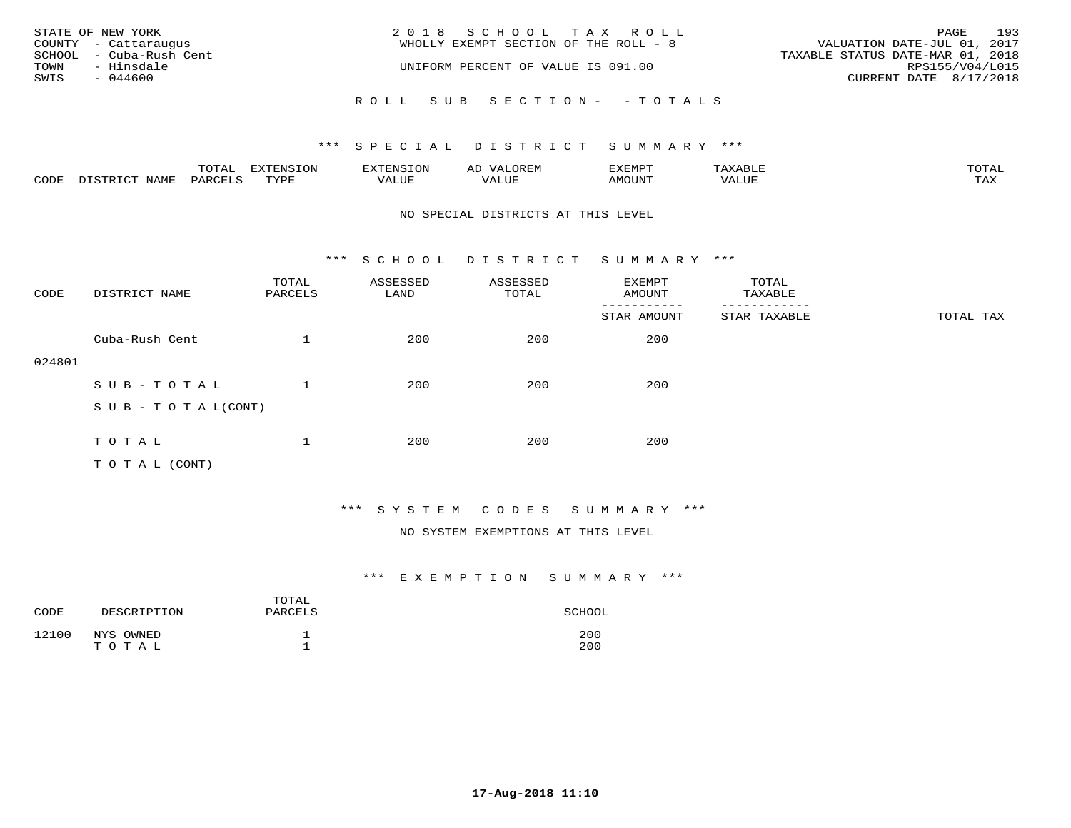STATE OF NEW YORK
COUNTY - Cattaraugus
SCHOOL - Cuba-Rush Cent
TOWN - Hinsdale
SWIS - 044600

2 0 1 8 S C H O O L T A X R O L L
WHOLLY EXEMPT SECTION OF THE ROLL - 8

UNIFORM PERCENT OF VALUE IS 091.00

VALUATION DATE-JUL 01, 2017
TAXABLE STATUS DATE-MAR 01, 2018
RPS155/V04/L015
CURRENT DATE 8/17/2018

R O L L S U B S E C T I O N - - T O T A L S

### *** S P E C I A L D I S T R I C T S U M M A R Y ***

| CODE | DISTRICT NAME | TOTAL PARCELS | EXTENSION TYPE | EXTENSION VALUE | AD VALOREM VALUE | EXEMPT AMOUNT | TAXABLE VALUE | TOTAL TAX |
|---|---|---|---|---|---|---|---|---|

NO SPECIAL DISTRICTS AT THIS LEVEL

### *** S C H O O L D I S T R I C T S U M M A R Y ***

| CODE | DISTRICT NAME | TOTAL PARCELS | ASSESSED LAND | ASSESSED TOTAL | EXEMPT AMOUNT / STAR AMOUNT | TOTAL TAXABLE / STAR TAXABLE | TOTAL TAX |
|---|---|---|---|---|---|---|---|
| 024801 | Cuba-Rush Cent | 1 | 200 | 200 | 200 | | |
| | S U B - T O T A L | 1 | 200 | 200 | 200 | | |
| | S U B - T O T A L(CONT) | | | | | | |
| | T O T A L | 1 | 200 | 200 | 200 | | |
| | T O T A L (CONT) | | | | | | |

### *** S Y S T E M C O D E S S U M M A R Y ***

NO SYSTEM EXEMPTIONS AT THIS LEVEL

### *** E X E M P T I O N S U M M A R Y ***

| CODE | DESCRIPTION | TOTAL PARCELS | SCHOOL |
|---|---|---|---|
| 12100 | NYS OWNED | 1 | 200 |
| | T O T A L | 1 | 200 |

17-Aug-2018 11:10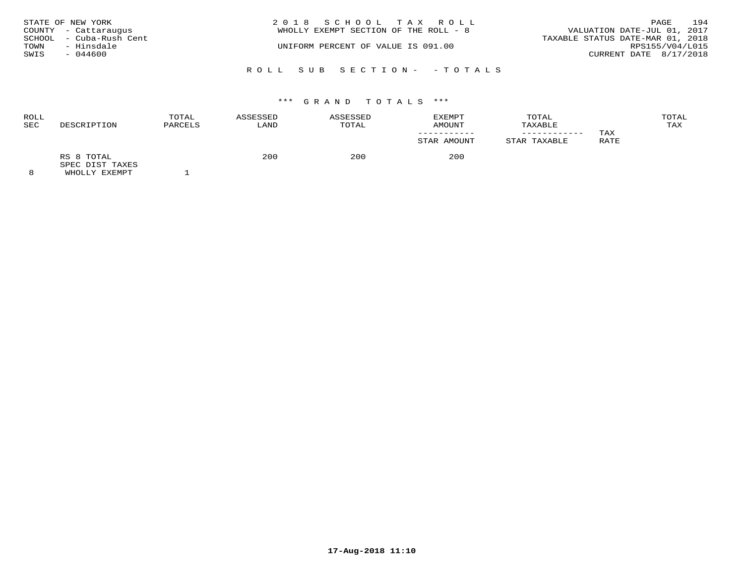STATE OF NEW YORK
COUNTY - Cattaraugus
SCHOOL - Cuba-Rush Cent
TOWN - Hinsdale
SWIS - 044600

2 0 1 8 S C H O O L T A X R O L L
WHOLLY EXEMPT SECTION OF THE ROLL - 8

UNIFORM PERCENT OF VALUE IS 091.00

VALUATION DATE-JUL 01, 2017
TAXABLE STATUS DATE-MAR 01, 2018
RPS155/V04/L015
CURRENT DATE 8/17/2018

R O L L S U B S E C T I O N - - T O T A L S

\*\*\* G R A N D T O T A L S \*\*\*

| ROLL SEC | DESCRIPTION | TOTAL PARCELS | ASSESSED LAND | ASSESSED TOTAL | EXEMPT AMOUNT / STAR AMOUNT | TOTAL TAXABLE / STAR TAXABLE | TAX RATE | TOTAL TAX |
|---|---|---|---|---|---|---|---|---|
| | RS 8 TOTAL | | 200 | 200 | 200 | | | |
| | SPEC DIST TAXES | | | | | | | |
| 8 | WHOLLY EXEMPT | 1 | | | | | | |

17-Aug-2018 11:10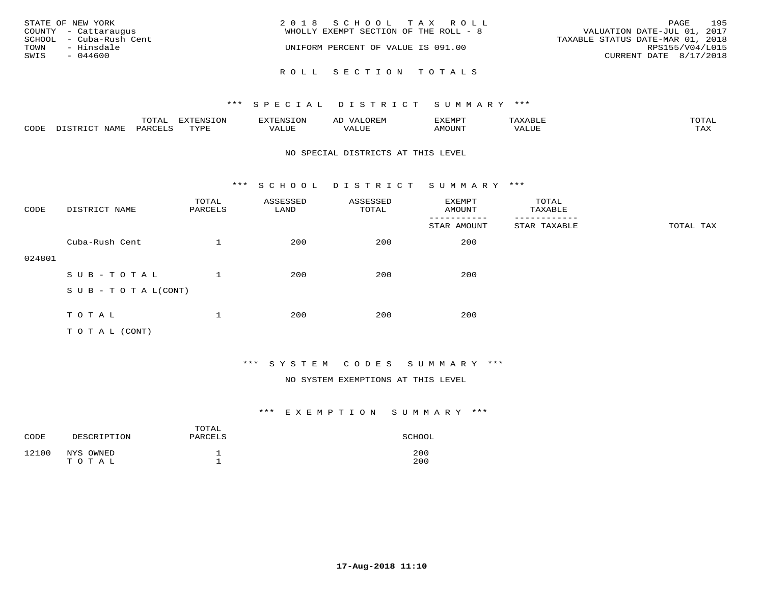STATE OF NEW YORK
COUNTY - Cattaraugus
SCHOOL - Cuba-Rush Cent
TOWN - Hinsdale
SWIS - 044600

2018 SCHOOL TAX ROLL
WHOLLY EXEMPT SECTION OF THE ROLL - 8
UNIFORM PERCENT OF VALUE IS 091.00

VALUATION DATE-JUL 01, 2017
TAXABLE STATUS DATE-MAR 01, 2018
RPS155/V04/L015
CURRENT DATE 8/17/2018

## ROLL SECTION TOTALS

### *** SPECIAL DISTRICT SUMMARY ***

| CODE | DISTRICT NAME | TOTAL PARCELS | EXTENSION TYPE | EXTENSION VALUE | AD VALOREM VALUE | EXEMPT AMOUNT | TAXABLE VALUE | TOTAL TAX |
|---|---|---|---|---|---|---|---|---|

NO SPECIAL DISTRICTS AT THIS LEVEL

### *** SCHOOL DISTRICT SUMMARY ***

| CODE | DISTRICT NAME | TOTAL PARCELS | ASSESSED LAND | ASSESSED TOTAL | EXEMPT AMOUNT / STAR AMOUNT | TOTAL TAXABLE / STAR TAXABLE | TOTAL TAX |
|---|---|---|---|---|---|---|---|
| 024801 | Cuba-Rush Cent | 1 | 200 | 200 | 200 | | |
| | SUB-TOTAL | 1 | 200 | 200 | 200 | | |
| | SUB-TOTAL(CONT) | | | | | | |
| | TOTAL | 1 | 200 | 200 | 200 | | |
| | TOTAL (CONT) | | | | | | |

### *** SYSTEM CODES SUMMARY ***

NO SYSTEM EXEMPTIONS AT THIS LEVEL

### *** EXEMPTION SUMMARY ***

| CODE | DESCRIPTION | TOTAL PARCELS | SCHOOL |
|---|---|---|---|
| 12100 | NYS OWNED | 1 | 200 |
| | TOTAL | 1 | 200 |

17-Aug-2018 11:10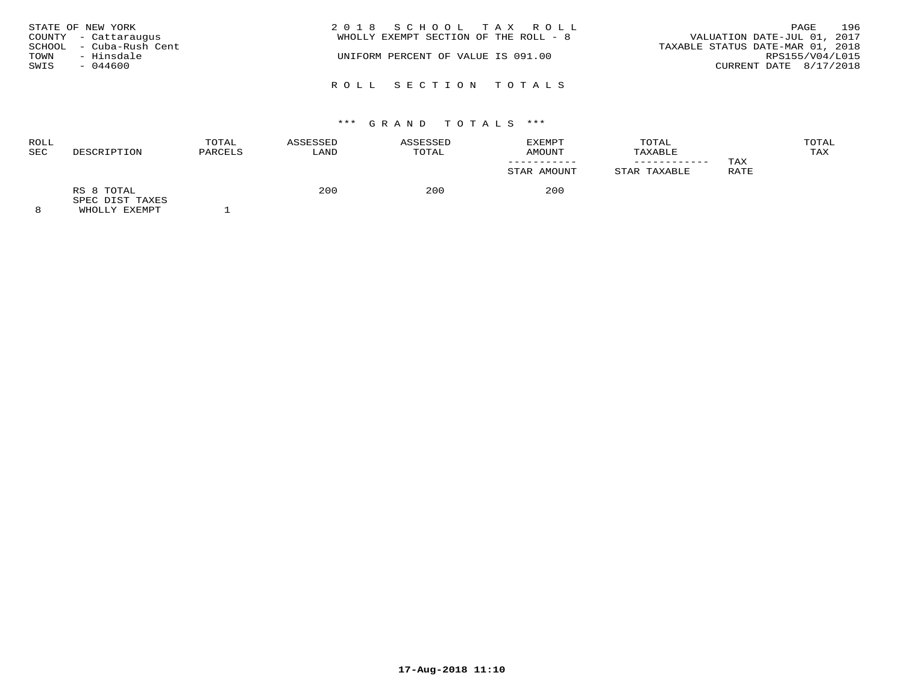STATE OF NEW YORK
COUNTY - Cattaraugus
SCHOOL - Cuba-Rush Cent
TOWN - Hinsdale
SWIS - 044600

2 0 1 8 S C H O O L T A X R O L L
WHOLLY EXEMPT SECTION OF THE ROLL - 8
UNIFORM PERCENT OF VALUE IS 091.00

VALUATION DATE-JUL 01, 2017
TAXABLE STATUS DATE-MAR 01, 2018
RPS155/V04/L015
CURRENT DATE 8/17/2018

R O L L S E C T I O N T O T A L S

\*\*\* G R A N D T O T A L S \*\*\*

| ROLL SEC | DESCRIPTION | TOTAL PARCELS | ASSESSED LAND | ASSESSED TOTAL | EXEMPT AMOUNT / STAR AMOUNT | TOTAL TAXABLE / STAR TAXABLE | TAX RATE | TOTAL TAX |
|---|---|---|---|---|---|---|---|---|
| | RS 8 TOTAL | | 200 | 200 | 200 | | | |
| | SPEC DIST TAXES | | | | | | | |
| 8 | WHOLLY EXEMPT | 1 | | | | | | |

17-Aug-2018 11:10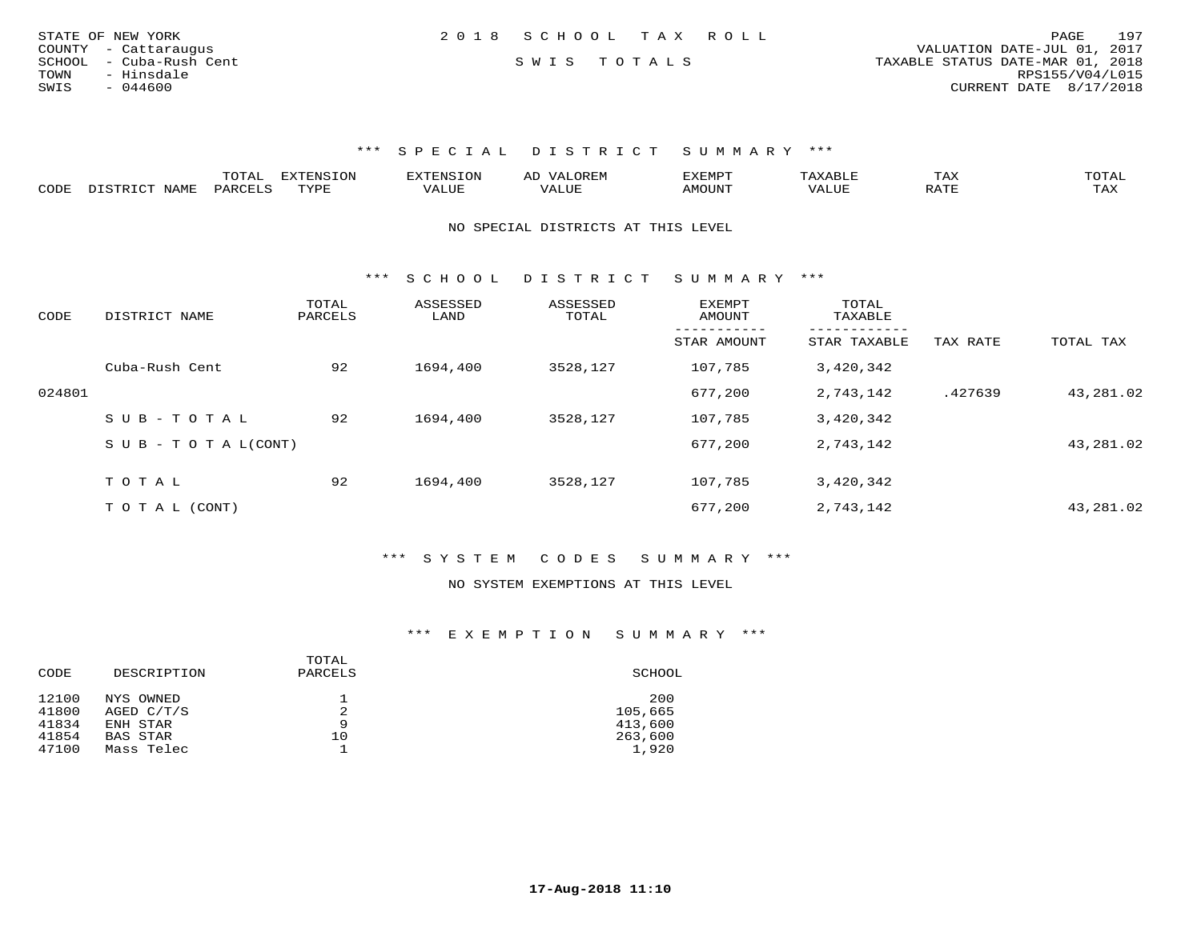STATE OF NEW YORK
COUNTY - Cattaraugus
SCHOOL - Cuba-Rush Cent
TOWN - Hinsdale
SWIS - 044600

2 0 1 8 S C H O O L T A X R O L L

S W I S T O T A L S

VALUATION DATE-JUL 01, 2017
TAXABLE STATUS DATE-MAR 01, 2018
RPS155/V04/L015
CURRENT DATE 8/17/2018

### *** S P E C I A L D I S T R I C T S U M M A R Y ***

| CODE | DISTRICT NAME | TOTAL PARCELS | EXTENSION TYPE | EXTENSION VALUE | AD VALOREM VALUE | EXEMPT AMOUNT | TAXABLE VALUE | TAX RATE | TOTAL TAX |
|---|---|---|---|---|---|---|---|---|---|

NO SPECIAL DISTRICTS AT THIS LEVEL

### *** S C H O O L D I S T R I C T S U M M A R Y ***

| CODE | DISTRICT NAME | TOTAL PARCELS | ASSESSED LAND | ASSESSED TOTAL | EXEMPT AMOUNT / STAR AMOUNT | TOTAL TAXABLE / STAR TAXABLE | TAX RATE | TOTAL TAX |
|---|---|---|---|---|---|---|---|---|
| | Cuba-Rush Cent | 92 | 1694,400 | 3528,127 | 107,785 | 3,420,342 | | |
| 024801 | | | | | 677,200 | 2,743,142 | .427639 | 43,281.02 |
| | S U B - T O T A L | 92 | 1694,400 | 3528,127 | 107,785 | 3,420,342 | | |
| | S U B - T O T A L(CONT) | | | | 677,200 | 2,743,142 | | 43,281.02 |
| | T O T A L | 92 | 1694,400 | 3528,127 | 107,785 | 3,420,342 | | |
| | T O T A L (CONT) | | | | 677,200 | 2,743,142 | | 43,281.02 |

### *** S Y S T E M C O D E S S U M M A R Y ***

NO SYSTEM EXEMPTIONS AT THIS LEVEL

### *** E X E M P T I O N S U M M A R Y ***

| CODE | DESCRIPTION | TOTAL PARCELS | SCHOOL |
|---|---|---|---|
| 12100 | NYS OWNED | 1 | 200 |
| 41800 | AGED C/T/S | 2 | 105,665 |
| 41834 | ENH STAR | 9 | 413,600 |
| 41854 | BAS STAR | 10 | 263,600 |
| 47100 | Mass Telec | 1 | 1,920 |

17-Aug-2018 11:10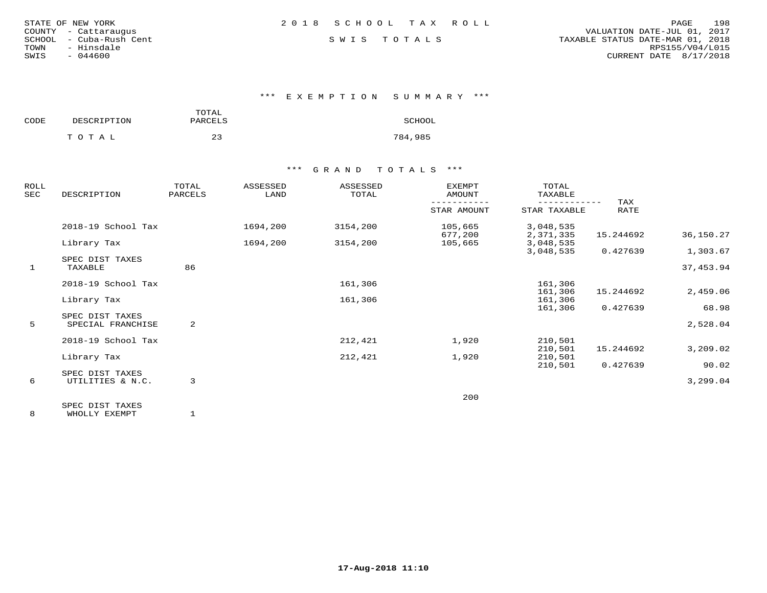STATE OF NEW YORK
COUNTY - Cattaraugus
SCHOOL - Cuba-Rush Cent
TOWN - Hinsdale
SWIS - 044600

# 2018 SCHOOL TAX ROLL

## SWIS TOTALS

VALUATION DATE-JUL 01, 2017
TAXABLE STATUS DATE-MAR 01, 2018
RPS155/V04/L015
CURRENT DATE 8/17/2018

### *** EXEMPTION SUMMARY ***

| CODE | DESCRIPTION | TOTAL PARCELS | SCHOOL |
|---|---|---|---|
| | TOTAL | 23 | 784,985 |

### *** GRAND TOTALS ***

| ROLL SEC | DESCRIPTION | TOTAL PARCELS | ASSESSED LAND | ASSESSED TOTAL | EXEMPT AMOUNT / STAR AMOUNT | TOTAL TAXABLE / STAR TAXABLE | TAX RATE | |
|---|---|---|---|---|---|---|---|---|
| | 2018-19 School Tax | | 1694,200 | 3154,200 | 105,665 | 3,048,535 | | |
| | | | | | 677,200 | 2,371,335 | 15.244692 | 36,150.27 |
| | Library Tax | | 1694,200 | 3154,200 | 105,665 | 3,048,535 | | |
| | | | | | | 3,048,535 | 0.427639 | 1,303.67 |
| | SPEC DIST TAXES | | | | | | | |
| 1 | TAXABLE | 86 | | | | | | 37,453.94 |
| | 2018-19 School Tax | | | 161,306 | | 161,306 | | |
| | | | | | | 161,306 | 15.244692 | 2,459.06 |
| | Library Tax | | | 161,306 | | 161,306 | | |
| | | | | | | 161,306 | 0.427639 | 68.98 |
| | SPEC DIST TAXES | | | | | | | |
| 5 | SPECIAL FRANCHISE | 2 | | | | | | 2,528.04 |
| | 2018-19 School Tax | | | 212,421 | 1,920 | 210,501 | | |
| | | | | | | 210,501 | 15.244692 | 3,209.02 |
| | Library Tax | | | 212,421 | 1,920 | 210,501 | | |
| | | | | | | 210,501 | 0.427639 | 90.02 |
| | SPEC DIST TAXES | | | | | | | |
| 6 | UTILITIES & N.C. | 3 | | | | | | 3,299.04 |
| | | | | | 200 | | | |
| | SPEC DIST TAXES | | | | | | | |
| 8 | WHOLLY EXEMPT | 1 | | | | | | |

17-Aug-2018 11:10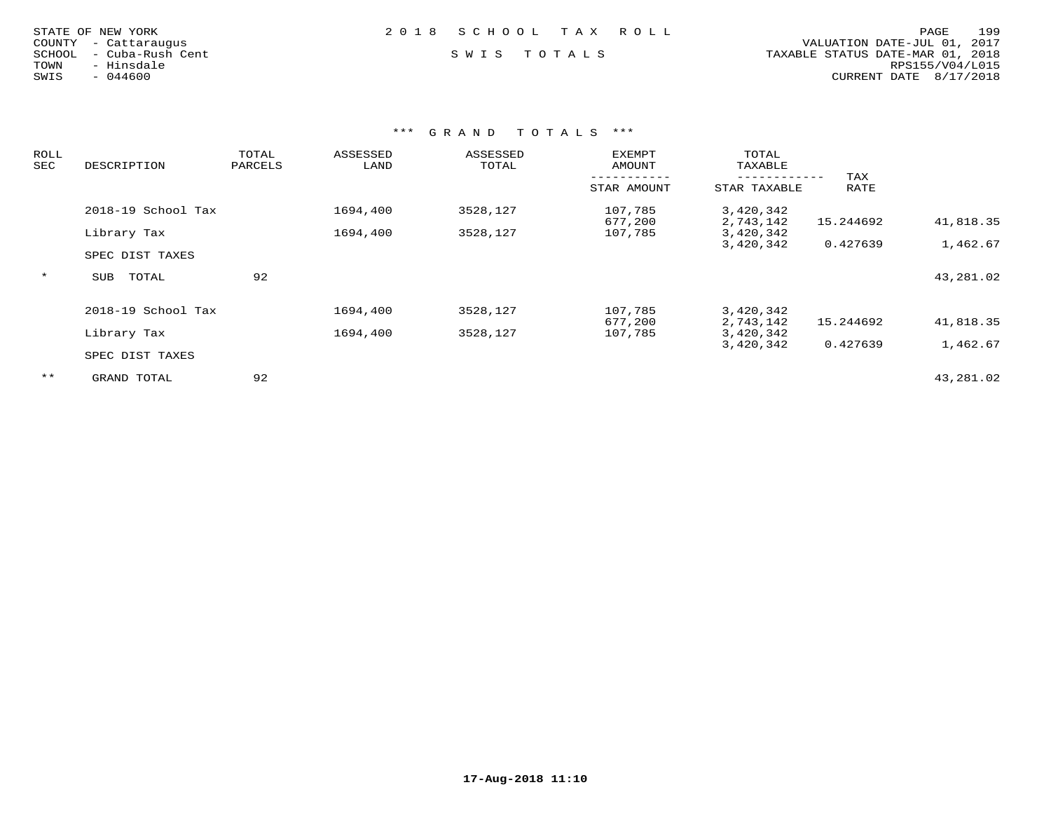STATE OF NEW YORK
COUNTY - Cattaraugus
SCHOOL - Cuba-Rush Cent
TOWN - Hinsdale
SWIS - 044600

2 0 1 8 S C H O O L T A X R O L L

S W I S T O T A L S

VALUATION DATE-JUL 01, 2017
TAXABLE STATUS DATE-MAR 01, 2018
RPS155/V04/L015
CURRENT DATE 8/17/2018

## *** G R A N D T O T A L S ***

| ROLL SEC | DESCRIPTION | TOTAL PARCELS | ASSESSED LAND | ASSESSED TOTAL | EXEMPT AMOUNT / STAR AMOUNT | TOTAL TAXABLE / STAR TAXABLE | TAX RATE | |
|---|---|---|---|---|---|---|---|---|
| | 2018-19 School Tax | | 1694,400 | 3528,127 | 107,785 | 3,420,342 | | |
| | | | | | 677,200 | 2,743,142 | 15.244692 | 41,818.35 |
| | Library Tax | | 1694,400 | 3528,127 | 107,785 | 3,420,342 | | |
| | | | | | | 3,420,342 | 0.427639 | 1,462.67 |
| | SPEC DIST TAXES | | | | | | | |
| * | SUB TOTAL | 92 | | | | | | 43,281.02 |
| | 2018-19 School Tax | | 1694,400 | 3528,127 | 107,785 | 3,420,342 | | |
| | | | | | 677,200 | 2,743,142 | 15.244692 | 41,818.35 |
| | Library Tax | | 1694,400 | 3528,127 | 107,785 | 3,420,342 | | |
| | | | | | | 3,420,342 | 0.427639 | 1,462.67 |
| | SPEC DIST TAXES | | | | | | | |
| ** | GRAND TOTAL | 92 | | | | | | 43,281.02 |

17-Aug-2018 11:10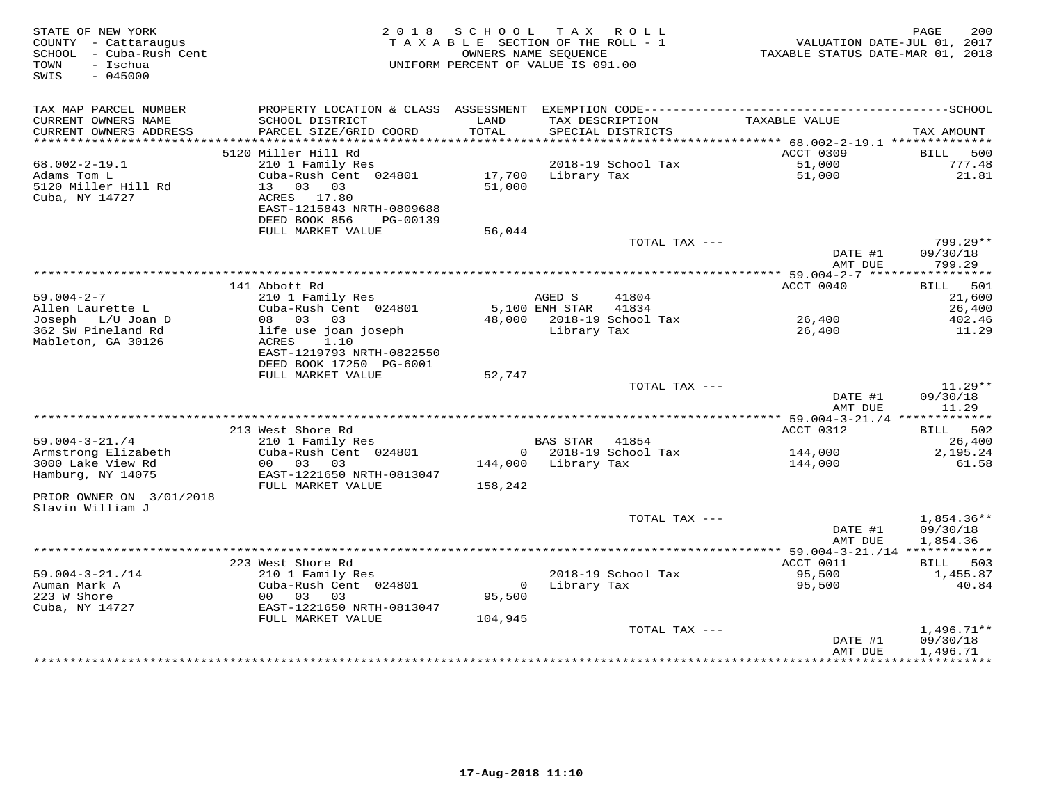STATE OF NEW YORK
COUNTY - Cattaraugus
SCHOOL - Cuba-Rush Cent
TOWN - Ischua
SWIS - 045000

2 0 1 8 S C H O O L T A X R O L L
T A X A B L E SECTION OF THE ROLL - 1
OWNERS NAME SEQUENCE
UNIFORM PERCENT OF VALUE IS 091.00

VALUATION DATE-JUL 01, 2017
TAXABLE STATUS DATE-MAR 01, 2018

| TAX MAP PARCEL NUMBER / CURRENT OWNERS NAME / CURRENT OWNERS ADDRESS | PROPERTY LOCATION & CLASS / SCHOOL DISTRICT / PARCEL SIZE/GRID COORD | ASSESSMENT LAND / TOTAL | EXEMPTION CODE / TAX DESCRIPTION / SPECIAL DISTRICTS | TAXABLE VALUE | SCHOOL TAX AMOUNT |
|---|---|---|---|---|---|
| 68.002-2-19.1 | 5120 Miller Hill Rd | | | ACCT 0309 | BILL 500 |
| 68.002-2-19.1 | 210 1 Family Res | | 2018-19 School Tax | 51,000 | 777.48 |
| Adams Tom L | Cuba-Rush Cent 024801 | 17,700 | Library Tax | 51,000 | 21.81 |
| 5120 Miller Hill Rd | 13 03 03 | 51,000 | | | |
| Cuba, NY 14727 | ACRES 17.80 | | | | |
| | EAST-1215843 NRTH-0809688 | | | | |
| | DEED BOOK 856 PG-00139 | | | | |
| | FULL MARKET VALUE | 56,044 | | | |
| | | | TOTAL TAX --- | | 799.29** |
| | | | | DATE #1 | 09/30/18 |
| | | | | AMT DUE | 799.29 |
| 59.004-2-7 | 141 Abbott Rd | | | ACCT 0040 | BILL 501 |
| 59.004-2-7 | 210 1 Family Res | | AGED S 41804 | | 21,600 |
| Allen Laurette L | Cuba-Rush Cent 024801 | 5,100 | ENH STAR 41834 | | 26,400 |
| Joseph L/U Joan D | 08 03 03 | 48,000 | 2018-19 School Tax | 26,400 | 402.46 |
| 362 SW Pineland Rd | life use joan joseph | | Library Tax | 26,400 | 11.29 |
| Mableton, GA 30126 | ACRES 1.10 | | | | |
| | EAST-1219793 NRTH-0822550 | | | | |
| | DEED BOOK 17250 PG-6001 | | | | |
| | FULL MARKET VALUE | 52,747 | | | |
| | | | TOTAL TAX --- | | 11.29** |
| | | | | DATE #1 | 09/30/18 |
| | | | | AMT DUE | 11.29 |
| 59.004-3-21./4 | 213 West Shore Rd | | | ACCT 0312 | BILL 502 |
| 59.004-3-21./4 | 210 1 Family Res | | BAS STAR 41854 | | 26,400 |
| Armstrong Elizabeth | Cuba-Rush Cent 024801 | 0 | 2018-19 School Tax | 144,000 | 2,195.24 |
| 3000 Lake View Rd | 00 03 03 | 144,000 | Library Tax | 144,000 | 61.58 |
| Hamburg, NY 14075 | EAST-1221650 NRTH-0813047 | | | | |
| | FULL MARKET VALUE | 158,242 | | | |
| PRIOR OWNER ON 3/01/2018 | | | | | |
| Slavin William J | | | | | |
| | | | TOTAL TAX --- | | 1,854.36** |
| | | | | DATE #1 | 09/30/18 |
| | | | | AMT DUE | 1,854.36 |
| 59.004-3-21./14 | 223 West Shore Rd | | | ACCT 0011 | BILL 503 |
| 59.004-3-21./14 | 210 1 Family Res | | 2018-19 School Tax | 95,500 | 1,455.87 |
| Auman Mark A | Cuba-Rush Cent 024801 | 0 | Library Tax | 95,500 | 40.84 |
| 223 W Shore | 00 03 03 | 95,500 | | | |
| Cuba, NY 14727 | EAST-1221650 NRTH-0813047 | | | | |
| | FULL MARKET VALUE | 104,945 | | | |
| | | | TOTAL TAX --- | | 1,496.71** |
| | | | | DATE #1 | 09/30/18 |
| | | | | AMT DUE | 1,496.71 |

17-Aug-2018 11:10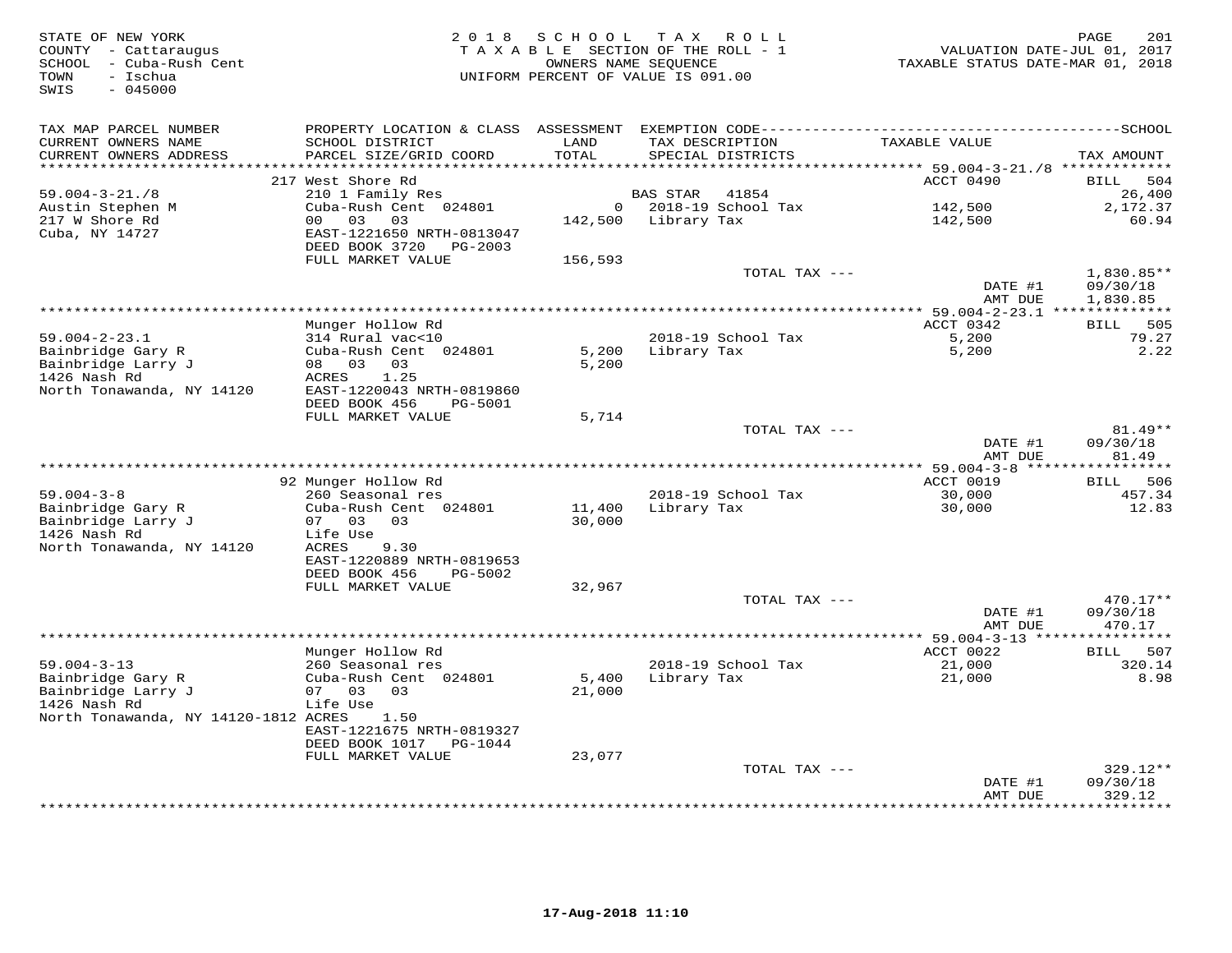STATE OF NEW YORK
COUNTY - Cattaraugus
SCHOOL - Cuba-Rush Cent
TOWN - Ischua
SWIS - 045000

2 0 1 8 S C H O O L T A X R O L L
T A X A B L E SECTION OF THE ROLL - 1
OWNERS NAME SEQUENCE
UNIFORM PERCENT OF VALUE IS 091.00

VALUATION DATE-JUL 01, 2017
TAXABLE STATUS DATE-MAR 01, 2018

| TAX MAP PARCEL NUMBER / CURRENT OWNERS NAME / CURRENT OWNERS ADDRESS | PROPERTY LOCATION & CLASS / SCHOOL DISTRICT / PARCEL SIZE/GRID COORD | ASSESSMENT LAND / TOTAL | EXEMPTION CODE / TAX DESCRIPTION / SPECIAL DISTRICTS | TAXABLE VALUE | TAX AMOUNT |
|---|---|---|---|---|---|
| 59.004-3-21./8 | 217 West Shore Rd | | | ACCT 0490 | BILL 504 |
| Austin Stephen M | 210 1 Family Res | | BAS STAR 41854 | | 26,400 |
| 217 W Shore Rd | Cuba-Rush Cent 024801 | 0 | 2018-19 School Tax | 142,500 | 2,172.37 |
| Cuba, NY 14727 | 00 03 03 | 142,500 | Library Tax | 142,500 | 60.94 |
| | EAST-1221650 NRTH-0813047 | | | | |
| | DEED BOOK 3720 PG-2003 | | | | |
| | FULL MARKET VALUE | 156,593 | | | |
| | | | TOTAL TAX --- | | 1,830.85** |
| | | | | DATE #1 | 09/30/18 |
| | | | | AMT DUE | 1,830.85 |
| 59.004-2-23.1 | Munger Hollow Rd | | | ACCT 0342 | BILL 505 |
| Bainbridge Gary R | 314 Rural vac<10 | | 2018-19 School Tax | 5,200 | 79.27 |
| Bainbridge Larry J | Cuba-Rush Cent 024801 | 5,200 | Library Tax | 5,200 | 2.22 |
| 1426 Nash Rd | 08 03 03 | 5,200 | | | |
| North Tonawanda, NY 14120 | ACRES 1.25 | | | | |
| | EAST-1220043 NRTH-0819860 | | | | |
| | DEED BOOK 456 PG-5001 | | | | |
| | FULL MARKET VALUE | 5,714 | | | |
| | | | TOTAL TAX --- | | 81.49** |
| | | | | DATE #1 | 09/30/18 |
| | | | | AMT DUE | 81.49 |
| 59.004-3-8 | 92 Munger Hollow Rd | | | ACCT 0019 | BILL 506 |
| Bainbridge Gary R | 260 Seasonal res | | 2018-19 School Tax | 30,000 | 457.34 |
| Bainbridge Larry J | Cuba-Rush Cent 024801 | 11,400 | Library Tax | 30,000 | 12.83 |
| 1426 Nash Rd | 07 03 03 | 30,000 | | | |
| North Tonawanda, NY 14120 | Life Use | | | | |
| | ACRES 9.30 | | | | |
| | EAST-1220889 NRTH-0819653 | | | | |
| | DEED BOOK 456 PG-5002 | | | | |
| | FULL MARKET VALUE | 32,967 | | | |
| | | | TOTAL TAX --- | | 470.17** |
| | | | | DATE #1 | 09/30/18 |
| | | | | AMT DUE | 470.17 |
| 59.004-3-13 | Munger Hollow Rd | | | ACCT 0022 | BILL 507 |
| Bainbridge Gary R | 260 Seasonal res | | 2018-19 School Tax | 21,000 | 320.14 |
| Bainbridge Larry J | Cuba-Rush Cent 024801 | 5,400 | Library Tax | 21,000 | 8.98 |
| 1426 Nash Rd | 07 03 03 | 21,000 | | | |
| North Tonawanda, NY 14120-1812 | Life Use | | | | |
| | ACRES 1.50 | | | | |
| | EAST-1221675 NRTH-0819327 | | | | |
| | DEED BOOK 1017 PG-1044 | | | | |
| | FULL MARKET VALUE | 23,077 | | | |
| | | | TOTAL TAX --- | | 329.12** |
| | | | | DATE #1 | 09/30/18 |
| | | | | AMT DUE | 329.12 |

17-Aug-2018 11:10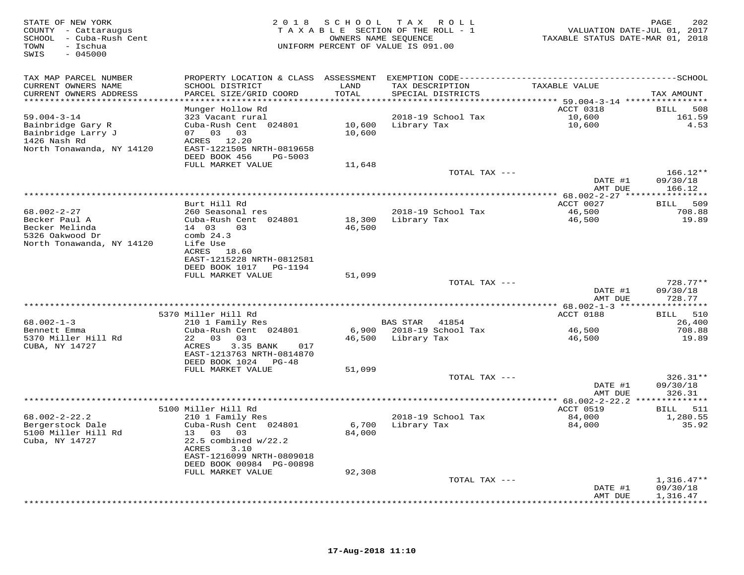STATE OF NEW YORK
COUNTY - Cattaraugus
SCHOOL - Cuba-Rush Cent
TOWN - Ischua
SWIS - 045000

2018 SCHOOL TAX ROLL
TAXABLE SECTION OF THE ROLL - 1
OWNERS NAME SEQUENCE
UNIFORM PERCENT OF VALUE IS 091.00

VALUATION DATE-JUL 01, 2017
TAXABLE STATUS DATE-MAR 01, 2018

| TAX MAP PARCEL NUMBER / CURRENT OWNERS NAME / CURRENT OWNERS ADDRESS | PROPERTY LOCATION & CLASS / SCHOOL DISTRICT / PARCEL SIZE/GRID COORD | ASSESSMENT LAND / TOTAL | EXEMPTION CODE / TAX DESCRIPTION / SPECIAL DISTRICTS | TAXABLE VALUE | TAX AMOUNT |
|---|---|---|---|---|---|
| 59.004-3-14 | Munger Hollow Rd | | | ACCT 0318 | BILL 508 |
| Bainbridge Gary R | 323 Vacant rural | | 2018-19 School Tax | 10,600 | 161.59 |
| Bainbridge Larry J | Cuba-Rush Cent 024801 | 10,600 | Library Tax | 10,600 | 4.53 |
| 1426 Nash Rd | 07 03 03 | 10,600 | | | |
| North Tonawanda, NY 14120 | ACRES 12.20 | | | | |
| | EAST-1221505 NRTH-0819658 | | | | |
| | DEED BOOK 456 PG-5003 | | | | |
| | FULL MARKET VALUE | 11,648 | | | |
| | | | TOTAL TAX --- | | 166.12** |
| | | | | DATE #1 | 09/30/18 |
| | | | | AMT DUE | 166.12 |
| 68.002-2-27 | Burt Hill Rd | | | ACCT 0027 | BILL 509 |
| Becker Paul A | 260 Seasonal res | | 2018-19 School Tax | 46,500 | 708.88 |
| Becker Melinda | Cuba-Rush Cent 024801 | 18,300 | Library Tax | 46,500 | 19.89 |
| 5326 Oakwood Dr | 14 03 03 | 46,500 | | | |
| North Tonawanda, NY 14120 | comb 24.3 | | | | |
| | Life Use | | | | |
| | ACRES 18.60 | | | | |
| | EAST-1215228 NRTH-0812581 | | | | |
| | DEED BOOK 1017 PG-1194 | | | | |
| | FULL MARKET VALUE | 51,099 | | | |
| | | | TOTAL TAX --- | | 728.77** |
| | | | | DATE #1 | 09/30/18 |
| | | | | AMT DUE | 728.77 |
| 68.002-1-3 | 5370 Miller Hill Rd | | | ACCT 0188 | BILL 510 |
| Bennett Emma | 210 1 Family Res | | BAS STAR 41854 | | 26,400 |
| 5370 Miller Hill Rd | Cuba-Rush Cent 024801 | 6,900 | 2018-19 School Tax | 46,500 | 708.88 |
| CUBA, NY 14727 | 22 03 03 | 46,500 | Library Tax | 46,500 | 19.89 |
| | ACRES 3.35 BANK 017 | | | | |
| | EAST-1213763 NRTH-0814870 | | | | |
| | DEED BOOK 1024 PG-48 | | | | |
| | FULL MARKET VALUE | 51,099 | | | |
| | | | TOTAL TAX --- | | 326.31** |
| | | | | DATE #1 | 09/30/18 |
| | | | | AMT DUE | 326.31 |
| 68.002-2-22.2 | 5100 Miller Hill Rd | | | ACCT 0519 | BILL 511 |
| Bergerstock Dale | 210 1 Family Res | | 2018-19 School Tax | 84,000 | 1,280.55 |
| 5100 Miller Hill Rd | Cuba-Rush Cent 024801 | 6,700 | Library Tax | 84,000 | 35.92 |
| Cuba, NY 14727 | 13 03 03 | 84,000 | | | |
| | 22.5 combined w/22.2 | | | | |
| | ACRES 3.10 | | | | |
| | EAST-1216099 NRTH-0809018 | | | | |
| | DEED BOOK 00984 PG-00898 | | | | |
| | FULL MARKET VALUE | 92,308 | | | |
| | | | TOTAL TAX --- | | 1,316.47** |
| | | | | DATE #1 | 09/30/18 |
| | | | | AMT DUE | 1,316.47 |

17-Aug-2018 11:10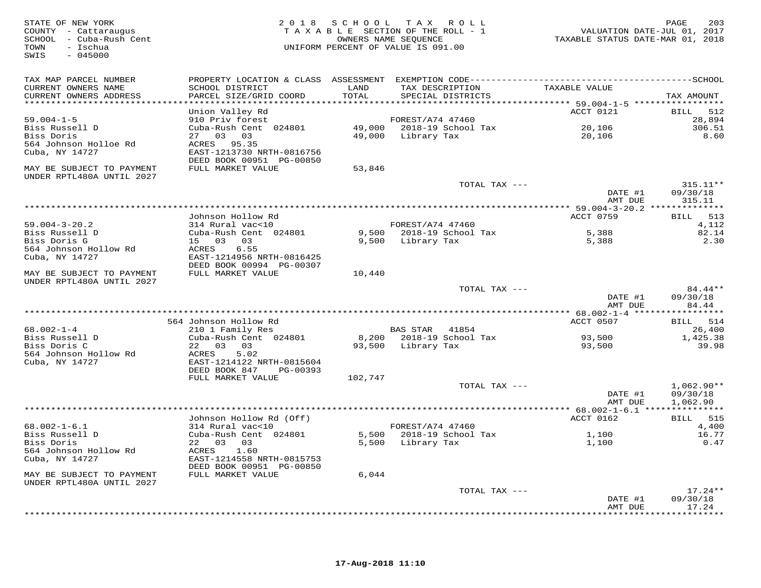STATE OF NEW YORK
COUNTY - Cattaraugus
SCHOOL - Cuba-Rush Cent
TOWN - Ischua
SWIS - 045000

2 0 1 8 S C H O O L T A X R O L L
T A X A B L E SECTION OF THE ROLL - 1
OWNERS NAME SEQUENCE
UNIFORM PERCENT OF VALUE IS 091.00

VALUATION DATE-JUL 01, 2017
TAXABLE STATUS DATE-MAR 01, 2018

| TAX MAP PARCEL NUMBER / CURRENT OWNERS NAME / CURRENT OWNERS ADDRESS | PROPERTY LOCATION & CLASS / SCHOOL DISTRICT / PARCEL SIZE/GRID COORD | ASSESSMENT LAND / TOTAL | EXEMPTION CODE / TAX DESCRIPTION / SPECIAL DISTRICTS | TAXABLE VALUE | SCHOOL / TAX AMOUNT |
|---|---|---|---|---|---|
| 59.004-1-5 | Union Valley Rd | | | ACCT 0121 | BILL 512 |
| Biss Russell D | 910 Priv forest | | FOREST/A74 47460 | | 28,894 |
| Biss Doris | Cuba-Rush Cent 024801 | 49,000 | 2018-19 School Tax | 20,106 | 306.51 |
| 564 Johnson Holloe Rd | 27 03 03 | 49,000 | Library Tax | 20,106 | 8.60 |
| Cuba, NY 14727 | ACRES 95.35 | | | | |
| | EAST-1213730 NRTH-0816756 | | | | |
| | DEED BOOK 00951 PG-00850 | | | | |
| MAY BE SUBJECT TO PAYMENT UNDER RPTL480A UNTIL 2027 | FULL MARKET VALUE | 53,846 | | | |
| | | | TOTAL TAX --- | | 315.11** |
| | | | | DATE #1 | 09/30/18 |
| | | | | AMT DUE | 315.11 |
| 59.004-3-20.2 | Johnson Hollow Rd | | | ACCT 0759 | BILL 513 |
| Biss Russell D | 314 Rural vac<10 | | FOREST/A74 47460 | | 4,112 |
| Biss Doris G | Cuba-Rush Cent 024801 | 9,500 | 2018-19 School Tax | 5,388 | 82.14 |
| 564 Johnson Hollow Rd | 15 03 03 | 9,500 | Library Tax | 5,388 | 2.30 |
| Cuba, NY 14727 | ACRES 6.55 | | | | |
| | EAST-1214956 NRTH-0816425 | | | | |
| | DEED BOOK 00994 PG-00307 | | | | |
| MAY BE SUBJECT TO PAYMENT UNDER RPTL480A UNTIL 2027 | FULL MARKET VALUE | 10,440 | | | |
| | | | TOTAL TAX --- | | 84.44** |
| | | | | DATE #1 | 09/30/18 |
| | | | | AMT DUE | 84.44 |
| 68.002-1-4 | 564 Johnson Hollow Rd | | | ACCT 0507 | BILL 514 |
| Biss Russell D | 210 1 Family Res | | BAS STAR 41854 | | 26,400 |
| Biss Doris C | Cuba-Rush Cent 024801 | 8,200 | 2018-19 School Tax | 93,500 | 1,425.38 |
| 564 Johnson Hollow Rd | 22 03 03 | 93,500 | Library Tax | 93,500 | 39.98 |
| Cuba, NY 14727 | ACRES 5.02 | | | | |
| | EAST-1214122 NRTH-0815604 | | | | |
| | DEED BOOK 847 PG-00393 | | | | |
| | FULL MARKET VALUE | 102,747 | | | |
| | | | TOTAL TAX --- | | 1,062.90** |
| | | | | DATE #1 | 09/30/18 |
| | | | | AMT DUE | 1,062.90 |
| 68.002-1-6.1 | Johnson Hollow Rd (Off) | | | ACCT 0162 | BILL 515 |
| Biss Russell D | 314 Rural vac<10 | | FOREST/A74 47460 | | 4,400 |
| Biss Doris | Cuba-Rush Cent 024801 | 5,500 | 2018-19 School Tax | 1,100 | 16.77 |
| 564 Johnson Hollow Rd | 22 03 03 | 5,500 | Library Tax | 1,100 | 0.47 |
| Cuba, NY 14727 | ACRES 1.60 | | | | |
| | EAST-1214558 NRTH-0815753 | | | | |
| | DEED BOOK 00951 PG-00850 | | | | |
| MAY BE SUBJECT TO PAYMENT UNDER RPTL480A UNTIL 2027 | FULL MARKET VALUE | 6,044 | | | |
| | | | TOTAL TAX --- | | 17.24** |
| | | | | DATE #1 | 09/30/18 |
| | | | | AMT DUE | 17.24 |

17-Aug-2018 11:10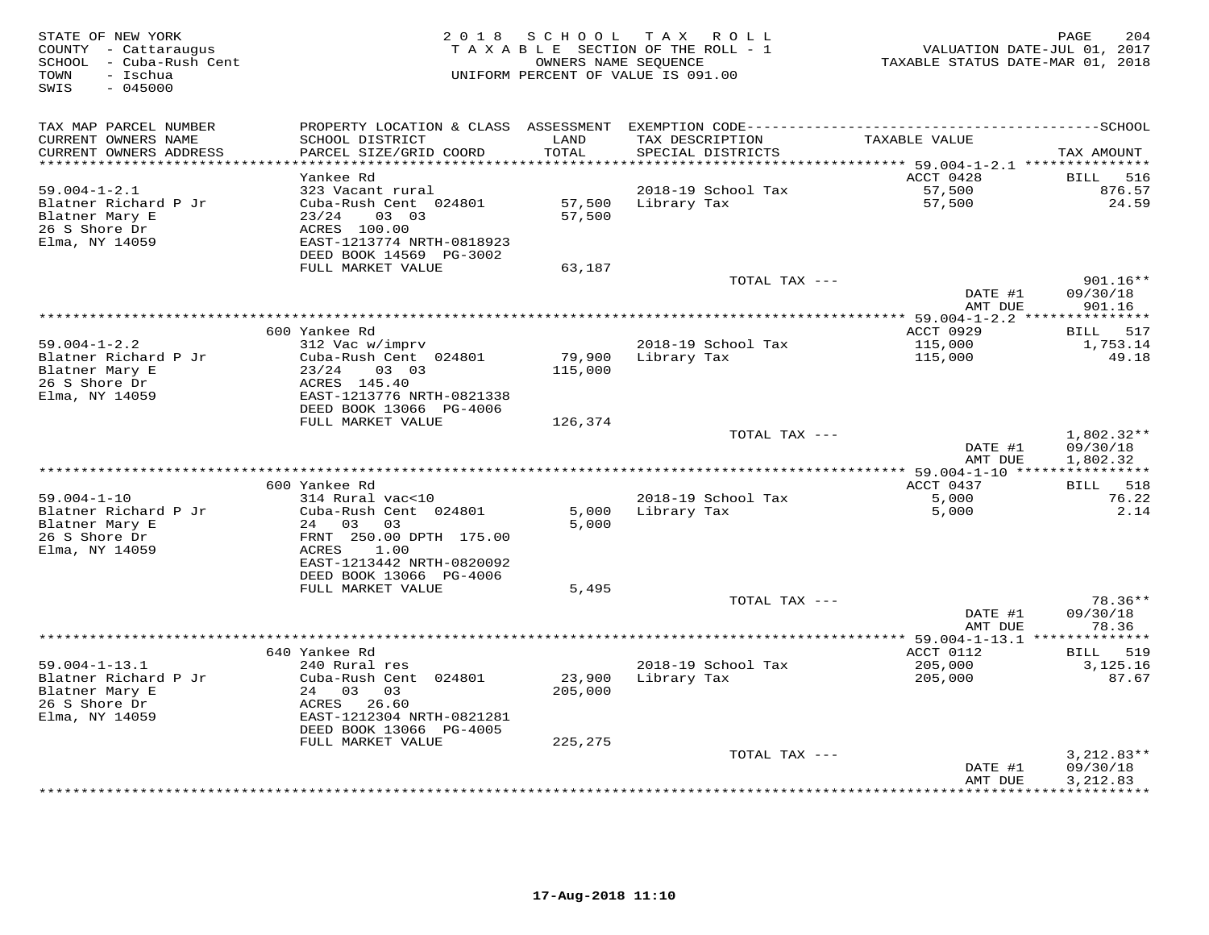STATE OF NEW YORK
COUNTY - Cattaraugus
SCHOOL - Cuba-Rush Cent
TOWN - Ischua
SWIS - 045000

2018 SCHOOL TAX ROLL
TAXABLE SECTION OF THE ROLL - 1
OWNERS NAME SEQUENCE
UNIFORM PERCENT OF VALUE IS 091.00

VALUATION DATE-JUL 01, 2017
TAXABLE STATUS DATE-MAR 01, 2018

| TAX MAP PARCEL NUMBER / CURRENT OWNERS NAME / CURRENT OWNERS ADDRESS | PROPERTY LOCATION & CLASS / SCHOOL DISTRICT / PARCEL SIZE/GRID COORD | ASSESSMENT LAND / TOTAL | EXEMPTION CODE / TAX DESCRIPTION / SPECIAL DISTRICTS | TAXABLE VALUE | TAX AMOUNT |
|---|---|---|---|---|---|
| **59.004-1-2.1** | Yankee Rd | | | ACCT 0428 | BILL 516 |
| 59.004-1-2.1 | 323 Vacant rural | | | | |
| Blatner Richard P Jr | Cuba-Rush Cent 024801 | 57,500 | 2018-19 School Tax | 57,500 | 876.57 |
| Blatner Mary E | 23/24 03 03 | 57,500 | Library Tax | 57,500 | 24.59 |
| 26 S Shore Dr | ACRES 100.00 | | | | |
| Elma, NY 14059 | EAST-1213774 NRTH-0818923 | | | | |
| | DEED BOOK 14569 PG-3002 | | | | |
| | FULL MARKET VALUE | 63,187 | | | |
| | | | TOTAL TAX --- | | 901.16** |
| | | | | DATE #1 | 09/30/18 |
| | | | | AMT DUE | 901.16 |
| **59.004-1-2.2** | 600 Yankee Rd | | | ACCT 0929 | BILL 517 |
| 59.004-1-2.2 | 312 Vac w/imprv | | | | |
| Blatner Richard P Jr | Cuba-Rush Cent 024801 | 79,900 | 2018-19 School Tax | 115,000 | 1,753.14 |
| Blatner Mary E | 23/24 03 03 | 115,000 | Library Tax | 115,000 | 49.18 |
| 26 S Shore Dr | ACRES 145.40 | | | | |
| Elma, NY 14059 | EAST-1213776 NRTH-0821338 | | | | |
| | DEED BOOK 13066 PG-4006 | | | | |
| | FULL MARKET VALUE | 126,374 | | | |
| | | | TOTAL TAX --- | | 1,802.32** |
| | | | | DATE #1 | 09/30/18 |
| | | | | AMT DUE | 1,802.32 |
| **59.004-1-10** | 600 Yankee Rd | | | ACCT 0437 | BILL 518 |
| 59.004-1-10 | 314 Rural vac<10 | | | | |
| Blatner Richard P Jr | Cuba-Rush Cent 024801 | 5,000 | 2018-19 School Tax | 5,000 | 76.22 |
| Blatner Mary E | 24 03 03 | 5,000 | Library Tax | 5,000 | 2.14 |
| 26 S Shore Dr | FRNT 250.00 DPTH 175.00 | | | | |
| Elma, NY 14059 | ACRES 1.00 | | | | |
| | EAST-1213442 NRTH-0820092 | | | | |
| | DEED BOOK 13066 PG-4006 | | | | |
| | FULL MARKET VALUE | 5,495 | | | |
| | | | TOTAL TAX --- | | 78.36** |
| | | | | DATE #1 | 09/30/18 |
| | | | | AMT DUE | 78.36 |
| **59.004-1-13.1** | 640 Yankee Rd | | | ACCT 0112 | BILL 519 |
| 59.004-1-13.1 | 240 Rural res | | | | |
| Blatner Richard P Jr | Cuba-Rush Cent 024801 | 23,900 | 2018-19 School Tax | 205,000 | 3,125.16 |
| Blatner Mary E | 24 03 03 | 205,000 | Library Tax | 205,000 | 87.67 |
| 26 S Shore Dr | ACRES 26.60 | | | | |
| Elma, NY 14059 | EAST-1212304 NRTH-0821281 | | | | |
| | DEED BOOK 13066 PG-4005 | | | | |
| | FULL MARKET VALUE | 225,275 | | | |
| | | | TOTAL TAX --- | | 3,212.83** |
| | | | | DATE #1 | 09/30/18 |
| | | | | AMT DUE | 3,212.83 |

17-Aug-2018 11:10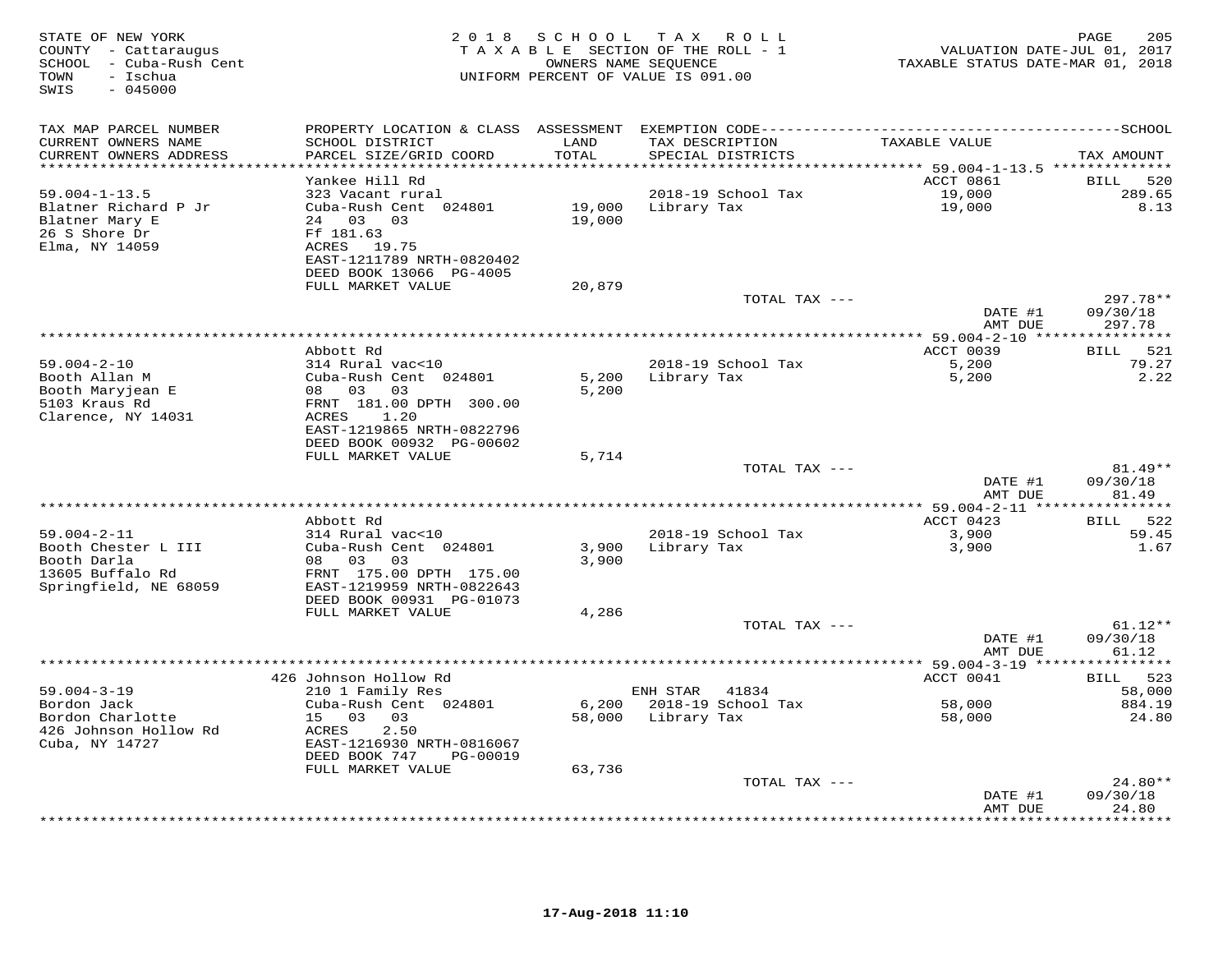STATE OF NEW YORK
COUNTY - Cattaraugus
SCHOOL - Cuba-Rush Cent
TOWN - Ischua
SWIS - 045000

2018 SCHOOL TAX ROLL
TAXABLE SECTION OF THE ROLL - 1
OWNERS NAME SEQUENCE
UNIFORM PERCENT OF VALUE IS 091.00

VALUATION DATE-JUL 01, 2017
TAXABLE STATUS DATE-MAR 01, 2018

| TAX MAP PARCEL NUMBER / CURRENT OWNERS NAME / CURRENT OWNERS ADDRESS | PROPERTY LOCATION & CLASS / SCHOOL DISTRICT / PARCEL SIZE/GRID COORD | ASSESSMENT LAND / TOTAL | EXEMPTION CODE / TAX DESCRIPTION / SPECIAL DISTRICTS | TAXABLE VALUE | TAX AMOUNT |
|---|---|---|---|---|---|
| 59.004-1-13.5 | Yankee Hill Rd | | | ACCT 0861 | BILL 520 |
| 59.004-1-13.5 | 323 Vacant rural | | | | |
| Blatner Richard P Jr | Cuba-Rush Cent 024801 | 19,000 | 2018-19 School Tax | 19,000 | 289.65 |
| Blatner Mary E | 24 03 03 | 19,000 | Library Tax | 19,000 | 8.13 |
| 26 S Shore Dr | Ff 181.63 | | | | |
| Elma, NY 14059 | ACRES 19.75 | | | | |
| | EAST-1211789 NRTH-0820402 | | | | |
| | DEED BOOK 13066 PG-4005 | | | | |
| | FULL MARKET VALUE | 20,879 | | | |
| | | | TOTAL TAX --- | | 297.78** |
| | | | | DATE #1 | 09/30/18 |
| | | | | AMT DUE | 297.78 |
| 59.004-2-10 | Abbott Rd | | | ACCT 0039 | BILL 521 |
| 59.004-2-10 | 314 Rural vac<10 | | | | |
| Booth Allan M | Cuba-Rush Cent 024801 | 5,200 | 2018-19 School Tax | 5,200 | 79.27 |
| Booth Maryjean E | 08 03 03 | 5,200 | Library Tax | 5,200 | 2.22 |
| 5103 Kraus Rd | FRNT 181.00 DPTH 300.00 | | | | |
| Clarence, NY 14031 | ACRES 1.20 | | | | |
| | EAST-1219865 NRTH-0822796 | | | | |
| | DEED BOOK 00932 PG-00602 | | | | |
| | FULL MARKET VALUE | 5,714 | | | |
| | | | TOTAL TAX --- | | 81.49** |
| | | | | DATE #1 | 09/30/18 |
| | | | | AMT DUE | 81.49 |
| 59.004-2-11 | Abbott Rd | | | ACCT 0423 | BILL 522 |
| 59.004-2-11 | 314 Rural vac<10 | | | | |
| Booth Chester L III | Cuba-Rush Cent 024801 | 3,900 | 2018-19 School Tax | 3,900 | 59.45 |
| Booth Darla | 08 03 03 | 3,900 | Library Tax | 3,900 | 1.67 |
| 13605 Buffalo Rd | FRNT 175.00 DPTH 175.00 | | | | |
| Springfield, NE 68059 | EAST-1219959 NRTH-0822643 | | | | |
| | DEED BOOK 00931 PG-01073 | | | | |
| | FULL MARKET VALUE | 4,286 | | | |
| | | | TOTAL TAX --- | | 61.12** |
| | | | | DATE #1 | 09/30/18 |
| | | | | AMT DUE | 61.12 |
| 59.004-3-19 | 426 Johnson Hollow Rd | | | ACCT 0041 | BILL 523 |
| 59.004-3-19 | 210 1 Family Res | | ENH STAR 41834 | | 58,000 |
| Bordon Jack | Cuba-Rush Cent 024801 | 6,200 | 2018-19 School Tax | 58,000 | 884.19 |
| Bordon Charlotte | 15 03 03 | 58,000 | Library Tax | 58,000 | 24.80 |
| 426 Johnson Hollow Rd | ACRES 2.50 | | | | |
| Cuba, NY 14727 | EAST-1216930 NRTH-0816067 | | | | |
| | DEED BOOK 747 PG-00019 | | | | |
| | FULL MARKET VALUE | 63,736 | | | |
| | | | TOTAL TAX --- | | 24.80** |
| | | | | DATE #1 | 09/30/18 |
| | | | | AMT DUE | 24.80 |

17-Aug-2018 11:10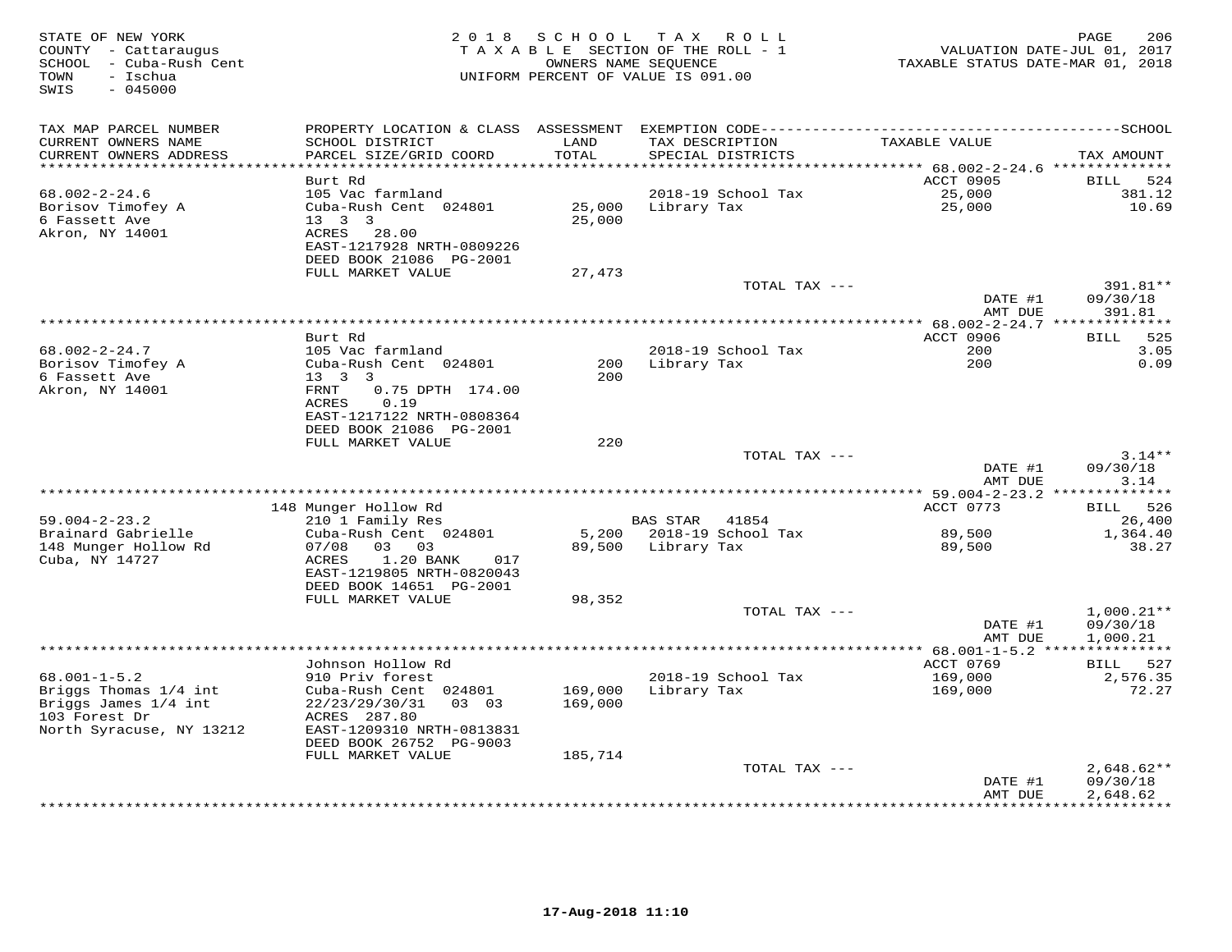STATE OF NEW YORK
COUNTY - Cattaraugus
SCHOOL - Cuba-Rush Cent
TOWN - Ischua
SWIS - 045000

2018 SCHOOL TAX ROLL
TAXABLE SECTION OF THE ROLL - 1
OWNERS NAME SEQUENCE
UNIFORM PERCENT OF VALUE IS 091.00

VALUATION DATE-JUL 01, 2017
TAXABLE STATUS DATE-MAR 01, 2018

| TAX MAP PARCEL NUMBER / CURRENT OWNERS NAME / CURRENT OWNERS ADDRESS | PROPERTY LOCATION & CLASS / SCHOOL DISTRICT / PARCEL SIZE/GRID COORD | ASSESSMENT LAND / TOTAL | EXEMPTION CODE / TAX DESCRIPTION / SPECIAL DISTRICTS | TAXABLE VALUE | SCHOOL TAX AMOUNT |
|---|---|---|---|---|---|
| 68.002-2-24.6 | Burt Rd | | | ACCT 0905 | BILL 524 |
| 68.002-2-24.6 | 105 Vac farmland | | 2018-19 School Tax | 25,000 | 381.12 |
| Borisov Timofey A | Cuba-Rush Cent 024801 | 25,000 | Library Tax | 25,000 | 10.69 |
| 6 Fassett Ave | 13 3 3 | 25,000 | | | |
| Akron, NY 14001 | ACRES 28.00 | | | | |
| | EAST-1217928 NRTH-0809226 | | | | |
| | DEED BOOK 21086 PG-2001 | | | | |
| | FULL MARKET VALUE | 27,473 | | | |
| | | | TOTAL TAX --- | | 391.81** |
| | | | | DATE #1 | 09/30/18 |
| | | | | AMT DUE | 391.81 |
| 68.002-2-24.7 | Burt Rd | | | ACCT 0906 | BILL 525 |
| 68.002-2-24.7 | 105 Vac farmland | | 2018-19 School Tax | 200 | 3.05 |
| Borisov Timofey A | Cuba-Rush Cent 024801 | 200 | Library Tax | 200 | 0.09 |
| 6 Fassett Ave | 13 3 3 | 200 | | | |
| Akron, NY 14001 | FRNT 0.75 DPTH 174.00 | | | | |
| | ACRES 0.19 | | | | |
| | EAST-1217122 NRTH-0808364 | | | | |
| | DEED BOOK 21086 PG-2001 | | | | |
| | FULL MARKET VALUE | 220 | | | |
| | | | TOTAL TAX --- | | 3.14** |
| | | | | DATE #1 | 09/30/18 |
| | | | | AMT DUE | 3.14 |
| 59.004-2-23.2 | 148 Munger Hollow Rd | | | ACCT 0773 | BILL 526 |
| 59.004-2-23.2 | 210 1 Family Res | | BAS STAR 41854 | | 26,400 |
| Brainard Gabrielle | Cuba-Rush Cent 024801 | 5,200 | 2018-19 School Tax | 89,500 | 1,364.40 |
| 148 Munger Hollow Rd | 07/08 03 03 | 89,500 | Library Tax | 89,500 | 38.27 |
| Cuba, NY 14727 | ACRES 1.20 BANK 017 | | | | |
| | EAST-1219805 NRTH-0820043 | | | | |
| | DEED BOOK 14651 PG-2001 | | | | |
| | FULL MARKET VALUE | 98,352 | | | |
| | | | TOTAL TAX --- | | 1,000.21** |
| | | | | DATE #1 | 09/30/18 |
| | | | | AMT DUE | 1,000.21 |
| 68.001-1-5.2 | Johnson Hollow Rd | | | ACCT 0769 | BILL 527 |
| 68.001-1-5.2 | 910 Priv forest | | 2018-19 School Tax | 169,000 | 2,576.35 |
| Briggs Thomas 1/4 int | Cuba-Rush Cent 024801 | 169,000 | Library Tax | 169,000 | 72.27 |
| Briggs James 1/4 int | 22/23/29/30/31 03 03 | 169,000 | | | |
| 103 Forest Dr | ACRES 287.80 | | | | |
| North Syracuse, NY 13212 | EAST-1209310 NRTH-0813831 | | | | |
| | DEED BOOK 26752 PG-9003 | | | | |
| | FULL MARKET VALUE | 185,714 | | | |
| | | | TOTAL TAX --- | | 2,648.62** |
| | | | | DATE #1 | 09/30/18 |
| | | | | AMT DUE | 2,648.62 |

17-Aug-2018 11:10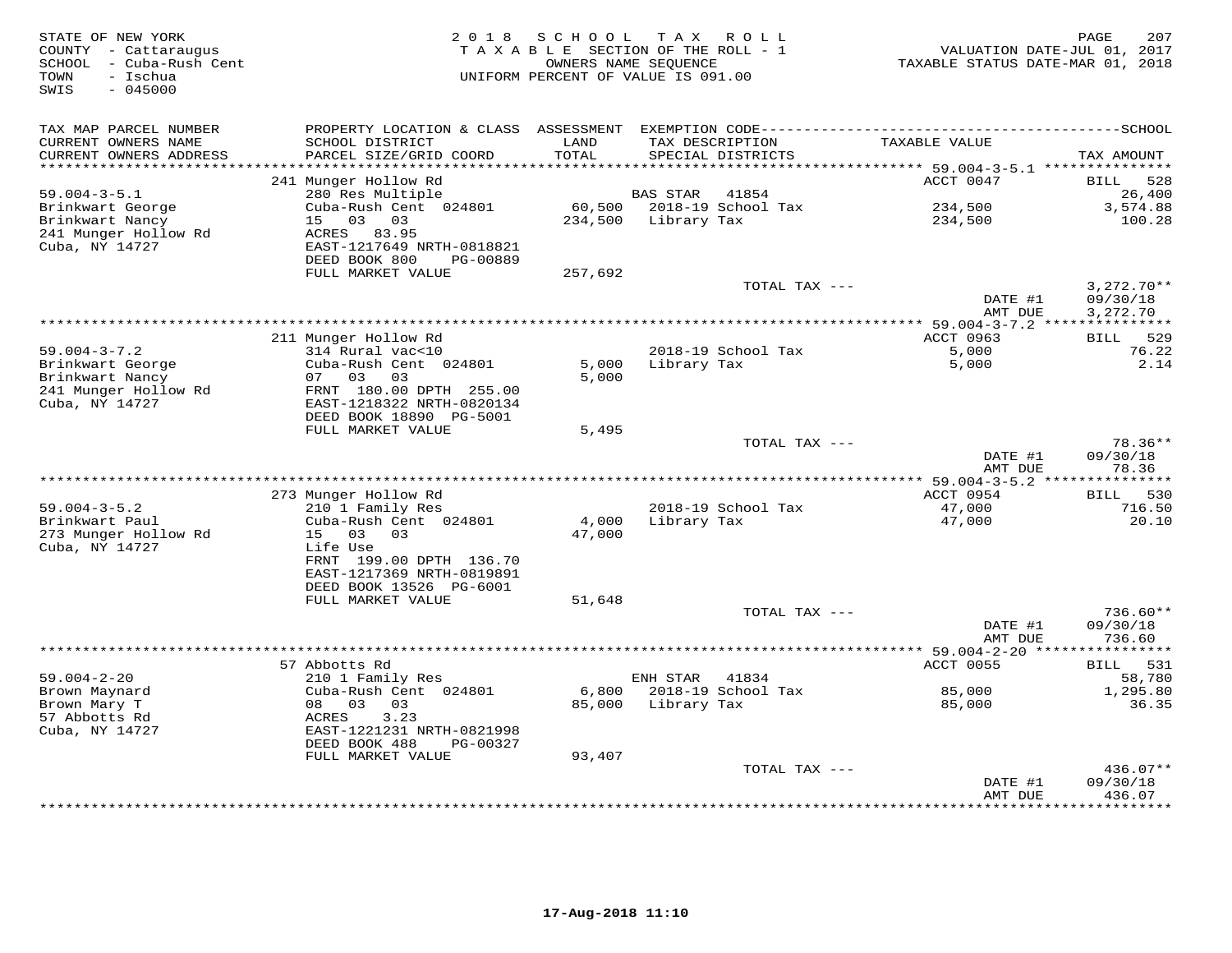STATE OF NEW YORK
COUNTY - Cattaraugus
SCHOOL - Cuba-Rush Cent
TOWN - Ischua
SWIS - 045000

2018 SCHOOL TAX ROLL
TAXABLE SECTION OF THE ROLL - 1
OWNERS NAME SEQUENCE
UNIFORM PERCENT OF VALUE IS 091.00

VALUATION DATE-JUL 01, 2017
TAXABLE STATUS DATE-MAR 01, 2018

| TAX MAP PARCEL NUMBER / CURRENT OWNERS NAME / CURRENT OWNERS ADDRESS | PROPERTY LOCATION & CLASS / SCHOOL DISTRICT / PARCEL SIZE/GRID COORD | ASSESSMENT LAND / TOTAL | EXEMPTION CODE / TAX DESCRIPTION / SPECIAL DISTRICTS | TAXABLE VALUE | TAX AMOUNT |
|---|---|---|---|---|---|
| | 241 Munger Hollow Rd | | | ACCT 0047 | BILL 528 |
| 59.004-3-5.1 | 280 Res Multiple | | BAS STAR 41854 | | 26,400 |
| Brinkwart George | Cuba-Rush Cent 024801 | 60,500 | 2018-19 School Tax | 234,500 | 3,574.88 |
| Brinkwart Nancy | 15 03 03 | 234,500 | Library Tax | 234,500 | 100.28 |
| 241 Munger Hollow Rd | ACRES 83.95 | | | | |
| Cuba, NY 14727 | EAST-1217649 NRTH-0818821 | | | | |
| | DEED BOOK 800 PG-00889 | | | | |
| | FULL MARKET VALUE | 257,692 | | | |
| | | | TOTAL TAX --- | | 3,272.70** |
| | | | | DATE #1 | 09/30/18 |
| | | | | AMT DUE | 3,272.70 |
| | 211 Munger Hollow Rd | | | ACCT 0963 | BILL 529 |
| 59.004-3-7.2 | 314 Rural vac<10 | | 2018-19 School Tax | 5,000 | 76.22 |
| Brinkwart George | Cuba-Rush Cent 024801 | 5,000 | Library Tax | 5,000 | 2.14 |
| Brinkwart Nancy | 07 03 03 | 5,000 | | | |
| 241 Munger Hollow Rd | FRNT 180.00 DPTH 255.00 | | | | |
| Cuba, NY 14727 | EAST-1218322 NRTH-0820134 | | | | |
| | DEED BOOK 18890 PG-5001 | | | | |
| | FULL MARKET VALUE | 5,495 | | | |
| | | | TOTAL TAX --- | | 78.36** |
| | | | | DATE #1 | 09/30/18 |
| | | | | AMT DUE | 78.36 |
| | 273 Munger Hollow Rd | | | ACCT 0954 | BILL 530 |
| 59.004-3-5.2 | 210 1 Family Res | | 2018-19 School Tax | 47,000 | 716.50 |
| Brinkwart Paul | Cuba-Rush Cent 024801 | 4,000 | Library Tax | 47,000 | 20.10 |
| 273 Munger Hollow Rd | 15 03 03 | 47,000 | | | |
| Cuba, NY 14727 | Life Use | | | | |
| | FRNT 199.00 DPTH 136.70 | | | | |
| | EAST-1217369 NRTH-0819891 | | | | |
| | DEED BOOK 13526 PG-6001 | | | | |
| | FULL MARKET VALUE | 51,648 | | | |
| | | | TOTAL TAX --- | | 736.60** |
| | | | | DATE #1 | 09/30/18 |
| | | | | AMT DUE | 736.60 |
| | 57 Abbotts Rd | | | ACCT 0055 | BILL 531 |
| 59.004-2-20 | 210 1 Family Res | | ENH STAR 41834 | | 58,780 |
| Brown Maynard | Cuba-Rush Cent 024801 | 6,800 | 2018-19 School Tax | 85,000 | 1,295.80 |
| Brown Mary T | 08 03 03 | 85,000 | Library Tax | 85,000 | 36.35 |
| 57 Abbotts Rd | ACRES 3.23 | | | | |
| Cuba, NY 14727 | EAST-1221231 NRTH-0821998 | | | | |
| | DEED BOOK 488 PG-00327 | | | | |
| | FULL MARKET VALUE | 93,407 | | | |
| | | | TOTAL TAX --- | | 436.07** |
| | | | | DATE #1 | 09/30/18 |
| | | | | AMT DUE | 436.07 |

17-Aug-2018 11:10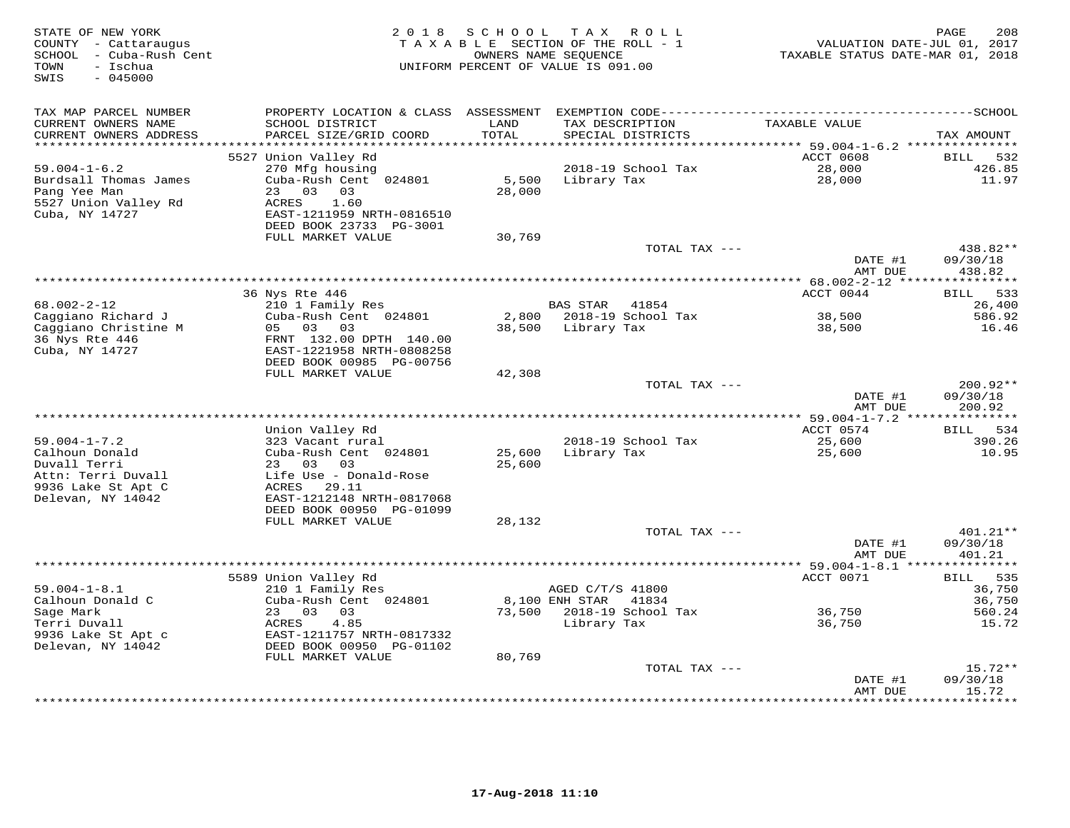STATE OF NEW YORK
COUNTY - Cattaraugus
SCHOOL - Cuba-Rush Cent
TOWN - Ischua
SWIS - 045000

2 0 1 8 S C H O O L T A X R O L L
T A X A B L E SECTION OF THE ROLL - 1
OWNERS NAME SEQUENCE
UNIFORM PERCENT OF VALUE IS 091.00

VALUATION DATE-JUL 01, 2017
TAXABLE STATUS DATE-MAR 01, 2018

| TAX MAP PARCEL NUMBER / CURRENT OWNERS NAME / CURRENT OWNERS ADDRESS | PROPERTY LOCATION & CLASS / SCHOOL DISTRICT / PARCEL SIZE/GRID COORD | ASSESSMENT LAND / TOTAL | EXEMPTION CODE / TAX DESCRIPTION / SPECIAL DISTRICTS | TAXABLE VALUE | TAX AMOUNT |
|---|---|---|---|---|---|
| **59.004-1-6.2** | 5527 Union Valley Rd | | | ACCT 0608 | BILL 532 |
| 59.004-1-6.2 | 270 Mfg housing | | 2018-19 School Tax | 28,000 | 426.85 |
| Burdsall Thomas James | Cuba-Rush Cent 024801 | 5,500 | Library Tax | 28,000 | 11.97 |
| Pang Yee Man | 23 03 03 | 28,000 | | | |
| 5527 Union Valley Rd | ACRES 1.60 | | | | |
| Cuba, NY 14727 | EAST-1211959 NRTH-0816510 | | | | |
| | DEED BOOK 23733 PG-3001 | | | | |
| | FULL MARKET VALUE | 30,769 | | | |
| | | | TOTAL TAX --- | | 438.82** |
| | | | | DATE #1 | 09/30/18 |
| | | | | AMT DUE | 438.82 |
| **68.002-2-12** | 36 Nys Rte 446 | | | ACCT 0044 | BILL 533 |
| 68.002-2-12 | 210 1 Family Res | | BAS STAR 41854 | | 26,400 |
| Caggiano Richard J | Cuba-Rush Cent 024801 | 2,800 | 2018-19 School Tax | 38,500 | 586.92 |
| Caggiano Christine M | 05 03 03 | 38,500 | Library Tax | 38,500 | 16.46 |
| 36 Nys Rte 446 | FRNT 132.00 DPTH 140.00 | | | | |
| Cuba, NY 14727 | EAST-1221958 NRTH-0808258 | | | | |
| | DEED BOOK 00985 PG-00756 | | | | |
| | FULL MARKET VALUE | 42,308 | | | |
| | | | TOTAL TAX --- | | 200.92** |
| | | | | DATE #1 | 09/30/18 |
| | | | | AMT DUE | 200.92 |
| **59.004-1-7.2** | Union Valley Rd | | | ACCT 0574 | BILL 534 |
| 59.004-1-7.2 | 323 Vacant rural | | 2018-19 School Tax | 25,600 | 390.26 |
| Calhoun Donald | Cuba-Rush Cent 024801 | 25,600 | Library Tax | 25,600 | 10.95 |
| Duvall Terri | 23 03 03 | 25,600 | | | |
| Attn: Terri Duvall | Life Use - Donald-Rose | | | | |
| 9936 Lake St Apt C | ACRES 29.11 | | | | |
| Delevan, NY 14042 | EAST-1212148 NRTH-0817068 | | | | |
| | DEED BOOK 00950 PG-01099 | | | | |
| | FULL MARKET VALUE | 28,132 | | | |
| | | | TOTAL TAX --- | | 401.21** |
| | | | | DATE #1 | 09/30/18 |
| | | | | AMT DUE | 401.21 |
| **59.004-1-8.1** | 5589 Union Valley Rd | | | ACCT 0071 | BILL 535 |
| 59.004-1-8.1 | 210 1 Family Res | | AGED C/T/S 41800 | | 36,750 |
| Calhoun Donald C | Cuba-Rush Cent 024801 | 8,100 | ENH STAR 41834 | | 36,750 |
| Sage Mark | 23 03 03 | 73,500 | 2018-19 School Tax | 36,750 | 560.24 |
| Terri Duvall | ACRES 4.85 | | Library Tax | 36,750 | 15.72 |
| 9936 Lake St Apt c | EAST-1211757 NRTH-0817332 | | | | |
| Delevan, NY 14042 | DEED BOOK 00950 PG-01102 | | | | |
| | FULL MARKET VALUE | 80,769 | | | |
| | | | TOTAL TAX --- | | 15.72** |
| | | | | DATE #1 | 09/30/18 |
| | | | | AMT DUE | 15.72 |

17-Aug-2018 11:10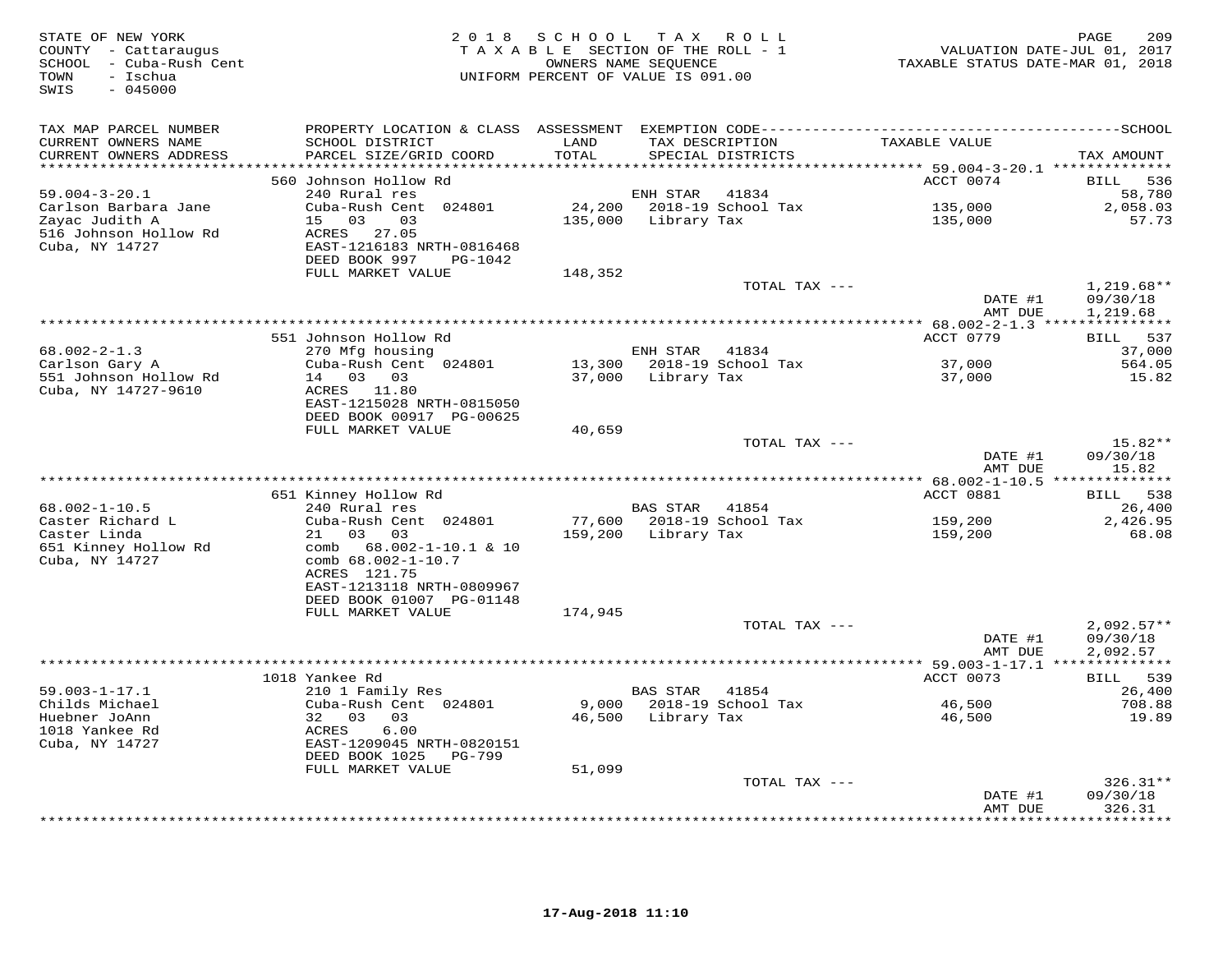STATE OF NEW YORK
COUNTY - Cattaraugus
SCHOOL - Cuba-Rush Cent
TOWN - Ischua
SWIS - 045000

2018 SCHOOL TAX ROLL
TAXABLE SECTION OF THE ROLL - 1
OWNERS NAME SEQUENCE
UNIFORM PERCENT OF VALUE IS 091.00

VALUATION DATE-JUL 01, 2017
TAXABLE STATUS DATE-MAR 01, 2018

| TAX MAP PARCEL NUMBER / CURRENT OWNERS NAME / CURRENT OWNERS ADDRESS | PROPERTY LOCATION & CLASS / SCHOOL DISTRICT / PARCEL SIZE/GRID COORD | ASSESSMENT LAND / TOTAL | EXEMPTION CODE / TAX DESCRIPTION / SPECIAL DISTRICTS | TAXABLE VALUE | TAX AMOUNT (SCHOOL) |
|---|---|---|---|---|---|
| 59.004-3-20.1 | 560 Johnson Hollow Rd | | | ACCT 0074 | BILL 536 |
| Carlson Barbara Jane | 240 Rural res | | ENH STAR 41834 | | 58,780 |
| Zayac Judith A | Cuba-Rush Cent 024801 | 24,200 | 2018-19 School Tax | 135,000 | 2,058.03 |
| 516 Johnson Hollow Rd | 15 03 03 | 135,000 | Library Tax | 135,000 | 57.73 |
| Cuba, NY 14727 | ACRES 27.05 | | | | |
| | EAST-1216183 NRTH-0816468 | | | | |
| | DEED BOOK 997 PG-1042 | | | | |
| | FULL MARKET VALUE | 148,352 | | | |
| | | | TOTAL TAX --- | | 1,219.68** |
| | | | | DATE #1 | 09/30/18 |
| | | | | AMT DUE | 1,219.68 |
| 68.002-2-1.3 | 551 Johnson Hollow Rd | | | ACCT 0779 | BILL 537 |
| Carlson Gary A | 270 Mfg housing | | ENH STAR 41834 | | 37,000 |
| 551 Johnson Hollow Rd | Cuba-Rush Cent 024801 | 13,300 | 2018-19 School Tax | 37,000 | 564.05 |
| Cuba, NY 14727-9610 | 14 03 03 | 37,000 | Library Tax | 37,000 | 15.82 |
| | ACRES 11.80 | | | | |
| | EAST-1215028 NRTH-0815050 | | | | |
| | DEED BOOK 00917 PG-00625 | | | | |
| | FULL MARKET VALUE | 40,659 | | | |
| | | | TOTAL TAX --- | | 15.82** |
| | | | | DATE #1 | 09/30/18 |
| | | | | AMT DUE | 15.82 |
| 68.002-1-10.5 | 651 Kinney Hollow Rd | | | ACCT 0881 | BILL 538 |
| Caster Richard L | 240 Rural res | | BAS STAR 41854 | | 26,400 |
| Caster Linda | Cuba-Rush Cent 024801 | 77,600 | 2018-19 School Tax | 159,200 | 2,426.95 |
| 651 Kinney Hollow Rd | 21 03 03 | 159,200 | Library Tax | 159,200 | 68.08 |
| Cuba, NY 14727 | comb 68.002-1-10.1 & 10 | | | | |
| | comb 68.002-1-10.7 | | | | |
| | ACRES 121.75 | | | | |
| | EAST-1213118 NRTH-0809967 | | | | |
| | DEED BOOK 01007 PG-01148 | | | | |
| | FULL MARKET VALUE | 174,945 | | | |
| | | | TOTAL TAX --- | | 2,092.57** |
| | | | | DATE #1 | 09/30/18 |
| | | | | AMT DUE | 2,092.57 |
| 59.003-1-17.1 | 1018 Yankee Rd | | | ACCT 0073 | BILL 539 |
| Childs Michael | 210 1 Family Res | | BAS STAR 41854 | | 26,400 |
| Huebner JoAnn | Cuba-Rush Cent 024801 | 9,000 | 2018-19 School Tax | 46,500 | 708.88 |
| 1018 Yankee Rd | 32 03 03 | 46,500 | Library Tax | 46,500 | 19.89 |
| Cuba, NY 14727 | ACRES 6.00 | | | | |
| | EAST-1209045 NRTH-0820151 | | | | |
| | DEED BOOK 1025 PG-799 | | | | |
| | FULL MARKET VALUE | 51,099 | | | |
| | | | TOTAL TAX --- | | 326.31** |
| | | | | DATE #1 | 09/30/18 |
| | | | | AMT DUE | 326.31 |

17-Aug-2018 11:10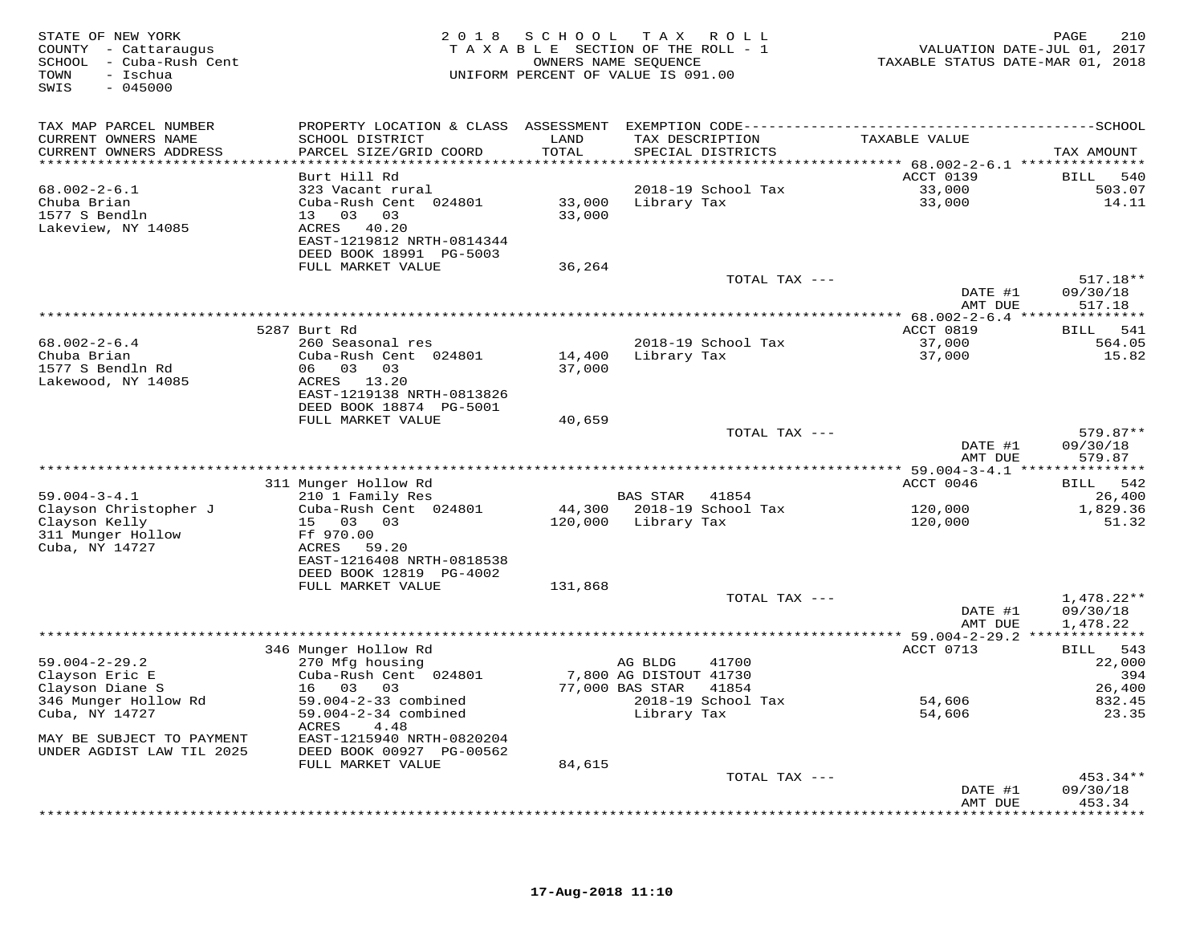STATE OF NEW YORK
COUNTY - Cattaraugus
SCHOOL - Cuba-Rush Cent
TOWN - Ischua
SWIS - 045000

2 0 1 8 S C H O O L T A X R O L L
T A X A B L E SECTION OF THE ROLL - 1
OWNERS NAME SEQUENCE
UNIFORM PERCENT OF VALUE IS 091.00

VALUATION DATE-JUL 01, 2017
TAXABLE STATUS DATE-MAR 01, 2018

| TAX MAP PARCEL NUMBER / CURRENT OWNERS NAME / CURRENT OWNERS ADDRESS | PROPERTY LOCATION & CLASS / SCHOOL DISTRICT / PARCEL SIZE/GRID COORD | ASSESSMENT LAND / TOTAL | EXEMPTION CODE / TAX DESCRIPTION / SPECIAL DISTRICTS | TAXABLE VALUE | SCHOOL TAX AMOUNT |
|---|---|---|---|---|---|
| | Burt Hill Rd | | | ACCT 0139 | BILL 540 |
| 68.002-2-6.1 | 323 Vacant rural | | 2018-19 School Tax | 33,000 | 503.07 |
| Chuba Brian | Cuba-Rush Cent 024801 | 33,000 | Library Tax | 33,000 | 14.11 |
| 1577 S Bendln | 13 03 03 | 33,000 | | | |
| Lakeview, NY 14085 | ACRES 40.20 | | | | |
| | EAST-1219812 NRTH-0814344 | | | | |
| | DEED BOOK 18991 PG-5003 | | | | |
| | FULL MARKET VALUE | 36,264 | | | |
| | | | TOTAL TAX --- | | 517.18** |
| | | | | DATE #1 | 09/30/18 |
| | | | | AMT DUE | 517.18 |
| | 5287 Burt Rd | | | ACCT 0819 | BILL 541 |
| 68.002-2-6.4 | 260 Seasonal res | | 2018-19 School Tax | 37,000 | 564.05 |
| Chuba Brian | Cuba-Rush Cent 024801 | 14,400 | Library Tax | 37,000 | 15.82 |
| 1577 S Bendln Rd | 06 03 03 | 37,000 | | | |
| Lakewood, NY 14085 | ACRES 13.20 | | | | |
| | EAST-1219138 NRTH-0813826 | | | | |
| | DEED BOOK 18874 PG-5001 | | | | |
| | FULL MARKET VALUE | 40,659 | | | |
| | | | TOTAL TAX --- | | 579.87** |
| | | | | DATE #1 | 09/30/18 |
| | | | | AMT DUE | 579.87 |
| | 311 Munger Hollow Rd | | | ACCT 0046 | BILL 542 |
| 59.004-3-4.1 | 210 1 Family Res | | BAS STAR 41854 | | 26,400 |
| Clayson Christopher J | Cuba-Rush Cent 024801 | 44,300 | 2018-19 School Tax | 120,000 | 1,829.36 |
| Clayson Kelly | 15 03 03 | 120,000 | Library Tax | 120,000 | 51.32 |
| 311 Munger Hollow | Ff 970.00 | | | | |
| Cuba, NY 14727 | ACRES 59.20 | | | | |
| | EAST-1216408 NRTH-0818538 | | | | |
| | DEED BOOK 12819 PG-4002 | | | | |
| | FULL MARKET VALUE | 131,868 | | | |
| | | | TOTAL TAX --- | | 1,478.22** |
| | | | | DATE #1 | 09/30/18 |
| | | | | AMT DUE | 1,478.22 |
| | 346 Munger Hollow Rd | | | ACCT 0713 | BILL 543 |
| 59.004-2-29.2 | 270 Mfg housing | | AG BLDG 41700 | | 22,000 |
| Clayson Eric E | Cuba-Rush Cent 024801 | 7,800 | AG DISTOUT 41730 | | 394 |
| Clayson Diane S | 16 03 03 | 77,000 | BAS STAR 41854 | | 26,400 |
| 346 Munger Hollow Rd | 59.004-2-33 combined | | 2018-19 School Tax | 54,606 | 832.45 |
| Cuba, NY 14727 | 59.004-2-34 combined | | Library Tax | 54,606 | 23.35 |
| | ACRES 4.48 | | | | |
| MAY BE SUBJECT TO PAYMENT | EAST-1215940 NRTH-0820204 | | | | |
| UNDER AGDIST LAW TIL 2025 | DEED BOOK 00927 PG-00562 | | | | |
| | FULL MARKET VALUE | 84,615 | | | |
| | | | TOTAL TAX --- | | 453.34** |
| | | | | DATE #1 | 09/30/18 |
| | | | | AMT DUE | 453.34 |

17-Aug-2018 11:10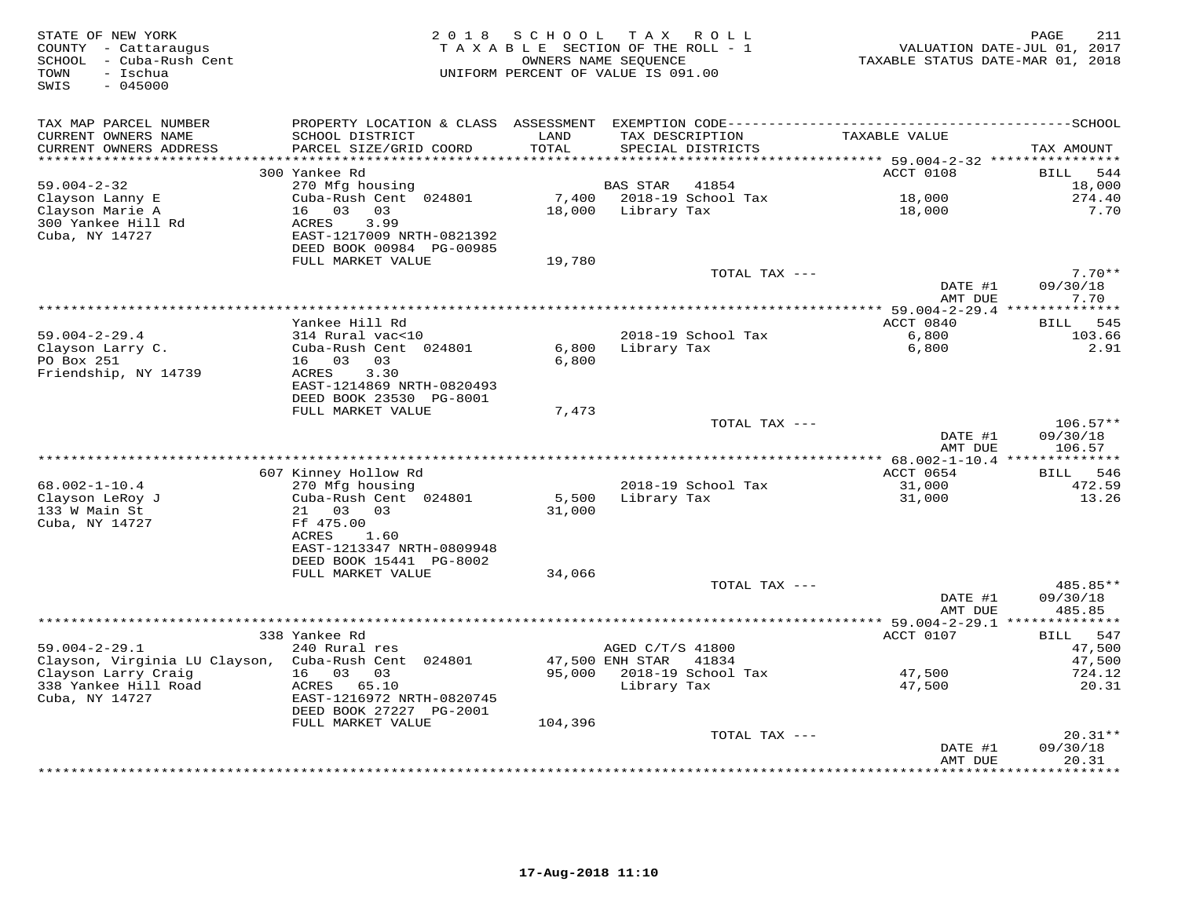STATE OF NEW YORK
COUNTY - Cattaraugus
SCHOOL - Cuba-Rush Cent
TOWN - Ischua
SWIS - 045000

2018 SCHOOL TAX ROLL
TAXABLE SECTION OF THE ROLL - 1
OWNERS NAME SEQUENCE
UNIFORM PERCENT OF VALUE IS 091.00

VALUATION DATE-JUL 01, 2017
TAXABLE STATUS DATE-MAR 01, 2018

| TAX MAP PARCEL NUMBER / CURRENT OWNERS NAME / CURRENT OWNERS ADDRESS | PROPERTY LOCATION & CLASS / SCHOOL DISTRICT / PARCEL SIZE/GRID COORD | ASSESSMENT LAND / TOTAL | EXEMPTION CODE / TAX DESCRIPTION / SPECIAL DISTRICTS | TAXABLE VALUE | TAX AMOUNT |
|---|---|---|---|---|---|
| | 300 Yankee Rd | | | ACCT 0108 | BILL 544 |
| 59.004-2-32 | 270 Mfg housing | | BAS STAR 41854 | | 18,000 |
| Clayson Lanny E | Cuba-Rush Cent 024801 | 7,400 | 2018-19 School Tax | 18,000 | 274.40 |
| Clayson Marie A | 16 03 03 | 18,000 | Library Tax | 18,000 | 7.70 |
| 300 Yankee Hill Rd | ACRES 3.99 | | | | |
| Cuba, NY 14727 | EAST-1217009 NRTH-0821392 | | | | |
| | DEED BOOK 00984 PG-00985 | | | | |
| | FULL MARKET VALUE | 19,780 | | | |
| | | | TOTAL TAX --- | | 7.70** |
| | | | | DATE #1 | 09/30/18 |
| | | | | AMT DUE | 7.70 |
| | Yankee Hill Rd | | | ACCT 0840 | BILL 545 |
| 59.004-2-29.4 | 314 Rural vac<10 | | 2018-19 School Tax | 6,800 | 103.66 |
| Clayson Larry C. | Cuba-Rush Cent 024801 | 6,800 | Library Tax | 6,800 | 2.91 |
| PO Box 251 | 16 03 03 | 6,800 | | | |
| Friendship, NY 14739 | ACRES 3.30 | | | | |
| | EAST-1214869 NRTH-0820493 | | | | |
| | DEED BOOK 23530 PG-8001 | | | | |
| | FULL MARKET VALUE | 7,473 | | | |
| | | | TOTAL TAX --- | | 106.57** |
| | | | | DATE #1 | 09/30/18 |
| | | | | AMT DUE | 106.57 |
| | 607 Kinney Hollow Rd | | | ACCT 0654 | BILL 546 |
| 68.002-1-10.4 | 270 Mfg housing | | 2018-19 School Tax | 31,000 | 472.59 |
| Clayson LeRoy J | Cuba-Rush Cent 024801 | 5,500 | Library Tax | 31,000 | 13.26 |
| 133 W Main St | 21 03 03 | 31,000 | | | |
| Cuba, NY 14727 | Ff 475.00 | | | | |
| | ACRES 1.60 | | | | |
| | EAST-1213347 NRTH-0809948 | | | | |
| | DEED BOOK 15441 PG-8002 | | | | |
| | FULL MARKET VALUE | 34,066 | | | |
| | | | TOTAL TAX --- | | 485.85** |
| | | | | DATE #1 | 09/30/18 |
| | | | | AMT DUE | 485.85 |
| | 338 Yankee Rd | | | ACCT 0107 | BILL 547 |
| 59.004-2-29.1 | 240 Rural res | | AGED C/T/S 41800 | | 47,500 |
| Clayson, Virginia LU Clayson, | Cuba-Rush Cent 024801 | 47,500 | ENH STAR 41834 | | 47,500 |
| Clayson Larry Craig | 16 03 03 | 95,000 | 2018-19 School Tax | 47,500 | 724.12 |
| 338 Yankee Hill Road | ACRES 65.10 | | Library Tax | 47,500 | 20.31 |
| Cuba, NY 14727 | EAST-1216972 NRTH-0820745 | | | | |
| | DEED BOOK 27227 PG-2001 | | | | |
| | FULL MARKET VALUE | 104,396 | | | |
| | | | TOTAL TAX --- | | 20.31** |
| | | | | DATE #1 | 09/30/18 |
| | | | | AMT DUE | 20.31 |

17-Aug-2018 11:10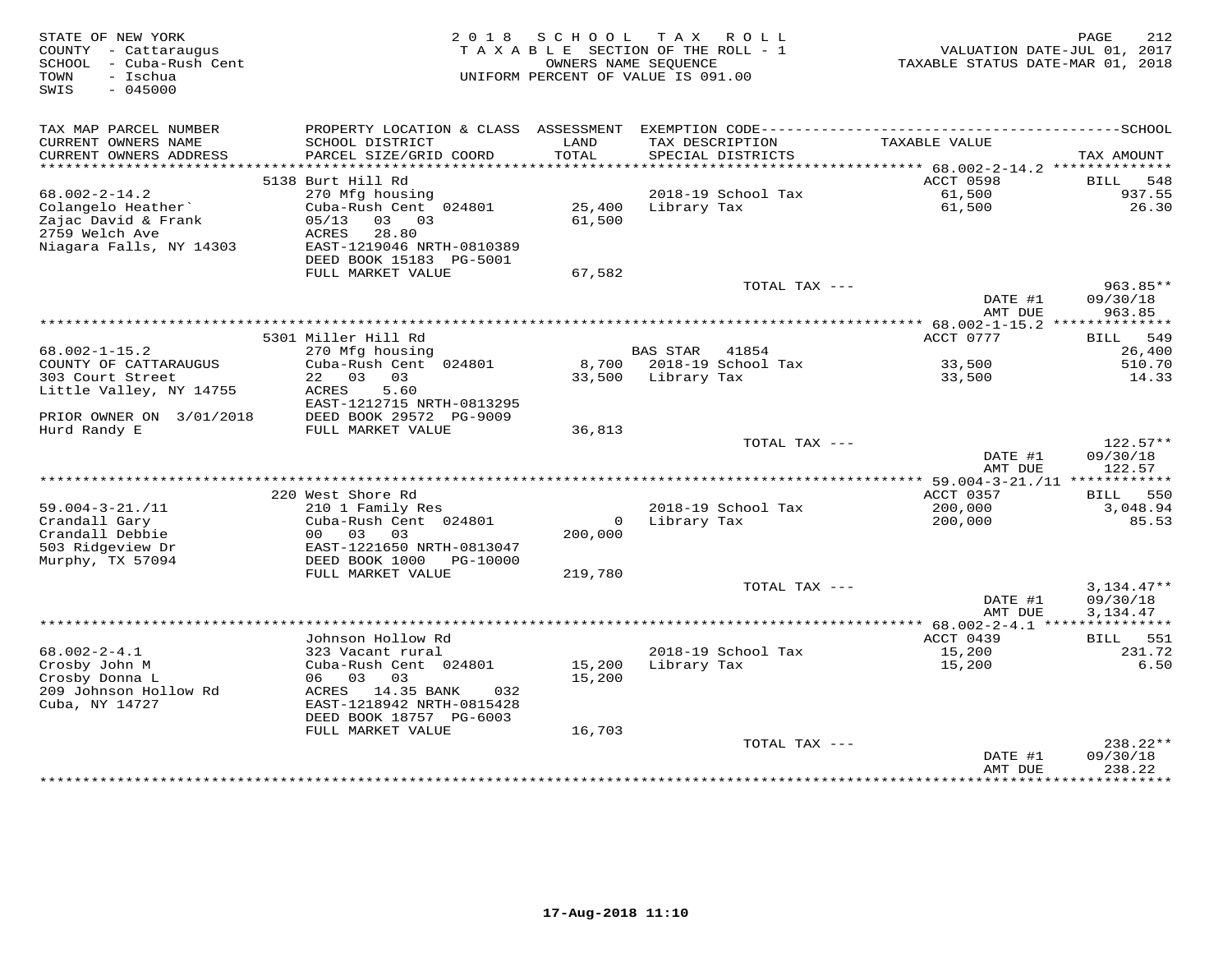STATE OF NEW YORK
COUNTY - Cattaraugus
SCHOOL - Cuba-Rush Cent
TOWN - Ischua
SWIS - 045000

2 0 1 8 S C H O O L T A X R O L L
T A X A B L E SECTION OF THE ROLL - 1
OWNERS NAME SEQUENCE
UNIFORM PERCENT OF VALUE IS 091.00

VALUATION DATE-JUL 01, 2017
TAXABLE STATUS DATE-MAR 01, 2018

| TAX MAP PARCEL NUMBER / CURRENT OWNERS NAME / CURRENT OWNERS ADDRESS | PROPERTY LOCATION & CLASS / SCHOOL DISTRICT / PARCEL SIZE/GRID COORD | ASSESSMENT LAND / TOTAL | EXEMPTION CODE / TAX DESCRIPTION / SPECIAL DISTRICTS | TAXABLE VALUE | TAX AMOUNT |
|---|---|---|---|---|---|
| 68.002-2-14.2 | 5138 Burt Hill Rd | | | ACCT 0598 | BILL 548 |
| | 270 Mfg housing | | 2018-19 School Tax | 61,500 | 937.55 |
| Colangelo Heather` | Cuba-Rush Cent 024801 | 25,400 | Library Tax | 61,500 | 26.30 |
| Zajac David & Frank | 05/13 03 03 | 61,500 | | | |
| 2759 Welch Ave | ACRES 28.80 | | | | |
| Niagara Falls, NY 14303 | EAST-1219046 NRTH-0810389 | | | | |
| | DEED BOOK 15183 PG-5001 | | | | |
| | FULL MARKET VALUE | 67,582 | | | |
| | | | TOTAL TAX --- | | 963.85** |
| | | | | DATE #1 | 09/30/18 |
| | | | | AMT DUE | 963.85 |
| 68.002-1-15.2 | 5301 Miller Hill Rd | | | ACCT 0777 | BILL 549 |
| | 270 Mfg housing | | BAS STAR 41854 | | 26,400 |
| COUNTY OF CATTARAUGUS | Cuba-Rush Cent 024801 | 8,700 | 2018-19 School Tax | 33,500 | 510.70 |
| 303 Court Street | 22 03 03 | 33,500 | Library Tax | 33,500 | 14.33 |
| Little Valley, NY 14755 | ACRES 5.60 | | | | |
| | EAST-1212715 NRTH-0813295 | | | | |
| PRIOR OWNER ON 3/01/2018 | DEED BOOK 29572 PG-9009 | | | | |
| Hurd Randy E | FULL MARKET VALUE | 36,813 | | | |
| | | | TOTAL TAX --- | | 122.57** |
| | | | | DATE #1 | 09/30/18 |
| | | | | AMT DUE | 122.57 |
| 59.004-3-21./11 | 220 West Shore Rd | | | ACCT 0357 | BILL 550 |
| | 210 1 Family Res | | 2018-19 School Tax | 200,000 | 3,048.94 |
| Crandall Gary | Cuba-Rush Cent 024801 | 0 | Library Tax | 200,000 | 85.53 |
| Crandall Debbie | 00 03 03 | 200,000 | | | |
| 503 Ridgeview Dr | EAST-1221650 NRTH-0813047 | | | | |
| Murphy, TX 57094 | DEED BOOK 1000 PG-10000 | | | | |
| | FULL MARKET VALUE | 219,780 | | | |
| | | | TOTAL TAX --- | | 3,134.47** |
| | | | | DATE #1 | 09/30/18 |
| | | | | AMT DUE | 3,134.47 |
| 68.002-2-4.1 | Johnson Hollow Rd | | | ACCT 0439 | BILL 551 |
| | 323 Vacant rural | | 2018-19 School Tax | 15,200 | 231.72 |
| Crosby John M | Cuba-Rush Cent 024801 | 15,200 | Library Tax | 15,200 | 6.50 |
| Crosby Donna L | 06 03 03 | 15,200 | | | |
| 209 Johnson Hollow Rd | ACRES 14.35 BANK 032 | | | | |
| Cuba, NY 14727 | EAST-1218942 NRTH-0815428 | | | | |
| | DEED BOOK 18757 PG-6003 | | | | |
| | FULL MARKET VALUE | 16,703 | | | |
| | | | TOTAL TAX --- | | 238.22** |
| | | | | DATE #1 | 09/30/18 |
| | | | | AMT DUE | 238.22 |

17-Aug-2018 11:10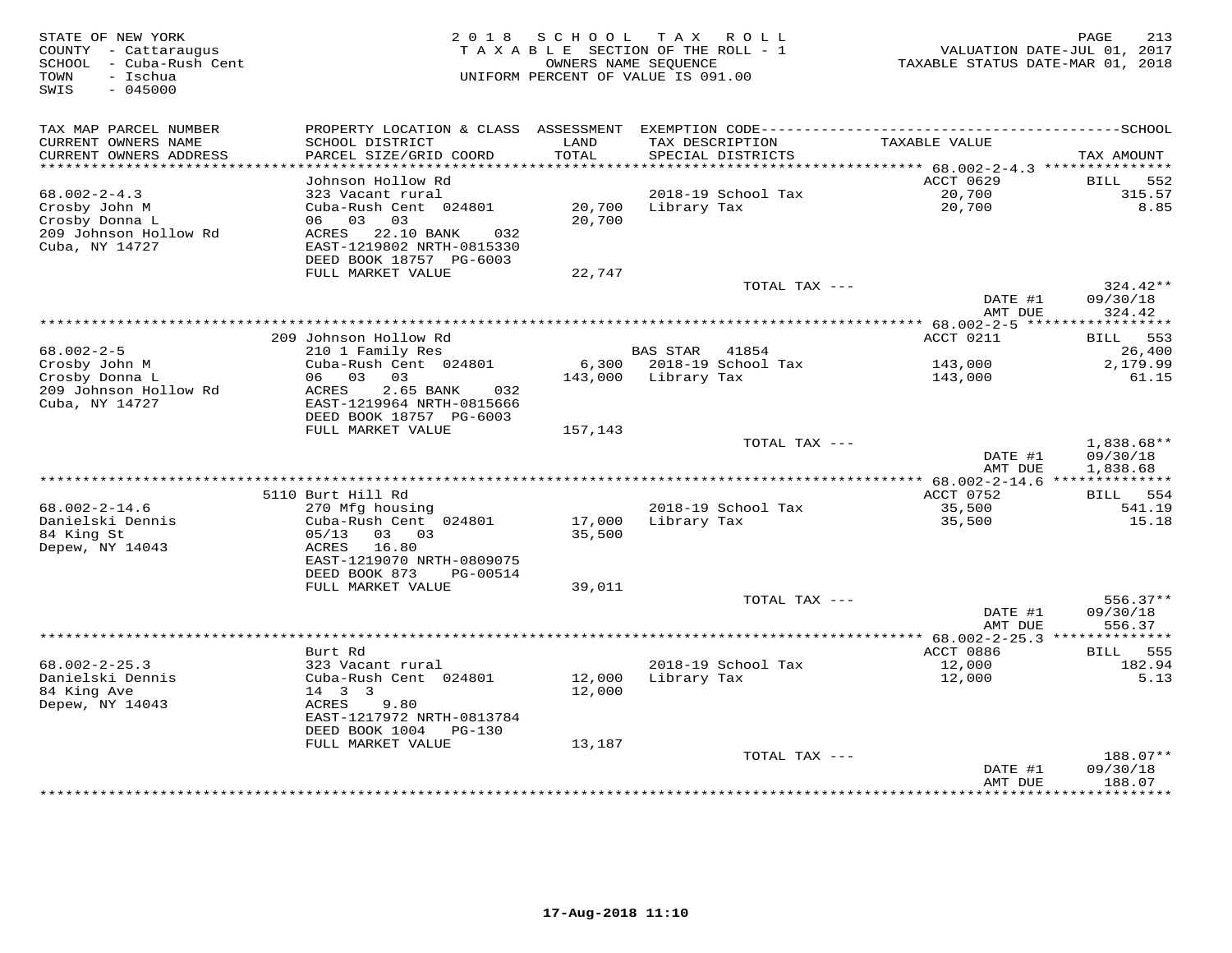STATE OF NEW YORK
COUNTY - Cattaraugus
SCHOOL - Cuba-Rush Cent
TOWN - Ischua
SWIS - 045000

2 0 1 8 S C H O O L T A X R O L L
T A X A B L E SECTION OF THE ROLL - 1
OWNERS NAME SEQUENCE
UNIFORM PERCENT OF VALUE IS 091.00

PAGE 213
VALUATION DATE-JUL 01, 2017
TAXABLE STATUS DATE-MAR 01, 2018

| TAX MAP PARCEL NUMBER / CURRENT OWNERS NAME / CURRENT OWNERS ADDRESS | PROPERTY LOCATION & CLASS / SCHOOL DISTRICT / PARCEL SIZE/GRID COORD | ASSESSMENT LAND / TOTAL | EXEMPTION CODE / TAX DESCRIPTION / SPECIAL DISTRICTS | TAXABLE VALUE | TAX AMOUNT |
|---|---|---|---|---|---|
| | Johnson Hollow Rd | | | ACCT 0629 | BILL 552 |
| 68.002-2-4.3 | 323 Vacant rural | | 2018-19 School Tax | 20,700 | 315.57 |
| Crosby John M | Cuba-Rush Cent 024801 | 20,700 | Library Tax | 20,700 | 8.85 |
| Crosby Donna L | 06 03 03 | 20,700 | | | |
| 209 Johnson Hollow Rd | ACRES 22.10 BANK 032 | | | | |
| Cuba, NY 14727 | EAST-1219802 NRTH-0815330 | | | | |
| | DEED BOOK 18757 PG-6003 | | | | |
| | FULL MARKET VALUE | 22,747 | | | |
| | | | TOTAL TAX --- | | 324.42** |
| | | | | DATE #1 | 09/30/18 |
| | | | | AMT DUE | 324.42 |
| | 209 Johnson Hollow Rd | | | ACCT 0211 | BILL 553 |
| 68.002-2-5 | 210 1 Family Res | | BAS STAR 41854 | | 26,400 |
| Crosby John M | Cuba-Rush Cent 024801 | 6,300 | 2018-19 School Tax | 143,000 | 2,179.99 |
| Crosby Donna L | 06 03 03 | 143,000 | Library Tax | 143,000 | 61.15 |
| 209 Johnson Hollow Rd | ACRES 2.65 BANK 032 | | | | |
| Cuba, NY 14727 | EAST-1219964 NRTH-0815666 | | | | |
| | DEED BOOK 18757 PG-6003 | | | | |
| | FULL MARKET VALUE | 157,143 | | | |
| | | | TOTAL TAX --- | | 1,838.68** |
| | | | | DATE #1 | 09/30/18 |
| | | | | AMT DUE | 1,838.68 |
| | 5110 Burt Hill Rd | | | ACCT 0752 | BILL 554 |
| 68.002-2-14.6 | 270 Mfg housing | | 2018-19 School Tax | 35,500 | 541.19 |
| Danielski Dennis | Cuba-Rush Cent 024801 | 17,000 | Library Tax | 35,500 | 15.18 |
| 84 King St | 05/13 03 03 | 35,500 | | | |
| Depew, NY 14043 | ACRES 16.80 | | | | |
| | EAST-1219070 NRTH-0809075 | | | | |
| | DEED BOOK 873 PG-00514 | | | | |
| | FULL MARKET VALUE | 39,011 | | | |
| | | | TOTAL TAX --- | | 556.37** |
| | | | | DATE #1 | 09/30/18 |
| | | | | AMT DUE | 556.37 |
| | Burt Rd | | | ACCT 0886 | BILL 555 |
| 68.002-2-25.3 | 323 Vacant rural | | 2018-19 School Tax | 12,000 | 182.94 |
| Danielski Dennis | Cuba-Rush Cent 024801 | 12,000 | Library Tax | 12,000 | 5.13 |
| 84 King Ave | 14 3 3 | 12,000 | | | |
| Depew, NY 14043 | ACRES 9.80 | | | | |
| | EAST-1217972 NRTH-0813784 | | | | |
| | DEED BOOK 1004 PG-130 | | | | |
| | FULL MARKET VALUE | 13,187 | | | |
| | | | TOTAL TAX --- | | 188.07** |
| | | | | DATE #1 | 09/30/18 |
| | | | | AMT DUE | 188.07 |

17-Aug-2018 11:10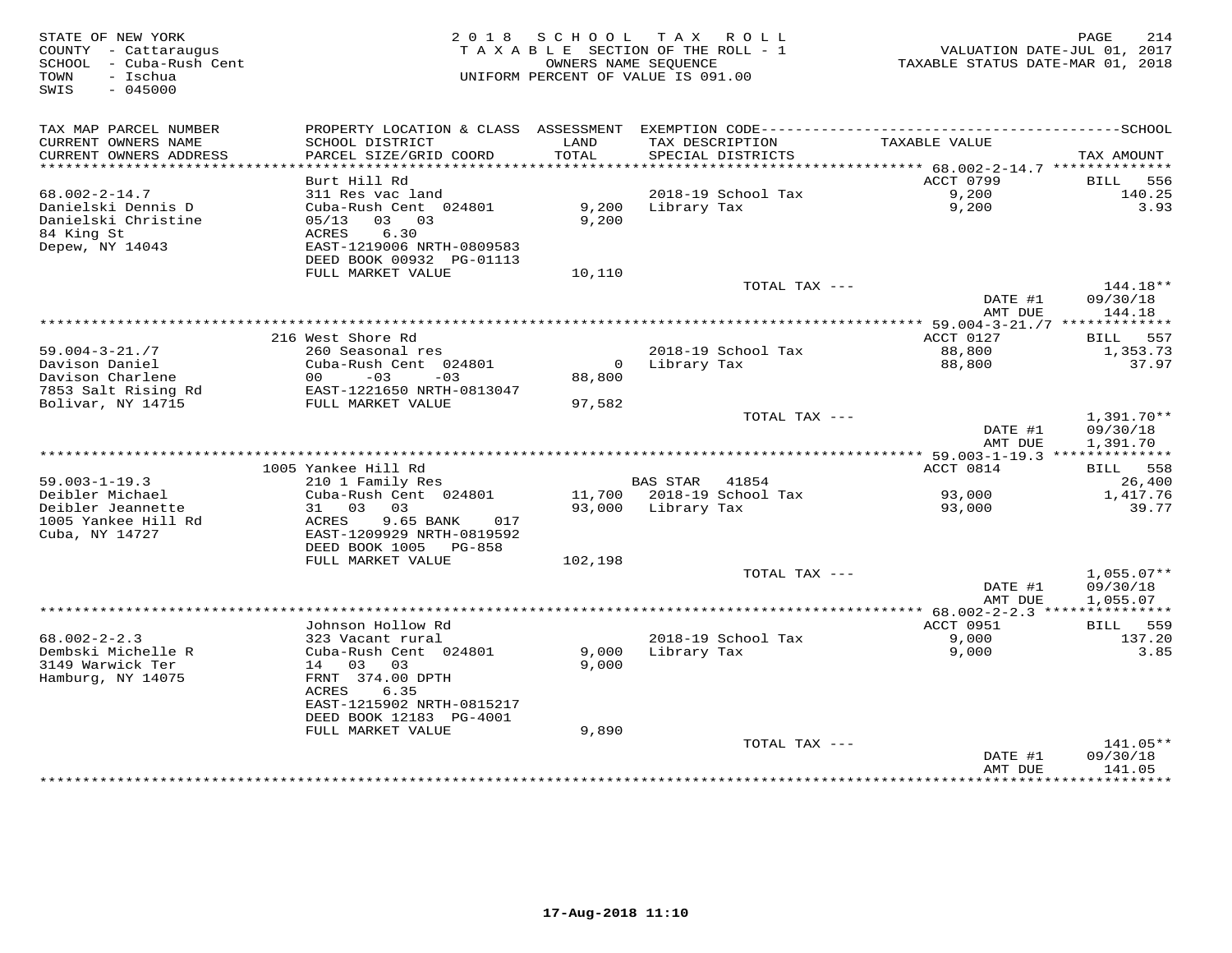STATE OF NEW YORK
COUNTY - Cattaraugus
SCHOOL - Cuba-Rush Cent
TOWN - Ischua
SWIS - 045000

2 0 1 8 S C H O O L T A X R O L L
T A X A B L E SECTION OF THE ROLL - 1
OWNERS NAME SEQUENCE
UNIFORM PERCENT OF VALUE IS 091.00

VALUATION DATE-JUL 01, 2017
TAXABLE STATUS DATE-MAR 01, 2018

| TAX MAP PARCEL NUMBER / CURRENT OWNERS NAME / CURRENT OWNERS ADDRESS | PROPERTY LOCATION & CLASS / SCHOOL DISTRICT / PARCEL SIZE/GRID COORD | ASSESSMENT LAND | TOTAL | EXEMPTION CODE / TAX DESCRIPTION / SPECIAL DISTRICTS | TAXABLE VALUE | TAX AMOUNT |
|---|---|---|---|---|---|---|
| 68.002-2-14.7 | Burt Hill Rd | | | | ACCT 0799 | BILL 556 |
| Danielski Dennis D | 311 Res vac land | | | 2018-19 School Tax | 9,200 | 140.25 |
| Danielski Christine | Cuba-Rush Cent 024801 | 9,200 | 9,200 | Library Tax | 9,200 | 3.93 |
| 84 King St | 05/13 03 03 | | | | | |
| Depew, NY 14043 | ACRES 6.30 | | | | | |
| | EAST-1219006 NRTH-0809583 | | | | | |
| | DEED BOOK 00932 PG-01113 | | | | | |
| | FULL MARKET VALUE | | 10,110 | | | |
| | | | | TOTAL TAX --- | | 144.18** |
| | | | | | DATE #1 | 09/30/18 |
| | | | | | AMT DUE | 144.18 |
| 59.004-3-21./7 | 216 West Shore Rd | | | | ACCT 0127 | BILL 557 |
| Davison Daniel | 260 Seasonal res | | | 2018-19 School Tax | 88,800 | 1,353.73 |
| Davison Charlene | Cuba-Rush Cent 024801 | 0 | 88,800 | Library Tax | 88,800 | 37.97 |
| 7853 Salt Rising Rd | 00 -03 -03 | | | | | |
| Bolivar, NY 14715 | EAST-1221650 NRTH-0813047 | | | | | |
| | FULL MARKET VALUE | | 97,582 | | | |
| | | | | TOTAL TAX --- | | 1,391.70** |
| | | | | | DATE #1 | 09/30/18 |
| | | | | | AMT DUE | 1,391.70 |
| 59.003-1-19.3 | 1005 Yankee Hill Rd | | | | ACCT 0814 | BILL 558 |
| Deibler Michael | 210 1 Family Res | | | BAS STAR 41854 | | 26,400 |
| Deibler Jeannette | Cuba-Rush Cent 024801 | 11,700 | 93,000 | 2018-19 School Tax | 93,000 | 1,417.76 |
| 1005 Yankee Hill Rd | 31 03 03 | | | Library Tax | 93,000 | 39.77 |
| Cuba, NY 14727 | ACRES 9.65 BANK 017 | | | | | |
| | EAST-1209929 NRTH-0819592 | | | | | |
| | DEED BOOK 1005 PG-858 | | | | | |
| | FULL MARKET VALUE | | 102,198 | | | |
| | | | | TOTAL TAX --- | | 1,055.07** |
| | | | | | DATE #1 | 09/30/18 |
| | | | | | AMT DUE | 1,055.07 |
| 68.002-2-2.3 | Johnson Hollow Rd | | | | ACCT 0951 | BILL 559 |
| Dembski Michelle R | 323 Vacant rural | | | 2018-19 School Tax | 9,000 | 137.20 |
| 3149 Warwick Ter | Cuba-Rush Cent 024801 | 9,000 | 9,000 | Library Tax | 9,000 | 3.85 |
| Hamburg, NY 14075 | 14 03 03 | | | | | |
| | FRNT 374.00 DPTH | | | | | |
| | ACRES 6.35 | | | | | |
| | EAST-1215902 NRTH-0815217 | | | | | |
| | DEED BOOK 12183 PG-4001 | | | | | |
| | FULL MARKET VALUE | | 9,890 | | | |
| | | | | TOTAL TAX --- | | 141.05** |
| | | | | | DATE #1 | 09/30/18 |
| | | | | | AMT DUE | 141.05 |

17-Aug-2018 11:10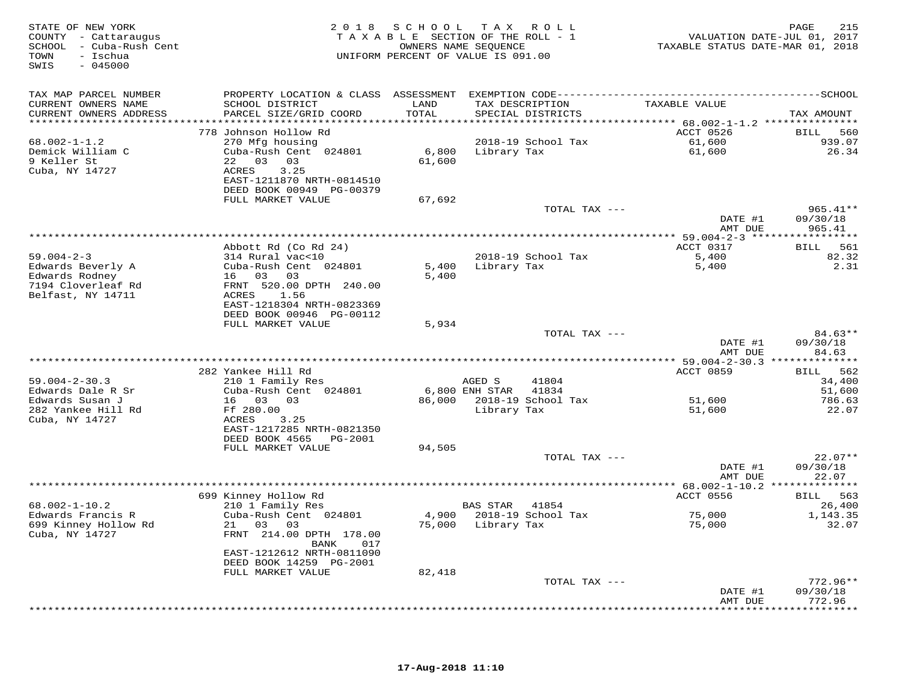STATE OF NEW YORK
COUNTY - Cattaraugus
SCHOOL - Cuba-Rush Cent
TOWN - Ischua
SWIS - 045000

2018 SCHOOL TAX ROLL
TAXABLE SECTION OF THE ROLL - 1
OWNERS NAME SEQUENCE
UNIFORM PERCENT OF VALUE IS 091.00

VALUATION DATE-JUL 01, 2017
TAXABLE STATUS DATE-MAR 01, 2018

| TAX MAP PARCEL NUMBER / CURRENT OWNERS NAME / CURRENT OWNERS ADDRESS | PROPERTY LOCATION & CLASS / SCHOOL DISTRICT / PARCEL SIZE/GRID COORD | ASSESSMENT LAND / TOTAL | EXEMPTION CODE / TAX DESCRIPTION / SPECIAL DISTRICTS | TAXABLE VALUE | SCHOOL TAX AMOUNT |
|---|---|---|---|---|---|
| | 778 Johnson Hollow Rd | | | ACCT 0526 | BILL 560 |
| 68.002-1-1.2 | 270 Mfg housing | | 2018-19 School Tax | 61,600 | 939.07 |
| Demick William C | Cuba-Rush Cent 024801 | 6,800 | Library Tax | 61,600 | 26.34 |
| 9 Keller St | 22 03 03 | 61,600 | | | |
| Cuba, NY 14727 | ACRES 3.25 | | | | |
| | EAST-1211870 NRTH-0814510 | | | | |
| | DEED BOOK 00949 PG-00379 | | | | |
| | FULL MARKET VALUE | 67,692 | | | |
| | | | TOTAL TAX --- | | 965.41** |
| | | | | DATE #1 | 09/30/18 |
| | | | | AMT DUE | 965.41 |
| | Abbott Rd (Co Rd 24) | | | ACCT 0317 | BILL 561 |
| 59.004-2-3 | 314 Rural vac<10 | | 2018-19 School Tax | 5,400 | 82.32 |
| Edwards Beverly A | Cuba-Rush Cent 024801 | 5,400 | Library Tax | 5,400 | 2.31 |
| Edwards Rodney | 16 03 03 | 5,400 | | | |
| 7194 Cloverleaf Rd | FRNT 520.00 DPTH 240.00 | | | | |
| Belfast, NY 14711 | ACRES 1.56 | | | | |
| | EAST-1218304 NRTH-0823369 | | | | |
| | DEED BOOK 00946 PG-00112 | | | | |
| | FULL MARKET VALUE | 5,934 | | | |
| | | | TOTAL TAX --- | | 84.63** |
| | | | | DATE #1 | 09/30/18 |
| | | | | AMT DUE | 84.63 |
| | 282 Yankee Hill Rd | | | ACCT 0859 | BILL 562 |
| 59.004-2-30.3 | 210 1 Family Res | | AGED S 41804 | | 34,400 |
| Edwards Dale R Sr | Cuba-Rush Cent 024801 | 6,800 | ENH STAR 41834 | | 51,600 |
| Edwards Susan J | 16 03 03 | 86,000 | 2018-19 School Tax | 51,600 | 786.63 |
| 282 Yankee Hill Rd | Ff 280.00 | | Library Tax | 51,600 | 22.07 |
| Cuba, NY 14727 | ACRES 3.25 | | | | |
| | EAST-1217285 NRTH-0821350 | | | | |
| | DEED BOOK 4565 PG-2001 | | | | |
| | FULL MARKET VALUE | 94,505 | | | |
| | | | TOTAL TAX --- | | 22.07** |
| | | | | DATE #1 | 09/30/18 |
| | | | | AMT DUE | 22.07 |
| | 699 Kinney Hollow Rd | | | ACCT 0556 | BILL 563 |
| 68.002-1-10.2 | 210 1 Family Res | | BAS STAR 41854 | | 26,400 |
| Edwards Francis R | Cuba-Rush Cent 024801 | 4,900 | 2018-19 School Tax | 75,000 | 1,143.35 |
| 699 Kinney Hollow Rd | 21 03 03 | 75,000 | Library Tax | 75,000 | 32.07 |
| Cuba, NY 14727 | FRNT 214.00 DPTH 178.00 | | | | |
| | BANK 017 | | | | |
| | EAST-1212612 NRTH-0811090 | | | | |
| | DEED BOOK 14259 PG-2001 | | | | |
| | FULL MARKET VALUE | 82,418 | | | |
| | | | TOTAL TAX --- | | 772.96** |
| | | | | DATE #1 | 09/30/18 |
| | | | | AMT DUE | 772.96 |

17-Aug-2018 11:10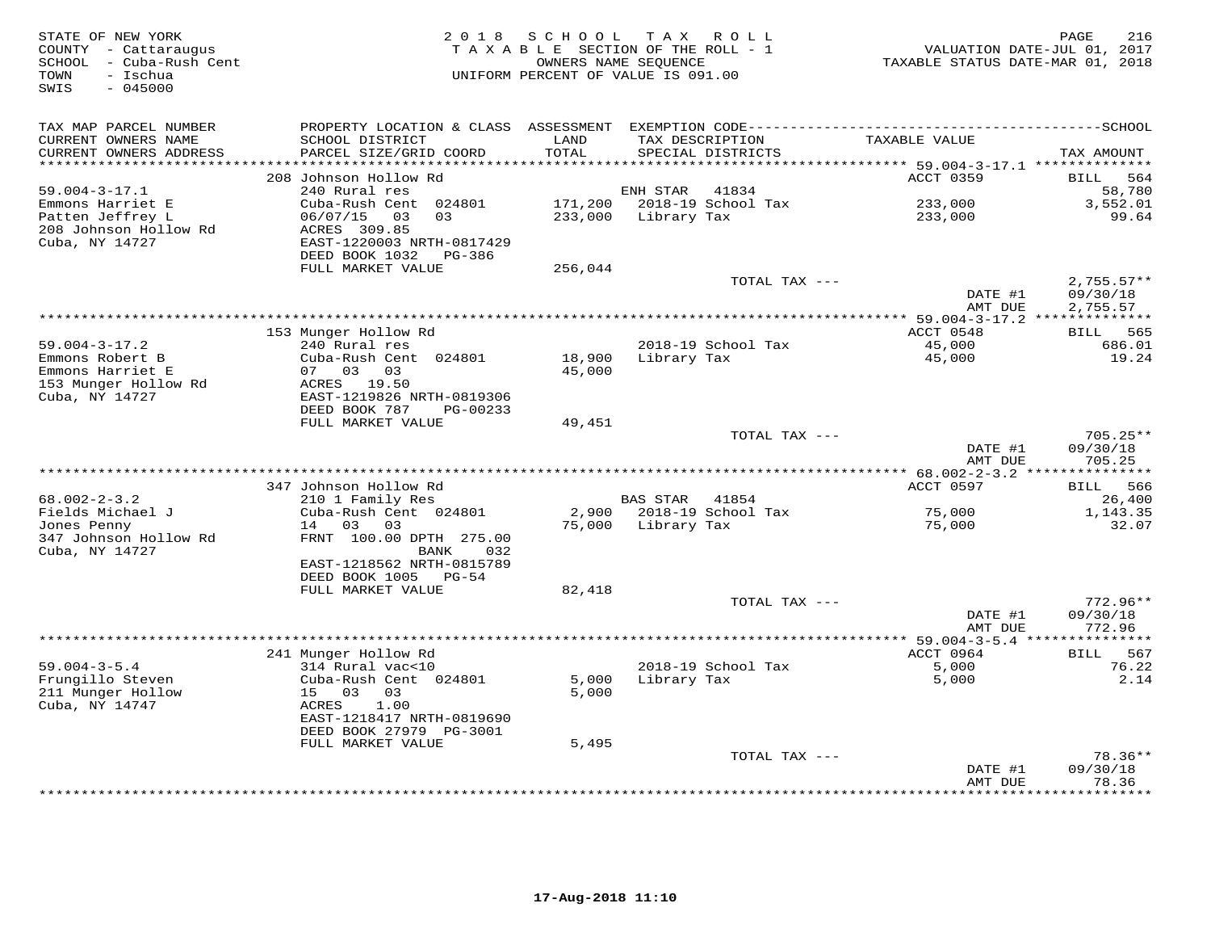STATE OF NEW YORK
COUNTY - Cattaraugus
SCHOOL - Cuba-Rush Cent
TOWN - Ischua
SWIS - 045000

2018 SCHOOL TAX ROLL
TAXABLE SECTION OF THE ROLL - 1
OWNERS NAME SEQUENCE
UNIFORM PERCENT OF VALUE IS 091.00

VALUATION DATE-JUL 01, 2017
TAXABLE STATUS DATE-MAR 01, 2018

| TAX MAP PARCEL NUMBER / CURRENT OWNERS NAME / CURRENT OWNERS ADDRESS | PROPERTY LOCATION & CLASS / SCHOOL DISTRICT / PARCEL SIZE/GRID COORD | ASSESSMENT LAND / TOTAL | EXEMPTION CODE / TAX DESCRIPTION / SPECIAL DISTRICTS | TAXABLE VALUE | TAX AMOUNT |
|---|---|---|---|---|---|
| | 208 Johnson Hollow Rd | | | ACCT 0359 | BILL 564 |
| 59.004-3-17.1 | 240 Rural res | | ENH STAR 41834 | | 58,780 |
| Emmons Harriet E | Cuba-Rush Cent 024801 | 171,200 | 2018-19 School Tax | 233,000 | 3,552.01 |
| Patten Jeffrey L | 06/07/15 03 03 | 233,000 | Library Tax | 233,000 | 99.64 |
| 208 Johnson Hollow Rd | ACRES 309.85 | | | | |
| Cuba, NY 14727 | EAST-1220003 NRTH-0817429 | | | | |
| | DEED BOOK 1032 PG-386 | | | | |
| | FULL MARKET VALUE | 256,044 | | | |
| | | | TOTAL TAX --- | | 2,755.57** |
| | | | | DATE #1 | 09/30/18 |
| | | | | AMT DUE | 2,755.57 |
| | 153 Munger Hollow Rd | | | ACCT 0548 | BILL 565 |
| 59.004-3-17.2 | 240 Rural res | | 2018-19 School Tax | 45,000 | 686.01 |
| Emmons Robert B | Cuba-Rush Cent 024801 | 18,900 | Library Tax | 45,000 | 19.24 |
| Emmons Harriet E | 07 03 03 | 45,000 | | | |
| 153 Munger Hollow Rd | ACRES 19.50 | | | | |
| Cuba, NY 14727 | EAST-1219826 NRTH-0819306 | | | | |
| | DEED BOOK 787 PG-00233 | | | | |
| | FULL MARKET VALUE | 49,451 | | | |
| | | | TOTAL TAX --- | | 705.25** |
| | | | | DATE #1 | 09/30/18 |
| | | | | AMT DUE | 705.25 |
| | 347 Johnson Hollow Rd | | | ACCT 0597 | BILL 566 |
| 68.002-2-3.2 | 210 1 Family Res | | BAS STAR 41854 | | 26,400 |
| Fields Michael J | Cuba-Rush Cent 024801 | 2,900 | 2018-19 School Tax | 75,000 | 1,143.35 |
| Jones Penny | 14 03 03 | 75,000 | Library Tax | 75,000 | 32.07 |
| 347 Johnson Hollow Rd | FRNT 100.00 DPTH 275.00 | | | | |
| Cuba, NY 14727 | BANK 032 | | | | |
| | EAST-1218562 NRTH-0815789 | | | | |
| | DEED BOOK 1005 PG-54 | | | | |
| | FULL MARKET VALUE | 82,418 | | | |
| | | | TOTAL TAX --- | | 772.96** |
| | | | | DATE #1 | 09/30/18 |
| | | | | AMT DUE | 772.96 |
| | 241 Munger Hollow Rd | | | ACCT 0964 | BILL 567 |
| 59.004-3-5.4 | 314 Rural vac<10 | | 2018-19 School Tax | 5,000 | 76.22 |
| Frungillo Steven | Cuba-Rush Cent 024801 | 5,000 | Library Tax | 5,000 | 2.14 |
| 211 Munger Hollow | 15 03 03 | 5,000 | | | |
| Cuba, NY 14747 | ACRES 1.00 | | | | |
| | EAST-1218417 NRTH-0819690 | | | | |
| | DEED BOOK 27979 PG-3001 | | | | |
| | FULL MARKET VALUE | 5,495 | | | |
| | | | TOTAL TAX --- | | 78.36** |
| | | | | DATE #1 | 09/30/18 |
| | | | | AMT DUE | 78.36 |

17-Aug-2018 11:10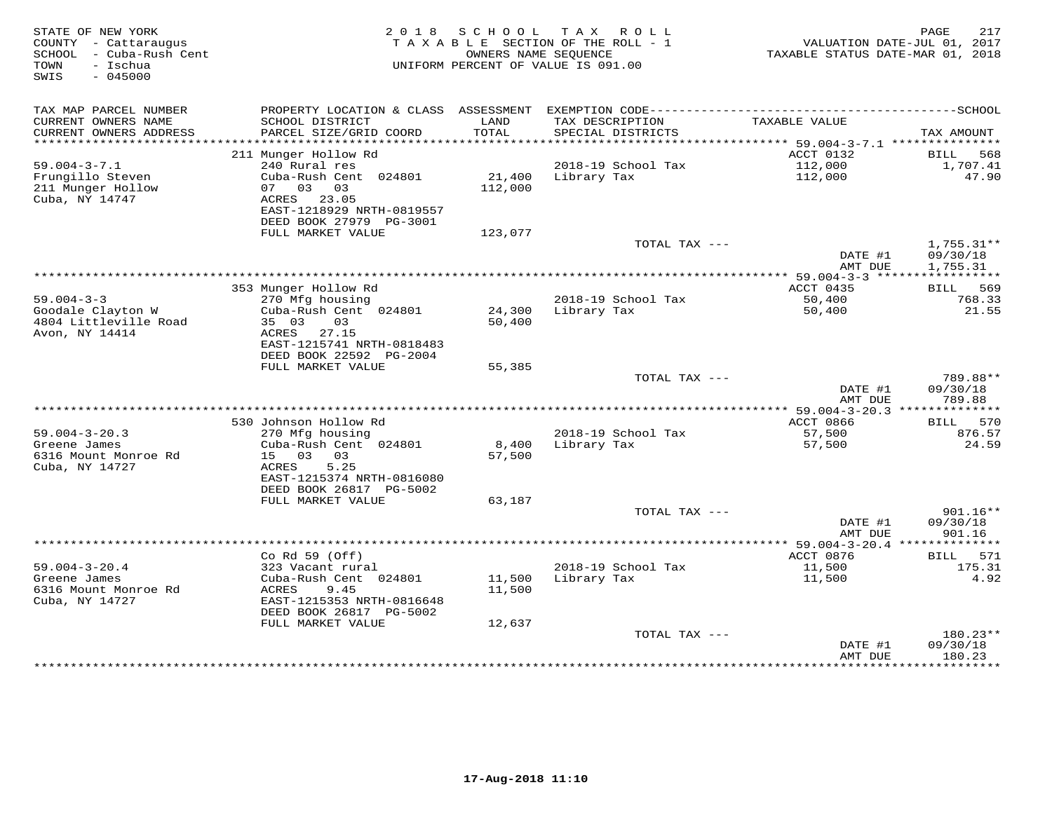STATE OF NEW YORK
COUNTY - Cattaraugus
SCHOOL - Cuba-Rush Cent
TOWN - Ischua
SWIS - 045000

2018 SCHOOL TAX ROLL
TAXABLE SECTION OF THE ROLL - 1
OWNERS NAME SEQUENCE
UNIFORM PERCENT OF VALUE IS 091.00

VALUATION DATE-JUL 01, 2017
TAXABLE STATUS DATE-MAR 01, 2018

| TAX MAP PARCEL NUMBER / CURRENT OWNERS NAME / CURRENT OWNERS ADDRESS | PROPERTY LOCATION & CLASS / SCHOOL DISTRICT / PARCEL SIZE/GRID COORD | ASSESSMENT LAND / TOTAL | EXEMPTION CODE / TAX DESCRIPTION / SPECIAL DISTRICTS | TAXABLE VALUE | TAX AMOUNT |
|---|---|---|---|---|---|
| | 211 Munger Hollow Rd | | | ACCT 0132 | BILL 568 |
| 59.004-3-7.1 | 240 Rural res | | 2018-19 School Tax | 112,000 | 1,707.41 |
| Frungillo Steven | Cuba-Rush Cent 024801 | 21,400 | Library Tax | 112,000 | 47.90 |
| 211 Munger Hollow | 07 03 03 | 112,000 | | | |
| Cuba, NY 14747 | ACRES 23.05 | | | | |
| | EAST-1218929 NRTH-0819557 | | | | |
| | DEED BOOK 27979 PG-3001 | | | | |
| | FULL MARKET VALUE | 123,077 | | | |
| | | | TOTAL TAX --- | | 1,755.31** |
| | | | | DATE #1 | 09/30/18 |
| | | | | AMT DUE | 1,755.31 |
| | 353 Munger Hollow Rd | | | ACCT 0435 | BILL 569 |
| 59.004-3-3 | 270 Mfg housing | | 2018-19 School Tax | 50,400 | 768.33 |
| Goodale Clayton W | Cuba-Rush Cent 024801 | 24,300 | Library Tax | 50,400 | 21.55 |
| 4804 Littleville Road | 35 03 03 | 50,400 | | | |
| Avon, NY 14414 | ACRES 27.15 | | | | |
| | EAST-1215741 NRTH-0818483 | | | | |
| | DEED BOOK 22592 PG-2004 | | | | |
| | FULL MARKET VALUE | 55,385 | | | |
| | | | TOTAL TAX --- | | 789.88** |
| | | | | DATE #1 | 09/30/18 |
| | | | | AMT DUE | 789.88 |
| | 530 Johnson Hollow Rd | | | ACCT 0866 | BILL 570 |
| 59.004-3-20.3 | 270 Mfg housing | | 2018-19 School Tax | 57,500 | 876.57 |
| Greene James | Cuba-Rush Cent 024801 | 8,400 | Library Tax | 57,500 | 24.59 |
| 6316 Mount Monroe Rd | 15 03 03 | 57,500 | | | |
| Cuba, NY 14727 | ACRES 5.25 | | | | |
| | EAST-1215374 NRTH-0816080 | | | | |
| | DEED BOOK 26817 PG-5002 | | | | |
| | FULL MARKET VALUE | 63,187 | | | |
| | | | TOTAL TAX --- | | 901.16** |
| | | | | DATE #1 | 09/30/18 |
| | | | | AMT DUE | 901.16 |
| | Co Rd 59 (Off) | | | ACCT 0876 | BILL 571 |
| 59.004-3-20.4 | 323 Vacant rural | | 2018-19 School Tax | 11,500 | 175.31 |
| Greene James | Cuba-Rush Cent 024801 | 11,500 | Library Tax | 11,500 | 4.92 |
| 6316 Mount Monroe Rd | ACRES 9.45 | 11,500 | | | |
| Cuba, NY 14727 | EAST-1215353 NRTH-0816648 | | | | |
| | DEED BOOK 26817 PG-5002 | | | | |
| | FULL MARKET VALUE | 12,637 | | | |
| | | | TOTAL TAX --- | | 180.23** |
| | | | | DATE #1 | 09/30/18 |
| | | | | AMT DUE | 180.23 |

17-Aug-2018 11:10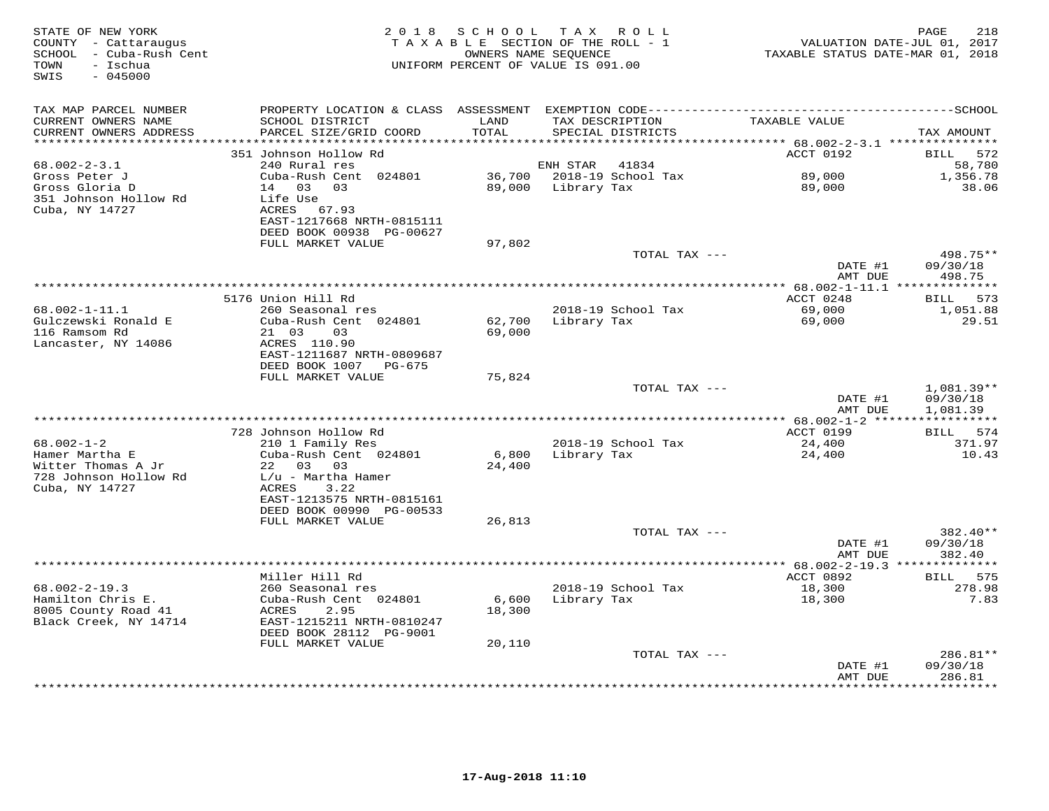STATE OF NEW YORK
COUNTY - Cattaraugus
SCHOOL - Cuba-Rush Cent
TOWN - Ischua
SWIS - 045000

2 0 1 8 S C H O O L T A X R O L L
T A X A B L E SECTION OF THE ROLL - 1
OWNERS NAME SEQUENCE
UNIFORM PERCENT OF VALUE IS 091.00

VALUATION DATE-JUL 01, 2017
TAXABLE STATUS DATE-MAR 01, 2018

| TAX MAP PARCEL NUMBER / CURRENT OWNERS NAME / CURRENT OWNERS ADDRESS | PROPERTY LOCATION & CLASS / SCHOOL DISTRICT / PARCEL SIZE/GRID COORD | ASSESSMENT LAND / TOTAL | EXEMPTION CODE / TAX DESCRIPTION / SPECIAL DISTRICTS | TAXABLE VALUE | SCHOOL TAX AMOUNT |
|---|---|---|---|---|---|
| | 351 Johnson Hollow Rd | | | ACCT 0192 | BILL 572 |
| 68.002-2-3.1 | 240 Rural res | | ENH STAR 41834 | | 58,780 |
| Gross Peter J | Cuba-Rush Cent 024801 | 36,700 | 2018-19 School Tax | 89,000 | 1,356.78 |
| Gross Gloria D | 14 03 03 | 89,000 | Library Tax | 89,000 | 38.06 |
| 351 Johnson Hollow Rd | Life Use | | | | |
| Cuba, NY 14727 | ACRES 67.93 | | | | |
| | EAST-1217668 NRTH-0815111 | | | | |
| | DEED BOOK 00938 PG-00627 | | | | |
| | FULL MARKET VALUE | 97,802 | | | |
| | | | TOTAL TAX --- | | 498.75** |
| | | | | DATE #1 | 09/30/18 |
| | | | | AMT DUE | 498.75 |
| | 5176 Union Hill Rd | | | ACCT 0248 | BILL 573 |
| 68.002-1-11.1 | 260 Seasonal res | | 2018-19 School Tax | 69,000 | 1,051.88 |
| Gulczewski Ronald E | Cuba-Rush Cent 024801 | 62,700 | Library Tax | 69,000 | 29.51 |
| 116 Ramsom Rd | 21 03 03 | 69,000 | | | |
| Lancaster, NY 14086 | ACRES 110.90 | | | | |
| | EAST-1211687 NRTH-0809687 | | | | |
| | DEED BOOK 1007 PG-675 | | | | |
| | FULL MARKET VALUE | 75,824 | | | |
| | | | TOTAL TAX --- | | 1,081.39** |
| | | | | DATE #1 | 09/30/18 |
| | | | | AMT DUE | 1,081.39 |
| | 728 Johnson Hollow Rd | | | ACCT 0199 | BILL 574 |
| 68.002-1-2 | 210 1 Family Res | | 2018-19 School Tax | 24,400 | 371.97 |
| Hamer Martha E | Cuba-Rush Cent 024801 | 6,800 | Library Tax | 24,400 | 10.43 |
| Witter Thomas A Jr | 22 03 03 | 24,400 | | | |
| 728 Johnson Hollow Rd | L/u - Martha Hamer | | | | |
| Cuba, NY 14727 | ACRES 3.22 | | | | |
| | EAST-1213575 NRTH-0815161 | | | | |
| | DEED BOOK 00990 PG-00533 | | | | |
| | FULL MARKET VALUE | 26,813 | | | |
| | | | TOTAL TAX --- | | 382.40** |
| | | | | DATE #1 | 09/30/18 |
| | | | | AMT DUE | 382.40 |
| | Miller Hill Rd | | | ACCT 0892 | BILL 575 |
| 68.002-2-19.3 | 260 Seasonal res | | 2018-19 School Tax | 18,300 | 278.98 |
| Hamilton Chris E. | Cuba-Rush Cent 024801 | 6,600 | Library Tax | 18,300 | 7.83 |
| 8005 County Road 41 | ACRES 2.95 | 18,300 | | | |
| Black Creek, NY 14714 | EAST-1215211 NRTH-0810247 | | | | |
| | DEED BOOK 28112 PG-9001 | | | | |
| | FULL MARKET VALUE | 20,110 | | | |
| | | | TOTAL TAX --- | | 286.81** |
| | | | | DATE #1 | 09/30/18 |
| | | | | AMT DUE | 286.81 |

17-Aug-2018 11:10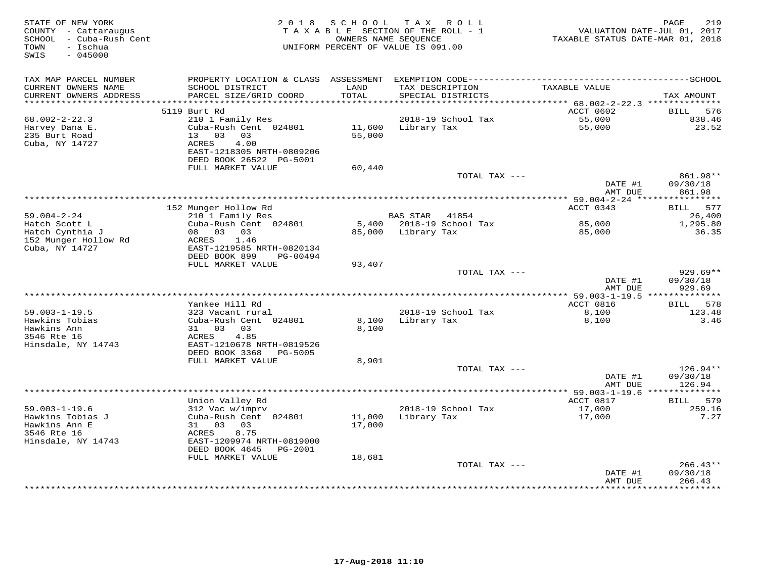STATE OF NEW YORK
COUNTY - Cattaraugus
SCHOOL - Cuba-Rush Cent
TOWN - Ischua
SWIS - 045000

2018 SCHOOL TAX ROLL
TAXABLE SECTION OF THE ROLL - 1
OWNERS NAME SEQUENCE
UNIFORM PERCENT OF VALUE IS 091.00

VALUATION DATE-JUL 01, 2017
TAXABLE STATUS DATE-MAR 01, 2018

| TAX MAP PARCEL NUMBER / CURRENT OWNERS NAME / CURRENT OWNERS ADDRESS | PROPERTY LOCATION & CLASS / SCHOOL DISTRICT / PARCEL SIZE/GRID COORD | ASSESSMENT LAND / TOTAL | EXEMPTION CODE / TAX DESCRIPTION / SPECIAL DISTRICTS | TAXABLE VALUE | TAX AMOUNT |
|---|---|---|---|---|---|
| **68.002-2-22.3** | 5119 Burt Rd | | | ACCT 0602 | BILL 576 |
| Harvey Dana E. | 210 1 Family Res | | 2018-19 School Tax | 55,000 | 838.46 |
| 235 Burt Road | Cuba-Rush Cent 024801 | 11,600 | Library Tax | 55,000 | 23.52 |
| Cuba, NY 14727 | 13 03 03 | 55,000 | | | |
| | ACRES 4.00 | | | | |
| | EAST-1218305 NRTH-0809206 | | | | |
| | DEED BOOK 26522 PG-5001 | | | | |
| | FULL MARKET VALUE | 60,440 | | | |
| | | | TOTAL TAX --- | | 861.98** |
| | | | | DATE #1 | 09/30/18 |
| | | | | AMT DUE | 861.98 |
| **59.004-2-24** | 152 Munger Hollow Rd | | | ACCT 0343 | BILL 577 |
| Hatch Scott L | 210 1 Family Res | | BAS STAR 41854 | | 26,400 |
| Hatch Cynthia J | Cuba-Rush Cent 024801 | 5,400 | 2018-19 School Tax | 85,000 | 1,295.80 |
| 152 Munger Hollow Rd | 08 03 03 | 85,000 | Library Tax | 85,000 | 36.35 |
| Cuba, NY 14727 | ACRES 1.46 | | | | |
| | EAST-1219585 NRTH-0820134 | | | | |
| | DEED BOOK 899 PG-00494 | | | | |
| | FULL MARKET VALUE | 93,407 | | | |
| | | | TOTAL TAX --- | | 929.69** |
| | | | | DATE #1 | 09/30/18 |
| | | | | AMT DUE | 929.69 |
| **59.003-1-19.5** | Yankee Hill Rd | | | ACCT 0816 | BILL 578 |
| Hawkins Tobias | 323 Vacant rural | | 2018-19 School Tax | 8,100 | 123.48 |
| Hawkins Ann | Cuba-Rush Cent 024801 | 8,100 | Library Tax | 8,100 | 3.46 |
| 3546 Rte 16 | 31 03 03 | 8,100 | | | |
| Hinsdale, NY 14743 | ACRES 4.85 | | | | |
| | EAST-1210678 NRTH-0819526 | | | | |
| | DEED BOOK 3368 PG-5005 | | | | |
| | FULL MARKET VALUE | 8,901 | | | |
| | | | TOTAL TAX --- | | 126.94** |
| | | | | DATE #1 | 09/30/18 |
| | | | | AMT DUE | 126.94 |
| **59.003-1-19.6** | Union Valley Rd | | | ACCT 0817 | BILL 579 |
| Hawkins Tobias J | 312 Vac w/imprv | | 2018-19 School Tax | 17,000 | 259.16 |
| Hawkins Ann E | Cuba-Rush Cent 024801 | 11,000 | Library Tax | 17,000 | 7.27 |
| 3546 Rte 16 | 31 03 03 | 17,000 | | | |
| Hinsdale, NY 14743 | ACRES 8.75 | | | | |
| | EAST-1209974 NRTH-0819000 | | | | |
| | DEED BOOK 4645 PG-2001 | | | | |
| | FULL MARKET VALUE | 18,681 | | | |
| | | | TOTAL TAX --- | | 266.43** |
| | | | | DATE #1 | 09/30/18 |
| | | | | AMT DUE | 266.43 |

17-Aug-2018 11:10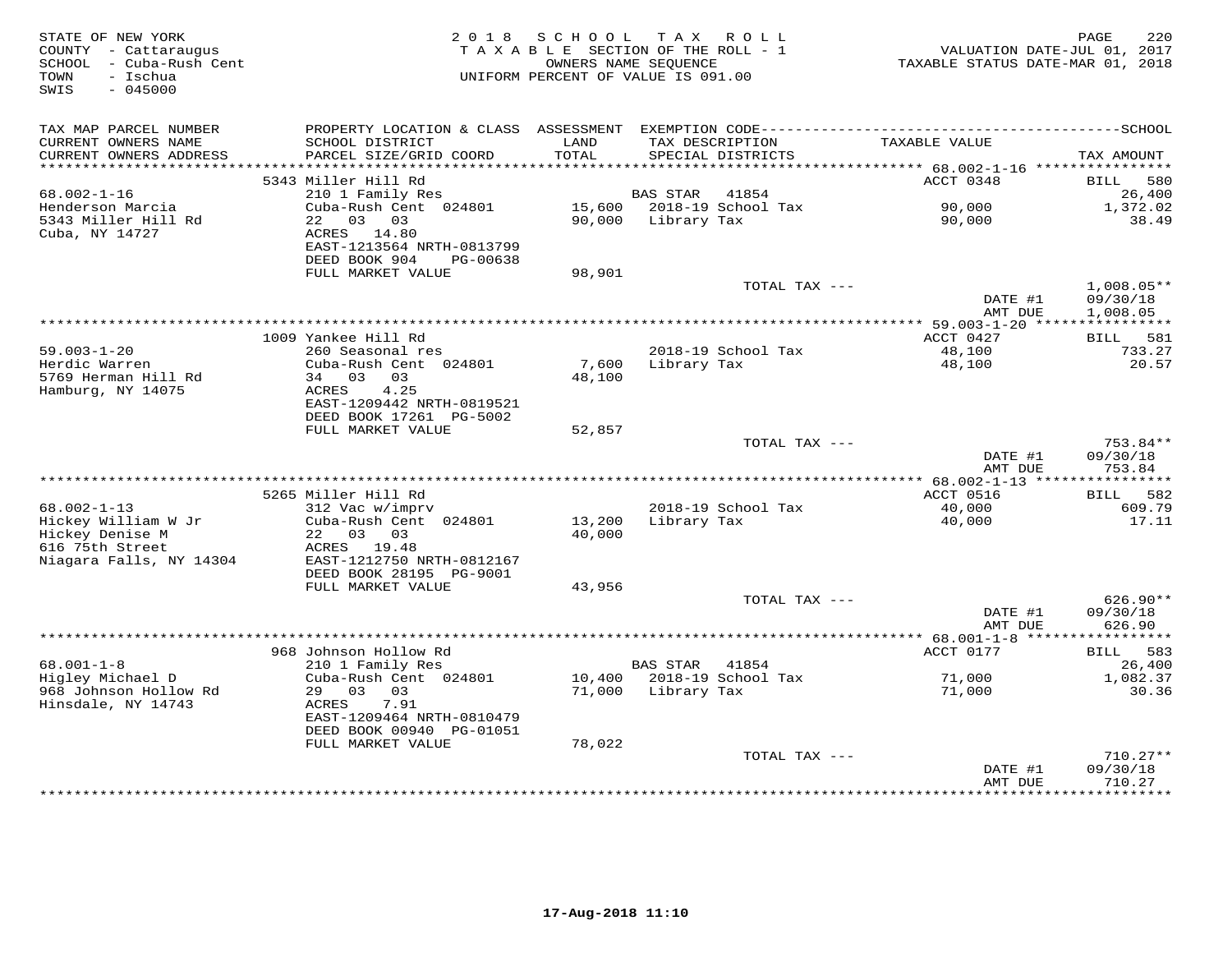STATE OF NEW YORK
COUNTY - Cattaraugus
SCHOOL - Cuba-Rush Cent
TOWN - Ischua
SWIS - 045000

2018 SCHOOL TAX ROLL
TAXABLE SECTION OF THE ROLL - 1
OWNERS NAME SEQUENCE
UNIFORM PERCENT OF VALUE IS 091.00

VALUATION DATE-JUL 01, 2017
TAXABLE STATUS DATE-MAR 01, 2018

| TAX MAP PARCEL NUMBER / CURRENT OWNERS NAME / CURRENT OWNERS ADDRESS | PROPERTY LOCATION & CLASS / SCHOOL DISTRICT / PARCEL SIZE/GRID COORD | ASSESSMENT LAND / TOTAL | EXEMPTION CODE / TAX DESCRIPTION / SPECIAL DISTRICTS | TAXABLE VALUE | SCHOOL TAX AMOUNT |
|---|---|---|---|---|---|
| | 5343 Miller Hill Rd | | | ACCT 0348 | BILL 580 |
| 68.002-1-16 | 210 1 Family Res | | BAS STAR 41854 | | 26,400 |
| Henderson Marcia | Cuba-Rush Cent 024801 | 15,600 | 2018-19 School Tax | 90,000 | 1,372.02 |
| 5343 Miller Hill Rd | 22 03 03 | 90,000 | Library Tax | 90,000 | 38.49 |
| Cuba, NY 14727 | ACRES 14.80 | | | | |
| | EAST-1213564 NRTH-0813799 | | | | |
| | DEED BOOK 904 PG-00638 | | | | |
| | FULL MARKET VALUE | 98,901 | | | |
| | | | TOTAL TAX --- | | 1,008.05** |
| | | | | DATE #1 | 09/30/18 |
| | | | | AMT DUE | 1,008.05 |
| | 1009 Yankee Hill Rd | | | ACCT 0427 | BILL 581 |
| 59.003-1-20 | 260 Seasonal res | | 2018-19 School Tax | 48,100 | 733.27 |
| Herdic Warren | Cuba-Rush Cent 024801 | 7,600 | Library Tax | 48,100 | 20.57 |
| 5769 Herman Hill Rd | 34 03 03 | 48,100 | | | |
| Hamburg, NY 14075 | ACRES 4.25 | | | | |
| | EAST-1209442 NRTH-0819521 | | | | |
| | DEED BOOK 17261 PG-5002 | | | | |
| | FULL MARKET VALUE | 52,857 | | | |
| | | | TOTAL TAX --- | | 753.84** |
| | | | | DATE #1 | 09/30/18 |
| | | | | AMT DUE | 753.84 |
| | 5265 Miller Hill Rd | | | ACCT 0516 | BILL 582 |
| 68.002-1-13 | 312 Vac w/imprv | | 2018-19 School Tax | 40,000 | 609.79 |
| Hickey William W Jr | Cuba-Rush Cent 024801 | 13,200 | Library Tax | 40,000 | 17.11 |
| Hickey Denise M | 22 03 03 | 40,000 | | | |
| 616 75th Street | ACRES 19.48 | | | | |
| Niagara Falls, NY 14304 | EAST-1212750 NRTH-0812167 | | | | |
| | DEED BOOK 28195 PG-9001 | | | | |
| | FULL MARKET VALUE | 43,956 | | | |
| | | | TOTAL TAX --- | | 626.90** |
| | | | | DATE #1 | 09/30/18 |
| | | | | AMT DUE | 626.90 |
| | 968 Johnson Hollow Rd | | | ACCT 0177 | BILL 583 |
| 68.001-1-8 | 210 1 Family Res | | BAS STAR 41854 | | 26,400 |
| Higley Michael D | Cuba-Rush Cent 024801 | 10,400 | 2018-19 School Tax | 71,000 | 1,082.37 |
| 968 Johnson Hollow Rd | 29 03 03 | 71,000 | Library Tax | 71,000 | 30.36 |
| Hinsdale, NY 14743 | ACRES 7.91 | | | | |
| | EAST-1209464 NRTH-0810479 | | | | |
| | DEED BOOK 00940 PG-01051 | | | | |
| | FULL MARKET VALUE | 78,022 | | | |
| | | | TOTAL TAX --- | | 710.27** |
| | | | | DATE #1 | 09/30/18 |
| | | | | AMT DUE | 710.27 |

17-Aug-2018 11:10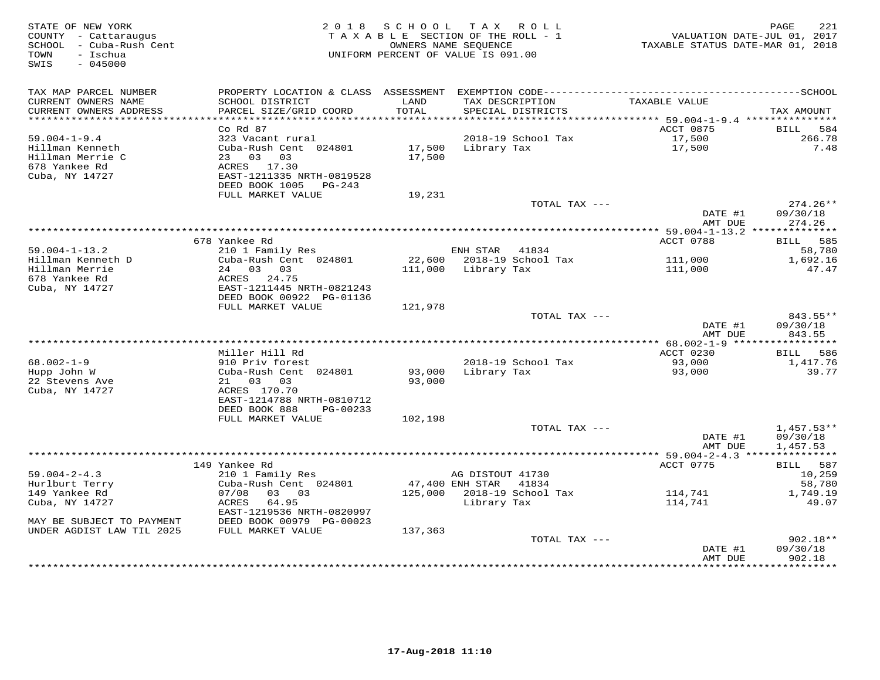STATE OF NEW YORK
COUNTY - Cattaraugus
SCHOOL - Cuba-Rush Cent
TOWN - Ischua
SWIS - 045000

2018 SCHOOL TAX ROLL
TAXABLE SECTION OF THE ROLL - 1
OWNERS NAME SEQUENCE
UNIFORM PERCENT OF VALUE IS 091.00

VALUATION DATE-JUL 01, 2017
TAXABLE STATUS DATE-MAR 01, 2018

| TAX MAP PARCEL NUMBER / CURRENT OWNERS NAME / CURRENT OWNERS ADDRESS | PROPERTY LOCATION & CLASS / SCHOOL DISTRICT / PARCEL SIZE/GRID COORD | ASSESSMENT LAND / TOTAL | EXEMPTION CODE / TAX DESCRIPTION / SPECIAL DISTRICTS | TAXABLE VALUE | SCHOOL TAX AMOUNT |
|---|---|---|---|---|---|
| | Co Rd 87 | | | ACCT 0875 | BILL 584 |
| 59.004-1-9.4 | 323 Vacant rural | | 2018-19 School Tax | 17,500 | 266.78 |
| Hillman Kenneth | Cuba-Rush Cent 024801 | 17,500 | Library Tax | 17,500 | 7.48 |
| Hillman Merrie C | 23 03 03 | 17,500 | | | |
| 678 Yankee Rd | ACRES 17.30 | | | | |
| Cuba, NY 14727 | EAST-1211335 NRTH-0819528 | | | | |
| | DEED BOOK 1005 PG-243 | | | | |
| | FULL MARKET VALUE | 19,231 | | | |
| | | | TOTAL TAX --- | | 274.26** |
| | | | | DATE #1 | 09/30/18 |
| | | | | AMT DUE | 274.26 |
| | 678 Yankee Rd | | | ACCT 0788 | BILL 585 |
| 59.004-1-13.2 | 210 1 Family Res | | ENH STAR 41834 | | 58,780 |
| Hillman Kenneth D | Cuba-Rush Cent 024801 | 22,600 | 2018-19 School Tax | 111,000 | 1,692.16 |
| Hillman Merrie | 24 03 03 | 111,000 | Library Tax | 111,000 | 47.47 |
| 678 Yankee Rd | ACRES 24.75 | | | | |
| Cuba, NY 14727 | EAST-1211445 NRTH-0821243 | | | | |
| | DEED BOOK 00922 PG-01136 | | | | |
| | FULL MARKET VALUE | 121,978 | | | |
| | | | TOTAL TAX --- | | 843.55** |
| | | | | DATE #1 | 09/30/18 |
| | | | | AMT DUE | 843.55 |
| | Miller Hill Rd | | | ACCT 0230 | BILL 586 |
| 68.002-1-9 | 910 Priv forest | | 2018-19 School Tax | 93,000 | 1,417.76 |
| Hupp John W | Cuba-Rush Cent 024801 | 93,000 | Library Tax | 93,000 | 39.77 |
| 22 Stevens Ave | 21 03 03 | 93,000 | | | |
| Cuba, NY 14727 | ACRES 170.70 | | | | |
| | EAST-1214788 NRTH-0810712 | | | | |
| | DEED BOOK 888 PG-00233 | | | | |
| | FULL MARKET VALUE | 102,198 | | | |
| | | | TOTAL TAX --- | | 1,457.53** |
| | | | | DATE #1 | 09/30/18 |
| | | | | AMT DUE | 1,457.53 |
| | 149 Yankee Rd | | | ACCT 0775 | BILL 587 |
| 59.004-2-4.3 | 210 1 Family Res | | AG DISTOUT 41730 | | 10,259 |
| Hurlburt Terry | Cuba-Rush Cent 024801 | 47,400 | ENH STAR 41834 | | 58,780 |
| 149 Yankee Rd | 07/08 03 03 | 125,000 | 2018-19 School Tax | 114,741 | 1,749.19 |
| Cuba, NY 14727 | ACRES 64.95 | | Library Tax | 114,741 | 49.07 |
| | EAST-1219536 NRTH-0820997 | | | | |
| MAY BE SUBJECT TO PAYMENT | DEED BOOK 00979 PG-00023 | | | | |
| UNDER AGDIST LAW TIL 2025 | FULL MARKET VALUE | 137,363 | | | |
| | | | TOTAL TAX --- | | 902.18** |
| | | | | DATE #1 | 09/30/18 |
| | | | | AMT DUE | 902.18 |

17-Aug-2018 11:10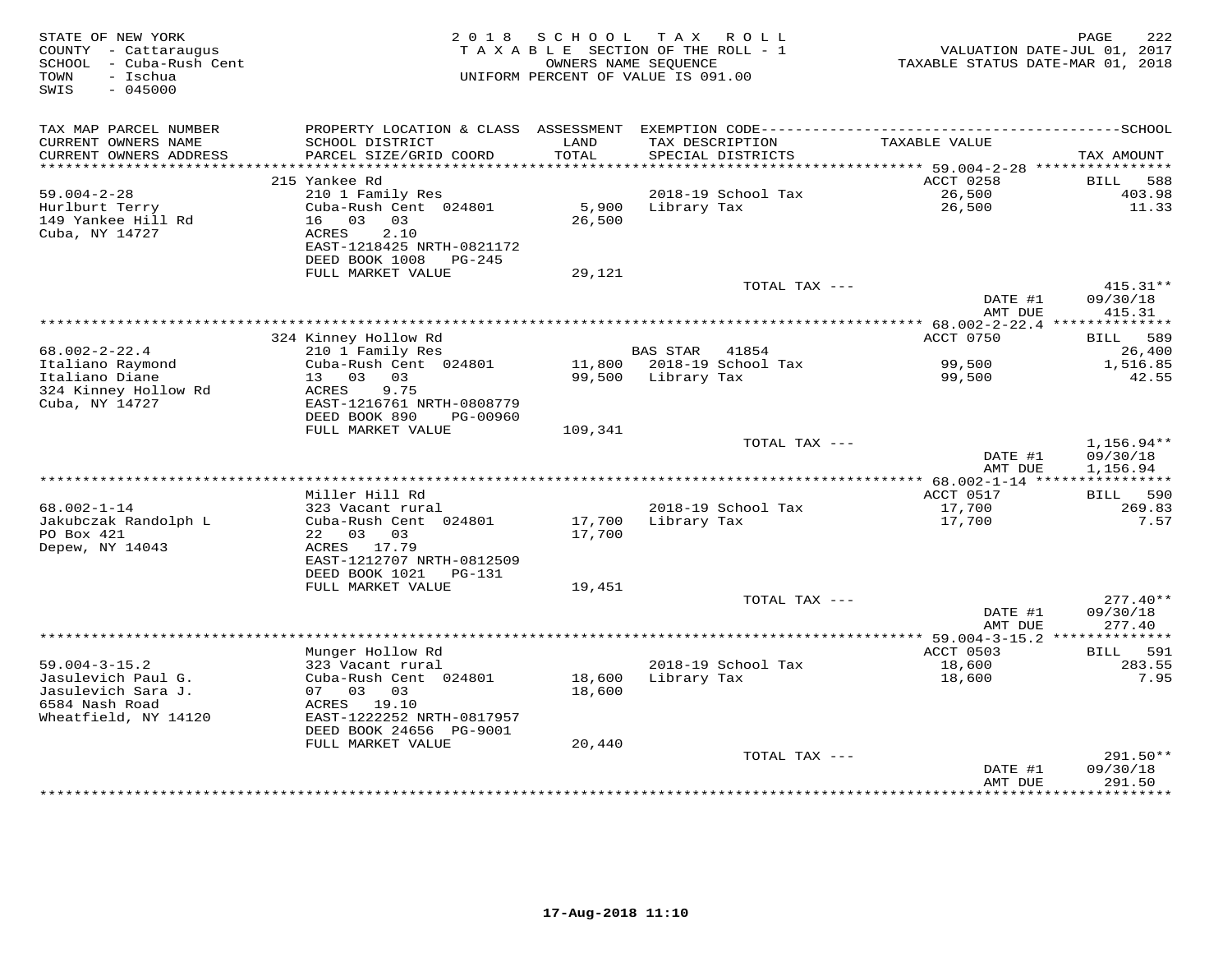STATE OF NEW YORK
COUNTY - Cattaraugus
SCHOOL - Cuba-Rush Cent
TOWN - Ischua
SWIS - 045000

2 0 1 8 S C H O O L T A X R O L L
T A X A B L E SECTION OF THE ROLL - 1
OWNERS NAME SEQUENCE
UNIFORM PERCENT OF VALUE IS 091.00

VALUATION DATE-JUL 01, 2017
TAXABLE STATUS DATE-MAR 01, 2018

| TAX MAP PARCEL NUMBER / CURRENT OWNERS NAME / CURRENT OWNERS ADDRESS | PROPERTY LOCATION & CLASS / SCHOOL DISTRICT / PARCEL SIZE/GRID COORD | ASSESSMENT LAND / TOTAL | EXEMPTION CODE / TAX DESCRIPTION / SPECIAL DISTRICTS | TAXABLE VALUE | TAX AMOUNT |
|---|---|---|---|---|---|
| **59.004-2-28** | 215 Yankee Rd | | | ACCT 0258 | BILL 588 |
| 59.004-2-28 | 210 1 Family Res | | 2018-19 School Tax | 26,500 | 403.98 |
| Hurlburt Terry | Cuba-Rush Cent 024801 | 5,900 | Library Tax | 26,500 | 11.33 |
| 149 Yankee Hill Rd | 16 03 03 | 26,500 | | | |
| Cuba, NY 14727 | ACRES 2.10 | | | | |
| | EAST-1218425 NRTH-0821172 | | | | |
| | DEED BOOK 1008 PG-245 | | | | |
| | FULL MARKET VALUE | 29,121 | | | |
| | | | TOTAL TAX --- | | 415.31** |
| | | | | DATE #1 | 09/30/18 |
| | | | | AMT DUE | 415.31 |
| **68.002-2-22.4** | 324 Kinney Hollow Rd | | | ACCT 0750 | BILL 589 |
| 68.002-2-22.4 | 210 1 Family Res | | BAS STAR 41854 | | 26,400 |
| Italiano Raymond | Cuba-Rush Cent 024801 | 11,800 | 2018-19 School Tax | 99,500 | 1,516.85 |
| Italiano Diane | 13 03 03 | 99,500 | Library Tax | 99,500 | 42.55 |
| 324 Kinney Hollow Rd | ACRES 9.75 | | | | |
| Cuba, NY 14727 | EAST-1216761 NRTH-0808779 | | | | |
| | DEED BOOK 890 PG-00960 | | | | |
| | FULL MARKET VALUE | 109,341 | | | |
| | | | TOTAL TAX --- | | 1,156.94** |
| | | | | DATE #1 | 09/30/18 |
| | | | | AMT DUE | 1,156.94 |
| **68.002-1-14** | Miller Hill Rd | | | ACCT 0517 | BILL 590 |
| 68.002-1-14 | 323 Vacant rural | | 2018-19 School Tax | 17,700 | 269.83 |
| Jakubczak Randolph L | Cuba-Rush Cent 024801 | 17,700 | Library Tax | 17,700 | 7.57 |
| PO Box 421 | 22 03 03 | 17,700 | | | |
| Depew, NY 14043 | ACRES 17.79 | | | | |
| | EAST-1212707 NRTH-0812509 | | | | |
| | DEED BOOK 1021 PG-131 | | | | |
| | FULL MARKET VALUE | 19,451 | | | |
| | | | TOTAL TAX --- | | 277.40** |
| | | | | DATE #1 | 09/30/18 |
| | | | | AMT DUE | 277.40 |
| **59.004-3-15.2** | Munger Hollow Rd | | | ACCT 0503 | BILL 591 |
| 59.004-3-15.2 | 323 Vacant rural | | 2018-19 School Tax | 18,600 | 283.55 |
| Jasulevich Paul G. | Cuba-Rush Cent 024801 | 18,600 | Library Tax | 18,600 | 7.95 |
| Jasulevich Sara J. | 07 03 03 | 18,600 | | | |
| 6584 Nash Road | ACRES 19.10 | | | | |
| Wheatfield, NY 14120 | EAST-1222252 NRTH-0817957 | | | | |
| | DEED BOOK 24656 PG-9001 | | | | |
| | FULL MARKET VALUE | 20,440 | | | |
| | | | TOTAL TAX --- | | 291.50** |
| | | | | DATE #1 | 09/30/18 |
| | | | | AMT DUE | 291.50 |

17-Aug-2018 11:10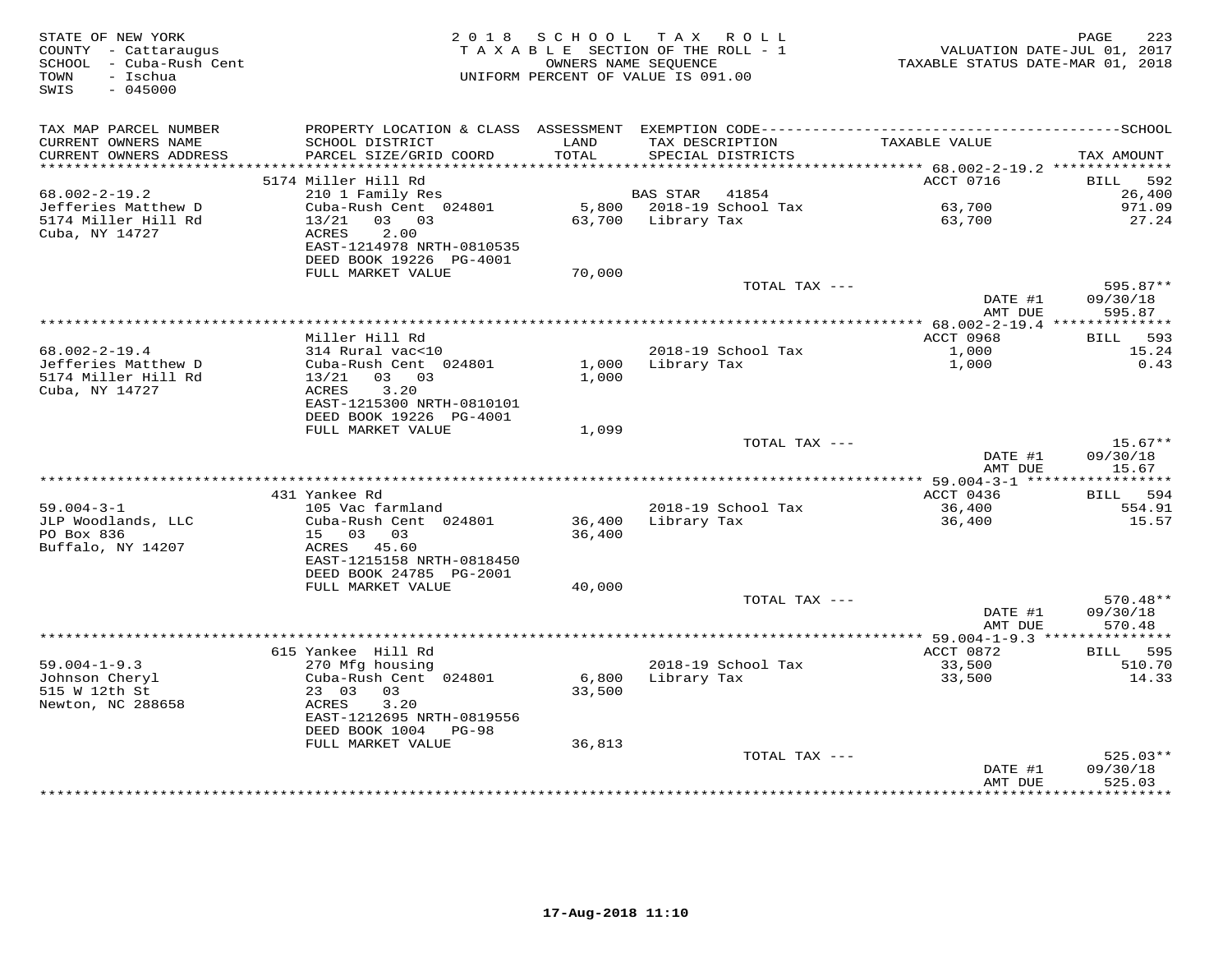STATE OF NEW YORK
COUNTY - Cattaraugus
SCHOOL - Cuba-Rush Cent
TOWN - Ischua
SWIS - 045000

2018 SCHOOL TAX ROLL
TAXABLE SECTION OF THE ROLL - 1
OWNERS NAME SEQUENCE
UNIFORM PERCENT OF VALUE IS 091.00

VALUATION DATE-JUL 01, 2017
TAXABLE STATUS DATE-MAR 01, 2018

| TAX MAP PARCEL NUMBER / CURRENT OWNERS NAME / CURRENT OWNERS ADDRESS | PROPERTY LOCATION & CLASS / SCHOOL DISTRICT / PARCEL SIZE/GRID COORD | ASSESSMENT LAND / TOTAL | EXEMPTION CODE / TAX DESCRIPTION / SPECIAL DISTRICTS | TAXABLE VALUE | TAX AMOUNT |
|---|---|---|---|---|---|
| | 5174 Miller Hill Rd | | | ACCT 0716 | BILL 592 |
| 68.002-2-19.2 | 210 1 Family Res | | BAS STAR 41854 | | 26,400 |
| Jefferies Matthew D | Cuba-Rush Cent 024801 | 5,800 | 2018-19 School Tax | 63,700 | 971.09 |
| 5174 Miller Hill Rd | 13/21 03 03 | 63,700 | Library Tax | 63,700 | 27.24 |
| Cuba, NY 14727 | ACRES 2.00 | | | | |
| | EAST-1214978 NRTH-0810535 | | | | |
| | DEED BOOK 19226 PG-4001 | | | | |
| | FULL MARKET VALUE | 70,000 | | | |
| | | | TOTAL TAX --- | | 595.87** |
| | | | | DATE #1 | 09/30/18 |
| | | | | AMT DUE | 595.87 |
| | Miller Hill Rd | | | ACCT 0968 | BILL 593 |
| 68.002-2-19.4 | 314 Rural vac<10 | | 2018-19 School Tax | 1,000 | 15.24 |
| Jefferies Matthew D | Cuba-Rush Cent 024801 | 1,000 | Library Tax | 1,000 | 0.43 |
| 5174 Miller Hill Rd | 13/21 03 03 | 1,000 | | | |
| Cuba, NY 14727 | ACRES 3.20 | | | | |
| | EAST-1215300 NRTH-0810101 | | | | |
| | DEED BOOK 19226 PG-4001 | | | | |
| | FULL MARKET VALUE | 1,099 | | | |
| | | | TOTAL TAX --- | | 15.67** |
| | | | | DATE #1 | 09/30/18 |
| | | | | AMT DUE | 15.67 |
| | 431 Yankee Rd | | | ACCT 0436 | BILL 594 |
| 59.004-3-1 | 105 Vac farmland | | 2018-19 School Tax | 36,400 | 554.91 |
| JLP Woodlands, LLC | Cuba-Rush Cent 024801 | 36,400 | Library Tax | 36,400 | 15.57 |
| PO Box 836 | 15 03 03 | 36,400 | | | |
| Buffalo, NY 14207 | ACRES 45.60 | | | | |
| | EAST-1215158 NRTH-0818450 | | | | |
| | DEED BOOK 24785 PG-2001 | | | | |
| | FULL MARKET VALUE | 40,000 | | | |
| | | | TOTAL TAX --- | | 570.48** |
| | | | | DATE #1 | 09/30/18 |
| | | | | AMT DUE | 570.48 |
| | 615 Yankee Hill Rd | | | ACCT 0872 | BILL 595 |
| 59.004-1-9.3 | 270 Mfg housing | | 2018-19 School Tax | 33,500 | 510.70 |
| Johnson Cheryl | Cuba-Rush Cent 024801 | 6,800 | Library Tax | 33,500 | 14.33 |
| 515 W 12th St | 23 03 03 | 33,500 | | | |
| Newton, NC 288658 | ACRES 3.20 | | | | |
| | EAST-1212695 NRTH-0819556 | | | | |
| | DEED BOOK 1004 PG-98 | | | | |
| | FULL MARKET VALUE | 36,813 | | | |
| | | | TOTAL TAX --- | | 525.03** |
| | | | | DATE #1 | 09/30/18 |
| | | | | AMT DUE | 525.03 |

17-Aug-2018 11:10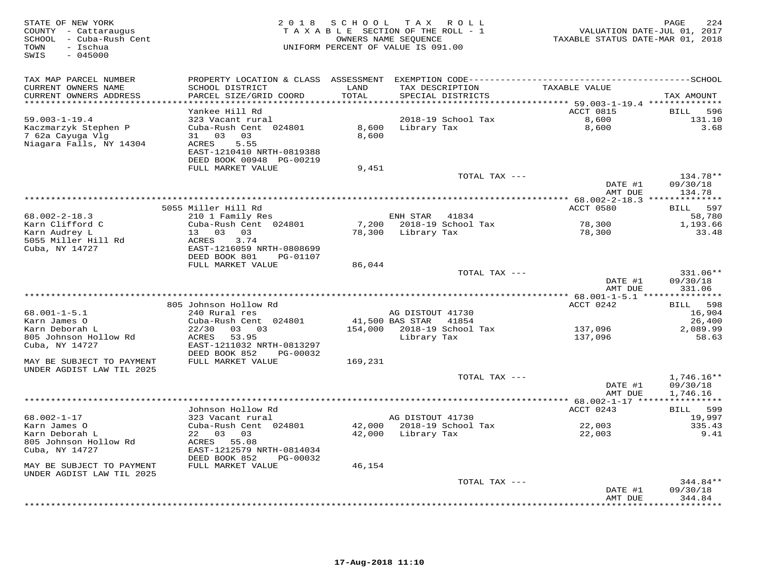STATE OF NEW YORK
COUNTY - Cattaraugus
SCHOOL - Cuba-Rush Cent
TOWN - Ischua
SWIS - 045000

2018 SCHOOL TAX ROLL
TAXABLE SECTION OF THE ROLL - 1
OWNERS NAME SEQUENCE
UNIFORM PERCENT OF VALUE IS 091.00

VALUATION DATE-JUL 01, 2017
TAXABLE STATUS DATE-MAR 01, 2018

| TAX MAP PARCEL NUMBER / CURRENT OWNERS NAME / CURRENT OWNERS ADDRESS | PROPERTY LOCATION & CLASS / SCHOOL DISTRICT / PARCEL SIZE/GRID COORD | ASSESSMENT LAND / TOTAL | EXEMPTION CODE / TAX DESCRIPTION / SPECIAL DISTRICTS | TAXABLE VALUE | TAX AMOUNT |
|---|---|---|---|---|---|
| 59.003-1-19.4 | Yankee Hill Rd | | | ACCT 0815 | BILL 596 |
| Kaczmarzyk Stephen P | 323 Vacant rural | | 2018-19 School Tax | 8,600 | 131.10 |
| 7 62a Cayuga Vlg | Cuba-Rush Cent 024801 | 8,600 | Library Tax | 8,600 | 3.68 |
| Niagara Falls, NY 14304 | 31 03 03 | 8,600 | | | |
| | ACRES 5.55 | | | | |
| | EAST-1210410 NRTH-0819388 | | | | |
| | DEED BOOK 00948 PG-00219 | | | | |
| | FULL MARKET VALUE | 9,451 | | | |
| | | | TOTAL TAX --- | | 134.78** |
| | | | | DATE #1 | 09/30/18 |
| | | | | AMT DUE | 134.78 |
| 68.002-2-18.3 | 5055 Miller Hill Rd | | | ACCT 0580 | BILL 597 |
| Karn Clifford C | 210 1 Family Res | | ENH STAR 41834 | | 58,780 |
| Karn Audrey L | Cuba-Rush Cent 024801 | 7,200 | 2018-19 School Tax | 78,300 | 1,193.66 |
| 5055 Miller Hill Rd | 13 03 03 | 78,300 | Library Tax | 78,300 | 33.48 |
| Cuba, NY 14727 | ACRES 3.74 | | | | |
| | EAST-1216059 NRTH-0808699 | | | | |
| | DEED BOOK 801 PG-01107 | | | | |
| | FULL MARKET VALUE | 86,044 | | | |
| | | | TOTAL TAX --- | | 331.06** |
| | | | | DATE #1 | 09/30/18 |
| | | | | AMT DUE | 331.06 |
| 68.001-1-5.1 | 805 Johnson Hollow Rd | | | ACCT 0242 | BILL 598 |
| Karn James O | 240 Rural res | | AG DISTOUT 41730 | | 16,904 |
| Karn Deborah L | Cuba-Rush Cent 024801 | 41,500 | BAS STAR 41854 | | 26,400 |
| 805 Johnson Hollow Rd | 22/30 03 03 | 154,000 | 2018-19 School Tax | 137,096 | 2,089.99 |
| Cuba, NY 14727 | ACRES 53.95 | | Library Tax | 137,096 | 58.63 |
| | EAST-1211032 NRTH-0813297 | | | | |
| | DEED BOOK 852 PG-00032 | | | | |
| MAY BE SUBJECT TO PAYMENT UNDER AGDIST LAW TIL 2025 | FULL MARKET VALUE | 169,231 | | | |
| | | | TOTAL TAX --- | | 1,746.16** |
| | | | | DATE #1 | 09/30/18 |
| | | | | AMT DUE | 1,746.16 |
| 68.002-1-17 | Johnson Hollow Rd | | | ACCT 0243 | BILL 599 |
| Karn James O | 323 Vacant rural | | AG DISTOUT 41730 | | 19,997 |
| Karn Deborah L | Cuba-Rush Cent 024801 | 42,000 | 2018-19 School Tax | 22,003 | 335.43 |
| 805 Johnson Hollow Rd | 22 03 03 | 42,000 | Library Tax | 22,003 | 9.41 |
| Cuba, NY 14727 | ACRES 55.08 | | | | |
| | EAST-1212579 NRTH-0814034 | | | | |
| | DEED BOOK 852 PG-00032 | | | | |
| MAY BE SUBJECT TO PAYMENT UNDER AGDIST LAW TIL 2025 | FULL MARKET VALUE | 46,154 | | | |
| | | | TOTAL TAX --- | | 344.84** |
| | | | | DATE #1 | 09/30/18 |
| | | | | AMT DUE | 344.84 |

17-Aug-2018 11:10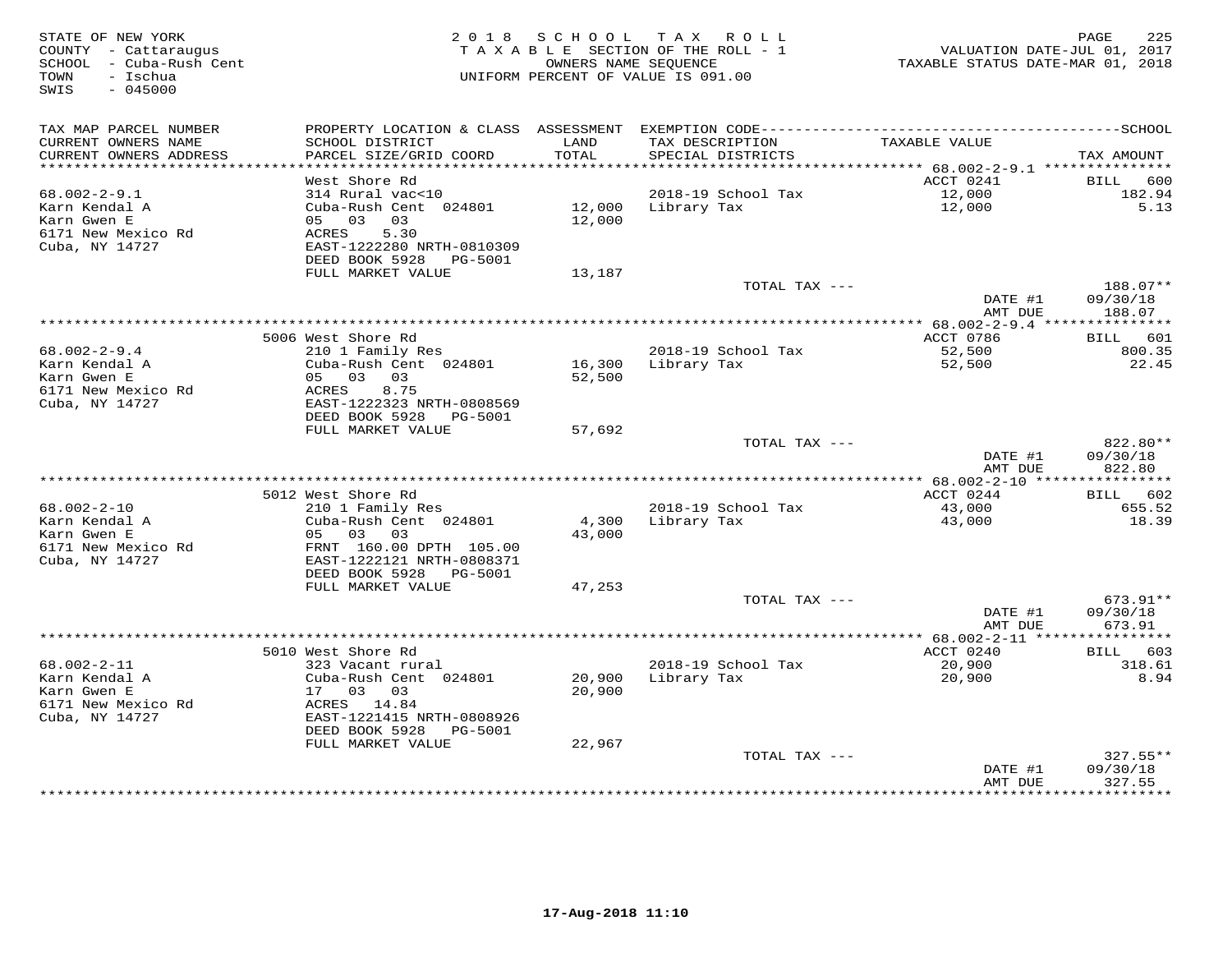STATE OF NEW YORK
COUNTY - Cattaraugus
SCHOOL - Cuba-Rush Cent
TOWN - Ischua
SWIS - 045000

2018 SCHOOL TAX ROLL
TAXABLE SECTION OF THE ROLL - 1
OWNERS NAME SEQUENCE
UNIFORM PERCENT OF VALUE IS 091.00

VALUATION DATE-JUL 01, 2017
TAXABLE STATUS DATE-MAR 01, 2018

| TAX MAP PARCEL NUMBER / CURRENT OWNERS NAME / CURRENT OWNERS ADDRESS | PROPERTY LOCATION & CLASS / SCHOOL DISTRICT / PARCEL SIZE/GRID COORD | ASSESSMENT LAND / TOTAL | EXEMPTION CODE / TAX DESCRIPTION / SPECIAL DISTRICTS | TAXABLE VALUE | TAX AMOUNT |
|---|---|---|---|---|---|
| 68.002-2-9.1 | West Shore Rd | | | ACCT 0241 | BILL 600 |
| Karn Kendal A | 314 Rural vac<10 | | 2018-19 School Tax | 12,000 | 182.94 |
| Karn Gwen E | Cuba-Rush Cent 024801 | 12,000 | Library Tax | 12,000 | 5.13 |
| 6171 New Mexico Rd | 05 03 03 | 12,000 | | | |
| Cuba, NY 14727 | ACRES 5.30 | | | | |
| | EAST-1222280 NRTH-0810309 | | | | |
| | DEED BOOK 5928 PG-5001 | | | | |
| | FULL MARKET VALUE | 13,187 | | | |
| | | | TOTAL TAX --- | | 188.07** |
| | | | | DATE #1 | 09/30/18 |
| | | | | AMT DUE | 188.07 |
| 68.002-2-9.4 | 5006 West Shore Rd | | | ACCT 0786 | BILL 601 |
| Karn Kendal A | 210 1 Family Res | | 2018-19 School Tax | 52,500 | 800.35 |
| Karn Gwen E | Cuba-Rush Cent 024801 | 16,300 | Library Tax | 52,500 | 22.45 |
| 6171 New Mexico Rd | 05 03 03 | 52,500 | | | |
| Cuba, NY 14727 | ACRES 8.75 | | | | |
| | EAST-1222323 NRTH-0808569 | | | | |
| | DEED BOOK 5928 PG-5001 | | | | |
| | FULL MARKET VALUE | 57,692 | | | |
| | | | TOTAL TAX --- | | 822.80** |
| | | | | DATE #1 | 09/30/18 |
| | | | | AMT DUE | 822.80 |
| 68.002-2-10 | 5012 West Shore Rd | | | ACCT 0244 | BILL 602 |
| Karn Kendal A | 210 1 Family Res | | 2018-19 School Tax | 43,000 | 655.52 |
| Karn Gwen E | Cuba-Rush Cent 024801 | 4,300 | Library Tax | 43,000 | 18.39 |
| 6171 New Mexico Rd | 05 03 03 | 43,000 | | | |
| Cuba, NY 14727 | FRNT 160.00 DPTH 105.00 | | | | |
| | EAST-1222121 NRTH-0808371 | | | | |
| | DEED BOOK 5928 PG-5001 | | | | |
| | FULL MARKET VALUE | 47,253 | | | |
| | | | TOTAL TAX --- | | 673.91** |
| | | | | DATE #1 | 09/30/18 |
| | | | | AMT DUE | 673.91 |
| 68.002-2-11 | 5010 West Shore Rd | | | ACCT 0240 | BILL 603 |
| Karn Kendal A | 323 Vacant rural | | 2018-19 School Tax | 20,900 | 318.61 |
| Karn Gwen E | Cuba-Rush Cent 024801 | 20,900 | Library Tax | 20,900 | 8.94 |
| 6171 New Mexico Rd | 17 03 03 | 20,900 | | | |
| Cuba, NY 14727 | ACRES 14.84 | | | | |
| | EAST-1221415 NRTH-0808926 | | | | |
| | DEED BOOK 5928 PG-5001 | | | | |
| | FULL MARKET VALUE | 22,967 | | | |
| | | | TOTAL TAX --- | | 327.55** |
| | | | | DATE #1 | 09/30/18 |
| | | | | AMT DUE | 327.55 |

17-Aug-2018 11:10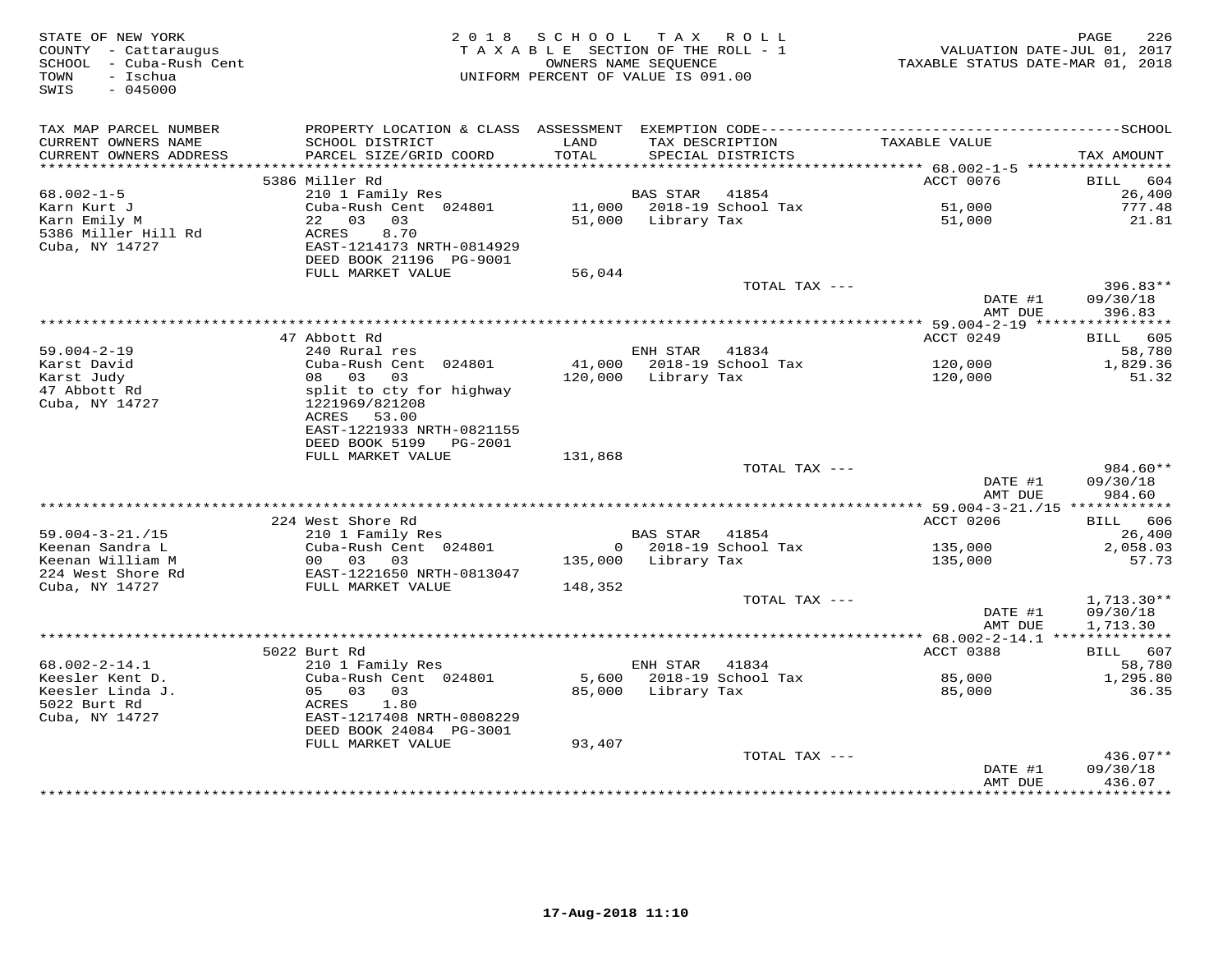STATE OF NEW YORK
COUNTY - Cattaraugus
SCHOOL - Cuba-Rush Cent
TOWN - Ischua
SWIS - 045000

2018 SCHOOL TAX ROLL
TAXABLE SECTION OF THE ROLL - 1
OWNERS NAME SEQUENCE
UNIFORM PERCENT OF VALUE IS 091.00

VALUATION DATE-JUL 01, 2017
TAXABLE STATUS DATE-MAR 01, 2018

| TAX MAP PARCEL NUMBER / CURRENT OWNERS NAME / CURRENT OWNERS ADDRESS | PROPERTY LOCATION & CLASS / SCHOOL DISTRICT / PARCEL SIZE/GRID COORD | ASSESSMENT LAND / TOTAL | EXEMPTION CODE / TAX DESCRIPTION / SPECIAL DISTRICTS | TAXABLE VALUE | TAX AMOUNT |
|---|---|---|---|---|---|
| 68.002-1-5 | 5386 Miller Rd | | | ACCT 0076 | BILL 604 |
| Karn Kurt J | 210 1 Family Res | | BAS STAR 41854 | | 26,400 |
| Karn Emily M | Cuba-Rush Cent 024801 | 11,000 | 2018-19 School Tax | 51,000 | 777.48 |
| 5386 Miller Hill Rd | 22 03 03 | 51,000 | Library Tax | 51,000 | 21.81 |
| Cuba, NY 14727 | ACRES 8.70 | | | | |
| | EAST-1214173 NRTH-0814929 | | | | |
| | DEED BOOK 21196 PG-9001 | | | | |
| | FULL MARKET VALUE | 56,044 | | | |
| | | | TOTAL TAX --- | | 396.83** |
| | | | | DATE #1 | 09/30/18 |
| | | | | AMT DUE | 396.83 |
| 59.004-2-19 | 47 Abbott Rd | | | ACCT 0249 | BILL 605 |
| Karst David | 240 Rural res | | ENH STAR 41834 | | 58,780 |
| Karst Judy | Cuba-Rush Cent 024801 | 41,000 | 2018-19 School Tax | 120,000 | 1,829.36 |
| 47 Abbott Rd | 08 03 03 | 120,000 | Library Tax | 120,000 | 51.32 |
| Cuba, NY 14727 | split to cty for highway | | | | |
| | 1221969/821208 | | | | |
| | ACRES 53.00 | | | | |
| | EAST-1221933 NRTH-0821155 | | | | |
| | DEED BOOK 5199 PG-2001 | | | | |
| | FULL MARKET VALUE | 131,868 | | | |
| | | | TOTAL TAX --- | | 984.60** |
| | | | | DATE #1 | 09/30/18 |
| | | | | AMT DUE | 984.60 |
| 59.004-3-21./15 | 224 West Shore Rd | | | ACCT 0206 | BILL 606 |
| Keenan Sandra L | 210 1 Family Res | | BAS STAR 41854 | | 26,400 |
| Keenan William M | Cuba-Rush Cent 024801 | 0 | 2018-19 School Tax | 135,000 | 2,058.03 |
| 224 West Shore Rd | 00 03 03 | 135,000 | Library Tax | 135,000 | 57.73 |
| Cuba, NY 14727 | EAST-1221650 NRTH-0813047 | | | | |
| | FULL MARKET VALUE | 148,352 | | | |
| | | | TOTAL TAX --- | | 1,713.30** |
| | | | | DATE #1 | 09/30/18 |
| | | | | AMT DUE | 1,713.30 |
| 68.002-2-14.1 | 5022 Burt Rd | | | ACCT 0388 | BILL 607 |
| Keesler Kent D. | 210 1 Family Res | | ENH STAR 41834 | | 58,780 |
| Keesler Linda J. | Cuba-Rush Cent 024801 | 5,600 | 2018-19 School Tax | 85,000 | 1,295.80 |
| 5022 Burt Rd | 05 03 03 | 85,000 | Library Tax | 85,000 | 36.35 |
| Cuba, NY 14727 | ACRES 1.80 | | | | |
| | EAST-1217408 NRTH-0808229 | | | | |
| | DEED BOOK 24084 PG-3001 | | | | |
| | FULL MARKET VALUE | 93,407 | | | |
| | | | TOTAL TAX --- | | 436.07** |
| | | | | DATE #1 | 09/30/18 |
| | | | | AMT DUE | 436.07 |

17-Aug-2018 11:10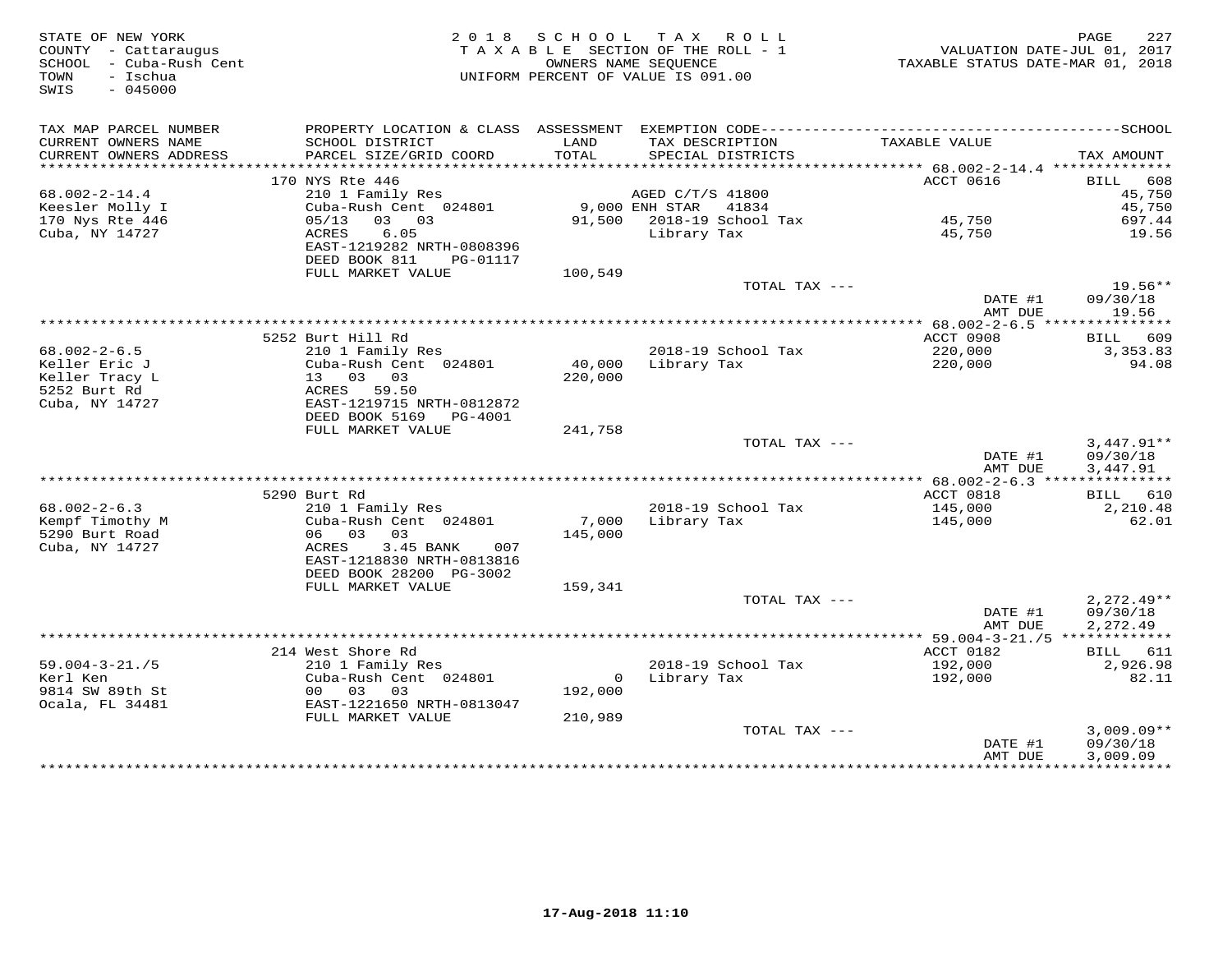STATE OF NEW YORK
COUNTY - Cattaraugus
SCHOOL - Cuba-Rush Cent
TOWN - Ischua
SWIS - 045000

2018 SCHOOL TAX ROLL
TAXABLE SECTION OF THE ROLL - 1
OWNERS NAME SEQUENCE
UNIFORM PERCENT OF VALUE IS 091.00

VALUATION DATE-JUL 01, 2017
TAXABLE STATUS DATE-MAR 01, 2018

| TAX MAP PARCEL NUMBER / CURRENT OWNERS NAME / CURRENT OWNERS ADDRESS | PROPERTY LOCATION & CLASS / SCHOOL DISTRICT / PARCEL SIZE/GRID COORD | ASSESSMENT LAND / TOTAL | EXEMPTION CODE / TAX DESCRIPTION / SPECIAL DISTRICTS | TAXABLE VALUE | TAX AMOUNT |
|---|---|---|---|---|---|
| **68.002-2-14.4** | 170 NYS Rte 446 | | | ACCT 0616 | BILL 608 |
| 68.002-2-14.4 | 210 1 Family Res | | AGED C/T/S 41800 | | 45,750 |
| Keesler Molly I | Cuba-Rush Cent 024801 | 9,000 | ENH STAR 41834 | | 45,750 |
| 170 Nys Rte 446 | 05/13 03 03 | 91,500 | 2018-19 School Tax | 45,750 | 697.44 |
| Cuba, NY 14727 | ACRES 6.05 | | Library Tax | 45,750 | 19.56 |
| | EAST-1219282 NRTH-0808396 | | | | |
| | DEED BOOK 811 PG-01117 | | | | |
| | FULL MARKET VALUE | 100,549 | | | |
| | | | TOTAL TAX --- | | 19.56** |
| | | | | DATE #1 | 09/30/18 |
| | | | | AMT DUE | 19.56 |
| **68.002-2-6.5** | 5252 Burt Hill Rd | | | ACCT 0908 | BILL 609 |
| 68.002-2-6.5 | 210 1 Family Res | | 2018-19 School Tax | 220,000 | 3,353.83 |
| Keller Eric J | Cuba-Rush Cent 024801 | 40,000 | Library Tax | 220,000 | 94.08 |
| Keller Tracy L | 13 03 03 | 220,000 | | | |
| 5252 Burt Rd | ACRES 59.50 | | | | |
| Cuba, NY 14727 | EAST-1219715 NRTH-0812872 | | | | |
| | DEED BOOK 5169 PG-4001 | | | | |
| | FULL MARKET VALUE | 241,758 | | | |
| | | | TOTAL TAX --- | | 3,447.91** |
| | | | | DATE #1 | 09/30/18 |
| | | | | AMT DUE | 3,447.91 |
| **68.002-2-6.3** | 5290 Burt Rd | | | ACCT 0818 | BILL 610 |
| 68.002-2-6.3 | 210 1 Family Res | | 2018-19 School Tax | 145,000 | 2,210.48 |
| Kempf Timothy M | Cuba-Rush Cent 024801 | 7,000 | Library Tax | 145,000 | 62.01 |
| 5290 Burt Road | 06 03 03 | 145,000 | | | |
| Cuba, NY 14727 | ACRES 3.45 BANK 007 | | | | |
| | EAST-1218830 NRTH-0813816 | | | | |
| | DEED BOOK 28200 PG-3002 | | | | |
| | FULL MARKET VALUE | 159,341 | | | |
| | | | TOTAL TAX --- | | 2,272.49** |
| | | | | DATE #1 | 09/30/18 |
| | | | | AMT DUE | 2,272.49 |
| **59.004-3-21./5** | 214 West Shore Rd | | | ACCT 0182 | BILL 611 |
| 59.004-3-21./5 | 210 1 Family Res | | 2018-19 School Tax | 192,000 | 2,926.98 |
| Kerl Ken | Cuba-Rush Cent 024801 | 0 | Library Tax | 192,000 | 82.11 |
| 9814 SW 89th St | 00 03 03 | 192,000 | | | |
| Ocala, FL 34481 | EAST-1221650 NRTH-0813047 | | | | |
| | FULL MARKET VALUE | 210,989 | | | |
| | | | TOTAL TAX --- | | 3,009.09** |
| | | | | DATE #1 | 09/30/18 |
| | | | | AMT DUE | 3,009.09 |

17-Aug-2018 11:10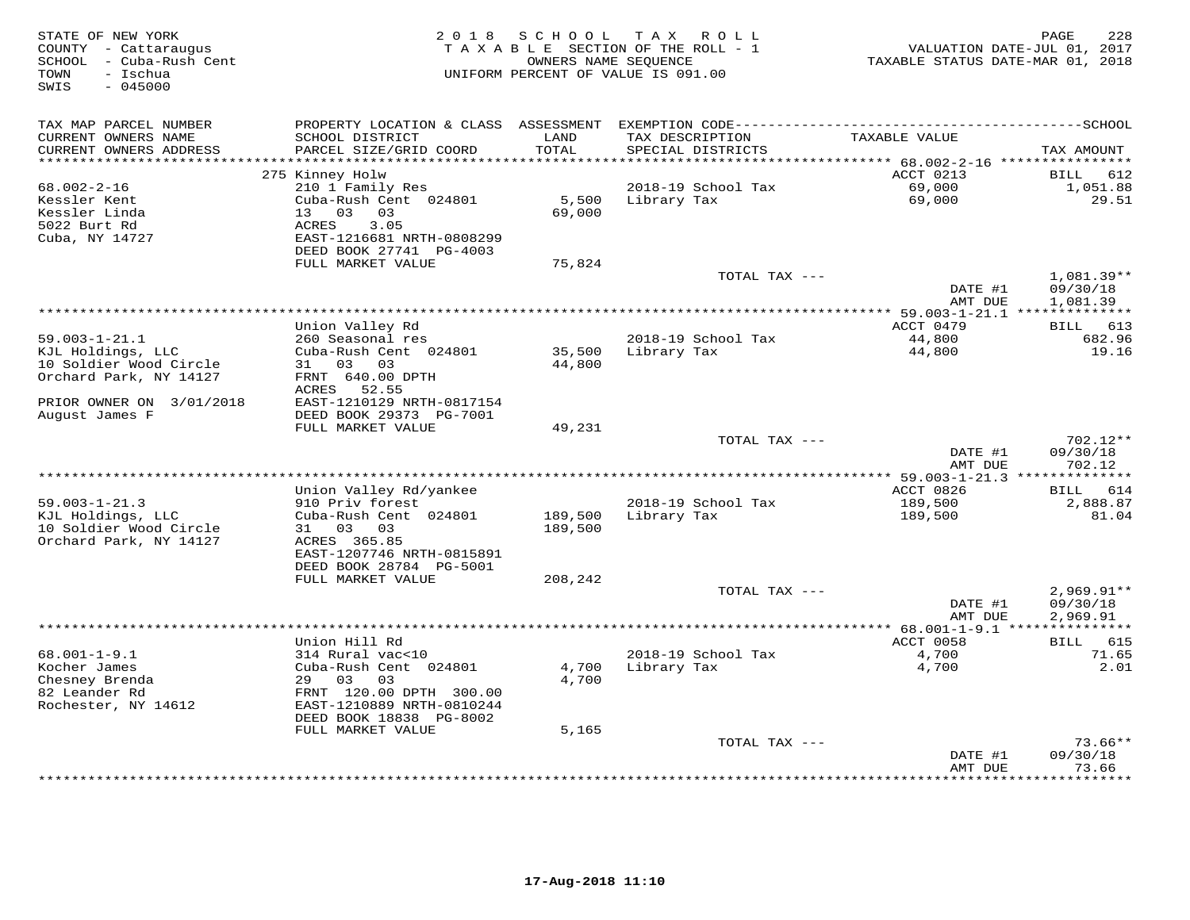STATE OF NEW YORK
COUNTY - Cattaraugus
SCHOOL - Cuba-Rush Cent
TOWN - Ischua
SWIS - 045000

2018 SCHOOL TAX ROLL
TAXABLE SECTION OF THE ROLL - 1
OWNERS NAME SEQUENCE
UNIFORM PERCENT OF VALUE IS 091.00

VALUATION DATE-JUL 01, 2017
TAXABLE STATUS DATE-MAR 01, 2018

| TAX MAP PARCEL NUMBER / CURRENT OWNERS NAME / CURRENT OWNERS ADDRESS | PROPERTY LOCATION & CLASS / SCHOOL DISTRICT / PARCEL SIZE/GRID COORD | ASSESSMENT LAND | TOTAL | EXEMPTION CODE / TAX DESCRIPTION / SPECIAL DISTRICTS | TAXABLE VALUE | TAX AMOUNT |
|---|---|---|---|---|---|---|
| 68.002-2-16 | 275 Kinney Holw | | | | ACCT 0213 | BILL 612 |
| Kessler Kent | 210 1 Family Res | | | 2018-19 School Tax | 69,000 | 1,051.88 |
| Kessler Linda | Cuba-Rush Cent 024801 | 5,500 | | Library Tax | 69,000 | 29.51 |
| 5022 Burt Rd | 13 03 03 | | 69,000 | | | |
| Cuba, NY 14727 | ACRES 3.05 | | | | | |
| | EAST-1216681 NRTH-0808299 | | | | | |
| | DEED BOOK 27741 PG-4003 | | | | | |
| | FULL MARKET VALUE | 75,824 | | | | |
| | | | | TOTAL TAX --- | | 1,081.39** |
| | | | | | DATE #1 | 09/30/18 |
| | | | | | AMT DUE | 1,081.39 |
| 59.003-1-21.1 | Union Valley Rd | | | | ACCT 0479 | BILL 613 |
| KJL Holdings, LLC | 260 Seasonal res | | | 2018-19 School Tax | 44,800 | 682.96 |
| 10 Soldier Wood Circle | Cuba-Rush Cent 024801 | 35,500 | | Library Tax | 44,800 | 19.16 |
| Orchard Park, NY 14127 | 31 03 03 | | 44,800 | | | |
| | FRNT 640.00 DPTH | | | | | |
| | ACRES 52.55 | | | | | |
| PRIOR OWNER ON 3/01/2018 | EAST-1210129 NRTH-0817154 | | | | | |
| August James F | DEED BOOK 29373 PG-7001 | | | | | |
| | FULL MARKET VALUE | 49,231 | | | | |
| | | | | TOTAL TAX --- | | 702.12** |
| | | | | | DATE #1 | 09/30/18 |
| | | | | | AMT DUE | 702.12 |
| 59.003-1-21.3 | Union Valley Rd/yankee | | | | ACCT 0826 | BILL 614 |
| KJL Holdings, LLC | 910 Priv forest | | | 2018-19 School Tax | 189,500 | 2,888.87 |
| 10 Soldier Wood Circle | Cuba-Rush Cent 024801 | 189,500 | | Library Tax | 189,500 | 81.04 |
| Orchard Park, NY 14127 | 31 03 03 | | 189,500 | | | |
| | ACRES 365.85 | | | | | |
| | EAST-1207746 NRTH-0815891 | | | | | |
| | DEED BOOK 28784 PG-5001 | | | | | |
| | FULL MARKET VALUE | 208,242 | | | | |
| | | | | TOTAL TAX --- | | 2,969.91** |
| | | | | | DATE #1 | 09/30/18 |
| | | | | | AMT DUE | 2,969.91 |
| 68.001-1-9.1 | Union Hill Rd | | | | ACCT 0058 | BILL 615 |
| Kocher James | 314 Rural vac<10 | | | 2018-19 School Tax | 4,700 | 71.65 |
| Chesney Brenda | Cuba-Rush Cent 024801 | 4,700 | | Library Tax | 4,700 | 2.01 |
| 82 Leander Rd | 29 03 03 | | 4,700 | | | |
| Rochester, NY 14612 | FRNT 120.00 DPTH 300.00 | | | | | |
| | EAST-1210889 NRTH-0810244 | | | | | |
| | DEED BOOK 18838 PG-8002 | | | | | |
| | FULL MARKET VALUE | 5,165 | | | | |
| | | | | TOTAL TAX --- | | 73.66** |
| | | | | | DATE #1 | 09/30/18 |
| | | | | | AMT DUE | 73.66 |

17-Aug-2018 11:10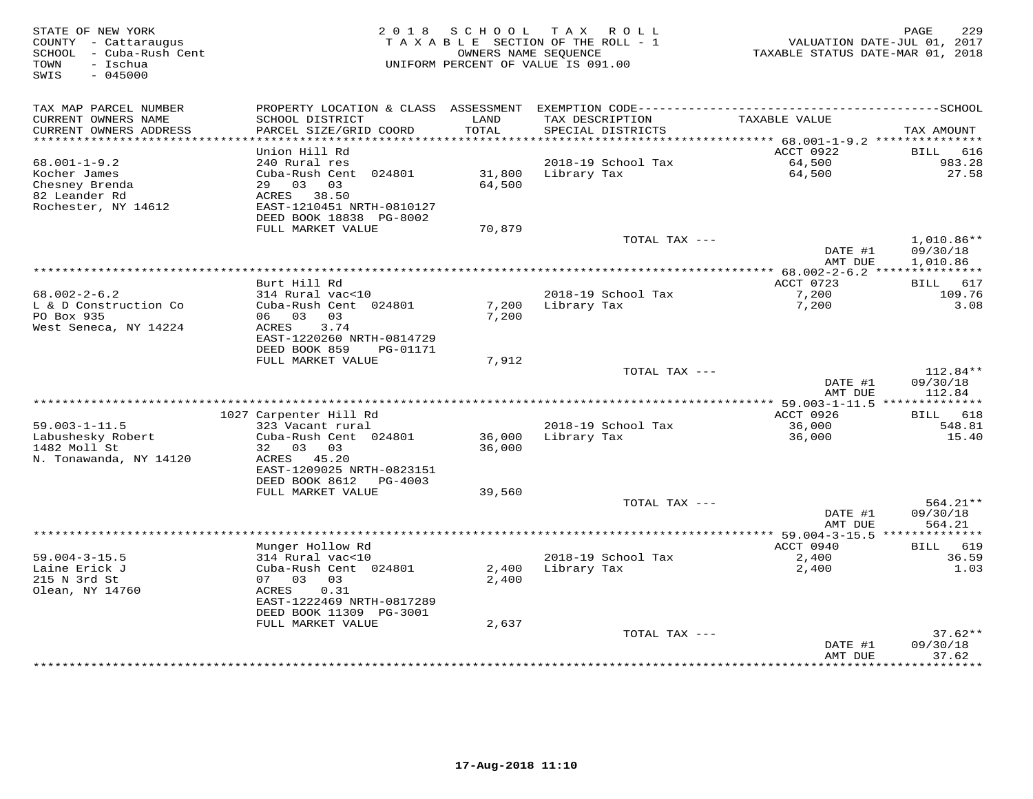STATE OF NEW YORK
COUNTY - Cattaraugus
SCHOOL - Cuba-Rush Cent
TOWN - Ischua
SWIS - 045000

2 0 1 8 S C H O O L T A X R O L L
T A X A B L E SECTION OF THE ROLL - 1
OWNERS NAME SEQUENCE
UNIFORM PERCENT OF VALUE IS 091.00

VALUATION DATE-JUL 01, 2017
TAXABLE STATUS DATE-MAR 01, 2018

| TAX MAP PARCEL NUMBER / CURRENT OWNERS NAME / CURRENT OWNERS ADDRESS | PROPERTY LOCATION & CLASS / SCHOOL DISTRICT / PARCEL SIZE/GRID COORD | ASSESSMENT LAND / TOTAL | EXEMPTION CODE / TAX DESCRIPTION / SPECIAL DISTRICTS | TAXABLE VALUE | TAX AMOUNT |
|---|---|---|---|---|---|
| 68.001-1-9.2 | Union Hill Rd | | | ACCT 0922 | BILL 616 |
| Kocher James | 240 Rural res | | 2018-19 School Tax | 64,500 | 983.28 |
| Chesney Brenda | Cuba-Rush Cent 024801 | 31,800 | Library Tax | 64,500 | 27.58 |
| 82 Leander Rd | 29 03 03 | 64,500 | | | |
| Rochester, NY 14612 | ACRES 38.50 | | | | |
| | EAST-1210451 NRTH-0810127 | | | | |
| | DEED BOOK 18838 PG-8002 | | | | |
| | FULL MARKET VALUE | 70,879 | | | |
| | | | TOTAL TAX --- | | 1,010.86** |
| | | | | DATE #1 | 09/30/18 |
| | | | | AMT DUE | 1,010.86 |
| 68.002-2-6.2 | Burt Hill Rd | | | ACCT 0723 | BILL 617 |
| L & D Construction Co | 314 Rural vac<10 | | 2018-19 School Tax | 7,200 | 109.76 |
| PO Box 935 | Cuba-Rush Cent 024801 | 7,200 | Library Tax | 7,200 | 3.08 |
| West Seneca, NY 14224 | 06 03 03 | 7,200 | | | |
| | ACRES 3.74 | | | | |
| | EAST-1220260 NRTH-0814729 | | | | |
| | DEED BOOK 859 PG-01171 | | | | |
| | FULL MARKET VALUE | 7,912 | | | |
| | | | TOTAL TAX --- | | 112.84** |
| | | | | DATE #1 | 09/30/18 |
| | | | | AMT DUE | 112.84 |
| 59.003-1-11.5 | 1027 Carpenter Hill Rd | | | ACCT 0926 | BILL 618 |
| Labushesky Robert | 323 Vacant rural | | 2018-19 School Tax | 36,000 | 548.81 |
| 1482 Moll St | Cuba-Rush Cent 024801 | 36,000 | Library Tax | 36,000 | 15.40 |
| N. Tonawanda, NY 14120 | 32 03 03 | 36,000 | | | |
| | ACRES 45.20 | | | | |
| | EAST-1209025 NRTH-0823151 | | | | |
| | DEED BOOK 8612 PG-4003 | | | | |
| | FULL MARKET VALUE | 39,560 | | | |
| | | | TOTAL TAX --- | | 564.21** |
| | | | | DATE #1 | 09/30/18 |
| | | | | AMT DUE | 564.21 |
| 59.004-3-15.5 | Munger Hollow Rd | | | ACCT 0940 | BILL 619 |
| Laine Erick J | 314 Rural vac<10 | | 2018-19 School Tax | 2,400 | 36.59 |
| 215 N 3rd St | Cuba-Rush Cent 024801 | 2,400 | Library Tax | 2,400 | 1.03 |
| Olean, NY 14760 | 07 03 03 | 2,400 | | | |
| | ACRES 0.31 | | | | |
| | EAST-1222469 NRTH-0817289 | | | | |
| | DEED BOOK 11309 PG-3001 | | | | |
| | FULL MARKET VALUE | 2,637 | | | |
| | | | TOTAL TAX --- | | 37.62** |
| | | | | DATE #1 | 09/30/18 |
| | | | | AMT DUE | 37.62 |

17-Aug-2018 11:10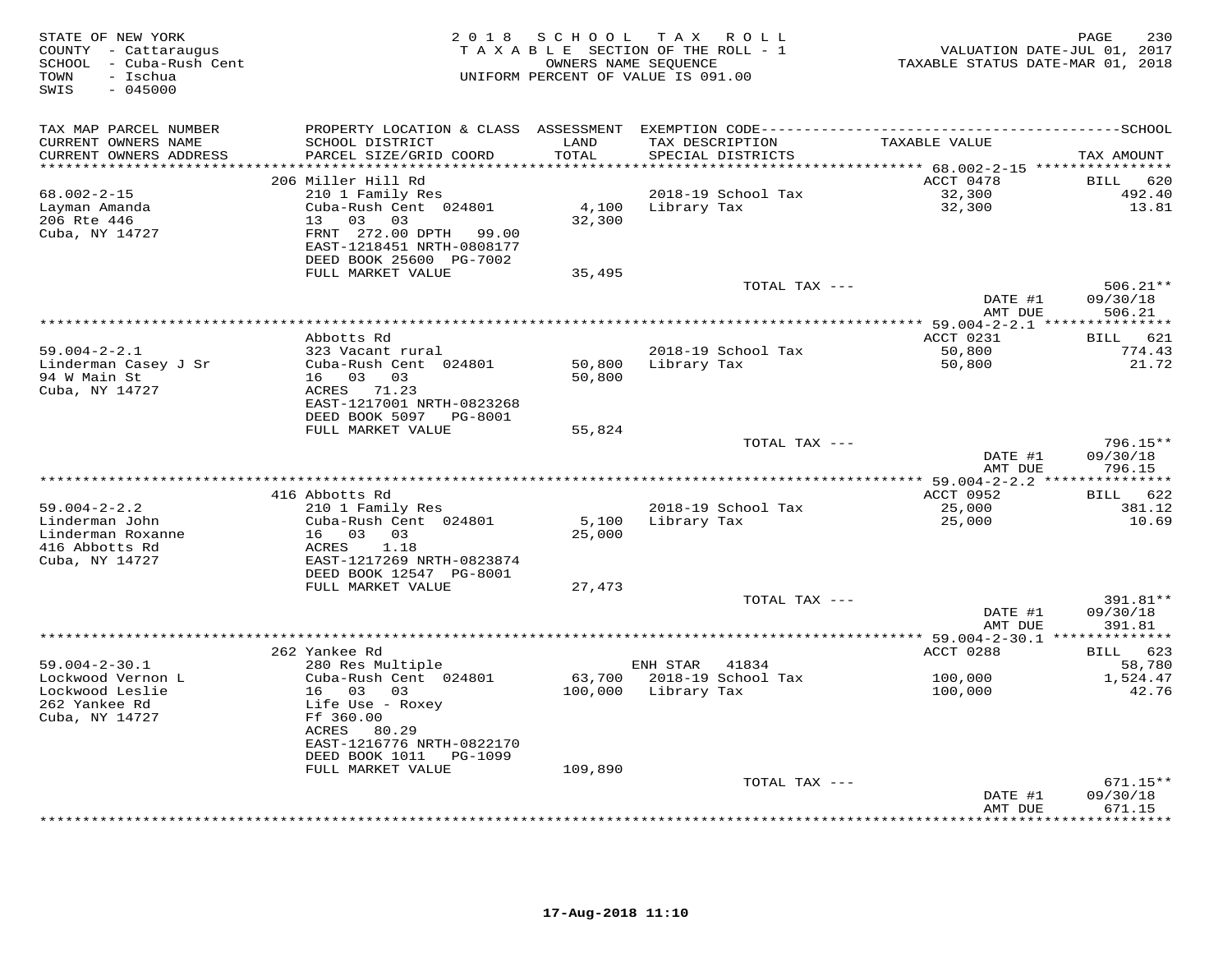STATE OF NEW YORK
COUNTY - Cattaraugus
SCHOOL - Cuba-Rush Cent
TOWN - Ischua
SWIS - 045000

2018 SCHOOL TAX ROLL
TAXABLE SECTION OF THE ROLL - 1
OWNERS NAME SEQUENCE
UNIFORM PERCENT OF VALUE IS 091.00

VALUATION DATE-JUL 01, 2017
TAXABLE STATUS DATE-MAR 01, 2018

| TAX MAP PARCEL NUMBER / CURRENT OWNERS NAME / CURRENT OWNERS ADDRESS | PROPERTY LOCATION & CLASS / SCHOOL DISTRICT / PARCEL SIZE/GRID COORD | ASSESSMENT LAND / TOTAL | EXEMPTION CODE / TAX DESCRIPTION / SPECIAL DISTRICTS | TAXABLE VALUE | TAX AMOUNT |
|---|---|---|---|---|---|
| **68.002-2-15** | 206 Miller Hill Rd | | | ACCT 0478 | BILL 620 |
| Layman Amanda | 210 1 Family Res | | 2018-19 School Tax | 32,300 | 492.40 |
| 206 Rte 446 | Cuba-Rush Cent 024801 | 4,100 | Library Tax | 32,300 | 13.81 |
| Cuba, NY 14727 | 13 03 03 | 32,300 | | | |
| | FRNT 272.00 DPTH 99.00 | | | | |
| | EAST-1218451 NRTH-0808177 | | | | |
| | DEED BOOK 25600 PG-7002 | | | | |
| | FULL MARKET VALUE | 35,495 | | | |
| | | | TOTAL TAX --- | | 506.21** |
| | | | | DATE #1 | 09/30/18 |
| | | | | AMT DUE | 506.21 |
| **59.004-2-2.1** | Abbotts Rd | | | ACCT 0231 | BILL 621 |
| Linderman Casey J Sr | 323 Vacant rural | | 2018-19 School Tax | 50,800 | 774.43 |
| 94 W Main St | Cuba-Rush Cent 024801 | 50,800 | Library Tax | 50,800 | 21.72 |
| Cuba, NY 14727 | 16 03 03 | 50,800 | | | |
| | ACRES 71.23 | | | | |
| | EAST-1217001 NRTH-0823268 | | | | |
| | DEED BOOK 5097 PG-8001 | | | | |
| | FULL MARKET VALUE | 55,824 | | | |
| | | | TOTAL TAX --- | | 796.15** |
| | | | | DATE #1 | 09/30/18 |
| | | | | AMT DUE | 796.15 |
| **59.004-2-2.2** | 416 Abbotts Rd | | | ACCT 0952 | BILL 622 |
| Linderman John | 210 1 Family Res | | 2018-19 School Tax | 25,000 | 381.12 |
| Linderman Roxanne | Cuba-Rush Cent 024801 | 5,100 | Library Tax | 25,000 | 10.69 |
| 416 Abbotts Rd | 16 03 03 | 25,000 | | | |
| Cuba, NY 14727 | ACRES 1.18 | | | | |
| | EAST-1217269 NRTH-0823874 | | | | |
| | DEED BOOK 12547 PG-8001 | | | | |
| | FULL MARKET VALUE | 27,473 | | | |
| | | | TOTAL TAX --- | | 391.81** |
| | | | | DATE #1 | 09/30/18 |
| | | | | AMT DUE | 391.81 |
| **59.004-2-30.1** | 262 Yankee Rd | | | ACCT 0288 | BILL 623 |
| Lockwood Vernon L | 280 Res Multiple | | ENH STAR 41834 | | 58,780 |
| Lockwood Leslie | Cuba-Rush Cent 024801 | 63,700 | 2018-19 School Tax | 100,000 | 1,524.47 |
| 262 Yankee Rd | 16 03 03 | 100,000 | Library Tax | 100,000 | 42.76 |
| Cuba, NY 14727 | Life Use - Roxey | | | | |
| | Ff 360.00 | | | | |
| | ACRES 80.29 | | | | |
| | EAST-1216776 NRTH-0822170 | | | | |
| | DEED BOOK 1011 PG-1099 | | | | |
| | FULL MARKET VALUE | 109,890 | | | |
| | | | TOTAL TAX --- | | 671.15** |
| | | | | DATE #1 | 09/30/18 |
| | | | | AMT DUE | 671.15 |

17-Aug-2018 11:10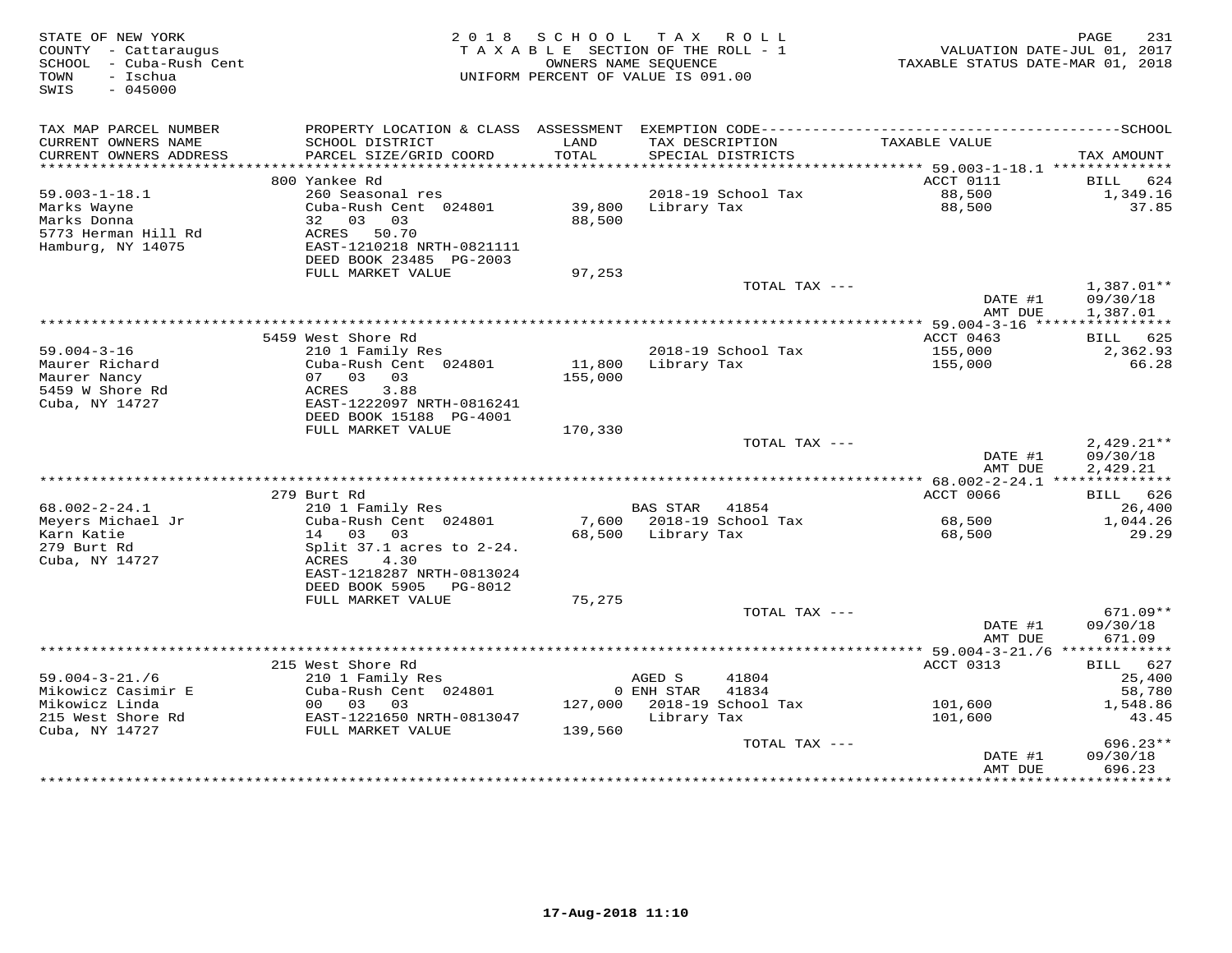STATE OF NEW YORK
COUNTY - Cattaraugus
SCHOOL - Cuba-Rush Cent
TOWN - Ischua
SWIS - 045000

2018 SCHOOL TAX ROLL
TAXABLE SECTION OF THE ROLL - 1
OWNERS NAME SEQUENCE
UNIFORM PERCENT OF VALUE IS 091.00

VALUATION DATE-JUL 01, 2017
TAXABLE STATUS DATE-MAR 01, 2018

| TAX MAP PARCEL NUMBER / CURRENT OWNERS NAME / CURRENT OWNERS ADDRESS | PROPERTY LOCATION & CLASS / SCHOOL DISTRICT / PARCEL SIZE/GRID COORD | ASSESSMENT LAND / TOTAL | EXEMPTION CODE / TAX DESCRIPTION / SPECIAL DISTRICTS | TAXABLE VALUE | TAX AMOUNT |
|---|---|---|---|---|---|
| **59.003-1-18.1** | 800 Yankee Rd | | | ACCT 0111 | BILL 624 |
| Marks Wayne | 260 Seasonal res | | | | |
| Marks Donna | Cuba-Rush Cent 024801 | 39,800 | 2018-19 School Tax | 88,500 | 1,349.16 |
| 5773 Herman Hill Rd | 32 03 03 | 88,500 | Library Tax | 88,500 | 37.85 |
| Hamburg, NY 14075 | ACRES 50.70 | | | | |
| | EAST-1210218 NRTH-0821111 | | | | |
| | DEED BOOK 23485 PG-2003 | | | | |
| | FULL MARKET VALUE | 97,253 | | | |
| | | | TOTAL TAX --- | | 1,387.01** |
| | | | | DATE #1 | 09/30/18 |
| | | | | AMT DUE | 1,387.01 |
| **59.004-3-16** | 5459 West Shore Rd | | | ACCT 0463 | BILL 625 |
| Maurer Richard | 210 1 Family Res | | | | |
| Maurer Nancy | Cuba-Rush Cent 024801 | 11,800 | 2018-19 School Tax | 155,000 | 2,362.93 |
| 5459 W Shore Rd | 07 03 03 | 155,000 | Library Tax | 155,000 | 66.28 |
| Cuba, NY 14727 | ACRES 3.88 | | | | |
| | EAST-1222097 NRTH-0816241 | | | | |
| | DEED BOOK 15188 PG-4001 | | | | |
| | FULL MARKET VALUE | 170,330 | | | |
| | | | TOTAL TAX --- | | 2,429.21** |
| | | | | DATE #1 | 09/30/18 |
| | | | | AMT DUE | 2,429.21 |
| **68.002-2-24.1** | 279 Burt Rd | | | ACCT 0066 | BILL 626 |
| Meyers Michael Jr | 210 1 Family Res | | BAS STAR 41854 | | 26,400 |
| Karn Katie | Cuba-Rush Cent 024801 | 7,600 | 2018-19 School Tax | 68,500 | 1,044.26 |
| 279 Burt Rd | 14 03 03 | 68,500 | Library Tax | 68,500 | 29.29 |
| Cuba, NY 14727 | Split 37.1 acres to 2-24. | | | | |
| | ACRES 4.30 | | | | |
| | EAST-1218287 NRTH-0813024 | | | | |
| | DEED BOOK 5905 PG-8012 | | | | |
| | FULL MARKET VALUE | 75,275 | | | |
| | | | TOTAL TAX --- | | 671.09** |
| | | | | DATE #1 | 09/30/18 |
| | | | | AMT DUE | 671.09 |
| **59.004-3-21./6** | 215 West Shore Rd | | | ACCT 0313 | BILL 627 |
| Mikowicz Casimir E | 210 1 Family Res | | AGED S 41804 | | 25,400 |
| Mikowicz Linda | Cuba-Rush Cent 024801 | 0 | ENH STAR 41834 | | 58,780 |
| 215 West Shore Rd | 00 03 03 | 127,000 | 2018-19 School Tax | 101,600 | 1,548.86 |
| Cuba, NY 14727 | EAST-1221650 NRTH-0813047 | | Library Tax | 101,600 | 43.45 |
| | FULL MARKET VALUE | 139,560 | | | |
| | | | TOTAL TAX --- | | 696.23** |
| | | | | DATE #1 | 09/30/18 |
| | | | | AMT DUE | 696.23 |

17-Aug-2018 11:10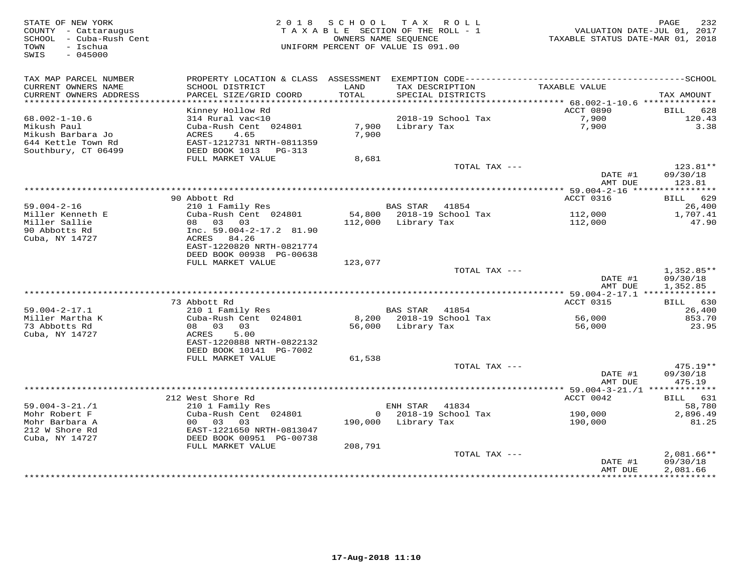STATE OF NEW YORK
COUNTY - Cattaraugus
SCHOOL - Cuba-Rush Cent
TOWN - Ischua
SWIS - 045000

2018 SCHOOL TAX ROLL
TAXABLE SECTION OF THE ROLL - 1
OWNERS NAME SEQUENCE
UNIFORM PERCENT OF VALUE IS 091.00

VALUATION DATE-JUL 01, 2017
TAXABLE STATUS DATE-MAR 01, 2018

| TAX MAP PARCEL NUMBER / CURRENT OWNERS NAME / CURRENT OWNERS ADDRESS | PROPERTY LOCATION & CLASS / SCHOOL DISTRICT / PARCEL SIZE/GRID COORD | ASSESSMENT LAND / TOTAL | EXEMPTION CODE / TAX DESCRIPTION / SPECIAL DISTRICTS | TAXABLE VALUE | TAX AMOUNT |
|---|---|---|---|---|---|
| 68.002-1-10.6 | Kinney Hollow Rd | | | ACCT 0890 | BILL 628 |
| 68.002-1-10.6 | 314 Rural vac<10 | | 2018-19 School Tax | 7,900 | 120.43 |
| Mikush Paul | Cuba-Rush Cent 024801 | 7,900 | Library Tax | 7,900 | 3.38 |
| Mikush Barbara Jo | ACRES 4.65 | 7,900 | | | |
| 644 Kettle Town Rd | EAST-1212731 NRTH-0811359 | | | | |
| Southbury, CT 06499 | DEED BOOK 1013 PG-313 | | | | |
| | FULL MARKET VALUE | 8,681 | | | |
| | | | TOTAL TAX --- | | 123.81** |
| | | | | DATE #1 | 09/30/18 |
| | | | | AMT DUE | 123.81 |
| 59.004-2-16 | 90 Abbott Rd | | | ACCT 0316 | BILL 629 |
| 59.004-2-16 | 210 1 Family Res | | BAS STAR 41854 | | 26,400 |
| Miller Kenneth E | Cuba-Rush Cent 024801 | 54,800 | 2018-19 School Tax | 112,000 | 1,707.41 |
| Miller Sallie | 08 03 03 | 112,000 | Library Tax | 112,000 | 47.90 |
| 90 Abbotts Rd | Inc. 59.004-2-17.2 81.90 | | | | |
| Cuba, NY 14727 | ACRES 84.26 | | | | |
| | EAST-1220820 NRTH-0821774 | | | | |
| | DEED BOOK 00938 PG-00638 | | | | |
| | FULL MARKET VALUE | 123,077 | | | |
| | | | TOTAL TAX --- | | 1,352.85** |
| | | | | DATE #1 | 09/30/18 |
| | | | | AMT DUE | 1,352.85 |
| 59.004-2-17.1 | 73 Abbott Rd | | | ACCT 0315 | BILL 630 |
| 59.004-2-17.1 | 210 1 Family Res | | BAS STAR 41854 | | 26,400 |
| Miller Martha K | Cuba-Rush Cent 024801 | 8,200 | 2018-19 School Tax | 56,000 | 853.70 |
| 73 Abbotts Rd | 08 03 03 | 56,000 | Library Tax | 56,000 | 23.95 |
| Cuba, NY 14727 | ACRES 5.00 | | | | |
| | EAST-1220888 NRTH-0822132 | | | | |
| | DEED BOOK 10141 PG-7002 | | | | |
| | FULL MARKET VALUE | 61,538 | | | |
| | | | TOTAL TAX --- | | 475.19** |
| | | | | DATE #1 | 09/30/18 |
| | | | | AMT DUE | 475.19 |
| 59.004-3-21./1 | 212 West Shore Rd | | | ACCT 0042 | BILL 631 |
| 59.004-3-21./1 | 210 1 Family Res | | ENH STAR 41834 | | 58,780 |
| Mohr Robert F | Cuba-Rush Cent 024801 | 0 | 2018-19 School Tax | 190,000 | 2,896.49 |
| Mohr Barbara A | 00 03 03 | 190,000 | Library Tax | 190,000 | 81.25 |
| 212 W Shore Rd | EAST-1221650 NRTH-0813047 | | | | |
| Cuba, NY 14727 | DEED BOOK 00951 PG-00738 | | | | |
| | FULL MARKET VALUE | 208,791 | | | |
| | | | TOTAL TAX --- | | 2,081.66** |
| | | | | DATE #1 | 09/30/18 |
| | | | | AMT DUE | 2,081.66 |

17-Aug-2018 11:10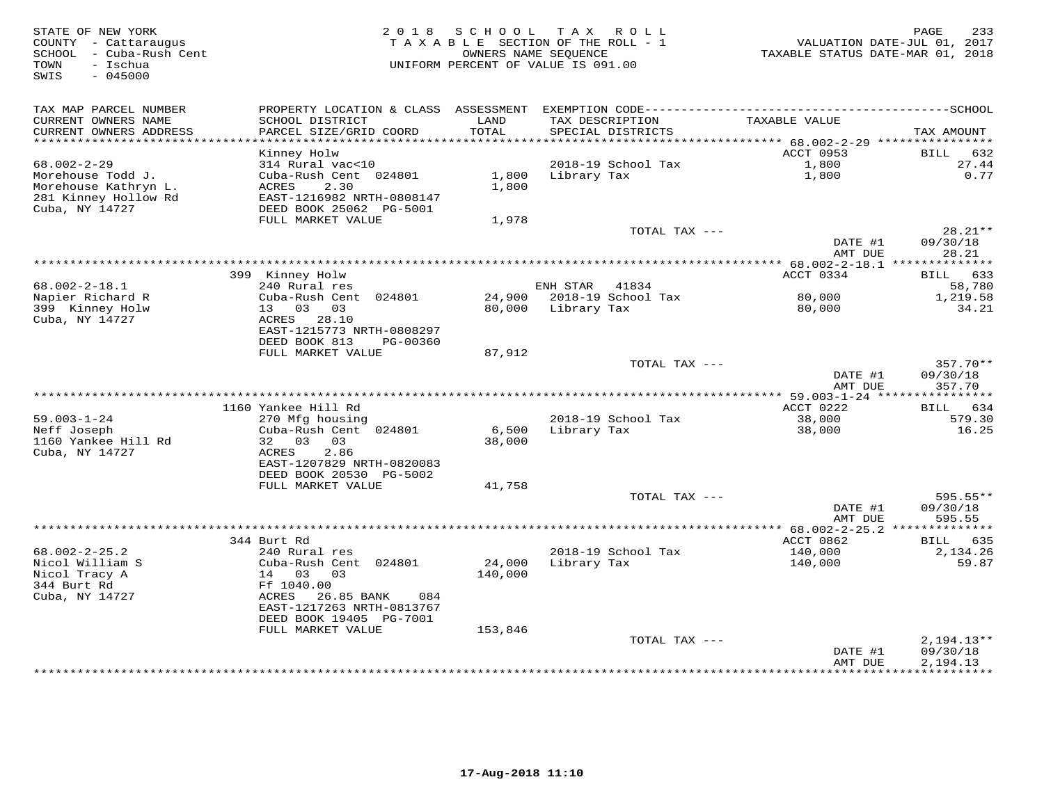STATE OF NEW YORK
COUNTY - Cattaraugus
SCHOOL - Cuba-Rush Cent
TOWN - Ischua
SWIS - 045000

2018 SCHOOL TAX ROLL
TAXABLE SECTION OF THE ROLL - 1
OWNERS NAME SEQUENCE
UNIFORM PERCENT OF VALUE IS 091.00

VALUATION DATE-JUL 01, 2017
TAXABLE STATUS DATE-MAR 01, 2018

| TAX MAP PARCEL NUMBER / CURRENT OWNERS NAME / CURRENT OWNERS ADDRESS | PROPERTY LOCATION & CLASS / SCHOOL DISTRICT / PARCEL SIZE/GRID COORD | ASSESSMENT LAND / TOTAL | EXEMPTION CODE / TAX DESCRIPTION / SPECIAL DISTRICTS | TAXABLE VALUE | TAX AMOUNT |
|---|---|---|---|---|---|
| 68.002-2-29 | Kinney Holw | | | ACCT 0953 | BILL 632 |
| | 314 Rural vac<10 | | | | |
| Morehouse Todd J. | Cuba-Rush Cent 024801 | 1,800 | 2018-19 School Tax | 1,800 | 27.44 |
| Morehouse Kathryn L. | ACRES 2.30 | 1,800 | Library Tax | 1,800 | 0.77 |
| 281 Kinney Hollow Rd | EAST-1216982 NRTH-0808147 | | | | |
| Cuba, NY 14727 | DEED BOOK 25062 PG-5001 | | | | |
| | FULL MARKET VALUE | 1,978 | | | |
| | | | TOTAL TAX --- | | 28.21** |
| | | | | DATE #1 | 09/30/18 |
| | | | | AMT DUE | 28.21 |
| 68.002-2-18.1 | 399 Kinney Holw | | | ACCT 0334 | BILL 633 |
| Napier Richard R | 240 Rural res | | ENH STAR 41834 | | 58,780 |
| 399 Kinney Holw | Cuba-Rush Cent 024801 | 24,900 | 2018-19 School Tax | 80,000 | 1,219.58 |
| Cuba, NY 14727 | 13 03 03 | 80,000 | Library Tax | 80,000 | 34.21 |
| | ACRES 28.10 | | | | |
| | EAST-1215773 NRTH-0808297 | | | | |
| | DEED BOOK 813 PG-00360 | | | | |
| | FULL MARKET VALUE | 87,912 | | | |
| | | | TOTAL TAX --- | | 357.70** |
| | | | | DATE #1 | 09/30/18 |
| | | | | AMT DUE | 357.70 |
| 59.003-1-24 | 1160 Yankee Hill Rd | | | ACCT 0222 | BILL 634 |
| Neff Joseph | 270 Mfg housing | | 2018-19 School Tax | 38,000 | 579.30 |
| 1160 Yankee Hill Rd | Cuba-Rush Cent 024801 | 6,500 | Library Tax | 38,000 | 16.25 |
| Cuba, NY 14727 | 32 03 03 | 38,000 | | | |
| | ACRES 2.86 | | | | |
| | EAST-1207829 NRTH-0820083 | | | | |
| | DEED BOOK 20530 PG-5002 | | | | |
| | FULL MARKET VALUE | 41,758 | | | |
| | | | TOTAL TAX --- | | 595.55** |
| | | | | DATE #1 | 09/30/18 |
| | | | | AMT DUE | 595.55 |
| 68.002-2-25.2 | 344 Burt Rd | | | ACCT 0862 | BILL 635 |
| Nicol William S | 240 Rural res | | 2018-19 School Tax | 140,000 | 2,134.26 |
| Nicol Tracy A | Cuba-Rush Cent 024801 | 24,000 | Library Tax | 140,000 | 59.87 |
| 344 Burt Rd | 14 03 03 | 140,000 | | | |
| Cuba, NY 14727 | Ff 1040.00 | | | | |
| | ACRES 26.85 BANK 084 | | | | |
| | EAST-1217263 NRTH-0813767 | | | | |
| | DEED BOOK 19405 PG-7001 | | | | |
| | FULL MARKET VALUE | 153,846 | | | |
| | | | TOTAL TAX --- | | 2,194.13** |
| | | | | DATE #1 | 09/30/18 |
| | | | | AMT DUE | 2,194.13 |

17-Aug-2018 11:10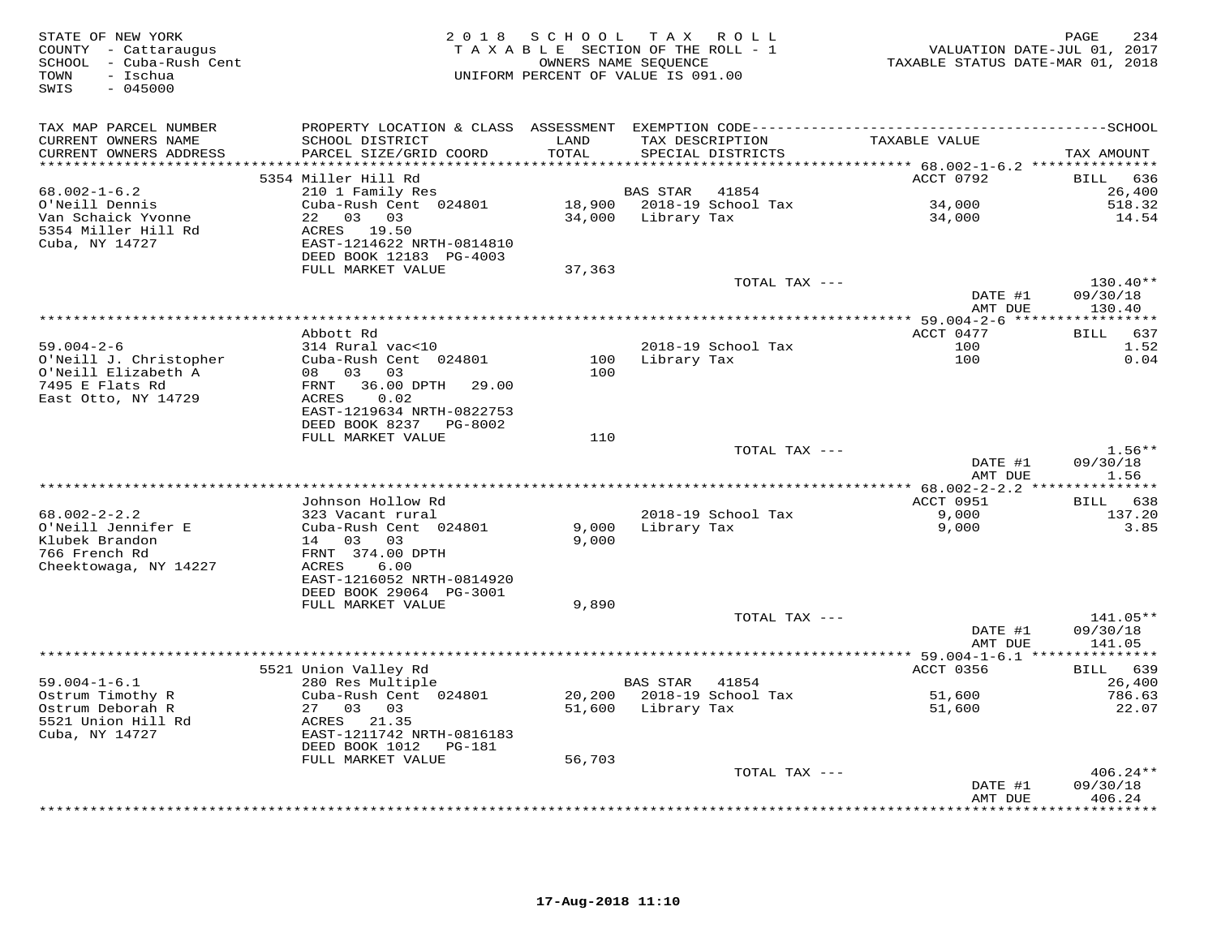STATE OF NEW YORK
COUNTY - Cattaraugus
SCHOOL - Cuba-Rush Cent
TOWN - Ischua
SWIS - 045000

2018 SCHOOL TAX ROLL
TAXABLE SECTION OF THE ROLL - 1
OWNERS NAME SEQUENCE
UNIFORM PERCENT OF VALUE IS 091.00

VALUATION DATE-JUL 01, 2017
TAXABLE STATUS DATE-MAR 01, 2018

| TAX MAP PARCEL NUMBER / CURRENT OWNERS NAME / CURRENT OWNERS ADDRESS | PROPERTY LOCATION & CLASS / SCHOOL DISTRICT / PARCEL SIZE/GRID COORD | ASSESSMENT LAND / TOTAL | EXEMPTION CODE / TAX DESCRIPTION / SPECIAL DISTRICTS | TAXABLE VALUE | SCHOOL TAX AMOUNT |
|---|---|---|---|---|---|
| | 5354 Miller Hill Rd | | | ACCT 0792 | BILL 636 |
| 68.002-1-6.2 | 210 1 Family Res | | BAS STAR 41854 | | 26,400 |
| O'Neill Dennis | Cuba-Rush Cent 024801 | 18,900 | 2018-19 School Tax | 34,000 | 518.32 |
| Van Schaick Yvonne | 22 03 03 | 34,000 | Library Tax | 34,000 | 14.54 |
| 5354 Miller Hill Rd | ACRES 19.50 | | | | |
| Cuba, NY 14727 | EAST-1214622 NRTH-0814810 | | | | |
| | DEED BOOK 12183 PG-4003 | | | | |
| | FULL MARKET VALUE | 37,363 | | | |
| | | | TOTAL TAX --- | | 130.40** |
| | | | | DATE #1 | 09/30/18 |
| | | | | AMT DUE | 130.40 |
| | Abbott Rd | | | ACCT 0477 | BILL 637 |
| 59.004-2-6 | 314 Rural vac<10 | | 2018-19 School Tax | 100 | 1.52 |
| O'Neill J. Christopher | Cuba-Rush Cent 024801 | 100 | Library Tax | 100 | 0.04 |
| O'Neill Elizabeth A | 08 03 03 | 100 | | | |
| 7495 E Flats Rd | FRNT 36.00 DPTH 29.00 | | | | |
| East Otto, NY 14729 | ACRES 0.02 | | | | |
| | EAST-1219634 NRTH-0822753 | | | | |
| | DEED BOOK 8237 PG-8002 | | | | |
| | FULL MARKET VALUE | 110 | | | |
| | | | TOTAL TAX --- | | 1.56** |
| | | | | DATE #1 | 09/30/18 |
| | | | | AMT DUE | 1.56 |
| | Johnson Hollow Rd | | | ACCT 0951 | BILL 638 |
| 68.002-2-2.2 | 323 Vacant rural | | 2018-19 School Tax | 9,000 | 137.20 |
| O'Neill Jennifer E | Cuba-Rush Cent 024801 | 9,000 | Library Tax | 9,000 | 3.85 |
| Klubek Brandon | 14 03 03 | 9,000 | | | |
| 766 French Rd | FRNT 374.00 DPTH | | | | |
| Cheektowaga, NY 14227 | ACRES 6.00 | | | | |
| | EAST-1216052 NRTH-0814920 | | | | |
| | DEED BOOK 29064 PG-3001 | | | | |
| | FULL MARKET VALUE | 9,890 | | | |
| | | | TOTAL TAX --- | | 141.05** |
| | | | | DATE #1 | 09/30/18 |
| | | | | AMT DUE | 141.05 |
| | 5521 Union Valley Rd | | | ACCT 0356 | BILL 639 |
| 59.004-1-6.1 | 280 Res Multiple | | BAS STAR 41854 | | 26,400 |
| Ostrum Timothy R | Cuba-Rush Cent 024801 | 20,200 | 2018-19 School Tax | 51,600 | 786.63 |
| Ostrum Deborah R | 27 03 03 | 51,600 | Library Tax | 51,600 | 22.07 |
| 5521 Union Hill Rd | ACRES 21.35 | | | | |
| Cuba, NY 14727 | EAST-1211742 NRTH-0816183 | | | | |
| | DEED BOOK 1012 PG-181 | | | | |
| | FULL MARKET VALUE | 56,703 | | | |
| | | | TOTAL TAX --- | | 406.24** |
| | | | | DATE #1 | 09/30/18 |
| | | | | AMT DUE | 406.24 |

17-Aug-2018 11:10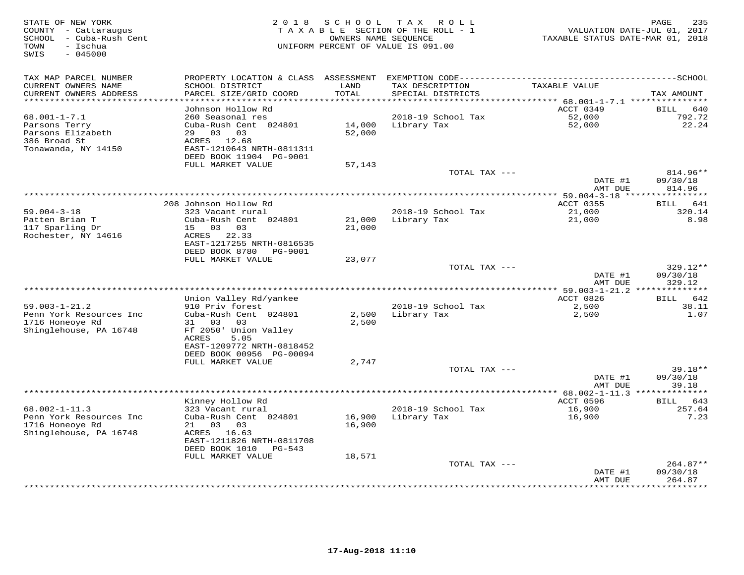STATE OF NEW YORK
COUNTY - Cattaraugus
SCHOOL - Cuba-Rush Cent
TOWN - Ischua
SWIS - 045000

2018 SCHOOL TAX ROLL
TAXABLE SECTION OF THE ROLL - 1
OWNERS NAME SEQUENCE
UNIFORM PERCENT OF VALUE IS 091.00

VALUATION DATE-JUL 01, 2017
TAXABLE STATUS DATE-MAR 01, 2018

| TAX MAP PARCEL NUMBER / CURRENT OWNERS NAME / CURRENT OWNERS ADDRESS | PROPERTY LOCATION & CLASS / SCHOOL DISTRICT / PARCEL SIZE/GRID COORD | ASSESSMENT LAND | ASSESSMENT TOTAL | EXEMPTION CODE / TAX DESCRIPTION / SPECIAL DISTRICTS | TAXABLE VALUE | TAX AMOUNT |
|---|---|---|---|---|---|---|
| 68.001-1-7.1 | Johnson Hollow Rd | | | | ACCT 0349 | BILL 640 |
| Parsons Terry | 260 Seasonal res | | | 2018-19 School Tax | 52,000 | 792.72 |
| Parsons Elizabeth | Cuba-Rush Cent 024801 | 14,000 | | Library Tax | 52,000 | 22.24 |
| 386 Broad St | 29 03 03 | | 52,000 | | | |
| Tonawanda, NY 14150 | ACRES 12.68 | | | | | |
| | EAST-1210643 NRTH-0811311 | | | | | |
| | DEED BOOK 11904 PG-9001 | | | | | |
| | FULL MARKET VALUE | | 57,143 | | | |
| | | | | TOTAL TAX --- | | 814.96** |
| | | | | | DATE #1 | 09/30/18 |
| | | | | | AMT DUE | 814.96 |
| 59.004-3-18 | 208 Johnson Hollow Rd | | | | ACCT 0355 | BILL 641 |
| Patten Brian T | 323 Vacant rural | | | 2018-19 School Tax | 21,000 | 320.14 |
| 117 Sparling Dr | Cuba-Rush Cent 024801 | 21,000 | | Library Tax | 21,000 | 8.98 |
| Rochester, NY 14616 | 15 03 03 | | 21,000 | | | |
| | ACRES 22.33 | | | | | |
| | EAST-1217255 NRTH-0816535 | | | | | |
| | DEED BOOK 8780 PG-9001 | | | | | |
| | FULL MARKET VALUE | | 23,077 | | | |
| | | | | TOTAL TAX --- | | 329.12** |
| | | | | | DATE #1 | 09/30/18 |
| | | | | | AMT DUE | 329.12 |
| 59.003-1-21.2 | Union Valley Rd/yankee | | | | ACCT 0826 | BILL 642 |
| Penn York Resources Inc | 910 Priv forest | | | 2018-19 School Tax | 2,500 | 38.11 |
| 1716 Honeoye Rd | Cuba-Rush Cent 024801 | 2,500 | | Library Tax | 2,500 | 1.07 |
| Shinglehouse, PA 16748 | 31 03 03 | | 2,500 | | | |
| | Ff 2050' Union Valley | | | | | |
| | ACRES 5.05 | | | | | |
| | EAST-1209772 NRTH-0818452 | | | | | |
| | DEED BOOK 00956 PG-00094 | | | | | |
| | FULL MARKET VALUE | | 2,747 | | | |
| | | | | TOTAL TAX --- | | 39.18** |
| | | | | | DATE #1 | 09/30/18 |
| | | | | | AMT DUE | 39.18 |
| 68.002-1-11.3 | Kinney Hollow Rd | | | | ACCT 0596 | BILL 643 |
| Penn York Resources Inc | 323 Vacant rural | | | 2018-19 School Tax | 16,900 | 257.64 |
| 1716 Honeoye Rd | Cuba-Rush Cent 024801 | 16,900 | | Library Tax | 16,900 | 7.23 |
| Shinglehouse, PA 16748 | 21 03 03 | | 16,900 | | | |
| | ACRES 16.63 | | | | | |
| | EAST-1211826 NRTH-0811708 | | | | | |
| | DEED BOOK 1010 PG-543 | | | | | |
| | FULL MARKET VALUE | | 18,571 | | | |
| | | | | TOTAL TAX --- | | 264.87** |
| | | | | | DATE #1 | 09/30/18 |
| | | | | | AMT DUE | 264.87 |

17-Aug-2018 11:10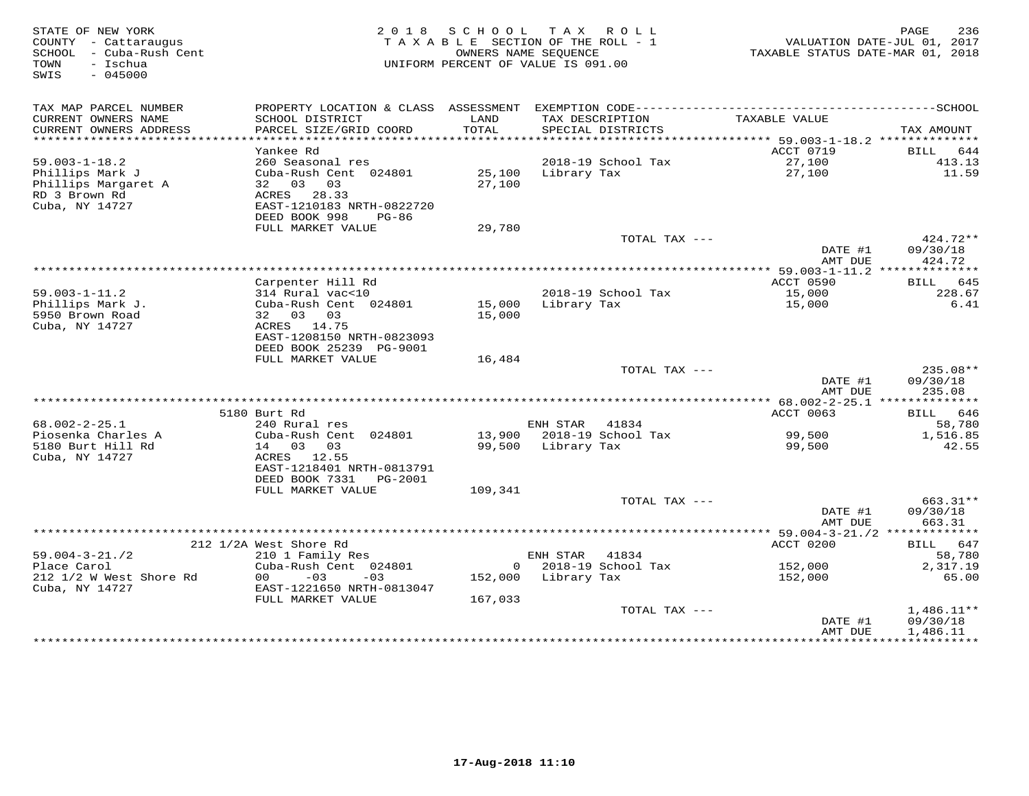STATE OF NEW YORK
COUNTY - Cattaraugus
SCHOOL - Cuba-Rush Cent
TOWN - Ischua
SWIS - 045000

2 0 1 8 S C H O O L T A X R O L L
T A X A B L E SECTION OF THE ROLL - 1
OWNERS NAME SEQUENCE
UNIFORM PERCENT OF VALUE IS 091.00

VALUATION DATE-JUL 01, 2017
TAXABLE STATUS DATE-MAR 01, 2018

| TAX MAP PARCEL NUMBER / CURRENT OWNERS NAME / CURRENT OWNERS ADDRESS | PROPERTY LOCATION & CLASS / SCHOOL DISTRICT / PARCEL SIZE/GRID COORD | ASSESSMENT LAND / TOTAL | EXEMPTION CODE / TAX DESCRIPTION / SPECIAL DISTRICTS | TAXABLE VALUE | TAX AMOUNT |
|---|---|---|---|---|---|
| | Yankee Rd | | | ACCT 0719 | BILL 644 |
| 59.003-1-18.2 | 260 Seasonal res | | 2018-19 School Tax | 27,100 | 413.13 |
| Phillips Mark J | Cuba-Rush Cent 024801 | 25,100 | Library Tax | 27,100 | 11.59 |
| Phillips Margaret A | 32 03 03 | 27,100 | | | |
| RD 3 Brown Rd | ACRES 28.33 | | | | |
| Cuba, NY 14727 | EAST-1210183 NRTH-0822720 | | | | |
| | DEED BOOK 998 PG-86 | | | | |
| | FULL MARKET VALUE | 29,780 | | | |
| | | | TOTAL TAX --- | | 424.72** |
| | | | | DATE #1 | 09/30/18 |
| | | | | AMT DUE | 424.72 |
| | Carpenter Hill Rd | | | ACCT 0590 | BILL 645 |
| 59.003-1-11.2 | 314 Rural vac<10 | | 2018-19 School Tax | 15,000 | 228.67 |
| Phillips Mark J. | Cuba-Rush Cent 024801 | 15,000 | Library Tax | 15,000 | 6.41 |
| 5950 Brown Road | 32 03 03 | 15,000 | | | |
| Cuba, NY 14727 | ACRES 14.75 | | | | |
| | EAST-1208150 NRTH-0823093 | | | | |
| | DEED BOOK 25239 PG-9001 | | | | |
| | FULL MARKET VALUE | 16,484 | | | |
| | | | TOTAL TAX --- | | 235.08** |
| | | | | DATE #1 | 09/30/18 |
| | | | | AMT DUE | 235.08 |
| | 5180 Burt Rd | | | ACCT 0063 | BILL 646 |
| 68.002-2-25.1 | 240 Rural res | | ENH STAR 41834 | | 58,780 |
| Piosenka Charles A | Cuba-Rush Cent 024801 | 13,900 | 2018-19 School Tax | 99,500 | 1,516.85 |
| 5180 Burt Hill Rd | 14 03 03 | 99,500 | Library Tax | 99,500 | 42.55 |
| Cuba, NY 14727 | ACRES 12.55 | | | | |
| | EAST-1218401 NRTH-0813791 | | | | |
| | DEED BOOK 7331 PG-2001 | | | | |
| | FULL MARKET VALUE | 109,341 | | | |
| | | | TOTAL TAX --- | | 663.31** |
| | | | | DATE #1 | 09/30/18 |
| | | | | AMT DUE | 663.31 |
| | 212 1/2A West Shore Rd | | | ACCT 0200 | BILL 647 |
| 59.004-3-21./2 | 210 1 Family Res | | ENH STAR 41834 | | 58,780 |
| Place Carol | Cuba-Rush Cent 024801 | 0 | 2018-19 School Tax | 152,000 | 2,317.19 |
| 212 1/2 W West Shore Rd | 00 -03 -03 | 152,000 | Library Tax | 152,000 | 65.00 |
| Cuba, NY 14727 | EAST-1221650 NRTH-0813047 | | | | |
| | FULL MARKET VALUE | 167,033 | | | |
| | | | TOTAL TAX --- | | 1,486.11** |
| | | | | DATE #1 | 09/30/18 |
| | | | | AMT DUE | 1,486.11 |

17-Aug-2018 11:10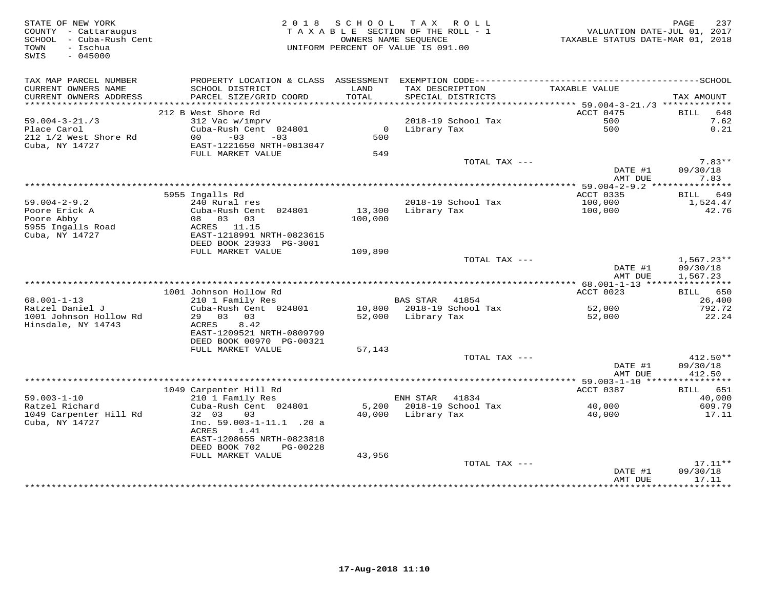STATE OF NEW YORK
COUNTY - Cattaraugus
SCHOOL - Cuba-Rush Cent
TOWN - Ischua
SWIS - 045000

2018 SCHOOL TAX ROLL
TAXABLE SECTION OF THE ROLL - 1
OWNERS NAME SEQUENCE
UNIFORM PERCENT OF VALUE IS 091.00

VALUATION DATE-JUL 01, 2017
TAXABLE STATUS DATE-MAR 01, 2018

| TAX MAP PARCEL NUMBER / CURRENT OWNERS NAME / CURRENT OWNERS ADDRESS | PROPERTY LOCATION & CLASS / SCHOOL DISTRICT / PARCEL SIZE/GRID COORD | ASSESSMENT LAND / TOTAL | EXEMPTION CODE / TAX DESCRIPTION / SPECIAL DISTRICTS | TAXABLE VALUE | SCHOOL TAX AMOUNT |
|---|---|---|---|---|---|
| **59.004-3-21./3** | 212 B West Shore Rd | | | ACCT 0475 | BILL 648 |
| 59.004-3-21./3 | 312 Vac w/imprv | | 2018-19 School Tax | 500 | 7.62 |
| Place Carol | Cuba-Rush Cent 024801 | 0 | Library Tax | 500 | 0.21 |
| 212 1/2 West Shore Rd | 00 -03 -03 | 500 | | | |
| Cuba, NY 14727 | EAST-1221650 NRTH-0813047 | | | | |
| | FULL MARKET VALUE | 549 | | | |
| | | | TOTAL TAX --- | | 7.83** |
| | | | | DATE #1 | 09/30/18 |
| | | | | AMT DUE | 7.83 |
| **59.004-2-9.2** | 5955 Ingalls Rd | | | ACCT 0335 | BILL 649 |
| 59.004-2-9.2 | 240 Rural res | | 2018-19 School Tax | 100,000 | 1,524.47 |
| Poore Erick A | Cuba-Rush Cent 024801 | 13,300 | Library Tax | 100,000 | 42.76 |
| Poore Abby | 08 03 03 | 100,000 | | | |
| 5955 Ingalls Road | ACRES 11.15 | | | | |
| Cuba, NY 14727 | EAST-1218991 NRTH-0823615 | | | | |
| | DEED BOOK 23933 PG-3001 | | | | |
| | FULL MARKET VALUE | 109,890 | | | |
| | | | TOTAL TAX --- | | 1,567.23** |
| | | | | DATE #1 | 09/30/18 |
| | | | | AMT DUE | 1,567.23 |
| **68.001-1-13** | 1001 Johnson Hollow Rd | | | ACCT 0023 | BILL 650 |
| 68.001-1-13 | 210 1 Family Res | | BAS STAR 41854 | | 26,400 |
| Ratzel Daniel J | Cuba-Rush Cent 024801 | 10,800 | 2018-19 School Tax | 52,000 | 792.72 |
| 1001 Johnson Hollow Rd | 29 03 03 | 52,000 | Library Tax | 52,000 | 22.24 |
| Hinsdale, NY 14743 | ACRES 8.42 | | | | |
| | EAST-1209521 NRTH-0809799 | | | | |
| | DEED BOOK 00970 PG-00321 | | | | |
| | FULL MARKET VALUE | 57,143 | | | |
| | | | TOTAL TAX --- | | 412.50** |
| | | | | DATE #1 | 09/30/18 |
| | | | | AMT DUE | 412.50 |
| **59.003-1-10** | 1049 Carpenter Hill Rd | | | ACCT 0387 | BILL 651 |
| 59.003-1-10 | 210 1 Family Res | | ENH STAR 41834 | | 40,000 |
| Ratzel Richard | Cuba-Rush Cent 024801 | 5,200 | 2018-19 School Tax | 40,000 | 609.79 |
| 1049 Carpenter Hill Rd | 32 03 03 | 40,000 | Library Tax | 40,000 | 17.11 |
| Cuba, NY 14727 | Inc. 59.003-1-11.1 .20 a | | | | |
| | ACRES 1.41 | | | | |
| | EAST-1208655 NRTH-0823818 | | | | |
| | DEED BOOK 702 PG-00228 | | | | |
| | FULL MARKET VALUE | 43,956 | | | |
| | | | TOTAL TAX --- | | 17.11** |
| | | | | DATE #1 | 09/30/18 |
| | | | | AMT DUE | 17.11 |

17-Aug-2018 11:10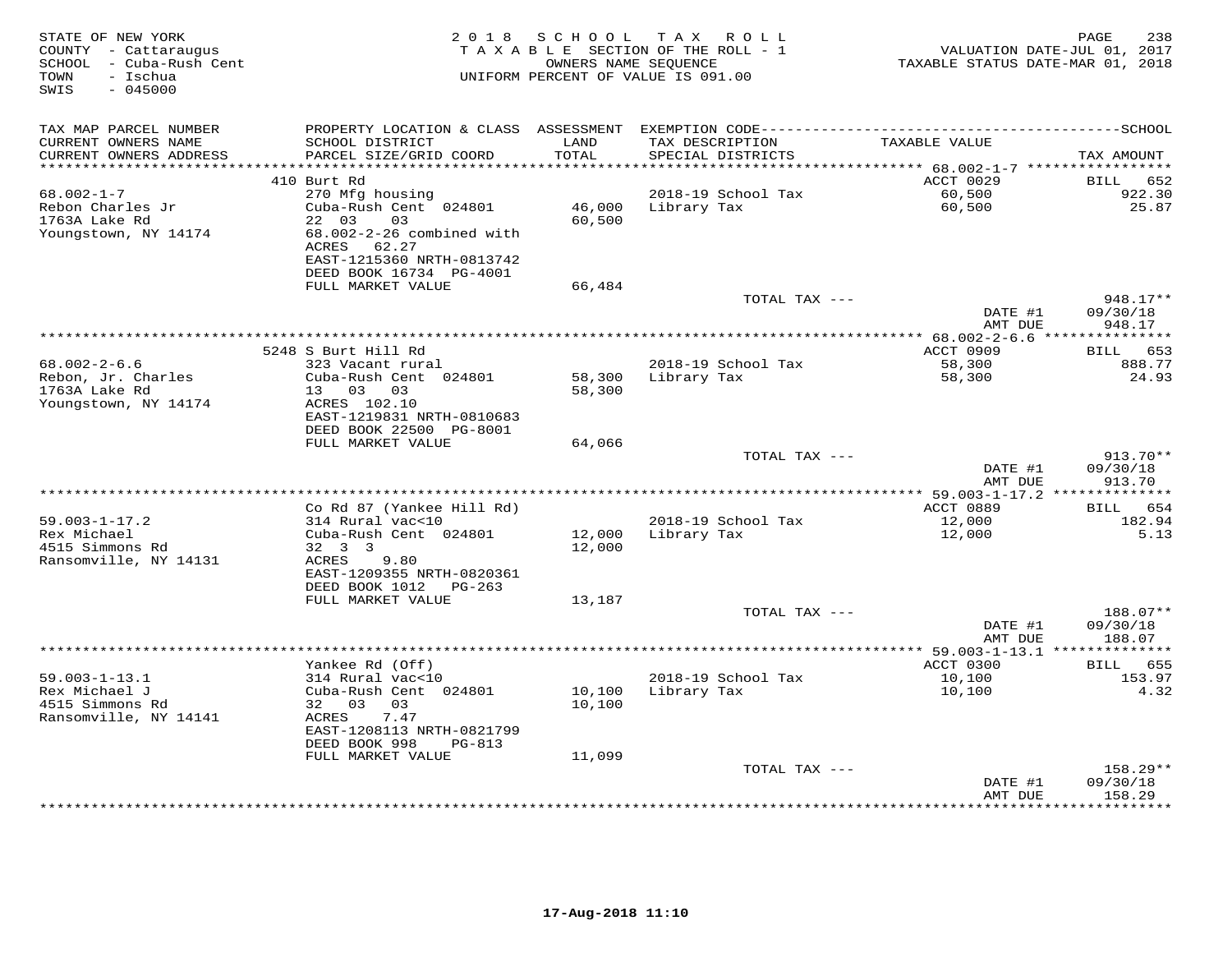STATE OF NEW YORK
COUNTY - Cattaraugus
SCHOOL - Cuba-Rush Cent
TOWN - Ischua
SWIS - 045000

2 0 1 8 S C H O O L T A X R O L L
T A X A B L E SECTION OF THE ROLL - 1
OWNERS NAME SEQUENCE
UNIFORM PERCENT OF VALUE IS 091.00

VALUATION DATE-JUL 01, 2017
TAXABLE STATUS DATE-MAR 01, 2018

| TAX MAP PARCEL NUMBER / CURRENT OWNERS NAME / CURRENT OWNERS ADDRESS | PROPERTY LOCATION & CLASS / SCHOOL DISTRICT / PARCEL SIZE/GRID COORD | ASSESSMENT LAND | TOTAL | EXEMPTION CODE / TAX DESCRIPTION / SPECIAL DISTRICTS | TAXABLE VALUE | TAX AMOUNT |
|---|---|---|---|---|---|---|
| 68.002-1-7 | 410 Burt Rd | | | | ACCT 0029 | BILL 652 |
| Rebon Charles Jr | 270 Mfg housing | | | 2018-19 School Tax | 60,500 | 922.30 |
| 1763A Lake Rd | Cuba-Rush Cent 024801 | 46,000 | | Library Tax | 60,500 | 25.87 |
| Youngstown, NY 14174 | 22 03 03 | | 60,500 | | | |
| | 68.002-2-26 combined with | | | | | |
| | ACRES 62.27 | | | | | |
| | EAST-1215360 NRTH-0813742 | | | | | |
| | DEED BOOK 16734 PG-4001 | | | | | |
| | FULL MARKET VALUE | 66,484 | | | | |
| | | | | TOTAL TAX --- | | 948.17** |
| | | | | | DATE #1 | 09/30/18 |
| | | | | | AMT DUE | 948.17 |
| 68.002-2-6.6 | 5248 S Burt Hill Rd | | | | ACCT 0909 | BILL 653 |
| Rebon, Jr. Charles | 323 Vacant rural | | | 2018-19 School Tax | 58,300 | 888.77 |
| 1763A Lake Rd | Cuba-Rush Cent 024801 | 58,300 | | Library Tax | 58,300 | 24.93 |
| Youngstown, NY 14174 | 13 03 03 | | 58,300 | | | |
| | ACRES 102.10 | | | | | |
| | EAST-1219831 NRTH-0810683 | | | | | |
| | DEED BOOK 22500 PG-8001 | | | | | |
| | FULL MARKET VALUE | 64,066 | | | | |
| | | | | TOTAL TAX --- | | 913.70** |
| | | | | | DATE #1 | 09/30/18 |
| | | | | | AMT DUE | 913.70 |
| 59.003-1-17.2 | Co Rd 87 (Yankee Hill Rd) | | | | ACCT 0889 | BILL 654 |
| Rex Michael | 314 Rural vac<10 | | | 2018-19 School Tax | 12,000 | 182.94 |
| 4515 Simmons Rd | Cuba-Rush Cent 024801 | 12,000 | | Library Tax | 12,000 | 5.13 |
| Ransomville, NY 14131 | 32 3 3 | | 12,000 | | | |
| | ACRES 9.80 | | | | | |
| | EAST-1209355 NRTH-0820361 | | | | | |
| | DEED BOOK 1012 PG-263 | | | | | |
| | FULL MARKET VALUE | 13,187 | | | | |
| | | | | TOTAL TAX --- | | 188.07** |
| | | | | | DATE #1 | 09/30/18 |
| | | | | | AMT DUE | 188.07 |
| 59.003-1-13.1 | Yankee Rd (Off) | | | | ACCT 0300 | BILL 655 |
| Rex Michael J | 314 Rural vac<10 | | | 2018-19 School Tax | 10,100 | 153.97 |
| 4515 Simmons Rd | Cuba-Rush Cent 024801 | 10,100 | | Library Tax | 10,100 | 4.32 |
| Ransomville, NY 14141 | 32 03 03 | | 10,100 | | | |
| | ACRES 7.47 | | | | | |
| | EAST-1208113 NRTH-0821799 | | | | | |
| | DEED BOOK 998 PG-813 | | | | | |
| | FULL MARKET VALUE | 11,099 | | | | |
| | | | | TOTAL TAX --- | | 158.29** |
| | | | | | DATE #1 | 09/30/18 |
| | | | | | AMT DUE | 158.29 |

17-Aug-2018 11:10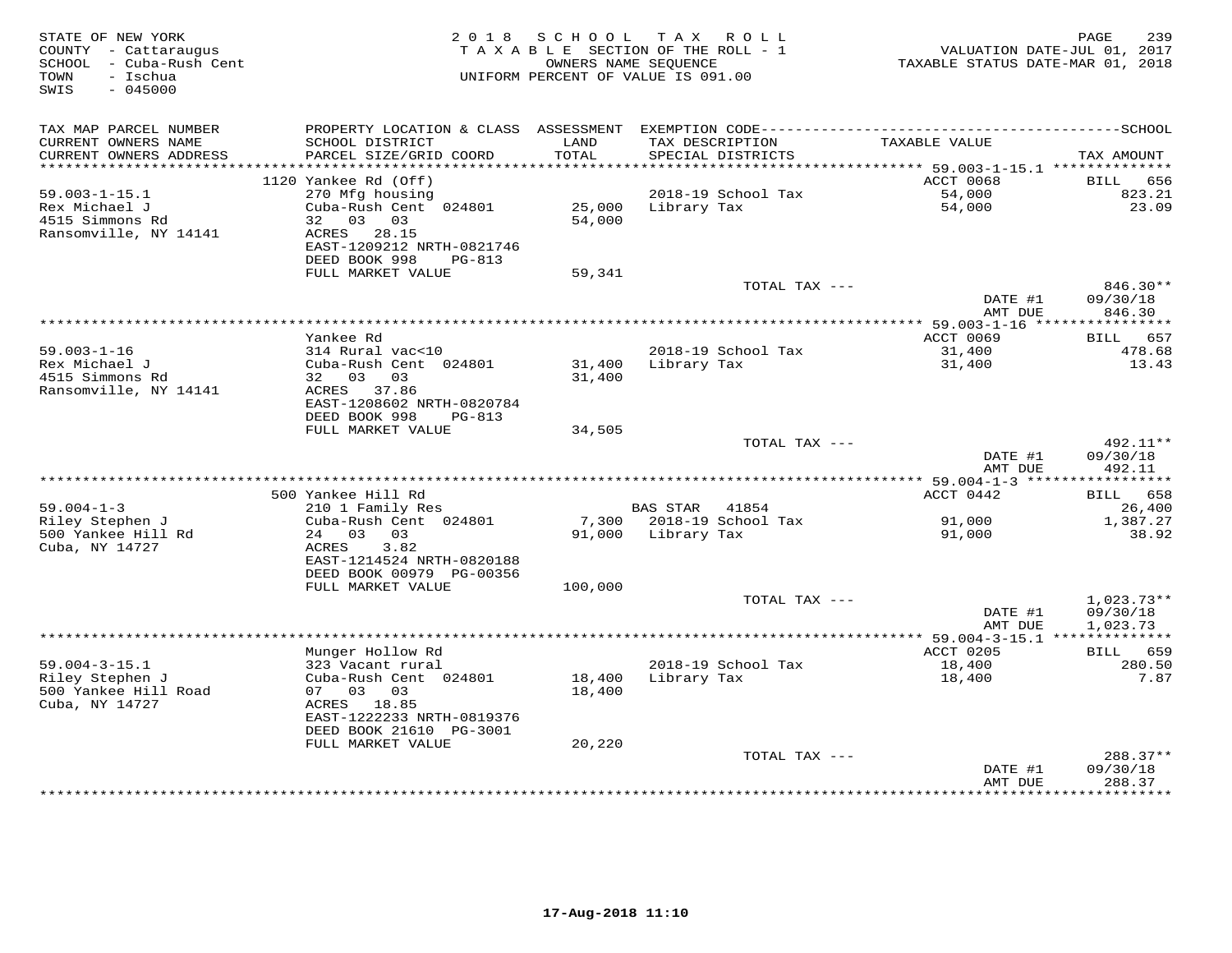STATE OF NEW YORK
COUNTY - Cattaraugus
SCHOOL - Cuba-Rush Cent
TOWN - Ischua
SWIS - 045000

2018 SCHOOL TAX ROLL
TAXABLE SECTION OF THE ROLL - 1
OWNERS NAME SEQUENCE
UNIFORM PERCENT OF VALUE IS 091.00

VALUATION DATE-JUL 01, 2017
TAXABLE STATUS DATE-MAR 01, 2018

| TAX MAP PARCEL NUMBER / CURRENT OWNERS NAME / CURRENT OWNERS ADDRESS | PROPERTY LOCATION & CLASS / SCHOOL DISTRICT / PARCEL SIZE/GRID COORD | ASSESSMENT LAND / TOTAL | EXEMPTION CODE / TAX DESCRIPTION / SPECIAL DISTRICTS | TAXABLE VALUE | TAX AMOUNT |
|---|---|---|---|---|---|
| | 1120 Yankee Rd (Off) | | | ACCT 0068 | BILL 656 |
| 59.003-1-15.1 | 270 Mfg housing | | 2018-19 School Tax | 54,000 | 823.21 |
| Rex Michael J | Cuba-Rush Cent 024801 | 25,000 | Library Tax | 54,000 | 23.09 |
| 4515 Simmons Rd | 32 03 03 | 54,000 | | | |
| Ransomville, NY 14141 | ACRES 28.15 | | | | |
| | EAST-1209212 NRTH-0821746 | | | | |
| | DEED BOOK 998 PG-813 | | | | |
| | FULL MARKET VALUE | 59,341 | | | |
| | | | TOTAL TAX --- | | 846.30** |
| | | | | DATE #1 | 09/30/18 |
| | | | | AMT DUE | 846.30 |
| | Yankee Rd | | | ACCT 0069 | BILL 657 |
| 59.003-1-16 | 314 Rural vac<10 | | 2018-19 School Tax | 31,400 | 478.68 |
| Rex Michael J | Cuba-Rush Cent 024801 | 31,400 | Library Tax | 31,400 | 13.43 |
| 4515 Simmons Rd | 32 03 03 | 31,400 | | | |
| Ransomville, NY 14141 | ACRES 37.86 | | | | |
| | EAST-1208602 NRTH-0820784 | | | | |
| | DEED BOOK 998 PG-813 | | | | |
| | FULL MARKET VALUE | 34,505 | | | |
| | | | TOTAL TAX --- | | 492.11** |
| | | | | DATE #1 | 09/30/18 |
| | | | | AMT DUE | 492.11 |
| | 500 Yankee Hill Rd | | | ACCT 0442 | BILL 658 |
| 59.004-1-3 | 210 1 Family Res | | BAS STAR 41854 | | 26,400 |
| Riley Stephen J | Cuba-Rush Cent 024801 | 7,300 | 2018-19 School Tax | 91,000 | 1,387.27 |
| 500 Yankee Hill Rd | 24 03 03 | 91,000 | Library Tax | 91,000 | 38.92 |
| Cuba, NY 14727 | ACRES 3.82 | | | | |
| | EAST-1214524 NRTH-0820188 | | | | |
| | DEED BOOK 00979 PG-00356 | | | | |
| | FULL MARKET VALUE | 100,000 | | | |
| | | | TOTAL TAX --- | | 1,023.73** |
| | | | | DATE #1 | 09/30/18 |
| | | | | AMT DUE | 1,023.73 |
| | Munger Hollow Rd | | | ACCT 0205 | BILL 659 |
| 59.004-3-15.1 | 323 Vacant rural | | 2018-19 School Tax | 18,400 | 280.50 |
| Riley Stephen J | Cuba-Rush Cent 024801 | 18,400 | Library Tax | 18,400 | 7.87 |
| 500 Yankee Hill Road | 07 03 03 | 18,400 | | | |
| Cuba, NY 14727 | ACRES 18.85 | | | | |
| | EAST-1222233 NRTH-0819376 | | | | |
| | DEED BOOK 21610 PG-3001 | | | | |
| | FULL MARKET VALUE | 20,220 | | | |
| | | | TOTAL TAX --- | | 288.37** |
| | | | | DATE #1 | 09/30/18 |
| | | | | AMT DUE | 288.37 |

17-Aug-2018 11:10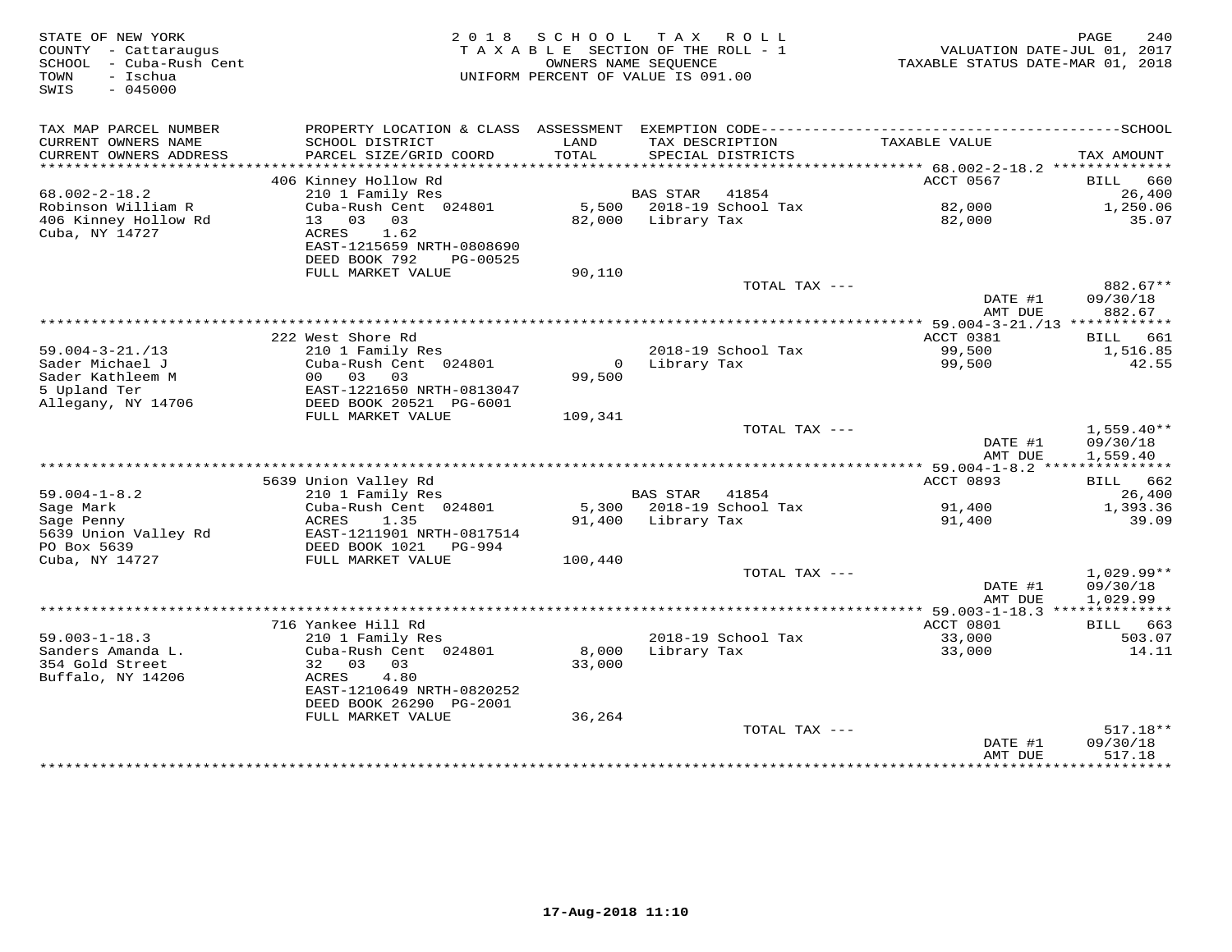STATE OF NEW YORK
COUNTY - Cattaraugus
SCHOOL - Cuba-Rush Cent
TOWN - Ischua
SWIS - 045000

2018 SCHOOL TAX ROLL
TAXABLE SECTION OF THE ROLL - 1
OWNERS NAME SEQUENCE
UNIFORM PERCENT OF VALUE IS 091.00

VALUATION DATE-JUL 01, 2017
TAXABLE STATUS DATE-MAR 01, 2018

| TAX MAP PARCEL NUMBER / CURRENT OWNERS NAME / CURRENT OWNERS ADDRESS | PROPERTY LOCATION & CLASS / SCHOOL DISTRICT / PARCEL SIZE/GRID COORD | ASSESSMENT LAND / TOTAL | EXEMPTION CODE / TAX DESCRIPTION / SPECIAL DISTRICTS | TAXABLE VALUE | TAX AMOUNT |
|---|---|---|---|---|---|
| | 406 Kinney Hollow Rd | | | ACCT 0567 | BILL 660 |
| 68.002-2-18.2 | 210 1 Family Res | | BAS STAR 41854 | | 26,400 |
| Robinson William R | Cuba-Rush Cent 024801 | 5,500 | 2018-19 School Tax | 82,000 | 1,250.06 |
| 406 Kinney Hollow Rd | 13 03 03 | 82,000 | Library Tax | 82,000 | 35.07 |
| Cuba, NY 14727 | ACRES 1.62 | | | | |
| | EAST-1215659 NRTH-0808690 | | | | |
| | DEED BOOK 792 PG-00525 | | | | |
| | FULL MARKET VALUE | 90,110 | | | |
| | | | TOTAL TAX --- | | 882.67** |
| | | | | DATE #1 | 09/30/18 |
| | | | | AMT DUE | 882.67 |
| | 222 West Shore Rd | | | ACCT 0381 | BILL 661 |
| 59.004-3-21./13 | 210 1 Family Res | | 2018-19 School Tax | 99,500 | 1,516.85 |
| Sader Michael J | Cuba-Rush Cent 024801 | 0 | Library Tax | 99,500 | 42.55 |
| Sader Kathleem M | 00 03 03 | 99,500 | | | |
| 5 Upland Ter | EAST-1221650 NRTH-0813047 | | | | |
| Allegany, NY 14706 | DEED BOOK 20521 PG-6001 | | | | |
| | FULL MARKET VALUE | 109,341 | | | |
| | | | TOTAL TAX --- | | 1,559.40** |
| | | | | DATE #1 | 09/30/18 |
| | | | | AMT DUE | 1,559.40 |
| | 5639 Union Valley Rd | | | ACCT 0893 | BILL 662 |
| 59.004-1-8.2 | 210 1 Family Res | | BAS STAR 41854 | | 26,400 |
| Sage Mark | Cuba-Rush Cent 024801 | 5,300 | 2018-19 School Tax | 91,400 | 1,393.36 |
| Sage Penny | ACRES 1.35 | 91,400 | Library Tax | 91,400 | 39.09 |
| 5639 Union Valley Rd | EAST-1211901 NRTH-0817514 | | | | |
| PO Box 5639 | DEED BOOK 1021 PG-994 | | | | |
| Cuba, NY 14727 | FULL MARKET VALUE | 100,440 | | | |
| | | | TOTAL TAX --- | | 1,029.99** |
| | | | | DATE #1 | 09/30/18 |
| | | | | AMT DUE | 1,029.99 |
| | 716 Yankee Hill Rd | | | ACCT 0801 | BILL 663 |
| 59.003-1-18.3 | 210 1 Family Res | | 2018-19 School Tax | 33,000 | 503.07 |
| Sanders Amanda L. | Cuba-Rush Cent 024801 | 8,000 | Library Tax | 33,000 | 14.11 |
| 354 Gold Street | 32 03 03 | 33,000 | | | |
| Buffalo, NY 14206 | ACRES 4.80 | | | | |
| | EAST-1210649 NRTH-0820252 | | | | |
| | DEED BOOK 26290 PG-2001 | | | | |
| | FULL MARKET VALUE | 36,264 | | | |
| | | | TOTAL TAX --- | | 517.18** |
| | | | | DATE #1 | 09/30/18 |
| | | | | AMT DUE | 517.18 |

17-Aug-2018 11:10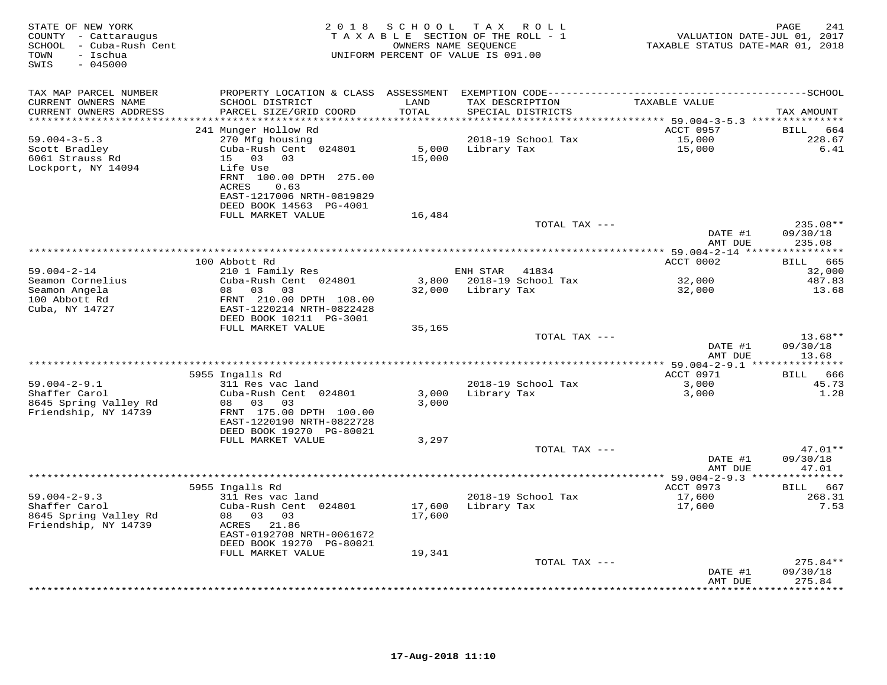STATE OF NEW YORK
COUNTY - Cattaraugus
SCHOOL - Cuba-Rush Cent
TOWN - Ischua
SWIS - 045000

2018 SCHOOL TAX ROLL
TAXABLE SECTION OF THE ROLL - 1
OWNERS NAME SEQUENCE
UNIFORM PERCENT OF VALUE IS 091.00

VALUATION DATE-JUL 01, 2017
TAXABLE STATUS DATE-MAR 01, 2018

| TAX MAP PARCEL NUMBER / CURRENT OWNERS NAME / CURRENT OWNERS ADDRESS | PROPERTY LOCATION & CLASS / SCHOOL DISTRICT / PARCEL SIZE/GRID COORD | ASSESSMENT LAND / TOTAL | EXEMPTION CODE / TAX DESCRIPTION / SPECIAL DISTRICTS | TAXABLE VALUE | TAX AMOUNT |
|---|---|---|---|---|---|
| | 241 Munger Hollow Rd | | | ACCT 0957 | BILL 664 |
| 59.004-3-5.3 | 270 Mfg housing | | 2018-19 School Tax | 15,000 | 228.67 |
| Scott Bradley | Cuba-Rush Cent 024801 | 5,000 | Library Tax | 15,000 | 6.41 |
| 6061 Strauss Rd | 15 03 03 | 15,000 | | | |
| Lockport, NY 14094 | Life Use | | | | |
| | FRNT 100.00 DPTH 275.00 | | | | |
| | ACRES 0.63 | | | | |
| | EAST-1217006 NRTH-0819829 | | | | |
| | DEED BOOK 14563 PG-4001 | | | | |
| | FULL MARKET VALUE | 16,484 | | | |
| | | | TOTAL TAX --- | | 235.08** |
| | | | | DATE #1 | 09/30/18 |
| | | | | AMT DUE | 235.08 |
| | 100 Abbott Rd | | | ACCT 0002 | BILL 665 |
| 59.004-2-14 | 210 1 Family Res | | ENH STAR 41834 | | 32,000 |
| Seamon Cornelius | Cuba-Rush Cent 024801 | 3,800 | 2018-19 School Tax | 32,000 | 487.83 |
| Seamon Angela | 08 03 03 | 32,000 | Library Tax | 32,000 | 13.68 |
| 100 Abbott Rd | FRNT 210.00 DPTH 108.00 | | | | |
| Cuba, NY 14727 | EAST-1220214 NRTH-0822428 | | | | |
| | DEED BOOK 10211 PG-3001 | | | | |
| | FULL MARKET VALUE | 35,165 | | | |
| | | | TOTAL TAX --- | | 13.68** |
| | | | | DATE #1 | 09/30/18 |
| | | | | AMT DUE | 13.68 |
| | 5955 Ingalls Rd | | | ACCT 0971 | BILL 666 |
| 59.004-2-9.1 | 311 Res vac land | | 2018-19 School Tax | 3,000 | 45.73 |
| Shaffer Carol | Cuba-Rush Cent 024801 | 3,000 | Library Tax | 3,000 | 1.28 |
| 8645 Spring Valley Rd | 08 03 03 | 3,000 | | | |
| Friendship, NY 14739 | FRNT 175.00 DPTH 100.00 | | | | |
| | EAST-1220190 NRTH-0822728 | | | | |
| | DEED BOOK 19270 PG-80021 | | | | |
| | FULL MARKET VALUE | 3,297 | | | |
| | | | TOTAL TAX --- | | 47.01** |
| | | | | DATE #1 | 09/30/18 |
| | | | | AMT DUE | 47.01 |
| | 5955 Ingalls Rd | | | ACCT 0973 | BILL 667 |
| 59.004-2-9.3 | 311 Res vac land | | 2018-19 School Tax | 17,600 | 268.31 |
| Shaffer Carol | Cuba-Rush Cent 024801 | 17,600 | Library Tax | 17,600 | 7.53 |
| 8645 Spring Valley Rd | 08 03 03 | 17,600 | | | |
| Friendship, NY 14739 | ACRES 21.86 | | | | |
| | EAST-0192708 NRTH-0061672 | | | | |
| | DEED BOOK 19270 PG-80021 | | | | |
| | FULL MARKET VALUE | 19,341 | | | |
| | | | TOTAL TAX --- | | 275.84** |
| | | | | DATE #1 | 09/30/18 |
| | | | | AMT DUE | 275.84 |

17-Aug-2018 11:10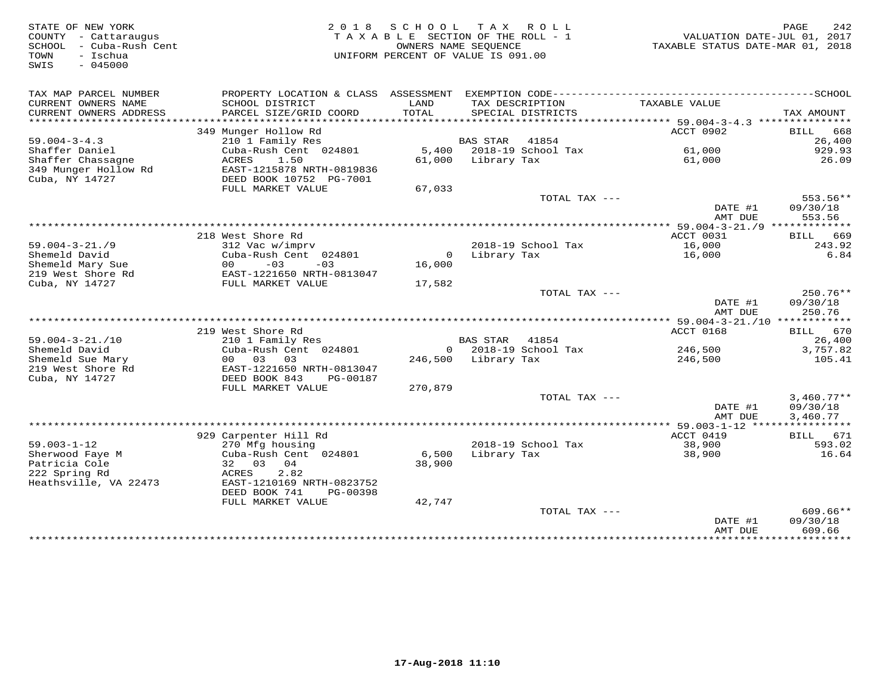STATE OF NEW YORK
COUNTY - Cattaraugus
SCHOOL - Cuba-Rush Cent
TOWN - Ischua
SWIS - 045000

2018 SCHOOL TAX ROLL
TAXABLE SECTION OF THE ROLL - 1
OWNERS NAME SEQUENCE
UNIFORM PERCENT OF VALUE IS 091.00

VALUATION DATE-JUL 01, 2017
TAXABLE STATUS DATE-MAR 01, 2018

| TAX MAP PARCEL NUMBER / CURRENT OWNERS NAME / CURRENT OWNERS ADDRESS | PROPERTY LOCATION & CLASS / SCHOOL DISTRICT / PARCEL SIZE/GRID COORD | ASSESSMENT LAND / TOTAL | EXEMPTION CODE / TAX DESCRIPTION / SPECIAL DISTRICTS | TAXABLE VALUE | TAX AMOUNT |
|---|---|---|---|---|---|
| **59.004-3-4.3** | 349 Munger Hollow Rd | | | ACCT 0902 | BILL 668 |
| 59.004-3-4.3 | 210 1 Family Res | | BAS STAR 41854 | | 26,400 |
| Shaffer Daniel | Cuba-Rush Cent 024801 | 5,400 | 2018-19 School Tax | 61,000 | 929.93 |
| Shaffer Chassagne | ACRES 1.50 | 61,000 | Library Tax | 61,000 | 26.09 |
| 349 Munger Hollow Rd | EAST-1215878 NRTH-0819836 | | | | |
| Cuba, NY 14727 | DEED BOOK 10752 PG-7001 | | | | |
| | FULL MARKET VALUE | 67,033 | | | |
| | | | TOTAL TAX --- | | 553.56** |
| | | | | DATE #1 | 09/30/18 |
| | | | | AMT DUE | 553.56 |
| **59.004-3-21./9** | 218 West Shore Rd | | | ACCT 0031 | BILL 669 |
| 59.004-3-21./9 | 312 Vac w/imprv | | 2018-19 School Tax | 16,000 | 243.92 |
| Shemeld David | Cuba-Rush Cent 024801 | 0 | Library Tax | 16,000 | 6.84 |
| Shemeld Mary Sue | 00 -03 -03 | 16,000 | | | |
| 219 West Shore Rd | EAST-1221650 NRTH-0813047 | | | | |
| Cuba, NY 14727 | FULL MARKET VALUE | 17,582 | | | |
| | | | TOTAL TAX --- | | 250.76** |
| | | | | DATE #1 | 09/30/18 |
| | | | | AMT DUE | 250.76 |
| **59.004-3-21./10** | 219 West Shore Rd | | | ACCT 0168 | BILL 670 |
| 59.004-3-21./10 | 210 1 Family Res | | BAS STAR 41854 | | 26,400 |
| Shemeld David | Cuba-Rush Cent 024801 | 0 | 2018-19 School Tax | 246,500 | 3,757.82 |
| Shemeld Sue Mary | 00 03 03 | 246,500 | Library Tax | 246,500 | 105.41 |
| 219 West Shore Rd | EAST-1221650 NRTH-0813047 | | | | |
| Cuba, NY 14727 | DEED BOOK 843 PG-00187 | | | | |
| | FULL MARKET VALUE | 270,879 | | | |
| | | | TOTAL TAX --- | | 3,460.77** |
| | | | | DATE #1 | 09/30/18 |
| | | | | AMT DUE | 3,460.77 |
| **59.003-1-12** | 929 Carpenter Hill Rd | | | ACCT 0419 | BILL 671 |
| 59.003-1-12 | 270 Mfg housing | | 2018-19 School Tax | 38,900 | 593.02 |
| Sherwood Faye M | Cuba-Rush Cent 024801 | 6,500 | Library Tax | 38,900 | 16.64 |
| Patricia Cole | 32 03 04 | 38,900 | | | |
| 222 Spring Rd | ACRES 2.82 | | | | |
| Heathsville, VA 22473 | EAST-1210169 NRTH-0823752 | | | | |
| | DEED BOOK 741 PG-00398 | | | | |
| | FULL MARKET VALUE | 42,747 | | | |
| | | | TOTAL TAX --- | | 609.66** |
| | | | | DATE #1 | 09/30/18 |
| | | | | AMT DUE | 609.66 |

17-Aug-2018 11:10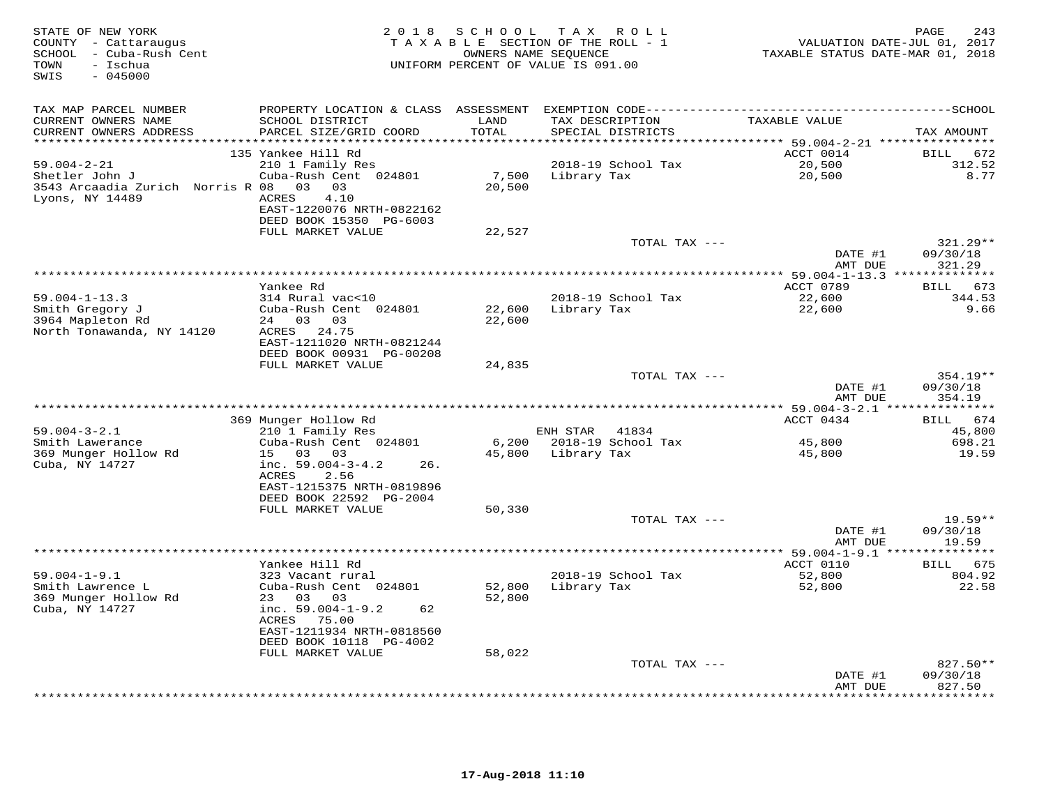STATE OF NEW YORK
COUNTY - Cattaraugus
SCHOOL - Cuba-Rush Cent
TOWN - Ischua
SWIS - 045000

2018 SCHOOL TAX ROLL
TAXABLE SECTION OF THE ROLL - 1
OWNERS NAME SEQUENCE
UNIFORM PERCENT OF VALUE IS 091.00

VALUATION DATE-JUL 01, 2017
TAXABLE STATUS DATE-MAR 01, 2018

| TAX MAP PARCEL NUMBER / CURRENT OWNERS NAME / CURRENT OWNERS ADDRESS | PROPERTY LOCATION & CLASS / SCHOOL DISTRICT / PARCEL SIZE/GRID COORD | ASSESSMENT LAND / TOTAL | EXEMPTION CODE / TAX DESCRIPTION / SPECIAL DISTRICTS | TAXABLE VALUE | TAX AMOUNT |
|---|---|---|---|---|---|
| **59.004-2-21** | 135 Yankee Hill Rd | | | ACCT 0014 | BILL 672 |
| 59.004-2-21 | 210 1 Family Res | | 2018-19 School Tax | 20,500 | 312.52 |
| Shetler John J | Cuba-Rush Cent 024801 | 7,500 | Library Tax | 20,500 | 8.77 |
| 3543 Arcaadia Zurich Norris R | 08 03 03 | 20,500 | | | |
| Lyons, NY 14489 | ACRES 4.10 | | | | |
| | EAST-1220076 NRTH-0822162 | | | | |
| | DEED BOOK 15350 PG-6003 | | | | |
| | FULL MARKET VALUE | 22,527 | | | |
| | | | TOTAL TAX --- | | 321.29** |
| | | | | DATE #1 | 09/30/18 |
| | | | | AMT DUE | 321.29 |
| **59.004-1-13.3** | Yankee Rd | | | ACCT 0789 | BILL 673 |
| 59.004-1-13.3 | 314 Rural vac<10 | | 2018-19 School Tax | 22,600 | 344.53 |
| Smith Gregory J | Cuba-Rush Cent 024801 | 22,600 | Library Tax | 22,600 | 9.66 |
| 3964 Mapleton Rd | 24 03 03 | 22,600 | | | |
| North Tonawanda, NY 14120 | ACRES 24.75 | | | | |
| | EAST-1211020 NRTH-0821244 | | | | |
| | DEED BOOK 00931 PG-00208 | | | | |
| | FULL MARKET VALUE | 24,835 | | | |
| | | | TOTAL TAX --- | | 354.19** |
| | | | | DATE #1 | 09/30/18 |
| | | | | AMT DUE | 354.19 |
| **59.004-3-2.1** | 369 Munger Hollow Rd | | | ACCT 0434 | BILL 674 |
| 59.004-3-2.1 | 210 1 Family Res | | ENH STAR 41834 | | 45,800 |
| Smith Lawerance | Cuba-Rush Cent 024801 | 6,200 | 2018-19 School Tax | 45,800 | 698.21 |
| 369 Munger Hollow Rd | 15 03 03 | 45,800 | Library Tax | 45,800 | 19.59 |
| Cuba, NY 14727 | inc. 59.004-3-4.2 26. | | | | |
| | ACRES 2.56 | | | | |
| | EAST-1215375 NRTH-0819896 | | | | |
| | DEED BOOK 22592 PG-2004 | | | | |
| | FULL MARKET VALUE | 50,330 | | | |
| | | | TOTAL TAX --- | | 19.59** |
| | | | | DATE #1 | 09/30/18 |
| | | | | AMT DUE | 19.59 |
| **59.004-1-9.1** | Yankee Hill Rd | | | ACCT 0110 | BILL 675 |
| 59.004-1-9.1 | 323 Vacant rural | | 2018-19 School Tax | 52,800 | 804.92 |
| Smith Lawrence L | Cuba-Rush Cent 024801 | 52,800 | Library Tax | 52,800 | 22.58 |
| 369 Munger Hollow Rd | 23 03 03 | 52,800 | | | |
| Cuba, NY 14727 | inc. 59.004-1-9.2 62 | | | | |
| | ACRES 75.00 | | | | |
| | EAST-1211934 NRTH-0818560 | | | | |
| | DEED BOOK 10118 PG-4002 | | | | |
| | FULL MARKET VALUE | 58,022 | | | |
| | | | TOTAL TAX --- | | 827.50** |
| | | | | DATE #1 | 09/30/18 |
| | | | | AMT DUE | 827.50 |

17-Aug-2018 11:10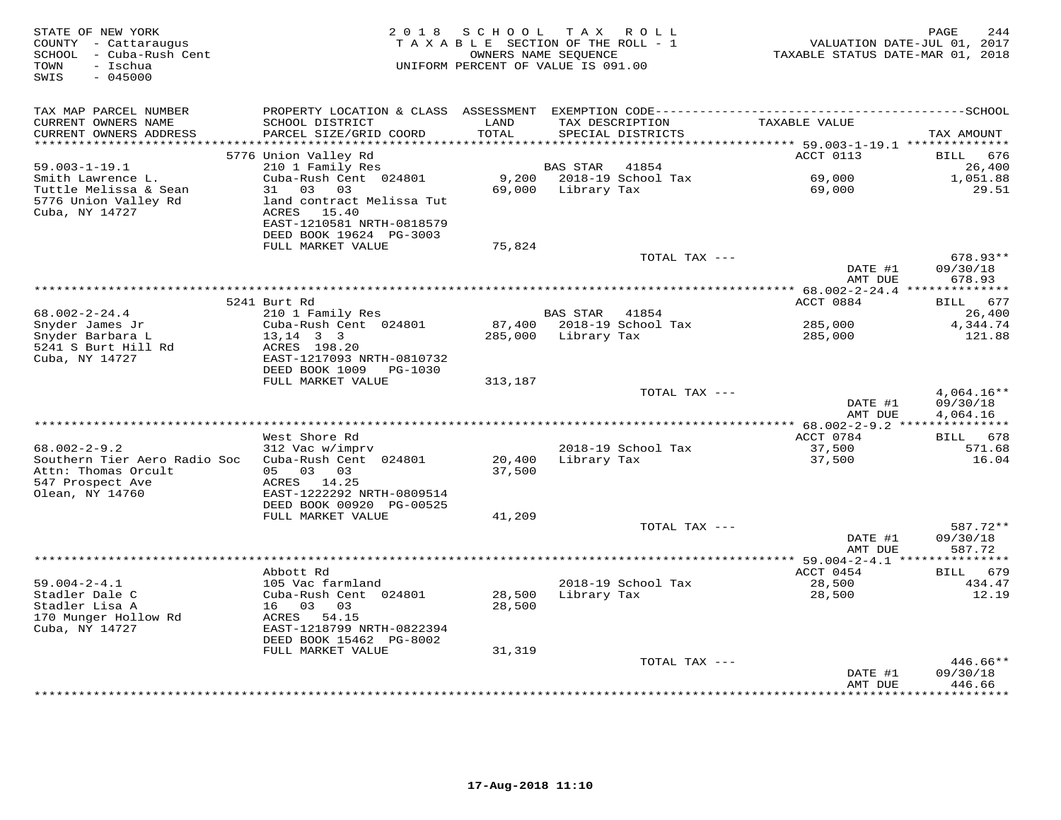STATE OF NEW YORK
COUNTY - Cattaraugus
SCHOOL - Cuba-Rush Cent
TOWN - Ischua
SWIS - 045000

2018 SCHOOL TAX ROLL
TAXABLE SECTION OF THE ROLL - 1
OWNERS NAME SEQUENCE
UNIFORM PERCENT OF VALUE IS 091.00

VALUATION DATE-JUL 01, 2017
TAXABLE STATUS DATE-MAR 01, 2018

| TAX MAP PARCEL NUMBER / CURRENT OWNERS NAME / CURRENT OWNERS ADDRESS | PROPERTY LOCATION & CLASS / SCHOOL DISTRICT / PARCEL SIZE/GRID COORD | ASSESSMENT LAND / TOTAL | EXEMPTION CODE / TAX DESCRIPTION / SPECIAL DISTRICTS | TAXABLE VALUE | TAX AMOUNT |
|---|---|---|---|---|---|
| 59.003-1-19.1 | 5776 Union Valley Rd | | | ACCT 0113 | BILL 676 |
| Smith Lawrence L. | 210 1 Family Res | | BAS STAR 41854 | | 26,400 |
| Tuttle Melissa & Sean | Cuba-Rush Cent 024801 | 9,200 | 2018-19 School Tax | 69,000 | 1,051.88 |
| 5776 Union Valley Rd | 31 03 03 | 69,000 | Library Tax | 69,000 | 29.51 |
| Cuba, NY 14727 | land contract Melissa Tut | | | | |
| | ACRES 15.40 | | | | |
| | EAST-1210581 NRTH-0818579 | | | | |
| | DEED BOOK 19624 PG-3003 | | | | |
| | FULL MARKET VALUE | 75,824 | | | |
| | | | TOTAL TAX --- | | 678.93** |
| | | | | DATE #1 | 09/30/18 |
| | | | | AMT DUE | 678.93 |
| 68.002-2-24.4 | 5241 Burt Rd | | | ACCT 0884 | BILL 677 |
| Snyder James Jr | 210 1 Family Res | | BAS STAR 41854 | | 26,400 |
| Snyder Barbara L | Cuba-Rush Cent 024801 | 87,400 | 2018-19 School Tax | 285,000 | 4,344.74 |
| 5241 S Burt Hill Rd | 13,14 3 3 | 285,000 | Library Tax | 285,000 | 121.88 |
| Cuba, NY 14727 | ACRES 198.20 | | | | |
| | EAST-1217093 NRTH-0810732 | | | | |
| | DEED BOOK 1009 PG-1030 | | | | |
| | FULL MARKET VALUE | 313,187 | | | |
| | | | TOTAL TAX --- | | 4,064.16** |
| | | | | DATE #1 | 09/30/18 |
| | | | | AMT DUE | 4,064.16 |
| 68.002-2-9.2 | West Shore Rd | | | ACCT 0784 | BILL 678 |
| Southern Tier Aero Radio Soc | 312 Vac w/imprv | | 2018-19 School Tax | 37,500 | 571.68 |
| Attn: Thomas Orcult | Cuba-Rush Cent 024801 | 20,400 | Library Tax | 37,500 | 16.04 |
| 547 Prospect Ave | 05 03 03 | 37,500 | | | |
| Olean, NY 14760 | ACRES 14.25 | | | | |
| | EAST-1222292 NRTH-0809514 | | | | |
| | DEED BOOK 00920 PG-00525 | | | | |
| | FULL MARKET VALUE | 41,209 | | | |
| | | | TOTAL TAX --- | | 587.72** |
| | | | | DATE #1 | 09/30/18 |
| | | | | AMT DUE | 587.72 |
| 59.004-2-4.1 | Abbott Rd | | | ACCT 0454 | BILL 679 |
| Stadler Dale C | 105 Vac farmland | | 2018-19 School Tax | 28,500 | 434.47 |
| Stadler Lisa A | Cuba-Rush Cent 024801 | 28,500 | Library Tax | 28,500 | 12.19 |
| 170 Munger Hollow Rd | 16 03 03 | 28,500 | | | |
| Cuba, NY 14727 | ACRES 54.15 | | | | |
| | EAST-1218799 NRTH-0822394 | | | | |
| | DEED BOOK 15462 PG-8002 | | | | |
| | FULL MARKET VALUE | 31,319 | | | |
| | | | TOTAL TAX --- | | 446.66** |
| | | | | DATE #1 | 09/30/18 |
| | | | | AMT DUE | 446.66 |

17-Aug-2018 11:10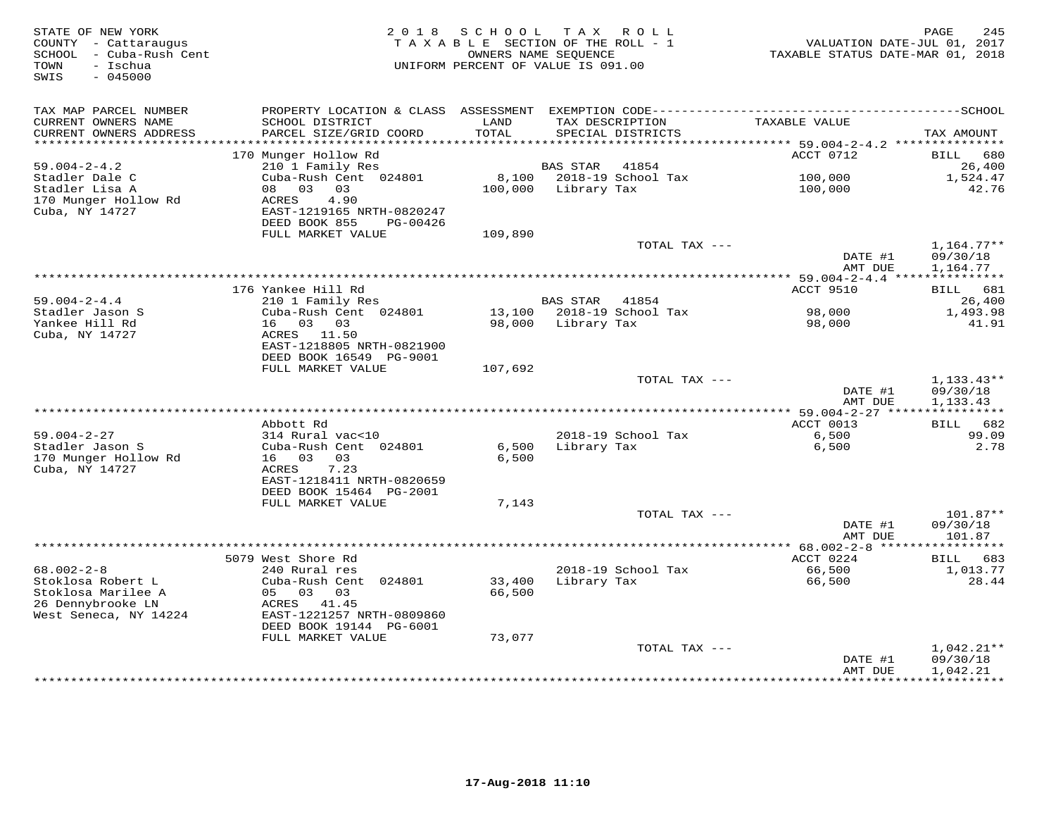STATE OF NEW YORK
COUNTY - Cattaraugus
SCHOOL - Cuba-Rush Cent
TOWN - Ischua
SWIS - 045000

2018 SCHOOL TAX ROLL
TAXABLE SECTION OF THE ROLL - 1
OWNERS NAME SEQUENCE
UNIFORM PERCENT OF VALUE IS 091.00

VALUATION DATE-JUL 01, 2017
TAXABLE STATUS DATE-MAR 01, 2018

| TAX MAP PARCEL NUMBER / CURRENT OWNERS NAME / CURRENT OWNERS ADDRESS | PROPERTY LOCATION & CLASS / SCHOOL DISTRICT / PARCEL SIZE/GRID COORD | ASSESSMENT LAND / TOTAL | EXEMPTION CODE / TAX DESCRIPTION / SPECIAL DISTRICTS | TAXABLE VALUE | SCHOOL TAX AMOUNT |
|---|---|---|---|---|---|
| | 170 Munger Hollow Rd | | | ACCT 0712 | BILL 680 |
| 59.004-2-4.2 | 210 1 Family Res | | BAS STAR 41854 | | 26,400 |
| Stadler Dale C | Cuba-Rush Cent 024801 | 8,100 | 2018-19 School Tax | 100,000 | 1,524.47 |
| Stadler Lisa A | 08 03 03 | 100,000 | Library Tax | 100,000 | 42.76 |
| 170 Munger Hollow Rd | ACRES 4.90 | | | | |
| Cuba, NY 14727 | EAST-1219165 NRTH-0820247 | | | | |
| | DEED BOOK 855 PG-00426 | | | | |
| | FULL MARKET VALUE | 109,890 | | | |
| | | | TOTAL TAX --- | | 1,164.77** |
| | | | | DATE #1 | 09/30/18 |
| | | | | AMT DUE | 1,164.77 |
| | 176 Yankee Hill Rd | | | ACCT 9510 | BILL 681 |
| 59.004-2-4.4 | 210 1 Family Res | | BAS STAR 41854 | | 26,400 |
| Stadler Jason S | Cuba-Rush Cent 024801 | 13,100 | 2018-19 School Tax | 98,000 | 1,493.98 |
| Yankee Hill Rd | 16 03 03 | 98,000 | Library Tax | 98,000 | 41.91 |
| Cuba, NY 14727 | ACRES 11.50 | | | | |
| | EAST-1218805 NRTH-0821900 | | | | |
| | DEED BOOK 16549 PG-9001 | | | | |
| | FULL MARKET VALUE | 107,692 | | | |
| | | | TOTAL TAX --- | | 1,133.43** |
| | | | | DATE #1 | 09/30/18 |
| | | | | AMT DUE | 1,133.43 |
| | Abbott Rd | | | ACCT 0013 | BILL 682 |
| 59.004-2-27 | 314 Rural vac<10 | | 2018-19 School Tax | 6,500 | 99.09 |
| Stadler Jason S | Cuba-Rush Cent 024801 | 6,500 | Library Tax | 6,500 | 2.78 |
| 170 Munger Hollow Rd | 16 03 03 | 6,500 | | | |
| Cuba, NY 14727 | ACRES 7.23 | | | | |
| | EAST-1218411 NRTH-0820659 | | | | |
| | DEED BOOK 15464 PG-2001 | | | | |
| | FULL MARKET VALUE | 7,143 | | | |
| | | | TOTAL TAX --- | | 101.87** |
| | | | | DATE #1 | 09/30/18 |
| | | | | AMT DUE | 101.87 |
| | 5079 West Shore Rd | | | ACCT 0224 | BILL 683 |
| 68.002-2-8 | 240 Rural res | | 2018-19 School Tax | 66,500 | 1,013.77 |
| Stoklosa Robert L | Cuba-Rush Cent 024801 | 33,400 | Library Tax | 66,500 | 28.44 |
| Stoklosa Marilee A | 05 03 03 | 66,500 | | | |
| 26 Dennybrooke LN | ACRES 41.45 | | | | |
| West Seneca, NY 14224 | EAST-1221257 NRTH-0809860 | | | | |
| | DEED BOOK 19144 PG-6001 | | | | |
| | FULL MARKET VALUE | 73,077 | | | |
| | | | TOTAL TAX --- | | 1,042.21** |
| | | | | DATE #1 | 09/30/18 |
| | | | | AMT DUE | 1,042.21 |

17-Aug-2018 11:10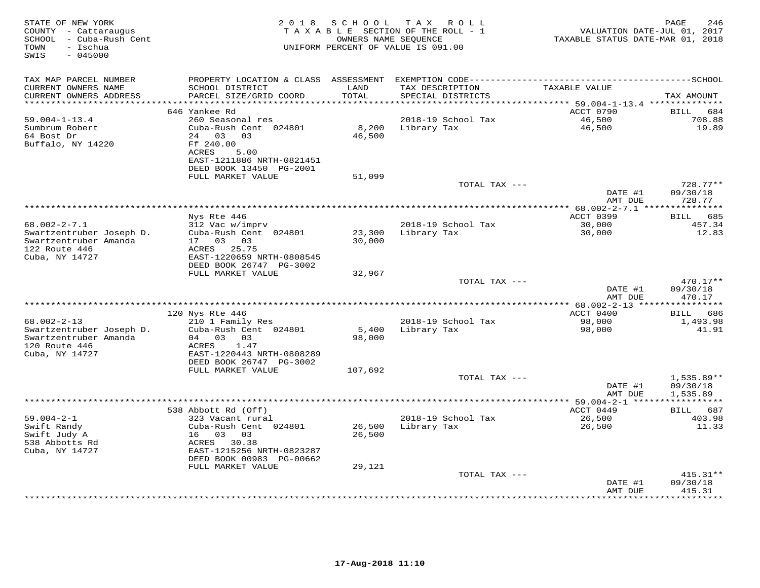STATE OF NEW YORK
COUNTY - Cattaraugus
SCHOOL - Cuba-Rush Cent
TOWN - Ischua
SWIS - 045000

2018 SCHOOL TAX ROLL
TAXABLE SECTION OF THE ROLL - 1
OWNERS NAME SEQUENCE
UNIFORM PERCENT OF VALUE IS 091.00

VALUATION DATE-JUL 01, 2017
TAXABLE STATUS DATE-MAR 01, 2018

| TAX MAP PARCEL NUMBER / CURRENT OWNERS NAME / CURRENT OWNERS ADDRESS | PROPERTY LOCATION & CLASS / SCHOOL DISTRICT / PARCEL SIZE/GRID COORD | ASSESSMENT LAND / TOTAL | EXEMPTION CODE / TAX DESCRIPTION / SPECIAL DISTRICTS | TAXABLE VALUE | TAX AMOUNT |
|---|---|---|---|---|---|
| | 646 Yankee Rd | | | ACCT 0790 | BILL 684 |
| 59.004-1-13.4 | 260 Seasonal res | | 2018-19 School Tax | 46,500 | 708.88 |
| Sumbrum Robert | Cuba-Rush Cent 024801 | 8,200 | Library Tax | 46,500 | 19.89 |
| 64 Bost Dr | 24 03 03 | 46,500 | | | |
| Buffalo, NY 14220 | Ff 240.00 | | | | |
| | ACRES 5.00 | | | | |
| | EAST-1211886 NRTH-0821451 | | | | |
| | DEED BOOK 13450 PG-2001 | | | | |
| | FULL MARKET VALUE | 51,099 | | | |
| | | | TOTAL TAX --- | | 728.77** |
| | | | | DATE #1 | 09/30/18 |
| | | | | AMT DUE | 728.77 |
| | Nys Rte 446 | | | ACCT 0399 | BILL 685 |
| 68.002-2-7.1 | 312 Vac w/imprv | | 2018-19 School Tax | 30,000 | 457.34 |
| Swartzentruber Joseph D. | Cuba-Rush Cent 024801 | 23,300 | Library Tax | 30,000 | 12.83 |
| Swartzentruber Amanda | 17 03 03 | 30,000 | | | |
| 122 Route 446 | ACRES 25.75 | | | | |
| Cuba, NY 14727 | EAST-1220659 NRTH-0808545 | | | | |
| | DEED BOOK 26747 PG-3002 | | | | |
| | FULL MARKET VALUE | 32,967 | | | |
| | | | TOTAL TAX --- | | 470.17** |
| | | | | DATE #1 | 09/30/18 |
| | | | | AMT DUE | 470.17 |
| | 120 Nys Rte 446 | | | ACCT 0400 | BILL 686 |
| 68.002-2-13 | 210 1 Family Res | | 2018-19 School Tax | 98,000 | 1,493.98 |
| Swartzentruber Joseph D. | Cuba-Rush Cent 024801 | 5,400 | Library Tax | 98,000 | 41.91 |
| Swartzentruber Amanda | 04 03 03 | 98,000 | | | |
| 120 Route 446 | ACRES 1.47 | | | | |
| Cuba, NY 14727 | EAST-1220443 NRTH-0808289 | | | | |
| | DEED BOOK 26747 PG-3002 | | | | |
| | FULL MARKET VALUE | 107,692 | | | |
| | | | TOTAL TAX --- | | 1,535.89** |
| | | | | DATE #1 | 09/30/18 |
| | | | | AMT DUE | 1,535.89 |
| | 538 Abbott Rd (Off) | | | ACCT 0449 | BILL 687 |
| 59.004-2-1 | 323 Vacant rural | | 2018-19 School Tax | 26,500 | 403.98 |
| Swift Randy | Cuba-Rush Cent 024801 | 26,500 | Library Tax | 26,500 | 11.33 |
| Swift Judy A | 16 03 03 | 26,500 | | | |
| 538 Abbotts Rd | ACRES 30.38 | | | | |
| Cuba, NY 14727 | EAST-1215256 NRTH-0823287 | | | | |
| | DEED BOOK 00983 PG-00662 | | | | |
| | FULL MARKET VALUE | 29,121 | | | |
| | | | TOTAL TAX --- | | 415.31** |
| | | | | DATE #1 | 09/30/18 |
| | | | | AMT DUE | 415.31 |

17-Aug-2018 11:10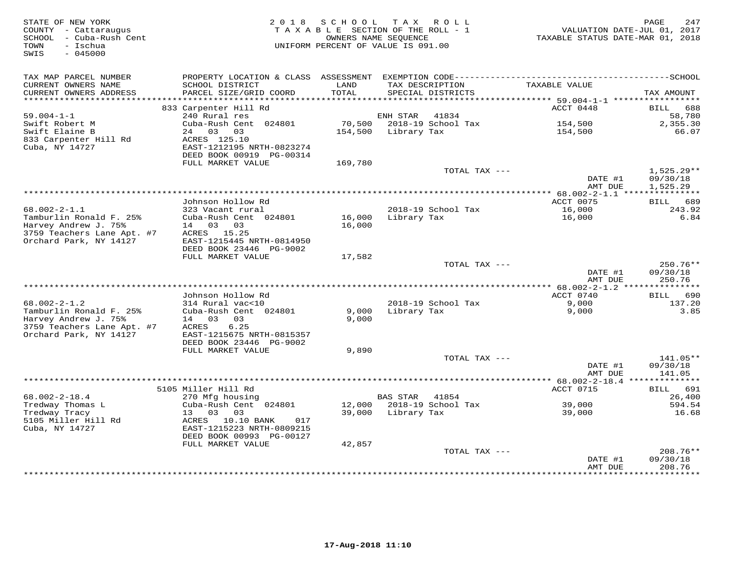STATE OF NEW YORK
COUNTY - Cattaraugus
SCHOOL - Cuba-Rush Cent
TOWN - Ischua
SWIS - 045000

2 0 1 8 S C H O O L T A X R O L L
T A X A B L E SECTION OF THE ROLL - 1
OWNERS NAME SEQUENCE
UNIFORM PERCENT OF VALUE IS 091.00

VALUATION DATE-JUL 01, 2017
TAXABLE STATUS DATE-MAR 01, 2018

| TAX MAP PARCEL NUMBER / CURRENT OWNERS NAME / CURRENT OWNERS ADDRESS | PROPERTY LOCATION & CLASS / SCHOOL DISTRICT / PARCEL SIZE/GRID COORD | ASSESSMENT LAND / TOTAL | EXEMPTION CODE / TAX DESCRIPTION / SPECIAL DISTRICTS | TAXABLE VALUE | TAX AMOUNT |
|---|---|---|---|---|---|
| | 833 Carpenter Hill Rd | | | ACCT 0448 | BILL 688 |
| 59.004-1-1 | 240 Rural res | | ENH STAR 41834 | | 58,780 |
| Swift Robert M | Cuba-Rush Cent 024801 | 70,500 | 2018-19 School Tax | 154,500 | 2,355.30 |
| Swift Elaine B | 24 03 03 | 154,500 | Library Tax | 154,500 | 66.07 |
| 833 Carpenter Hill Rd | ACRES 125.10 | | | | |
| Cuba, NY 14727 | EAST-1212195 NRTH-0823274 | | | | |
| | DEED BOOK 00919 PG-00314 | | | | |
| | FULL MARKET VALUE | 169,780 | | | |
| | | | TOTAL TAX --- | | 1,525.29** |
| | | | | DATE #1 | 09/30/18 |
| | | | | AMT DUE | 1,525.29 |
| | Johnson Hollow Rd | | | ACCT 0075 | BILL 689 |
| 68.002-2-1.1 | 323 Vacant rural | | 2018-19 School Tax | 16,000 | 243.92 |
| Tamburlin Ronald F. 25% | Cuba-Rush Cent 024801 | 16,000 | Library Tax | 16,000 | 6.84 |
| Harvey Andrew J. 75% | 14 03 03 | 16,000 | | | |
| 3759 Teachers Lane Apt. #7 | ACRES 15.25 | | | | |
| Orchard Park, NY 14127 | EAST-1215445 NRTH-0814950 | | | | |
| | DEED BOOK 23446 PG-9002 | | | | |
| | FULL MARKET VALUE | 17,582 | | | |
| | | | TOTAL TAX --- | | 250.76** |
| | | | | DATE #1 | 09/30/18 |
| | | | | AMT DUE | 250.76 |
| | Johnson Hollow Rd | | | ACCT 0740 | BILL 690 |
| 68.002-2-1.2 | 314 Rural vac<10 | | 2018-19 School Tax | 9,000 | 137.20 |
| Tamburlin Ronald F. 25% | Cuba-Rush Cent 024801 | 9,000 | Library Tax | 9,000 | 3.85 |
| Harvey Andrew J. 75% | 14 03 03 | 9,000 | | | |
| 3759 Teachers Lane Apt. #7 | ACRES 6.25 | | | | |
| Orchard Park, NY 14127 | EAST-1215675 NRTH-0815357 | | | | |
| | DEED BOOK 23446 PG-9002 | | | | |
| | FULL MARKET VALUE | 9,890 | | | |
| | | | TOTAL TAX --- | | 141.05** |
| | | | | DATE #1 | 09/30/18 |
| | | | | AMT DUE | 141.05 |
| | 5105 Miller Hill Rd | | | ACCT 0715 | BILL 691 |
| 68.002-2-18.4 | 270 Mfg housing | | BAS STAR 41854 | | 26,400 |
| Tredway Thomas L | Cuba-Rush Cent 024801 | 12,000 | 2018-19 School Tax | 39,000 | 594.54 |
| Tredway Tracy | 13 03 03 | 39,000 | Library Tax | 39,000 | 16.68 |
| 5105 Miller Hill Rd | ACRES 10.10 BANK 017 | | | | |
| Cuba, NY 14727 | EAST-1215223 NRTH-0809215 | | | | |
| | DEED BOOK 00993 PG-00127 | | | | |
| | FULL MARKET VALUE | 42,857 | | | |
| | | | TOTAL TAX --- | | 208.76** |
| | | | | DATE #1 | 09/30/18 |
| | | | | AMT DUE | 208.76 |

17-Aug-2018 11:10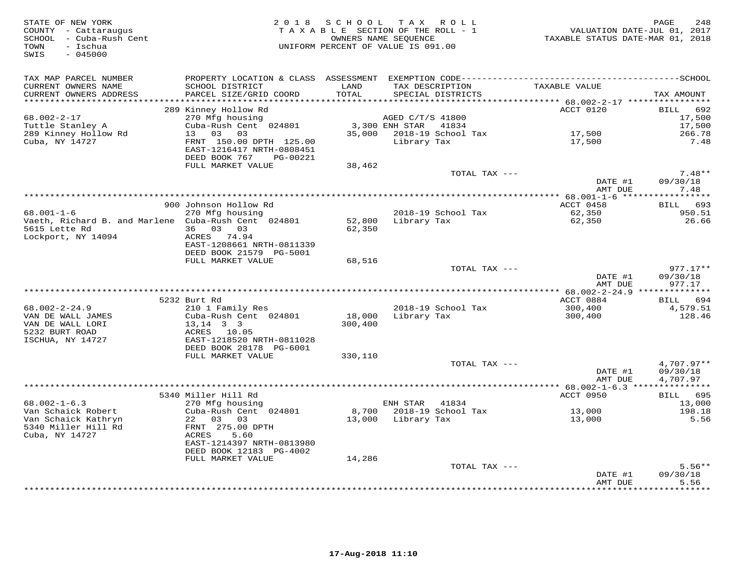STATE OF NEW YORK
COUNTY - Cattaraugus
SCHOOL - Cuba-Rush Cent
TOWN - Ischua
SWIS - 045000

2 0 1 8 S C H O O L T A X R O L L
T A X A B L E SECTION OF THE ROLL - 1
OWNERS NAME SEQUENCE
UNIFORM PERCENT OF VALUE IS 091.00

VALUATION DATE-JUL 01, 2017
TAXABLE STATUS DATE-MAR 01, 2018

| TAX MAP PARCEL NUMBER / CURRENT OWNERS NAME / CURRENT OWNERS ADDRESS | PROPERTY LOCATION & CLASS / SCHOOL DISTRICT / PARCEL SIZE/GRID COORD | ASSESSMENT LAND / TOTAL | EXEMPTION CODE / TAX DESCRIPTION / SPECIAL DISTRICTS | TAXABLE VALUE | SCHOOL TAX AMOUNT |
|---|---|---|---|---|---|
| 68.002-2-17 | 289 Kinney Hollow Rd | | | ACCT 0120 | BILL 692 |
| | 270 Mfg housing | | AGED C/T/S 41800 | | 17,500 |
| Tuttle Stanley A | Cuba-Rush Cent 024801 | 3,300 | ENH STAR 41834 | | 17,500 |
| 289 Kinney Hollow Rd | 13 03 03 | 35,000 | 2018-19 School Tax | 17,500 | 266.78 |
| Cuba, NY 14727 | FRNT 150.00 DPTH 125.00 | | Library Tax | 17,500 | 7.48 |
| | EAST-1216417 NRTH-0808451 | | | | |
| | DEED BOOK 767 PG-00221 | | | | |
| | FULL MARKET VALUE | 38,462 | | | |
| | | | TOTAL TAX --- | | 7.48** |
| | | | | DATE #1 | 09/30/18 |
| | | | | AMT DUE | 7.48 |
| 68.001-1-6 | 900 Johnson Hollow Rd | | | ACCT 0458 | BILL 693 |
| | 270 Mfg housing | | 2018-19 School Tax | 62,350 | 950.51 |
| Vaeth, Richard B. and Marlene | Cuba-Rush Cent 024801 | 52,800 | Library Tax | 62,350 | 26.66 |
| 5615 Lette Rd | 36 03 03 | 62,350 | | | |
| Lockport, NY 14094 | ACRES 74.94 | | | | |
| | EAST-1208661 NRTH-0811339 | | | | |
| | DEED BOOK 21579 PG-5001 | | | | |
| | FULL MARKET VALUE | 68,516 | | | |
| | | | TOTAL TAX --- | | 977.17** |
| | | | | DATE #1 | 09/30/18 |
| | | | | AMT DUE | 977.17 |
| 68.002-2-24.9 | 5232 Burt Rd | | | ACCT 0884 | BILL 694 |
| | 210 1 Family Res | | 2018-19 School Tax | 300,400 | 4,579.51 |
| VAN DE WALL JAMES | Cuba-Rush Cent 024801 | 18,000 | Library Tax | 300,400 | 128.46 |
| VAN DE WALL LORI | 13,14 3 3 | 300,400 | | | |
| 5232 BURT ROAD | ACRES 10.05 | | | | |
| ISCHUA, NY 14727 | EAST-1218520 NRTH-0811028 | | | | |
| | DEED BOOK 28178 PG-6001 | | | | |
| | FULL MARKET VALUE | 330,110 | | | |
| | | | TOTAL TAX --- | | 4,707.97** |
| | | | | DATE #1 | 09/30/18 |
| | | | | AMT DUE | 4,707.97 |
| 68.002-1-6.3 | 5340 Miller Hill Rd | | | ACCT 0950 | BILL 695 |
| | 270 Mfg housing | | ENH STAR 41834 | | 13,000 |
| Van Schaick Robert | Cuba-Rush Cent 024801 | 8,700 | 2018-19 School Tax | 13,000 | 198.18 |
| Van Schaick Kathryn | 22 03 03 | 13,000 | Library Tax | 13,000 | 5.56 |
| 5340 Miller Hill Rd | FRNT 275.00 DPTH | | | | |
| Cuba, NY 14727 | ACRES 5.60 | | | | |
| | EAST-1214397 NRTH-0813980 | | | | |
| | DEED BOOK 12183 PG-4002 | | | | |
| | FULL MARKET VALUE | 14,286 | | | |
| | | | TOTAL TAX --- | | 5.56** |
| | | | | DATE #1 | 09/30/18 |
| | | | | AMT DUE | 5.56 |

17-Aug-2018 11:10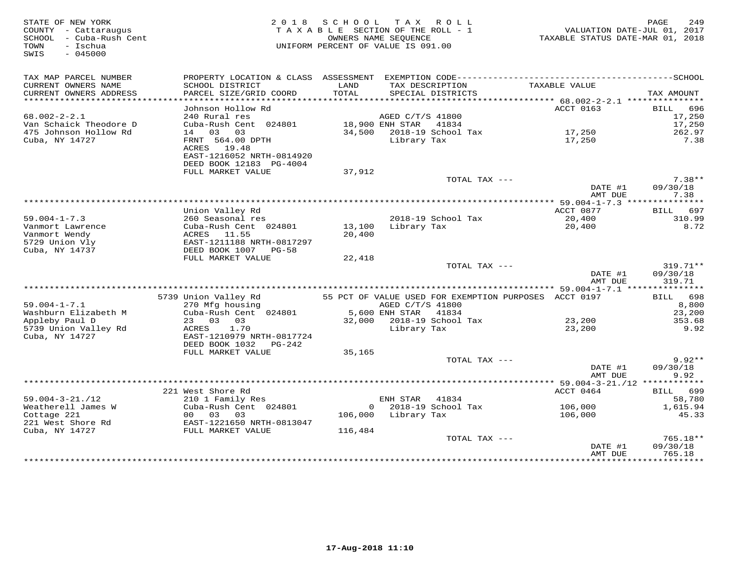STATE OF NEW YORK
COUNTY - Cattaraugus
SCHOOL - Cuba-Rush Cent
TOWN - Ischua
SWIS - 045000

2 0 1 8 S C H O O L T A X R O L L
T A X A B L E SECTION OF THE ROLL - 1
OWNERS NAME SEQUENCE
UNIFORM PERCENT OF VALUE IS 091.00

VALUATION DATE-JUL 01, 2017
TAXABLE STATUS DATE-MAR 01, 2018

| TAX MAP PARCEL NUMBER / CURRENT OWNERS NAME / CURRENT OWNERS ADDRESS | PROPERTY LOCATION & CLASS / SCHOOL DISTRICT / PARCEL SIZE/GRID COORD | ASSESSMENT LAND / TOTAL | EXEMPTION CODE / TAX DESCRIPTION / SPECIAL DISTRICTS | TAXABLE VALUE | TAX AMOUNT |
|---|---|---|---|---|---|
| **68.002-2-2.1** | Johnson Hollow Rd | | | ACCT 0163 | BILL 696 |
| 68.002-2-2.1 | 240 Rural res | | AGED C/T/S 41800 | | 17,250 |
| Van Schaick Theodore D | Cuba-Rush Cent 024801 | 18,900 | ENH STAR 41834 | | 17,250 |
| 475 Johnson Hollow Rd | 14 03 03 | 34,500 | 2018-19 School Tax | 17,250 | 262.97 |
| Cuba, NY 14727 | FRNT 564.00 DPTH | | Library Tax | 17,250 | 7.38 |
| | ACRES 19.48 | | | | |
| | EAST-1216052 NRTH-0814920 | | | | |
| | DEED BOOK 12183 PG-4004 | | | | |
| | FULL MARKET VALUE | 37,912 | | | |
| | | | TOTAL TAX --- | | 7.38** |
| | | | | DATE #1 | 09/30/18 |
| | | | | AMT DUE | 7.38 |
| **59.004-1-7.3** | Union Valley Rd | | | ACCT 0877 | BILL 697 |
| 59.004-1-7.3 | 260 Seasonal res | | 2018-19 School Tax | 20,400 | 310.99 |
| Vanmort Lawrence | Cuba-Rush Cent 024801 | 13,100 | Library Tax | 20,400 | 8.72 |
| Vanmort Wendy | ACRES 11.55 | 20,400 | | | |
| 5729 Union Vly | EAST-1211188 NRTH-0817297 | | | | |
| Cuba, NY 14737 | DEED BOOK 1007 PG-58 | | | | |
| | FULL MARKET VALUE | 22,418 | | | |
| | | | TOTAL TAX --- | | 319.71** |
| | | | | DATE #1 | 09/30/18 |
| | | | | AMT DUE | 319.71 |
| **59.004-1-7.1** | 5739 Union Valley Rd | | 55 PCT OF VALUE USED FOR EXEMPTION PURPOSES | ACCT 0197 | BILL 698 |
| 59.004-1-7.1 | 270 Mfg housing | | AGED C/T/S 41800 | | 8,800 |
| Washburn Elizabeth M | Cuba-Rush Cent 024801 | 5,600 | ENH STAR 41834 | | 23,200 |
| Appleby Paul D | 23 03 03 | 32,000 | 2018-19 School Tax | 23,200 | 353.68 |
| 5739 Union Valley Rd | ACRES 1.70 | | Library Tax | 23,200 | 9.92 |
| Cuba, NY 14727 | EAST-1210979 NRTH-0817724 | | | | |
| | DEED BOOK 1032 PG-242 | | | | |
| | FULL MARKET VALUE | 35,165 | | | |
| | | | TOTAL TAX --- | | 9.92** |
| | | | | DATE #1 | 09/30/18 |
| | | | | AMT DUE | 9.92 |
| **59.004-3-21./12** | 221 West Shore Rd | | | ACCT 0464 | BILL 699 |
| 59.004-3-21./12 | 210 1 Family Res | | ENH STAR 41834 | | 58,780 |
| Weatherell James W | Cuba-Rush Cent 024801 | 0 | 2018-19 School Tax | 106,000 | 1,615.94 |
| Cottage 221 | 00 03 03 | 106,000 | Library Tax | 106,000 | 45.33 |
| 221 West Shore Rd | EAST-1221650 NRTH-0813047 | | | | |
| Cuba, NY 14727 | FULL MARKET VALUE | 116,484 | | | |
| | | | TOTAL TAX --- | | 765.18** |
| | | | | DATE #1 | 09/30/18 |
| | | | | AMT DUE | 765.18 |

17-Aug-2018 11:10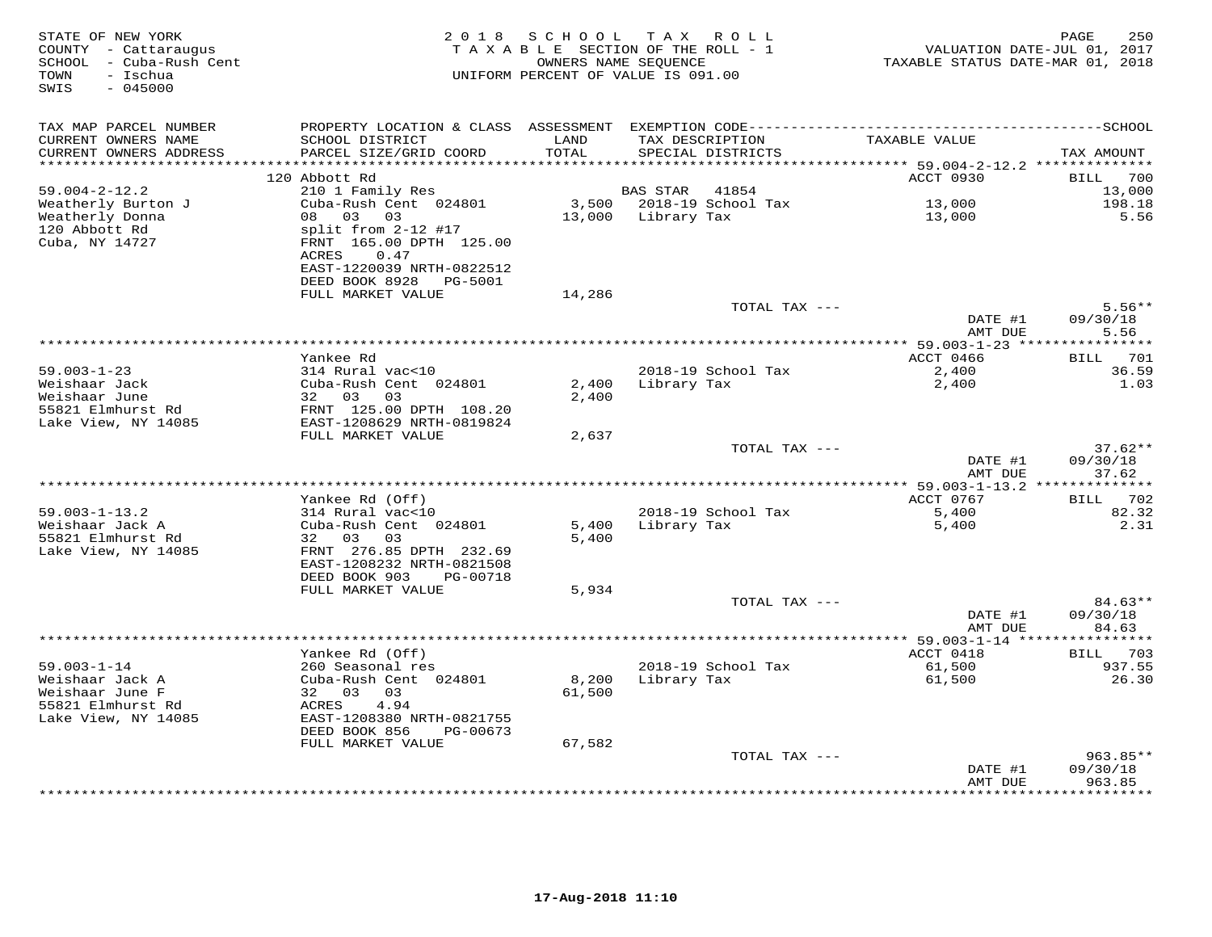STATE OF NEW YORK
COUNTY - Cattaraugus
SCHOOL - Cuba-Rush Cent
TOWN - Ischua
SWIS - 045000

2018 SCHOOL TAX ROLL
TAXABLE SECTION OF THE ROLL - 1
OWNERS NAME SEQUENCE
UNIFORM PERCENT OF VALUE IS 091.00

VALUATION DATE-JUL 01, 2017
TAXABLE STATUS DATE-MAR 01, 2018

| TAX MAP PARCEL NUMBER / CURRENT OWNERS NAME / CURRENT OWNERS ADDRESS | PROPERTY LOCATION & CLASS / SCHOOL DISTRICT / PARCEL SIZE/GRID COORD | ASSESSMENT LAND / TOTAL | EXEMPTION CODE / TAX DESCRIPTION / SPECIAL DISTRICTS | TAXABLE VALUE | TAX AMOUNT |
|---|---|---|---|---|---|
| | 120 Abbott Rd | | | ACCT 0930 | BILL 700 |
| 59.004-2-12.2 | 210 1 Family Res | | BAS STAR 41854 | | 13,000 |
| Weatherly Burton J | Cuba-Rush Cent 024801 | 3,500 | 2018-19 School Tax | 13,000 | 198.18 |
| Weatherly Donna | 08 03 03 | 13,000 | Library Tax | 13,000 | 5.56 |
| 120 Abbott Rd | split from 2-12 #17 | | | | |
| Cuba, NY 14727 | FRNT 165.00 DPTH 125.00 | | | | |
| | ACRES 0.47 | | | | |
| | EAST-1220039 NRTH-0822512 | | | | |
| | DEED BOOK 8928 PG-5001 | | | | |
| | FULL MARKET VALUE | 14,286 | | | |
| | | | TOTAL TAX --- | | 5.56** |
| | | | | DATE #1 | 09/30/18 |
| | | | | AMT DUE | 5.56 |
| | Yankee Rd | | | ACCT 0466 | BILL 701 |
| 59.003-1-23 | 314 Rural vac<10 | | 2018-19 School Tax | 2,400 | 36.59 |
| Weishaar Jack | Cuba-Rush Cent 024801 | 2,400 | Library Tax | 2,400 | 1.03 |
| Weishaar June | 32 03 03 | 2,400 | | | |
| 55821 Elmhurst Rd | FRNT 125.00 DPTH 108.20 | | | | |
| Lake View, NY 14085 | EAST-1208629 NRTH-0819824 | | | | |
| | FULL MARKET VALUE | 2,637 | | | |
| | | | TOTAL TAX --- | | 37.62** |
| | | | | DATE #1 | 09/30/18 |
| | | | | AMT DUE | 37.62 |
| | Yankee Rd (Off) | | | ACCT 0767 | BILL 702 |
| 59.003-1-13.2 | 314 Rural vac<10 | | 2018-19 School Tax | 5,400 | 82.32 |
| Weishaar Jack A | Cuba-Rush Cent 024801 | 5,400 | Library Tax | 5,400 | 2.31 |
| 55821 Elmhurst Rd | 32 03 03 | 5,400 | | | |
| Lake View, NY 14085 | FRNT 276.85 DPTH 232.69 | | | | |
| | EAST-1208232 NRTH-0821508 | | | | |
| | DEED BOOK 903 PG-00718 | | | | |
| | FULL MARKET VALUE | 5,934 | | | |
| | | | TOTAL TAX --- | | 84.63** |
| | | | | DATE #1 | 09/30/18 |
| | | | | AMT DUE | 84.63 |
| | Yankee Rd (Off) | | | ACCT 0418 | BILL 703 |
| 59.003-1-14 | 260 Seasonal res | | 2018-19 School Tax | 61,500 | 937.55 |
| Weishaar Jack A | Cuba-Rush Cent 024801 | 8,200 | Library Tax | 61,500 | 26.30 |
| Weishaar June F | 32 03 03 | 61,500 | | | |
| 55821 Elmhurst Rd | ACRES 4.94 | | | | |
| Lake View, NY 14085 | EAST-1208380 NRTH-0821755 | | | | |
| | DEED BOOK 856 PG-00673 | | | | |
| | FULL MARKET VALUE | 67,582 | | | |
| | | | TOTAL TAX --- | | 963.85** |
| | | | | DATE #1 | 09/30/18 |
| | | | | AMT DUE | 963.85 |

17-Aug-2018 11:10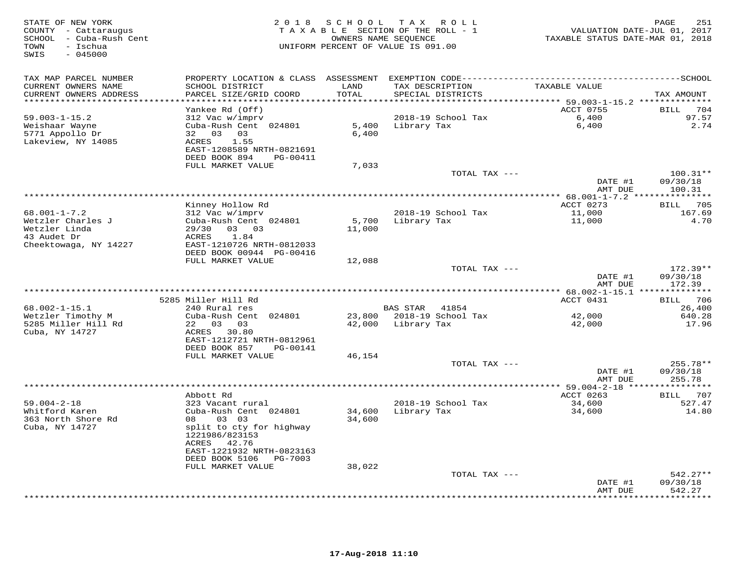STATE OF NEW YORK
COUNTY - Cattaraugus
SCHOOL - Cuba-Rush Cent
TOWN - Ischua
SWIS - 045000

2018 SCHOOL TAX ROLL
TAXABLE SECTION OF THE ROLL - 1
OWNERS NAME SEQUENCE
UNIFORM PERCENT OF VALUE IS 091.00

VALUATION DATE-JUL 01, 2017
TAXABLE STATUS DATE-MAR 01, 2018

| TAX MAP PARCEL NUMBER / CURRENT OWNERS NAME / CURRENT OWNERS ADDRESS | PROPERTY LOCATION & CLASS / SCHOOL DISTRICT / PARCEL SIZE/GRID COORD | ASSESSMENT LAND / TOTAL | EXEMPTION CODE / TAX DESCRIPTION / SPECIAL DISTRICTS | TAXABLE VALUE | TAX AMOUNT |
|---|---|---|---|---|---|
| 59.003-1-15.2 | Yankee Rd (Off) | | | ACCT 0755 | BILL 704 |
| Weishaar Wayne | 312 Vac w/imprv | | 2018-19 School Tax | 6,400 | 97.57 |
| 5771 Appollo Dr | Cuba-Rush Cent 024801 | 5,400 | Library Tax | 6,400 | 2.74 |
| Lakeview, NY 14085 | 32 03 03 | 6,400 | | | |
| | ACRES 1.55 | | | | |
| | EAST-1208589 NRTH-0821691 | | | | |
| | DEED BOOK 894 PG-00411 | | | | |
| | FULL MARKET VALUE | 7,033 | | | |
| | | | TOTAL TAX --- | | 100.31** |
| | | | | DATE #1 | 09/30/18 |
| | | | | AMT DUE | 100.31 |
| 68.001-1-7.2 | Kinney Hollow Rd | | | ACCT 0273 | BILL 705 |
| Wetzler Charles J | 312 Vac w/imprv | | 2018-19 School Tax | 11,000 | 167.69 |
| Wetzler Linda | Cuba-Rush Cent 024801 | 5,700 | Library Tax | 11,000 | 4.70 |
| 43 Audet Dr | 29/30 03 03 | 11,000 | | | |
| Cheektowaga, NY 14227 | ACRES 1.84 | | | | |
| | EAST-1210726 NRTH-0812033 | | | | |
| | DEED BOOK 00944 PG-00416 | | | | |
| | FULL MARKET VALUE | 12,088 | | | |
| | | | TOTAL TAX --- | | 172.39** |
| | | | | DATE #1 | 09/30/18 |
| | | | | AMT DUE | 172.39 |
| 68.002-1-15.1 | 5285 Miller Hill Rd | | | ACCT 0431 | BILL 706 |
| Wetzler Timothy M | 240 Rural res | | BAS STAR 41854 | | 26,400 |
| 5285 Miller Hill Rd | Cuba-Rush Cent 024801 | 23,800 | 2018-19 School Tax | 42,000 | 640.28 |
| Cuba, NY 14727 | 22 03 03 | 42,000 | Library Tax | 42,000 | 17.96 |
| | ACRES 30.80 | | | | |
| | EAST-1212721 NRTH-0812961 | | | | |
| | DEED BOOK 857 PG-00141 | | | | |
| | FULL MARKET VALUE | 46,154 | | | |
| | | | TOTAL TAX --- | | 255.78** |
| | | | | DATE #1 | 09/30/18 |
| | | | | AMT DUE | 255.78 |
| 59.004-2-18 | Abbott Rd | | | ACCT 0263 | BILL 707 |
| Whitford Karen | 323 Vacant rural | | 2018-19 School Tax | 34,600 | 527.47 |
| 363 North Shore Rd | Cuba-Rush Cent 024801 | 34,600 | Library Tax | 34,600 | 14.80 |
| Cuba, NY 14727 | 08 03 03 | 34,600 | | | |
| | split to cty for highway | | | | |
| | 1221986/823153 | | | | |
| | ACRES 42.76 | | | | |
| | EAST-1221932 NRTH-0823163 | | | | |
| | DEED BOOK 5106 PG-7003 | | | | |
| | FULL MARKET VALUE | 38,022 | | | |
| | | | TOTAL TAX --- | | 542.27** |
| | | | | DATE #1 | 09/30/18 |
| | | | | AMT DUE | 542.27 |

17-Aug-2018 11:10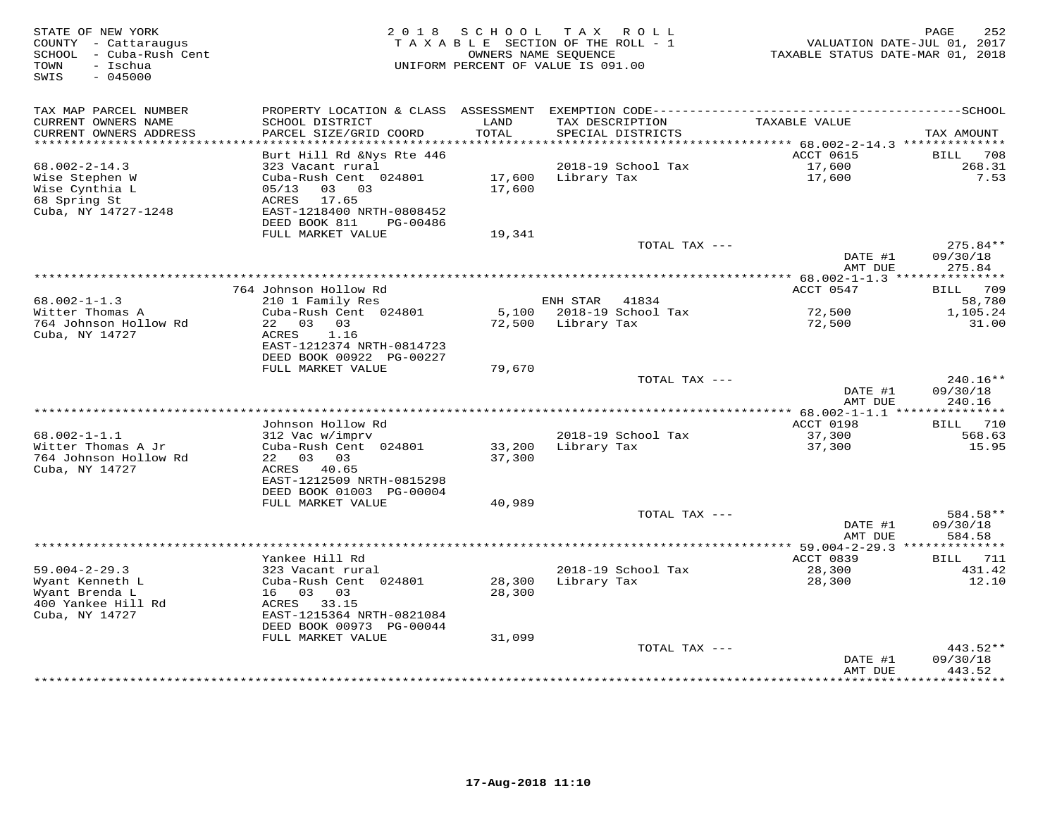STATE OF NEW YORK
COUNTY - Cattaraugus
SCHOOL - Cuba-Rush Cent
TOWN - Ischua
SWIS - 045000

2018 SCHOOL TAX ROLL
TAXABLE SECTION OF THE ROLL - 1
OWNERS NAME SEQUENCE
UNIFORM PERCENT OF VALUE IS 091.00

VALUATION DATE-JUL 01, 2017
TAXABLE STATUS DATE-MAR 01, 2018

| TAX MAP PARCEL NUMBER / CURRENT OWNERS NAME / CURRENT OWNERS ADDRESS | PROPERTY LOCATION & CLASS / SCHOOL DISTRICT / PARCEL SIZE/GRID COORD | ASSESSMENT LAND / TOTAL | EXEMPTION CODE / TAX DESCRIPTION / SPECIAL DISTRICTS | TAXABLE VALUE | SCHOOL TAX AMOUNT |
|---|---|---|---|---|---|
| 68.002-2-14.3 | Burt Hill Rd &Nys Rte 446 | | | ACCT 0615 | BILL 708 |
| | 323 Vacant rural | | 2018-19 School Tax | 17,600 | 268.31 |
| Wise Stephen W | Cuba-Rush Cent 024801 | 17,600 | Library Tax | 17,600 | 7.53 |
| Wise Cynthia L | 05/13 03 03 | 17,600 | | | |
| 68 Spring St | ACRES 17.65 | | | | |
| Cuba, NY 14727-1248 | EAST-1218400 NRTH-0808452 | | | | |
| | DEED BOOK 811 PG-00486 | | | | |
| | FULL MARKET VALUE | 19,341 | | | |
| | | | TOTAL TAX --- | | 275.84** |
| | | | | DATE #1 | 09/30/18 |
| | | | | AMT DUE | 275.84 |
| 68.002-1-1.3 | 764 Johnson Hollow Rd | | | ACCT 0547 | BILL 709 |
| | 210 1 Family Res | | ENH STAR 41834 | | 58,780 |
| Witter Thomas A | Cuba-Rush Cent 024801 | 5,100 | 2018-19 School Tax | 72,500 | 1,105.24 |
| 764 Johnson Hollow Rd | 22 03 03 | 72,500 | Library Tax | 72,500 | 31.00 |
| Cuba, NY 14727 | ACRES 1.16 | | | | |
| | EAST-1212374 NRTH-0814723 | | | | |
| | DEED BOOK 00922 PG-00227 | | | | |
| | FULL MARKET VALUE | 79,670 | | | |
| | | | TOTAL TAX --- | | 240.16** |
| | | | | DATE #1 | 09/30/18 |
| | | | | AMT DUE | 240.16 |
| 68.002-1-1.1 | Johnson Hollow Rd | | | ACCT 0198 | BILL 710 |
| | 312 Vac w/imprv | | 2018-19 School Tax | 37,300 | 568.63 |
| Witter Thomas A Jr | Cuba-Rush Cent 024801 | 33,200 | Library Tax | 37,300 | 15.95 |
| 764 Johnson Hollow Rd | 22 03 03 | 37,300 | | | |
| Cuba, NY 14727 | ACRES 40.65 | | | | |
| | EAST-1212509 NRTH-0815298 | | | | |
| | DEED BOOK 01003 PG-00004 | | | | |
| | FULL MARKET VALUE | 40,989 | | | |
| | | | TOTAL TAX --- | | 584.58** |
| | | | | DATE #1 | 09/30/18 |
| | | | | AMT DUE | 584.58 |
| 59.004-2-29.3 | Yankee Hill Rd | | | ACCT 0839 | BILL 711 |
| | 323 Vacant rural | | 2018-19 School Tax | 28,300 | 431.42 |
| Wyant Kenneth L | Cuba-Rush Cent 024801 | 28,300 | Library Tax | 28,300 | 12.10 |
| Wyant Brenda L | 16 03 03 | 28,300 | | | |
| 400 Yankee Hill Rd | ACRES 33.15 | | | | |
| Cuba, NY 14727 | EAST-1215364 NRTH-0821084 | | | | |
| | DEED BOOK 00973 PG-00044 | | | | |
| | FULL MARKET VALUE | 31,099 | | | |
| | | | TOTAL TAX --- | | 443.52** |
| | | | | DATE #1 | 09/30/18 |
| | | | | AMT DUE | 443.52 |

17-Aug-2018 11:10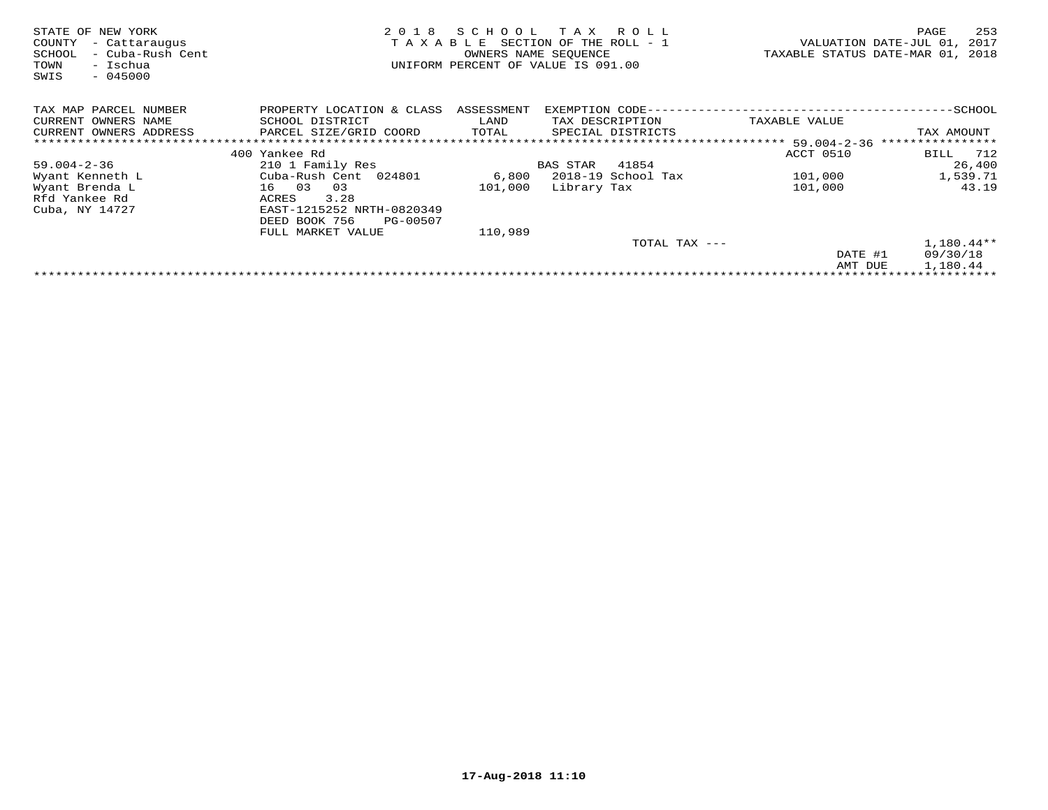STATE OF NEW YORK
COUNTY - Cattaraugus
SCHOOL - Cuba-Rush Cent
TOWN - Ischua
SWIS - 045000

2018 SCHOOL TAX ROLL
TAXABLE SECTION OF THE ROLL - 1
OWNERS NAME SEQUENCE
UNIFORM PERCENT OF VALUE IS 091.00

VALUATION DATE-JUL 01, 2017
TAXABLE STATUS DATE-MAR 01, 2018

| TAX MAP PARCEL NUMBER / CURRENT OWNERS NAME / CURRENT OWNERS ADDRESS | PROPERTY LOCATION & CLASS / SCHOOL DISTRICT / PARCEL SIZE/GRID COORD | ASSESSMENT LAND / TOTAL | EXEMPTION CODE / TAX DESCRIPTION / SPECIAL DISTRICTS | TAXABLE VALUE | SCHOOL TAX AMOUNT |
|---|---|---|---|---|---|
| 59.004-2-36 | 400 Yankee Rd | | | ACCT 0510 | BILL 712 |
| 59.004-2-36 | 210 1 Family Res | | BAS STAR 41854 | | 26,400 |
| Wyant Kenneth L | Cuba-Rush Cent 024801 | 6,800 | 2018-19 School Tax | 101,000 | 1,539.71 |
| Wyant Brenda L | 16 03 03 | 101,000 | Library Tax | 101,000 | 43.19 |
| Rfd Yankee Rd | ACRES 3.28 | | | | |
| Cuba, NY 14727 | EAST-1215252 NRTH-0820349 | | | | |
| | DEED BOOK 756 PG-00507 | | | | |
| | FULL MARKET VALUE | 110,989 | | | |
| | | | TOTAL TAX --- | | 1,180.44** |
| | | | | DATE #1 | 09/30/18 |
| | | | | AMT DUE | 1,180.44 |

17-Aug-2018 11:10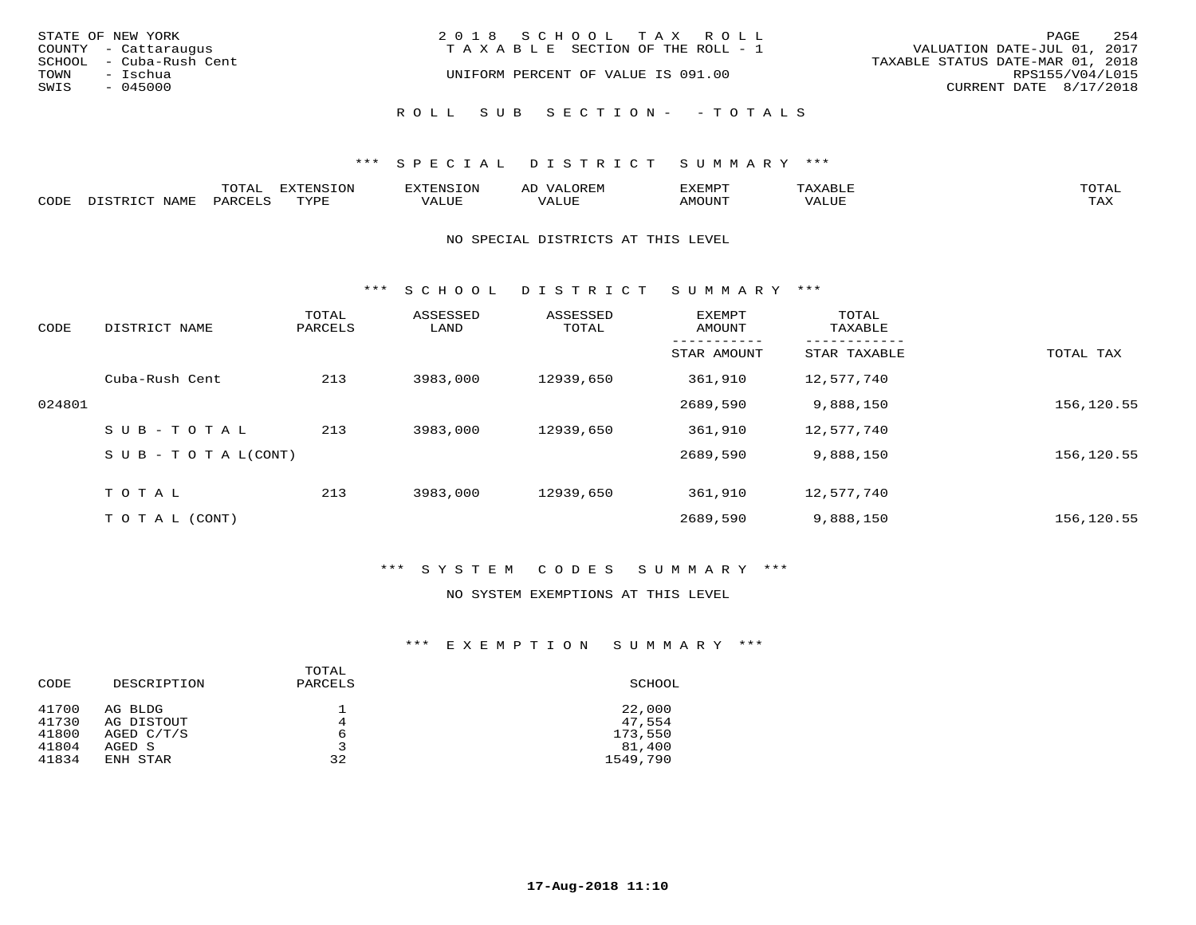STATE OF NEW YORK
COUNTY - Cattaraugus
SCHOOL - Cuba-Rush Cent
TOWN - Ischua
SWIS - 045000

2018 SCHOOL TAX ROLL
TAXABLE SECTION OF THE ROLL - 1
UNIFORM PERCENT OF VALUE IS 091.00

VALUATION DATE-JUL 01, 2017
TAXABLE STATUS DATE-MAR 01, 2018
RPS155/V04/L015
CURRENT DATE 8/17/2018

ROLL SUB SECTION- - TOTALS

### *** SPECIAL DISTRICT SUMMARY ***

| CODE | DISTRICT NAME | TOTAL PARCELS | EXTENSION TYPE | EXTENSION VALUE | AD VALOREM VALUE | EXEMPT AMOUNT | TAXABLE VALUE | TOTAL TAX |
|---|---|---|---|---|---|---|---|---|

NO SPECIAL DISTRICTS AT THIS LEVEL

### *** SCHOOL DISTRICT SUMMARY ***

| CODE | DISTRICT NAME | TOTAL PARCELS | ASSESSED LAND | ASSESSED TOTAL | EXEMPT AMOUNT / STAR AMOUNT | TOTAL TAXABLE / STAR TAXABLE | TOTAL TAX |
|---|---|---|---|---|---|---|---|
| | Cuba-Rush Cent | 213 | 3983,000 | 12939,650 | 361,910 | 12,577,740 | |
| 024801 | | | | | 2689,590 | 9,888,150 | 156,120.55 |
| | SUB-TOTAL | 213 | 3983,000 | 12939,650 | 361,910 | 12,577,740 | |
| | SUB-TOTAL(CONT) | | | | 2689,590 | 9,888,150 | 156,120.55 |
| | TOTAL | 213 | 3983,000 | 12939,650 | 361,910 | 12,577,740 | |
| | TOTAL (CONT) | | | | 2689,590 | 9,888,150 | 156,120.55 |

### *** SYSTEM CODES SUMMARY ***

NO SYSTEM EXEMPTIONS AT THIS LEVEL

### *** EXEMPTION SUMMARY ***

| CODE | DESCRIPTION | TOTAL PARCELS | SCHOOL |
|---|---|---|---|
| 41700 | AG BLDG | 1 | 22,000 |
| 41730 | AG DISTOUT | 4 | 47,554 |
| 41800 | AGED C/T/S | 6 | 173,550 |
| 41804 | AGED S | 3 | 81,400 |
| 41834 | ENH STAR | 32 | 1549,790 |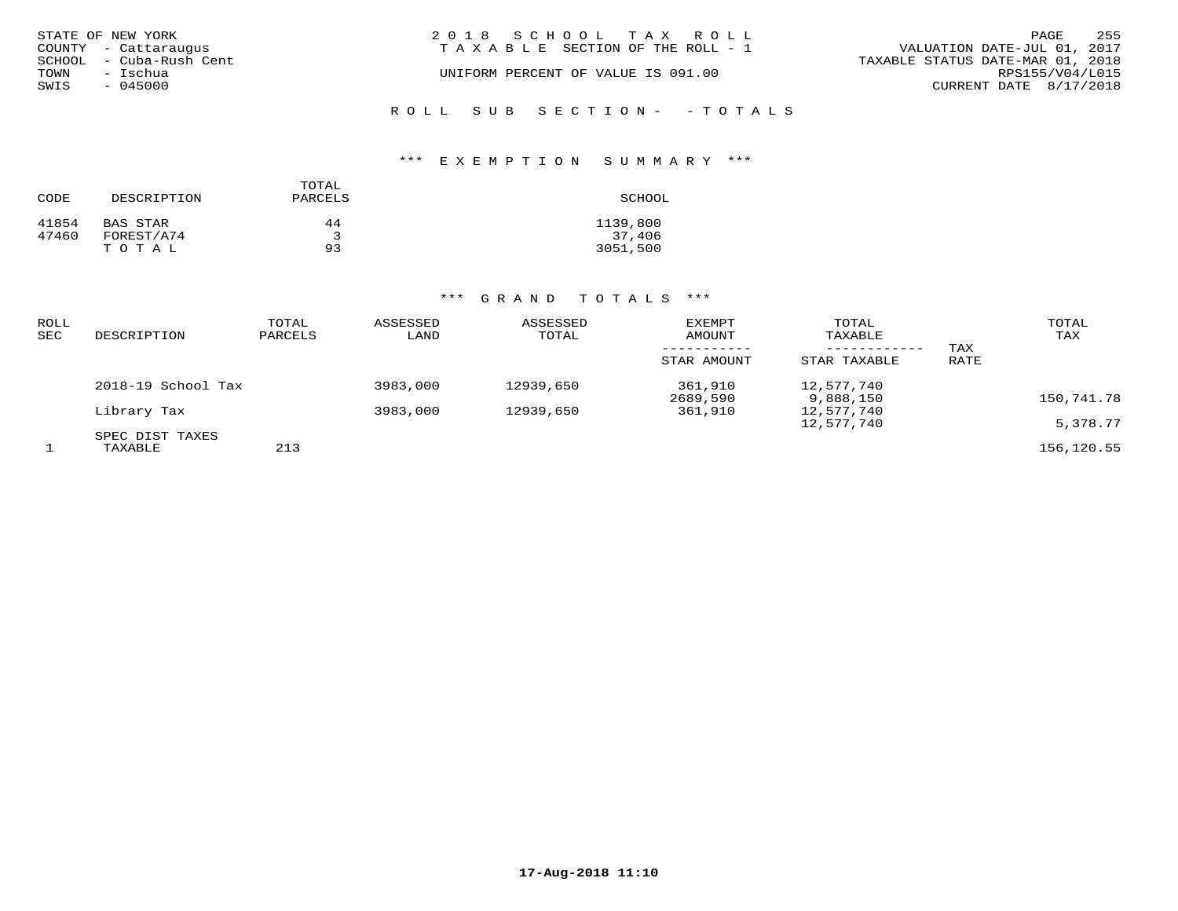STATE OF NEW YORK
COUNTY - Cattaraugus
SCHOOL - Cuba-Rush Cent
TOWN - Ischua
SWIS - 045000

2018 SCHOOL TAX ROLL
TAXABLE SECTION OF THE ROLL - 1
UNIFORM PERCENT OF VALUE IS 091.00

VALUATION DATE-JUL 01, 2017
TAXABLE STATUS DATE-MAR 01, 2018
RPS155/V04/L015
CURRENT DATE 8/17/2018

## ROLL SUB SECTION- - TOTALS

### *** EXEMPTION SUMMARY ***

| CODE | DESCRIPTION | TOTAL PARCELS | SCHOOL |
|---|---|---|---|
| 41854 | BAS STAR | 44 | 1139,800 |
| 47460 | FOREST/A74 | 3 | 37,406 |
| | TOTAL | 93 | 3051,500 |

### *** GRAND TOTALS ***

| ROLL SEC | DESCRIPTION | TOTAL PARCELS | ASSESSED LAND | ASSESSED TOTAL | EXEMPT AMOUNT / STAR AMOUNT | TOTAL TAXABLE / STAR TAXABLE | TAX RATE | TOTAL TAX |
|---|---|---|---|---|---|---|---|---|
| | 2018-19 School Tax | | 3983,000 | 12939,650 | 361,910 | 12,577,740 | | |
| | | | | | 2689,590 | 9,888,150 | | 150,741.78 |
| | Library Tax | | 3983,000 | 12939,650 | 361,910 | 12,577,740 | | |
| | | | | | | 12,577,740 | | 5,378.77 |
| | SPEC DIST TAXES | | | | | | | |
| 1 | TAXABLE | 213 | | | | | | 156,120.55 |

17-Aug-2018 11:10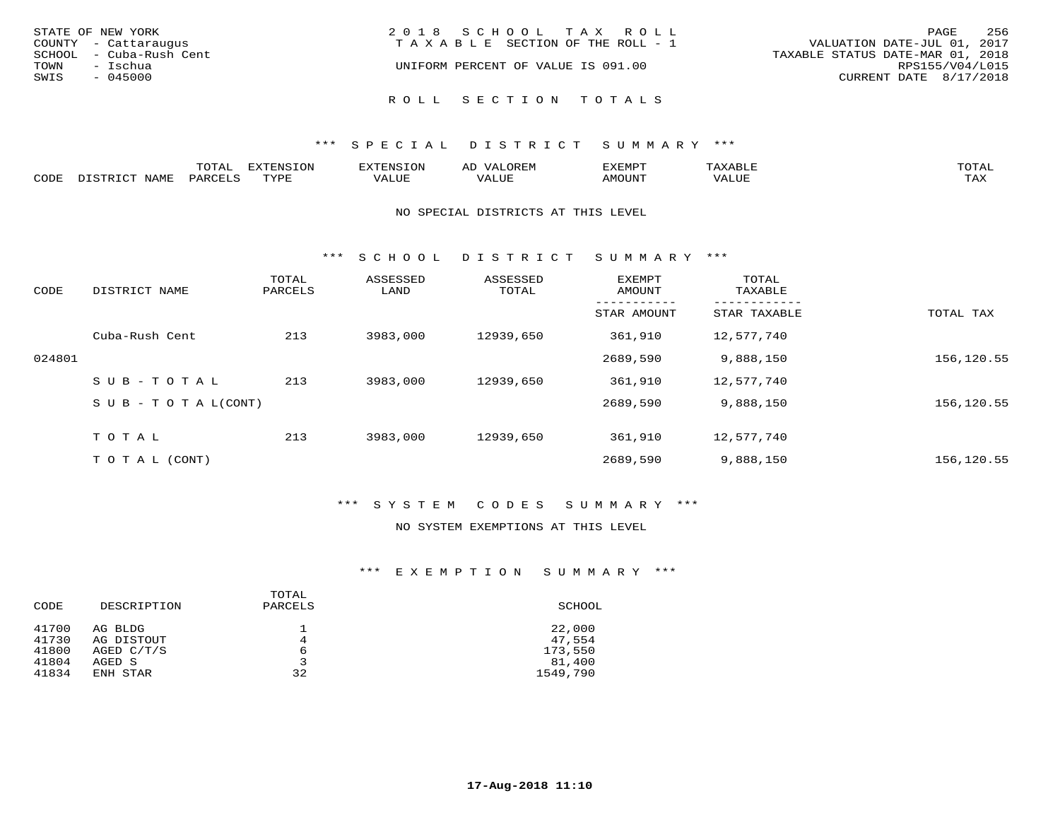STATE OF NEW YORK
COUNTY - Cattaraugus
SCHOOL - Cuba-Rush Cent
TOWN - Ischua
SWIS - 045000

2018 SCHOOL TAX ROLL
TAXABLE SECTION OF THE ROLL - 1
UNIFORM PERCENT OF VALUE IS 091.00

VALUATION DATE-JUL 01, 2017
TAXABLE STATUS DATE-MAR 01, 2018
RPS155/V04/L015
CURRENT DATE 8/17/2018

# ROLL SECTION TOTALS

## *** SPECIAL DISTRICT SUMMARY ***

| CODE | DISTRICT NAME | TOTAL PARCELS | EXTENSION TYPE | EXTENSION VALUE | AD VALOREM VALUE | EXEMPT AMOUNT | TAXABLE VALUE | TOTAL TAX |
|---|---|---|---|---|---|---|---|---|

NO SPECIAL DISTRICTS AT THIS LEVEL

## *** SCHOOL DISTRICT SUMMARY ***

| CODE | DISTRICT NAME | TOTAL PARCELS | ASSESSED LAND | ASSESSED TOTAL | EXEMPT AMOUNT / STAR AMOUNT | TOTAL TAXABLE / STAR TAXABLE | TOTAL TAX |
|---|---|---|---|---|---|---|---|
| | Cuba-Rush Cent | 213 | 3983,000 | 12939,650 | 361,910 | 12,577,740 | |
| 024801 | | | | | 2689,590 | 9,888,150 | 156,120.55 |
| | SUB-TOTAL | 213 | 3983,000 | 12939,650 | 361,910 | 12,577,740 | |
| | SUB-TOTAL(CONT) | | | | 2689,590 | 9,888,150 | 156,120.55 |
| | TOTAL | 213 | 3983,000 | 12939,650 | 361,910 | 12,577,740 | |
| | TOTAL (CONT) | | | | 2689,590 | 9,888,150 | 156,120.55 |

## *** SYSTEM CODES SUMMARY ***

NO SYSTEM EXEMPTIONS AT THIS LEVEL

## *** EXEMPTION SUMMARY ***

| CODE | DESCRIPTION | TOTAL PARCELS | SCHOOL |
|---|---|---|---|
| 41700 | AG BLDG | 1 | 22,000 |
| 41730 | AG DISTOUT | 4 | 47,554 |
| 41800 | AGED C/T/S | 6 | 173,550 |
| 41804 | AGED S | 3 | 81,400 |
| 41834 | ENH STAR | 32 | 1549,790 |

17-Aug-2018 11:10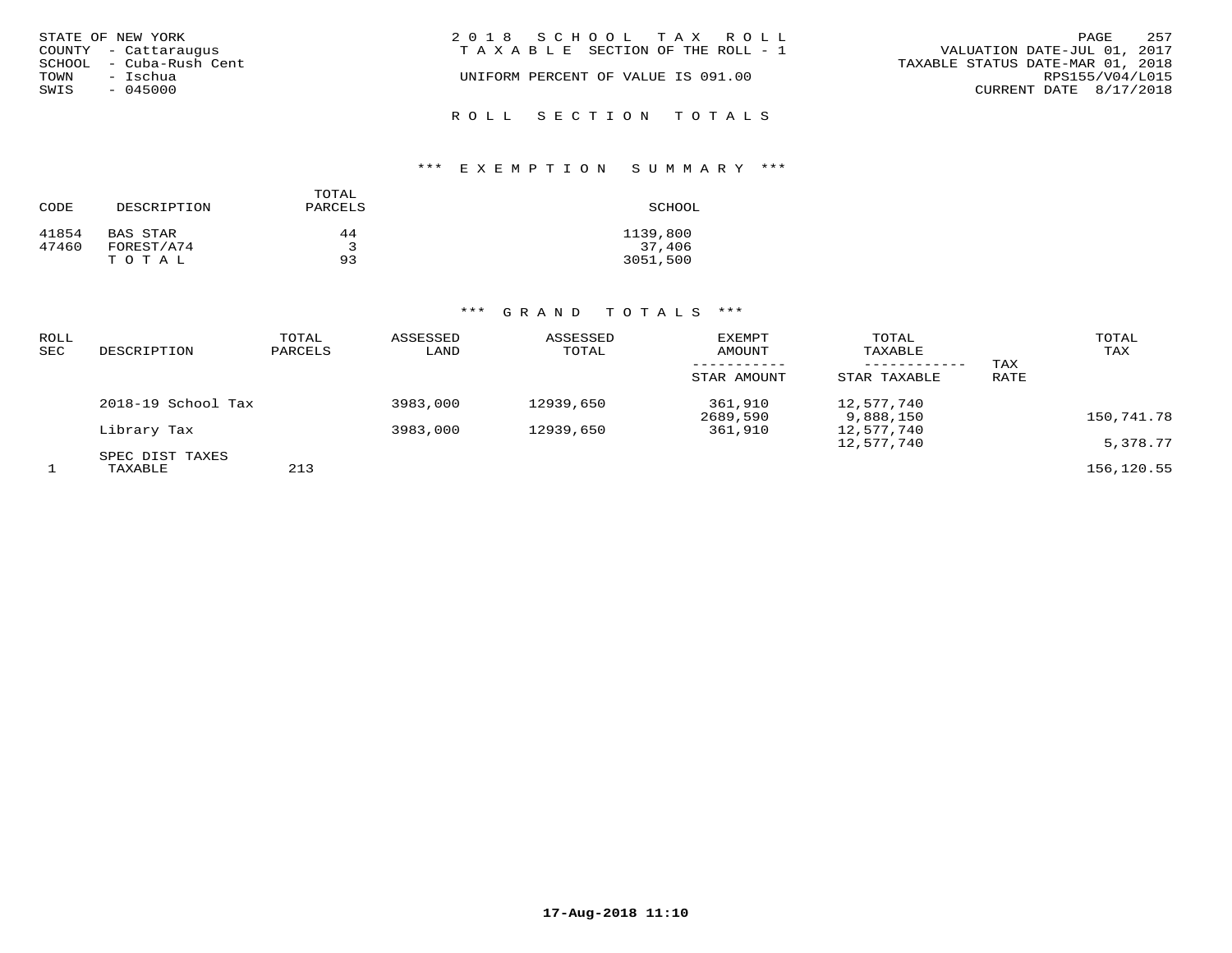STATE OF NEW YORK
COUNTY - Cattaraugus
SCHOOL - Cuba-Rush Cent
TOWN - Ischua
SWIS - 045000

2018 SCHOOL TAX ROLL
TAXABLE SECTION OF THE ROLL - 1
UNIFORM PERCENT OF VALUE IS 091.00

VALUATION DATE-JUL 01, 2017
TAXABLE STATUS DATE-MAR 01, 2018
RPS155/V04/L015
CURRENT DATE 8/17/2018

## ROLL SECTION TOTALS

### *** EXEMPTION SUMMARY ***

| CODE | DESCRIPTION | TOTAL PARCELS | SCHOOL |
|---|---|---|---|
| 41854 | BAS STAR | 44 | 1139,800 |
| 47460 | FOREST/A74 | 3 | 37,406 |
| | TOTAL | 93 | 3051,500 |

### *** GRAND TOTALS ***

| ROLL SEC | DESCRIPTION | TOTAL PARCELS | ASSESSED LAND | ASSESSED TOTAL | EXEMPT AMOUNT / STAR AMOUNT | TOTAL TAXABLE / STAR TAXABLE | TAX RATE | TOTAL TAX |
|---|---|---|---|---|---|---|---|---|
| | 2018-19 School Tax | | 3983,000 | 12939,650 | 361,910 | 12,577,740 | | |
| | | | | | 2689,590 | 9,888,150 | | 150,741.78 |
| | Library Tax | | 3983,000 | 12939,650 | 361,910 | 12,577,740 | | |
| | | | | | | 12,577,740 | | 5,378.77 |
| | SPEC DIST TAXES | | | | | | | |
| 1 | TAXABLE | 213 | | | | | | 156,120.55 |

17-Aug-2018 11:10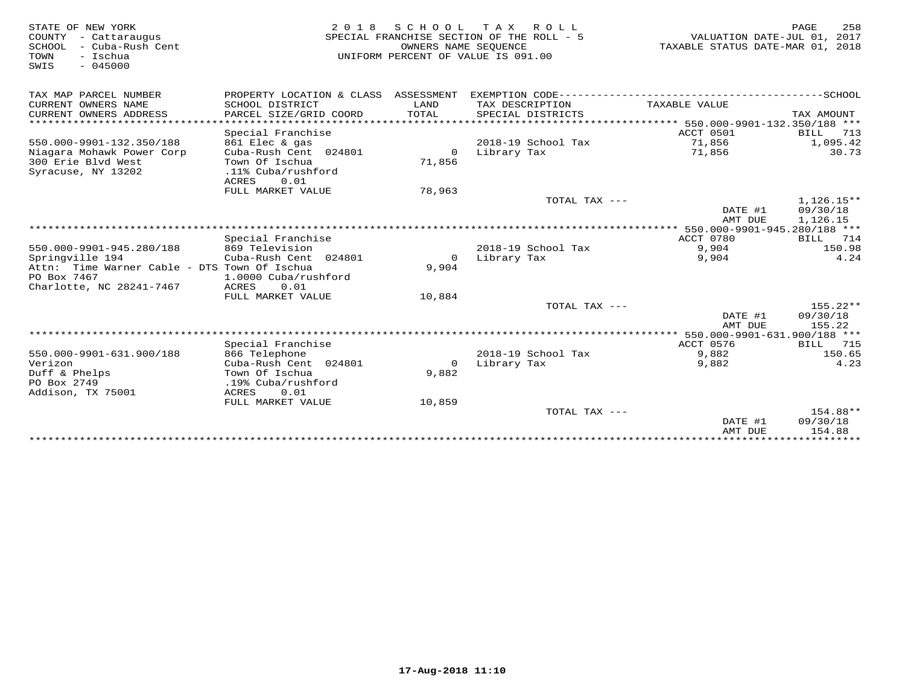STATE OF NEW YORK
COUNTY - Cattaraugus
SCHOOL - Cuba-Rush Cent
TOWN - Ischua
SWIS - 045000

2018 SCHOOL TAX ROLL
SPECIAL FRANCHISE SECTION OF THE ROLL - 5
OWNERS NAME SEQUENCE
UNIFORM PERCENT OF VALUE IS 091.00

VALUATION DATE-JUL 01, 2017
TAXABLE STATUS DATE-MAR 01, 2018

| TAX MAP PARCEL NUMBER / CURRENT OWNERS NAME / CURRENT OWNERS ADDRESS | PROPERTY LOCATION & CLASS / SCHOOL DISTRICT / PARCEL SIZE/GRID COORD | ASSESSMENT LAND / TOTAL | EXEMPTION CODE / TAX DESCRIPTION / SPECIAL DISTRICTS | TAXABLE VALUE | SCHOOL TAX AMOUNT |
|---|---|---|---|---|---|
| **550.000-9901-132.350/188** | Special Franchise | | | ACCT 0501 | BILL 713 |
| 550.000-9901-132.350/188 | 861 Elec & gas | | 2018-19 School Tax | 71,856 | 1,095.42 |
| Niagara Mohawk Power Corp | Cuba-Rush Cent 024801 | 0 | Library Tax | 71,856 | 30.73 |
| 300 Erie Blvd West | Town Of Ischua | 71,856 | | | |
| Syracuse, NY 13202 | .11% Cuba/rushford | | | | |
| | ACRES 0.01 | | | | |
| | FULL MARKET VALUE | 78,963 | | | |
| | | | TOTAL TAX --- | | 1,126.15** |
| | | | | DATE #1 | 09/30/18 |
| | | | | AMT DUE | 1,126.15 |
| **550.000-9901-945.280/188** | Special Franchise | | | ACCT 0780 | BILL 714 |
| 550.000-9901-945.280/188 | 869 Television | | 2018-19 School Tax | 9,904 | 150.98 |
| Springville 194 | Cuba-Rush Cent 024801 | 0 | Library Tax | 9,904 | 4.24 |
| Attn: Time Warner Cable - DTS | Town Of Ischua | 9,904 | | | |
| PO Box 7467 | 1.0000 Cuba/rushford | | | | |
| Charlotte, NC 28241-7467 | ACRES 0.01 | | | | |
| | FULL MARKET VALUE | 10,884 | | | |
| | | | TOTAL TAX --- | | 155.22** |
| | | | | DATE #1 | 09/30/18 |
| | | | | AMT DUE | 155.22 |
| **550.000-9901-631.900/188** | Special Franchise | | | ACCT 0576 | BILL 715 |
| 550.000-9901-631.900/188 | 866 Telephone | | 2018-19 School Tax | 9,882 | 150.65 |
| Verizon | Cuba-Rush Cent 024801 | 0 | Library Tax | 9,882 | 4.23 |
| Duff & Phelps | Town Of Ischua | 9,882 | | | |
| PO Box 2749 | .19% Cuba/rushford | | | | |
| Addison, TX 75001 | ACRES 0.01 | | | | |
| | FULL MARKET VALUE | 10,859 | | | |
| | | | TOTAL TAX --- | | 154.88** |
| | | | | DATE #1 | 09/30/18 |
| | | | | AMT DUE | 154.88 |

17-Aug-2018 11:10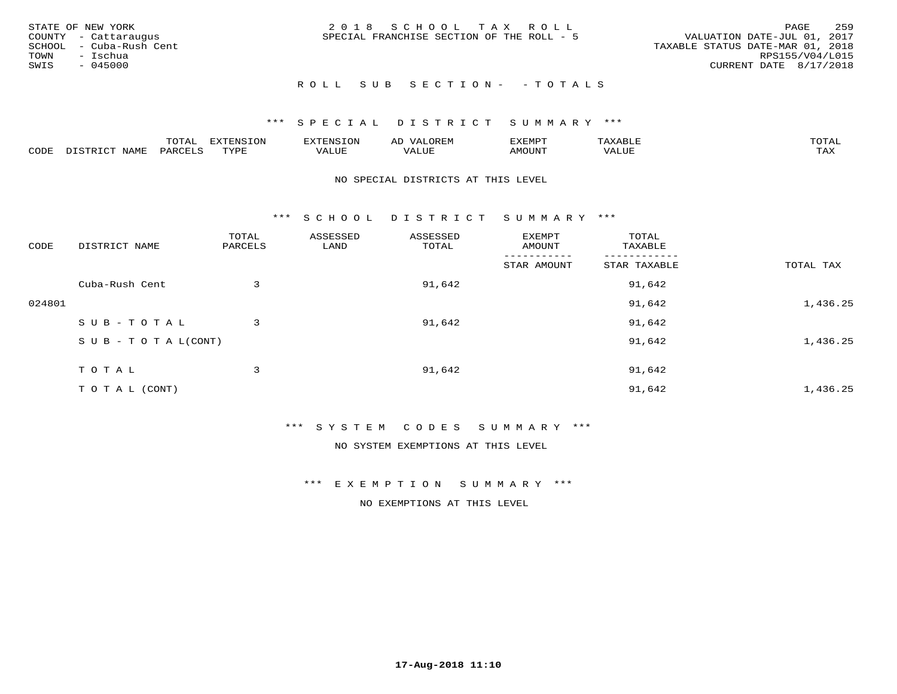STATE OF NEW YORK
COUNTY - Cattaraugus
SCHOOL - Cuba-Rush Cent
TOWN - Ischua
SWIS - 045000

2 0 1 8 S C H O O L T A X R O L L
SPECIAL FRANCHISE SECTION OF THE ROLL - 5

VALUATION DATE-JUL 01, 2017
TAXABLE STATUS DATE-MAR 01, 2018
RPS155/V04/L015
CURRENT DATE 8/17/2018

R O L L S U B S E C T I O N - - T O T A L S

*** S P E C I A L D I S T R I C T S U M M A R Y ***

| CODE | DISTRICT NAME | TOTAL PARCELS | EXTENSION TYPE | EXTENSION VALUE | AD VALOREM VALUE | EXEMPT AMOUNT | TAXABLE VALUE | TOTAL TAX |
|---|---|---|---|---|---|---|---|---|

NO SPECIAL DISTRICTS AT THIS LEVEL

*** S C H O O L D I S T R I C T S U M M A R Y ***

| CODE | DISTRICT NAME | TOTAL PARCELS | ASSESSED LAND | ASSESSED TOTAL | EXEMPT AMOUNT / STAR AMOUNT | TOTAL TAXABLE / STAR TAXABLE | TOTAL TAX |
|---|---|---|---|---|---|---|---|
| | Cuba-Rush Cent | 3 | | 91,642 | | 91,642 | |
| 024801 | | | | | | 91,642 | 1,436.25 |
| | S U B - T O T A L | 3 | | 91,642 | | 91,642 | |
| | S U B - T O T A L(CONT) | | | | | 91,642 | 1,436.25 |
| | T O T A L | 3 | | 91,642 | | 91,642 | |
| | T O T A L (CONT) | | | | | 91,642 | 1,436.25 |

*** S Y S T E M C O D E S S U M M A R Y ***

NO SYSTEM EXEMPTIONS AT THIS LEVEL

*** E X E M P T I O N S U M M A R Y ***

NO EXEMPTIONS AT THIS LEVEL

17-Aug-2018 11:10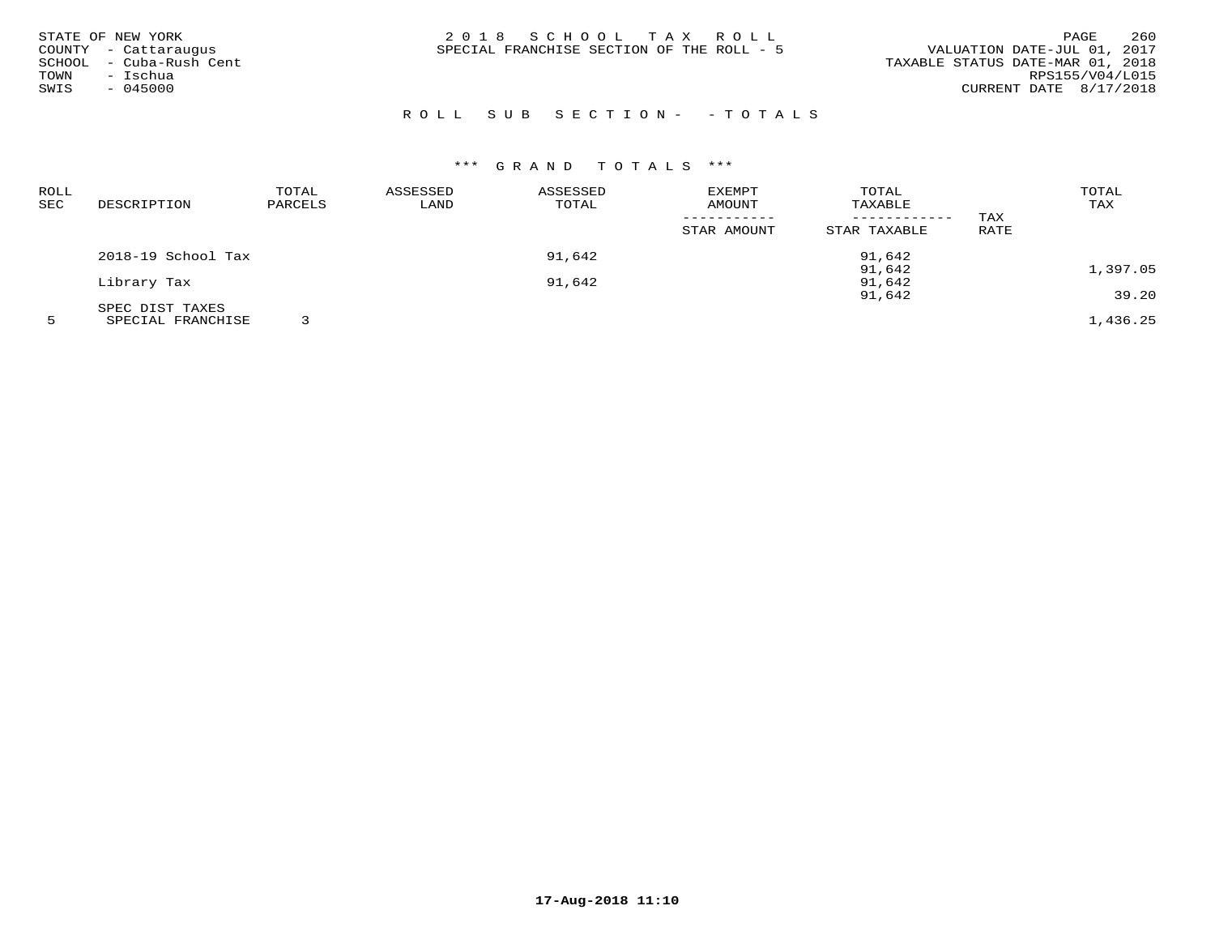STATE OF NEW YORK
COUNTY - Cattaraugus
SCHOOL - Cuba-Rush Cent
TOWN - Ischua
SWIS - 045000

2 0 1 8 S C H O O L T A X R O L L
SPECIAL FRANCHISE SECTION OF THE ROLL - 5

VALUATION DATE-JUL 01, 2017
TAXABLE STATUS DATE-MAR 01, 2018
RPS155/V04/L015
CURRENT DATE 8/17/2018

R O L L S U B S E C T I O N - - T O T A L S

*** G R A N D T O T A L S ***

| ROLL SEC | DESCRIPTION | TOTAL PARCELS | ASSESSED LAND | ASSESSED TOTAL | EXEMPT AMOUNT / STAR AMOUNT | TOTAL TAXABLE / STAR TAXABLE | TAX RATE | TOTAL TAX |
|---|---|---|---|---|---|---|---|---|
| | 2018-19 School Tax | | | 91,642 | | 91,642 | | |
| | | | | | | 91,642 | | 1,397.05 |
| | Library Tax | | | 91,642 | | 91,642 | | |
| | | | | | | 91,642 | | 39.20 |
| | SPEC DIST TAXES | | | | | | | |
| 5 | SPECIAL FRANCHISE | 3 | | | | | | 1,436.25 |

17-Aug-2018 11:10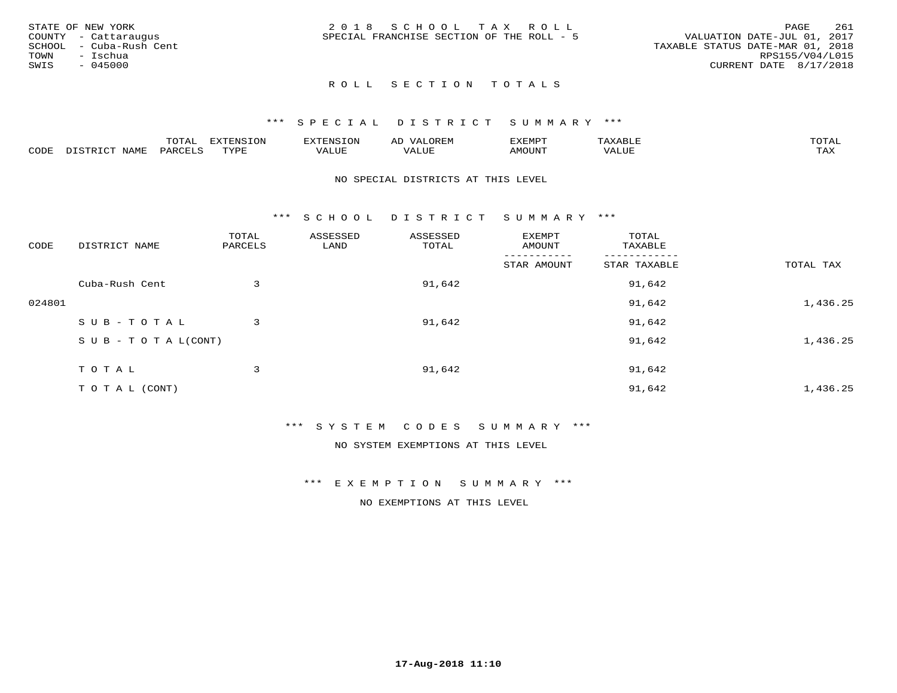STATE OF NEW YORK
COUNTY - Cattaraugus
SCHOOL - Cuba-Rush Cent
TOWN - Ischua
SWIS - 045000

2 0 1 8 S C H O O L T A X R O L L
SPECIAL FRANCHISE SECTION OF THE ROLL - 5

VALUATION DATE-JUL 01, 2017
TAXABLE STATUS DATE-MAR 01, 2018
RPS155/V04/L015
CURRENT DATE 8/17/2018

## R O L L S E C T I O N T O T A L S

### *** S P E C I A L D I S T R I C T S U M M A R Y ***

| CODE | DISTRICT NAME | TOTAL PARCELS | EXTENSION TYPE | EXTENSION VALUE | AD VALOREM VALUE | EXEMPT AMOUNT | TAXABLE VALUE | TOTAL TAX |
|---|---|---|---|---|---|---|---|---|

NO SPECIAL DISTRICTS AT THIS LEVEL

### *** S C H O O L D I S T R I C T S U M M A R Y ***

| CODE | DISTRICT NAME | TOTAL PARCELS | ASSESSED LAND | ASSESSED TOTAL | EXEMPT AMOUNT / STAR AMOUNT | TOTAL TAXABLE / STAR TAXABLE | TOTAL TAX |
|---|---|---|---|---|---|---|---|
| | Cuba-Rush Cent | 3 | | 91,642 | | 91,642 | |
| 024801 | | | | | | 91,642 | 1,436.25 |
| | S U B - T O T A L | 3 | | 91,642 | | 91,642 | |
| | S U B - T O T A L(CONT) | | | | | 91,642 | 1,436.25 |
| | T O T A L | 3 | | 91,642 | | 91,642 | |
| | T O T A L (CONT) | | | | | 91,642 | 1,436.25 |

### *** S Y S T E M C O D E S S U M M A R Y ***

NO SYSTEM EXEMPTIONS AT THIS LEVEL

### *** E X E M P T I O N S U M M A R Y ***

NO EXEMPTIONS AT THIS LEVEL

17-Aug-2018 11:10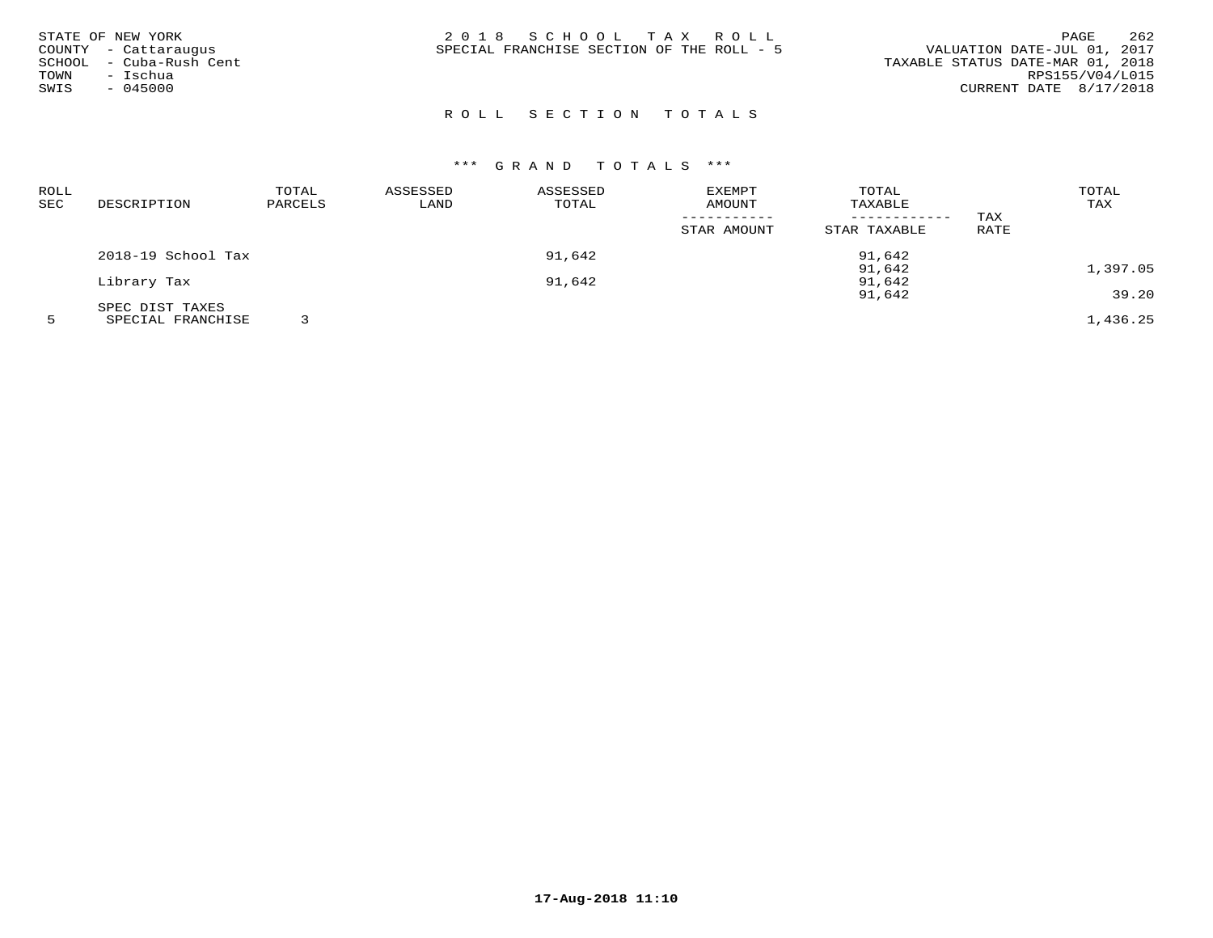STATE OF NEW YORK
COUNTY - Cattaraugus
SCHOOL - Cuba-Rush Cent
TOWN - Ischua
SWIS - 045000

2 0 1 8 S C H O O L T A X R O L L
SPECIAL FRANCHISE SECTION OF THE ROLL - 5

VALUATION DATE-JUL 01, 2017
TAXABLE STATUS DATE-MAR 01, 2018
RPS155/V04/L015
CURRENT DATE 8/17/2018

## R O L L S E C T I O N T O T A L S

### \*\*\* G R A N D T O T A L S \*\*\*

| ROLL SEC | DESCRIPTION | TOTAL PARCELS | ASSESSED LAND | ASSESSED TOTAL | EXEMPT AMOUNT / STAR AMOUNT | TOTAL TAXABLE / STAR TAXABLE | TAX RATE | TOTAL TAX |
|---|---|---|---|---|---|---|---|---|
| | 2018-19 School Tax | | | 91,642 | | 91,642 | | |
| | | | | | | 91,642 | | 1,397.05 |
| | Library Tax | | | 91,642 | | 91,642 | | |
| | | | | | | 91,642 | | 39.20 |
| | SPEC DIST TAXES | | | | | | | |
| 5 | SPECIAL FRANCHISE | 3 | | | | | | 1,436.25 |

17-Aug-2018 11:10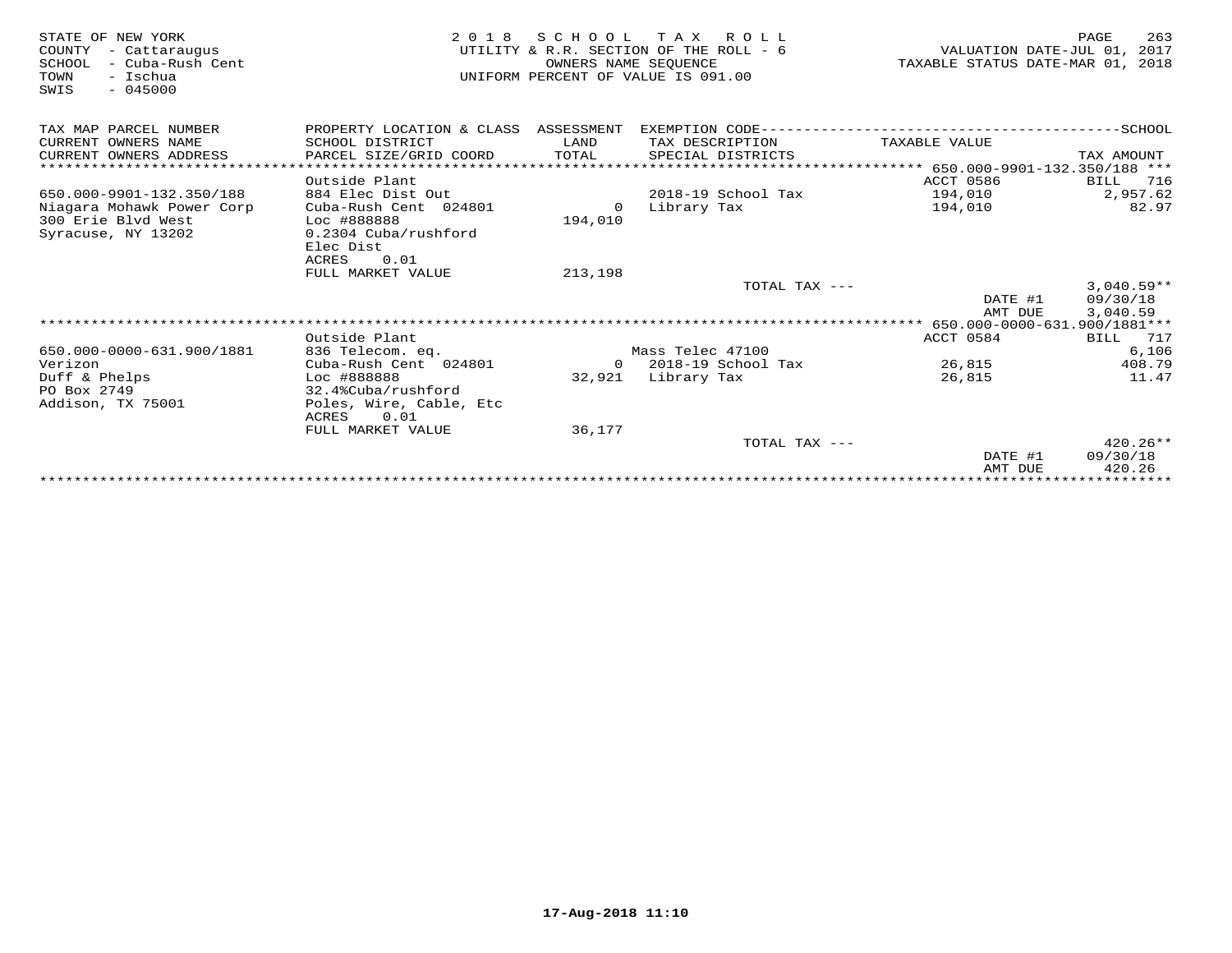STATE OF NEW YORK
COUNTY - Cattaraugus
SCHOOL - Cuba-Rush Cent
TOWN - Ischua
SWIS - 045000

2018 SCHOOL TAX ROLL
UTILITY & R.R. SECTION OF THE ROLL - 6
OWNERS NAME SEQUENCE
UNIFORM PERCENT OF VALUE IS 091.00

VALUATION DATE-JUL 01, 2017
TAXABLE STATUS DATE-MAR 01, 2018

| TAX MAP PARCEL NUMBER / CURRENT OWNERS NAME / CURRENT OWNERS ADDRESS | PROPERTY LOCATION & CLASS / SCHOOL DISTRICT / PARCEL SIZE/GRID COORD | ASSESSMENT LAND / TOTAL | EXEMPTION CODE / TAX DESCRIPTION / SPECIAL DISTRICTS | TAXABLE VALUE | SCHOOL TAX AMOUNT |
|---|---|---|---|---|---|
| ******* 650.000-9901-132.350/188 *** | | | | | |
| | Outside Plant | | | ACCT 0586 | BILL 716 |
| 650.000-9901-132.350/188 | 884 Elec Dist Out | | 2018-19 School Tax | 194,010 | 2,957.62 |
| Niagara Mohawk Power Corp | Cuba-Rush Cent 024801 | 0 | Library Tax | 194,010 | 82.97 |
| 300 Erie Blvd West | Loc #888888 | 194,010 | | | |
| Syracuse, NY 13202 | 0.2304 Cuba/rushford | | | | |
| | Elec Dist | | | | |
| | ACRES 0.01 | | | | |
| | FULL MARKET VALUE | 213,198 | | | |
| | | | TOTAL TAX --- | | 3,040.59** |
| | | | | DATE #1 | 09/30/18 |
| | | | | AMT DUE | 3,040.59 |
| ******* 650.000-0000-631.900/1881*** | | | | | |
| | Outside Plant | | | ACCT 0584 | BILL 717 |
| 650.000-0000-631.900/1881 | 836 Telecom. eq. | | Mass Telec 47100 | | 6,106 |
| Verizon | Cuba-Rush Cent 024801 | 0 | 2018-19 School Tax | 26,815 | 408.79 |
| Duff & Phelps | Loc #888888 | 32,921 | Library Tax | 26,815 | 11.47 |
| PO Box 2749 | 32.4%Cuba/rushford | | | | |
| Addison, TX 75001 | Poles, Wire, Cable, Etc | | | | |
| | ACRES 0.01 | | | | |
| | FULL MARKET VALUE | 36,177 | | | |
| | | | TOTAL TAX --- | | 420.26** |
| | | | | DATE #1 | 09/30/18 |
| | | | | AMT DUE | 420.26 |

17-Aug-2018 11:10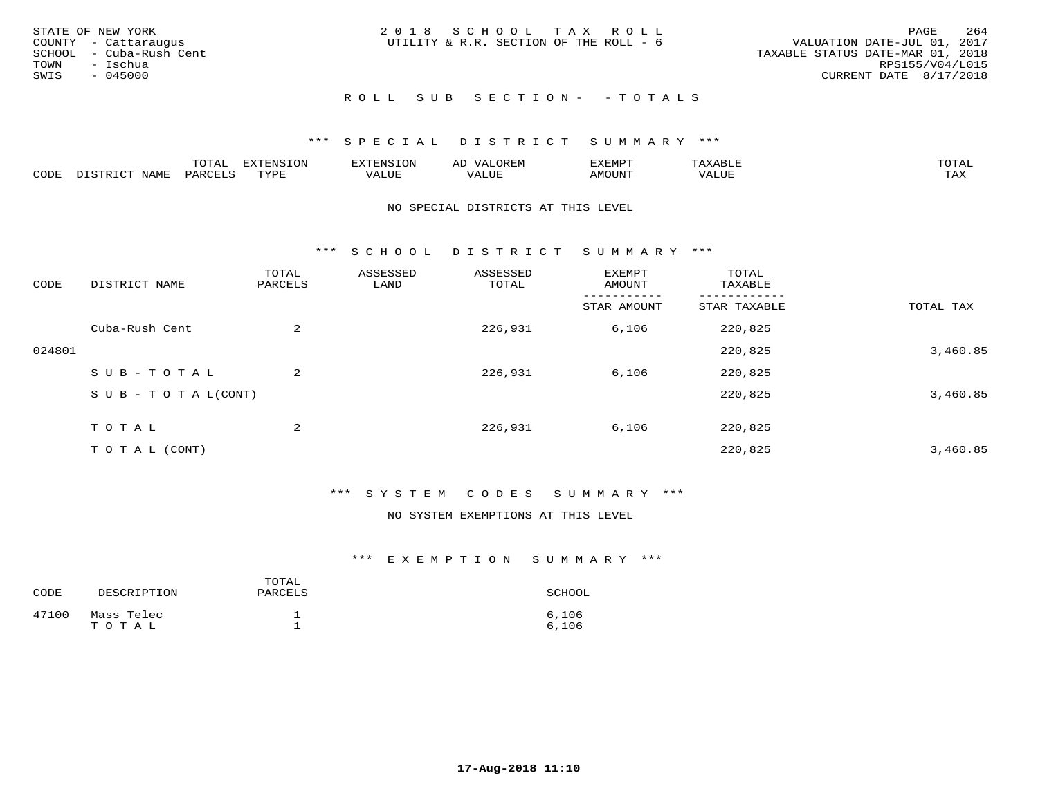STATE OF NEW YORK
COUNTY - Cattaraugus
SCHOOL - Cuba-Rush Cent
TOWN - Ischua
SWIS - 045000

2018 SCHOOL TAX ROLL
UTILITY & R.R. SECTION OF THE ROLL - 6

VALUATION DATE-JUL 01, 2017
TAXABLE STATUS DATE-MAR 01, 2018
RPS155/V04/L015
CURRENT DATE 8/17/2018

## ROLL SUB SECTION- - TOTALS

### *** SPECIAL DISTRICT SUMMARY ***

| CODE | DISTRICT NAME | TOTAL PARCELS | EXTENSION TYPE | EXTENSION VALUE | AD VALOREM VALUE | EXEMPT AMOUNT | TAXABLE VALUE | TOTAL TAX |
|---|---|---|---|---|---|---|---|---|

NO SPECIAL DISTRICTS AT THIS LEVEL

### *** SCHOOL DISTRICT SUMMARY ***

| CODE | DISTRICT NAME | TOTAL PARCELS | ASSESSED LAND | ASSESSED TOTAL | EXEMPT AMOUNT / STAR AMOUNT | TOTAL TAXABLE / STAR TAXABLE | TOTAL TAX |
|---|---|---|---|---|---|---|---|
| | Cuba-Rush Cent | 2 | | 226,931 | 6,106 | 220,825 | |
| 024801 | | | | | | 220,825 | 3,460.85 |
| | SUB-TOTAL | 2 | | 226,931 | 6,106 | 220,825 | |
| | SUB-TOTAL(CONT) | | | | | 220,825 | 3,460.85 |
| | TOTAL | 2 | | 226,931 | 6,106 | 220,825 | |
| | TOTAL (CONT) | | | | | 220,825 | 3,460.85 |

### *** SYSTEM CODES SUMMARY ***

NO SYSTEM EXEMPTIONS AT THIS LEVEL

### *** EXEMPTION SUMMARY ***

| CODE | DESCRIPTION | TOTAL PARCELS | SCHOOL |
|---|---|---|---|
| 47100 | Mass Telec | 1 | 6,106 |
| | TOTAL | 1 | 6,106 |

17-Aug-2018 11:10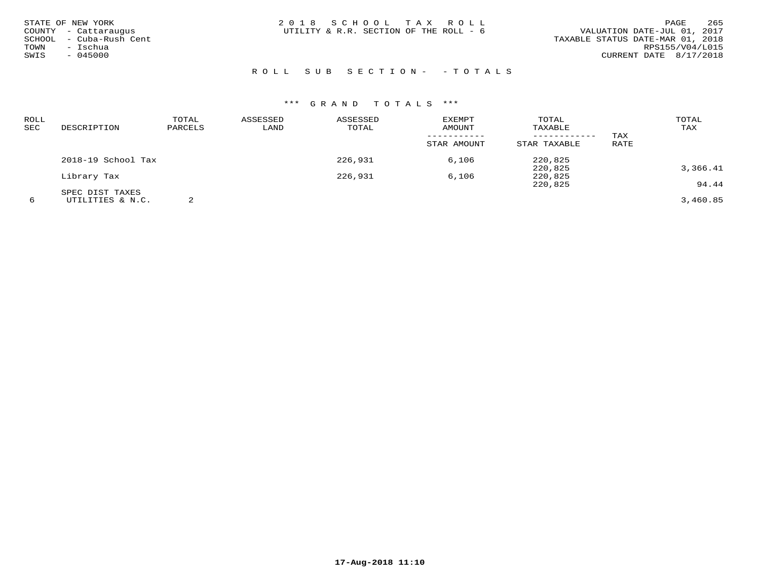STATE OF NEW YORK
COUNTY - Cattaraugus
SCHOOL - Cuba-Rush Cent
TOWN - Ischua
SWIS - 045000

2 0 1 8 S C H O O L T A X R O L L
UTILITY & R.R. SECTION OF THE ROLL - 6

VALUATION DATE-JUL 01, 2017
TAXABLE STATUS DATE-MAR 01, 2018
RPS155/V04/L015
CURRENT DATE 8/17/2018

R O L L S U B S E C T I O N - - T O T A L S

\*\*\* G R A N D T O T A L S \*\*\*

| ROLL SEC | DESCRIPTION | TOTAL PARCELS | ASSESSED LAND | ASSESSED TOTAL | EXEMPT AMOUNT / STAR AMOUNT | TOTAL TAXABLE / STAR TAXABLE | TAX RATE | TOTAL TAX |
|---|---|---|---|---|---|---|---|---|
| | 2018-19 School Tax | | | 226,931 | 6,106 | 220,825 | | |
| | | | | | | 220,825 | | 3,366.41 |
| | Library Tax | | | 226,931 | 6,106 | 220,825 | | |
| | | | | | | 220,825 | | 94.44 |
| | SPEC DIST TAXES | | | | | | | |
| 6 | UTILITIES & N.C. | 2 | | | | | | 3,460.85 |

17-Aug-2018 11:10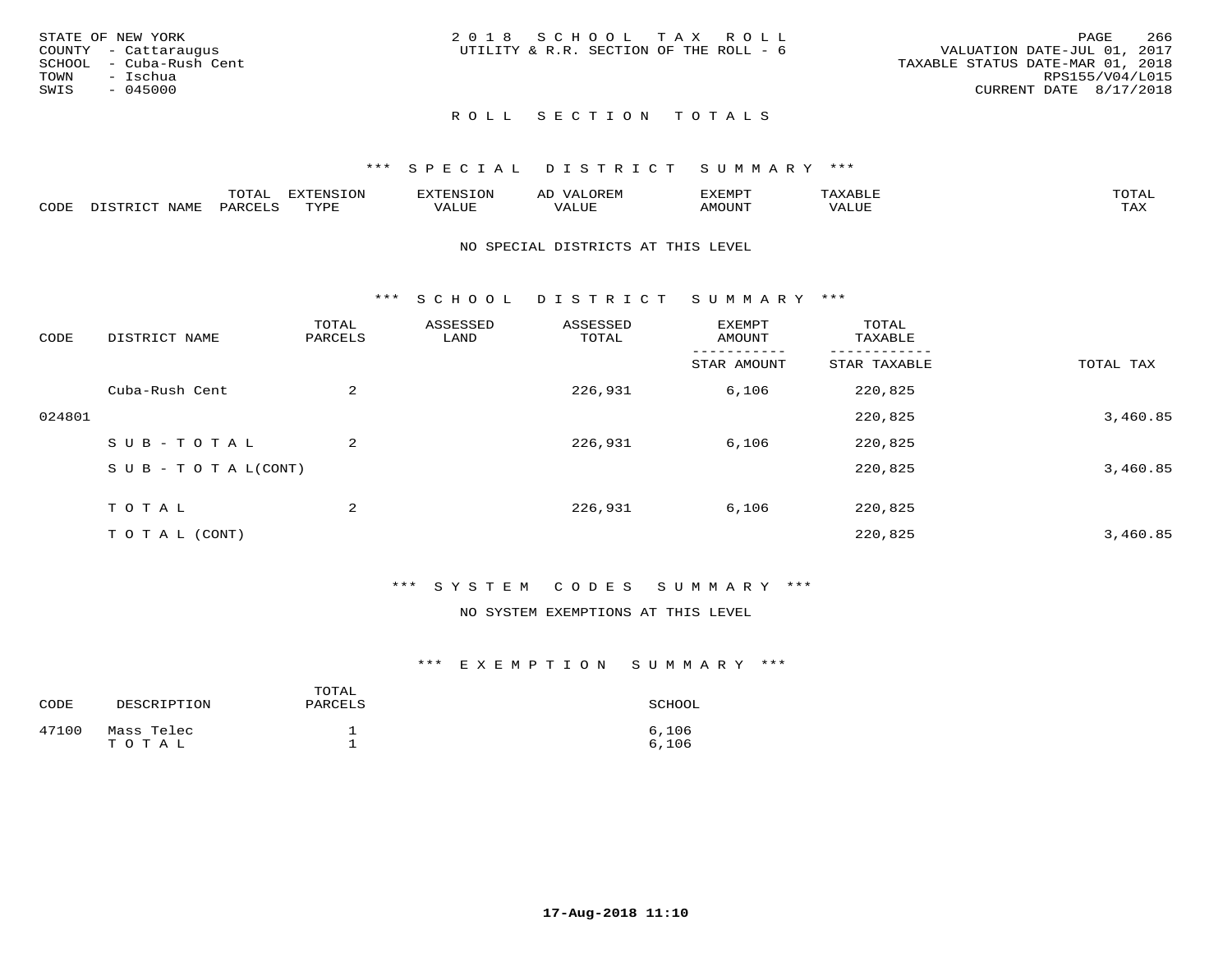STATE OF NEW YORK
COUNTY - Cattaraugus
SCHOOL - Cuba-Rush Cent
TOWN - Ischua
SWIS - 045000

2 0 1 8 S C H O O L T A X R O L L
UTILITY & R.R. SECTION OF THE ROLL - 6

VALUATION DATE-JUL 01, 2017
TAXABLE STATUS DATE-MAR 01, 2018
RPS155/V04/L015
CURRENT DATE 8/17/2018

R O L L S E C T I O N T O T A L S

*** S P E C I A L D I S T R I C T S U M M A R Y ***

| CODE | DISTRICT NAME | TOTAL PARCELS | EXTENSION TYPE | EXTENSION VALUE | AD VALOREM VALUE | EXEMPT AMOUNT | TAXABLE VALUE | TOTAL TAX |
|---|---|---|---|---|---|---|---|---|

NO SPECIAL DISTRICTS AT THIS LEVEL

*** S C H O O L D I S T R I C T S U M M A R Y ***

| CODE | DISTRICT NAME | TOTAL PARCELS | ASSESSED LAND | ASSESSED TOTAL | EXEMPT AMOUNT / STAR AMOUNT | TOTAL TAXABLE / STAR TAXABLE | TOTAL TAX |
|---|---|---|---|---|---|---|---|
| | Cuba-Rush Cent | 2 | | 226,931 | 6,106 | 220,825 | |
| 024801 | | | | | | 220,825 | 3,460.85 |
| | S U B - T O T A L | 2 | | 226,931 | 6,106 | 220,825 | |
| | S U B - T O T A L(CONT) | | | | | 220,825 | 3,460.85 |
| | T O T A L | 2 | | 226,931 | 6,106 | 220,825 | |
| | T O T A L (CONT) | | | | | 220,825 | 3,460.85 |

*** S Y S T E M C O D E S S U M M A R Y ***

NO SYSTEM EXEMPTIONS AT THIS LEVEL

*** E X E M P T I O N S U M M A R Y ***

| CODE | DESCRIPTION | TOTAL PARCELS | SCHOOL |
|---|---|---|---|
| 47100 | Mass Telec | 1 | 6,106 |
| | T O T A L | 1 | 6,106 |

17-Aug-2018 11:10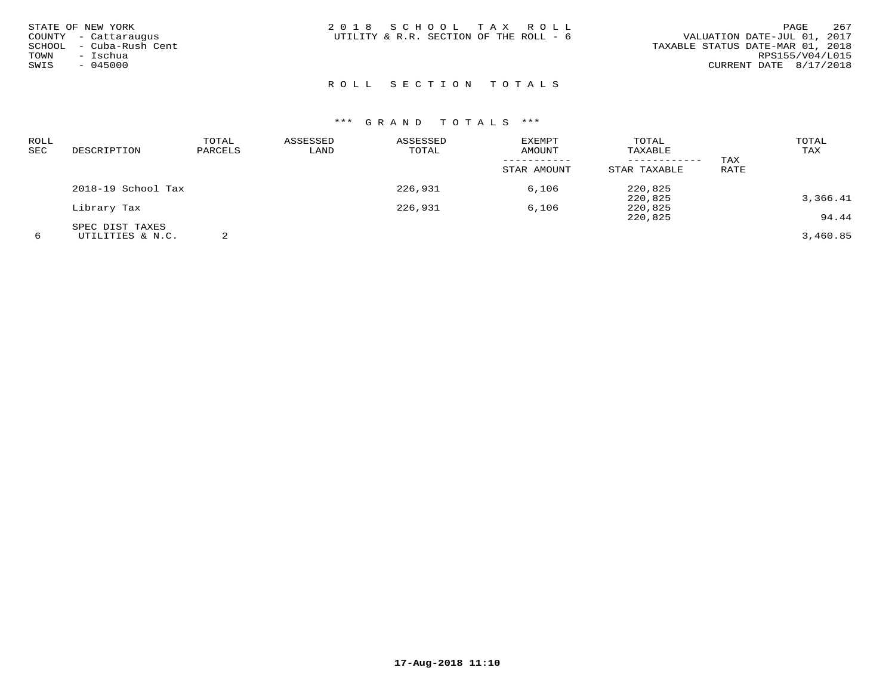STATE OF NEW YORK
COUNTY - Cattaraugus
SCHOOL - Cuba-Rush Cent
TOWN - Ischua
SWIS - 045000

2 0 1 8 S C H O O L T A X R O L L
UTILITY & R.R. SECTION OF THE ROLL - 6

VALUATION DATE-JUL 01, 2017
TAXABLE STATUS DATE-MAR 01, 2018
RPS155/V04/L015
CURRENT DATE 8/17/2018

## R O L L S E C T I O N T O T A L S

### \*\*\* G R A N D T O T A L S \*\*\*

| ROLL SEC | DESCRIPTION | TOTAL PARCELS | ASSESSED LAND | ASSESSED TOTAL | EXEMPT AMOUNT / STAR AMOUNT | TOTAL TAXABLE / STAR TAXABLE | TAX RATE | TOTAL TAX |
|---|---|---|---|---|---|---|---|---|
| | 2018-19 School Tax | | | 226,931 | 6,106 | 220,825 | | |
| | | | | | | 220,825 | | 3,366.41 |
| | Library Tax | | | 226,931 | 6,106 | 220,825 | | |
| | | | | | | 220,825 | | 94.44 |
| | SPEC DIST TAXES | | | | | | | |
| 6 | UTILITIES & N.C. | 2 | | | | | | 3,460.85 |

17-Aug-2018 11:10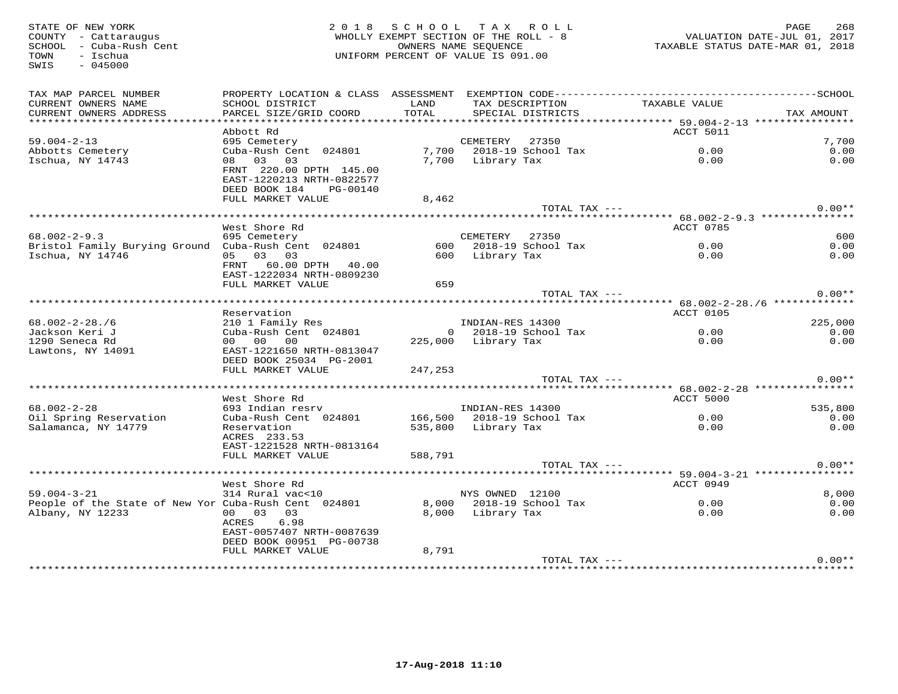STATE OF NEW YORK
COUNTY - Cattaraugus
SCHOOL - Cuba-Rush Cent
TOWN - Ischua
SWIS - 045000

2018 SCHOOL TAX ROLL
WHOLLY EXEMPT SECTION OF THE ROLL - 8
OWNERS NAME SEQUENCE
UNIFORM PERCENT OF VALUE IS 091.00

VALUATION DATE-JUL 01, 2017
TAXABLE STATUS DATE-MAR 01, 2018

| TAX MAP PARCEL NUMBER / CURRENT OWNERS NAME / CURRENT OWNERS ADDRESS | PROPERTY LOCATION & CLASS / SCHOOL DISTRICT / PARCEL SIZE/GRID COORD | ASSESSMENT LAND / TOTAL | EXEMPTION CODE / TAX DESCRIPTION / SPECIAL DISTRICTS | TAXABLE VALUE | TAX AMOUNT |
|---|---|---|---|---|---|
| **59.004-2-13** | Abbott Rd | | | ACCT 5011 | |
| 59.004-2-13 | 695 Cemetery | | CEMETERY 27350 | | 7,700 |
| Abbotts Cemetery | Cuba-Rush Cent 024801 | 7,700 | 2018-19 School Tax | 0.00 | 0.00 |
| Ischua, NY 14743 | 08 03 03 | 7,700 | Library Tax | 0.00 | 0.00 |
| | FRNT 220.00 DPTH 145.00 | | | | |
| | EAST-1220213 NRTH-0822577 | | | | |
| | DEED BOOK 184 PG-00140 | | | | |
| | FULL MARKET VALUE | 8,462 | | | |
| | | | TOTAL TAX --- | | 0.00** |
| **68.002-2-9.3** | West Shore Rd | | | ACCT 0785 | |
| 68.002-2-9.3 | 695 Cemetery | | CEMETERY 27350 | | 600 |
| Bristol Family Burying Ground | Cuba-Rush Cent 024801 | 600 | 2018-19 School Tax | 0.00 | 0.00 |
| Ischua, NY 14746 | 05 03 03 | 600 | Library Tax | 0.00 | 0.00 |
| | FRNT 60.00 DPTH 40.00 | | | | |
| | EAST-1222034 NRTH-0809230 | | | | |
| | FULL MARKET VALUE | 659 | | | |
| | | | TOTAL TAX --- | | 0.00** |
| **68.002-2-28./6** | Reservation | | | ACCT 0105 | |
| 68.002-2-28./6 | 210 1 Family Res | | INDIAN-RES 14300 | | 225,000 |
| Jackson Keri J | Cuba-Rush Cent 024801 | 0 | 2018-19 School Tax | 0.00 | 0.00 |
| 1290 Seneca Rd | 00 00 00 | 225,000 | Library Tax | 0.00 | 0.00 |
| Lawtons, NY 14091 | EAST-1221650 NRTH-0813047 | | | | |
| | DEED BOOK 25034 PG-2001 | | | | |
| | FULL MARKET VALUE | 247,253 | | | |
| | | | TOTAL TAX --- | | 0.00** |
| **68.002-2-28** | West Shore Rd | | | ACCT 5000 | |
| 68.002-2-28 | 693 Indian resrv | | INDIAN-RES 14300 | | 535,800 |
| Oil Spring Reservation | Cuba-Rush Cent 024801 | 166,500 | 2018-19 School Tax | 0.00 | 0.00 |
| Salamanca, NY 14779 | Reservation | 535,800 | Library Tax | 0.00 | 0.00 |
| | ACRES 233.53 | | | | |
| | EAST-1221528 NRTH-0813164 | | | | |
| | FULL MARKET VALUE | 588,791 | | | |
| | | | TOTAL TAX --- | | 0.00** |
| **59.004-3-21** | West Shore Rd | | | ACCT 0949 | |
| 59.004-3-21 | 314 Rural vac<10 | | NYS OWNED 12100 | | 8,000 |
| People of the State of New Yor | Cuba-Rush Cent 024801 | 8,000 | 2018-19 School Tax | 0.00 | 0.00 |
| Albany, NY 12233 | 00 03 03 | 8,000 | Library Tax | 0.00 | 0.00 |
| | ACRES 6.98 | | | | |
| | EAST-0057407 NRTH-0087639 | | | | |
| | DEED BOOK 00951 PG-00738 | | | | |
| | FULL MARKET VALUE | 8,791 | | | |
| | | | TOTAL TAX --- | | 0.00** |

17-Aug-2018 11:10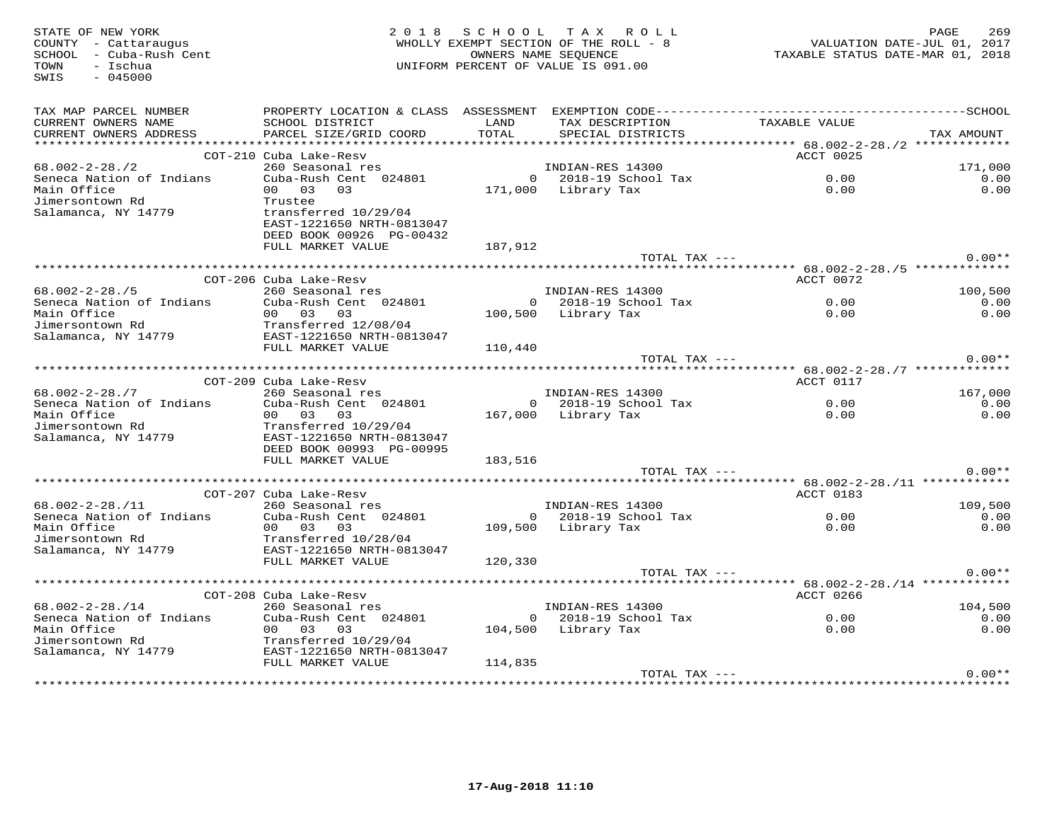STATE OF NEW YORK
COUNTY - Cattaraugus
SCHOOL - Cuba-Rush Cent
TOWN - Ischua
SWIS - 045000

2018 SCHOOL TAX ROLL
WHOLLY EXEMPT SECTION OF THE ROLL - 8
OWNERS NAME SEQUENCE
UNIFORM PERCENT OF VALUE IS 091.00

VALUATION DATE-JUL 01, 2017
TAXABLE STATUS DATE-MAR 01, 2018

| TAX MAP PARCEL NUMBER / CURRENT OWNERS NAME / CURRENT OWNERS ADDRESS | PROPERTY LOCATION & CLASS / SCHOOL DISTRICT / PARCEL SIZE/GRID COORD | ASSESSMENT LAND / TOTAL | EXEMPTION CODE / TAX DESCRIPTION / SPECIAL DISTRICTS | TAXABLE VALUE | TAX AMOUNT |
|---|---|---|---|---|---|
| | COT-210 Cuba Lake-Resv | | | ACCT 0025 | |
| 68.002-2-28./2 | 260 Seasonal res | | INDIAN-RES 14300 | | 171,000 |
| Seneca Nation of Indians | Cuba-Rush Cent 024801 | 0 | 2018-19 School Tax | 0.00 | 0.00 |
| Main Office | 00 03 03 | 171,000 | Library Tax | 0.00 | 0.00 |
| Jimersontown Rd | Trustee | | | | |
| Salamanca, NY 14779 | transferred 10/29/04 | | | | |
| | EAST-1221650 NRTH-0813047 | | | | |
| | DEED BOOK 00926 PG-00432 | | | | |
| | FULL MARKET VALUE | 187,912 | | | |
| | | | TOTAL TAX --- | | 0.00** |
| | COT-206 Cuba Lake-Resv | | | ACCT 0072 | |
| 68.002-2-28./5 | 260 Seasonal res | | INDIAN-RES 14300 | | 100,500 |
| Seneca Nation of Indians | Cuba-Rush Cent 024801 | 0 | 2018-19 School Tax | 0.00 | 0.00 |
| Main Office | 00 03 03 | 100,500 | Library Tax | 0.00 | 0.00 |
| Jimersontown Rd | Transferred 12/08/04 | | | | |
| Salamanca, NY 14779 | EAST-1221650 NRTH-0813047 | | | | |
| | FULL MARKET VALUE | 110,440 | | | |
| | | | TOTAL TAX --- | | 0.00** |
| | COT-209 Cuba Lake-Resv | | | ACCT 0117 | |
| 68.002-2-28./7 | 260 Seasonal res | | INDIAN-RES 14300 | | 167,000 |
| Seneca Nation of Indians | Cuba-Rush Cent 024801 | 0 | 2018-19 School Tax | 0.00 | 0.00 |
| Main Office | 00 03 03 | 167,000 | Library Tax | 0.00 | 0.00 |
| Jimersontown Rd | Transferred 10/29/04 | | | | |
| Salamanca, NY 14779 | EAST-1221650 NRTH-0813047 | | | | |
| | DEED BOOK 00993 PG-00995 | | | | |
| | FULL MARKET VALUE | 183,516 | | | |
| | | | TOTAL TAX --- | | 0.00** |
| | COT-207 Cuba Lake-Resv | | | ACCT 0183 | |
| 68.002-2-28./11 | 260 Seasonal res | | INDIAN-RES 14300 | | 109,500 |
| Seneca Nation of Indians | Cuba-Rush Cent 024801 | 0 | 2018-19 School Tax | 0.00 | 0.00 |
| Main Office | 00 03 03 | 109,500 | Library Tax | 0.00 | 0.00 |
| Jimersontown Rd | Transferred 10/28/04 | | | | |
| Salamanca, NY 14779 | EAST-1221650 NRTH-0813047 | | | | |
| | FULL MARKET VALUE | 120,330 | | | |
| | | | TOTAL TAX --- | | 0.00** |
| | COT-208 Cuba Lake-Resv | | | ACCT 0266 | |
| 68.002-2-28./14 | 260 Seasonal res | | INDIAN-RES 14300 | | 104,500 |
| Seneca Nation of Indians | Cuba-Rush Cent 024801 | 0 | 2018-19 School Tax | 0.00 | 0.00 |
| Main Office | 00 03 03 | 104,500 | Library Tax | 0.00 | 0.00 |
| Jimersontown Rd | Transferred 10/29/04 | | | | |
| Salamanca, NY 14779 | EAST-1221650 NRTH-0813047 | | | | |
| | FULL MARKET VALUE | 114,835 | | | |
| | | | TOTAL TAX --- | | 0.00** |

17-Aug-2018 11:10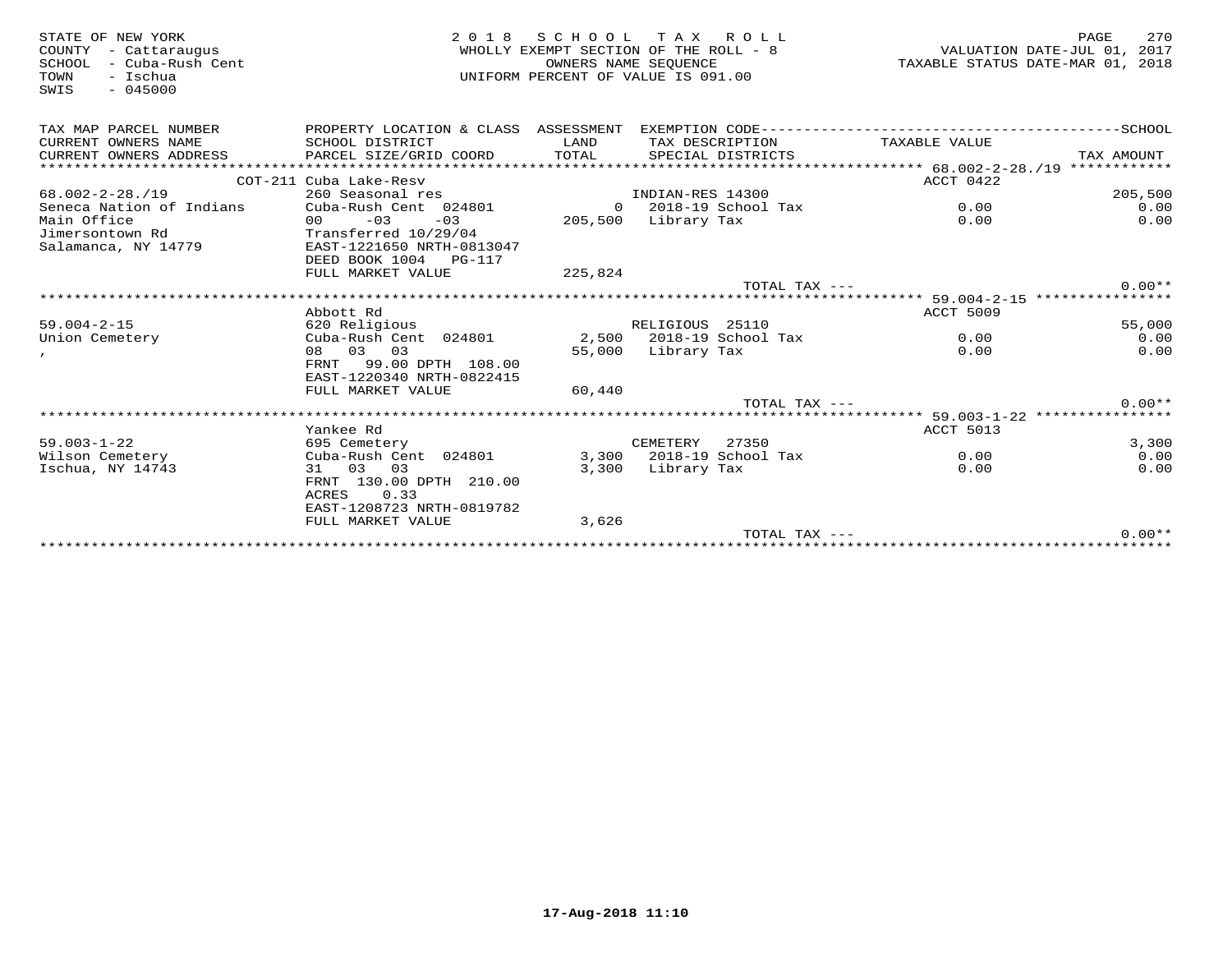STATE OF NEW YORK
COUNTY - Cattaraugus
SCHOOL - Cuba-Rush Cent
TOWN - Ischua
SWIS - 045000

2 0 1 8 S C H O O L T A X R O L L
WHOLLY EXEMPT SECTION OF THE ROLL - 8
OWNERS NAME SEQUENCE
UNIFORM PERCENT OF VALUE IS 091.00

VALUATION DATE-JUL 01, 2017
TAXABLE STATUS DATE-MAR 01, 2018

| TAX MAP PARCEL NUMBER / CURRENT OWNERS NAME / CURRENT OWNERS ADDRESS | PROPERTY LOCATION & CLASS / SCHOOL DISTRICT / PARCEL SIZE/GRID COORD | ASSESSMENT LAND / TOTAL | EXEMPTION CODE / TAX DESCRIPTION / SPECIAL DISTRICTS | TAXABLE VALUE | SCHOOL / TAX AMOUNT |
|---|---|---|---|---|---|
| 68.002-2-28./19 | COT-211 Cuba Lake-Resv | | | ACCT 0422 | |
| | 260 Seasonal res | | INDIAN-RES 14300 | | 205,500 |
| Seneca Nation of Indians | Cuba-Rush Cent 024801 | 0 | 2018-19 School Tax | 0.00 | 0.00 |
| Main Office | 00 -03 -03 | 205,500 | Library Tax | 0.00 | 0.00 |
| Jimersontown Rd | Transferred 10/29/04 | | | | |
| Salamanca, NY 14779 | EAST-1221650 NRTH-0813047 | | | | |
| | DEED BOOK 1004 PG-117 | | | | |
| | FULL MARKET VALUE | 225,824 | | | |
| | | | TOTAL TAX --- | | 0.00** |
| 59.004-2-15 | Abbott Rd | | | ACCT 5009 | |
| | 620 Religious | | RELIGIOUS 25110 | | 55,000 |
| Union Cemetery | Cuba-Rush Cent 024801 | 2,500 | 2018-19 School Tax | 0.00 | 0.00 |
| , | 08 03 03 | 55,000 | Library Tax | 0.00 | 0.00 |
| | FRNT 99.00 DPTH 108.00 | | | | |
| | EAST-1220340 NRTH-0822415 | | | | |
| | FULL MARKET VALUE | 60,440 | | | |
| | | | TOTAL TAX --- | | 0.00** |
| 59.003-1-22 | Yankee Rd | | | ACCT 5013 | |
| | 695 Cemetery | | CEMETERY 27350 | | 3,300 |
| Wilson Cemetery | Cuba-Rush Cent 024801 | 3,300 | 2018-19 School Tax | 0.00 | 0.00 |
| Ischua, NY 14743 | 31 03 03 | 3,300 | Library Tax | 0.00 | 0.00 |
| | FRNT 130.00 DPTH 210.00 | | | | |
| | ACRES 0.33 | | | | |
| | EAST-1208723 NRTH-0819782 | | | | |
| | FULL MARKET VALUE | 3,626 | | | |
| | | | TOTAL TAX --- | | 0.00** |

17-Aug-2018 11:10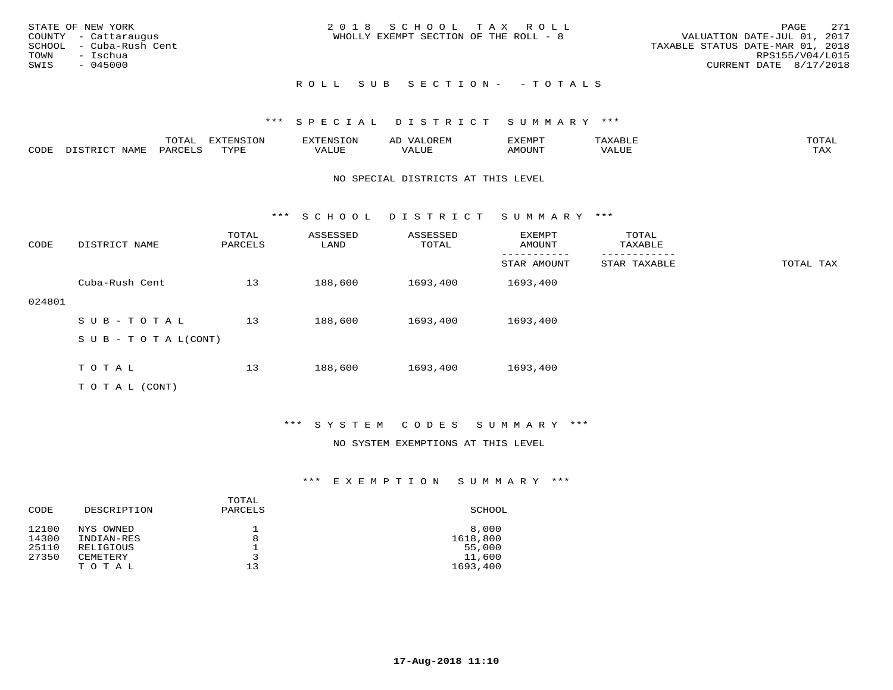STATE OF NEW YORK
COUNTY - Cattaraugus
SCHOOL - Cuba-Rush Cent
TOWN - Ischua
SWIS - 045000

2018 SCHOOL TAX ROLL
WHOLLY EXEMPT SECTION OF THE ROLL - 8

VALUATION DATE-JUL 01, 2017
TAXABLE STATUS DATE-MAR 01, 2018
RPS155/V04/L015
CURRENT DATE 8/17/2018

ROLL SUB SECTION- - TOTALS

*** SPECIAL DISTRICT SUMMARY ***

| CODE | DISTRICT NAME | TOTAL PARCELS | EXTENSION TYPE | EXTENSION VALUE | AD VALOREM VALUE | EXEMPT AMOUNT | TAXABLE VALUE | TOTAL TAX |
|---|---|---|---|---|---|---|---|---|

NO SPECIAL DISTRICTS AT THIS LEVEL

*** SCHOOL DISTRICT SUMMARY ***

| CODE | DISTRICT NAME | TOTAL PARCELS | ASSESSED LAND | ASSESSED TOTAL | EXEMPT AMOUNT / STAR AMOUNT | TOTAL TAXABLE / STAR TAXABLE | TOTAL TAX |
|---|---|---|---|---|---|---|---|
| 024801 | Cuba-Rush Cent | 13 | 188,600 | 1693,400 | 1693,400 | | |
| | SUB-TOTAL | 13 | 188,600 | 1693,400 | 1693,400 | | |
| | SUB-TOTAL(CONT) | | | | | | |
| | TOTAL | 13 | 188,600 | 1693,400 | 1693,400 | | |
| | TOTAL (CONT) | | | | | | |

*** SYSTEM CODES SUMMARY ***

NO SYSTEM EXEMPTIONS AT THIS LEVEL

*** EXEMPTION SUMMARY ***

| CODE | DESCRIPTION | TOTAL PARCELS | SCHOOL |
|---|---|---|---|
| 12100 | NYS OWNED | 1 | 8,000 |
| 14300 | INDIAN-RES | 8 | 1618,800 |
| 25110 | RELIGIOUS | 1 | 55,000 |
| 27350 | CEMETERY | 3 | 11,600 |
| | TOTAL | 13 | 1693,400 |

17-Aug-2018 11:10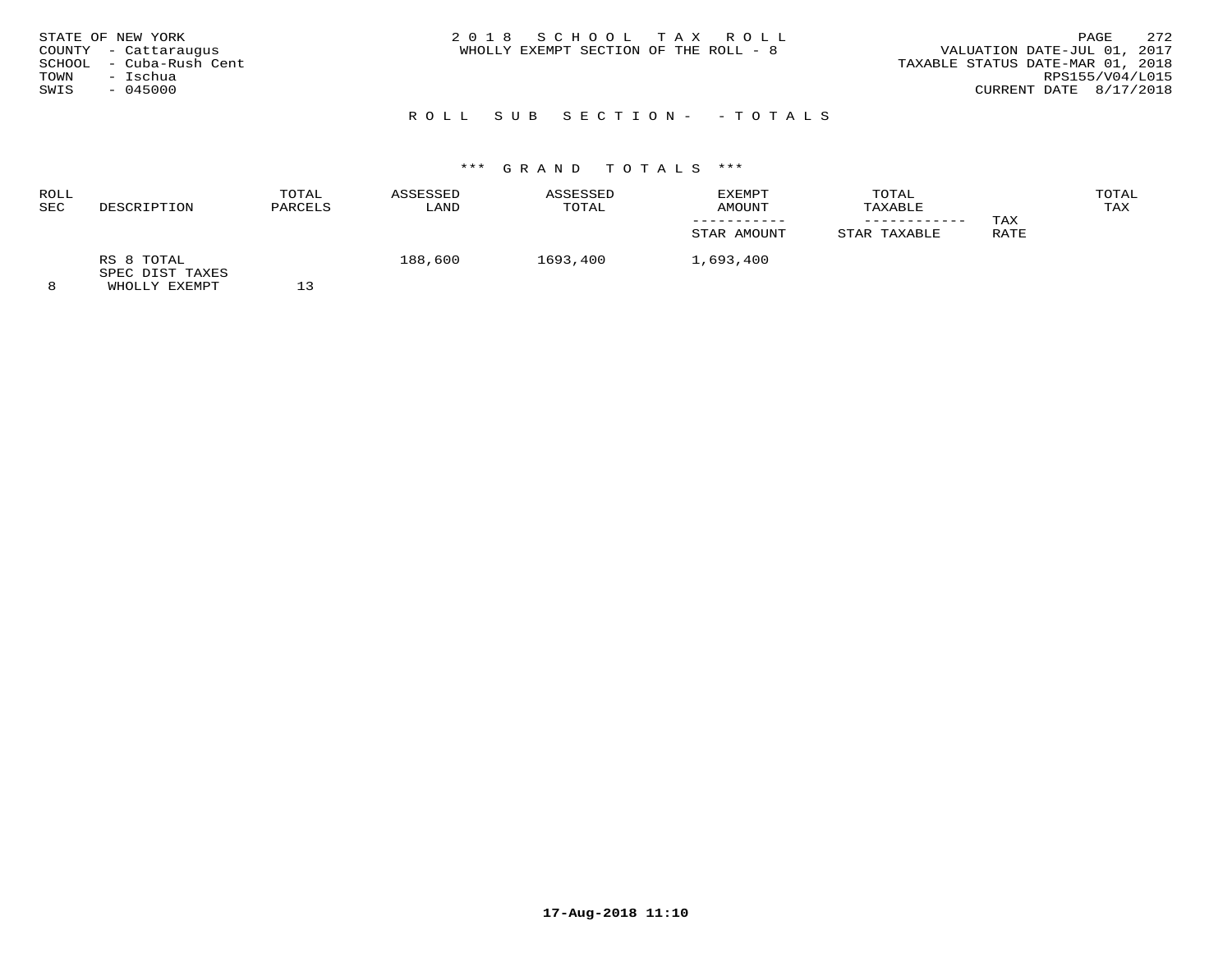STATE OF NEW YORK
COUNTY - Cattaraugus
SCHOOL - Cuba-Rush Cent
TOWN - Ischua
SWIS - 045000

2 0 1 8 S C H O O L T A X R O L L
WHOLLY EXEMPT SECTION OF THE ROLL - 8

VALUATION DATE-JUL 01, 2017
TAXABLE STATUS DATE-MAR 01, 2018
RPS155/V04/L015
CURRENT DATE 8/17/2018

R O L L S U B S E C T I O N - - T O T A L S

\*\*\* G R A N D T O T A L S \*\*\*

| ROLL SEC | DESCRIPTION | TOTAL PARCELS | ASSESSED LAND | ASSESSED TOTAL | EXEMPT AMOUNT ----------- STAR AMOUNT | TOTAL TAXABLE ------------ STAR TAXABLE | TAX RATE | TOTAL TAX |
|---|---|---|---|---|---|---|---|---|
| 8 | RS 8 TOTAL SPEC DIST TAXES WHOLLY EXEMPT | 13 | 188,600 | 1693,400 | 1,693,400 | | | |

17-Aug-2018 11:10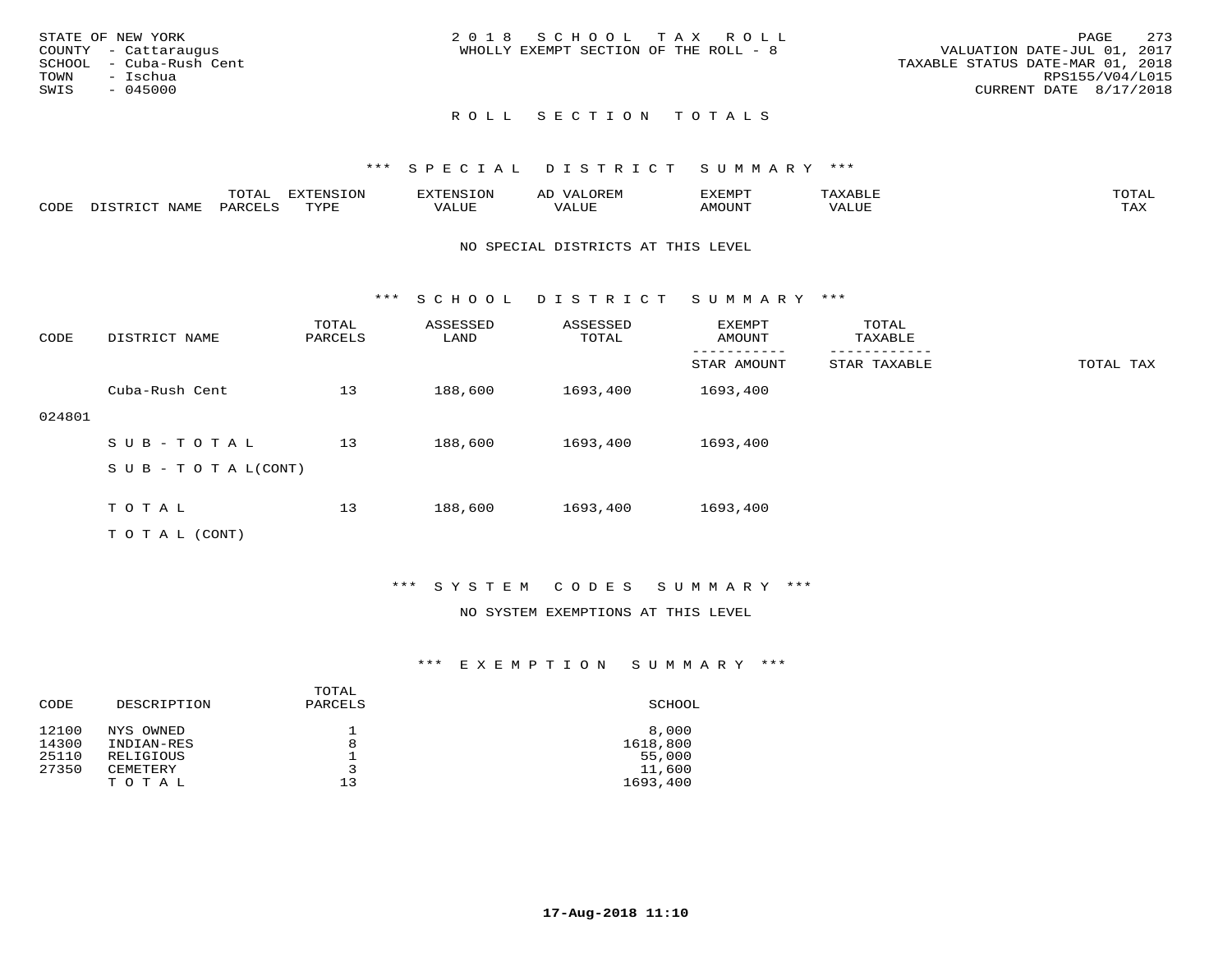STATE OF NEW YORK
COUNTY - Cattaraugus
SCHOOL - Cuba-Rush Cent
TOWN - Ischua
SWIS - 045000

2018 SCHOOL TAX ROLL
WHOLLY EXEMPT SECTION OF THE ROLL - 8

VALUATION DATE-JUL 01, 2017
TAXABLE STATUS DATE-MAR 01, 2018
RPS155/V04/L015
CURRENT DATE 8/17/2018

## ROLL SECTION TOTALS

### *** SPECIAL DISTRICT SUMMARY ***

| CODE | DISTRICT NAME | TOTAL PARCELS | EXTENSION TYPE | EXTENSION VALUE | AD VALOREM VALUE | EXEMPT AMOUNT | TAXABLE VALUE | TOTAL TAX |
|---|---|---|---|---|---|---|---|---|

NO SPECIAL DISTRICTS AT THIS LEVEL

### *** SCHOOL DISTRICT SUMMARY ***

| CODE | DISTRICT NAME | TOTAL PARCELS | ASSESSED LAND | ASSESSED TOTAL | EXEMPT AMOUNT / STAR AMOUNT | TOTAL TAXABLE / STAR TAXABLE | TOTAL TAX |
|---|---|---|---|---|---|---|---|
| 024801 | Cuba-Rush Cent | 13 | 188,600 | 1693,400 | 1693,400 | | |
| | SUB-TOTAL | 13 | 188,600 | 1693,400 | 1693,400 | | |
| | SUB-TOTAL(CONT) | | | | | | |
| | TOTAL | 13 | 188,600 | 1693,400 | 1693,400 | | |
| | TOTAL (CONT) | | | | | | |

### *** SYSTEM CODES SUMMARY ***

NO SYSTEM EXEMPTIONS AT THIS LEVEL

### *** EXEMPTION SUMMARY ***

| CODE | DESCRIPTION | TOTAL PARCELS | SCHOOL |
|---|---|---|---|
| 12100 | NYS OWNED | 1 | 8,000 |
| 14300 | INDIAN-RES | 8 | 1618,800 |
| 25110 | RELIGIOUS | 1 | 55,000 |
| 27350 | CEMETERY | 3 | 11,600 |
| | TOTAL | 13 | 1693,400 |

17-Aug-2018 11:10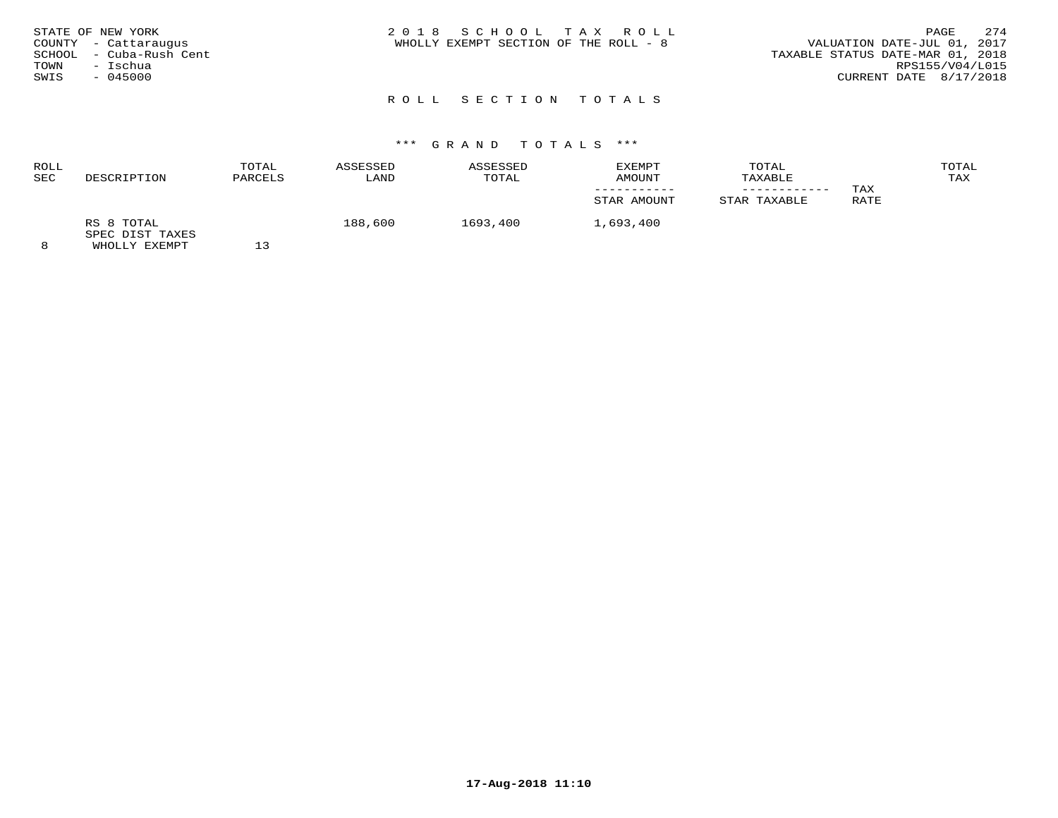STATE OF NEW YORK
COUNTY - Cattaraugus
SCHOOL - Cuba-Rush Cent
TOWN - Ischua
SWIS - 045000

2 0 1 8 S C H O O L T A X R O L L
WHOLLY EXEMPT SECTION OF THE ROLL - 8

VALUATION DATE-JUL 01, 2017
TAXABLE STATUS DATE-MAR 01, 2018
RPS155/V04/L015
CURRENT DATE 8/17/2018

## R O L L S E C T I O N T O T A L S

### *** G R A N D T O T A L S ***

| ROLL SEC | DESCRIPTION | TOTAL PARCELS | ASSESSED LAND | ASSESSED TOTAL | EXEMPT AMOUNT / STAR AMOUNT | TOTAL TAXABLE / STAR TAXABLE | TAX RATE | TOTAL TAX |
|---|---|---|---|---|---|---|---|---|
| 8 | RS 8 TOTAL SPEC DIST TAXES WHOLLY EXEMPT | 13 | 188,600 | 1693,400 | 1,693,400 | | | |

17-Aug-2018 11:10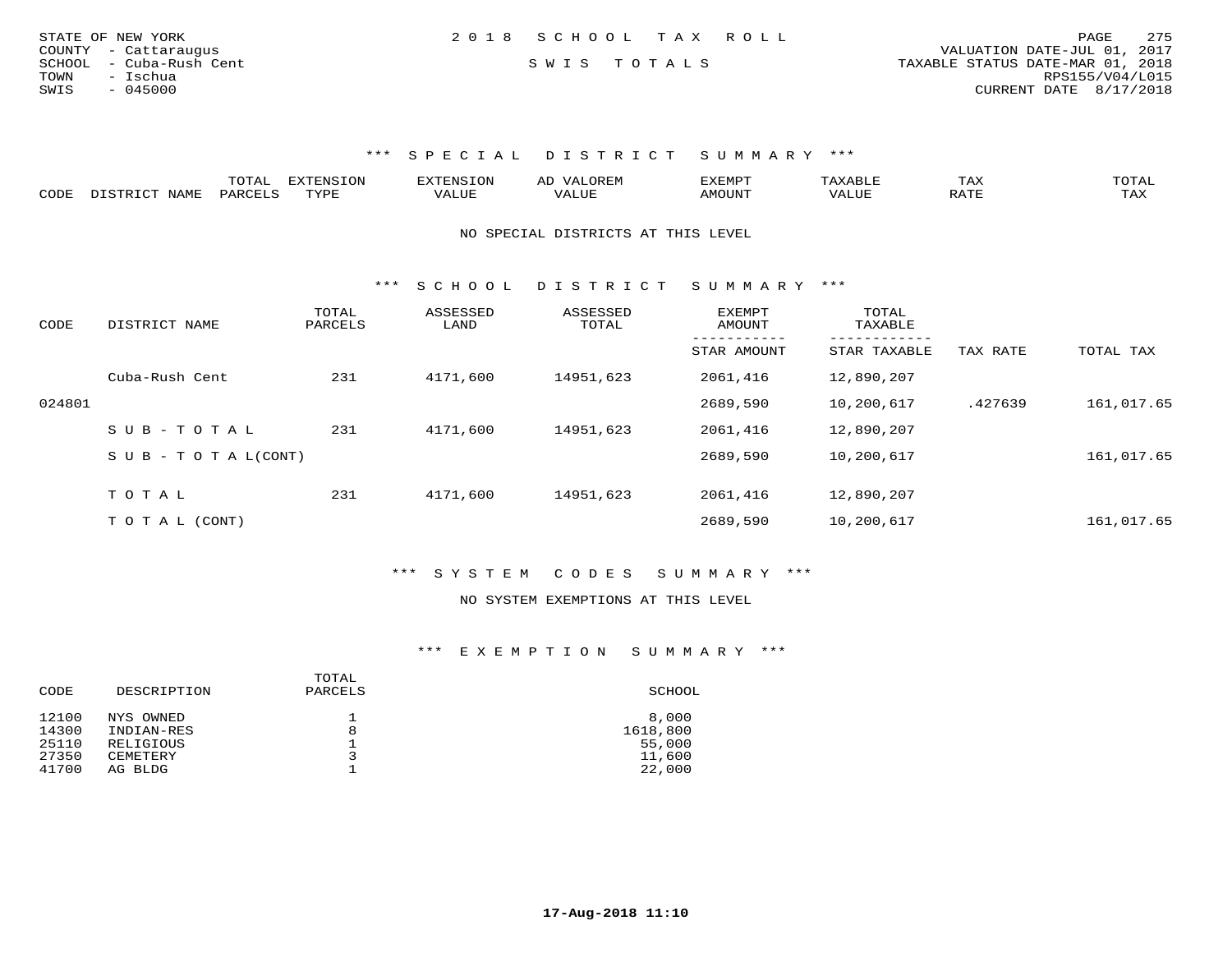STATE OF NEW YORK
COUNTY - Cattaraugus
SCHOOL - Cuba-Rush Cent
TOWN - Ischua
SWIS - 045000

2018 SCHOOL TAX ROLL

SWIS TOTALS

VALUATION DATE-JUL 01, 2017
TAXABLE STATUS DATE-MAR 01, 2018
RPS155/V04/L015
CURRENT DATE 8/17/2018

### *** SPECIAL DISTRICT SUMMARY ***

| CODE | DISTRICT NAME | TOTAL PARCELS | EXTENSION TYPE | EXTENSION VALUE | AD VALOREM VALUE | EXEMPT AMOUNT | TAXABLE VALUE | TAX RATE | TOTAL TAX |
|---|---|---|---|---|---|---|---|---|---|

NO SPECIAL DISTRICTS AT THIS LEVEL

### *** SCHOOL DISTRICT SUMMARY ***

| CODE | DISTRICT NAME | TOTAL PARCELS | ASSESSED LAND | ASSESSED TOTAL | EXEMPT AMOUNT / STAR AMOUNT | TOTAL TAXABLE / STAR TAXABLE | TAX RATE | TOTAL TAX |
|---|---|---|---|---|---|---|---|---|
| | Cuba-Rush Cent | 231 | 4171,600 | 14951,623 | 2061,416 | 12,890,207 | | |
| 024801 | | | | | 2689,590 | 10,200,617 | .427639 | 161,017.65 |
| | S U B - T O T A L | 231 | 4171,600 | 14951,623 | 2061,416 | 12,890,207 | | |
| | S U B - T O T A L(CONT) | | | | 2689,590 | 10,200,617 | | 161,017.65 |
| | T O T A L | 231 | 4171,600 | 14951,623 | 2061,416 | 12,890,207 | | |
| | T O T A L (CONT) | | | | 2689,590 | 10,200,617 | | 161,017.65 |

### *** SYSTEM CODES SUMMARY ***

NO SYSTEM EXEMPTIONS AT THIS LEVEL

### *** EXEMPTION SUMMARY ***

| CODE | DESCRIPTION | TOTAL PARCELS | SCHOOL |
|---|---|---|---|
| 12100 | NYS OWNED | 1 | 8,000 |
| 14300 | INDIAN-RES | 8 | 1618,800 |
| 25110 | RELIGIOUS | 1 | 55,000 |
| 27350 | CEMETERY | 3 | 11,600 |
| 41700 | AG BLDG | 1 | 22,000 |

17-Aug-2018 11:10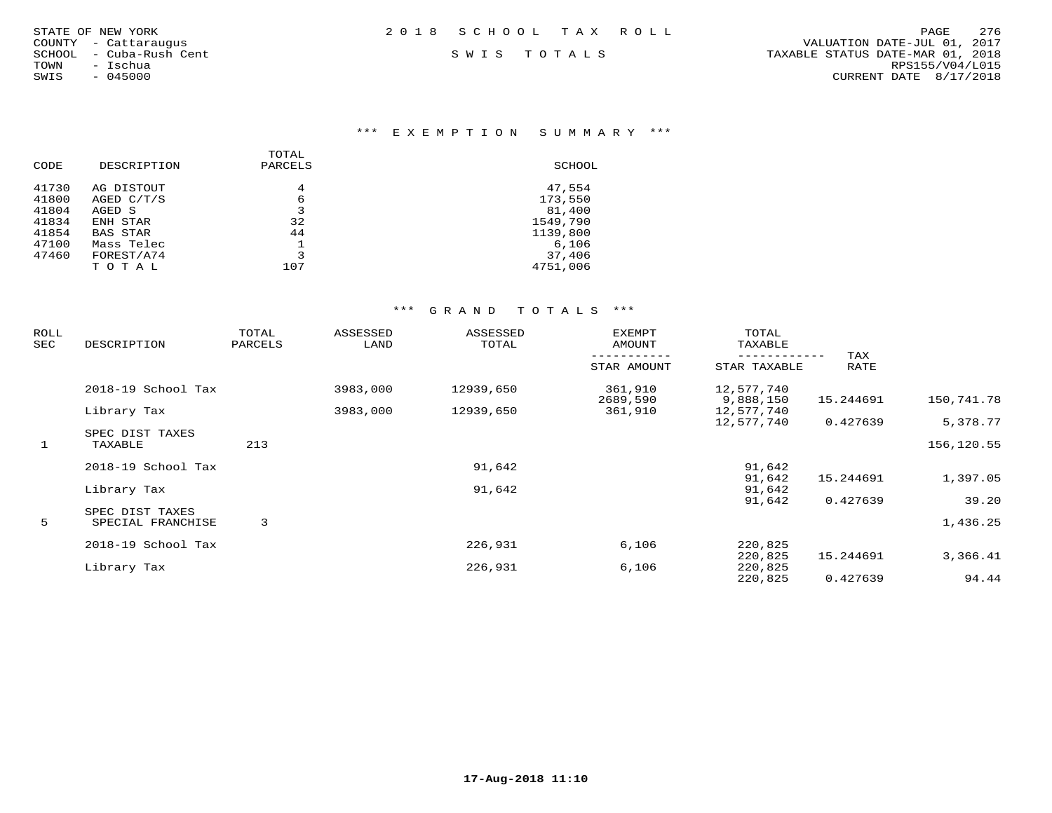STATE OF NEW YORK
COUNTY - Cattaraugus
SCHOOL - Cuba-Rush Cent
TOWN - Ischua
SWIS - 045000

2 0 1 8 S C H O O L T A X R O L L

S W I S T O T A L S

VALUATION DATE-JUL 01, 2017
TAXABLE STATUS DATE-MAR 01, 2018
RPS155/V04/L015
CURRENT DATE 8/17/2018

### *** E X E M P T I O N S U M M A R Y ***

| CODE | DESCRIPTION | TOTAL PARCELS | SCHOOL |
|---|---|---|---|
| 41730 | AG DISTOUT | 4 | 47,554 |
| 41800 | AGED C/T/S | 6 | 173,550 |
| 41804 | AGED S | 3 | 81,400 |
| 41834 | ENH STAR | 32 | 1549,790 |
| 41854 | BAS STAR | 44 | 1139,800 |
| 47100 | Mass Telec | 1 | 6,106 |
| 47460 | FOREST/A74 | 3 | 37,406 |
| | T O T A L | 107 | 4751,006 |

### *** G R A N D T O T A L S ***

| ROLL SEC | DESCRIPTION | TOTAL PARCELS | ASSESSED LAND | ASSESSED TOTAL | EXEMPT AMOUNT / STAR AMOUNT | TOTAL TAXABLE / STAR TAXABLE | TAX RATE | |
|---|---|---|---|---|---|---|---|---|
| | 2018-19 School Tax | | 3983,000 | 12939,650 | 361,910 | 12,577,740 | | |
| | | | | | 2689,590 | 9,888,150 | 15.244691 | 150,741.78 |
| | Library Tax | | 3983,000 | 12939,650 | 361,910 | 12,577,740 | | |
| | | | | | | 12,577,740 | 0.427639 | 5,378.77 |
| | SPEC DIST TAXES | | | | | | | |
| 1 | TAXABLE | 213 | | | | | | 156,120.55 |
| | 2018-19 School Tax | | | 91,642 | | 91,642 | | |
| | | | | | | 91,642 | 15.244691 | 1,397.05 |
| | Library Tax | | | 91,642 | | 91,642 | | |
| | | | | | | 91,642 | 0.427639 | 39.20 |
| | SPEC DIST TAXES | | | | | | | |
| 5 | SPECIAL FRANCHISE | 3 | | | | | | 1,436.25 |
| | 2018-19 School Tax | | | 226,931 | 6,106 | 220,825 | | |
| | | | | | | 220,825 | 15.244691 | 3,366.41 |
| | Library Tax | | | 226,931 | 6,106 | 220,825 | | |
| | | | | | | 220,825 | 0.427639 | 94.44 |

**17-Aug-2018 11:10**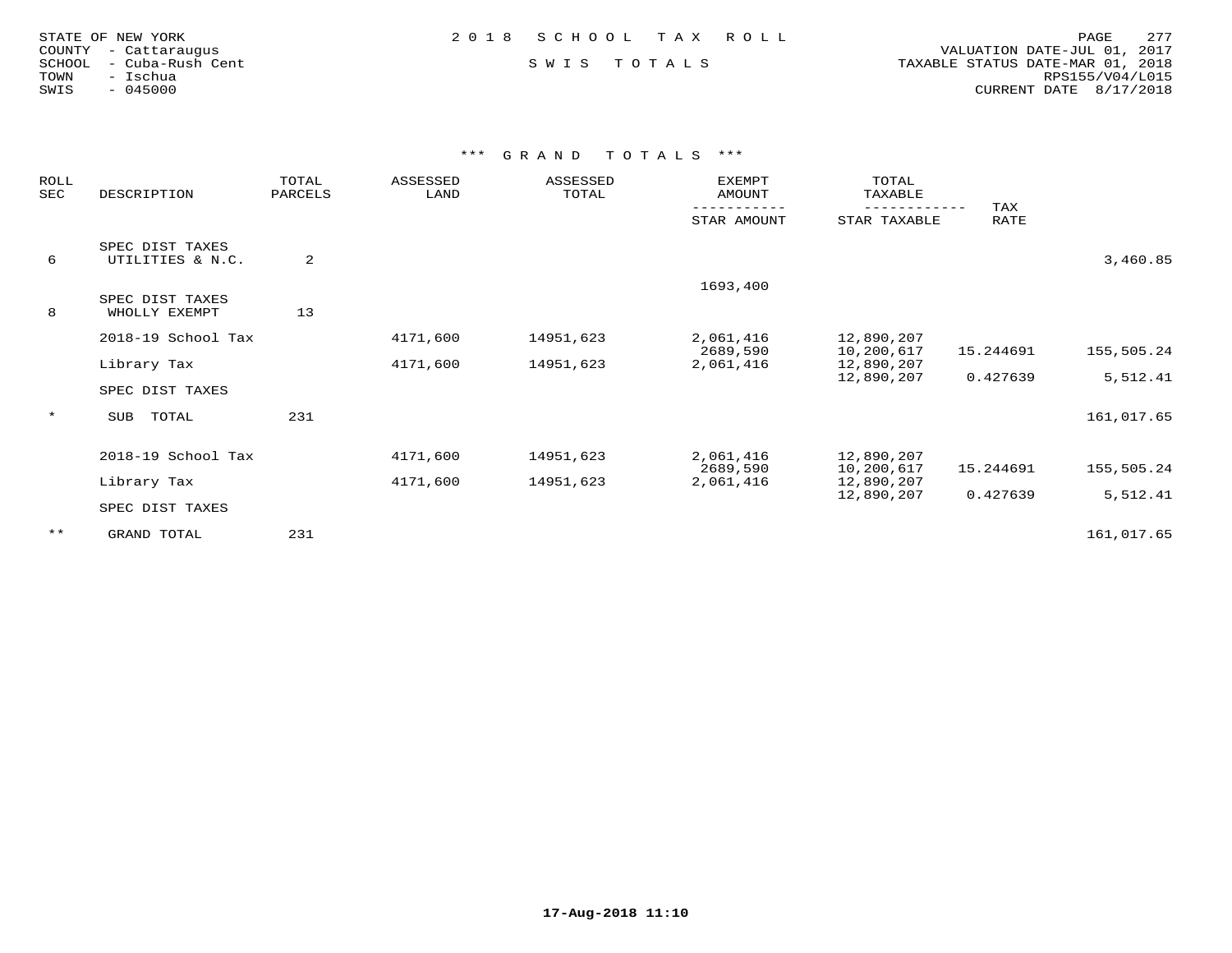STATE OF NEW YORK
COUNTY - Cattaraugus
SCHOOL - Cuba-Rush Cent
TOWN - Ischua
SWIS - 045000

2018 SCHOOL TAX ROLL

SWIS TOTALS

VALUATION DATE-JUL 01, 2017
TAXABLE STATUS DATE-MAR 01, 2018
RPS155/V04/L015
CURRENT DATE 8/17/2018

## *** GRAND TOTALS ***

| ROLL SEC | DESCRIPTION | TOTAL PARCELS | ASSESSED LAND | ASSESSED TOTAL | EXEMPT AMOUNT / STAR AMOUNT | TOTAL TAXABLE / STAR TAXABLE | TAX RATE | |
|---|---|---|---|---|---|---|---|---|
| 6 | SPEC DIST TAXES UTILITIES & N.C. | 2 | | | | | | 3,460.85 |
| 8 | SPEC DIST TAXES WHOLLY EXEMPT | 13 | | | 1693,400 | | | |
| | 2018-19 School Tax | | 4171,600 | 14951,623 | 2,061,416 | 12,890,207 | | |
| | | | | | 2689,590 | 10,200,617 | 15.244691 | 155,505.24 |
| | Library Tax | | 4171,600 | 14951,623 | 2,061,416 | 12,890,207 | | |
| | | | | | | 12,890,207 | 0.427639 | 5,512.41 |
| | SPEC DIST TAXES | | | | | | | |
| * | SUB TOTAL | 231 | | | | | | 161,017.65 |
| | 2018-19 School Tax | | 4171,600 | 14951,623 | 2,061,416 | 12,890,207 | | |
| | | | | | 2689,590 | 10,200,617 | 15.244691 | 155,505.24 |
| | Library Tax | | 4171,600 | 14951,623 | 2,061,416 | 12,890,207 | | |
| | | | | | | 12,890,207 | 0.427639 | 5,512.41 |
| | SPEC DIST TAXES | | | | | | | |
| ** | GRAND TOTAL | 231 | | | | | | 161,017.65 |

17-Aug-2018 11:10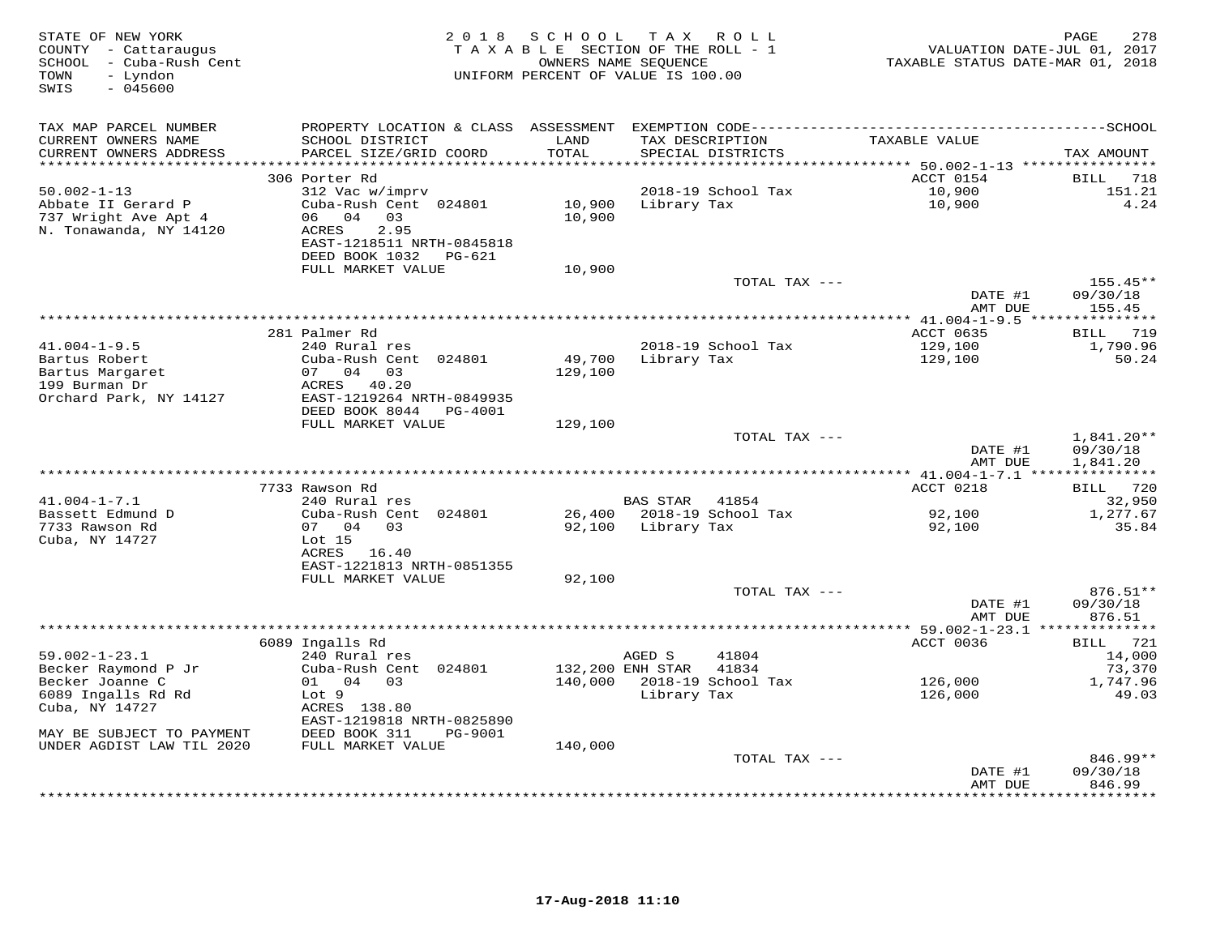STATE OF NEW YORK
COUNTY - Cattaraugus
SCHOOL - Cuba-Rush Cent
TOWN - Lyndon
SWIS - 045600

2018 SCHOOL TAX ROLL
TAXABLE SECTION OF THE ROLL - 1
OWNERS NAME SEQUENCE
UNIFORM PERCENT OF VALUE IS 100.00

VALUATION DATE-JUL 01, 2017
TAXABLE STATUS DATE-MAR 01, 2018

| TAX MAP PARCEL NUMBER / CURRENT OWNERS NAME / CURRENT OWNERS ADDRESS | PROPERTY LOCATION & CLASS / SCHOOL DISTRICT / PARCEL SIZE/GRID COORD | ASSESSMENT LAND / TOTAL | EXEMPTION CODE / TAX DESCRIPTION / SPECIAL DISTRICTS | TAXABLE VALUE | TAX AMOUNT |
|---|---|---|---|---|---|
| | 306 Porter Rd | | | ACCT 0154 | BILL 718 |
| 50.002-1-13 | 312 Vac w/imprv | | 2018-19 School Tax | 10,900 | 151.21 |
| Abbate II Gerard P | Cuba-Rush Cent 024801 | 10,900 | Library Tax | 10,900 | 4.24 |
| 737 Wright Ave Apt 4 | 06 04 03 | 10,900 | | | |
| N. Tonawanda, NY 14120 | ACRES 2.95 | | | | |
| | EAST-1218511 NRTH-0845818 | | | | |
| | DEED BOOK 1032 PG-621 | | | | |
| | FULL MARKET VALUE | 10,900 | | | |
| | | | TOTAL TAX --- | | 155.45** |
| | | | | DATE #1 | 09/30/18 |
| | | | | AMT DUE | 155.45 |
| | 281 Palmer Rd | | | ACCT 0635 | BILL 719 |
| 41.004-1-9.5 | 240 Rural res | | 2018-19 School Tax | 129,100 | 1,790.96 |
| Bartus Robert | Cuba-Rush Cent 024801 | 49,700 | Library Tax | 129,100 | 50.24 |
| Bartus Margaret | 07 04 03 | 129,100 | | | |
| 199 Burman Dr | ACRES 40.20 | | | | |
| Orchard Park, NY 14127 | EAST-1219264 NRTH-0849935 | | | | |
| | DEED BOOK 8044 PG-4001 | | | | |
| | FULL MARKET VALUE | 129,100 | | | |
| | | | TOTAL TAX --- | | 1,841.20** |
| | | | | DATE #1 | 09/30/18 |
| | | | | AMT DUE | 1,841.20 |
| | 7733 Rawson Rd | | | ACCT 0218 | BILL 720 |
| 41.004-1-7.1 | 240 Rural res | | BAS STAR 41854 | | 32,950 |
| Bassett Edmund D | Cuba-Rush Cent 024801 | 26,400 | 2018-19 School Tax | 92,100 | 1,277.67 |
| 7733 Rawson Rd | 07 04 03 | 92,100 | Library Tax | 92,100 | 35.84 |
| Cuba, NY 14727 | Lot 15 | | | | |
| | ACRES 16.40 | | | | |
| | EAST-1221813 NRTH-0851355 | | | | |
| | FULL MARKET VALUE | 92,100 | | | |
| | | | TOTAL TAX --- | | 876.51** |
| | | | | DATE #1 | 09/30/18 |
| | | | | AMT DUE | 876.51 |
| | 6089 Ingalls Rd | | | ACCT 0036 | BILL 721 |
| 59.002-1-23.1 | 240 Rural res | | AGED S 41804 | | 14,000 |
| Becker Raymond P Jr | Cuba-Rush Cent 024801 | 132,200 | ENH STAR 41834 | | 73,370 |
| Becker Joanne C | 01 04 03 | 140,000 | 2018-19 School Tax | 126,000 | 1,747.96 |
| 6089 Ingalls Rd Rd | Lot 9 | | Library Tax | 126,000 | 49.03 |
| Cuba, NY 14727 | ACRES 138.80 | | | | |
| | EAST-1219818 NRTH-0825890 | | | | |
| MAY BE SUBJECT TO PAYMENT | DEED BOOK 311 PG-9001 | | | | |
| UNDER AGDIST LAW TIL 2020 | FULL MARKET VALUE | 140,000 | | | |
| | | | TOTAL TAX --- | | 846.99** |
| | | | | DATE #1 | 09/30/18 |
| | | | | AMT DUE | 846.99 |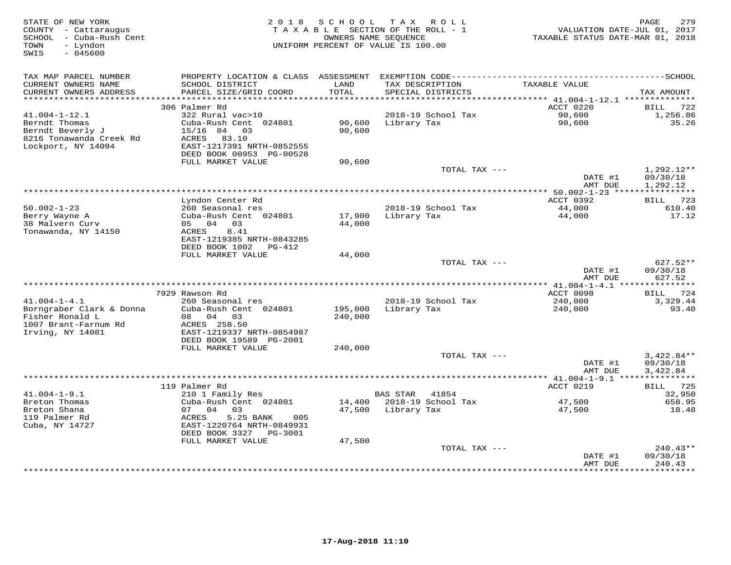STATE OF NEW YORK
COUNTY - Cattaraugus
SCHOOL - Cuba-Rush Cent
TOWN - Lyndon
SWIS - 045600

2 0 1 8 S C H O O L T A X R O L L
T A X A B L E SECTION OF THE ROLL - 1
OWNERS NAME SEQUENCE
UNIFORM PERCENT OF VALUE IS 100.00

VALUATION DATE-JUL 01, 2017
TAXABLE STATUS DATE-MAR 01, 2018

| TAX MAP PARCEL NUMBER / CURRENT OWNERS NAME / CURRENT OWNERS ADDRESS | PROPERTY LOCATION & CLASS / SCHOOL DISTRICT / PARCEL SIZE/GRID COORD | ASSESSMENT LAND / TOTAL | EXEMPTION CODE / TAX DESCRIPTION / SPECIAL DISTRICTS | TAXABLE VALUE | TAX AMOUNT |
|---|---|---|---|---|---|
| 41.004-1-12.1 | 306 Palmer Rd | | | ACCT 0220 | BILL 722 |
| Berndt Thomas | 322 Rural vac>10 | | 2018-19 School Tax | 90,600 | 1,256.86 |
| Berndt Beverly J | Cuba-Rush Cent 024801 | 90,600 | Library Tax | 90,600 | 35.26 |
| 8216 Tonawanda Creek Rd | 15/16 04 03 | 90,600 | | | |
| Lockport, NY 14094 | ACRES 83.10 | | | | |
| | EAST-1217391 NRTH-0852555 | | | | |
| | DEED BOOK 00953 PG-00528 | | | | |
| | FULL MARKET VALUE | 90,600 | | | |
| | | | TOTAL TAX --- | | 1,292.12** |
| | | | | DATE #1 | 09/30/18 |
| | | | | AMT DUE | 1,292.12 |
| 50.002-1-23 | Lyndon Center Rd | | | ACCT 0392 | BILL 723 |
| Berry Wayne A | 260 Seasonal res | | 2018-19 School Tax | 44,000 | 610.40 |
| 38 Malvern Curv | Cuba-Rush Cent 024801 | 17,900 | Library Tax | 44,000 | 17.12 |
| Tonawanda, NY 14150 | 05 04 03 | 44,000 | | | |
| | ACRES 8.41 | | | | |
| | EAST-1219385 NRTH-0843285 | | | | |
| | DEED BOOK 1002 PG-412 | | | | |
| | FULL MARKET VALUE | 44,000 | | | |
| | | | TOTAL TAX --- | | 627.52** |
| | | | | DATE #1 | 09/30/18 |
| | | | | AMT DUE | 627.52 |
| 41.004-1-4.1 | 7929 Rawson Rd | | | ACCT 0098 | BILL 724 |
| Borngraber Clark & Donna | 260 Seasonal res | | 2018-19 School Tax | 240,000 | 3,329.44 |
| Fisher Ronald L | Cuba-Rush Cent 024801 | 195,000 | Library Tax | 240,000 | 93.40 |
| 1007 Brant-Farnum Rd | 08 04 03 | 240,000 | | | |
| Irving, NY 14081 | ACRES 258.50 | | | | |
| | EAST-1219337 NRTH-0854987 | | | | |
| | DEED BOOK 19589 PG-2001 | | | | |
| | FULL MARKET VALUE | 240,000 | | | |
| | | | TOTAL TAX --- | | 3,422.84** |
| | | | | DATE #1 | 09/30/18 |
| | | | | AMT DUE | 3,422.84 |
| 41.004-1-9.1 | 119 Palmer Rd | | | ACCT 0219 | BILL 725 |
| Breton Thomas | 210 1 Family Res | | BAS STAR 41854 | | 32,950 |
| Breton Shana | Cuba-Rush Cent 024801 | 14,400 | 2018-19 School Tax | 47,500 | 658.95 |
| 119 Palmer Rd | 07 04 03 | 47,500 | Library Tax | 47,500 | 18.48 |
| Cuba, NY 14727 | ACRES 5.25 BANK 005 | | | | |
| | EAST-1220764 NRTH-0849931 | | | | |
| | DEED BOOK 3327 PG-3001 | | | | |
| | FULL MARKET VALUE | 47,500 | | | |
| | | | TOTAL TAX --- | | 240.43** |
| | | | | DATE #1 | 09/30/18 |
| | | | | AMT DUE | 240.43 |

17-Aug-2018 11:10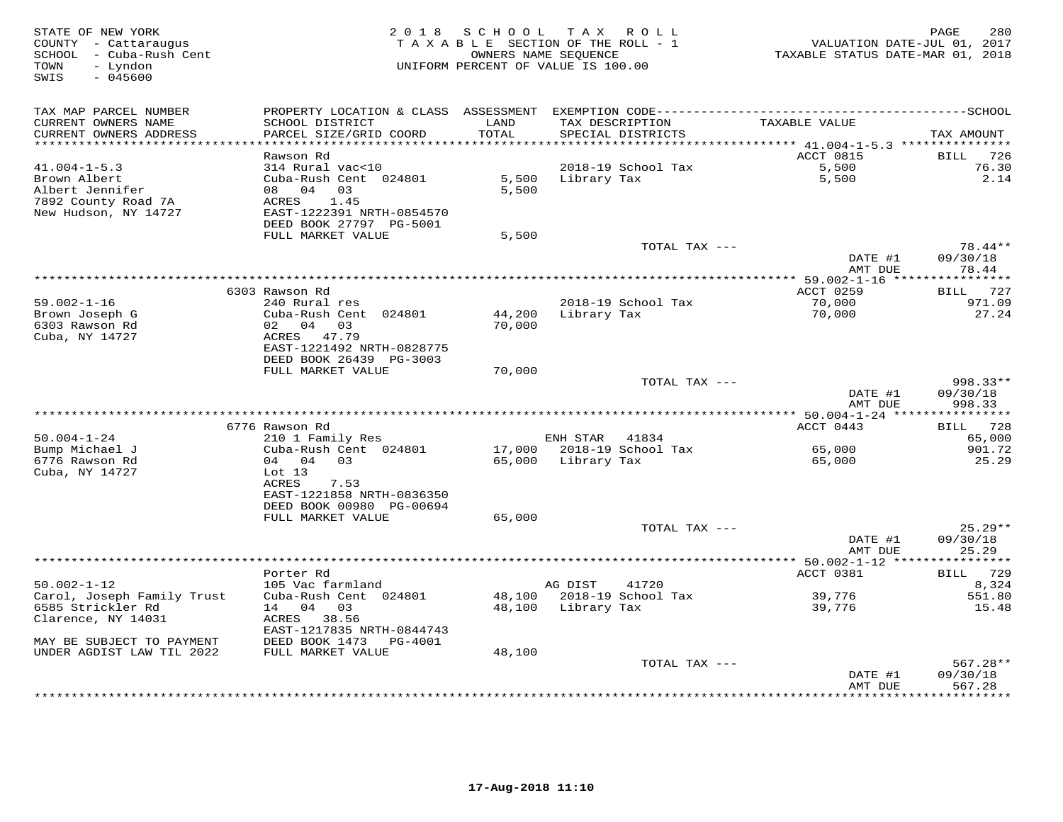STATE OF NEW YORK
COUNTY - Cattaraugus
SCHOOL - Cuba-Rush Cent
TOWN - Lyndon
SWIS - 045600

2018 SCHOOL TAX ROLL
TAXABLE SECTION OF THE ROLL - 1
OWNERS NAME SEQUENCE
UNIFORM PERCENT OF VALUE IS 100.00

VALUATION DATE-JUL 01, 2017
TAXABLE STATUS DATE-MAR 01, 2018

| TAX MAP PARCEL NUMBER / CURRENT OWNERS NAME / CURRENT OWNERS ADDRESS | PROPERTY LOCATION & CLASS / SCHOOL DISTRICT / PARCEL SIZE/GRID COORD | ASSESSMENT LAND / TOTAL | EXEMPTION CODE / TAX DESCRIPTION / SPECIAL DISTRICTS | TAXABLE VALUE | TAX AMOUNT |
|---|---|---|---|---|---|
| **41.004-1-5.3** | Rawson Rd | | | ACCT 0815 | BILL 726 |
| 41.004-1-5.3 | 314 Rural vac<10 | | 2018-19 School Tax | 5,500 | 76.30 |
| Brown Albert | Cuba-Rush Cent 024801 | 5,500 | Library Tax | 5,500 | 2.14 |
| Albert Jennifer | 08 04 03 | 5,500 | | | |
| 7892 County Road 7A | ACRES 1.45 | | | | |
| New Hudson, NY 14727 | EAST-1222391 NRTH-0854570 | | | | |
| | DEED BOOK 27797 PG-5001 | | | | |
| | FULL MARKET VALUE | 5,500 | | | |
| | | | TOTAL TAX --- | | 78.44** |
| | | | | DATE #1 | 09/30/18 |
| | | | | AMT DUE | 78.44 |
| **59.002-1-16** | 6303 Rawson Rd | | | ACCT 0259 | BILL 727 |
| 59.002-1-16 | 240 Rural res | | 2018-19 School Tax | 70,000 | 971.09 |
| Brown Joseph G | Cuba-Rush Cent 024801 | 44,200 | Library Tax | 70,000 | 27.24 |
| 6303 Rawson Rd | 02 04 03 | 70,000 | | | |
| Cuba, NY 14727 | ACRES 47.79 | | | | |
| | EAST-1221492 NRTH-0828775 | | | | |
| | DEED BOOK 26439 PG-3003 | | | | |
| | FULL MARKET VALUE | 70,000 | | | |
| | | | TOTAL TAX --- | | 998.33** |
| | | | | DATE #1 | 09/30/18 |
| | | | | AMT DUE | 998.33 |
| **50.004-1-24** | 6776 Rawson Rd | | | ACCT 0443 | BILL 728 |
| 50.004-1-24 | 210 1 Family Res | | ENH STAR 41834 | | 65,000 |
| Bump Michael J | Cuba-Rush Cent 024801 | 17,000 | 2018-19 School Tax | 65,000 | 901.72 |
| 6776 Rawson Rd | 04 04 03 | 65,000 | Library Tax | 65,000 | 25.29 |
| Cuba, NY 14727 | Lot 13 | | | | |
| | ACRES 7.53 | | | | |
| | EAST-1221858 NRTH-0836350 | | | | |
| | DEED BOOK 00980 PG-00694 | | | | |
| | FULL MARKET VALUE | 65,000 | | | |
| | | | TOTAL TAX --- | | 25.29** |
| | | | | DATE #1 | 09/30/18 |
| | | | | AMT DUE | 25.29 |
| **50.002-1-12** | Porter Rd | | | ACCT 0381 | BILL 729 |
| 50.002-1-12 | 105 Vac farmland | | AG DIST 41720 | | 8,324 |
| Carol, Joseph Family Trust | Cuba-Rush Cent 024801 | 48,100 | 2018-19 School Tax | 39,776 | 551.80 |
| 6585 Strickler Rd | 14 04 03 | 48,100 | Library Tax | 39,776 | 15.48 |
| Clarence, NY 14031 | ACRES 38.56 | | | | |
| | EAST-1217835 NRTH-0844743 | | | | |
| MAY BE SUBJECT TO PAYMENT | DEED BOOK 1473 PG-4001 | | | | |
| UNDER AGDIST LAW TIL 2022 | FULL MARKET VALUE | 48,100 | | | |
| | | | TOTAL TAX --- | | 567.28** |
| | | | | DATE #1 | 09/30/18 |
| | | | | AMT DUE | 567.28 |

17-Aug-2018 11:10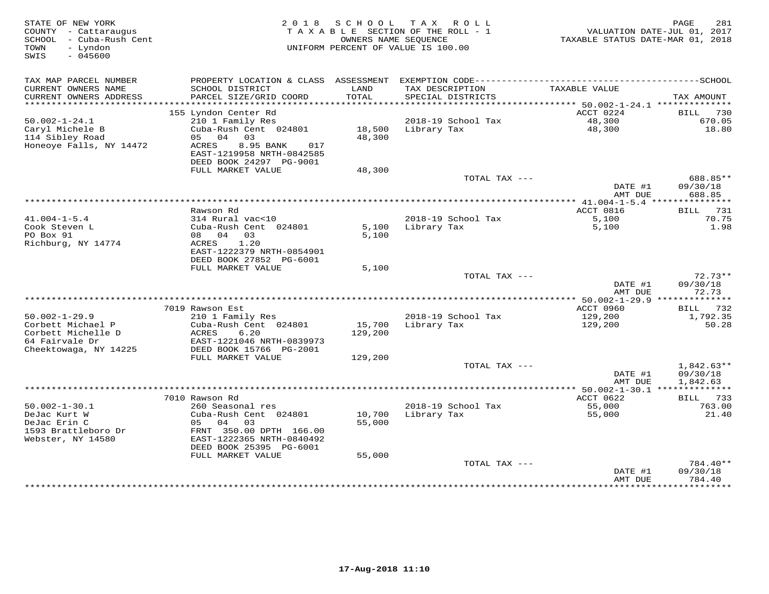STATE OF NEW YORK
COUNTY - Cattaraugus
SCHOOL - Cuba-Rush Cent
TOWN - Lyndon
SWIS - 045600

2 0 1 8 S C H O O L T A X R O L L
T A X A B L E SECTION OF THE ROLL - 1
OWNERS NAME SEQUENCE
UNIFORM PERCENT OF VALUE IS 100.00

VALUATION DATE-JUL 01, 2017
TAXABLE STATUS DATE-MAR 01, 2018

| TAX MAP PARCEL NUMBER / CURRENT OWNERS NAME / CURRENT OWNERS ADDRESS | PROPERTY LOCATION & CLASS / SCHOOL DISTRICT / PARCEL SIZE/GRID COORD | ASSESSMENT LAND / TOTAL | EXEMPTION CODE / TAX DESCRIPTION / SPECIAL DISTRICTS | TAXABLE VALUE | TAX AMOUNT |
|---|---|---|---|---|---|
| | 155 Lyndon Center Rd | | | ACCT 0224 | BILL 730 |
| 50.002-1-24.1 | 210 1 Family Res | | 2018-19 School Tax | 48,300 | 670.05 |
| Caryl Michele B | Cuba-Rush Cent 024801 | 18,500 | Library Tax | 48,300 | 18.80 |
| 114 Sibley Road | 05 04 03 | 48,300 | | | |
| Honeoye Falls, NY 14472 | ACRES 8.95 BANK 017 | | | | |
| | EAST-1219958 NRTH-0842585 | | | | |
| | DEED BOOK 24297 PG-9001 | | | | |
| | FULL MARKET VALUE | 48,300 | | | |
| | | | TOTAL TAX --- | | 688.85** |
| | | | | DATE #1 | 09/30/18 |
| | | | | AMT DUE | 688.85 |
| | Rawson Rd | | | ACCT 0816 | BILL 731 |
| 41.004-1-5.4 | 314 Rural vac<10 | | 2018-19 School Tax | 5,100 | 70.75 |
| Cook Steven L | Cuba-Rush Cent 024801 | 5,100 | Library Tax | 5,100 | 1.98 |
| PO Box 91 | 08 04 03 | 5,100 | | | |
| Richburg, NY 14774 | ACRES 1.20 | | | | |
| | EAST-1222379 NRTH-0854901 | | | | |
| | DEED BOOK 27852 PG-6001 | | | | |
| | FULL MARKET VALUE | 5,100 | | | |
| | | | TOTAL TAX --- | | 72.73** |
| | | | | DATE #1 | 09/30/18 |
| | | | | AMT DUE | 72.73 |
| | 7019 Rawson Est | | | ACCT 0960 | BILL 732 |
| 50.002-1-29.9 | 210 1 Family Res | | 2018-19 School Tax | 129,200 | 1,792.35 |
| Corbett Michael P | Cuba-Rush Cent 024801 | 15,700 | Library Tax | 129,200 | 50.28 |
| Corbett Michelle D | ACRES 6.20 | 129,200 | | | |
| 64 Fairvale Dr | EAST-1221046 NRTH-0839973 | | | | |
| Cheektowaga, NY 14225 | DEED BOOK 15766 PG-2001 | | | | |
| | FULL MARKET VALUE | 129,200 | | | |
| | | | TOTAL TAX --- | | 1,842.63** |
| | | | | DATE #1 | 09/30/18 |
| | | | | AMT DUE | 1,842.63 |
| | 7010 Rawson Rd | | | ACCT 0622 | BILL 733 |
| 50.002-1-30.1 | 260 Seasonal res | | 2018-19 School Tax | 55,000 | 763.00 |
| DeJac Kurt W | Cuba-Rush Cent 024801 | 10,700 | Library Tax | 55,000 | 21.40 |
| DeJac Erin C | 05 04 03 | 55,000 | | | |
| 1593 Brattleboro Dr | FRNT 350.00 DPTH 166.00 | | | | |
| Webster, NY 14580 | EAST-1222365 NRTH-0840492 | | | | |
| | DEED BOOK 25395 PG-6001 | | | | |
| | FULL MARKET VALUE | 55,000 | | | |
| | | | TOTAL TAX --- | | 784.40** |
| | | | | DATE #1 | 09/30/18 |
| | | | | AMT DUE | 784.40 |

17-Aug-2018 11:10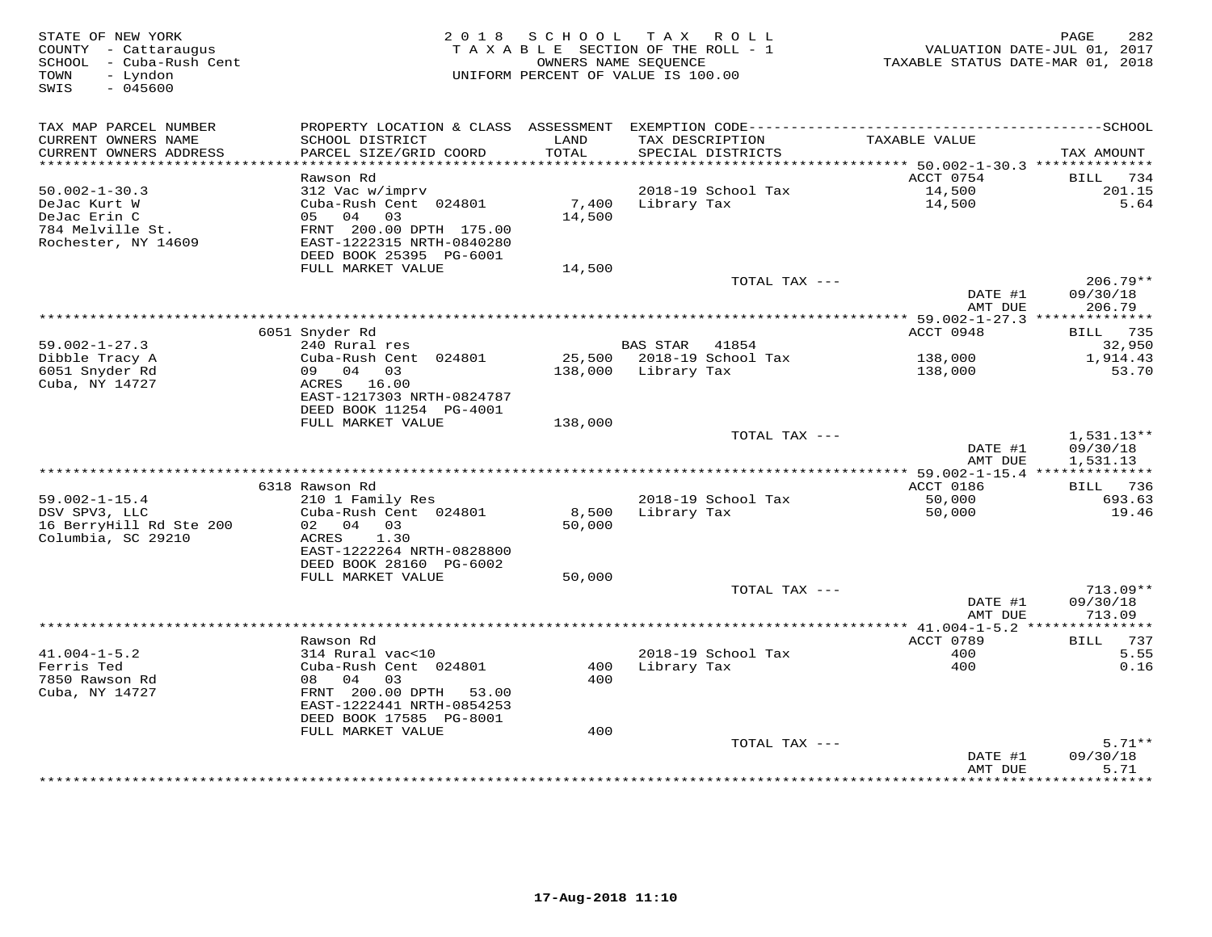STATE OF NEW YORK
COUNTY - Cattaraugus
SCHOOL - Cuba-Rush Cent
TOWN - Lyndon
SWIS - 045600

2018 SCHOOL TAX ROLL
TAXABLE SECTION OF THE ROLL - 1
OWNERS NAME SEQUENCE
UNIFORM PERCENT OF VALUE IS 100.00

VALUATION DATE-JUL 01, 2017
TAXABLE STATUS DATE-MAR 01, 2018

| TAX MAP PARCEL NUMBER / CURRENT OWNERS NAME / CURRENT OWNERS ADDRESS | PROPERTY LOCATION & CLASS / SCHOOL DISTRICT / PARCEL SIZE/GRID COORD | ASSESSMENT LAND / TOTAL | EXEMPTION CODE / TAX DESCRIPTION / SPECIAL DISTRICTS | TAXABLE VALUE | TAX AMOUNT |
|---|---|---|---|---|---|
| **50.002-1-30.3** | Rawson Rd | | | ACCT 0754 | BILL 734 |
| 50.002-1-30.3 | 312 Vac w/imprv | | 2018-19 School Tax | 14,500 | 201.15 |
| DeJac Kurt W | Cuba-Rush Cent 024801 | 7,400 | Library Tax | 14,500 | 5.64 |
| DeJac Erin C | 05 04 03 | 14,500 | | | |
| 784 Melville St. | FRNT 200.00 DPTH 175.00 | | | | |
| Rochester, NY 14609 | EAST-1222315 NRTH-0840280 | | | | |
| | DEED BOOK 25395 PG-6001 | | | | |
| | FULL MARKET VALUE | 14,500 | | | |
| | | | TOTAL TAX --- | | 206.79** |
| | | | | DATE #1 | 09/30/18 |
| | | | | AMT DUE | 206.79 |
| **59.002-1-27.3** | 6051 Snyder Rd | | | ACCT 0948 | BILL 735 |
| 59.002-1-27.3 | 240 Rural res | | BAS STAR 41854 | | 32,950 |
| Dibble Tracy A | Cuba-Rush Cent 024801 | 25,500 | 2018-19 School Tax | 138,000 | 1,914.43 |
| 6051 Snyder Rd | 09 04 03 | 138,000 | Library Tax | 138,000 | 53.70 |
| Cuba, NY 14727 | ACRES 16.00 | | | | |
| | EAST-1217303 NRTH-0824787 | | | | |
| | DEED BOOK 11254 PG-4001 | | | | |
| | FULL MARKET VALUE | 138,000 | | | |
| | | | TOTAL TAX --- | | 1,531.13** |
| | | | | DATE #1 | 09/30/18 |
| | | | | AMT DUE | 1,531.13 |
| **59.002-1-15.4** | 6318 Rawson Rd | | | ACCT 0186 | BILL 736 |
| 59.002-1-15.4 | 210 1 Family Res | | 2018-19 School Tax | 50,000 | 693.63 |
| DSV SPV3, LLC | Cuba-Rush Cent 024801 | 8,500 | Library Tax | 50,000 | 19.46 |
| 16 BerryHill Rd Ste 200 | 02 04 03 | 50,000 | | | |
| Columbia, SC 29210 | ACRES 1.30 | | | | |
| | EAST-1222264 NRTH-0828800 | | | | |
| | DEED BOOK 28160 PG-6002 | | | | |
| | FULL MARKET VALUE | 50,000 | | | |
| | | | TOTAL TAX --- | | 713.09** |
| | | | | DATE #1 | 09/30/18 |
| | | | | AMT DUE | 713.09 |
| **41.004-1-5.2** | Rawson Rd | | | ACCT 0789 | BILL 737 |
| 41.004-1-5.2 | 314 Rural vac<10 | | 2018-19 School Tax | 400 | 5.55 |
| Ferris Ted | Cuba-Rush Cent 024801 | 400 | Library Tax | 400 | 0.16 |
| 7850 Rawson Rd | 08 04 03 | 400 | | | |
| Cuba, NY 14727 | FRNT 200.00 DPTH 53.00 | | | | |
| | EAST-1222441 NRTH-0854253 | | | | |
| | DEED BOOK 17585 PG-8001 | | | | |
| | FULL MARKET VALUE | 400 | | | |
| | | | TOTAL TAX --- | | 5.71** |
| | | | | DATE #1 | 09/30/18 |
| | | | | AMT DUE | 5.71 |

17-Aug-2018 11:10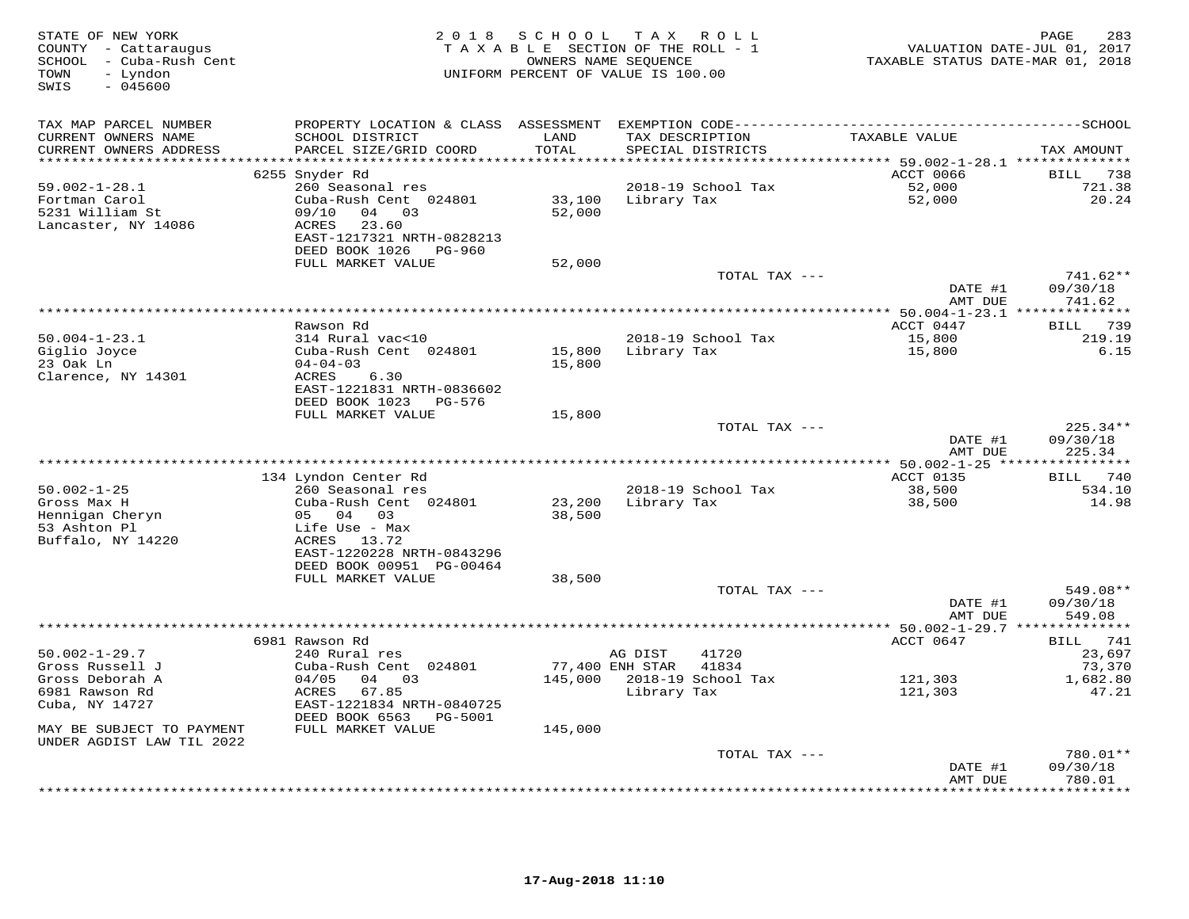STATE OF NEW YORK
COUNTY - Cattaraugus
SCHOOL - Cuba-Rush Cent
TOWN - Lyndon
SWIS - 045600

2 0 1 8 S C H O O L T A X R O L L
T A X A B L E SECTION OF THE ROLL - 1
OWNERS NAME SEQUENCE
UNIFORM PERCENT OF VALUE IS 100.00

VALUATION DATE-JUL 01, 2017
TAXABLE STATUS DATE-MAR 01, 2018

| TAX MAP PARCEL NUMBER / CURRENT OWNERS NAME / CURRENT OWNERS ADDRESS | PROPERTY LOCATION & CLASS / SCHOOL DISTRICT / PARCEL SIZE/GRID COORD | ASSESSMENT LAND / TOTAL | EXEMPTION CODE / TAX DESCRIPTION / SPECIAL DISTRICTS | TAXABLE VALUE | SCHOOL TAX AMOUNT |
|---|---|---|---|---|---|
| | 6255 Snyder Rd | | | ACCT 0066 | BILL 738 |
| 59.002-1-28.1 | 260 Seasonal res | | 2018-19 School Tax | 52,000 | 721.38 |
| Fortman Carol | Cuba-Rush Cent 024801 | 33,100 | Library Tax | 52,000 | 20.24 |
| 5231 William St | 09/10 04 03 | 52,000 | | | |
| Lancaster, NY 14086 | ACRES 23.60 | | | | |
| | EAST-1217321 NRTH-0828213 | | | | |
| | DEED BOOK 1026 PG-960 | | | | |
| | FULL MARKET VALUE | 52,000 | | | |
| | | | TOTAL TAX --- | | 741.62** |
| | | | | DATE #1 | 09/30/18 |
| | | | | AMT DUE | 741.62 |
| | Rawson Rd | | | ACCT 0447 | BILL 739 |
| 50.004-1-23.1 | 314 Rural vac<10 | | 2018-19 School Tax | 15,800 | 219.19 |
| Giglio Joyce | Cuba-Rush Cent 024801 | 15,800 | Library Tax | 15,800 | 6.15 |
| 23 Oak Ln | 04-04-03 | 15,800 | | | |
| Clarence, NY 14301 | ACRES 6.30 | | | | |
| | EAST-1221831 NRTH-0836602 | | | | |
| | DEED BOOK 1023 PG-576 | | | | |
| | FULL MARKET VALUE | 15,800 | | | |
| | | | TOTAL TAX --- | | 225.34** |
| | | | | DATE #1 | 09/30/18 |
| | | | | AMT DUE | 225.34 |
| | 134 Lyndon Center Rd | | | ACCT 0135 | BILL 740 |
| 50.002-1-25 | 260 Seasonal res | | 2018-19 School Tax | 38,500 | 534.10 |
| Gross Max H | Cuba-Rush Cent 024801 | 23,200 | Library Tax | 38,500 | 14.98 |
| Hennigan Cheryn | 05 04 03 | 38,500 | | | |
| 53 Ashton Pl | Life Use - Max | | | | |
| Buffalo, NY 14220 | ACRES 13.72 | | | | |
| | EAST-1220228 NRTH-0843296 | | | | |
| | DEED BOOK 00951 PG-00464 | | | | |
| | FULL MARKET VALUE | 38,500 | | | |
| | | | TOTAL TAX --- | | 549.08** |
| | | | | DATE #1 | 09/30/18 |
| | | | | AMT DUE | 549.08 |
| | 6981 Rawson Rd | | | ACCT 0647 | BILL 741 |
| 50.002-1-29.7 | 240 Rural res | | AG DIST 41720 | | 23,697 |
| Gross Russell J | Cuba-Rush Cent 024801 | 77,400 | ENH STAR 41834 | | 73,370 |
| Gross Deborah A | 04/05 04 03 | 145,000 | 2018-19 School Tax | 121,303 | 1,682.80 |
| 6981 Rawson Rd | ACRES 67.85 | | Library Tax | 121,303 | 47.21 |
| Cuba, NY 14727 | EAST-1221834 NRTH-0840725 | | | | |
| | DEED BOOK 6563 PG-5001 | | | | |
| MAY BE SUBJECT TO PAYMENT UNDER AGDIST LAW TIL 2022 | FULL MARKET VALUE | 145,000 | | | |
| | | | TOTAL TAX --- | | 780.01** |
| | | | | DATE #1 | 09/30/18 |
| | | | | AMT DUE | 780.01 |

17-Aug-2018 11:10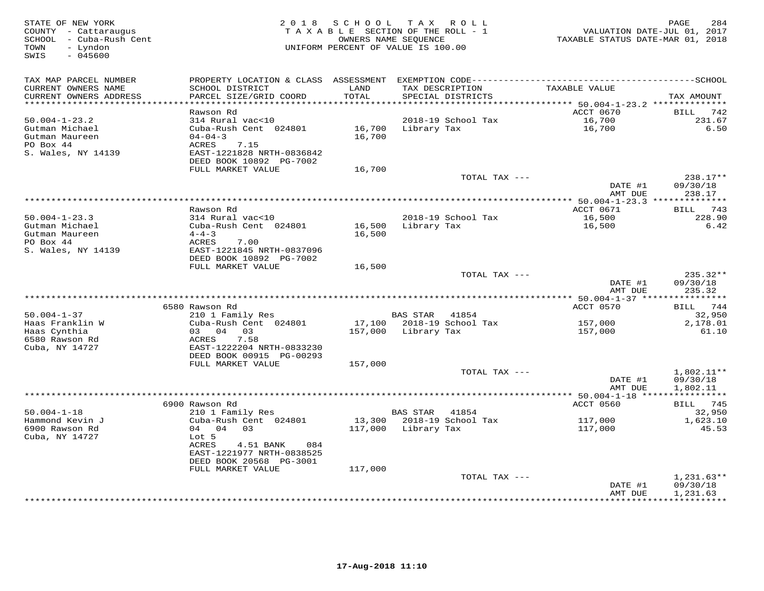STATE OF NEW YORK
COUNTY - Cattaraugus
SCHOOL - Cuba-Rush Cent
TOWN - Lyndon
SWIS - 045600

2018 SCHOOL TAX ROLL
TAXABLE SECTION OF THE ROLL - 1
OWNERS NAME SEQUENCE
UNIFORM PERCENT OF VALUE IS 100.00

VALUATION DATE-JUL 01, 2017
TAXABLE STATUS DATE-MAR 01, 2018

| TAX MAP PARCEL NUMBER / CURRENT OWNERS NAME / CURRENT OWNERS ADDRESS | PROPERTY LOCATION & CLASS / SCHOOL DISTRICT / PARCEL SIZE/GRID COORD | ASSESSMENT LAND / TOTAL | EXEMPTION CODE / TAX DESCRIPTION / SPECIAL DISTRICTS | TAXABLE VALUE | TAX AMOUNT |
|---|---|---|---|---|---|
| **50.004-1-23.2** | Rawson Rd | | | ACCT 0670 | BILL 742 |
| 50.004-1-23.2 | 314 Rural vac<10 | | 2018-19 School Tax | 16,700 | 231.67 |
| Gutman Michael | Cuba-Rush Cent 024801 | 16,700 | Library Tax | 16,700 | 6.50 |
| Gutman Maureen | 04-04-3 | 16,700 | | | |
| PO Box 44 | ACRES 7.15 | | | | |
| S. Wales, NY 14139 | EAST-1221828 NRTH-0836842 | | | | |
| | DEED BOOK 10892 PG-7002 | | | | |
| | FULL MARKET VALUE | 16,700 | | | |
| | | | TOTAL TAX --- | | 238.17** |
| | | | | DATE #1 | 09/30/18 |
| | | | | AMT DUE | 238.17 |
| **50.004-1-23.3** | Rawson Rd | | | ACCT 0671 | BILL 743 |
| 50.004-1-23.3 | 314 Rural vac<10 | | 2018-19 School Tax | 16,500 | 228.90 |
| Gutman Michael | Cuba-Rush Cent 024801 | 16,500 | Library Tax | 16,500 | 6.42 |
| Gutman Maureen | 4-4-3 | 16,500 | | | |
| PO Box 44 | ACRES 7.00 | | | | |
| S. Wales, NY 14139 | EAST-1221845 NRTH-0837096 | | | | |
| | DEED BOOK 10892 PG-7002 | | | | |
| | FULL MARKET VALUE | 16,500 | | | |
| | | | TOTAL TAX --- | | 235.32** |
| | | | | DATE #1 | 09/30/18 |
| | | | | AMT DUE | 235.32 |
| **50.004-1-37** | 6580 Rawson Rd | | | ACCT 0570 | BILL 744 |
| 50.004-1-37 | 210 1 Family Res | | BAS STAR 41854 | | 32,950 |
| Haas Franklin W | Cuba-Rush Cent 024801 | 17,100 | 2018-19 School Tax | 157,000 | 2,178.01 |
| Haas Cynthia | 03 04 03 | 157,000 | Library Tax | 157,000 | 61.10 |
| 6580 Rawson Rd | ACRES 7.58 | | | | |
| Cuba, NY 14727 | EAST-1222204 NRTH-0833230 | | | | |
| | DEED BOOK 00915 PG-00293 | | | | |
| | FULL MARKET VALUE | 157,000 | | | |
| | | | TOTAL TAX --- | | 1,802.11** |
| | | | | DATE #1 | 09/30/18 |
| | | | | AMT DUE | 1,802.11 |
| **50.004-1-18** | 6900 Rawson Rd | | | ACCT 0560 | BILL 745 |
| 50.004-1-18 | 210 1 Family Res | | BAS STAR 41854 | | 32,950 |
| Hammond Kevin J | Cuba-Rush Cent 024801 | 13,300 | 2018-19 School Tax | 117,000 | 1,623.10 |
| 6900 Rawson Rd | 04 04 03 | 117,000 | Library Tax | 117,000 | 45.53 |
| Cuba, NY 14727 | Lot 5 | | | | |
| | ACRES 4.51 BANK 084 | | | | |
| | EAST-1221977 NRTH-0838525 | | | | |
| | DEED BOOK 20568 PG-3001 | | | | |
| | FULL MARKET VALUE | 117,000 | | | |
| | | | TOTAL TAX --- | | 1,231.63** |
| | | | | DATE #1 | 09/30/18 |
| | | | | AMT DUE | 1,231.63 |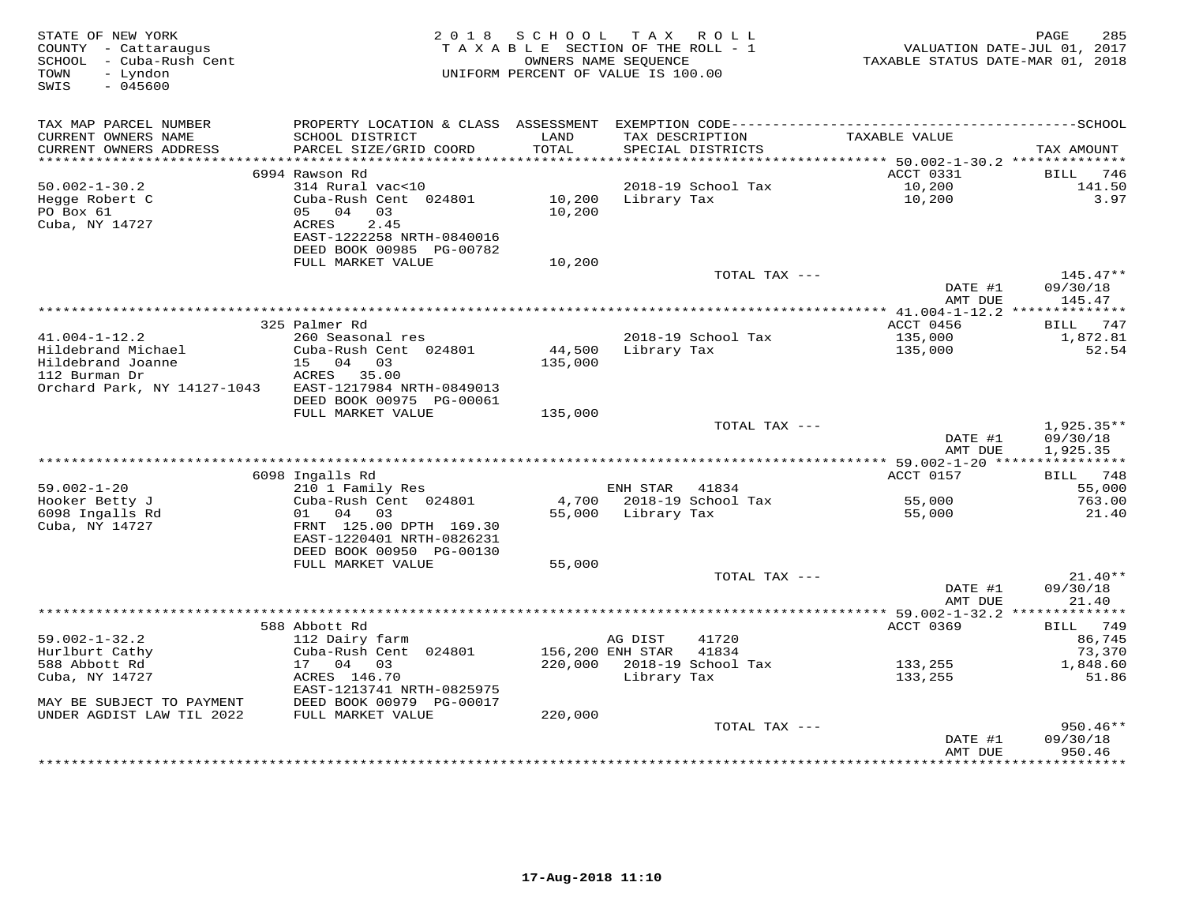STATE OF NEW YORK
COUNTY - Cattaraugus
SCHOOL - Cuba-Rush Cent
TOWN - Lyndon
SWIS - 045600

2018 SCHOOL TAX ROLL
TAXABLE SECTION OF THE ROLL - 1
OWNERS NAME SEQUENCE
UNIFORM PERCENT OF VALUE IS 100.00

VALUATION DATE-JUL 01, 2017
TAXABLE STATUS DATE-MAR 01, 2018

| TAX MAP PARCEL NUMBER / CURRENT OWNERS NAME / CURRENT OWNERS ADDRESS | PROPERTY LOCATION & CLASS / SCHOOL DISTRICT / PARCEL SIZE/GRID COORD | ASSESSMENT LAND / TOTAL | EXEMPTION CODE / TAX DESCRIPTION / SPECIAL DISTRICTS | TAXABLE VALUE | SCHOOL TAX AMOUNT |
|---|---|---|---|---|---|
| | 6994 Rawson Rd | | | ACCT 0331 | BILL 746 |
| 50.002-1-30.2 | 314 Rural vac<10 | | 2018-19 School Tax | 10,200 | 141.50 |
| Hegge Robert C | Cuba-Rush Cent 024801 | 10,200 | Library Tax | 10,200 | 3.97 |
| PO Box 61 | 05 04 03 | 10,200 | | | |
| Cuba, NY 14727 | ACRES 2.45 | | | | |
| | EAST-1222258 NRTH-0840016 | | | | |
| | DEED BOOK 00985 PG-00782 | | | | |
| | FULL MARKET VALUE | 10,200 | | | |
| | | | TOTAL TAX --- | | 145.47** |
| | | | | DATE #1 | 09/30/18 |
| | | | | AMT DUE | 145.47 |
| | 325 Palmer Rd | | | ACCT 0456 | BILL 747 |
| 41.004-1-12.2 | 260 Seasonal res | | 2018-19 School Tax | 135,000 | 1,872.81 |
| Hildebrand Michael | Cuba-Rush Cent 024801 | 44,500 | Library Tax | 135,000 | 52.54 |
| Hildebrand Joanne | 15 04 03 | 135,000 | | | |
| 112 Burman Dr | ACRES 35.00 | | | | |
| Orchard Park, NY 14127-1043 | EAST-1217984 NRTH-0849013 | | | | |
| | DEED BOOK 00975 PG-00061 | | | | |
| | FULL MARKET VALUE | 135,000 | | | |
| | | | TOTAL TAX --- | | 1,925.35** |
| | | | | DATE #1 | 09/30/18 |
| | | | | AMT DUE | 1,925.35 |
| | 6098 Ingalls Rd | | | ACCT 0157 | BILL 748 |
| 59.002-1-20 | 210 1 Family Res | | ENH STAR 41834 | | 55,000 |
| Hooker Betty J | Cuba-Rush Cent 024801 | 4,700 | 2018-19 School Tax | 55,000 | 763.00 |
| 6098 Ingalls Rd | 01 04 03 | 55,000 | Library Tax | 55,000 | 21.40 |
| Cuba, NY 14727 | FRNT 125.00 DPTH 169.30 | | | | |
| | EAST-1220401 NRTH-0826231 | | | | |
| | DEED BOOK 00950 PG-00130 | | | | |
| | FULL MARKET VALUE | 55,000 | | | |
| | | | TOTAL TAX --- | | 21.40** |
| | | | | DATE #1 | 09/30/18 |
| | | | | AMT DUE | 21.40 |
| | 588 Abbott Rd | | | ACCT 0369 | BILL 749 |
| 59.002-1-32.2 | 112 Dairy farm | | AG DIST 41720 | | 86,745 |
| Hurlburt Cathy | Cuba-Rush Cent 024801 | 156,200 | ENH STAR 41834 | | 73,370 |
| 588 Abbott Rd | 17 04 03 | 220,000 | 2018-19 School Tax | 133,255 | 1,848.60 |
| Cuba, NY 14727 | ACRES 146.70 | | Library Tax | 133,255 | 51.86 |
| | EAST-1213741 NRTH-0825975 | | | | |
| MAY BE SUBJECT TO PAYMENT | DEED BOOK 00979 PG-00017 | | | | |
| UNDER AGDIST LAW TIL 2022 | FULL MARKET VALUE | 220,000 | | | |
| | | | TOTAL TAX --- | | 950.46** |
| | | | | DATE #1 | 09/30/18 |
| | | | | AMT DUE | 950.46 |

17-Aug-2018 11:10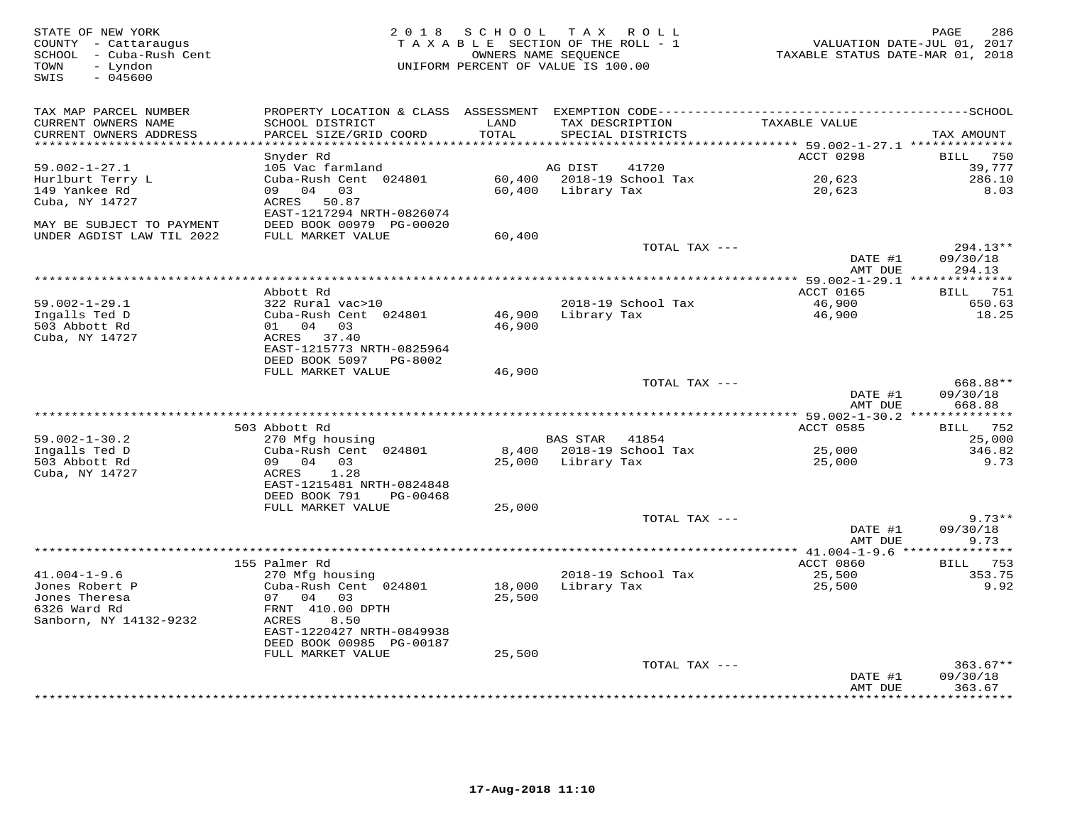STATE OF NEW YORK
COUNTY - Cattaraugus
SCHOOL - Cuba-Rush Cent
TOWN - Lyndon
SWIS - 045600

2018 SCHOOL TAX ROLL
TAXABLE SECTION OF THE ROLL - 1
OWNERS NAME SEQUENCE
UNIFORM PERCENT OF VALUE IS 100.00

VALUATION DATE-JUL 01, 2017
TAXABLE STATUS DATE-MAR 01, 2018

| TAX MAP PARCEL NUMBER / CURRENT OWNERS NAME / CURRENT OWNERS ADDRESS | PROPERTY LOCATION & CLASS / SCHOOL DISTRICT / PARCEL SIZE/GRID COORD | ASSESSMENT LAND / TOTAL | EXEMPTION CODE / TAX DESCRIPTION / SPECIAL DISTRICTS | TAXABLE VALUE | TAX AMOUNT |
|---|---|---|---|---|---|
| **59.002-1-27.1** | Snyder Rd | | | ACCT 0298 | BILL 750 |
| 59.002-1-27.1 | 105 Vac farmland | | AG DIST 41720 | | 39,777 |
| Hurlburt Terry L | Cuba-Rush Cent 024801 | 60,400 | 2018-19 School Tax | 20,623 | 286.10 |
| 149 Yankee Rd | 09 04 03 | 60,400 | Library Tax | 20,623 | 8.03 |
| Cuba, NY 14727 | ACRES 50.87 | | | | |
| | EAST-1217294 NRTH-0826074 | | | | |
| MAY BE SUBJECT TO PAYMENT | DEED BOOK 00979 PG-00020 | | | | |
| UNDER AGDIST LAW TIL 2022 | FULL MARKET VALUE | 60,400 | | | |
| | | | TOTAL TAX --- | | 294.13** |
| | | | | DATE #1 | 09/30/18 |
| | | | | AMT DUE | 294.13 |
| **59.002-1-29.1** | Abbott Rd | | | ACCT 0165 | BILL 751 |
| 59.002-1-29.1 | 322 Rural vac>10 | | 2018-19 School Tax | 46,900 | 650.63 |
| Ingalls Ted D | Cuba-Rush Cent 024801 | 46,900 | Library Tax | 46,900 | 18.25 |
| 503 Abbott Rd | 01 04 03 | 46,900 | | | |
| Cuba, NY 14727 | ACRES 37.40 | | | | |
| | EAST-1215773 NRTH-0825964 | | | | |
| | DEED BOOK 5097 PG-8002 | | | | |
| | FULL MARKET VALUE | 46,900 | | | |
| | | | TOTAL TAX --- | | 668.88** |
| | | | | DATE #1 | 09/30/18 |
| | | | | AMT DUE | 668.88 |
| **59.002-1-30.2** | 503 Abbott Rd | | | ACCT 0585 | BILL 752 |
| 59.002-1-30.2 | 270 Mfg housing | | BAS STAR 41854 | | 25,000 |
| Ingalls Ted D | Cuba-Rush Cent 024801 | 8,400 | 2018-19 School Tax | 25,000 | 346.82 |
| 503 Abbott Rd | 09 04 03 | 25,000 | Library Tax | 25,000 | 9.73 |
| Cuba, NY 14727 | ACRES 1.28 | | | | |
| | EAST-1215481 NRTH-0824848 | | | | |
| | DEED BOOK 791 PG-00468 | | | | |
| | FULL MARKET VALUE | 25,000 | | | |
| | | | TOTAL TAX --- | | 9.73** |
| | | | | DATE #1 | 09/30/18 |
| | | | | AMT DUE | 9.73 |
| **41.004-1-9.6** | 155 Palmer Rd | | | ACCT 0860 | BILL 753 |
| 41.004-1-9.6 | 270 Mfg housing | | 2018-19 School Tax | 25,500 | 353.75 |
| Jones Robert P | Cuba-Rush Cent 024801 | 18,000 | Library Tax | 25,500 | 9.92 |
| Jones Theresa | 07 04 03 | 25,500 | | | |
| 6326 Ward Rd | FRNT 410.00 DPTH | | | | |
| Sanborn, NY 14132-9232 | ACRES 8.50 | | | | |
| | EAST-1220427 NRTH-0849938 | | | | |
| | DEED BOOK 00985 PG-00187 | | | | |
| | FULL MARKET VALUE | 25,500 | | | |
| | | | TOTAL TAX --- | | 363.67** |
| | | | | DATE #1 | 09/30/18 |
| | | | | AMT DUE | 363.67 |

17-Aug-2018 11:10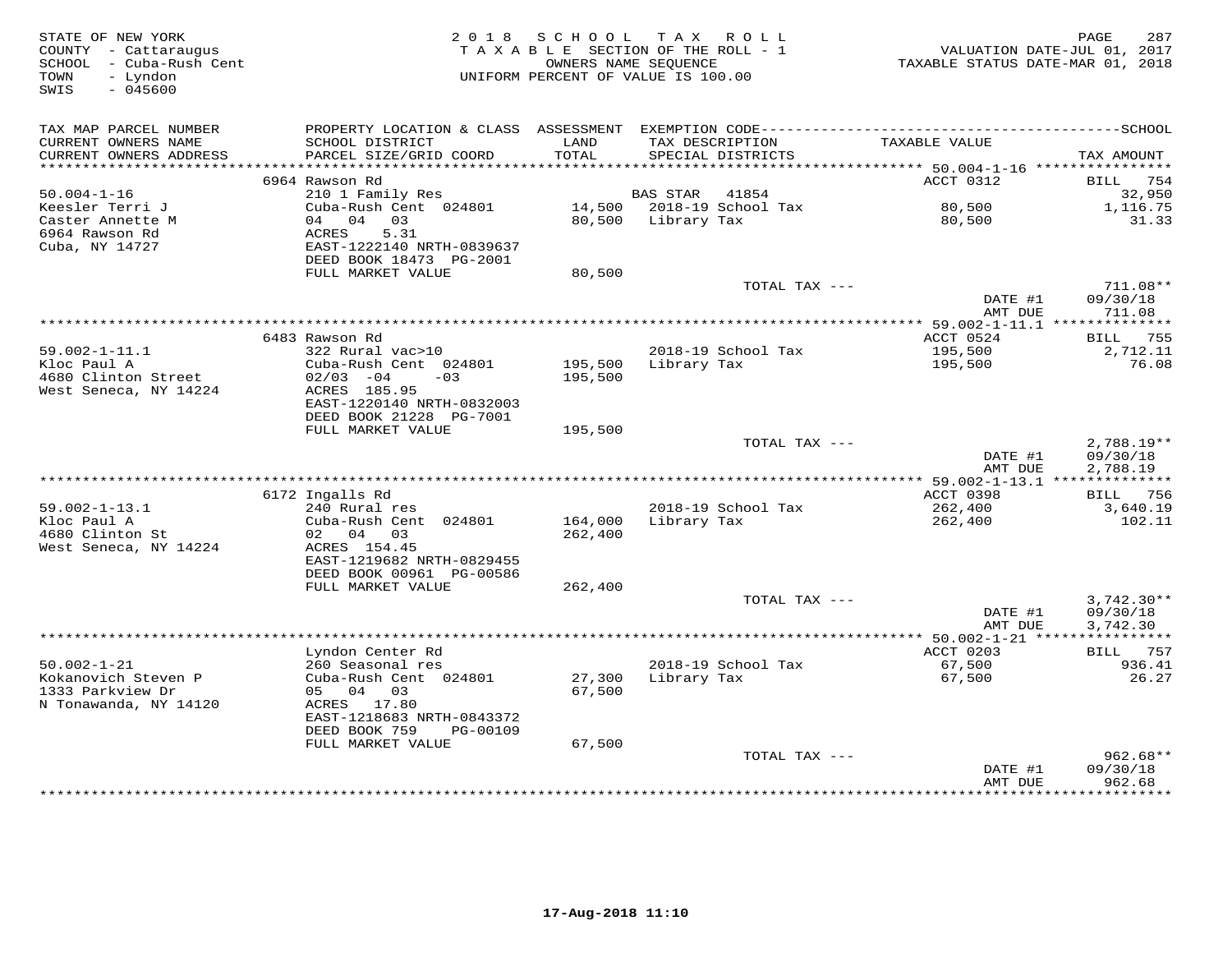STATE OF NEW YORK
COUNTY - Cattaraugus
SCHOOL - Cuba-Rush Cent
TOWN - Lyndon
SWIS - 045600

2018 SCHOOL TAX ROLL
TAXABLE SECTION OF THE ROLL - 1
OWNERS NAME SEQUENCE
UNIFORM PERCENT OF VALUE IS 100.00

VALUATION DATE-JUL 01, 2017
TAXABLE STATUS DATE-MAR 01, 2018

| TAX MAP PARCEL NUMBER / CURRENT OWNERS NAME / CURRENT OWNERS ADDRESS | PROPERTY LOCATION & CLASS / SCHOOL DISTRICT / PARCEL SIZE/GRID COORD | ASSESSMENT LAND / TOTAL | EXEMPTION CODE / TAX DESCRIPTION / SPECIAL DISTRICTS | TAXABLE VALUE | TAX AMOUNT |
|---|---|---|---|---|---|
| | 6964 Rawson Rd | | | ACCT 0312 | BILL 754 |
| 50.004-1-16 | 210 1 Family Res | | BAS STAR 41854 | | 32,950 |
| Keesler Terri J | Cuba-Rush Cent 024801 | 14,500 | 2018-19 School Tax | 80,500 | 1,116.75 |
| Caster Annette M | 04 04 03 | 80,500 | Library Tax | 80,500 | 31.33 |
| 6964 Rawson Rd | ACRES 5.31 | | | | |
| Cuba, NY 14727 | EAST-1222140 NRTH-0839637 | | | | |
| | DEED BOOK 18473 PG-2001 | | | | |
| | FULL MARKET VALUE | 80,500 | | | |
| | | | TOTAL TAX --- | | 711.08** |
| | | | | DATE #1 | 09/30/18 |
| | | | | AMT DUE | 711.08 |
| | 6483 Rawson Rd | | | ACCT 0524 | BILL 755 |
| 59.002-1-11.1 | 322 Rural vac>10 | | 2018-19 School Tax | 195,500 | 2,712.11 |
| Kloc Paul A | Cuba-Rush Cent 024801 | 195,500 | Library Tax | 195,500 | 76.08 |
| 4680 Clinton Street | 02/03 -04 -03 | 195,500 | | | |
| West Seneca, NY 14224 | ACRES 185.95 | | | | |
| | EAST-1220140 NRTH-0832003 | | | | |
| | DEED BOOK 21228 PG-7001 | | | | |
| | FULL MARKET VALUE | 195,500 | | | |
| | | | TOTAL TAX --- | | 2,788.19** |
| | | | | DATE #1 | 09/30/18 |
| | | | | AMT DUE | 2,788.19 |
| | 6172 Ingalls Rd | | | ACCT 0398 | BILL 756 |
| 59.002-1-13.1 | 240 Rural res | | 2018-19 School Tax | 262,400 | 3,640.19 |
| Kloc Paul A | Cuba-Rush Cent 024801 | 164,000 | Library Tax | 262,400 | 102.11 |
| 4680 Clinton St | 02 04 03 | 262,400 | | | |
| West Seneca, NY 14224 | ACRES 154.45 | | | | |
| | EAST-1219682 NRTH-0829455 | | | | |
| | DEED BOOK 00961 PG-00586 | | | | |
| | FULL MARKET VALUE | 262,400 | | | |
| | | | TOTAL TAX --- | | 3,742.30** |
| | | | | DATE #1 | 09/30/18 |
| | | | | AMT DUE | 3,742.30 |
| | Lyndon Center Rd | | | ACCT 0203 | BILL 757 |
| 50.002-1-21 | 260 Seasonal res | | 2018-19 School Tax | 67,500 | 936.41 |
| Kokanovich Steven P | Cuba-Rush Cent 024801 | 27,300 | Library Tax | 67,500 | 26.27 |
| 1333 Parkview Dr | 05 04 03 | 67,500 | | | |
| N Tonawanda, NY 14120 | ACRES 17.80 | | | | |
| | EAST-1218683 NRTH-0843372 | | | | |
| | DEED BOOK 759 PG-00109 | | | | |
| | FULL MARKET VALUE | 67,500 | | | |
| | | | TOTAL TAX --- | | 962.68** |
| | | | | DATE #1 | 09/30/18 |
| | | | | AMT DUE | 962.68 |

17-Aug-2018 11:10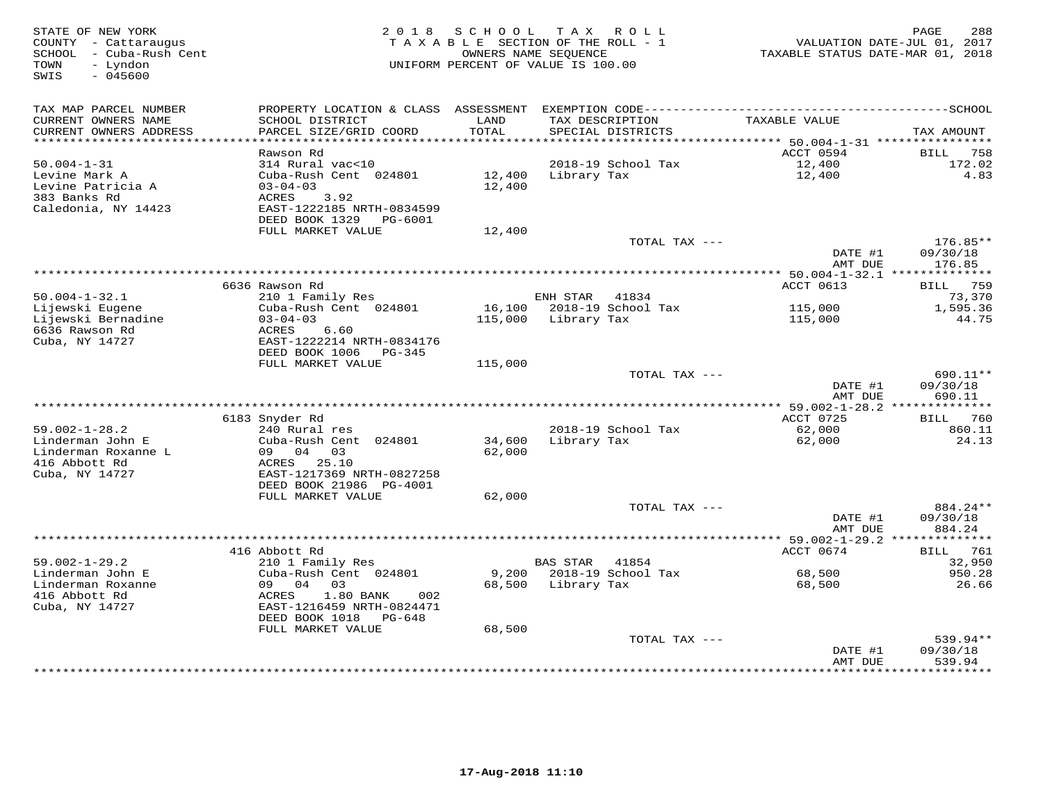STATE OF NEW YORK
COUNTY - Cattaraugus
SCHOOL - Cuba-Rush Cent
TOWN - Lyndon
SWIS - 045600

2 0 1 8 S C H O O L T A X R O L L
T A X A B L E SECTION OF THE ROLL - 1
OWNERS NAME SEQUENCE
UNIFORM PERCENT OF VALUE IS 100.00

VALUATION DATE-JUL 01, 2017
TAXABLE STATUS DATE-MAR 01, 2018

| TAX MAP PARCEL NUMBER / CURRENT OWNERS NAME / CURRENT OWNERS ADDRESS | PROPERTY LOCATION & CLASS / SCHOOL DISTRICT / PARCEL SIZE/GRID COORD | ASSESSMENT LAND / TOTAL | EXEMPTION CODE / TAX DESCRIPTION / SPECIAL DISTRICTS | TAXABLE VALUE | SCHOOL TAX AMOUNT |
|---|---|---|---|---|---|
| 50.004-1-31 | Rawson Rd | | | ACCT 0594 | BILL 758 |
| 50.004-1-31 | 314 Rural vac<10 | | 2018-19 School Tax | 12,400 | 172.02 |
| Levine Mark A | Cuba-Rush Cent 024801 | 12,400 | Library Tax | 12,400 | 4.83 |
| Levine Patricia A | 03-04-03 | 12,400 | | | |
| 383 Banks Rd | ACRES 3.92 | | | | |
| Caledonia, NY 14423 | EAST-1222185 NRTH-0834599 | | | | |
| | DEED BOOK 1329 PG-6001 | | | | |
| | FULL MARKET VALUE | 12,400 | | | |
| | | | TOTAL TAX --- | | 176.85** |
| | | | | DATE #1 | 09/30/18 |
| | | | | AMT DUE | 176.85 |
| 50.004-1-32.1 | 6636 Rawson Rd | | | ACCT 0613 | BILL 759 |
| 50.004-1-32.1 | 210 1 Family Res | | ENH STAR 41834 | | 73,370 |
| Lijewski Eugene | Cuba-Rush Cent 024801 | 16,100 | 2018-19 School Tax | 115,000 | 1,595.36 |
| Lijewski Bernadine | 03-04-03 | 115,000 | Library Tax | 115,000 | 44.75 |
| 6636 Rawson Rd | ACRES 6.60 | | | | |
| Cuba, NY 14727 | EAST-1222214 NRTH-0834176 | | | | |
| | DEED BOOK 1006 PG-345 | | | | |
| | FULL MARKET VALUE | 115,000 | | | |
| | | | TOTAL TAX --- | | 690.11** |
| | | | | DATE #1 | 09/30/18 |
| | | | | AMT DUE | 690.11 |
| 59.002-1-28.2 | 6183 Snyder Rd | | | ACCT 0725 | BILL 760 |
| 59.002-1-28.2 | 240 Rural res | | 2018-19 School Tax | 62,000 | 860.11 |
| Linderman John E | Cuba-Rush Cent 024801 | 34,600 | Library Tax | 62,000 | 24.13 |
| Linderman Roxanne L | 09 04 03 | 62,000 | | | |
| 416 Abbott Rd | ACRES 25.10 | | | | |
| Cuba, NY 14727 | EAST-1217369 NRTH-0827258 | | | | |
| | DEED BOOK 21986 PG-4001 | | | | |
| | FULL MARKET VALUE | 62,000 | | | |
| | | | TOTAL TAX --- | | 884.24** |
| | | | | DATE #1 | 09/30/18 |
| | | | | AMT DUE | 884.24 |
| 59.002-1-29.2 | 416 Abbott Rd | | | ACCT 0674 | BILL 761 |
| 59.002-1-29.2 | 210 1 Family Res | | BAS STAR 41854 | | 32,950 |
| Linderman John E | Cuba-Rush Cent 024801 | 9,200 | 2018-19 School Tax | 68,500 | 950.28 |
| Linderman Roxanne | 09 04 03 | 68,500 | Library Tax | 68,500 | 26.66 |
| 416 Abbott Rd | ACRES 1.80 BANK 002 | | | | |
| Cuba, NY 14727 | EAST-1216459 NRTH-0824471 | | | | |
| | DEED BOOK 1018 PG-648 | | | | |
| | FULL MARKET VALUE | 68,500 | | | |
| | | | TOTAL TAX --- | | 539.94** |
| | | | | DATE #1 | 09/30/18 |
| | | | | AMT DUE | 539.94 |

17-Aug-2018 11:10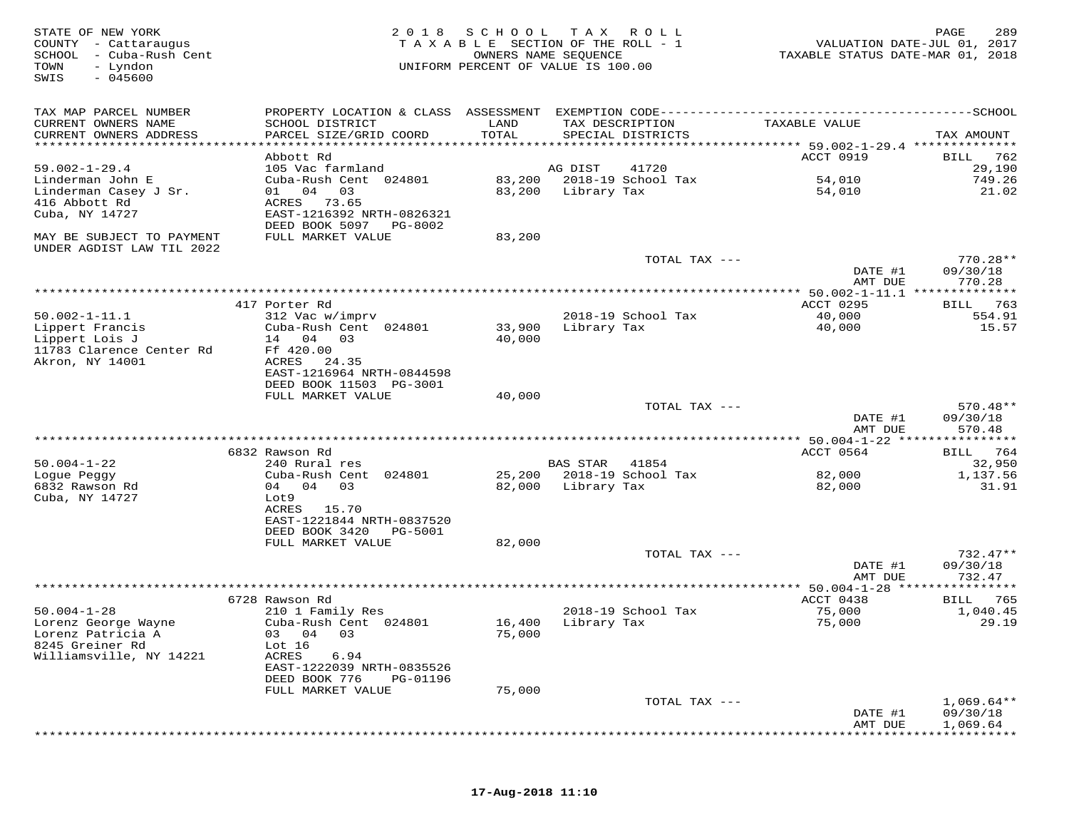STATE OF NEW YORK
COUNTY - Cattaraugus
SCHOOL - Cuba-Rush Cent
TOWN - Lyndon
SWIS - 045600

2018 SCHOOL TAX ROLL
TAXABLE SECTION OF THE ROLL - 1
OWNERS NAME SEQUENCE
UNIFORM PERCENT OF VALUE IS 100.00

VALUATION DATE-JUL 01, 2017
TAXABLE STATUS DATE-MAR 01, 2018

| TAX MAP PARCEL NUMBER / CURRENT OWNERS NAME / CURRENT OWNERS ADDRESS | PROPERTY LOCATION & CLASS / SCHOOL DISTRICT / PARCEL SIZE/GRID COORD | ASSESSMENT LAND / TOTAL | EXEMPTION CODE / TAX DESCRIPTION / SPECIAL DISTRICTS | TAXABLE VALUE | TAX AMOUNT |
|---|---|---|---|---|---|
| **59.002-1-29.4** | Abbott Rd | | | ACCT 0919 | BILL 762 |
| Linderman John E | 105 Vac farmland | | AG DIST 41720 | | 29,190 |
| Linderman Casey J Sr. | Cuba-Rush Cent 024801 | 83,200 | 2018-19 School Tax | 54,010 | 749.26 |
| 416 Abbott Rd | 01 04 03 | 83,200 | Library Tax | 54,010 | 21.02 |
| Cuba, NY 14727 | ACRES 73.65 | | | | |
| | EAST-1216392 NRTH-0826321 | | | | |
| | DEED BOOK 5097 PG-8002 | | | | |
| MAY BE SUBJECT TO PAYMENT UNDER AGDIST LAW TIL 2022 | FULL MARKET VALUE | 83,200 | | | |
| | | | TOTAL TAX --- | | 770.28** |
| | | | | DATE #1 | 09/30/18 |
| | | | | AMT DUE | 770.28 |
| **50.002-1-11.1** | 417 Porter Rd | | | ACCT 0295 | BILL 763 |
| Lippert Francis | 312 Vac w/imprv | | 2018-19 School Tax | 40,000 | 554.91 |
| Lippert Lois J | Cuba-Rush Cent 024801 | 33,900 | Library Tax | 40,000 | 15.57 |
| 11783 Clarence Center Rd | 14 04 03 | 40,000 | | | |
| Akron, NY 14001 | Ff 420.00 | | | | |
| | ACRES 24.35 | | | | |
| | EAST-1216964 NRTH-0844598 | | | | |
| | DEED BOOK 11503 PG-3001 | | | | |
| | FULL MARKET VALUE | 40,000 | | | |
| | | | TOTAL TAX --- | | 570.48** |
| | | | | DATE #1 | 09/30/18 |
| | | | | AMT DUE | 570.48 |
| **50.004-1-22** | 6832 Rawson Rd | | | ACCT 0564 | BILL 764 |
| Logue Peggy | 240 Rural res | | BAS STAR 41854 | | 32,950 |
| 6832 Rawson Rd | Cuba-Rush Cent 024801 | 25,200 | 2018-19 School Tax | 82,000 | 1,137.56 |
| Cuba, NY 14727 | 04 04 03 | 82,000 | Library Tax | 82,000 | 31.91 |
| | Lot9 | | | | |
| | ACRES 15.70 | | | | |
| | EAST-1221844 NRTH-0837520 | | | | |
| | DEED BOOK 3420 PG-5001 | | | | |
| | FULL MARKET VALUE | 82,000 | | | |
| | | | TOTAL TAX --- | | 732.47** |
| | | | | DATE #1 | 09/30/18 |
| | | | | AMT DUE | 732.47 |
| **50.004-1-28** | 6728 Rawson Rd | | | ACCT 0438 | BILL 765 |
| Lorenz George Wayne | 210 1 Family Res | | 2018-19 School Tax | 75,000 | 1,040.45 |
| Lorenz Patricia A | Cuba-Rush Cent 024801 | 16,400 | Library Tax | 75,000 | 29.19 |
| 8245 Greiner Rd | 03 04 03 | 75,000 | | | |
| Williamsville, NY 14221 | Lot 16 | | | | |
| | ACRES 6.94 | | | | |
| | EAST-1222039 NRTH-0835526 | | | | |
| | DEED BOOK 776 PG-01196 | | | | |
| | FULL MARKET VALUE | 75,000 | | | |
| | | | TOTAL TAX --- | | 1,069.64** |
| | | | | DATE #1 | 09/30/18 |
| | | | | AMT DUE | 1,069.64 |

17-Aug-2018 11:10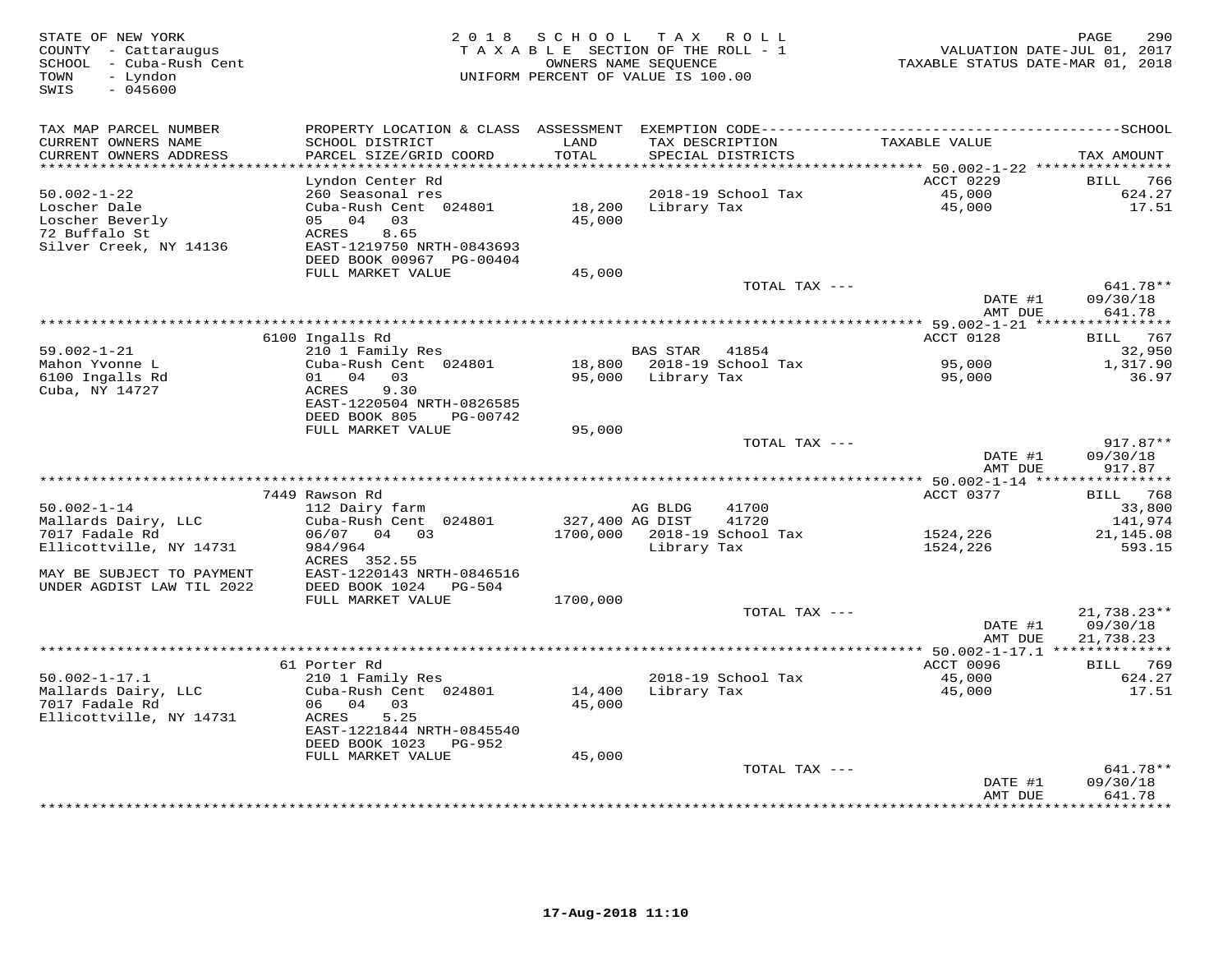STATE OF NEW YORK
COUNTY - Cattaraugus
SCHOOL - Cuba-Rush Cent
TOWN - Lyndon
SWIS - 045600

2018 SCHOOL TAX ROLL
TAXABLE SECTION OF THE ROLL - 1
OWNERS NAME SEQUENCE
UNIFORM PERCENT OF VALUE IS 100.00

VALUATION DATE-JUL 01, 2017
TAXABLE STATUS DATE-MAR 01, 2018

| TAX MAP PARCEL NUMBER / CURRENT OWNERS NAME / CURRENT OWNERS ADDRESS | PROPERTY LOCATION & CLASS / SCHOOL DISTRICT / PARCEL SIZE/GRID COORD | ASSESSMENT LAND / TOTAL | EXEMPTION CODE / TAX DESCRIPTION / SPECIAL DISTRICTS | TAXABLE VALUE | TAX AMOUNT |
|---|---|---|---|---|---|
| **50.002-1-22** | Lyndon Center Rd | | | ACCT 0229 | BILL 766 |
| 50.002-1-22 | 260 Seasonal res | | 2018-19 School Tax | 45,000 | 624.27 |
| Loscher Dale | Cuba-Rush Cent 024801 | 18,200 | Library Tax | 45,000 | 17.51 |
| Loscher Beverly | 05 04 03 | 45,000 | | | |
| 72 Buffalo St | ACRES 8.65 | | | | |
| Silver Creek, NY 14136 | EAST-1219750 NRTH-0843693 | | | | |
| | DEED BOOK 00967 PG-00404 | | | | |
| | FULL MARKET VALUE | 45,000 | | | |
| | | | TOTAL TAX --- | | 641.78** |
| | | | | DATE #1 | 09/30/18 |
| | | | | AMT DUE | 641.78 |
| **59.002-1-21** | 6100 Ingalls Rd | | | ACCT 0128 | BILL 767 |
| 59.002-1-21 | 210 1 Family Res | | BAS STAR 41854 | | 32,950 |
| Mahon Yvonne L | Cuba-Rush Cent 024801 | 18,800 | 2018-19 School Tax | 95,000 | 1,317.90 |
| 6100 Ingalls Rd | 01 04 03 | 95,000 | Library Tax | 95,000 | 36.97 |
| Cuba, NY 14727 | ACRES 9.30 | | | | |
| | EAST-1220504 NRTH-0826585 | | | | |
| | DEED BOOK 805 PG-00742 | | | | |
| | FULL MARKET VALUE | 95,000 | | | |
| | | | TOTAL TAX --- | | 917.87** |
| | | | | DATE #1 | 09/30/18 |
| | | | | AMT DUE | 917.87 |
| **50.002-1-14** | 7449 Rawson Rd | | | ACCT 0377 | BILL 768 |
| 50.002-1-14 | 112 Dairy farm | | AG BLDG 41700 | | 33,800 |
| Mallards Dairy, LLC | Cuba-Rush Cent 024801 | 327,400 | AG DIST 41720 | | 141,974 |
| 7017 Fadale Rd | 06/07 04 03 | 1700,000 | 2018-19 School Tax | 1524,226 | 21,145.08 |
| Ellicottville, NY 14731 | 984/964 | | Library Tax | 1524,226 | 593.15 |
| | ACRES 352.55 | | | | |
| MAY BE SUBJECT TO PAYMENT | EAST-1220143 NRTH-0846516 | | | | |
| UNDER AGDIST LAW TIL 2022 | DEED BOOK 1024 PG-504 | | | | |
| | FULL MARKET VALUE | 1700,000 | | | |
| | | | TOTAL TAX --- | | 21,738.23** |
| | | | | DATE #1 | 09/30/18 |
| | | | | AMT DUE | 21,738.23 |
| **50.002-1-17.1** | 61 Porter Rd | | | ACCT 0096 | BILL 769 |
| 50.002-1-17.1 | 210 1 Family Res | | 2018-19 School Tax | 45,000 | 624.27 |
| Mallards Dairy, LLC | Cuba-Rush Cent 024801 | 14,400 | Library Tax | 45,000 | 17.51 |
| 7017 Fadale Rd | 06 04 03 | 45,000 | | | |
| Ellicottville, NY 14731 | ACRES 5.25 | | | | |
| | EAST-1221844 NRTH-0845540 | | | | |
| | DEED BOOK 1023 PG-952 | | | | |
| | FULL MARKET VALUE | 45,000 | | | |
| | | | TOTAL TAX --- | | 641.78** |
| | | | | DATE #1 | 09/30/18 |
| | | | | AMT DUE | 641.78 |

17-Aug-2018 11:10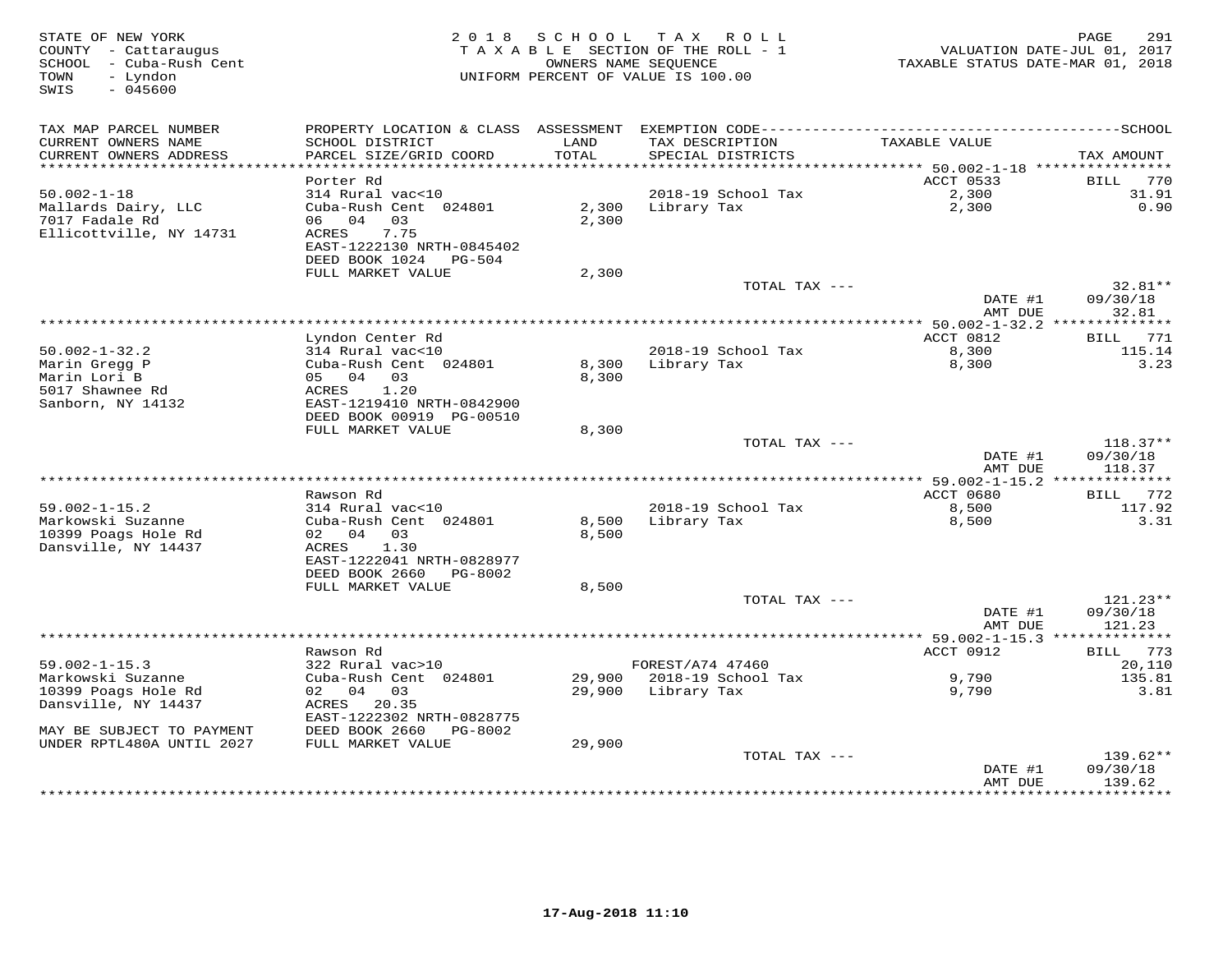STATE OF NEW YORK
COUNTY - Cattaraugus
SCHOOL - Cuba-Rush Cent
TOWN - Lyndon
SWIS - 045600

2018 SCHOOL TAX ROLL
TAXABLE SECTION OF THE ROLL - 1
OWNERS NAME SEQUENCE
UNIFORM PERCENT OF VALUE IS 100.00

VALUATION DATE-JUL 01, 2017
TAXABLE STATUS DATE-MAR 01, 2018

| TAX MAP PARCEL NUMBER / CURRENT OWNERS NAME / CURRENT OWNERS ADDRESS | PROPERTY LOCATION & CLASS / SCHOOL DISTRICT / PARCEL SIZE/GRID COORD | ASSESSMENT LAND / TOTAL | EXEMPTION CODE / TAX DESCRIPTION / SPECIAL DISTRICTS | TAXABLE VALUE | TAX AMOUNT |
|---|---|---|---|---|---|
| | Porter Rd | | | ACCT 0533 | BILL 770 |
| 50.002-1-18 | 314 Rural vac<10 | | 2018-19 School Tax | 2,300 | 31.91 |
| Mallards Dairy, LLC | Cuba-Rush Cent 024801 | 2,300 | Library Tax | 2,300 | 0.90 |
| 7017 Fadale Rd | 06 04 03 | 2,300 | | | |
| Ellicottville, NY 14731 | ACRES 7.75 | | | | |
| | EAST-1222130 NRTH-0845402 | | | | |
| | DEED BOOK 1024 PG-504 | | | | |
| | FULL MARKET VALUE | 2,300 | | | |
| | | | TOTAL TAX --- | | 32.81** |
| | | | | DATE #1 | 09/30/18 |
| | | | | AMT DUE | 32.81 |
| | Lyndon Center Rd | | | ACCT 0812 | BILL 771 |
| 50.002-1-32.2 | 314 Rural vac<10 | | 2018-19 School Tax | 8,300 | 115.14 |
| Marin Gregg P | Cuba-Rush Cent 024801 | 8,300 | Library Tax | 8,300 | 3.23 |
| Marin Lori B | 05 04 03 | 8,300 | | | |
| 5017 Shawnee Rd | ACRES 1.20 | | | | |
| Sanborn, NY 14132 | EAST-1219410 NRTH-0842900 | | | | |
| | DEED BOOK 00919 PG-00510 | | | | |
| | FULL MARKET VALUE | 8,300 | | | |
| | | | TOTAL TAX --- | | 118.37** |
| | | | | DATE #1 | 09/30/18 |
| | | | | AMT DUE | 118.37 |
| | Rawson Rd | | | ACCT 0680 | BILL 772 |
| 59.002-1-15.2 | 314 Rural vac<10 | | 2018-19 School Tax | 8,500 | 117.92 |
| Markowski Suzanne | Cuba-Rush Cent 024801 | 8,500 | Library Tax | 8,500 | 3.31 |
| 10399 Poags Hole Rd | 02 04 03 | 8,500 | | | |
| Dansville, NY 14437 | ACRES 1.30 | | | | |
| | EAST-1222041 NRTH-0828977 | | | | |
| | DEED BOOK 2660 PG-8002 | | | | |
| | FULL MARKET VALUE | 8,500 | | | |
| | | | TOTAL TAX --- | | 121.23** |
| | | | | DATE #1 | 09/30/18 |
| | | | | AMT DUE | 121.23 |
| | Rawson Rd | | | ACCT 0912 | BILL 773 |
| 59.002-1-15.3 | 322 Rural vac>10 | | FOREST/A74 47460 | | 20,110 |
| Markowski Suzanne | Cuba-Rush Cent 024801 | 29,900 | 2018-19 School Tax | 9,790 | 135.81 |
| 10399 Poags Hole Rd | 02 04 03 | 29,900 | Library Tax | 9,790 | 3.81 |
| Dansville, NY 14437 | ACRES 20.35 | | | | |
| | EAST-1222302 NRTH-0828775 | | | | |
| MAY BE SUBJECT TO PAYMENT | DEED BOOK 2660 PG-8002 | | | | |
| UNDER RPTL480A UNTIL 2027 | FULL MARKET VALUE | 29,900 | | | |
| | | | TOTAL TAX --- | | 139.62** |
| | | | | DATE #1 | 09/30/18 |
| | | | | AMT DUE | 139.62 |

17-Aug-2018 11:10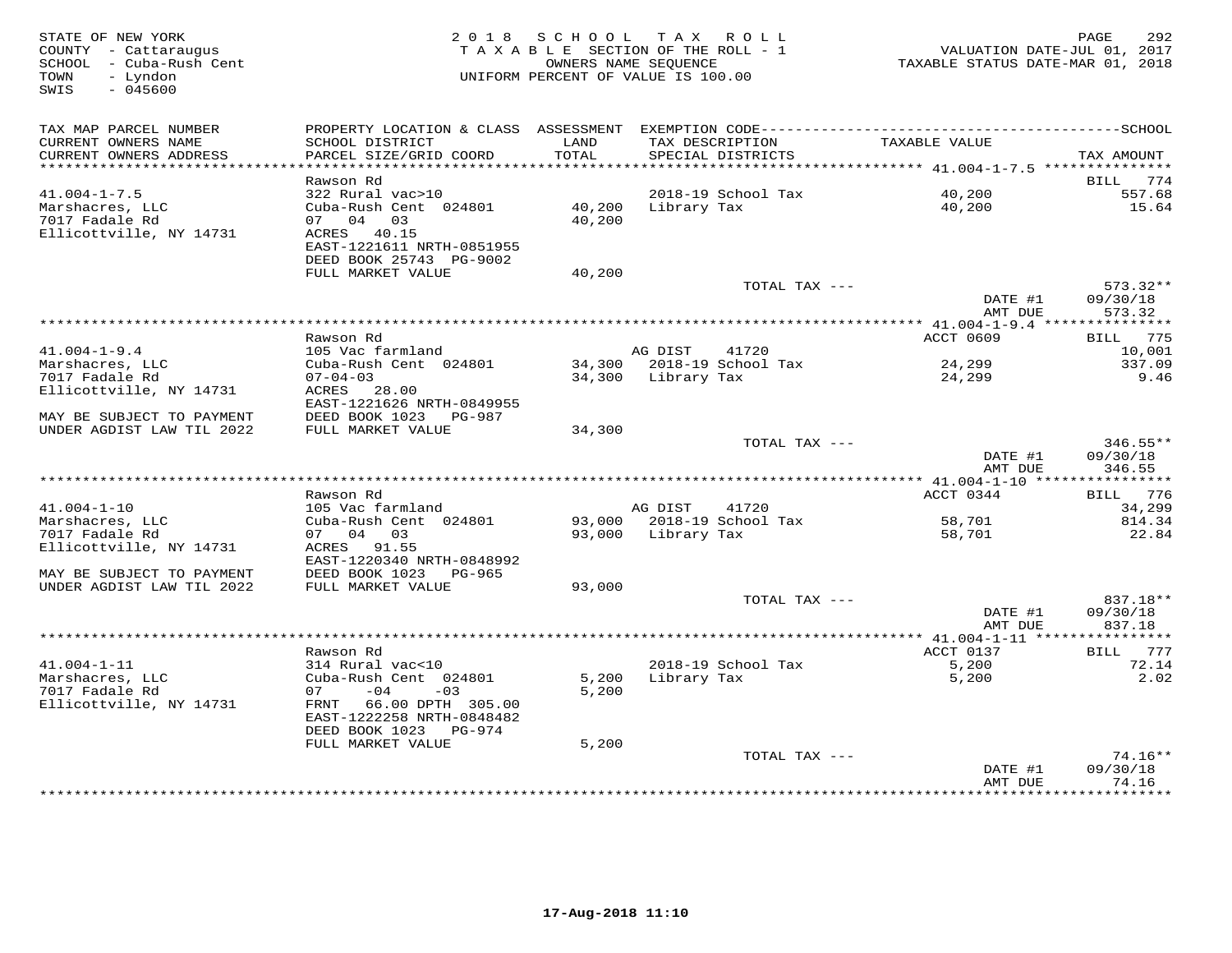STATE OF NEW YORK
COUNTY - Cattaraugus
SCHOOL - Cuba-Rush Cent
TOWN - Lyndon
SWIS - 045600

2018 SCHOOL TAX ROLL
TAXABLE SECTION OF THE ROLL - 1
OWNERS NAME SEQUENCE
UNIFORM PERCENT OF VALUE IS 100.00

VALUATION DATE-JUL 01, 2017
TAXABLE STATUS DATE-MAR 01, 2018

| TAX MAP PARCEL NUMBER / CURRENT OWNERS NAME / CURRENT OWNERS ADDRESS | PROPERTY LOCATION & CLASS / SCHOOL DISTRICT / PARCEL SIZE/GRID COORD | ASSESSMENT LAND / TOTAL | EXEMPTION CODE / TAX DESCRIPTION / SPECIAL DISTRICTS | TAXABLE VALUE | SCHOOL TAX AMOUNT |
|---|---|---|---|---|---|
| | Rawson Rd | | | | BILL 774 |
| 41.004-1-7.5 | 322 Rural vac>10 | | 2018-19 School Tax | 40,200 | 557.68 |
| Marshacres, LLC | Cuba-Rush Cent 024801 | 40,200 | Library Tax | 40,200 | 15.64 |
| 7017 Fadale Rd | 07 04 03 | 40,200 | | | |
| Ellicottville, NY 14731 | ACRES 40.15 | | | | |
| | EAST-1221611 NRTH-0851955 | | | | |
| | DEED BOOK 25743 PG-9002 | | | | |
| | FULL MARKET VALUE | 40,200 | | | |
| | | | TOTAL TAX --- | | 573.32** |
| | | | | DATE #1 | 09/30/18 |
| | | | | AMT DUE | 573.32 |
| | Rawson Rd | | | ACCT 0609 | BILL 775 |
| 41.004-1-9.4 | 105 Vac farmland | | AG DIST 41720 | | 10,001 |
| Marshacres, LLC | Cuba-Rush Cent 024801 | 34,300 | 2018-19 School Tax | 24,299 | 337.09 |
| 7017 Fadale Rd | 07-04-03 | 34,300 | Library Tax | 24,299 | 9.46 |
| Ellicottville, NY 14731 | ACRES 28.00 | | | | |
| | EAST-1221626 NRTH-0849955 | | | | |
| MAY BE SUBJECT TO PAYMENT | DEED BOOK 1023 PG-987 | | | | |
| UNDER AGDIST LAW TIL 2022 | FULL MARKET VALUE | 34,300 | | | |
| | | | TOTAL TAX --- | | 346.55** |
| | | | | DATE #1 | 09/30/18 |
| | | | | AMT DUE | 346.55 |
| | Rawson Rd | | | ACCT 0344 | BILL 776 |
| 41.004-1-10 | 105 Vac farmland | | AG DIST 41720 | | 34,299 |
| Marshacres, LLC | Cuba-Rush Cent 024801 | 93,000 | 2018-19 School Tax | 58,701 | 814.34 |
| 7017 Fadale Rd | 07 04 03 | 93,000 | Library Tax | 58,701 | 22.84 |
| Ellicottville, NY 14731 | ACRES 91.55 | | | | |
| | EAST-1220340 NRTH-0848992 | | | | |
| MAY BE SUBJECT TO PAYMENT | DEED BOOK 1023 PG-965 | | | | |
| UNDER AGDIST LAW TIL 2022 | FULL MARKET VALUE | 93,000 | | | |
| | | | TOTAL TAX --- | | 837.18** |
| | | | | DATE #1 | 09/30/18 |
| | | | | AMT DUE | 837.18 |
| | Rawson Rd | | | ACCT 0137 | BILL 777 |
| 41.004-1-11 | 314 Rural vac<10 | | 2018-19 School Tax | 5,200 | 72.14 |
| Marshacres, LLC | Cuba-Rush Cent 024801 | 5,200 | Library Tax | 5,200 | 2.02 |
| 7017 Fadale Rd | 07 -04 -03 | 5,200 | | | |
| Ellicottville, NY 14731 | FRNT 66.00 DPTH 305.00 | | | | |
| | EAST-1222258 NRTH-0848482 | | | | |
| | DEED BOOK 1023 PG-974 | | | | |
| | FULL MARKET VALUE | 5,200 | | | |
| | | | TOTAL TAX --- | | 74.16** |
| | | | | DATE #1 | 09/30/18 |
| | | | | AMT DUE | 74.16 |

17-Aug-2018 11:10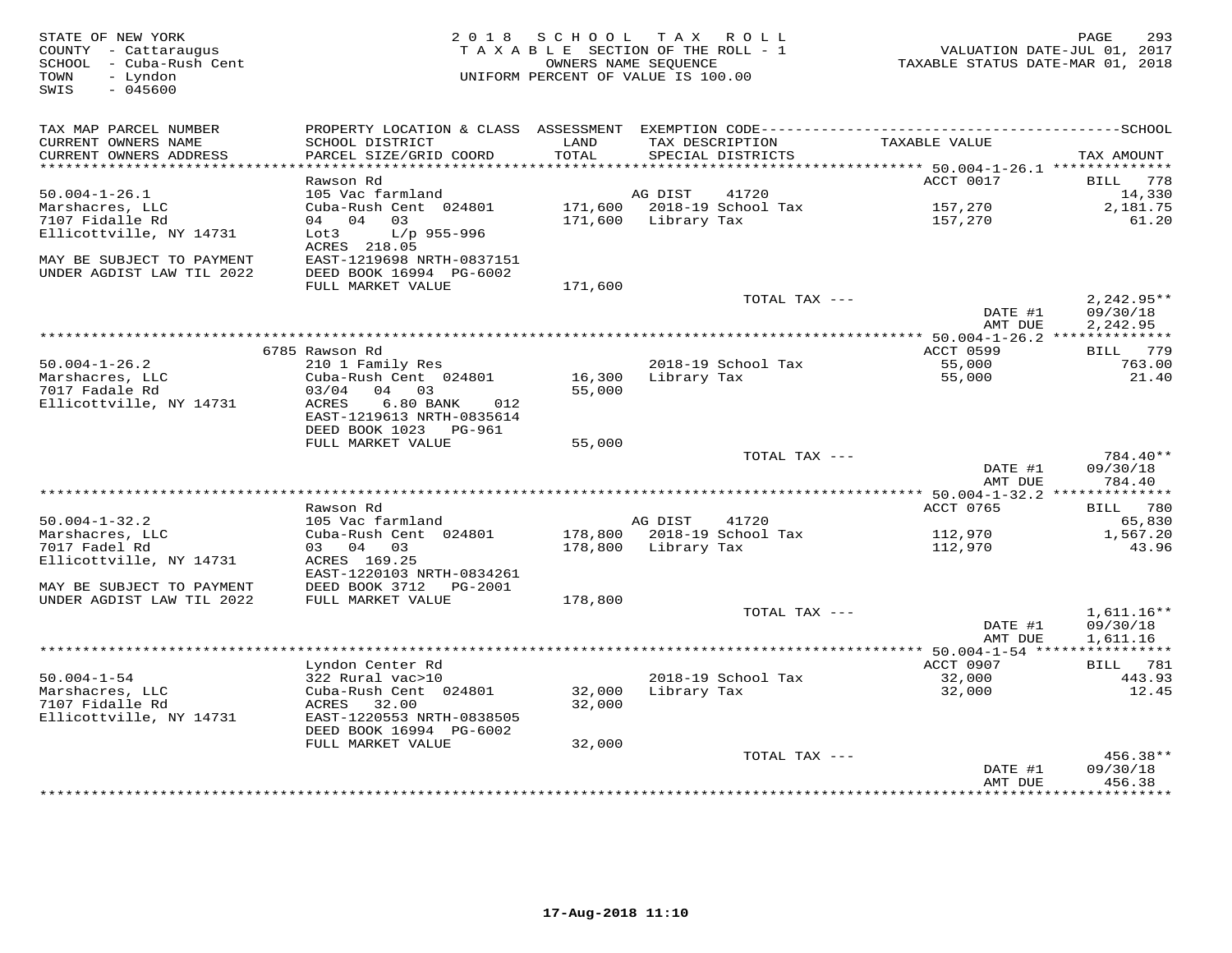STATE OF NEW YORK
COUNTY - Cattaraugus
SCHOOL - Cuba-Rush Cent
TOWN - Lyndon
SWIS - 045600

# 2018 SCHOOL TAX ROLL
TAXABLE SECTION OF THE ROLL - 1
OWNERS NAME SEQUENCE
UNIFORM PERCENT OF VALUE IS 100.00

VALUATION DATE-JUL 01, 2017
TAXABLE STATUS DATE-MAR 01, 2018

| TAX MAP PARCEL NUMBER / CURRENT OWNERS NAME / CURRENT OWNERS ADDRESS | PROPERTY LOCATION & CLASS / SCHOOL DISTRICT / PARCEL SIZE/GRID COORD | ASSESSMENT LAND / TOTAL | EXEMPTION CODE / TAX DESCRIPTION / SPECIAL DISTRICTS | TAXABLE VALUE | TAX AMOUNT |
|---|---|---|---|---|---|
| 50.004-1-26.1 | Rawson Rd | | | ACCT 0017 | BILL 778 |
| | 105 Vac farmland | | AG DIST 41720 | | 14,330 |
| Marshacres, LLC | Cuba-Rush Cent 024801 | 171,600 | 2018-19 School Tax | 157,270 | 2,181.75 |
| 7107 Fidalle Rd | 04 04 03 | 171,600 | Library Tax | 157,270 | 61.20 |
| Ellicottville, NY 14731 | Lot3 L/p 955-996 | | | | |
| | ACRES 218.05 | | | | |
| MAY BE SUBJECT TO PAYMENT | EAST-1219698 NRTH-0837151 | | | | |
| UNDER AGDIST LAW TIL 2022 | DEED BOOK 16994 PG-6002 | | | | |
| | FULL MARKET VALUE | 171,600 | | | |
| | | | TOTAL TAX --- | | 2,242.95** |
| | | | | DATE #1 | 09/30/18 |
| | | | | AMT DUE | 2,242.95 |
| 50.004-1-26.2 | 6785 Rawson Rd | | | ACCT 0599 | BILL 779 |
| | 210 1 Family Res | | 2018-19 School Tax | 55,000 | 763.00 |
| Marshacres, LLC | Cuba-Rush Cent 024801 | 16,300 | Library Tax | 55,000 | 21.40 |
| 7017 Fadale Rd | 03/04 04 03 | 55,000 | | | |
| Ellicottville, NY 14731 | ACRES 6.80 BANK 012 | | | | |
| | EAST-1219613 NRTH-0835614 | | | | |
| | DEED BOOK 1023 PG-961 | | | | |
| | FULL MARKET VALUE | 55,000 | | | |
| | | | TOTAL TAX --- | | 784.40** |
| | | | | DATE #1 | 09/30/18 |
| | | | | AMT DUE | 784.40 |
| 50.004-1-32.2 | Rawson Rd | | | ACCT 0765 | BILL 780 |
| | 105 Vac farmland | | AG DIST 41720 | | 65,830 |
| Marshacres, LLC | Cuba-Rush Cent 024801 | 178,800 | 2018-19 School Tax | 112,970 | 1,567.20 |
| 7017 Fadel Rd | 03 04 03 | 178,800 | Library Tax | 112,970 | 43.96 |
| Ellicottville, NY 14731 | ACRES 169.25 | | | | |
| | EAST-1220103 NRTH-0834261 | | | | |
| MAY BE SUBJECT TO PAYMENT | DEED BOOK 3712 PG-2001 | | | | |
| UNDER AGDIST LAW TIL 2022 | FULL MARKET VALUE | 178,800 | | | |
| | | | TOTAL TAX --- | | 1,611.16** |
| | | | | DATE #1 | 09/30/18 |
| | | | | AMT DUE | 1,611.16 |
| 50.004-1-54 | Lyndon Center Rd | | | ACCT 0907 | BILL 781 |
| | 322 Rural vac>10 | | 2018-19 School Tax | 32,000 | 443.93 |
| Marshacres, LLC | Cuba-Rush Cent 024801 | 32,000 | Library Tax | 32,000 | 12.45 |
| 7107 Fidalle Rd | ACRES 32.00 | 32,000 | | | |
| Ellicottville, NY 14731 | EAST-1220553 NRTH-0838505 | | | | |
| | DEED BOOK 16994 PG-6002 | | | | |
| | FULL MARKET VALUE | 32,000 | | | |
| | | | TOTAL TAX --- | | 456.38** |
| | | | | DATE #1 | 09/30/18 |
| | | | | AMT DUE | 456.38 |

17-Aug-2018 11:10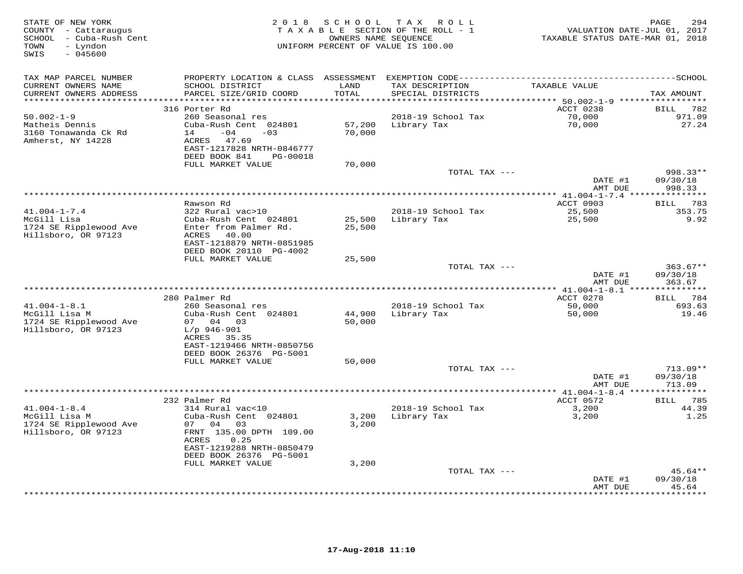STATE OF NEW YORK
COUNTY - Cattaraugus
SCHOOL - Cuba-Rush Cent
TOWN - Lyndon
SWIS - 045600

2 0 1 8 S C H O O L T A X R O L L
T A X A B L E SECTION OF THE ROLL - 1
OWNERS NAME SEQUENCE
UNIFORM PERCENT OF VALUE IS 100.00

VALUATION DATE-JUL 01, 2017
TAXABLE STATUS DATE-MAR 01, 2018

| TAX MAP PARCEL NUMBER / CURRENT OWNERS NAME / CURRENT OWNERS ADDRESS | PROPERTY LOCATION & CLASS / SCHOOL DISTRICT / PARCEL SIZE/GRID COORD | ASSESSMENT LAND / TOTAL | EXEMPTION CODE / TAX DESCRIPTION / SPECIAL DISTRICTS | TAXABLE VALUE | TAX AMOUNT |
|---|---|---|---|---|---|
| **50.002-1-9** | 316 Porter Rd | | | ACCT 0238 | BILL 782 |
| 50.002-1-9 | 260 Seasonal res | | 2018-19 School Tax | 70,000 | 971.09 |
| Matheis Dennis | Cuba-Rush Cent 024801 | 57,200 | Library Tax | 70,000 | 27.24 |
| 3160 Tonawanda Ck Rd | 14 -04 -03 | 70,000 | | | |
| Amherst, NY 14228 | ACRES 47.69 | | | | |
| | EAST-1217828 NRTH-0846777 | | | | |
| | DEED BOOK 841 PG-00018 | | | | |
| | FULL MARKET VALUE | 70,000 | | | |
| | | | TOTAL TAX --- | | 998.33** |
| | | | | DATE #1 | 09/30/18 |
| | | | | AMT DUE | 998.33 |
| **41.004-1-7.4** | Rawson Rd | | | ACCT 0903 | BILL 783 |
| 41.004-1-7.4 | 322 Rural vac>10 | | 2018-19 School Tax | 25,500 | 353.75 |
| McGill Lisa | Cuba-Rush Cent 024801 | 25,500 | Library Tax | 25,500 | 9.92 |
| 1724 SE Ripplewood Ave | Enter from Palmer Rd. | 25,500 | | | |
| Hillsboro, OR 97123 | ACRES 40.00 | | | | |
| | EAST-1218879 NRTH-0851985 | | | | |
| | DEED BOOK 20110 PG-4002 | | | | |
| | FULL MARKET VALUE | 25,500 | | | |
| | | | TOTAL TAX --- | | 363.67** |
| | | | | DATE #1 | 09/30/18 |
| | | | | AMT DUE | 363.67 |
| **41.004-1-8.1** | 280 Palmer Rd | | | ACCT 0278 | BILL 784 |
| 41.004-1-8.1 | 260 Seasonal res | | 2018-19 School Tax | 50,000 | 693.63 |
| McGill Lisa M | Cuba-Rush Cent 024801 | 44,900 | Library Tax | 50,000 | 19.46 |
| 1724 SE Ripplewood Ave | 07 04 03 | 50,000 | | | |
| Hillsboro, OR 97123 | L/p 946-901 | | | | |
| | ACRES 35.35 | | | | |
| | EAST-1219466 NRTH-0850756 | | | | |
| | DEED BOOK 26376 PG-5001 | | | | |
| | FULL MARKET VALUE | 50,000 | | | |
| | | | TOTAL TAX --- | | 713.09** |
| | | | | DATE #1 | 09/30/18 |
| | | | | AMT DUE | 713.09 |
| **41.004-1-8.4** | 232 Palmer Rd | | | ACCT 0572 | BILL 785 |
| 41.004-1-8.4 | 314 Rural vac<10 | | 2018-19 School Tax | 3,200 | 44.39 |
| McGill Lisa M | Cuba-Rush Cent 024801 | 3,200 | Library Tax | 3,200 | 1.25 |
| 1724 SE Ripplewood Ave | 07 04 03 | 3,200 | | | |
| Hillsboro, OR 97123 | FRNT 135.00 DPTH 109.00 | | | | |
| | ACRES 0.25 | | | | |
| | EAST-1219288 NRTH-0850479 | | | | |
| | DEED BOOK 26376 PG-5001 | | | | |
| | FULL MARKET VALUE | 3,200 | | | |
| | | | TOTAL TAX --- | | 45.64** |
| | | | | DATE #1 | 09/30/18 |
| | | | | AMT DUE | 45.64 |

17-Aug-2018 11:10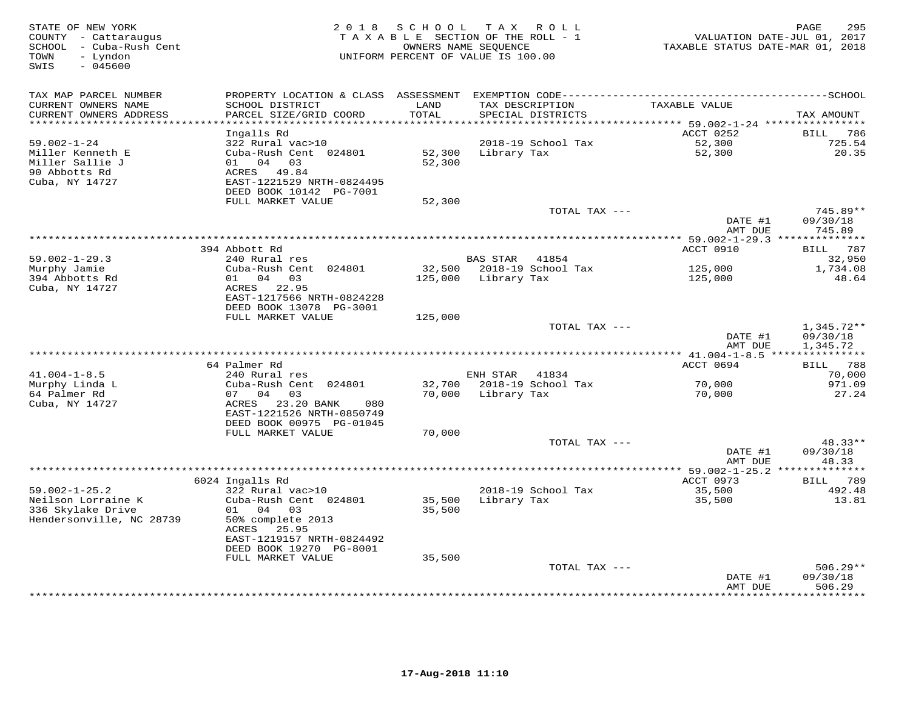STATE OF NEW YORK
COUNTY - Cattaraugus
SCHOOL - Cuba-Rush Cent
TOWN - Lyndon
SWIS - 045600

2018 SCHOOL TAX ROLL
TAXABLE SECTION OF THE ROLL - 1
OWNERS NAME SEQUENCE
UNIFORM PERCENT OF VALUE IS 100.00

VALUATION DATE-JUL 01, 2017
TAXABLE STATUS DATE-MAR 01, 2018

| TAX MAP PARCEL NUMBER / CURRENT OWNERS NAME / CURRENT OWNERS ADDRESS | PROPERTY LOCATION & CLASS / SCHOOL DISTRICT / PARCEL SIZE/GRID COORD | ASSESSMENT LAND / TOTAL | EXEMPTION CODE / TAX DESCRIPTION / SPECIAL DISTRICTS | TAXABLE VALUE | SCHOOL TAX AMOUNT |
|---|---|---|---|---|---|
| **59.002-1-24** | Ingalls Rd | | | ACCT 0252 | BILL 786 |
| 59.002-1-24 | 322 Rural vac>10 | | 2018-19 School Tax | 52,300 | 725.54 |
| Miller Kenneth E | Cuba-Rush Cent 024801 | 52,300 | Library Tax | 52,300 | 20.35 |
| Miller Sallie J | 01 04 03 | 52,300 | | | |
| 90 Abbotts Rd | ACRES 49.84 | | | | |
| Cuba, NY 14727 | EAST-1221529 NRTH-0824495 | | | | |
| | DEED BOOK 10142 PG-7001 | | | | |
| | FULL MARKET VALUE | 52,300 | | | |
| | | | TOTAL TAX --- | | 745.89** |
| | | | | DATE #1 | 09/30/18 |
| | | | | AMT DUE | 745.89 |
| **59.002-1-29.3** | 394 Abbott Rd | | | ACCT 0910 | BILL 787 |
| 59.002-1-29.3 | 240 Rural res | | BAS STAR 41854 | | 32,950 |
| Murphy Jamie | Cuba-Rush Cent 024801 | 32,500 | 2018-19 School Tax | 125,000 | 1,734.08 |
| 394 Abbotts Rd | 01 04 03 | 125,000 | Library Tax | 125,000 | 48.64 |
| Cuba, NY 14727 | ACRES 22.95 | | | | |
| | EAST-1217566 NRTH-0824228 | | | | |
| | DEED BOOK 13078 PG-3001 | | | | |
| | FULL MARKET VALUE | 125,000 | | | |
| | | | TOTAL TAX --- | | 1,345.72** |
| | | | | DATE #1 | 09/30/18 |
| | | | | AMT DUE | 1,345.72 |
| **41.004-1-8.5** | 64 Palmer Rd | | | ACCT 0694 | BILL 788 |
| 41.004-1-8.5 | 240 Rural res | | ENH STAR 41834 | | 70,000 |
| Murphy Linda L | Cuba-Rush Cent 024801 | 32,700 | 2018-19 School Tax | 70,000 | 971.09 |
| 64 Palmer Rd | 07 04 03 | 70,000 | Library Tax | 70,000 | 27.24 |
| Cuba, NY 14727 | ACRES 23.20 BANK 080 | | | | |
| | EAST-1221526 NRTH-0850749 | | | | |
| | DEED BOOK 00975 PG-01045 | | | | |
| | FULL MARKET VALUE | 70,000 | | | |
| | | | TOTAL TAX --- | | 48.33** |
| | | | | DATE #1 | 09/30/18 |
| | | | | AMT DUE | 48.33 |
| **59.002-1-25.2** | 6024 Ingalls Rd | | | ACCT 0973 | BILL 789 |
| 59.002-1-25.2 | 322 Rural vac>10 | | 2018-19 School Tax | 35,500 | 492.48 |
| Neilson Lorraine K | Cuba-Rush Cent 024801 | 35,500 | Library Tax | 35,500 | 13.81 |
| 336 Skylake Drive | 01 04 03 | 35,500 | | | |
| Hendersonville, NC 28739 | 50% complete 2013 | | | | |
| | ACRES 25.95 | | | | |
| | EAST-1219157 NRTH-0824492 | | | | |
| | DEED BOOK 19270 PG-8001 | | | | |
| | FULL MARKET VALUE | 35,500 | | | |
| | | | TOTAL TAX --- | | 506.29** |
| | | | | DATE #1 | 09/30/18 |
| | | | | AMT DUE | 506.29 |

17-Aug-2018 11:10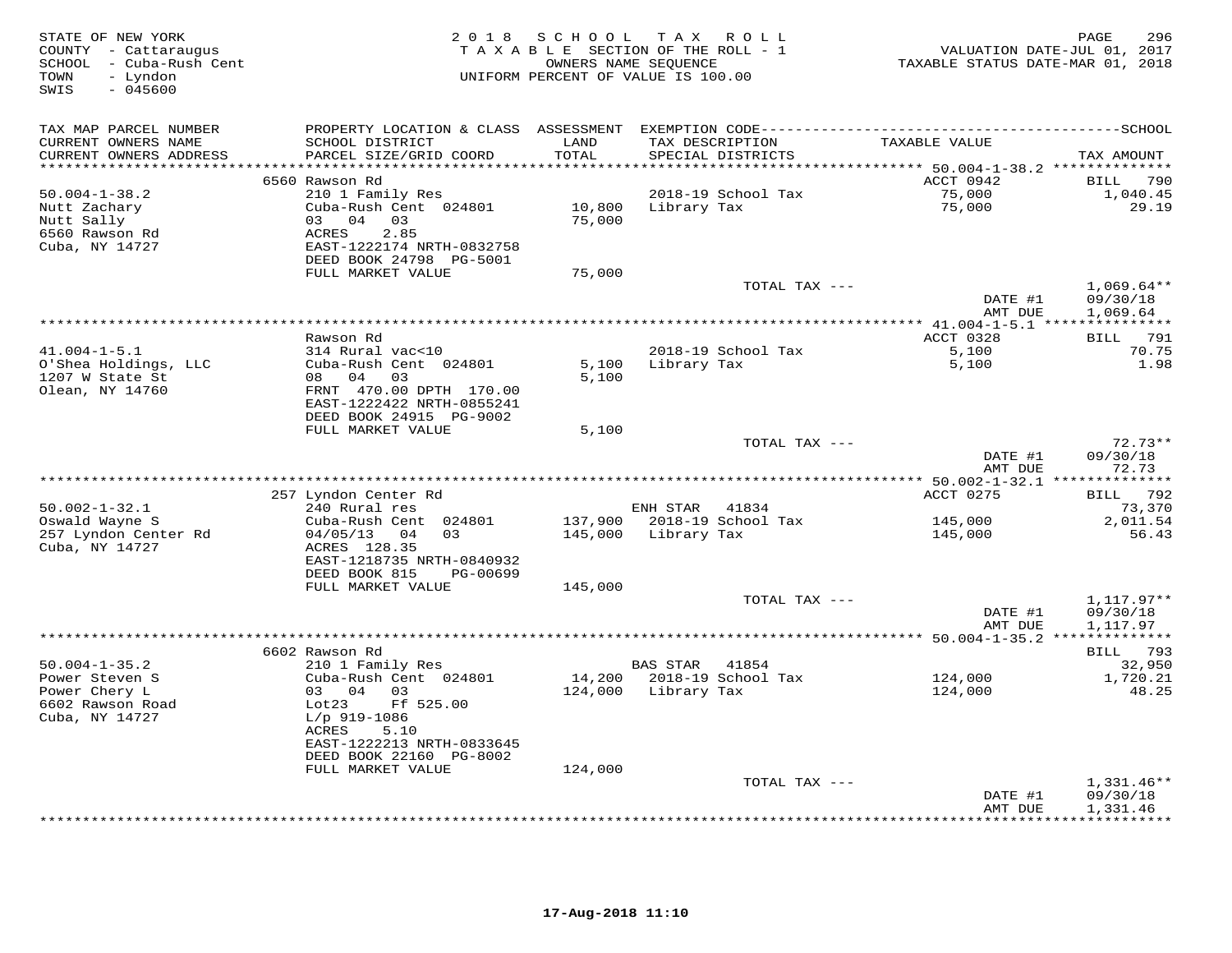STATE OF NEW YORK
COUNTY - Cattaraugus
SCHOOL - Cuba-Rush Cent
TOWN - Lyndon
SWIS - 045600

2018 SCHOOL TAX ROLL
TAXABLE SECTION OF THE ROLL - 1
OWNERS NAME SEQUENCE
UNIFORM PERCENT OF VALUE IS 100.00

VALUATION DATE-JUL 01, 2017
TAXABLE STATUS DATE-MAR 01, 2018

| TAX MAP PARCEL NUMBER / CURRENT OWNERS NAME / CURRENT OWNERS ADDRESS | PROPERTY LOCATION & CLASS / SCHOOL DISTRICT / PARCEL SIZE/GRID COORD | ASSESSMENT LAND / TOTAL | EXEMPTION CODE / TAX DESCRIPTION / SPECIAL DISTRICTS | TAXABLE VALUE | TAX AMOUNT |
|---|---|---|---|---|---|
| **50.004-1-38.2** | 6560 Rawson Rd | | | ACCT 0942 | BILL 790 |
| Nutt Zachary | 210 1 Family Res | | 2018-19 School Tax | 75,000 | 1,040.45 |
| Nutt Sally | Cuba-Rush Cent 024801 | 10,800 | Library Tax | 75,000 | 29.19 |
| 6560 Rawson Rd | 03 04 03 | 75,000 | | | |
| Cuba, NY 14727 | ACRES 2.85 | | | | |
| | EAST-1222174 NRTH-0832758 | | | | |
| | DEED BOOK 24798 PG-5001 | | | | |
| | FULL MARKET VALUE | 75,000 | | | |
| | | | TOTAL TAX --- | | 1,069.64** |
| | | | | DATE #1 | 09/30/18 |
| | | | | AMT DUE | 1,069.64 |
| **41.004-1-5.1** | Rawson Rd | | | ACCT 0328 | BILL 791 |
| O'Shea Holdings, LLC | 314 Rural vac<10 | | 2018-19 School Tax | 5,100 | 70.75 |
| 1207 W State St | Cuba-Rush Cent 024801 | 5,100 | Library Tax | 5,100 | 1.98 |
| Olean, NY 14760 | 08 04 03 | 5,100 | | | |
| | FRNT 470.00 DPTH 170.00 | | | | |
| | EAST-1222422 NRTH-0855241 | | | | |
| | DEED BOOK 24915 PG-9002 | | | | |
| | FULL MARKET VALUE | 5,100 | | | |
| | | | TOTAL TAX --- | | 72.73** |
| | | | | DATE #1 | 09/30/18 |
| | | | | AMT DUE | 72.73 |
| **50.002-1-32.1** | 257 Lyndon Center Rd | | | ACCT 0275 | BILL 792 |
| Oswald Wayne S | 240 Rural res | | ENH STAR 41834 | | 73,370 |
| 257 Lyndon Center Rd | Cuba-Rush Cent 024801 | 137,900 | 2018-19 School Tax | 145,000 | 2,011.54 |
| Cuba, NY 14727 | 04/05/13 04 03 | 145,000 | Library Tax | 145,000 | 56.43 |
| | ACRES 128.35 | | | | |
| | EAST-1218735 NRTH-0840932 | | | | |
| | DEED BOOK 815 PG-00699 | | | | |
| | FULL MARKET VALUE | 145,000 | | | |
| | | | TOTAL TAX --- | | 1,117.97** |
| | | | | DATE #1 | 09/30/18 |
| | | | | AMT DUE | 1,117.97 |
| **50.004-1-35.2** | 6602 Rawson Rd | | | | BILL 793 |
| Power Steven S | 210 1 Family Res | | BAS STAR 41854 | | 32,950 |
| Power Chery L | Cuba-Rush Cent 024801 | 14,200 | 2018-19 School Tax | 124,000 | 1,720.21 |
| 6602 Rawson Road | 03 04 03 | 124,000 | Library Tax | 124,000 | 48.25 |
| Cuba, NY 14727 | Lot23 Ff 525.00 | | | | |
| | L/p 919-1086 | | | | |
| | ACRES 5.10 | | | | |
| | EAST-1222213 NRTH-0833645 | | | | |
| | DEED BOOK 22160 PG-8002 | | | | |
| | FULL MARKET VALUE | 124,000 | | | |
| | | | TOTAL TAX --- | | 1,331.46** |
| | | | | DATE #1 | 09/30/18 |
| | | | | AMT DUE | 1,331.46 |

17-Aug-2018 11:10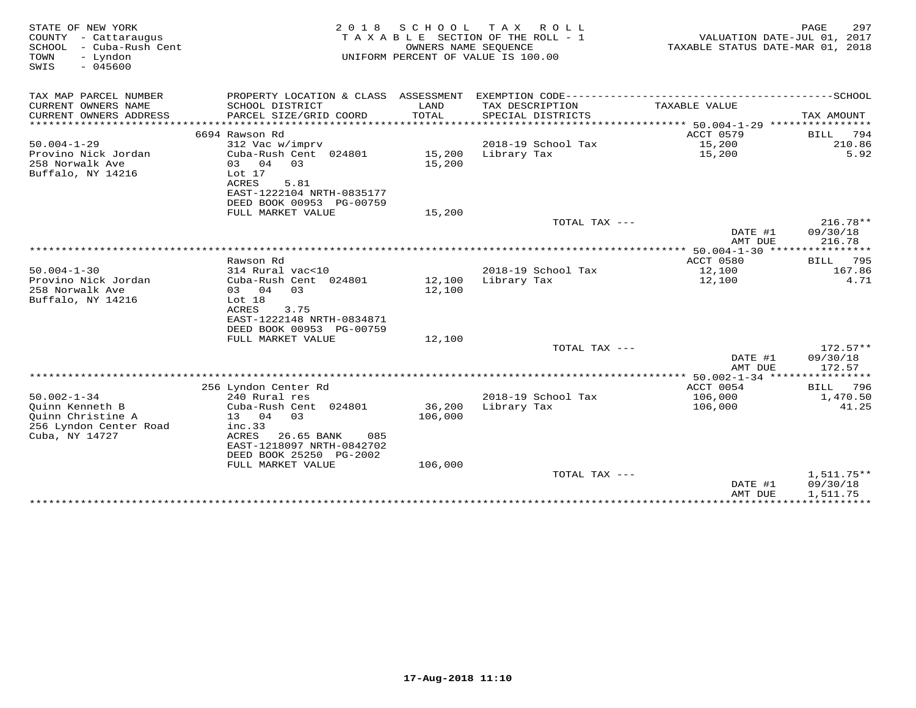STATE OF NEW YORK
COUNTY - Cattaraugus
SCHOOL - Cuba-Rush Cent
TOWN - Lyndon
SWIS - 045600

2018 SCHOOL TAX ROLL
TAXABLE SECTION OF THE ROLL - 1
OWNERS NAME SEQUENCE
UNIFORM PERCENT OF VALUE IS 100.00

VALUATION DATE-JUL 01, 2017
TAXABLE STATUS DATE-MAR 01, 2018

| TAX MAP PARCEL NUMBER / CURRENT OWNERS NAME / CURRENT OWNERS ADDRESS | PROPERTY LOCATION & CLASS / SCHOOL DISTRICT / PARCEL SIZE/GRID COORD | ASSESSMENT LAND / TOTAL | EXEMPTION CODE / TAX DESCRIPTION / SPECIAL DISTRICTS | TAXABLE VALUE | SCHOOL TAX AMOUNT |
|---|---|---|---|---|---|
| | 6694 Rawson Rd | | | ACCT 0579 | BILL 794 |
| 50.004-1-29 | 312 Vac w/imprv | | 2018-19 School Tax | 15,200 | 210.86 |
| Provino Nick Jordan | Cuba-Rush Cent 024801 | 15,200 | Library Tax | 15,200 | 5.92 |
| 258 Norwalk Ave | 03 04 03 | 15,200 | | | |
| Buffalo, NY 14216 | Lot 17 | | | | |
| | ACRES 5.81 | | | | |
| | EAST-1222104 NRTH-0835177 | | | | |
| | DEED BOOK 00953 PG-00759 | | | | |
| | FULL MARKET VALUE | 15,200 | | | |
| | | | TOTAL TAX --- | | 216.78** |
| | | | | DATE #1 | 09/30/18 |
| | | | | AMT DUE | 216.78 |
| | Rawson Rd | | | ACCT 0580 | BILL 795 |
| 50.004-1-30 | 314 Rural vac<10 | | 2018-19 School Tax | 12,100 | 167.86 |
| Provino Nick Jordan | Cuba-Rush Cent 024801 | 12,100 | Library Tax | 12,100 | 4.71 |
| 258 Norwalk Ave | 03 04 03 | 12,100 | | | |
| Buffalo, NY 14216 | Lot 18 | | | | |
| | ACRES 3.75 | | | | |
| | EAST-1222148 NRTH-0834871 | | | | |
| | DEED BOOK 00953 PG-00759 | | | | |
| | FULL MARKET VALUE | 12,100 | | | |
| | | | TOTAL TAX --- | | 172.57** |
| | | | | DATE #1 | 09/30/18 |
| | | | | AMT DUE | 172.57 |
| | 256 Lyndon Center Rd | | | ACCT 0054 | BILL 796 |
| 50.002-1-34 | 240 Rural res | | 2018-19 School Tax | 106,000 | 1,470.50 |
| Quinn Kenneth B | Cuba-Rush Cent 024801 | 36,200 | Library Tax | 106,000 | 41.25 |
| Quinn Christine A | 13 04 03 | 106,000 | | | |
| 256 Lyndon Center Road | inc.33 | | | | |
| Cuba, NY 14727 | ACRES 26.65 BANK 085 | | | | |
| | EAST-1218097 NRTH-0842702 | | | | |
| | DEED BOOK 25250 PG-2002 | | | | |
| | FULL MARKET VALUE | 106,000 | | | |
| | | | TOTAL TAX --- | | 1,511.75** |
| | | | | DATE #1 | 09/30/18 |
| | | | | AMT DUE | 1,511.75 |

17-Aug-2018 11:10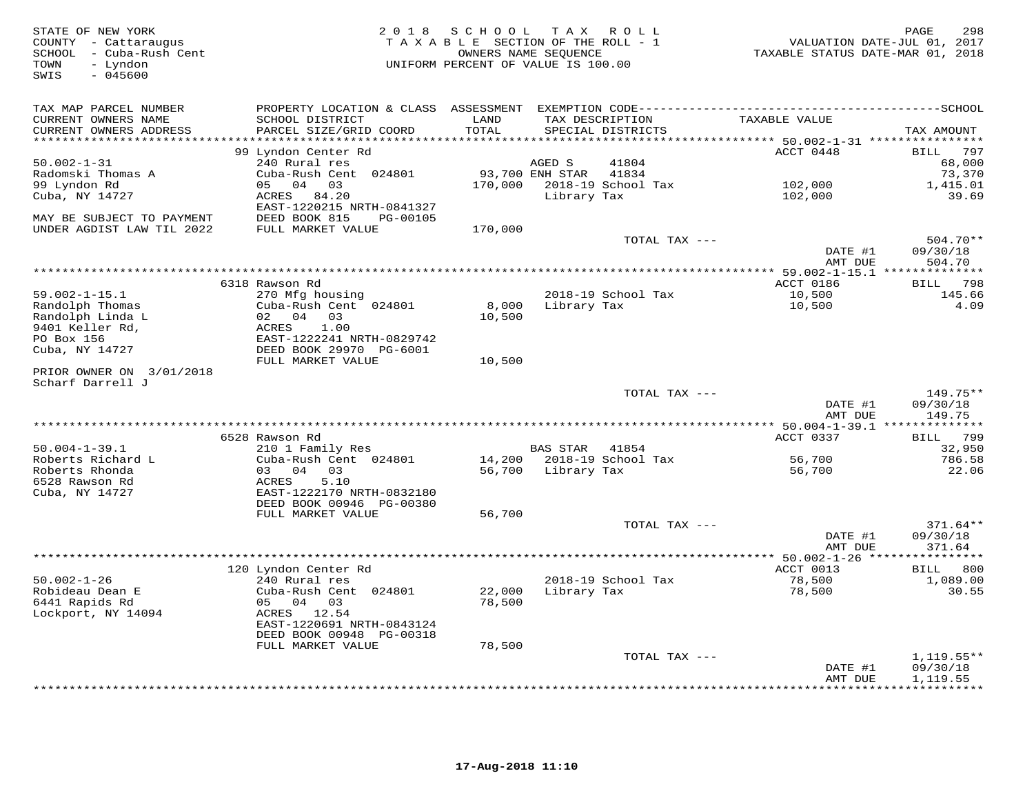STATE OF NEW YORK
COUNTY - Cattaraugus
SCHOOL - Cuba-Rush Cent
TOWN - Lyndon
SWIS - 045600

2 0 1 8 S C H O O L T A X R O L L
T A X A B L E SECTION OF THE ROLL - 1
OWNERS NAME SEQUENCE
UNIFORM PERCENT OF VALUE IS 100.00

VALUATION DATE-JUL 01, 2017
TAXABLE STATUS DATE-MAR 01, 2018

| TAX MAP PARCEL NUMBER / CURRENT OWNERS NAME / CURRENT OWNERS ADDRESS | PROPERTY LOCATION & CLASS / SCHOOL DISTRICT / PARCEL SIZE/GRID COORD | ASSESSMENT LAND / TOTAL | EXEMPTION CODE / TAX DESCRIPTION / SPECIAL DISTRICTS | TAXABLE VALUE | SCHOOL TAX AMOUNT |
|---|---|---|---|---|---|
| | 99 Lyndon Center Rd | | | ACCT 0448 | BILL 797 |
| 50.002-1-31 | 240 Rural res | | AGED S 41804 | | 68,000 |
| Radomski Thomas A | Cuba-Rush Cent 024801 | 93,700 | ENH STAR 41834 | | 73,370 |
| 99 Lyndon Rd | 05 04 03 | 170,000 | 2018-19 School Tax | 102,000 | 1,415.01 |
| Cuba, NY 14727 | ACRES 84.20 | | Library Tax | 102,000 | 39.69 |
| | EAST-1220215 NRTH-0841327 | | | | |
| MAY BE SUBJECT TO PAYMENT | DEED BOOK 815 PG-00105 | | | | |
| UNDER AGDIST LAW TIL 2022 | FULL MARKET VALUE | 170,000 | | | |
| | | | TOTAL TAX --- | | 504.70** |
| | | | | DATE #1 | 09/30/18 |
| | | | | AMT DUE | 504.70 |
| | 6318 Rawson Rd | | | ACCT 0186 | BILL 798 |
| 59.002-1-15.1 | 270 Mfg housing | | 2018-19 School Tax | 10,500 | 145.66 |
| Randolph Thomas | Cuba-Rush Cent 024801 | 8,000 | Library Tax | 10,500 | 4.09 |
| Randolph Linda L | 02 04 03 | 10,500 | | | |
| 9401 Keller Rd, | ACRES 1.00 | | | | |
| PO Box 156 | EAST-1222241 NRTH-0829742 | | | | |
| Cuba, NY 14727 | DEED BOOK 29970 PG-6001 | | | | |
| | FULL MARKET VALUE | 10,500 | | | |
| PRIOR OWNER ON 3/01/2018 | | | | | |
| Scharf Darrell J | | | | | |
| | | | TOTAL TAX --- | | 149.75** |
| | | | | DATE #1 | 09/30/18 |
| | | | | AMT DUE | 149.75 |
| | 6528 Rawson Rd | | | ACCT 0337 | BILL 799 |
| 50.004-1-39.1 | 210 1 Family Res | | BAS STAR 41854 | | 32,950 |
| Roberts Richard L | Cuba-Rush Cent 024801 | 14,200 | 2018-19 School Tax | 56,700 | 786.58 |
| Roberts Rhonda | 03 04 03 | 56,700 | Library Tax | 56,700 | 22.06 |
| 6528 Rawson Rd | ACRES 5.10 | | | | |
| Cuba, NY 14727 | EAST-1222170 NRTH-0832180 | | | | |
| | DEED BOOK 00946 PG-00380 | | | | |
| | FULL MARKET VALUE | 56,700 | | | |
| | | | TOTAL TAX --- | | 371.64** |
| | | | | DATE #1 | 09/30/18 |
| | | | | AMT DUE | 371.64 |
| | 120 Lyndon Center Rd | | | ACCT 0013 | BILL 800 |
| 50.002-1-26 | 240 Rural res | | 2018-19 School Tax | 78,500 | 1,089.00 |
| Robideau Dean E | Cuba-Rush Cent 024801 | 22,000 | Library Tax | 78,500 | 30.55 |
| 6441 Rapids Rd | 05 04 03 | 78,500 | | | |
| Lockport, NY 14094 | ACRES 12.54 | | | | |
| | EAST-1220691 NRTH-0843124 | | | | |
| | DEED BOOK 00948 PG-00318 | | | | |
| | FULL MARKET VALUE | 78,500 | | | |
| | | | TOTAL TAX --- | | 1,119.55** |
| | | | | DATE #1 | 09/30/18 |
| | | | | AMT DUE | 1,119.55 |

17-Aug-2018 11:10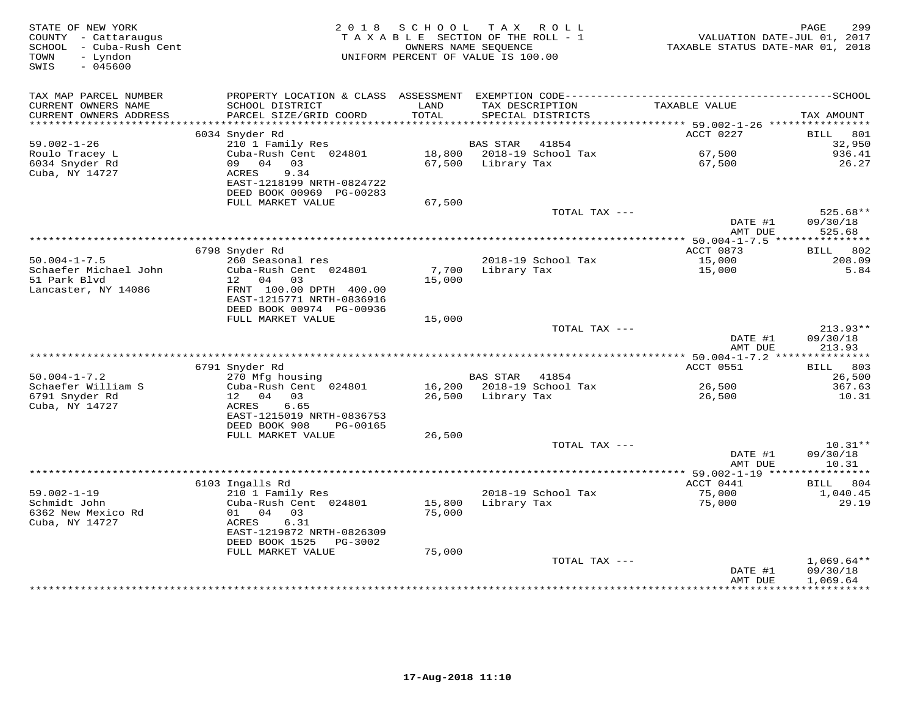STATE OF NEW YORK
COUNTY - Cattaraugus
SCHOOL - Cuba-Rush Cent
TOWN - Lyndon
SWIS - 045600

2018 SCHOOL TAX ROLL
TAXABLE SECTION OF THE ROLL - 1
OWNERS NAME SEQUENCE
UNIFORM PERCENT OF VALUE IS 100.00

VALUATION DATE-JUL 01, 2017
TAXABLE STATUS DATE-MAR 01, 2018

| TAX MAP PARCEL NUMBER / CURRENT OWNERS NAME / CURRENT OWNERS ADDRESS | PROPERTY LOCATION & CLASS / SCHOOL DISTRICT / PARCEL SIZE/GRID COORD | ASSESSMENT LAND / TOTAL | EXEMPTION CODE / TAX DESCRIPTION / SPECIAL DISTRICTS | TAXABLE VALUE | SCHOOL / TAX AMOUNT |
|---|---|---|---|---|---|
| 59.002-1-26 | 6034 Snyder Rd | | | ACCT 0227 | BILL 801 |
| Roulo Tracey L | 210 1 Family Res | | BAS STAR 41854 | | 32,950 |
| 6034 Snyder Rd | Cuba-Rush Cent 024801 | 18,800 | 2018-19 School Tax | 67,500 | 936.41 |
| Cuba, NY 14727 | 09 04 03 | 67,500 | Library Tax | 67,500 | 26.27 |
| | ACRES 9.34 | | | | |
| | EAST-1218199 NRTH-0824722 | | | | |
| | DEED BOOK 00969 PG-00283 | | | | |
| | FULL MARKET VALUE | 67,500 | | | |
| | | | TOTAL TAX --- | | 525.68** |
| | | | | DATE #1 | 09/30/18 |
| | | | | AMT DUE | 525.68 |
| 50.004-1-7.5 | 6798 Snyder Rd | | | ACCT 0873 | BILL 802 |
| Schaefer Michael John | 260 Seasonal res | | 2018-19 School Tax | 15,000 | 208.09 |
| 51 Park Blvd | Cuba-Rush Cent 024801 | 7,700 | Library Tax | 15,000 | 5.84 |
| Lancaster, NY 14086 | 12 04 03 | 15,000 | | | |
| | FRNT 100.00 DPTH 400.00 | | | | |
| | EAST-1215771 NRTH-0836916 | | | | |
| | DEED BOOK 00974 PG-00936 | | | | |
| | FULL MARKET VALUE | 15,000 | | | |
| | | | TOTAL TAX --- | | 213.93** |
| | | | | DATE #1 | 09/30/18 |
| | | | | AMT DUE | 213.93 |
| 50.004-1-7.2 | 6791 Snyder Rd | | | ACCT 0551 | BILL 803 |
| Schaefer William S | 270 Mfg housing | | BAS STAR 41854 | | 26,500 |
| 6791 Snyder Rd | Cuba-Rush Cent 024801 | 16,200 | 2018-19 School Tax | 26,500 | 367.63 |
| Cuba, NY 14727 | 12 04 03 | 26,500 | Library Tax | 26,500 | 10.31 |
| | ACRES 6.65 | | | | |
| | EAST-1215019 NRTH-0836753 | | | | |
| | DEED BOOK 908 PG-00165 | | | | |
| | FULL MARKET VALUE | 26,500 | | | |
| | | | TOTAL TAX --- | | 10.31** |
| | | | | DATE #1 | 09/30/18 |
| | | | | AMT DUE | 10.31 |
| 59.002-1-19 | 6103 Ingalls Rd | | | ACCT 0441 | BILL 804 |
| Schmidt John | 210 1 Family Res | | 2018-19 School Tax | 75,000 | 1,040.45 |
| 6362 New Mexico Rd | Cuba-Rush Cent 024801 | 15,800 | Library Tax | 75,000 | 29.19 |
| Cuba, NY 14727 | 01 04 03 | 75,000 | | | |
| | ACRES 6.31 | | | | |
| | EAST-1219872 NRTH-0826309 | | | | |
| | DEED BOOK 1525 PG-3002 | | | | |
| | FULL MARKET VALUE | 75,000 | | | |
| | | | TOTAL TAX --- | | 1,069.64** |
| | | | | DATE #1 | 09/30/18 |
| | | | | AMT DUE | 1,069.64 |

17-Aug-2018 11:10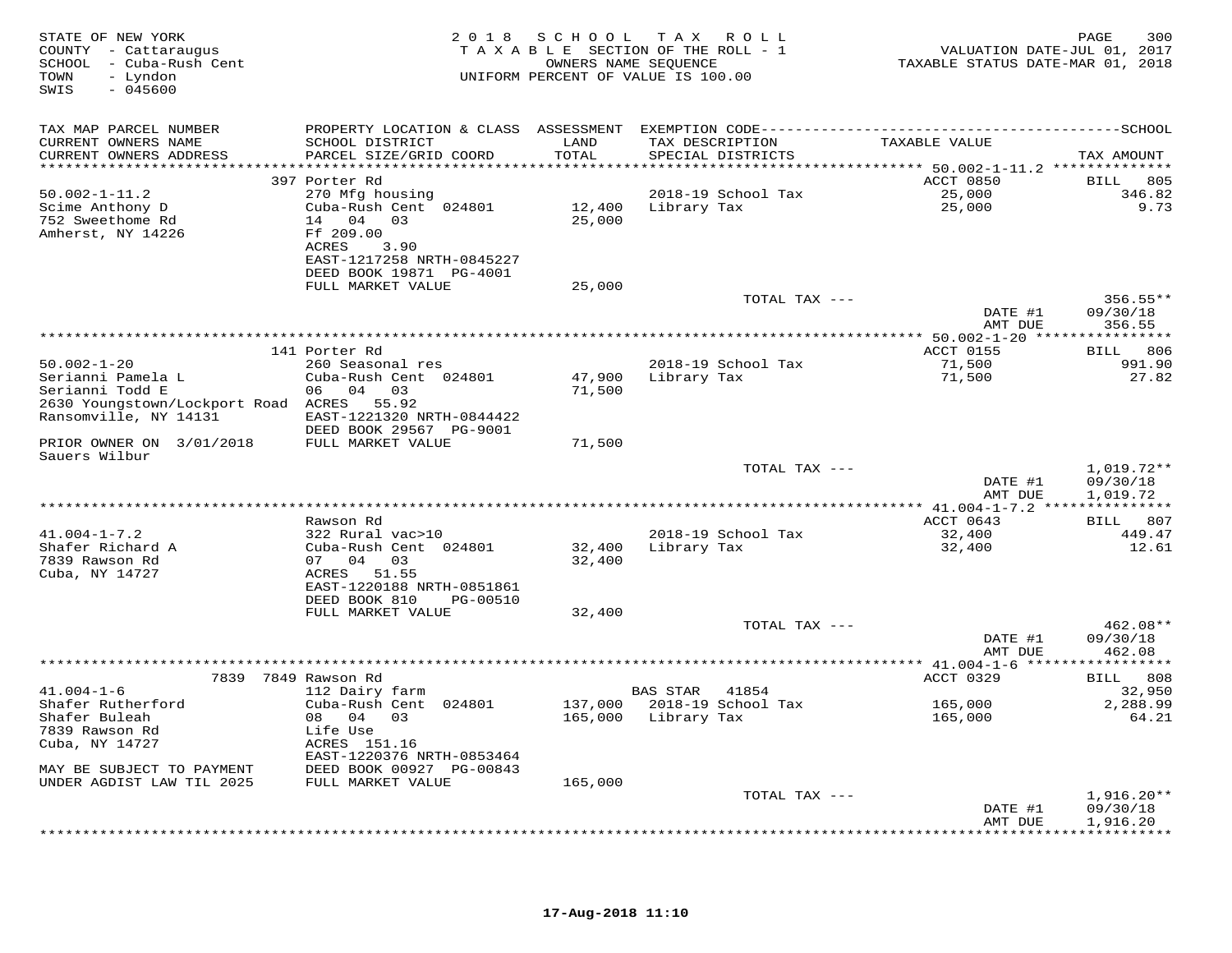STATE OF NEW YORK
COUNTY - Cattaraugus
SCHOOL - Cuba-Rush Cent
TOWN - Lyndon
SWIS - 045600

2 0 1 8 S C H O O L T A X R O L L
T A X A B L E SECTION OF THE ROLL - 1
OWNERS NAME SEQUENCE
UNIFORM PERCENT OF VALUE IS 100.00

VALUATION DATE-JUL 01, 2017
TAXABLE STATUS DATE-MAR 01, 2018

| TAX MAP PARCEL NUMBER / CURRENT OWNERS NAME / CURRENT OWNERS ADDRESS | PROPERTY LOCATION & CLASS / SCHOOL DISTRICT / PARCEL SIZE/GRID COORD | ASSESSMENT LAND / TOTAL | EXEMPTION CODE / TAX DESCRIPTION / SPECIAL DISTRICTS | TAXABLE VALUE | TAX AMOUNT |
|---|---|---|---|---|---|
| **50.002-1-11.2** | 397 Porter Rd | | | ACCT 0850 | BILL 805 |
| 50.002-1-11.2 | 270 Mfg housing | | 2018-19 School Tax | 25,000 | 346.82 |
| Scime Anthony D | Cuba-Rush Cent 024801 | 12,400 | Library Tax | 25,000 | 9.73 |
| 752 Sweethome Rd | 14 04 03 | 25,000 | | | |
| Amherst, NY 14226 | Ff 209.00 | | | | |
| | ACRES 3.90 | | | | |
| | EAST-1217258 NRTH-0845227 | | | | |
| | DEED BOOK 19871 PG-4001 | | | | |
| | FULL MARKET VALUE | 25,000 | | | |
| | | | TOTAL TAX --- | | 356.55** |
| | | | | DATE #1 | 09/30/18 |
| | | | | AMT DUE | 356.55 |
| **50.002-1-20** | 141 Porter Rd | | | ACCT 0155 | BILL 806 |
| 50.002-1-20 | 260 Seasonal res | | 2018-19 School Tax | 71,500 | 991.90 |
| Serianni Pamela L | Cuba-Rush Cent 024801 | 47,900 | Library Tax | 71,500 | 27.82 |
| Serianni Todd E | 06 04 03 | 71,500 | | | |
| 2630 Youngstown/Lockport Road | ACRES 55.92 | | | | |
| Ransomville, NY 14131 | EAST-1221320 NRTH-0844422 | | | | |
| | DEED BOOK 29567 PG-9001 | | | | |
| PRIOR OWNER ON 3/01/2018 | FULL MARKET VALUE | 71,500 | | | |
| Sauers Wilbur | | | | | |
| | | | TOTAL TAX --- | | 1,019.72** |
| | | | | DATE #1 | 09/30/18 |
| | | | | AMT DUE | 1,019.72 |
| **41.004-1-7.2** | Rawson Rd | | | ACCT 0643 | BILL 807 |
| 41.004-1-7.2 | 322 Rural vac>10 | | 2018-19 School Tax | 32,400 | 449.47 |
| Shafer Richard A | Cuba-Rush Cent 024801 | 32,400 | Library Tax | 32,400 | 12.61 |
| 7839 Rawson Rd | 07 04 03 | 32,400 | | | |
| Cuba, NY 14727 | ACRES 51.55 | | | | |
| | EAST-1220188 NRTH-0851861 | | | | |
| | DEED BOOK 810 PG-00510 | | | | |
| | FULL MARKET VALUE | 32,400 | | | |
| | | | TOTAL TAX --- | | 462.08** |
| | | | | DATE #1 | 09/30/18 |
| | | | | AMT DUE | 462.08 |
| **41.004-1-6** | 7839 7849 Rawson Rd | | | ACCT 0329 | BILL 808 |
| 41.004-1-6 | 112 Dairy farm | | BAS STAR 41854 | | 32,950 |
| Shafer Rutherford | Cuba-Rush Cent 024801 | 137,000 | 2018-19 School Tax | 165,000 | 2,288.99 |
| Shafer Buleah | 08 04 03 | 165,000 | Library Tax | 165,000 | 64.21 |
| 7839 Rawson Rd | Life Use | | | | |
| Cuba, NY 14727 | ACRES 151.16 | | | | |
| | EAST-1220376 NRTH-0853464 | | | | |
| MAY BE SUBJECT TO PAYMENT | DEED BOOK 00927 PG-00843 | | | | |
| UNDER AGDIST LAW TIL 2025 | FULL MARKET VALUE | 165,000 | | | |
| | | | TOTAL TAX --- | | 1,916.20** |
| | | | | DATE #1 | 09/30/18 |
| | | | | AMT DUE | 1,916.20 |

17-Aug-2018 11:10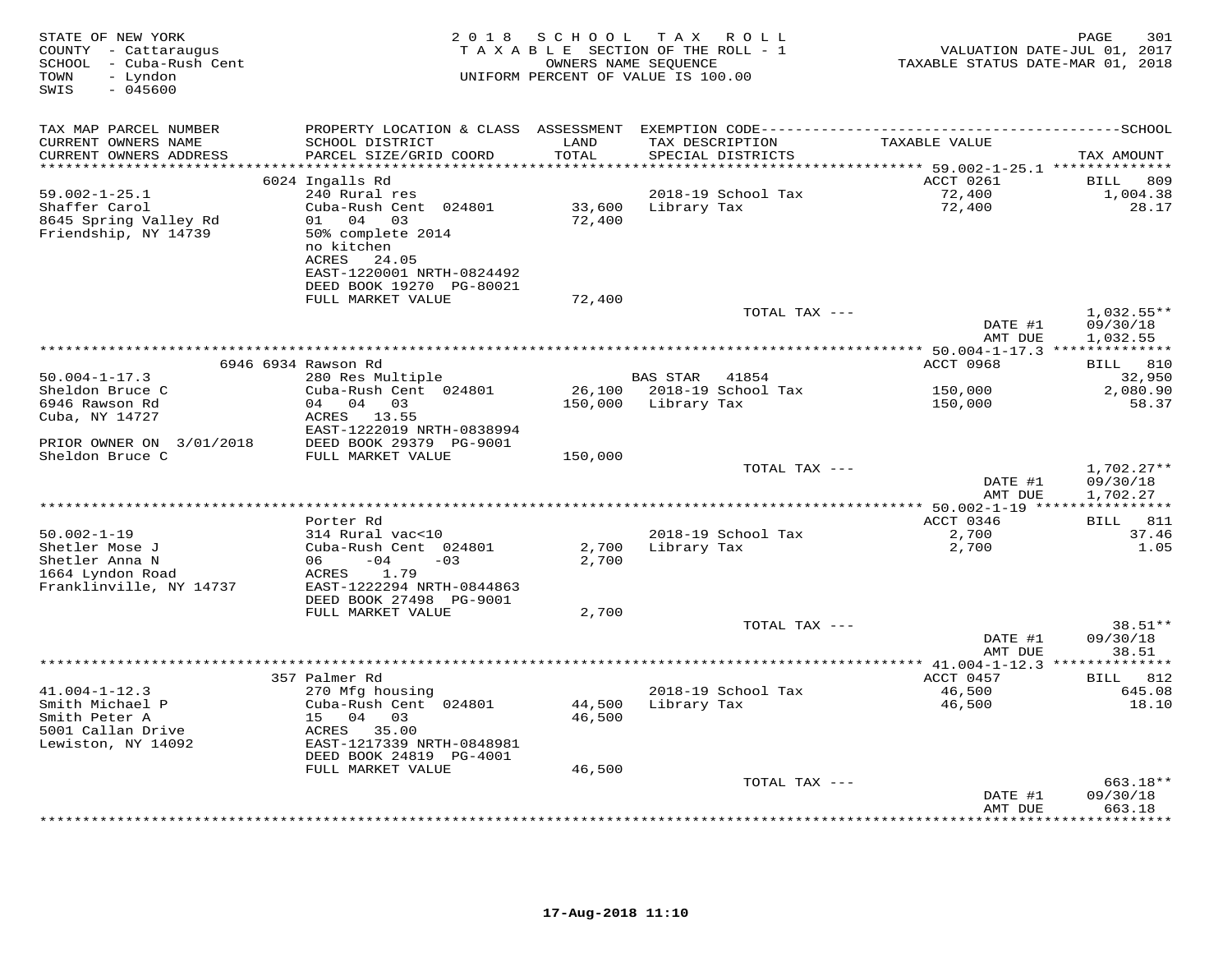STATE OF NEW YORK
COUNTY - Cattaraugus
SCHOOL - Cuba-Rush Cent
TOWN - Lyndon
SWIS - 045600

2018 SCHOOL TAX ROLL
TAXABLE SECTION OF THE ROLL - 1
OWNERS NAME SEQUENCE
UNIFORM PERCENT OF VALUE IS 100.00

VALUATION DATE-JUL 01, 2017
TAXABLE STATUS DATE-MAR 01, 2018

| TAX MAP PARCEL NUMBER / CURRENT OWNERS NAME / CURRENT OWNERS ADDRESS | PROPERTY LOCATION & CLASS / SCHOOL DISTRICT / PARCEL SIZE/GRID COORD | ASSESSMENT LAND / TOTAL | EXEMPTION CODE / TAX DESCRIPTION / SPECIAL DISTRICTS | TAXABLE VALUE | TAX AMOUNT |
|---|---|---|---|---|---|
| | 6024 Ingalls Rd | | | ACCT 0261 | BILL 809 |
| 59.002-1-25.1 | 240 Rural res | | 2018-19 School Tax | 72,400 | 1,004.38 |
| Shaffer Carol | Cuba-Rush Cent 024801 | 33,600 | Library Tax | 72,400 | 28.17 |
| 8645 Spring Valley Rd | 01 04 03 | 72,400 | | | |
| Friendship, NY 14739 | 50% complete 2014 | | | | |
| | no kitchen | | | | |
| | ACRES 24.05 | | | | |
| | EAST-1220001 NRTH-0824492 | | | | |
| | DEED BOOK 19270 PG-80021 | | | | |
| | FULL MARKET VALUE | 72,400 | | | |
| | | | TOTAL TAX --- | | 1,032.55** |
| | | | | DATE #1 | 09/30/18 |
| | | | | AMT DUE | 1,032.55 |
| | 6946 6934 Rawson Rd | | | ACCT 0968 | BILL 810 |
| 50.004-1-17.3 | 280 Res Multiple | | BAS STAR 41854 | | 32,950 |
| Sheldon Bruce C | Cuba-Rush Cent 024801 | 26,100 | 2018-19 School Tax | 150,000 | 2,080.90 |
| 6946 Rawson Rd | 04 04 03 | 150,000 | Library Tax | 150,000 | 58.37 |
| Cuba, NY 14727 | ACRES 13.55 | | | | |
| | EAST-1222019 NRTH-0838994 | | | | |
| PRIOR OWNER ON 3/01/2018 | DEED BOOK 29379 PG-9001 | | | | |
| Sheldon Bruce C | FULL MARKET VALUE | 150,000 | | | |
| | | | TOTAL TAX --- | | 1,702.27** |
| | | | | DATE #1 | 09/30/18 |
| | | | | AMT DUE | 1,702.27 |
| | Porter Rd | | | ACCT 0346 | BILL 811 |
| 50.002-1-19 | 314 Rural vac<10 | | 2018-19 School Tax | 2,700 | 37.46 |
| Shetler Mose J | Cuba-Rush Cent 024801 | 2,700 | Library Tax | 2,700 | 1.05 |
| Shetler Anna N | 06 -04 -03 | 2,700 | | | |
| 1664 Lyndon Road | ACRES 1.79 | | | | |
| Franklinville, NY 14737 | EAST-1222294 NRTH-0844863 | | | | |
| | DEED BOOK 27498 PG-9001 | | | | |
| | FULL MARKET VALUE | 2,700 | | | |
| | | | TOTAL TAX --- | | 38.51** |
| | | | | DATE #1 | 09/30/18 |
| | | | | AMT DUE | 38.51 |
| | 357 Palmer Rd | | | ACCT 0457 | BILL 812 |
| 41.004-1-12.3 | 270 Mfg housing | | 2018-19 School Tax | 46,500 | 645.08 |
| Smith Michael P | Cuba-Rush Cent 024801 | 44,500 | Library Tax | 46,500 | 18.10 |
| Smith Peter A | 15 04 03 | 46,500 | | | |
| 5001 Callan Drive | ACRES 35.00 | | | | |
| Lewiston, NY 14092 | EAST-1217339 NRTH-0848981 | | | | |
| | DEED BOOK 24819 PG-4001 | | | | |
| | FULL MARKET VALUE | 46,500 | | | |
| | | | TOTAL TAX --- | | 663.18** |
| | | | | DATE #1 | 09/30/18 |
| | | | | AMT DUE | 663.18 |

17-Aug-2018 11:10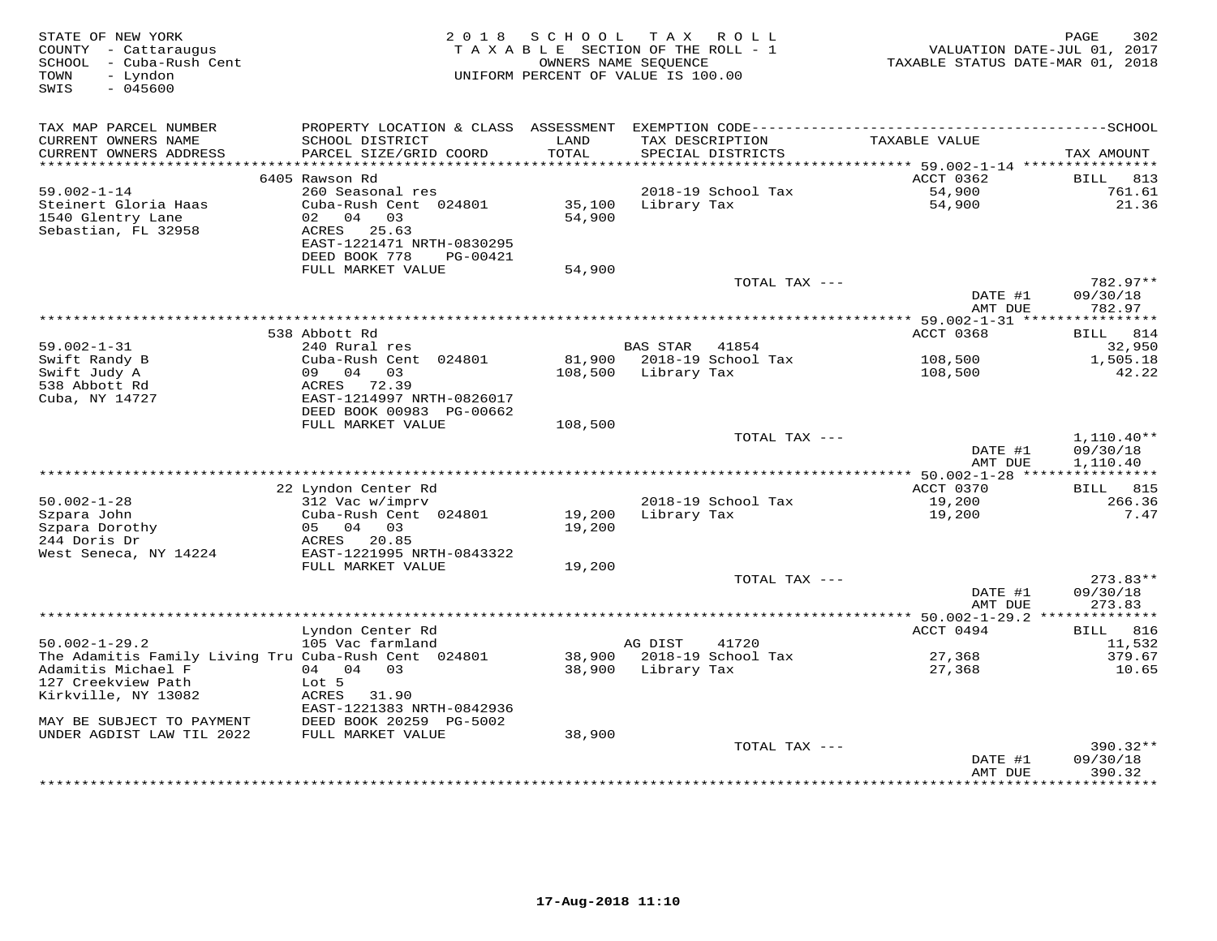STATE OF NEW YORK
COUNTY - Cattaraugus
SCHOOL - Cuba-Rush Cent
TOWN - Lyndon
SWIS - 045600

# 2018 SCHOOL TAX ROLL
TAXABLE SECTION OF THE ROLL - 1
OWNERS NAME SEQUENCE
UNIFORM PERCENT OF VALUE IS 100.00

VALUATION DATE-JUL 01, 2017
TAXABLE STATUS DATE-MAR 01, 2018

| TAX MAP PARCEL NUMBER / CURRENT OWNERS NAME / CURRENT OWNERS ADDRESS | PROPERTY LOCATION & CLASS / SCHOOL DISTRICT / PARCEL SIZE/GRID COORD | ASSESSMENT LAND / TOTAL | EXEMPTION CODE / TAX DESCRIPTION / SPECIAL DISTRICTS | TAXABLE VALUE | TAX AMOUNT |
|---|---|---|---|---|---|
| | 6405 Rawson Rd | | | ACCT 0362 | BILL 813 |
| 59.002-1-14 | 260 Seasonal res | | 2018-19 School Tax | 54,900 | 761.61 |
| Steinert Gloria Haas | Cuba-Rush Cent 024801 | 35,100 | Library Tax | 54,900 | 21.36 |
| 1540 Glentry Lane | 02 04 03 | 54,900 | | | |
| Sebastian, FL 32958 | ACRES 25.63 | | | | |
| | EAST-1221471 NRTH-0830295 | | | | |
| | DEED BOOK 778 PG-00421 | | | | |
| | FULL MARKET VALUE | 54,900 | | | |
| | | | TOTAL TAX --- | | 782.97** |
| | | | | DATE #1 | 09/30/18 |
| | | | | AMT DUE | 782.97 |
| | 538 Abbott Rd | | | ACCT 0368 | BILL 814 |
| 59.002-1-31 | 240 Rural res | | BAS STAR 41854 | | 32,950 |
| Swift Randy B | Cuba-Rush Cent 024801 | 81,900 | 2018-19 School Tax | 108,500 | 1,505.18 |
| Swift Judy A | 09 04 03 | 108,500 | Library Tax | 108,500 | 42.22 |
| 538 Abbott Rd | ACRES 72.39 | | | | |
| Cuba, NY 14727 | EAST-1214997 NRTH-0826017 | | | | |
| | DEED BOOK 00983 PG-00662 | | | | |
| | FULL MARKET VALUE | 108,500 | | | |
| | | | TOTAL TAX --- | | 1,110.40** |
| | | | | DATE #1 | 09/30/18 |
| | | | | AMT DUE | 1,110.40 |
| | 22 Lyndon Center Rd | | | ACCT 0370 | BILL 815 |
| 50.002-1-28 | 312 Vac w/imprv | | 2018-19 School Tax | 19,200 | 266.36 |
| Szpara John | Cuba-Rush Cent 024801 | 19,200 | Library Tax | 19,200 | 7.47 |
| Szpara Dorothy | 05 04 03 | 19,200 | | | |
| 244 Doris Dr | ACRES 20.85 | | | | |
| West Seneca, NY 14224 | EAST-1221995 NRTH-0843322 | | | | |
| | FULL MARKET VALUE | 19,200 | | | |
| | | | TOTAL TAX --- | | 273.83** |
| | | | | DATE #1 | 09/30/18 |
| | | | | AMT DUE | 273.83 |
| | Lyndon Center Rd | | | ACCT 0494 | BILL 816 |
| 50.002-1-29.2 | 105 Vac farmland | | AG DIST 41720 | | 11,532 |
| The Adamitis Family Living Tru | Cuba-Rush Cent 024801 | 38,900 | 2018-19 School Tax | 27,368 | 379.67 |
| Adamitis Michael F | 04 04 03 | 38,900 | Library Tax | 27,368 | 10.65 |
| 127 Creekview Path | Lot 5 | | | | |
| Kirkville, NY 13082 | ACRES 31.90 | | | | |
| | EAST-1221383 NRTH-0842936 | | | | |
| MAY BE SUBJECT TO PAYMENT | DEED BOOK 20259 PG-5002 | | | | |
| UNDER AGDIST LAW TIL 2022 | FULL MARKET VALUE | 38,900 | | | |
| | | | TOTAL TAX --- | | 390.32** |
| | | | | DATE #1 | 09/30/18 |
| | | | | AMT DUE | 390.32 |

17-Aug-2018 11:10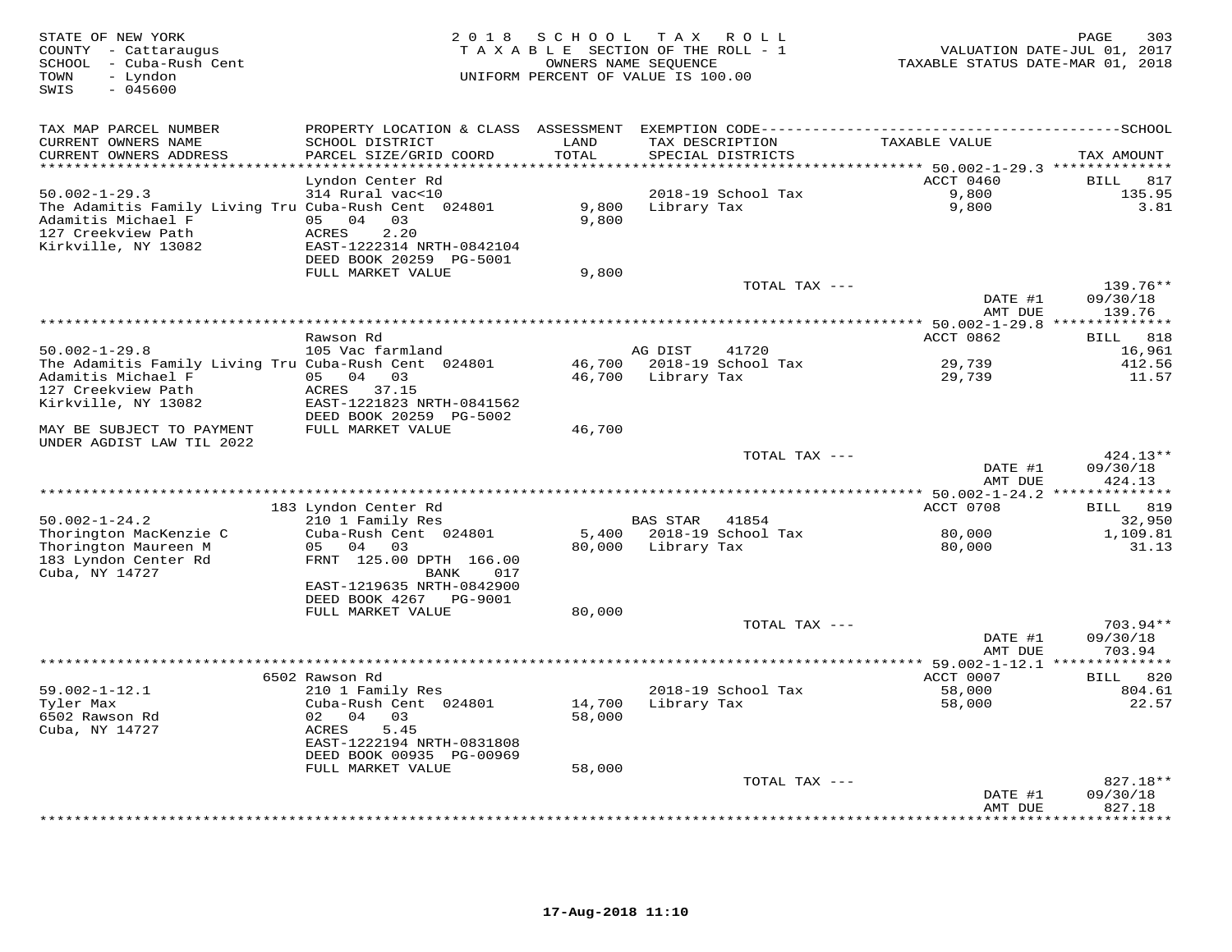STATE OF NEW YORK
COUNTY - Cattaraugus
SCHOOL - Cuba-Rush Cent
TOWN - Lyndon
SWIS - 045600

2018 SCHOOL TAX ROLL
TAXABLE SECTION OF THE ROLL - 1
OWNERS NAME SEQUENCE
UNIFORM PERCENT OF VALUE IS 100.00

VALUATION DATE-JUL 01, 2017
TAXABLE STATUS DATE-MAR 01, 2018

| TAX MAP PARCEL NUMBER / CURRENT OWNERS NAME / CURRENT OWNERS ADDRESS | PROPERTY LOCATION & CLASS / SCHOOL DISTRICT / PARCEL SIZE/GRID COORD | ASSESSMENT LAND / TOTAL | EXEMPTION CODE / TAX DESCRIPTION / SPECIAL DISTRICTS | TAXABLE VALUE | SCHOOL TAX AMOUNT |
|---|---|---|---|---|---|
| | Lyndon Center Rd | | | ACCT 0460 | BILL 817 |
| 50.002-1-29.3 | 314 Rural vac<10 | | 2018-19 School Tax | 9,800 | 135.95 |
| The Adamitis Family Living Tru | Cuba-Rush Cent 024801 | 9,800 | Library Tax | 9,800 | 3.81 |
| Adamitis Michael F | 05 04 03 | 9,800 | | | |
| 127 Creekview Path | ACRES 2.20 | | | | |
| Kirkville, NY 13082 | EAST-1222314 NRTH-0842104 | | | | |
| | DEED BOOK 20259 PG-5001 | | | | |
| | FULL MARKET VALUE | 9,800 | | | |
| | | | TOTAL TAX --- | | 139.76** |
| | | | | DATE #1 | 09/30/18 |
| | | | | AMT DUE | 139.76 |
| | Rawson Rd | | | ACCT 0862 | BILL 818 |
| 50.002-1-29.8 | 105 Vac farmland | | AG DIST 41720 | | 16,961 |
| The Adamitis Family Living Tru | Cuba-Rush Cent 024801 | 46,700 | 2018-19 School Tax | 29,739 | 412.56 |
| Adamitis Michael F | 05 04 03 | 46,700 | Library Tax | 29,739 | 11.57 |
| 127 Creekview Path | ACRES 37.15 | | | | |
| Kirkville, NY 13082 | EAST-1221823 NRTH-0841562 | | | | |
| | DEED BOOK 20259 PG-5002 | | | | |
| MAY BE SUBJECT TO PAYMENT UNDER AGDIST LAW TIL 2022 | FULL MARKET VALUE | 46,700 | | | |
| | | | TOTAL TAX --- | | 424.13** |
| | | | | DATE #1 | 09/30/18 |
| | | | | AMT DUE | 424.13 |
| | 183 Lyndon Center Rd | | | ACCT 0708 | BILL 819 |
| 50.002-1-24.2 | 210 1 Family Res | | BAS STAR 41854 | | 32,950 |
| Thorington MacKenzie C | Cuba-Rush Cent 024801 | 5,400 | 2018-19 School Tax | 80,000 | 1,109.81 |
| Thorington Maureen M | 05 04 03 | 80,000 | Library Tax | 80,000 | 31.13 |
| 183 Lyndon Center Rd | FRNT 125.00 DPTH 166.00 | | | | |
| Cuba, NY 14727 | BANK 017 | | | | |
| | EAST-1219635 NRTH-0842900 | | | | |
| | DEED BOOK 4267 PG-9001 | | | | |
| | FULL MARKET VALUE | 80,000 | | | |
| | | | TOTAL TAX --- | | 703.94** |
| | | | | DATE #1 | 09/30/18 |
| | | | | AMT DUE | 703.94 |
| | 6502 Rawson Rd | | | ACCT 0007 | BILL 820 |
| 59.002-1-12.1 | 210 1 Family Res | | 2018-19 School Tax | 58,000 | 804.61 |
| Tyler Max | Cuba-Rush Cent 024801 | 14,700 | Library Tax | 58,000 | 22.57 |
| 6502 Rawson Rd | 02 04 03 | 58,000 | | | |
| Cuba, NY 14727 | ACRES 5.45 | | | | |
| | EAST-1222194 NRTH-0831808 | | | | |
| | DEED BOOK 00935 PG-00969 | | | | |
| | FULL MARKET VALUE | 58,000 | | | |
| | | | TOTAL TAX --- | | 827.18** |
| | | | | DATE #1 | 09/30/18 |
| | | | | AMT DUE | 827.18 |

17-Aug-2018 11:10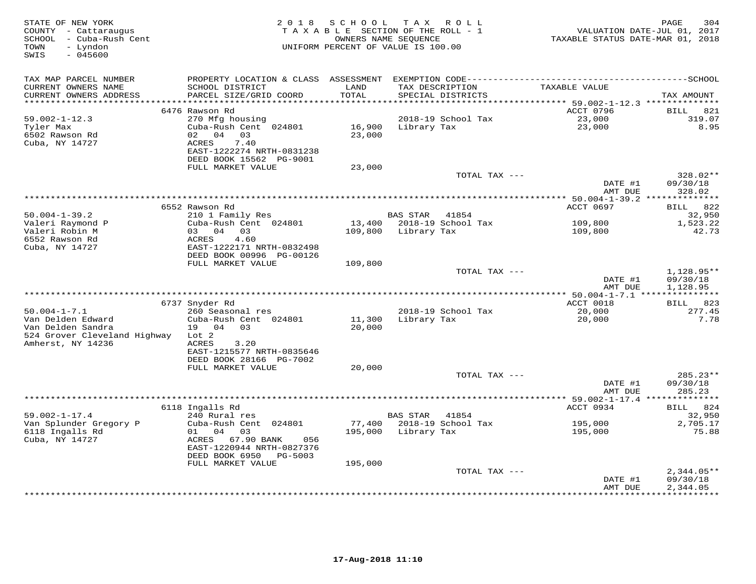STATE OF NEW YORK
COUNTY - Cattaraugus
SCHOOL - Cuba-Rush Cent
TOWN - Lyndon
SWIS - 045600

2 0 1 8 S C H O O L T A X R O L L
T A X A B L E SECTION OF THE ROLL - 1
OWNERS NAME SEQUENCE
UNIFORM PERCENT OF VALUE IS 100.00

VALUATION DATE-JUL 01, 2017
TAXABLE STATUS DATE-MAR 01, 2018

| TAX MAP PARCEL NUMBER / CURRENT OWNERS NAME / CURRENT OWNERS ADDRESS | PROPERTY LOCATION & CLASS / SCHOOL DISTRICT / PARCEL SIZE/GRID COORD | ASSESSMENT LAND | ASSESSMENT TOTAL | EXEMPTION CODE / TAX DESCRIPTION / SPECIAL DISTRICTS | TAXABLE VALUE | TAX AMOUNT |
|---|---|---|---|---|---|---|
| 59.002-1-12.3 | 6476 Rawson Rd | | | | ACCT 0796 | BILL 821 |
| Tyler Max | 270 Mfg housing | | | 2018-19 School Tax | 23,000 | 319.07 |
| 6502 Rawson Rd | Cuba-Rush Cent 024801 | 16,900 | | Library Tax | 23,000 | 8.95 |
| Cuba, NY 14727 | 02 04 03 | | 23,000 | | | |
| | ACRES 7.40 | | | | | |
| | EAST-1222274 NRTH-0831238 | | | | | |
| | DEED BOOK 15562 PG-9001 | | | | | |
| | FULL MARKET VALUE | | 23,000 | | | |
| | | | | TOTAL TAX --- | | 328.02** |
| | | | | | DATE #1 | 09/30/18 |
| | | | | | AMT DUE | 328.02 |
| 50.004-1-39.2 | 6552 Rawson Rd | | | | ACCT 0697 | BILL 822 |
| Valeri Raymond P | 210 1 Family Res | | | BAS STAR 41854 | | 32,950 |
| Valeri Robin M | Cuba-Rush Cent 024801 | 13,400 | | 2018-19 School Tax | 109,800 | 1,523.22 |
| 6552 Rawson Rd | 03 04 03 | | 109,800 | Library Tax | 109,800 | 42.73 |
| Cuba, NY 14727 | ACRES 4.60 | | | | | |
| | EAST-1222171 NRTH-0832498 | | | | | |
| | DEED BOOK 00996 PG-00126 | | | | | |
| | FULL MARKET VALUE | | 109,800 | | | |
| | | | | TOTAL TAX --- | | 1,128.95** |
| | | | | | DATE #1 | 09/30/18 |
| | | | | | AMT DUE | 1,128.95 |
| 50.004-1-7.1 | 6737 Snyder Rd | | | | ACCT 0018 | BILL 823 |
| Van Delden Edward | 260 Seasonal res | | | 2018-19 School Tax | 20,000 | 277.45 |
| Van Delden Sandra | Cuba-Rush Cent 024801 | 11,300 | | Library Tax | 20,000 | 7.78 |
| 524 Grover Cleveland Highway | 19 04 03 | | 20,000 | | | |
| Amherst, NY 14236 | Lot 2 | | | | | |
| | ACRES 3.20 | | | | | |
| | EAST-1215577 NRTH-0835646 | | | | | |
| | DEED BOOK 28166 PG-7002 | | | | | |
| | FULL MARKET VALUE | | 20,000 | | | |
| | | | | TOTAL TAX --- | | 285.23** |
| | | | | | DATE #1 | 09/30/18 |
| | | | | | AMT DUE | 285.23 |
| 59.002-1-17.4 | 6118 Ingalls Rd | | | | ACCT 0934 | BILL 824 |
| Van Splunder Gregory P | 240 Rural res | | | BAS STAR 41854 | | 32,950 |
| 6118 Ingalls Rd | Cuba-Rush Cent 024801 | 77,400 | | 2018-19 School Tax | 195,000 | 2,705.17 |
| Cuba, NY 14727 | 01 04 03 | | 195,000 | Library Tax | 195,000 | 75.88 |
| | ACRES 67.90 BANK 056 | | | | | |
| | EAST-1220944 NRTH-0827376 | | | | | |
| | DEED BOOK 6950 PG-5003 | | | | | |
| | FULL MARKET VALUE | | 195,000 | | | |
| | | | | TOTAL TAX --- | | 2,344.05** |
| | | | | | DATE #1 | 09/30/18 |
| | | | | | AMT DUE | 2,344.05 |

17-Aug-2018 11:10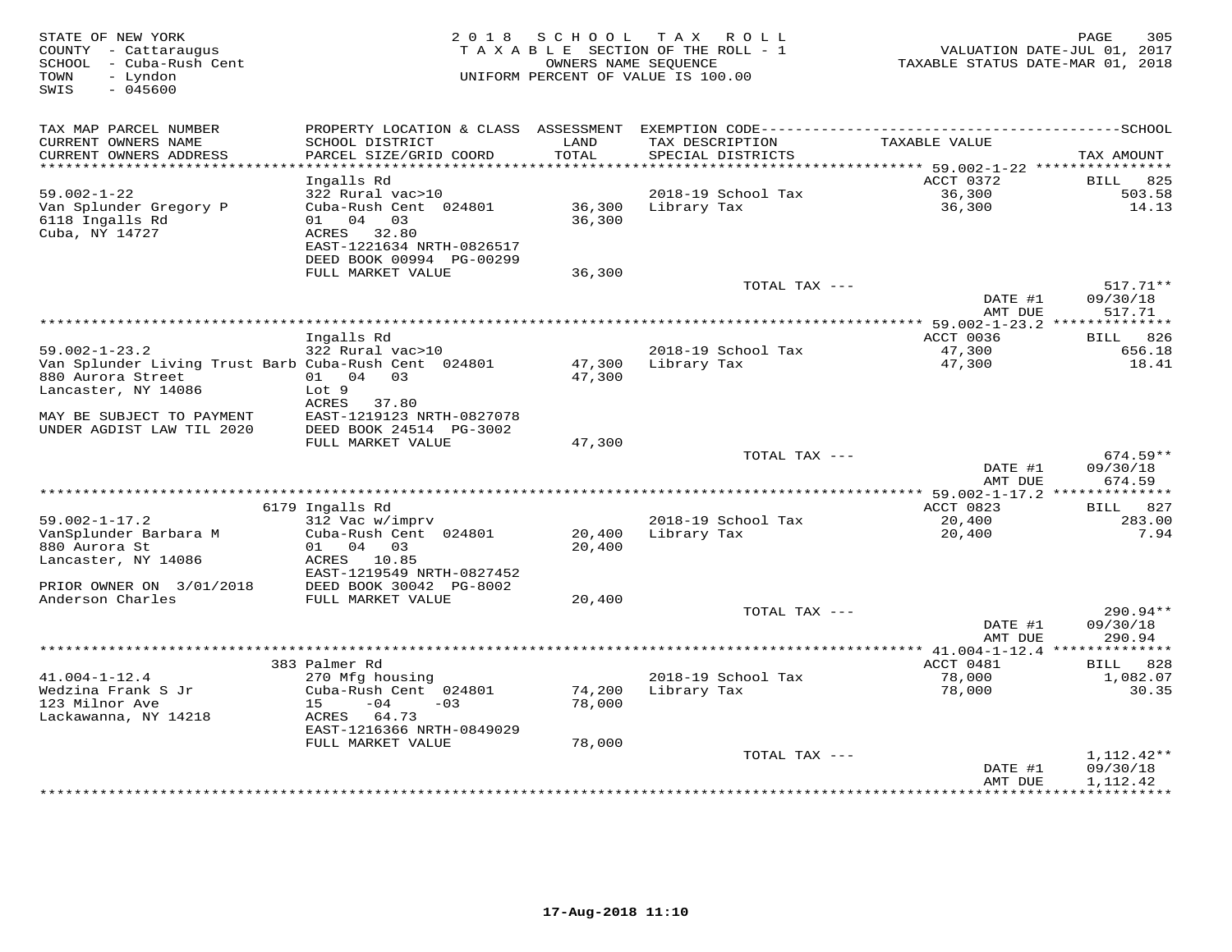STATE OF NEW YORK
COUNTY - Cattaraugus
SCHOOL - Cuba-Rush Cent
TOWN - Lyndon
SWIS - 045600

2018 SCHOOL TAX ROLL
TAXABLE SECTION OF THE ROLL - 1
OWNERS NAME SEQUENCE
UNIFORM PERCENT OF VALUE IS 100.00

VALUATION DATE-JUL 01, 2017
TAXABLE STATUS DATE-MAR 01, 2018

| TAX MAP PARCEL NUMBER / CURRENT OWNERS NAME / CURRENT OWNERS ADDRESS | PROPERTY LOCATION & CLASS / SCHOOL DISTRICT / PARCEL SIZE/GRID COORD | ASSESSMENT LAND / TOTAL | EXEMPTION CODE / TAX DESCRIPTION / SPECIAL DISTRICTS | TAXABLE VALUE | TAX AMOUNT |
|---|---|---|---|---|---|
| | Ingalls Rd | | | ACCT 0372 | BILL 825 |
| 59.002-1-22 | 322 Rural vac>10 | | 2018-19 School Tax | 36,300 | 503.58 |
| Van Splunder Gregory P | Cuba-Rush Cent 024801 | 36,300 | Library Tax | 36,300 | 14.13 |
| 6118 Ingalls Rd | 01 04 03 | 36,300 | | | |
| Cuba, NY 14727 | ACRES 32.80 | | | | |
| | EAST-1221634 NRTH-0826517 | | | | |
| | DEED BOOK 00994 PG-00299 | | | | |
| | FULL MARKET VALUE | 36,300 | | | |
| | | | TOTAL TAX --- | | 517.71** |
| | | | | DATE #1 | 09/30/18 |
| | | | | AMT DUE | 517.71 |
| | Ingalls Rd | | | ACCT 0036 | BILL 826 |
| 59.002-1-23.2 | 322 Rural vac>10 | | 2018-19 School Tax | 47,300 | 656.18 |
| Van Splunder Living Trust Barb | Cuba-Rush Cent 024801 | 47,300 | Library Tax | 47,300 | 18.41 |
| 880 Aurora Street | 01 04 03 | 47,300 | | | |
| Lancaster, NY 14086 | Lot 9 | | | | |
| | ACRES 37.80 | | | | |
| MAY BE SUBJECT TO PAYMENT | EAST-1219123 NRTH-0827078 | | | | |
| UNDER AGDIST LAW TIL 2020 | DEED BOOK 24514 PG-3002 | | | | |
| | FULL MARKET VALUE | 47,300 | | | |
| | | | TOTAL TAX --- | | 674.59** |
| | | | | DATE #1 | 09/30/18 |
| | | | | AMT DUE | 674.59 |
| | 6179 Ingalls Rd | | | ACCT 0823 | BILL 827 |
| 59.002-1-17.2 | 312 Vac w/imprv | | 2018-19 School Tax | 20,400 | 283.00 |
| VanSplunder Barbara M | Cuba-Rush Cent 024801 | 20,400 | Library Tax | 20,400 | 7.94 |
| 880 Aurora St | 01 04 03 | 20,400 | | | |
| Lancaster, NY 14086 | ACRES 10.85 | | | | |
| | EAST-1219549 NRTH-0827452 | | | | |
| PRIOR OWNER ON 3/01/2018 | DEED BOOK 30042 PG-8002 | | | | |
| Anderson Charles | FULL MARKET VALUE | 20,400 | | | |
| | | | TOTAL TAX --- | | 290.94** |
| | | | | DATE #1 | 09/30/18 |
| | | | | AMT DUE | 290.94 |
| | 383 Palmer Rd | | | ACCT 0481 | BILL 828 |
| 41.004-1-12.4 | 270 Mfg housing | | 2018-19 School Tax | 78,000 | 1,082.07 |
| Wedzina Frank S Jr | Cuba-Rush Cent 024801 | 74,200 | Library Tax | 78,000 | 30.35 |
| 123 Milnor Ave | 15 -04 -03 | 78,000 | | | |
| Lackawanna, NY 14218 | ACRES 64.73 | | | | |
| | EAST-1216366 NRTH-0849029 | | | | |
| | FULL MARKET VALUE | 78,000 | | | |
| | | | TOTAL TAX --- | | 1,112.42** |
| | | | | DATE #1 | 09/30/18 |
| | | | | AMT DUE | 1,112.42 |

17-Aug-2018 11:10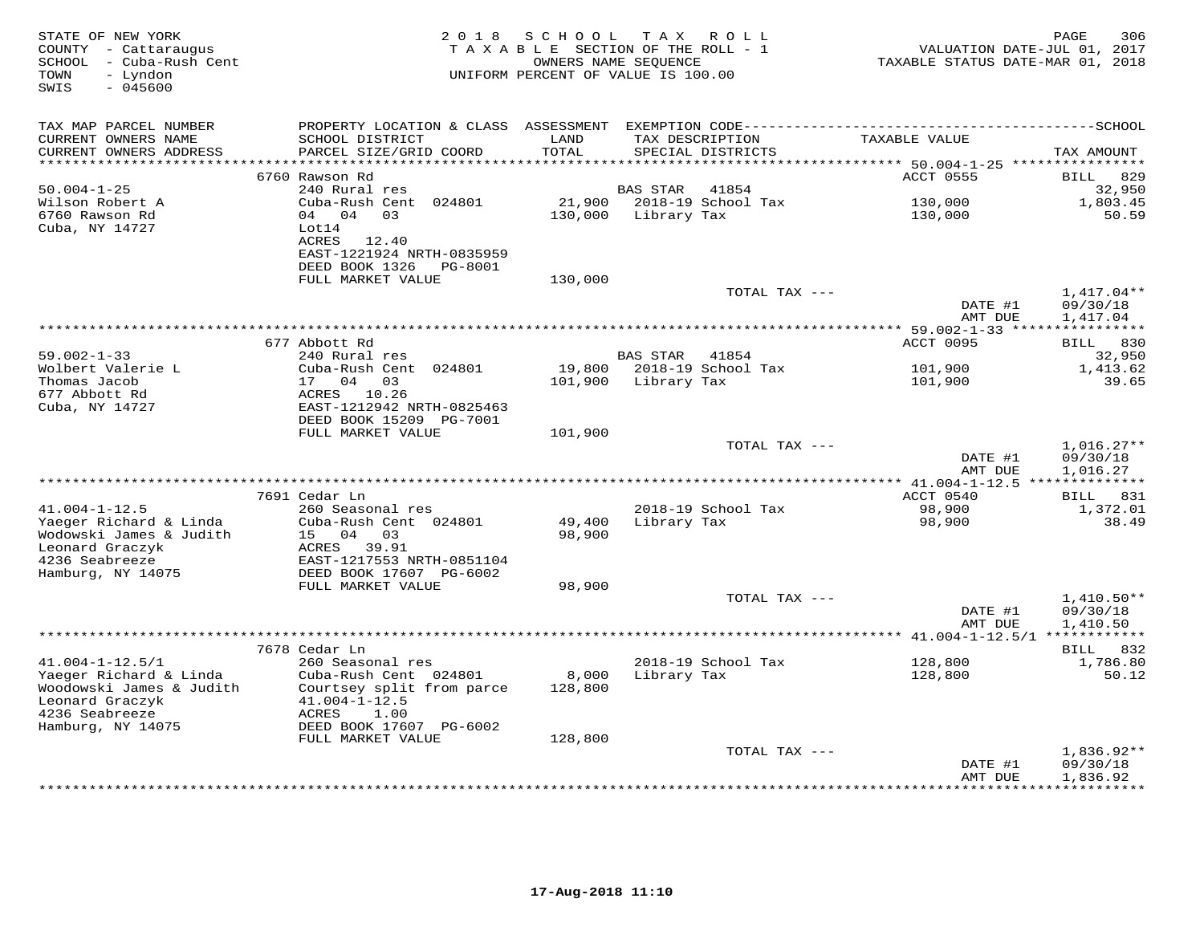STATE OF NEW YORK
COUNTY - Cattaraugus
SCHOOL - Cuba-Rush Cent
TOWN - Lyndon
SWIS - 045600

2 0 1 8 S C H O O L T A X R O L L
T A X A B L E SECTION OF THE ROLL - 1
OWNERS NAME SEQUENCE
UNIFORM PERCENT OF VALUE IS 100.00

VALUATION DATE-JUL 01, 2017
TAXABLE STATUS DATE-MAR 01, 2018

| TAX MAP PARCEL NUMBER / CURRENT OWNERS NAME / CURRENT OWNERS ADDRESS | PROPERTY LOCATION & CLASS / SCHOOL DISTRICT / PARCEL SIZE/GRID COORD | ASSESSMENT LAND / TOTAL | EXEMPTION CODE / TAX DESCRIPTION / SPECIAL DISTRICTS | TAXABLE VALUE | TAX AMOUNT |
|---|---|---|---|---|---|
| 50.004-1-25 | 6760 Rawson Rd | | | ACCT 0555 | BILL 829 |
| 50.004-1-25 | 240 Rural res | | BAS STAR 41854 | | 32,950 |
| Wilson Robert A | Cuba-Rush Cent 024801 | 21,900 | 2018-19 School Tax | 130,000 | 1,803.45 |
| 6760 Rawson Rd | 04 04 03 | 130,000 | Library Tax | 130,000 | 50.59 |
| Cuba, NY 14727 | Lot14 | | | | |
| | ACRES 12.40 | | | | |
| | EAST-1221924 NRTH-0835959 | | | | |
| | DEED BOOK 1326 PG-8001 | | | | |
| | FULL MARKET VALUE | 130,000 | | | |
| | | | TOTAL TAX --- | | 1,417.04** |
| | | | | DATE #1 | 09/30/18 |
| | | | | AMT DUE | 1,417.04 |
| 59.002-1-33 | 677 Abbott Rd | | | ACCT 0095 | BILL 830 |
| 59.002-1-33 | 240 Rural res | | BAS STAR 41854 | | 32,950 |
| Wolbert Valerie L | Cuba-Rush Cent 024801 | 19,800 | 2018-19 School Tax | 101,900 | 1,413.62 |
| Thomas Jacob | 17 04 03 | 101,900 | Library Tax | 101,900 | 39.65 |
| 677 Abbott Rd | ACRES 10.26 | | | | |
| Cuba, NY 14727 | EAST-1212942 NRTH-0825463 | | | | |
| | DEED BOOK 15209 PG-7001 | | | | |
| | FULL MARKET VALUE | 101,900 | | | |
| | | | TOTAL TAX --- | | 1,016.27** |
| | | | | DATE #1 | 09/30/18 |
| | | | | AMT DUE | 1,016.27 |
| 41.004-1-12.5 | 7691 Cedar Ln | | | ACCT 0540 | BILL 831 |
| 41.004-1-12.5 | 260 Seasonal res | | 2018-19 School Tax | 98,900 | 1,372.01 |
| Yaeger Richard & Linda | Cuba-Rush Cent 024801 | 49,400 | Library Tax | 98,900 | 38.49 |
| Wodowski James & Judith | 15 04 03 | 98,900 | | | |
| Leonard Graczyk | ACRES 39.91 | | | | |
| 4236 Seabreeze | EAST-1217553 NRTH-0851104 | | | | |
| Hamburg, NY 14075 | DEED BOOK 17607 PG-6002 | | | | |
| | FULL MARKET VALUE | 98,900 | | | |
| | | | TOTAL TAX --- | | 1,410.50** |
| | | | | DATE #1 | 09/30/18 |
| | | | | AMT DUE | 1,410.50 |
| 41.004-1-12.5/1 | 7678 Cedar Ln | | | | BILL 832 |
| 41.004-1-12.5/1 | 260 Seasonal res | | 2018-19 School Tax | 128,800 | 1,786.80 |
| Yaeger Richard & Linda | Cuba-Rush Cent 024801 | 8,000 | Library Tax | 128,800 | 50.12 |
| Woodowski James & Judith | Courtsey split from parce | 128,800 | | | |
| Leonard Graczyk | 41.004-1-12.5 | | | | |
| 4236 Seabreeze | ACRES 1.00 | | | | |
| Hamburg, NY 14075 | DEED BOOK 17607 PG-6002 | | | | |
| | FULL MARKET VALUE | 128,800 | | | |
| | | | TOTAL TAX --- | | 1,836.92** |
| | | | | DATE #1 | 09/30/18 |
| | | | | AMT DUE | 1,836.92 |

17-Aug-2018 11:10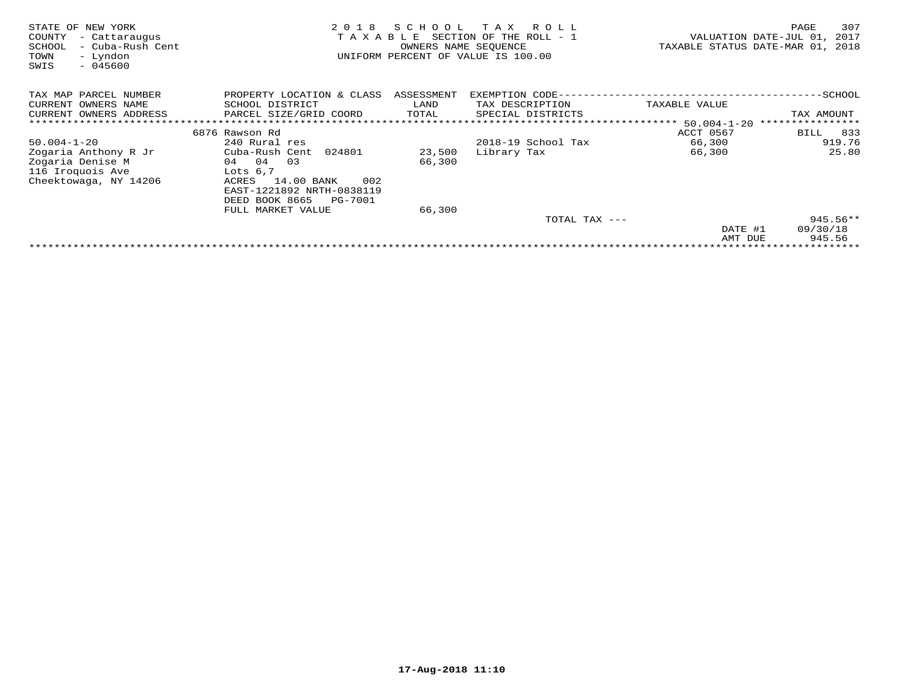STATE OF NEW YORK
COUNTY - Cattaraugus
SCHOOL - Cuba-Rush Cent
TOWN - Lyndon
SWIS - 045600

**2018 SCHOOL TAX ROLL**
TAXABLE SECTION OF THE ROLL - 1
OWNERS NAME SEQUENCE
UNIFORM PERCENT OF VALUE IS 100.00

VALUATION DATE-JUL 01, 2017
TAXABLE STATUS DATE-MAR 01, 2018

| TAX MAP PARCEL NUMBER / CURRENT OWNERS NAME / CURRENT OWNERS ADDRESS | PROPERTY LOCATION & CLASS / SCHOOL DISTRICT / PARCEL SIZE/GRID COORD | ASSESSMENT LAND / TOTAL | EXEMPTION CODE / TAX DESCRIPTION / SPECIAL DISTRICTS | TAXABLE VALUE | SCHOOL TAX AMOUNT |
|---|---|---|---|---|---|
| 50.004-1-20 | 6876 Rawson Rd | | | ACCT 0567 | BILL 833 |
| 50.004-1-20 | 240 Rural res | | 2018-19 School Tax | 66,300 | 919.76 |
| Zogaria Anthony R Jr | Cuba-Rush Cent 024801 | 23,500 | Library Tax | 66,300 | 25.80 |
| Zogaria Denise M | 04 04 03 | 66,300 | | | |
| 116 Iroquois Ave | Lots 6,7 | | | | |
| Cheektowaga, NY 14206 | ACRES 14.00 BANK 002 | | | | |
| | EAST-1221892 NRTH-0838119 | | | | |
| | DEED BOOK 8665 PG-7001 | | | | |
| | FULL MARKET VALUE | 66,300 | | | |
| | | | TOTAL TAX --- | | 945.56** |
| | | | | DATE #1 | 09/30/18 |
| | | | | AMT DUE | 945.56 |

17-Aug-2018 11:10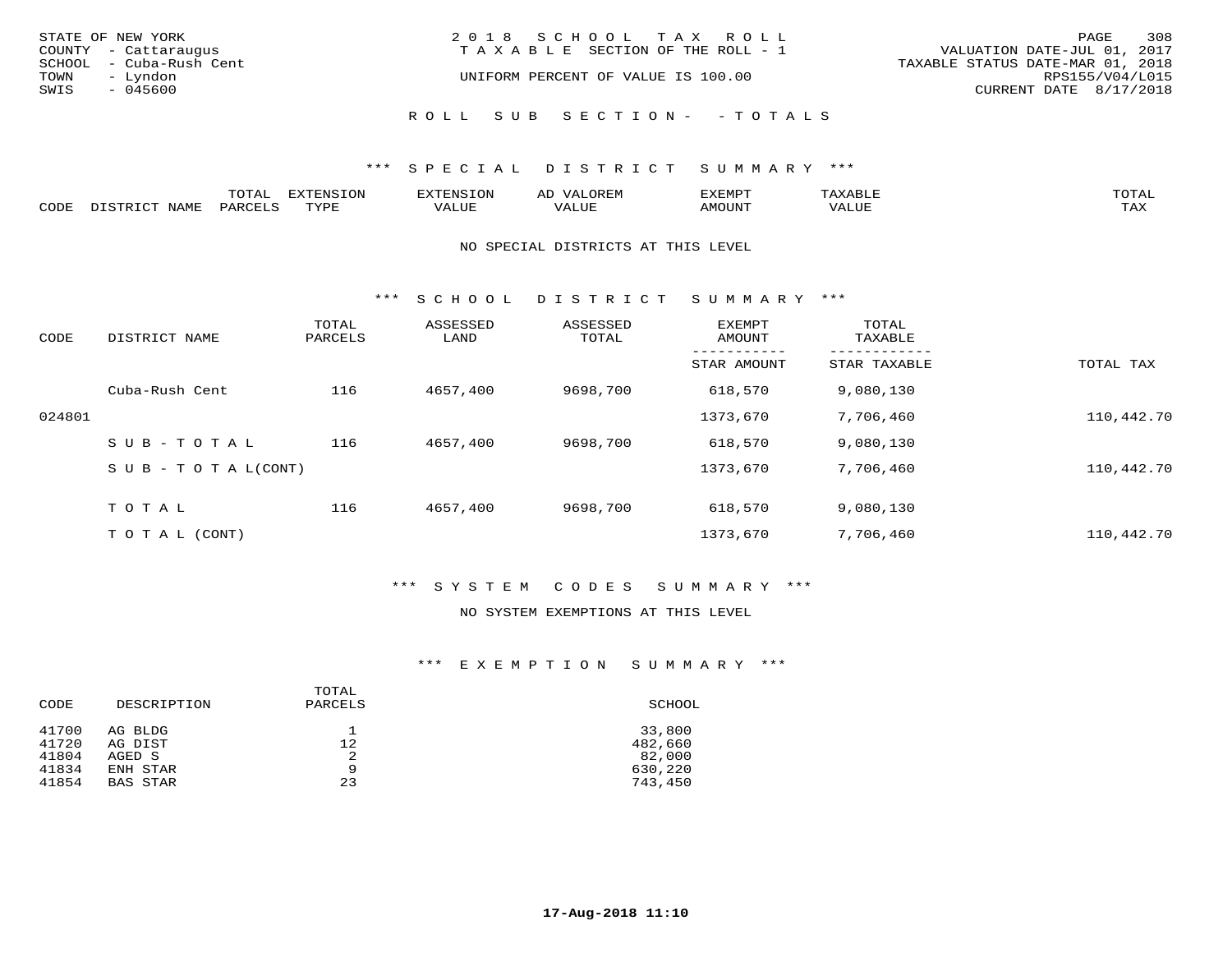STATE OF NEW YORK
COUNTY - Cattaraugus
SCHOOL - Cuba-Rush Cent
TOWN - Lyndon
SWIS - 045600

2018 SCHOOL TAX ROLL
TAXABLE SECTION OF THE ROLL - 1
UNIFORM PERCENT OF VALUE IS 100.00

VALUATION DATE-JUL 01, 2017
TAXABLE STATUS DATE-MAR 01, 2018
RPS155/V04/L015
CURRENT DATE 8/17/2018

ROLL SUB SECTION- - TOTALS

## *** SPECIAL DISTRICT SUMMARY ***

| CODE | DISTRICT NAME | TOTAL PARCELS | EXTENSION TYPE | EXTENSION VALUE | AD VALOREM VALUE | EXEMPT AMOUNT | TAXABLE VALUE | TOTAL TAX |
|---|---|---|---|---|---|---|---|---|

NO SPECIAL DISTRICTS AT THIS LEVEL

## *** SCHOOL DISTRICT SUMMARY ***

| CODE | DISTRICT NAME | TOTAL PARCELS | ASSESSED LAND | ASSESSED TOTAL | EXEMPT AMOUNT / STAR AMOUNT | TOTAL TAXABLE / STAR TAXABLE | TOTAL TAX |
|---|---|---|---|---|---|---|---|
| | Cuba-Rush Cent | 116 | 4657,400 | 9698,700 | 618,570 | 9,080,130 | |
| 024801 | | | | | 1373,670 | 7,706,460 | 110,442.70 |
| | SUB-TOTAL | 116 | 4657,400 | 9698,700 | 618,570 | 9,080,130 | |
| | SUB-TOTAL(CONT) | | | | 1373,670 | 7,706,460 | 110,442.70 |
| | TOTAL | 116 | 4657,400 | 9698,700 | 618,570 | 9,080,130 | |
| | TOTAL (CONT) | | | | 1373,670 | 7,706,460 | 110,442.70 |

## *** SYSTEM CODES SUMMARY ***

NO SYSTEM EXEMPTIONS AT THIS LEVEL

## *** EXEMPTION SUMMARY ***

| CODE | DESCRIPTION | TOTAL PARCELS | SCHOOL |
|---|---|---|---|
| 41700 | AG BLDG | 1 | 33,800 |
| 41720 | AG DIST | 12 | 482,660 |
| 41804 | AGED S | 2 | 82,000 |
| 41834 | ENH STAR | 9 | 630,220 |
| 41854 | BAS STAR | 23 | 743,450 |

17-Aug-2018 11:10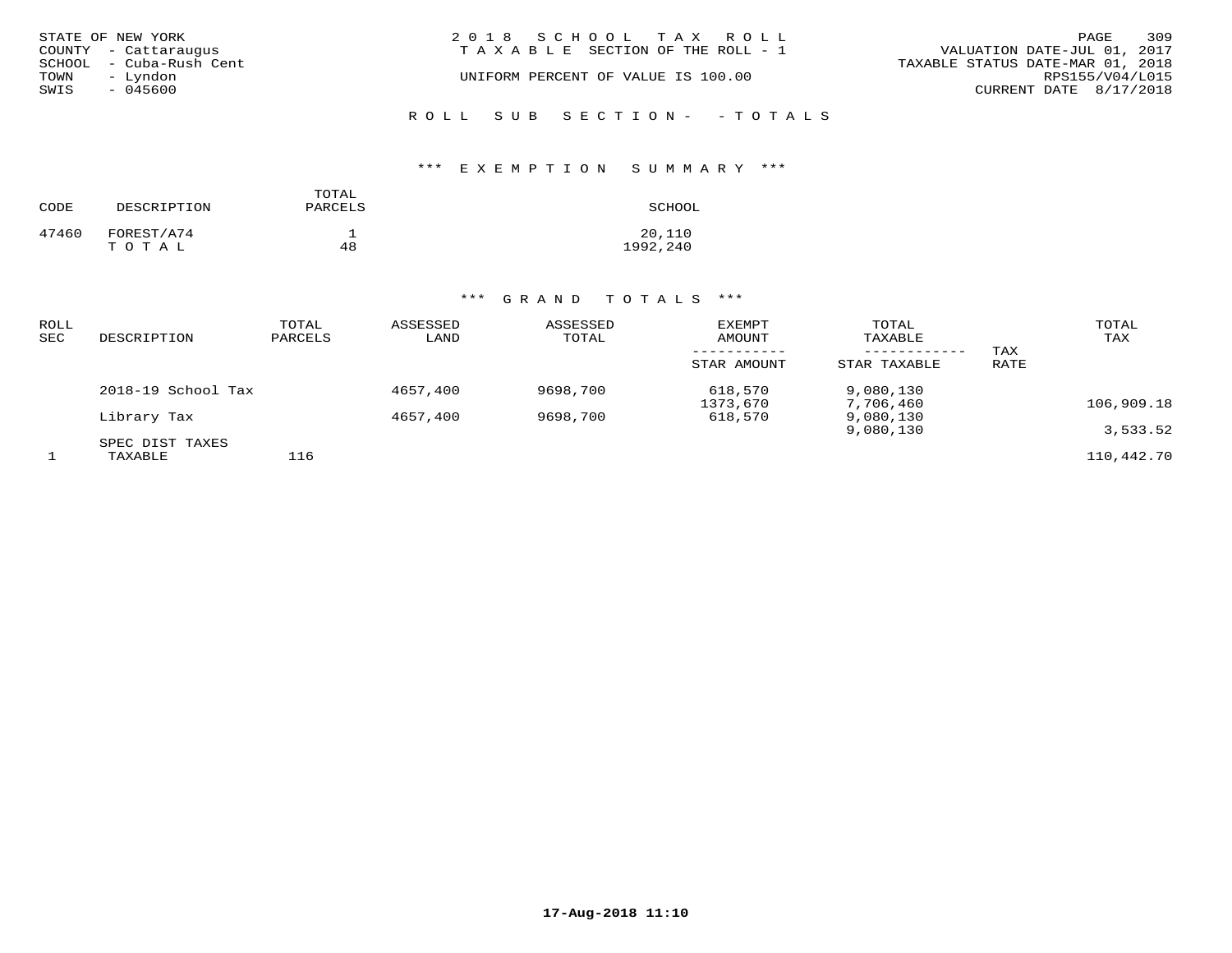STATE OF NEW YORK
COUNTY - Cattaraugus
SCHOOL - Cuba-Rush Cent
TOWN - Lyndon
SWIS - 045600

2 0 1 8  S C H O O L  T A X  R O L L
T A X A B L E  SECTION OF THE ROLL - 1
UNIFORM PERCENT OF VALUE IS 100.00

VALUATION DATE-JUL 01, 2017
TAXABLE STATUS DATE-MAR 01, 2018
RPS155/V04/L015
CURRENT DATE 8/17/2018

R O L L  S U B  S E C T I O N -  - T O T A L S

*** E X E M P T I O N  S U M M A R Y ***

| CODE | DESCRIPTION | TOTAL PARCELS | SCHOOL |
|---|---|---|---|
| 47460 | FOREST/A74 | 1 | 20,110 |
| | T O T A L | 48 | 1992,240 |

*** G R A N D  T O T A L S ***

| ROLL SEC | DESCRIPTION | TOTAL PARCELS | ASSESSED LAND | ASSESSED TOTAL | EXEMPT AMOUNT / STAR AMOUNT | TOTAL TAXABLE / STAR TAXABLE | TAX RATE | TOTAL TAX |
|---|---|---|---|---|---|---|---|---|
| | 2018-19 School Tax | | 4657,400 | 9698,700 | 618,570 | 9,080,130 | | |
| | | | | | 1373,670 | 7,706,460 | | 106,909.18 |
| | Library Tax | | 4657,400 | 9698,700 | 618,570 | 9,080,130 | | |
| | | | | | | 9,080,130 | | 3,533.52 |
| | SPEC DIST TAXES | | | | | | | |
| 1 | TAXABLE | 116 | | | | | | 110,442.70 |

17-Aug-2018 11:10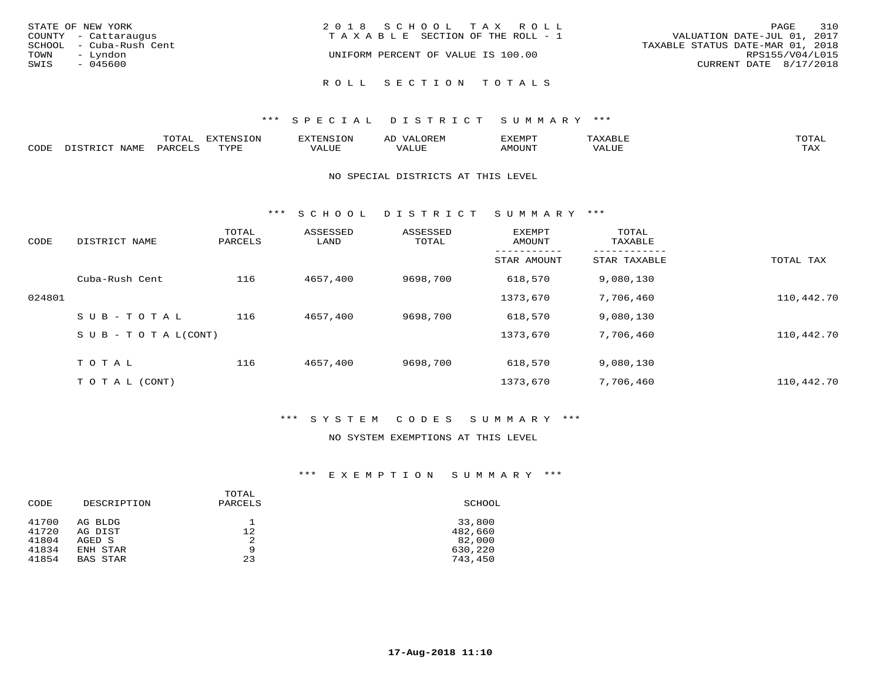STATE OF NEW YORK
COUNTY - Cattaraugus
SCHOOL - Cuba-Rush Cent
TOWN - Lyndon
SWIS - 045600

2018 SCHOOL TAX ROLL
TAXABLE SECTION OF THE ROLL - 1
UNIFORM PERCENT OF VALUE IS 100.00

VALUATION DATE-JUL 01, 2017
TAXABLE STATUS DATE-MAR 01, 2018
RPS155/V04/L015
CURRENT DATE 8/17/2018

## ROLL SECTION TOTALS

### *** SPECIAL DISTRICT SUMMARY ***

| CODE | DISTRICT NAME | TOTAL PARCELS | EXTENSION TYPE | EXTENSION VALUE | AD VALOREM VALUE | EXEMPT AMOUNT | TAXABLE VALUE | TOTAL TAX |
|---|---|---|---|---|---|---|---|---|

NO SPECIAL DISTRICTS AT THIS LEVEL

### *** SCHOOL DISTRICT SUMMARY ***

| CODE | DISTRICT NAME | TOTAL PARCELS | ASSESSED LAND | ASSESSED TOTAL | EXEMPT AMOUNT / STAR AMOUNT | TOTAL TAXABLE / STAR TAXABLE | TOTAL TAX |
|---|---|---|---|---|---|---|---|
| | Cuba-Rush Cent | 116 | 4657,400 | 9698,700 | 618,570 | 9,080,130 | |
| 024801 | | | | | 1373,670 | 7,706,460 | 110,442.70 |
| | SUB-TOTAL | 116 | 4657,400 | 9698,700 | 618,570 | 9,080,130 | |
| | SUB-TOTAL(CONT) | | | | 1373,670 | 7,706,460 | 110,442.70 |
| | TOTAL | 116 | 4657,400 | 9698,700 | 618,570 | 9,080,130 | |
| | TOTAL (CONT) | | | | 1373,670 | 7,706,460 | 110,442.70 |

### *** SYSTEM CODES SUMMARY ***

NO SYSTEM EXEMPTIONS AT THIS LEVEL

### *** EXEMPTION SUMMARY ***

| CODE | DESCRIPTION | TOTAL PARCELS | SCHOOL |
|---|---|---|---|
| 41700 | AG BLDG | 1 | 33,800 |
| 41720 | AG DIST | 12 | 482,660 |
| 41804 | AGED S | 2 | 82,000 |
| 41834 | ENH STAR | 9 | 630,220 |
| 41854 | BAS STAR | 23 | 743,450 |

17-Aug-2018 11:10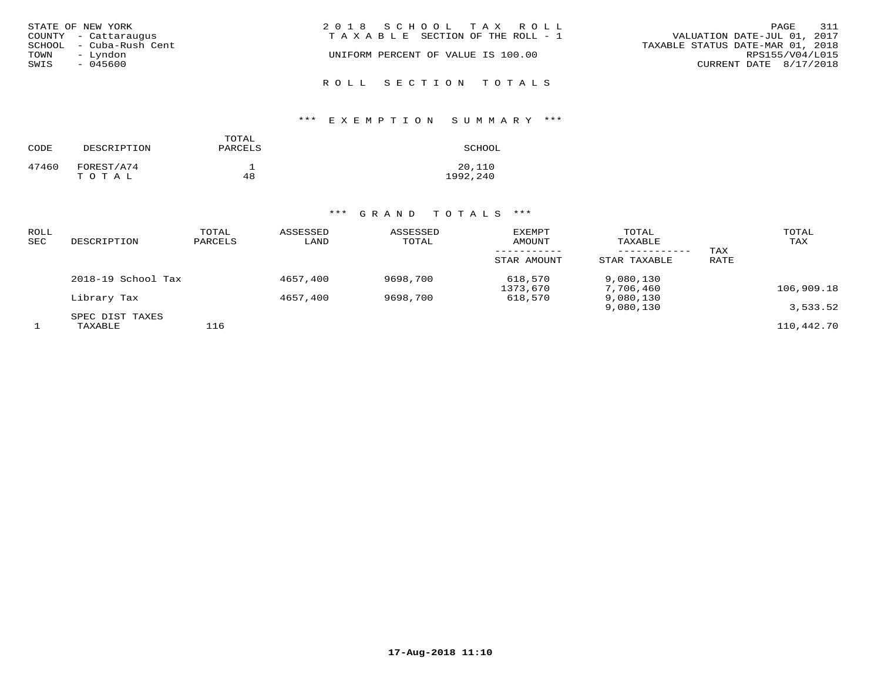STATE OF NEW YORK
COUNTY - Cattaraugus
SCHOOL - Cuba-Rush Cent
TOWN - Lyndon
SWIS - 045600

2 0 1 8 S C H O O L T A X R O L L
T A X A B L E SECTION OF THE ROLL - 1
UNIFORM PERCENT OF VALUE IS 100.00

VALUATION DATE-JUL 01, 2017
TAXABLE STATUS DATE-MAR 01, 2018
RPS155/V04/L015
CURRENT DATE 8/17/2018

## R O L L S E C T I O N T O T A L S

### \*\*\* E X E M P T I O N S U M M A R Y \*\*\*

| CODE | DESCRIPTION | TOTAL PARCELS | SCHOOL |
|---|---|---|---|
| 47460 | FOREST/A74 | 1 | 20,110 |
| | T O T A L | 48 | 1992,240 |

### \*\*\* G R A N D T O T A L S \*\*\*

| ROLL SEC | DESCRIPTION | TOTAL PARCELS | ASSESSED LAND | ASSESSED TOTAL | EXEMPT AMOUNT / STAR AMOUNT | TOTAL TAXABLE / STAR TAXABLE | TAX RATE | TOTAL TAX |
|---|---|---|---|---|---|---|---|---|
| | 2018-19 School Tax | | 4657,400 | 9698,700 | 618,570 | 9,080,130 | | |
| | | | | | 1373,670 | 7,706,460 | | 106,909.18 |
| | Library Tax | | 4657,400 | 9698,700 | 618,570 | 9,080,130 | | |
| | | | | | | 9,080,130 | | 3,533.52 |
| | SPEC DIST TAXES | | | | | | | |
| 1 | TAXABLE | 116 | | | | | | 110,442.70 |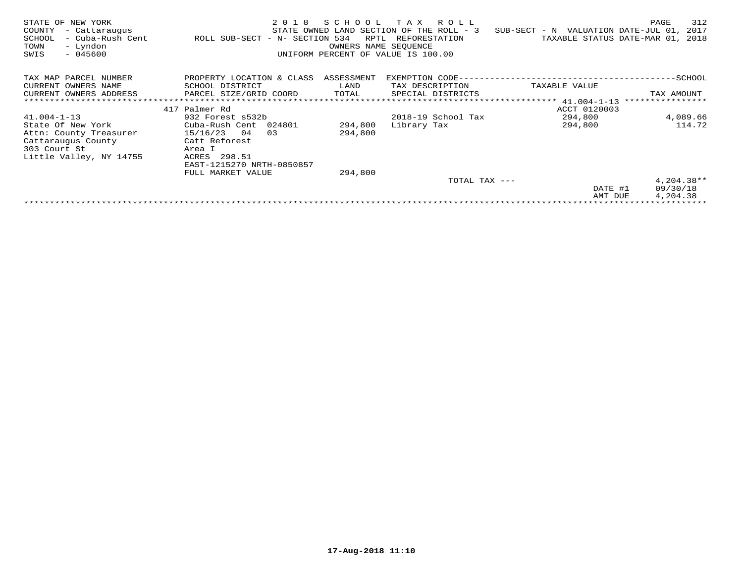STATE OF NEW YORK                                2 0 1 8   S C H O O L   T A X   R O L L
COUNTY - Cattaraugus                     STATE OWNED LAND SECTION OF THE ROLL - 3   SUB-SECT - N  VALUATION DATE-JUL 01, 2017
SCHOOL - Cuba-Rush Cent          ROLL SUB-SECT - N- SECTION 534   RPTL  REFORESTATION          TAXABLE STATUS DATE-MAR 01, 2018
TOWN - Lyndon                                            OWNERS NAME SEQUENCE
SWIS - 045600                                    UNIFORM PERCENT OF VALUE IS 100.00

| TAX MAP PARCEL NUMBER / CURRENT OWNERS NAME / CURRENT OWNERS ADDRESS | PROPERTY LOCATION & CLASS / SCHOOL DISTRICT / PARCEL SIZE/GRID COORD | ASSESSMENT LAND / TOTAL | EXEMPTION CODE / TAX DESCRIPTION / SPECIAL DISTRICTS | TAXABLE VALUE | TAX AMOUNT |
|---|---|---|---|---|---|
| | 417 Palmer Rd | | | ACCT 0120003 | |
| 41.004-1-13 | 932 Forest s532b | | 2018-19 School Tax | 294,800 | 4,089.66 |
| State Of New York | Cuba-Rush Cent 024801 | 294,800 | Library Tax | 294,800 | 114.72 |
| Attn: County Treasurer | 15/16/23 04 03 | 294,800 | | | |
| Cattaraugus County | Catt Reforest | | | | |
| 303 Court St | Area I | | | | |
| Little Valley, NY 14755 | ACRES 298.51 | | | | |
| | EAST-1215270 NRTH-0850857 | | | | |
| | FULL MARKET VALUE | 294,800 | | | |
| | | | TOTAL TAX --- | | 4,204.38** |
| | | | | DATE #1 | 09/30/18 |
| | | | | AMT DUE | 4,204.38 |

17-Aug-2018 11:10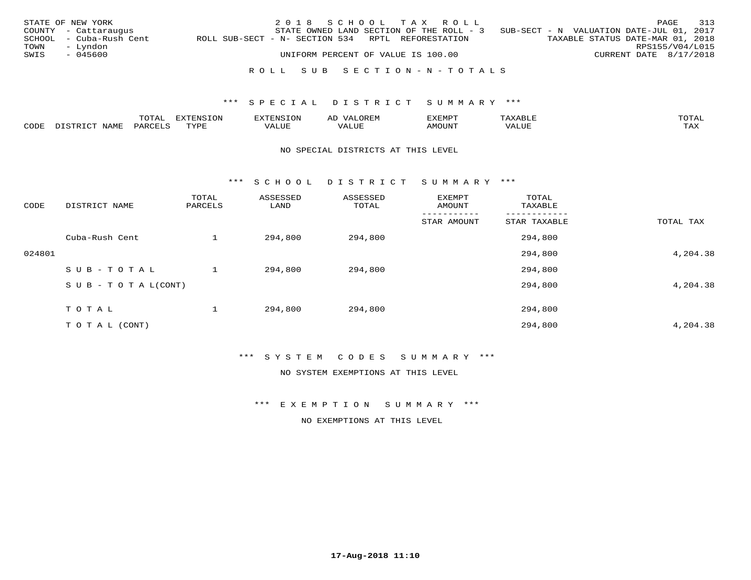STATE OF NEW YORK
COUNTY - Cattaraugus
SCHOOL - Cuba-Rush Cent
TOWN - Lyndon
SWIS - 045600

2018 SCHOOL TAX ROLL
STATE OWNED LAND SECTION OF THE ROLL - 3 SUB-SECT - N VALUATION DATE-JUL 01, 2017
ROLL SUB-SECT - N- SECTION 534 RPTL REFORESTATION TAXABLE STATUS DATE-MAR 01, 2018
RPS155/V04/L015
UNIFORM PERCENT OF VALUE IS 100.00 CURRENT DATE 8/17/2018

## ROLL SUB SECTION-N-TOTALS

### *** SPECIAL DISTRICT SUMMARY ***

| CODE | DISTRICT NAME | TOTAL PARCELS | EXTENSION TYPE | EXTENSION VALUE | AD VALOREM VALUE | EXEMPT AMOUNT | TAXABLE VALUE | TOTAL TAX |
|---|---|---|---|---|---|---|---|---|

NO SPECIAL DISTRICTS AT THIS LEVEL

### *** SCHOOL DISTRICT SUMMARY ***

| CODE | DISTRICT NAME | TOTAL PARCELS | ASSESSED LAND | ASSESSED TOTAL | EXEMPT AMOUNT / STAR AMOUNT | TOTAL TAXABLE / STAR TAXABLE | TOTAL TAX |
|---|---|---|---|---|---|---|---|
| | Cuba-Rush Cent | 1 | 294,800 | 294,800 | | 294,800 | |
| 024801 | | | | | | 294,800 | 4,204.38 |
| | SUB-TOTAL | 1 | 294,800 | 294,800 | | 294,800 | |
| | SUB-TOTAL(CONT) | | | | | 294,800 | 4,204.38 |
| | TOTAL | 1 | 294,800 | 294,800 | | 294,800 | |
| | TOTAL (CONT) | | | | | 294,800 | 4,204.38 |

### *** SYSTEM CODES SUMMARY ***

NO SYSTEM EXEMPTIONS AT THIS LEVEL

### *** EXEMPTION SUMMARY ***

NO EXEMPTIONS AT THIS LEVEL

17-Aug-2018 11:10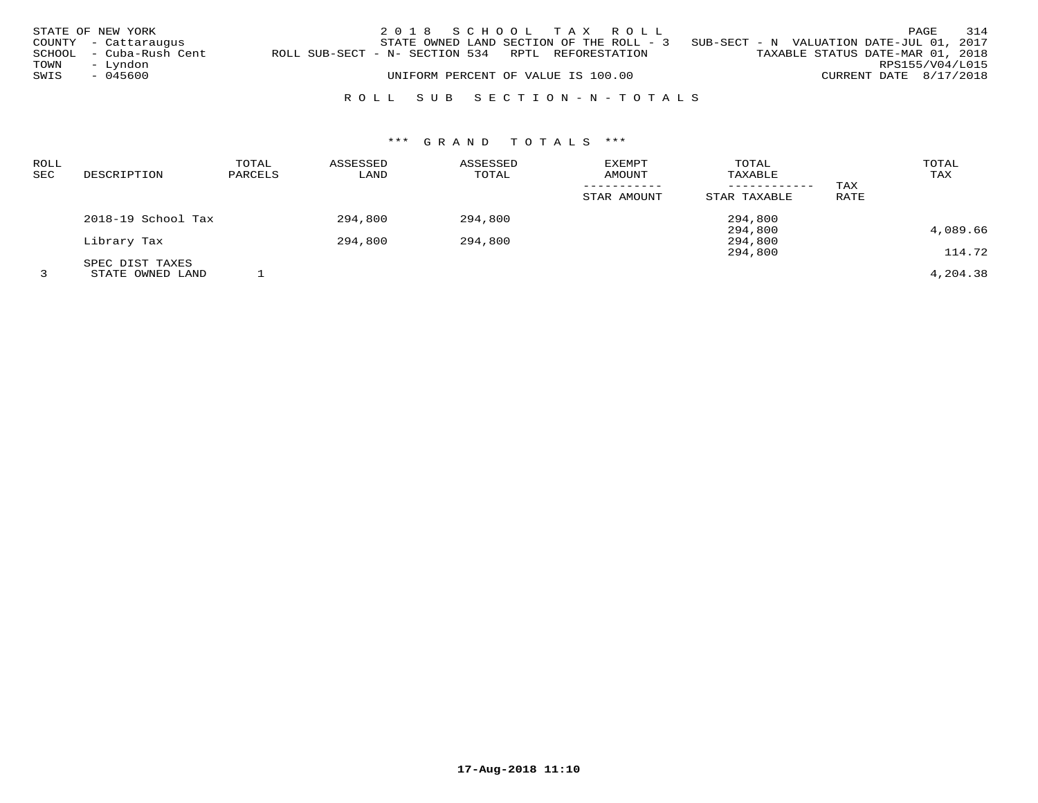STATE OF NEW YORK
COUNTY - Cattaraugus
SCHOOL - Cuba-Rush Cent
TOWN - Lyndon
SWIS - 045600

2018 SCHOOL TAX ROLL
STATE OWNED LAND SECTION OF THE ROLL - 3 SUB-SECT - N VALUATION DATE-JUL 01, 2017
ROLL SUB-SECT - N- SECTION 534 RPTL REFORESTATION TAXABLE STATUS DATE-MAR 01, 2018
RPS155/V04/L015
UNIFORM PERCENT OF VALUE IS 100.00 CURRENT DATE 8/17/2018

## ROLL SUB SECTION-N-TOTALS

### *** GRAND TOTALS ***

| ROLL SEC | DESCRIPTION | TOTAL PARCELS | ASSESSED LAND | ASSESSED TOTAL | EXEMPT AMOUNT / STAR AMOUNT | TOTAL TAXABLE / STAR TAXABLE | TAX RATE | TOTAL TAX |
|---|---|---|---|---|---|---|---|---|
| | 2018-19 School Tax | | 294,800 | 294,800 | | 294,800 | | |
| | | | | | | 294,800 | | 4,089.66 |
| | Library Tax | | 294,800 | 294,800 | | 294,800 | | |
| | | | | | | 294,800 | | 114.72 |
| | SPEC DIST TAXES | | | | | | | |
| 3 | STATE OWNED LAND | 1 | | | | | | 4,204.38 |

17-Aug-2018 11:10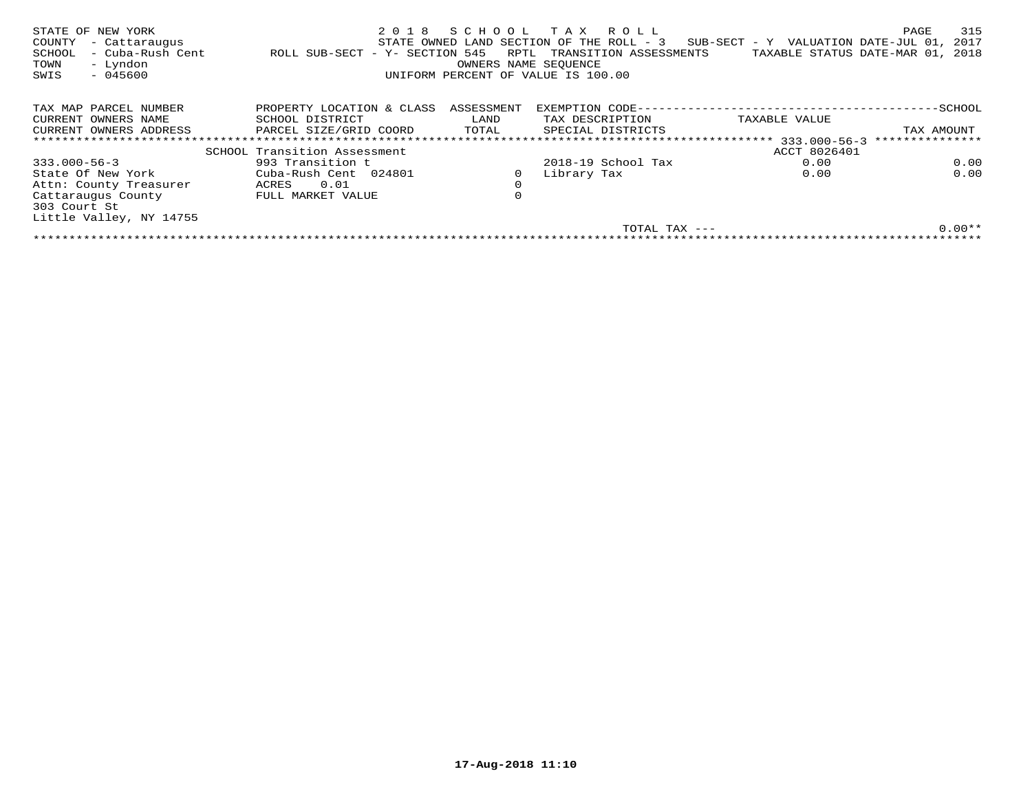STATE OF NEW YORK
COUNTY - Cattaraugus
SCHOOL - Cuba-Rush Cent
TOWN - Lyndon
SWIS - 045600

2018 SCHOOL TAX ROLL
STATE OWNED LAND SECTION OF THE ROLL - 3 SUB-SECT - Y VALUATION DATE-JUL 01, 2017
ROLL SUB-SECT - Y- SECTION 545 RPTL TRANSITION ASSESSMENTS TAXABLE STATUS DATE-MAR 01, 2018
OWNERS NAME SEQUENCE
UNIFORM PERCENT OF VALUE IS 100.00

| TAX MAP PARCEL NUMBER<br>CURRENT OWNERS NAME<br>CURRENT OWNERS ADDRESS | PROPERTY LOCATION & CLASS<br>SCHOOL DISTRICT<br>PARCEL SIZE/GRID COORD | ASSESSMENT<br>LAND<br>TOTAL | EXEMPTION CODE<br>TAX DESCRIPTION<br>SPECIAL DISTRICTS | TAXABLE VALUE | SCHOOL<br>TAX AMOUNT |
|---|---|---|---|---|---|
| | SCHOOL Transition Assessment | | | ACCT 8026401 | 333.000-56-3 |
| 333.000-56-3 | 993 Transition t | | 2018-19 School Tax | 0.00 | 0.00 |
| State Of New York | Cuba-Rush Cent 024801 | 0 | Library Tax | 0.00 | 0.00 |
| Attn: County Treasurer | ACRES 0.01 | 0 | | | |
| Cattaraugus County | FULL MARKET VALUE | 0 | | | |
| 303 Court St | | | | | |
| Little Valley, NY 14755 | | | | | |
| | | | TOTAL TAX --- | | 0.00** |

17-Aug-2018 11:10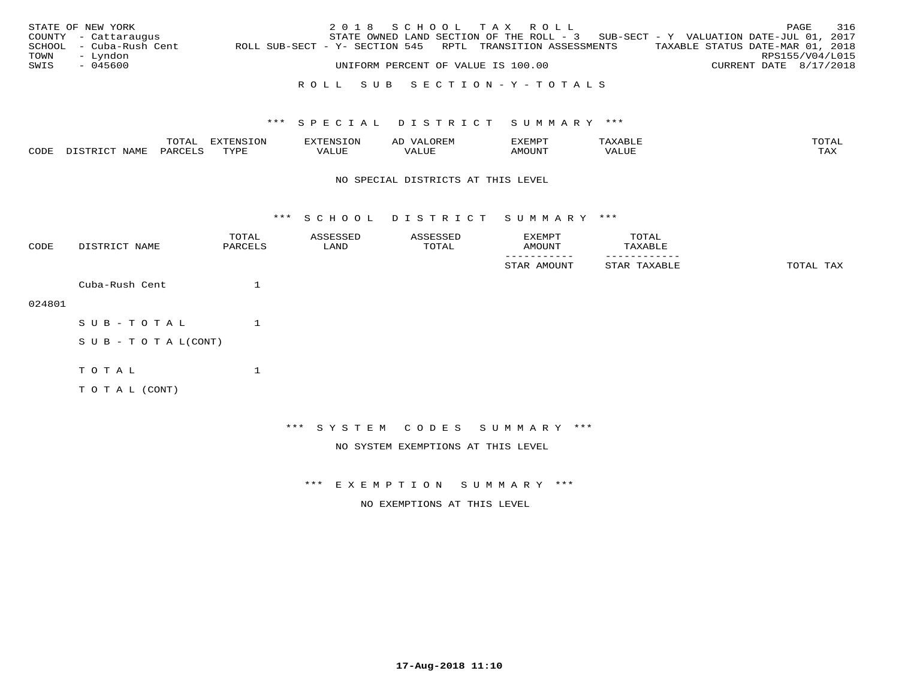STATE OF NEW YORK | 2018 SCHOOL TAX ROLL
COUNTY - Cattaraugus | STATE OWNED LAND SECTION OF THE ROLL - 3 SUB-SECT - Y VALUATION DATE-JUL 01, 2017
SCHOOL - Cuba-Rush Cent | ROLL SUB-SECT - Y- SECTION 545 RPTL TRANSITION ASSESSMENTS | TAXABLE STATUS DATE-MAR 01, 2018
TOWN - Lyndon | RPS155/V04/L015
SWIS - 045600 | UNIFORM PERCENT OF VALUE IS 100.00 | CURRENT DATE 8/17/2018

## ROLL SUB SECTION - Y - TOTALS

### *** SPECIAL DISTRICT SUMMARY ***

| CODE | DISTRICT NAME | TOTAL PARCELS | EXTENSION TYPE | EXTENSION VALUE | AD VALOREM VALUE | EXEMPT AMOUNT | TAXABLE VALUE | TOTAL TAX |
|---|---|---|---|---|---|---|---|---|

NO SPECIAL DISTRICTS AT THIS LEVEL

### *** SCHOOL DISTRICT SUMMARY ***

| CODE | DISTRICT NAME | TOTAL PARCELS | ASSESSED LAND | ASSESSED TOTAL | EXEMPT AMOUNT / STAR AMOUNT | TOTAL TAXABLE / STAR TAXABLE | TOTAL TAX |
|---|---|---|---|---|---|---|---|
| 024801 | Cuba-Rush Cent | 1 | | | | | |
| | SUB-TOTAL | 1 | | | | | |
| | SUB-TOTAL(CONT) | | | | | | |
| | TOTAL | 1 | | | | | |
| | TOTAL (CONT) | | | | | | |

### *** SYSTEM CODES SUMMARY ***

NO SYSTEM EXEMPTIONS AT THIS LEVEL

### *** EXEMPTION SUMMARY ***

NO EXEMPTIONS AT THIS LEVEL

17-Aug-2018 11:10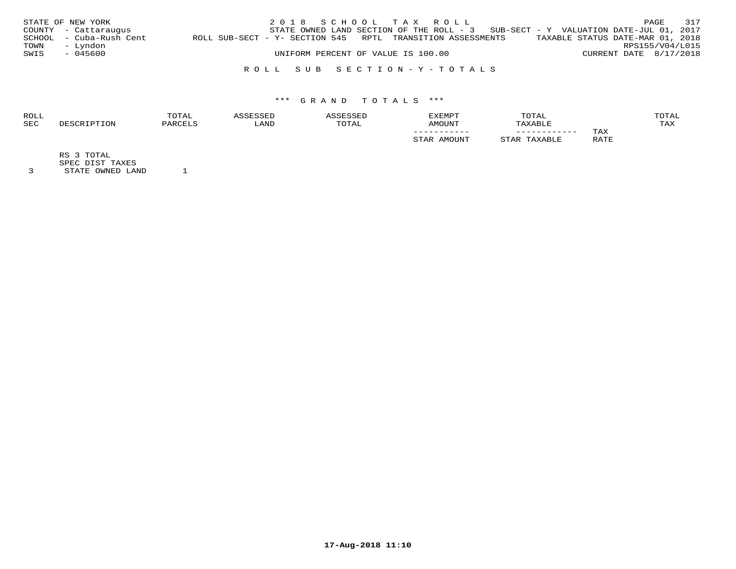STATE OF NEW YORK
COUNTY - Cattaraugus
SCHOOL - Cuba-Rush Cent
TOWN - Lyndon
SWIS - 045600

2 0 1 8 S C H O O L T A X R O L L
STATE OWNED LAND SECTION OF THE ROLL - 3 SUB-SECT - Y VALUATION DATE-JUL 01, 2017
ROLL SUB-SECT - Y- SECTION 545 RPTL TRANSITION ASSESSMENTS TAXABLE STATUS DATE-MAR 01, 2018
RPS155/V04/L015
UNIFORM PERCENT OF VALUE IS 100.00 CURRENT DATE 8/17/2018

R O L L S U B S E C T I O N - Y - T O T A L S

\*\*\* G R A N D T O T A L S \*\*\*

| ROLL SEC | DESCRIPTION | TOTAL PARCELS | ASSESSED LAND | ASSESSED TOTAL | EXEMPT AMOUNT / STAR AMOUNT | TOTAL TAXABLE / STAR TAXABLE | TAX RATE | TOTAL TAX |
|---|---|---|---|---|---|---|---|---|
| | RS 3 TOTAL | | | | | | | |
| | SPEC DIST TAXES | | | | | | | |
| 3 | STATE OWNED LAND | 1 | | | | | | |

17-Aug-2018 11:10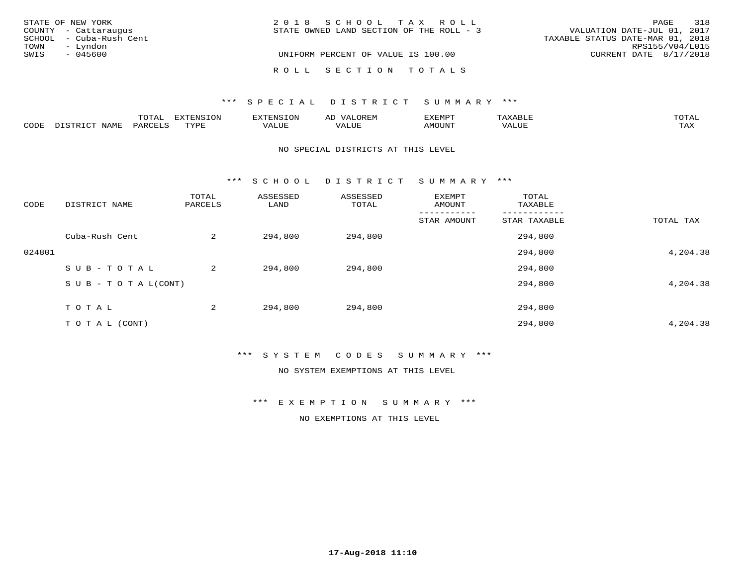STATE OF NEW YORK
COUNTY - Cattaraugus
SCHOOL - Cuba-Rush Cent
TOWN - Lyndon
SWIS - 045600

2 0 1 8 S C H O O L T A X R O L L
STATE OWNED LAND SECTION OF THE ROLL - 3

UNIFORM PERCENT OF VALUE IS 100.00

VALUATION DATE-JUL 01, 2017
TAXABLE STATUS DATE-MAR 01, 2018
RPS155/V04/L015
CURRENT DATE 8/17/2018

R O L L S E C T I O N T O T A L S

*** S P E C I A L D I S T R I C T S U M M A R Y ***

| CODE | DISTRICT NAME | TOTAL PARCELS | EXTENSION TYPE | EXTENSION VALUE | AD VALOREM VALUE | EXEMPT AMOUNT | TAXABLE VALUE | TOTAL TAX |
|---|---|---|---|---|---|---|---|---|

NO SPECIAL DISTRICTS AT THIS LEVEL

*** S C H O O L D I S T R I C T S U M M A R Y ***

| CODE | DISTRICT NAME | TOTAL PARCELS | ASSESSED LAND | ASSESSED TOTAL | EXEMPT AMOUNT / STAR AMOUNT | TOTAL TAXABLE / STAR TAXABLE | TOTAL TAX |
|---|---|---|---|---|---|---|---|
| | Cuba-Rush Cent | 2 | 294,800 | 294,800 | | 294,800 | |
| 024801 | | | | | | 294,800 | 4,204.38 |
| | S U B - T O T A L | 2 | 294,800 | 294,800 | | 294,800 | |
| | S U B - T O T A L(CONT) | | | | | 294,800 | 4,204.38 |
| | T O T A L | 2 | 294,800 | 294,800 | | 294,800 | |
| | T O T A L (CONT) | | | | | 294,800 | 4,204.38 |

*** S Y S T E M C O D E S S U M M A R Y ***

NO SYSTEM EXEMPTIONS AT THIS LEVEL

*** E X E M P T I O N S U M M A R Y ***

NO EXEMPTIONS AT THIS LEVEL

17-Aug-2018 11:10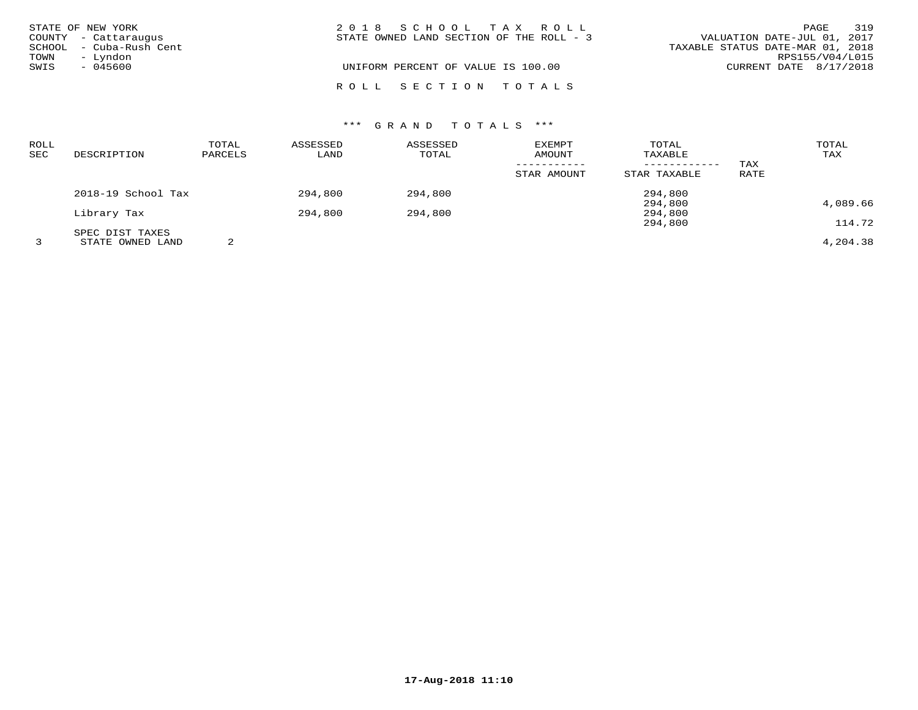STATE OF NEW YORK
COUNTY - Cattaraugus
SCHOOL - Cuba-Rush Cent
TOWN - Lyndon
SWIS - 045600

2 0 1 8 S C H O O L T A X R O L L
STATE OWNED LAND SECTION OF THE ROLL - 3

UNIFORM PERCENT OF VALUE IS 100.00

VALUATION DATE-JUL 01, 2017
TAXABLE STATUS DATE-MAR 01, 2018
RPS155/V04/L015
CURRENT DATE 8/17/2018

R O L L S E C T I O N T O T A L S

*** G R A N D T O T A L S ***

| ROLL SEC | DESCRIPTION | TOTAL PARCELS | ASSESSED LAND | ASSESSED TOTAL | EXEMPT AMOUNT / STAR AMOUNT | TOTAL TAXABLE / STAR TAXABLE | TAX RATE | TOTAL TAX |
|---|---|---|---|---|---|---|---|---|
| | 2018-19 School Tax | | 294,800 | 294,800 | | 294,800 | | |
| | | | | | | 294,800 | | 4,089.66 |
| | Library Tax | | 294,800 | 294,800 | | 294,800 | | |
| | | | | | | 294,800 | | 114.72 |
| | SPEC DIST TAXES | | | | | | | |
| 3 | STATE OWNED LAND | 2 | | | | | | 4,204.38 |

17-Aug-2018 11:10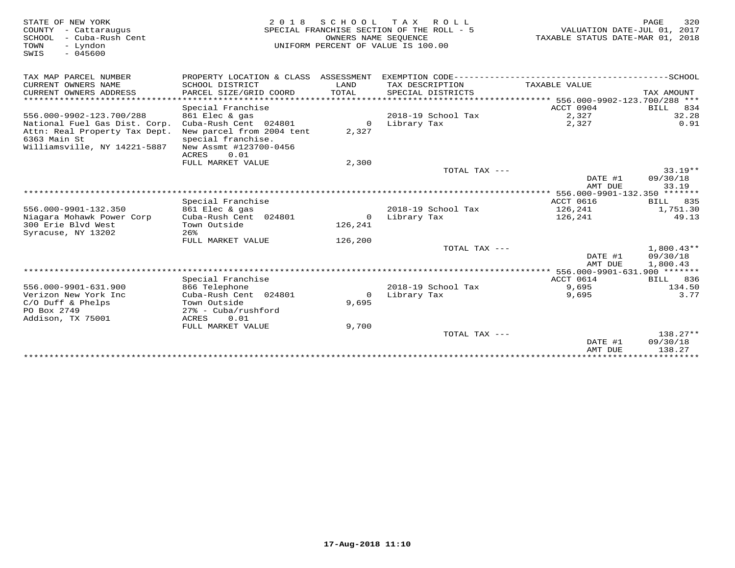STATE OF NEW YORK
COUNTY - Cattaraugus
SCHOOL - Cuba-Rush Cent
TOWN - Lyndon
SWIS - 045600

2 0 1 8 S C H O O L T A X R O L L
SPECIAL FRANCHISE SECTION OF THE ROLL - 5
OWNERS NAME SEQUENCE
UNIFORM PERCENT OF VALUE IS 100.00

VALUATION DATE-JUL 01, 2017
TAXABLE STATUS DATE-MAR 01, 2018

| TAX MAP PARCEL NUMBER / CURRENT OWNERS NAME / CURRENT OWNERS ADDRESS | PROPERTY LOCATION & CLASS / SCHOOL DISTRICT / PARCEL SIZE/GRID COORD | ASSESSMENT LAND / TOTAL | EXEMPTION CODE / TAX DESCRIPTION / SPECIAL DISTRICTS | TAXABLE VALUE | SCHOOL TAX AMOUNT |
|---|---|---|---|---|---|
| | | | | | 556.000-9902-123.700/288 |
| | Special Franchise | | | ACCT 0904 | BILL 834 |
| 556.000-9902-123.700/288 | 861 Elec & gas | | 2018-19 School Tax | 2,327 | 32.28 |
| National Fuel Gas Dist. Corp. | Cuba-Rush Cent 024801 | 0 | Library Tax | 2,327 | 0.91 |
| Attn: Real Property Tax Dept. | New parcel from 2004 tent | 2,327 | | | |
| 6363 Main St | special franchise. | | | | |
| Williamsville, NY 14221-5887 | New Assmt #123700-0456 | | | | |
| | ACRES 0.01 | | | | |
| | FULL MARKET VALUE | 2,300 | | | |
| | | | TOTAL TAX --- | | 33.19** |
| | | | | DATE #1 | 09/30/18 |
| | | | | AMT DUE | 33.19 |
| | | | | | 556.000-9901-132.350 |
| | Special Franchise | | | ACCT 0616 | BILL 835 |
| 556.000-9901-132.350 | 861 Elec & gas | | 2018-19 School Tax | 126,241 | 1,751.30 |
| Niagara Mohawk Power Corp | Cuba-Rush Cent 024801 | 0 | Library Tax | 126,241 | 49.13 |
| 300 Erie Blvd West | Town Outside | 126,241 | | | |
| Syracuse, NY 13202 | 26% | | | | |
| | FULL MARKET VALUE | 126,200 | | | |
| | | | TOTAL TAX --- | | 1,800.43** |
| | | | | DATE #1 | 09/30/18 |
| | | | | AMT DUE | 1,800.43 |
| | | | | | 556.000-9901-631.900 |
| | Special Franchise | | | ACCT 0614 | BILL 836 |
| 556.000-9901-631.900 | 866 Telephone | | 2018-19 School Tax | 9,695 | 134.50 |
| Verizon New York Inc | Cuba-Rush Cent 024801 | 0 | Library Tax | 9,695 | 3.77 |
| C/O Duff & Phelps | Town Outside | 9,695 | | | |
| PO Box 2749 | 27% - Cuba/rushford | | | | |
| Addison, TX 75001 | ACRES 0.01 | | | | |
| | FULL MARKET VALUE | 9,700 | | | |
| | | | TOTAL TAX --- | | 138.27** |
| | | | | DATE #1 | 09/30/18 |
| | | | | AMT DUE | 138.27 |

17-Aug-2018 11:10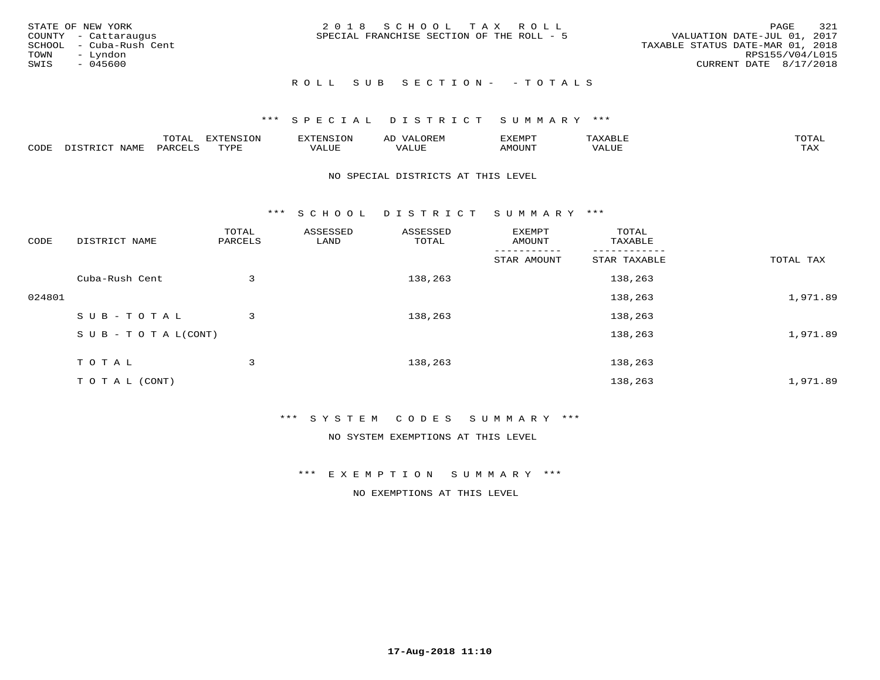STATE OF NEW YORK
COUNTY - Cattaraugus
SCHOOL - Cuba-Rush Cent
TOWN - Lyndon
SWIS - 045600

2 0 1 8 S C H O O L T A X R O L L
SPECIAL FRANCHISE SECTION OF THE ROLL - 5

VALUATION DATE-JUL 01, 2017
TAXABLE STATUS DATE-MAR 01, 2018
RPS155/V04/L015
CURRENT DATE 8/17/2018

R O L L S U B S E C T I O N - - T O T A L S

*** S P E C I A L D I S T R I C T S U M M A R Y ***

| CODE | DISTRICT NAME | TOTAL PARCELS | EXTENSION TYPE | EXTENSION VALUE | AD VALOREM VALUE | EXEMPT AMOUNT | TAXABLE VALUE | TOTAL TAX |
|---|---|---|---|---|---|---|---|---|

NO SPECIAL DISTRICTS AT THIS LEVEL

*** S C H O O L D I S T R I C T S U M M A R Y ***

| CODE | DISTRICT NAME | TOTAL PARCELS | ASSESSED LAND | ASSESSED TOTAL | EXEMPT AMOUNT / STAR AMOUNT | TOTAL TAXABLE / STAR TAXABLE | TOTAL TAX |
|---|---|---|---|---|---|---|---|
| | Cuba-Rush Cent | 3 | | 138,263 | | 138,263 | |
| 024801 | | | | | | 138,263 | 1,971.89 |
| | S U B - T O T A L | 3 | | 138,263 | | 138,263 | |
| | S U B - T O T A L(CONT) | | | | | 138,263 | 1,971.89 |
| | T O T A L | 3 | | 138,263 | | 138,263 | |
| | T O T A L (CONT) | | | | | 138,263 | 1,971.89 |

*** S Y S T E M C O D E S S U M M A R Y ***

NO SYSTEM EXEMPTIONS AT THIS LEVEL

*** E X E M P T I O N S U M M A R Y ***

NO EXEMPTIONS AT THIS LEVEL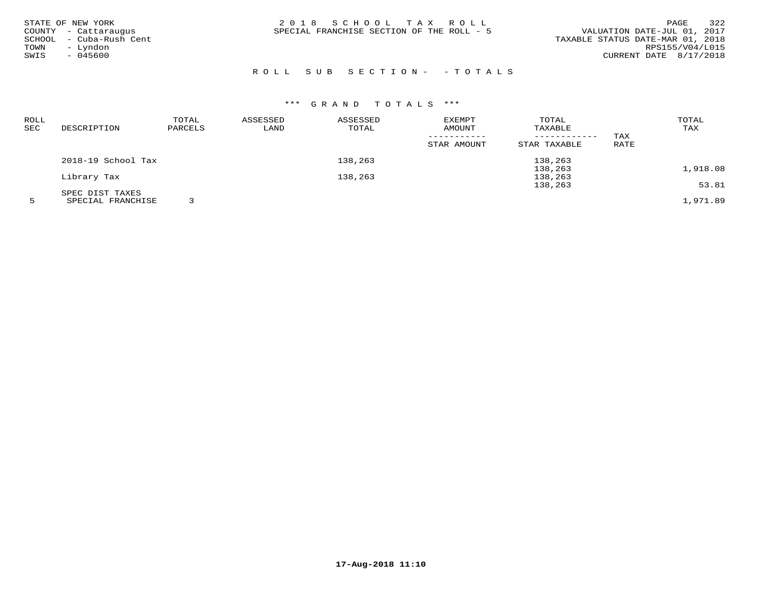STATE OF NEW YORK
COUNTY - Cattaraugus
SCHOOL - Cuba-Rush Cent
TOWN - Lyndon
SWIS - 045600

# 2018 SCHOOL TAX ROLL

SPECIAL FRANCHISE SECTION OF THE ROLL - 5

VALUATION DATE-JUL 01, 2017
TAXABLE STATUS DATE-MAR 01, 2018
RPS155/V04/L015
CURRENT DATE 8/17/2018

## ROLL SUB SECTION- - TOTALS

### *** GRAND TOTALS ***

| ROLL SEC | DESCRIPTION | TOTAL PARCELS | ASSESSED LAND | ASSESSED TOTAL | EXEMPT AMOUNT / STAR AMOUNT | TOTAL TAXABLE / STAR TAXABLE | TAX RATE | TOTAL TAX |
|---|---|---|---|---|---|---|---|---|
| | 2018-19 School Tax | | | 138,263 | | 138,263 | | |
| | | | | | | 138,263 | | 1,918.08 |
| | Library Tax | | | 138,263 | | 138,263 | | |
| | | | | | | 138,263 | | 53.81 |
| | SPEC DIST TAXES | | | | | | | |
| 5 | SPECIAL FRANCHISE | 3 | | | | | | 1,971.89 |

17-Aug-2018 11:10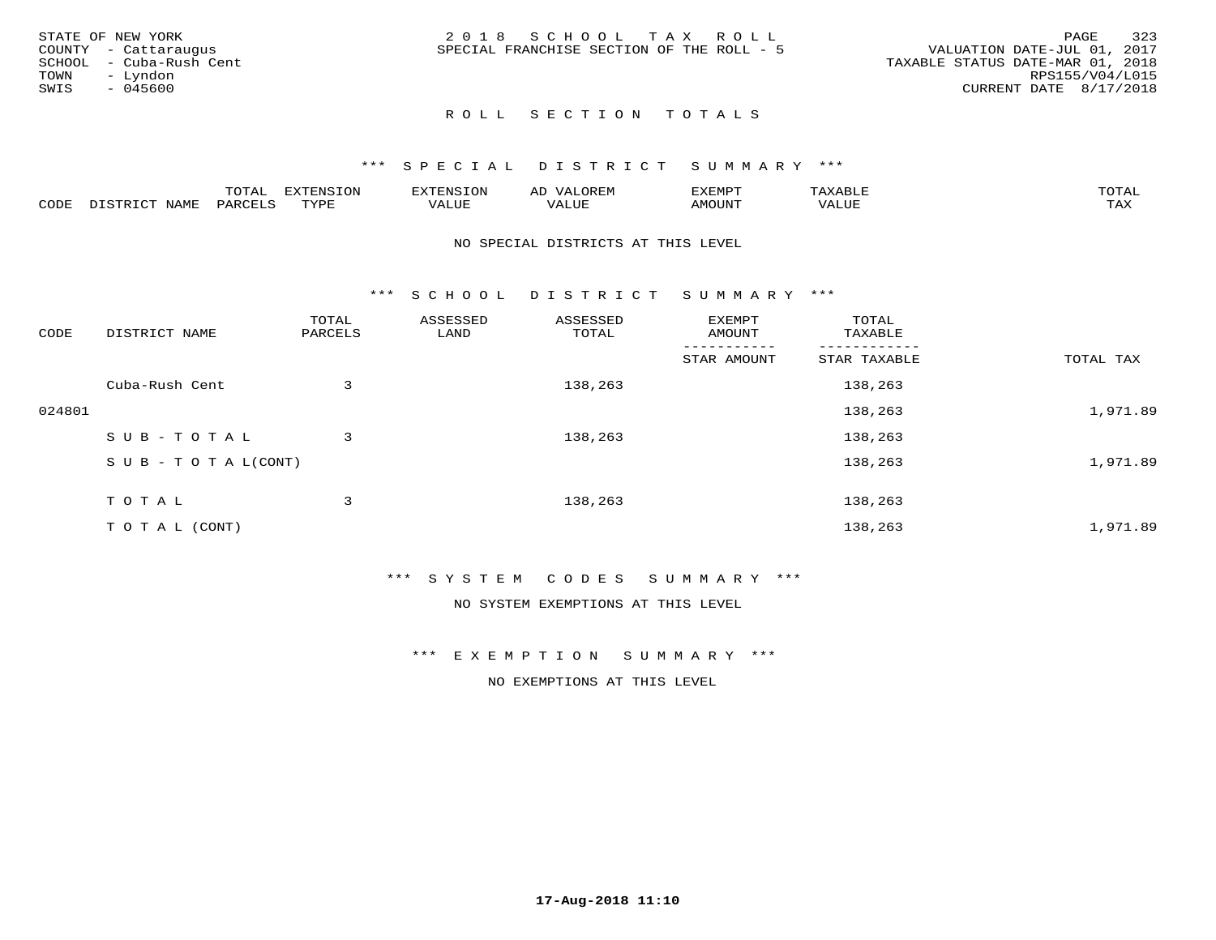STATE OF NEW YORK
COUNTY - Cattaraugus
SCHOOL - Cuba-Rush Cent
TOWN - Lyndon
SWIS - 045600

2018 SCHOOL TAX ROLL
SPECIAL FRANCHISE SECTION OF THE ROLL - 5

VALUATION DATE-JUL 01, 2017
TAXABLE STATUS DATE-MAR 01, 2018
RPS155/V04/L015
CURRENT DATE 8/17/2018

## ROLL SECTION TOTALS

### *** SPECIAL DISTRICT SUMMARY ***

| CODE | DISTRICT NAME | TOTAL PARCELS | EXTENSION TYPE | EXTENSION VALUE | AD VALOREM VALUE | EXEMPT AMOUNT | TAXABLE VALUE | TOTAL TAX |
|---|---|---|---|---|---|---|---|---|

NO SPECIAL DISTRICTS AT THIS LEVEL

### *** SCHOOL DISTRICT SUMMARY ***

| CODE | DISTRICT NAME | TOTAL PARCELS | ASSESSED LAND | ASSESSED TOTAL | EXEMPT AMOUNT / STAR AMOUNT | TOTAL TAXABLE / STAR TAXABLE | TOTAL TAX |
|---|---|---|---|---|---|---|---|
| | Cuba-Rush Cent | 3 | | 138,263 | | 138,263 | |
| 024801 | | | | | | 138,263 | 1,971.89 |
| | SUB-TOTAL | 3 | | 138,263 | | 138,263 | |
| | SUB-TOTAL(CONT) | | | | | 138,263 | 1,971.89 |
| | TOTAL | 3 | | 138,263 | | 138,263 | |
| | TOTAL (CONT) | | | | | 138,263 | 1,971.89 |

### *** SYSTEM CODES SUMMARY ***

NO SYSTEM EXEMPTIONS AT THIS LEVEL

### *** EXEMPTION SUMMARY ***

NO EXEMPTIONS AT THIS LEVEL

17-Aug-2018 11:10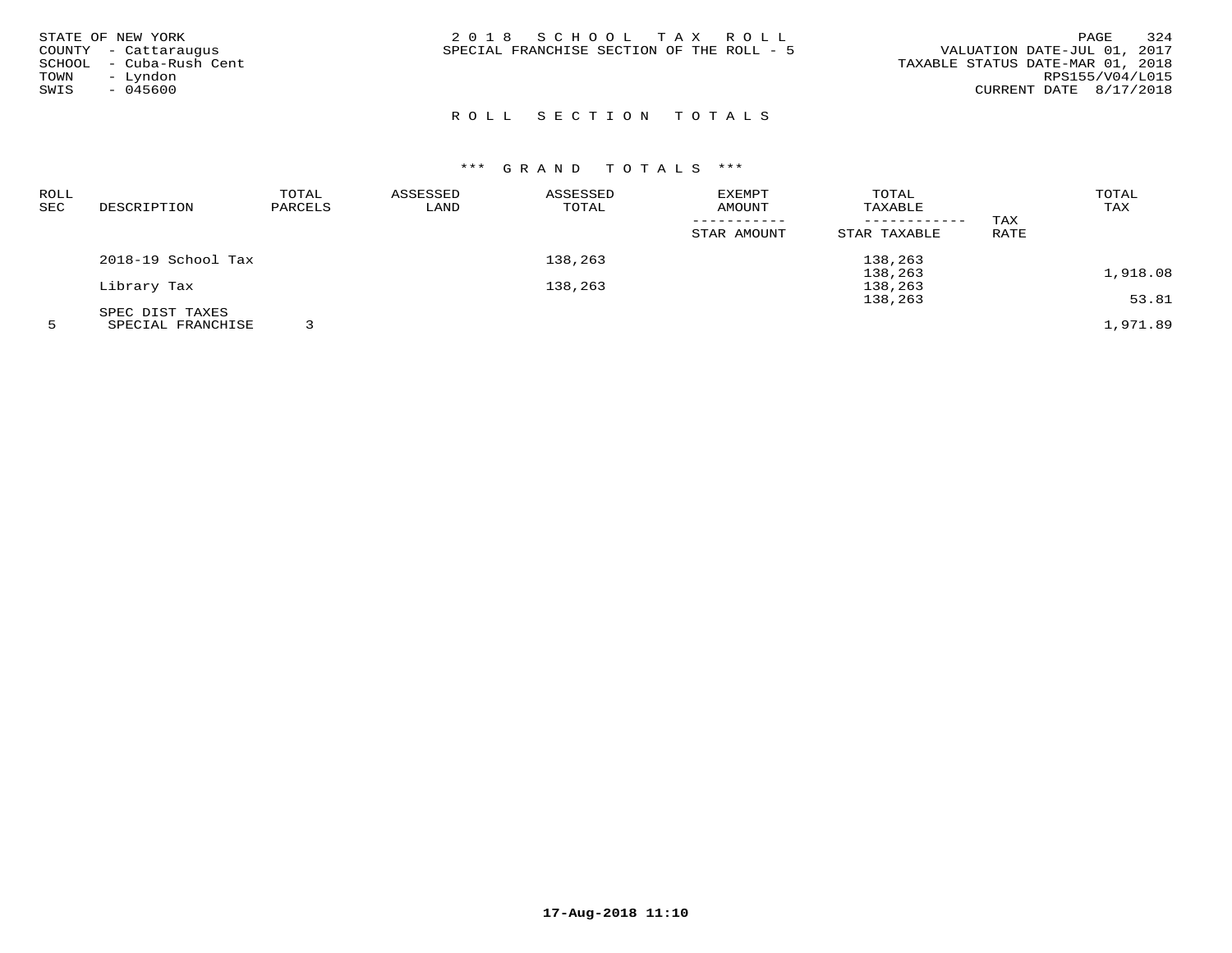STATE OF NEW YORK
COUNTY - Cattaraugus
SCHOOL - Cuba-Rush Cent
TOWN - Lyndon
SWIS - 045600

2 0 1 8 S C H O O L T A X R O L L
SPECIAL FRANCHISE SECTION OF THE ROLL - 5

VALUATION DATE-JUL 01, 2017
TAXABLE STATUS DATE-MAR 01, 2018
RPS155/V04/L015
CURRENT DATE 8/17/2018

R O L L S E C T I O N T O T A L S

\*\*\* G R A N D T O T A L S \*\*\*

| ROLL SEC | DESCRIPTION | TOTAL PARCELS | ASSESSED LAND | ASSESSED TOTAL | EXEMPT AMOUNT<br>-----------<br>STAR AMOUNT | TOTAL TAXABLE<br>------------<br>STAR TAXABLE | TAX RATE | TOTAL TAX |
|---|---|---|---|---|---|---|---|---|
| | 2018-19 School Tax | | | 138,263 | | 138,263<br>138,263 | | 1,918.08 |
| | Library Tax | | | 138,263 | | 138,263<br>138,263 | | 53.81 |
| | SPEC DIST TAXES | | | | | | | |
| 5 | SPECIAL FRANCHISE | 3 | | | | | | 1,971.89 |

17-Aug-2018 11:10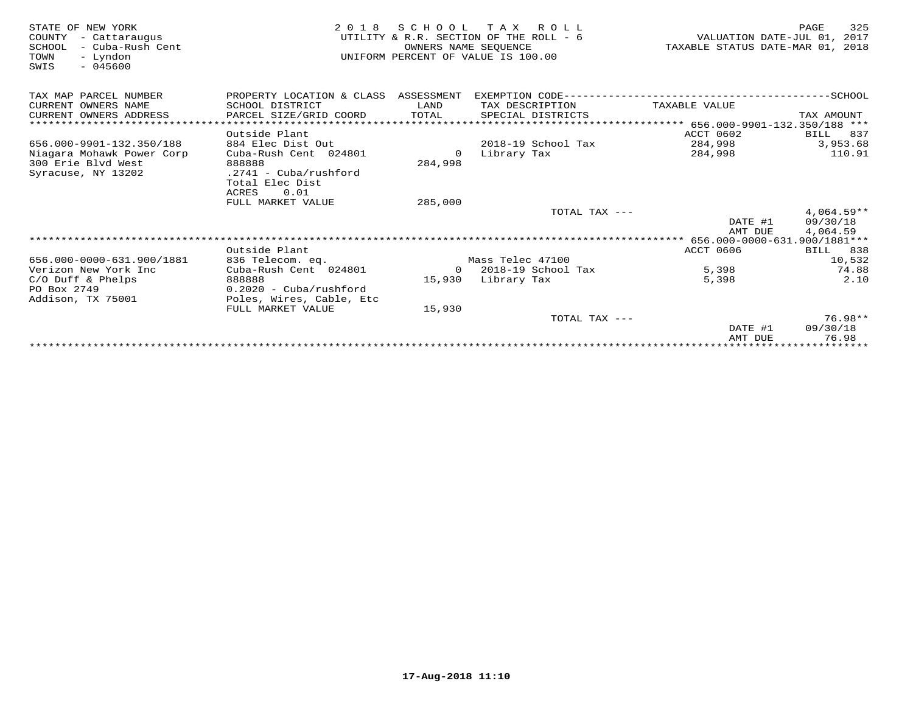STATE OF NEW YORK
COUNTY - Cattaraugus
SCHOOL - Cuba-Rush Cent
TOWN - Lyndon
SWIS - 045600

2018 SCHOOL TAX ROLL
UTILITY & R.R. SECTION OF THE ROLL - 6
OWNERS NAME SEQUENCE
UNIFORM PERCENT OF VALUE IS 100.00

VALUATION DATE-JUL 01, 2017
TAXABLE STATUS DATE-MAR 01, 2018

| TAX MAP PARCEL NUMBER / CURRENT OWNERS NAME / CURRENT OWNERS ADDRESS | PROPERTY LOCATION & CLASS / SCHOOL DISTRICT / PARCEL SIZE/GRID COORD | ASSESSMENT LAND / TOTAL | EXEMPTION CODE / TAX DESCRIPTION / SPECIAL DISTRICTS | TAXABLE VALUE | SCHOOL TAX AMOUNT |
|---|---|---|---|---|---|
| **656.000-9901-132.350/188** | Outside Plant | | | ACCT 0602 | BILL 837 |
| 656.000-9901-132.350/188 | 884 Elec Dist Out | | 2018-19 School Tax | 284,998 | 3,953.68 |
| Niagara Mohawk Power Corp | Cuba-Rush Cent 024801 | 0 | Library Tax | 284,998 | 110.91 |
| 300 Erie Blvd West | 888888 | 284,998 | | | |
| Syracuse, NY 13202 | .2741 - Cuba/rushford | | | | |
| | Total Elec Dist | | | | |
| | ACRES 0.01 | | | | |
| | FULL MARKET VALUE | 285,000 | | | |
| | | | TOTAL TAX --- | | 4,064.59** |
| | | | | DATE #1 | 09/30/18 |
| | | | | AMT DUE | 4,064.59 |
| **656.000-0000-631.900/1881** | Outside Plant | | | ACCT 0606 | BILL 838 |
| 656.000-0000-631.900/1881 | 836 Telecom. eq. | | Mass Telec 47100 | | 10,532 |
| Verizon New York Inc | Cuba-Rush Cent 024801 | 0 | 2018-19 School Tax | 5,398 | 74.88 |
| C/O Duff & Phelps | 888888 | 15,930 | Library Tax | 5,398 | 2.10 |
| PO Box 2749 | 0.2020 - Cuba/rushford | | | | |
| Addison, TX 75001 | Poles, Wires, Cable, Etc | | | | |
| | FULL MARKET VALUE | 15,930 | | | |
| | | | TOTAL TAX --- | | 76.98** |
| | | | | DATE #1 | 09/30/18 |
| | | | | AMT DUE | 76.98 |

17-Aug-2018 11:10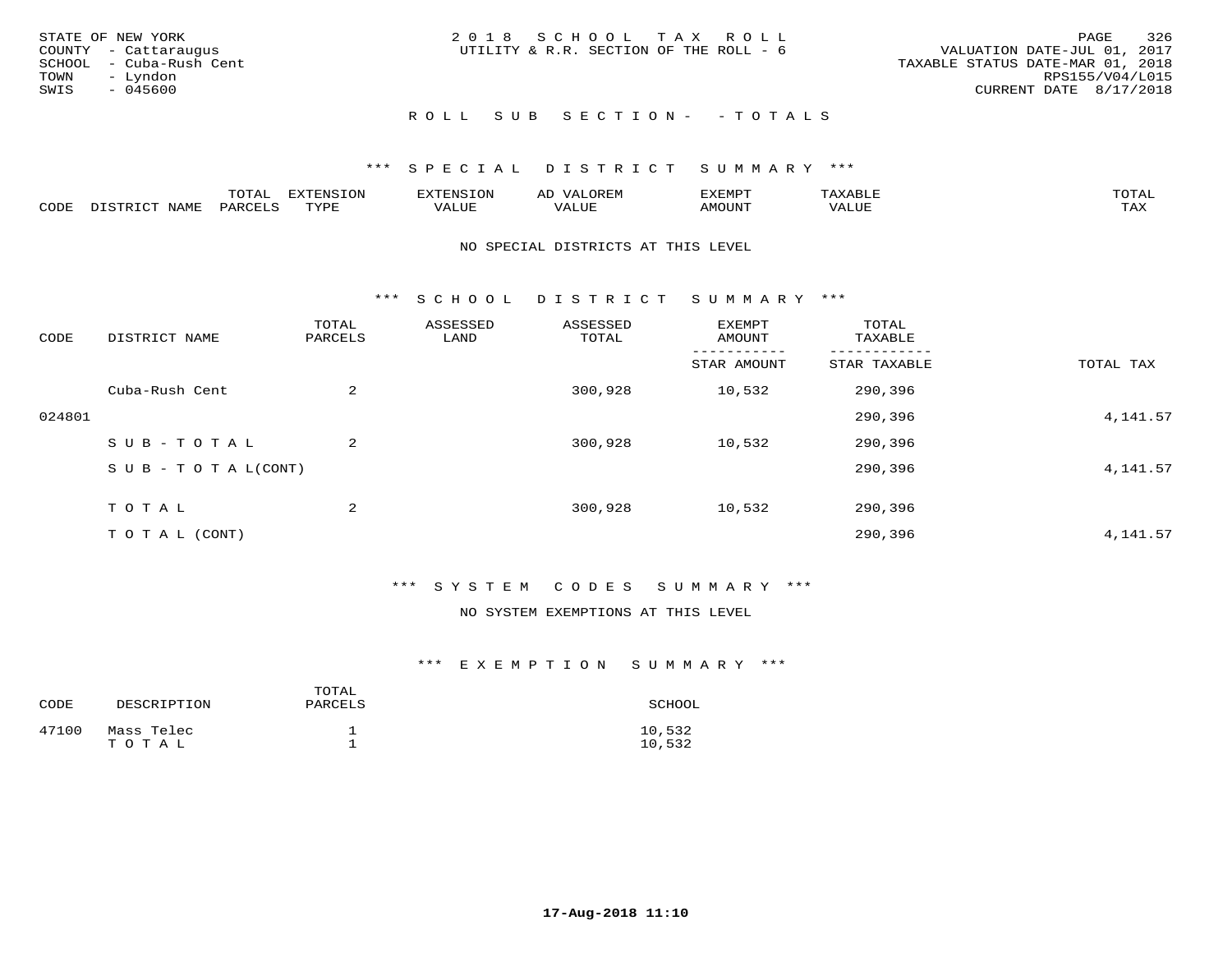STATE OF NEW YORK
COUNTY - Cattaraugus
SCHOOL - Cuba-Rush Cent
TOWN - Lyndon
SWIS - 045600

2 0 1 8 S C H O O L T A X R O L L
UTILITY & R.R. SECTION OF THE ROLL - 6

VALUATION DATE-JUL 01, 2017
TAXABLE STATUS DATE-MAR 01, 2018
RPS155/V04/L015
CURRENT DATE 8/17/2018

R O L L S U B S E C T I O N - - T O T A L S

*** S P E C I A L D I S T R I C T S U M M A R Y ***

| CODE | DISTRICT NAME | TOTAL PARCELS | EXTENSION TYPE | EXTENSION VALUE | AD VALOREM VALUE | EXEMPT AMOUNT | TAXABLE VALUE | TOTAL TAX |
|---|---|---|---|---|---|---|---|---|

NO SPECIAL DISTRICTS AT THIS LEVEL

*** S C H O O L D I S T R I C T S U M M A R Y ***

| CODE | DISTRICT NAME | TOTAL PARCELS | ASSESSED LAND | ASSESSED TOTAL | EXEMPT AMOUNT / STAR AMOUNT | TOTAL TAXABLE / STAR TAXABLE | TOTAL TAX |
|---|---|---|---|---|---|---|---|
| | Cuba-Rush Cent | 2 | | 300,928 | 10,532 | 290,396 | |
| 024801 | | | | | | 290,396 | 4,141.57 |
| | S U B - T O T A L | 2 | | 300,928 | 10,532 | 290,396 | |
| | S U B - T O T A L(CONT) | | | | | 290,396 | 4,141.57 |
| | T O T A L | 2 | | 300,928 | 10,532 | 290,396 | |
| | T O T A L (CONT) | | | | | 290,396 | 4,141.57 |

*** S Y S T E M C O D E S S U M M A R Y ***

NO SYSTEM EXEMPTIONS AT THIS LEVEL

*** E X E M P T I O N S U M M A R Y ***

| CODE | DESCRIPTION | TOTAL PARCELS | SCHOOL |
|---|---|---|---|
| 47100 | Mass Telec | 1 | 10,532 |
| | T O T A L | 1 | 10,532 |

17-Aug-2018 11:10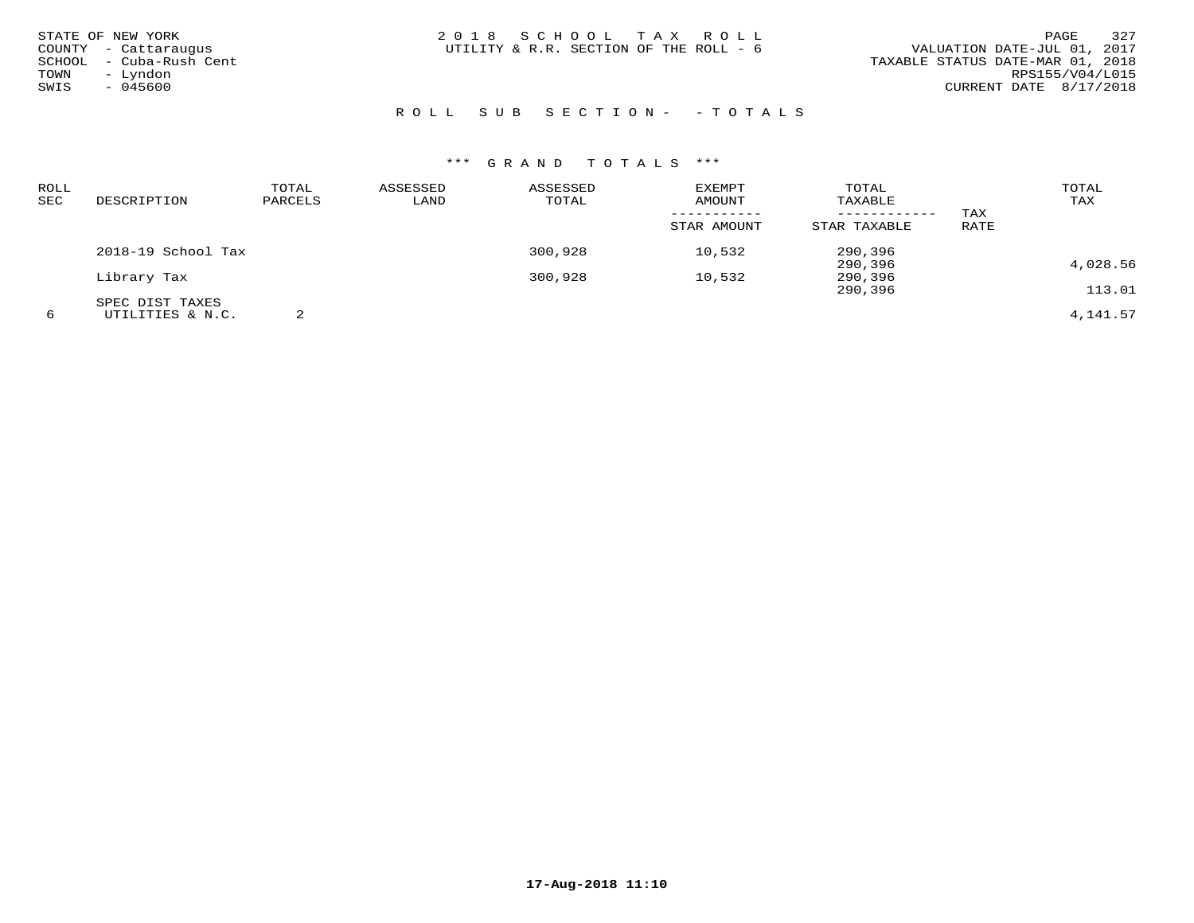STATE OF NEW YORK
COUNTY - Cattaraugus
SCHOOL - Cuba-Rush Cent
TOWN - Lyndon
SWIS - 045600

2 0 1 8 S C H O O L T A X R O L L
UTILITY & R.R. SECTION OF THE ROLL - 6

VALUATION DATE-JUL 01, 2017
TAXABLE STATUS DATE-MAR 01, 2018
RPS155/V04/L015
CURRENT DATE 8/17/2018

R O L L S U B S E C T I O N - - T O T A L S

*** G R A N D T O T A L S ***

| ROLL SEC | DESCRIPTION | TOTAL PARCELS | ASSESSED LAND | ASSESSED TOTAL | EXEMPT AMOUNT / STAR AMOUNT | TOTAL TAXABLE / STAR TAXABLE | TAX RATE | TOTAL TAX |
|---|---|---|---|---|---|---|---|---|
| | 2018-19 School Tax | | | 300,928 | 10,532 | 290,396 | | |
| | | | | | | 290,396 | | 4,028.56 |
| | Library Tax | | | 300,928 | 10,532 | 290,396 | | |
| | | | | | | 290,396 | | 113.01 |
| | SPEC DIST TAXES | | | | | | | |
| 6 | UTILITIES & N.C. | 2 | | | | | | 4,141.57 |

17-Aug-2018 11:10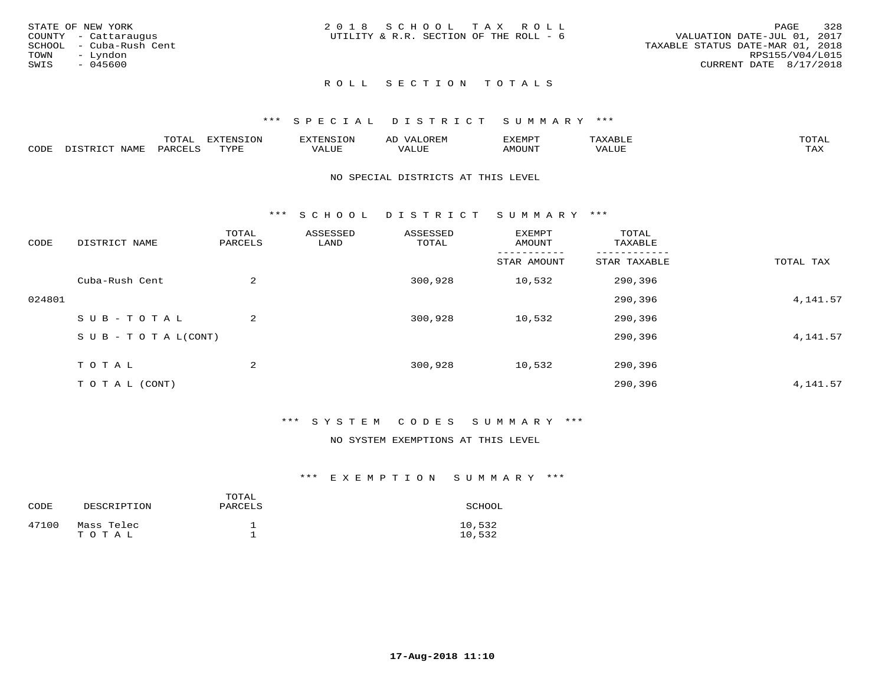STATE OF NEW YORK
COUNTY - Cattaraugus
SCHOOL - Cuba-Rush Cent
TOWN - Lyndon
SWIS - 045600

2018 SCHOOL TAX ROLL
UTILITY & R.R. SECTION OF THE ROLL - 6

VALUATION DATE-JUL 01, 2017
TAXABLE STATUS DATE-MAR 01, 2018
RPS155/V04/L015
CURRENT DATE 8/17/2018

## ROLL SECTION TOTALS

### *** SPECIAL DISTRICT SUMMARY ***

| CODE | DISTRICT NAME | TOTAL PARCELS | EXTENSION TYPE | EXTENSION VALUE | AD VALOREM VALUE | EXEMPT AMOUNT | TAXABLE VALUE | TOTAL TAX |
|---|---|---|---|---|---|---|---|---|

NO SPECIAL DISTRICTS AT THIS LEVEL

### *** SCHOOL DISTRICT SUMMARY ***

| CODE | DISTRICT NAME | TOTAL PARCELS | ASSESSED LAND | ASSESSED TOTAL | EXEMPT AMOUNT / STAR AMOUNT | TOTAL TAXABLE / STAR TAXABLE | TOTAL TAX |
|---|---|---|---|---|---|---|---|
| | Cuba-Rush Cent | 2 | | 300,928 | 10,532 | 290,396 | |
| 024801 | | | | | | 290,396 | 4,141.57 |
| | SUB-TOTAL | 2 | | 300,928 | 10,532 | 290,396 | |
| | SUB-TOTAL(CONT) | | | | | 290,396 | 4,141.57 |
| | TOTAL | 2 | | 300,928 | 10,532 | 290,396 | |
| | TOTAL (CONT) | | | | | 290,396 | 4,141.57 |

### *** SYSTEM CODES SUMMARY ***

NO SYSTEM EXEMPTIONS AT THIS LEVEL

### *** EXEMPTION SUMMARY ***

| CODE | DESCRIPTION | TOTAL PARCELS | SCHOOL |
|---|---|---|---|
| 47100 | Mass Telec | 1 | 10,532 |
| | TOTAL | 1 | 10,532 |

17-Aug-2018 11:10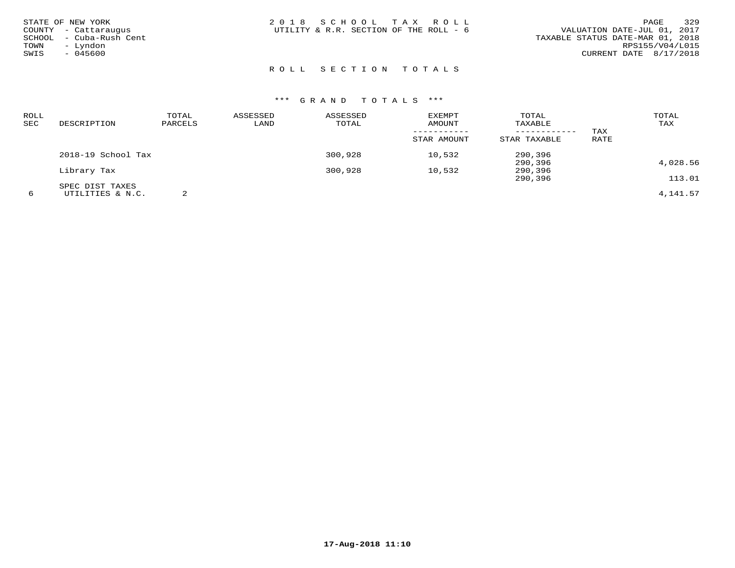STATE OF NEW YORK
COUNTY - Cattaraugus
SCHOOL - Cuba-Rush Cent
TOWN - Lyndon
SWIS - 045600

2 0 1 8 S C H O O L T A X R O L L
UTILITY & R.R. SECTION OF THE ROLL - 6

VALUATION DATE-JUL 01, 2017
TAXABLE STATUS DATE-MAR 01, 2018
RPS155/V04/L015
CURRENT DATE 8/17/2018

## R O L L S E C T I O N T O T A L S

### *** G R A N D T O T A L S ***

| ROLL SEC | DESCRIPTION | TOTAL PARCELS | ASSESSED LAND | ASSESSED TOTAL | EXEMPT AMOUNT / STAR AMOUNT | TOTAL TAXABLE / STAR TAXABLE | TAX RATE | TOTAL TAX |
|---|---|---|---|---|---|---|---|---|
| | 2018-19 School Tax | | | 300,928 | 10,532 | 290,396 | | |
| | | | | | | 290,396 | | 4,028.56 |
| | Library Tax | | | 300,928 | 10,532 | 290,396 | | |
| | | | | | | 290,396 | | 113.01 |
| | SPEC DIST TAXES | | | | | | | |
| 6 | UTILITIES & N.C. | 2 | | | | | | 4,141.57 |

17-Aug-2018 11:10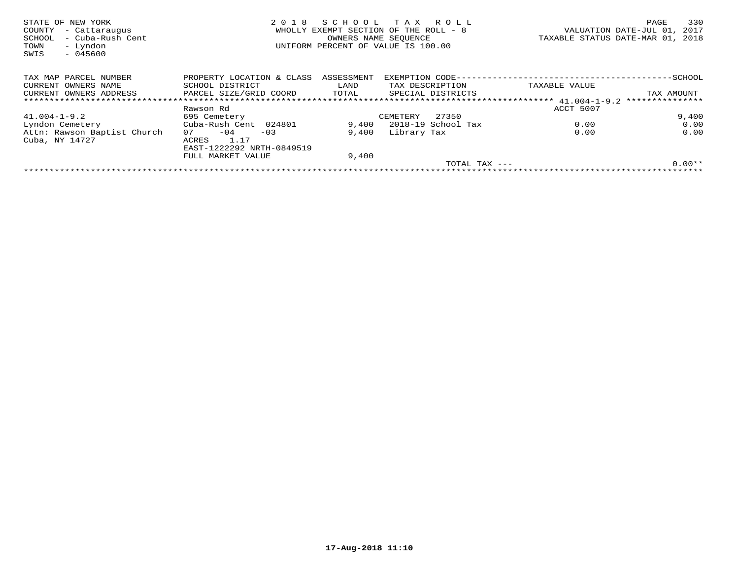STATE OF NEW YORK
COUNTY - Cattaraugus
SCHOOL - Cuba-Rush Cent
TOWN - Lyndon
SWIS - 045600

**2018 SCHOOL TAX ROLL**
WHOLLY EXEMPT SECTION OF THE ROLL - 8
OWNERS NAME SEQUENCE
UNIFORM PERCENT OF VALUE IS 100.00

VALUATION DATE-JUL 01, 2017
TAXABLE STATUS DATE-MAR 01, 2018

| TAX MAP PARCEL NUMBER<br>CURRENT OWNERS NAME<br>CURRENT OWNERS ADDRESS | PROPERTY LOCATION & CLASS<br>SCHOOL DISTRICT<br>PARCEL SIZE/GRID COORD | ASSESSMENT<br>LAND<br>TOTAL | EXEMPTION CODE<br>TAX DESCRIPTION<br>SPECIAL DISTRICTS | TAXABLE VALUE | SCHOOL<br>TAX AMOUNT |
|---|---|---|---|---|---|
| 41.004-1-9.2 | Rawson Rd | | | ACCT 5007 | |
| 41.004-1-9.2 | 695 Cemetery | | CEMETERY 27350 | | 9,400 |
| Lyndon Cemetery | Cuba-Rush Cent 024801 | 9,400 | 2018-19 School Tax | 0.00 | 0.00 |
| Attn: Rawson Baptist Church | 07 -04 -03 | 9,400 | Library Tax | 0.00 | 0.00 |
| Cuba, NY 14727 | ACRES 1.17 | | | | |
| | EAST-1222292 NRTH-0849519 | | | | |
| | FULL MARKET VALUE | 9,400 | | | |
| | | | TOTAL TAX --- | | 0.00** |

17-Aug-2018 11:10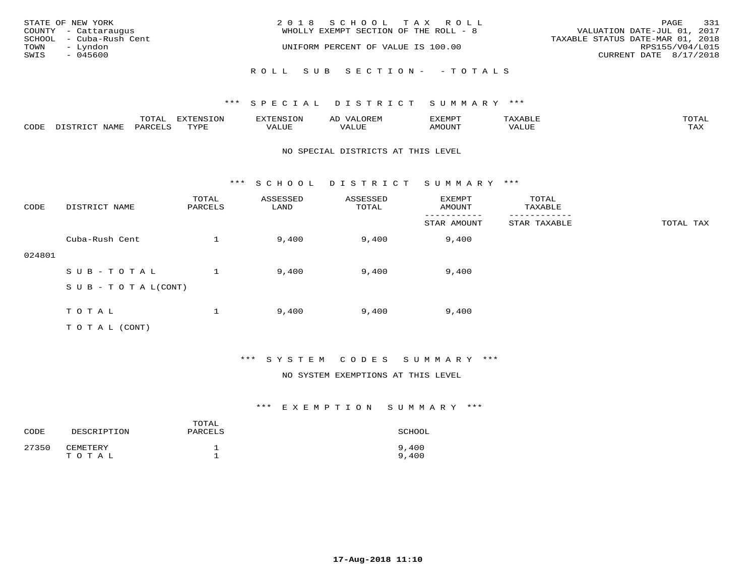STATE OF NEW YORK
COUNTY - Cattaraugus
SCHOOL - Cuba-Rush Cent
TOWN - Lyndon
SWIS - 045600

2018 SCHOOL TAX ROLL
WHOLLY EXEMPT SECTION OF THE ROLL - 8
UNIFORM PERCENT OF VALUE IS 100.00

VALUATION DATE-JUL 01, 2017
TAXABLE STATUS DATE-MAR 01, 2018
RPS155/V04/L015
CURRENT DATE 8/17/2018

ROLL SUB SECTION- - TOTALS

*** SPECIAL DISTRICT SUMMARY ***

| CODE | DISTRICT NAME | TOTAL PARCELS | EXTENSION TYPE | EXTENSION VALUE | AD VALOREM VALUE | EXEMPT AMOUNT | TAXABLE VALUE | TOTAL TAX |
|---|---|---|---|---|---|---|---|---|

NO SPECIAL DISTRICTS AT THIS LEVEL

*** SCHOOL DISTRICT SUMMARY ***

| CODE | DISTRICT NAME | TOTAL PARCELS | ASSESSED LAND | ASSESSED TOTAL | EXEMPT AMOUNT / STAR AMOUNT | TOTAL TAXABLE / STAR TAXABLE | TOTAL TAX |
|---|---|---|---|---|---|---|---|
| 024801 | Cuba-Rush Cent | 1 | 9,400 | 9,400 | 9,400 | | |
| | SUB-TOTAL | 1 | 9,400 | 9,400 | 9,400 | | |
| | SUB-TOTAL(CONT) | | | | | | |
| | TOTAL | 1 | 9,400 | 9,400 | 9,400 | | |
| | TOTAL (CONT) | | | | | | |

*** SYSTEM CODES SUMMARY ***

NO SYSTEM EXEMPTIONS AT THIS LEVEL

*** EXEMPTION SUMMARY ***

| CODE | DESCRIPTION | TOTAL PARCELS | SCHOOL |
|---|---|---|---|
| 27350 | CEMETERY | 1 | 9,400 |
| | TOTAL | 1 | 9,400 |

17-Aug-2018 11:10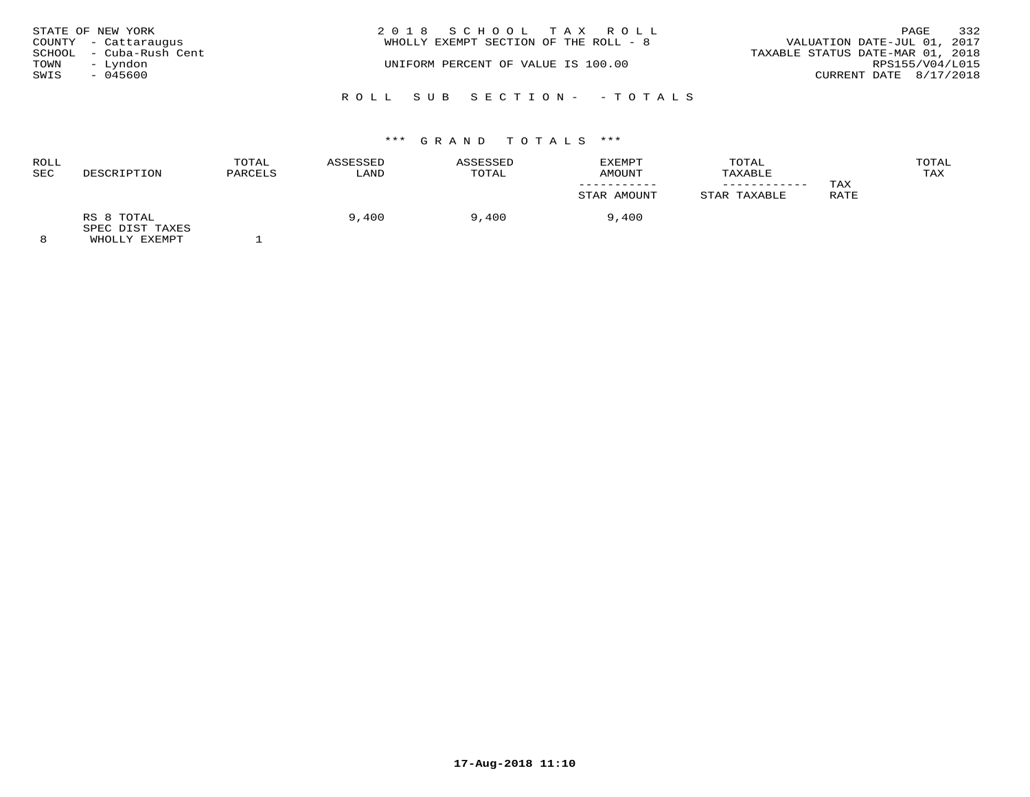STATE OF NEW YORK
COUNTY - Cattaraugus
SCHOOL - Cuba-Rush Cent
TOWN - Lyndon
SWIS - 045600

2 0 1 8 S C H O O L T A X R O L L
WHOLLY EXEMPT SECTION OF THE ROLL - 8

UNIFORM PERCENT OF VALUE IS 100.00

VALUATION DATE-JUL 01, 2017
TAXABLE STATUS DATE-MAR 01, 2018
RPS155/V04/L015
CURRENT DATE 8/17/2018

R O L L S U B S E C T I O N - - T O T A L S

\*\*\* G R A N D T O T A L S \*\*\*

| ROLL SEC | DESCRIPTION | TOTAL PARCELS | ASSESSED LAND | ASSESSED TOTAL | EXEMPT AMOUNT<br>-----------<br>STAR AMOUNT | TOTAL TAXABLE<br>------------<br>STAR TAXABLE | TAX RATE | TOTAL TAX |
|---|---|---|---|---|---|---|---|---|
| | RS 8 TOTAL | | 9,400 | 9,400 | 9,400 | | | |
| | SPEC DIST TAXES | | | | | | | |
| 8 | WHOLLY EXEMPT | 1 | | | | | | |

17-Aug-2018 11:10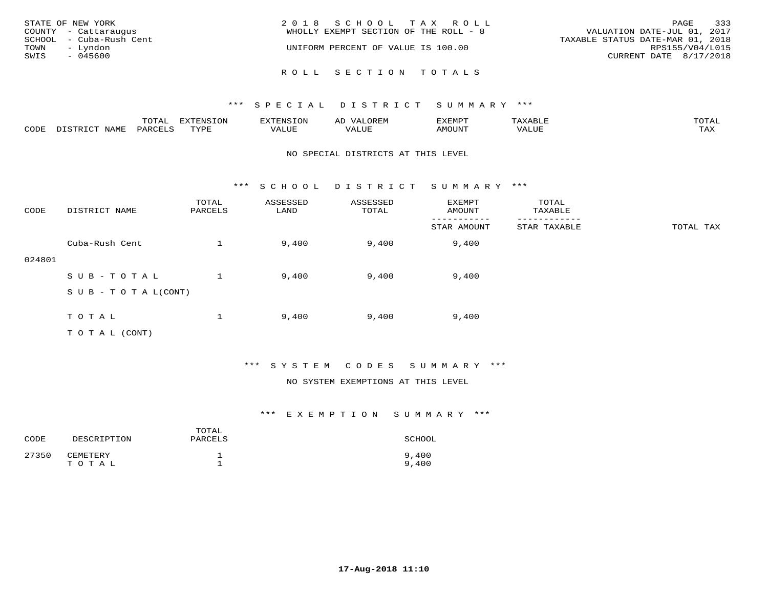STATE OF NEW YORK
COUNTY - Cattaraugus
SCHOOL - Cuba-Rush Cent
TOWN - Lyndon
SWIS - 045600

2018 SCHOOL TAX ROLL
WHOLLY EXEMPT SECTION OF THE ROLL - 8

UNIFORM PERCENT OF VALUE IS 100.00

VALUATION DATE-JUL 01, 2017
TAXABLE STATUS DATE-MAR 01, 2018
RPS155/V04/L015
CURRENT DATE 8/17/2018

## ROLL SECTION TOTALS

### *** SPECIAL DISTRICT SUMMARY ***

| CODE | DISTRICT NAME | TOTAL PARCELS | EXTENSION TYPE | EXTENSION VALUE | AD VALOREM VALUE | EXEMPT AMOUNT | TAXABLE VALUE | TOTAL TAX |
|---|---|---|---|---|---|---|---|---|

NO SPECIAL DISTRICTS AT THIS LEVEL

### *** SCHOOL DISTRICT SUMMARY ***

| CODE | DISTRICT NAME | TOTAL PARCELS | ASSESSED LAND | ASSESSED TOTAL | EXEMPT AMOUNT / STAR AMOUNT | TOTAL TAXABLE / STAR TAXABLE | TOTAL TAX |
|---|---|---|---|---|---|---|---|
| 024801 | Cuba-Rush Cent | 1 | 9,400 | 9,400 | 9,400 | | |
| | SUB-TOTAL | 1 | 9,400 | 9,400 | 9,400 | | |
| | SUB-TOTAL(CONT) | | | | | | |
| | TOTAL | 1 | 9,400 | 9,400 | 9,400 | | |
| | TOTAL (CONT) | | | | | | |

### *** SYSTEM CODES SUMMARY ***

NO SYSTEM EXEMPTIONS AT THIS LEVEL

### *** EXEMPTION SUMMARY ***

| CODE | DESCRIPTION | TOTAL PARCELS | SCHOOL |
|---|---|---|---|
| 27350 | CEMETERY | 1 | 9,400 |
| | TOTAL | 1 | 9,400 |

17-Aug-2018 11:10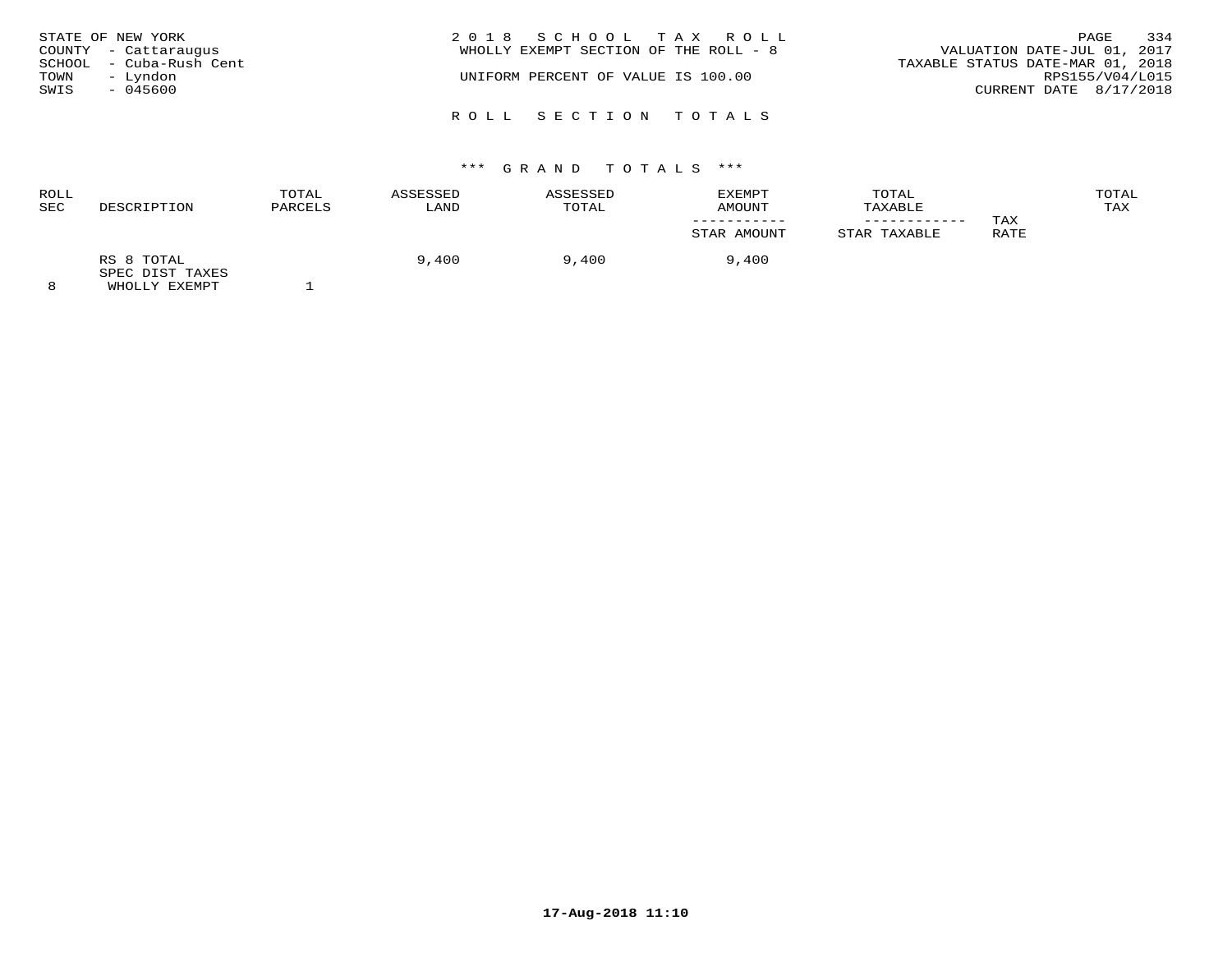STATE OF NEW YORK
COUNTY - Cattaraugus
SCHOOL - Cuba-Rush Cent
TOWN - Lyndon
SWIS - 045600

2 0 1 8 S C H O O L T A X R O L L
WHOLLY EXEMPT SECTION OF THE ROLL - 8

UNIFORM PERCENT OF VALUE IS 100.00

VALUATION DATE-JUL 01, 2017
TAXABLE STATUS DATE-MAR 01, 2018
RPS155/V04/L015
CURRENT DATE 8/17/2018

R O L L S E C T I O N T O T A L S

\*\*\* G R A N D T O T A L S \*\*\*

| ROLL SEC | DESCRIPTION | TOTAL PARCELS | ASSESSED LAND | ASSESSED TOTAL | EXEMPT AMOUNT / STAR AMOUNT | TOTAL TAXABLE / STAR TAXABLE | TAX RATE | TOTAL TAX |
|---|---|---|---|---|---|---|---|---|
| | RS 8 TOTAL | | 9,400 | 9,400 | 9,400 | | | |
| | SPEC DIST TAXES | | | | | | | |
| 8 | WHOLLY EXEMPT | 1 | | | | | | |

17-Aug-2018 11:10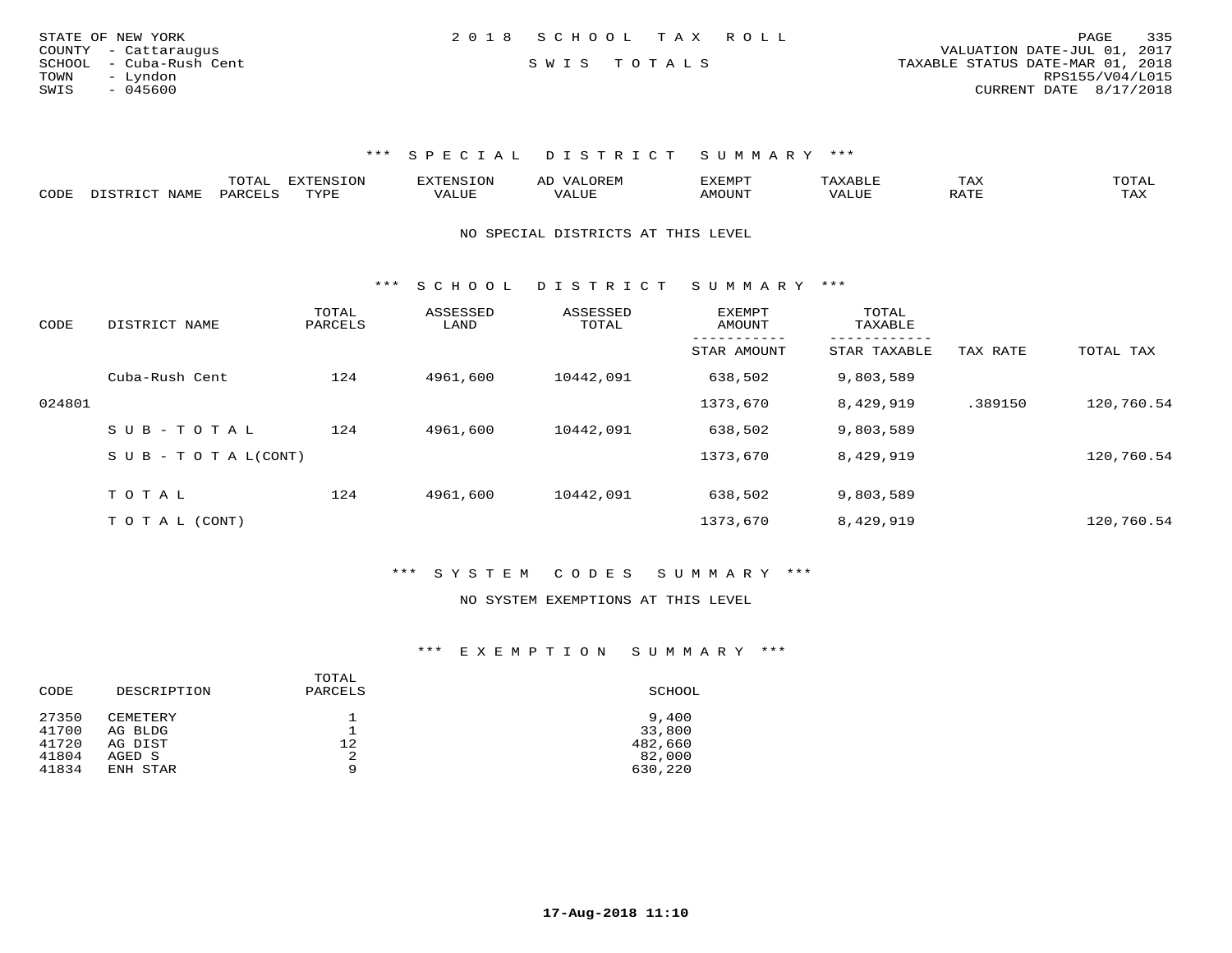STATE OF NEW YORK
COUNTY - Cattaraugus
SCHOOL - Cuba-Rush Cent
TOWN - Lyndon
SWIS - 045600

2 0 1 8 S C H O O L T A X R O L L

S W I S T O T A L S

VALUATION DATE-JUL 01, 2017
TAXABLE STATUS DATE-MAR 01, 2018
RPS155/V04/L015
CURRENT DATE 8/17/2018

### *** S P E C I A L D I S T R I C T S U M M A R Y ***

| CODE | DISTRICT NAME | TOTAL PARCELS | EXTENSION TYPE | EXTENSION VALUE | AD VALOREM VALUE | EXEMPT AMOUNT | TAXABLE VALUE | TAX RATE | TOTAL TAX |
|---|---|---|---|---|---|---|---|---|---|

NO SPECIAL DISTRICTS AT THIS LEVEL

### *** S C H O O L D I S T R I C T S U M M A R Y ***

| CODE | DISTRICT NAME | TOTAL PARCELS | ASSESSED LAND | ASSESSED TOTAL | EXEMPT AMOUNT / STAR AMOUNT | TOTAL TAXABLE / STAR TAXABLE | TAX RATE | TOTAL TAX |
|---|---|---|---|---|---|---|---|---|
| | Cuba-Rush Cent | 124 | 4961,600 | 10442,091 | 638,502 | 9,803,589 | | |
| 024801 | | | | | 1373,670 | 8,429,919 | .389150 | 120,760.54 |
| | S U B - T O T A L | 124 | 4961,600 | 10442,091 | 638,502 | 9,803,589 | | |
| | S U B - T O T A L(CONT) | | | | 1373,670 | 8,429,919 | | 120,760.54 |
| | T O T A L | 124 | 4961,600 | 10442,091 | 638,502 | 9,803,589 | | |
| | T O T A L (CONT) | | | | 1373,670 | 8,429,919 | | 120,760.54 |

### *** S Y S T E M C O D E S S U M M A R Y ***

NO SYSTEM EXEMPTIONS AT THIS LEVEL

### *** E X E M P T I O N S U M M A R Y ***

| CODE | DESCRIPTION | TOTAL PARCELS | SCHOOL |
|---|---|---|---|
| 27350 | CEMETERY | 1 | 9,400 |
| 41700 | AG BLDG | 1 | 33,800 |
| 41720 | AG DIST | 12 | 482,660 |
| 41804 | AGED S | 2 | 82,000 |
| 41834 | ENH STAR | 9 | 630,220 |

17-Aug-2018 11:10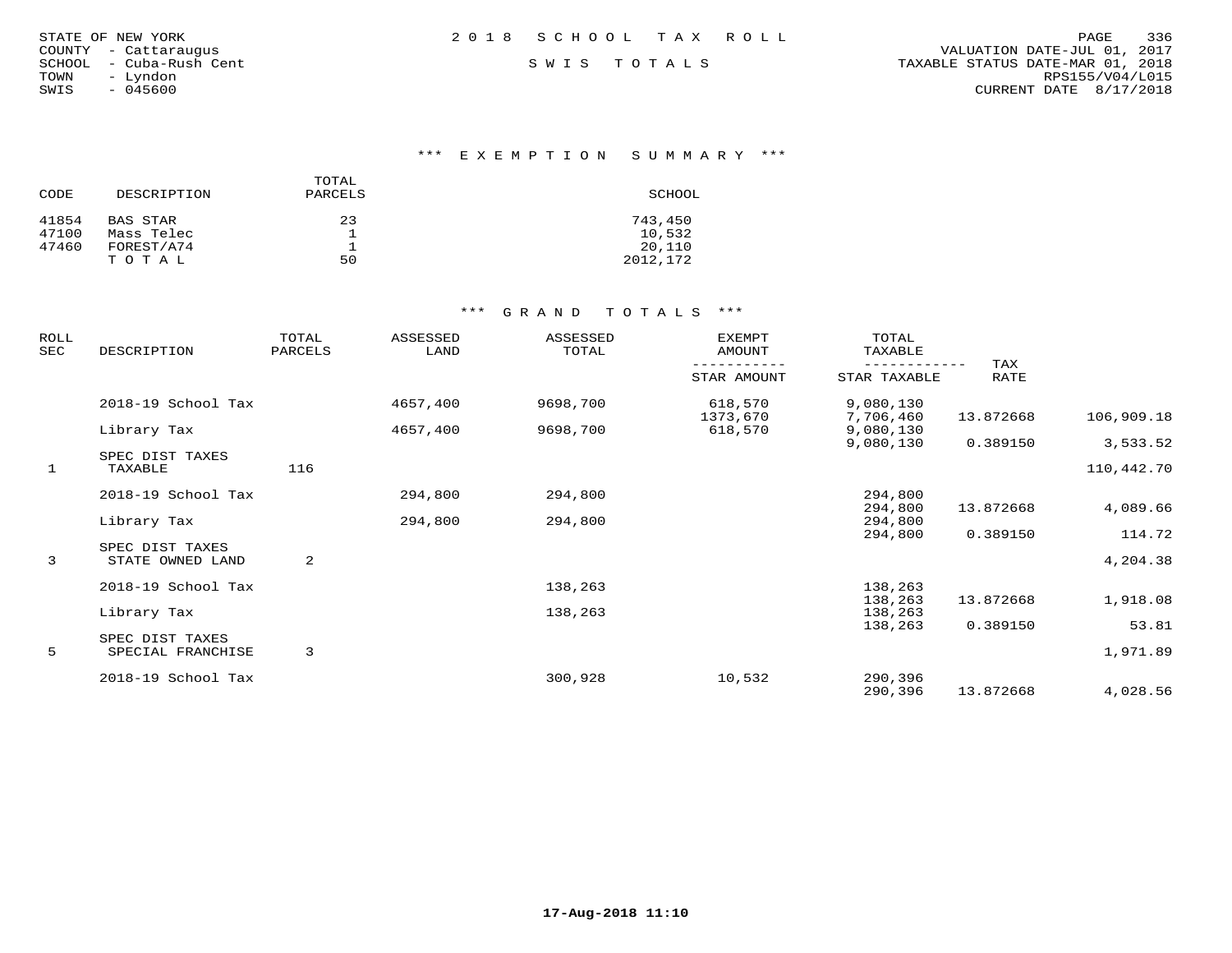STATE OF NEW YORK
COUNTY - Cattaraugus
SCHOOL - Cuba-Rush Cent
TOWN - Lyndon
SWIS - 045600

# 2018 SCHOOL TAX ROLL

SWIS TOTALS

VALUATION DATE-JUL 01, 2017
TAXABLE STATUS DATE-MAR 01, 2018
RPS155/V04/L015
CURRENT DATE 8/17/2018

## *** EXEMPTION SUMMARY ***

| CODE | DESCRIPTION | TOTAL PARCELS | SCHOOL |
|---|---|---|---|
| 41854 | BAS STAR | 23 | 743,450 |
| 47100 | Mass Telec | 1 | 10,532 |
| 47460 | FOREST/A74 | 1 | 20,110 |
| | T O T A L | 50 | 2012,172 |

## *** GRAND TOTALS ***

| ROLL SEC | DESCRIPTION | TOTAL PARCELS | ASSESSED LAND | ASSESSED TOTAL | EXEMPT AMOUNT / STAR AMOUNT | TOTAL TAXABLE / STAR TAXABLE | TAX RATE | |
|---|---|---|---|---|---|---|---|---|
| | 2018-19 School Tax | | 4657,400 | 9698,700 | 618,570 | 9,080,130 | | |
| | | | | | 1373,670 | 7,706,460 | 13.872668 | 106,909.18 |
| | Library Tax | | 4657,400 | 9698,700 | 618,570 | 9,080,130 | | |
| | | | | | | 9,080,130 | 0.389150 | 3,533.52 |
| | SPEC DIST TAXES | | | | | | | |
| 1 | TAXABLE | 116 | | | | | | 110,442.70 |
| | 2018-19 School Tax | | 294,800 | 294,800 | | 294,800 | | |
| | | | | | | 294,800 | 13.872668 | 4,089.66 |
| | Library Tax | | 294,800 | 294,800 | | 294,800 | | |
| | | | | | | 294,800 | 0.389150 | 114.72 |
| | SPEC DIST TAXES | | | | | | | |
| 3 | STATE OWNED LAND | 2 | | | | | | 4,204.38 |
| | 2018-19 School Tax | | | 138,263 | | 138,263 | | |
| | | | | | | 138,263 | 13.872668 | 1,918.08 |
| | Library Tax | | | 138,263 | | 138,263 | | |
| | | | | | | 138,263 | 0.389150 | 53.81 |
| | SPEC DIST TAXES | | | | | | | |
| 5 | SPECIAL FRANCHISE | 3 | | | | | | 1,971.89 |
| | 2018-19 School Tax | | | 300,928 | 10,532 | 290,396 | | |
| | | | | | | 290,396 | 13.872668 | 4,028.56 |

17-Aug-2018 11:10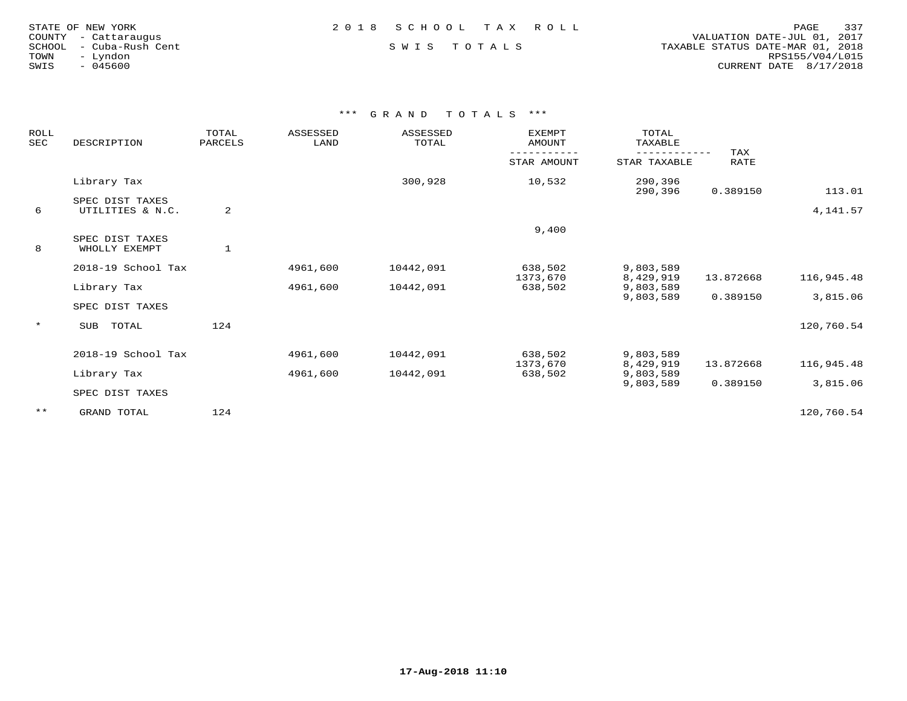STATE OF NEW YORK
COUNTY - Cattaraugus
SCHOOL - Cuba-Rush Cent
TOWN - Lyndon
SWIS - 045600

2 0 1 8 S C H O O L T A X R O L L

S W I S T O T A L S

VALUATION DATE-JUL 01, 2017
TAXABLE STATUS DATE-MAR 01, 2018
RPS155/V04/L015
CURRENT DATE 8/17/2018

\*\*\* G R A N D T O T A L S \*\*\*

| ROLL SEC | DESCRIPTION | TOTAL PARCELS | ASSESSED LAND | ASSESSED TOTAL | EXEMPT AMOUNT / STAR AMOUNT | TOTAL TAXABLE / STAR TAXABLE | TAX RATE | |
|---|---|---|---|---|---|---|---|---|
| | Library Tax | | | 300,928 | 10,532 | 290,396 | | |
| | | | | | | 290,396 | 0.389150 | 113.01 |
| 6 | SPEC DIST TAXES UTILITIES & N.C. | 2 | | | | | | 4,141.57 |
| | | | | | 9,400 | | | |
| 8 | SPEC DIST TAXES WHOLLY EXEMPT | 1 | | | | | | |
| | 2018-19 School Tax | | 4961,600 | 10442,091 | 638,502 | 9,803,589 | | |
| | | | | | 1373,670 | 8,429,919 | 13.872668 | 116,945.48 |
| | Library Tax | | 4961,600 | 10442,091 | 638,502 | 9,803,589 | | |
| | | | | | | 9,803,589 | 0.389150 | 3,815.06 |
| | SPEC DIST TAXES | | | | | | | |
| * | SUB TOTAL | 124 | | | | | | 120,760.54 |
| | 2018-19 School Tax | | 4961,600 | 10442,091 | 638,502 | 9,803,589 | | |
| | | | | | 1373,670 | 8,429,919 | 13.872668 | 116,945.48 |
| | Library Tax | | 4961,600 | 10442,091 | 638,502 | 9,803,589 | | |
| | | | | | | 9,803,589 | 0.389150 | 3,815.06 |
| | SPEC DIST TAXES | | | | | | | |
| ** | GRAND TOTAL | 124 | | | | | | 120,760.54 |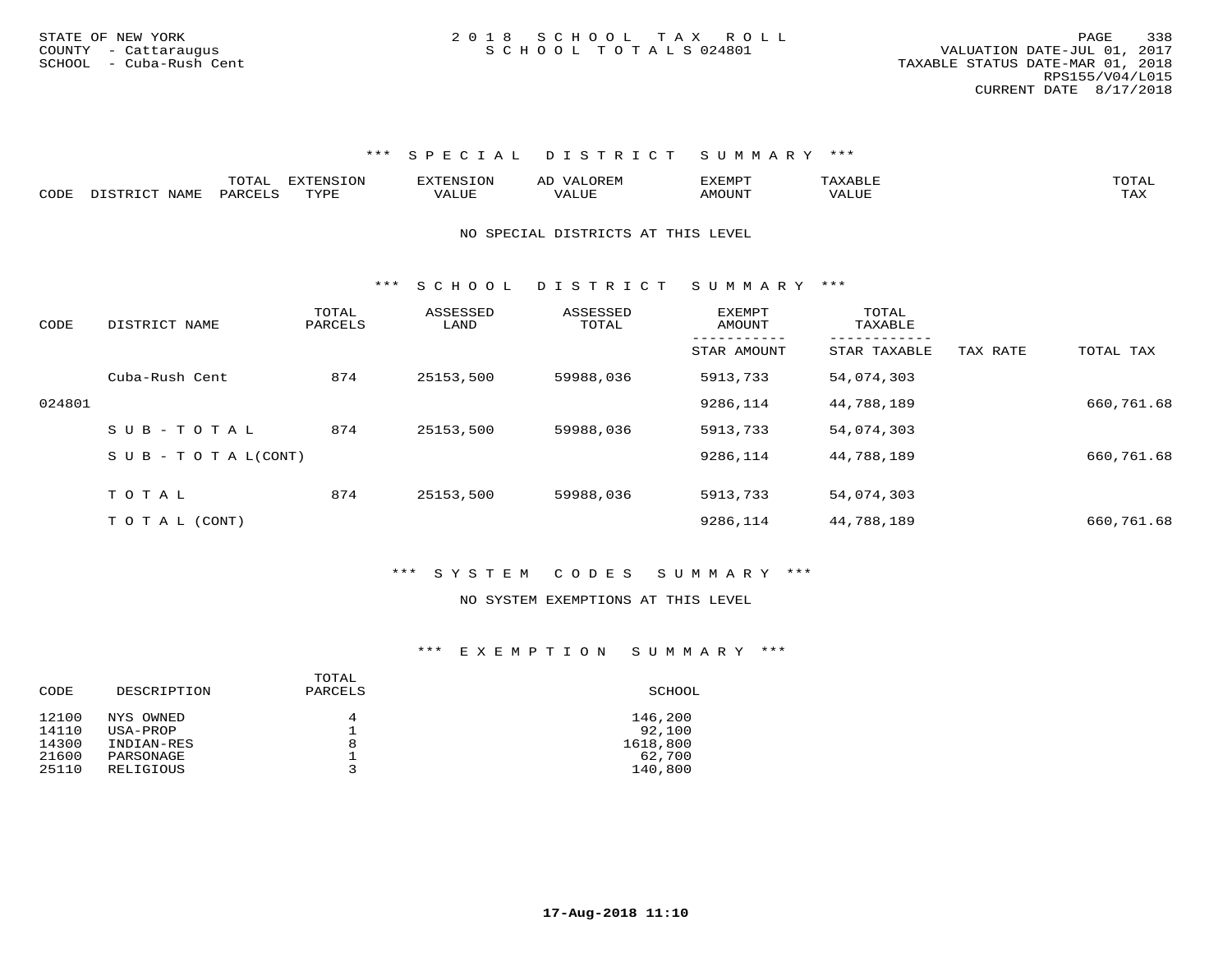STATE OF NEW YORK
COUNTY - Cattaraugus
SCHOOL - Cuba-Rush Cent

2 0 1 8 S C H O O L T A X R O L L
S C H O O L T O T A L S 024801

VALUATION DATE-JUL 01, 2017
TAXABLE STATUS DATE-MAR 01, 2018
RPS155/V04/L015
CURRENT DATE 8/17/2018

### *** S P E C I A L D I S T R I C T S U M M A R Y ***

| CODE | DISTRICT NAME | TOTAL PARCELS | EXTENSION TYPE | EXTENSION VALUE | AD VALOREM VALUE | EXEMPT AMOUNT | TAXABLE VALUE | TOTAL TAX |
|---|---|---|---|---|---|---|---|---|

NO SPECIAL DISTRICTS AT THIS LEVEL

### *** S C H O O L D I S T R I C T S U M M A R Y ***

| CODE | DISTRICT NAME | TOTAL PARCELS | ASSESSED LAND | ASSESSED TOTAL | EXEMPT AMOUNT / STAR AMOUNT | TOTAL TAXABLE / STAR TAXABLE | TAX RATE | TOTAL TAX |
|---|---|---|---|---|---|---|---|---|
| | Cuba-Rush Cent | 874 | 25153,500 | 59988,036 | 5913,733 | 54,074,303 | | |
| 024801 | | | | | 9286,114 | 44,788,189 | | 660,761.68 |
| | S U B - T O T A L | 874 | 25153,500 | 59988,036 | 5913,733 | 54,074,303 | | |
| | S U B - T O T A L(CONT) | | | | 9286,114 | 44,788,189 | | 660,761.68 |
| | T O T A L | 874 | 25153,500 | 59988,036 | 5913,733 | 54,074,303 | | |
| | T O T A L (CONT) | | | | 9286,114 | 44,788,189 | | 660,761.68 |

### *** S Y S T E M C O D E S S U M M A R Y ***

NO SYSTEM EXEMPTIONS AT THIS LEVEL

### *** E X E M P T I O N S U M M A R Y ***

| CODE | DESCRIPTION | TOTAL PARCELS | SCHOOL |
|---|---|---|---|
| 12100 | NYS OWNED | 4 | 146,200 |
| 14110 | USA-PROP | 1 | 92,100 |
| 14300 | INDIAN-RES | 8 | 1618,800 |
| 21600 | PARSONAGE | 1 | 62,700 |
| 25110 | RELIGIOUS | 3 | 140,800 |

**17-Aug-2018 11:10**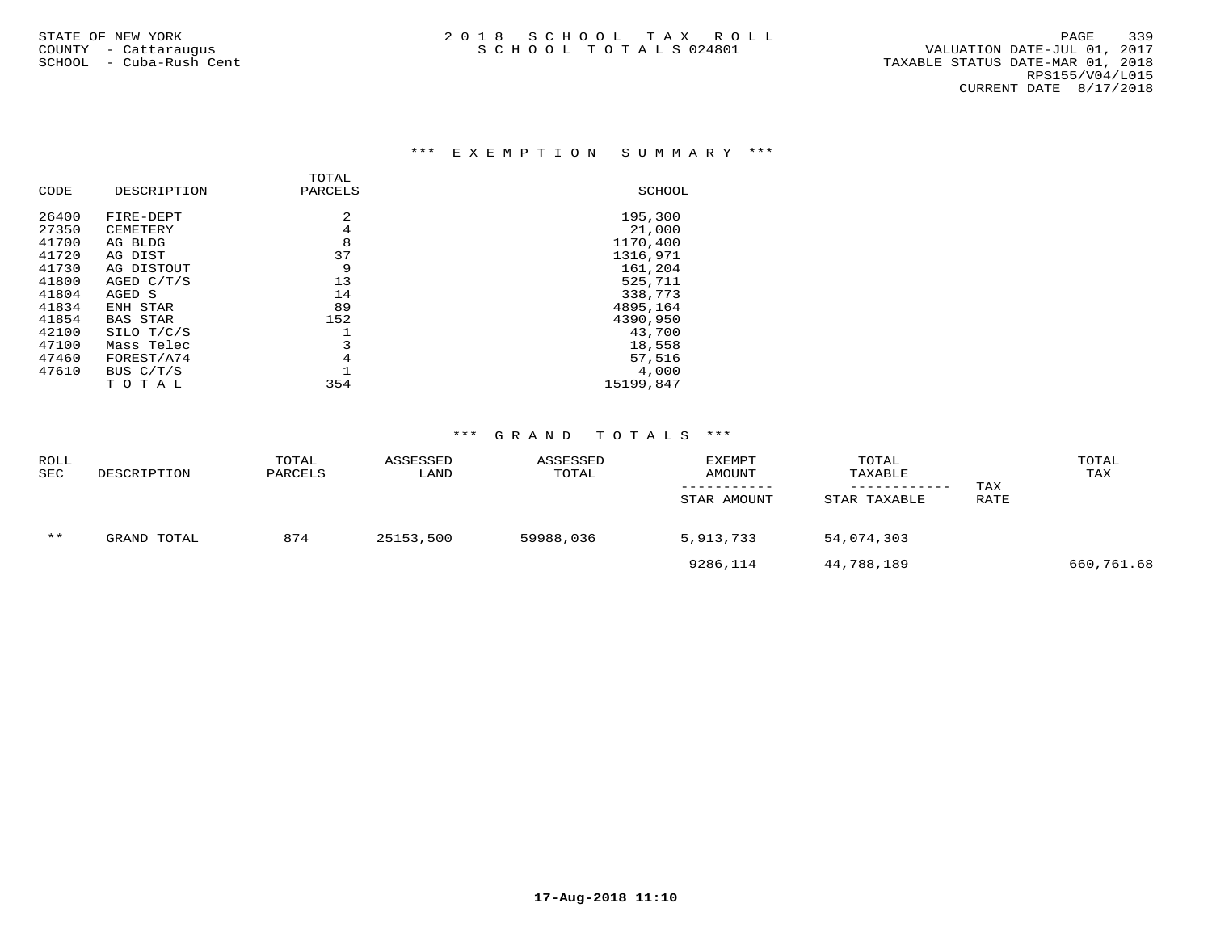STATE OF NEW YORK
COUNTY - Cattaraugus
SCHOOL - Cuba-Rush Cent

2 0 1 8 S C H O O L T A X R O L L
S C H O O L T O T A L S 024801

VALUATION DATE-JUL 01, 2017
TAXABLE STATUS DATE-MAR 01, 2018
RPS155/V04/L015
CURRENT DATE 8/17/2018

### *** E X E M P T I O N S U M M A R Y ***

| CODE | DESCRIPTION | TOTAL PARCELS | SCHOOL |
|---|---|---|---|
| 26400 | FIRE-DEPT | 2 | 195,300 |
| 27350 | CEMETERY | 4 | 21,000 |
| 41700 | AG BLDG | 8 | 1170,400 |
| 41720 | AG DIST | 37 | 1316,971 |
| 41730 | AG DISTOUT | 9 | 161,204 |
| 41800 | AGED C/T/S | 13 | 525,711 |
| 41804 | AGED S | 14 | 338,773 |
| 41834 | ENH STAR | 89 | 4895,164 |
| 41854 | BAS STAR | 152 | 4390,950 |
| 42100 | SILO T/C/S | 1 | 43,700 |
| 47100 | Mass Telec | 3 | 18,558 |
| 47460 | FOREST/A74 | 4 | 57,516 |
| 47610 | BUS C/T/S | 1 | 4,000 |
| | T O T A L | 354 | 15199,847 |

### *** G R A N D T O T A L S ***

| ROLL SEC | DESCRIPTION | TOTAL PARCELS | ASSESSED LAND | ASSESSED TOTAL | EXEMPT AMOUNT / STAR AMOUNT | TOTAL TAXABLE / STAR TAXABLE | TAX RATE | TOTAL TAX |
|---|---|---|---|---|---|---|---|---|
| ** | GRAND TOTAL | 874 | 25153,500 | 59988,036 | 5,913,733 | 54,074,303 | | |
| | | | | | 9286,114 | 44,788,189 | | 660,761.68 |

17-Aug-2018 11:10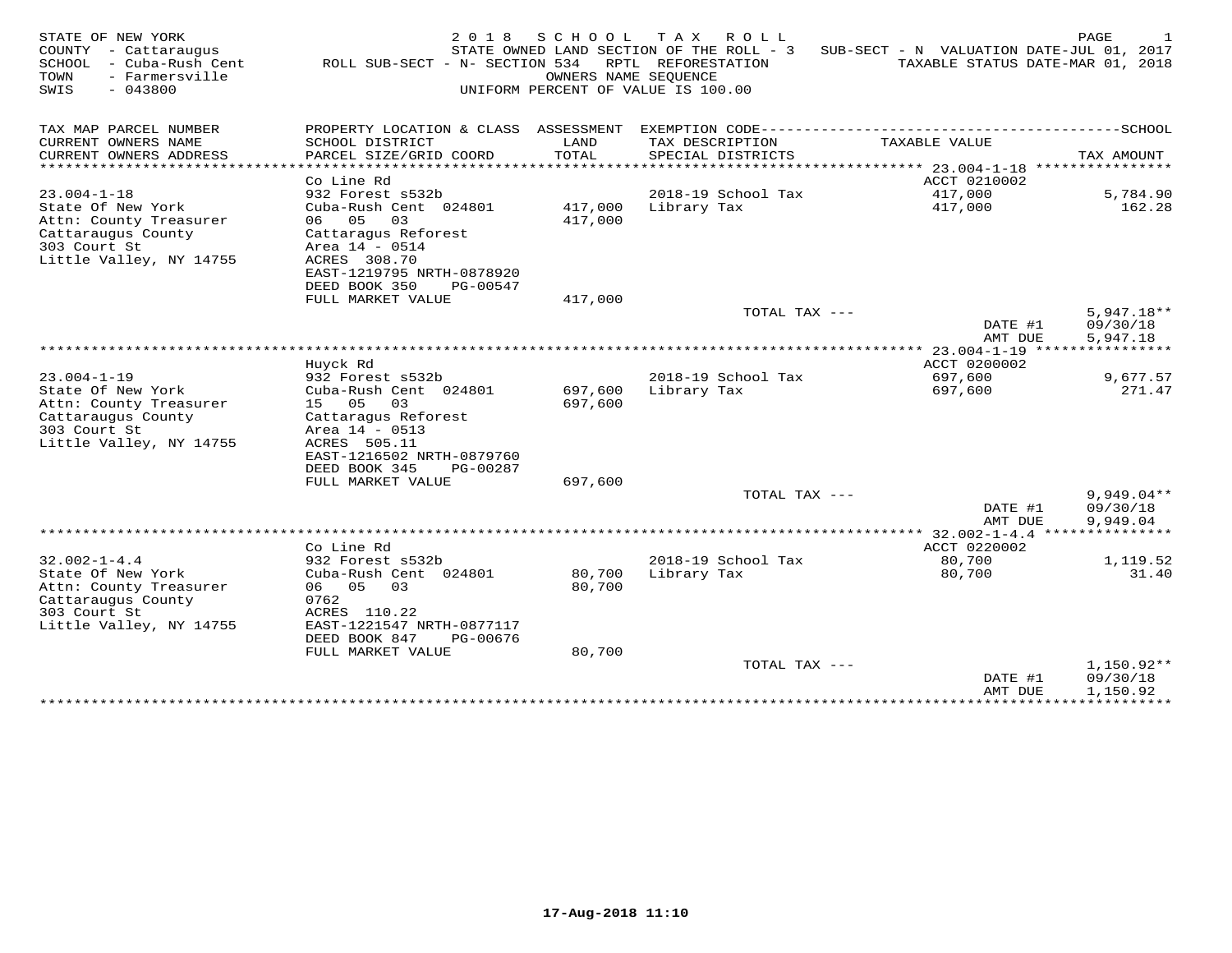STATE OF NEW YORK
COUNTY - Cattaraugus
SCHOOL - Cuba-Rush Cent
TOWN - Farmersville
SWIS - 043800

2018 SCHOOL TAX ROLL
STATE OWNED LAND SECTION OF THE ROLL - 3
ROLL SUB-SECT - N- SECTION 534 RPTL REFORESTATION
OWNERS NAME SEQUENCE
UNIFORM PERCENT OF VALUE IS 100.00

SUB-SECT - N VALUATION DATE-JUL 01, 2017
TAXABLE STATUS DATE-MAR 01, 2018

| TAX MAP PARCEL NUMBER / CURRENT OWNERS NAME / CURRENT OWNERS ADDRESS | PROPERTY LOCATION & CLASS / SCHOOL DISTRICT / PARCEL SIZE/GRID COORD | ASSESSMENT LAND / TOTAL | EXEMPTION CODE / TAX DESCRIPTION / SPECIAL DISTRICTS | TAXABLE VALUE | SCHOOL TAX AMOUNT |
|---|---|---|---|---|---|
| 23.004-1-18 | Co Line Rd | | | ACCT 0210002 | |
| State Of New York | 932 Forest s532b | | 2018-19 School Tax | 417,000 | 5,784.90 |
| Attn: County Treasurer | Cuba-Rush Cent 024801 | 417,000 | Library Tax | 417,000 | 162.28 |
| Cattaraugus County | 06 05 03 | 417,000 | | | |
| 303 Court St | Cattaragus Reforest | | | | |
| Little Valley, NY 14755 | Area 14 - 0514 | | | | |
| | ACRES 308.70 | | | | |
| | EAST-1219795 NRTH-0878920 | | | | |
| | DEED BOOK 350 PG-00547 | | | | |
| | FULL MARKET VALUE | 417,000 | | | |
| | | | TOTAL TAX --- | | 5,947.18** |
| | | | | DATE #1 | 09/30/18 |
| | | | | AMT DUE | 5,947.18 |
| 23.004-1-19 | Huyck Rd | | | ACCT 0200002 | |
| State Of New York | 932 Forest s532b | | 2018-19 School Tax | 697,600 | 9,677.57 |
| Attn: County Treasurer | Cuba-Rush Cent 024801 | 697,600 | Library Tax | 697,600 | 271.47 |
| Cattaraugus County | 15 05 03 | 697,600 | | | |
| 303 Court St | Cattaragus Reforest | | | | |
| Little Valley, NY 14755 | Area 14 - 0513 | | | | |
| | ACRES 505.11 | | | | |
| | EAST-1216502 NRTH-0879760 | | | | |
| | DEED BOOK 345 PG-00287 | | | | |
| | FULL MARKET VALUE | 697,600 | | | |
| | | | TOTAL TAX --- | | 9,949.04** |
| | | | | DATE #1 | 09/30/18 |
| | | | | AMT DUE | 9,949.04 |
| 32.002-1-4.4 | Co Line Rd | | | ACCT 0220002 | |
| State Of New York | 932 Forest s532b | | 2018-19 School Tax | 80,700 | 1,119.52 |
| Attn: County Treasurer | Cuba-Rush Cent 024801 | 80,700 | Library Tax | 80,700 | 31.40 |
| Cattaraugus County | 06 05 03 | 80,700 | | | |
| 303 Court St | 0762 | | | | |
| Little Valley, NY 14755 | ACRES 110.22 | | | | |
| | EAST-1221547 NRTH-0877117 | | | | |
| | DEED BOOK 847 PG-00676 | | | | |
| | FULL MARKET VALUE | 80,700 | | | |
| | | | TOTAL TAX --- | | 1,150.92** |
| | | | | DATE #1 | 09/30/18 |
| | | | | AMT DUE | 1,150.92 |

17-Aug-2018 11:10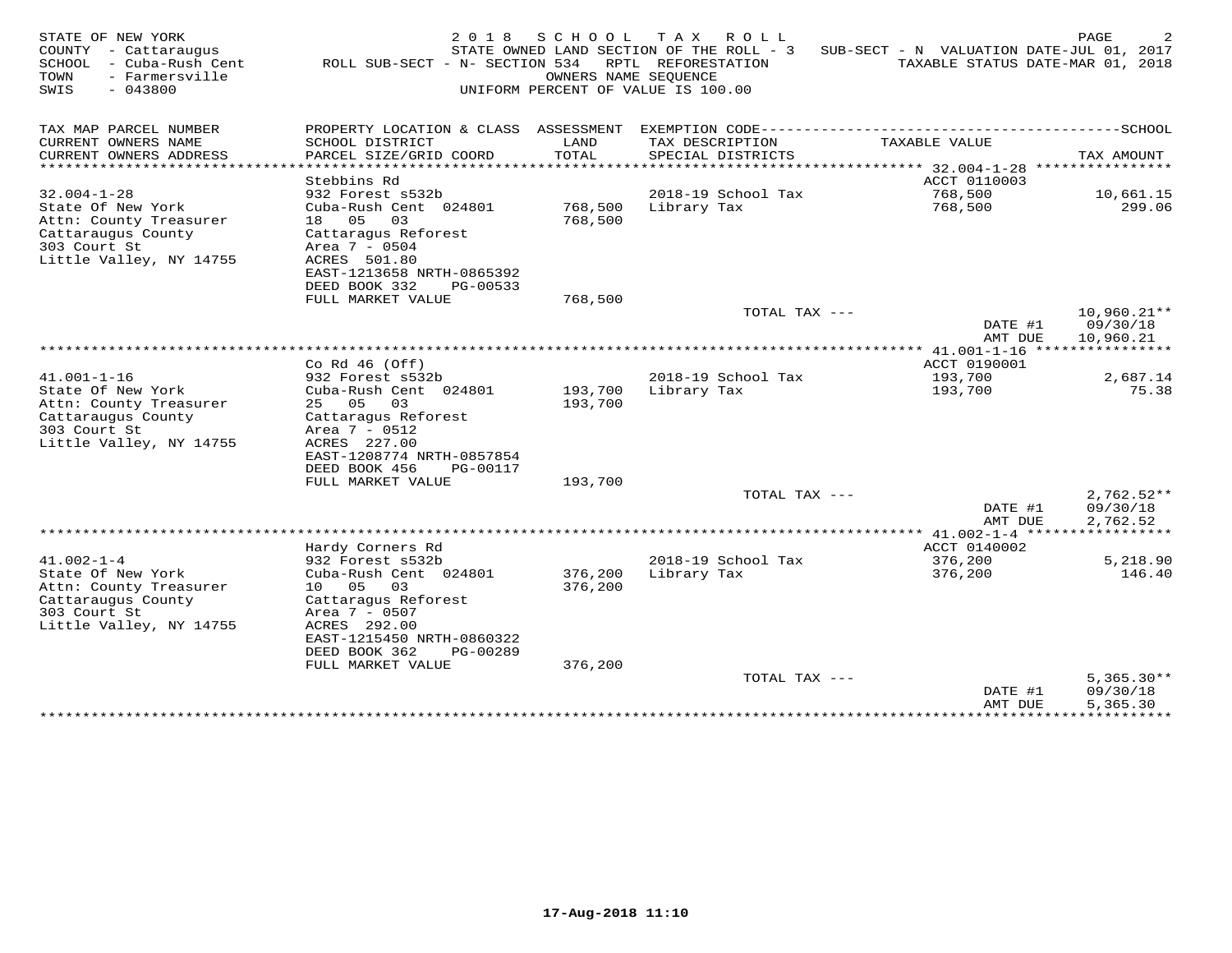STATE OF NEW YORK
COUNTY - Cattaraugus
SCHOOL - Cuba-Rush Cent
TOWN - Farmersville
SWIS - 043800

**2 0 1 8 S C H O O L T A X R O L L**
STATE OWNED LAND SECTION OF THE ROLL - 3 SUB-SECT - N VALUATION DATE-JUL 01, 2017
ROLL SUB-SECT - N- SECTION 534 RPTL REFORESTATION TAXABLE STATUS DATE-MAR 01, 2018
OWNERS NAME SEQUENCE
UNIFORM PERCENT OF VALUE IS 100.00

| TAX MAP PARCEL NUMBER / CURRENT OWNERS NAME / CURRENT OWNERS ADDRESS | PROPERTY LOCATION & CLASS / SCHOOL DISTRICT / PARCEL SIZE/GRID COORD | ASSESSMENT LAND / TOTAL | EXEMPTION CODE / TAX DESCRIPTION / SPECIAL DISTRICTS | TAXABLE VALUE | TAX AMOUNT |
|---|---|---|---|---|---|
| 32.004-1-28 | Stebbins Rd | | | ACCT 0110003 | |
| | 932 Forest s532b | | | | |
| State Of New York | Cuba-Rush Cent 024801 | 768,500 | 2018-19 School Tax | 768,500 | 10,661.15 |
| Attn: County Treasurer | 18 05 03 | 768,500 | Library Tax | 768,500 | 299.06 |
| Cattaraugus County | Cattaragus Reforest | | | | |
| 303 Court St | Area 7 - 0504 | | | | |
| Little Valley, NY 14755 | ACRES 501.80 | | | | |
| | EAST-1213658 NRTH-0865392 | | | | |
| | DEED BOOK 332 PG-00533 | | | | |
| | FULL MARKET VALUE | 768,500 | | | |
| | | | TOTAL TAX --- | | 10,960.21** |
| | | | | DATE #1 | 09/30/18 |
| | | | | AMT DUE | 10,960.21 |
| 41.001-1-16 | Co Rd 46 (Off) | | | ACCT 0190001 | |
| | 932 Forest s532b | | | | |
| State Of New York | Cuba-Rush Cent 024801 | 193,700 | 2018-19 School Tax | 193,700 | 2,687.14 |
| Attn: County Treasurer | 25 05 03 | 193,700 | Library Tax | 193,700 | 75.38 |
| Cattaraugus County | Cattaragus Reforest | | | | |
| 303 Court St | Area 7 - 0512 | | | | |
| Little Valley, NY 14755 | ACRES 227.00 | | | | |
| | EAST-1208774 NRTH-0857854 | | | | |
| | DEED BOOK 456 PG-00117 | | | | |
| | FULL MARKET VALUE | 193,700 | | | |
| | | | TOTAL TAX --- | | 2,762.52** |
| | | | | DATE #1 | 09/30/18 |
| | | | | AMT DUE | 2,762.52 |
| 41.002-1-4 | Hardy Corners Rd | | | ACCT 0140002 | |
| | 932 Forest s532b | | | | |
| State Of New York | Cuba-Rush Cent 024801 | 376,200 | 2018-19 School Tax | 376,200 | 5,218.90 |
| Attn: County Treasurer | 10 05 03 | 376,200 | Library Tax | 376,200 | 146.40 |
| Cattaraugus County | Cattaragus Reforest | | | | |
| 303 Court St | Area 7 - 0507 | | | | |
| Little Valley, NY 14755 | ACRES 292.00 | | | | |
| | EAST-1215450 NRTH-0860322 | | | | |
| | DEED BOOK 362 PG-00289 | | | | |
| | FULL MARKET VALUE | 376,200 | | | |
| | | | TOTAL TAX --- | | 5,365.30** |
| | | | | DATE #1 | 09/30/18 |
| | | | | AMT DUE | 5,365.30 |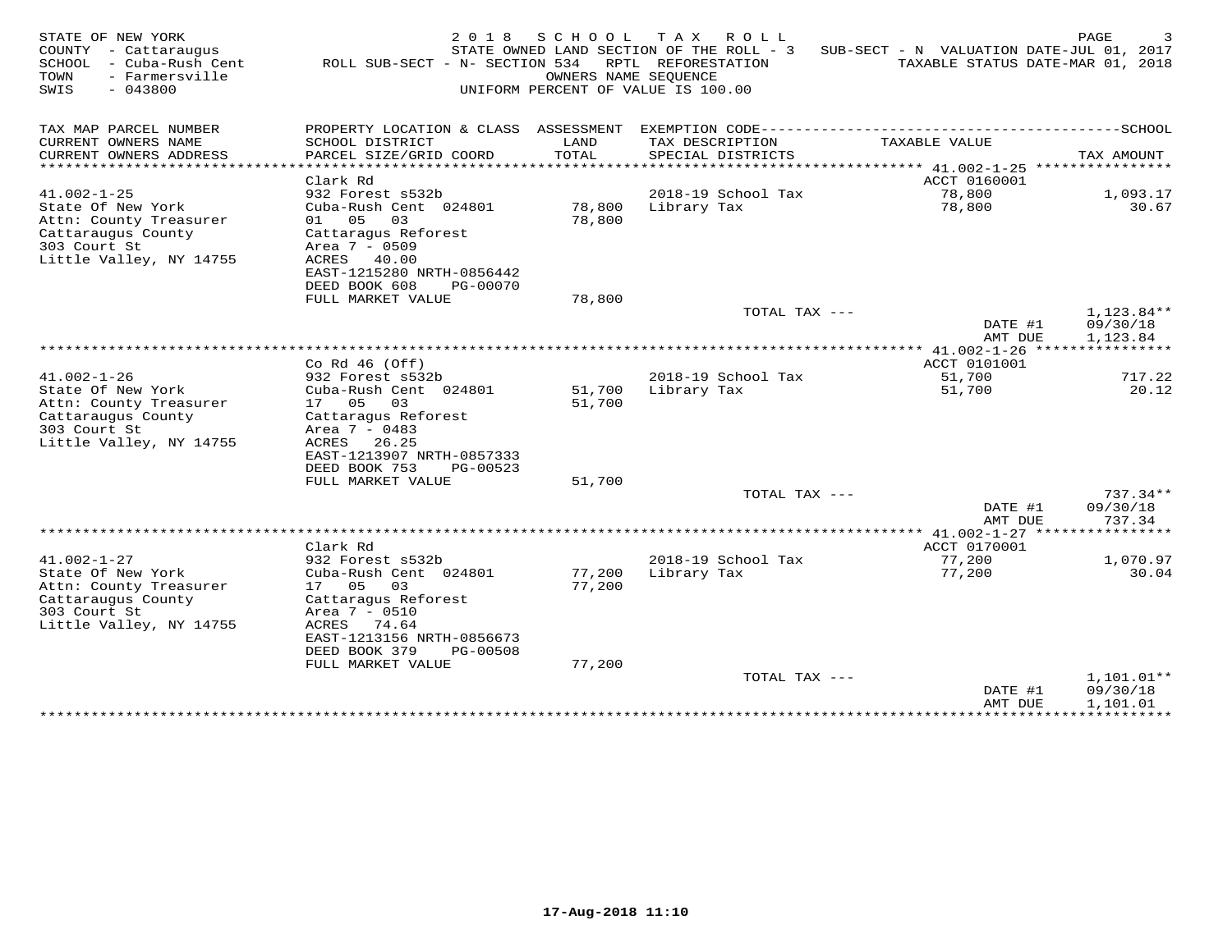STATE OF NEW YORK
COUNTY - Cattaraugus
SCHOOL - Cuba-Rush Cent
TOWN - Farmersville
SWIS - 043800

2018 SCHOOL TAX ROLL
STATE OWNED LAND SECTION OF THE ROLL - 3
ROLL SUB-SECT - N- SECTION 534 RPTL REFORESTATION
OWNERS NAME SEQUENCE
UNIFORM PERCENT OF VALUE IS 100.00

SUB-SECT - N VALUATION DATE-JUL 01, 2017
TAXABLE STATUS DATE-MAR 01, 2018

| TAX MAP PARCEL NUMBER / CURRENT OWNERS NAME / CURRENT OWNERS ADDRESS | PROPERTY LOCATION & CLASS / SCHOOL DISTRICT / PARCEL SIZE/GRID COORD | ASSESSMENT LAND / TOTAL | EXEMPTION CODE / TAX DESCRIPTION / SPECIAL DISTRICTS | TAXABLE VALUE | TAX AMOUNT |
|---|---|---|---|---|---|
| **41.002-1-25** | Clark Rd | | | ACCT 0160001 | |
| 41.002-1-25 | 932 Forest s532b | | 2018-19 School Tax | 78,800 | 1,093.17 |
| State Of New York | Cuba-Rush Cent 024801 | 78,800 | Library Tax | 78,800 | 30.67 |
| Attn: County Treasurer | 01 05 03 | 78,800 | | | |
| Cattaraugus County | Cattaragus Reforest | | | | |
| 303 Court St | Area 7 - 0509 | | | | |
| Little Valley, NY 14755 | ACRES 40.00 | | | | |
| | EAST-1215280 NRTH-0856442 | | | | |
| | DEED BOOK 608 PG-00070 | | | | |
| | FULL MARKET VALUE | 78,800 | | | |
| | | | TOTAL TAX --- | | 1,123.84** |
| | | | | DATE #1 | 09/30/18 |
| | | | | AMT DUE | 1,123.84 |
| **41.002-1-26** | Co Rd 46 (Off) | | | ACCT 0101001 | |
| 41.002-1-26 | 932 Forest s532b | | 2018-19 School Tax | 51,700 | 717.22 |
| State Of New York | Cuba-Rush Cent 024801 | 51,700 | Library Tax | 51,700 | 20.12 |
| Attn: County Treasurer | 17 05 03 | 51,700 | | | |
| Cattaraugus County | Cattaragus Reforest | | | | |
| 303 Court St | Area 7 - 0483 | | | | |
| Little Valley, NY 14755 | ACRES 26.25 | | | | |
| | EAST-1213907 NRTH-0857333 | | | | |
| | DEED BOOK 753 PG-00523 | | | | |
| | FULL MARKET VALUE | 51,700 | | | |
| | | | TOTAL TAX --- | | 737.34** |
| | | | | DATE #1 | 09/30/18 |
| | | | | AMT DUE | 737.34 |
| **41.002-1-27** | Clark Rd | | | ACCT 0170001 | |
| 41.002-1-27 | 932 Forest s532b | | 2018-19 School Tax | 77,200 | 1,070.97 |
| State Of New York | Cuba-Rush Cent 024801 | 77,200 | Library Tax | 77,200 | 30.04 |
| Attn: County Treasurer | 17 05 03 | 77,200 | | | |
| Cattaraugus County | Cattaragus Reforest | | | | |
| 303 Court St | Area 7 - 0510 | | | | |
| Little Valley, NY 14755 | ACRES 74.64 | | | | |
| | EAST-1213156 NRTH-0856673 | | | | |
| | DEED BOOK 379 PG-00508 | | | | |
| | FULL MARKET VALUE | 77,200 | | | |
| | | | TOTAL TAX --- | | 1,101.01** |
| | | | | DATE #1 | 09/30/18 |
| | | | | AMT DUE | 1,101.01 |

17-Aug-2018 11:10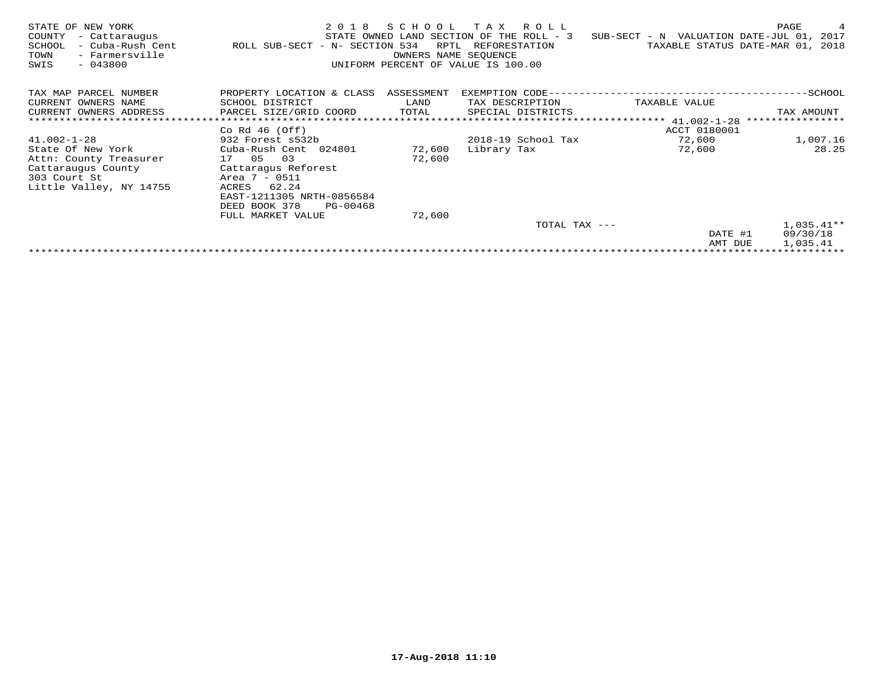STATE OF NEW YORK — 2018 SCHOOL TAX ROLL

COUNTY - Cattaraugus — STATE OWNED LAND SECTION OF THE ROLL - 3 — SUB-SECT - N VALUATION DATE-JUL 01, 2017

SCHOOL - Cuba-Rush Cent — ROLL SUB-SECT - N- SECTION 534 RPTL REFORESTATION — TAXABLE STATUS DATE-MAR 01, 2018

TOWN - Farmersville — OWNERS NAME SEQUENCE

SWIS - 043800 — UNIFORM PERCENT OF VALUE IS 100.00

| TAX MAP PARCEL NUMBER / CURRENT OWNERS NAME / CURRENT OWNERS ADDRESS | PROPERTY LOCATION & CLASS / SCHOOL DISTRICT / PARCEL SIZE/GRID COORD | ASSESSMENT LAND / TOTAL | EXEMPTION CODE / TAX DESCRIPTION / SPECIAL DISTRICTS | TAXABLE VALUE | SCHOOL TAX AMOUNT |
|---|---|---|---|---|---|
| 41.002-1-28 | Co Rd 46 (Off) | | | ACCT 0180001 | |
| 41.002-1-28 | 932 Forest s532b | | 2018-19 School Tax | 72,600 | 1,007.16 |
| State Of New York | Cuba-Rush Cent 024801 | 72,600 | Library Tax | 72,600 | 28.25 |
| Attn: County Treasurer | 17 05 03 | 72,600 | | | |
| Cattaraugus County | Cattaragus Reforest | | | | |
| 303 Court St | Area 7 - 0511 | | | | |
| Little Valley, NY 14755 | ACRES 62.24 | | | | |
| | EAST-1211305 NRTH-0856584 | | | | |
| | DEED BOOK 378 PG-00468 | | | | |
| | FULL MARKET VALUE | 72,600 | | | |
| | | | TOTAL TAX --- | | 1,035.41** |
| | | | | DATE #1 | 09/30/18 |
| | | | | AMT DUE | 1,035.41 |

17-Aug-2018 11:10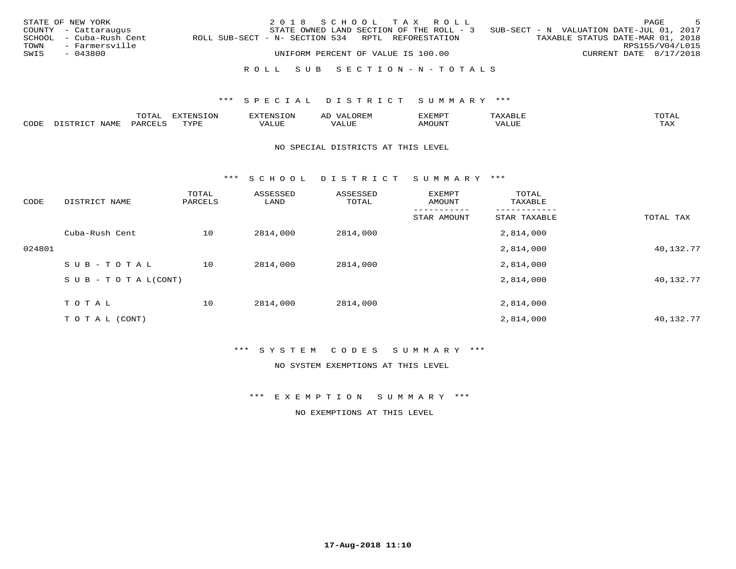STATE OF NEW YORK
COUNTY - Cattaraugus
SCHOOL - Cuba-Rush Cent
TOWN - Farmersville
SWIS - 043800

2018 SCHOOL TAX ROLL
STATE OWNED LAND SECTION OF THE ROLL - 3 SUB-SECT - N VALUATION DATE-JUL 01, 2017
ROLL SUB-SECT - N- SECTION 534 RPTL REFORESTATION TAXABLE STATUS DATE-MAR 01, 2018
RPS155/V04/L015
UNIFORM PERCENT OF VALUE IS 100.00 CURRENT DATE 8/17/2018

## ROLL SUB SECTION-N-TOTALS

### *** SPECIAL DISTRICT SUMMARY ***

| CODE | DISTRICT NAME | TOTAL PARCELS | EXTENSION TYPE | EXTENSION VALUE | AD VALOREM VALUE | EXEMPT AMOUNT | TAXABLE VALUE | TOTAL TAX |
|---|---|---|---|---|---|---|---|---|

NO SPECIAL DISTRICTS AT THIS LEVEL

### *** SCHOOL DISTRICT SUMMARY ***

| CODE | DISTRICT NAME | TOTAL PARCELS | ASSESSED LAND | ASSESSED TOTAL | EXEMPT AMOUNT / STAR AMOUNT | TOTAL TAXABLE / STAR TAXABLE | TOTAL TAX |
|---|---|---|---|---|---|---|---|
| | Cuba-Rush Cent | 10 | 2814,000 | 2814,000 | | 2,814,000 | |
| 024801 | | | | | | 2,814,000 | 40,132.77 |
| | SUB-TOTAL | 10 | 2814,000 | 2814,000 | | 2,814,000 | |
| | SUB-TOTAL(CONT) | | | | | 2,814,000 | 40,132.77 |
| | TOTAL | 10 | 2814,000 | 2814,000 | | 2,814,000 | |
| | TOTAL (CONT) | | | | | 2,814,000 | 40,132.77 |

### *** SYSTEM CODES SUMMARY ***

NO SYSTEM EXEMPTIONS AT THIS LEVEL

### *** EXEMPTION SUMMARY ***

NO EXEMPTIONS AT THIS LEVEL

17-Aug-2018 11:10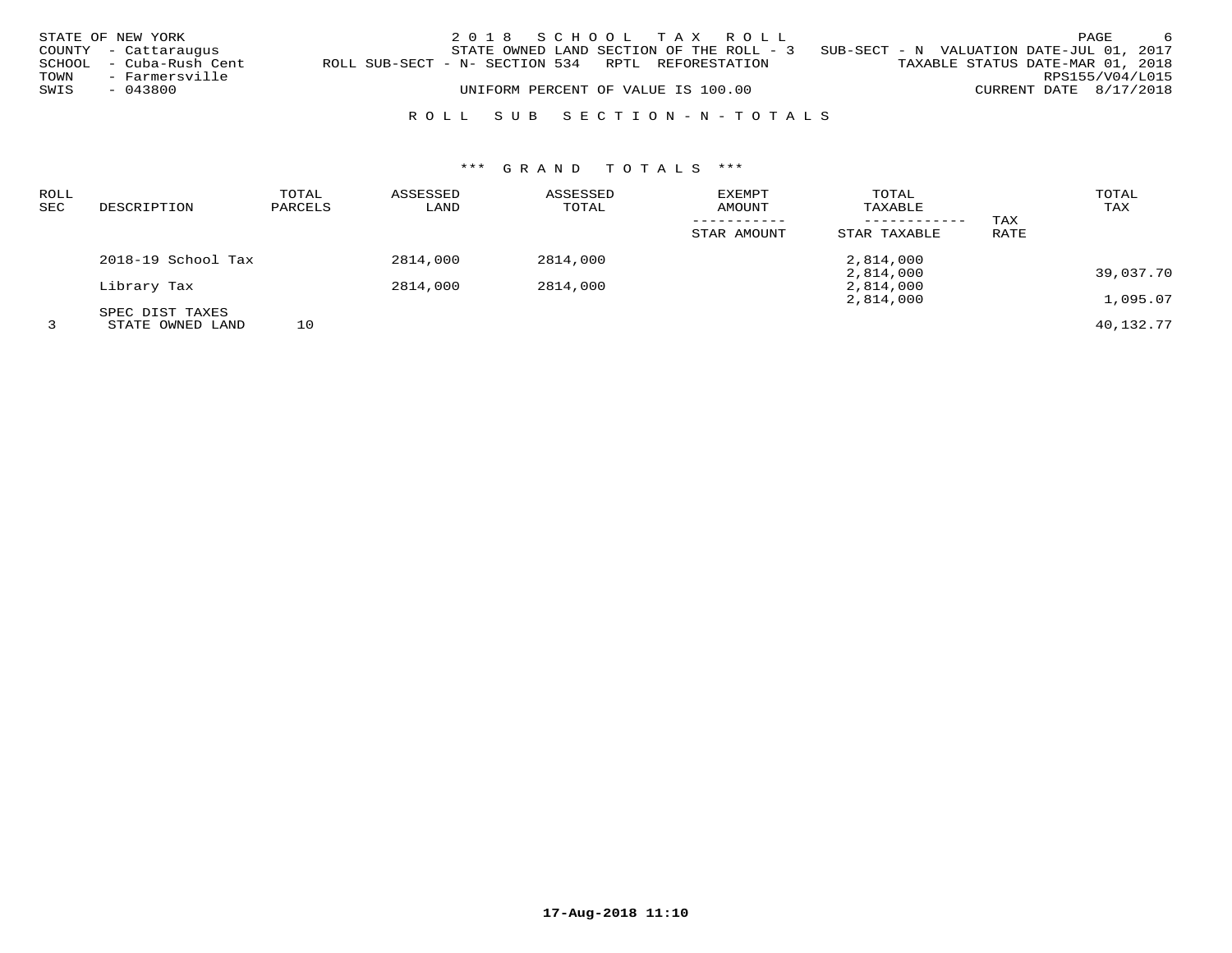STATE OF NEW YORK
COUNTY - Cattaraugus
SCHOOL - Cuba-Rush Cent
TOWN - Farmersville
SWIS - 043800

2018 SCHOOL TAX ROLL
STATE OWNED LAND SECTION OF THE ROLL - 3 SUB-SECT - N VALUATION DATE-JUL 01, 2017
ROLL SUB-SECT - N- SECTION 534 RPTL REFORESTATION TAXABLE STATUS DATE-MAR 01, 2018
RPS155/V04/L015
UNIFORM PERCENT OF VALUE IS 100.00 CURRENT DATE 8/17/2018

## ROLL SUB SECTION-N-TOTALS

### *** GRAND TOTALS ***

| ROLL SEC | DESCRIPTION | TOTAL PARCELS | ASSESSED LAND | ASSESSED TOTAL | EXEMPT AMOUNT / STAR AMOUNT | TOTAL TAXABLE / STAR TAXABLE | TAX RATE | TOTAL TAX |
|---|---|---|---|---|---|---|---|---|
| | 2018-19 School Tax | | 2814,000 | 2814,000 | | 2,814,000 | | |
| | | | | | | 2,814,000 | | 39,037.70 |
| | Library Tax | | 2814,000 | 2814,000 | | 2,814,000 | | |
| | | | | | | 2,814,000 | | 1,095.07 |
| | SPEC DIST TAXES | | | | | | | |
| 3 | STATE OWNED LAND | 10 | | | | | | 40,132.77 |

17-Aug-2018 11:10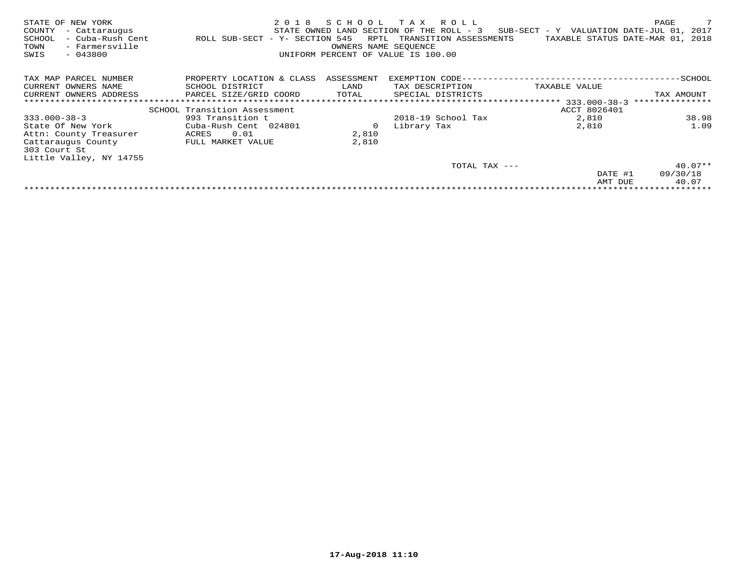STATE OF NEW YORK
COUNTY - Cattaraugus
SCHOOL - Cuba-Rush Cent
TOWN - Farmersville
SWIS - 043800

2 0 1 8 S C H O O L T A X R O L L
STATE OWNED LAND SECTION OF THE ROLL - 3 SUB-SECT - Y VALUATION DATE-JUL 01, 2017
ROLL SUB-SECT - Y- SECTION 545 RPTL TRANSITION ASSESSMENTS TAXABLE STATUS DATE-MAR 01, 2018
OWNERS NAME SEQUENCE
UNIFORM PERCENT OF VALUE IS 100.00

| TAX MAP PARCEL NUMBER<br>CURRENT OWNERS NAME<br>CURRENT OWNERS ADDRESS | PROPERTY LOCATION & CLASS<br>SCHOOL DISTRICT<br>PARCEL SIZE/GRID COORD | ASSESSMENT<br>LAND<br>TOTAL | EXEMPTION CODE---SCHOOL<br>TAX DESCRIPTION<br>SPECIAL DISTRICTS | TAXABLE VALUE | TAX AMOUNT |
|---|---|---|---|---|---|
| | SCHOOL Transition Assessment | | | ACCT 8026401 | |
| 333.000-38-3 | 993 Transition t | | 2018-19 School Tax | 2,810 | 38.98 |
| State Of New York | Cuba-Rush Cent 024801 | 0 | Library Tax | 2,810 | 1.09 |
| Attn: County Treasurer | ACRES 0.01 | 2,810 | | | |
| Cattaraugus County | FULL MARKET VALUE | 2,810 | | | |
| 303 Court St | | | | | |
| Little Valley, NY 14755 | | | | | |
| | | | TOTAL TAX --- | | 40.07** |
| | | | | DATE #1 | 09/30/18 |
| | | | | AMT DUE | 40.07 |

17-Aug-2018 11:10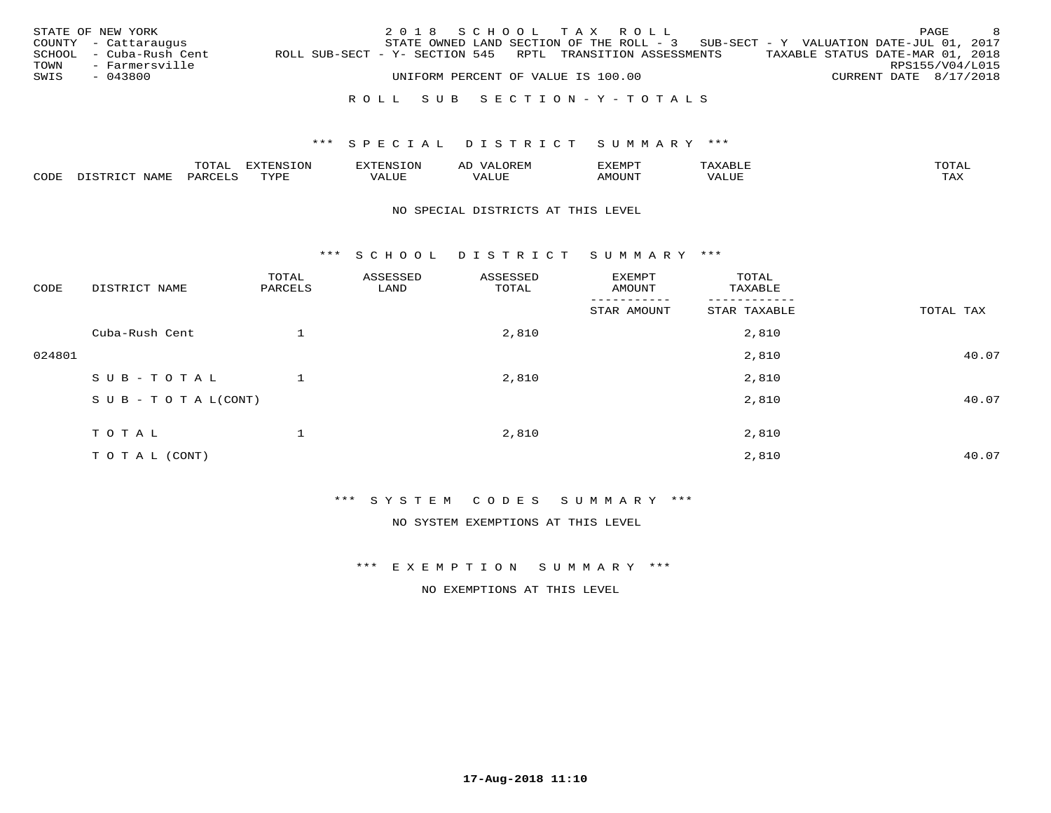STATE OF NEW YORK
COUNTY - Cattaraugus
SCHOOL - Cuba-Rush Cent
TOWN - Farmersville
SWIS - 043800

2 0 1 8 S C H O O L T A X R O L L
STATE OWNED LAND SECTION OF THE ROLL - 3 SUB-SECT - Y VALUATION DATE-JUL 01, 2017
ROLL SUB-SECT - Y- SECTION 545 RPTL TRANSITION ASSESSMENTS TAXABLE STATUS DATE-MAR 01, 2018
RPS155/V04/L015
UNIFORM PERCENT OF VALUE IS 100.00 CURRENT DATE 8/17/2018

R O L L S U B S E C T I O N - Y - T O T A L S

\*\*\* S P E C I A L D I S T R I C T S U M M A R Y \*\*\*

| CODE | DISTRICT NAME | TOTAL PARCELS | EXTENSION TYPE | EXTENSION VALUE | AD VALOREM VALUE | EXEMPT AMOUNT | TAXABLE VALUE | TOTAL TAX |
|---|---|---|---|---|---|---|---|---|

NO SPECIAL DISTRICTS AT THIS LEVEL

\*\*\* S C H O O L D I S T R I C T S U M M A R Y \*\*\*

| CODE | DISTRICT NAME | TOTAL PARCELS | ASSESSED LAND | ASSESSED TOTAL | EXEMPT AMOUNT / STAR AMOUNT | TOTAL TAXABLE / STAR TAXABLE | TOTAL TAX |
|---|---|---|---|---|---|---|---|
| | Cuba-Rush Cent | 1 | | 2,810 | | 2,810 | |
| 024801 | | | | | | 2,810 | 40.07 |
| | S U B - T O T A L | 1 | | 2,810 | | 2,810 | |
| | S U B - T O T A L(CONT) | | | | | 2,810 | 40.07 |
| | T O T A L | 1 | | 2,810 | | 2,810 | |
| | T O T A L (CONT) | | | | | 2,810 | 40.07 |

\*\*\* S Y S T E M C O D E S S U M M A R Y \*\*\*

NO SYSTEM EXEMPTIONS AT THIS LEVEL

\*\*\* E X E M P T I O N S U M M A R Y \*\*\*

NO EXEMPTIONS AT THIS LEVEL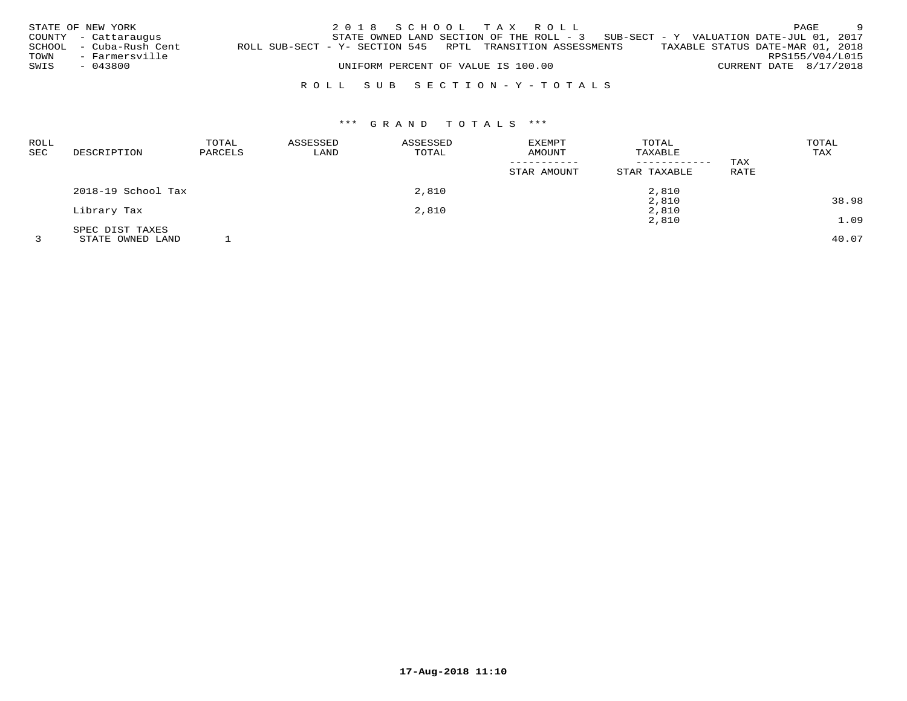STATE OF NEW YORK
COUNTY - Cattaraugus
SCHOOL - Cuba-Rush Cent
TOWN - Farmersville
SWIS - 043800

2018 SCHOOL TAX ROLL
STATE OWNED LAND SECTION OF THE ROLL - 3 SUB-SECT - Y VALUATION DATE-JUL 01, 2017
ROLL SUB-SECT - Y- SECTION 545 RPTL TRANSITION ASSESSMENTS TAXABLE STATUS DATE-MAR 01, 2018
RPS155/V04/L015
UNIFORM PERCENT OF VALUE IS 100.00 CURRENT DATE 8/17/2018

## ROLL SUB SECTION-Y-TOTALS

### *** GRAND TOTALS ***

| ROLL SEC | DESCRIPTION | TOTAL PARCELS | ASSESSED LAND | ASSESSED TOTAL | EXEMPT AMOUNT / STAR AMOUNT | TOTAL TAXABLE / STAR TAXABLE | TAX RATE | TOTAL TAX |
|---|---|---|---|---|---|---|---|---|
| | 2018-19 School Tax | | | 2,810 | | 2,810 | | |
| | | | | | | 2,810 | | 38.98 |
| | Library Tax | | | 2,810 | | 2,810 | | |
| | | | | | | 2,810 | | 1.09 |
| | SPEC DIST TAXES | | | | | | | |
| 3 | STATE OWNED LAND | 1 | | | | | | 40.07 |

17-Aug-2018 11:10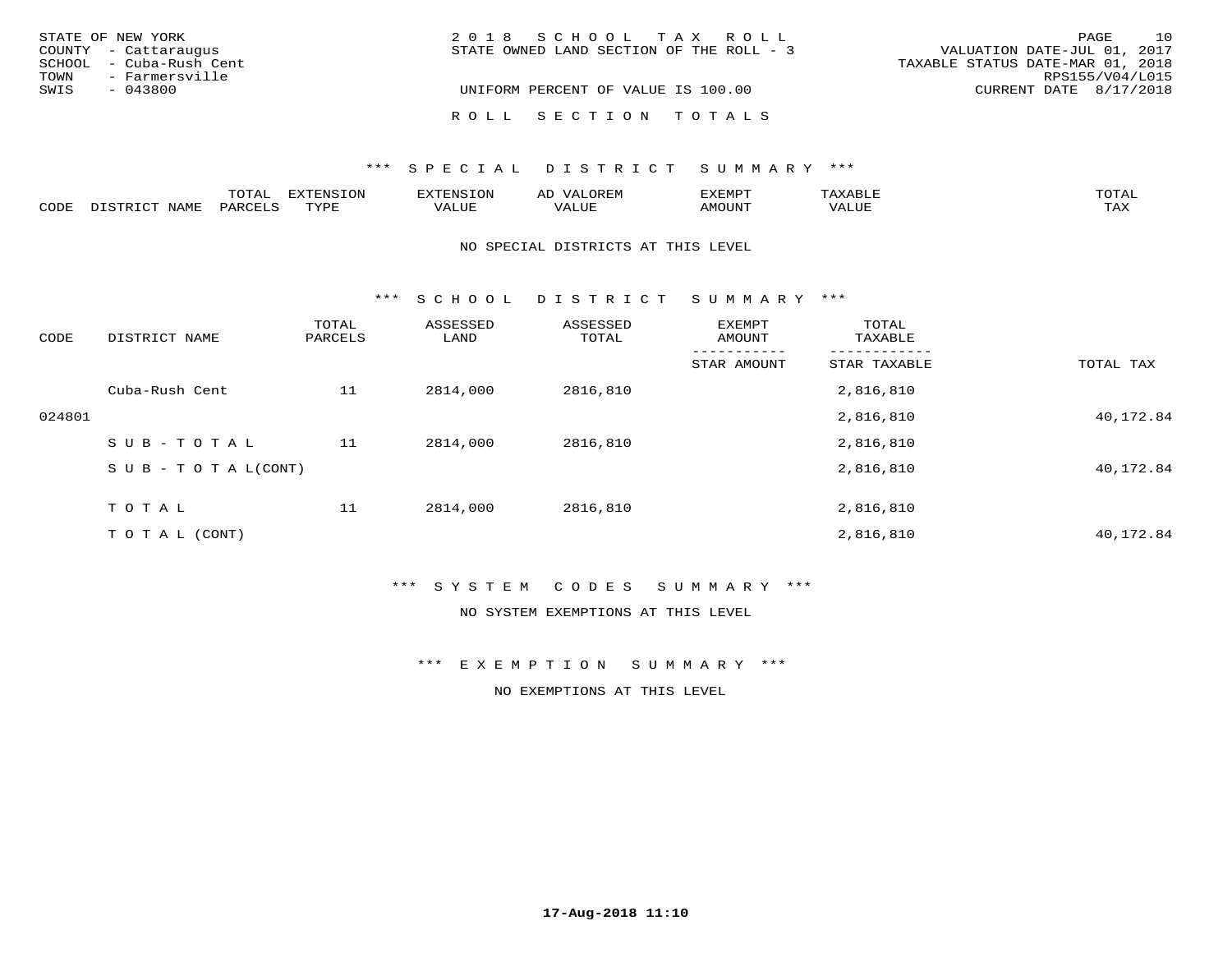STATE OF NEW YORK
COUNTY - Cattaraugus
SCHOOL - Cuba-Rush Cent
TOWN - Farmersville
SWIS - 043800

2 0 1 8 S C H O O L T A X R O L L
STATE OWNED LAND SECTION OF THE ROLL - 3

UNIFORM PERCENT OF VALUE IS 100.00

VALUATION DATE-JUL 01, 2017
TAXABLE STATUS DATE-MAR 01, 2018
RPS155/V04/L015
CURRENT DATE 8/17/2018

R O L L S E C T I O N T O T A L S

## *** S P E C I A L D I S T R I C T S U M M A R Y ***

| CODE | DISTRICT NAME | TOTAL PARCELS | EXTENSION TYPE | EXTENSION VALUE | AD VALOREM VALUE | EXEMPT AMOUNT | TAXABLE VALUE | TOTAL TAX |
|---|---|---|---|---|---|---|---|---|

NO SPECIAL DISTRICTS AT THIS LEVEL

## *** S C H O O L D I S T R I C T S U M M A R Y ***

| CODE | DISTRICT NAME | TOTAL PARCELS | ASSESSED LAND | ASSESSED TOTAL | EXEMPT AMOUNT / STAR AMOUNT | TOTAL TAXABLE / STAR TAXABLE | TOTAL TAX |
|---|---|---|---|---|---|---|---|
| | Cuba-Rush Cent | 11 | 2814,000 | 2816,810 | | 2,816,810 | |
| 024801 | | | | | | 2,816,810 | 40,172.84 |
| | S U B - T O T A L | 11 | 2814,000 | 2816,810 | | 2,816,810 | |
| | S U B - T O T A L(CONT) | | | | | 2,816,810 | 40,172.84 |
| | T O T A L | 11 | 2814,000 | 2816,810 | | 2,816,810 | |
| | T O T A L (CONT) | | | | | 2,816,810 | 40,172.84 |

## *** S Y S T E M C O D E S S U M M A R Y ***

NO SYSTEM EXEMPTIONS AT THIS LEVEL

## *** E X E M P T I O N S U M M A R Y ***

NO EXEMPTIONS AT THIS LEVEL

17-Aug-2018 11:10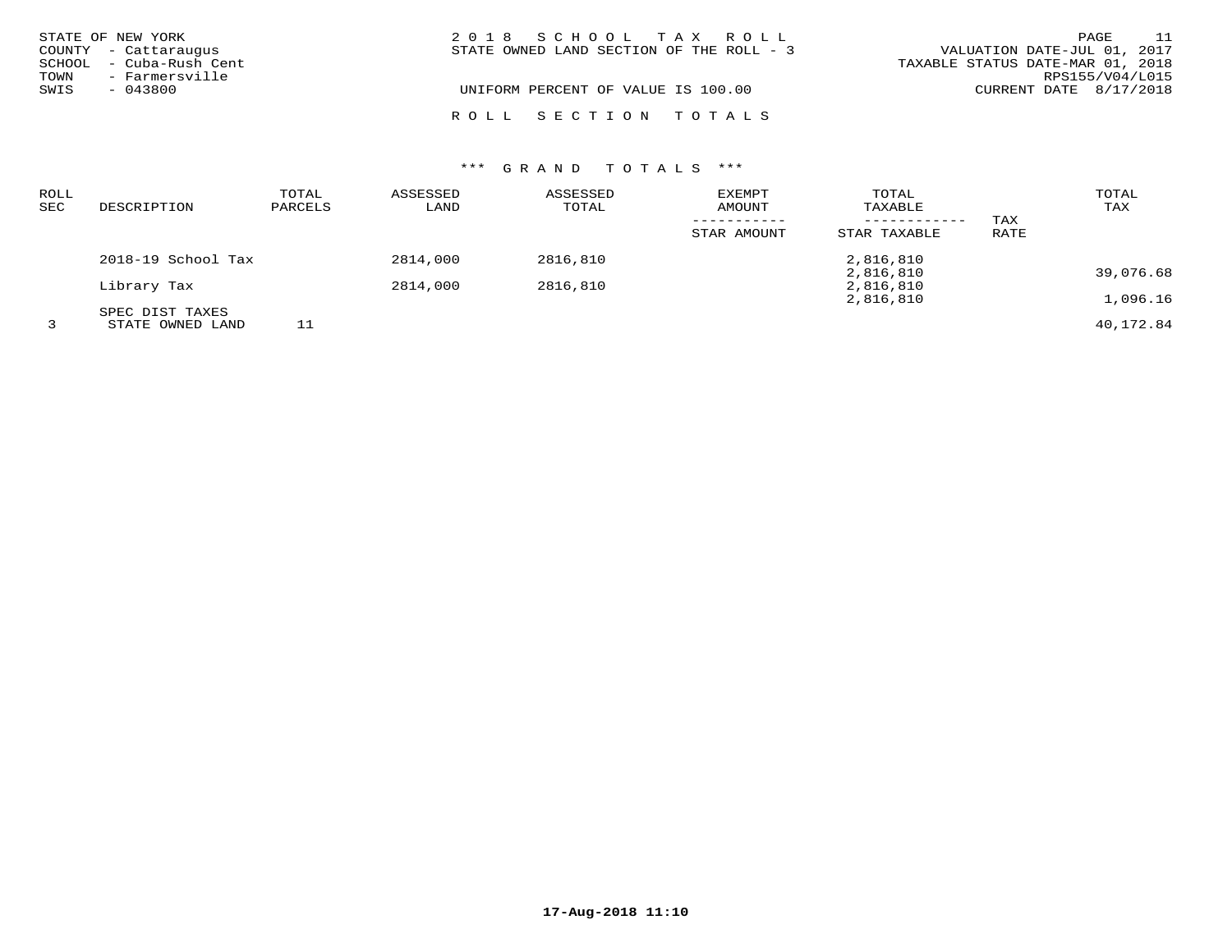STATE OF NEW YORK
COUNTY - Cattaraugus
SCHOOL - Cuba-Rush Cent
TOWN - Farmersville
SWIS - 043800

2018 SCHOOL TAX ROLL
STATE OWNED LAND SECTION OF THE ROLL - 3

UNIFORM PERCENT OF VALUE IS 100.00

VALUATION DATE-JUL 01, 2017
TAXABLE STATUS DATE-MAR 01, 2018
RPS155/V04/L015
CURRENT DATE 8/17/2018

ROLL SECTION TOTALS

*** GRAND TOTALS ***

| ROLL SEC | DESCRIPTION | TOTAL PARCELS | ASSESSED LAND | ASSESSED TOTAL | EXEMPT AMOUNT / STAR AMOUNT | TOTAL TAXABLE / STAR TAXABLE | TAX RATE | TOTAL TAX |
|---|---|---|---|---|---|---|---|---|
| | 2018-19 School Tax | | 2814,000 | 2816,810 | | 2,816,810 | | |
| | | | | | | 2,816,810 | | 39,076.68 |
| | Library Tax | | 2814,000 | 2816,810 | | 2,816,810 | | |
| | | | | | | 2,816,810 | | 1,096.16 |
| | SPEC DIST TAXES | | | | | | | |
| 3 | STATE OWNED LAND | 11 | | | | | | 40,172.84 |

17-Aug-2018 11:10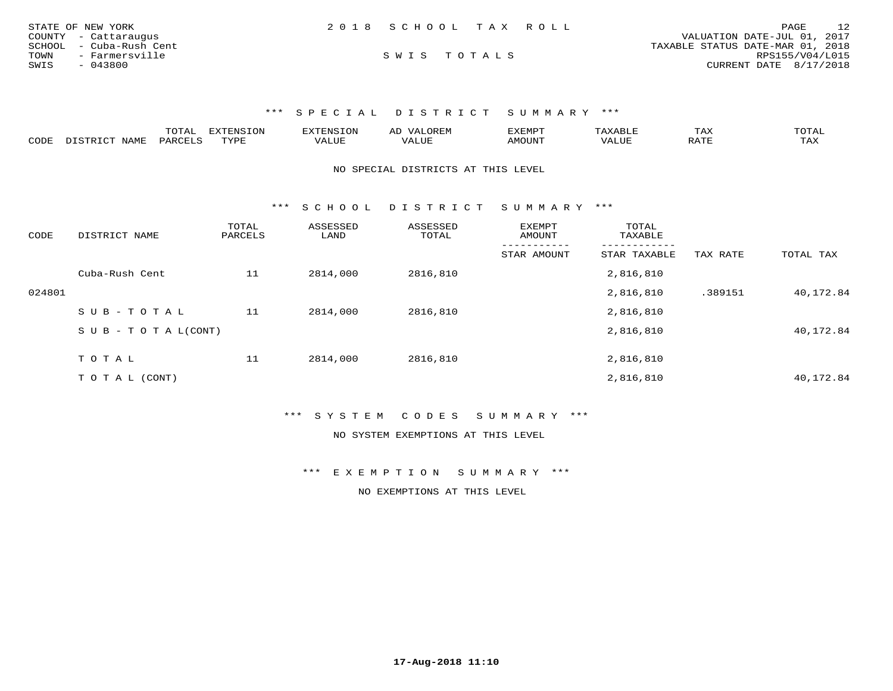STATE OF NEW YORK
COUNTY - Cattaraugus
SCHOOL - Cuba-Rush Cent
TOWN - Farmersville
SWIS - 043800

# 2018 SCHOOL TAX ROLL

## SWIS TOTALS

VALUATION DATE-JUL 01, 2017
TAXABLE STATUS DATE-MAR 01, 2018
RPS155/V04/L015
CURRENT DATE 8/17/2018

### *** SPECIAL DISTRICT SUMMARY ***

| CODE | DISTRICT NAME | TOTAL PARCELS | EXTENSION TYPE | EXTENSION VALUE | AD VALOREM VALUE | EXEMPT AMOUNT | TAXABLE VALUE | TAX RATE | TOTAL TAX |
|---|---|---|---|---|---|---|---|---|---|

NO SPECIAL DISTRICTS AT THIS LEVEL

### *** SCHOOL DISTRICT SUMMARY ***

| CODE | DISTRICT NAME | TOTAL PARCELS | ASSESSED LAND | ASSESSED TOTAL | EXEMPT AMOUNT / STAR AMOUNT | TOTAL TAXABLE / STAR TAXABLE | TAX RATE | TOTAL TAX |
|---|---|---|---|---|---|---|---|---|
| | Cuba-Rush Cent | 11 | 2814,000 | 2816,810 | | 2,816,810 | | |
| 024801 | | | | | | 2,816,810 | .389151 | 40,172.84 |
| | S U B - T O T A L | 11 | 2814,000 | 2816,810 | | 2,816,810 | | |
| | S U B - T O T A L(CONT) | | | | | 2,816,810 | | 40,172.84 |
| | T O T A L | 11 | 2814,000 | 2816,810 | | 2,816,810 | | |
| | T O T A L (CONT) | | | | | 2,816,810 | | 40,172.84 |

### *** SYSTEM CODES SUMMARY ***

NO SYSTEM EXEMPTIONS AT THIS LEVEL

### *** EXEMPTION SUMMARY ***

NO EXEMPTIONS AT THIS LEVEL

17-Aug-2018 11:10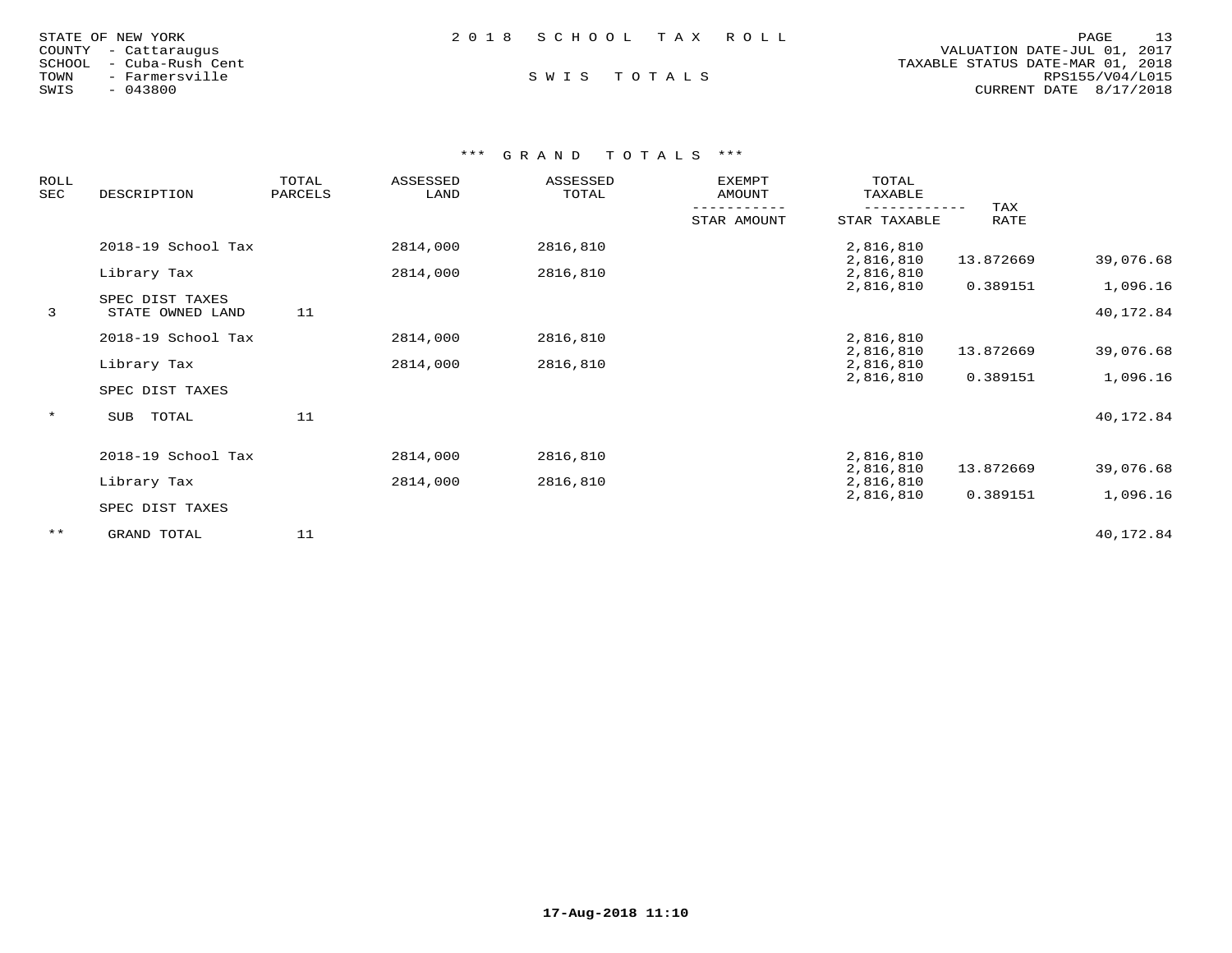STATE OF NEW YORK
COUNTY - Cattaraugus
SCHOOL - Cuba-Rush Cent
TOWN - Farmersville
SWIS - 043800

2 0 1 8 S C H O O L T A X R O L L

S W I S T O T A L S

VALUATION DATE-JUL 01, 2017
TAXABLE STATUS DATE-MAR 01, 2018
RPS155/V04/L015
CURRENT DATE 8/17/2018

*** G R A N D T O T A L S ***

| ROLL SEC | DESCRIPTION | TOTAL PARCELS | ASSESSED LAND | ASSESSED TOTAL | EXEMPT AMOUNT / STAR AMOUNT | TOTAL TAXABLE / STAR TAXABLE | TAX RATE | |
|---|---|---|---|---|---|---|---|---|
| | 2018-19 School Tax | | 2814,000 | 2816,810 | | 2,816,810 / 2,816,810 | 13.872669 | 39,076.68 |
| | Library Tax | | 2814,000 | 2816,810 | | 2,816,810 / 2,816,810 | 0.389151 | 1,096.16 |
| | SPEC DIST TAXES | | | | | | | |
| 3 | STATE OWNED LAND | 11 | | | | | | 40,172.84 |
| | 2018-19 School Tax | | 2814,000 | 2816,810 | | 2,816,810 / 2,816,810 | 13.872669 | 39,076.68 |
| | Library Tax | | 2814,000 | 2816,810 | | 2,816,810 / 2,816,810 | 0.389151 | 1,096.16 |
| | SPEC DIST TAXES | | | | | | | |
| * | SUB TOTAL | 11 | | | | | | 40,172.84 |
| | 2018-19 School Tax | | 2814,000 | 2816,810 | | 2,816,810 / 2,816,810 | 13.872669 | 39,076.68 |
| | Library Tax | | 2814,000 | 2816,810 | | 2,816,810 / 2,816,810 | 0.389151 | 1,096.16 |
| | SPEC DIST TAXES | | | | | | | |
| ** | GRAND TOTAL | 11 | | | | | | 40,172.84 |

17-Aug-2018 11:10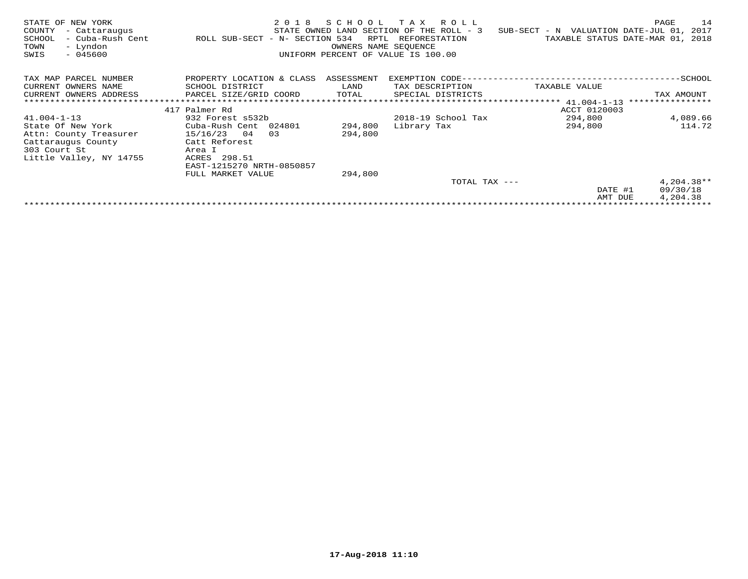STATE OF NEW YORK
COUNTY - Cattaraugus
SCHOOL - Cuba-Rush Cent
TOWN - Lyndon
SWIS - 045600

2018 SCHOOL TAX ROLL
STATE OWNED LAND SECTION OF THE ROLL - 3
ROLL SUB-SECT - N- SECTION 534 RPTL REFORESTATION
OWNERS NAME SEQUENCE
UNIFORM PERCENT OF VALUE IS 100.00

SUB-SECT - N VALUATION DATE-JUL 01, 2017
TAXABLE STATUS DATE-MAR 01, 2018

| TAX MAP PARCEL NUMBER<br>CURRENT OWNERS NAME<br>CURRENT OWNERS ADDRESS | PROPERTY LOCATION & CLASS<br>SCHOOL DISTRICT<br>PARCEL SIZE/GRID COORD | ASSESSMENT<br>LAND<br>TOTAL | EXEMPTION CODE<br>TAX DESCRIPTION<br>SPECIAL DISTRICTS | TAXABLE VALUE | SCHOOL<br>TAX AMOUNT |
|---|---|---|---|---|---|
| | 417 Palmer Rd | | | ACCT 0120003 | |
| 41.004-1-13 | 932 Forest s532b | | 2018-19 School Tax | 294,800 | 4,089.66 |
| State Of New York | Cuba-Rush Cent 024801 | 294,800 | Library Tax | 294,800 | 114.72 |
| Attn: County Treasurer | 15/16/23 04 03 | 294,800 | | | |
| Cattaraugus County | Catt Reforest | | | | |
| 303 Court St | Area I | | | | |
| Little Valley, NY 14755 | ACRES 298.51 | | | | |
| | EAST-1215270 NRTH-0850857 | | | | |
| | FULL MARKET VALUE | 294,800 | | | |
| | | | TOTAL TAX --- | | 4,204.38** |
| | | | | DATE #1 | 09/30/18 |
| | | | | AMT DUE | 4,204.38 |

17-Aug-2018 11:10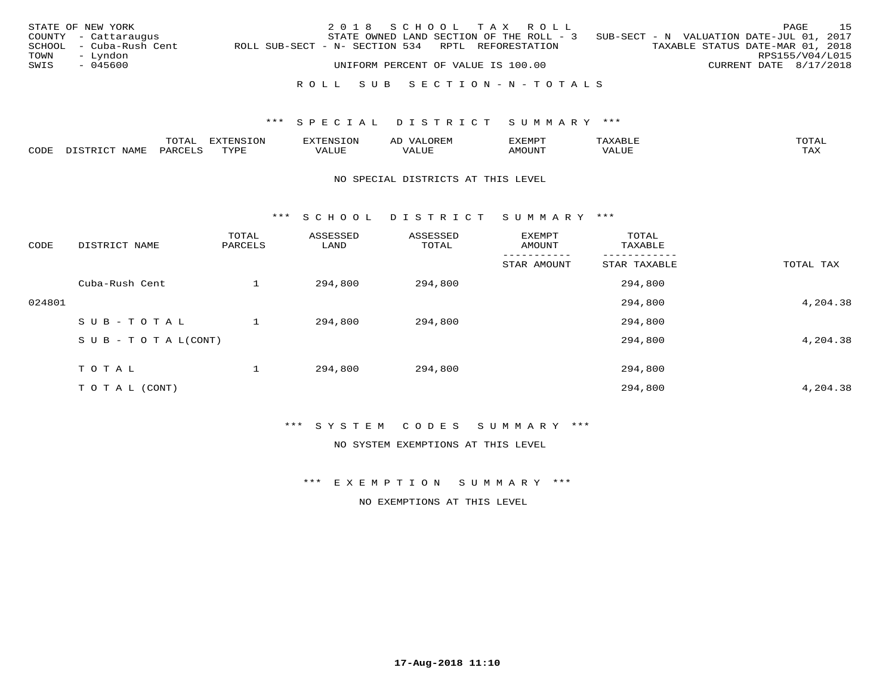STATE OF NEW YORK | 2018 SCHOOL TAX ROLL | PAGE 15
COUNTY - Cattaraugus | STATE OWNED LAND SECTION OF THE ROLL - 3 SUB-SECT - N VALUATION DATE-JUL 01, 2017
SCHOOL - Cuba-Rush Cent | ROLL SUB-SECT - N- SECTION 534 RPTL REFORESTATION | TAXABLE STATUS DATE-MAR 01, 2018
TOWN - Lyndon | RPS155/V04/L015
SWIS - 045600 | UNIFORM PERCENT OF VALUE IS 100.00 | CURRENT DATE 8/17/2018

## ROLL SUB SECTION-N-TOTALS

### *** SPECIAL DISTRICT SUMMARY ***

| CODE | DISTRICT NAME | TOTAL PARCELS | EXTENSION TYPE | EXTENSION VALUE | AD VALOREM VALUE | EXEMPT AMOUNT | TAXABLE VALUE | TOTAL TAX |
|---|---|---|---|---|---|---|---|---|

NO SPECIAL DISTRICTS AT THIS LEVEL

### *** SCHOOL DISTRICT SUMMARY ***

| CODE | DISTRICT NAME | TOTAL PARCELS | ASSESSED LAND | ASSESSED TOTAL | EXEMPT AMOUNT / STAR AMOUNT | TOTAL TAXABLE / STAR TAXABLE | TOTAL TAX |
|---|---|---|---|---|---|---|---|
| | Cuba-Rush Cent | 1 | 294,800 | 294,800 | | 294,800 | |
| 024801 | | | | | | 294,800 | 4,204.38 |
| | SUB-TOTAL | 1 | 294,800 | 294,800 | | 294,800 | |
| | SUB-TOTAL(CONT) | | | | | 294,800 | 4,204.38 |
| | TOTAL | 1 | 294,800 | 294,800 | | 294,800 | |
| | TOTAL (CONT) | | | | | 294,800 | 4,204.38 |

### *** SYSTEM CODES SUMMARY ***

NO SYSTEM EXEMPTIONS AT THIS LEVEL

### *** EXEMPTION SUMMARY ***

NO EXEMPTIONS AT THIS LEVEL

17-Aug-2018 11:10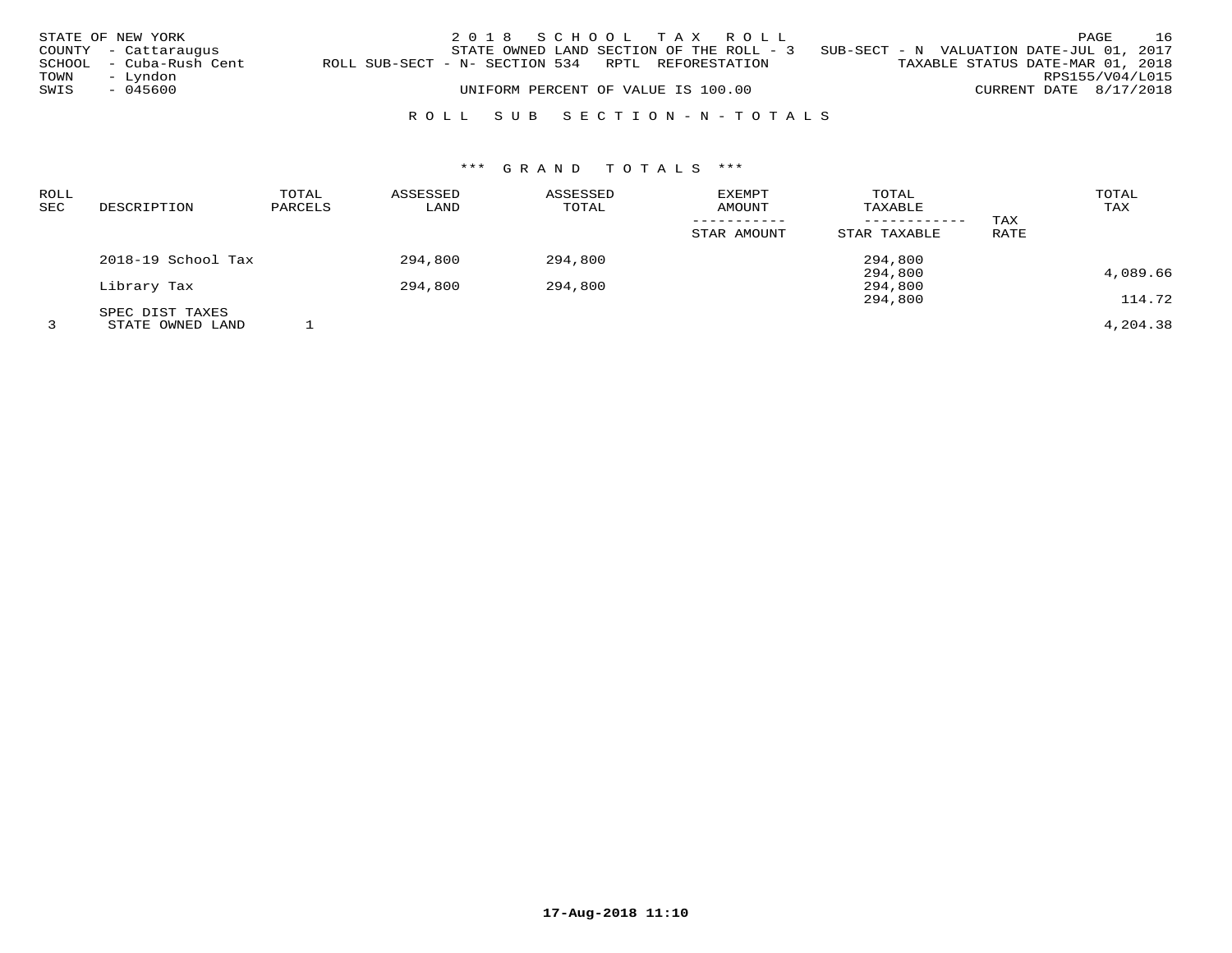STATE OF NEW YORK
COUNTY - Cattaraugus
SCHOOL - Cuba-Rush Cent
TOWN - Lyndon
SWIS - 045600

2018 SCHOOL TAX ROLL
STATE OWNED LAND SECTION OF THE ROLL - 3 SUB-SECT - N VALUATION DATE-JUL 01, 2017
ROLL SUB-SECT - N- SECTION 534 RPTL REFORESTATION TAXABLE STATUS DATE-MAR 01, 2018
RPS155/V04/L015
UNIFORM PERCENT OF VALUE IS 100.00 CURRENT DATE 8/17/2018

## ROLL SUB SECTION-N-TOTALS

### *** GRAND TOTALS ***

| ROLL SEC | DESCRIPTION | TOTAL PARCELS | ASSESSED LAND | ASSESSED TOTAL | EXEMPT AMOUNT / STAR AMOUNT | TOTAL TAXABLE / STAR TAXABLE | TAX RATE | TOTAL TAX |
|---|---|---|---|---|---|---|---|---|
| | 2018-19 School Tax | | 294,800 | 294,800 | | 294,800 | | |
| | | | | | | 294,800 | | 4,089.66 |
| | Library Tax | | 294,800 | 294,800 | | 294,800 | | |
| | | | | | | 294,800 | | 114.72 |
| | SPEC DIST TAXES | | | | | | | |
| 3 | STATE OWNED LAND | 1 | | | | | | 4,204.38 |

17-Aug-2018 11:10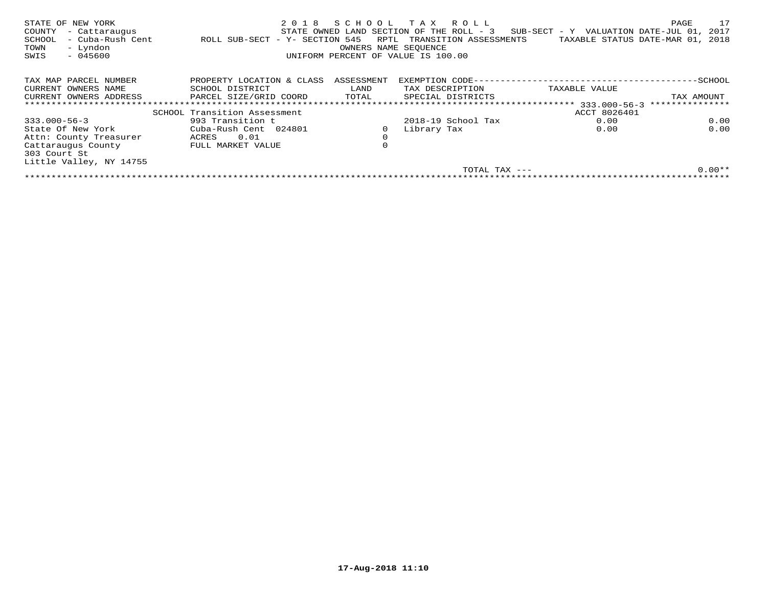STATE OF NEW YORK
COUNTY - Cattaraugus
SCHOOL - Cuba-Rush Cent
TOWN - Lyndon
SWIS - 045600

2018 SCHOOL TAX ROLL
STATE OWNED LAND SECTION OF THE ROLL - 3 SUB-SECT - Y VALUATION DATE-JUL 01, 2017
ROLL SUB-SECT - Y- SECTION 545 RPTL TRANSITION ASSESSMENTS TAXABLE STATUS DATE-MAR 01, 2018
OWNERS NAME SEQUENCE
UNIFORM PERCENT OF VALUE IS 100.00

| TAX MAP PARCEL NUMBER<br>CURRENT OWNERS NAME<br>CURRENT OWNERS ADDRESS | PROPERTY LOCATION & CLASS<br>SCHOOL DISTRICT<br>PARCEL SIZE/GRID COORD | ASSESSMENT<br>LAND<br>TOTAL | EXEMPTION CODE<br>TAX DESCRIPTION<br>SPECIAL DISTRICTS | TAXABLE VALUE | SCHOOL<br>TAX AMOUNT |
|---|---|---|---|---|---|
| | SCHOOL Transition Assessment | | | ACCT 8026401 | 333.000-56-3 |
| 333.000-56-3 | 993 Transition t | | 2018-19 School Tax | 0.00 | 0.00 |
| State Of New York | Cuba-Rush Cent 024801 | 0 | Library Tax | 0.00 | 0.00 |
| Attn: County Treasurer | ACRES 0.01 | 0 | | | |
| Cattaraugus County | FULL MARKET VALUE | 0 | | | |
| 303 Court St | | | | | |
| Little Valley, NY 14755 | | | | | |
| | | | TOTAL TAX --- | | 0.00** |

17-Aug-2018 11:10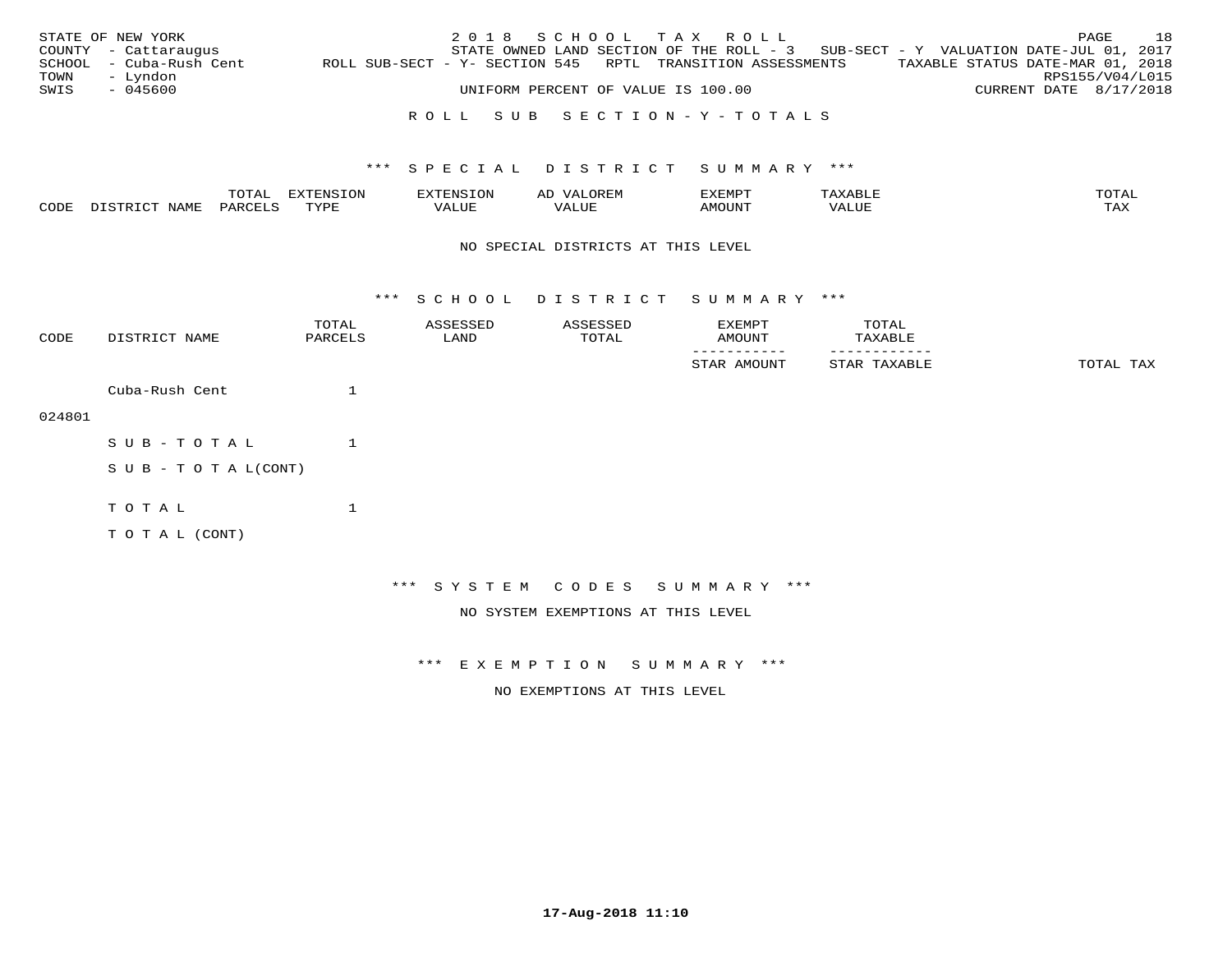STATE OF NEW YORK — 2018 SCHOOL TAX ROLL — PAGE 18
COUNTY - Cattaraugus — STATE OWNED LAND SECTION OF THE ROLL - 3 SUB-SECT - Y VALUATION DATE-JUL 01, 2017
SCHOOL - Cuba-Rush Cent — ROLL SUB-SECT - Y- SECTION 545 RPTL TRANSITION ASSESSMENTS — TAXABLE STATUS DATE-MAR 01, 2018
TOWN - Lyndon — RPS155/V04/L015
SWIS - 045600 — UNIFORM PERCENT OF VALUE IS 100.00 — CURRENT DATE 8/17/2018

## ROLL SUB SECTION-Y-TOTALS

### *** SPECIAL DISTRICT SUMMARY ***

| CODE | DISTRICT NAME | TOTAL PARCELS | EXTENSION TYPE | EXTENSION VALUE | AD VALOREM VALUE | EXEMPT AMOUNT | TAXABLE VALUE | TOTAL TAX |
|---|---|---|---|---|---|---|---|---|

NO SPECIAL DISTRICTS AT THIS LEVEL

### *** SCHOOL DISTRICT SUMMARY ***

| CODE | DISTRICT NAME | TOTAL PARCELS | ASSESSED LAND | ASSESSED TOTAL | EXEMPT AMOUNT / STAR AMOUNT | TOTAL TAXABLE / STAR TAXABLE | TOTAL TAX |
|---|---|---|---|---|---|---|---|
| 024801 | Cuba-Rush Cent | 1 | | | | | |
| | SUB-TOTAL | 1 | | | | | |
| | SUB-TOTAL(CONT) | | | | | | |
| | TOTAL | 1 | | | | | |
| | TOTAL (CONT) | | | | | | |

### *** SYSTEM CODES SUMMARY ***

NO SYSTEM EXEMPTIONS AT THIS LEVEL

### *** EXEMPTION SUMMARY ***

NO EXEMPTIONS AT THIS LEVEL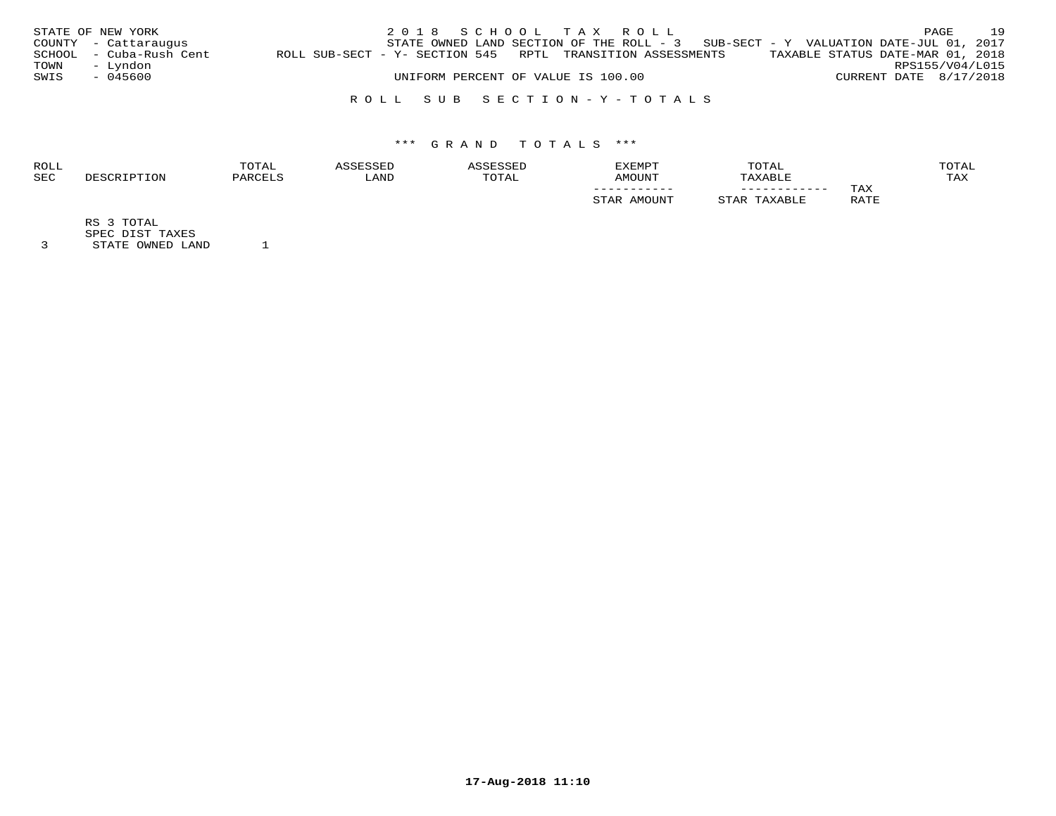STATE OF NEW YORK
COUNTY - Cattaraugus
SCHOOL - Cuba-Rush Cent
TOWN - Lyndon
SWIS - 045600

2 0 1 8 S C H O O L T A X R O L L
STATE OWNED LAND SECTION OF THE ROLL - 3 SUB-SECT - Y VALUATION DATE-JUL 01, 2017
ROLL SUB-SECT - Y- SECTION 545 RPTL TRANSITION ASSESSMENTS TAXABLE STATUS DATE-MAR 01, 2018
RPS155/V04/L015
UNIFORM PERCENT OF VALUE IS 100.00 CURRENT DATE 8/17/2018

R O L L S U B S E C T I O N - Y - T O T A L S

\*\*\* G R A N D T O T A L S \*\*\*

| ROLL SEC | DESCRIPTION | TOTAL PARCELS | ASSESSED LAND | ASSESSED TOTAL | EXEMPT AMOUNT ----------- STAR AMOUNT | TOTAL TAXABLE ------------ STAR TAXABLE | TAX RATE | TOTAL TAX |
|---|---|---|---|---|---|---|---|---|
| | RS 3 TOTAL | | | | | | | |
| | SPEC DIST TAXES | | | | | | | |
| 3 | STATE OWNED LAND | 1 | | | | | | |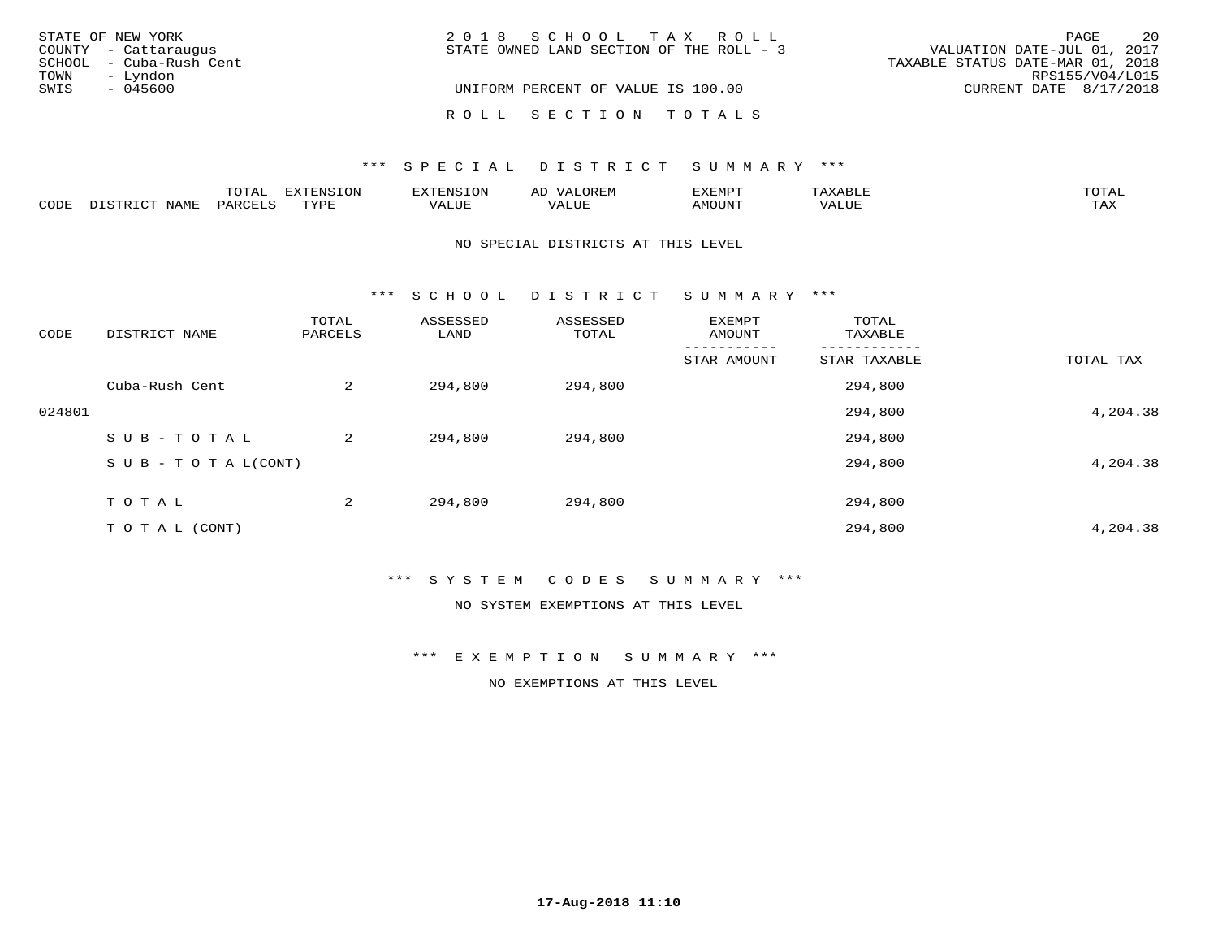STATE OF NEW YORK
COUNTY - Cattaraugus
SCHOOL - Cuba-Rush Cent
TOWN - Lyndon
SWIS - 045600

2018 SCHOOL TAX ROLL
STATE OWNED LAND SECTION OF THE ROLL - 3
UNIFORM PERCENT OF VALUE IS 100.00

VALUATION DATE-JUL 01, 2017
TAXABLE STATUS DATE-MAR 01, 2018
RPS155/V04/L015
CURRENT DATE 8/17/2018

## ROLL SECTION TOTALS

### *** SPECIAL DISTRICT SUMMARY ***

| CODE | DISTRICT NAME | TOTAL PARCELS | EXTENSION TYPE | EXTENSION VALUE | AD VALOREM VALUE | EXEMPT AMOUNT | TAXABLE VALUE | TOTAL TAX |
|---|---|---|---|---|---|---|---|---|

NO SPECIAL DISTRICTS AT THIS LEVEL

### *** SCHOOL DISTRICT SUMMARY ***

| CODE | DISTRICT NAME | TOTAL PARCELS | ASSESSED LAND | ASSESSED TOTAL | EXEMPT AMOUNT / STAR AMOUNT | TOTAL TAXABLE / STAR TAXABLE | TOTAL TAX |
|---|---|---|---|---|---|---|---|
| | Cuba-Rush Cent | 2 | 294,800 | 294,800 | | 294,800 | |
| 024801 | | | | | | 294,800 | 4,204.38 |
| | SUB-TOTAL | 2 | 294,800 | 294,800 | | 294,800 | |
| | SUB-TOTAL(CONT) | | | | | 294,800 | 4,204.38 |
| | TOTAL | 2 | 294,800 | 294,800 | | 294,800 | |
| | TOTAL (CONT) | | | | | 294,800 | 4,204.38 |

### *** SYSTEM CODES SUMMARY ***

NO SYSTEM EXEMPTIONS AT THIS LEVEL

### *** EXEMPTION SUMMARY ***

NO EXEMPTIONS AT THIS LEVEL

**17-Aug-2018 11:10**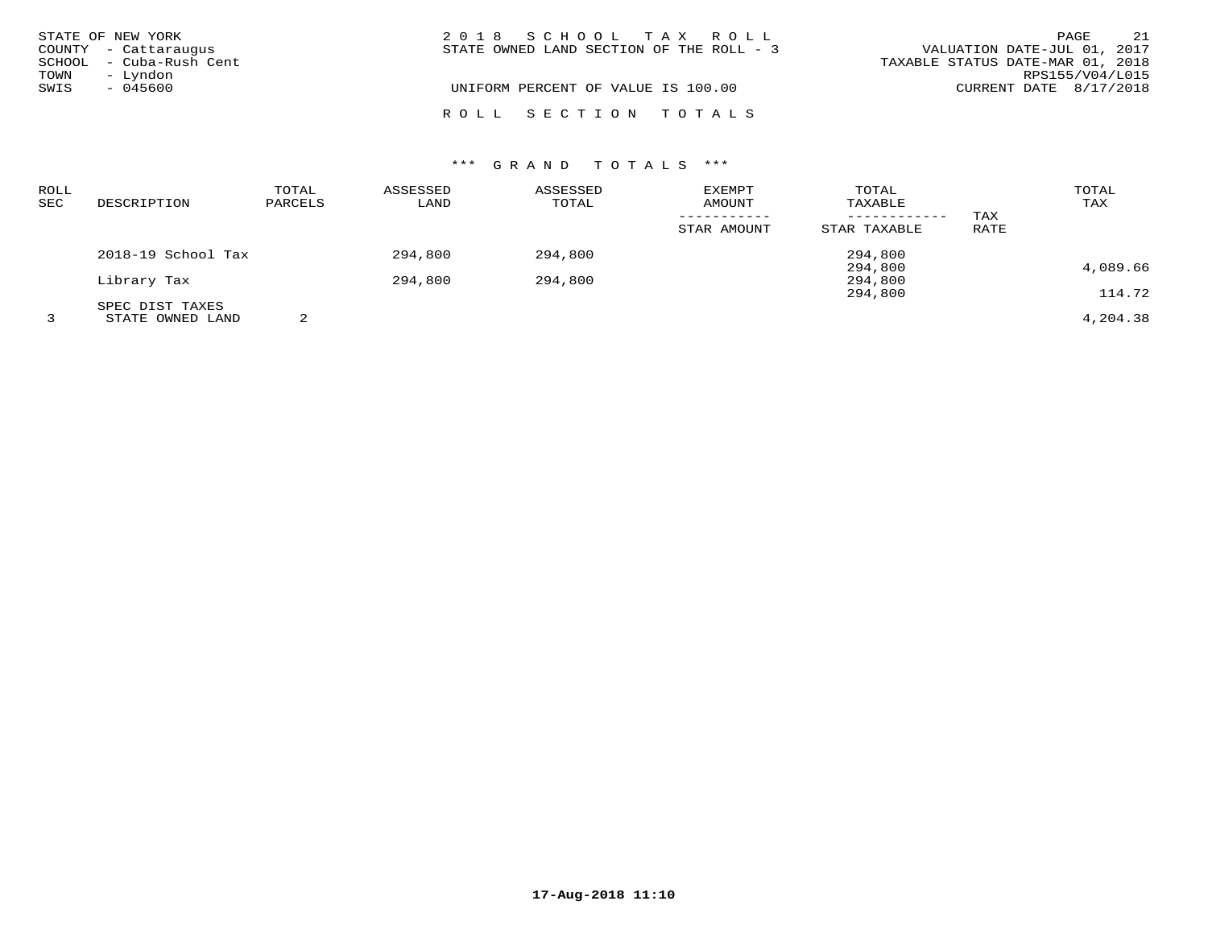STATE OF NEW YORK
COUNTY - Cattaraugus
SCHOOL - Cuba-Rush Cent
TOWN - Lyndon
SWIS - 045600

2018 SCHOOL TAX ROLL
STATE OWNED LAND SECTION OF THE ROLL - 3

UNIFORM PERCENT OF VALUE IS 100.00

VALUATION DATE-JUL 01, 2017
TAXABLE STATUS DATE-MAR 01, 2018
RPS155/V04/L015
CURRENT DATE 8/17/2018

ROLL SECTION TOTALS

*** GRAND TOTALS ***

| ROLL SEC | DESCRIPTION | TOTAL PARCELS | ASSESSED LAND | ASSESSED TOTAL | EXEMPT AMOUNT / STAR AMOUNT | TOTAL TAXABLE / STAR TAXABLE | TAX RATE | TOTAL TAX |
|---|---|---|---|---|---|---|---|---|
| | 2018-19 School Tax | | 294,800 | 294,800 | | 294,800 | | |
| | | | | | | 294,800 | | 4,089.66 |
| | Library Tax | | 294,800 | 294,800 | | 294,800 | | |
| | | | | | | 294,800 | | 114.72 |
| | SPEC DIST TAXES | | | | | | | |
| 3 | STATE OWNED LAND | 2 | | | | | | 4,204.38 |

17-Aug-2018 11:10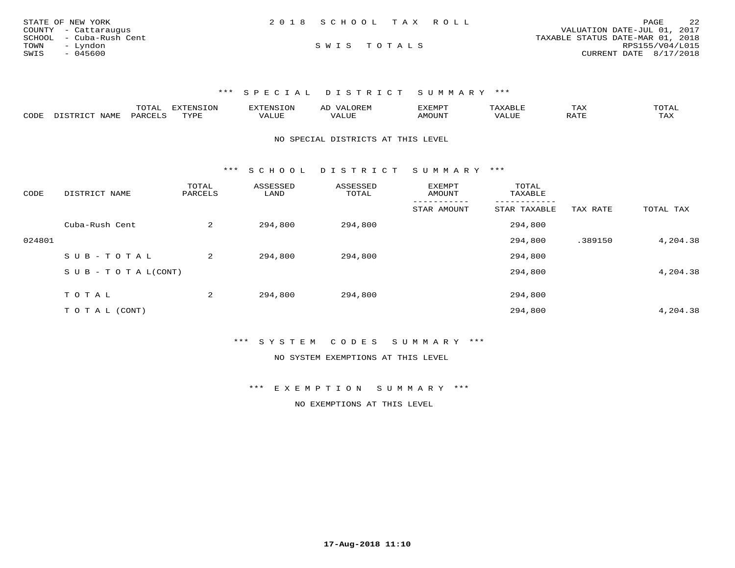STATE OF NEW YORK
COUNTY - Cattaraugus
SCHOOL - Cuba-Rush Cent
TOWN - Lyndon
SWIS - 045600

2018 SCHOOL TAX ROLL

SWIS TOTALS

VALUATION DATE-JUL 01, 2017
TAXABLE STATUS DATE-MAR 01, 2018
RPS155/V04/L015
CURRENT DATE 8/17/2018

### *** SPECIAL DISTRICT SUMMARY ***

| CODE | DISTRICT NAME | TOTAL PARCELS | EXTENSION TYPE | EXTENSION VALUE | AD VALOREM VALUE | EXEMPT AMOUNT | TAXABLE VALUE | TAX RATE | TOTAL TAX |
|---|---|---|---|---|---|---|---|---|---|

NO SPECIAL DISTRICTS AT THIS LEVEL

### *** SCHOOL DISTRICT SUMMARY ***

| CODE | DISTRICT NAME | TOTAL PARCELS | ASSESSED LAND | ASSESSED TOTAL | EXEMPT AMOUNT / STAR AMOUNT | TOTAL TAXABLE / STAR TAXABLE | TAX RATE | TOTAL TAX |
|---|---|---|---|---|---|---|---|---|
| | Cuba-Rush Cent | 2 | 294,800 | 294,800 | | 294,800 | | |
| 024801 | | | | | | 294,800 | .389150 | 4,204.38 |
| | S U B - T O T A L | 2 | 294,800 | 294,800 | | 294,800 | | |
| | S U B - T O T A L(CONT) | | | | | 294,800 | | 4,204.38 |
| | T O T A L | 2 | 294,800 | 294,800 | | 294,800 | | |
| | T O T A L (CONT) | | | | | 294,800 | | 4,204.38 |

### *** SYSTEM CODES SUMMARY ***

NO SYSTEM EXEMPTIONS AT THIS LEVEL

### *** EXEMPTION SUMMARY ***

NO EXEMPTIONS AT THIS LEVEL

17-Aug-2018 11:10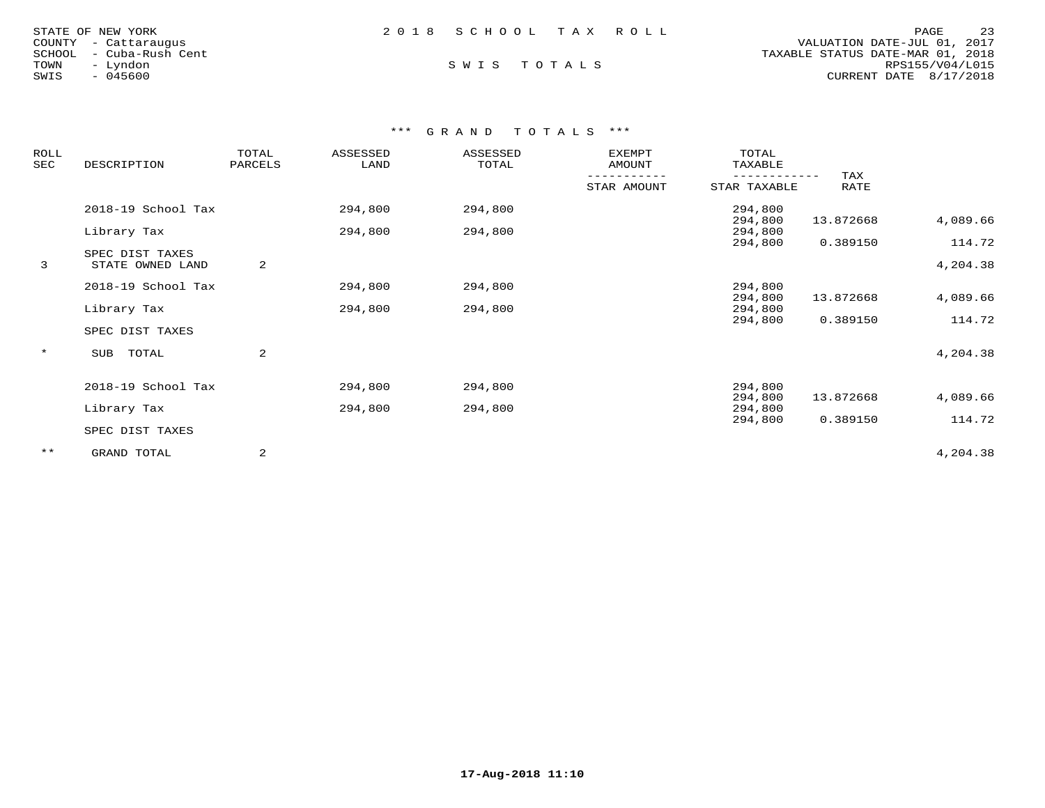STATE OF NEW YORK
COUNTY - Cattaraugus
SCHOOL - Cuba-Rush Cent
TOWN - Lyndon
SWIS - 045600

# 2018 SCHOOL TAX ROLL

## SWIS TOTALS

VALUATION DATE-JUL 01, 2017
TAXABLE STATUS DATE-MAR 01, 2018
RPS155/V04/L015
CURRENT DATE 8/17/2018

### *** GRAND TOTALS ***

| ROLL SEC | DESCRIPTION | TOTAL PARCELS | ASSESSED LAND | ASSESSED TOTAL | EXEMPT AMOUNT / STAR AMOUNT | TOTAL TAXABLE / STAR TAXABLE | TAX RATE | |
|---|---|---|---|---|---|---|---|---|
| | 2018-19 School Tax | | 294,800 | 294,800 | | 294,800 | | |
| | | | | | | 294,800 | 13.872668 | 4,089.66 |
| | Library Tax | | 294,800 | 294,800 | | 294,800 | | |
| | | | | | | 294,800 | 0.389150 | 114.72 |
| | SPEC DIST TAXES | | | | | | | |
| 3 | STATE OWNED LAND | 2 | | | | | | 4,204.38 |
| | 2018-19 School Tax | | 294,800 | 294,800 | | 294,800 | | |
| | | | | | | 294,800 | 13.872668 | 4,089.66 |
| | Library Tax | | 294,800 | 294,800 | | 294,800 | | |
| | | | | | | 294,800 | 0.389150 | 114.72 |
| | SPEC DIST TAXES | | | | | | | |
| * | SUB TOTAL | 2 | | | | | | 4,204.38 |
| | 2018-19 School Tax | | 294,800 | 294,800 | | 294,800 | | |
| | | | | | | 294,800 | 13.872668 | 4,089.66 |
| | Library Tax | | 294,800 | 294,800 | | 294,800 | | |
| | | | | | | 294,800 | 0.389150 | 114.72 |
| | SPEC DIST TAXES | | | | | | | |
| ** | GRAND TOTAL | 2 | | | | | | 4,204.38 |

17-Aug-2018 11:10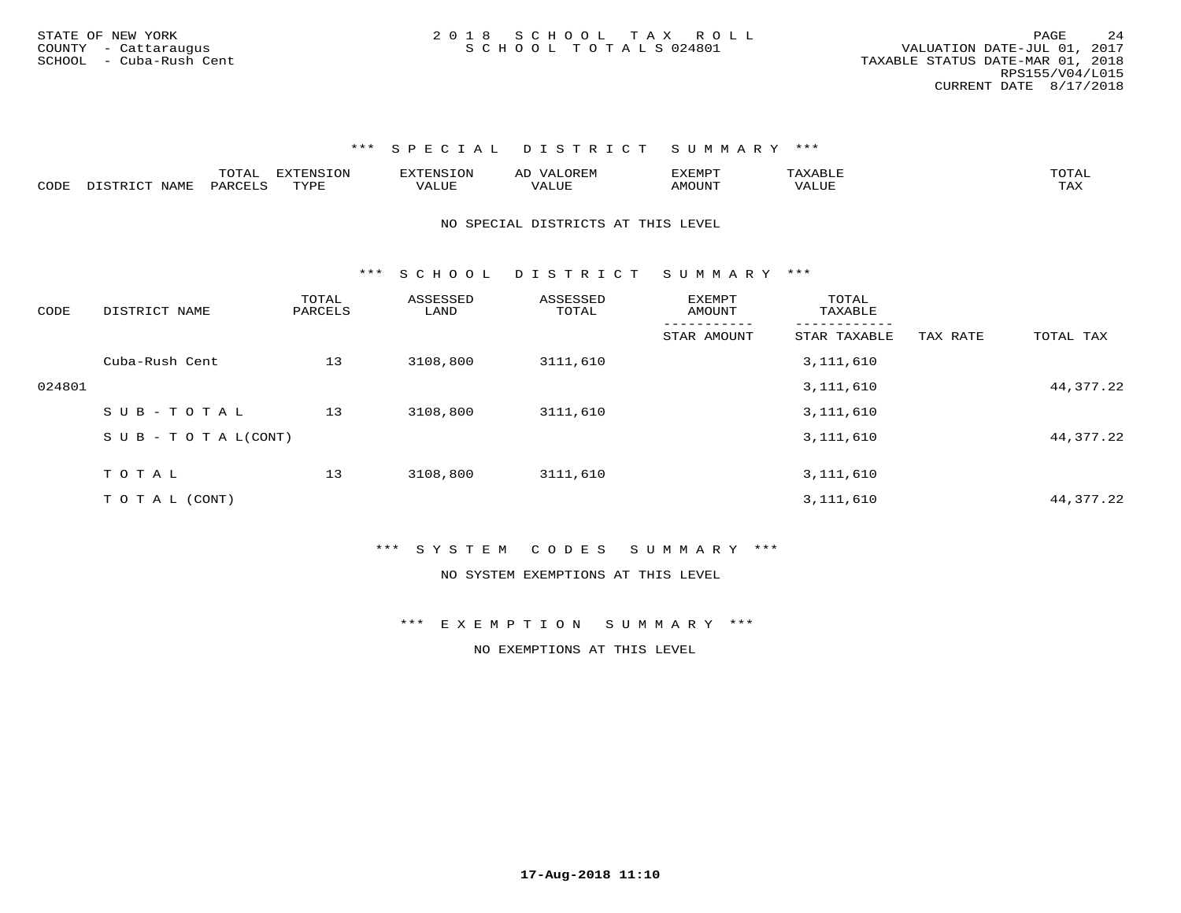STATE OF NEW YORK
COUNTY - Cattaraugus
SCHOOL - Cuba-Rush Cent

# 2018 SCHOOL TAX ROLL
## SCHOOL TOTALS 024801

VALUATION DATE-JUL 01, 2017
TAXABLE STATUS DATE-MAR 01, 2018
RPS155/V04/L015
CURRENT DATE 8/17/2018

### *** SPECIAL DISTRICT SUMMARY ***

| CODE | DISTRICT NAME | TOTAL PARCELS | EXTENSION TYPE | EXTENSION VALUE | AD VALOREM VALUE | EXEMPT AMOUNT | TAXABLE VALUE | TOTAL TAX |
|---|---|---|---|---|---|---|---|---|

NO SPECIAL DISTRICTS AT THIS LEVEL

### *** SCHOOL DISTRICT SUMMARY ***

| CODE | DISTRICT NAME | TOTAL PARCELS | ASSESSED LAND | ASSESSED TOTAL | EXEMPT AMOUNT / STAR AMOUNT | TOTAL TAXABLE / STAR TAXABLE | TAX RATE | TOTAL TAX |
|---|---|---|---|---|---|---|---|---|
| | Cuba-Rush Cent | 13 | 3108,800 | 3111,610 | | 3,111,610 | | |
| 024801 | | | | | | 3,111,610 | | 44,377.22 |
| | SUB-TOTAL | 13 | 3108,800 | 3111,610 | | 3,111,610 | | |
| | SUB-TOTAL(CONT) | | | | | 3,111,610 | | 44,377.22 |
| | TOTAL | 13 | 3108,800 | 3111,610 | | 3,111,610 | | |
| | TOTAL (CONT) | | | | | 3,111,610 | | 44,377.22 |

### *** SYSTEM CODES SUMMARY ***

NO SYSTEM EXEMPTIONS AT THIS LEVEL

### *** EXEMPTION SUMMARY ***

NO EXEMPTIONS AT THIS LEVEL

17-Aug-2018 11:10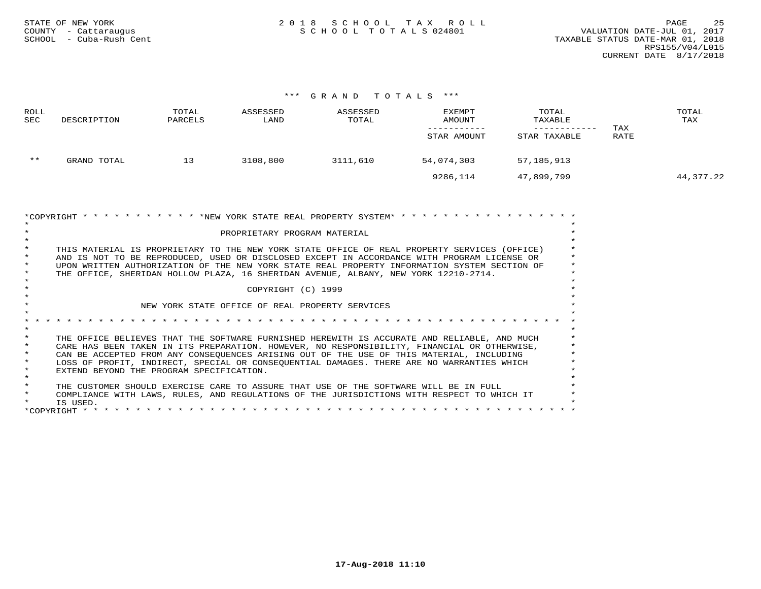STATE OF NEW YORK
COUNTY - Cattaraugus
SCHOOL - Cuba-Rush Cent

2018 SCHOOL TAX ROLL
SCHOOL TOTALS 024801

VALUATION DATE-JUL 01, 2017
TAXABLE STATUS DATE-MAR 01, 2018
RPS155/V04/L015
CURRENT DATE 8/17/2018

### *** GRAND TOTALS ***

| ROLL SEC | DESCRIPTION | TOTAL PARCELS | ASSESSED LAND | ASSESSED TOTAL | EXEMPT AMOUNT / STAR AMOUNT | TOTAL TAXABLE / STAR TAXABLE | TAX RATE | TOTAL TAX |
|---|---|---|---|---|---|---|---|---|
| ** | GRAND TOTAL | 13 | 3108,800 | 3111,610 | 54,074,303 | 57,185,913 | | |
| | | | | | 9286,114 | 47,899,799 | | 44,377.22 |

```
*COPYRIGHT * * * * * * * * * * * *NEW YORK STATE REAL PROPERTY SYSTEM* * * * * * * * * * * * * * * * * * *
*                                                                                                         *
*                                  PROPRIETARY PROGRAM MATERIAL                                           *
*                                                                                                         *
*     THIS MATERIAL IS PROPRIETARY TO THE NEW YORK STATE OFFICE OF REAL PROPERTY SERVICES (OFFICE)        *
*     AND IS NOT TO BE REPRODUCED, USED OR DISCLOSED EXCEPT IN ACCORDANCE WITH PROGRAM LICENSE OR         *
*     UPON WRITTEN AUTHORIZATION OF THE NEW YORK STATE REAL PROPERTY INFORMATION SYSTEM SECTION OF        *
*     THE OFFICE, SHERIDAN HOLLOW PLAZA, 16 SHERIDAN AVENUE, ALBANY, NEW YORK 12210-2714.                 *
*                                                                                                         *
*                                       COPYRIGHT (C) 1999                                                *
*                                                                                                         *
*                      NEW YORK STATE OFFICE OF REAL PROPERTY SERVICES                                    *
*                                                                                                         *
* * * * * * * * * * * * * * * * * * * * * * * * * * * * * * * * * * * * * * * * * * * * * * * * * *     *
*                                                                                                         *
*     THE OFFICE BELIEVES THAT THE SOFTWARE FURNISHED HEREWITH IS ACCURATE AND RELIABLE, AND MUCH          *
*     CARE HAS BEEN TAKEN IN ITS PREPARATION. HOWEVER, NO RESPONSIBILITY, FINANCIAL OR OTHERWISE,         *
*     CAN BE ACCEPTED FROM ANY CONSEQUENCES ARISING OUT OF THE USE OF THIS MATERIAL, INCLUDING            *
*     LOSS OF PROFIT, INDIRECT, SPECIAL OR CONSEQUENTIAL DAMAGES. THERE ARE NO WARRANTIES WHICH           *
*     EXTEND BEYOND THE PROGRAM SPECIFICATION.                                                            *
*                                                                                                         *
*     THE CUSTOMER SHOULD EXERCISE CARE TO ASSURE THAT USE OF THE SOFTWARE WILL BE IN FULL                *
*     COMPLIANCE WITH LAWS, RULES, AND REGULATIONS OF THE JURISDICTIONS WITH RESPECT TO WHICH IT          *
*     IS USED.                                                                                            *
*COPYRIGHT * * * * * * * * * * * * * * * * * * * * * * * * * * * * * * * * * * * * * * * * * * * * * * *
```

17-Aug-2018 11:10